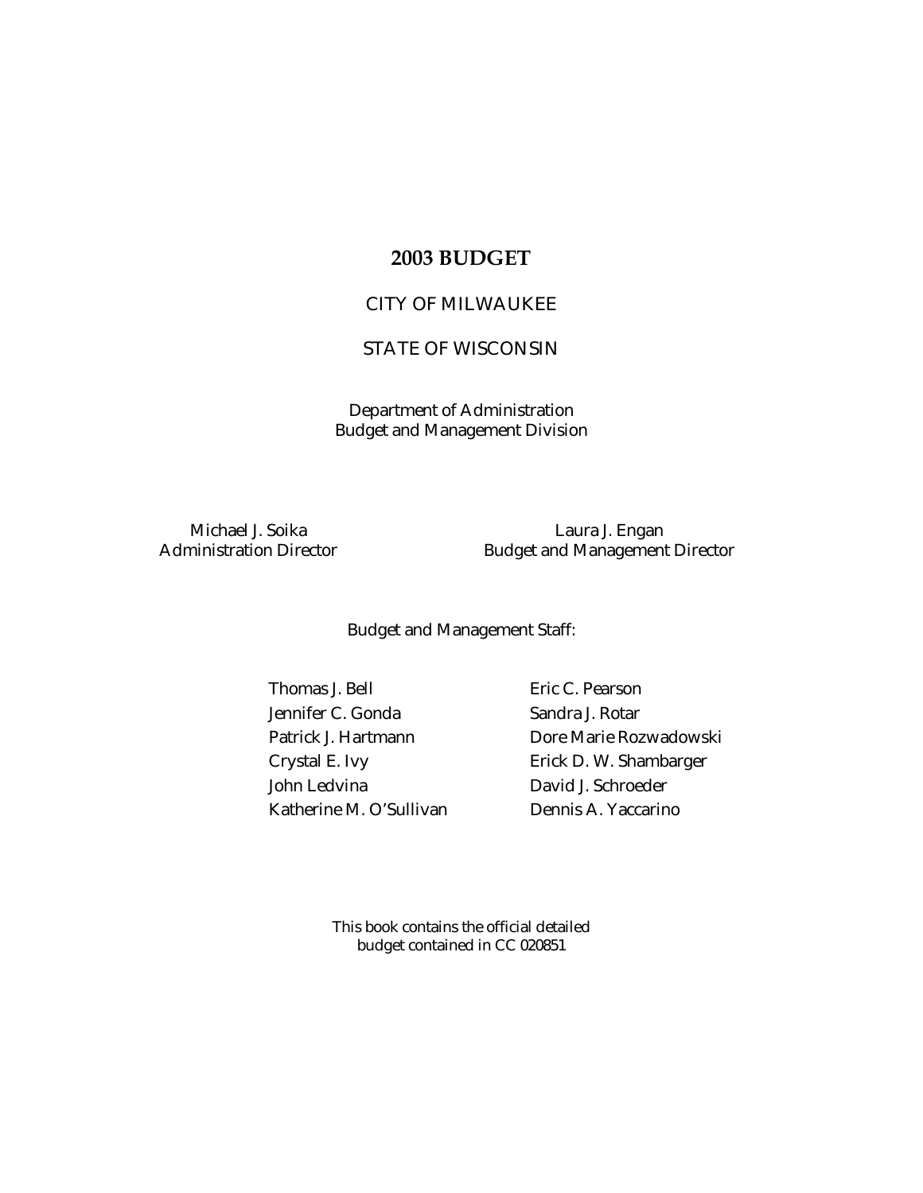# 2003 BUDGET

CITY OF MILWAUKEE

STATE OF WISCONSIN

Department of Administration
Budget and Management Division

Michael J. Soika
Administration Director

Laura J. Engan
Budget and Management Director

Budget and Management Staff:

Thomas J. Bell
Jennifer C. Gonda
Patrick J. Hartmann
Crystal E. Ivy
John Ledvina
Katherine M. O'Sullivan
Eric C. Pearson
Sandra J. Rotar
Dore Marie Rozwadowski
Erick D. W. Shambarger
David J. Schroeder
Dennis A. Yaccarino

This book contains the official detailed
budget contained in CC 020851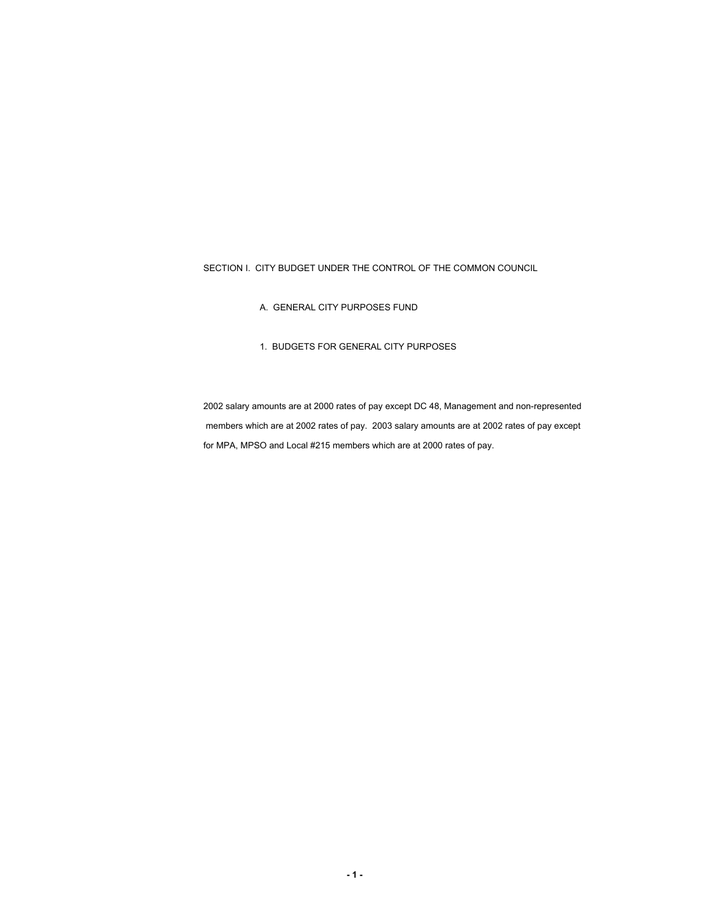# SECTION I. CITY BUDGET UNDER THE CONTROL OF THE COMMON COUNCIL

## A. GENERAL CITY PURPOSES FUND

### 1. BUDGETS FOR GENERAL CITY PURPOSES

2002 salary amounts are at 2000 rates of pay except DC 48, Management and non-represented members which are at 2002 rates of pay. 2003 salary amounts are at 2002 rates of pay except for MPA, MPSO and Local #215 members which are at 2000 rates of pay.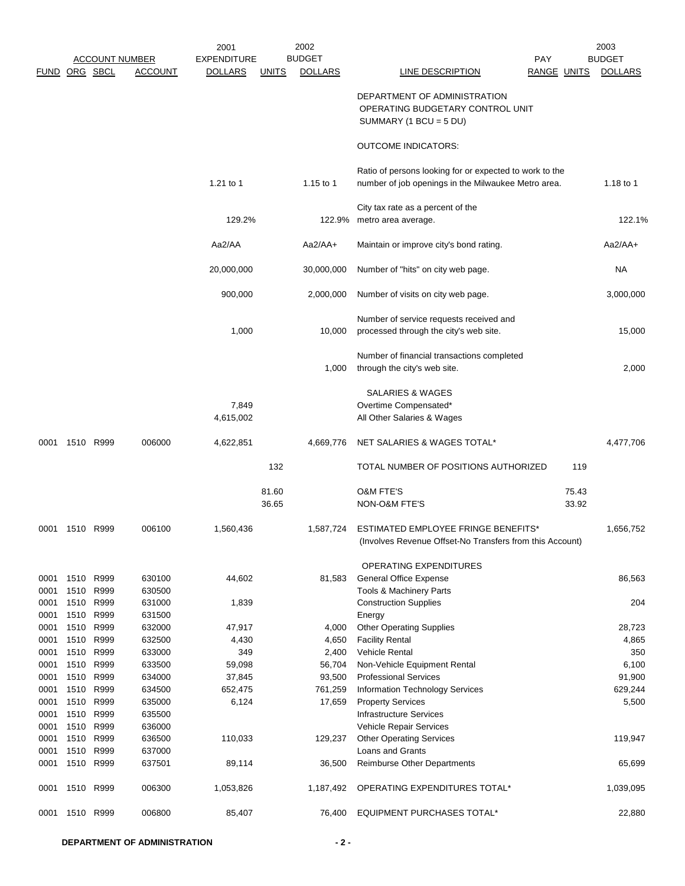| FUND | ORG | SBCL | ACCOUNT | 2001 EXPENDITURE DOLLARS | UNITS | 2002 BUDGET DOLLARS | LINE DESCRIPTION | PAY RANGE | UNITS | 2003 BUDGET DOLLARS |
|---|---|---|---|---|---|---|---|---|---|---|
| | | | | | | | DEPARTMENT OF ADMINISTRATION OPERATING BUDGETARY CONTROL UNIT SUMMARY (1 BCU = 5 DU) | | | |
| | | | | | | | OUTCOME INDICATORS: | | | |
| | | | | 1.21 to 1 | | 1.15 to 1 | Ratio of persons looking for or expected to work to the number of job openings in the Milwaukee Metro area. | | | 1.18 to 1 |
| | | | | 129.2% | | 122.9% | City tax rate as a percent of the metro area average. | | | 122.1% |
| | | | | Aa2/AA | | Aa2/AA+ | Maintain or improve city's bond rating. | | | Aa2/AA+ |
| | | | | 20,000,000 | | 30,000,000 | Number of "hits" on city web page. | | | NA |
| | | | | 900,000 | | 2,000,000 | Number of visits on city web page. | | | 3,000,000 |
| | | | | 1,000 | | 10,000 | Number of service requests received and processed through the city's web site. | | | 15,000 |
| | | | | | | 1,000 | Number of financial transactions completed through the city's web site. | | | 2,000 |
| | | | | | | | SALARIES & WAGES | | | |
| | | | | 7,849 | | | Overtime Compensated* | | | |
| | | | | 4,615,002 | | | All Other Salaries & Wages | | | |
| 0001 | 1510 | R999 | 006000 | 4,622,851 | | 4,669,776 | NET SALARIES & WAGES TOTAL* | | | 4,477,706 |
| | | | | | 132 | | TOTAL NUMBER OF POSITIONS AUTHORIZED | | 119 | |
| | | | | | 81.60 | | O&M FTE'S | | 75.43 | |
| | | | | | 36.65 | | NON-O&M FTE'S | | 33.92 | |
| 0001 | 1510 | R999 | 006100 | 1,560,436 | | 1,587,724 | ESTIMATED EMPLOYEE FRINGE BENEFITS* (Involves Revenue Offset-No Transfers from this Account) | | | 1,656,752 |
| | | | | | | | OPERATING EXPENDITURES | | | |
| 0001 | 1510 | R999 | 630100 | 44,602 | | 81,583 | General Office Expense | | | 86,563 |
| 0001 | 1510 | R999 | 630500 | | | | Tools & Machinery Parts | | | |
| 0001 | 1510 | R999 | 631000 | 1,839 | | | Construction Supplies | | | 204 |
| 0001 | 1510 | R999 | 631500 | | | | Energy | | | |
| 0001 | 1510 | R999 | 632000 | 47,917 | | 4,000 | Other Operating Supplies | | | 28,723 |
| 0001 | 1510 | R999 | 632500 | 4,430 | | 4,650 | Facility Rental | | | 4,865 |
| 0001 | 1510 | R999 | 633000 | 349 | | 2,400 | Vehicle Rental | | | 350 |
| 0001 | 1510 | R999 | 633500 | 59,098 | | 56,704 | Non-Vehicle Equipment Rental | | | 6,100 |
| 0001 | 1510 | R999 | 634000 | 37,845 | | 93,500 | Professional Services | | | 91,900 |
| 0001 | 1510 | R999 | 634500 | 652,475 | | 761,259 | Information Technology Services | | | 629,244 |
| 0001 | 1510 | R999 | 635000 | 6,124 | | 17,659 | Property Services | | | 5,500 |
| 0001 | 1510 | R999 | 635500 | | | | Infrastructure Services | | | |
| 0001 | 1510 | R999 | 636000 | | | | Vehicle Repair Services | | | |
| 0001 | 1510 | R999 | 636500 | 110,033 | | 129,237 | Other Operating Services | | | 119,947 |
| 0001 | 1510 | R999 | 637000 | | | | Loans and Grants | | | |
| 0001 | 1510 | R999 | 637501 | 89,114 | | 36,500 | Reimburse Other Departments | | | 65,699 |
| 0001 | 1510 | R999 | 006300 | 1,053,826 | | 1,187,492 | OPERATING EXPENDITURES TOTAL* | | | 1,039,095 |
| 0001 | 1510 | R999 | 006800 | 85,407 | | 76,400 | EQUIPMENT PURCHASES TOTAL* | | | 22,880 |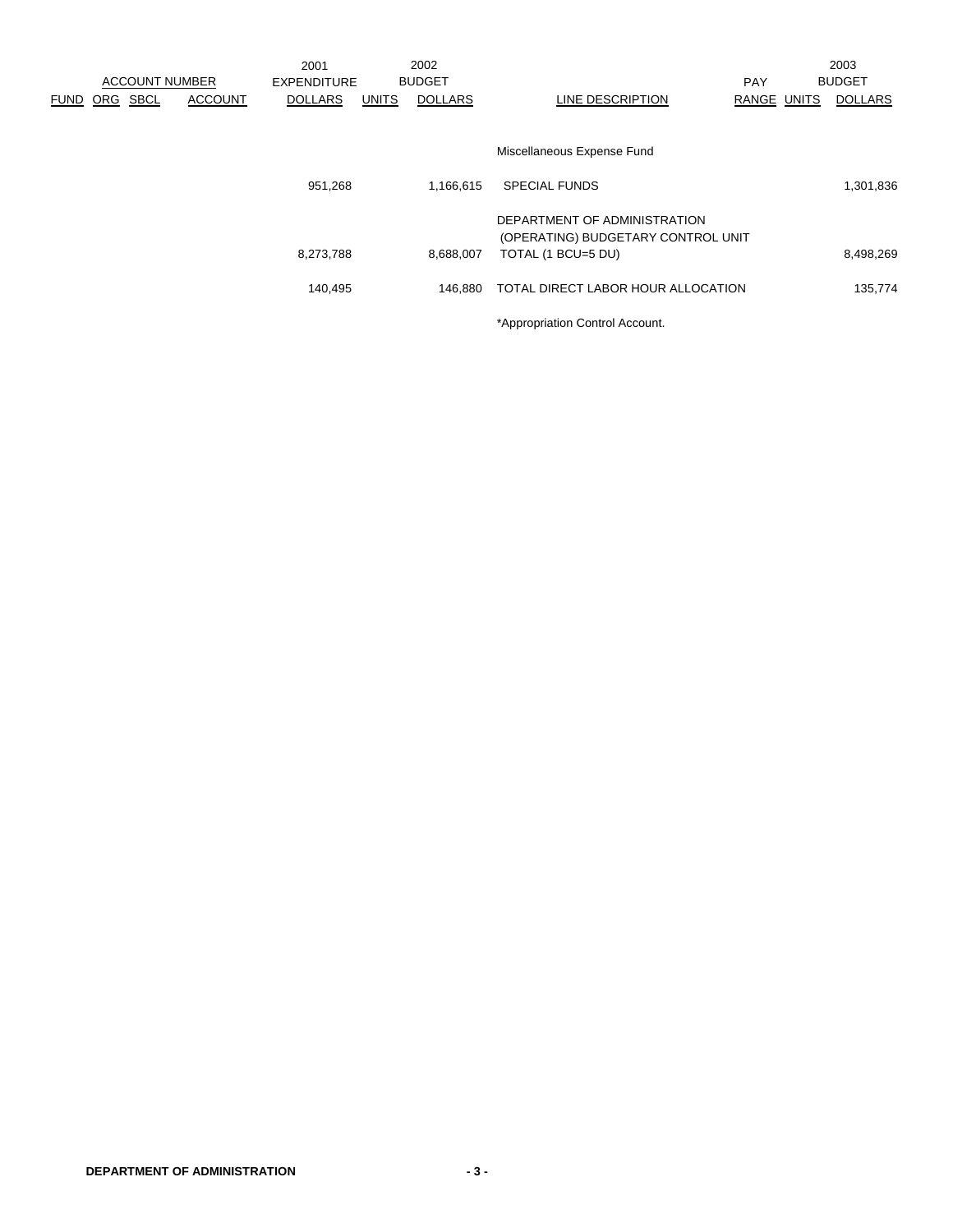| ACCOUNT NUMBER | | | | 2001 EXPENDITURE | 2002 BUDGET | | | PAY | 2003 BUDGET | |
|---|---|---|---|---|---|---|---|---|---|---|
| FUND | ORG | SBCL | ACCOUNT | DOLLARS | UNITS | DOLLARS | LINE DESCRIPTION | RANGE | UNITS | DOLLARS |
| | | | | | | | Miscellaneous Expense Fund | | | |
| | | | | 951,268 | | 1,166,615 | SPECIAL FUNDS | | | 1,301,836 |
| | | | | 8,273,788 | | 8,688,007 | DEPARTMENT OF ADMINISTRATION (OPERATING) BUDGETARY CONTROL UNIT TOTAL (1 BCU=5 DU) | | | 8,498,269 |
| | | | | 140,495 | | 146,880 | TOTAL DIRECT LABOR HOUR ALLOCATION | | | 135,774 |

*Appropriation Control Account.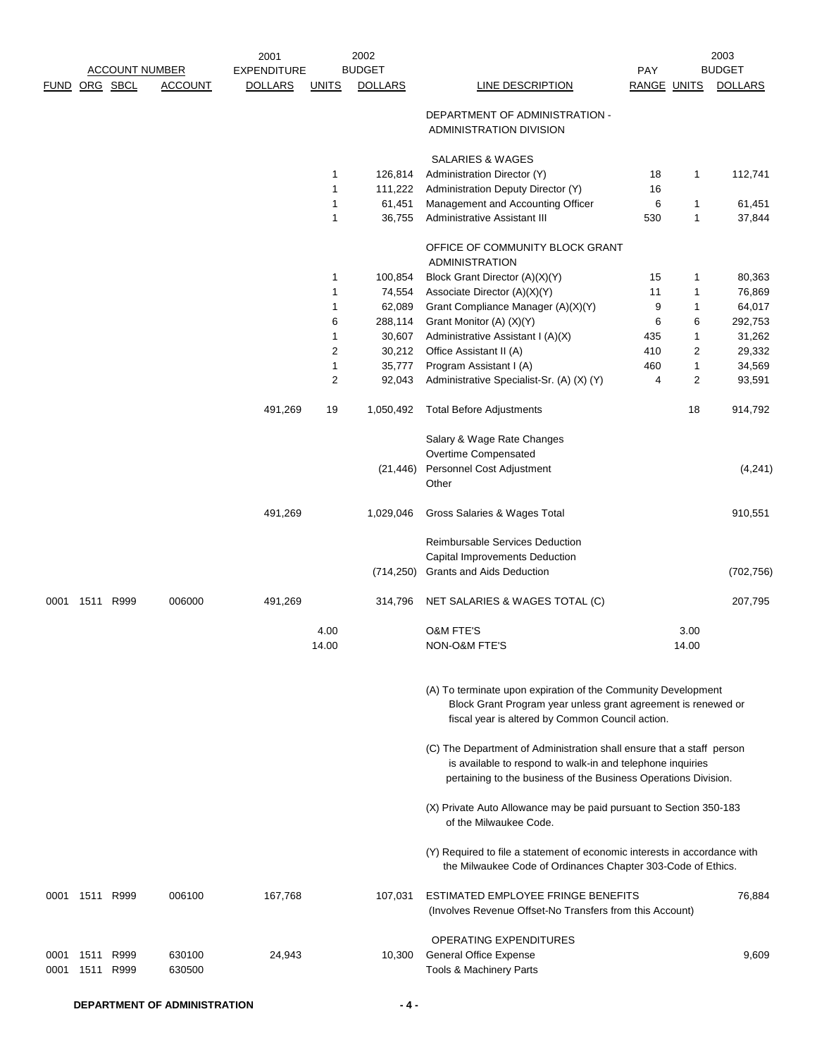| FUND | ORG | SBCL | ACCOUNT | 2001 EXPENDITURE DOLLARS | UNITS | 2002 BUDGET DOLLARS | LINE DESCRIPTION | PAY RANGE | UNITS | 2003 BUDGET DOLLARS |
|---|---|---|---|---|---|---|---|---|---|---|
| | | | | | | | DEPARTMENT OF ADMINISTRATION - ADMINISTRATION DIVISION | | | |
| | | | | | | | SALARIES & WAGES | | | |
| | | | | | 1 | 126,814 | Administration Director (Y) | 18 | 1 | 112,741 |
| | | | | | 1 | 111,222 | Administration Deputy Director (Y) | 16 | | |
| | | | | | 1 | 61,451 | Management and Accounting Officer | 6 | 1 | 61,451 |
| | | | | | 1 | 36,755 | Administrative Assistant III | 530 | 1 | 37,844 |
| | | | | | | | OFFICE OF COMMUNITY BLOCK GRANT ADMINISTRATION | | | |
| | | | | | 1 | 100,854 | Block Grant Director (A)(X)(Y) | 15 | 1 | 80,363 |
| | | | | | 1 | 74,554 | Associate Director (A)(X)(Y) | 11 | 1 | 76,869 |
| | | | | | 1 | 62,089 | Grant Compliance Manager (A)(X)(Y) | 9 | 1 | 64,017 |
| | | | | | 6 | 288,114 | Grant Monitor (A) (X)(Y) | 6 | 6 | 292,753 |
| | | | | | 1 | 30,607 | Administrative Assistant I (A)(X) | 435 | 1 | 31,262 |
| | | | | | 2 | 30,212 | Office Assistant II (A) | 410 | 2 | 29,332 |
| | | | | | 1 | 35,777 | Program Assistant I (A) | 460 | 1 | 34,569 |
| | | | | | 2 | 92,043 | Administrative Specialist-Sr. (A) (X) (Y) | 4 | 2 | 93,591 |
| | | | | 491,269 | 19 | 1,050,492 | Total Before Adjustments | | 18 | 914,792 |
| | | | | | | | Salary & Wage Rate Changes | | | |
| | | | | | | | Overtime Compensated | | | |
| | | | | | | (21,446) | Personnel Cost Adjustment | | | (4,241) |
| | | | | | | | Other | | | |
| | | | | 491,269 | | 1,029,046 | Gross Salaries & Wages Total | | | 910,551 |
| | | | | | | | Reimbursable Services Deduction | | | |
| | | | | | | | Capital Improvements Deduction | | | |
| | | | | | | (714,250) | Grants and Aids Deduction | | | (702,756) |
| 0001 | 1511 | R999 | 006000 | 491,269 | | 314,796 | NET SALARIES & WAGES TOTAL (C) | | | 207,795 |
| | | | | | 4.00 | | O&M FTE'S | | 3.00 | |
| | | | | | 14.00 | | NON-O&M FTE'S | | 14.00 | |

(A) To terminate upon expiration of the Community Development Block Grant Program year unless grant agreement is renewed or fiscal year is altered by Common Council action.

(C) The Department of Administration shall ensure that a staff person is available to respond to walk-in and telephone inquiries pertaining to the business of the Business Operations Division.

(X) Private Auto Allowance may be paid pursuant to Section 350-183 of the Milwaukee Code.

(Y) Required to file a statement of economic interests in accordance with the Milwaukee Code of Ordinances Chapter 303-Code of Ethics.

| FUND | ORG | SBCL | ACCOUNT | 2001 EXPENDITURE DOLLARS | UNITS | 2002 BUDGET DOLLARS | LINE DESCRIPTION | PAY RANGE | UNITS | 2003 BUDGET DOLLARS |
|---|---|---|---|---|---|---|---|---|---|---|
| 0001 | 1511 | R999 | 006100 | 167,768 | | 107,031 | ESTIMATED EMPLOYEE FRINGE BENEFITS (Involves Revenue Offset-No Transfers from this Account) | | | 76,884 |
| | | | | | | | OPERATING EXPENDITURES | | | |
| 0001 | 1511 | R999 | 630100 | 24,943 | | 10,300 | General Office Expense | | | 9,609 |
| 0001 | 1511 | R999 | 630500 | | | | Tools & Machinery Parts | | | |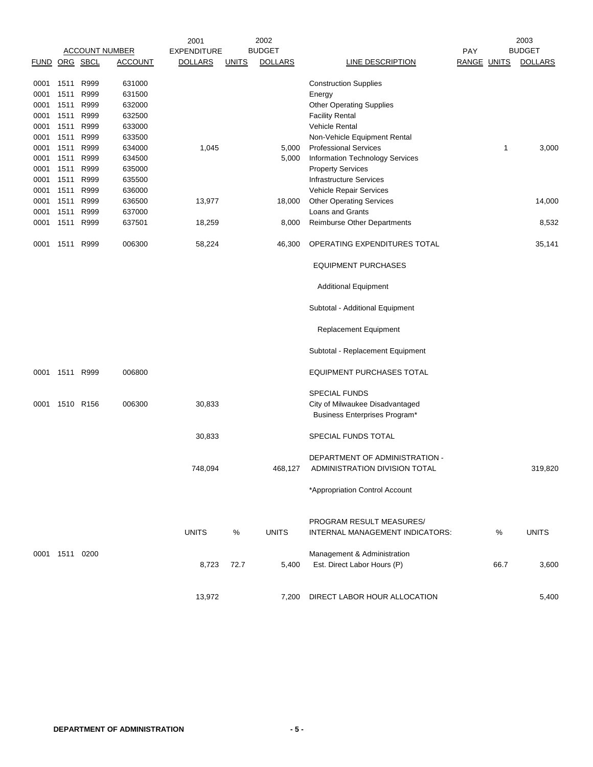| ACCOUNT NUMBER | | | | 2001 EXPENDITURE | 2002 BUDGET | | | | | 2003 BUDGET |
|---|---|---|---|---|---|---|---|---|---|---|
| FUND | ORG | SBCL | ACCOUNT | DOLLARS | UNITS | DOLLARS | LINE DESCRIPTION | PAY RANGE | UNITS | DOLLARS |
| 0001 | 1511 | R999 | 631000 | | | | Construction Supplies | | | |
| 0001 | 1511 | R999 | 631500 | | | | Energy | | | |
| 0001 | 1511 | R999 | 632000 | | | | Other Operating Supplies | | | |
| 0001 | 1511 | R999 | 632500 | | | | Facility Rental | | | |
| 0001 | 1511 | R999 | 633000 | | | | Vehicle Rental | | | |
| 0001 | 1511 | R999 | 633500 | | | | Non-Vehicle Equipment Rental | | | |
| 0001 | 1511 | R999 | 634000 | 1,045 | | 5,000 | Professional Services | | 1 | 3,000 |
| 0001 | 1511 | R999 | 634500 | | | 5,000 | Information Technology Services | | | |
| 0001 | 1511 | R999 | 635000 | | | | Property Services | | | |
| 0001 | 1511 | R999 | 635500 | | | | Infrastructure Services | | | |
| 0001 | 1511 | R999 | 636000 | | | | Vehicle Repair Services | | | |
| 0001 | 1511 | R999 | 636500 | 13,977 | | 18,000 | Other Operating Services | | | 14,000 |
| 0001 | 1511 | R999 | 637000 | | | | Loans and Grants | | | |
| 0001 | 1511 | R999 | 637501 | 18,259 | | 8,000 | Reimburse Other Departments | | | 8,532 |
| 0001 | 1511 | R999 | 006300 | 58,224 | | 46,300 | OPERATING EXPENDITURES TOTAL | | | 35,141 |
| | | | | | | | EQUIPMENT PURCHASES | | | |
| | | | | | | | Additional Equipment | | | |
| | | | | | | | Subtotal - Additional Equipment | | | |
| | | | | | | | Replacement Equipment | | | |
| | | | | | | | Subtotal - Replacement Equipment | | | |
| 0001 | 1511 | R999 | 006800 | | | | EQUIPMENT PURCHASES TOTAL | | | |
| | | | | | | | SPECIAL FUNDS | | | |
| 0001 | 1510 | R156 | 006300 | 30,833 | | | City of Milwaukee Disadvantaged Business Enterprises Program* | | | |
| | | | | 30,833 | | | SPECIAL FUNDS TOTAL | | | |
| | | | | 748,094 | | 468,127 | DEPARTMENT OF ADMINISTRATION - ADMINISTRATION DIVISION TOTAL | | | 319,820 |
| | | | | | | | *Appropriation Control Account | | | |
| | | | | UNITS | % | UNITS | PROGRAM RESULT MEASURES/ INTERNAL MANAGEMENT INDICATORS: | | % | UNITS |
| 0001 | 1511 | 0200 | | | | | Management & Administration | | | |
| | | | | 8,723 | 72.7 | 5,400 | Est. Direct Labor Hours (P) | | 66.7 | 3,600 |
| | | | | 13,972 | | 7,200 | DIRECT LABOR HOUR ALLOCATION | | | 5,400 |

**DEPARTMENT OF ADMINISTRATION**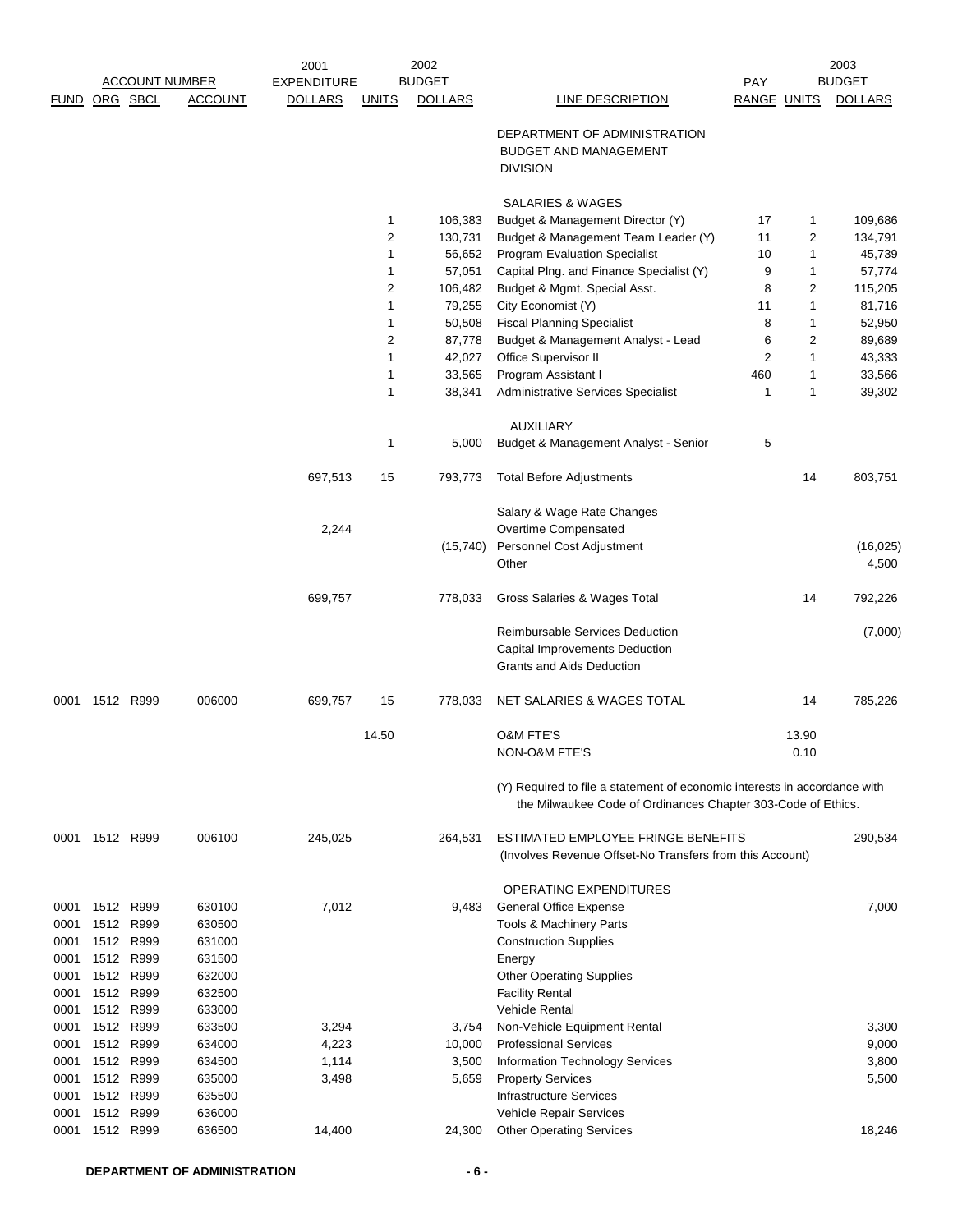| ACCOUNT NUMBER | | | | 2001 EXPENDITURE | | 2002 BUDGET | | PAY | | 2003 BUDGET |
|---|---|---|---|---|---|---|---|---|---|---|
| FUND | ORG | SBCL | ACCOUNT | DOLLARS | UNITS | DOLLARS | LINE DESCRIPTION | RANGE | UNITS | DOLLARS |
| | | | | | | | DEPARTMENT OF ADMINISTRATION BUDGET AND MANAGEMENT DIVISION | | | |
| | | | | | | | SALARIES & WAGES | | | |
| | | | | | 1 | 106,383 | Budget & Management Director (Y) | 17 | 1 | 109,686 |
| | | | | | 2 | 130,731 | Budget & Management Team Leader (Y) | 11 | 2 | 134,791 |
| | | | | | 1 | 56,652 | Program Evaluation Specialist | 10 | 1 | 45,739 |
| | | | | | 1 | 57,051 | Capital Plng. and Finance Specialist (Y) | 9 | 1 | 57,774 |
| | | | | | 2 | 106,482 | Budget & Mgmt. Special Asst. | 8 | 2 | 115,205 |
| | | | | | 1 | 79,255 | City Economist (Y) | 11 | 1 | 81,716 |
| | | | | | 1 | 50,508 | Fiscal Planning Specialist | 8 | 1 | 52,950 |
| | | | | | 2 | 87,778 | Budget & Management Analyst - Lead | 6 | 2 | 89,689 |
| | | | | | 1 | 42,027 | Office Supervisor II | 2 | 1 | 43,333 |
| | | | | | 1 | 33,565 | Program Assistant I | 460 | 1 | 33,566 |
| | | | | | 1 | 38,341 | Administrative Services Specialist | 1 | 1 | 39,302 |
| | | | | | | | AUXILIARY | | | |
| | | | | | 1 | 5,000 | Budget & Management Analyst - Senior | 5 | | |
| | | | | 697,513 | 15 | 793,773 | Total Before Adjustments | | 14 | 803,751 |
| | | | | | | | Salary & Wage Rate Changes | | | |
| | | | | 2,244 | | | Overtime Compensated | | | |
| | | | | | | (15,740) | Personnel Cost Adjustment | | | (16,025) |
| | | | | | | | Other | | | 4,500 |
| | | | | 699,757 | | 778,033 | Gross Salaries & Wages Total | | 14 | 792,226 |
| | | | | | | | Reimbursable Services Deduction | | | (7,000) |
| | | | | | | | Capital Improvements Deduction | | | |
| | | | | | | | Grants and Aids Deduction | | | |
| 0001 | 1512 | R999 | 006000 | 699,757 | 15 | 778,033 | NET SALARIES & WAGES TOTAL | | 14 | 785,226 |
| | | | | | 14.50 | | O&M FTE'S | | 13.90 | |
| | | | | | | | NON-O&M FTE'S | | 0.10 | |
| | | | | | | | (Y) Required to file a statement of economic interests in accordance with the Milwaukee Code of Ordinances Chapter 303-Code of Ethics. | | | |
| 0001 | 1512 | R999 | 006100 | 245,025 | | 264,531 | ESTIMATED EMPLOYEE FRINGE BENEFITS (Involves Revenue Offset-No Transfers from this Account) | | | 290,534 |
| | | | | | | | OPERATING EXPENDITURES | | | |
| 0001 | 1512 | R999 | 630100 | 7,012 | | 9,483 | General Office Expense | | | 7,000 |
| 0001 | 1512 | R999 | 630500 | | | | Tools & Machinery Parts | | | |
| 0001 | 1512 | R999 | 631000 | | | | Construction Supplies | | | |
| 0001 | 1512 | R999 | 631500 | | | | Energy | | | |
| 0001 | 1512 | R999 | 632000 | | | | Other Operating Supplies | | | |
| 0001 | 1512 | R999 | 632500 | | | | Facility Rental | | | |
| 0001 | 1512 | R999 | 633000 | | | | Vehicle Rental | | | |
| 0001 | 1512 | R999 | 633500 | 3,294 | | 3,754 | Non-Vehicle Equipment Rental | | | 3,300 |
| 0001 | 1512 | R999 | 634000 | 4,223 | | 10,000 | Professional Services | | | 9,000 |
| 0001 | 1512 | R999 | 634500 | 1,114 | | 3,500 | Information Technology Services | | | 3,800 |
| 0001 | 1512 | R999 | 635000 | 3,498 | | 5,659 | Property Services | | | 5,500 |
| 0001 | 1512 | R999 | 635500 | | | | Infrastructure Services | | | |
| 0001 | 1512 | R999 | 636000 | | | | Vehicle Repair Services | | | |
| 0001 | 1512 | R999 | 636500 | 14,400 | | 24,300 | Other Operating Services | | | 18,246 |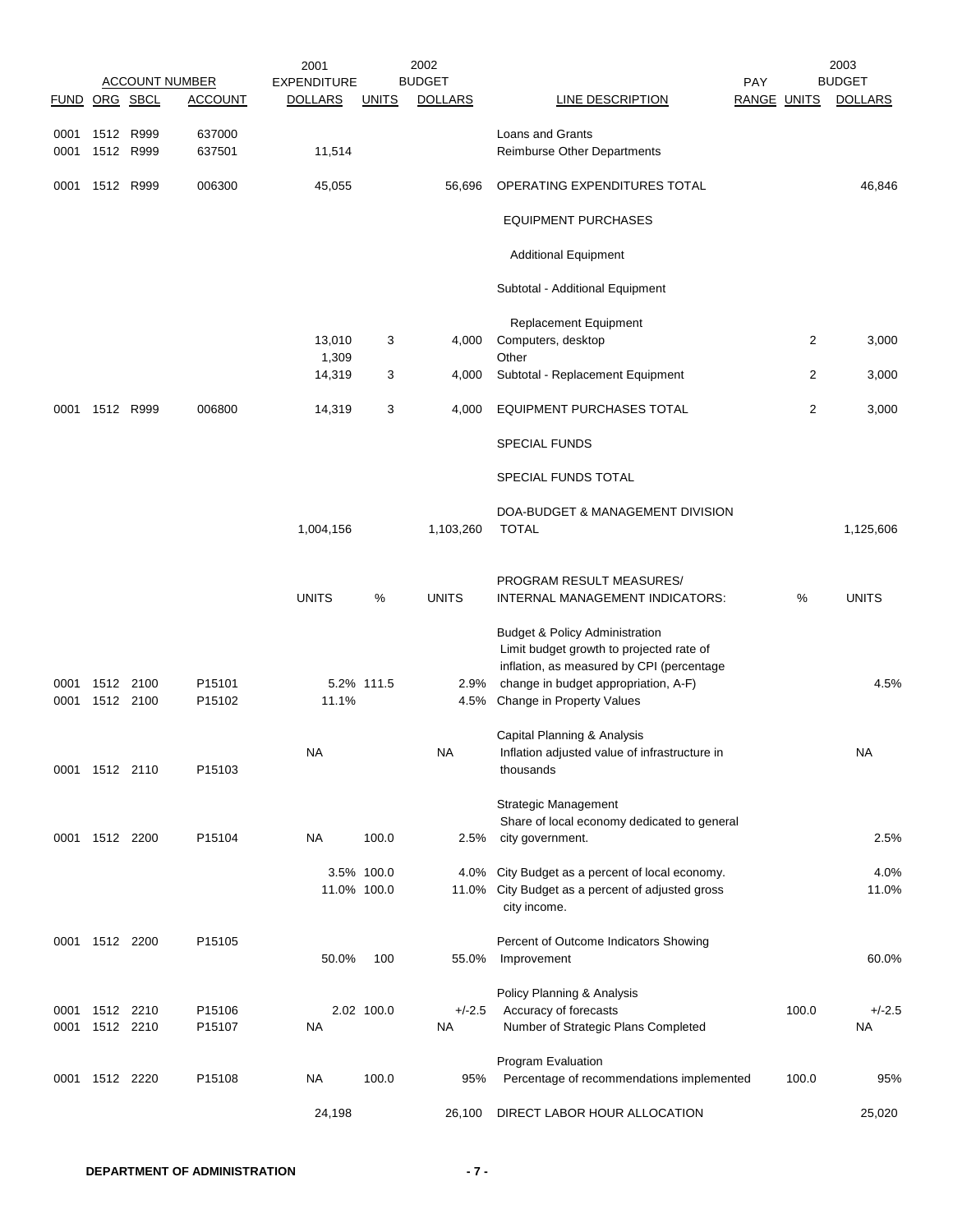| FUND | ORG | SBCL | ACCOUNT | 2001 EXPENDITURE DOLLARS | UNITS | 2002 BUDGET DOLLARS | LINE DESCRIPTION | PAY RANGE | UNITS | 2003 BUDGET DOLLARS |
|---|---|---|---|---|---|---|---|---|---|---|
| 0001 | 1512 | R999 | 637000 | | | | Loans and Grants | | | |
| 0001 | 1512 | R999 | 637501 | 11,514 | | | Reimburse Other Departments | | | |
| 0001 | 1512 | R999 | 006300 | 45,055 | | 56,696 | OPERATING EXPENDITURES TOTAL | | | 46,846 |
| | | | | | | | EQUIPMENT PURCHASES | | | |
| | | | | | | | Additional Equipment | | | |
| | | | | | | | Subtotal - Additional Equipment | | | |
| | | | | | | | Replacement Equipment | | | |
| | | | | 13,010 | 3 | 4,000 | Computers, desktop | | 2 | 3,000 |
| | | | | 1,309 | | | Other | | | |
| | | | | 14,319 | 3 | 4,000 | Subtotal - Replacement Equipment | | 2 | 3,000 |
| 0001 | 1512 | R999 | 006800 | 14,319 | 3 | 4,000 | EQUIPMENT PURCHASES TOTAL | | 2 | 3,000 |
| | | | | | | | SPECIAL FUNDS | | | |
| | | | | | | | SPECIAL FUNDS TOTAL | | | |
| | | | | 1,004,156 | | 1,103,260 | DOA-BUDGET & MANAGEMENT DIVISION TOTAL | | | 1,125,606 |
| | | | | UNITS | % | UNITS | PROGRAM RESULT MEASURES/ INTERNAL MANAGEMENT INDICATORS: | | % | UNITS |
| | | | | | | | Budget & Policy Administration | | | |
| 0001 | 1512 | 2100 | P15101 | 5.2% | 111.5 | 2.9% | Limit budget growth to projected rate of inflation, as measured by CPI (percentage change in budget appropriation, A-F) | | | 4.5% |
| 0001 | 1512 | 2100 | P15102 | 11.1% | | 4.5% | Change in Property Values | | | |
| | | | | | | | Capital Planning & Analysis | | | |
| 0001 | 1512 | 2110 | P15103 | NA | | NA | Inflation adjusted value of infrastructure in thousands | | | NA |
| | | | | | | | Strategic Management | | | |
| 0001 | 1512 | 2200 | P15104 | NA | 100.0 | 2.5% | Share of local economy dedicated to general city government. | | | 2.5% |
| | | | | 3.5% | 100.0 | 4.0% | City Budget as a percent of local economy. | | | 4.0% |
| | | | | 11.0% | 100.0 | 11.0% | City Budget as a percent of adjusted gross city income. | | | 11.0% |
| 0001 | 1512 | 2200 | P15105 | 50.0% | 100 | 55.0% | Percent of Outcome Indicators Showing Improvement | | | 60.0% |
| | | | | | | | Policy Planning & Analysis | | | |
| 0001 | 1512 | 2210 | P15106 | 2.02 | 100.0 | +/-2.5 | Accuracy of forecasts | | 100.0 | +/-2.5 |
| 0001 | 1512 | 2210 | P15107 | NA | | NA | Number of Strategic Plans Completed | | | NA |
| | | | | | | | Program Evaluation | | | |
| 0001 | 1512 | 2220 | P15108 | NA | 100.0 | 95% | Percentage of recommendations implemented | | 100.0 | 95% |
| | | | | 24,198 | | 26,100 | DIRECT LABOR HOUR ALLOCATION | | | 25,020 |

**DEPARTMENT OF ADMINISTRATION**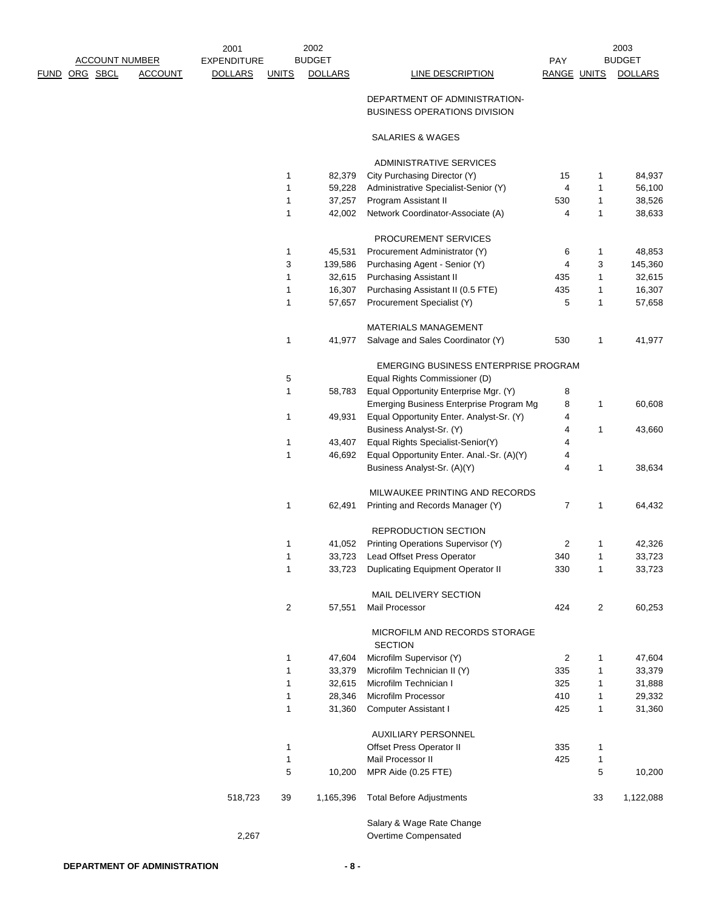| FUND | ORG | SBCL | ACCOUNT | 2001 EXPENDITURE DOLLARS | 2002 BUDGET UNITS | 2002 BUDGET DOLLARS | LINE DESCRIPTION | PAY RANGE | 2003 BUDGET UNITS | 2003 BUDGET DOLLARS |
|---|---|---|---|---|---|---|---|---|---|---|
| | | | | | | | DEPARTMENT OF ADMINISTRATION-BUSINESS OPERATIONS DIVISION | | | |
| | | | | | | | SALARIES & WAGES | | | |
| | | | | | | | ADMINISTRATIVE SERVICES | | | |
| | | | | | 1 | 82,379 | City Purchasing Director (Y) | 15 | 1 | 84,937 |
| | | | | | 1 | 59,228 | Administrative Specialist-Senior (Y) | 4 | 1 | 56,100 |
| | | | | | 1 | 37,257 | Program Assistant II | 530 | 1 | 38,526 |
| | | | | | 1 | 42,002 | Network Coordinator-Associate (A) | 4 | 1 | 38,633 |
| | | | | | | | PROCUREMENT SERVICES | | | |
| | | | | | 1 | 45,531 | Procurement Administrator (Y) | 6 | 1 | 48,853 |
| | | | | | 3 | 139,586 | Purchasing Agent - Senior (Y) | 4 | 3 | 145,360 |
| | | | | | 1 | 32,615 | Purchasing Assistant II | 435 | 1 | 32,615 |
| | | | | | 1 | 16,307 | Purchasing Assistant II (0.5 FTE) | 435 | 1 | 16,307 |
| | | | | | 1 | 57,657 | Procurement Specialist (Y) | 5 | 1 | 57,658 |
| | | | | | | | MATERIALS MANAGEMENT | | | |
| | | | | | 1 | 41,977 | Salvage and Sales Coordinator (Y) | 530 | 1 | 41,977 |
| | | | | | | | EMERGING BUSINESS ENTERPRISE PROGRAM | | | |
| | | | | | 5 | | Equal Rights Commissioner (D) | | | |
| | | | | | 1 | 58,783 | Equal Opportunity Enterprise Mgr. (Y) | 8 | | |
| | | | | | | | Emerging Business Enterprise Program Mg | 8 | 1 | 60,608 |
| | | | | | 1 | 49,931 | Equal Opportunity Enter. Analyst-Sr. (Y) | 4 | | |
| | | | | | | | Business Analyst-Sr. (Y) | 4 | 1 | 43,660 |
| | | | | | 1 | 43,407 | Equal Rights Specialist-Senior(Y) | 4 | | |
| | | | | | 1 | 46,692 | Equal Opportunity Enter. Anal.-Sr. (A)(Y) | 4 | | |
| | | | | | | | Business Analyst-Sr. (A)(Y) | 4 | 1 | 38,634 |
| | | | | | | | MILWAUKEE PRINTING AND RECORDS | | | |
| | | | | | 1 | 62,491 | Printing and Records Manager (Y) | 7 | 1 | 64,432 |
| | | | | | | | REPRODUCTION SECTION | | | |
| | | | | | 1 | 41,052 | Printing Operations Supervisor (Y) | 2 | 1 | 42,326 |
| | | | | | 1 | 33,723 | Lead Offset Press Operator | 340 | 1 | 33,723 |
| | | | | | 1 | 33,723 | Duplicating Equipment Operator II | 330 | 1 | 33,723 |
| | | | | | | | MAIL DELIVERY SECTION | | | |
| | | | | | 2 | 57,551 | Mail Processor | 424 | 2 | 60,253 |
| | | | | | | | MICROFILM AND RECORDS STORAGE SECTION | | | |
| | | | | | 1 | 47,604 | Microfilm Supervisor (Y) | 2 | 1 | 47,604 |
| | | | | | 1 | 33,379 | Microfilm Technician II (Y) | 335 | 1 | 33,379 |
| | | | | | 1 | 32,615 | Microfilm Technician I | 325 | 1 | 31,888 |
| | | | | | 1 | 28,346 | Microfilm Processor | 410 | 1 | 29,332 |
| | | | | | 1 | 31,360 | Computer Assistant I | 425 | 1 | 31,360 |
| | | | | | | | AUXILIARY PERSONNEL | | | |
| | | | | | 1 | | Offset Press Operator II | 335 | 1 | |
| | | | | | 1 | | Mail Processor II | 425 | 1 | |
| | | | | | 5 | 10,200 | MPR Aide (0.25 FTE) | | 5 | 10,200 |
| | | | | 518,723 | 39 | 1,165,396 | Total Before Adjustments | | 33 | 1,122,088 |
| | | | | | | | Salary & Wage Rate Change | | | |
| | | | | 2,267 | | | Overtime Compensated | | | |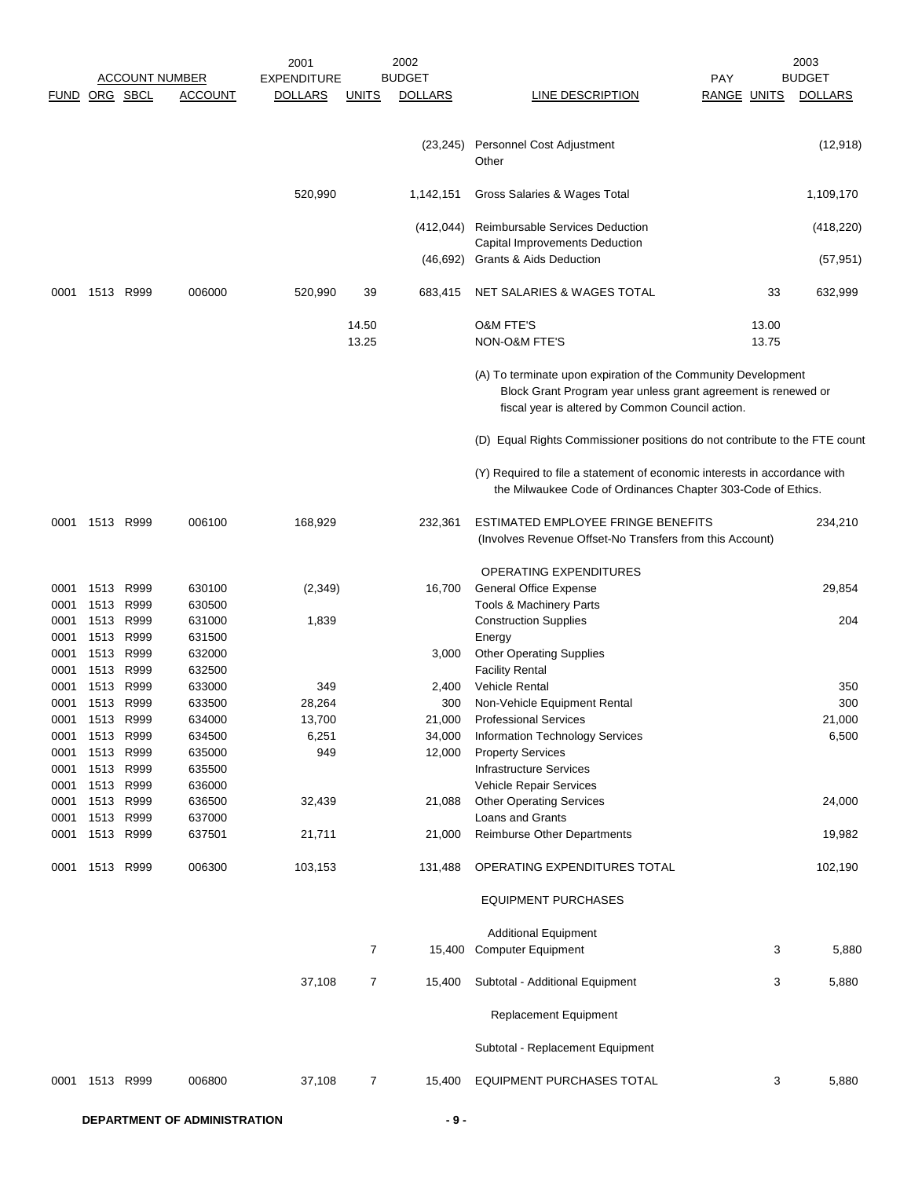| FUND | ORG | SBCL | ACCOUNT | 2001 EXPENDITURE DOLLARS | UNITS | 2002 BUDGET DOLLARS | LINE DESCRIPTION | PAY RANGE | UNITS | 2003 BUDGET DOLLARS |
|---|---|---|---|---|---|---|---|---|---|---|
| | | | | | | (23,245) | Personnel Cost Adjustment | | | (12,918) |
| | | | | | | | Other | | | |
| | | | | 520,990 | | 1,142,151 | Gross Salaries & Wages Total | | | 1,109,170 |
| | | | | | | (412,044) | Reimbursable Services Deduction | | | (418,220) |
| | | | | | | | Capital Improvements Deduction | | | |
| | | | | | | (46,692) | Grants & Aids Deduction | | | (57,951) |
| 0001 | 1513 | R999 | 006000 | 520,990 | 39 | 683,415 | NET SALARIES & WAGES TOTAL | | 33 | 632,999 |
| | | | | | 14.50 | | O&M FTE'S | | 13.00 | |
| | | | | | 13.25 | | NON-O&M FTE'S | | 13.75 | |
| | | | | | | | (A) To terminate upon expiration of the Community Development Block Grant Program year unless grant agreement is renewed or fiscal year is altered by Common Council action. | | | |
| | | | | | | | (D) Equal Rights Commissioner positions do not contribute to the FTE count | | | |
| | | | | | | | (Y) Required to file a statement of economic interests in accordance with the Milwaukee Code of Ordinances Chapter 303-Code of Ethics. | | | |
| 0001 | 1513 | R999 | 006100 | 168,929 | | 232,361 | ESTIMATED EMPLOYEE FRINGE BENEFITS (Involves Revenue Offset-No Transfers from this Account) | | | 234,210 |
| | | | | | | | OPERATING EXPENDITURES | | | |
| 0001 | 1513 | R999 | 630100 | (2,349) | | 16,700 | General Office Expense | | | 29,854 |
| 0001 | 1513 | R999 | 630500 | | | | Tools & Machinery Parts | | | |
| 0001 | 1513 | R999 | 631000 | 1,839 | | | Construction Supplies | | | 204 |
| 0001 | 1513 | R999 | 631500 | | | | Energy | | | |
| 0001 | 1513 | R999 | 632000 | | | 3,000 | Other Operating Supplies | | | |
| 0001 | 1513 | R999 | 632500 | | | | Facility Rental | | | |
| 0001 | 1513 | R999 | 633000 | 349 | | 2,400 | Vehicle Rental | | | 350 |
| 0001 | 1513 | R999 | 633500 | 28,264 | | 300 | Non-Vehicle Equipment Rental | | | 300 |
| 0001 | 1513 | R999 | 634000 | 13,700 | | 21,000 | Professional Services | | | 21,000 |
| 0001 | 1513 | R999 | 634500 | 6,251 | | 34,000 | Information Technology Services | | | 6,500 |
| 0001 | 1513 | R999 | 635000 | 949 | | 12,000 | Property Services | | | |
| 0001 | 1513 | R999 | 635500 | | | | Infrastructure Services | | | |
| 0001 | 1513 | R999 | 636000 | | | | Vehicle Repair Services | | | |
| 0001 | 1513 | R999 | 636500 | 32,439 | | 21,088 | Other Operating Services | | | 24,000 |
| 0001 | 1513 | R999 | 637000 | | | | Loans and Grants | | | |
| 0001 | 1513 | R999 | 637501 | 21,711 | | 21,000 | Reimburse Other Departments | | | 19,982 |
| 0001 | 1513 | R999 | 006300 | 103,153 | | 131,488 | OPERATING EXPENDITURES TOTAL | | | 102,190 |
| | | | | | | | EQUIPMENT PURCHASES | | | |
| | | | | | | | Additional Equipment | | | |
| | | | | | 7 | 15,400 | Computer Equipment | | 3 | 5,880 |
| | | | | 37,108 | 7 | 15,400 | Subtotal - Additional Equipment | | 3 | 5,880 |
| | | | | | | | Replacement Equipment | | | |
| | | | | | | | Subtotal - Replacement Equipment | | | |
| 0001 | 1513 | R999 | 006800 | 37,108 | 7 | 15,400 | EQUIPMENT PURCHASES TOTAL | | 3 | 5,880 |

**DEPARTMENT OF ADMINISTRATION**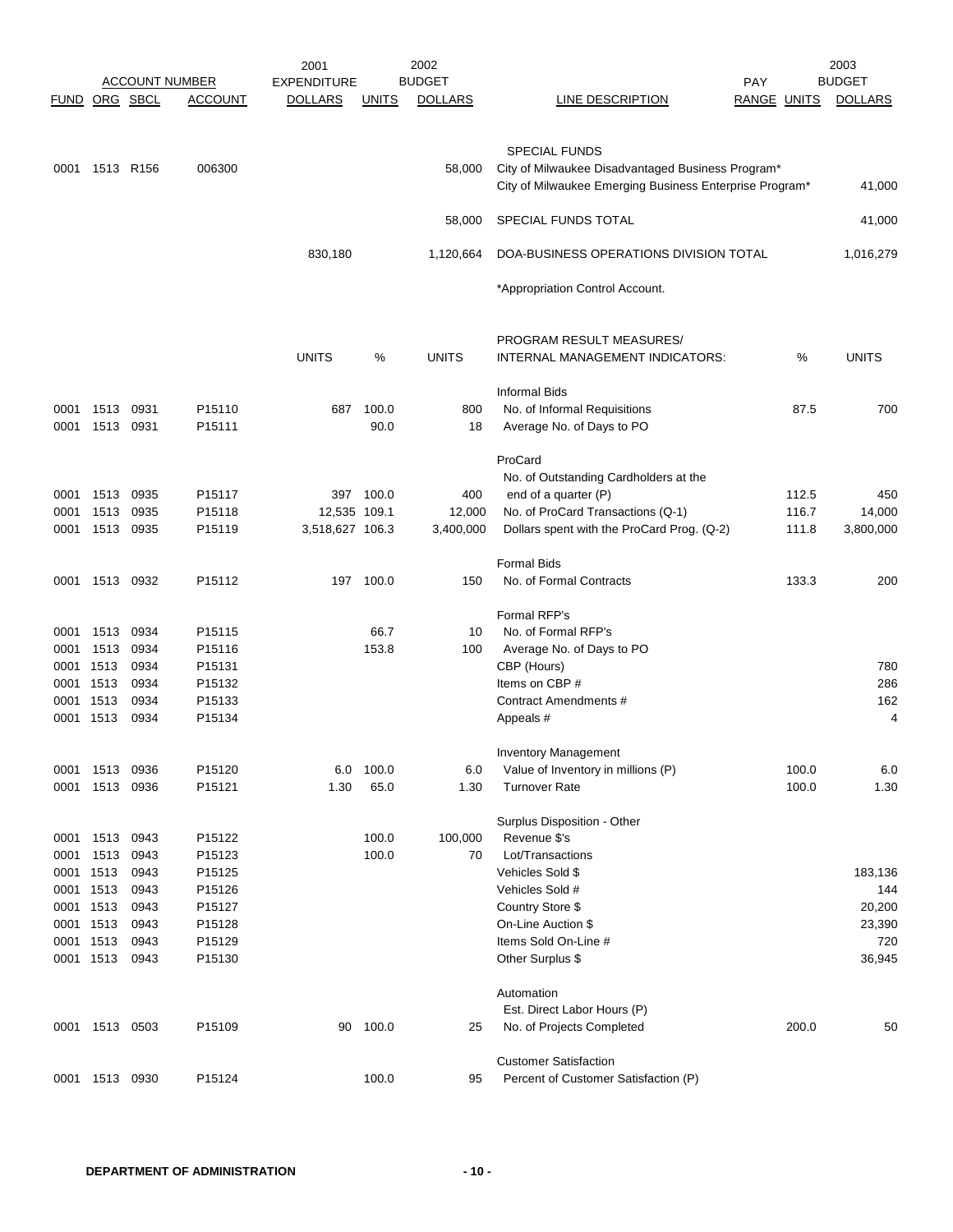| FUND | ORG | SBCL | ACCOUNT | 2001 EXPENDITURE DOLLARS | UNITS | 2002 BUDGET DOLLARS | LINE DESCRIPTION | PAY RANGE | UNITS | 2003 BUDGET DOLLARS |
|---|---|---|---|---|---|---|---|---|---|---|
| | | | | | | | SPECIAL FUNDS | | | |
| 0001 | 1513 | R156 | 006300 | | | 58,000 | City of Milwaukee Disadvantaged Business Program* | | | |
| | | | | | | | City of Milwaukee Emerging Business Enterprise Program* | | | 41,000 |
| | | | | | | 58,000 | SPECIAL FUNDS TOTAL | | | 41,000 |
| | | | | 830,180 | | 1,120,664 | DOA-BUSINESS OPERATIONS DIVISION TOTAL | | | 1,016,279 |
| | | | | | | | *Appropriation Control Account. | | | |

| FUND | ORG | SBCL | ACCOUNT | UNITS | % | UNITS | PROGRAM RESULT MEASURES/ INTERNAL MANAGEMENT INDICATORS: | % | UNITS |
|---|---|---|---|---|---|---|---|---|---|
| | | | | | | | Informal Bids | | |
| 0001 | 1513 | 0931 | P15110 | 687 | 100.0 | 800 | No. of Informal Requisitions | 87.5 | 700 |
| 0001 | 1513 | 0931 | P15111 | | 90.0 | 18 | Average No. of Days to PO | | |
| | | | | | | | ProCard | | |
| | | | | | | | No. of Outstanding Cardholders at the | | |
| 0001 | 1513 | 0935 | P15117 | 397 | 100.0 | 400 | end of a quarter (P) | 112.5 | 450 |
| 0001 | 1513 | 0935 | P15118 | 12,535 | 109.1 | 12,000 | No. of ProCard Transactions (Q-1) | 116.7 | 14,000 |
| 0001 | 1513 | 0935 | P15119 | 3,518,627 | 106.3 | 3,400,000 | Dollars spent with the ProCard Prog. (Q-2) | 111.8 | 3,800,000 |
| | | | | | | | Formal Bids | | |
| 0001 | 1513 | 0932 | P15112 | 197 | 100.0 | 150 | No. of Formal Contracts | 133.3 | 200 |
| | | | | | | | Formal RFP's | | |
| 0001 | 1513 | 0934 | P15115 | | 66.7 | 10 | No. of Formal RFP's | | |
| 0001 | 1513 | 0934 | P15116 | | 153.8 | 100 | Average No. of Days to PO | | |
| 0001 | 1513 | 0934 | P15131 | | | | CBP (Hours) | | 780 |
| 0001 | 1513 | 0934 | P15132 | | | | Items on CBP # | | 286 |
| 0001 | 1513 | 0934 | P15133 | | | | Contract Amendments # | | 162 |
| 0001 | 1513 | 0934 | P15134 | | | | Appeals # | | 4 |
| | | | | | | | Inventory Management | | |
| 0001 | 1513 | 0936 | P15120 | 6.0 | 100.0 | 6.0 | Value of Inventory in millions (P) | 100.0 | 6.0 |
| 0001 | 1513 | 0936 | P15121 | 1.30 | 65.0 | 1.30 | Turnover Rate | 100.0 | 1.30 |
| | | | | | | | Surplus Disposition - Other | | |
| 0001 | 1513 | 0943 | P15122 | | 100.0 | 100,000 | Revenue $'s | | |
| 0001 | 1513 | 0943 | P15123 | | 100.0 | 70 | Lot/Transactions | | |
| 0001 | 1513 | 0943 | P15125 | | | | Vehicles Sold $ | | 183,136 |
| 0001 | 1513 | 0943 | P15126 | | | | Vehicles Sold # | | 144 |
| 0001 | 1513 | 0943 | P15127 | | | | Country Store $ | | 20,200 |
| 0001 | 1513 | 0943 | P15128 | | | | On-Line Auction $ | | 23,390 |
| 0001 | 1513 | 0943 | P15129 | | | | Items Sold On-Line # | | 720 |
| 0001 | 1513 | 0943 | P15130 | | | | Other Surplus $ | | 36,945 |
| | | | | | | | Automation | | |
| | | | | | | | Est. Direct Labor Hours (P) | | |
| 0001 | 1513 | 0503 | P15109 | 90 | 100.0 | 25 | No. of Projects Completed | 200.0 | 50 |
| | | | | | | | Customer Satisfaction | | |
| 0001 | 1513 | 0930 | P15124 | | 100.0 | 95 | Percent of Customer Satisfaction (P) | | |

DEPARTMENT OF ADMINISTRATION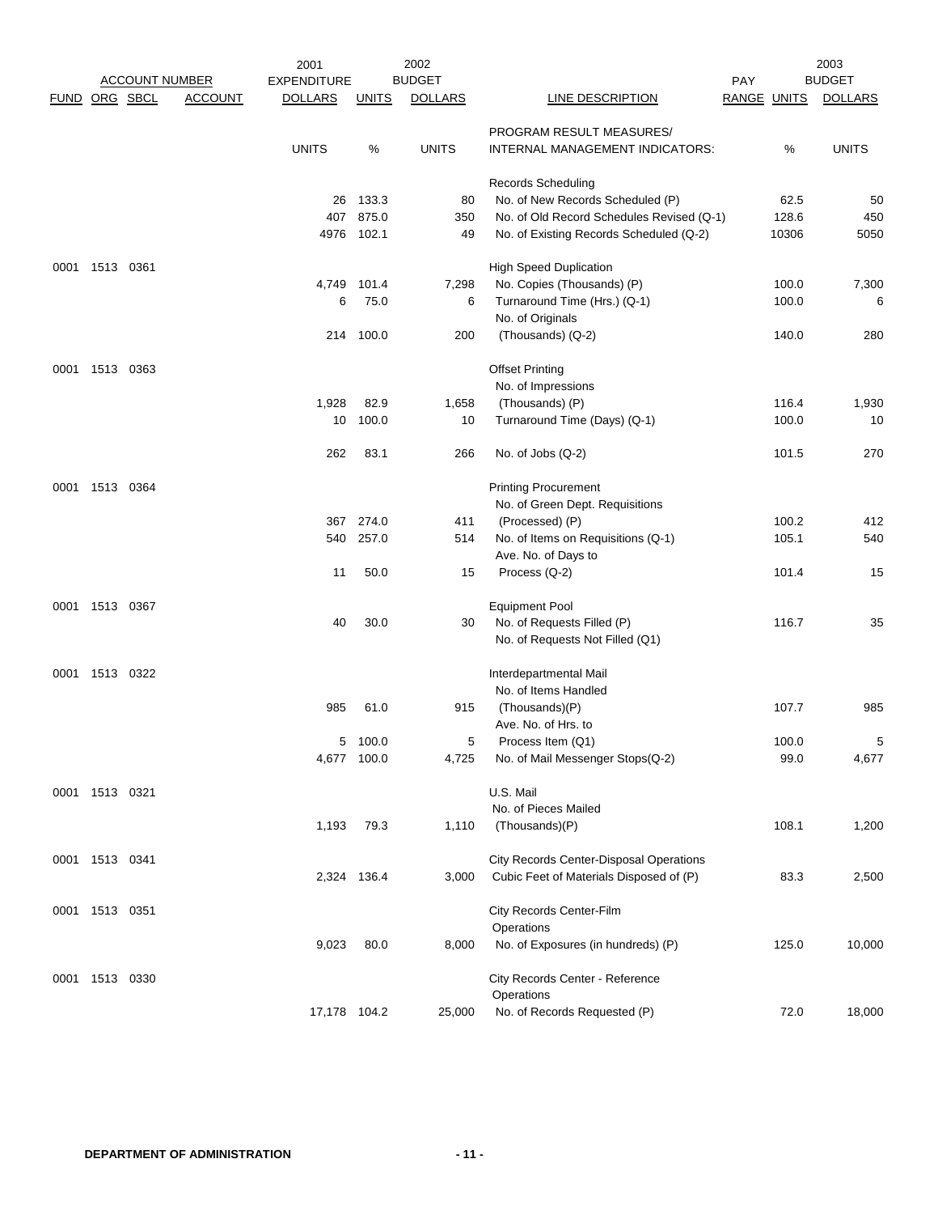| ACCOUNT NUMBER | | | | 2001 | | 2002 | | | | 2003 |
|---|---|---|---|---|---|---|---|---|---|---|
| FUND | ORG | SBCL | ACCOUNT | EXPENDITURE DOLLARS | UNITS | BUDGET DOLLARS | LINE DESCRIPTION | PAY RANGE | UNITS | BUDGET DOLLARS |
| | | | | UNITS | % | UNITS | PROGRAM RESULT MEASURES/ INTERNAL MANAGEMENT INDICATORS: | | % | UNITS |
| | | | | | | | Records Scheduling | | | |
| | | | | 26 | 133.3 | 80 | No. of New Records Scheduled (P) | | 62.5 | 50 |
| | | | | 407 | 875.0 | 350 | No. of Old Record Schedules Revised (Q-1) | | 128.6 | 450 |
| | | | | 4976 | 102.1 | 49 | No. of Existing Records Scheduled (Q-2) | | 10306 | 5050 |
| 0001 | 1513 | 0361 | | | | | High Speed Duplication | | | |
| | | | | 4,749 | 101.4 | 7,298 | No. Copies (Thousands) (P) | | 100.0 | 7,300 |
| | | | | 6 | 75.0 | 6 | Turnaround Time (Hrs.) (Q-1) | | 100.0 | 6 |
| | | | | 214 | 100.0 | 200 | No. of Originals (Thousands) (Q-2) | | 140.0 | 280 |
| 0001 | 1513 | 0363 | | | | | Offset Printing | | | |
| | | | | 1,928 | 82.9 | 1,658 | No. of Impressions (Thousands) (P) | | 116.4 | 1,930 |
| | | | | 10 | 100.0 | 10 | Turnaround Time (Days) (Q-1) | | 100.0 | 10 |
| | | | | 262 | 83.1 | 266 | No. of Jobs (Q-2) | | 101.5 | 270 |
| 0001 | 1513 | 0364 | | | | | Printing Procurement | | | |
| | | | | 367 | 274.0 | 411 | No. of Green Dept. Requisitions (Processed) (P) | | 100.2 | 412 |
| | | | | 540 | 257.0 | 514 | No. of Items on Requisitions (Q-1) | | 105.1 | 540 |
| | | | | 11 | 50.0 | 15 | Ave. No. of Days to Process (Q-2) | | 101.4 | 15 |
| 0001 | 1513 | 0367 | | | | | Equipment Pool | | | |
| | | | | 40 | 30.0 | 30 | No. of Requests Filled (P) | | 116.7 | 35 |
| | | | | | | | No. of Requests Not Filled (Q1) | | | |
| 0001 | 1513 | 0322 | | | | | Interdepartmental Mail | | | |
| | | | | 985 | 61.0 | 915 | No. of Items Handled (Thousands)(P) | | 107.7 | 985 |
| | | | | 5 | 100.0 | 5 | Ave. No. of Hrs. to Process Item (Q1) | | 100.0 | 5 |
| | | | | 4,677 | 100.0 | 4,725 | No. of Mail Messenger Stops(Q-2) | | 99.0 | 4,677 |
| 0001 | 1513 | 0321 | | | | | U.S. Mail | | | |
| | | | | 1,193 | 79.3 | 1,110 | No. of Pieces Mailed (Thousands)(P) | | 108.1 | 1,200 |
| 0001 | 1513 | 0341 | | | | | City Records Center-Disposal Operations | | | |
| | | | | 2,324 | 136.4 | 3,000 | Cubic Feet of Materials Disposed of (P) | | 83.3 | 2,500 |
| 0001 | 1513 | 0351 | | | | | City Records Center-Film Operations | | | |
| | | | | 9,023 | 80.0 | 8,000 | No. of Exposures (in hundreds) (P) | | 125.0 | 10,000 |
| 0001 | 1513 | 0330 | | | | | City Records Center - Reference Operations | | | |
| | | | | 17,178 | 104.2 | 25,000 | No. of Records Requested (P) | | 72.0 | 18,000 |

**DEPARTMENT OF ADMINISTRATION**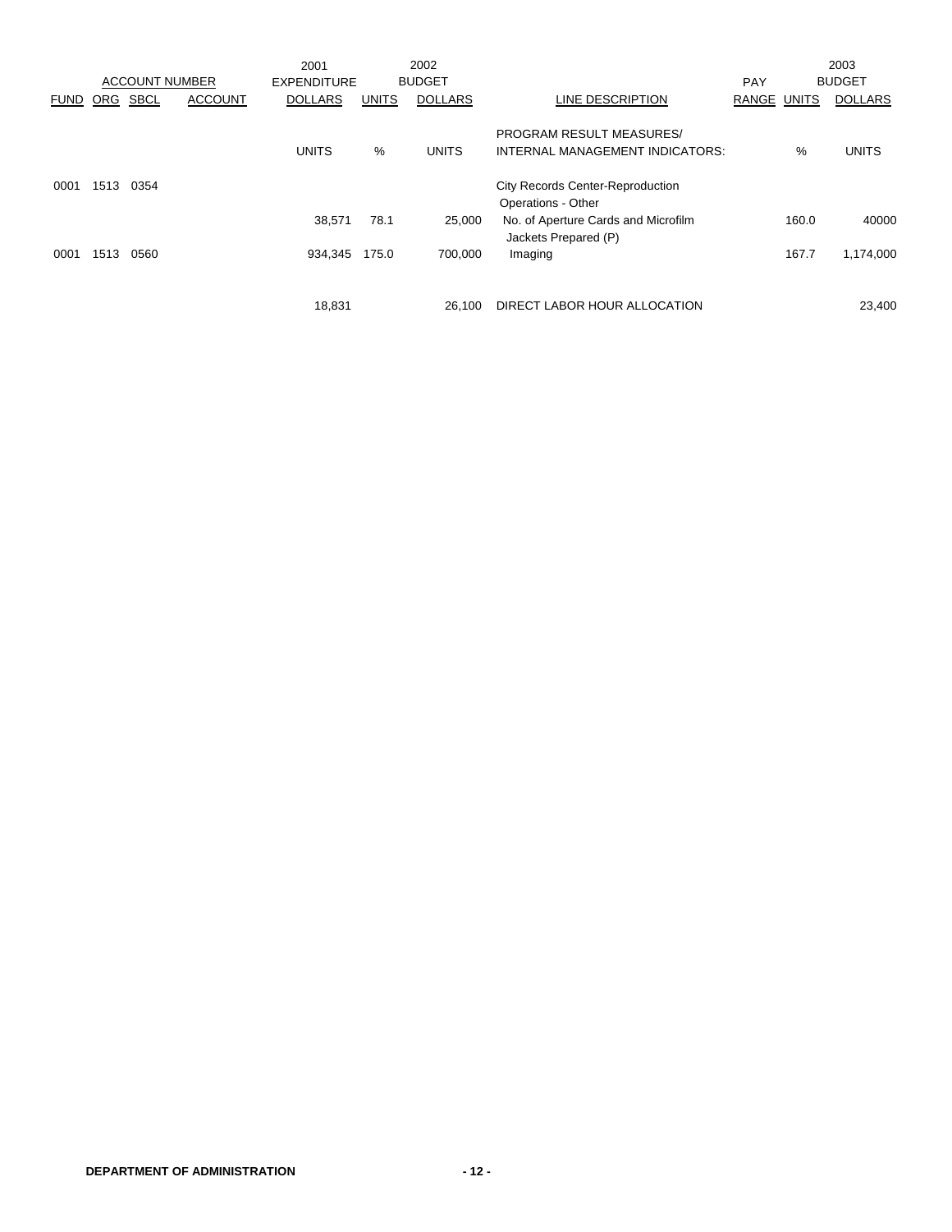| ACCOUNT NUMBER | | | | 2001 EXPENDITURE | 2002 BUDGET | | | PAY | 2003 BUDGET | |
|---|---|---|---|---|---|---|---|---|---|---|
| FUND | ORG | SBCL | ACCOUNT | DOLLARS | UNITS | DOLLARS | LINE DESCRIPTION | RANGE | UNITS | DOLLARS |
| | | | | UNITS | % | UNITS | PROGRAM RESULT MEASURES/ INTERNAL MANAGEMENT INDICATORS: | | % | UNITS |
| 0001 | 1513 | 0354 | | | | | City Records Center-Reproduction Operations - Other | | | |
| | | | | 38,571 | 78.1 | 25,000 | No. of Aperture Cards and Microfilm Jackets Prepared (P) | | 160.0 | 40000 |
| 0001 | 1513 | 0560 | | 934,345 | 175.0 | 700,000 | Imaging | | 167.7 | 1,174,000 |
| | | | | 18,831 | | 26,100 | DIRECT LABOR HOUR ALLOCATION | | | 23,400 |

**DEPARTMENT OF ADMINISTRATION**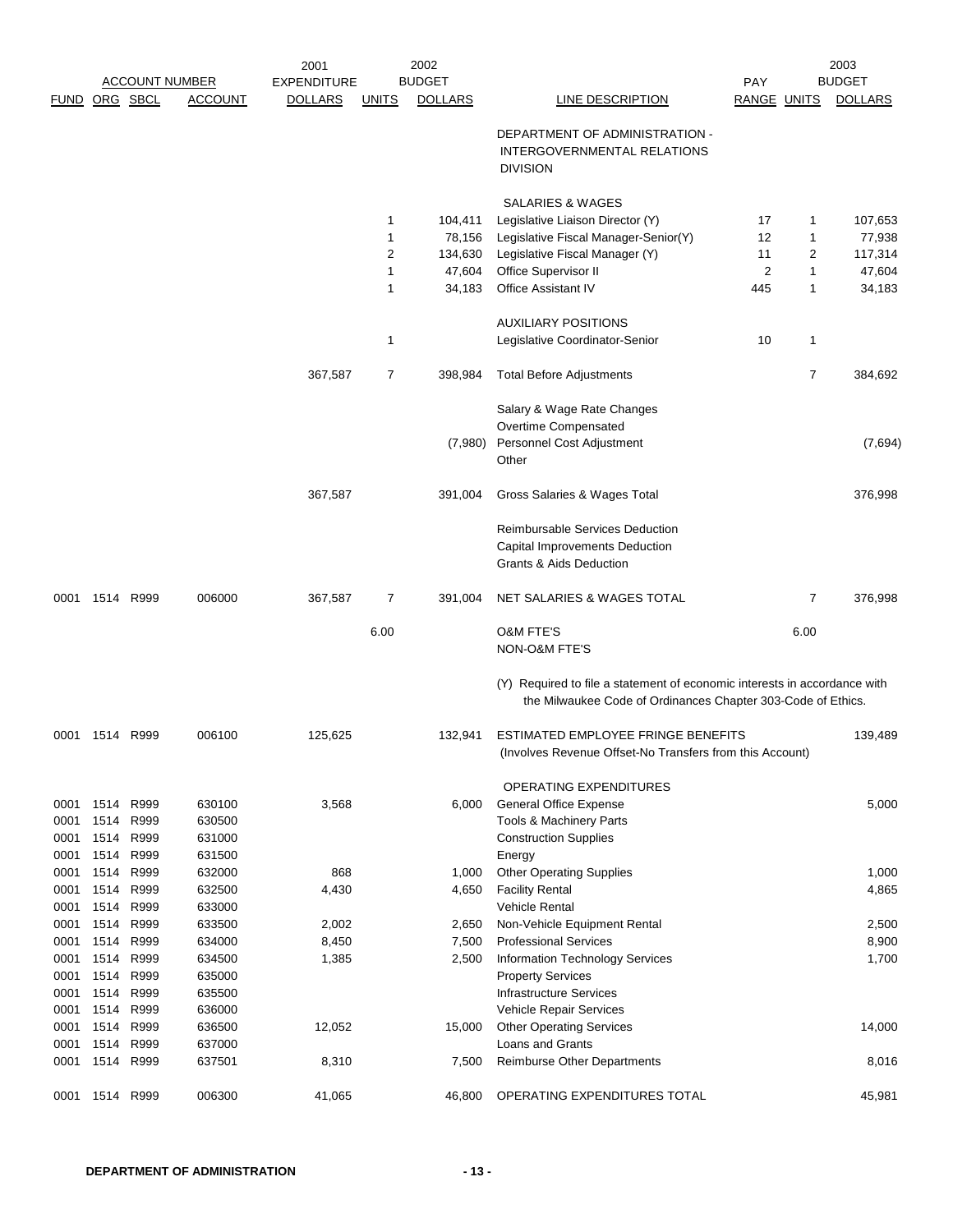| FUND | ORG | SBCL | ACCOUNT | 2001 EXPENDITURE DOLLARS | 2002 BUDGET UNITS | 2002 BUDGET DOLLARS | LINE DESCRIPTION | PAY RANGE | 2003 BUDGET UNITS | 2003 BUDGET DOLLARS |
|---|---|---|---|---|---|---|---|---|---|---|
| | | | | | | | DEPARTMENT OF ADMINISTRATION - INTERGOVERNMENTAL RELATIONS DIVISION | | | |
| | | | | | | | SALARIES & WAGES | | | |
| | | | | | 1 | 104,411 | Legislative Liaison Director (Y) | 17 | 1 | 107,653 |
| | | | | | 1 | 78,156 | Legislative Fiscal Manager-Senior(Y) | 12 | 1 | 77,938 |
| | | | | | 2 | 134,630 | Legislative Fiscal Manager (Y) | 11 | 2 | 117,314 |
| | | | | | 1 | 47,604 | Office Supervisor II | 2 | 1 | 47,604 |
| | | | | | 1 | 34,183 | Office Assistant IV | 445 | 1 | 34,183 |
| | | | | | | | AUXILIARY POSITIONS | | | |
| | | | | | 1 | | Legislative Coordinator-Senior | 10 | 1 | |
| | | | | 367,587 | 7 | 398,984 | Total Before Adjustments | | 7 | 384,692 |
| | | | | | | | Salary & Wage Rate Changes | | | |
| | | | | | | | Overtime Compensated | | | |
| | | | | | | (7,980) | Personnel Cost Adjustment | | | (7,694) |
| | | | | | | | Other | | | |
| | | | | 367,587 | | 391,004 | Gross Salaries & Wages Total | | | 376,998 |
| | | | | | | | Reimbursable Services Deduction | | | |
| | | | | | | | Capital Improvements Deduction | | | |
| | | | | | | | Grants & Aids Deduction | | | |
| 0001 | 1514 | R999 | 006000 | 367,587 | 7 | 391,004 | NET SALARIES & WAGES TOTAL | | 7 | 376,998 |
| | | | | | 6.00 | | O&M FTE'S | | 6.00 | |
| | | | | | | | NON-O&M FTE'S | | | |
| | | | | | | | (Y) Required to file a statement of economic interests in accordance with the Milwaukee Code of Ordinances Chapter 303-Code of Ethics. | | | |
| 0001 | 1514 | R999 | 006100 | 125,625 | | 132,941 | ESTIMATED EMPLOYEE FRINGE BENEFITS (Involves Revenue Offset-No Transfers from this Account) | | | 139,489 |
| | | | | | | | OPERATING EXPENDITURES | | | |
| 0001 | 1514 | R999 | 630100 | 3,568 | | 6,000 | General Office Expense | | | 5,000 |
| 0001 | 1514 | R999 | 630500 | | | | Tools & Machinery Parts | | | |
| 0001 | 1514 | R999 | 631000 | | | | Construction Supplies | | | |
| 0001 | 1514 | R999 | 631500 | | | | Energy | | | |
| 0001 | 1514 | R999 | 632000 | 868 | | 1,000 | Other Operating Supplies | | | 1,000 |
| 0001 | 1514 | R999 | 632500 | 4,430 | | 4,650 | Facility Rental | | | 4,865 |
| 0001 | 1514 | R999 | 633000 | | | | Vehicle Rental | | | |
| 0001 | 1514 | R999 | 633500 | 2,002 | | 2,650 | Non-Vehicle Equipment Rental | | | 2,500 |
| 0001 | 1514 | R999 | 634000 | 8,450 | | 7,500 | Professional Services | | | 8,900 |
| 0001 | 1514 | R999 | 634500 | 1,385 | | 2,500 | Information Technology Services | | | 1,700 |
| 0001 | 1514 | R999 | 635000 | | | | Property Services | | | |
| 0001 | 1514 | R999 | 635500 | | | | Infrastructure Services | | | |
| 0001 | 1514 | R999 | 636000 | | | | Vehicle Repair Services | | | |
| 0001 | 1514 | R999 | 636500 | 12,052 | | 15,000 | Other Operating Services | | | 14,000 |
| 0001 | 1514 | R999 | 637000 | | | | Loans and Grants | | | |
| 0001 | 1514 | R999 | 637501 | 8,310 | | 7,500 | Reimburse Other Departments | | | 8,016 |
| 0001 | 1514 | R999 | 006300 | 41,065 | | 46,800 | OPERATING EXPENDITURES TOTAL | | | 45,981 |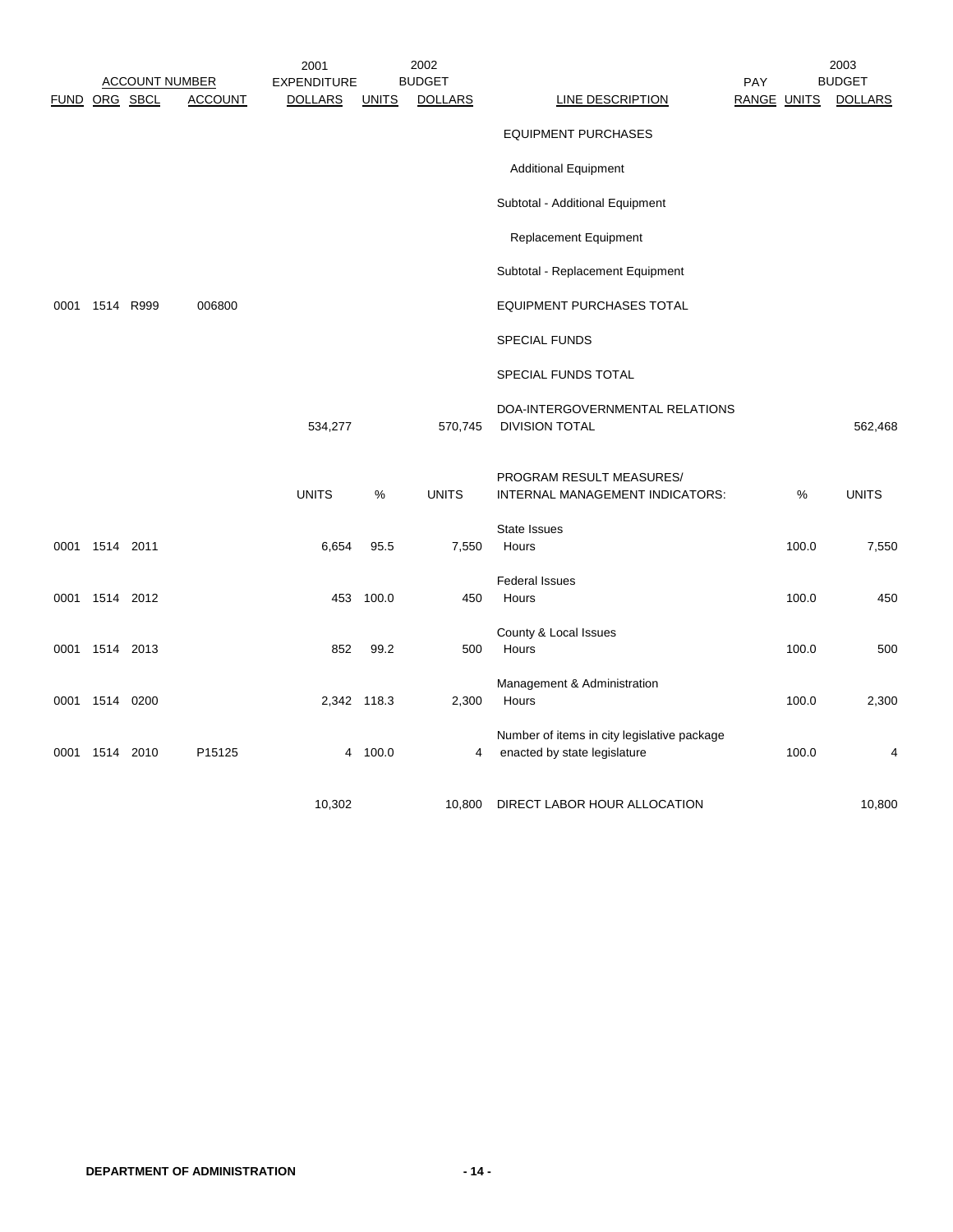| ACCOUNT NUMBER | | | | 2001 EXPENDITURE | | 2002 BUDGET | | PAY | | 2003 BUDGET |
|---|---|---|---|---|---|---|---|---|---|---|
| FUND | ORG | SBCL | ACCOUNT | DOLLARS | UNITS | DOLLARS | LINE DESCRIPTION | RANGE | UNITS | DOLLARS |
| | | | | | | | EQUIPMENT PURCHASES | | | |
| | | | | | | | Additional Equipment | | | |
| | | | | | | | Subtotal - Additional Equipment | | | |
| | | | | | | | Replacement Equipment | | | |
| | | | | | | | Subtotal - Replacement Equipment | | | |
| 0001 | 1514 | R999 | 006800 | | | | EQUIPMENT PURCHASES TOTAL | | | |
| | | | | | | | SPECIAL FUNDS | | | |
| | | | | | | | SPECIAL FUNDS TOTAL | | | |
| | | | | 534,277 | | 570,745 | DOA-INTERGOVERNMENTAL RELATIONS DIVISION TOTAL | | | 562,468 |
| | | | | UNITS | % | UNITS | PROGRAM RESULT MEASURES/ INTERNAL MANAGEMENT INDICATORS: | | % | UNITS |
| 0001 | 1514 | 2011 | | 6,654 | 95.5 | 7,550 | State Issues Hours | | 100.0 | 7,550 |
| 0001 | 1514 | 2012 | | 453 | 100.0 | 450 | Federal Issues Hours | | 100.0 | 450 |
| 0001 | 1514 | 2013 | | 852 | 99.2 | 500 | County & Local Issues Hours | | 100.0 | 500 |
| 0001 | 1514 | 0200 | | 2,342 | 118.3 | 2,300 | Management & Administration Hours | | 100.0 | 2,300 |
| 0001 | 1514 | 2010 | P15125 | 4 | 100.0 | 4 | Number of items in city legislative package enacted by state legislature | | 100.0 | 4 |
| | | | | 10,302 | | 10,800 | DIRECT LABOR HOUR ALLOCATION | | | 10,800 |

**DEPARTMENT OF ADMINISTRATION**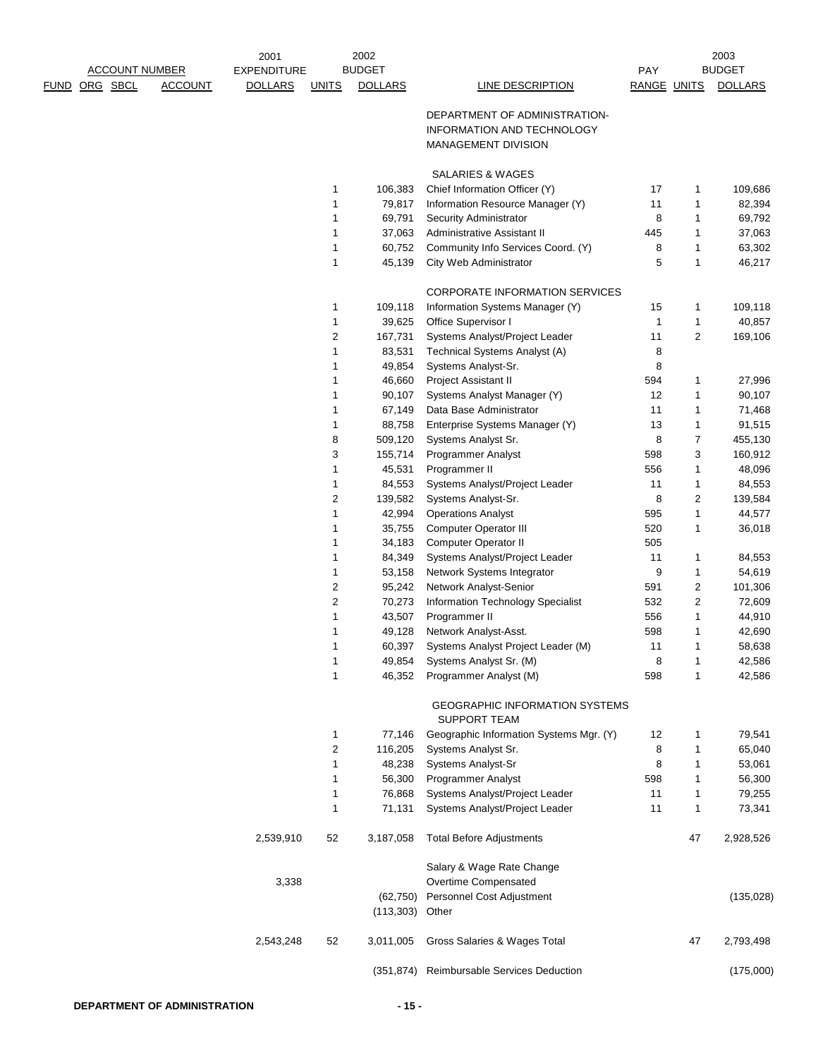| ACCOUNT NUMBER | | | | 2001 EXPENDITURE | | 2002 BUDGET | | PAY | | 2003 BUDGET |
|---|---|---|---|---|---|---|---|---|---|---|
| FUND | ORG | SBCL | ACCOUNT | DOLLARS | UNITS | DOLLARS | LINE DESCRIPTION | RANGE | UNITS | DOLLARS |
| | | | | | | | DEPARTMENT OF ADMINISTRATION-INFORMATION AND TECHNOLOGY MANAGEMENT DIVISION | | | |
| | | | | | | | SALARIES & WAGES | | | |
| | | | | | 1 | 106,383 | Chief Information Officer (Y) | 17 | 1 | 109,686 |
| | | | | | 1 | 79,817 | Information Resource Manager (Y) | 11 | 1 | 82,394 |
| | | | | | 1 | 69,791 | Security Administrator | 8 | 1 | 69,792 |
| | | | | | 1 | 37,063 | Administrative Assistant II | 445 | 1 | 37,063 |
| | | | | | 1 | 60,752 | Community Info Services Coord. (Y) | 8 | 1 | 63,302 |
| | | | | | 1 | 45,139 | City Web Administrator | 5 | 1 | 46,217 |
| | | | | | | | CORPORATE INFORMATION SERVICES | | | |
| | | | | | 1 | 109,118 | Information Systems Manager (Y) | 15 | 1 | 109,118 |
| | | | | | 1 | 39,625 | Office Supervisor I | 1 | 1 | 40,857 |
| | | | | | 2 | 167,731 | Systems Analyst/Project Leader | 11 | 2 | 169,106 |
| | | | | | 1 | 83,531 | Technical Systems Analyst (A) | 8 | | |
| | | | | | 1 | 49,854 | Systems Analyst-Sr. | 8 | | |
| | | | | | 1 | 46,660 | Project Assistant II | 594 | 1 | 27,996 |
| | | | | | 1 | 90,107 | Systems Analyst Manager (Y) | 12 | 1 | 90,107 |
| | | | | | 1 | 67,149 | Data Base Administrator | 11 | 1 | 71,468 |
| | | | | | 1 | 88,758 | Enterprise Systems Manager (Y) | 13 | 1 | 91,515 |
| | | | | | 8 | 509,120 | Systems Analyst Sr. | 8 | 7 | 455,130 |
| | | | | | 3 | 155,714 | Programmer Analyst | 598 | 3 | 160,912 |
| | | | | | 1 | 45,531 | Programmer II | 556 | 1 | 48,096 |
| | | | | | 1 | 84,553 | Systems Analyst/Project Leader | 11 | 1 | 84,553 |
| | | | | | 2 | 139,582 | Systems Analyst-Sr. | 8 | 2 | 139,584 |
| | | | | | 1 | 42,994 | Operations Analyst | 595 | 1 | 44,577 |
| | | | | | 1 | 35,755 | Computer Operator III | 520 | 1 | 36,018 |
| | | | | | 1 | 34,183 | Computer Operator II | 505 | | |
| | | | | | 1 | 84,349 | Systems Analyst/Project Leader | 11 | 1 | 84,553 |
| | | | | | 1 | 53,158 | Network Systems Integrator | 9 | 1 | 54,619 |
| | | | | | 2 | 95,242 | Network Analyst-Senior | 591 | 2 | 101,306 |
| | | | | | 2 | 70,273 | Information Technology Specialist | 532 | 2 | 72,609 |
| | | | | | 1 | 43,507 | Programmer II | 556 | 1 | 44,910 |
| | | | | | 1 | 49,128 | Network Analyst-Asst. | 598 | 1 | 42,690 |
| | | | | | 1 | 60,397 | Systems Analyst Project Leader (M) | 11 | 1 | 58,638 |
| | | | | | 1 | 49,854 | Systems Analyst Sr. (M) | 8 | 1 | 42,586 |
| | | | | | 1 | 46,352 | Programmer Analyst (M) | 598 | 1 | 42,586 |
| | | | | | | | GEOGRAPHIC INFORMATION SYSTEMS SUPPORT TEAM | | | |
| | | | | | 1 | 77,146 | Geographic Information Systems Mgr. (Y) | 12 | 1 | 79,541 |
| | | | | | 2 | 116,205 | Systems Analyst Sr. | 8 | 1 | 65,040 |
| | | | | | 1 | 48,238 | Systems Analyst-Sr | 8 | 1 | 53,061 |
| | | | | | 1 | 56,300 | Programmer Analyst | 598 | 1 | 56,300 |
| | | | | | 1 | 76,868 | Systems Analyst/Project Leader | 11 | 1 | 79,255 |
| | | | | | 1 | 71,131 | Systems Analyst/Project Leader | 11 | 1 | 73,341 |
| | | | | 2,539,910 | 52 | 3,187,058 | Total Before Adjustments | | 47 | 2,928,526 |
| | | | | | | | Salary & Wage Rate Change | | | |
| | | | | 3,338 | | | Overtime Compensated | | | |
| | | | | | | (62,750) | Personnel Cost Adjustment | | | (135,028) |
| | | | | | | (113,303) | Other | | | |
| | | | | 2,543,248 | 52 | 3,011,005 | Gross Salaries & Wages Total | | 47 | 2,793,498 |
| | | | | | | (351,874) | Reimbursable Services Deduction | | | (175,000) |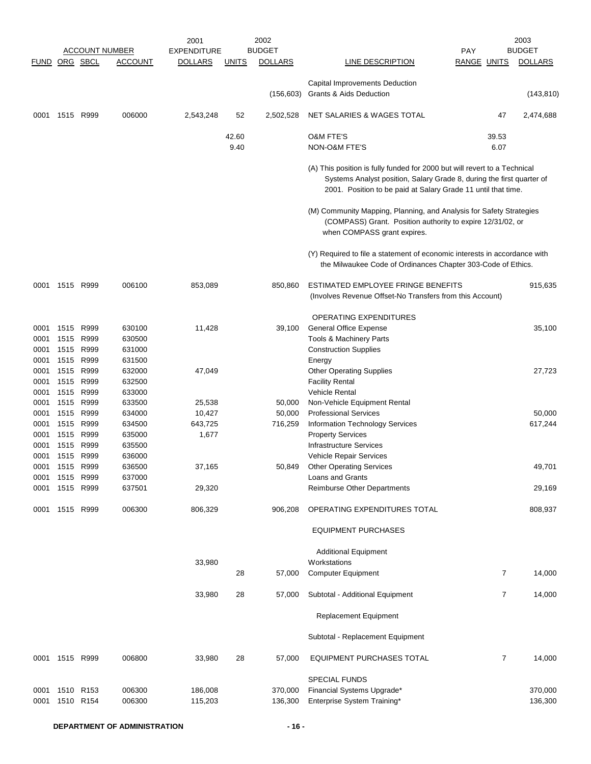| ACCOUNT NUMBER | | | | 2001 EXPENDITURE | 2002 BUDGET | | | PAY | 2003 BUDGET | |
|---|---|---|---|---|---|---|---|---|---|---|
| FUND | ORG | SBCL | ACCOUNT | DOLLARS | UNITS | DOLLARS | LINE DESCRIPTION | RANGE | UNITS | DOLLARS |
| | | | | | | | Capital Improvements Deduction | | | |
| | | | | | | (156,603) | Grants & Aids Deduction | | | (143,810) |
| 0001 | 1515 | R999 | 006000 | 2,543,248 | 52 | 2,502,528 | NET SALARIES & WAGES TOTAL | | 47 | 2,474,688 |
| | | | | | 42.60 | | O&M FTE'S | | 39.53 | |
| | | | | | 9.40 | | NON-O&M FTE'S | | 6.07 | |
| | | | | | | | (A) This position is fully funded for 2000 but will revert to a Technical Systems Analyst position, Salary Grade 8, during the first quarter of 2001. Position to be paid at Salary Grade 11 until that time. | | | |
| | | | | | | | (M) Community Mapping, Planning, and Analysis for Safety Strategies (COMPASS) Grant. Position authority to expire 12/31/02, or when COMPASS grant expires. | | | |
| | | | | | | | (Y) Required to file a statement of economic interests in accordance with the Milwaukee Code of Ordinances Chapter 303-Code of Ethics. | | | |
| 0001 | 1515 | R999 | 006100 | 853,089 | | 850,860 | ESTIMATED EMPLOYEE FRINGE BENEFITS (Involves Revenue Offset-No Transfers from this Account) | | | 915,635 |
| | | | | | | | OPERATING EXPENDITURES | | | |
| 0001 | 1515 | R999 | 630100 | 11,428 | | 39,100 | General Office Expense | | | 35,100 |
| 0001 | 1515 | R999 | 630500 | | | | Tools & Machinery Parts | | | |
| 0001 | 1515 | R999 | 631000 | | | | Construction Supplies | | | |
| 0001 | 1515 | R999 | 631500 | | | | Energy | | | |
| 0001 | 1515 | R999 | 632000 | 47,049 | | | Other Operating Supplies | | | 27,723 |
| 0001 | 1515 | R999 | 632500 | | | | Facility Rental | | | |
| 0001 | 1515 | R999 | 633000 | | | | Vehicle Rental | | | |
| 0001 | 1515 | R999 | 633500 | 25,538 | | 50,000 | Non-Vehicle Equipment Rental | | | |
| 0001 | 1515 | R999 | 634000 | 10,427 | | 50,000 | Professional Services | | | 50,000 |
| 0001 | 1515 | R999 | 634500 | 643,725 | | 716,259 | Information Technology Services | | | 617,244 |
| 0001 | 1515 | R999 | 635000 | 1,677 | | | Property Services | | | |
| 0001 | 1515 | R999 | 635500 | | | | Infrastructure Services | | | |
| 0001 | 1515 | R999 | 636000 | | | | Vehicle Repair Services | | | |
| 0001 | 1515 | R999 | 636500 | 37,165 | | 50,849 | Other Operating Services | | | 49,701 |
| 0001 | 1515 | R999 | 637000 | | | | Loans and Grants | | | |
| 0001 | 1515 | R999 | 637501 | 29,320 | | | Reimburse Other Departments | | | 29,169 |
| 0001 | 1515 | R999 | 006300 | 806,329 | | 906,208 | OPERATING EXPENDITURES TOTAL | | | 808,937 |
| | | | | | | | EQUIPMENT PURCHASES | | | |
| | | | | | | | Additional Equipment | | | |
| | | | | 33,980 | | | Workstations | | | |
| | | | | | 28 | 57,000 | Computer Equipment | | 7 | 14,000 |
| | | | | 33,980 | 28 | 57,000 | Subtotal - Additional Equipment | | 7 | 14,000 |
| | | | | | | | Replacement Equipment | | | |
| | | | | | | | Subtotal - Replacement Equipment | | | |
| 0001 | 1515 | R999 | 006800 | 33,980 | 28 | 57,000 | EQUIPMENT PURCHASES TOTAL | | 7 | 14,000 |
| | | | | | | | SPECIAL FUNDS | | | |
| 0001 | 1510 | R153 | 006300 | 186,008 | | 370,000 | Financial Systems Upgrade* | | | 370,000 |
| 0001 | 1510 | R154 | 006300 | 115,203 | | 136,300 | Enterprise System Training* | | | 136,300 |

**DEPARTMENT OF ADMINISTRATION**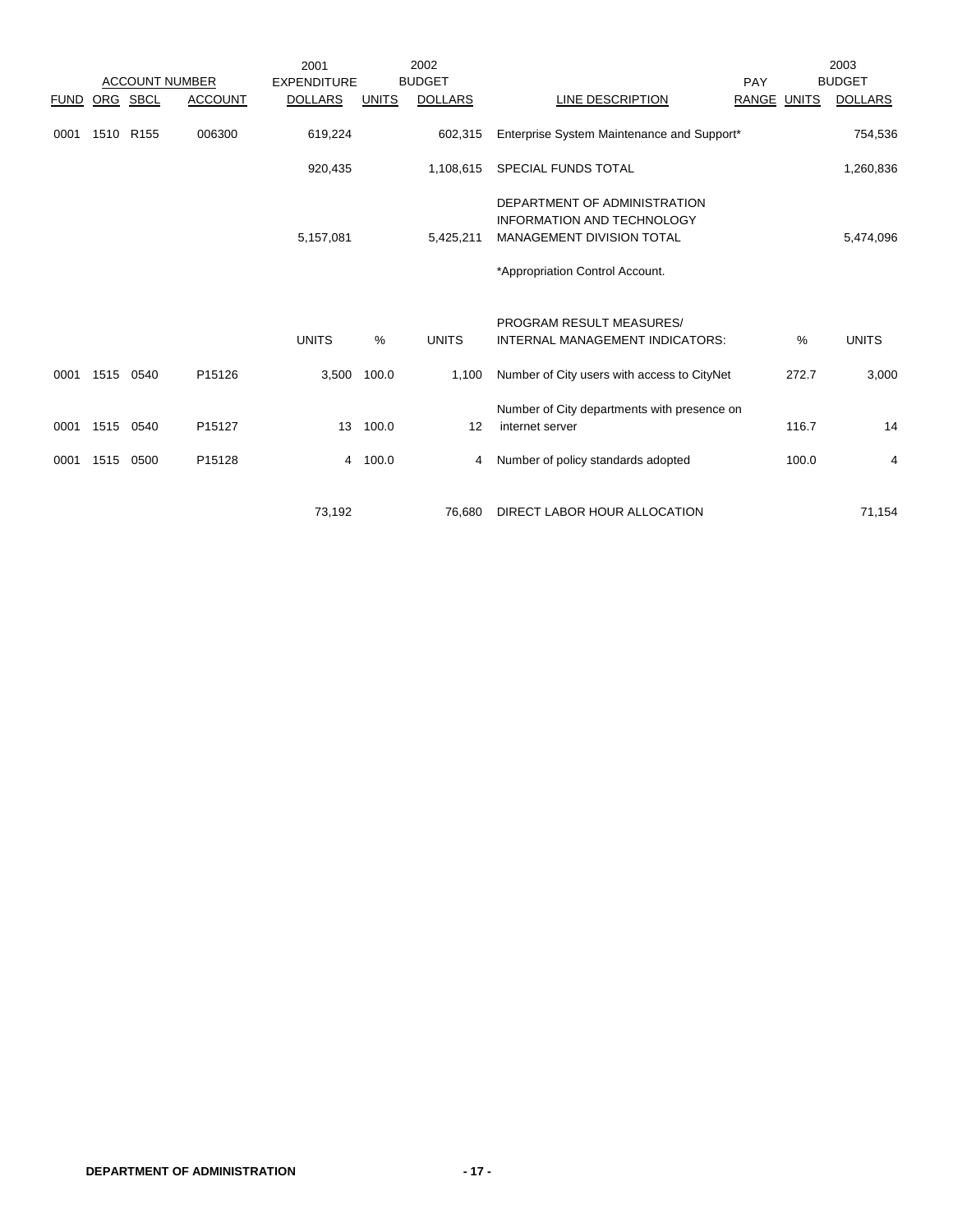| ACCOUNT NUMBER | | | | 2001 EXPENDITURE | | 2002 BUDGET | | PAY | | 2003 BUDGET |
|---|---|---|---|---|---|---|---|---|---|---|
| FUND | ORG | SBCL | ACCOUNT | DOLLARS | UNITS | DOLLARS | LINE DESCRIPTION | RANGE | UNITS | DOLLARS |
| 0001 | 1510 | R155 | 006300 | 619,224 | | 602,315 | Enterprise System Maintenance and Support* | | | 754,536 |
| | | | | 920,435 | | 1,108,615 | SPECIAL FUNDS TOTAL | | | 1,260,836 |
| | | | | 5,157,081 | | 5,425,211 | DEPARTMENT OF ADMINISTRATION INFORMATION AND TECHNOLOGY MANAGEMENT DIVISION TOTAL | | | 5,474,096 |
| | | | | | | | *Appropriation Control Account. | | | |

| FUND | ORG | SBCL | ACCOUNT | UNITS | % | UNITS | PROGRAM RESULT MEASURES/ INTERNAL MANAGEMENT INDICATORS: | % | UNITS |
|---|---|---|---|---|---|---|---|---|---|
| 0001 | 1515 | 0540 | P15126 | 3,500 | 100.0 | 1,100 | Number of City users with access to CityNet | 272.7 | 3,000 |
| 0001 | 1515 | 0540 | P15127 | 13 | 100.0 | 12 | Number of City departments with presence on internet server | 116.7 | 14 |
| 0001 | 1515 | 0500 | P15128 | 4 | 100.0 | 4 | Number of policy standards adopted | 100.0 | 4 |
| | | | | 73,192 | | 76,680 | DIRECT LABOR HOUR ALLOCATION | | 71,154 |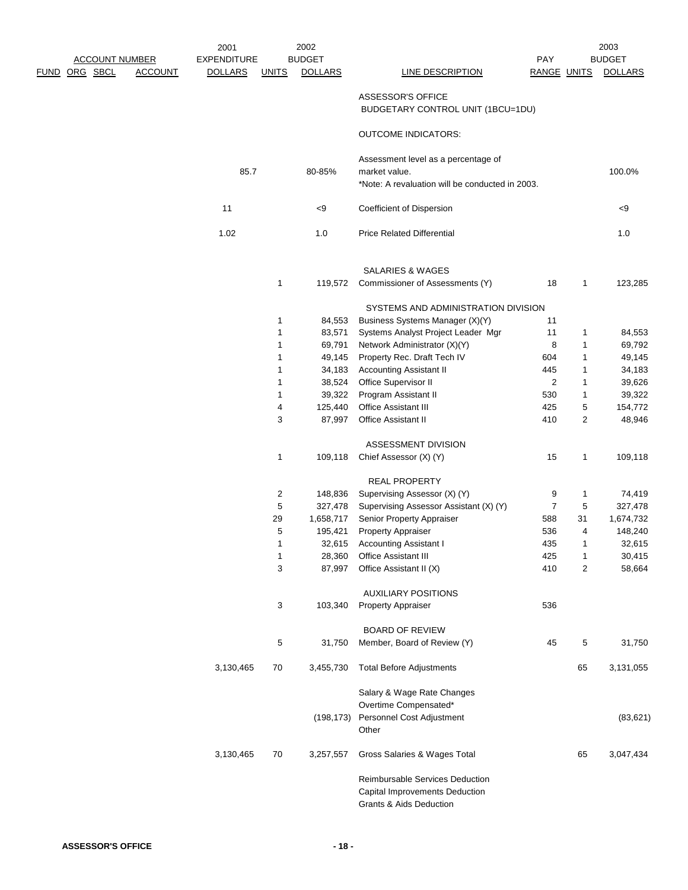| FUND | ORG | SBCL | ACCOUNT | 2001 EXPENDITURE DOLLARS | 2002 UNITS | 2002 BUDGET DOLLARS | LINE DESCRIPTION | PAY RANGE | 2003 UNITS | 2003 BUDGET DOLLARS |
|---|---|---|---|---|---|---|---|---|---|---|
| | | | | | | | ASSESSOR'S OFFICE | | | |
| | | | | | | | BUDGETARY CONTROL UNIT (1BCU=1DU) | | | |
| | | | | | | | OUTCOME INDICATORS: | | | |
| | | | | 85.7 | | 80-85% | Assessment level as a percentage of market value. *Note: A revaluation will be conducted in 2003. | | | 100.0% |
| | | | | 11 | | <9 | Coefficient of Dispersion | | | <9 |
| | | | | 1.02 | | 1.0 | Price Related Differential | | | 1.0 |
| | | | | | | | SALARIES & WAGES | | | |
| | | | | | 1 | 119,572 | Commissioner of Assessments (Y) | 18 | 1 | 123,285 |
| | | | | | | | SYSTEMS AND ADMINISTRATION DIVISION | | | |
| | | | | | 1 | 84,553 | Business Systems Manager (X)(Y) | 11 | | |
| | | | | | 1 | 83,571 | Systems Analyst Project Leader Mgr | 11 | 1 | 84,553 |
| | | | | | 1 | 69,791 | Network Administrator (X)(Y) | 8 | 1 | 69,792 |
| | | | | | 1 | 49,145 | Property Rec. Draft Tech IV | 604 | 1 | 49,145 |
| | | | | | 1 | 34,183 | Accounting Assistant II | 445 | 1 | 34,183 |
| | | | | | 1 | 38,524 | Office Supervisor II | 2 | 1 | 39,626 |
| | | | | | 1 | 39,322 | Program Assistant II | 530 | 1 | 39,322 |
| | | | | | 4 | 125,440 | Office Assistant III | 425 | 5 | 154,772 |
| | | | | | 3 | 87,997 | Office Assistant II | 410 | 2 | 48,946 |
| | | | | | | | ASSESSMENT DIVISION | | | |
| | | | | | 1 | 109,118 | Chief Assessor (X) (Y) | 15 | 1 | 109,118 |
| | | | | | | | REAL PROPERTY | | | |
| | | | | | 2 | 148,836 | Supervising Assessor (X) (Y) | 9 | 1 | 74,419 |
| | | | | | 5 | 327,478 | Supervising Assessor Assistant (X) (Y) | 7 | 5 | 327,478 |
| | | | | | 29 | 1,658,717 | Senior Property Appraiser | 588 | 31 | 1,674,732 |
| | | | | | 5 | 195,421 | Property Appraiser | 536 | 4 | 148,240 |
| | | | | | 1 | 32,615 | Accounting Assistant I | 435 | 1 | 32,615 |
| | | | | | 1 | 28,360 | Office Assistant III | 425 | 1 | 30,415 |
| | | | | | 3 | 87,997 | Office Assistant II (X) | 410 | 2 | 58,664 |
| | | | | | | | AUXILIARY POSITIONS | | | |
| | | | | | 3 | 103,340 | Property Appraiser | 536 | | |
| | | | | | | | BOARD OF REVIEW | | | |
| | | | | | 5 | 31,750 | Member, Board of Review (Y) | 45 | 5 | 31,750 |
| | | | | 3,130,465 | 70 | 3,455,730 | Total Before Adjustments | | 65 | 3,131,055 |
| | | | | | | | Salary & Wage Rate Changes | | | |
| | | | | | | | Overtime Compensated* | | | |
| | | | | | | (198,173) | Personnel Cost Adjustment | | | (83,621) |
| | | | | | | | Other | | | |
| | | | | 3,130,465 | 70 | 3,257,557 | Gross Salaries & Wages Total | | 65 | 3,047,434 |
| | | | | | | | Reimbursable Services Deduction | | | |
| | | | | | | | Capital Improvements Deduction | | | |
| | | | | | | | Grants & Aids Deduction | | | |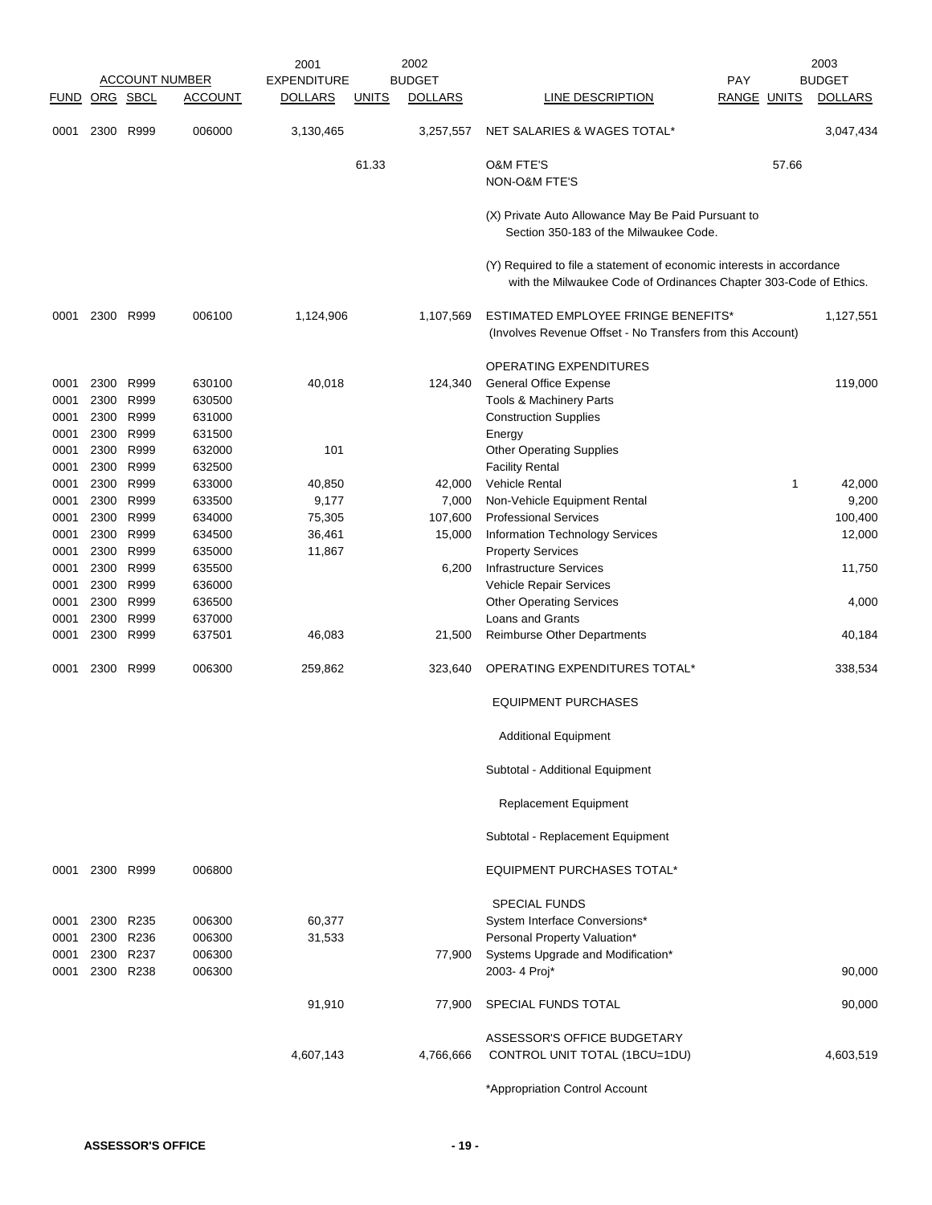| FUND | ORG | SBCL | ACCOUNT | 2001 EXPENDITURE DOLLARS | UNITS | 2002 BUDGET DOLLARS | LINE DESCRIPTION | PAY RANGE | UNITS | 2003 BUDGET DOLLARS |
|---|---|---|---|---|---|---|---|---|---|---|
| 0001 | 2300 | R999 | 006000 | 3,130,465 | | 3,257,557 | NET SALARIES & WAGES TOTAL* | | | 3,047,434 |
| | | | | | 61.33 | | O&M FTE'S | | 57.66 | |
| | | | | | | | NON-O&M FTE'S | | | |
| | | | | | | | (X) Private Auto Allowance May Be Paid Pursuant to Section 350-183 of the Milwaukee Code. | | | |
| | | | | | | | (Y) Required to file a statement of economic interests in accordance with the Milwaukee Code of Ordinances Chapter 303-Code of Ethics. | | | |
| 0001 | 2300 | R999 | 006100 | 1,124,906 | | 1,107,569 | ESTIMATED EMPLOYEE FRINGE BENEFITS* (Involves Revenue Offset - No Transfers from this Account) | | | 1,127,551 |
| | | | | | | | OPERATING EXPENDITURES | | | |
| 0001 | 2300 | R999 | 630100 | 40,018 | | 124,340 | General Office Expense | | | 119,000 |
| 0001 | 2300 | R999 | 630500 | | | | Tools & Machinery Parts | | | |
| 0001 | 2300 | R999 | 631000 | | | | Construction Supplies | | | |
| 0001 | 2300 | R999 | 631500 | | | | Energy | | | |
| 0001 | 2300 | R999 | 632000 | 101 | | | Other Operating Supplies | | | |
| 0001 | 2300 | R999 | 632500 | | | | Facility Rental | | | |
| 0001 | 2300 | R999 | 633000 | 40,850 | | 42,000 | Vehicle Rental | | 1 | 42,000 |
| 0001 | 2300 | R999 | 633500 | 9,177 | | 7,000 | Non-Vehicle Equipment Rental | | | 9,200 |
| 0001 | 2300 | R999 | 634000 | 75,305 | | 107,600 | Professional Services | | | 100,400 |
| 0001 | 2300 | R999 | 634500 | 36,461 | | 15,000 | Information Technology Services | | | 12,000 |
| 0001 | 2300 | R999 | 635000 | 11,867 | | | Property Services | | | |
| 0001 | 2300 | R999 | 635500 | | | 6,200 | Infrastructure Services | | | 11,750 |
| 0001 | 2300 | R999 | 636000 | | | | Vehicle Repair Services | | | |
| 0001 | 2300 | R999 | 636500 | | | | Other Operating Services | | | 4,000 |
| 0001 | 2300 | R999 | 637000 | | | | Loans and Grants | | | |
| 0001 | 2300 | R999 | 637501 | 46,083 | | 21,500 | Reimburse Other Departments | | | 40,184 |
| 0001 | 2300 | R999 | 006300 | 259,862 | | 323,640 | OPERATING EXPENDITURES TOTAL* | | | 338,534 |
| | | | | | | | EQUIPMENT PURCHASES | | | |
| | | | | | | | Additional Equipment | | | |
| | | | | | | | Subtotal - Additional Equipment | | | |
| | | | | | | | Replacement Equipment | | | |
| | | | | | | | Subtotal - Replacement Equipment | | | |
| 0001 | 2300 | R999 | 006800 | | | | EQUIPMENT PURCHASES TOTAL* | | | |
| | | | | | | | SPECIAL FUNDS | | | |
| 0001 | 2300 | R235 | 006300 | 60,377 | | | System Interface Conversions* | | | |
| 0001 | 2300 | R236 | 006300 | 31,533 | | | Personal Property Valuation* | | | |
| 0001 | 2300 | R237 | 006300 | | | 77,900 | Systems Upgrade and Modification* | | | |
| 0001 | 2300 | R238 | 006300 | | | | 2003- 4 Proj* | | | 90,000 |
| | | | | 91,910 | | 77,900 | SPECIAL FUNDS TOTAL | | | 90,000 |
| | | | | 4,607,143 | | 4,766,666 | ASSESSOR'S OFFICE BUDGETARY CONTROL UNIT TOTAL (1BCU=1DU) | | | 4,603,519 |

*Appropriation Control Account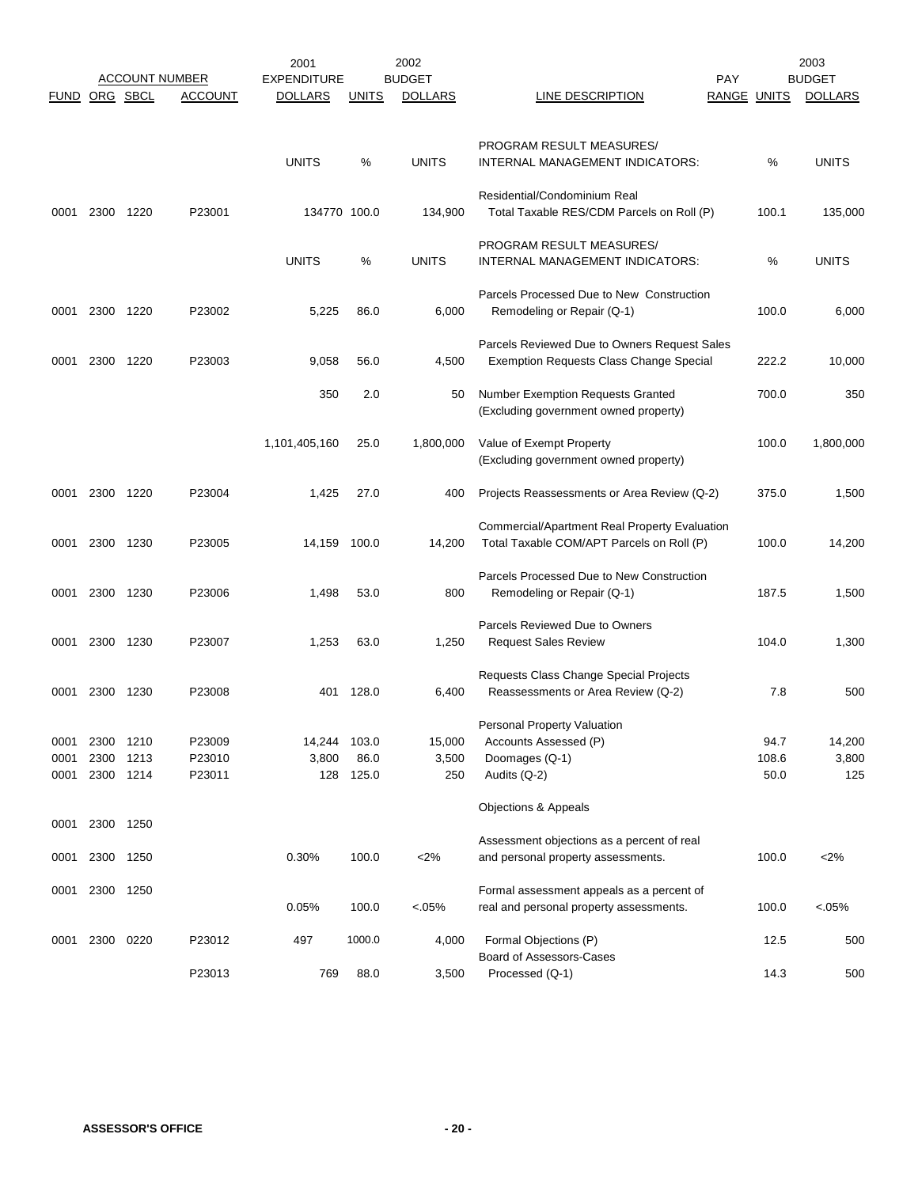| FUND | ORG | SBCL | ACCOUNT | 2001 EXPENDITURE DOLLARS | UNITS | 2002 BUDGET DOLLARS | LINE DESCRIPTION | PAY RANGE | UNITS | 2003 BUDGET DOLLARS |
|---|---|---|---|---|---|---|---|---|---|---|
| | | | | UNITS | % | UNITS | PROGRAM RESULT MEASURES/ INTERNAL MANAGEMENT INDICATORS: | | % | UNITS |
| 0001 | 2300 | 1220 | P23001 | 134770 | 100.0 | 134,900 | Residential/Condominium Real Total Taxable RES/CDM Parcels on Roll (P) | | 100.1 | 135,000 |
| | | | | UNITS | % | UNITS | PROGRAM RESULT MEASURES/ INTERNAL MANAGEMENT INDICATORS: | | % | UNITS |
| 0001 | 2300 | 1220 | P23002 | 5,225 | 86.0 | 6,000 | Parcels Processed Due to New Construction Remodeling or Repair (Q-1) | | 100.0 | 6,000 |
| 0001 | 2300 | 1220 | P23003 | 9,058 | 56.0 | 4,500 | Parcels Reviewed Due to Owners Request Sales Exemption Requests Class Change Special | | 222.2 | 10,000 |
| | | | | 350 | 2.0 | 50 | Number Exemption Requests Granted (Excluding government owned property) | | 700.0 | 350 |
| | | | | 1,101,405,160 | 25.0 | 1,800,000 | Value of Exempt Property (Excluding government owned property) | | 100.0 | 1,800,000 |
| 0001 | 2300 | 1220 | P23004 | 1,425 | 27.0 | 400 | Projects Reassessments or Area Review (Q-2) | | 375.0 | 1,500 |
| 0001 | 2300 | 1230 | P23005 | 14,159 | 100.0 | 14,200 | Commercial/Apartment Real Property Evaluation Total Taxable COM/APT Parcels on Roll (P) | | 100.0 | 14,200 |
| 0001 | 2300 | 1230 | P23006 | 1,498 | 53.0 | 800 | Parcels Processed Due to New Construction Remodeling or Repair (Q-1) | | 187.5 | 1,500 |
| 0001 | 2300 | 1230 | P23007 | 1,253 | 63.0 | 1,250 | Parcels Reviewed Due to Owners Request Sales Review | | 104.0 | 1,300 |
| 0001 | 2300 | 1230 | P23008 | 401 | 128.0 | 6,400 | Requests Class Change Special Projects Reassessments or Area Review (Q-2) | | 7.8 | 500 |
| | | | | | | | Personal Property Valuation | | | |
| 0001 | 2300 | 1210 | P23009 | 14,244 | 103.0 | 15,000 | Accounts Assessed (P) | | 94.7 | 14,200 |
| 0001 | 2300 | 1213 | P23010 | 3,800 | 86.0 | 3,500 | Doomages (Q-1) | | 108.6 | 3,800 |
| 0001 | 2300 | 1214 | P23011 | 128 | 125.0 | 250 | Audits (Q-2) | | 50.0 | 125 |
| 0001 | 2300 | 1250 | | | | | Objections & Appeals | | | |
| 0001 | 2300 | 1250 | | 0.30% | 100.0 | <2% | Assessment objections as a percent of real and personal property assessments. | | 100.0 | <2% |
| 0001 | 2300 | 1250 | | 0.05% | 100.0 | <.05% | Formal assessment appeals as a percent of real and personal property assessments. | | 100.0 | <.05% |
| 0001 | 2300 | 0220 | P23012 | 497 | 1000.0 | 4,000 | Formal Objections (P) | | 12.5 | 500 |
| | | | P23013 | 769 | 88.0 | 3,500 | Board of Assessors-Cases Processed (Q-1) | | 14.3 | 500 |

ASSESSOR'S OFFICE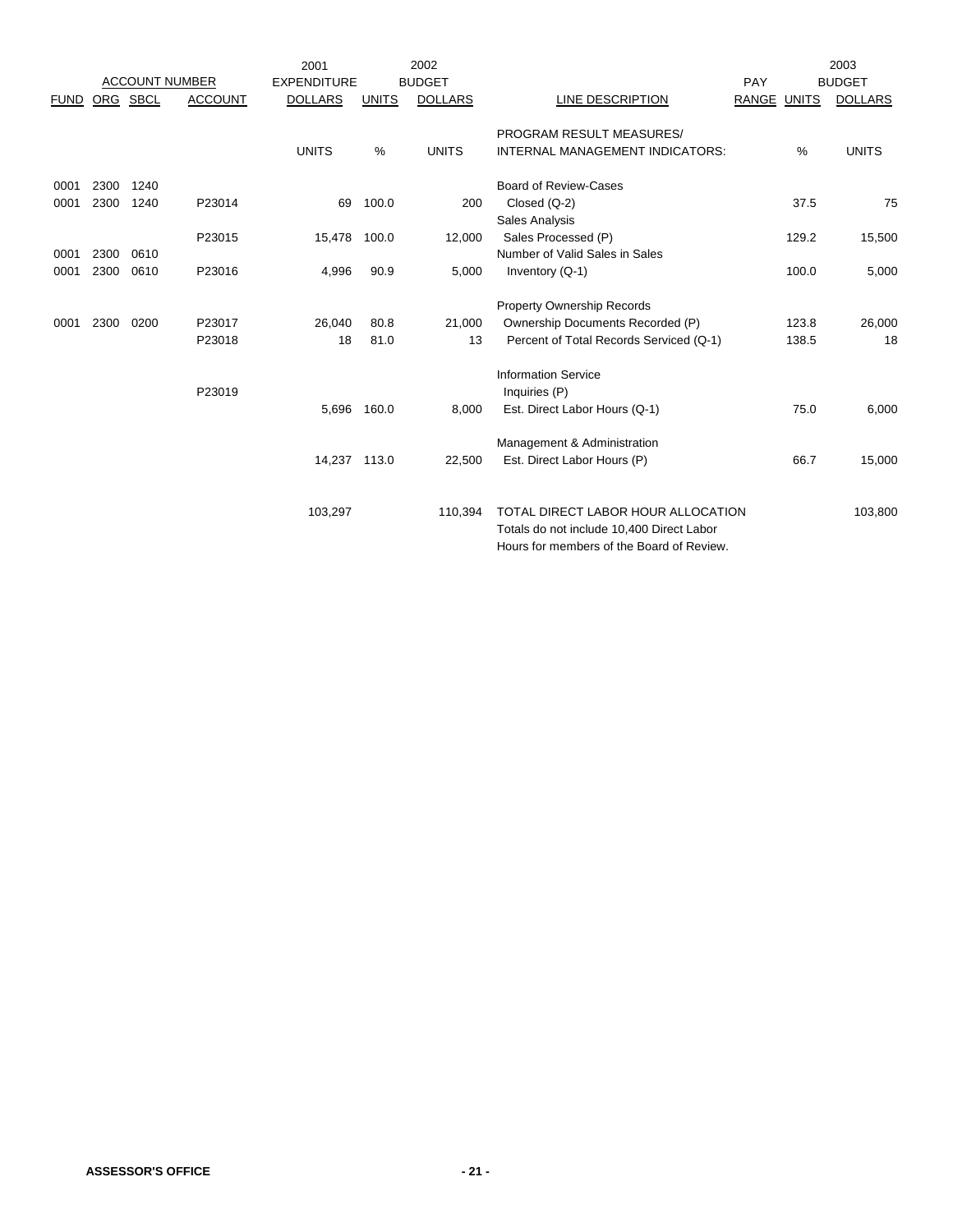| ACCOUNT NUMBER | | | | 2001 EXPENDITURE | | 2002 BUDGET | | PAY | | 2003 BUDGET |
|---|---|---|---|---|---|---|---|---|---|---|
| FUND | ORG | SBCL | ACCOUNT | DOLLARS | UNITS | DOLLARS | LINE DESCRIPTION | RANGE | UNITS | DOLLARS |
| | | | | UNITS | % | UNITS | PROGRAM RESULT MEASURES/ INTERNAL MANAGEMENT INDICATORS: | | % | UNITS |
| 0001 | 2300 | 1240 | | | | | Board of Review-Cases | | | |
| 0001 | 2300 | 1240 | P23014 | 69 | 100.0 | 200 | Closed (Q-2) | | 37.5 | 75 |
| | | | | | | | Sales Analysis | | | |
| | | | P23015 | 15,478 | 100.0 | 12,000 | Sales Processed (P) | | 129.2 | 15,500 |
| 0001 | 2300 | 0610 | | | | | Number of Valid Sales in Sales | | | |
| 0001 | 2300 | 0610 | P23016 | 4,996 | 90.9 | 5,000 | Inventory (Q-1) | | 100.0 | 5,000 |
| | | | | | | | Property Ownership Records | | | |
| 0001 | 2300 | 0200 | P23017 | 26,040 | 80.8 | 21,000 | Ownership Documents Recorded (P) | | 123.8 | 26,000 |
| | | | P23018 | 18 | 81.0 | 13 | Percent of Total Records Serviced (Q-1) | | 138.5 | 18 |
| | | | | | | | Information Service | | | |
| | | | P23019 | | | | Inquiries (P) | | | |
| | | | | 5,696 | 160.0 | 8,000 | Est. Direct Labor Hours (Q-1) | | 75.0 | 6,000 |
| | | | | | | | Management & Administration | | | |
| | | | | 14,237 | 113.0 | 22,500 | Est. Direct Labor Hours (P) | | 66.7 | 15,000 |
| | | | | 103,297 | | 110,394 | TOTAL DIRECT LABOR HOUR ALLOCATION Totals do not include 10,400 Direct Labor Hours for members of the Board of Review. | | | 103,800 |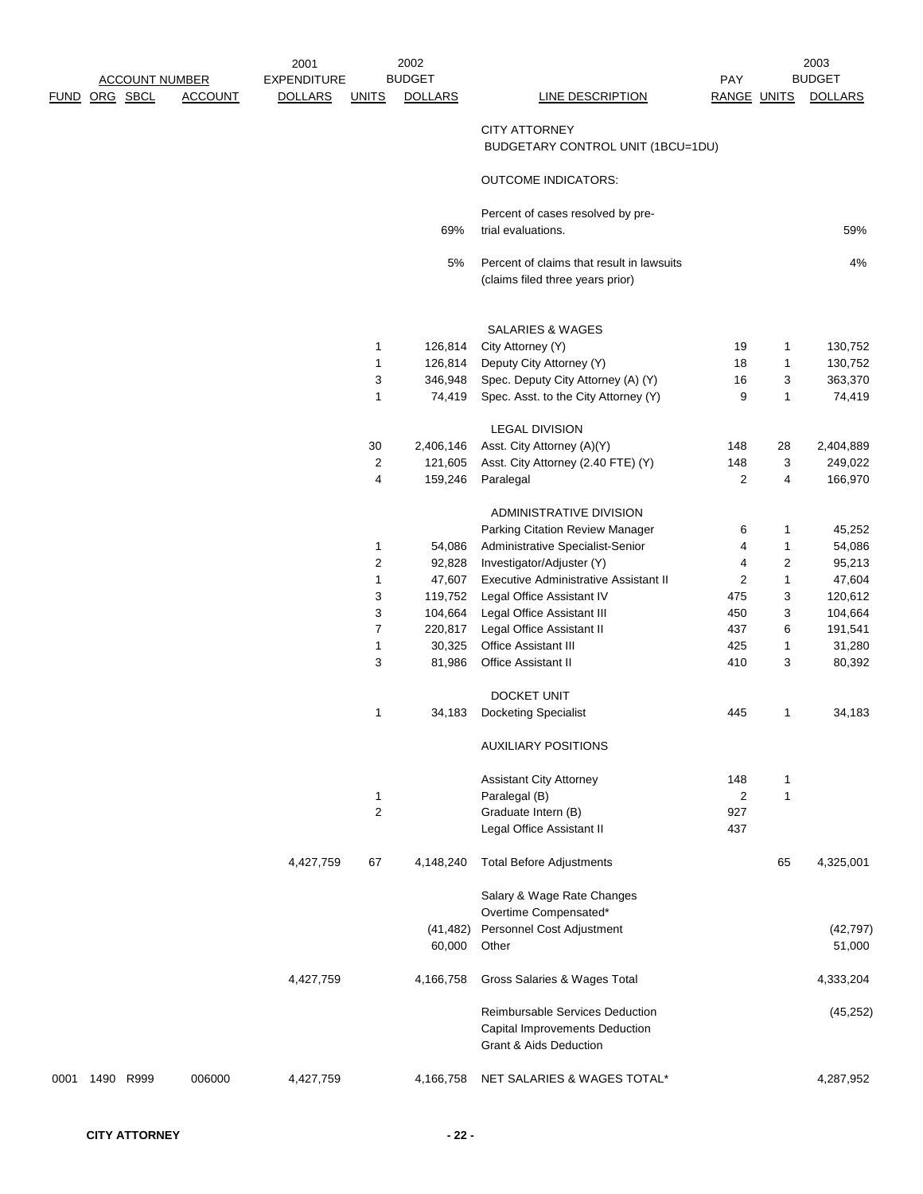| ACCOUNT NUMBER | | | | 2001 | 2002 | | | | 2003 | |
|---|---|---|---|---|---|---|---|---|---|---|
| FUND | ORG | SBCL | ACCOUNT | EXPENDITURE DOLLARS | UNITS | BUDGET DOLLARS | LINE DESCRIPTION | PAY RANGE | UNITS | BUDGET DOLLARS |
| | | | | | | | CITY ATTORNEY | | | |
| | | | | | | | BUDGETARY CONTROL UNIT (1BCU=1DU) | | | |
| | | | | | | | OUTCOME INDICATORS: | | | |
| | | | | | | 69% | Percent of cases resolved by pre-trial evaluations. | | | 59% |
| | | | | | | 5% | Percent of claims that result in lawsuits (claims filed three years prior) | | | 4% |
| | | | | | | | SALARIES & WAGES | | | |
| | | | | | 1 | 126,814 | City Attorney (Y) | 19 | 1 | 130,752 |
| | | | | | 1 | 126,814 | Deputy City Attorney (Y) | 18 | 1 | 130,752 |
| | | | | | 3 | 346,948 | Spec. Deputy City Attorney (A) (Y) | 16 | 3 | 363,370 |
| | | | | | 1 | 74,419 | Spec. Asst. to the City Attorney (Y) | 9 | 1 | 74,419 |
| | | | | | | | LEGAL DIVISION | | | |
| | | | | | 30 | 2,406,146 | Asst. City Attorney (A)(Y) | 148 | 28 | 2,404,889 |
| | | | | | 2 | 121,605 | Asst. City Attorney (2.40 FTE) (Y) | 148 | 3 | 249,022 |
| | | | | | 4 | 159,246 | Paralegal | 2 | 4 | 166,970 |
| | | | | | | | ADMINISTRATIVE DIVISION | | | |
| | | | | | | | Parking Citation Review Manager | 6 | 1 | 45,252 |
| | | | | | 1 | 54,086 | Administrative Specialist-Senior | 4 | 1 | 54,086 |
| | | | | | 2 | 92,828 | Investigator/Adjuster (Y) | 4 | 2 | 95,213 |
| | | | | | 1 | 47,607 | Executive Administrative Assistant II | 2 | 1 | 47,604 |
| | | | | | 3 | 119,752 | Legal Office Assistant IV | 475 | 3 | 120,612 |
| | | | | | 3 | 104,664 | Legal Office Assistant III | 450 | 3 | 104,664 |
| | | | | | 7 | 220,817 | Legal Office Assistant II | 437 | 6 | 191,541 |
| | | | | | 1 | 30,325 | Office Assistant III | 425 | 1 | 31,280 |
| | | | | | 3 | 81,986 | Office Assistant II | 410 | 3 | 80,392 |
| | | | | | | | DOCKET UNIT | | | |
| | | | | | 1 | 34,183 | Docketing Specialist | 445 | 1 | 34,183 |
| | | | | | | | AUXILIARY POSITIONS | | | |
| | | | | | | | Assistant City Attorney | 148 | 1 | |
| | | | | | 1 | | Paralegal (B) | 2 | 1 | |
| | | | | | 2 | | Graduate Intern (B) | 927 | | |
| | | | | | | | Legal Office Assistant II | 437 | | |
| | | | | 4,427,759 | 67 | 4,148,240 | Total Before Adjustments | | 65 | 4,325,001 |
| | | | | | | | Salary & Wage Rate Changes | | | |
| | | | | | | | Overtime Compensated* | | | |
| | | | | | | (41,482) | Personnel Cost Adjustment | | | (42,797) |
| | | | | | | 60,000 | Other | | | 51,000 |
| | | | | 4,427,759 | | 4,166,758 | Gross Salaries & Wages Total | | | 4,333,204 |
| | | | | | | | Reimbursable Services Deduction | | | (45,252) |
| | | | | | | | Capital Improvements Deduction | | | |
| | | | | | | | Grant & Aids Deduction | | | |
| 0001 | 1490 | R999 | 006000 | 4,427,759 | | 4,166,758 | NET SALARIES & WAGES TOTAL* | | | 4,287,952 |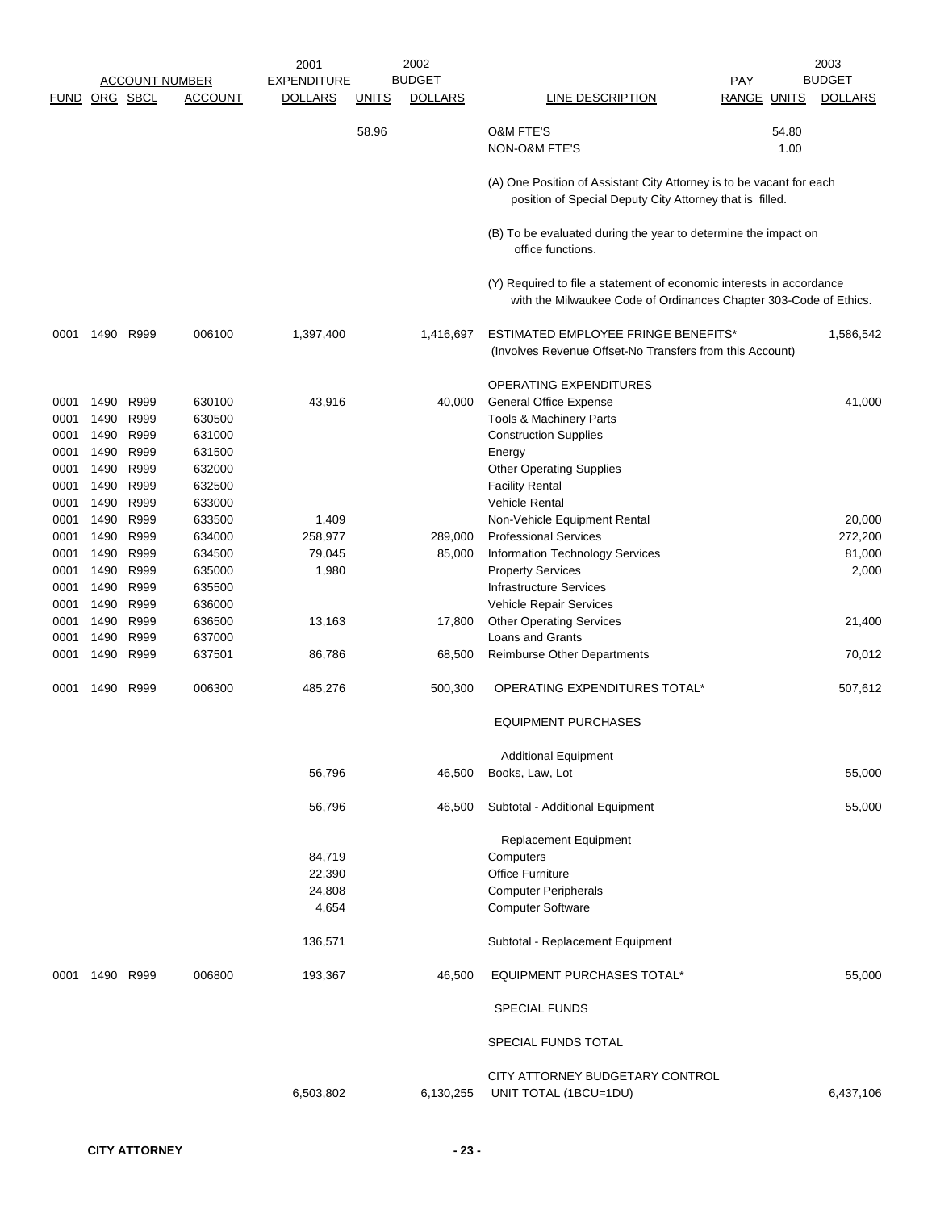| FUND | ORG | SBCL | ACCOUNT | 2001 EXPENDITURE DOLLARS | 2002 BUDGET UNITS | 2002 BUDGET DOLLARS | LINE DESCRIPTION | PAY RANGE | 2003 UNITS | 2003 BUDGET DOLLARS |
|---|---|---|---|---|---|---|---|---|---|---|
| | | | | | 58.96 | | O&M FTE'S | | 54.80 | |
| | | | | | | | NON-O&M FTE'S | | 1.00 | |
| | | | | | | | (A) One Position of Assistant City Attorney is to be vacant for each position of Special Deputy City Attorney that is filled. | | | |
| | | | | | | | (B) To be evaluated during the year to determine the impact on office functions. | | | |
| | | | | | | | (Y) Required to file a statement of economic interests in accordance with the Milwaukee Code of Ordinances Chapter 303-Code of Ethics. | | | |
| 0001 | 1490 | R999 | 006100 | 1,397,400 | | 1,416,697 | ESTIMATED EMPLOYEE FRINGE BENEFITS* (Involves Revenue Offset-No Transfers from this Account) | | | 1,586,542 |
| | | | | | | | OPERATING EXPENDITURES | | | |
| 0001 | 1490 | R999 | 630100 | 43,916 | | 40,000 | General Office Expense | | | 41,000 |
| 0001 | 1490 | R999 | 630500 | | | | Tools & Machinery Parts | | | |
| 0001 | 1490 | R999 | 631000 | | | | Construction Supplies | | | |
| 0001 | 1490 | R999 | 631500 | | | | Energy | | | |
| 0001 | 1490 | R999 | 632000 | | | | Other Operating Supplies | | | |
| 0001 | 1490 | R999 | 632500 | | | | Facility Rental | | | |
| 0001 | 1490 | R999 | 633000 | | | | Vehicle Rental | | | |
| 0001 | 1490 | R999 | 633500 | 1,409 | | | Non-Vehicle Equipment Rental | | | 20,000 |
| 0001 | 1490 | R999 | 634000 | 258,977 | | 289,000 | Professional Services | | | 272,200 |
| 0001 | 1490 | R999 | 634500 | 79,045 | | 85,000 | Information Technology Services | | | 81,000 |
| 0001 | 1490 | R999 | 635000 | 1,980 | | | Property Services | | | 2,000 |
| 0001 | 1490 | R999 | 635500 | | | | Infrastructure Services | | | |
| 0001 | 1490 | R999 | 636000 | | | | Vehicle Repair Services | | | |
| 0001 | 1490 | R999 | 636500 | 13,163 | | 17,800 | Other Operating Services | | | 21,400 |
| 0001 | 1490 | R999 | 637000 | | | | Loans and Grants | | | |
| 0001 | 1490 | R999 | 637501 | 86,786 | | 68,500 | Reimburse Other Departments | | | 70,012 |
| 0001 | 1490 | R999 | 006300 | 485,276 | | 500,300 | OPERATING EXPENDITURES TOTAL* | | | 507,612 |
| | | | | | | | EQUIPMENT PURCHASES | | | |
| | | | | | | | Additional Equipment | | | |
| | | | | 56,796 | | 46,500 | Books, Law, Lot | | | 55,000 |
| | | | | 56,796 | | 46,500 | Subtotal - Additional Equipment | | | 55,000 |
| | | | | | | | Replacement Equipment | | | |
| | | | | 84,719 | | | Computers | | | |
| | | | | 22,390 | | | Office Furniture | | | |
| | | | | 24,808 | | | Computer Peripherals | | | |
| | | | | 4,654 | | | Computer Software | | | |
| | | | | 136,571 | | | Subtotal - Replacement Equipment | | | |
| 0001 | 1490 | R999 | 006800 | 193,367 | | 46,500 | EQUIPMENT PURCHASES TOTAL* | | | 55,000 |
| | | | | | | | SPECIAL FUNDS | | | |
| | | | | | | | SPECIAL FUNDS TOTAL | | | |
| | | | | 6,503,802 | | 6,130,255 | CITY ATTORNEY BUDGETARY CONTROL UNIT TOTAL (1BCU=1DU) | | | 6,437,106 |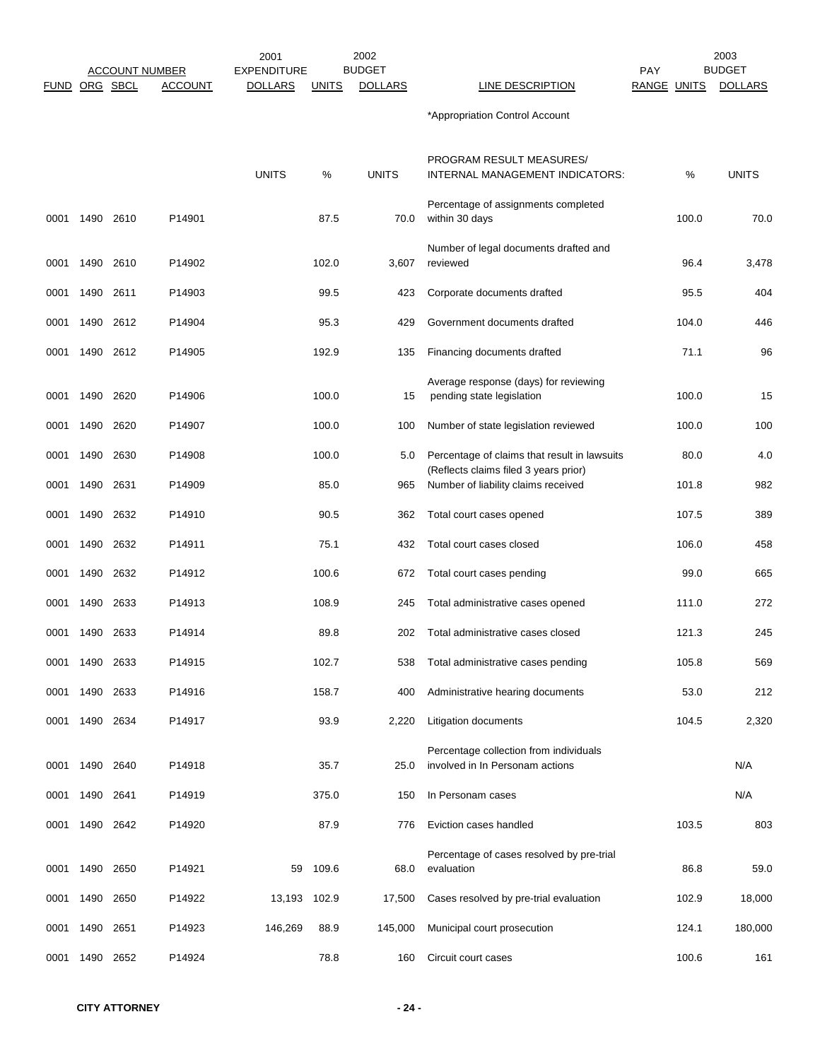| FUND | ORG | SBCL | ACCOUNT | 2001 EXPENDITURE DOLLARS | UNITS | 2002 BUDGET DOLLARS | LINE DESCRIPTION | PAY RANGE | UNITS | 2003 BUDGET DOLLARS |
|---|---|---|---|---|---|---|---|---|---|---|
| | | | | | | | *Appropriation Control Account | | | |
| | | | | UNITS | % | UNITS | PROGRAM RESULT MEASURES/ INTERNAL MANAGEMENT INDICATORS: | | % | UNITS |
| 0001 | 1490 | 2610 | P14901 | | 87.5 | 70.0 | Percentage of assignments completed within 30 days | | 100.0 | 70.0 |
| 0001 | 1490 | 2610 | P14902 | | 102.0 | 3,607 | Number of legal documents drafted and reviewed | | 96.4 | 3,478 |
| 0001 | 1490 | 2611 | P14903 | | 99.5 | 423 | Corporate documents drafted | | 95.5 | 404 |
| 0001 | 1490 | 2612 | P14904 | | 95.3 | 429 | Government documents drafted | | 104.0 | 446 |
| 0001 | 1490 | 2612 | P14905 | | 192.9 | 135 | Financing documents drafted | | 71.1 | 96 |
| 0001 | 1490 | 2620 | P14906 | | 100.0 | 15 | Average response (days) for reviewing pending state legislation | | 100.0 | 15 |
| 0001 | 1490 | 2620 | P14907 | | 100.0 | 100 | Number of state legislation reviewed | | 100.0 | 100 |
| 0001 | 1490 | 2630 | P14908 | | 100.0 | 5.0 | Percentage of claims that result in lawsuits (Reflects claims filed 3 years prior) | | 80.0 | 4.0 |
| 0001 | 1490 | 2631 | P14909 | | 85.0 | 965 | Number of liability claims received | | 101.8 | 982 |
| 0001 | 1490 | 2632 | P14910 | | 90.5 | 362 | Total court cases opened | | 107.5 | 389 |
| 0001 | 1490 | 2632 | P14911 | | 75.1 | 432 | Total court cases closed | | 106.0 | 458 |
| 0001 | 1490 | 2632 | P14912 | | 100.6 | 672 | Total court cases pending | | 99.0 | 665 |
| 0001 | 1490 | 2633 | P14913 | | 108.9 | 245 | Total administrative cases opened | | 111.0 | 272 |
| 0001 | 1490 | 2633 | P14914 | | 89.8 | 202 | Total administrative cases closed | | 121.3 | 245 |
| 0001 | 1490 | 2633 | P14915 | | 102.7 | 538 | Total administrative cases pending | | 105.8 | 569 |
| 0001 | 1490 | 2633 | P14916 | | 158.7 | 400 | Administrative hearing documents | | 53.0 | 212 |
| 0001 | 1490 | 2634 | P14917 | | 93.9 | 2,220 | Litigation documents | | 104.5 | 2,320 |
| 0001 | 1490 | 2640 | P14918 | | 35.7 | 25.0 | Percentage collection from individuals involved in In Personam actions | | | N/A |
| 0001 | 1490 | 2641 | P14919 | | 375.0 | 150 | In Personam cases | | | N/A |
| 0001 | 1490 | 2642 | P14920 | | 87.9 | 776 | Eviction cases handled | | 103.5 | 803 |
| 0001 | 1490 | 2650 | P14921 | 59 | 109.6 | 68.0 | Percentage of cases resolved by pre-trial evaluation | | 86.8 | 59.0 |
| 0001 | 1490 | 2650 | P14922 | 13,193 | 102.9 | 17,500 | Cases resolved by pre-trial evaluation | | 102.9 | 18,000 |
| 0001 | 1490 | 2651 | P14923 | 146,269 | 88.9 | 145,000 | Municipal court prosecution | | 124.1 | 180,000 |
| 0001 | 1490 | 2652 | P14924 | | 78.8 | 160 | Circuit court cases | | 100.6 | 161 |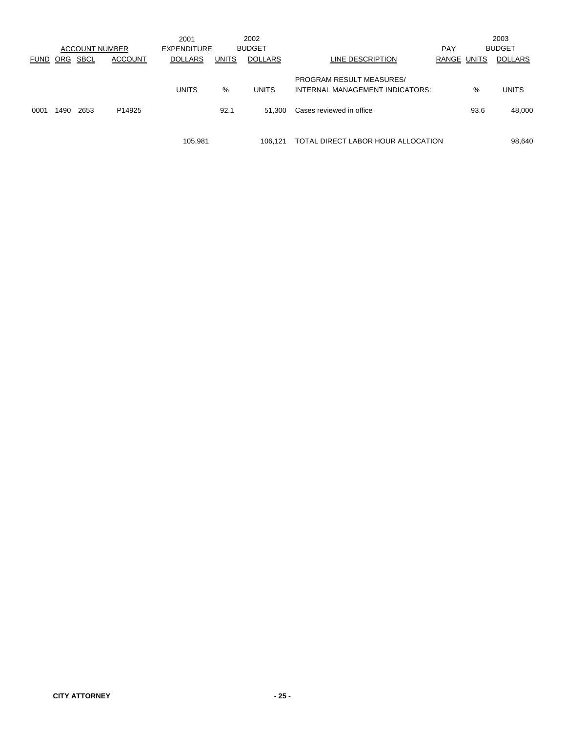| ACCOUNT NUMBER | | | | 2001 EXPENDITURE | 2002 BUDGET | | | | 2003 BUDGET | |
|---|---|---|---|---|---|---|---|---|---|---|
| FUND | ORG | SBCL | ACCOUNT | DOLLARS | UNITS | DOLLARS | LINE DESCRIPTION | PAY RANGE | UNITS | DOLLARS |
| | | | | UNITS | % | UNITS | PROGRAM RESULT MEASURES/ INTERNAL MANAGEMENT INDICATORS: | | % | UNITS |
| 0001 | 1490 | 2653 | P14925 | | 92.1 | 51,300 | Cases reviewed in office | | 93.6 | 48,000 |
| | | | | 105,981 | | 106,121 | TOTAL DIRECT LABOR HOUR ALLOCATION | | | 98,640 |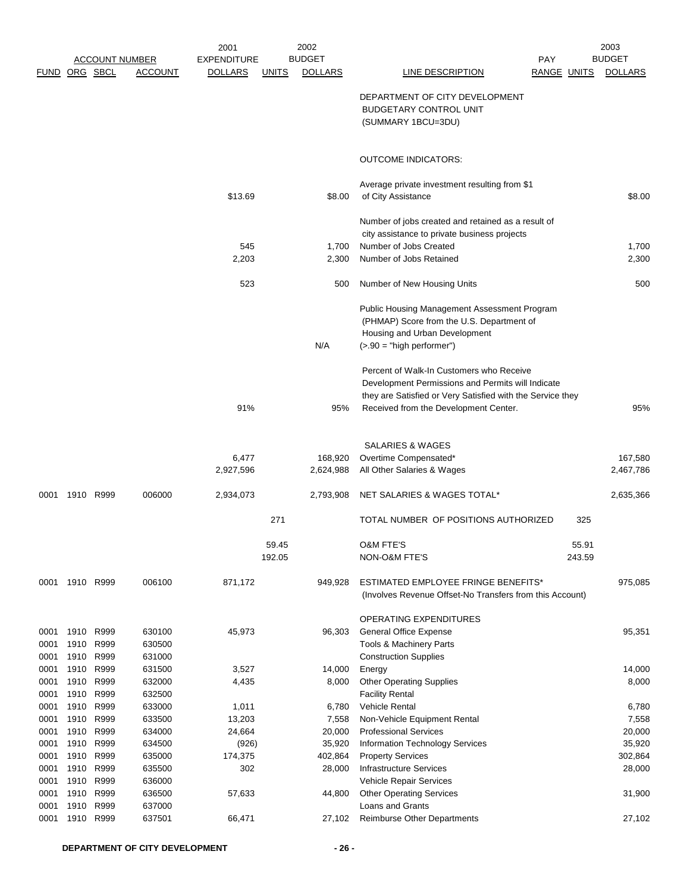| FUND | ORG | SBCL | ACCOUNT | 2001 EXPENDITURE DOLLARS | UNITS | 2002 BUDGET DOLLARS | LINE DESCRIPTION | PAY RANGE | UNITS | 2003 BUDGET DOLLARS |
|---|---|---|---|---|---|---|---|---|---|---|
| | | | | | | | DEPARTMENT OF CITY DEVELOPMENT BUDGETARY CONTROL UNIT (SUMMARY 1BCU=3DU) | | | |
| | | | | | | | OUTCOME INDICATORS: | | | |
| | | | | $13.69 | | $8.00 | Average private investment resulting from $1 of City Assistance | | | $8.00 |
| | | | | | | | Number of jobs created and retained as a result of city assistance to private business projects | | | |
| | | | | 545 | | 1,700 | Number of Jobs Created | | | 1,700 |
| | | | | 2,203 | | 2,300 | Number of Jobs Retained | | | 2,300 |
| | | | | 523 | | 500 | Number of New Housing Units | | | 500 |
| | | | | | | N/A | Public Housing Management Assessment Program (PHMAP) Score from the U.S. Department of Housing and Urban Development (>.90 = "high performer") | | | |
| | | | | 91% | | 95% | Percent of Walk-In Customers who Receive Development Permissions and Permits will Indicate they are Satisfied or Very Satisfied with the Service they Received from the Development Center. | | | 95% |
| | | | | | | | SALARIES & WAGES | | | |
| | | | | 6,477 | | 168,920 | Overtime Compensated* | | | 167,580 |
| | | | | 2,927,596 | | 2,624,988 | All Other Salaries & Wages | | | 2,467,786 |
| 0001 | 1910 | R999 | 006000 | 2,934,073 | | 2,793,908 | NET SALARIES & WAGES TOTAL* | | | 2,635,366 |
| | | | | | 271 | | TOTAL NUMBER OF POSITIONS AUTHORIZED | | 325 | |
| | | | | | 59.45 | | O&M FTE'S | | 55.91 | |
| | | | | | 192.05 | | NON-O&M FTE'S | | 243.59 | |
| 0001 | 1910 | R999 | 006100 | 871,172 | | 949,928 | ESTIMATED EMPLOYEE FRINGE BENEFITS* (Involves Revenue Offset-No Transfers from this Account) | | | 975,085 |
| | | | | | | | OPERATING EXPENDITURES | | | |
| 0001 | 1910 | R999 | 630100 | 45,973 | | 96,303 | General Office Expense | | | 95,351 |
| 0001 | 1910 | R999 | 630500 | | | | Tools & Machinery Parts | | | |
| 0001 | 1910 | R999 | 631000 | | | | Construction Supplies | | | |
| 0001 | 1910 | R999 | 631500 | 3,527 | | 14,000 | Energy | | | 14,000 |
| 0001 | 1910 | R999 | 632000 | 4,435 | | 8,000 | Other Operating Supplies | | | 8,000 |
| 0001 | 1910 | R999 | 632500 | | | | Facility Rental | | | |
| 0001 | 1910 | R999 | 633000 | 1,011 | | 6,780 | Vehicle Rental | | | 6,780 |
| 0001 | 1910 | R999 | 633500 | 13,203 | | 7,558 | Non-Vehicle Equipment Rental | | | 7,558 |
| 0001 | 1910 | R999 | 634000 | 24,664 | | 20,000 | Professional Services | | | 20,000 |
| 0001 | 1910 | R999 | 634500 | (926) | | 35,920 | Information Technology Services | | | 35,920 |
| 0001 | 1910 | R999 | 635000 | 174,375 | | 402,864 | Property Services | | | 302,864 |
| 0001 | 1910 | R999 | 635500 | 302 | | 28,000 | Infrastructure Services | | | 28,000 |
| 0001 | 1910 | R999 | 636000 | | | | Vehicle Repair Services | | | |
| 0001 | 1910 | R999 | 636500 | 57,633 | | 44,800 | Other Operating Services | | | 31,900 |
| 0001 | 1910 | R999 | 637000 | | | | Loans and Grants | | | |
| 0001 | 1910 | R999 | 637501 | 66,471 | | 27,102 | Reimburse Other Departments | | | 27,102 |

**DEPARTMENT OF CITY DEVELOPMENT**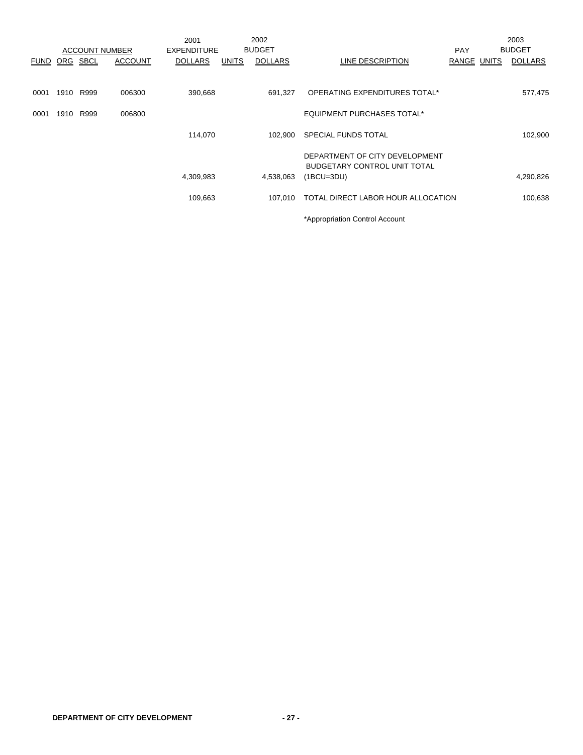| ACCOUNT NUMBER | | | | 2001 EXPENDITURE | 2002 BUDGET | | | PAY | 2003 BUDGET | |
|---|---|---|---|---|---|---|---|---|---|---|
| FUND | ORG | SBCL | ACCOUNT | DOLLARS | UNITS | DOLLARS | LINE DESCRIPTION | RANGE | UNITS | DOLLARS |
| 0001 | 1910 | R999 | 006300 | 390,668 | | 691,327 | OPERATING EXPENDITURES TOTAL* | | | 577,475 |
| 0001 | 1910 | R999 | 006800 | | | | EQUIPMENT PURCHASES TOTAL* | | | |
| | | | | 114,070 | | 102,900 | SPECIAL FUNDS TOTAL | | | 102,900 |
| | | | | 4,309,983 | | 4,538,063 | DEPARTMENT OF CITY DEVELOPMENT BUDGETARY CONTROL UNIT TOTAL (1BCU=3DU) | | | 4,290,826 |
| | | | | 109,663 | | 107,010 | TOTAL DIRECT LABOR HOUR ALLOCATION | | | 100,638 |

*Appropriation Control Account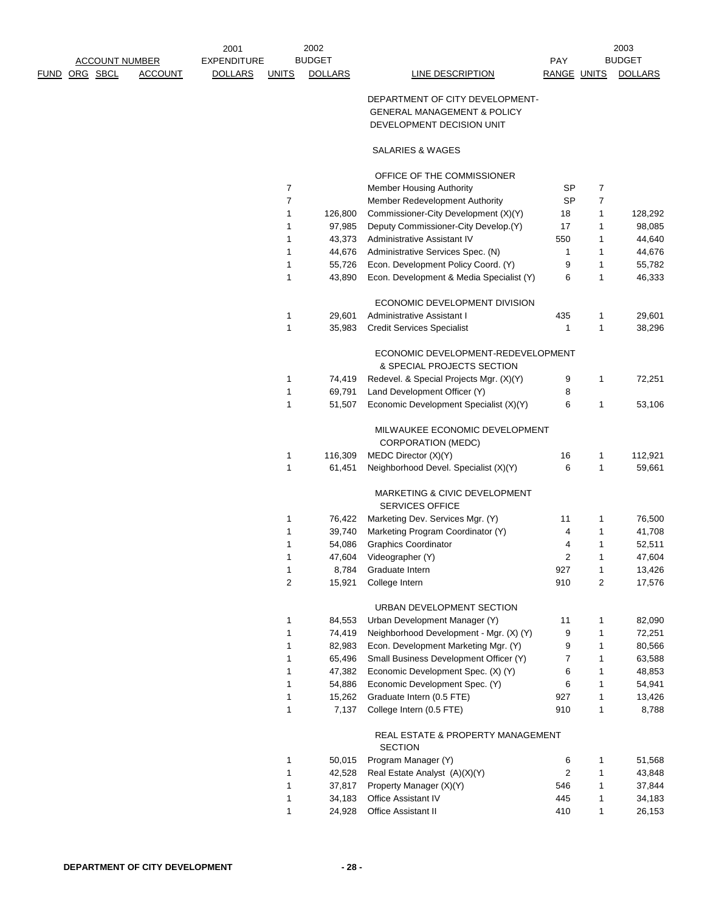| ACCOUNT NUMBER | | | | 2001 EXPENDITURE | 2002 BUDGET | | | PAY | 2003 BUDGET | |
|---|---|---|---|---|---|---|---|---|---|---|
| FUND | ORG | SBCL | ACCOUNT | DOLLARS | UNITS | DOLLARS | LINE DESCRIPTION | RANGE | UNITS | DOLLARS |
| | | | | | | | DEPARTMENT OF CITY DEVELOPMENT- GENERAL MANAGEMENT & POLICY DEVELOPMENT DECISION UNIT | | | |
| | | | | | | | SALARIES & WAGES | | | |
| | | | | | | | OFFICE OF THE COMMISSIONER | | | |
| | | | | | 7 | | Member Housing Authority | SP | 7 | |
| | | | | | 7 | | Member Redevelopment Authority | SP | 7 | |
| | | | | | 1 | 126,800 | Commissioner-City Development (X)(Y) | 18 | 1 | 128,292 |
| | | | | | 1 | 97,985 | Deputy Commissioner-City Develop.(Y) | 17 | 1 | 98,085 |
| | | | | | 1 | 43,373 | Administrative Assistant IV | 550 | 1 | 44,640 |
| | | | | | 1 | 44,676 | Administrative Services Spec. (N) | 1 | 1 | 44,676 |
| | | | | | 1 | 55,726 | Econ. Development Policy Coord. (Y) | 9 | 1 | 55,782 |
| | | | | | 1 | 43,890 | Econ. Development & Media Specialist (Y) | 6 | 1 | 46,333 |
| | | | | | | | ECONOMIC DEVELOPMENT DIVISION | | | |
| | | | | | 1 | 29,601 | Administrative Assistant I | 435 | 1 | 29,601 |
| | | | | | 1 | 35,983 | Credit Services Specialist | 1 | 1 | 38,296 |
| | | | | | | | ECONOMIC DEVELOPMENT-REDEVELOPMENT & SPECIAL PROJECTS SECTION | | | |
| | | | | | 1 | 74,419 | Redevel. & Special Projects Mgr. (X)(Y) | 9 | 1 | 72,251 |
| | | | | | 1 | 69,791 | Land Development Officer (Y) | 8 | | |
| | | | | | 1 | 51,507 | Economic Development Specialist (X)(Y) | 6 | 1 | 53,106 |
| | | | | | | | MILWAUKEE ECONOMIC DEVELOPMENT CORPORATION (MEDC) | | | |
| | | | | | 1 | 116,309 | MEDC Director (X)(Y) | 16 | 1 | 112,921 |
| | | | | | 1 | 61,451 | Neighborhood Devel. Specialist (X)(Y) | 6 | 1 | 59,661 |
| | | | | | | | MARKETING & CIVIC DEVELOPMENT SERVICES OFFICE | | | |
| | | | | | 1 | 76,422 | Marketing Dev. Services Mgr. (Y) | 11 | 1 | 76,500 |
| | | | | | 1 | 39,740 | Marketing Program Coordinator (Y) | 4 | 1 | 41,708 |
| | | | | | 1 | 54,086 | Graphics Coordinator | 4 | 1 | 52,511 |
| | | | | | 1 | 47,604 | Videographer (Y) | 2 | 1 | 47,604 |
| | | | | | 1 | 8,784 | Graduate Intern | 927 | 1 | 13,426 |
| | | | | | 2 | 15,921 | College Intern | 910 | 2 | 17,576 |
| | | | | | | | URBAN DEVELOPMENT SECTION | | | |
| | | | | | 1 | 84,553 | Urban Development Manager (Y) | 11 | 1 | 82,090 |
| | | | | | 1 | 74,419 | Neighborhood Development - Mgr. (X) (Y) | 9 | 1 | 72,251 |
| | | | | | 1 | 82,983 | Econ. Development Marketing Mgr. (Y) | 9 | 1 | 80,566 |
| | | | | | 1 | 65,496 | Small Business Development Officer (Y) | 7 | 1 | 63,588 |
| | | | | | 1 | 47,382 | Economic Development Spec. (X) (Y) | 6 | 1 | 48,853 |
| | | | | | 1 | 54,886 | Economic Development Spec. (Y) | 6 | 1 | 54,941 |
| | | | | | 1 | 15,262 | Graduate Intern (0.5 FTE) | 927 | 1 | 13,426 |
| | | | | | 1 | 7,137 | College Intern (0.5 FTE) | 910 | 1 | 8,788 |
| | | | | | | | REAL ESTATE & PROPERTY MANAGEMENT SECTION | | | |
| | | | | | 1 | 50,015 | Program Manager (Y) | 6 | 1 | 51,568 |
| | | | | | 1 | 42,528 | Real Estate Analyst (A)(X)(Y) | 2 | 1 | 43,848 |
| | | | | | 1 | 37,817 | Property Manager (X)(Y) | 546 | 1 | 37,844 |
| | | | | | 1 | 34,183 | Office Assistant IV | 445 | 1 | 34,183 |
| | | | | | 1 | 24,928 | Office Assistant II | 410 | 1 | 26,153 |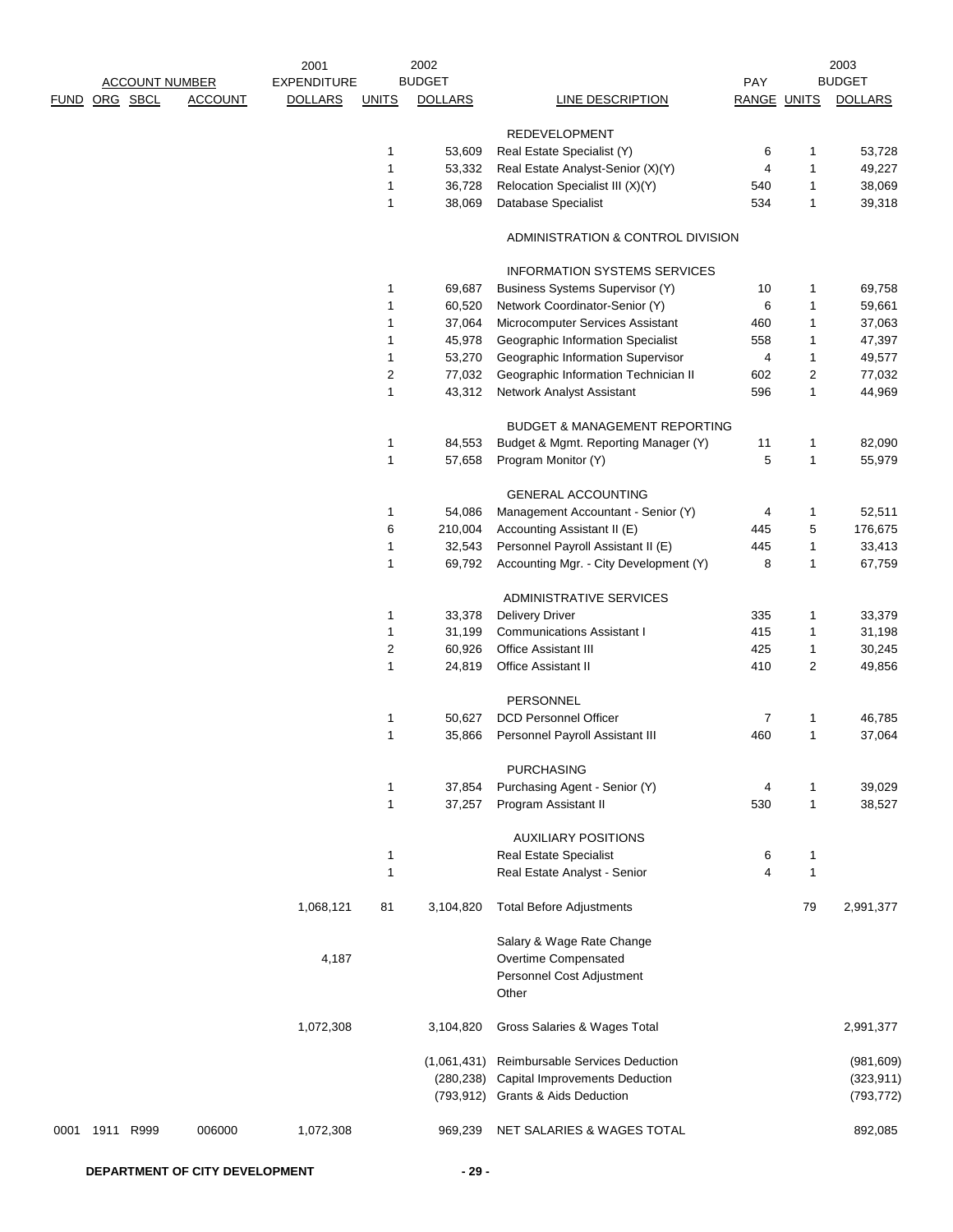| ACCOUNT NUMBER | | | | 2001 EXPENDITURE | 2002 BUDGET | | | PAY | 2003 BUDGET | |
|---|---|---|---|---|---|---|---|---|---|---|
| FUND | ORG | SBCL | ACCOUNT | DOLLARS | UNITS | DOLLARS | LINE DESCRIPTION | RANGE | UNITS | DOLLARS |
| | | | | | | | REDEVELOPMENT | | | |
| | | | | | 1 | 53,609 | Real Estate Specialist (Y) | 6 | 1 | 53,728 |
| | | | | | 1 | 53,332 | Real Estate Analyst-Senior (X)(Y) | 4 | 1 | 49,227 |
| | | | | | 1 | 36,728 | Relocation Specialist III (X)(Y) | 540 | 1 | 38,069 |
| | | | | | 1 | 38,069 | Database Specialist | 534 | 1 | 39,318 |
| | | | | | | | ADMINISTRATION & CONTROL DIVISION | | | |
| | | | | | | | INFORMATION SYSTEMS SERVICES | | | |
| | | | | | 1 | 69,687 | Business Systems Supervisor (Y) | 10 | 1 | 69,758 |
| | | | | | 1 | 60,520 | Network Coordinator-Senior (Y) | 6 | 1 | 59,661 |
| | | | | | 1 | 37,064 | Microcomputer Services Assistant | 460 | 1 | 37,063 |
| | | | | | 1 | 45,978 | Geographic Information Specialist | 558 | 1 | 47,397 |
| | | | | | 1 | 53,270 | Geographic Information Supervisor | 4 | 1 | 49,577 |
| | | | | | 2 | 77,032 | Geographic Information Technician II | 602 | 2 | 77,032 |
| | | | | | 1 | 43,312 | Network Analyst Assistant | 596 | 1 | 44,969 |
| | | | | | | | BUDGET & MANAGEMENT REPORTING | | | |
| | | | | | 1 | 84,553 | Budget & Mgmt. Reporting Manager (Y) | 11 | 1 | 82,090 |
| | | | | | 1 | 57,658 | Program Monitor (Y) | 5 | 1 | 55,979 |
| | | | | | | | GENERAL ACCOUNTING | | | |
| | | | | | 1 | 54,086 | Management Accountant - Senior (Y) | 4 | 1 | 52,511 |
| | | | | | 6 | 210,004 | Accounting Assistant II (E) | 445 | 5 | 176,675 |
| | | | | | 1 | 32,543 | Personnel Payroll Assistant II (E) | 445 | 1 | 33,413 |
| | | | | | 1 | 69,792 | Accounting Mgr. - City Development (Y) | 8 | 1 | 67,759 |
| | | | | | | | ADMINISTRATIVE SERVICES | | | |
| | | | | | 1 | 33,378 | Delivery Driver | 335 | 1 | 33,379 |
| | | | | | 1 | 31,199 | Communications Assistant I | 415 | 1 | 31,198 |
| | | | | | 2 | 60,926 | Office Assistant III | 425 | 1 | 30,245 |
| | | | | | 1 | 24,819 | Office Assistant II | 410 | 2 | 49,856 |
| | | | | | | | PERSONNEL | | | |
| | | | | | 1 | 50,627 | DCD Personnel Officer | 7 | 1 | 46,785 |
| | | | | | 1 | 35,866 | Personnel Payroll Assistant III | 460 | 1 | 37,064 |
| | | | | | | | PURCHASING | | | |
| | | | | | 1 | 37,854 | Purchasing Agent - Senior (Y) | 4 | 1 | 39,029 |
| | | | | | 1 | 37,257 | Program Assistant II | 530 | 1 | 38,527 |
| | | | | | | | AUXILIARY POSITIONS | | | |
| | | | | | 1 | | Real Estate Specialist | 6 | 1 | |
| | | | | | 1 | | Real Estate Analyst - Senior | 4 | 1 | |
| | | | | 1,068,121 | 81 | 3,104,820 | Total Before Adjustments | | 79 | 2,991,377 |
| | | | | | | | Salary & Wage Rate Change | | | |
| | | | | 4,187 | | | Overtime Compensated | | | |
| | | | | | | | Personnel Cost Adjustment | | | |
| | | | | | | | Other | | | |
| | | | | 1,072,308 | | 3,104,820 | Gross Salaries & Wages Total | | | 2,991,377 |
| | | | | | | (1,061,431) | Reimbursable Services Deduction | | | (981,609) |
| | | | | | | (280,238) | Capital Improvements Deduction | | | (323,911) |
| | | | | | | (793,912) | Grants & Aids Deduction | | | (793,772) |
| 0001 | 1911 | R999 | 006000 | 1,072,308 | | 969,239 | NET SALARIES & WAGES TOTAL | | | 892,085 |

**DEPARTMENT OF CITY DEVELOPMENT**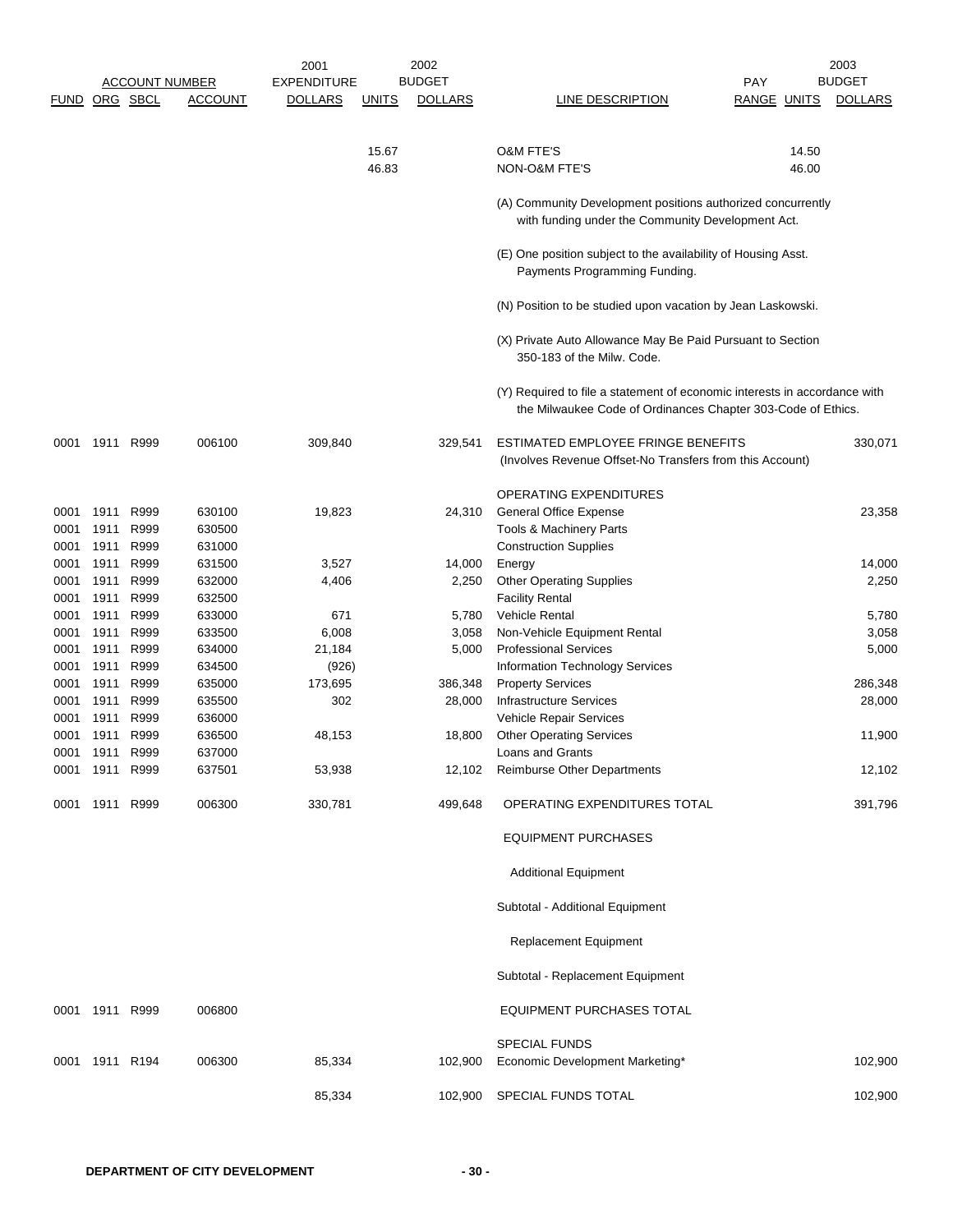| ACCOUNT NUMBER | | | | 2001 EXPENDITURE | 2002 BUDGET | | | PAY | 2003 BUDGET | |
|---|---|---|---|---|---|---|---|---|---|---|
| FUND | ORG | SBCL | ACCOUNT | DOLLARS | UNITS | DOLLARS | LINE DESCRIPTION | RANGE | UNITS | DOLLARS |
| | | | | | 15.67 | | O&M FTE'S | | 14.50 | |
| | | | | | 46.83 | | NON-O&M FTE'S | | 46.00 | |
| | | | | | | | (A) Community Development positions authorized concurrently with funding under the Community Development Act. | | | |
| | | | | | | | (E) One position subject to the availability of Housing Asst. Payments Programming Funding. | | | |
| | | | | | | | (N) Position to be studied upon vacation by Jean Laskowski. | | | |
| | | | | | | | (X) Private Auto Allowance May Be Paid Pursuant to Section 350-183 of the Milw. Code. | | | |
| | | | | | | | (Y) Required to file a statement of economic interests in accordance with the Milwaukee Code of Ordinances Chapter 303-Code of Ethics. | | | |
| 0001 | 1911 | R999 | 006100 | 309,840 | | 329,541 | ESTIMATED EMPLOYEE FRINGE BENEFITS (Involves Revenue Offset-No Transfers from this Account) | | | 330,071 |
| | | | | | | | OPERATING EXPENDITURES | | | |
| 0001 | 1911 | R999 | 630100 | 19,823 | | 24,310 | General Office Expense | | | 23,358 |
| 0001 | 1911 | R999 | 630500 | | | | Tools & Machinery Parts | | | |
| 0001 | 1911 | R999 | 631000 | | | | Construction Supplies | | | |
| 0001 | 1911 | R999 | 631500 | 3,527 | | 14,000 | Energy | | | 14,000 |
| 0001 | 1911 | R999 | 632000 | 4,406 | | 2,250 | Other Operating Supplies | | | 2,250 |
| 0001 | 1911 | R999 | 632500 | | | | Facility Rental | | | |
| 0001 | 1911 | R999 | 633000 | 671 | | 5,780 | Vehicle Rental | | | 5,780 |
| 0001 | 1911 | R999 | 633500 | 6,008 | | 3,058 | Non-Vehicle Equipment Rental | | | 3,058 |
| 0001 | 1911 | R999 | 634000 | 21,184 | | 5,000 | Professional Services | | | 5,000 |
| 0001 | 1911 | R999 | 634500 | (926) | | | Information Technology Services | | | |
| 0001 | 1911 | R999 | 635000 | 173,695 | | 386,348 | Property Services | | | 286,348 |
| 0001 | 1911 | R999 | 635500 | 302 | | 28,000 | Infrastructure Services | | | 28,000 |
| 0001 | 1911 | R999 | 636000 | | | | Vehicle Repair Services | | | |
| 0001 | 1911 | R999 | 636500 | 48,153 | | 18,800 | Other Operating Services | | | 11,900 |
| 0001 | 1911 | R999 | 637000 | | | | Loans and Grants | | | |
| 0001 | 1911 | R999 | 637501 | 53,938 | | 12,102 | Reimburse Other Departments | | | 12,102 |
| 0001 | 1911 | R999 | 006300 | 330,781 | | 499,648 | OPERATING EXPENDITURES TOTAL | | | 391,796 |
| | | | | | | | EQUIPMENT PURCHASES | | | |
| | | | | | | | Additional Equipment | | | |
| | | | | | | | Subtotal - Additional Equipment | | | |
| | | | | | | | Replacement Equipment | | | |
| | | | | | | | Subtotal - Replacement Equipment | | | |
| 0001 | 1911 | R999 | 006800 | | | | EQUIPMENT PURCHASES TOTAL | | | |
| | | | | | | | SPECIAL FUNDS | | | |
| 0001 | 1911 | R194 | 006300 | 85,334 | | 102,900 | Economic Development Marketing* | | | 102,900 |
| | | | | 85,334 | | 102,900 | SPECIAL FUNDS TOTAL | | | 102,900 |

**DEPARTMENT OF CITY DEVELOPMENT**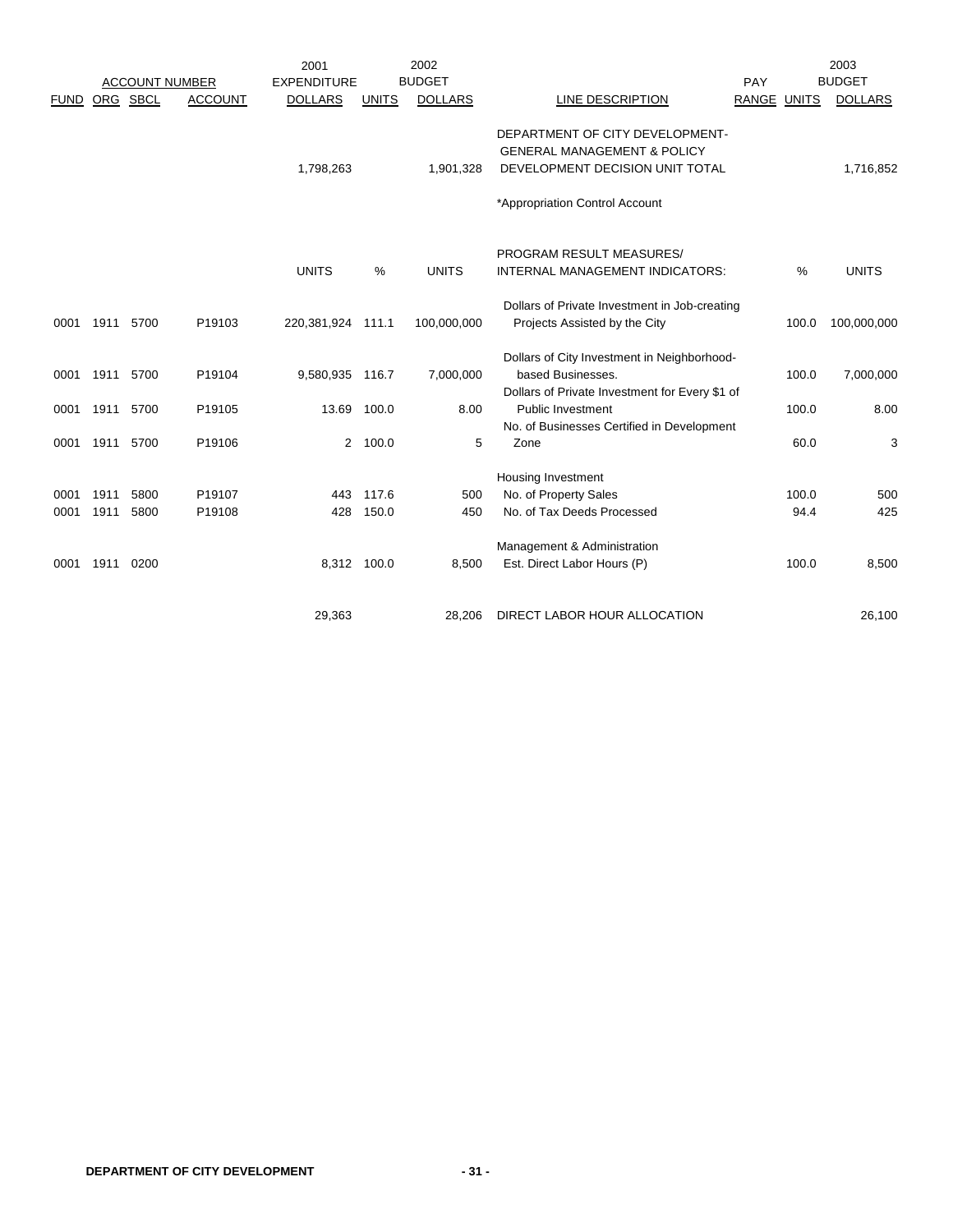| ACCOUNT NUMBER | | | | 2001 EXPENDITURE | | 2002 BUDGET | | PAY | | 2003 BUDGET |
|---|---|---|---|---|---|---|---|---|---|---|
| FUND | ORG | SBCL | ACCOUNT | DOLLARS | UNITS | DOLLARS | LINE DESCRIPTION | RANGE | UNITS | DOLLARS |
| | | | | 1,798,263 | | 1,901,328 | DEPARTMENT OF CITY DEVELOPMENT-GENERAL MANAGEMENT & POLICY DEVELOPMENT DECISION UNIT TOTAL | | | 1,716,852 |
| | | | | | | | *Appropriation Control Account | | | |
| | | | | UNITS | % | UNITS | PROGRAM RESULT MEASURES/ INTERNAL MANAGEMENT INDICATORS: | | % | UNITS |
| 0001 | 1911 | 5700 | P19103 | 220,381,924 | 111.1 | 100,000,000 | Dollars of Private Investment in Job-creating Projects Assisted by the City | | 100.0 | 100,000,000 |
| 0001 | 1911 | 5700 | P19104 | 9,580,935 | 116.7 | 7,000,000 | Dollars of City Investment in Neighborhood-based Businesses. | | 100.0 | 7,000,000 |
| 0001 | 1911 | 5700 | P19105 | 13.69 | 100.0 | 8.00 | Dollars of Private Investment for Every $1 of Public Investment | | 100.0 | 8.00 |
| 0001 | 1911 | 5700 | P19106 | 2 | 100.0 | 5 | No. of Businesses Certified in Development Zone | | 60.0 | 3 |
| | | | | | | | Housing Investment | | | |
| 0001 | 1911 | 5800 | P19107 | 443 | 117.6 | 500 | No. of Property Sales | | 100.0 | 500 |
| 0001 | 1911 | 5800 | P19108 | 428 | 150.0 | 450 | No. of Tax Deeds Processed | | 94.4 | 425 |
| | | | | | | | Management & Administration | | | |
| 0001 | 1911 | 0200 | | 8,312 | 100.0 | 8,500 | Est. Direct Labor Hours (P) | | 100.0 | 8,500 |
| | | | | 29,363 | | 28,206 | DIRECT LABOR HOUR ALLOCATION | | | 26,100 |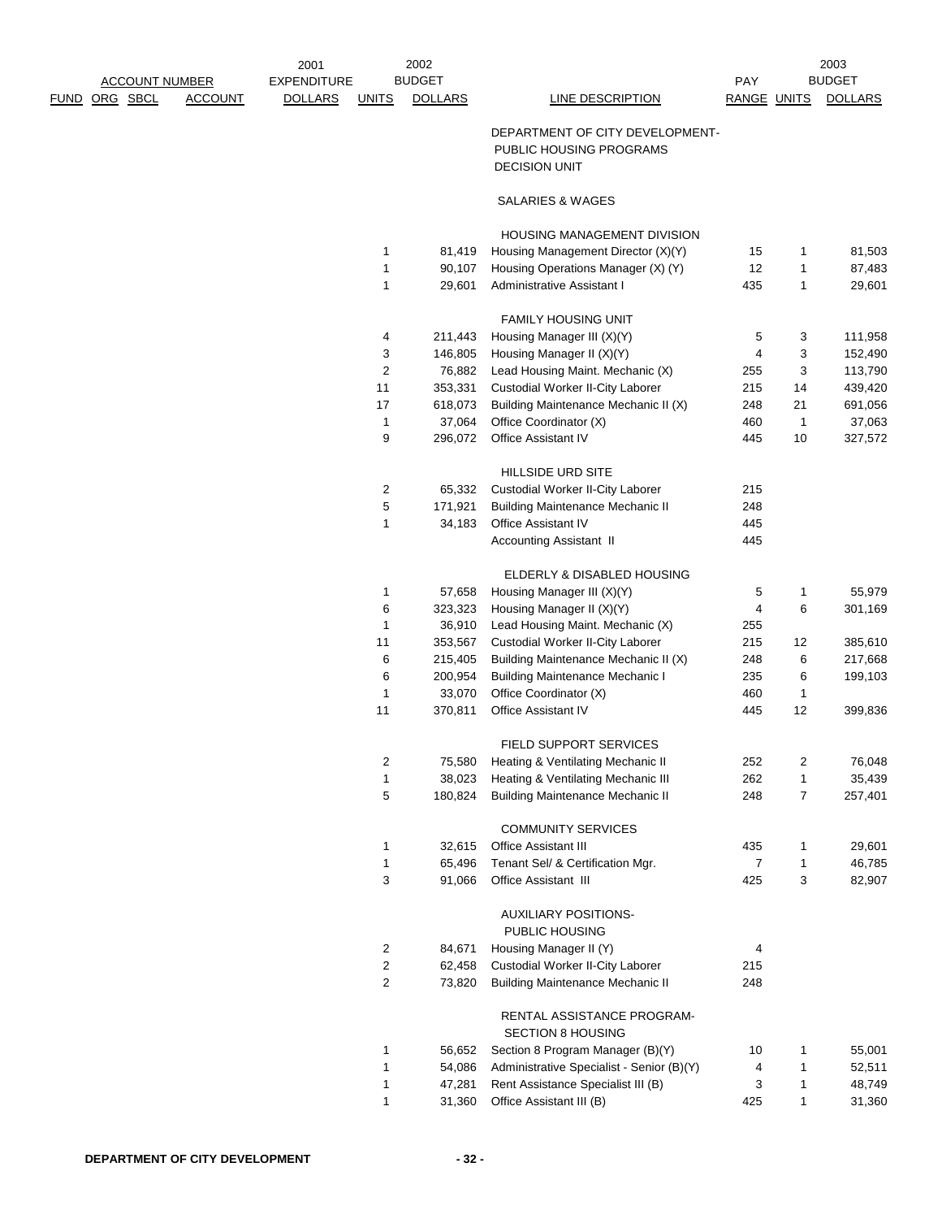| FUND | ORG | SBCL | ACCOUNT | 2001 EXPENDITURE DOLLARS | 2002 BUDGET UNITS | 2002 BUDGET DOLLARS | LINE DESCRIPTION | PAY RANGE | 2003 BUDGET UNITS | 2003 BUDGET DOLLARS |
|---|---|---|---|---|---|---|---|---|---|---|
| | | | | | | | DEPARTMENT OF CITY DEVELOPMENT- PUBLIC HOUSING PROGRAMS DECISION UNIT | | | |
| | | | | | | | SALARIES & WAGES | | | |
| | | | | | | | HOUSING MANAGEMENT DIVISION | | | |
| | | | | | 1 | 81,419 | Housing Management Director (X)(Y) | 15 | 1 | 81,503 |
| | | | | | 1 | 90,107 | Housing Operations Manager (X) (Y) | 12 | 1 | 87,483 |
| | | | | | 1 | 29,601 | Administrative Assistant I | 435 | 1 | 29,601 |
| | | | | | | | FAMILY HOUSING UNIT | | | |
| | | | | | 4 | 211,443 | Housing Manager III (X)(Y) | 5 | 3 | 111,958 |
| | | | | | 3 | 146,805 | Housing Manager II (X)(Y) | 4 | 3 | 152,490 |
| | | | | | 2 | 76,882 | Lead Housing Maint. Mechanic (X) | 255 | 3 | 113,790 |
| | | | | | 11 | 353,331 | Custodial Worker II-City Laborer | 215 | 14 | 439,420 |
| | | | | | 17 | 618,073 | Building Maintenance Mechanic II (X) | 248 | 21 | 691,056 |
| | | | | | 1 | 37,064 | Office Coordinator (X) | 460 | 1 | 37,063 |
| | | | | | 9 | 296,072 | Office Assistant IV | 445 | 10 | 327,572 |
| | | | | | | | HILLSIDE URD SITE | | | |
| | | | | | 2 | 65,332 | Custodial Worker II-City Laborer | 215 | | |
| | | | | | 5 | 171,921 | Building Maintenance Mechanic II | 248 | | |
| | | | | | 1 | 34,183 | Office Assistant IV | 445 | | |
| | | | | | | | Accounting Assistant II | 445 | | |
| | | | | | | | ELDERLY & DISABLED HOUSING | | | |
| | | | | | 1 | 57,658 | Housing Manager III (X)(Y) | 5 | 1 | 55,979 |
| | | | | | 6 | 323,323 | Housing Manager II (X)(Y) | 4 | 6 | 301,169 |
| | | | | | 1 | 36,910 | Lead Housing Maint. Mechanic (X) | 255 | | |
| | | | | | 11 | 353,567 | Custodial Worker II-City Laborer | 215 | 12 | 385,610 |
| | | | | | 6 | 215,405 | Building Maintenance Mechanic II (X) | 248 | 6 | 217,668 |
| | | | | | 6 | 200,954 | Building Maintenance Mechanic I | 235 | 6 | 199,103 |
| | | | | | 1 | 33,070 | Office Coordinator (X) | 460 | 1 | |
| | | | | | 11 | 370,811 | Office Assistant IV | 445 | 12 | 399,836 |
| | | | | | | | FIELD SUPPORT SERVICES | | | |
| | | | | | 2 | 75,580 | Heating & Ventilating Mechanic II | 252 | 2 | 76,048 |
| | | | | | 1 | 38,023 | Heating & Ventilating Mechanic III | 262 | 1 | 35,439 |
| | | | | | 5 | 180,824 | Building Maintenance Mechanic II | 248 | 7 | 257,401 |
| | | | | | | | COMMUNITY SERVICES | | | |
| | | | | | 1 | 32,615 | Office Assistant III | 435 | 1 | 29,601 |
| | | | | | 1 | 65,496 | Tenant Sel/ & Certification Mgr. | 7 | 1 | 46,785 |
| | | | | | 3 | 91,066 | Office Assistant III | 425 | 3 | 82,907 |
| | | | | | | | AUXILIARY POSITIONS- PUBLIC HOUSING | | | |
| | | | | | 2 | 84,671 | Housing Manager II (Y) | 4 | | |
| | | | | | 2 | 62,458 | Custodial Worker II-City Laborer | 215 | | |
| | | | | | 2 | 73,820 | Building Maintenance Mechanic II | 248 | | |
| | | | | | | | RENTAL ASSISTANCE PROGRAM- SECTION 8 HOUSING | | | |
| | | | | | 1 | 56,652 | Section 8 Program Manager (B)(Y) | 10 | 1 | 55,001 |
| | | | | | 1 | 54,086 | Administrative Specialist - Senior (B)(Y) | 4 | 1 | 52,511 |
| | | | | | 1 | 47,281 | Rent Assistance Specialist III (B) | 3 | 1 | 48,749 |
| | | | | | 1 | 31,360 | Office Assistant III (B) | 425 | 1 | 31,360 |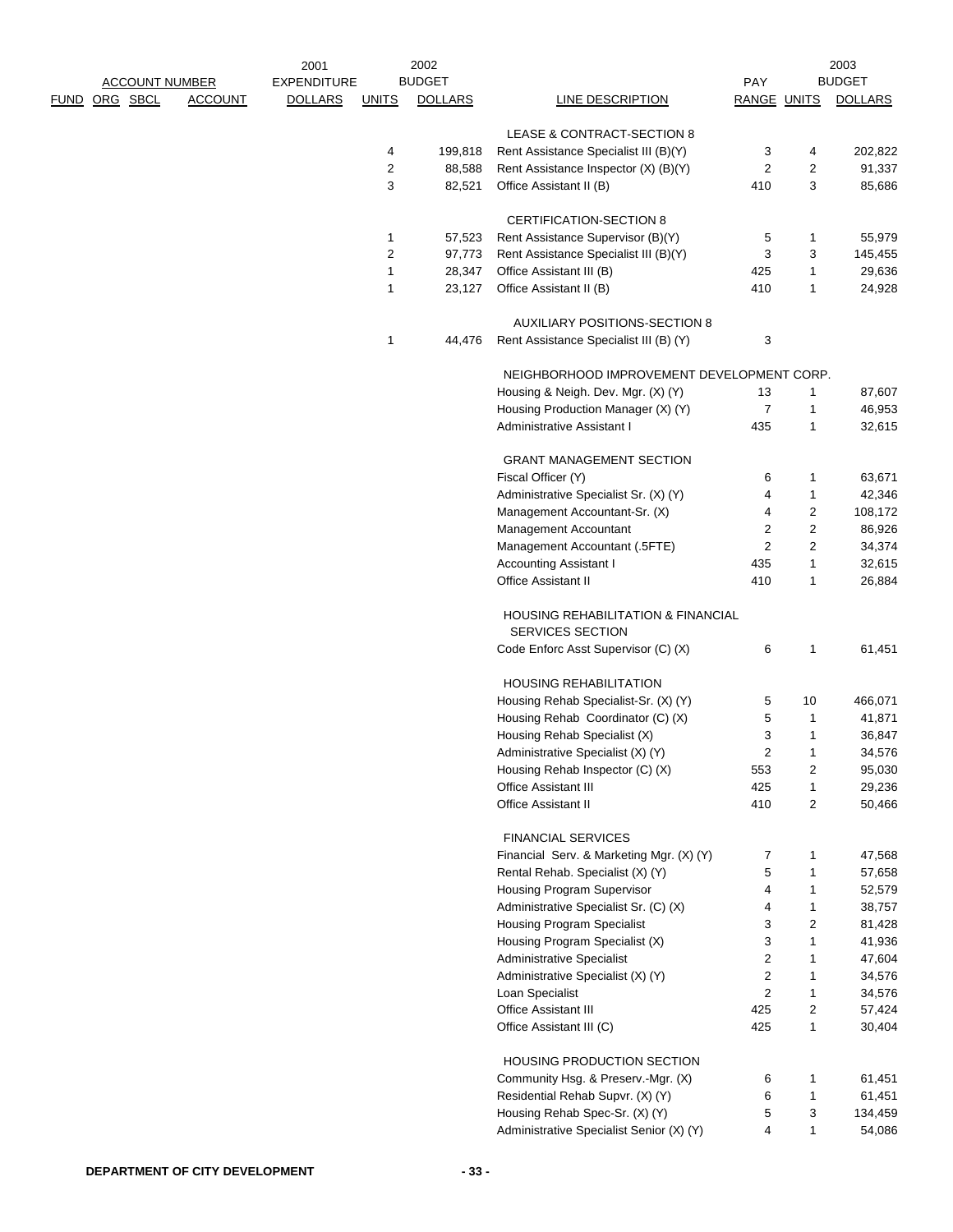| FUND | ORG | SBCL | ACCOUNT | 2001 EXPENDITURE DOLLARS | 2002 BUDGET UNITS | 2002 BUDGET DOLLARS | LINE DESCRIPTION | PAY RANGE | 2003 BUDGET UNITS | 2003 BUDGET DOLLARS |
|---|---|---|---|---|---|---|---|---|---|---|
| | | | | | | | LEASE & CONTRACT-SECTION 8 | | | |
| | | | | | 4 | 199,818 | Rent Assistance Specialist III (B)(Y) | 3 | 4 | 202,822 |
| | | | | | 2 | 88,588 | Rent Assistance Inspector (X) (B)(Y) | 2 | 2 | 91,337 |
| | | | | | 3 | 82,521 | Office Assistant II (B) | 410 | 3 | 85,686 |
| | | | | | | | CERTIFICATION-SECTION 8 | | | |
| | | | | | 1 | 57,523 | Rent Assistance Supervisor (B)(Y) | 5 | 1 | 55,979 |
| | | | | | 2 | 97,773 | Rent Assistance Specialist III (B)(Y) | 3 | 3 | 145,455 |
| | | | | | 1 | 28,347 | Office Assistant III (B) | 425 | 1 | 29,636 |
| | | | | | 1 | 23,127 | Office Assistant II (B) | 410 | 1 | 24,928 |
| | | | | | | | AUXILIARY POSITIONS-SECTION 8 | | | |
| | | | | | 1 | 44,476 | Rent Assistance Specialist III (B) (Y) | 3 | | |
| | | | | | | | NEIGHBORHOOD IMPROVEMENT DEVELOPMENT CORP. | | | |
| | | | | | | | Housing & Neigh. Dev. Mgr. (X) (Y) | 13 | 1 | 87,607 |
| | | | | | | | Housing Production Manager (X) (Y) | 7 | 1 | 46,953 |
| | | | | | | | Administrative Assistant I | 435 | 1 | 32,615 |
| | | | | | | | GRANT MANAGEMENT SECTION | | | |
| | | | | | | | Fiscal Officer (Y) | 6 | 1 | 63,671 |
| | | | | | | | Administrative Specialist Sr. (X) (Y) | 4 | 1 | 42,346 |
| | | | | | | | Management Accountant-Sr. (X) | 4 | 2 | 108,172 |
| | | | | | | | Management Accountant | 2 | 2 | 86,926 |
| | | | | | | | Management Accountant (.5FTE) | 2 | 2 | 34,374 |
| | | | | | | | Accounting Assistant I | 435 | 1 | 32,615 |
| | | | | | | | Office Assistant II | 410 | 1 | 26,884 |
| | | | | | | | HOUSING REHABILITATION & FINANCIAL SERVICES SECTION | | | |
| | | | | | | | Code Enforc Asst Supervisor (C) (X) | 6 | 1 | 61,451 |
| | | | | | | | HOUSING REHABILITATION | | | |
| | | | | | | | Housing Rehab Specialist-Sr. (X) (Y) | 5 | 10 | 466,071 |
| | | | | | | | Housing Rehab Coordinator (C) (X) | 5 | 1 | 41,871 |
| | | | | | | | Housing Rehab Specialist (X) | 3 | 1 | 36,847 |
| | | | | | | | Administrative Specialist (X) (Y) | 2 | 1 | 34,576 |
| | | | | | | | Housing Rehab Inspector (C) (X) | 553 | 2 | 95,030 |
| | | | | | | | Office Assistant III | 425 | 1 | 29,236 |
| | | | | | | | Office Assistant II | 410 | 2 | 50,466 |
| | | | | | | | FINANCIAL SERVICES | | | |
| | | | | | | | Financial Serv. & Marketing Mgr. (X) (Y) | 7 | 1 | 47,568 |
| | | | | | | | Rental Rehab. Specialist (X) (Y) | 5 | 1 | 57,658 |
| | | | | | | | Housing Program Supervisor | 4 | 1 | 52,579 |
| | | | | | | | Administrative Specialist Sr. (C) (X) | 4 | 1 | 38,757 |
| | | | | | | | Housing Program Specialist | 3 | 2 | 81,428 |
| | | | | | | | Housing Program Specialist (X) | 3 | 1 | 41,936 |
| | | | | | | | Administrative Specialist | 2 | 1 | 47,604 |
| | | | | | | | Administrative Specialist (X) (Y) | 2 | 1 | 34,576 |
| | | | | | | | Loan Specialist | 2 | 1 | 34,576 |
| | | | | | | | Office Assistant III | 425 | 2 | 57,424 |
| | | | | | | | Office Assistant III (C) | 425 | 1 | 30,404 |
| | | | | | | | HOUSING PRODUCTION SECTION | | | |
| | | | | | | | Community Hsg. & Preserv.-Mgr. (X) | 6 | 1 | 61,451 |
| | | | | | | | Residential Rehab Supvr. (X) (Y) | 6 | 1 | 61,451 |
| | | | | | | | Housing Rehab Spec-Sr. (X) (Y) | 5 | 3 | 134,459 |
| | | | | | | | Administrative Specialist Senior (X) (Y) | 4 | 1 | 54,086 |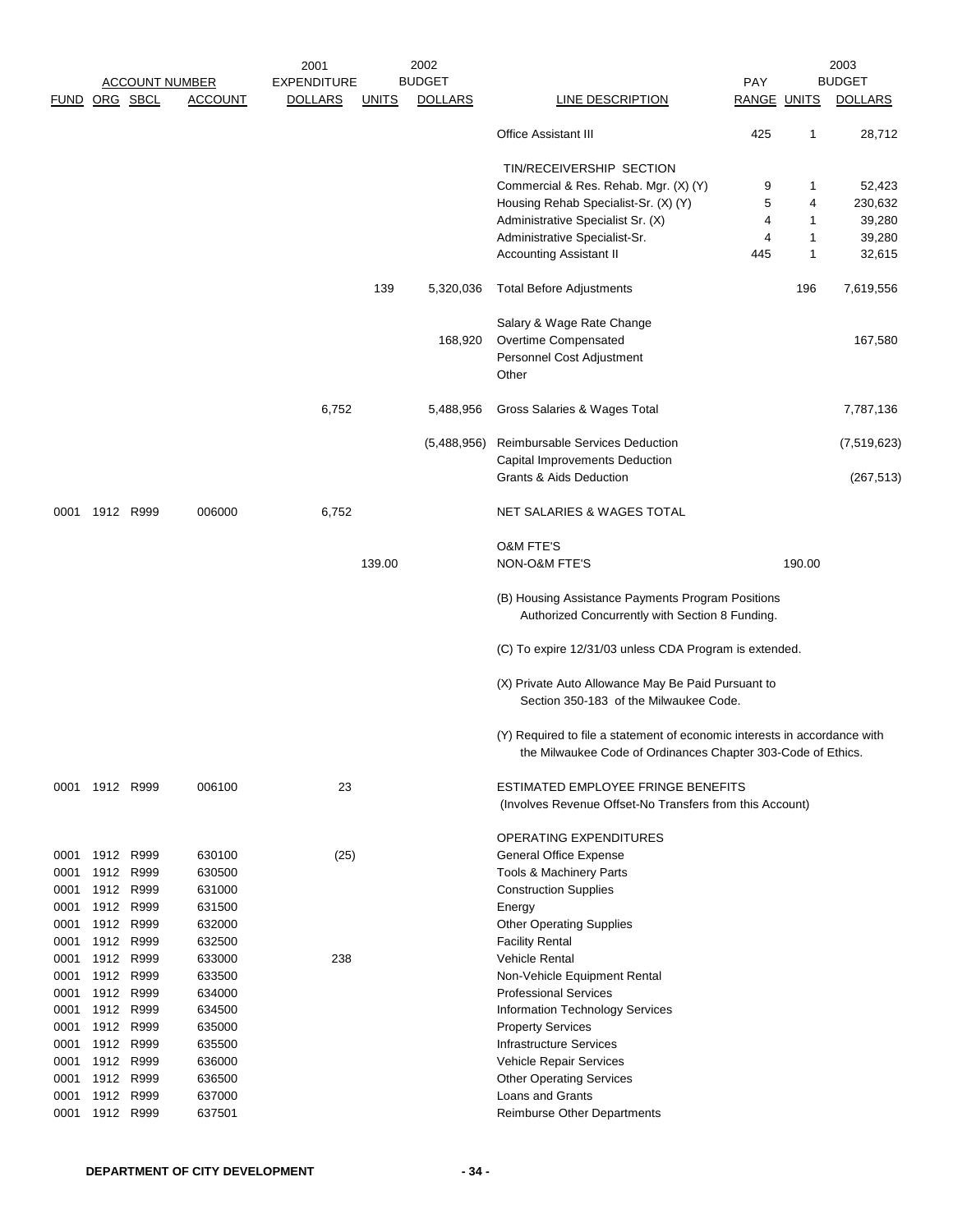| ACCOUNT NUMBER | | | | 2001 EXPENDITURE | 2002 BUDGET | | | PAY | 2003 BUDGET | |
|---|---|---|---|---|---|---|---|---|---|---|
| FUND | ORG | SBCL | ACCOUNT | DOLLARS | UNITS | DOLLARS | LINE DESCRIPTION | RANGE | UNITS | DOLLARS |
| | | | | | | | Office Assistant III | 425 | 1 | 28,712 |
| | | | | | | | TIN/RECEIVERSHIP SECTION | | | |
| | | | | | | | Commercial & Res. Rehab. Mgr. (X) (Y) | 9 | 1 | 52,423 |
| | | | | | | | Housing Rehab Specialist-Sr. (X) (Y) | 5 | 4 | 230,632 |
| | | | | | | | Administrative Specialist Sr. (X) | 4 | 1 | 39,280 |
| | | | | | | | Administrative Specialist-Sr. | 4 | 1 | 39,280 |
| | | | | | | | Accounting Assistant II | 445 | 1 | 32,615 |
| | | | | | 139 | 5,320,036 | Total Before Adjustments | | 196 | 7,619,556 |
| | | | | | | | Salary & Wage Rate Change | | | |
| | | | | | | 168,920 | Overtime Compensated | | | 167,580 |
| | | | | | | | Personnel Cost Adjustment | | | |
| | | | | | | | Other | | | |
| | | | | 6,752 | | 5,488,956 | Gross Salaries & Wages Total | | | 7,787,136 |
| | | | | | | (5,488,956) | Reimbursable Services Deduction | | | (7,519,623) |
| | | | | | | | Capital Improvements Deduction | | | |
| | | | | | | | Grants & Aids Deduction | | | (267,513) |
| 0001 | 1912 | R999 | 006000 | 6,752 | | | NET SALARIES & WAGES TOTAL | | | |
| | | | | | | | O&M FTE'S | | | |
| | | | | | 139.00 | | NON-O&M FTE'S | | 190.00 | |
| | | | | | | | (B) Housing Assistance Payments Program Positions Authorized Concurrently with Section 8 Funding. | | | |
| | | | | | | | (C) To expire 12/31/03 unless CDA Program is extended. | | | |
| | | | | | | | (X) Private Auto Allowance May Be Paid Pursuant to Section 350-183 of the Milwaukee Code. | | | |
| | | | | | | | (Y) Required to file a statement of economic interests in accordance with the Milwaukee Code of Ordinances Chapter 303-Code of Ethics. | | | |
| 0001 | 1912 | R999 | 006100 | 23 | | | ESTIMATED EMPLOYEE FRINGE BENEFITS (Involves Revenue Offset-No Transfers from this Account) | | | |
| | | | | | | | OPERATING EXPENDITURES | | | |
| 0001 | 1912 | R999 | 630100 | (25) | | | General Office Expense | | | |
| 0001 | 1912 | R999 | 630500 | | | | Tools & Machinery Parts | | | |
| 0001 | 1912 | R999 | 631000 | | | | Construction Supplies | | | |
| 0001 | 1912 | R999 | 631500 | | | | Energy | | | |
| 0001 | 1912 | R999 | 632000 | | | | Other Operating Supplies | | | |
| 0001 | 1912 | R999 | 632500 | | | | Facility Rental | | | |
| 0001 | 1912 | R999 | 633000 | 238 | | | Vehicle Rental | | | |
| 0001 | 1912 | R999 | 633500 | | | | Non-Vehicle Equipment Rental | | | |
| 0001 | 1912 | R999 | 634000 | | | | Professional Services | | | |
| 0001 | 1912 | R999 | 634500 | | | | Information Technology Services | | | |
| 0001 | 1912 | R999 | 635000 | | | | Property Services | | | |
| 0001 | 1912 | R999 | 635500 | | | | Infrastructure Services | | | |
| 0001 | 1912 | R999 | 636000 | | | | Vehicle Repair Services | | | |
| 0001 | 1912 | R999 | 636500 | | | | Other Operating Services | | | |
| 0001 | 1912 | R999 | 637000 | | | | Loans and Grants | | | |
| 0001 | 1912 | R999 | 637501 | | | | Reimburse Other Departments | | | |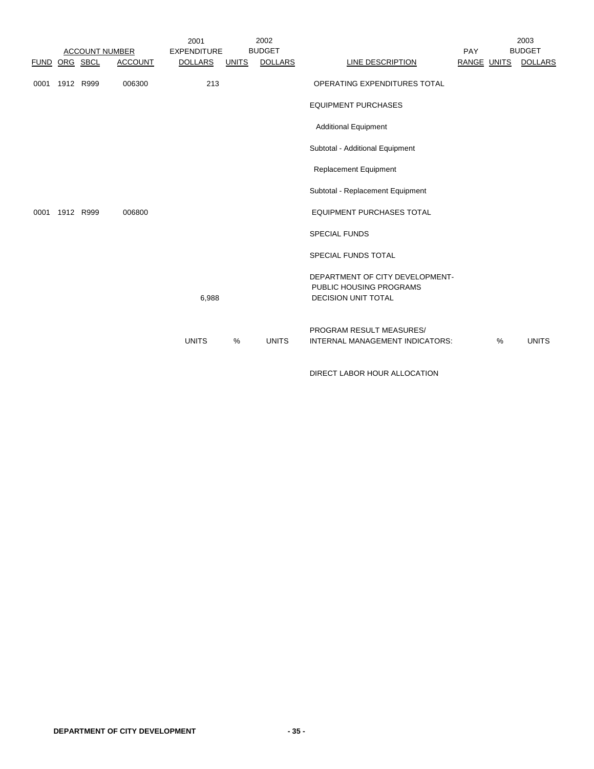| ACCOUNT NUMBER | | | | 2001 EXPENDITURE | 2002 BUDGET | | | PAY | | 2003 BUDGET |
|---|---|---|---|---|---|---|---|---|---|---|
| FUND | ORG | SBCL | ACCOUNT | DOLLARS | UNITS | DOLLARS | LINE DESCRIPTION | RANGE | UNITS | DOLLARS |
| 0001 | 1912 | R999 | 006300 | 213 | | | OPERATING EXPENDITURES TOTAL | | | |
| | | | | | | | EQUIPMENT PURCHASES | | | |
| | | | | | | | Additional Equipment | | | |
| | | | | | | | Subtotal - Additional Equipment | | | |
| | | | | | | | Replacement Equipment | | | |
| | | | | | | | Subtotal - Replacement Equipment | | | |
| 0001 | 1912 | R999 | 006800 | | | | EQUIPMENT PURCHASES TOTAL | | | |
| | | | | | | | SPECIAL FUNDS | | | |
| | | | | | | | SPECIAL FUNDS TOTAL | | | |
| | | | | 6,988 | | | DEPARTMENT OF CITY DEVELOPMENT- PUBLIC HOUSING PROGRAMS DECISION UNIT TOTAL | | | |
| | | | | UNITS | % | UNITS | PROGRAM RESULT MEASURES/ INTERNAL MANAGEMENT INDICATORS: | | % | UNITS |
| | | | | | | | DIRECT LABOR HOUR ALLOCATION | | | |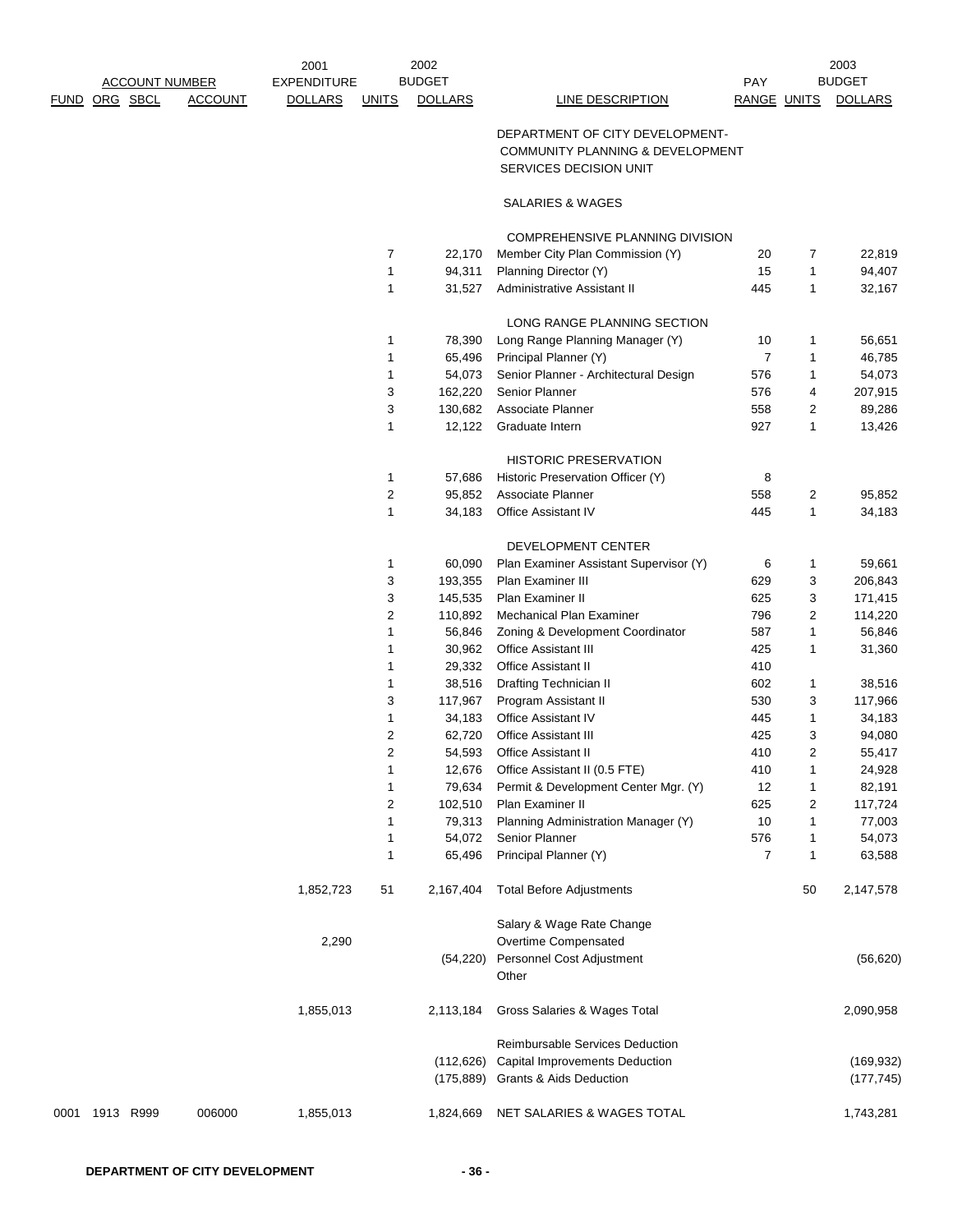| ACCOUNT NUMBER | | | | 2001 EXPENDITURE | 2002 | BUDGET | | PAY | | 2003 BUDGET |
|---|---|---|---|---|---|---|---|---|---|---|
| FUND | ORG | SBCL | ACCOUNT | DOLLARS | UNITS | DOLLARS | LINE DESCRIPTION | RANGE | UNITS | DOLLARS |
| | | | | | | | DEPARTMENT OF CITY DEVELOPMENT- COMMUNITY PLANNING & DEVELOPMENT SERVICES DECISION UNIT | | | |
| | | | | | | | SALARIES & WAGES | | | |
| | | | | | | | COMPREHENSIVE PLANNING DIVISION | | | |
| | | | | | 7 | 22,170 | Member City Plan Commission (Y) | 20 | 7 | 22,819 |
| | | | | | 1 | 94,311 | Planning Director (Y) | 15 | 1 | 94,407 |
| | | | | | 1 | 31,527 | Administrative Assistant II | 445 | 1 | 32,167 |
| | | | | | | | LONG RANGE PLANNING SECTION | | | |
| | | | | | 1 | 78,390 | Long Range Planning Manager (Y) | 10 | 1 | 56,651 |
| | | | | | 1 | 65,496 | Principal Planner (Y) | 7 | 1 | 46,785 |
| | | | | | 1 | 54,073 | Senior Planner - Architectural Design | 576 | 1 | 54,073 |
| | | | | | 3 | 162,220 | Senior Planner | 576 | 4 | 207,915 |
| | | | | | 3 | 130,682 | Associate Planner | 558 | 2 | 89,286 |
| | | | | | 1 | 12,122 | Graduate Intern | 927 | 1 | 13,426 |
| | | | | | | | HISTORIC PRESERVATION | | | |
| | | | | | 1 | 57,686 | Historic Preservation Officer (Y) | 8 | | |
| | | | | | 2 | 95,852 | Associate Planner | 558 | 2 | 95,852 |
| | | | | | 1 | 34,183 | Office Assistant IV | 445 | 1 | 34,183 |
| | | | | | | | DEVELOPMENT CENTER | | | |
| | | | | | 1 | 60,090 | Plan Examiner Assistant Supervisor (Y) | 6 | 1 | 59,661 |
| | | | | | 3 | 193,355 | Plan Examiner III | 629 | 3 | 206,843 |
| | | | | | 3 | 145,535 | Plan Examiner II | 625 | 3 | 171,415 |
| | | | | | 2 | 110,892 | Mechanical Plan Examiner | 796 | 2 | 114,220 |
| | | | | | 1 | 56,846 | Zoning & Development Coordinator | 587 | 1 | 56,846 |
| | | | | | 1 | 30,962 | Office Assistant III | 425 | 1 | 31,360 |
| | | | | | 1 | 29,332 | Office Assistant II | 410 | | |
| | | | | | 1 | 38,516 | Drafting Technician II | 602 | 1 | 38,516 |
| | | | | | 3 | 117,967 | Program Assistant II | 530 | 3 | 117,966 |
| | | | | | 1 | 34,183 | Office Assistant IV | 445 | 1 | 34,183 |
| | | | | | 2 | 62,720 | Office Assistant III | 425 | 3 | 94,080 |
| | | | | | 2 | 54,593 | Office Assistant II | 410 | 2 | 55,417 |
| | | | | | 1 | 12,676 | Office Assistant II (0.5 FTE) | 410 | 1 | 24,928 |
| | | | | | 1 | 79,634 | Permit & Development Center Mgr. (Y) | 12 | 1 | 82,191 |
| | | | | | 2 | 102,510 | Plan Examiner II | 625 | 2 | 117,724 |
| | | | | | 1 | 79,313 | Planning Administration Manager (Y) | 10 | 1 | 77,003 |
| | | | | | 1 | 54,072 | Senior Planner | 576 | 1 | 54,073 |
| | | | | | 1 | 65,496 | Principal Planner (Y) | 7 | 1 | 63,588 |
| | | | | 1,852,723 | 51 | 2,167,404 | Total Before Adjustments | | 50 | 2,147,578 |
| | | | | | | | Salary & Wage Rate Change | | | |
| | | | | 2,290 | | | Overtime Compensated | | | |
| | | | | | | (54,220) | Personnel Cost Adjustment | | | (56,620) |
| | | | | | | | Other | | | |
| | | | | 1,855,013 | | 2,113,184 | Gross Salaries & Wages Total | | | 2,090,958 |
| | | | | | | | Reimbursable Services Deduction | | | |
| | | | | | | (112,626) | Capital Improvements Deduction | | | (169,932) |
| | | | | | | (175,889) | Grants & Aids Deduction | | | (177,745) |
| 0001 | 1913 | R999 | 006000 | 1,855,013 | | 1,824,669 | NET SALARIES & WAGES TOTAL | | | 1,743,281 |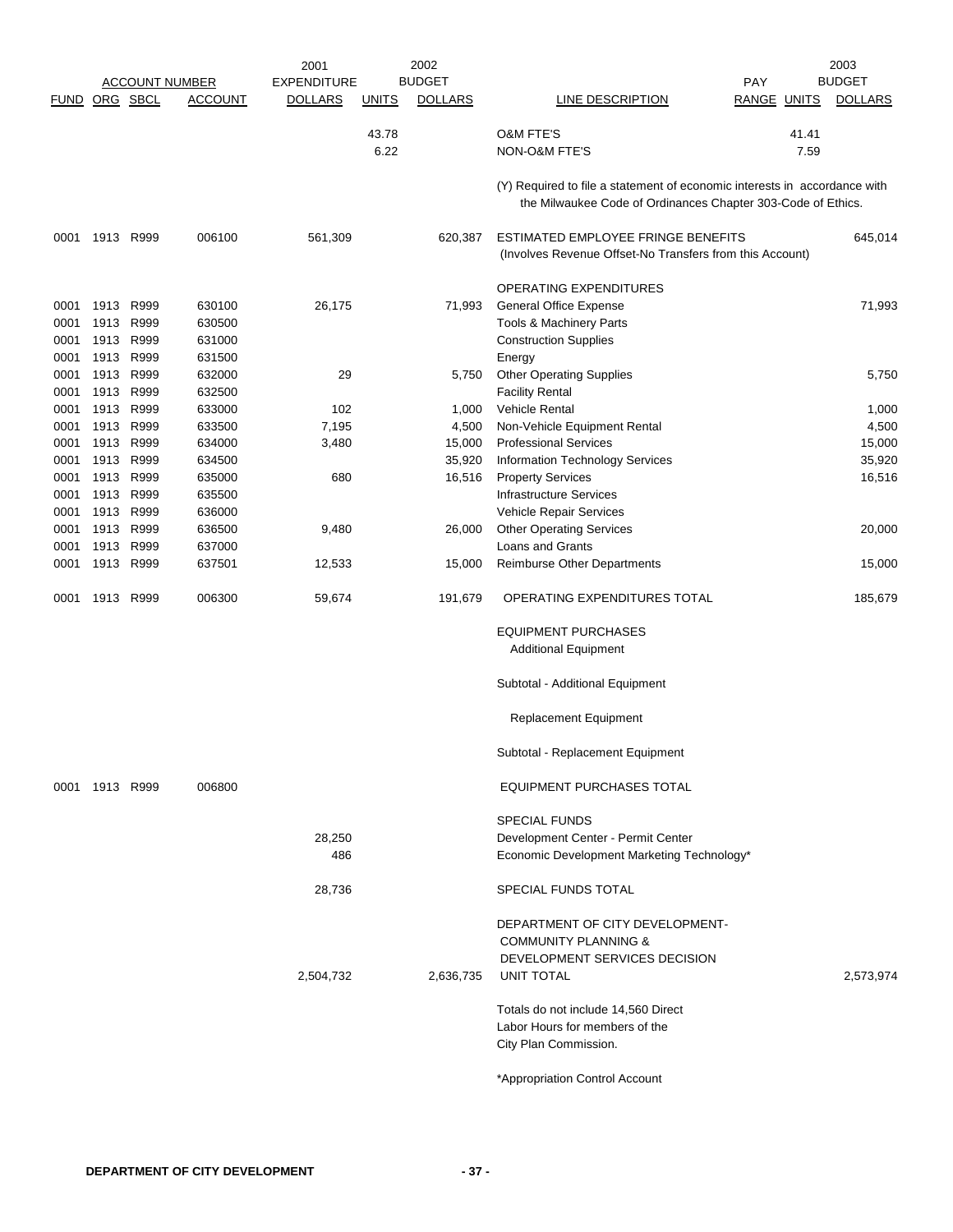| FUND | ORG | SBCL | ACCOUNT | 2001 EXPENDITURE DOLLARS | 2002 BUDGET UNITS | 2002 BUDGET DOLLARS | LINE DESCRIPTION | PAY RANGE | 2003 UNITS | 2003 BUDGET DOLLARS |
|---|---|---|---|---|---|---|---|---|---|---|
| | | | | | 43.78 | | O&M FTE'S | | 41.41 | |
| | | | | | 6.22 | | NON-O&M FTE'S | | 7.59 | |
| | | | | | | | (Y) Required to file a statement of economic interests in accordance with the Milwaukee Code of Ordinances Chapter 303-Code of Ethics. | | | |
| 0001 | 1913 | R999 | 006100 | 561,309 | | 620,387 | ESTIMATED EMPLOYEE FRINGE BENEFITS (Involves Revenue Offset-No Transfers from this Account) | | | 645,014 |
| | | | | | | | OPERATING EXPENDITURES | | | |
| 0001 | 1913 | R999 | 630100 | 26,175 | | 71,993 | General Office Expense | | | 71,993 |
| 0001 | 1913 | R999 | 630500 | | | | Tools & Machinery Parts | | | |
| 0001 | 1913 | R999 | 631000 | | | | Construction Supplies | | | |
| 0001 | 1913 | R999 | 631500 | | | | Energy | | | |
| 0001 | 1913 | R999 | 632000 | 29 | | 5,750 | Other Operating Supplies | | | 5,750 |
| 0001 | 1913 | R999 | 632500 | | | | Facility Rental | | | |
| 0001 | 1913 | R999 | 633000 | 102 | | 1,000 | Vehicle Rental | | | 1,000 |
| 0001 | 1913 | R999 | 633500 | 7,195 | | 4,500 | Non-Vehicle Equipment Rental | | | 4,500 |
| 0001 | 1913 | R999 | 634000 | 3,480 | | 15,000 | Professional Services | | | 15,000 |
| 0001 | 1913 | R999 | 634500 | | | 35,920 | Information Technology Services | | | 35,920 |
| 0001 | 1913 | R999 | 635000 | 680 | | 16,516 | Property Services | | | 16,516 |
| 0001 | 1913 | R999 | 635500 | | | | Infrastructure Services | | | |
| 0001 | 1913 | R999 | 636000 | | | | Vehicle Repair Services | | | |
| 0001 | 1913 | R999 | 636500 | 9,480 | | 26,000 | Other Operating Services | | | 20,000 |
| 0001 | 1913 | R999 | 637000 | | | | Loans and Grants | | | |
| 0001 | 1913 | R999 | 637501 | 12,533 | | 15,000 | Reimburse Other Departments | | | 15,000 |
| 0001 | 1913 | R999 | 006300 | 59,674 | | 191,679 | OPERATING EXPENDITURES TOTAL | | | 185,679 |
| | | | | | | | EQUIPMENT PURCHASES | | | |
| | | | | | | | Additional Equipment | | | |
| | | | | | | | Subtotal - Additional Equipment | | | |
| | | | | | | | Replacement Equipment | | | |
| | | | | | | | Subtotal - Replacement Equipment | | | |
| 0001 | 1913 | R999 | 006800 | | | | EQUIPMENT PURCHASES TOTAL | | | |
| | | | | | | | SPECIAL FUNDS | | | |
| | | | | 28,250 | | | Development Center - Permit Center | | | |
| | | | | 486 | | | Economic Development Marketing Technology* | | | |
| | | | | 28,736 | | | SPECIAL FUNDS TOTAL | | | |
| | | | | 2,504,732 | | 2,636,735 | DEPARTMENT OF CITY DEVELOPMENT- COMMUNITY PLANNING & DEVELOPMENT SERVICES DECISION UNIT TOTAL | | | 2,573,974 |

Totals do not include 14,560 Direct Labor Hours for members of the City Plan Commission.

*Appropriation Control Account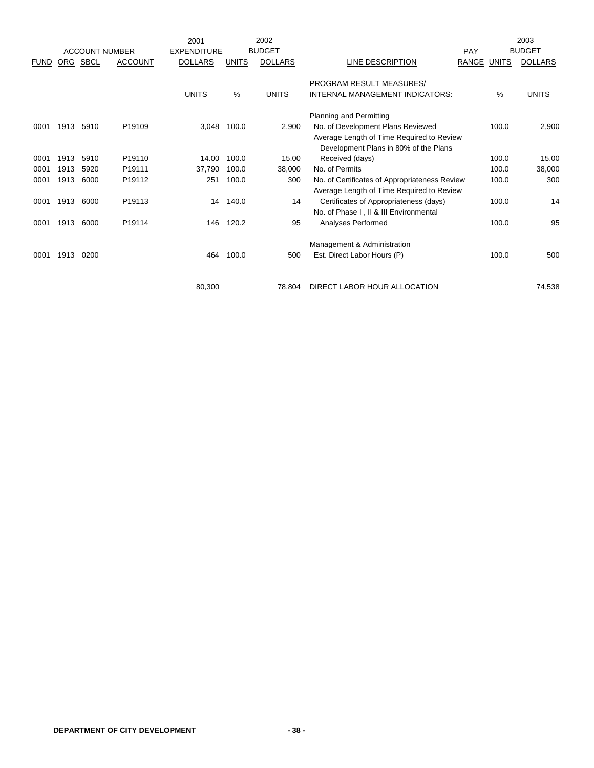| ACCOUNT NUMBER | | | | 2001 EXPENDITURE | 2002 BUDGET | | | PAY | 2003 BUDGET | |
|---|---|---|---|---|---|---|---|---|---|---|
| FUND | ORG | SBCL | ACCOUNT | DOLLARS | UNITS | DOLLARS | LINE DESCRIPTION | RANGE | UNITS | DOLLARS |
| | | | | UNITS | % | UNITS | PROGRAM RESULT MEASURES/ INTERNAL MANAGEMENT INDICATORS: | | % | UNITS |
| | | | | | | | Planning and Permitting | | | |
| 0001 | 1913 | 5910 | P19109 | 3,048 | 100.0 | 2,900 | No. of Development Plans Reviewed | | 100.0 | 2,900 |
| 0001 | 1913 | 5910 | P19110 | 14.00 | 100.0 | 15.00 | Average Length of Time Required to Review Development Plans in 80% of the Plans Received (days) | | 100.0 | 15.00 |
| 0001 | 1913 | 5920 | P19111 | 37,790 | 100.0 | 38,000 | No. of Permits | | 100.0 | 38,000 |
| 0001 | 1913 | 6000 | P19112 | 251 | 100.0 | 300 | No. of Certificates of Appropriateness Review | | 100.0 | 300 |
| 0001 | 1913 | 6000 | P19113 | 14 | 140.0 | 14 | Average Length of Time Required to Review Certificates of Appropriateness (days) | | 100.0 | 14 |
| 0001 | 1913 | 6000 | P19114 | 146 | 120.2 | 95 | No. of Phase I , II & III Environmental Analyses Performed | | 100.0 | 95 |
| | | | | | | | Management & Administration | | | |
| 0001 | 1913 | 0200 | | 464 | 100.0 | 500 | Est. Direct Labor Hours (P) | | 100.0 | 500 |
| | | | | 80,300 | | 78,804 | DIRECT LABOR HOUR ALLOCATION | | | 74,538 |

**DEPARTMENT OF CITY DEVELOPMENT**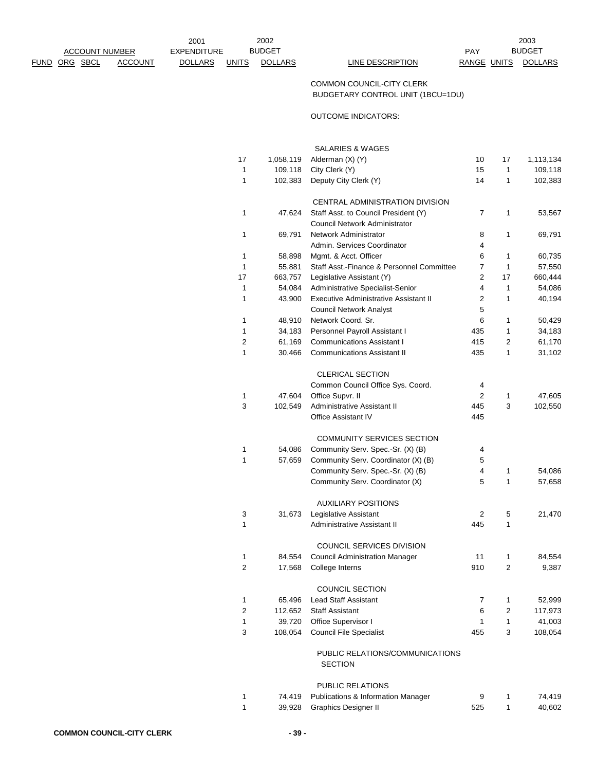| FUND | ORG | SBCL | ACCOUNT | 2001 EXPENDITURE DOLLARS | 2002 BUDGET UNITS | 2002 BUDGET DOLLARS | LINE DESCRIPTION | PAY RANGE | 2003 BUDGET UNITS | 2003 BUDGET DOLLARS |
|---|---|---|---|---|---|---|---|---|---|---|
| | | | | | | | COMMON COUNCIL-CITY CLERK BUDGETARY CONTROL UNIT (1BCU=1DU) | | | |
| | | | | | | | OUTCOME INDICATORS: | | | |
| | | | | | | | SALARIES & WAGES | | | |
| | | | | | 17 | 1,058,119 | Alderman (X) (Y) | 10 | 17 | 1,113,134 |
| | | | | | 1 | 109,118 | City Clerk (Y) | 15 | 1 | 109,118 |
| | | | | | 1 | 102,383 | Deputy City Clerk (Y) | 14 | 1 | 102,383 |
| | | | | | | | CENTRAL ADMINISTRATION DIVISION | | | |
| | | | | | 1 | 47,624 | Staff Asst. to Council President (Y) | 7 | 1 | 53,567 |
| | | | | | | | Council Network Administrator | | | |
| | | | | | 1 | 69,791 | Network Administrator | 8 | 1 | 69,791 |
| | | | | | | | Admin. Services Coordinator | 4 | | |
| | | | | | 1 | 58,898 | Mgmt. & Acct. Officer | 6 | 1 | 60,735 |
| | | | | | 1 | 55,881 | Staff Asst.-Finance & Personnel Committee | 7 | 1 | 57,550 |
| | | | | | 17 | 663,757 | Legislative Assistant (Y) | 2 | 17 | 660,444 |
| | | | | | 1 | 54,084 | Administrative Specialist-Senior | 4 | 1 | 54,086 |
| | | | | | 1 | 43,900 | Executive Administrative Assistant II | 2 | 1 | 40,194 |
| | | | | | | | Council Network Analyst | 5 | | |
| | | | | | 1 | 48,910 | Network Coord. Sr. | 6 | 1 | 50,429 |
| | | | | | 1 | 34,183 | Personnel Payroll Assistant I | 435 | 1 | 34,183 |
| | | | | | 2 | 61,169 | Communications Assistant I | 415 | 2 | 61,170 |
| | | | | | 1 | 30,466 | Communications Assistant II | 435 | 1 | 31,102 |
| | | | | | | | CLERICAL SECTION | | | |
| | | | | | | | Common Council Office Sys. Coord. | 4 | | |
| | | | | | 1 | 47,604 | Office Supvr. II | 2 | 1 | 47,605 |
| | | | | | 3 | 102,549 | Administrative Assistant II | 445 | 3 | 102,550 |
| | | | | | | | Office Assistant IV | 445 | | |
| | | | | | | | COMMUNITY SERVICES SECTION | | | |
| | | | | | 1 | 54,086 | Community Serv. Spec.-Sr. (X) (B) | 4 | | |
| | | | | | 1 | 57,659 | Community Serv. Coordinator (X) (B) | 5 | | |
| | | | | | | | Community Serv. Spec.-Sr. (X) (B) | 4 | 1 | 54,086 |
| | | | | | | | Community Serv. Coordinator (X) | 5 | 1 | 57,658 |
| | | | | | | | AUXILIARY POSITIONS | | | |
| | | | | | 3 | 31,673 | Legislative Assistant | 2 | 5 | 21,470 |
| | | | | | 1 | | Administrative Assistant II | 445 | 1 | |
| | | | | | | | COUNCIL SERVICES DIVISION | | | |
| | | | | | 1 | 84,554 | Council Administration Manager | 11 | 1 | 84,554 |
| | | | | | 2 | 17,568 | College Interns | 910 | 2 | 9,387 |
| | | | | | | | COUNCIL SECTION | | | |
| | | | | | 1 | 65,496 | Lead Staff Assistant | 7 | 1 | 52,999 |
| | | | | | 2 | 112,652 | Staff Assistant | 6 | 2 | 117,973 |
| | | | | | 1 | 39,720 | Office Supervisor I | 1 | 1 | 41,003 |
| | | | | | 3 | 108,054 | Council File Specialist | 455 | 3 | 108,054 |
| | | | | | | | PUBLIC RELATIONS/COMMUNICATIONS SECTION | | | |
| | | | | | | | PUBLIC RELATIONS | | | |
| | | | | | 1 | 74,419 | Publications & Information Manager | 9 | 1 | 74,419 |
| | | | | | 1 | 39,928 | Graphics Designer II | 525 | 1 | 40,602 |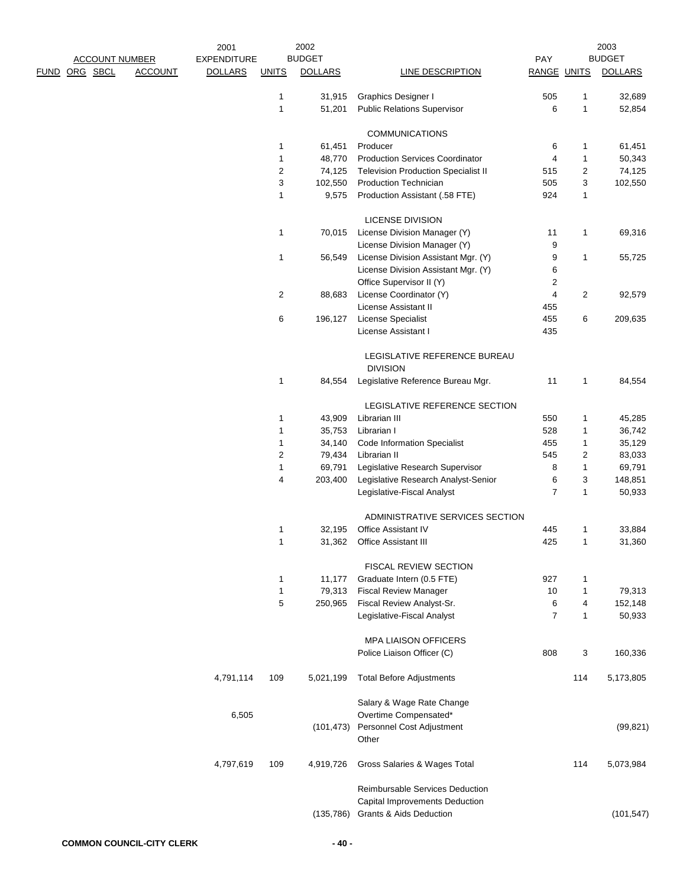| ACCOUNT NUMBER FUND | ORG | SBCL | ACCOUNT | 2001 EXPENDITURE DOLLARS | UNITS | 2002 BUDGET DOLLARS | LINE DESCRIPTION | PAY RANGE | UNITS | 2003 BUDGET DOLLARS |
|---|---|---|---|---|---|---|---|---|---|---|
| | | | | | 1 | 31,915 | Graphics Designer I | 505 | 1 | 32,689 |
| | | | | | 1 | 51,201 | Public Relations Supervisor | 6 | 1 | 52,854 |
| | | | | | | | COMMUNICATIONS | | | |
| | | | | | 1 | 61,451 | Producer | 6 | 1 | 61,451 |
| | | | | | 1 | 48,770 | Production Services Coordinator | 4 | 1 | 50,343 |
| | | | | | 2 | 74,125 | Television Production Specialist II | 515 | 2 | 74,125 |
| | | | | | 3 | 102,550 | Production Technician | 505 | 3 | 102,550 |
| | | | | | 1 | 9,575 | Production Assistant (.58 FTE) | 924 | 1 | |
| | | | | | | | LICENSE DIVISION | | | |
| | | | | | 1 | 70,015 | License Division Manager (Y) | 11 | 1 | 69,316 |
| | | | | | | | License Division Manager (Y) | 9 | | |
| | | | | | 1 | 56,549 | License Division Assistant Mgr. (Y) | 9 | 1 | 55,725 |
| | | | | | | | License Division Assistant Mgr. (Y) | 6 | | |
| | | | | | | | Office Supervisor II (Y) | 2 | | |
| | | | | | 2 | 88,683 | License Coordinator (Y) | 4 | 2 | 92,579 |
| | | | | | | | License Assistant II | 455 | | |
| | | | | | 6 | 196,127 | License Specialist | 455 | 6 | 209,635 |
| | | | | | | | License Assistant I | 435 | | |
| | | | | | | | LEGISLATIVE REFERENCE BUREAU DIVISION | | | |
| | | | | | 1 | 84,554 | Legislative Reference Bureau Mgr. | 11 | 1 | 84,554 |
| | | | | | | | LEGISLATIVE REFERENCE SECTION | | | |
| | | | | | 1 | 43,909 | Librarian III | 550 | 1 | 45,285 |
| | | | | | 1 | 35,753 | Librarian I | 528 | 1 | 36,742 |
| | | | | | 1 | 34,140 | Code Information Specialist | 455 | 1 | 35,129 |
| | | | | | 2 | 79,434 | Librarian II | 545 | 2 | 83,033 |
| | | | | | 1 | 69,791 | Legislative Research Supervisor | 8 | 1 | 69,791 |
| | | | | | 4 | 203,400 | Legislative Research Analyst-Senior | 6 | 3 | 148,851 |
| | | | | | | | Legislative-Fiscal Analyst | 7 | 1 | 50,933 |
| | | | | | | | ADMINISTRATIVE SERVICES SECTION | | | |
| | | | | | 1 | 32,195 | Office Assistant IV | 445 | 1 | 33,884 |
| | | | | | 1 | 31,362 | Office Assistant III | 425 | 1 | 31,360 |
| | | | | | | | FISCAL REVIEW SECTION | | | |
| | | | | | 1 | 11,177 | Graduate Intern (0.5 FTE) | 927 | 1 | |
| | | | | | 1 | 79,313 | Fiscal Review Manager | 10 | 1 | 79,313 |
| | | | | | 5 | 250,965 | Fiscal Review Analyst-Sr. | 6 | 4 | 152,148 |
| | | | | | | | Legislative-Fiscal Analyst | 7 | 1 | 50,933 |
| | | | | | | | MPA LIAISON OFFICERS | | | |
| | | | | | | | Police Liaison Officer (C) | 808 | 3 | 160,336 |
| | | | | 4,791,114 | 109 | 5,021,199 | Total Before Adjustments | | 114 | 5,173,805 |
| | | | | | | | Salary & Wage Rate Change | | | |
| | | | | 6,505 | | | Overtime Compensated* | | | |
| | | | | | | (101,473) | Personnel Cost Adjustment | | | (99,821) |
| | | | | | | | Other | | | |
| | | | | 4,797,619 | 109 | 4,919,726 | Gross Salaries & Wages Total | | 114 | 5,073,984 |
| | | | | | | | Reimbursable Services Deduction | | | |
| | | | | | | | Capital Improvements Deduction | | | |
| | | | | | | (135,786) | Grants & Aids Deduction | | | (101,547) |

COMMON COUNCIL-CITY CLERK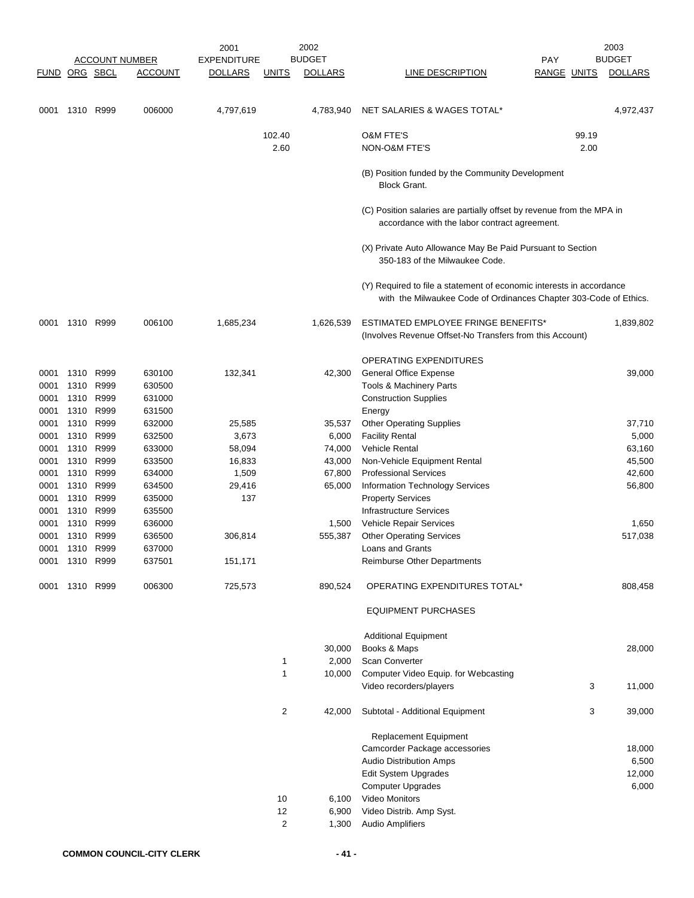| FUND | ORG | SBCL | ACCOUNT NUMBER ACCOUNT | 2001 EXPENDITURE DOLLARS | UNITS | 2002 BUDGET DOLLARS | LINE DESCRIPTION | PAY RANGE | UNITS | 2003 BUDGET DOLLARS |
|---|---|---|---|---|---|---|---|---|---|---|
| 0001 | 1310 | R999 | 006000 | 4,797,619 | | 4,783,940 | NET SALARIES & WAGES TOTAL* | | | 4,972,437 |
| | | | | | 102.40 | | O&M FTE'S | | 99.19 | |
| | | | | | 2.60 | | NON-O&M FTE'S | | 2.00 | |
| | | | | | | | (B) Position funded by the Community Development Block Grant. | | | |
| | | | | | | | (C) Position salaries are partially offset by revenue from the MPA in accordance with the labor contract agreement. | | | |
| | | | | | | | (X) Private Auto Allowance May Be Paid Pursuant to Section 350-183 of the Milwaukee Code. | | | |
| | | | | | | | (Y) Required to file a statement of economic interests in accordance with the Milwaukee Code of Ordinances Chapter 303-Code of Ethics. | | | |
| 0001 | 1310 | R999 | 006100 | 1,685,234 | | 1,626,539 | ESTIMATED EMPLOYEE FRINGE BENEFITS* (Involves Revenue Offset-No Transfers from this Account) | | | 1,839,802 |
| | | | | | | | OPERATING EXPENDITURES | | | |
| 0001 | 1310 | R999 | 630100 | 132,341 | | 42,300 | General Office Expense | | | 39,000 |
| 0001 | 1310 | R999 | 630500 | | | | Tools & Machinery Parts | | | |
| 0001 | 1310 | R999 | 631000 | | | | Construction Supplies | | | |
| 0001 | 1310 | R999 | 631500 | | | | Energy | | | |
| 0001 | 1310 | R999 | 632000 | 25,585 | | 35,537 | Other Operating Supplies | | | 37,710 |
| 0001 | 1310 | R999 | 632500 | 3,673 | | 6,000 | Facility Rental | | | 5,000 |
| 0001 | 1310 | R999 | 633000 | 58,094 | | 74,000 | Vehicle Rental | | | 63,160 |
| 0001 | 1310 | R999 | 633500 | 16,833 | | 43,000 | Non-Vehicle Equipment Rental | | | 45,500 |
| 0001 | 1310 | R999 | 634000 | 1,509 | | 67,800 | Professional Services | | | 42,600 |
| 0001 | 1310 | R999 | 634500 | 29,416 | | 65,000 | Information Technology Services | | | 56,800 |
| 0001 | 1310 | R999 | 635000 | 137 | | | Property Services | | | |
| 0001 | 1310 | R999 | 635500 | | | | Infrastructure Services | | | |
| 0001 | 1310 | R999 | 636000 | | | 1,500 | Vehicle Repair Services | | | 1,650 |
| 0001 | 1310 | R999 | 636500 | 306,814 | | 555,387 | Other Operating Services | | | 517,038 |
| 0001 | 1310 | R999 | 637000 | | | | Loans and Grants | | | |
| 0001 | 1310 | R999 | 637501 | 151,171 | | | Reimburse Other Departments | | | |
| 0001 | 1310 | R999 | 006300 | 725,573 | | 890,524 | OPERATING EXPENDITURES TOTAL* | | | 808,458 |
| | | | | | | | EQUIPMENT PURCHASES | | | |
| | | | | | | | Additional Equipment | | | |
| | | | | | | 30,000 | Books & Maps | | | 28,000 |
| | | | | | 1 | 2,000 | Scan Converter | | | |
| | | | | | 1 | 10,000 | Computer Video Equip. for Webcasting | | | |
| | | | | | | | Video recorders/players | | 3 | 11,000 |
| | | | | | 2 | 42,000 | Subtotal - Additional Equipment | | 3 | 39,000 |
| | | | | | | | Replacement Equipment | | | |
| | | | | | | | Camcorder Package accessories | | | 18,000 |
| | | | | | | | Audio Distribution Amps | | | 6,500 |
| | | | | | | | Edit System Upgrades | | | 12,000 |
| | | | | | | | Computer Upgrades | | | 6,000 |
| | | | | | 10 | 6,100 | Video Monitors | | | |
| | | | | | 12 | 6,900 | Video Distrib. Amp Syst. | | | |
| | | | | | 2 | 1,300 | Audio Amplifiers | | | |

**COMMON COUNCIL-CITY CLERK**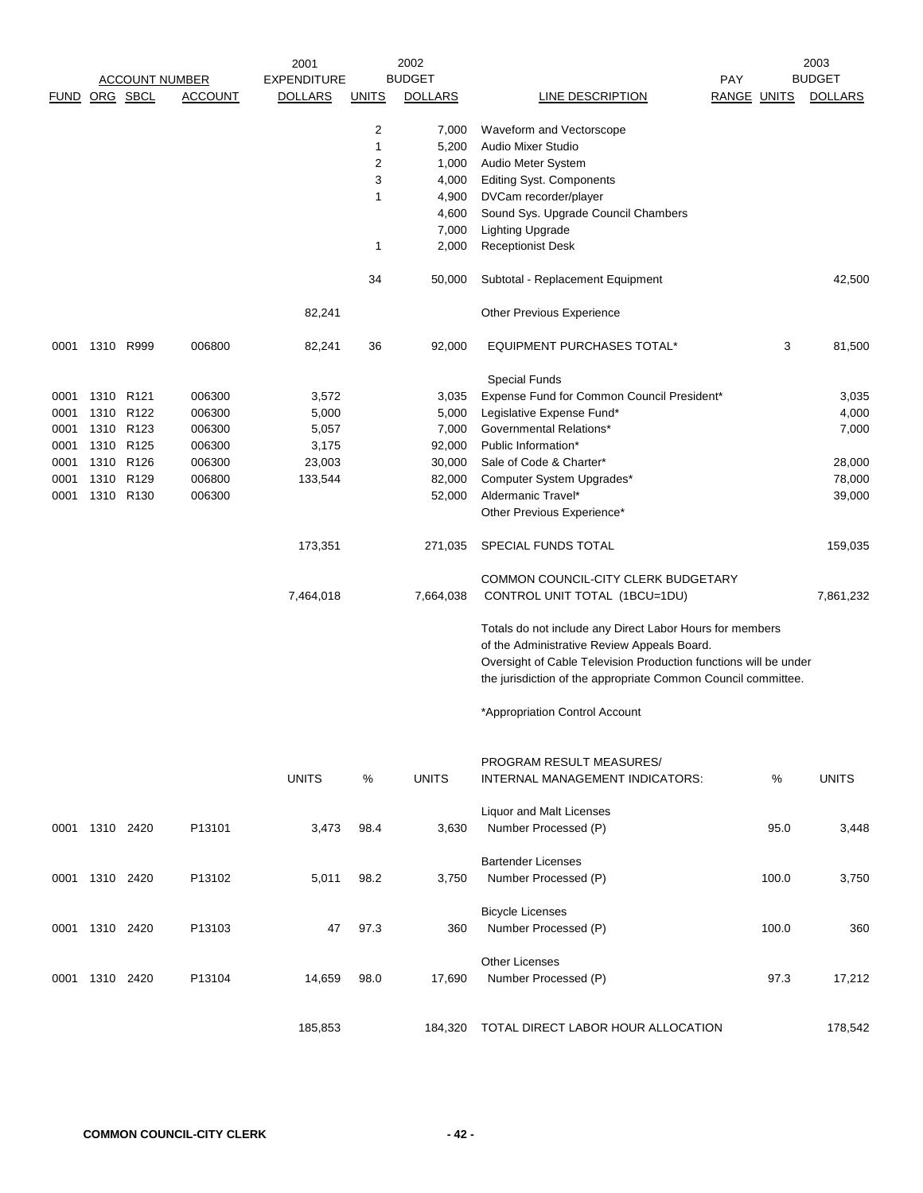| FUND | ORG | SBCL | ACCOUNT | 2001 EXPENDITURE DOLLARS | UNITS | 2002 BUDGET DOLLARS | LINE DESCRIPTION | PAY RANGE | UNITS | 2003 BUDGET DOLLARS |
|---|---|---|---|---|---|---|---|---|---|---|
| | | | | | 2 | 7,000 | Waveform and Vectorscope | | | |
| | | | | | 1 | 5,200 | Audio Mixer Studio | | | |
| | | | | | 2 | 1,000 | Audio Meter System | | | |
| | | | | | 3 | 4,000 | Editing Syst. Components | | | |
| | | | | | 1 | 4,900 | DVCam recorder/player | | | |
| | | | | | | 4,600 | Sound Sys. Upgrade Council Chambers | | | |
| | | | | | | 7,000 | Lighting Upgrade | | | |
| | | | | | 1 | 2,000 | Receptionist Desk | | | |
| | | | | | 34 | 50,000 | Subtotal - Replacement Equipment | | | 42,500 |
| | | | | 82,241 | | | Other Previous Experience | | | |
| 0001 | 1310 | R999 | 006800 | 82,241 | 36 | 92,000 | EQUIPMENT PURCHASES TOTAL* | | 3 | 81,500 |
| | | | | | | | Special Funds | | | |
| 0001 | 1310 | R121 | 006300 | 3,572 | | 3,035 | Expense Fund for Common Council President* | | | 3,035 |
| 0001 | 1310 | R122 | 006300 | 5,000 | | 5,000 | Legislative Expense Fund* | | | 4,000 |
| 0001 | 1310 | R123 | 006300 | 5,057 | | 7,000 | Governmental Relations* | | | 7,000 |
| 0001 | 1310 | R125 | 006300 | 3,175 | | 92,000 | Public Information* | | | |
| 0001 | 1310 | R126 | 006300 | 23,003 | | 30,000 | Sale of Code & Charter* | | | 28,000 |
| 0001 | 1310 | R129 | 006800 | 133,544 | | 82,000 | Computer System Upgrades* | | | 78,000 |
| 0001 | 1310 | R130 | 006300 | | | 52,000 | Aldermanic Travel* | | | 39,000 |
| | | | | | | | Other Previous Experience* | | | |
| | | | | 173,351 | | 271,035 | SPECIAL FUNDS TOTAL | | | 159,035 |
| | | | | 7,464,018 | | 7,664,038 | COMMON COUNCIL-CITY CLERK BUDGETARY CONTROL UNIT TOTAL (1BCU=1DU) | | | 7,861,232 |

Totals do not include any Direct Labor Hours for members of the Administrative Review Appeals Board.
Oversight of Cable Television Production functions will be under the jurisdiction of the appropriate Common Council committee.

*Appropriation Control Account

| FUND | ORG | SBCL | ACCOUNT | UNITS | % | UNITS | PROGRAM RESULT MEASURES/ INTERNAL MANAGEMENT INDICATORS: | % | UNITS |
|---|---|---|---|---|---|---|---|---|---|
| | | | | | | | Liquor and Malt Licenses | | |
| 0001 | 1310 | 2420 | P13101 | 3,473 | 98.4 | 3,630 | Number Processed (P) | 95.0 | 3,448 |
| | | | | | | | Bartender Licenses | | |
| 0001 | 1310 | 2420 | P13102 | 5,011 | 98.2 | 3,750 | Number Processed (P) | 100.0 | 3,750 |
| | | | | | | | Bicycle Licenses | | |
| 0001 | 1310 | 2420 | P13103 | 47 | 97.3 | 360 | Number Processed (P) | 100.0 | 360 |
| | | | | | | | Other Licenses | | |
| 0001 | 1310 | 2420 | P13104 | 14,659 | 98.0 | 17,690 | Number Processed (P) | 97.3 | 17,212 |
| | | | | 185,853 | | 184,320 | TOTAL DIRECT LABOR HOUR ALLOCATION | | 178,542 |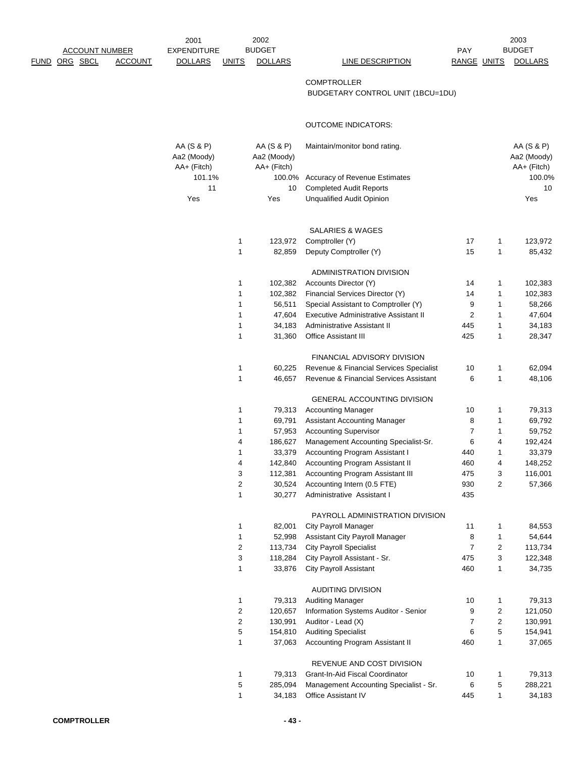| ACCOUNT NUMBER FUND | ORG | SBCL | ACCOUNT | 2001 EXPENDITURE DOLLARS | 2002 UNITS | 2002 BUDGET DOLLARS | LINE DESCRIPTION | PAY RANGE | 2003 UNITS | 2003 BUDGET DOLLARS |
|---|---|---|---|---|---|---|---|---|---|---|
| | | | | | | | COMPTROLLER | | | |
| | | | | | | | BUDGETARY CONTROL UNIT (1BCU=1DU) | | | |
| | | | | | | | OUTCOME INDICATORS: | | | |
| | | | | AA (S & P) Aa2 (Moody) AA+ (Fitch) | | AA (S & P) Aa2 (Moody) AA+ (Fitch) | Maintain/monitor bond rating. | | | AA (S & P) Aa2 (Moody) AA+ (Fitch) |
| | | | | 101.1% | | 100.0% | Accuracy of Revenue Estimates | | | 100.0% |
| | | | | 11 | | 10 | Completed Audit Reports | | | 10 |
| | | | | Yes | | Yes | Unqualified Audit Opinion | | | Yes |
| | | | | | | | SALARIES & WAGES | | | |
| | | | | | 1 | 123,972 | Comptroller (Y) | 17 | 1 | 123,972 |
| | | | | | 1 | 82,859 | Deputy Comptroller (Y) | 15 | 1 | 85,432 |
| | | | | | | | ADMINISTRATION DIVISION | | | |
| | | | | | 1 | 102,382 | Accounts Director (Y) | 14 | 1 | 102,383 |
| | | | | | 1 | 102,382 | Financial Services Director (Y) | 14 | 1 | 102,383 |
| | | | | | 1 | 56,511 | Special Assistant to Comptroller (Y) | 9 | 1 | 58,266 |
| | | | | | 1 | 47,604 | Executive Administrative Assistant II | 2 | 1 | 47,604 |
| | | | | | 1 | 34,183 | Administrative Assistant II | 445 | 1 | 34,183 |
| | | | | | 1 | 31,360 | Office Assistant III | 425 | 1 | 28,347 |
| | | | | | | | FINANCIAL ADVISORY DIVISION | | | |
| | | | | | 1 | 60,225 | Revenue & Financial Services Specialist | 10 | 1 | 62,094 |
| | | | | | 1 | 46,657 | Revenue & Financial Services Assistant | 6 | 1 | 48,106 |
| | | | | | | | GENERAL ACCOUNTING DIVISION | | | |
| | | | | | 1 | 79,313 | Accounting Manager | 10 | 1 | 79,313 |
| | | | | | 1 | 69,791 | Assistant Accounting Manager | 8 | 1 | 69,792 |
| | | | | | 1 | 57,953 | Accounting Supervisor | 7 | 1 | 59,752 |
| | | | | | 4 | 186,627 | Management Accounting Specialist-Sr. | 6 | 4 | 192,424 |
| | | | | | 1 | 33,379 | Accounting Program Assistant I | 440 | 1 | 33,379 |
| | | | | | 4 | 142,840 | Accounting Program Assistant II | 460 | 4 | 148,252 |
| | | | | | 3 | 112,381 | Accounting Program Assistant III | 475 | 3 | 116,001 |
| | | | | | 2 | 30,524 | Accounting Intern (0.5 FTE) | 930 | 2 | 57,366 |
| | | | | | 1 | 30,277 | Administrative Assistant I | 435 | | |
| | | | | | | | PAYROLL ADMINISTRATION DIVISION | | | |
| | | | | | 1 | 82,001 | City Payroll Manager | 11 | 1 | 84,553 |
| | | | | | 1 | 52,998 | Assistant City Payroll Manager | 8 | 1 | 54,644 |
| | | | | | 2 | 113,734 | City Payroll Specialist | 7 | 2 | 113,734 |
| | | | | | 3 | 118,284 | City Payroll Assistant - Sr. | 475 | 3 | 122,348 |
| | | | | | 1 | 33,876 | City Payroll Assistant | 460 | 1 | 34,735 |
| | | | | | | | AUDITING DIVISION | | | |
| | | | | | 1 | 79,313 | Auditing Manager | 10 | 1 | 79,313 |
| | | | | | 2 | 120,657 | Information Systems Auditor - Senior | 9 | 2 | 121,050 |
| | | | | | 2 | 130,991 | Auditor - Lead (X) | 7 | 2 | 130,991 |
| | | | | | 5 | 154,810 | Auditing Specialist | 6 | 5 | 154,941 |
| | | | | | 1 | 37,063 | Accounting Program Assistant II | 460 | 1 | 37,065 |
| | | | | | | | REVENUE AND COST DIVISION | | | |
| | | | | | 1 | 79,313 | Grant-In-Aid Fiscal Coordinator | 10 | 1 | 79,313 |
| | | | | | 5 | 285,094 | Management Accounting Specialist - Sr. | 6 | 5 | 288,221 |
| | | | | | 1 | 34,183 | Office Assistant IV | 445 | 1 | 34,183 |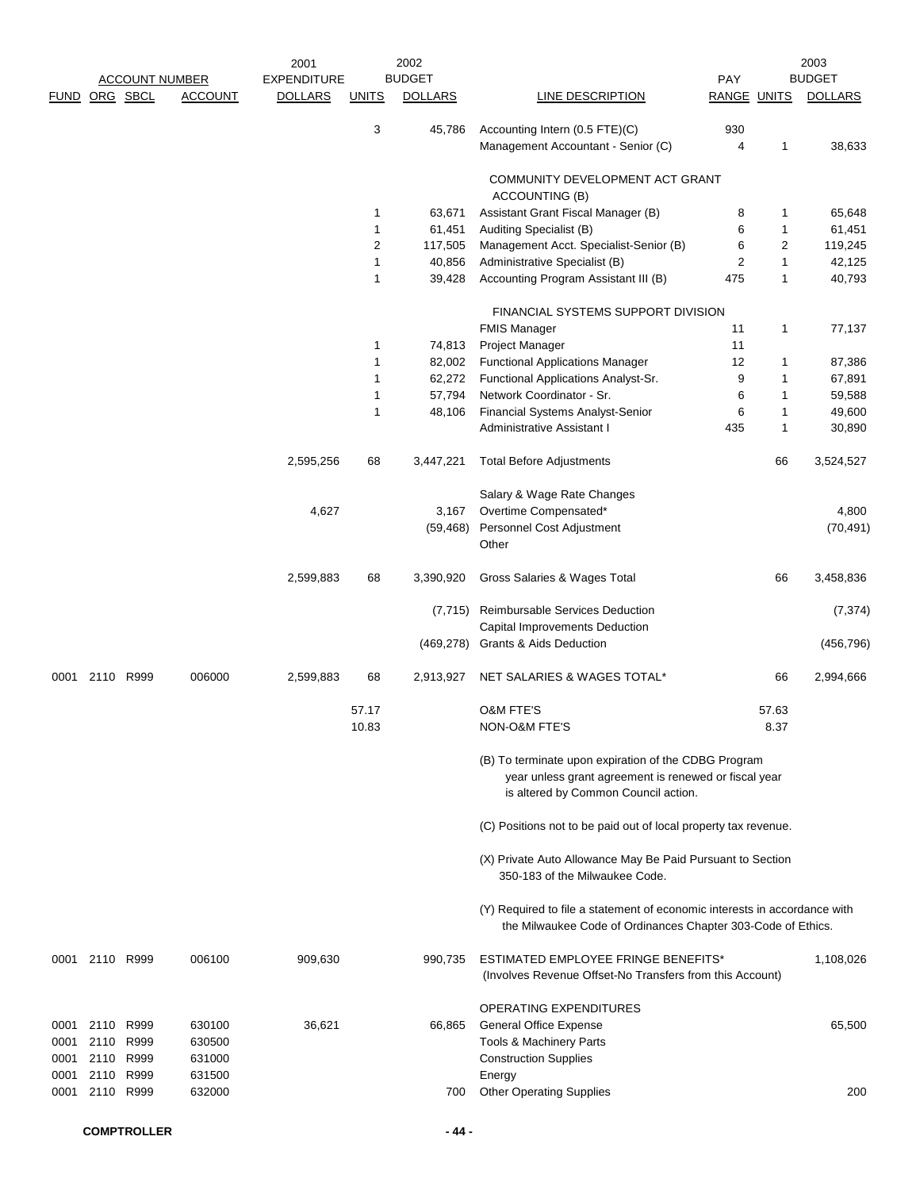| FUND | ORG | SBCL | ACCOUNT | 2001 EXPENDITURE DOLLARS | UNITS | 2002 BUDGET DOLLARS | LINE DESCRIPTION | PAY RANGE | UNITS | 2003 BUDGET DOLLARS |
|---|---|---|---|---|---|---|---|---|---|---|
| | | | | | 3 | 45,786 | Accounting Intern (0.5 FTE)(C) | 930 | | |
| | | | | | | | Management Accountant - Senior (C) | 4 | 1 | 38,633 |
| | | | | | | | COMMUNITY DEVELOPMENT ACT GRANT ACCOUNTING (B) | | | |
| | | | | | 1 | 63,671 | Assistant Grant Fiscal Manager (B) | 8 | 1 | 65,648 |
| | | | | | 1 | 61,451 | Auditing Specialist (B) | 6 | 1 | 61,451 |
| | | | | | 2 | 117,505 | Management Acct. Specialist-Senior (B) | 6 | 2 | 119,245 |
| | | | | | 1 | 40,856 | Administrative Specialist (B) | 2 | 1 | 42,125 |
| | | | | | 1 | 39,428 | Accounting Program Assistant III (B) | 475 | 1 | 40,793 |
| | | | | | | | FINANCIAL SYSTEMS SUPPORT DIVISION | | | |
| | | | | | | | FMIS Manager | 11 | 1 | 77,137 |
| | | | | | 1 | 74,813 | Project Manager | 11 | | |
| | | | | | 1 | 82,002 | Functional Applications Manager | 12 | 1 | 87,386 |
| | | | | | 1 | 62,272 | Functional Applications Analyst-Sr. | 9 | 1 | 67,891 |
| | | | | | 1 | 57,794 | Network Coordinator - Sr. | 6 | 1 | 59,588 |
| | | | | | 1 | 48,106 | Financial Systems Analyst-Senior | 6 | 1 | 49,600 |
| | | | | | | | Administrative Assistant I | 435 | 1 | 30,890 |
| | | | | 2,595,256 | 68 | 3,447,221 | Total Before Adjustments | | 66 | 3,524,527 |
| | | | | | | | Salary & Wage Rate Changes | | | |
| | | | | 4,627 | | 3,167 | Overtime Compensated* | | | 4,800 |
| | | | | | | (59,468) | Personnel Cost Adjustment | | | (70,491) |
| | | | | | | | Other | | | |
| | | | | 2,599,883 | 68 | 3,390,920 | Gross Salaries & Wages Total | | 66 | 3,458,836 |
| | | | | | | (7,715) | Reimbursable Services Deduction | | | (7,374) |
| | | | | | | | Capital Improvements Deduction | | | |
| | | | | | | (469,278) | Grants & Aids Deduction | | | (456,796) |
| 0001 | 2110 | R999 | 006000 | 2,599,883 | 68 | 2,913,927 | NET SALARIES & WAGES TOTAL* | | 66 | 2,994,666 |
| | | | | | 57.17 | | O&M FTE'S | | 57.63 | |
| | | | | | 10.83 | | NON-O&M FTE'S | | 8.37 | |

(B) To terminate upon expiration of the CDBG Program year unless grant agreement is renewed or fiscal year is altered by Common Council action.

(C) Positions not to be paid out of local property tax revenue.

(X) Private Auto Allowance May Be Paid Pursuant to Section 350-183 of the Milwaukee Code.

(Y) Required to file a statement of economic interests in accordance with the Milwaukee Code of Ordinances Chapter 303-Code of Ethics.

| FUND | ORG | SBCL | ACCOUNT | 2001 EXPENDITURE DOLLARS | UNITS | 2002 BUDGET DOLLARS | LINE DESCRIPTION | PAY RANGE | UNITS | 2003 BUDGET DOLLARS |
|---|---|---|---|---|---|---|---|---|---|---|
| 0001 | 2110 | R999 | 006100 | 909,630 | | 990,735 | ESTIMATED EMPLOYEE FRINGE BENEFITS* (Involves Revenue Offset-No Transfers from this Account) | | | 1,108,026 |
| | | | | | | | OPERATING EXPENDITURES | | | |
| 0001 | 2110 | R999 | 630100 | 36,621 | | 66,865 | General Office Expense | | | 65,500 |
| 0001 | 2110 | R999 | 630500 | | | | Tools & Machinery Parts | | | |
| 0001 | 2110 | R999 | 631000 | | | | Construction Supplies | | | |
| 0001 | 2110 | R999 | 631500 | | | | Energy | | | |
| 0001 | 2110 | R999 | 632000 | | | 700 | Other Operating Supplies | | | 200 |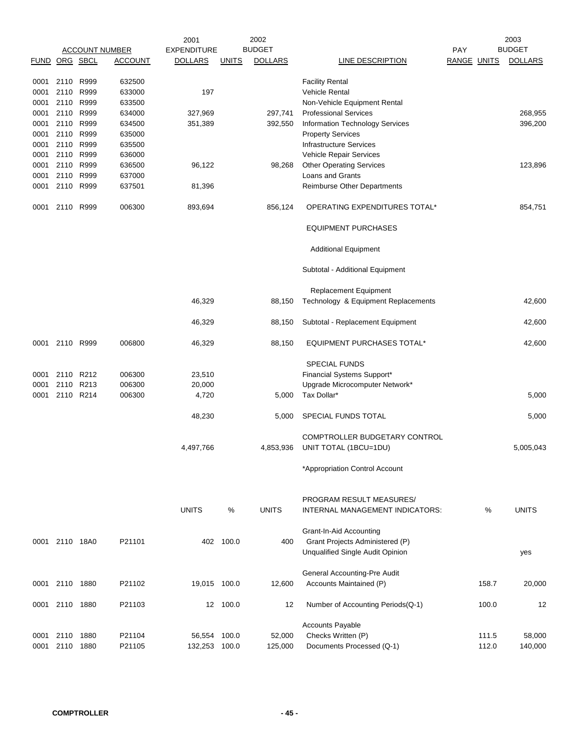| FUND | ORG | SBCL | ACCOUNT | 2001 EXPENDITURE DOLLARS | UNITS | 2002 BUDGET DOLLARS | LINE DESCRIPTION | PAY RANGE | UNITS | 2003 BUDGET DOLLARS |
|---|---|---|---|---|---|---|---|---|---|---|
| 0001 | 2110 | R999 | 632500 | | | | Facility Rental | | | |
| 0001 | 2110 | R999 | 633000 | 197 | | | Vehicle Rental | | | |
| 0001 | 2110 | R999 | 633500 | | | | Non-Vehicle Equipment Rental | | | |
| 0001 | 2110 | R999 | 634000 | 327,969 | | 297,741 | Professional Services | | | 268,955 |
| 0001 | 2110 | R999 | 634500 | 351,389 | | 392,550 | Information Technology Services | | | 396,200 |
| 0001 | 2110 | R999 | 635000 | | | | Property Services | | | |
| 0001 | 2110 | R999 | 635500 | | | | Infrastructure Services | | | |
| 0001 | 2110 | R999 | 636000 | | | | Vehicle Repair Services | | | |
| 0001 | 2110 | R999 | 636500 | 96,122 | | 98,268 | Other Operating Services | | | 123,896 |
| 0001 | 2110 | R999 | 637000 | | | | Loans and Grants | | | |
| 0001 | 2110 | R999 | 637501 | 81,396 | | | Reimburse Other Departments | | | |
| 0001 | 2110 | R999 | 006300 | 893,694 | | 856,124 | OPERATING EXPENDITURES TOTAL* | | | 854,751 |
| | | | | | | | EQUIPMENT PURCHASES | | | |
| | | | | | | | Additional Equipment | | | |
| | | | | | | | Subtotal - Additional Equipment | | | |
| | | | | | | | Replacement Equipment | | | |
| | | | | 46,329 | | 88,150 | Technology & Equipment Replacements | | | 42,600 |
| | | | | 46,329 | | 88,150 | Subtotal - Replacement Equipment | | | 42,600 |
| 0001 | 2110 | R999 | 006800 | 46,329 | | 88,150 | EQUIPMENT PURCHASES TOTAL* | | | 42,600 |
| | | | | | | | SPECIAL FUNDS | | | |
| 0001 | 2110 | R212 | 006300 | 23,510 | | | Financial Systems Support* | | | |
| 0001 | 2110 | R213 | 006300 | 20,000 | | | Upgrade Microcomputer Network* | | | |
| 0001 | 2110 | R214 | 006300 | 4,720 | | 5,000 | Tax Dollar* | | | 5,000 |
| | | | | 48,230 | | 5,000 | SPECIAL FUNDS TOTAL | | | 5,000 |
| | | | | 4,497,766 | | 4,853,936 | COMPTROLLER BUDGETARY CONTROL UNIT TOTAL (1BCU=1DU) | | | 5,005,043 |
| | | | | | | | *Appropriation Control Account | | | |

| FUND | ORG | SBCL | ACCOUNT | UNITS | % | UNITS | PROGRAM RESULT MEASURES/ INTERNAL MANAGEMENT INDICATORS: | % | UNITS |
|---|---|---|---|---|---|---|---|---|---|
| | | | | | | | Grant-In-Aid Accounting | | |
| 0001 | 2110 | 18A0 | P21101 | 402 | 100.0 | 400 | Grant Projects Administered (P) | | |
| | | | | | | | Unqualified Single Audit Opinion | | yes |
| | | | | | | | General Accounting-Pre Audit | | |
| 0001 | 2110 | 1880 | P21102 | 19,015 | 100.0 | 12,600 | Accounts Maintained (P) | 158.7 | 20,000 |
| 0001 | 2110 | 1880 | P21103 | 12 | 100.0 | 12 | Number of Accounting Periods(Q-1) | 100.0 | 12 |
| | | | | | | | Accounts Payable | | |
| 0001 | 2110 | 1880 | P21104 | 56,554 | 100.0 | 52,000 | Checks Written (P) | 111.5 | 58,000 |
| 0001 | 2110 | 1880 | P21105 | 132,253 | 100.0 | 125,000 | Documents Processed (Q-1) | 112.0 | 140,000 |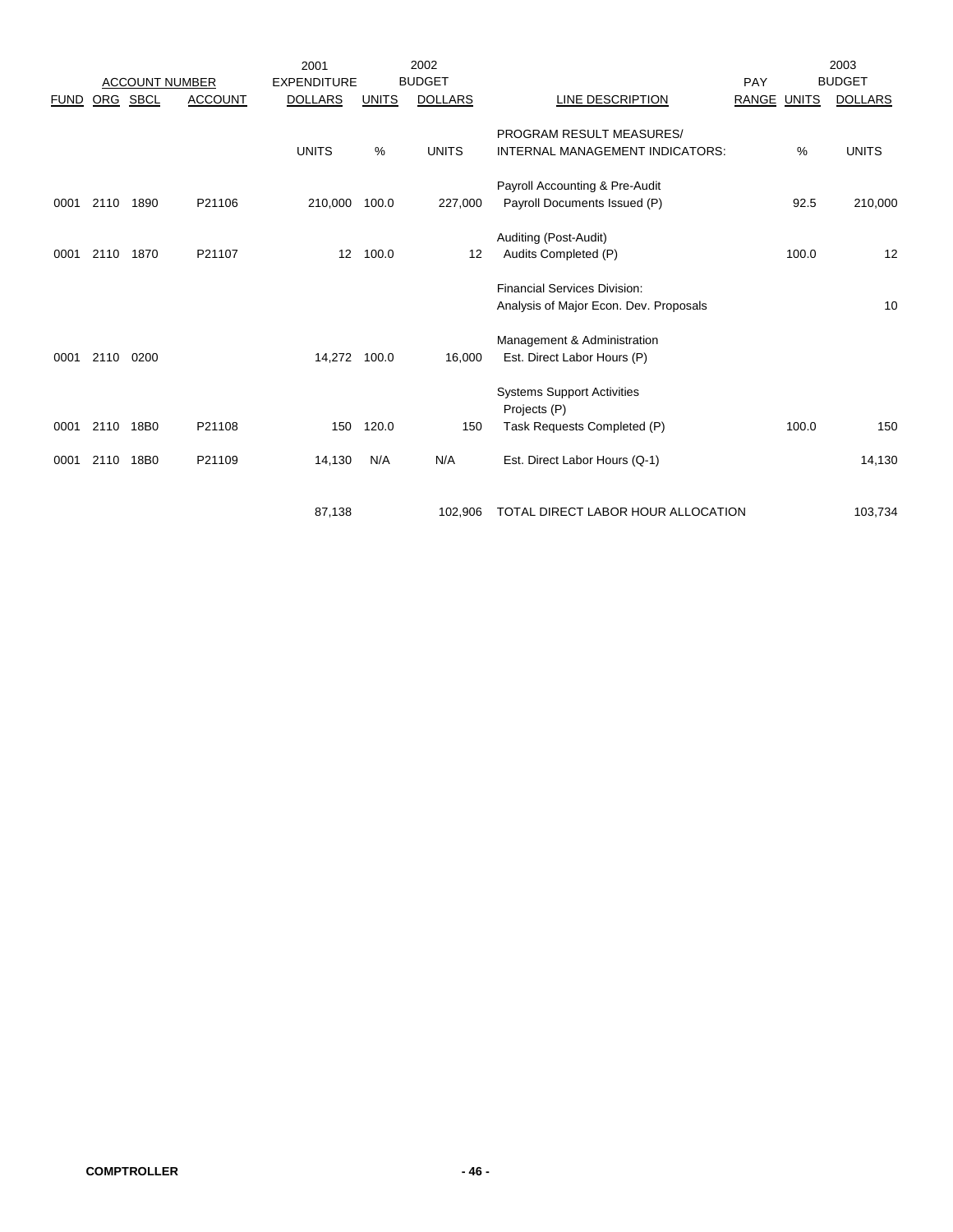| FUND | ORG | SBCL | ACCOUNT | 2001 EXPENDITURE DOLLARS | 2002 BUDGET UNITS | 2002 BUDGET DOLLARS | LINE DESCRIPTION | PAY RANGE | 2003 BUDGET UNITS | 2003 BUDGET DOLLARS |
|---|---|---|---|---|---|---|---|---|---|---|
| | | | | UNITS | % | UNITS | PROGRAM RESULT MEASURES/ INTERNAL MANAGEMENT INDICATORS: | | % | UNITS |
| | | | | | | | Payroll Accounting & Pre-Audit | | | |
| 0001 | 2110 | 1890 | P21106 | 210,000 | 100.0 | 227,000 | Payroll Documents Issued (P) | | 92.5 | 210,000 |
| | | | | | | | Auditing (Post-Audit) | | | |
| 0001 | 2110 | 1870 | P21107 | 12 | 100.0 | 12 | Audits Completed (P) | | 100.0 | 12 |
| | | | | | | | Financial Services Division: | | | |
| | | | | | | | Analysis of Major Econ. Dev. Proposals | | | 10 |
| | | | | | | | Management & Administration | | | |
| 0001 | 2110 | 0200 | | 14,272 | 100.0 | 16,000 | Est. Direct Labor Hours (P) | | | |
| | | | | | | | Systems Support Activities | | | |
| | | | | | | | Projects (P) | | | |
| 0001 | 2110 | 18B0 | P21108 | 150 | 120.0 | 150 | Task Requests Completed (P) | | 100.0 | 150 |
| 0001 | 2110 | 18B0 | P21109 | 14,130 | N/A | N/A | Est. Direct Labor Hours (Q-1) | | | 14,130 |
| | | | | 87,138 | | 102,906 | TOTAL DIRECT LABOR HOUR ALLOCATION | | | 103,734 |

**COMPTROLLER**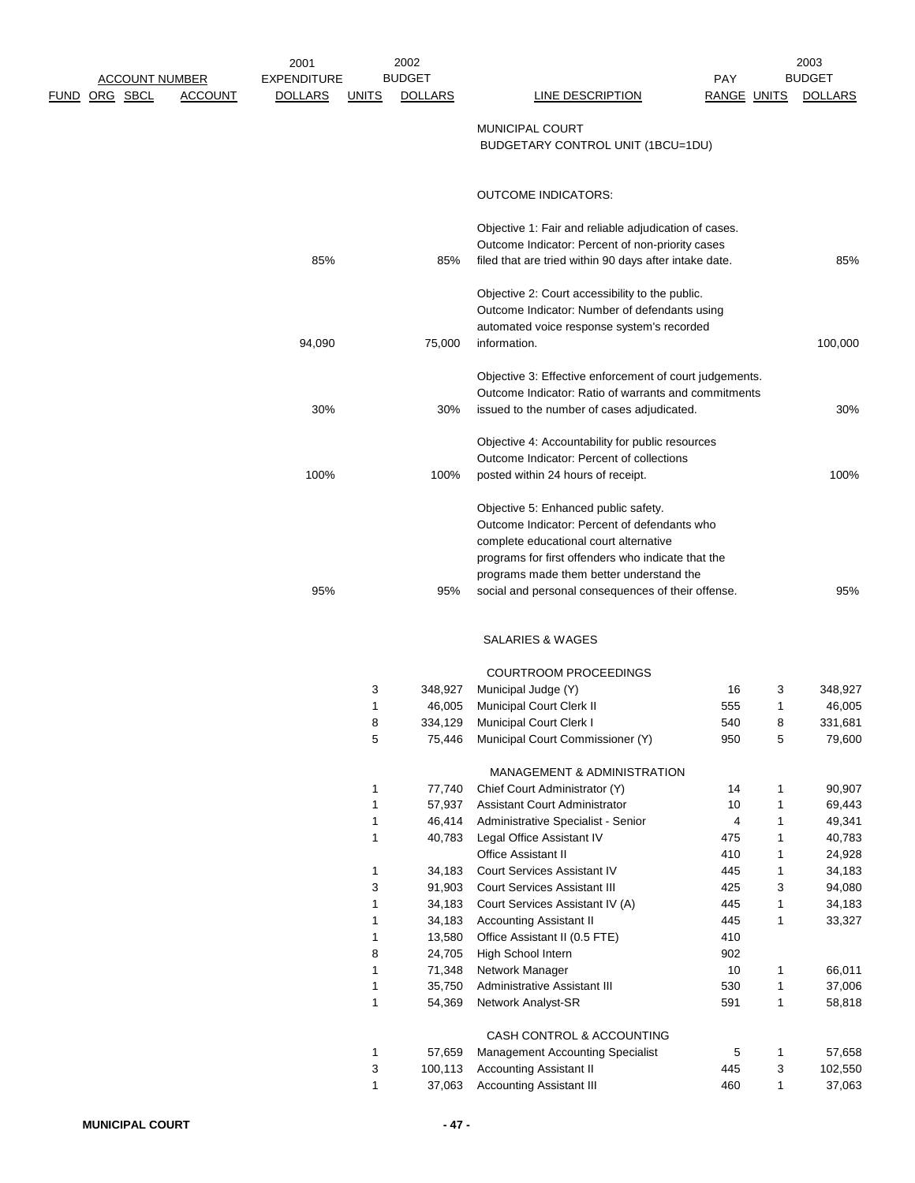| FUND | ORG | SBCL | ACCOUNT | 2001 EXPENDITURE DOLLARS | 2002 BUDGET UNITS | 2002 BUDGET DOLLARS | LINE DESCRIPTION | PAY RANGE | 2003 BUDGET UNITS | 2003 BUDGET DOLLARS |
|---|---|---|---|---|---|---|---|---|---|---|
| | | | | | | | MUNICIPAL COURT | | | |
| | | | | | | | BUDGETARY CONTROL UNIT (1BCU=1DU) | | | |
| | | | | | | | OUTCOME INDICATORS: | | | |
| | | | | | | | Objective 1: Fair and reliable adjudication of cases. Outcome Indicator: Percent of non-priority cases filed that are tried within 90 days after intake date. | | | |
| | | | | 85% | | 85% | | | | 85% |
| | | | | | | | Objective 2: Court accessibility to the public. Outcome Indicator: Number of defendants using automated voice response system's recorded information. | | | |
| | | | | 94,090 | | 75,000 | | | | 100,000 |
| | | | | | | | Objective 3: Effective enforcement of court judgements. Outcome Indicator: Ratio of warrants and commitments issued to the number of cases adjudicated. | | | |
| | | | | 30% | | 30% | | | | 30% |
| | | | | | | | Objective 4: Accountability for public resources Outcome Indicator: Percent of collections posted within 24 hours of receipt. | | | |
| | | | | 100% | | 100% | | | | 100% |
| | | | | | | | Objective 5: Enhanced public safety. Outcome Indicator: Percent of defendants who complete educational court alternative programs for first offenders who indicate that the programs made them better understand the social and personal consequences of their offense. | | | |
| | | | | 95% | | 95% | | | | 95% |
| | | | | | | | SALARIES & WAGES | | | |
| | | | | | | | COURTROOM PROCEEDINGS | | | |
| | | | | | 3 | 348,927 | Municipal Judge (Y) | 16 | 3 | 348,927 |
| | | | | | 1 | 46,005 | Municipal Court Clerk II | 555 | 1 | 46,005 |
| | | | | | 8 | 334,129 | Municipal Court Clerk I | 540 | 8 | 331,681 |
| | | | | | 5 | 75,446 | Municipal Court Commissioner (Y) | 950 | 5 | 79,600 |
| | | | | | | | MANAGEMENT & ADMINISTRATION | | | |
| | | | | | 1 | 77,740 | Chief Court Administrator (Y) | 14 | 1 | 90,907 |
| | | | | | 1 | 57,937 | Assistant Court Administrator | 10 | 1 | 69,443 |
| | | | | | 1 | 46,414 | Administrative Specialist - Senior | 4 | 1 | 49,341 |
| | | | | | 1 | 40,783 | Legal Office Assistant IV | 475 | 1 | 40,783 |
| | | | | | | | Office Assistant II | 410 | 1 | 24,928 |
| | | | | | 1 | 34,183 | Court Services Assistant IV | 445 | 1 | 34,183 |
| | | | | | 3 | 91,903 | Court Services Assistant III | 425 | 3 | 94,080 |
| | | | | | 1 | 34,183 | Court Services Assistant IV (A) | 445 | 1 | 34,183 |
| | | | | | 1 | 34,183 | Accounting Assistant II | 445 | 1 | 33,327 |
| | | | | | 1 | 13,580 | Office Assistant II (0.5 FTE) | 410 | | |
| | | | | | 8 | 24,705 | High School Intern | 902 | | |
| | | | | | 1 | 71,348 | Network Manager | 10 | 1 | 66,011 |
| | | | | | 1 | 35,750 | Administrative Assistant III | 530 | 1 | 37,006 |
| | | | | | 1 | 54,369 | Network Analyst-SR | 591 | 1 | 58,818 |
| | | | | | | | CASH CONTROL & ACCOUNTING | | | |
| | | | | | 1 | 57,659 | Management Accounting Specialist | 5 | 1 | 57,658 |
| | | | | | 3 | 100,113 | Accounting Assistant II | 445 | 3 | 102,550 |
| | | | | | 1 | 37,063 | Accounting Assistant III | 460 | 1 | 37,063 |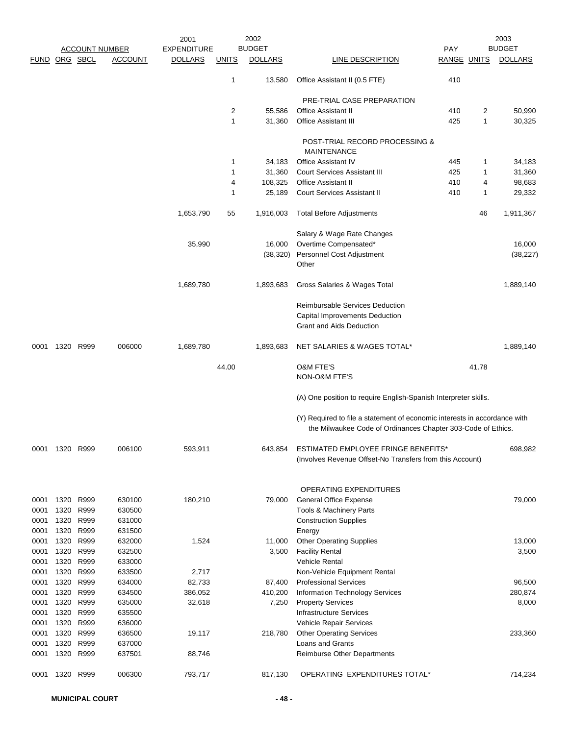| ACCOUNT NUMBER | | | | 2001 EXPENDITURE | 2002 BUDGET | | | PAY | 2003 BUDGET | |
|---|---|---|---|---|---|---|---|---|---|---|
| FUND | ORG | SBCL | ACCOUNT | DOLLARS | UNITS | DOLLARS | LINE DESCRIPTION | RANGE | UNITS | DOLLARS |
| | | | | | 1 | 13,580 | Office Assistant II (0.5 FTE) | 410 | | |
| | | | | | | | PRE-TRIAL CASE PREPARATION | | | |
| | | | | | 2 | 55,586 | Office Assistant II | 410 | 2 | 50,990 |
| | | | | | 1 | 31,360 | Office Assistant III | 425 | 1 | 30,325 |
| | | | | | | | POST-TRIAL RECORD PROCESSING & MAINTENANCE | | | |
| | | | | | 1 | 34,183 | Office Assistant IV | 445 | 1 | 34,183 |
| | | | | | 1 | 31,360 | Court Services Assistant III | 425 | 1 | 31,360 |
| | | | | | 4 | 108,325 | Office Assistant II | 410 | 4 | 98,683 |
| | | | | | 1 | 25,189 | Court Services Assistant II | 410 | 1 | 29,332 |
| | | | | 1,653,790 | 55 | 1,916,003 | Total Before Adjustments | | 46 | 1,911,367 |
| | | | | | | | Salary & Wage Rate Changes | | | |
| | | | | 35,990 | | 16,000 | Overtime Compensated* | | | 16,000 |
| | | | | | | (38,320) | Personnel Cost Adjustment | | | (38,227) |
| | | | | | | | Other | | | |
| | | | | 1,689,780 | | 1,893,683 | Gross Salaries & Wages Total | | | 1,889,140 |
| | | | | | | | Reimbursable Services Deduction | | | |
| | | | | | | | Capital Improvements Deduction | | | |
| | | | | | | | Grant and Aids Deduction | | | |
| 0001 | 1320 | R999 | 006000 | 1,689,780 | | 1,893,683 | NET SALARIES & WAGES TOTAL* | | | 1,889,140 |
| | | | | | 44.00 | | O&M FTE'S | | 41.78 | |
| | | | | | | | NON-O&M FTE'S | | | |
| | | | | | | | (A) One position to require English-Spanish Interpreter skills. | | | |
| | | | | | | | (Y) Required to file a statement of economic interests in accordance with the Milwaukee Code of Ordinances Chapter 303-Code of Ethics. | | | |
| 0001 | 1320 | R999 | 006100 | 593,911 | | 643,854 | ESTIMATED EMPLOYEE FRINGE BENEFITS* (Involves Revenue Offset-No Transfers from this Account) | | | 698,982 |
| | | | | | | | OPERATING EXPENDITURES | | | |
| 0001 | 1320 | R999 | 630100 | 180,210 | | 79,000 | General Office Expense | | | 79,000 |
| 0001 | 1320 | R999 | 630500 | | | | Tools & Machinery Parts | | | |
| 0001 | 1320 | R999 | 631000 | | | | Construction Supplies | | | |
| 0001 | 1320 | R999 | 631500 | | | | Energy | | | |
| 0001 | 1320 | R999 | 632000 | 1,524 | | 11,000 | Other Operating Supplies | | | 13,000 |
| 0001 | 1320 | R999 | 632500 | | | 3,500 | Facility Rental | | | 3,500 |
| 0001 | 1320 | R999 | 633000 | | | | Vehicle Rental | | | |
| 0001 | 1320 | R999 | 633500 | 2,717 | | | Non-Vehicle Equipment Rental | | | |
| 0001 | 1320 | R999 | 634000 | 82,733 | | 87,400 | Professional Services | | | 96,500 |
| 0001 | 1320 | R999 | 634500 | 386,052 | | 410,200 | Information Technology Services | | | 280,874 |
| 0001 | 1320 | R999 | 635000 | 32,618 | | 7,250 | Property Services | | | 8,000 |
| 0001 | 1320 | R999 | 635500 | | | | Infrastructure Services | | | |
| 0001 | 1320 | R999 | 636000 | | | | Vehicle Repair Services | | | |
| 0001 | 1320 | R999 | 636500 | 19,117 | | 218,780 | Other Operating Services | | | 233,360 |
| 0001 | 1320 | R999 | 637000 | | | | Loans and Grants | | | |
| 0001 | 1320 | R999 | 637501 | 88,746 | | | Reimburse Other Departments | | | |
| 0001 | 1320 | R999 | 006300 | 793,717 | | 817,130 | OPERATING EXPENDITURES TOTAL* | | | 714,234 |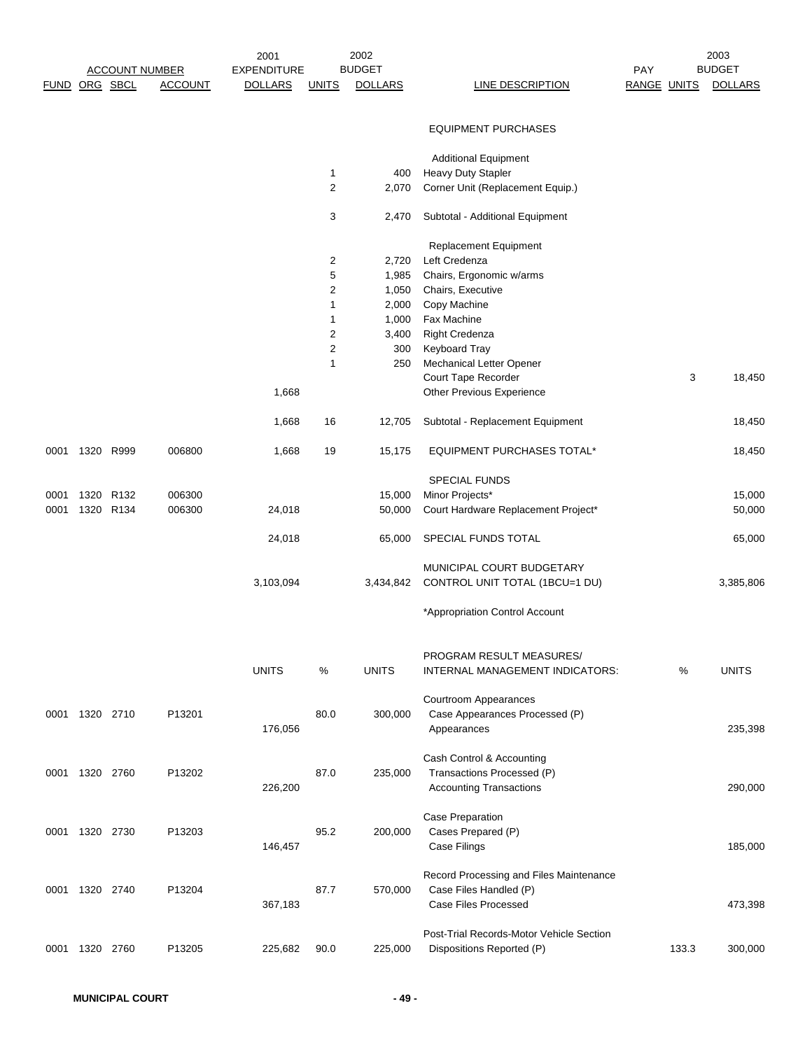| FUND | ORG | SBCL | ACCOUNT | 2001 EXPENDITURE DOLLARS | 2002 BUDGET UNITS | 2002 BUDGET DOLLARS | LINE DESCRIPTION | PAY RANGE | 2003 BUDGET UNITS | 2003 BUDGET DOLLARS |
|---|---|---|---|---|---|---|---|---|---|---|
| | | | | | | | EQUIPMENT PURCHASES | | | |
| | | | | | | | Additional Equipment | | | |
| | | | | | 1 | 400 | Heavy Duty Stapler | | | |
| | | | | | 2 | 2,070 | Corner Unit (Replacement Equip.) | | | |
| | | | | | 3 | 2,470 | Subtotal - Additional Equipment | | | |
| | | | | | | | Replacement Equipment | | | |
| | | | | | 2 | 2,720 | Left Credenza | | | |
| | | | | | 5 | 1,985 | Chairs, Ergonomic w/arms | | | |
| | | | | | 2 | 1,050 | Chairs, Executive | | | |
| | | | | | 1 | 2,000 | Copy Machine | | | |
| | | | | | 1 | 1,000 | Fax Machine | | | |
| | | | | | 2 | 3,400 | Right Credenza | | | |
| | | | | | 2 | 300 | Keyboard Tray | | | |
| | | | | | 1 | 250 | Mechanical Letter Opener | | | |
| | | | | | | | Court Tape Recorder | | 3 | 18,450 |
| | | | | 1,668 | | | Other Previous Experience | | | |
| | | | | 1,668 | 16 | 12,705 | Subtotal - Replacement Equipment | | | 18,450 |
| 0001 | 1320 | R999 | 006800 | 1,668 | 19 | 15,175 | EQUIPMENT PURCHASES TOTAL* | | | 18,450 |
| | | | | | | | SPECIAL FUNDS | | | |
| 0001 | 1320 | R132 | 006300 | | | 15,000 | Minor Projects* | | | 15,000 |
| 0001 | 1320 | R134 | 006300 | 24,018 | | 50,000 | Court Hardware Replacement Project* | | | 50,000 |
| | | | | 24,018 | | 65,000 | SPECIAL FUNDS TOTAL | | | 65,000 |
| | | | | | | | MUNICIPAL COURT BUDGETARY | | | |
| | | | | 3,103,094 | | 3,434,842 | CONTROL UNIT TOTAL (1BCU=1 DU) | | | 3,385,806 |
| | | | | | | | *Appropriation Control Account | | | |

| FUND | ORG | SBCL | ACCOUNT | UNITS | % | UNITS | PROGRAM RESULT MEASURES/ INTERNAL MANAGEMENT INDICATORS: | | % | UNITS |
|---|---|---|---|---|---|---|---|---|---|---|
| | | | | | | | Courtroom Appearances | | | |
| 0001 | 1320 | 2710 | P13201 | | 80.0 | 300,000 | Case Appearances Processed (P) | | | |
| | | | | 176,056 | | | Appearances | | | 235,398 |
| | | | | | | | Cash Control & Accounting | | | |
| 0001 | 1320 | 2760 | P13202 | | 87.0 | 235,000 | Transactions Processed (P) | | | |
| | | | | 226,200 | | | Accounting Transactions | | | 290,000 |
| | | | | | | | Case Preparation | | | |
| 0001 | 1320 | 2730 | P13203 | | 95.2 | 200,000 | Cases Prepared (P) | | | |
| | | | | 146,457 | | | Case Filings | | | 185,000 |
| | | | | | | | Record Processing and Files Maintenance | | | |
| 0001 | 1320 | 2740 | P13204 | | 87.7 | 570,000 | Case Files Handled (P) | | | |
| | | | | 367,183 | | | Case Files Processed | | | 473,398 |
| | | | | | | | Post-Trial Records-Motor Vehicle Section | | | |
| 0001 | 1320 | 2760 | P13205 | 225,682 | 90.0 | 225,000 | Dispositions Reported (P) | | 133.3 | 300,000 |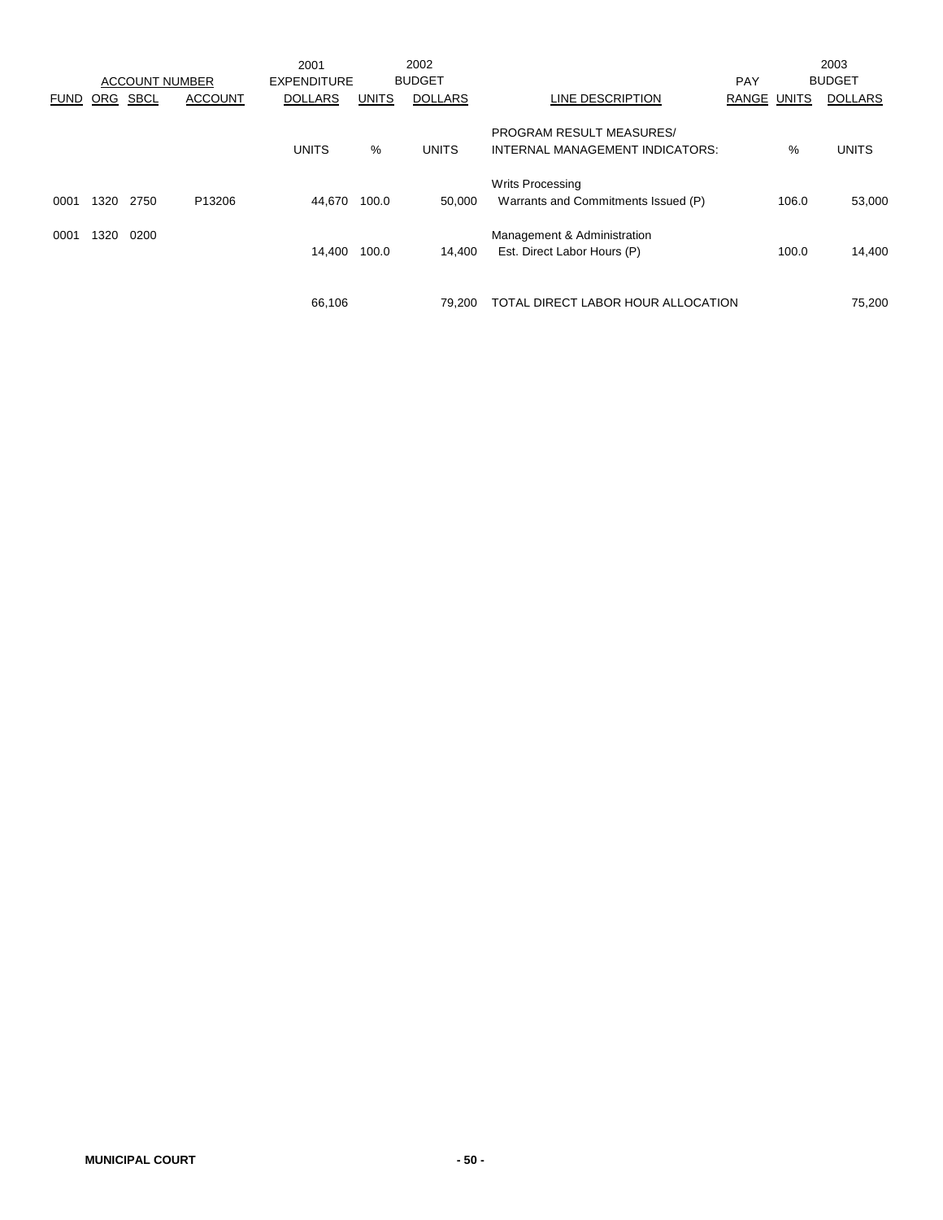| ACCOUNT NUMBER | | | | 2001 EXPENDITURE | 2002 BUDGET | | | PAY | 2003 BUDGET | |
|---|---|---|---|---|---|---|---|---|---|---|
| FUND | ORG | SBCL | ACCOUNT | DOLLARS | UNITS | DOLLARS | LINE DESCRIPTION | RANGE | UNITS | DOLLARS |
| | | | | UNITS | % | UNITS | PROGRAM RESULT MEASURES/ INTERNAL MANAGEMENT INDICATORS: | | % | UNITS |
| | | | | | | | Writs Processing | | | |
| 0001 | 1320 | 2750 | P13206 | 44,670 | 100.0 | 50,000 | Warrants and Commitments Issued (P) | | 106.0 | 53,000 |
| 0001 | 1320 | 0200 | | | | | Management & Administration | | | |
| | | | | 14,400 | 100.0 | 14,400 | Est. Direct Labor Hours (P) | | 100.0 | 14,400 |
| | | | | 66,106 | | 79,200 | TOTAL DIRECT LABOR HOUR ALLOCATION | | | 75,200 |

**MUNICIPAL COURT**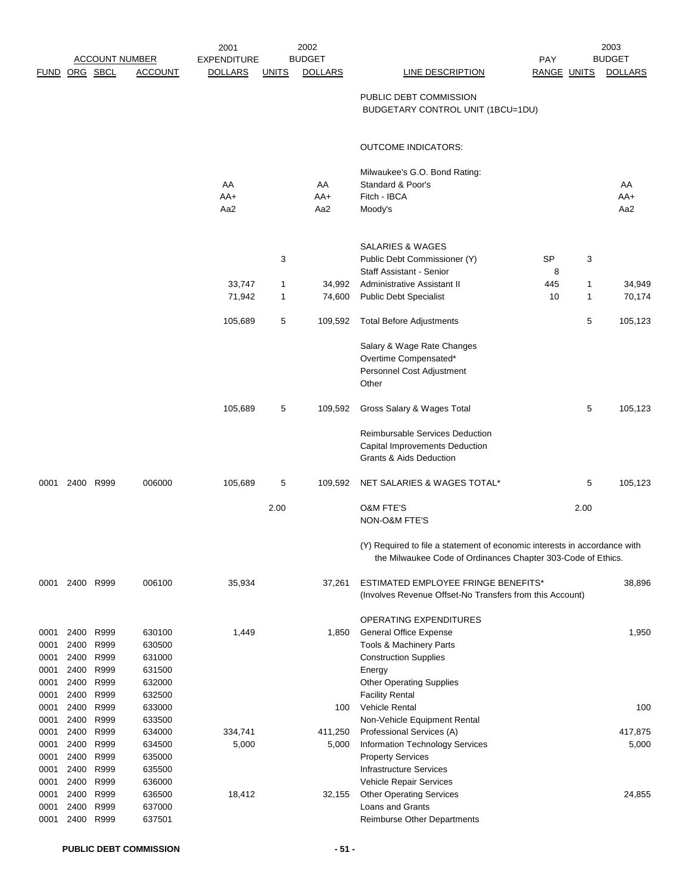| FUND | ORG | SBCL | ACCOUNT | 2001 EXPENDITURE DOLLARS | UNITS | 2002 BUDGET DOLLARS | LINE DESCRIPTION | PAY RANGE | UNITS | 2003 BUDGET DOLLARS |
|---|---|---|---|---|---|---|---|---|---|---|
| | | | | | | | PUBLIC DEBT COMMISSION BUDGETARY CONTROL UNIT (1BCU=1DU) | | | |
| | | | | | | | OUTCOME INDICATORS: | | | |
| | | | | | | | Milwaukee's G.O. Bond Rating: | | | |
| | | | | AA | | AA | Standard & Poor's | | | AA |
| | | | | AA+ | | AA+ | Fitch - IBCA | | | AA+ |
| | | | | Aa2 | | Aa2 | Moody's | | | Aa2 |
| | | | | | | | SALARIES & WAGES | | | |
| | | | | | 3 | | Public Debt Commissioner (Y) | SP | 3 | |
| | | | | | | | Staff Assistant - Senior | 8 | | |
| | | | | 33,747 | 1 | 34,992 | Administrative Assistant II | 445 | 1 | 34,949 |
| | | | | 71,942 | 1 | 74,600 | Public Debt Specialist | 10 | 1 | 70,174 |
| | | | | 105,689 | 5 | 109,592 | Total Before Adjustments | | 5 | 105,123 |
| | | | | | | | Salary & Wage Rate Changes | | | |
| | | | | | | | Overtime Compensated* | | | |
| | | | | | | | Personnel Cost Adjustment | | | |
| | | | | | | | Other | | | |
| | | | | 105,689 | 5 | 109,592 | Gross Salary & Wages Total | | 5 | 105,123 |
| | | | | | | | Reimbursable Services Deduction | | | |
| | | | | | | | Capital Improvements Deduction | | | |
| | | | | | | | Grants & Aids Deduction | | | |
| 0001 | 2400 | R999 | 006000 | 105,689 | 5 | 109,592 | NET SALARIES & WAGES TOTAL* | | 5 | 105,123 |
| | | | | | 2.00 | | O&M FTE'S | | 2.00 | |
| | | | | | | | NON-O&M FTE'S | | | |
| | | | | | | | (Y) Required to file a statement of economic interests in accordance with the Milwaukee Code of Ordinances Chapter 303-Code of Ethics. | | | |
| 0001 | 2400 | R999 | 006100 | 35,934 | | 37,261 | ESTIMATED EMPLOYEE FRINGE BENEFITS* (Involves Revenue Offset-No Transfers from this Account) | | | 38,896 |
| | | | | | | | OPERATING EXPENDITURES | | | |
| 0001 | 2400 | R999 | 630100 | 1,449 | | 1,850 | General Office Expense | | | 1,950 |
| 0001 | 2400 | R999 | 630500 | | | | Tools & Machinery Parts | | | |
| 0001 | 2400 | R999 | 631000 | | | | Construction Supplies | | | |
| 0001 | 2400 | R999 | 631500 | | | | Energy | | | |
| 0001 | 2400 | R999 | 632000 | | | | Other Operating Supplies | | | |
| 0001 | 2400 | R999 | 632500 | | | | Facility Rental | | | |
| 0001 | 2400 | R999 | 633000 | | | 100 | Vehicle Rental | | | 100 |
| 0001 | 2400 | R999 | 633500 | | | | Non-Vehicle Equipment Rental | | | |
| 0001 | 2400 | R999 | 634000 | 334,741 | | 411,250 | Professional Services (A) | | | 417,875 |
| 0001 | 2400 | R999 | 634500 | 5,000 | | 5,000 | Information Technology Services | | | 5,000 |
| 0001 | 2400 | R999 | 635000 | | | | Property Services | | | |
| 0001 | 2400 | R999 | 635500 | | | | Infrastructure Services | | | |
| 0001 | 2400 | R999 | 636000 | | | | Vehicle Repair Services | | | |
| 0001 | 2400 | R999 | 636500 | 18,412 | | 32,155 | Other Operating Services | | | 24,855 |
| 0001 | 2400 | R999 | 637000 | | | | Loans and Grants | | | |
| 0001 | 2400 | R999 | 637501 | | | | Reimburse Other Departments | | | |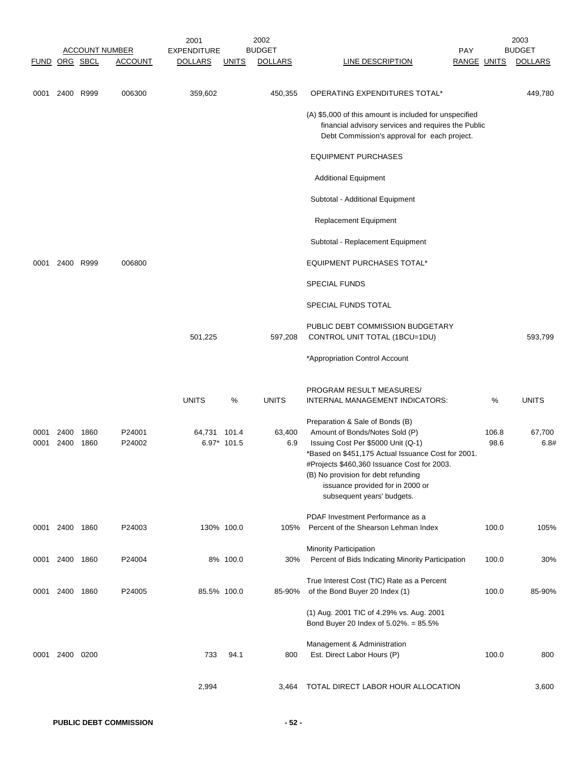| FUND | ORG | SBCL | ACCOUNT | 2001 EXPENDITURE DOLLARS | UNITS | 2002 BUDGET DOLLARS | LINE DESCRIPTION | PAY RANGE | UNITS | 2003 BUDGET DOLLARS |
|---|---|---|---|---|---|---|---|---|---|---|
| 0001 | 2400 | R999 | 006300 | 359,602 | | 450,355 | OPERATING EXPENDITURES TOTAL* | | | 449,780 |
| | | | | | | | (A) $5,000 of this amount is included for unspecified financial advisory services and requires the Public Debt Commission's approval for each project. | | | |
| | | | | | | | EQUIPMENT PURCHASES | | | |
| | | | | | | | Additional Equipment | | | |
| | | | | | | | Subtotal - Additional Equipment | | | |
| | | | | | | | Replacement Equipment | | | |
| | | | | | | | Subtotal - Replacement Equipment | | | |
| 0001 | 2400 | R999 | 006800 | | | | EQUIPMENT PURCHASES TOTAL* | | | |
| | | | | | | | SPECIAL FUNDS | | | |
| | | | | | | | SPECIAL FUNDS TOTAL | | | |
| | | | | 501,225 | | 597,208 | PUBLIC DEBT COMMISSION BUDGETARY CONTROL UNIT TOTAL (1BCU=1DU) | | | 593,799 |
| | | | | | | | *Appropriation Control Account | | | |

| FUND | ORG | SBCL | ACCOUNT | UNITS | % | UNITS | PROGRAM RESULT MEASURES/ INTERNAL MANAGEMENT INDICATORS: | % | UNITS |
|---|---|---|---|---|---|---|---|---|---|
| | | | | | | | Preparation & Sale of Bonds (B) | | |
| 0001 | 2400 | 1860 | P24001 | 64,731 | 101.4 | 63,400 | Amount of Bonds/Notes Sold (P) | 106.8 | 67,700 |
| 0001 | 2400 | 1860 | P24002 | 6.97* | 101.5 | 6.9 | Issuing Cost Per $5000 Unit (Q-1) | 98.6 | 6.8# |
| | | | | | | | *Based on $451,175 Actual Issuance Cost for 2001. #Projects $460,360 Issuance Cost for 2003. (B) No provision for debt refunding issuance provided for in 2000 or subsequent years' budgets. | | |
| | | | | | | | PDAF Investment Performance as a | | |
| 0001 | 2400 | 1860 | P24003 | 130% | 100.0 | 105% | Percent of the Shearson Lehman Index | 100.0 | 105% |
| | | | | | | | Minority Participation | | |
| 0001 | 2400 | 1860 | P24004 | 8% | 100.0 | 30% | Percent of Bids Indicating Minority Participation | 100.0 | 30% |
| | | | | | | | True Interest Cost (TIC) Rate as a Percent | | |
| 0001 | 2400 | 1860 | P24005 | 85.5% | 100.0 | 85-90% | of the Bond Buyer 20 Index (1) | 100.0 | 85-90% |
| | | | | | | | (1) Aug. 2001 TIC of 4.29% vs. Aug. 2001 Bond Buyer 20 Index of 5.02%. = 85.5% | | |
| | | | | | | | Management & Administration | | |
| 0001 | 2400 | 0200 | | 733 | 94.1 | 800 | Est. Direct Labor Hours (P) | 100.0 | 800 |
| | | | | 2,994 | | 3,464 | TOTAL DIRECT LABOR HOUR ALLOCATION | | 3,600 |

PUBLIC DEBT COMMISSION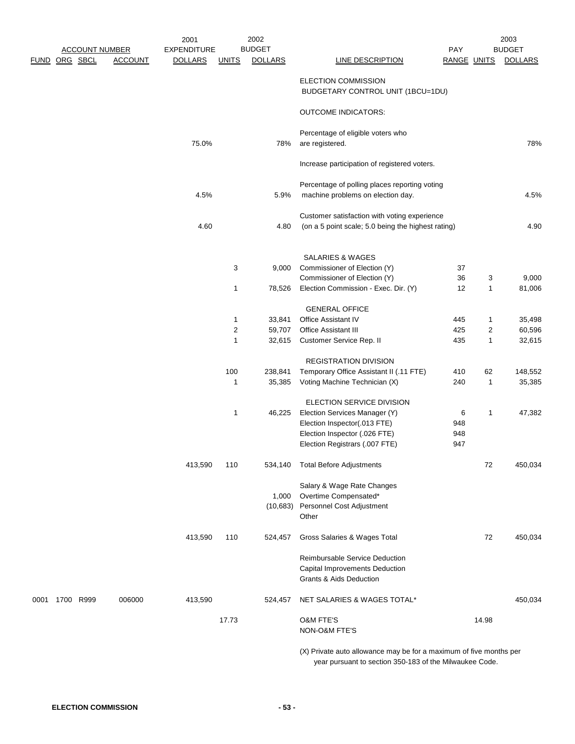| ACCOUNT NUMBER | | | | 2001 EXPENDITURE | 2002 BUDGET | | | PAY | 2003 BUDGET | |
|---|---|---|---|---|---|---|---|---|---|---|
| FUND | ORG | SBCL | ACCOUNT | DOLLARS | UNITS | DOLLARS | LINE DESCRIPTION | RANGE | UNITS | DOLLARS |
| | | | | | | | ELECTION COMMISSION BUDGETARY CONTROL UNIT (1BCU=1DU) | | | |
| | | | | | | | OUTCOME INDICATORS: | | | |
| | | | | 75.0% | | 78% | Percentage of eligible voters who are registered. | | | 78% |
| | | | | | | | Increase participation of registered voters. | | | |
| | | | | 4.5% | | 5.9% | Percentage of polling places reporting voting machine problems on election day. | | | 4.5% |
| | | | | 4.60 | | 4.80 | Customer satisfaction with voting experience (on a 5 point scale; 5.0 being the highest rating) | | | 4.90 |
| | | | | | | | SALARIES & WAGES | | | |
| | | | | | 3 | 9,000 | Commissioner of Election (Y) | 37 | | |
| | | | | | | | Commissioner of Election (Y) | 36 | 3 | 9,000 |
| | | | | | 1 | 78,526 | Election Commission - Exec. Dir. (Y) | 12 | 1 | 81,006 |
| | | | | | | | GENERAL OFFICE | | | |
| | | | | | 1 | 33,841 | Office Assistant IV | 445 | 1 | 35,498 |
| | | | | | 2 | 59,707 | Office Assistant III | 425 | 2 | 60,596 |
| | | | | | 1 | 32,615 | Customer Service Rep. II | 435 | 1 | 32,615 |
| | | | | | | | REGISTRATION DIVISION | | | |
| | | | | | 100 | 238,841 | Temporary Office Assistant II (.11 FTE) | 410 | 62 | 148,552 |
| | | | | | 1 | 35,385 | Voting Machine Technician (X) | 240 | 1 | 35,385 |
| | | | | | | | ELECTION SERVICE DIVISION | | | |
| | | | | | 1 | 46,225 | Election Services Manager (Y) | 6 | 1 | 47,382 |
| | | | | | | | Election Inspector(.013 FTE) | 948 | | |
| | | | | | | | Election Inspector (.026 FTE) | 948 | | |
| | | | | | | | Election Registrars (.007 FTE) | 947 | | |
| | | | | 413,590 | 110 | 534,140 | Total Before Adjustments | | 72 | 450,034 |
| | | | | | | | Salary & Wage Rate Changes | | | |
| | | | | | | 1,000 | Overtime Compensated* | | | |
| | | | | | | (10,683) | Personnel Cost Adjustment | | | |
| | | | | | | | Other | | | |
| | | | | 413,590 | 110 | 524,457 | Gross Salaries & Wages Total | | 72 | 450,034 |
| | | | | | | | Reimbursable Service Deduction | | | |
| | | | | | | | Capital Improvements Deduction | | | |
| | | | | | | | Grants & Aids Deduction | | | |
| 0001 | 1700 | R999 | 006000 | 413,590 | | 524,457 | NET SALARIES & WAGES TOTAL* | | | 450,034 |
| | | | | | 17.73 | | O&M FTE'S | | 14.98 | |
| | | | | | | | NON-O&M FTE'S | | | |

(X) Private auto allowance may be for a maximum of five months per year pursuant to section 350-183 of the Milwaukee Code.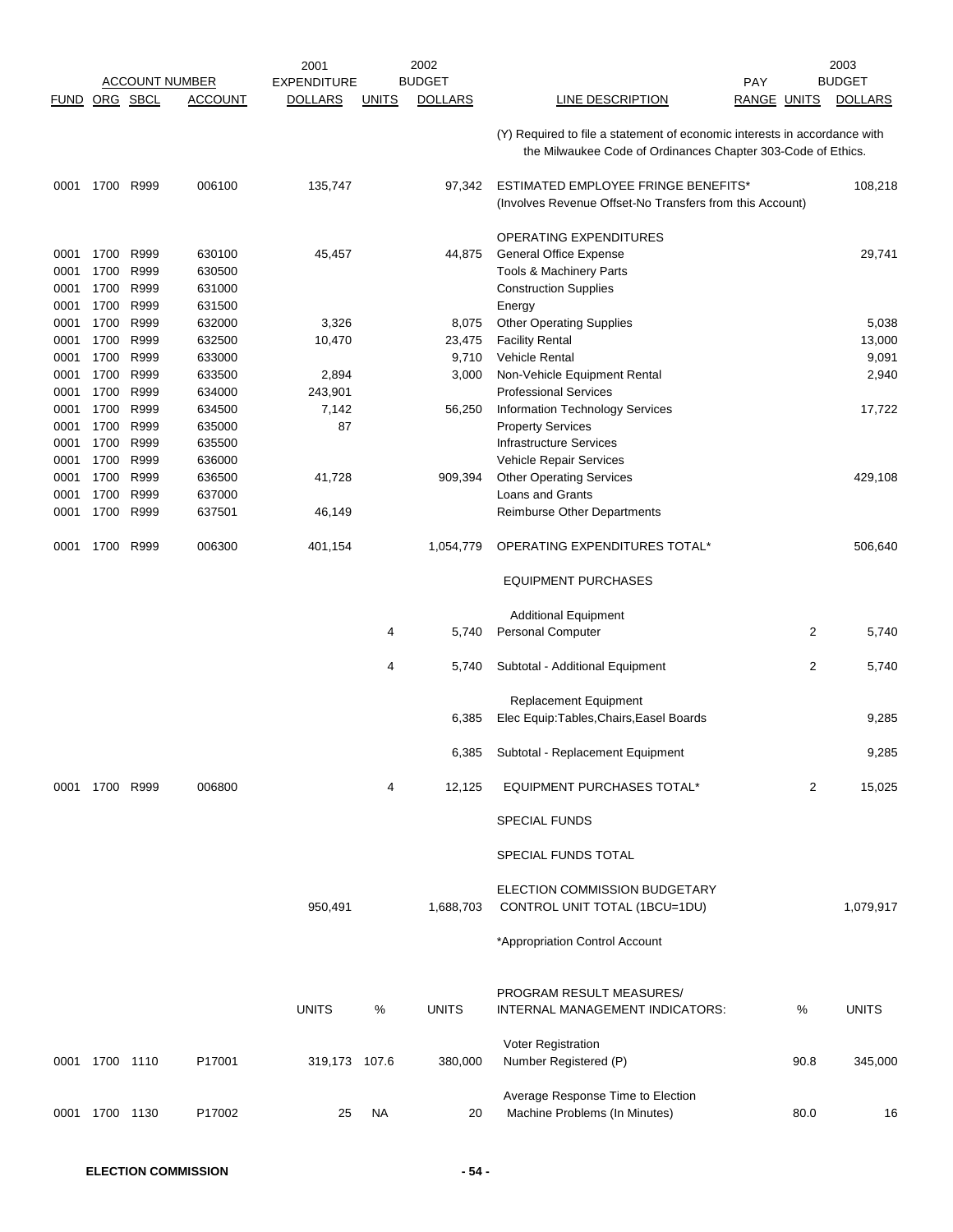| FUND | ORG | SBCL | ACCOUNT | 2001 EXPENDITURE DOLLARS | UNITS | 2002 BUDGET DOLLARS | LINE DESCRIPTION | PAY RANGE | UNITS | 2003 BUDGET DOLLARS |
|---|---|---|---|---|---|---|---|---|---|---|
| | | | | | | | (Y) Required to file a statement of economic interests in accordance with the Milwaukee Code of Ordinances Chapter 303-Code of Ethics. | | | |
| 0001 | 1700 | R999 | 006100 | 135,747 | | 97,342 | ESTIMATED EMPLOYEE FRINGE BENEFITS* (Involves Revenue Offset-No Transfers from this Account) | | | 108,218 |
| | | | | | | | OPERATING EXPENDITURES | | | |
| 0001 | 1700 | R999 | 630100 | 45,457 | | 44,875 | General Office Expense | | | 29,741 |
| 0001 | 1700 | R999 | 630500 | | | | Tools & Machinery Parts | | | |
| 0001 | 1700 | R999 | 631000 | | | | Construction Supplies | | | |
| 0001 | 1700 | R999 | 631500 | | | | Energy | | | |
| 0001 | 1700 | R999 | 632000 | 3,326 | | 8,075 | Other Operating Supplies | | | 5,038 |
| 0001 | 1700 | R999 | 632500 | 10,470 | | 23,475 | Facility Rental | | | 13,000 |
| 0001 | 1700 | R999 | 633000 | | | 9,710 | Vehicle Rental | | | 9,091 |
| 0001 | 1700 | R999 | 633500 | 2,894 | | 3,000 | Non-Vehicle Equipment Rental | | | 2,940 |
| 0001 | 1700 | R999 | 634000 | 243,901 | | | Professional Services | | | |
| 0001 | 1700 | R999 | 634500 | 7,142 | | 56,250 | Information Technology Services | | | 17,722 |
| 0001 | 1700 | R999 | 635000 | 87 | | | Property Services | | | |
| 0001 | 1700 | R999 | 635500 | | | | Infrastructure Services | | | |
| 0001 | 1700 | R999 | 636000 | | | | Vehicle Repair Services | | | |
| 0001 | 1700 | R999 | 636500 | 41,728 | | 909,394 | Other Operating Services | | | 429,108 |
| 0001 | 1700 | R999 | 637000 | | | | Loans and Grants | | | |
| 0001 | 1700 | R999 | 637501 | 46,149 | | | Reimburse Other Departments | | | |
| 0001 | 1700 | R999 | 006300 | 401,154 | | 1,054,779 | OPERATING EXPENDITURES TOTAL* | | | 506,640 |
| | | | | | | | EQUIPMENT PURCHASES | | | |
| | | | | | | | Additional Equipment | | | |
| | | | | | 4 | 5,740 | Personal Computer | | 2 | 5,740 |
| | | | | | 4 | 5,740 | Subtotal - Additional Equipment | | 2 | 5,740 |
| | | | | | | | Replacement Equipment | | | |
| | | | | | | 6,385 | Elec Equip:Tables,Chairs,Easel Boards | | | 9,285 |
| | | | | | | 6,385 | Subtotal - Replacement Equipment | | | 9,285 |
| 0001 | 1700 | R999 | 006800 | | 4 | 12,125 | EQUIPMENT PURCHASES TOTAL* | | 2 | 15,025 |
| | | | | | | | SPECIAL FUNDS | | | |
| | | | | | | | SPECIAL FUNDS TOTAL | | | |
| | | | | 950,491 | | 1,688,703 | ELECTION COMMISSION BUDGETARY CONTROL UNIT TOTAL (1BCU=1DU) | | | 1,079,917 |
| | | | | | | | *Appropriation Control Account | | | |

| FUND | ORG | SBCL | ACCOUNT | UNITS | % | UNITS | PROGRAM RESULT MEASURES/ INTERNAL MANAGEMENT INDICATORS: | % | UNITS |
|---|---|---|---|---|---|---|---|---|---|
| | | | | | | | Voter Registration | | |
| 0001 | 1700 | 1110 | P17001 | 319,173 | 107.6 | 380,000 | Number Registered (P) | 90.8 | 345,000 |
| | | | | | | | Average Response Time to Election | | |
| 0001 | 1700 | 1130 | P17002 | 25 | NA | 20 | Machine Problems (In Minutes) | 80.0 | 16 |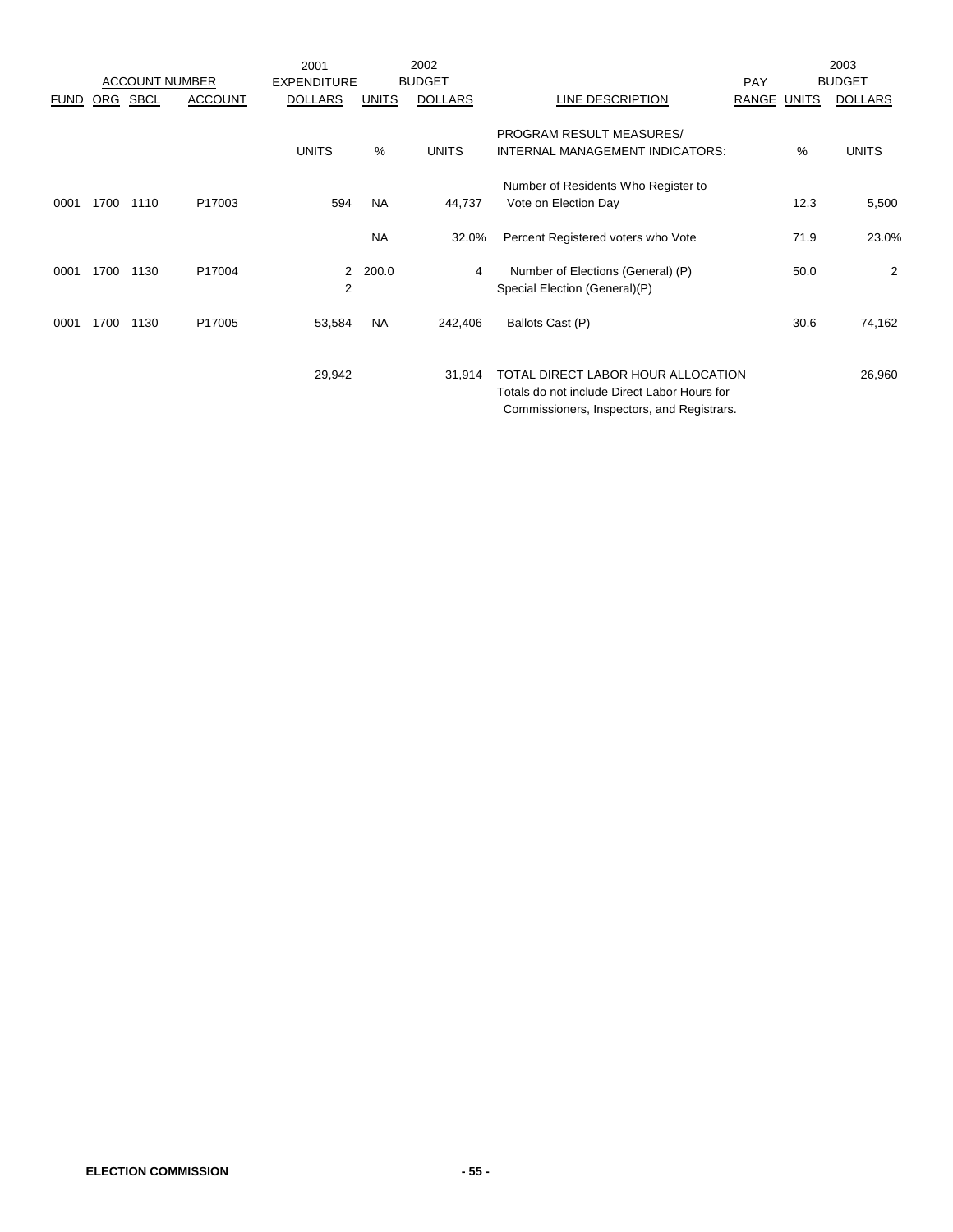| ACCOUNT NUMBER | | | | 2001 EXPENDITURE | 2002 BUDGET | | | PAY | 2003 BUDGET | |
|---|---|---|---|---|---|---|---|---|---|---|
| FUND | ORG | SBCL | ACCOUNT | DOLLARS | UNITS | DOLLARS | LINE DESCRIPTION | RANGE | UNITS | DOLLARS |
| | | | | UNITS | % | UNITS | PROGRAM RESULT MEASURES/ INTERNAL MANAGEMENT INDICATORS: | | % | UNITS |
| 0001 | 1700 | 1110 | P17003 | 594 | NA | 44,737 | Number of Residents Who Register to Vote on Election Day | | 12.3 | 5,500 |
| | | | | | NA | 32.0% | Percent Registered voters who Vote | | 71.9 | 23.0% |
| 0001 | 1700 | 1130 | P17004 | 2 | 200.0 | 4 | Number of Elections (General) (P) | | 50.0 | 2 |
| | | | | 2 | | | Special Election (General)(P) | | | |
| 0001 | 1700 | 1130 | P17005 | 53,584 | NA | 242,406 | Ballots Cast (P) | | 30.6 | 74,162 |
| | | | | 29,942 | | 31,914 | TOTAL DIRECT LABOR HOUR ALLOCATION Totals do not include Direct Labor Hours for Commissioners, Inspectors, and Registrars. | | | 26,960 |

**ELECTION COMMISSION**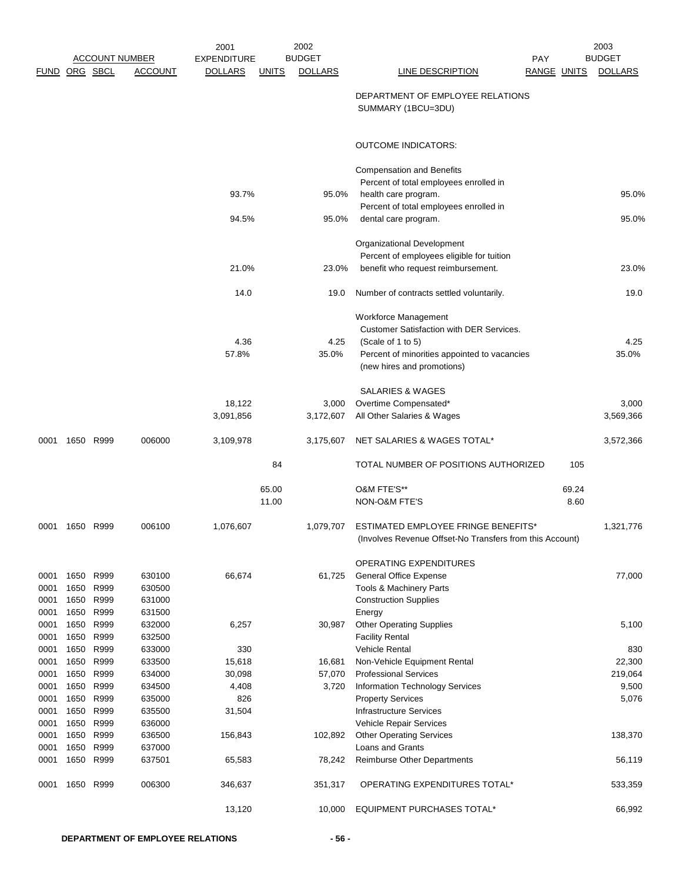| ACCOUNT NUMBER | | | | 2001 EXPENDITURE | | 2002 BUDGET | | PAY | | 2003 BUDGET |
|---|---|---|---|---|---|---|---|---|---|---|
| FUND | ORG | SBCL | ACCOUNT | DOLLARS | UNITS | DOLLARS | LINE DESCRIPTION | RANGE | UNITS | DOLLARS |
| | | | | | | | DEPARTMENT OF EMPLOYEE RELATIONS SUMMARY (1BCU=3DU) | | | |
| | | | | | | | OUTCOME INDICATORS: | | | |
| | | | | | | | Compensation and Benefits | | | |
| | | | | 93.7% | | 95.0% | Percent of total employees enrolled in health care program. | | | 95.0% |
| | | | | 94.5% | | 95.0% | Percent of total employees enrolled in dental care program. | | | 95.0% |
| | | | | | | | Organizational Development | | | |
| | | | | 21.0% | | 23.0% | Percent of employees eligible for tuition benefit who request reimbursement. | | | 23.0% |
| | | | | 14.0 | | 19.0 | Number of contracts settled voluntarily. | | | 19.0 |
| | | | | | | | Workforce Management | | | |
| | | | | 4.36 | | 4.25 | Customer Satisfaction with DER Services. (Scale of 1 to 5) | | | 4.25 |
| | | | | 57.8% | | 35.0% | Percent of minorities appointed to vacancies (new hires and promotions) | | | 35.0% |
| | | | | | | | SALARIES & WAGES | | | |
| | | | | 18,122 | | 3,000 | Overtime Compensated* | | | 3,000 |
| | | | | 3,091,856 | | 3,172,607 | All Other Salaries & Wages | | | 3,569,366 |
| 0001 | 1650 | R999 | 006000 | 3,109,978 | | 3,175,607 | NET SALARIES & WAGES TOTAL* | | | 3,572,366 |
| | | | | | 84 | | TOTAL NUMBER OF POSITIONS AUTHORIZED | | 105 | |
| | | | | | 65.00 | | O&M FTE'S** | | 69.24 | |
| | | | | | 11.00 | | NON-O&M FTE'S | | 8.60 | |
| 0001 | 1650 | R999 | 006100 | 1,076,607 | | 1,079,707 | ESTIMATED EMPLOYEE FRINGE BENEFITS* (Involves Revenue Offset-No Transfers from this Account) | | | 1,321,776 |
| | | | | | | | OPERATING EXPENDITURES | | | |
| 0001 | 1650 | R999 | 630100 | 66,674 | | 61,725 | General Office Expense | | | 77,000 |
| 0001 | 1650 | R999 | 630500 | | | | Tools & Machinery Parts | | | |
| 0001 | 1650 | R999 | 631000 | | | | Construction Supplies | | | |
| 0001 | 1650 | R999 | 631500 | | | | Energy | | | |
| 0001 | 1650 | R999 | 632000 | 6,257 | | 30,987 | Other Operating Supplies | | | 5,100 |
| 0001 | 1650 | R999 | 632500 | | | | Facility Rental | | | |
| 0001 | 1650 | R999 | 633000 | 330 | | | Vehicle Rental | | | 830 |
| 0001 | 1650 | R999 | 633500 | 15,618 | | 16,681 | Non-Vehicle Equipment Rental | | | 22,300 |
| 0001 | 1650 | R999 | 634000 | 30,098 | | 57,070 | Professional Services | | | 219,064 |
| 0001 | 1650 | R999 | 634500 | 4,408 | | 3,720 | Information Technology Services | | | 9,500 |
| 0001 | 1650 | R999 | 635000 | 826 | | | Property Services | | | 5,076 |
| 0001 | 1650 | R999 | 635500 | 31,504 | | | Infrastructure Services | | | |
| 0001 | 1650 | R999 | 636000 | | | | Vehicle Repair Services | | | |
| 0001 | 1650 | R999 | 636500 | 156,843 | | 102,892 | Other Operating Services | | | 138,370 |
| 0001 | 1650 | R999 | 637000 | | | | Loans and Grants | | | |
| 0001 | 1650 | R999 | 637501 | 65,583 | | 78,242 | Reimburse Other Departments | | | 56,119 |
| 0001 | 1650 | R999 | 006300 | 346,637 | | 351,317 | OPERATING EXPENDITURES TOTAL* | | | 533,359 |
| | | | | 13,120 | | 10,000 | EQUIPMENT PURCHASES TOTAL* | | | 66,992 |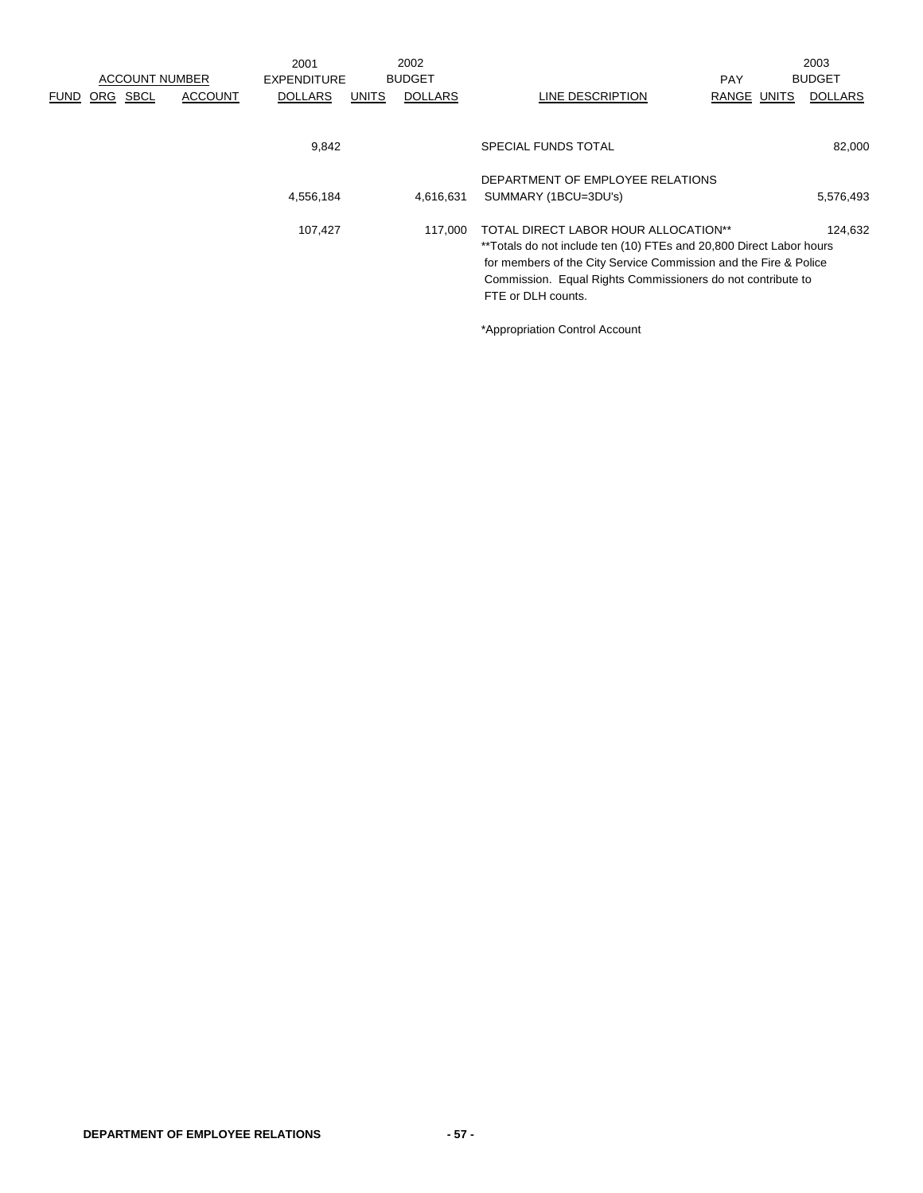| ACCOUNT NUMBER | | | | 2001 EXPENDITURE | 2002 BUDGET | | | PAY | 2003 BUDGET | |
|---|---|---|---|---|---|---|---|---|---|---|
| FUND | ORG | SBCL | ACCOUNT | DOLLARS | UNITS | DOLLARS | LINE DESCRIPTION | RANGE | UNITS | DOLLARS |
| | | | | 9,842 | | | SPECIAL FUNDS TOTAL | | | 82,000 |
| | | | | 4,556,184 | | 4,616,631 | DEPARTMENT OF EMPLOYEE RELATIONS SUMMARY (1BCU=3DU's) | | | 5,576,493 |
| | | | | 107,427 | | 117,000 | TOTAL DIRECT LABOR HOUR ALLOCATION** | | | 124,632 |

**Totals do not include ten (10) FTEs and 20,800 Direct Labor hours for members of the City Service Commission and the Fire & Police Commission. Equal Rights Commissioners do not contribute to FTE or DLH counts.

*Appropriation Control Account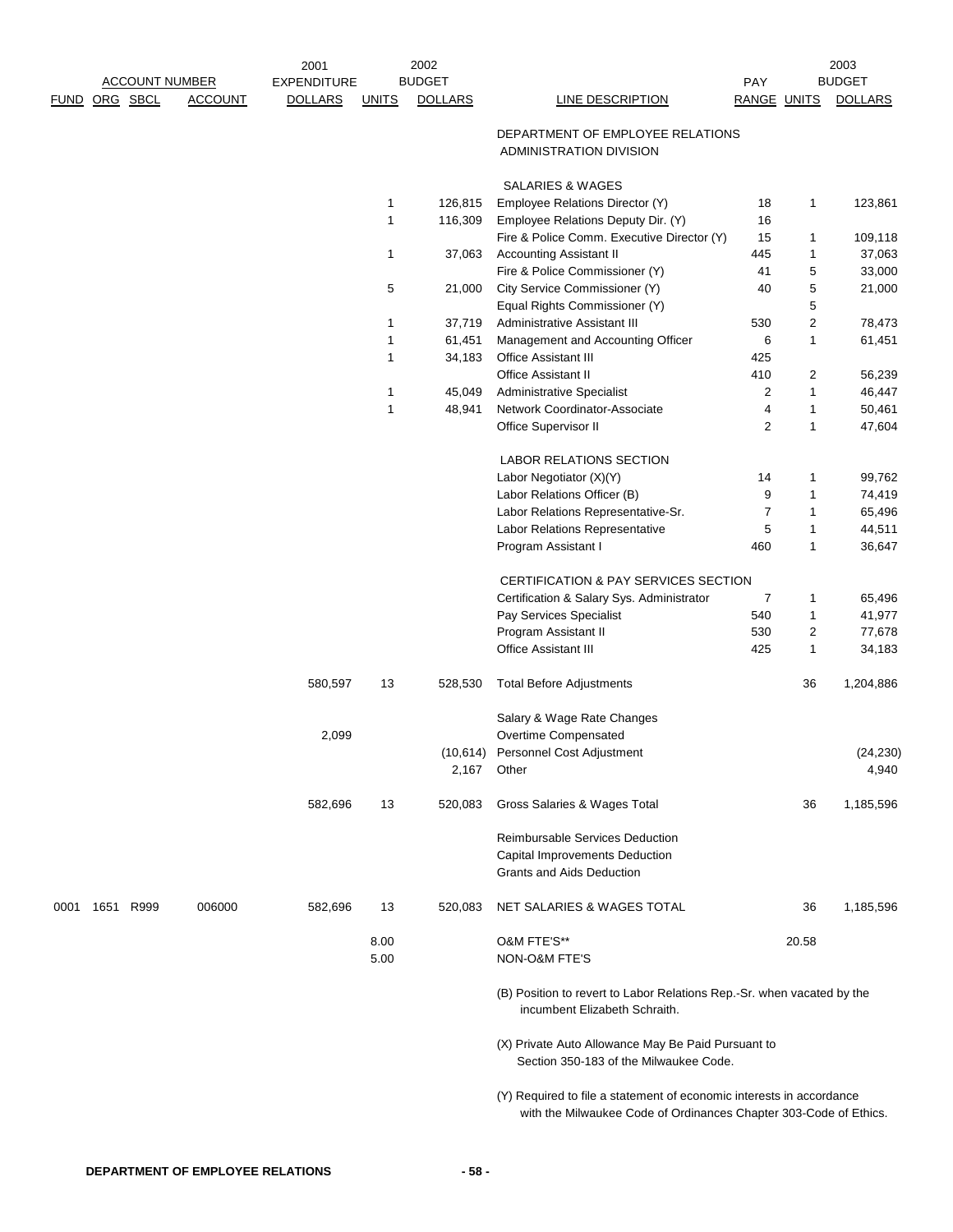| ACCOUNT NUMBER | | | | 2001 EXPENDITURE | 2002 BUDGET | | | PAY | 2003 BUDGET | |
|---|---|---|---|---|---|---|---|---|---|---|
| FUND | ORG | SBCL | ACCOUNT | DOLLARS | UNITS | DOLLARS | LINE DESCRIPTION | RANGE | UNITS | DOLLARS |
| | | | | | | | DEPARTMENT OF EMPLOYEE RELATIONS ADMINISTRATION DIVISION | | | |
| | | | | | | | SALARIES & WAGES | | | |
| | | | | | 1 | 126,815 | Employee Relations Director (Y) | 18 | 1 | 123,861 |
| | | | | | 1 | 116,309 | Employee Relations Deputy Dir. (Y) | 16 | | |
| | | | | | | | Fire & Police Comm. Executive Director (Y) | 15 | 1 | 109,118 |
| | | | | | 1 | 37,063 | Accounting Assistant II | 445 | 1 | 37,063 |
| | | | | | | | Fire & Police Commissioner (Y) | 41 | 5 | 33,000 |
| | | | | | 5 | 21,000 | City Service Commissioner (Y) | 40 | 5 | 21,000 |
| | | | | | | | Equal Rights Commissioner (Y) | | 5 | |
| | | | | | 1 | 37,719 | Administrative Assistant III | 530 | 2 | 78,473 |
| | | | | | 1 | 61,451 | Management and Accounting Officer | 6 | 1 | 61,451 |
| | | | | | 1 | 34,183 | Office Assistant III | 425 | | |
| | | | | | | | Office Assistant II | 410 | 2 | 56,239 |
| | | | | | 1 | 45,049 | Administrative Specialist | 2 | 1 | 46,447 |
| | | | | | 1 | 48,941 | Network Coordinator-Associate | 4 | 1 | 50,461 |
| | | | | | | | Office Supervisor II | 2 | 1 | 47,604 |
| | | | | | | | LABOR RELATIONS SECTION | | | |
| | | | | | | | Labor Negotiator (X)(Y) | 14 | 1 | 99,762 |
| | | | | | | | Labor Relations Officer (B) | 9 | 1 | 74,419 |
| | | | | | | | Labor Relations Representative-Sr. | 7 | 1 | 65,496 |
| | | | | | | | Labor Relations Representative | 5 | 1 | 44,511 |
| | | | | | | | Program Assistant I | 460 | 1 | 36,647 |
| | | | | | | | CERTIFICATION & PAY SERVICES SECTION | | | |
| | | | | | | | Certification & Salary Sys. Administrator | 7 | 1 | 65,496 |
| | | | | | | | Pay Services Specialist | 540 | 1 | 41,977 |
| | | | | | | | Program Assistant II | 530 | 2 | 77,678 |
| | | | | | | | Office Assistant III | 425 | 1 | 34,183 |
| | | | | 580,597 | 13 | 528,530 | Total Before Adjustments | | 36 | 1,204,886 |
| | | | | | | | Salary & Wage Rate Changes | | | |
| | | | | 2,099 | | | Overtime Compensated | | | |
| | | | | | | (10,614) | Personnel Cost Adjustment | | | (24,230) |
| | | | | | | 2,167 | Other | | | 4,940 |
| | | | | 582,696 | 13 | 520,083 | Gross Salaries & Wages Total | | 36 | 1,185,596 |
| | | | | | | | Reimbursable Services Deduction | | | |
| | | | | | | | Capital Improvements Deduction | | | |
| | | | | | | | Grants and Aids Deduction | | | |
| 0001 | 1651 | R999 | 006000 | 582,696 | 13 | 520,083 | NET SALARIES & WAGES TOTAL | | 36 | 1,185,596 |
| | | | | | 8.00 | | O&M FTE'S** | | 20.58 | |
| | | | | | 5.00 | | NON-O&M FTE'S | | | |

(B) Position to revert to Labor Relations Rep.-Sr. when vacated by the incumbent Elizabeth Schraith.

(X) Private Auto Allowance May Be Paid Pursuant to Section 350-183 of the Milwaukee Code.

(Y) Required to file a statement of economic interests in accordance with the Milwaukee Code of Ordinances Chapter 303-Code of Ethics.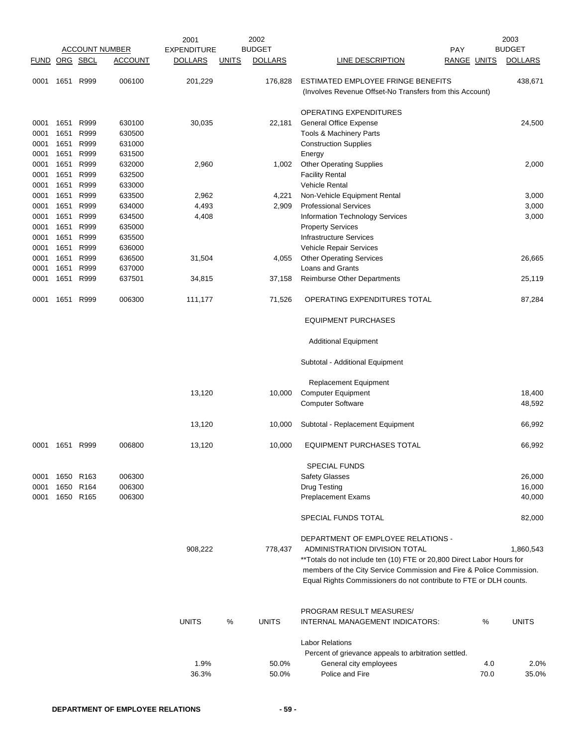| FUND | ORG | SBCL | ACCOUNT | 2001 EXPENDITURE DOLLARS | UNITS | 2002 BUDGET DOLLARS | LINE DESCRIPTION | PAY RANGE | UNITS | 2003 BUDGET DOLLARS |
|---|---|---|---|---|---|---|---|---|---|---|
| 0001 | 1651 | R999 | 006100 | 201,229 | | 176,828 | ESTIMATED EMPLOYEE FRINGE BENEFITS (Involves Revenue Offset-No Transfers from this Account) | | | 438,671 |
| | | | | | | | OPERATING EXPENDITURES | | | |
| 0001 | 1651 | R999 | 630100 | 30,035 | | 22,181 | General Office Expense | | | 24,500 |
| 0001 | 1651 | R999 | 630500 | | | | Tools & Machinery Parts | | | |
| 0001 | 1651 | R999 | 631000 | | | | Construction Supplies | | | |
| 0001 | 1651 | R999 | 631500 | | | | Energy | | | |
| 0001 | 1651 | R999 | 632000 | 2,960 | | 1,002 | Other Operating Supplies | | | 2,000 |
| 0001 | 1651 | R999 | 632500 | | | | Facility Rental | | | |
| 0001 | 1651 | R999 | 633000 | | | | Vehicle Rental | | | |
| 0001 | 1651 | R999 | 633500 | 2,962 | | 4,221 | Non-Vehicle Equipment Rental | | | 3,000 |
| 0001 | 1651 | R999 | 634000 | 4,493 | | 2,909 | Professional Services | | | 3,000 |
| 0001 | 1651 | R999 | 634500 | 4,408 | | | Information Technology Services | | | 3,000 |
| 0001 | 1651 | R999 | 635000 | | | | Property Services | | | |
| 0001 | 1651 | R999 | 635500 | | | | Infrastructure Services | | | |
| 0001 | 1651 | R999 | 636000 | | | | Vehicle Repair Services | | | |
| 0001 | 1651 | R999 | 636500 | 31,504 | | 4,055 | Other Operating Services | | | 26,665 |
| 0001 | 1651 | R999 | 637000 | | | | Loans and Grants | | | |
| 0001 | 1651 | R999 | 637501 | 34,815 | | 37,158 | Reimburse Other Departments | | | 25,119 |
| 0001 | 1651 | R999 | 006300 | 111,177 | | 71,526 | OPERATING EXPENDITURES TOTAL | | | 87,284 |
| | | | | | | | EQUIPMENT PURCHASES | | | |
| | | | | | | | Additional Equipment | | | |
| | | | | | | | Subtotal - Additional Equipment | | | |
| | | | | | | | Replacement Equipment | | | |
| | | | | 13,120 | | 10,000 | Computer Equipment | | | 18,400 |
| | | | | | | | Computer Software | | | 48,592 |
| | | | | 13,120 | | 10,000 | Subtotal - Replacement Equipment | | | 66,992 |
| 0001 | 1651 | R999 | 006800 | 13,120 | | 10,000 | EQUIPMENT PURCHASES TOTAL | | | 66,992 |
| | | | | | | | SPECIAL FUNDS | | | |
| 0001 | 1650 | R163 | 006300 | | | | Safety Glasses | | | 26,000 |
| 0001 | 1650 | R164 | 006300 | | | | Drug Testing | | | 16,000 |
| 0001 | 1650 | R165 | 006300 | | | | Preplacement Exams | | | 40,000 |
| | | | | | | | SPECIAL FUNDS TOTAL | | | 82,000 |
| | | | | 908,222 | | 778,437 | DEPARTMENT OF EMPLOYEE RELATIONS - ADMINISTRATION DIVISION TOTAL | | | 1,860,543 |

**Totals do not include ten (10) FTE or 20,800 Direct Labor Hours for members of the City Service Commission and Fire & Police Commission. Equal Rights Commissioners do not contribute to FTE or DLH counts.

| 2001 UNITS | % | 2002 UNITS | PROGRAM RESULT MEASURES/ INTERNAL MANAGEMENT INDICATORS: | % | 2003 UNITS |
|---|---|---|---|---|---|
| | | | Labor Relations | | |
| | | | Percent of grievance appeals to arbitration settled. | | |
| 1.9% | | 50.0% | General city employees | 4.0 | 2.0% |
| 36.3% | | 50.0% | Police and Fire | 70.0 | 35.0% |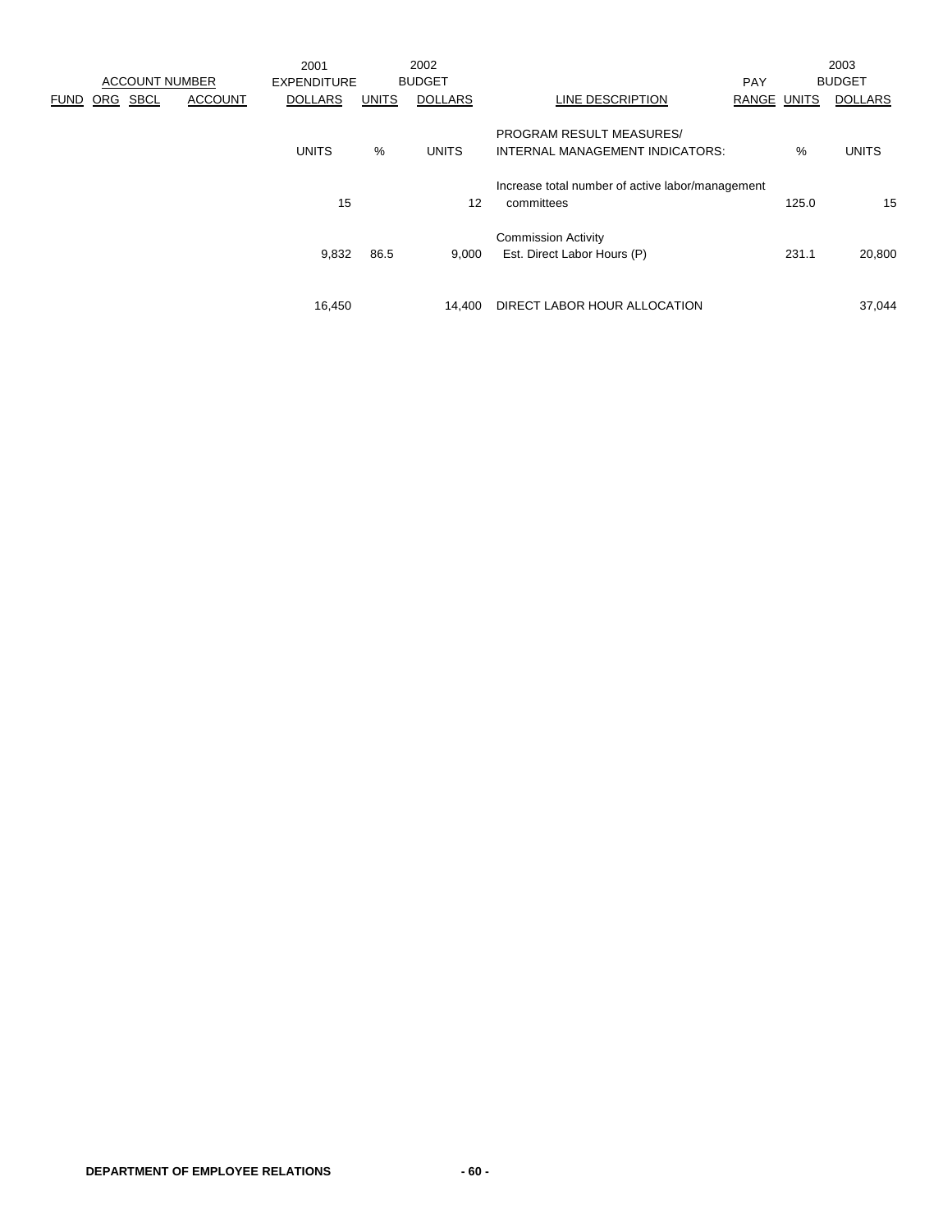| ACCOUNT NUMBER | | | | 2001 EXPENDITURE | 2002 BUDGET | | | | 2003 BUDGET | |
|---|---|---|---|---|---|---|---|---|---|---|
| FUND | ORG | SBCL | ACCOUNT | DOLLARS | UNITS | DOLLARS | LINE DESCRIPTION | PAY RANGE | UNITS | DOLLARS |
| | | | | UNITS | % | UNITS | PROGRAM RESULT MEASURES/ INTERNAL MANAGEMENT INDICATORS: | | % | UNITS |
| | | | | 15 | | 12 | Increase total number of active labor/management committees | | 125.0 | 15 |
| | | | | 9,832 | 86.5 | 9,000 | Commission Activity Est. Direct Labor Hours (P) | | 231.1 | 20,800 |
| | | | | 16,450 | | 14,400 | DIRECT LABOR HOUR ALLOCATION | | | 37,044 |

**DEPARTMENT OF EMPLOYEE RELATIONS**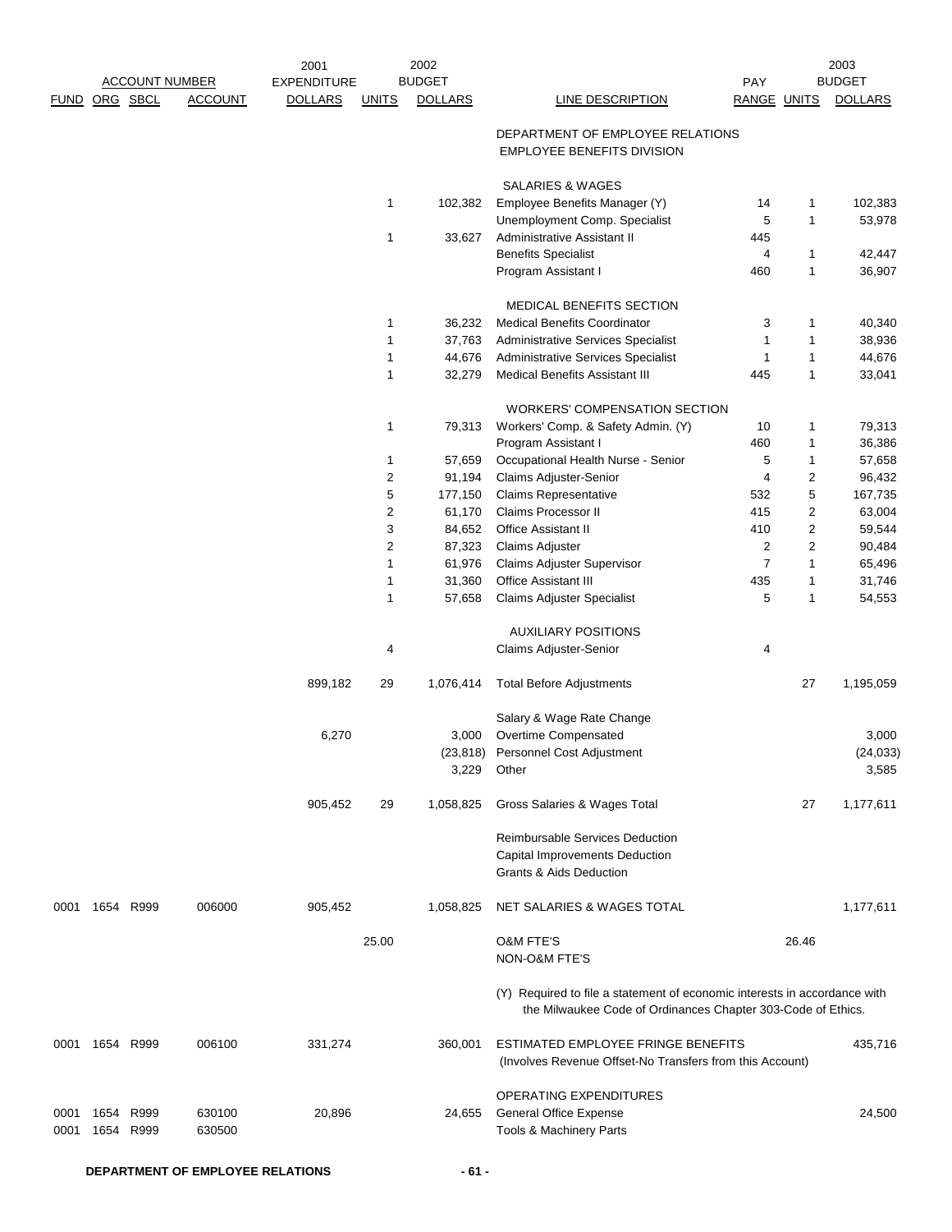| ACCOUNT NUMBER | | | | 2001 EXPENDITURE | 2002 BUDGET | | | PAY | 2003 BUDGET | |
|---|---|---|---|---|---|---|---|---|---|---|
| FUND | ORG | SBCL | ACCOUNT | DOLLARS | UNITS | DOLLARS | LINE DESCRIPTION | RANGE | UNITS | DOLLARS |
| | | | | | | | DEPARTMENT OF EMPLOYEE RELATIONS EMPLOYEE BENEFITS DIVISION | | | |
| | | | | | | | SALARIES & WAGES | | | |
| | | | | | 1 | 102,382 | Employee Benefits Manager (Y) | 14 | 1 | 102,383 |
| | | | | | | | Unemployment Comp. Specialist | 5 | 1 | 53,978 |
| | | | | | 1 | 33,627 | Administrative Assistant II | 445 | | |
| | | | | | | | Benefits Specialist | 4 | 1 | 42,447 |
| | | | | | | | Program Assistant I | 460 | 1 | 36,907 |
| | | | | | | | MEDICAL BENEFITS SECTION | | | |
| | | | | | 1 | 36,232 | Medical Benefits Coordinator | 3 | 1 | 40,340 |
| | | | | | 1 | 37,763 | Administrative Services Specialist | 1 | 1 | 38,936 |
| | | | | | 1 | 44,676 | Administrative Services Specialist | 1 | 1 | 44,676 |
| | | | | | 1 | 32,279 | Medical Benefits Assistant III | 445 | 1 | 33,041 |
| | | | | | | | WORKERS' COMPENSATION SECTION | | | |
| | | | | | 1 | 79,313 | Workers' Comp. & Safety Admin. (Y) | 10 | 1 | 79,313 |
| | | | | | | | Program Assistant I | 460 | 1 | 36,386 |
| | | | | | 1 | 57,659 | Occupational Health Nurse - Senior | 5 | 1 | 57,658 |
| | | | | | 2 | 91,194 | Claims Adjuster-Senior | 4 | 2 | 96,432 |
| | | | | | 5 | 177,150 | Claims Representative | 532 | 5 | 167,735 |
| | | | | | 2 | 61,170 | Claims Processor II | 415 | 2 | 63,004 |
| | | | | | 3 | 84,652 | Office Assistant II | 410 | 2 | 59,544 |
| | | | | | 2 | 87,323 | Claims Adjuster | 2 | 2 | 90,484 |
| | | | | | 1 | 61,976 | Claims Adjuster Supervisor | 7 | 1 | 65,496 |
| | | | | | 1 | 31,360 | Office Assistant III | 435 | 1 | 31,746 |
| | | | | | 1 | 57,658 | Claims Adjuster Specialist | 5 | 1 | 54,553 |
| | | | | | | | AUXILIARY POSITIONS | | | |
| | | | | | 4 | | Claims Adjuster-Senior | 4 | | |
| | | | | 899,182 | 29 | 1,076,414 | Total Before Adjustments | | 27 | 1,195,059 |
| | | | | | | | Salary & Wage Rate Change | | | |
| | | | | 6,270 | | 3,000 | Overtime Compensated | | | 3,000 |
| | | | | | | (23,818) | Personnel Cost Adjustment | | | (24,033) |
| | | | | | | 3,229 | Other | | | 3,585 |
| | | | | 905,452 | 29 | 1,058,825 | Gross Salaries & Wages Total | | 27 | 1,177,611 |
| | | | | | | | Reimbursable Services Deduction | | | |
| | | | | | | | Capital Improvements Deduction | | | |
| | | | | | | | Grants & Aids Deduction | | | |
| 0001 | 1654 | R999 | 006000 | 905,452 | | 1,058,825 | NET SALARIES & WAGES TOTAL | | | 1,177,611 |
| | | | | | 25.00 | | O&M FTE'S | | 26.46 | |
| | | | | | | | NON-O&M FTE'S | | | |
| | | | | | | | (Y) Required to file a statement of economic interests in accordance with the Milwaukee Code of Ordinances Chapter 303-Code of Ethics. | | | |
| 0001 | 1654 | R999 | 006100 | 331,274 | | 360,001 | ESTIMATED EMPLOYEE FRINGE BENEFITS (Involves Revenue Offset-No Transfers from this Account) | | | 435,716 |
| | | | | | | | OPERATING EXPENDITURES | | | |
| 0001 | 1654 | R999 | 630100 | 20,896 | | 24,655 | General Office Expense | | | 24,500 |
| 0001 | 1654 | R999 | 630500 | | | | Tools & Machinery Parts | | | |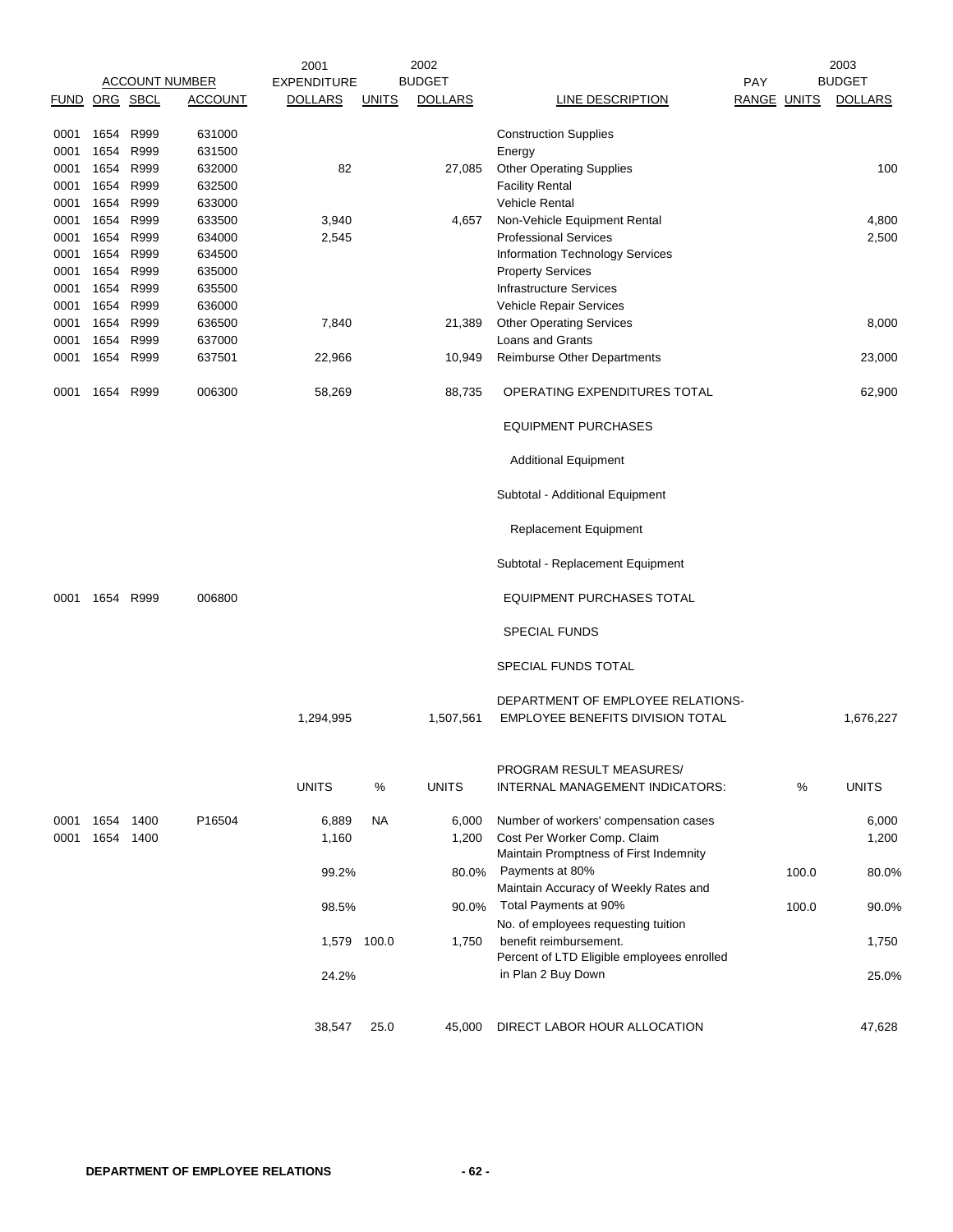| FUND | ORG | SBCL | ACCOUNT | 2001 EXPENDITURE DOLLARS | UNITS | 2002 BUDGET DOLLARS | LINE DESCRIPTION | PAY RANGE | UNITS | 2003 BUDGET DOLLARS |
|---|---|---|---|---|---|---|---|---|---|---|
| 0001 | 1654 | R999 | 631000 | | | | Construction Supplies | | | |
| 0001 | 1654 | R999 | 631500 | | | | Energy | | | |
| 0001 | 1654 | R999 | 632000 | 82 | | 27,085 | Other Operating Supplies | | | 100 |
| 0001 | 1654 | R999 | 632500 | | | | Facility Rental | | | |
| 0001 | 1654 | R999 | 633000 | | | | Vehicle Rental | | | |
| 0001 | 1654 | R999 | 633500 | 3,940 | | 4,657 | Non-Vehicle Equipment Rental | | | 4,800 |
| 0001 | 1654 | R999 | 634000 | 2,545 | | | Professional Services | | | 2,500 |
| 0001 | 1654 | R999 | 634500 | | | | Information Technology Services | | | |
| 0001 | 1654 | R999 | 635000 | | | | Property Services | | | |
| 0001 | 1654 | R999 | 635500 | | | | Infrastructure Services | | | |
| 0001 | 1654 | R999 | 636000 | | | | Vehicle Repair Services | | | |
| 0001 | 1654 | R999 | 636500 | 7,840 | | 21,389 | Other Operating Services | | | 8,000 |
| 0001 | 1654 | R999 | 637000 | | | | Loans and Grants | | | |
| 0001 | 1654 | R999 | 637501 | 22,966 | | 10,949 | Reimburse Other Departments | | | 23,000 |
| 0001 | 1654 | R999 | 006300 | 58,269 | | 88,735 | OPERATING EXPENDITURES TOTAL | | | 62,900 |
| | | | | | | | EQUIPMENT PURCHASES | | | |
| | | | | | | | Additional Equipment | | | |
| | | | | | | | Subtotal - Additional Equipment | | | |
| | | | | | | | Replacement Equipment | | | |
| | | | | | | | Subtotal - Replacement Equipment | | | |
| 0001 | 1654 | R999 | 006800 | | | | EQUIPMENT PURCHASES TOTAL | | | |
| | | | | | | | SPECIAL FUNDS | | | |
| | | | | | | | SPECIAL FUNDS TOTAL | | | |
| | | | | 1,294,995 | | 1,507,561 | DEPARTMENT OF EMPLOYEE RELATIONS-EMPLOYEE BENEFITS DIVISION TOTAL | | | 1,676,227 |

| FUND | ORG | SBCL | ACCOUNT | UNITS | % | UNITS | PROGRAM RESULT MEASURES/ INTERNAL MANAGEMENT INDICATORS: | | % | UNITS |
|---|---|---|---|---|---|---|---|---|---|---|
| 0001 | 1654 | 1400 | P16504 | 6,889 | NA | 6,000 | Number of workers' compensation cases | | | 6,000 |
| 0001 | 1654 | 1400 | | 1,160 | | 1,200 | Cost Per Worker Comp. Claim | | | 1,200 |
| | | | | 99.2% | | 80.0% | Maintain Promptness of First Indemnity Payments at 80% | | 100.0 | 80.0% |
| | | | | 98.5% | | 90.0% | Maintain Accuracy of Weekly Rates and Total Payments at 90% | | 100.0 | 90.0% |
| | | | | 1,579 | 100.0 | 1,750 | No. of employees requesting tuition benefit reimbursement. | | | 1,750 |
| | | | | 24.2% | | | Percent of LTD Eligible employees enrolled in Plan 2 Buy Down | | | 25.0% |
| | | | | 38,547 | 25.0 | 45,000 | DIRECT LABOR HOUR ALLOCATION | | | 47,628 |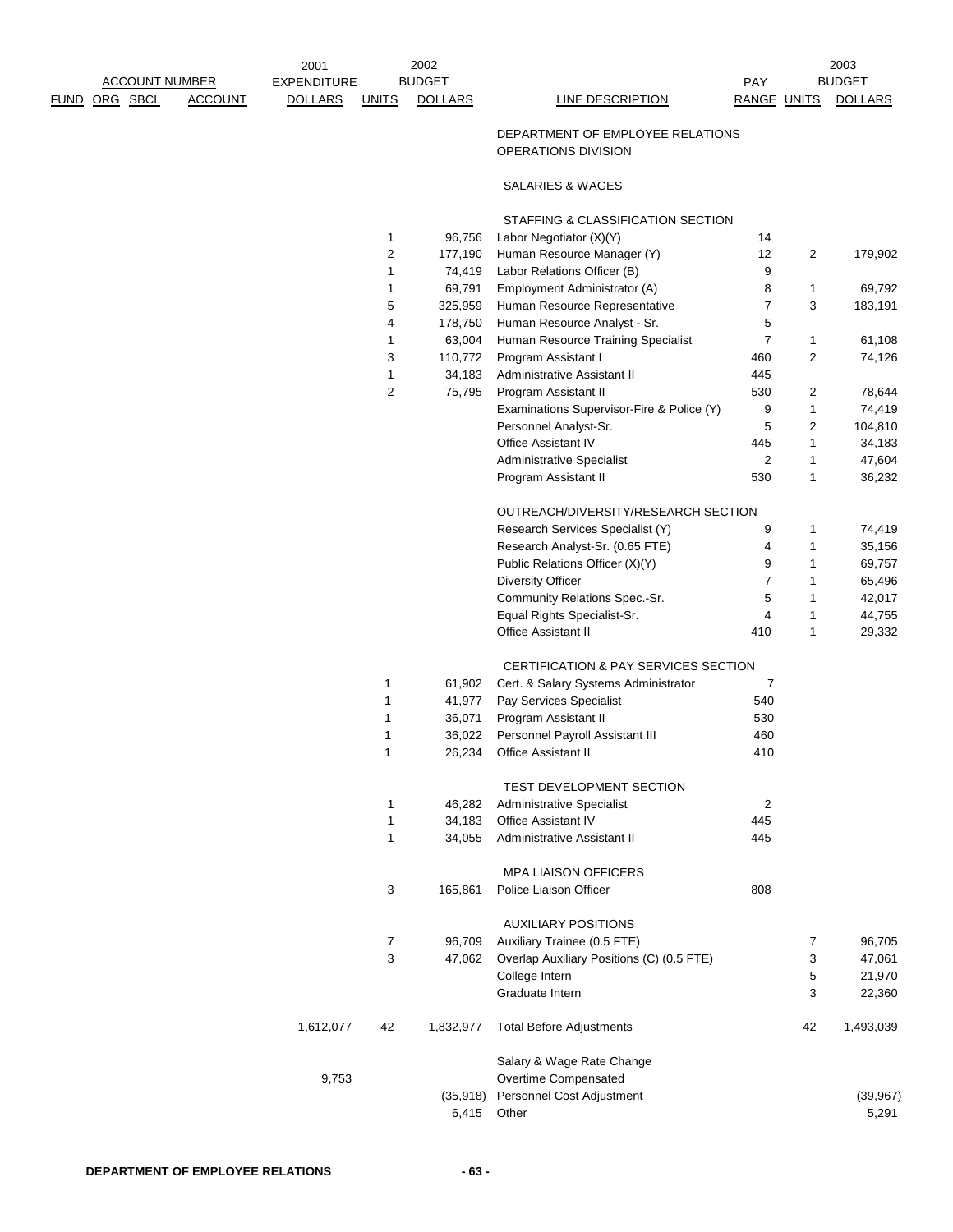| ACCOUNT NUMBER FUND | ORG | SBCL | ACCOUNT | 2001 EXPENDITURE DOLLARS | 2002 BUDGET UNITS | 2002 BUDGET DOLLARS | LINE DESCRIPTION | PAY RANGE | 2003 BUDGET UNITS | 2003 BUDGET DOLLARS |
|---|---|---|---|---|---|---|---|---|---|---|
| | | | | | | | DEPARTMENT OF EMPLOYEE RELATIONS | | | |
| | | | | | | | OPERATIONS DIVISION | | | |
| | | | | | | | SALARIES & WAGES | | | |
| | | | | | | | STAFFING & CLASSIFICATION SECTION | | | |
| | | | | | 1 | 96,756 | Labor Negotiator (X)(Y) | 14 | | |
| | | | | | 2 | 177,190 | Human Resource Manager (Y) | 12 | 2 | 179,902 |
| | | | | | 1 | 74,419 | Labor Relations Officer (B) | 9 | | |
| | | | | | 1 | 69,791 | Employment Administrator (A) | 8 | 1 | 69,792 |
| | | | | | 5 | 325,959 | Human Resource Representative | 7 | 3 | 183,191 |
| | | | | | 4 | 178,750 | Human Resource Analyst - Sr. | 5 | | |
| | | | | | 1 | 63,004 | Human Resource Training Specialist | 7 | 1 | 61,108 |
| | | | | | 3 | 110,772 | Program Assistant I | 460 | 2 | 74,126 |
| | | | | | 1 | 34,183 | Administrative Assistant II | 445 | | |
| | | | | | 2 | 75,795 | Program Assistant II | 530 | 2 | 78,644 |
| | | | | | | | Examinations Supervisor-Fire & Police (Y) | 9 | 1 | 74,419 |
| | | | | | | | Personnel Analyst-Sr. | 5 | 2 | 104,810 |
| | | | | | | | Office Assistant IV | 445 | 1 | 34,183 |
| | | | | | | | Administrative Specialist | 2 | 1 | 47,604 |
| | | | | | | | Program Assistant II | 530 | 1 | 36,232 |
| | | | | | | | OUTREACH/DIVERSITY/RESEARCH SECTION | | | |
| | | | | | | | Research Services Specialist (Y) | 9 | 1 | 74,419 |
| | | | | | | | Research Analyst-Sr. (0.65 FTE) | 4 | 1 | 35,156 |
| | | | | | | | Public Relations Officer (X)(Y) | 9 | 1 | 69,757 |
| | | | | | | | Diversity Officer | 7 | 1 | 65,496 |
| | | | | | | | Community Relations Spec.-Sr. | 5 | 1 | 42,017 |
| | | | | | | | Equal Rights Specialist-Sr. | 4 | 1 | 44,755 |
| | | | | | | | Office Assistant II | 410 | 1 | 29,332 |
| | | | | | | | CERTIFICATION & PAY SERVICES SECTION | | | |
| | | | | | 1 | 61,902 | Cert. & Salary Systems Administrator | 7 | | |
| | | | | | 1 | 41,977 | Pay Services Specialist | 540 | | |
| | | | | | 1 | 36,071 | Program Assistant II | 530 | | |
| | | | | | 1 | 36,022 | Personnel Payroll Assistant III | 460 | | |
| | | | | | 1 | 26,234 | Office Assistant II | 410 | | |
| | | | | | | | TEST DEVELOPMENT SECTION | | | |
| | | | | | 1 | 46,282 | Administrative Specialist | 2 | | |
| | | | | | 1 | 34,183 | Office Assistant IV | 445 | | |
| | | | | | 1 | 34,055 | Administrative Assistant II | 445 | | |
| | | | | | | | MPA LIAISON OFFICERS | | | |
| | | | | | 3 | 165,861 | Police Liaison Officer | 808 | | |
| | | | | | | | AUXILIARY POSITIONS | | | |
| | | | | | 7 | 96,709 | Auxiliary Trainee (0.5 FTE) | | 7 | 96,705 |
| | | | | | 3 | 47,062 | Overlap Auxiliary Positions (C) (0.5 FTE) | | 3 | 47,061 |
| | | | | | | | College Intern | | 5 | 21,970 |
| | | | | | | | Graduate Intern | | 3 | 22,360 |
| | | | | 1,612,077 | 42 | 1,832,977 | Total Before Adjustments | | 42 | 1,493,039 |
| | | | | | | | Salary & Wage Rate Change | | | |
| | | | | 9,753 | | | Overtime Compensated | | | |
| | | | | | | (35,918) | Personnel Cost Adjustment | | | (39,967) |
| | | | | | | 6,415 | Other | | | 5,291 |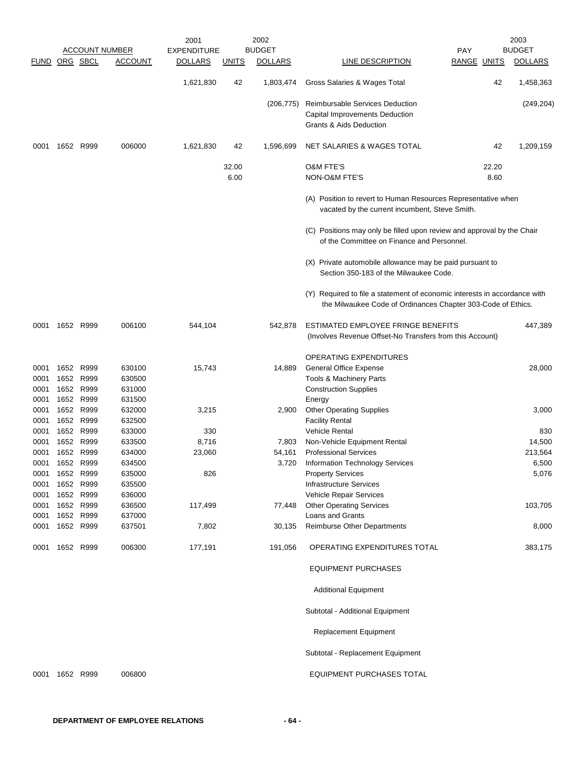| ACCOUNT NUMBER | | | | 2001 EXPENDITURE | | 2002 BUDGET | | PAY | | 2003 BUDGET |
|---|---|---|---|---|---|---|---|---|---|---|
| FUND | ORG | SBCL | ACCOUNT | DOLLARS | UNITS | DOLLARS | LINE DESCRIPTION | RANGE | UNITS | DOLLARS |
| | | | | 1,621,830 | 42 | 1,803,474 | Gross Salaries & Wages Total | | 42 | 1,458,363 |
| | | | | | | (206,775) | Reimbursable Services Deduction | | | (249,204) |
| | | | | | | | Capital Improvements Deduction | | | |
| | | | | | | | Grants & Aids Deduction | | | |
| 0001 | 1652 | R999 | 006000 | 1,621,830 | 42 | 1,596,699 | NET SALARIES & WAGES TOTAL | | 42 | 1,209,159 |
| | | | | | 32.00 | | O&M FTE'S | | 22.20 | |
| | | | | | 6.00 | | NON-O&M FTE'S | | 8.60 | |
| | | | | | | | (A) Position to revert to Human Resources Representative when vacated by the current incumbent, Steve Smith. | | | |
| | | | | | | | (C) Positions may only be filled upon review and approval by the Chair of the Committee on Finance and Personnel. | | | |
| | | | | | | | (X) Private automobile allowance may be paid pursuant to Section 350-183 of the Milwaukee Code. | | | |
| | | | | | | | (Y) Required to file a statement of economic interests in accordance with the Milwaukee Code of Ordinances Chapter 303-Code of Ethics. | | | |
| 0001 | 1652 | R999 | 006100 | 544,104 | | 542,878 | ESTIMATED EMPLOYEE FRINGE BENEFITS (Involves Revenue Offset-No Transfers from this Account) | | | 447,389 |
| | | | | | | | OPERATING EXPENDITURES | | | |
| 0001 | 1652 | R999 | 630100 | 15,743 | | 14,889 | General Office Expense | | | 28,000 |
| 0001 | 1652 | R999 | 630500 | | | | Tools & Machinery Parts | | | |
| 0001 | 1652 | R999 | 631000 | | | | Construction Supplies | | | |
| 0001 | 1652 | R999 | 631500 | | | | Energy | | | |
| 0001 | 1652 | R999 | 632000 | 3,215 | | 2,900 | Other Operating Supplies | | | 3,000 |
| 0001 | 1652 | R999 | 632500 | | | | Facility Rental | | | |
| 0001 | 1652 | R999 | 633000 | 330 | | | Vehicle Rental | | | 830 |
| 0001 | 1652 | R999 | 633500 | 8,716 | | 7,803 | Non-Vehicle Equipment Rental | | | 14,500 |
| 0001 | 1652 | R999 | 634000 | 23,060 | | 54,161 | Professional Services | | | 213,564 |
| 0001 | 1652 | R999 | 634500 | | | 3,720 | Information Technology Services | | | 6,500 |
| 0001 | 1652 | R999 | 635000 | 826 | | | Property Services | | | 5,076 |
| 0001 | 1652 | R999 | 635500 | | | | Infrastructure Services | | | |
| 0001 | 1652 | R999 | 636000 | | | | Vehicle Repair Services | | | |
| 0001 | 1652 | R999 | 636500 | 117,499 | | 77,448 | Other Operating Services | | | 103,705 |
| 0001 | 1652 | R999 | 637000 | | | | Loans and Grants | | | |
| 0001 | 1652 | R999 | 637501 | 7,802 | | 30,135 | Reimburse Other Departments | | | 8,000 |
| 0001 | 1652 | R999 | 006300 | 177,191 | | 191,056 | OPERATING EXPENDITURES TOTAL | | | 383,175 |
| | | | | | | | EQUIPMENT PURCHASES | | | |
| | | | | | | | Additional Equipment | | | |
| | | | | | | | Subtotal - Additional Equipment | | | |
| | | | | | | | Replacement Equipment | | | |
| | | | | | | | Subtotal - Replacement Equipment | | | |
| 0001 | 1652 | R999 | 006800 | | | | EQUIPMENT PURCHASES TOTAL | | | |

DEPARTMENT OF EMPLOYEE RELATIONS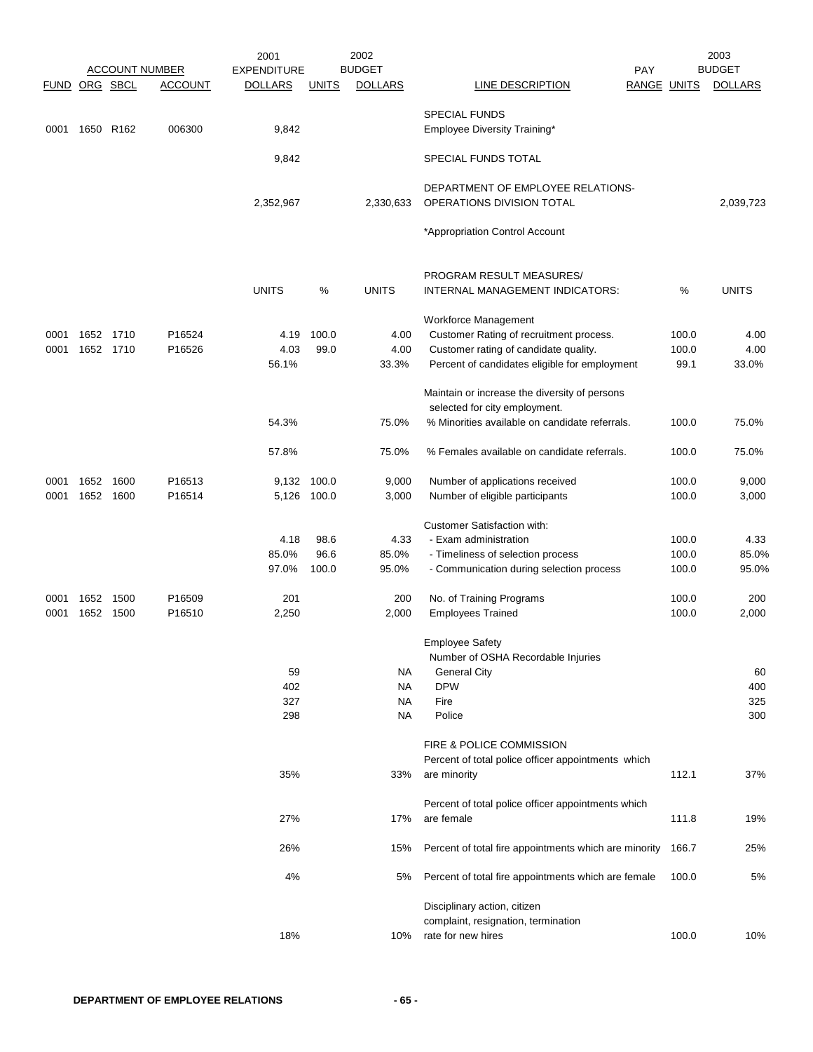| FUND | ORG | SBCL | ACCOUNT | 2001 EXPENDITURE DOLLARS | UNITS | 2002 BUDGET DOLLARS | LINE DESCRIPTION | PAY RANGE | UNITS | 2003 BUDGET DOLLARS |
|---|---|---|---|---|---|---|---|---|---|---|
| | | | | | | | SPECIAL FUNDS | | | |
| 0001 | 1650 | R162 | 006300 | 9,842 | | | Employee Diversity Training* | | | |
| | | | | 9,842 | | | SPECIAL FUNDS TOTAL | | | |
| | | | | 2,352,967 | | 2,330,633 | DEPARTMENT OF EMPLOYEE RELATIONS- OPERATIONS DIVISION TOTAL | | | 2,039,723 |
| | | | | | | | *Appropriation Control Account | | | |
| | | | | UNITS | % | UNITS | PROGRAM RESULT MEASURES/ INTERNAL MANAGEMENT INDICATORS: | | % | UNITS |
| | | | | | | | Workforce Management | | | |
| 0001 | 1652 | 1710 | P16524 | 4.19 | 100.0 | 4.00 | Customer Rating of recruitment process. | | 100.0 | 4.00 |
| 0001 | 1652 | 1710 | P16526 | 4.03 | 99.0 | 4.00 | Customer rating of candidate quality. | | 100.0 | 4.00 |
| | | | | 56.1% | | 33.3% | Percent of candidates eligible for employment | | 99.1 | 33.0% |
| | | | | | | | Maintain or increase the diversity of persons selected for city employment. | | | |
| | | | | 54.3% | | 75.0% | % Minorities available on candidate referrals. | | 100.0 | 75.0% |
| | | | | 57.8% | | 75.0% | % Females available on candidate referrals. | | 100.0 | 75.0% |
| 0001 | 1652 | 1600 | P16513 | 9,132 | 100.0 | 9,000 | Number of applications received | | 100.0 | 9,000 |
| 0001 | 1652 | 1600 | P16514 | 5,126 | 100.0 | 3,000 | Number of eligible participants | | 100.0 | 3,000 |
| | | | | | | | Customer Satisfaction with: | | | |
| | | | | 4.18 | 98.6 | 4.33 | - Exam administration | | 100.0 | 4.33 |
| | | | | 85.0% | 96.6 | 85.0% | - Timeliness of selection process | | 100.0 | 85.0% |
| | | | | 97.0% | 100.0 | 95.0% | - Communication during selection process | | 100.0 | 95.0% |
| 0001 | 1652 | 1500 | P16509 | 201 | | 200 | No. of Training Programs | | 100.0 | 200 |
| 0001 | 1652 | 1500 | P16510 | 2,250 | | 2,000 | Employees Trained | | 100.0 | 2,000 |
| | | | | | | | Employee Safety | | | |
| | | | | | | | Number of OSHA Recordable Injuries | | | |
| | | | | 59 | | NA | General City | | | 60 |
| | | | | 402 | | NA | DPW | | | 400 |
| | | | | 327 | | NA | Fire | | | 325 |
| | | | | 298 | | NA | Police | | | 300 |
| | | | | | | | FIRE & POLICE COMMISSION | | | |
| | | | | 35% | | 33% | Percent of total police officer appointments which are minority | | 112.1 | 37% |
| | | | | 27% | | 17% | Percent of total police officer appointments which are female | | 111.8 | 19% |
| | | | | 26% | | 15% | Percent of total fire appointments which are minority | | 166.7 | 25% |
| | | | | 4% | | 5% | Percent of total fire appointments which are female | | 100.0 | 5% |
| | | | | 18% | | 10% | Disciplinary action, citizen complaint, resignation, termination rate for new hires | | 100.0 | 10% |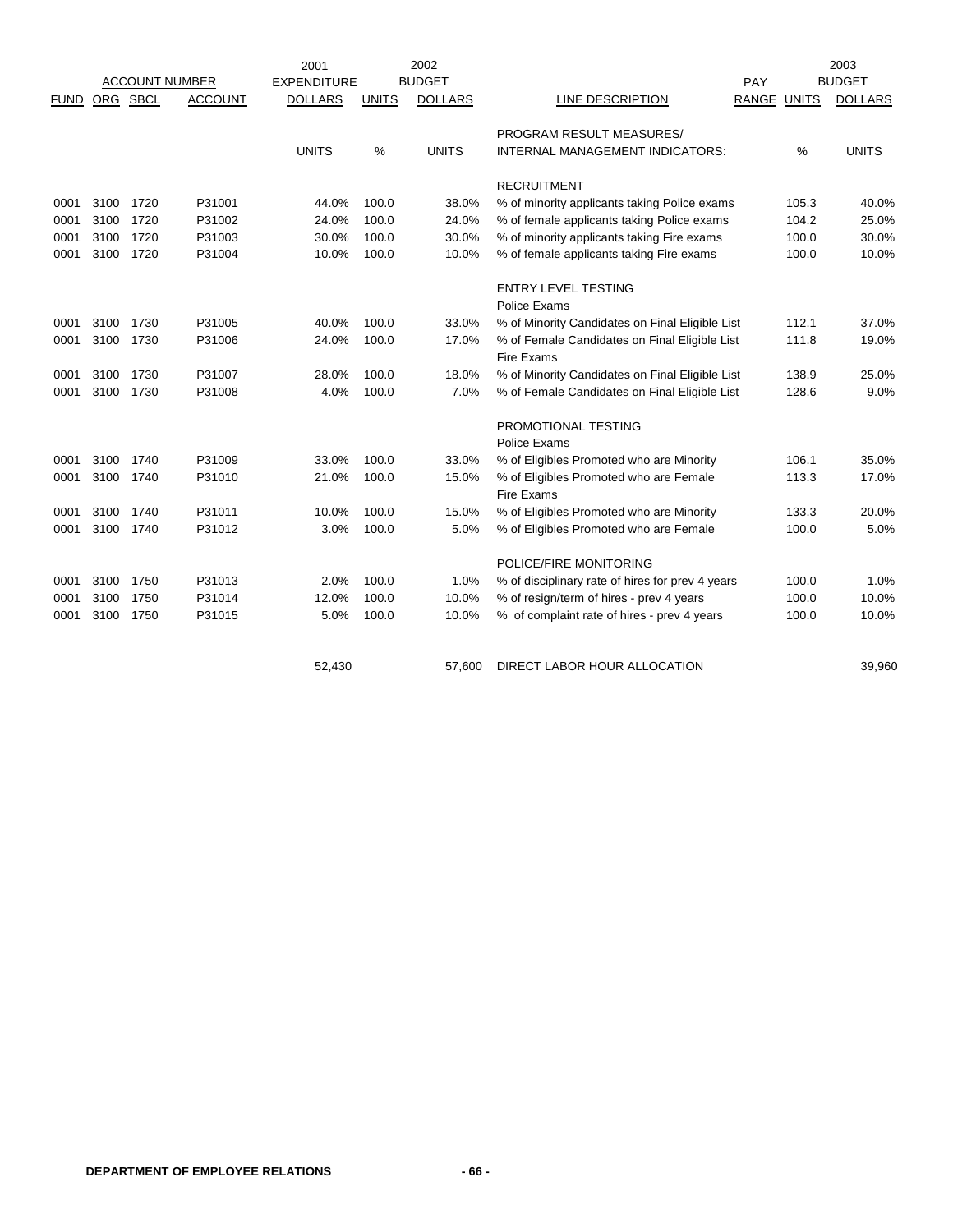| ACCOUNT NUMBER | | | | 2001 EXPENDITURE | | 2002 BUDGET | | PAY | | 2003 BUDGET |
|---|---|---|---|---|---|---|---|---|---|---|
| FUND | ORG | SBCL | ACCOUNT | DOLLARS | UNITS | DOLLARS | LINE DESCRIPTION | RANGE | UNITS | DOLLARS |
| | | | | | | | PROGRAM RESULT MEASURES/ | | | |
| | | | | UNITS | % | UNITS | INTERNAL MANAGEMENT INDICATORS: | | % | UNITS |
| | | | | | | | RECRUITMENT | | | |
| 0001 | 3100 | 1720 | P31001 | 44.0% | 100.0 | 38.0% | % of minority applicants taking Police exams | | 105.3 | 40.0% |
| 0001 | 3100 | 1720 | P31002 | 24.0% | 100.0 | 24.0% | % of female applicants taking Police exams | | 104.2 | 25.0% |
| 0001 | 3100 | 1720 | P31003 | 30.0% | 100.0 | 30.0% | % of minority applicants taking Fire exams | | 100.0 | 30.0% |
| 0001 | 3100 | 1720 | P31004 | 10.0% | 100.0 | 10.0% | % of female applicants taking Fire exams | | 100.0 | 10.0% |
| | | | | | | | ENTRY LEVEL TESTING | | | |
| | | | | | | | Police Exams | | | |
| 0001 | 3100 | 1730 | P31005 | 40.0% | 100.0 | 33.0% | % of Minority Candidates on Final Eligible List | | 112.1 | 37.0% |
| 0001 | 3100 | 1730 | P31006 | 24.0% | 100.0 | 17.0% | % of Female Candidates on Final Eligible List | | 111.8 | 19.0% |
| | | | | | | | Fire Exams | | | |
| 0001 | 3100 | 1730 | P31007 | 28.0% | 100.0 | 18.0% | % of Minority Candidates on Final Eligible List | | 138.9 | 25.0% |
| 0001 | 3100 | 1730 | P31008 | 4.0% | 100.0 | 7.0% | % of Female Candidates on Final Eligible List | | 128.6 | 9.0% |
| | | | | | | | PROMOTIONAL TESTING | | | |
| | | | | | | | Police Exams | | | |
| 0001 | 3100 | 1740 | P31009 | 33.0% | 100.0 | 33.0% | % of Eligibles Promoted who are Minority | | 106.1 | 35.0% |
| 0001 | 3100 | 1740 | P31010 | 21.0% | 100.0 | 15.0% | % of Eligibles Promoted who are Female | | 113.3 | 17.0% |
| | | | | | | | Fire Exams | | | |
| 0001 | 3100 | 1740 | P31011 | 10.0% | 100.0 | 15.0% | % of Eligibles Promoted who are Minority | | 133.3 | 20.0% |
| 0001 | 3100 | 1740 | P31012 | 3.0% | 100.0 | 5.0% | % of Eligibles Promoted who are Female | | 100.0 | 5.0% |
| | | | | | | | POLICE/FIRE MONITORING | | | |
| 0001 | 3100 | 1750 | P31013 | 2.0% | 100.0 | 1.0% | % of disciplinary rate of hires for prev 4 years | | 100.0 | 1.0% |
| 0001 | 3100 | 1750 | P31014 | 12.0% | 100.0 | 10.0% | % of resign/term of hires - prev 4 years | | 100.0 | 10.0% |
| 0001 | 3100 | 1750 | P31015 | 5.0% | 100.0 | 10.0% | % of complaint rate of hires - prev 4 years | | 100.0 | 10.0% |
| | | | | 52,430 | | 57,600 | DIRECT LABOR HOUR ALLOCATION | | | 39,960 |

**DEPARTMENT OF EMPLOYEE RELATIONS**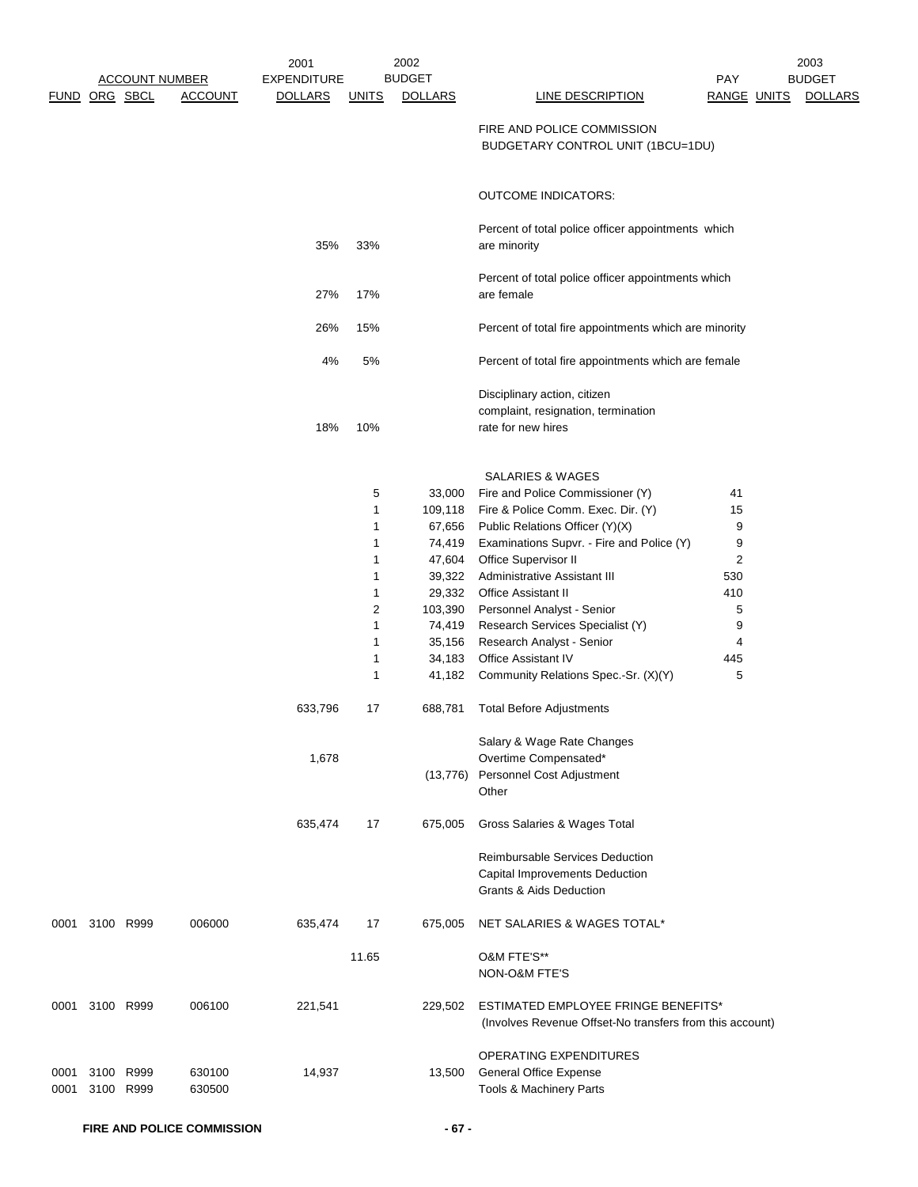| ACCOUNT NUMBER | | | | 2001 EXPENDITURE | 2002 BUDGET | | | | | 2003 BUDGET |
|---|---|---|---|---|---|---|---|---|---|---|
| FUND | ORG | SBCL | ACCOUNT | DOLLARS | UNITS | DOLLARS | LINE DESCRIPTION | PAY RANGE | UNITS | DOLLARS |
| | | | | | | | FIRE AND POLICE COMMISSION BUDGETARY CONTROL UNIT (1BCU=1DU) | | | |
| | | | | | | | OUTCOME INDICATORS: | | | |
| | | | | 35% | 33% | | Percent of total police officer appointments which are minority | | | |
| | | | | 27% | 17% | | Percent of total police officer appointments which are female | | | |
| | | | | 26% | 15% | | Percent of total fire appointments which are minority | | | |
| | | | | 4% | 5% | | Percent of total fire appointments which are female | | | |
| | | | | 18% | 10% | | Disciplinary action, citizen complaint, resignation, termination rate for new hires | | | |
| | | | | | | | SALARIES & WAGES | | | |
| | | | | | 5 | 33,000 | Fire and Police Commissioner (Y) | 41 | | |
| | | | | | 1 | 109,118 | Fire & Police Comm. Exec. Dir. (Y) | 15 | | |
| | | | | | 1 | 67,656 | Public Relations Officer (Y)(X) | 9 | | |
| | | | | | 1 | 74,419 | Examinations Supvr. - Fire and Police (Y) | 9 | | |
| | | | | | 1 | 47,604 | Office Supervisor II | 2 | | |
| | | | | | 1 | 39,322 | Administrative Assistant III | 530 | | |
| | | | | | 1 | 29,332 | Office Assistant II | 410 | | |
| | | | | | 2 | 103,390 | Personnel Analyst - Senior | 5 | | |
| | | | | | 1 | 74,419 | Research Services Specialist (Y) | 9 | | |
| | | | | | 1 | 35,156 | Research Analyst - Senior | 4 | | |
| | | | | | 1 | 34,183 | Office Assistant IV | 445 | | |
| | | | | | 1 | 41,182 | Community Relations Spec.-Sr. (X)(Y) | 5 | | |
| | | | | 633,796 | 17 | 688,781 | Total Before Adjustments | | | |
| | | | | | | | Salary & Wage Rate Changes | | | |
| | | | | 1,678 | | | Overtime Compensated* | | | |
| | | | | | | (13,776) | Personnel Cost Adjustment | | | |
| | | | | | | | Other | | | |
| | | | | 635,474 | 17 | 675,005 | Gross Salaries & Wages Total | | | |
| | | | | | | | Reimbursable Services Deduction | | | |
| | | | | | | | Capital Improvements Deduction | | | |
| | | | | | | | Grants & Aids Deduction | | | |
| 0001 | 3100 | R999 | 006000 | 635,474 | 17 | 675,005 | NET SALARIES & WAGES TOTAL* | | | |
| | | | | | 11.65 | | O&M FTE'S** | | | |
| | | | | | | | NON-O&M FTE'S | | | |
| 0001 | 3100 | R999 | 006100 | 221,541 | | 229,502 | ESTIMATED EMPLOYEE FRINGE BENEFITS* (Involves Revenue Offset-No transfers from this account) | | | |
| | | | | | | | OPERATING EXPENDITURES | | | |
| 0001 | 3100 | R999 | 630100 | 14,937 | | 13,500 | General Office Expense | | | |
| 0001 | 3100 | R999 | 630500 | | | | Tools & Machinery Parts | | | |

**FIRE AND POLICE COMMISSION**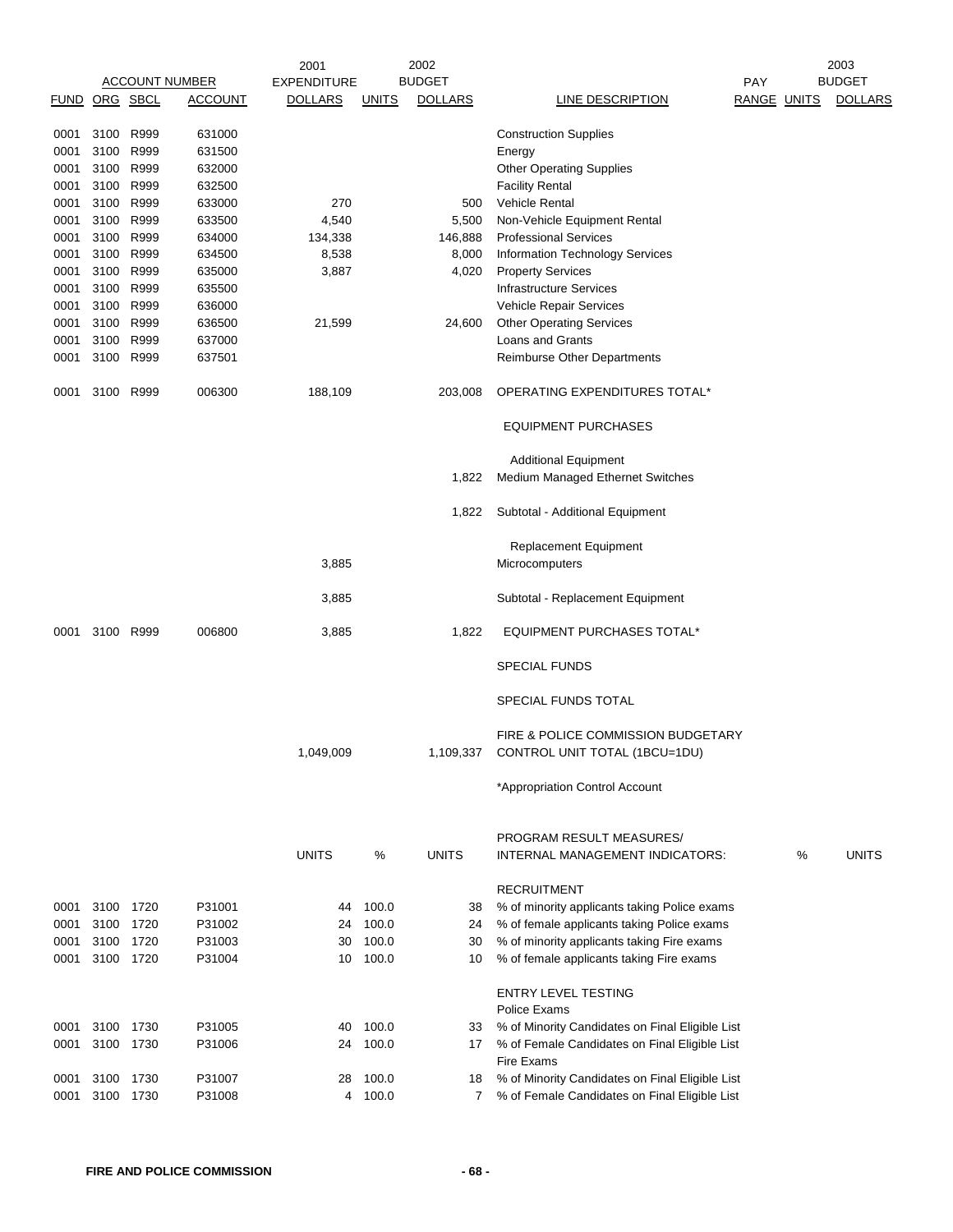| ACCOUNT NUMBER | | | | 2001 EXPENDITURE | | 2002 BUDGET | | PAY | | 2003 BUDGET |
|---|---|---|---|---|---|---|---|---|---|---|
| FUND | ORG | SBCL | ACCOUNT | DOLLARS | UNITS | DOLLARS | LINE DESCRIPTION | RANGE | UNITS | DOLLARS |
| 0001 | 3100 | R999 | 631000 | | | | Construction Supplies | | | |
| 0001 | 3100 | R999 | 631500 | | | | Energy | | | |
| 0001 | 3100 | R999 | 632000 | | | | Other Operating Supplies | | | |
| 0001 | 3100 | R999 | 632500 | | | | Facility Rental | | | |
| 0001 | 3100 | R999 | 633000 | 270 | | 500 | Vehicle Rental | | | |
| 0001 | 3100 | R999 | 633500 | 4,540 | | 5,500 | Non-Vehicle Equipment Rental | | | |
| 0001 | 3100 | R999 | 634000 | 134,338 | | 146,888 | Professional Services | | | |
| 0001 | 3100 | R999 | 634500 | 8,538 | | 8,000 | Information Technology Services | | | |
| 0001 | 3100 | R999 | 635000 | 3,887 | | 4,020 | Property Services | | | |
| 0001 | 3100 | R999 | 635500 | | | | Infrastructure Services | | | |
| 0001 | 3100 | R999 | 636000 | | | | Vehicle Repair Services | | | |
| 0001 | 3100 | R999 | 636500 | 21,599 | | 24,600 | Other Operating Services | | | |
| 0001 | 3100 | R999 | 637000 | | | | Loans and Grants | | | |
| 0001 | 3100 | R999 | 637501 | | | | Reimburse Other Departments | | | |
| 0001 | 3100 | R999 | 006300 | 188,109 | | 203,008 | OPERATING EXPENDITURES TOTAL* | | | |
| | | | | | | | EQUIPMENT PURCHASES | | | |
| | | | | | | | Additional Equipment | | | |
| | | | | | | 1,822 | Medium Managed Ethernet Switches | | | |
| | | | | | | 1,822 | Subtotal - Additional Equipment | | | |
| | | | | | | | Replacement Equipment | | | |
| | | | | 3,885 | | | Microcomputers | | | |
| | | | | 3,885 | | | Subtotal - Replacement Equipment | | | |
| 0001 | 3100 | R999 | 006800 | 3,885 | | 1,822 | EQUIPMENT PURCHASES TOTAL* | | | |
| | | | | | | | SPECIAL FUNDS | | | |
| | | | | | | | SPECIAL FUNDS TOTAL | | | |
| | | | | 1,049,009 | | 1,109,337 | FIRE & POLICE COMMISSION BUDGETARY CONTROL UNIT TOTAL (1BCU=1DU) | | | |

*Appropriation Control Account

| FUND | ORG | SBCL | ACCOUNT | UNITS | % | UNITS | PROGRAM RESULT MEASURES/ INTERNAL MANAGEMENT INDICATORS: | | % | UNITS |
|---|---|---|---|---|---|---|---|---|---|---|
| | | | | | | | RECRUITMENT | | | |
| 0001 | 3100 | 1720 | P31001 | 44 | 100.0 | 38 | % of minority applicants taking Police exams | | | |
| 0001 | 3100 | 1720 | P31002 | 24 | 100.0 | 24 | % of female applicants taking Police exams | | | |
| 0001 | 3100 | 1720 | P31003 | 30 | 100.0 | 30 | % of minority applicants taking Fire exams | | | |
| 0001 | 3100 | 1720 | P31004 | 10 | 100.0 | 10 | % of female applicants taking Fire exams | | | |
| | | | | | | | ENTRY LEVEL TESTING | | | |
| | | | | | | | Police Exams | | | |
| 0001 | 3100 | 1730 | P31005 | 40 | 100.0 | 33 | % of Minority Candidates on Final Eligible List | | | |
| 0001 | 3100 | 1730 | P31006 | 24 | 100.0 | 17 | % of Female Candidates on Final Eligible List | | | |
| | | | | | | | Fire Exams | | | |
| 0001 | 3100 | 1730 | P31007 | 28 | 100.0 | 18 | % of Minority Candidates on Final Eligible List | | | |
| 0001 | 3100 | 1730 | P31008 | 4 | 100.0 | 7 | % of Female Candidates on Final Eligible List | | | |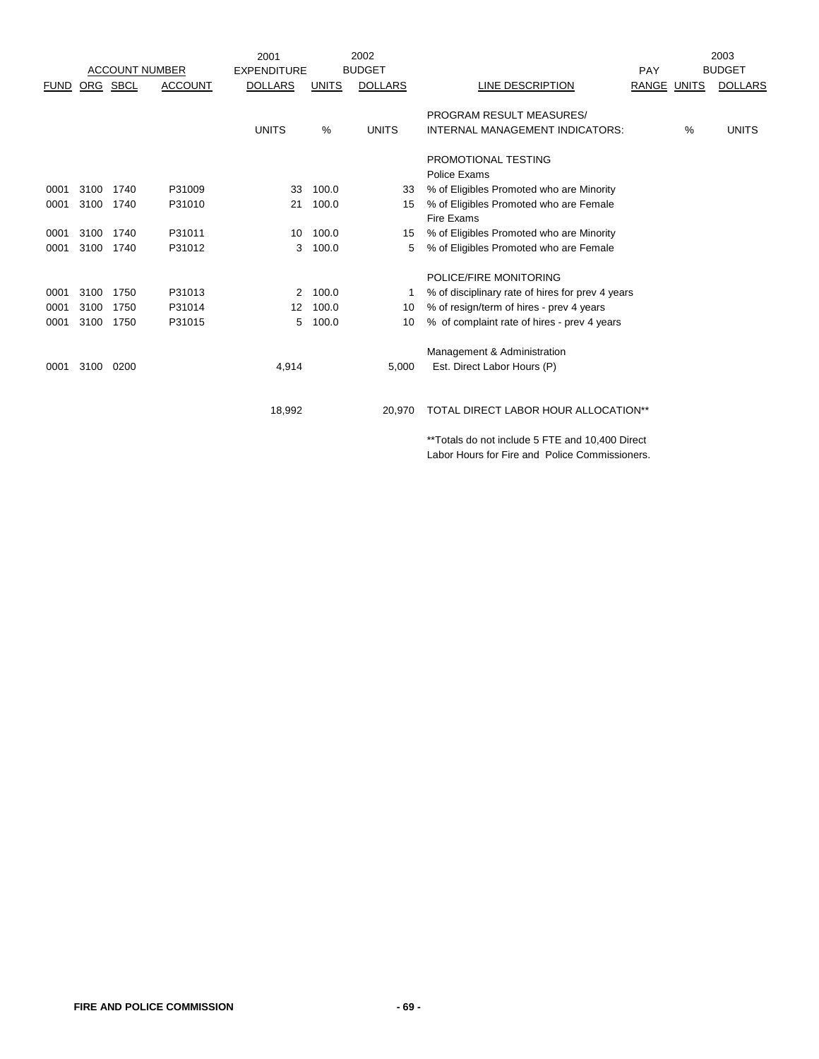| FUND | ORG | SBCL | ACCOUNT | 2001 EXPENDITURE DOLLARS | UNITS | 2002 BUDGET DOLLARS | LINE DESCRIPTION | PAY RANGE | UNITS | 2003 BUDGET DOLLARS |
|---|---|---|---|---|---|---|---|---|---|---|
| | | | | UNITS | % | UNITS | PROGRAM RESULT MEASURES/ INTERNAL MANAGEMENT INDICATORS: | | % | UNITS |
| | | | | | | | PROMOTIONAL TESTING | | | |
| | | | | | | | Police Exams | | | |
| 0001 | 3100 | 1740 | P31009 | 33 | 100.0 | 33 | % of Eligibles Promoted who are Minority | | | |
| 0001 | 3100 | 1740 | P31010 | 21 | 100.0 | 15 | % of Eligibles Promoted who are Female | | | |
| | | | | | | | Fire Exams | | | |
| 0001 | 3100 | 1740 | P31011 | 10 | 100.0 | 15 | % of Eligibles Promoted who are Minority | | | |
| 0001 | 3100 | 1740 | P31012 | 3 | 100.0 | 5 | % of Eligibles Promoted who are Female | | | |
| | | | | | | | POLICE/FIRE MONITORING | | | |
| 0001 | 3100 | 1750 | P31013 | 2 | 100.0 | 1 | % of disciplinary rate of hires for prev 4 years | | | |
| 0001 | 3100 | 1750 | P31014 | 12 | 100.0 | 10 | % of resign/term of hires - prev 4 years | | | |
| 0001 | 3100 | 1750 | P31015 | 5 | 100.0 | 10 | % of complaint rate of hires - prev 4 years | | | |
| | | | | | | | Management & Administration | | | |
| 0001 | 3100 | 0200 | | 4,914 | | 5,000 | Est. Direct Labor Hours (P) | | | |
| | | | | 18,992 | | 20,970 | TOTAL DIRECT LABOR HOUR ALLOCATION** | | | |

**Totals do not include 5 FTE and 10,400 Direct Labor Hours for Fire and Police Commissioners.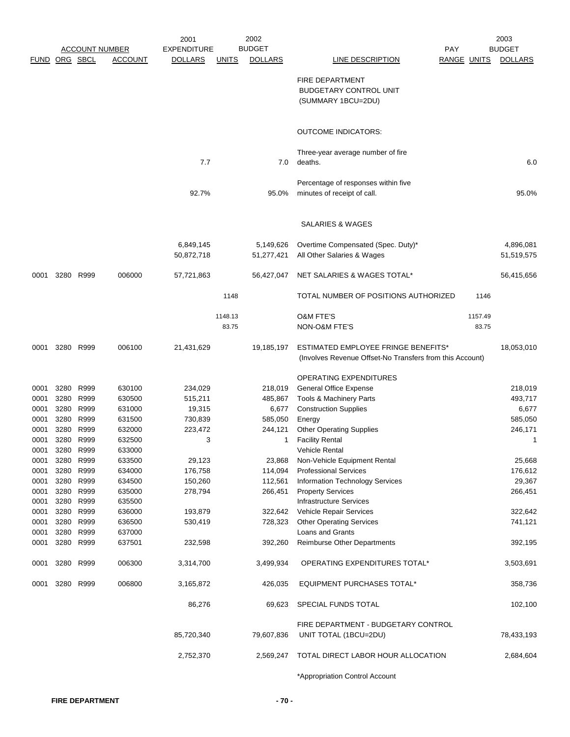| ACCOUNT NUMBER | | | | 2001 EXPENDITURE | | 2002 BUDGET | | PAY | | 2003 BUDGET |
|---|---|---|---|---|---|---|---|---|---|---|
| FUND | ORG | SBCL | ACCOUNT | DOLLARS | UNITS | DOLLARS | LINE DESCRIPTION | RANGE | UNITS | DOLLARS |
| | | | | | | | FIRE DEPARTMENT BUDGETARY CONTROL UNIT (SUMMARY 1BCU=2DU) | | | |
| | | | | | | | OUTCOME INDICATORS: | | | |
| | | | | 7.7 | | 7.0 | Three-year average number of fire deaths. | | | 6.0 |
| | | | | 92.7% | | 95.0% | Percentage of responses within five minutes of receipt of call. | | | 95.0% |
| | | | | | | | SALARIES & WAGES | | | |
| | | | | 6,849,145 | | 5,149,626 | Overtime Compensated (Spec. Duty)* | | | 4,896,081 |
| | | | | 50,872,718 | | 51,277,421 | All Other Salaries & Wages | | | 51,519,575 |
| 0001 | 3280 | R999 | 006000 | 57,721,863 | | 56,427,047 | NET SALARIES & WAGES TOTAL* | | | 56,415,656 |
| | | | | | 1148 | | TOTAL NUMBER OF POSITIONS AUTHORIZED | | 1146 | |
| | | | | | 1148.13 | | O&M FTE'S | | 1157.49 | |
| | | | | | 83.75 | | NON-O&M FTE'S | | 83.75 | |
| 0001 | 3280 | R999 | 006100 | 21,431,629 | | 19,185,197 | ESTIMATED EMPLOYEE FRINGE BENEFITS* (Involves Revenue Offset-No Transfers from this Account) | | | 18,053,010 |
| | | | | | | | OPERATING EXPENDITURES | | | |
| 0001 | 3280 | R999 | 630100 | 234,029 | | 218,019 | General Office Expense | | | 218,019 |
| 0001 | 3280 | R999 | 630500 | 515,211 | | 485,867 | Tools & Machinery Parts | | | 493,717 |
| 0001 | 3280 | R999 | 631000 | 19,315 | | 6,677 | Construction Supplies | | | 6,677 |
| 0001 | 3280 | R999 | 631500 | 730,839 | | 585,050 | Energy | | | 585,050 |
| 0001 | 3280 | R999 | 632000 | 223,472 | | 244,121 | Other Operating Supplies | | | 246,171 |
| 0001 | 3280 | R999 | 632500 | 3 | | 1 | Facility Rental | | | 1 |
| 0001 | 3280 | R999 | 633000 | | | | Vehicle Rental | | | |
| 0001 | 3280 | R999 | 633500 | 29,123 | | 23,868 | Non-Vehicle Equipment Rental | | | 25,668 |
| 0001 | 3280 | R999 | 634000 | 176,758 | | 114,094 | Professional Services | | | 176,612 |
| 0001 | 3280 | R999 | 634500 | 150,260 | | 112,561 | Information Technology Services | | | 29,367 |
| 0001 | 3280 | R999 | 635000 | 278,794 | | 266,451 | Property Services | | | 266,451 |
| 0001 | 3280 | R999 | 635500 | | | | Infrastructure Services | | | |
| 0001 | 3280 | R999 | 636000 | 193,879 | | 322,642 | Vehicle Repair Services | | | 322,642 |
| 0001 | 3280 | R999 | 636500 | 530,419 | | 728,323 | Other Operating Services | | | 741,121 |
| 0001 | 3280 | R999 | 637000 | | | | Loans and Grants | | | |
| 0001 | 3280 | R999 | 637501 | 232,598 | | 392,260 | Reimburse Other Departments | | | 392,195 |
| 0001 | 3280 | R999 | 006300 | 3,314,700 | | 3,499,934 | OPERATING EXPENDITURES TOTAL* | | | 3,503,691 |
| 0001 | 3280 | R999 | 006800 | 3,165,872 | | 426,035 | EQUIPMENT PURCHASES TOTAL* | | | 358,736 |
| | | | | 86,276 | | 69,623 | SPECIAL FUNDS TOTAL | | | 102,100 |
| | | | | 85,720,340 | | 79,607,836 | FIRE DEPARTMENT - BUDGETARY CONTROL UNIT TOTAL (1BCU=2DU) | | | 78,433,193 |
| | | | | 2,752,370 | | 2,569,247 | TOTAL DIRECT LABOR HOUR ALLOCATION | | | 2,684,604 |

*Appropriation Control Account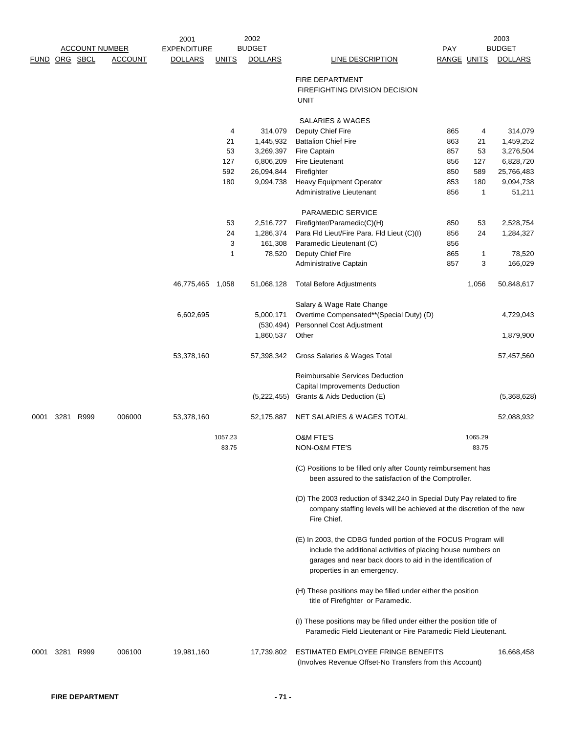| FUND | ORG | SBCL | ACCOUNT | 2001 EXPENDITURE DOLLARS | 2002 UNITS | 2002 BUDGET DOLLARS | LINE DESCRIPTION | PAY RANGE | 2003 UNITS | 2003 BUDGET DOLLARS |
|---|---|---|---|---|---|---|---|---|---|---|
| | | | | | | | FIRE DEPARTMENT | | | |
| | | | | | | | FIREFIGHTING DIVISION DECISION UNIT | | | |
| | | | | | | | SALARIES & WAGES | | | |
| | | | | | 4 | 314,079 | Deputy Chief Fire | 865 | 4 | 314,079 |
| | | | | | 21 | 1,445,932 | Battalion Chief Fire | 863 | 21 | 1,459,252 |
| | | | | | 53 | 3,269,397 | Fire Captain | 857 | 53 | 3,276,504 |
| | | | | | 127 | 6,806,209 | Fire Lieutenant | 856 | 127 | 6,828,720 |
| | | | | | 592 | 26,094,844 | Firefighter | 850 | 589 | 25,766,483 |
| | | | | | 180 | 9,094,738 | Heavy Equipment Operator | 853 | 180 | 9,094,738 |
| | | | | | | | Administrative Lieutenant | 856 | 1 | 51,211 |
| | | | | | | | PARAMEDIC SERVICE | | | |
| | | | | | 53 | 2,516,727 | Firefighter/Paramedic(C)(H) | 850 | 53 | 2,528,754 |
| | | | | | 24 | 1,286,374 | Para Fld Lieut/Fire Para. Fld Lieut (C)(I) | 856 | 24 | 1,284,327 |
| | | | | | 3 | 161,308 | Paramedic Lieutenant (C) | 856 | | |
| | | | | | 1 | 78,520 | Deputy Chief Fire | 865 | 1 | 78,520 |
| | | | | | | | Administrative Captain | 857 | 3 | 166,029 |
| | | | | 46,775,465 | 1,058 | 51,068,128 | Total Before Adjustments | | 1,056 | 50,848,617 |
| | | | | | | | Salary & Wage Rate Change | | | |
| | | | | 6,602,695 | | 5,000,171 | Overtime Compensated**(Special Duty) (D) | | | 4,729,043 |
| | | | | | | (530,494) | Personnel Cost Adjustment | | | |
| | | | | | | 1,860,537 | Other | | | 1,879,900 |
| | | | | 53,378,160 | | 57,398,342 | Gross Salaries & Wages Total | | | 57,457,560 |
| | | | | | | | Reimbursable Services Deduction | | | |
| | | | | | | | Capital Improvements Deduction | | | |
| | | | | | | (5,222,455) | Grants & Aids Deduction (E) | | | (5,368,628) |
| 0001 | 3281 | R999 | 006000 | 53,378,160 | | 52,175,887 | NET SALARIES & WAGES TOTAL | | | 52,088,932 |
| | | | | | 1057.23 | | O&M FTE'S | | 1065.29 | |
| | | | | | 83.75 | | NON-O&M FTE'S | | 83.75 | |

(C) Positions to be filled only after County reimbursement has been assured to the satisfaction of the Comptroller.

(D) The 2003 reduction of $342,240 in Special Duty Pay related to fire company staffing levels will be achieved at the discretion of the new Fire Chief.

(E) In 2003, the CDBG funded portion of the FOCUS Program will include the additional activities of placing house numbers on garages and near back doors to aid in the identification of properties in an emergency.

(H) These positions may be filled under either the position title of Firefighter or Paramedic.

(I) These positions may be filled under either the position title of Paramedic Field Lieutenant or Fire Paramedic Field Lieutenant.

| FUND | ORG | SBCL | ACCOUNT | 2001 EXPENDITURE DOLLARS | 2002 UNITS | 2002 BUDGET DOLLARS | LINE DESCRIPTION | PAY RANGE | 2003 UNITS | 2003 BUDGET DOLLARS |
|---|---|---|---|---|---|---|---|---|---|---|
| 0001 | 3281 | R999 | 006100 | 19,981,160 | | 17,739,802 | ESTIMATED EMPLOYEE FRINGE BENEFITS (Involves Revenue Offset-No Transfers from this Account) | | | 16,668,458 |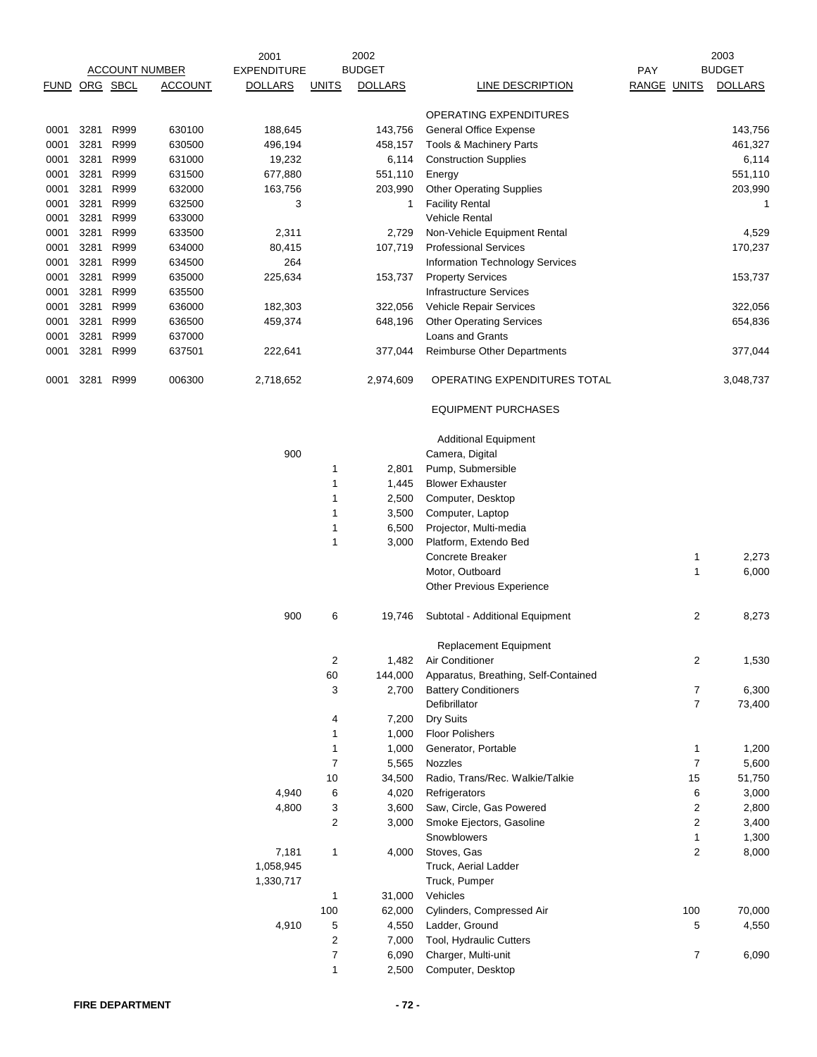| ACCOUNT NUMBER | | | | 2001 EXPENDITURE | | 2002 BUDGET | | | | 2003 BUDGET |
|---|---|---|---|---|---|---|---|---|---|---|
| FUND | ORG | SBCL | ACCOUNT | DOLLARS | UNITS | DOLLARS | LINE DESCRIPTION | PAY RANGE | UNITS | DOLLARS |
| | | | | | | | OPERATING EXPENDITURES | | | |
| 0001 | 3281 | R999 | 630100 | 188,645 | | 143,756 | General Office Expense | | | 143,756 |
| 0001 | 3281 | R999 | 630500 | 496,194 | | 458,157 | Tools & Machinery Parts | | | 461,327 |
| 0001 | 3281 | R999 | 631000 | 19,232 | | 6,114 | Construction Supplies | | | 6,114 |
| 0001 | 3281 | R999 | 631500 | 677,880 | | 551,110 | Energy | | | 551,110 |
| 0001 | 3281 | R999 | 632000 | 163,756 | | 203,990 | Other Operating Supplies | | | 203,990 |
| 0001 | 3281 | R999 | 632500 | 3 | | 1 | Facility Rental | | | 1 |
| 0001 | 3281 | R999 | 633000 | | | | Vehicle Rental | | | |
| 0001 | 3281 | R999 | 633500 | 2,311 | | 2,729 | Non-Vehicle Equipment Rental | | | 4,529 |
| 0001 | 3281 | R999 | 634000 | 80,415 | | 107,719 | Professional Services | | | 170,237 |
| 0001 | 3281 | R999 | 634500 | 264 | | | Information Technology Services | | | |
| 0001 | 3281 | R999 | 635000 | 225,634 | | 153,737 | Property Services | | | 153,737 |
| 0001 | 3281 | R999 | 635500 | | | | Infrastructure Services | | | |
| 0001 | 3281 | R999 | 636000 | 182,303 | | 322,056 | Vehicle Repair Services | | | 322,056 |
| 0001 | 3281 | R999 | 636500 | 459,374 | | 648,196 | Other Operating Services | | | 654,836 |
| 0001 | 3281 | R999 | 637000 | | | | Loans and Grants | | | |
| 0001 | 3281 | R999 | 637501 | 222,641 | | 377,044 | Reimburse Other Departments | | | 377,044 |
| 0001 | 3281 | R999 | 006300 | 2,718,652 | | 2,974,609 | OPERATING EXPENDITURES TOTAL | | | 3,048,737 |
| | | | | | | | EQUIPMENT PURCHASES | | | |
| | | | | | | | Additional Equipment | | | |
| | | | | 900 | | | Camera, Digital | | | |
| | | | | | 1 | 2,801 | Pump, Submersible | | | |
| | | | | | 1 | 1,445 | Blower Exhauster | | | |
| | | | | | 1 | 2,500 | Computer, Desktop | | | |
| | | | | | 1 | 3,500 | Computer, Laptop | | | |
| | | | | | 1 | 6,500 | Projector, Multi-media | | | |
| | | | | | 1 | 3,000 | Platform, Extendo Bed | | | |
| | | | | | | | Concrete Breaker | | 1 | 2,273 |
| | | | | | | | Motor, Outboard | | 1 | 6,000 |
| | | | | | | | Other Previous Experience | | | |
| | | | | 900 | 6 | 19,746 | Subtotal - Additional Equipment | | 2 | 8,273 |
| | | | | | | | Replacement Equipment | | | |
| | | | | | 2 | 1,482 | Air Conditioner | | 2 | 1,530 |
| | | | | | 60 | 144,000 | Apparatus, Breathing, Self-Contained | | | |
| | | | | | 3 | 2,700 | Battery Conditioners | | 7 | 6,300 |
| | | | | | | | Defibrillator | | 7 | 73,400 |
| | | | | | 4 | 7,200 | Dry Suits | | | |
| | | | | | 1 | 1,000 | Floor Polishers | | | |
| | | | | | 1 | 1,000 | Generator, Portable | | 1 | 1,200 |
| | | | | | 7 | 5,565 | Nozzles | | 7 | 5,600 |
| | | | | | 10 | 34,500 | Radio, Trans/Rec. Walkie/Talkie | | 15 | 51,750 |
| | | | | 4,940 | 6 | 4,020 | Refrigerators | | 6 | 3,000 |
| | | | | 4,800 | 3 | 3,600 | Saw, Circle, Gas Powered | | 2 | 2,800 |
| | | | | | 2 | 3,000 | Smoke Ejectors, Gasoline | | 2 | 3,400 |
| | | | | | | | Snowblowers | | 1 | 1,300 |
| | | | | 7,181 | 1 | 4,000 | Stoves, Gas | | 2 | 8,000 |
| | | | | 1,058,945 | | | Truck, Aerial Ladder | | | |
| | | | | 1,330,717 | | | Truck, Pumper | | | |
| | | | | | 1 | 31,000 | Vehicles | | | |
| | | | | | 100 | 62,000 | Cylinders, Compressed Air | | 100 | 70,000 |
| | | | | 4,910 | 5 | 4,550 | Ladder, Ground | | 5 | 4,550 |
| | | | | | 2 | 7,000 | Tool, Hydraulic Cutters | | | |
| | | | | | 7 | 6,090 | Charger, Multi-unit | | 7 | 6,090 |
| | | | | | 1 | 2,500 | Computer, Desktop | | | |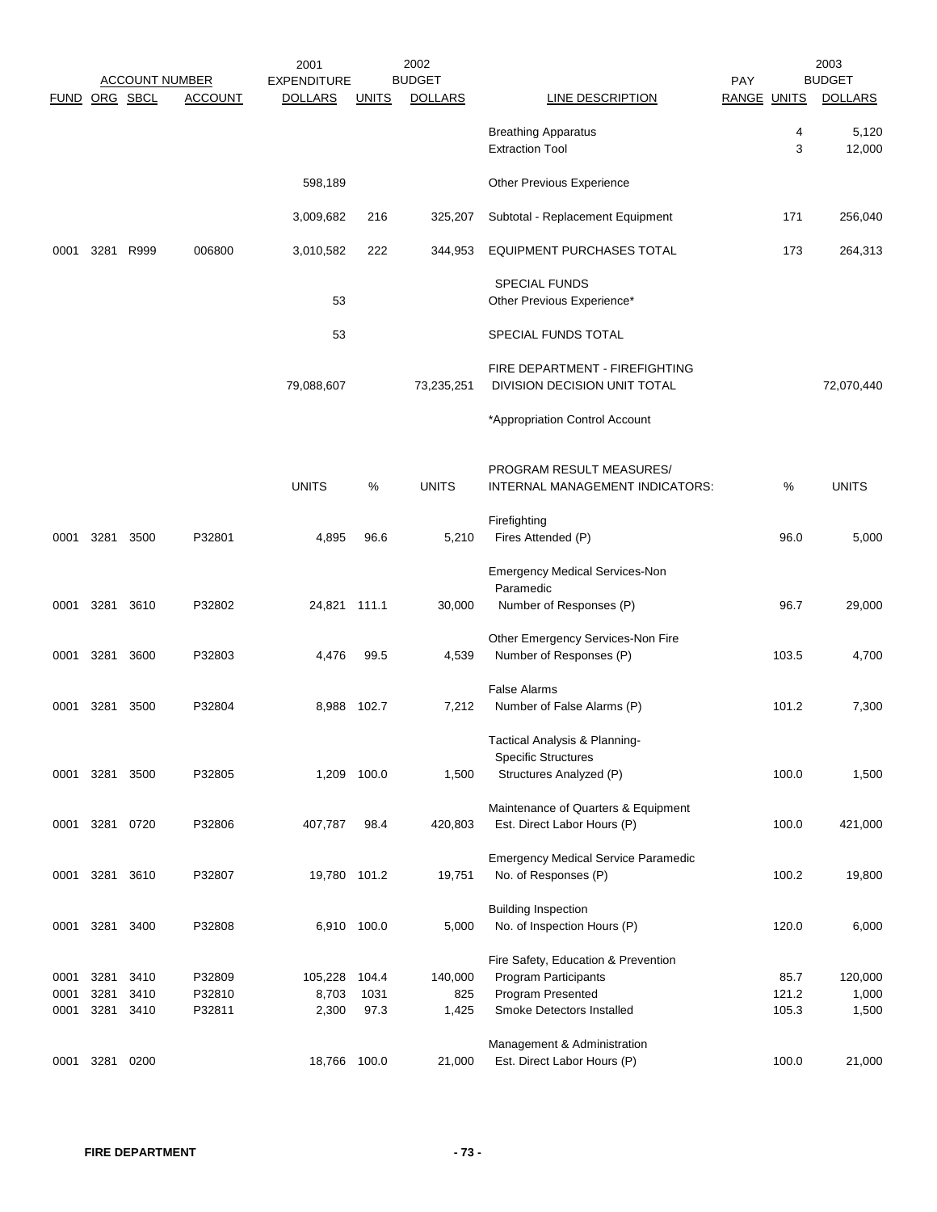| FUND | ORG | SBCL | ACCOUNT | 2001 EXPENDITURE DOLLARS | UNITS | 2002 BUDGET DOLLARS | LINE DESCRIPTION | PAY RANGE | UNITS | 2003 BUDGET DOLLARS |
|---|---|---|---|---|---|---|---|---|---|---|
| | | | | | | | Breathing Apparatus | | 4 | 5,120 |
| | | | | | | | Extraction Tool | | 3 | 12,000 |
| | | | | 598,189 | | | Other Previous Experience | | | |
| | | | | 3,009,682 | 216 | 325,207 | Subtotal - Replacement Equipment | | 171 | 256,040 |
| 0001 | 3281 | R999 | 006800 | 3,010,582 | 222 | 344,953 | EQUIPMENT PURCHASES TOTAL | | 173 | 264,313 |
| | | | | | | | SPECIAL FUNDS | | | |
| | | | | 53 | | | Other Previous Experience* | | | |
| | | | | 53 | | | SPECIAL FUNDS TOTAL | | | |
| | | | | 79,088,607 | | 73,235,251 | FIRE DEPARTMENT - FIREFIGHTING DIVISION DECISION UNIT TOTAL | | | 72,070,440 |
| | | | | | | | *Appropriation Control Account | | | |

| FUND | ORG | SBCL | ACCOUNT | UNITS | % | UNITS | PROGRAM RESULT MEASURES/ INTERNAL MANAGEMENT INDICATORS: | % | UNITS |
|---|---|---|---|---|---|---|---|---|---|
| | | | | | | | Firefighting | | |
| 0001 | 3281 | 3500 | P32801 | 4,895 | 96.6 | 5,210 | Fires Attended (P) | 96.0 | 5,000 |
| | | | | | | | Emergency Medical Services-Non Paramedic | | |
| 0001 | 3281 | 3610 | P32802 | 24,821 | 111.1 | 30,000 | Number of Responses (P) | 96.7 | 29,000 |
| | | | | | | | Other Emergency Services-Non Fire | | |
| 0001 | 3281 | 3600 | P32803 | 4,476 | 99.5 | 4,539 | Number of Responses (P) | 103.5 | 4,700 |
| | | | | | | | False Alarms | | |
| 0001 | 3281 | 3500 | P32804 | 8,988 | 102.7 | 7,212 | Number of False Alarms (P) | 101.2 | 7,300 |
| | | | | | | | Tactical Analysis & Planning- Specific Structures | | |
| 0001 | 3281 | 3500 | P32805 | 1,209 | 100.0 | 1,500 | Structures Analyzed (P) | 100.0 | 1,500 |
| | | | | | | | Maintenance of Quarters & Equipment | | |
| 0001 | 3281 | 0720 | P32806 | 407,787 | 98.4 | 420,803 | Est. Direct Labor Hours (P) | 100.0 | 421,000 |
| | | | | | | | Emergency Medical Service Paramedic | | |
| 0001 | 3281 | 3610 | P32807 | 19,780 | 101.2 | 19,751 | No. of Responses (P) | 100.2 | 19,800 |
| | | | | | | | Building Inspection | | |
| 0001 | 3281 | 3400 | P32808 | 6,910 | 100.0 | 5,000 | No. of Inspection Hours (P) | 120.0 | 6,000 |
| | | | | | | | Fire Safety, Education & Prevention | | |
| 0001 | 3281 | 3410 | P32809 | 105,228 | 104.4 | 140,000 | Program Participants | 85.7 | 120,000 |
| 0001 | 3281 | 3410 | P32810 | 8,703 | 1031 | 825 | Program Presented | 121.2 | 1,000 |
| 0001 | 3281 | 3410 | P32811 | 2,300 | 97.3 | 1,425 | Smoke Detectors Installed | 105.3 | 1,500 |
| | | | | | | | Management & Administration | | |
| 0001 | 3281 | 0200 | | 18,766 | 100.0 | 21,000 | Est. Direct Labor Hours (P) | 100.0 | 21,000 |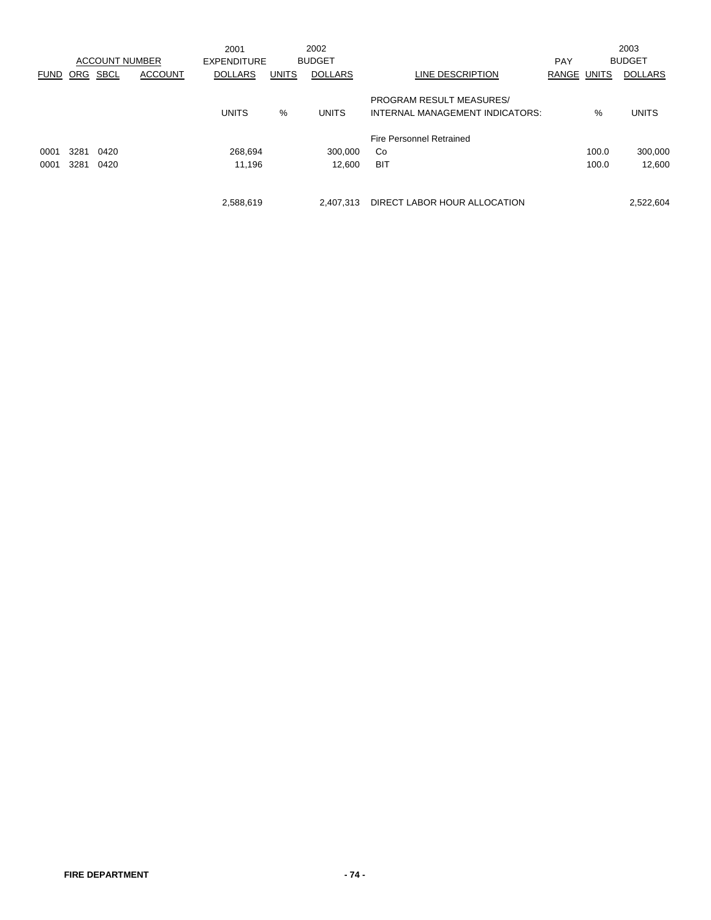| ACCOUNT NUMBER | | | | 2001 EXPENDITURE | 2002 BUDGET | | | PAY | 2003 BUDGET | |
|---|---|---|---|---|---|---|---|---|---|---|
| FUND | ORG | SBCL | ACCOUNT | DOLLARS | UNITS | DOLLARS | LINE DESCRIPTION | RANGE | UNITS | DOLLARS |
| | | | | UNITS | % | UNITS | PROGRAM RESULT MEASURES/ INTERNAL MANAGEMENT INDICATORS: | | % | UNITS |
| | | | | | | | Fire Personnel Retrained | | | |
| 0001 | 3281 | 0420 | | 268,694 | | 300,000 | Co | | 100.0 | 300,000 |
| 0001 | 3281 | 0420 | | 11,196 | | 12,600 | BIT | | 100.0 | 12,600 |
| | | | | 2,588,619 | | 2,407,313 | DIRECT LABOR HOUR ALLOCATION | | | 2,522,604 |

**FIRE DEPARTMENT**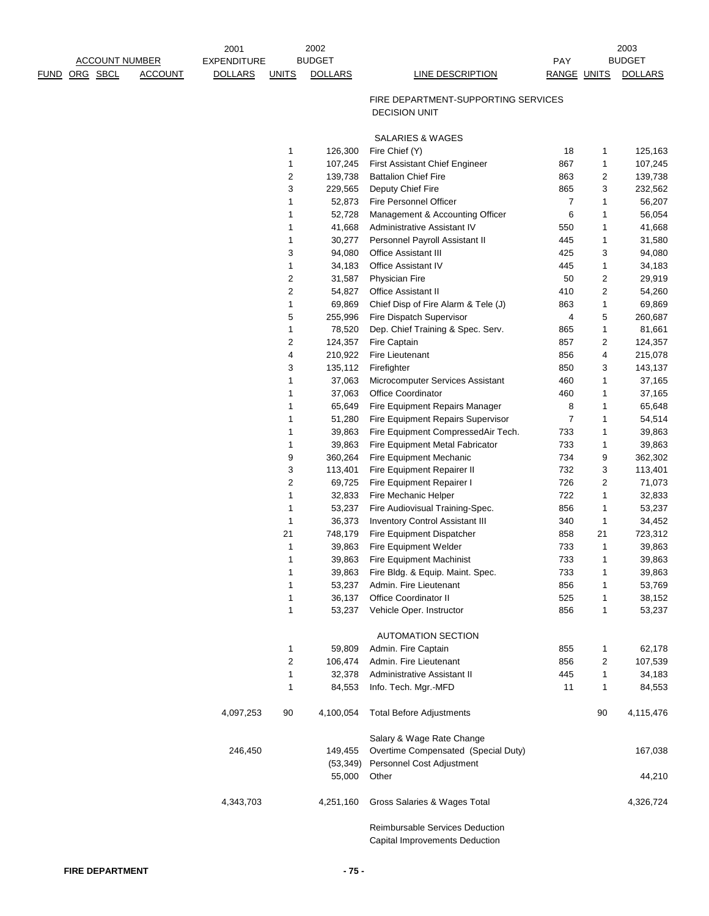| ACCOUNT NUMBER FUND | ORG | SBCL | ACCOUNT | 2001 EXPENDITURE DOLLARS | UNITS | 2002 BUDGET DOLLARS | LINE DESCRIPTION | PAY RANGE | UNITS | 2003 BUDGET DOLLARS |
|---|---|---|---|---|---|---|---|---|---|---|
| | | | | | | | FIRE DEPARTMENT-SUPPORTING SERVICES DECISION UNIT | | | |
| | | | | | | | SALARIES & WAGES | | | |
| | | | | | 1 | 126,300 | Fire Chief (Y) | 18 | 1 | 125,163 |
| | | | | | 1 | 107,245 | First Assistant Chief Engineer | 867 | 1 | 107,245 |
| | | | | | 2 | 139,738 | Battalion Chief Fire | 863 | 2 | 139,738 |
| | | | | | 3 | 229,565 | Deputy Chief Fire | 865 | 3 | 232,562 |
| | | | | | 1 | 52,873 | Fire Personnel Officer | 7 | 1 | 56,207 |
| | | | | | 1 | 52,728 | Management & Accounting Officer | 6 | 1 | 56,054 |
| | | | | | 1 | 41,668 | Administrative Assistant IV | 550 | 1 | 41,668 |
| | | | | | 1 | 30,277 | Personnel Payroll Assistant II | 445 | 1 | 31,580 |
| | | | | | 3 | 94,080 | Office Assistant III | 425 | 3 | 94,080 |
| | | | | | 1 | 34,183 | Office Assistant IV | 445 | 1 | 34,183 |
| | | | | | 2 | 31,587 | Physician Fire | 50 | 2 | 29,919 |
| | | | | | 2 | 54,827 | Office Assistant II | 410 | 2 | 54,260 |
| | | | | | 1 | 69,869 | Chief Disp of Fire Alarm & Tele (J) | 863 | 1 | 69,869 |
| | | | | | 5 | 255,996 | Fire Dispatch Supervisor | 4 | 5 | 260,687 |
| | | | | | 1 | 78,520 | Dep. Chief Training & Spec. Serv. | 865 | 1 | 81,661 |
| | | | | | 2 | 124,357 | Fire Captain | 857 | 2 | 124,357 |
| | | | | | 4 | 210,922 | Fire Lieutenant | 856 | 4 | 215,078 |
| | | | | | 3 | 135,112 | Firefighter | 850 | 3 | 143,137 |
| | | | | | 1 | 37,063 | Microcomputer Services Assistant | 460 | 1 | 37,165 |
| | | | | | 1 | 37,063 | Office Coordinator | 460 | 1 | 37,165 |
| | | | | | 1 | 65,649 | Fire Equipment Repairs Manager | 8 | 1 | 65,648 |
| | | | | | 1 | 51,280 | Fire Equipment Repairs Supervisor | 7 | 1 | 54,514 |
| | | | | | 1 | 39,863 | Fire Equipment CompressedAir Tech. | 733 | 1 | 39,863 |
| | | | | | 1 | 39,863 | Fire Equipment Metal Fabricator | 733 | 1 | 39,863 |
| | | | | | 9 | 360,264 | Fire Equipment Mechanic | 734 | 9 | 362,302 |
| | | | | | 3 | 113,401 | Fire Equipment Repairer II | 732 | 3 | 113,401 |
| | | | | | 2 | 69,725 | Fire Equipment Repairer I | 726 | 2 | 71,073 |
| | | | | | 1 | 32,833 | Fire Mechanic Helper | 722 | 1 | 32,833 |
| | | | | | 1 | 53,237 | Fire Audiovisual Training-Spec. | 856 | 1 | 53,237 |
| | | | | | 1 | 36,373 | Inventory Control Assistant III | 340 | 1 | 34,452 |
| | | | | | 21 | 748,179 | Fire Equipment Dispatcher | 858 | 21 | 723,312 |
| | | | | | 1 | 39,863 | Fire Equipment Welder | 733 | 1 | 39,863 |
| | | | | | 1 | 39,863 | Fire Equipment Machinist | 733 | 1 | 39,863 |
| | | | | | 1 | 39,863 | Fire Bldg. & Equip. Maint. Spec. | 733 | 1 | 39,863 |
| | | | | | 1 | 53,237 | Admin. Fire Lieutenant | 856 | 1 | 53,769 |
| | | | | | 1 | 36,137 | Office Coordinator II | 525 | 1 | 38,152 |
| | | | | | 1 | 53,237 | Vehicle Oper. Instructor | 856 | 1 | 53,237 |
| | | | | | | | AUTOMATION SECTION | | | |
| | | | | | 1 | 59,809 | Admin. Fire Captain | 855 | 1 | 62,178 |
| | | | | | 2 | 106,474 | Admin. Fire Lieutenant | 856 | 2 | 107,539 |
| | | | | | 1 | 32,378 | Administrative Assistant II | 445 | 1 | 34,183 |
| | | | | | 1 | 84,553 | Info. Tech. Mgr.-MFD | 11 | 1 | 84,553 |
| | | | | 4,097,253 | 90 | 4,100,054 | Total Before Adjustments | | 90 | 4,115,476 |
| | | | | | | | Salary & Wage Rate Change | | | |
| | | | | 246,450 | | 149,455 | Overtime Compensated (Special Duty) | | | 167,038 |
| | | | | | | (53,349) | Personnel Cost Adjustment | | | |
| | | | | | | 55,000 | Other | | | 44,210 |
| | | | | 4,343,703 | | 4,251,160 | Gross Salaries & Wages Total | | | 4,326,724 |
| | | | | | | | Reimbursable Services Deduction | | | |
| | | | | | | | Capital Improvements Deduction | | | |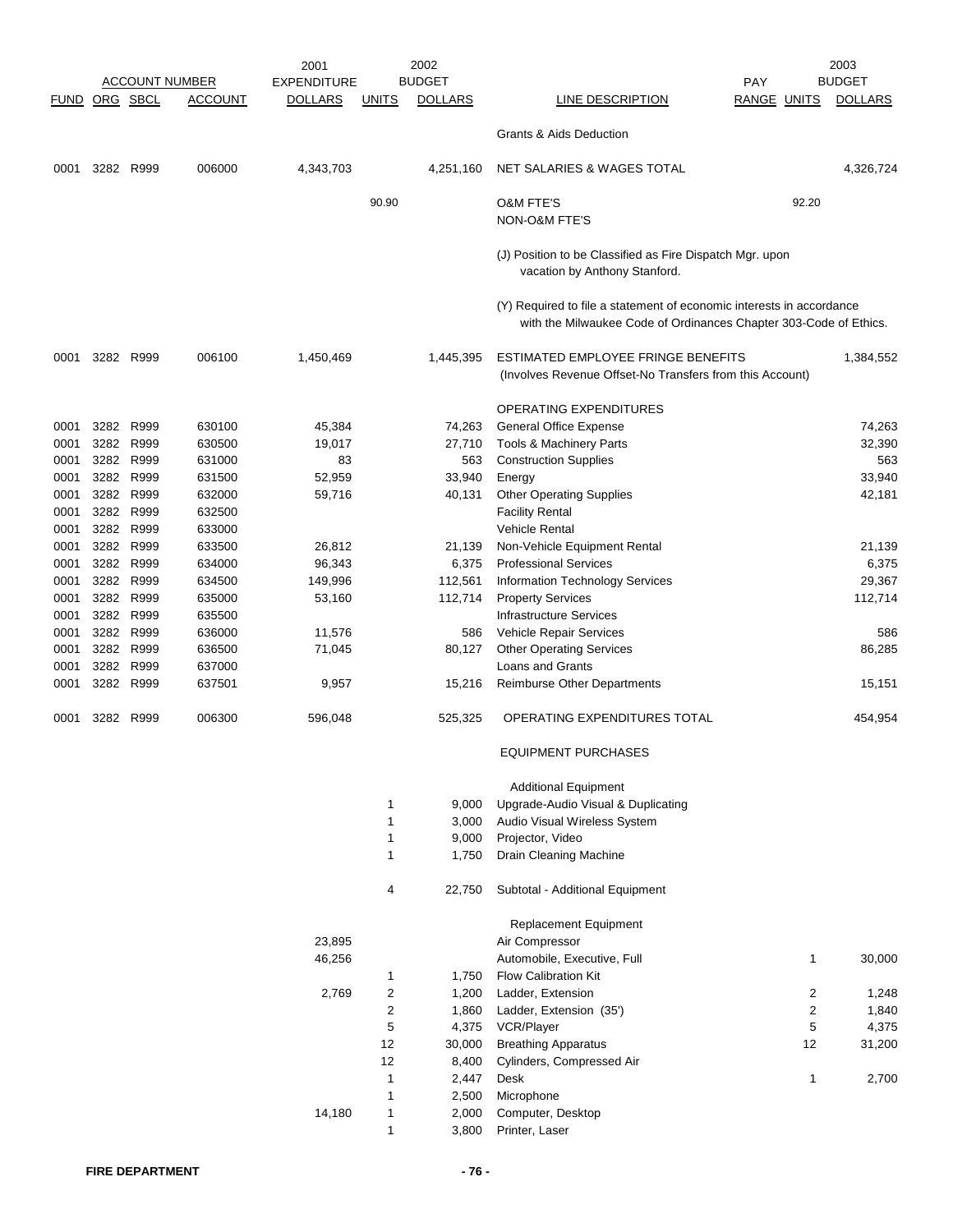| ACCOUNT NUMBER | | | | 2001 EXPENDITURE | 2002 BUDGET | | | PAY | 2003 BUDGET | |
|---|---|---|---|---|---|---|---|---|---|---|
| FUND | ORG | SBCL | ACCOUNT | DOLLARS | UNITS | DOLLARS | LINE DESCRIPTION | RANGE | UNITS | DOLLARS |
| | | | | | | | Grants & Aids Deduction | | | |
| 0001 | 3282 | R999 | 006000 | 4,343,703 | | 4,251,160 | NET SALARIES & WAGES TOTAL | | | 4,326,724 |
| | | | | | 90.90 | | O&M FTE'S | | 92.20 | |
| | | | | | | | NON-O&M FTE'S | | | |
| | | | | | | | (J) Position to be Classified as Fire Dispatch Mgr. upon vacation by Anthony Stanford. | | | |
| | | | | | | | (Y) Required to file a statement of economic interests in accordance with the Milwaukee Code of Ordinances Chapter 303-Code of Ethics. | | | |
| 0001 | 3282 | R999 | 006100 | 1,450,469 | | 1,445,395 | ESTIMATED EMPLOYEE FRINGE BENEFITS (Involves Revenue Offset-No Transfers from this Account) | | | 1,384,552 |
| | | | | | | | OPERATING EXPENDITURES | | | |
| 0001 | 3282 | R999 | 630100 | 45,384 | | 74,263 | General Office Expense | | | 74,263 |
| 0001 | 3282 | R999 | 630500 | 19,017 | | 27,710 | Tools & Machinery Parts | | | 32,390 |
| 0001 | 3282 | R999 | 631000 | 83 | | 563 | Construction Supplies | | | 563 |
| 0001 | 3282 | R999 | 631500 | 52,959 | | 33,940 | Energy | | | 33,940 |
| 0001 | 3282 | R999 | 632000 | 59,716 | | 40,131 | Other Operating Supplies | | | 42,181 |
| 0001 | 3282 | R999 | 632500 | | | | Facility Rental | | | |
| 0001 | 3282 | R999 | 633000 | | | | Vehicle Rental | | | |
| 0001 | 3282 | R999 | 633500 | 26,812 | | 21,139 | Non-Vehicle Equipment Rental | | | 21,139 |
| 0001 | 3282 | R999 | 634000 | 96,343 | | 6,375 | Professional Services | | | 6,375 |
| 0001 | 3282 | R999 | 634500 | 149,996 | | 112,561 | Information Technology Services | | | 29,367 |
| 0001 | 3282 | R999 | 635000 | 53,160 | | 112,714 | Property Services | | | 112,714 |
| 0001 | 3282 | R999 | 635500 | | | | Infrastructure Services | | | |
| 0001 | 3282 | R999 | 636000 | 11,576 | | 586 | Vehicle Repair Services | | | 586 |
| 0001 | 3282 | R999 | 636500 | 71,045 | | 80,127 | Other Operating Services | | | 86,285 |
| 0001 | 3282 | R999 | 637000 | | | | Loans and Grants | | | |
| 0001 | 3282 | R999 | 637501 | 9,957 | | 15,216 | Reimburse Other Departments | | | 15,151 |
| 0001 | 3282 | R999 | 006300 | 596,048 | | 525,325 | OPERATING EXPENDITURES TOTAL | | | 454,954 |
| | | | | | | | EQUIPMENT PURCHASES | | | |
| | | | | | | | Additional Equipment | | | |
| | | | | | 1 | 9,000 | Upgrade-Audio Visual & Duplicating | | | |
| | | | | | 1 | 3,000 | Audio Visual Wireless System | | | |
| | | | | | 1 | 9,000 | Projector, Video | | | |
| | | | | | 1 | 1,750 | Drain Cleaning Machine | | | |
| | | | | | 4 | 22,750 | Subtotal - Additional Equipment | | | |
| | | | | | | | Replacement Equipment | | | |
| | | | | 23,895 | | | Air Compressor | | | |
| | | | | 46,256 | | | Automobile, Executive, Full | | 1 | 30,000 |
| | | | | | 1 | 1,750 | Flow Calibration Kit | | | |
| | | | | 2,769 | 2 | 1,200 | Ladder, Extension | | 2 | 1,248 |
| | | | | | 2 | 1,860 | Ladder, Extension (35') | | 2 | 1,840 |
| | | | | | 5 | 4,375 | VCR/Player | | 5 | 4,375 |
| | | | | | 12 | 30,000 | Breathing Apparatus | | 12 | 31,200 |
| | | | | | 12 | 8,400 | Cylinders, Compressed Air | | | |
| | | | | | 1 | 2,447 | Desk | | 1 | 2,700 |
| | | | | | 1 | 2,500 | Microphone | | | |
| | | | | 14,180 | 1 | 2,000 | Computer, Desktop | | | |
| | | | | | 1 | 3,800 | Printer, Laser | | | |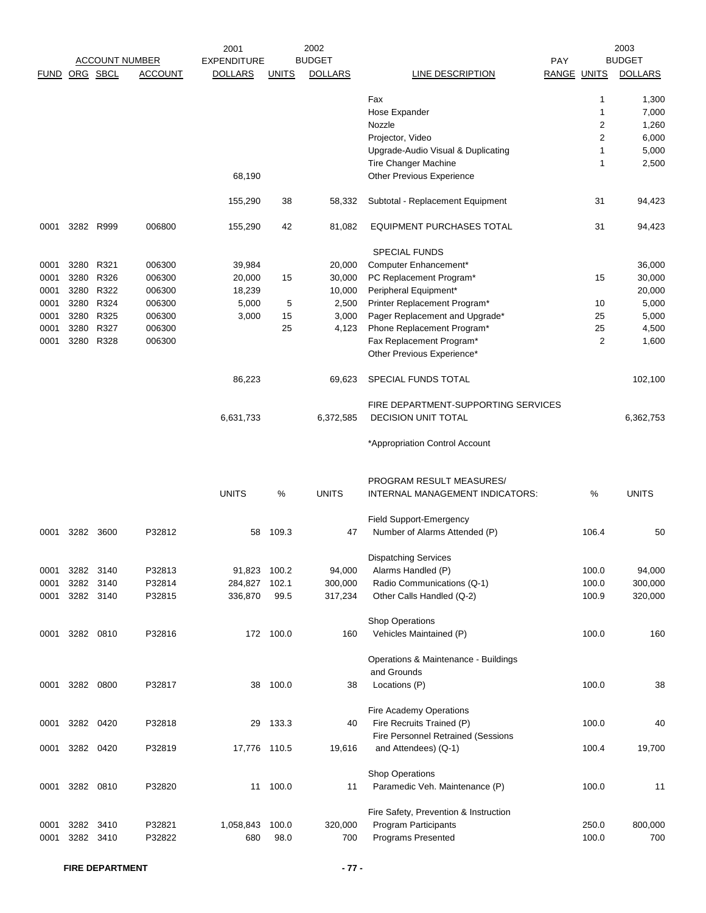| ACCOUNT NUMBER | | | | 2001 EXPENDITURE | 2002 BUDGET | | | | 2003 BUDGET | |
|---|---|---|---|---|---|---|---|---|---|---|
| FUND | ORG | SBCL | ACCOUNT | DOLLARS | UNITS | DOLLARS | LINE DESCRIPTION | PAY RANGE | UNITS | DOLLARS |
| | | | | | | | Fax | | 1 | 1,300 |
| | | | | | | | Hose Expander | | 1 | 7,000 |
| | | | | | | | Nozzle | | 2 | 1,260 |
| | | | | | | | Projector, Video | | 2 | 6,000 |
| | | | | | | | Upgrade-Audio Visual & Duplicating | | 1 | 5,000 |
| | | | | | | | Tire Changer Machine | | 1 | 2,500 |
| | | | | 68,190 | | | Other Previous Experience | | | |
| | | | | 155,290 | 38 | 58,332 | Subtotal - Replacement Equipment | | 31 | 94,423 |
| 0001 | 3282 | R999 | 006800 | 155,290 | 42 | 81,082 | EQUIPMENT PURCHASES TOTAL | | 31 | 94,423 |
| | | | | | | | SPECIAL FUNDS | | | |
| 0001 | 3280 | R321 | 006300 | 39,984 | | 20,000 | Computer Enhancement* | | | 36,000 |
| 0001 | 3280 | R326 | 006300 | 20,000 | 15 | 30,000 | PC Replacement Program* | | 15 | 30,000 |
| 0001 | 3280 | R322 | 006300 | 18,239 | | 10,000 | Peripheral Equipment* | | | 20,000 |
| 0001 | 3280 | R324 | 006300 | 5,000 | 5 | 2,500 | Printer Replacement Program* | | 10 | 5,000 |
| 0001 | 3280 | R325 | 006300 | 3,000 | 15 | 3,000 | Pager Replacement and Upgrade* | | 25 | 5,000 |
| 0001 | 3280 | R327 | 006300 | | 25 | 4,123 | Phone Replacement Program* | | 25 | 4,500 |
| 0001 | 3280 | R328 | 006300 | | | | Fax Replacement Program* | | 2 | 1,600 |
| | | | | | | | Other Previous Experience* | | | |
| | | | | 86,223 | | 69,623 | SPECIAL FUNDS TOTAL | | | 102,100 |
| | | | | 6,631,733 | | 6,372,585 | FIRE DEPARTMENT-SUPPORTING SERVICES DECISION UNIT TOTAL | | | 6,362,753 |
| | | | | | | | *Appropriation Control Account | | | |

| FUND | ORG | SBCL | ACCOUNT | UNITS | % | UNITS | PROGRAM RESULT MEASURES/ INTERNAL MANAGEMENT INDICATORS: | % | UNITS |
|---|---|---|---|---|---|---|---|---|---|
| | | | | | | | Field Support-Emergency | | |
| 0001 | 3282 | 3600 | P32812 | 58 | 109.3 | 47 | Number of Alarms Attended (P) | 106.4 | 50 |
| | | | | | | | Dispatching Services | | |
| 0001 | 3282 | 3140 | P32813 | 91,823 | 100.2 | 94,000 | Alarms Handled (P) | 100.0 | 94,000 |
| 0001 | 3282 | 3140 | P32814 | 284,827 | 102.1 | 300,000 | Radio Communications (Q-1) | 100.0 | 300,000 |
| 0001 | 3282 | 3140 | P32815 | 336,870 | 99.5 | 317,234 | Other Calls Handled (Q-2) | 100.9 | 320,000 |
| | | | | | | | Shop Operations | | |
| 0001 | 3282 | 0810 | P32816 | 172 | 100.0 | 160 | Vehicles Maintained (P) | 100.0 | 160 |
| | | | | | | | Operations & Maintenance - Buildings and Grounds | | |
| 0001 | 3282 | 0800 | P32817 | 38 | 100.0 | 38 | Locations (P) | 100.0 | 38 |
| | | | | | | | Fire Academy Operations | | |
| 0001 | 3282 | 0420 | P32818 | 29 | 133.3 | 40 | Fire Recruits Trained (P) | 100.0 | 40 |
| 0001 | 3282 | 0420 | P32819 | 17,776 | 110.5 | 19,616 | Fire Personnel Retrained (Sessions and Attendees) (Q-1) | 100.4 | 19,700 |
| | | | | | | | Shop Operations | | |
| 0001 | 3282 | 0810 | P32820 | 11 | 100.0 | 11 | Paramedic Veh. Maintenance (P) | 100.0 | 11 |
| | | | | | | | Fire Safety, Prevention & Instruction | | |
| 0001 | 3282 | 3410 | P32821 | 1,058,843 | 100.0 | 320,000 | Program Participants | 250.0 | 800,000 |
| 0001 | 3282 | 3410 | P32822 | 680 | 98.0 | 700 | Programs Presented | 100.0 | 700 |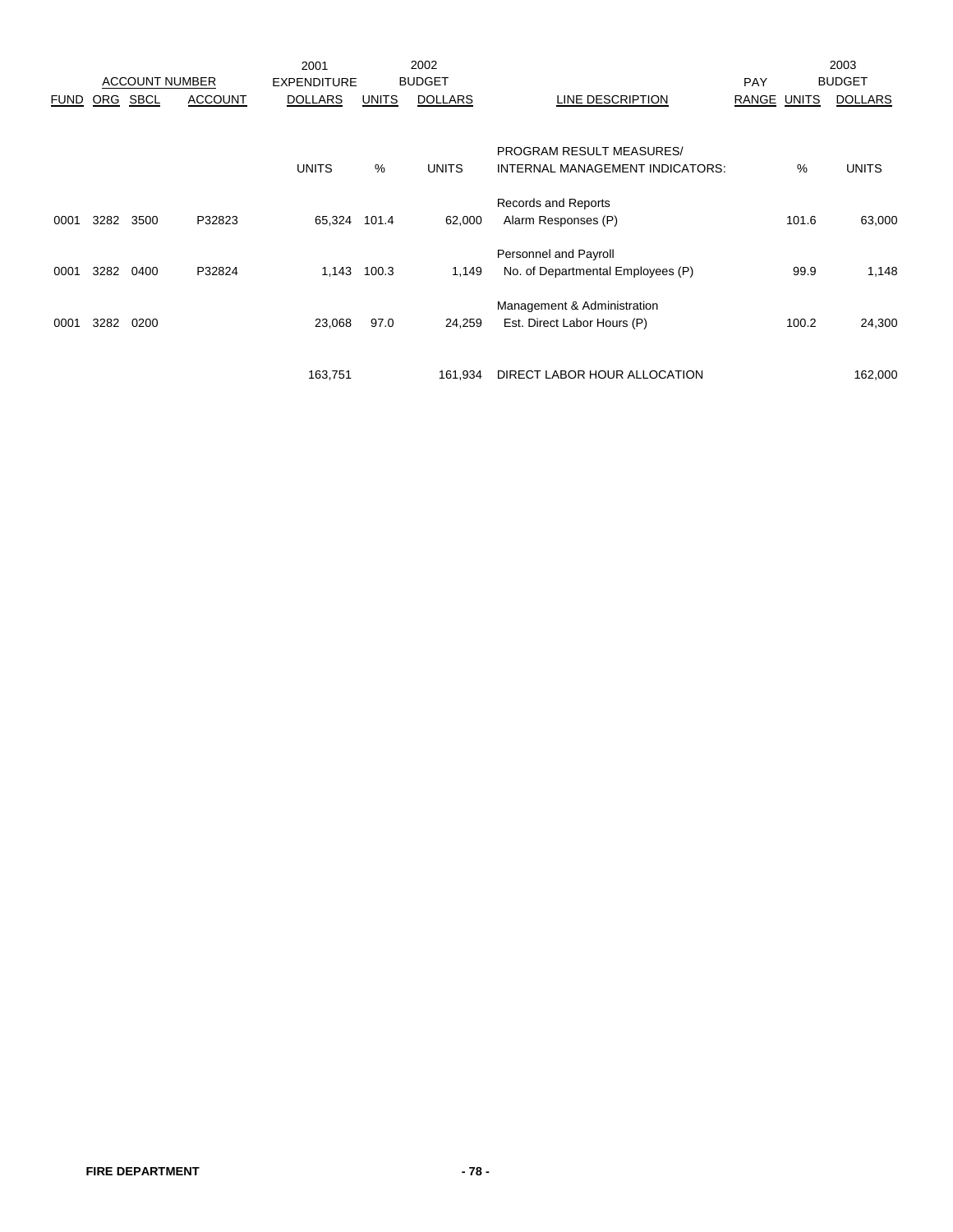| ACCOUNT NUMBER | | | | 2001 EXPENDITURE | | 2002 BUDGET | | PAY | | 2003 BUDGET |
|---|---|---|---|---|---|---|---|---|---|---|
| FUND | ORG | SBCL | ACCOUNT | DOLLARS | UNITS | DOLLARS | LINE DESCRIPTION | RANGE | UNITS | DOLLARS |
| | | | | UNITS | % | UNITS | PROGRAM RESULT MEASURES/ INTERNAL MANAGEMENT INDICATORS: | | % | UNITS |
| | | | | | | | Records and Reports | | | |
| 0001 | 3282 | 3500 | P32823 | 65,324 | 101.4 | 62,000 | Alarm Responses (P) | | 101.6 | 63,000 |
| | | | | | | | Personnel and Payroll | | | |
| 0001 | 3282 | 0400 | P32824 | 1,143 | 100.3 | 1,149 | No. of Departmental Employees (P) | | 99.9 | 1,148 |
| | | | | | | | Management & Administration | | | |
| 0001 | 3282 | 0200 | | 23,068 | 97.0 | 24,259 | Est. Direct Labor Hours (P) | | 100.2 | 24,300 |
| | | | | 163,751 | | 161,934 | DIRECT LABOR HOUR ALLOCATION | | | 162,000 |

**FIRE DEPARTMENT**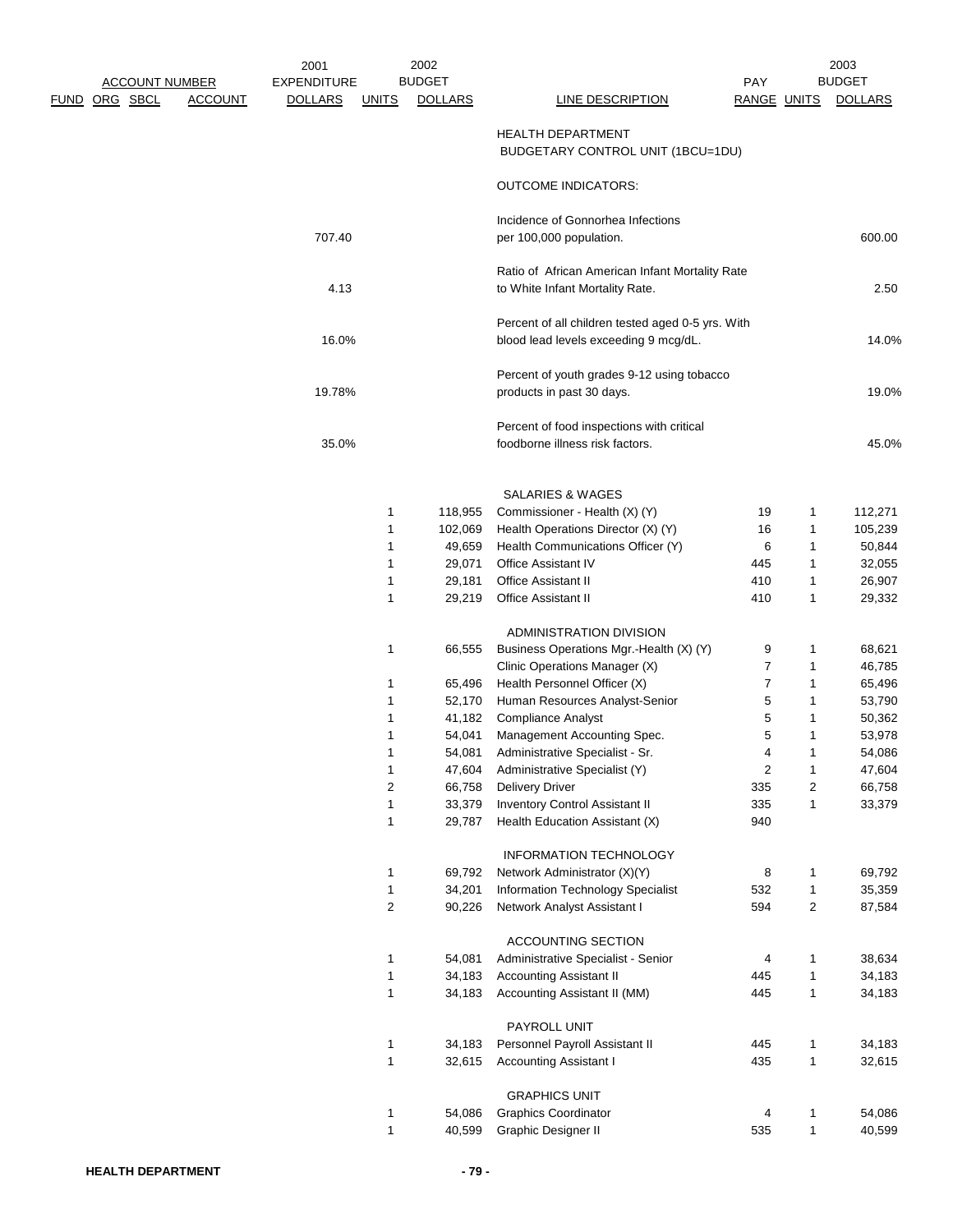| FUND | ORG | SBCL | ACCOUNT | 2001 EXPENDITURE DOLLARS | 2002 BUDGET UNITS | 2002 BUDGET DOLLARS | LINE DESCRIPTION | PAY RANGE | 2003 BUDGET UNITS | 2003 BUDGET DOLLARS |
|---|---|---|---|---|---|---|---|---|---|---|
| | | | | | | | HEALTH DEPARTMENT | | | |
| | | | | | | | BUDGETARY CONTROL UNIT (1BCU=1DU) | | | |
| | | | | | | | OUTCOME INDICATORS: | | | |
| | | | | 707.40 | | | Incidence of Gonnorhea Infections per 100,000 population. | | | 600.00 |
| | | | | 4.13 | | | Ratio of African American Infant Mortality Rate to White Infant Mortality Rate. | | | 2.50 |
| | | | | 16.0% | | | Percent of all children tested aged 0-5 yrs. With blood lead levels exceeding 9 mcg/dL. | | | 14.0% |
| | | | | 19.78% | | | Percent of youth grades 9-12 using tobacco products in past 30 days. | | | 19.0% |
| | | | | 35.0% | | | Percent of food inspections with critical foodborne illness risk factors. | | | 45.0% |
| | | | | | | | SALARIES & WAGES | | | |
| | | | | | 1 | 118,955 | Commissioner - Health (X) (Y) | 19 | 1 | 112,271 |
| | | | | | 1 | 102,069 | Health Operations Director (X) (Y) | 16 | 1 | 105,239 |
| | | | | | 1 | 49,659 | Health Communications Officer (Y) | 6 | 1 | 50,844 |
| | | | | | 1 | 29,071 | Office Assistant IV | 445 | 1 | 32,055 |
| | | | | | 1 | 29,181 | Office Assistant II | 410 | 1 | 26,907 |
| | | | | | 1 | 29,219 | Office Assistant II | 410 | 1 | 29,332 |
| | | | | | | | ADMINISTRATION DIVISION | | | |
| | | | | | 1 | 66,555 | Business Operations Mgr.-Health (X) (Y) | 9 | 1 | 68,621 |
| | | | | | | | Clinic Operations Manager (X) | 7 | 1 | 46,785 |
| | | | | | 1 | 65,496 | Health Personnel Officer (X) | 7 | 1 | 65,496 |
| | | | | | 1 | 52,170 | Human Resources Analyst-Senior | 5 | 1 | 53,790 |
| | | | | | 1 | 41,182 | Compliance Analyst | 5 | 1 | 50,362 |
| | | | | | 1 | 54,041 | Management Accounting Spec. | 5 | 1 | 53,978 |
| | | | | | 1 | 54,081 | Administrative Specialist - Sr. | 4 | 1 | 54,086 |
| | | | | | 1 | 47,604 | Administrative Specialist (Y) | 2 | 1 | 47,604 |
| | | | | | 2 | 66,758 | Delivery Driver | 335 | 2 | 66,758 |
| | | | | | 1 | 33,379 | Inventory Control Assistant II | 335 | 1 | 33,379 |
| | | | | | 1 | 29,787 | Health Education Assistant (X) | 940 | | |
| | | | | | | | INFORMATION TECHNOLOGY | | | |
| | | | | | 1 | 69,792 | Network Administrator (X)(Y) | 8 | 1 | 69,792 |
| | | | | | 1 | 34,201 | Information Technology Specialist | 532 | 1 | 35,359 |
| | | | | | 2 | 90,226 | Network Analyst Assistant I | 594 | 2 | 87,584 |
| | | | | | | | ACCOUNTING SECTION | | | |
| | | | | | 1 | 54,081 | Administrative Specialist - Senior | 4 | 1 | 38,634 |
| | | | | | 1 | 34,183 | Accounting Assistant II | 445 | 1 | 34,183 |
| | | | | | 1 | 34,183 | Accounting Assistant II (MM) | 445 | 1 | 34,183 |
| | | | | | | | PAYROLL UNIT | | | |
| | | | | | 1 | 34,183 | Personnel Payroll Assistant II | 445 | 1 | 34,183 |
| | | | | | 1 | 32,615 | Accounting Assistant I | 435 | 1 | 32,615 |
| | | | | | | | GRAPHICS UNIT | | | |
| | | | | | 1 | 54,086 | Graphics Coordinator | 4 | 1 | 54,086 |
| | | | | | 1 | 40,599 | Graphic Designer II | 535 | 1 | 40,599 |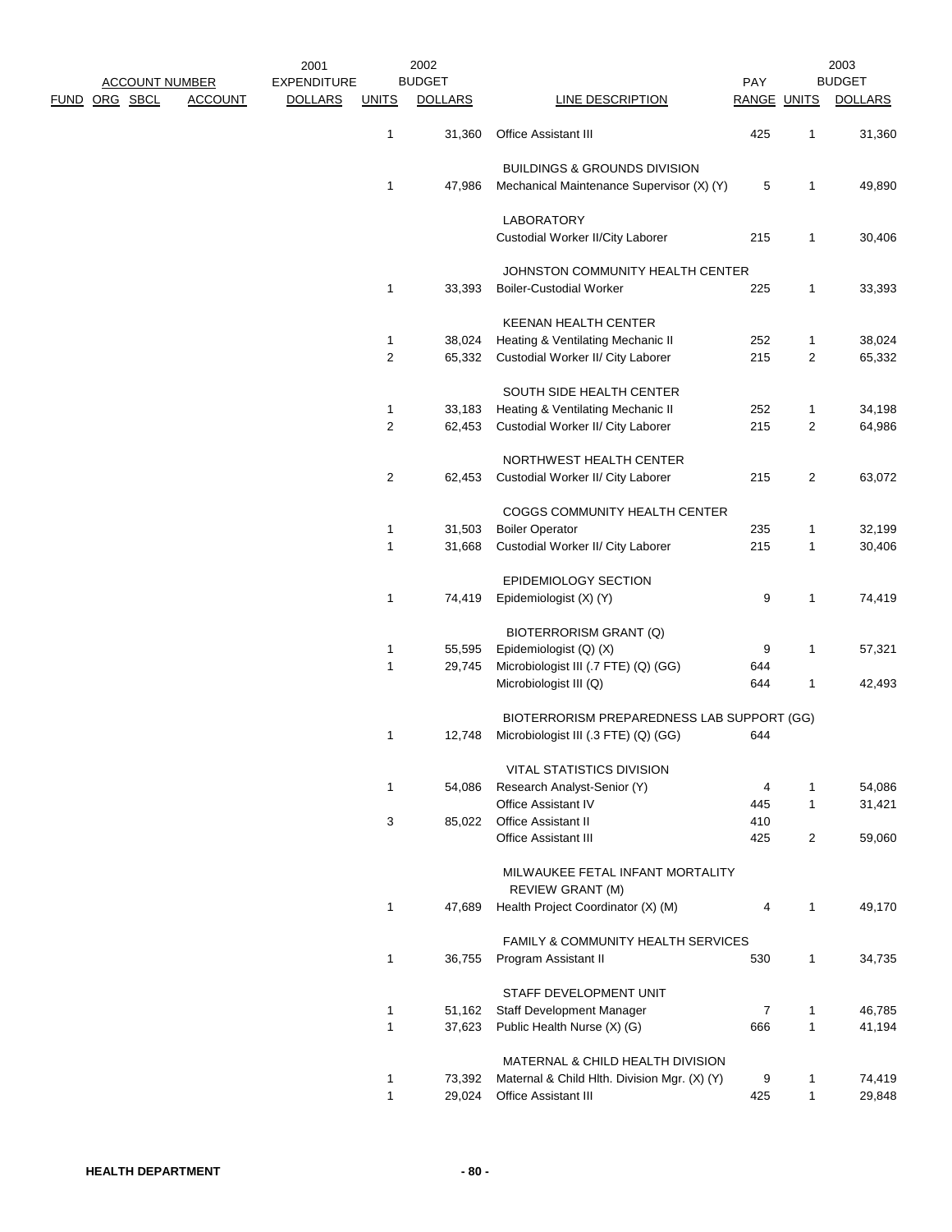| FUND | ORG | SBCL | ACCOUNT | 2001 EXPENDITURE DOLLARS | 2002 BUDGET UNITS | 2002 BUDGET DOLLARS | LINE DESCRIPTION | PAY RANGE | 2003 BUDGET UNITS | 2003 BUDGET DOLLARS |
|---|---|---|---|---|---|---|---|---|---|---|
| | | | | | 1 | 31,360 | Office Assistant III | 425 | 1 | 31,360 |
| | | | | | | | BUILDINGS & GROUNDS DIVISION | | | |
| | | | | | 1 | 47,986 | Mechanical Maintenance Supervisor (X) (Y) | 5 | 1 | 49,890 |
| | | | | | | | LABORATORY | | | |
| | | | | | | | Custodial Worker II/City Laborer | 215 | 1 | 30,406 |
| | | | | | | | JOHNSTON COMMUNITY HEALTH CENTER | | | |
| | | | | | 1 | 33,393 | Boiler-Custodial Worker | 225 | 1 | 33,393 |
| | | | | | | | KEENAN HEALTH CENTER | | | |
| | | | | | 1 | 38,024 | Heating & Ventilating Mechanic II | 252 | 1 | 38,024 |
| | | | | | 2 | 65,332 | Custodial Worker II/ City Laborer | 215 | 2 | 65,332 |
| | | | | | | | SOUTH SIDE HEALTH CENTER | | | |
| | | | | | 1 | 33,183 | Heating & Ventilating Mechanic II | 252 | 1 | 34,198 |
| | | | | | 2 | 62,453 | Custodial Worker II/ City Laborer | 215 | 2 | 64,986 |
| | | | | | | | NORTHWEST HEALTH CENTER | | | |
| | | | | | 2 | 62,453 | Custodial Worker II/ City Laborer | 215 | 2 | 63,072 |
| | | | | | | | COGGS COMMUNITY HEALTH CENTER | | | |
| | | | | | 1 | 31,503 | Boiler Operator | 235 | 1 | 32,199 |
| | | | | | 1 | 31,668 | Custodial Worker II/ City Laborer | 215 | 1 | 30,406 |
| | | | | | | | EPIDEMIOLOGY SECTION | | | |
| | | | | | 1 | 74,419 | Epidemiologist (X) (Y) | 9 | 1 | 74,419 |
| | | | | | | | BIOTERRORISM GRANT (Q) | | | |
| | | | | | 1 | 55,595 | Epidemiologist (Q) (X) | 9 | 1 | 57,321 |
| | | | | | 1 | 29,745 | Microbiologist III (.7 FTE) (Q) (GG) | 644 | | |
| | | | | | | | Microbiologist III (Q) | 644 | 1 | 42,493 |
| | | | | | | | BIOTERRORISM PREPAREDNESS LAB SUPPORT (GG) | | | |
| | | | | | 1 | 12,748 | Microbiologist III (.3 FTE) (Q) (GG) | 644 | | |
| | | | | | | | VITAL STATISTICS DIVISION | | | |
| | | | | | 1 | 54,086 | Research Analyst-Senior (Y) | 4 | 1 | 54,086 |
| | | | | | | | Office Assistant IV | 445 | 1 | 31,421 |
| | | | | | 3 | 85,022 | Office Assistant II | 410 | | |
| | | | | | | | Office Assistant III | 425 | 2 | 59,060 |
| | | | | | | | MILWAUKEE FETAL INFANT MORTALITY REVIEW GRANT (M) | | | |
| | | | | | 1 | 47,689 | Health Project Coordinator (X) (M) | 4 | 1 | 49,170 |
| | | | | | | | FAMILY & COMMUNITY HEALTH SERVICES | | | |
| | | | | | 1 | 36,755 | Program Assistant II | 530 | 1 | 34,735 |
| | | | | | | | STAFF DEVELOPMENT UNIT | | | |
| | | | | | 1 | 51,162 | Staff Development Manager | 7 | 1 | 46,785 |
| | | | | | 1 | 37,623 | Public Health Nurse (X) (G) | 666 | 1 | 41,194 |
| | | | | | | | MATERNAL & CHILD HEALTH DIVISION | | | |
| | | | | | 1 | 73,392 | Maternal & Child Hlth. Division Mgr. (X) (Y) | 9 | 1 | 74,419 |
| | | | | | 1 | 29,024 | Office Assistant III | 425 | 1 | 29,848 |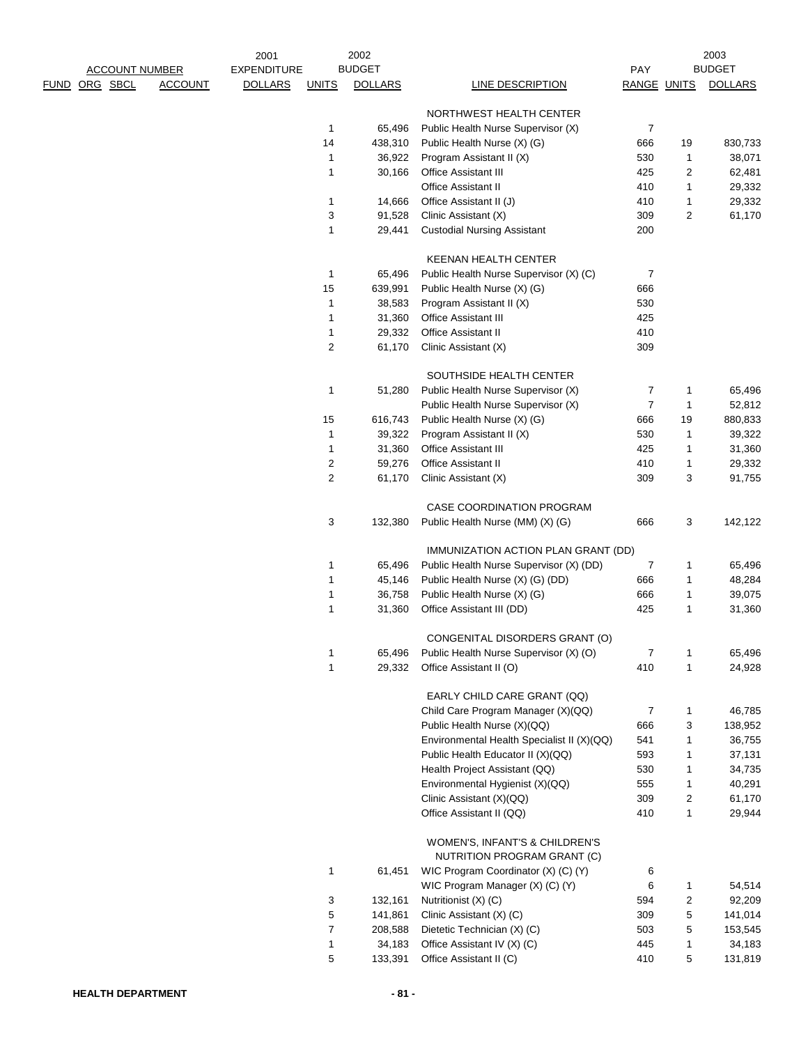| FUND | ORG | SBCL | ACCOUNT | 2001 EXPENDITURE DOLLARS | 2002 BUDGET UNITS | 2002 BUDGET DOLLARS | LINE DESCRIPTION | PAY RANGE | 2003 BUDGET UNITS | 2003 BUDGET DOLLARS |
|---|---|---|---|---|---|---|---|---|---|---|
| | | | | | | | NORTHWEST HEALTH CENTER | | | |
| | | | | | 1 | 65,496 | Public Health Nurse Supervisor (X) | 7 | | |
| | | | | | 14 | 438,310 | Public Health Nurse (X) (G) | 666 | 19 | 830,733 |
| | | | | | 1 | 36,922 | Program Assistant II (X) | 530 | 1 | 38,071 |
| | | | | | 1 | 30,166 | Office Assistant III | 425 | 2 | 62,481 |
| | | | | | | | Office Assistant II | 410 | 1 | 29,332 |
| | | | | | 1 | 14,666 | Office Assistant II (J) | 410 | 1 | 29,332 |
| | | | | | 3 | 91,528 | Clinic Assistant (X) | 309 | 2 | 61,170 |
| | | | | | 1 | 29,441 | Custodial Nursing Assistant | 200 | | |
| | | | | | | | KEENAN HEALTH CENTER | | | |
| | | | | | 1 | 65,496 | Public Health Nurse Supervisor (X) (C) | 7 | | |
| | | | | | 15 | 639,991 | Public Health Nurse (X) (G) | 666 | | |
| | | | | | 1 | 38,583 | Program Assistant II (X) | 530 | | |
| | | | | | 1 | 31,360 | Office Assistant III | 425 | | |
| | | | | | 1 | 29,332 | Office Assistant II | 410 | | |
| | | | | | 2 | 61,170 | Clinic Assistant (X) | 309 | | |
| | | | | | | | SOUTHSIDE HEALTH CENTER | | | |
| | | | | | 1 | 51,280 | Public Health Nurse Supervisor (X) | 7 | 1 | 65,496 |
| | | | | | | | Public Health Nurse Supervisor (X) | 7 | 1 | 52,812 |
| | | | | | 15 | 616,743 | Public Health Nurse (X) (G) | 666 | 19 | 880,833 |
| | | | | | 1 | 39,322 | Program Assistant II (X) | 530 | 1 | 39,322 |
| | | | | | 1 | 31,360 | Office Assistant III | 425 | 1 | 31,360 |
| | | | | | 2 | 59,276 | Office Assistant II | 410 | 1 | 29,332 |
| | | | | | 2 | 61,170 | Clinic Assistant (X) | 309 | 3 | 91,755 |
| | | | | | | | CASE COORDINATION PROGRAM | | | |
| | | | | | 3 | 132,380 | Public Health Nurse (MM) (X) (G) | 666 | 3 | 142,122 |
| | | | | | | | IMMUNIZATION ACTION PLAN GRANT (DD) | | | |
| | | | | | 1 | 65,496 | Public Health Nurse Supervisor (X) (DD) | 7 | 1 | 65,496 |
| | | | | | 1 | 45,146 | Public Health Nurse (X) (G) (DD) | 666 | 1 | 48,284 |
| | | | | | 1 | 36,758 | Public Health Nurse (X) (G) | 666 | 1 | 39,075 |
| | | | | | 1 | 31,360 | Office Assistant III (DD) | 425 | 1 | 31,360 |
| | | | | | | | CONGENITAL DISORDERS GRANT (O) | | | |
| | | | | | 1 | 65,496 | Public Health Nurse Supervisor (X) (O) | 7 | 1 | 65,496 |
| | | | | | 1 | 29,332 | Office Assistant II (O) | 410 | 1 | 24,928 |
| | | | | | | | EARLY CHILD CARE GRANT (QQ) | | | |
| | | | | | | | Child Care Program Manager (X)(QQ) | 7 | 1 | 46,785 |
| | | | | | | | Public Health Nurse (X)(QQ) | 666 | 3 | 138,952 |
| | | | | | | | Environmental Health Specialist II (X)(QQ) | 541 | 1 | 36,755 |
| | | | | | | | Public Health Educator II (X)(QQ) | 593 | 1 | 37,131 |
| | | | | | | | Health Project Assistant (QQ) | 530 | 1 | 34,735 |
| | | | | | | | Environmental Hygienist (X)(QQ) | 555 | 1 | 40,291 |
| | | | | | | | Clinic Assistant (X)(QQ) | 309 | 2 | 61,170 |
| | | | | | | | Office Assistant II (QQ) | 410 | 1 | 29,944 |
| | | | | | | | WOMEN'S, INFANT'S & CHILDREN'S NUTRITION PROGRAM GRANT (C) | | | |
| | | | | | 1 | 61,451 | WIC Program Coordinator (X) (C) (Y) | 6 | | |
| | | | | | | | WIC Program Manager (X) (C) (Y) | 6 | 1 | 54,514 |
| | | | | | 3 | 132,161 | Nutritionist (X) (C) | 594 | 2 | 92,209 |
| | | | | | 5 | 141,861 | Clinic Assistant (X) (C) | 309 | 5 | 141,014 |
| | | | | | 7 | 208,588 | Dietetic Technician (X) (C) | 503 | 5 | 153,545 |
| | | | | | 1 | 34,183 | Office Assistant IV (X) (C) | 445 | 1 | 34,183 |
| | | | | | 5 | 133,391 | Office Assistant II (C) | 410 | 5 | 131,819 |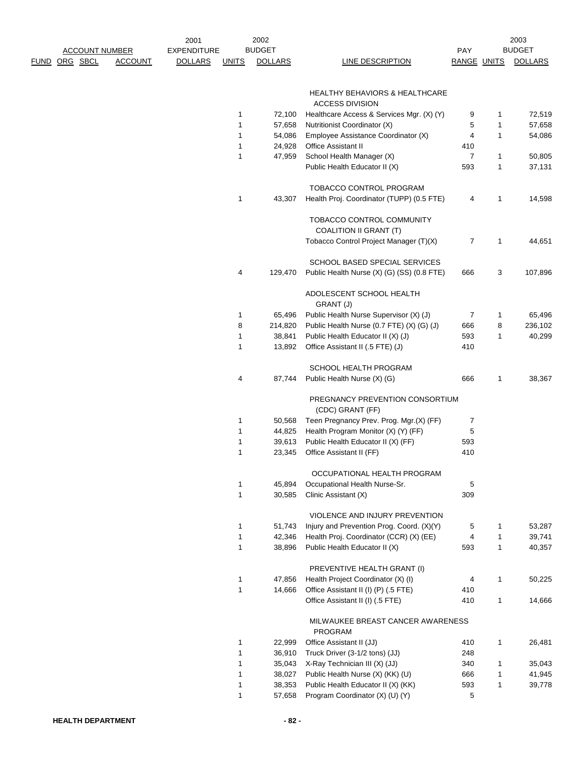| FUND | ORG | SBCL | ACCOUNT | 2001 EXPENDITURE DOLLARS | 2002 BUDGET UNITS | 2002 BUDGET DOLLARS | LINE DESCRIPTION | PAY RANGE | 2003 BUDGET UNITS | 2003 BUDGET DOLLARS |
|---|---|---|---|---|---|---|---|---|---|---|
| | | | | | | | HEALTHY BEHAVIORS & HEALTHCARE ACCESS DIVISION | | | |
| | | | | | 1 | 72,100 | Healthcare Access & Services Mgr. (X) (Y) | 9 | 1 | 72,519 |
| | | | | | 1 | 57,658 | Nutritionist Coordinator (X) | 5 | 1 | 57,658 |
| | | | | | 1 | 54,086 | Employee Assistance Coordinator (X) | 4 | 1 | 54,086 |
| | | | | | 1 | 24,928 | Office Assistant II | 410 | | |
| | | | | | 1 | 47,959 | School Health Manager (X) | 7 | 1 | 50,805 |
| | | | | | | | Public Health Educator II (X) | 593 | 1 | 37,131 |
| | | | | | | | TOBACCO CONTROL PROGRAM | | | |
| | | | | | 1 | 43,307 | Health Proj. Coordinator (TUPP) (0.5 FTE) | 4 | 1 | 14,598 |
| | | | | | | | TOBACCO CONTROL COMMUNITY COALITION II GRANT (T) | | | |
| | | | | | | | Tobacco Control Project Manager (T)(X) | 7 | 1 | 44,651 |
| | | | | | | | SCHOOL BASED SPECIAL SERVICES | | | |
| | | | | | 4 | 129,470 | Public Health Nurse (X) (G) (SS) (0.8 FTE) | 666 | 3 | 107,896 |
| | | | | | | | ADOLESCENT SCHOOL HEALTH GRANT (J) | | | |
| | | | | | 1 | 65,496 | Public Health Nurse Supervisor (X) (J) | 7 | 1 | 65,496 |
| | | | | | 8 | 214,820 | Public Health Nurse (0.7 FTE) (X) (G) (J) | 666 | 8 | 236,102 |
| | | | | | 1 | 38,841 | Public Health Educator II (X) (J) | 593 | 1 | 40,299 |
| | | | | | 1 | 13,892 | Office Assistant II (.5 FTE) (J) | 410 | | |
| | | | | | | | SCHOOL HEALTH PROGRAM | | | |
| | | | | | 4 | 87,744 | Public Health Nurse (X) (G) | 666 | 1 | 38,367 |
| | | | | | | | PREGNANCY PREVENTION CONSORTIUM (CDC) GRANT (FF) | | | |
| | | | | | 1 | 50,568 | Teen Pregnancy Prev. Prog. Mgr.(X) (FF) | 7 | | |
| | | | | | 1 | 44,825 | Health Program Monitor (X) (Y) (FF) | 5 | | |
| | | | | | 1 | 39,613 | Public Health Educator II (X) (FF) | 593 | | |
| | | | | | 1 | 23,345 | Office Assistant II (FF) | 410 | | |
| | | | | | | | OCCUPATIONAL HEALTH PROGRAM | | | |
| | | | | | 1 | 45,894 | Occupational Health Nurse-Sr. | 5 | | |
| | | | | | 1 | 30,585 | Clinic Assistant (X) | 309 | | |
| | | | | | | | VIOLENCE AND INJURY PREVENTION | | | |
| | | | | | 1 | 51,743 | Injury and Prevention Prog. Coord. (X)(Y) | 5 | 1 | 53,287 |
| | | | | | 1 | 42,346 | Health Proj. Coordinator (CCR) (X) (EE) | 4 | 1 | 39,741 |
| | | | | | 1 | 38,896 | Public Health Educator II (X) | 593 | 1 | 40,357 |
| | | | | | | | PREVENTIVE HEALTH GRANT (I) | | | |
| | | | | | 1 | 47,856 | Health Project Coordinator (X) (I) | 4 | 1 | 50,225 |
| | | | | | 1 | 14,666 | Office Assistant II (I) (P) (.5 FTE) | 410 | | |
| | | | | | | | Office Assistant II (I) (.5 FTE) | 410 | 1 | 14,666 |
| | | | | | | | MILWAUKEE BREAST CANCER AWARENESS PROGRAM | | | |
| | | | | | 1 | 22,999 | Office Assistant II (JJ) | 410 | 1 | 26,481 |
| | | | | | 1 | 36,910 | Truck Driver (3-1/2 tons) (JJ) | 248 | | |
| | | | | | 1 | 35,043 | X-Ray Technician III (X) (JJ) | 340 | 1 | 35,043 |
| | | | | | 1 | 38,027 | Public Health Nurse (X) (KK) (U) | 666 | 1 | 41,945 |
| | | | | | 1 | 38,353 | Public Health Educator II (X) (KK) | 593 | 1 | 39,778 |
| | | | | | 1 | 57,658 | Program Coordinator (X) (U) (Y) | 5 | | |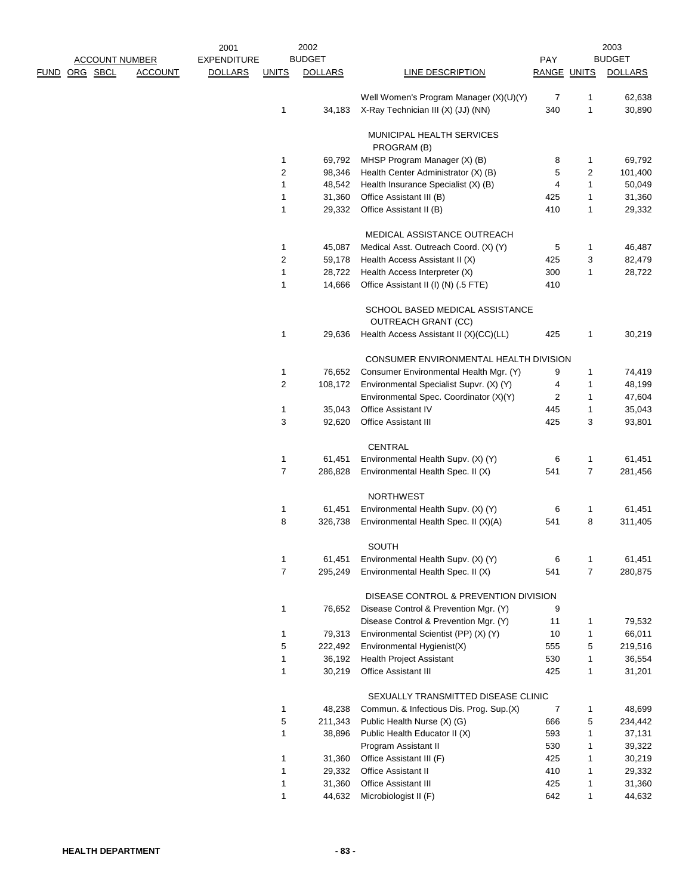| ACCOUNT NUMBER | | | | 2001 EXPENDITURE | 2002 BUDGET | | | PAY | 2003 BUDGET | |
|---|---|---|---|---|---|---|---|---|---|---|
| FUND | ORG | SBCL | ACCOUNT | DOLLARS | UNITS | DOLLARS | LINE DESCRIPTION | RANGE | UNITS | DOLLARS |
| | | | | | | | Well Women's Program Manager (X)(U)(Y) | 7 | 1 | 62,638 |
| | | | | | 1 | 34,183 | X-Ray Technician III (X) (JJ) (NN) | 340 | 1 | 30,890 |
| | | | | | | | MUNICIPAL HEALTH SERVICES PROGRAM (B) | | | |
| | | | | | 1 | 69,792 | MHSP Program Manager (X) (B) | 8 | 1 | 69,792 |
| | | | | | 2 | 98,346 | Health Center Administrator (X) (B) | 5 | 2 | 101,400 |
| | | | | | 1 | 48,542 | Health Insurance Specialist (X) (B) | 4 | 1 | 50,049 |
| | | | | | 1 | 31,360 | Office Assistant III (B) | 425 | 1 | 31,360 |
| | | | | | 1 | 29,332 | Office Assistant II (B) | 410 | 1 | 29,332 |
| | | | | | | | MEDICAL ASSISTANCE OUTREACH | | | |
| | | | | | 1 | 45,087 | Medical Asst. Outreach Coord. (X) (Y) | 5 | 1 | 46,487 |
| | | | | | 2 | 59,178 | Health Access Assistant II (X) | 425 | 3 | 82,479 |
| | | | | | 1 | 28,722 | Health Access Interpreter (X) | 300 | 1 | 28,722 |
| | | | | | 1 | 14,666 | Office Assistant II (I) (N) (.5 FTE) | 410 | | |
| | | | | | | | SCHOOL BASED MEDICAL ASSISTANCE OUTREACH GRANT (CC) | | | |
| | | | | | 1 | 29,636 | Health Access Assistant II (X)(CC)(LL) | 425 | 1 | 30,219 |
| | | | | | | | CONSUMER ENVIRONMENTAL HEALTH DIVISION | | | |
| | | | | | 1 | 76,652 | Consumer Environmental Health Mgr. (Y) | 9 | 1 | 74,419 |
| | | | | | 2 | 108,172 | Environmental Specialist Supvr. (X) (Y) | 4 | 1 | 48,199 |
| | | | | | | | Environmental Spec. Coordinator (X)(Y) | 2 | 1 | 47,604 |
| | | | | | 1 | 35,043 | Office Assistant IV | 445 | 1 | 35,043 |
| | | | | | 3 | 92,620 | Office Assistant III | 425 | 3 | 93,801 |
| | | | | | | | CENTRAL | | | |
| | | | | | 1 | 61,451 | Environmental Health Supv. (X) (Y) | 6 | 1 | 61,451 |
| | | | | | 7 | 286,828 | Environmental Health Spec. II (X) | 541 | 7 | 281,456 |
| | | | | | | | NORTHWEST | | | |
| | | | | | 1 | 61,451 | Environmental Health Supv. (X) (Y) | 6 | 1 | 61,451 |
| | | | | | 8 | 326,738 | Environmental Health Spec. II (X)(A) | 541 | 8 | 311,405 |
| | | | | | | | SOUTH | | | |
| | | | | | 1 | 61,451 | Environmental Health Supv. (X) (Y) | 6 | 1 | 61,451 |
| | | | | | 7 | 295,249 | Environmental Health Spec. II (X) | 541 | 7 | 280,875 |
| | | | | | | | DISEASE CONTROL & PREVENTION DIVISION | | | |
| | | | | | 1 | 76,652 | Disease Control & Prevention Mgr. (Y) | 9 | | |
| | | | | | | | Disease Control & Prevention Mgr. (Y) | 11 | 1 | 79,532 |
| | | | | | 1 | 79,313 | Environmental Scientist (PP) (X) (Y) | 10 | 1 | 66,011 |
| | | | | | 5 | 222,492 | Environmental Hygienist(X) | 555 | 5 | 219,516 |
| | | | | | 1 | 36,192 | Health Project Assistant | 530 | 1 | 36,554 |
| | | | | | 1 | 30,219 | Office Assistant III | 425 | 1 | 31,201 |
| | | | | | | | SEXUALLY TRANSMITTED DISEASE CLINIC | | | |
| | | | | | 1 | 48,238 | Commun. & Infectious Dis. Prog. Sup.(X) | 7 | 1 | 48,699 |
| | | | | | 5 | 211,343 | Public Health Nurse (X) (G) | 666 | 5 | 234,442 |
| | | | | | 1 | 38,896 | Public Health Educator II (X) | 593 | 1 | 37,131 |
| | | | | | | | Program Assistant II | 530 | 1 | 39,322 |
| | | | | | 1 | 31,360 | Office Assistant III (F) | 425 | 1 | 30,219 |
| | | | | | 1 | 29,332 | Office Assistant II | 410 | 1 | 29,332 |
| | | | | | 1 | 31,360 | Office Assistant III | 425 | 1 | 31,360 |
| | | | | | 1 | 44,632 | Microbiologist II (F) | 642 | 1 | 44,632 |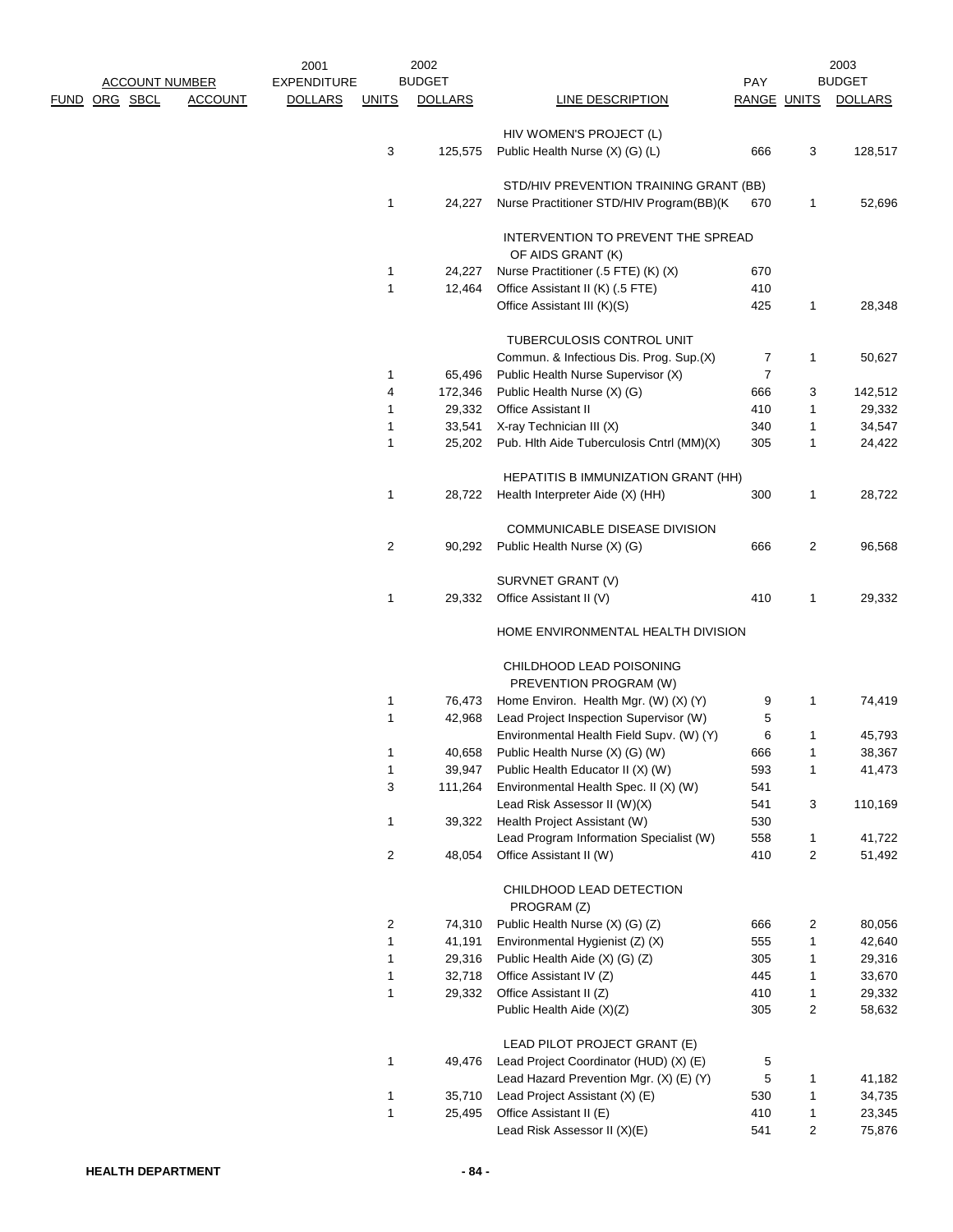| FUND | ORG | SBCL | ACCOUNT | 2001 EXPENDITURE DOLLARS | 2002 BUDGET UNITS | 2002 BUDGET DOLLARS | LINE DESCRIPTION | PAY RANGE | 2003 BUDGET UNITS | 2003 BUDGET DOLLARS |
|---|---|---|---|---|---|---|---|---|---|---|
| | | | | | | | HIV WOMEN'S PROJECT (L) | | | |
| | | | | | 3 | 125,575 | Public Health Nurse (X) (G) (L) | 666 | 3 | 128,517 |
| | | | | | | | STD/HIV PREVENTION TRAINING GRANT (BB) | | | |
| | | | | | 1 | 24,227 | Nurse Practitioner STD/HIV Program(BB)(K | 670 | 1 | 52,696 |
| | | | | | | | INTERVENTION TO PREVENT THE SPREAD OF AIDS GRANT (K) | | | |
| | | | | | 1 | 24,227 | Nurse Practitioner (.5 FTE) (K) (X) | 670 | | |
| | | | | | 1 | 12,464 | Office Assistant II (K) (.5 FTE) | 410 | | |
| | | | | | | | Office Assistant III (K)(S) | 425 | 1 | 28,348 |
| | | | | | | | TUBERCULOSIS CONTROL UNIT | | | |
| | | | | | | | Commun. & Infectious Dis. Prog. Sup.(X) | 7 | 1 | 50,627 |
| | | | | | 1 | 65,496 | Public Health Nurse Supervisor (X) | 7 | | |
| | | | | | 4 | 172,346 | Public Health Nurse (X) (G) | 666 | 3 | 142,512 |
| | | | | | 1 | 29,332 | Office Assistant II | 410 | 1 | 29,332 |
| | | | | | 1 | 33,541 | X-ray Technician III (X) | 340 | 1 | 34,547 |
| | | | | | 1 | 25,202 | Pub. Hlth Aide Tuberculosis Cntrl (MM)(X) | 305 | 1 | 24,422 |
| | | | | | | | HEPATITIS B IMMUNIZATION GRANT (HH) | | | |
| | | | | | 1 | 28,722 | Health Interpreter Aide (X) (HH) | 300 | 1 | 28,722 |
| | | | | | | | COMMUNICABLE DISEASE DIVISION | | | |
| | | | | | 2 | 90,292 | Public Health Nurse (X) (G) | 666 | 2 | 96,568 |
| | | | | | | | SURVNET GRANT (V) | | | |
| | | | | | 1 | 29,332 | Office Assistant II (V) | 410 | 1 | 29,332 |
| | | | | | | | HOME ENVIRONMENTAL HEALTH DIVISION | | | |
| | | | | | | | CHILDHOOD LEAD POISONING PREVENTION PROGRAM (W) | | | |
| | | | | | 1 | 76,473 | Home Environ. Health Mgr. (W) (X) (Y) | 9 | 1 | 74,419 |
| | | | | | 1 | 42,968 | Lead Project Inspection Supervisor (W) | 5 | | |
| | | | | | | | Environmental Health Field Supv. (W) (Y) | 6 | 1 | 45,793 |
| | | | | | 1 | 40,658 | Public Health Nurse (X) (G) (W) | 666 | 1 | 38,367 |
| | | | | | 1 | 39,947 | Public Health Educator II (X) (W) | 593 | 1 | 41,473 |
| | | | | | 3 | 111,264 | Environmental Health Spec. II (X) (W) | 541 | | |
| | | | | | | | Lead Risk Assessor II (W)(X) | 541 | 3 | 110,169 |
| | | | | | 1 | 39,322 | Health Project Assistant (W) | 530 | | |
| | | | | | | | Lead Program Information Specialist (W) | 558 | 1 | 41,722 |
| | | | | | 2 | 48,054 | Office Assistant II (W) | 410 | 2 | 51,492 |
| | | | | | | | CHILDHOOD LEAD DETECTION PROGRAM (Z) | | | |
| | | | | | 2 | 74,310 | Public Health Nurse (X) (G) (Z) | 666 | 2 | 80,056 |
| | | | | | 1 | 41,191 | Environmental Hygienist (Z) (X) | 555 | 1 | 42,640 |
| | | | | | 1 | 29,316 | Public Health Aide (X) (G) (Z) | 305 | 1 | 29,316 |
| | | | | | 1 | 32,718 | Office Assistant IV (Z) | 445 | 1 | 33,670 |
| | | | | | 1 | 29,332 | Office Assistant II (Z) | 410 | 1 | 29,332 |
| | | | | | | | Public Health Aide (X)(Z) | 305 | 2 | 58,632 |
| | | | | | | | LEAD PILOT PROJECT GRANT (E) | | | |
| | | | | | 1 | 49,476 | Lead Project Coordinator (HUD) (X) (E) | 5 | | |
| | | | | | | | Lead Hazard Prevention Mgr. (X) (E) (Y) | 5 | 1 | 41,182 |
| | | | | | 1 | 35,710 | Lead Project Assistant (X) (E) | 530 | 1 | 34,735 |
| | | | | | 1 | 25,495 | Office Assistant II (E) | 410 | 1 | 23,345 |
| | | | | | | | Lead Risk Assessor II (X)(E) | 541 | 2 | 75,876 |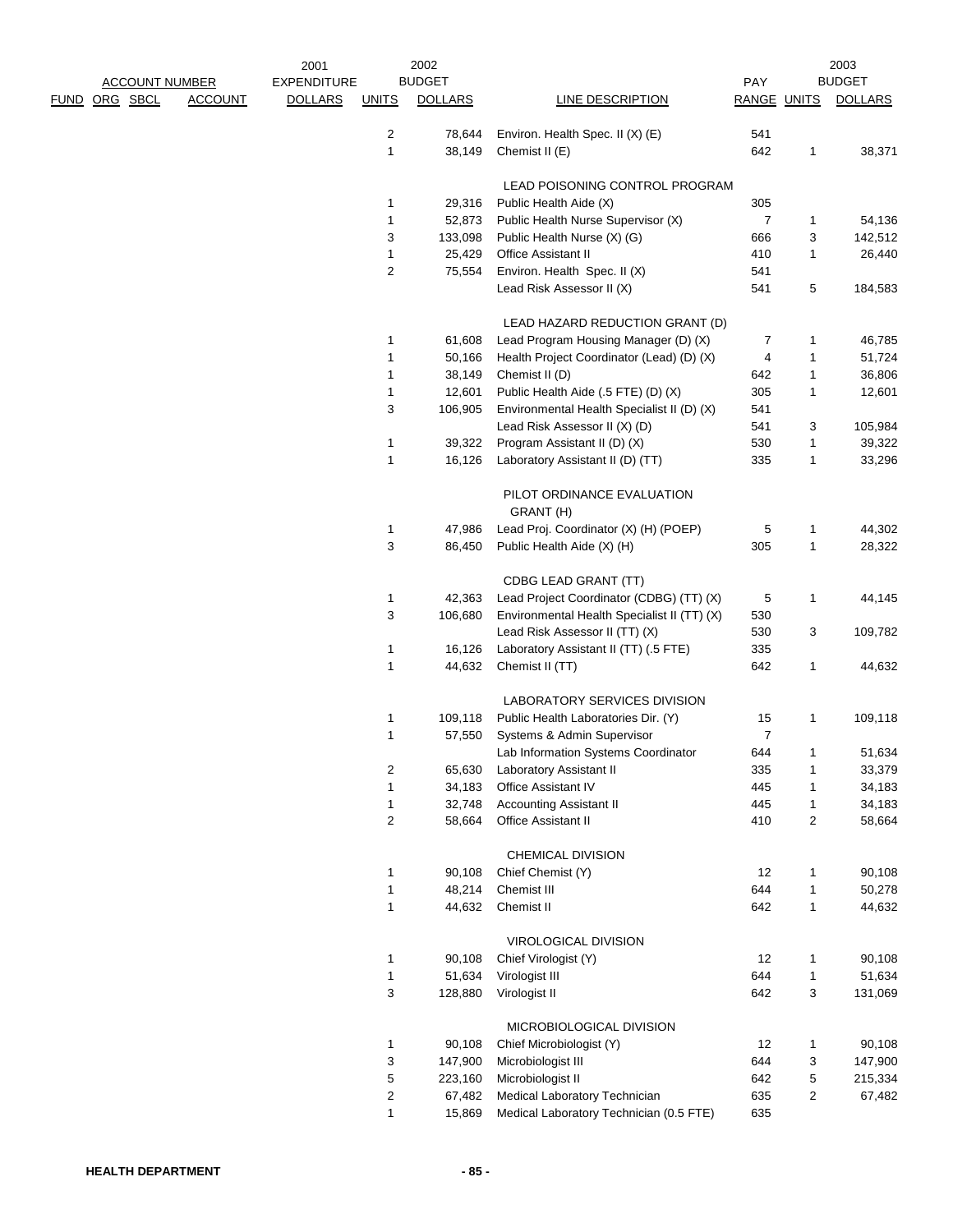| FUND | ORG | SBCL | ACCOUNT | 2001 EXPENDITURE DOLLARS | 2002 BUDGET UNITS | 2002 BUDGET DOLLARS | LINE DESCRIPTION | PAY RANGE | 2003 BUDGET UNITS | 2003 BUDGET DOLLARS |
|---|---|---|---|---|---|---|---|---|---|---|
| | | | | | 2 | 78,644 | Environ. Health Spec. II (X) (E) | 541 | | |
| | | | | | 1 | 38,149 | Chemist II (E) | 642 | 1 | 38,371 |
| | | | | | | | LEAD POISONING CONTROL PROGRAM | | | |
| | | | | | 1 | 29,316 | Public Health Aide (X) | 305 | | |
| | | | | | 1 | 52,873 | Public Health Nurse Supervisor (X) | 7 | 1 | 54,136 |
| | | | | | 3 | 133,098 | Public Health Nurse (X) (G) | 666 | 3 | 142,512 |
| | | | | | 1 | 25,429 | Office Assistant II | 410 | 1 | 26,440 |
| | | | | | 2 | 75,554 | Environ. Health Spec. II (X) | 541 | | |
| | | | | | | | Lead Risk Assessor II (X) | 541 | 5 | 184,583 |
| | | | | | | | LEAD HAZARD REDUCTION GRANT (D) | | | |
| | | | | | 1 | 61,608 | Lead Program Housing Manager (D) (X) | 7 | 1 | 46,785 |
| | | | | | 1 | 50,166 | Health Project Coordinator (Lead) (D) (X) | 4 | 1 | 51,724 |
| | | | | | 1 | 38,149 | Chemist II (D) | 642 | 1 | 36,806 |
| | | | | | 1 | 12,601 | Public Health Aide (.5 FTE) (D) (X) | 305 | 1 | 12,601 |
| | | | | | 3 | 106,905 | Environmental Health Specialist II (D) (X) | 541 | | |
| | | | | | | | Lead Risk Assessor II (X) (D) | 541 | 3 | 105,984 |
| | | | | | 1 | 39,322 | Program Assistant II (D) (X) | 530 | 1 | 39,322 |
| | | | | | 1 | 16,126 | Laboratory Assistant II (D) (TT) | 335 | 1 | 33,296 |
| | | | | | | | PILOT ORDINANCE EVALUATION GRANT (H) | | | |
| | | | | | 1 | 47,986 | Lead Proj. Coordinator (X) (H) (POEP) | 5 | 1 | 44,302 |
| | | | | | 3 | 86,450 | Public Health Aide (X) (H) | 305 | 1 | 28,322 |
| | | | | | | | CDBG LEAD GRANT (TT) | | | |
| | | | | | 1 | 42,363 | Lead Project Coordinator (CDBG) (TT) (X) | 5 | 1 | 44,145 |
| | | | | | 3 | 106,680 | Environmental Health Specialist II (TT) (X) | 530 | | |
| | | | | | | | Lead Risk Assessor II (TT) (X) | 530 | 3 | 109,782 |
| | | | | | 1 | 16,126 | Laboratory Assistant II (TT) (.5 FTE) | 335 | | |
| | | | | | 1 | 44,632 | Chemist II (TT) | 642 | 1 | 44,632 |
| | | | | | | | LABORATORY SERVICES DIVISION | | | |
| | | | | | 1 | 109,118 | Public Health Laboratories Dir. (Y) | 15 | 1 | 109,118 |
| | | | | | 1 | 57,550 | Systems & Admin Supervisor | 7 | | |
| | | | | | | | Lab Information Systems Coordinator | 644 | 1 | 51,634 |
| | | | | | 2 | 65,630 | Laboratory Assistant II | 335 | 1 | 33,379 |
| | | | | | 1 | 34,183 | Office Assistant IV | 445 | 1 | 34,183 |
| | | | | | 1 | 32,748 | Accounting Assistant II | 445 | 1 | 34,183 |
| | | | | | 2 | 58,664 | Office Assistant II | 410 | 2 | 58,664 |
| | | | | | | | CHEMICAL DIVISION | | | |
| | | | | | 1 | 90,108 | Chief Chemist (Y) | 12 | 1 | 90,108 |
| | | | | | 1 | 48,214 | Chemist III | 644 | 1 | 50,278 |
| | | | | | 1 | 44,632 | Chemist II | 642 | 1 | 44,632 |
| | | | | | | | VIROLOGICAL DIVISION | | | |
| | | | | | 1 | 90,108 | Chief Virologist (Y) | 12 | 1 | 90,108 |
| | | | | | 1 | 51,634 | Virologist III | 644 | 1 | 51,634 |
| | | | | | 3 | 128,880 | Virologist II | 642 | 3 | 131,069 |
| | | | | | | | MICROBIOLOGICAL DIVISION | | | |
| | | | | | 1 | 90,108 | Chief Microbiologist (Y) | 12 | 1 | 90,108 |
| | | | | | 3 | 147,900 | Microbiologist III | 644 | 3 | 147,900 |
| | | | | | 5 | 223,160 | Microbiologist II | 642 | 5 | 215,334 |
| | | | | | 2 | 67,482 | Medical Laboratory Technician | 635 | 2 | 67,482 |
| | | | | | 1 | 15,869 | Medical Laboratory Technician (0.5 FTE) | 635 | | |

**HEALTH DEPARTMENT**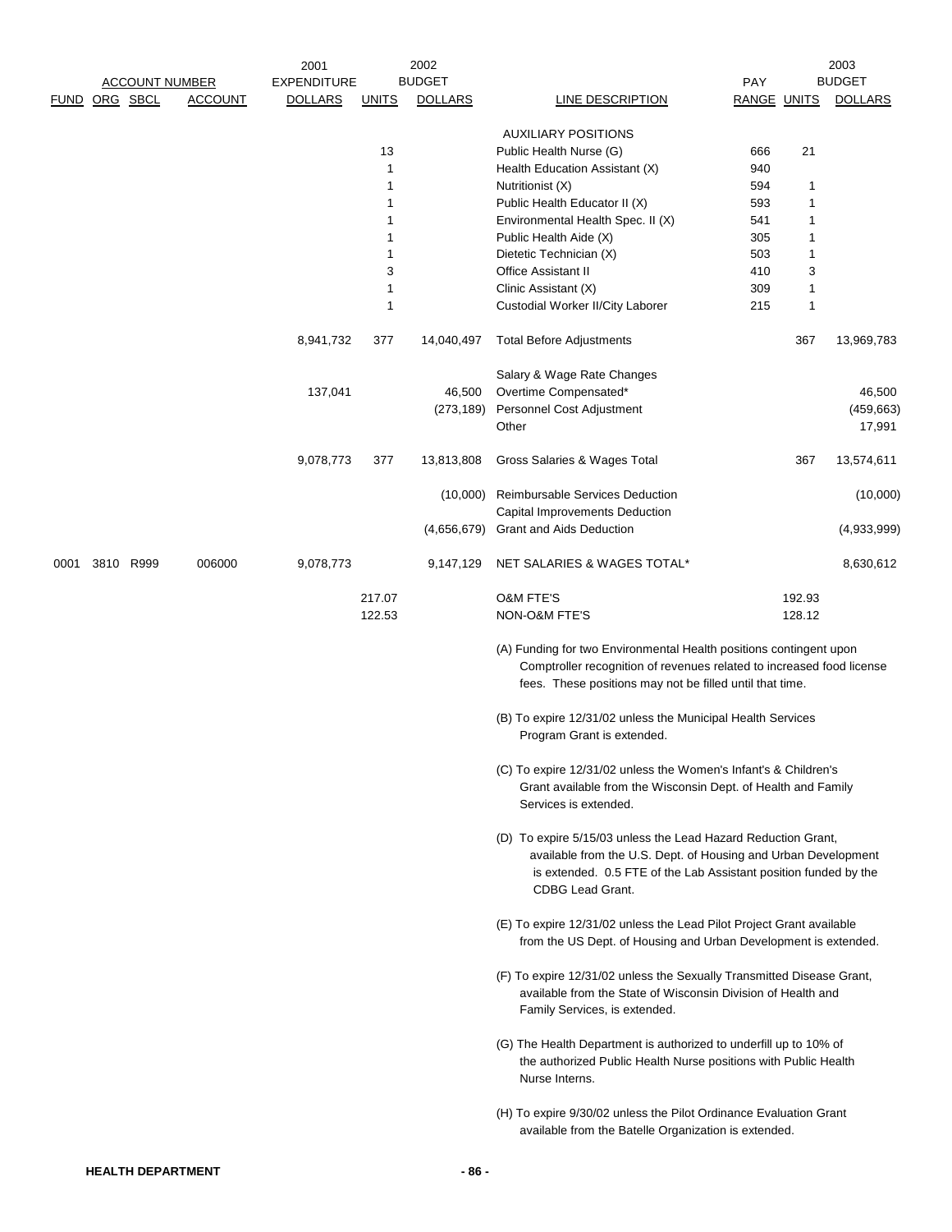| FUND | ORG | SBCL | ACCOUNT | 2001 EXPENDITURE DOLLARS | UNITS | 2002 BUDGET DOLLARS | LINE DESCRIPTION | PAY RANGE | UNITS | 2003 BUDGET DOLLARS |
|---|---|---|---|---|---|---|---|---|---|---|
| | | | | | | | AUXILIARY POSITIONS | | | |
| | | | | | 13 | | Public Health Nurse (G) | 666 | 21 | |
| | | | | | 1 | | Health Education Assistant (X) | 940 | | |
| | | | | | 1 | | Nutritionist (X) | 594 | 1 | |
| | | | | | 1 | | Public Health Educator II (X) | 593 | 1 | |
| | | | | | 1 | | Environmental Health Spec. II (X) | 541 | 1 | |
| | | | | | 1 | | Public Health Aide (X) | 305 | 1 | |
| | | | | | 1 | | Dietetic Technician (X) | 503 | 1 | |
| | | | | | 3 | | Office Assistant II | 410 | 3 | |
| | | | | | 1 | | Clinic Assistant (X) | 309 | 1 | |
| | | | | | 1 | | Custodial Worker II/City Laborer | 215 | 1 | |
| | | | | 8,941,732 | 377 | 14,040,497 | Total Before Adjustments | | 367 | 13,969,783 |
| | | | | | | | Salary & Wage Rate Changes | | | |
| | | | | 137,041 | | 46,500 | Overtime Compensated* | | | 46,500 |
| | | | | | | (273,189) | Personnel Cost Adjustment | | | (459,663) |
| | | | | | | | Other | | | 17,991 |
| | | | | 9,078,773 | 377 | 13,813,808 | Gross Salaries & Wages Total | | 367 | 13,574,611 |
| | | | | | | (10,000) | Reimbursable Services Deduction | | | (10,000) |
| | | | | | | | Capital Improvements Deduction | | | |
| | | | | | | (4,656,679) | Grant and Aids Deduction | | | (4,933,999) |
| 0001 | 3810 | R999 | 006000 | 9,078,773 | | 9,147,129 | NET SALARIES & WAGES TOTAL* | | | 8,630,612 |
| | | | | | 217.07 | | O&M FTE'S | | 192.93 | |
| | | | | | 122.53 | | NON-O&M FTE'S | | 128.12 | |

(A) Funding for two Environmental Health positions contingent upon Comptroller recognition of revenues related to increased food license fees. These positions may not be filled until that time.

(B) To expire 12/31/02 unless the Municipal Health Services Program Grant is extended.

(C) To expire 12/31/02 unless the Women's Infant's & Children's Grant available from the Wisconsin Dept. of Health and Family Services is extended.

(D) To expire 5/15/03 unless the Lead Hazard Reduction Grant, available from the U.S. Dept. of Housing and Urban Development is extended. 0.5 FTE of the Lab Assistant position funded by the CDBG Lead Grant.

(E) To expire 12/31/02 unless the Lead Pilot Project Grant available from the US Dept. of Housing and Urban Development is extended.

(F) To expire 12/31/02 unless the Sexually Transmitted Disease Grant, available from the State of Wisconsin Division of Health and Family Services, is extended.

(G) The Health Department is authorized to underfill up to 10% of the authorized Public Health Nurse positions with Public Health Nurse Interns.

(H) To expire 9/30/02 unless the Pilot Ordinance Evaluation Grant available from the Batelle Organization is extended.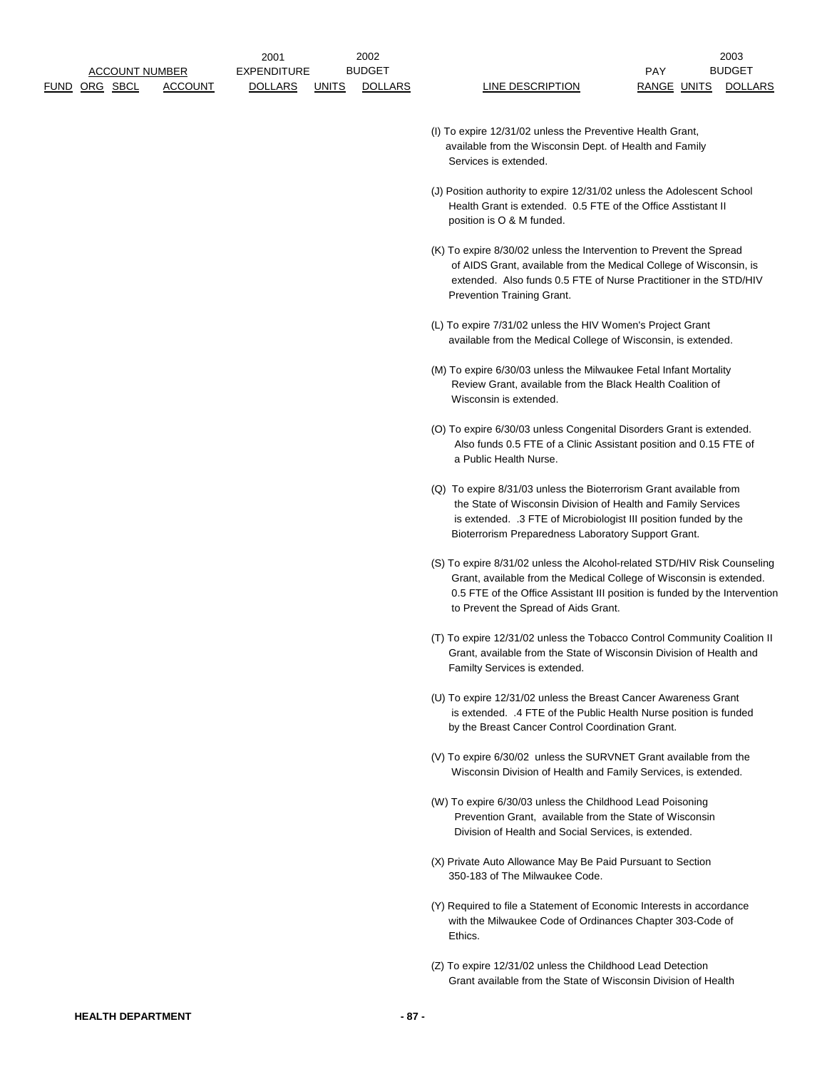| FUND | ORG | SBCL | ACCOUNT NUMBER ACCOUNT | 2001 EXPENDITURE DOLLARS | 2002 BUDGET UNITS | 2002 BUDGET DOLLARS | LINE DESCRIPTION | PAY RANGE | 2003 BUDGET UNITS | 2003 BUDGET DOLLARS |
|---|---|---|---|---|---|---|---|---|---|---|

(I) To expire 12/31/02 unless the Preventive Health Grant, available from the Wisconsin Dept. of Health and Family Services is extended.

(J) Position authority to expire 12/31/02 unless the Adolescent School Health Grant is extended. 0.5 FTE of the Office Asstistant II position is O & M funded.

(K) To expire 8/30/02 unless the Intervention to Prevent the Spread of AIDS Grant, available from the Medical College of Wisconsin, is extended. Also funds 0.5 FTE of Nurse Practitioner in the STD/HIV Prevention Training Grant.

(L) To expire 7/31/02 unless the HIV Women's Project Grant available from the Medical College of Wisconsin, is extended.

(M) To expire 6/30/03 unless the Milwaukee Fetal Infant Mortality Review Grant, available from the Black Health Coalition of Wisconsin is extended.

(O) To expire 6/30/03 unless Congenital Disorders Grant is extended. Also funds 0.5 FTE of a Clinic Assistant position and 0.15 FTE of a Public Health Nurse.

(Q) To expire 8/31/03 unless the Bioterrorism Grant available from the State of Wisconsin Division of Health and Family Services is extended. .3 FTE of Microbiologist III position funded by the Bioterrorism Preparedness Laboratory Support Grant.

(S) To expire 8/31/02 unless the Alcohol-related STD/HIV Risk Counseling Grant, available from the Medical College of Wisconsin is extended. 0.5 FTE of the Office Assistant III position is funded by the Intervention to Prevent the Spread of Aids Grant.

(T) To expire 12/31/02 unless the Tobacco Control Community Coalition II Grant, available from the State of Wisconsin Division of Health and Familty Services is extended.

(U) To expire 12/31/02 unless the Breast Cancer Awareness Grant is extended. .4 FTE of the Public Health Nurse position is funded by the Breast Cancer Control Coordination Grant.

(V) To expire 6/30/02 unless the SURVNET Grant available from the Wisconsin Division of Health and Family Services, is extended.

(W) To expire 6/30/03 unless the Childhood Lead Poisoning Prevention Grant, available from the State of Wisconsin Division of Health and Social Services, is extended.

(X) Private Auto Allowance May Be Paid Pursuant to Section 350-183 of The Milwaukee Code.

(Y) Required to file a Statement of Economic Interests in accordance with the Milwaukee Code of Ordinances Chapter 303-Code of Ethics.

(Z) To expire 12/31/02 unless the Childhood Lead Detection Grant available from the State of Wisconsin Division of Health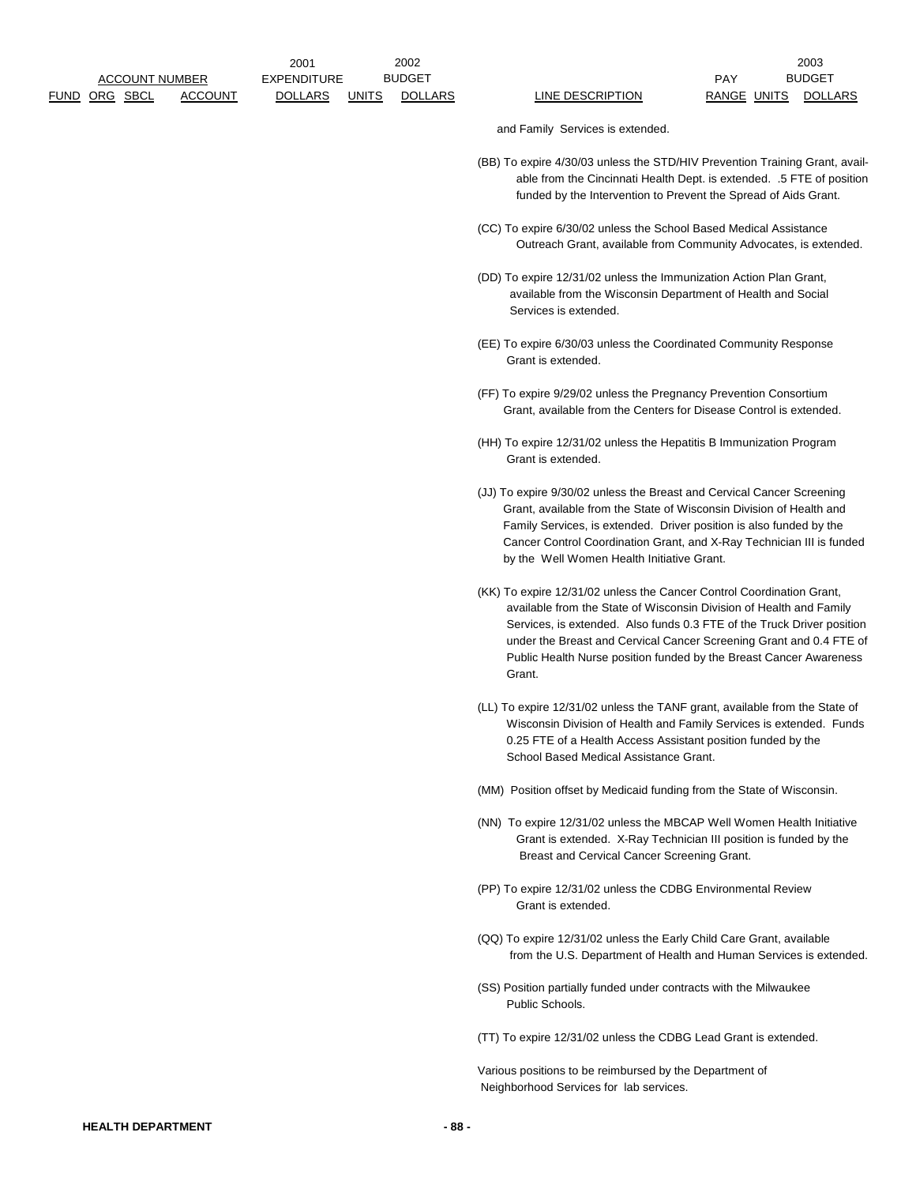| ACCOUNT NUMBER | | | | 2001 EXPENDITURE | 2002 BUDGET | | | PAY | 2003 BUDGET | |
|---|---|---|---|---|---|---|---|---|---|---|
| FUND | ORG | SBCL | ACCOUNT | DOLLARS | UNITS | DOLLARS | LINE DESCRIPTION | RANGE | UNITS | DOLLARS |

and Family Services is extended.

(BB) To expire 4/30/03 unless the STD/HIV Prevention Training Grant, available from the Cincinnati Health Dept. is extended. .5 FTE of position funded by the Intervention to Prevent the Spread of Aids Grant.

(CC) To expire 6/30/02 unless the School Based Medical Assistance Outreach Grant, available from Community Advocates, is extended.

(DD) To expire 12/31/02 unless the Immunization Action Plan Grant, available from the Wisconsin Department of Health and Social Services is extended.

(EE) To expire 6/30/03 unless the Coordinated Community Response Grant is extended.

(FF) To expire 9/29/02 unless the Pregnancy Prevention Consortium Grant, available from the Centers for Disease Control is extended.

(HH) To expire 12/31/02 unless the Hepatitis B Immunization Program Grant is extended.

(JJ) To expire 9/30/02 unless the Breast and Cervical Cancer Screening Grant, available from the State of Wisconsin Division of Health and Family Services, is extended. Driver position is also funded by the Cancer Control Coordination Grant, and X-Ray Technician III is funded by the Well Women Health Initiative Grant.

(KK) To expire 12/31/02 unless the Cancer Control Coordination Grant, available from the State of Wisconsin Division of Health and Family Services, is extended. Also funds 0.3 FTE of the Truck Driver position under the Breast and Cervical Cancer Screening Grant and 0.4 FTE of Public Health Nurse position funded by the Breast Cancer Awareness Grant.

(LL) To expire 12/31/02 unless the TANF grant, available from the State of Wisconsin Division of Health and Family Services is extended. Funds 0.25 FTE of a Health Access Assistant position funded by the School Based Medical Assistance Grant.

(MM) Position offset by Medicaid funding from the State of Wisconsin.

(NN) To expire 12/31/02 unless the MBCAP Well Women Health Initiative Grant is extended. X-Ray Technician III position is funded by the Breast and Cervical Cancer Screening Grant.

(PP) To expire 12/31/02 unless the CDBG Environmental Review Grant is extended.

(QQ) To expire 12/31/02 unless the Early Child Care Grant, available from the U.S. Department of Health and Human Services is extended.

(SS) Position partially funded under contracts with the Milwaukee Public Schools.

(TT) To expire 12/31/02 unless the CDBG Lead Grant is extended.

Various positions to be reimbursed by the Department of Neighborhood Services for lab services.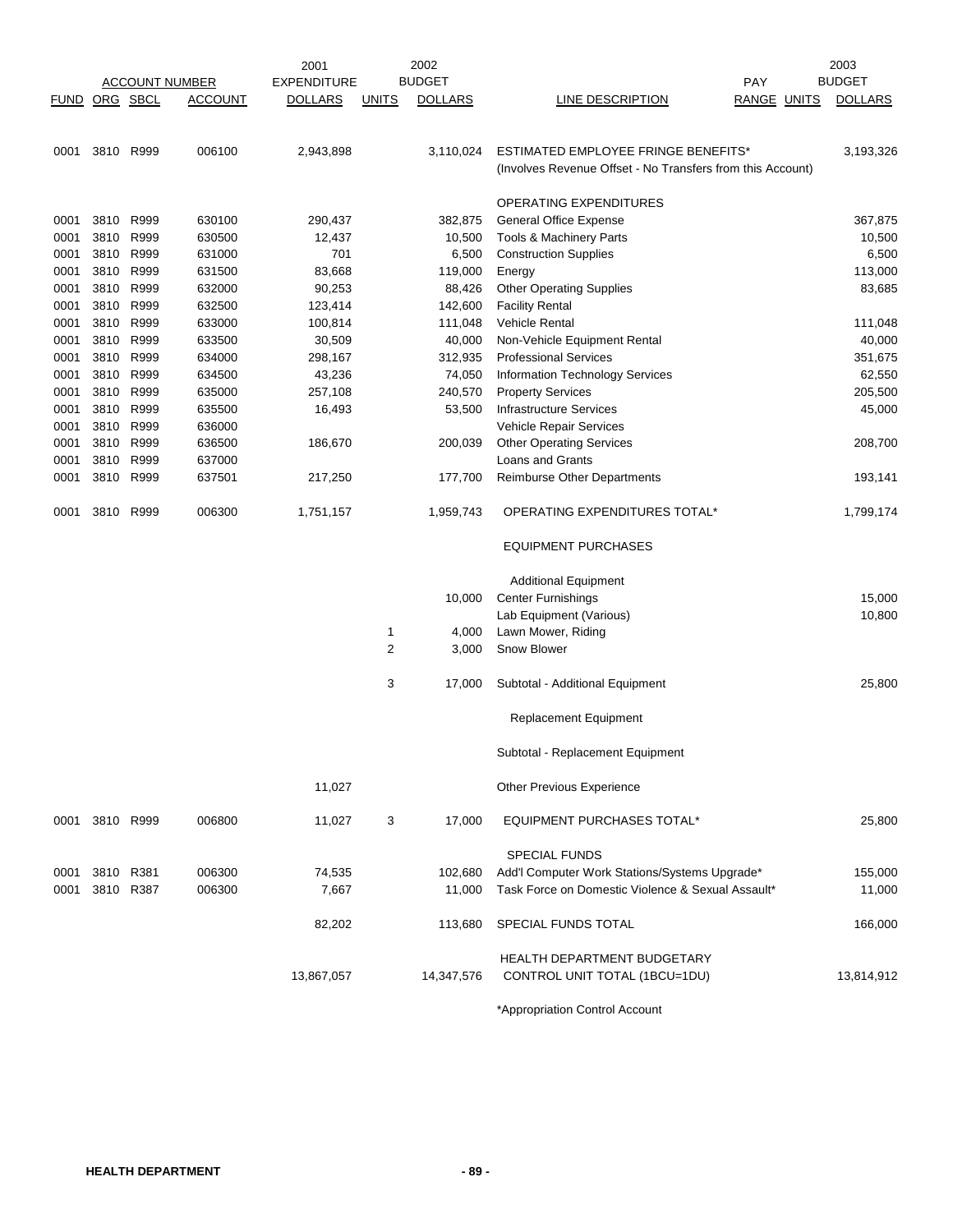| FUND | ORG | SBCL | ACCOUNT | 2001 EXPENDITURE DOLLARS | UNITS | 2002 BUDGET DOLLARS | LINE DESCRIPTION | PAY RANGE | UNITS | 2003 BUDGET DOLLARS |
|---|---|---|---|---|---|---|---|---|---|---|
| 0001 | 3810 | R999 | 006100 | 2,943,898 | | 3,110,024 | ESTIMATED EMPLOYEE FRINGE BENEFITS* (Involves Revenue Offset - No Transfers from this Account) | | | 3,193,326 |
| | | | | | | | OPERATING EXPENDITURES | | | |
| 0001 | 3810 | R999 | 630100 | 290,437 | | 382,875 | General Office Expense | | | 367,875 |
| 0001 | 3810 | R999 | 630500 | 12,437 | | 10,500 | Tools & Machinery Parts | | | 10,500 |
| 0001 | 3810 | R999 | 631000 | 701 | | 6,500 | Construction Supplies | | | 6,500 |
| 0001 | 3810 | R999 | 631500 | 83,668 | | 119,000 | Energy | | | 113,000 |
| 0001 | 3810 | R999 | 632000 | 90,253 | | 88,426 | Other Operating Supplies | | | 83,685 |
| 0001 | 3810 | R999 | 632500 | 123,414 | | 142,600 | Facility Rental | | | |
| 0001 | 3810 | R999 | 633000 | 100,814 | | 111,048 | Vehicle Rental | | | 111,048 |
| 0001 | 3810 | R999 | 633500 | 30,509 | | 40,000 | Non-Vehicle Equipment Rental | | | 40,000 |
| 0001 | 3810 | R999 | 634000 | 298,167 | | 312,935 | Professional Services | | | 351,675 |
| 0001 | 3810 | R999 | 634500 | 43,236 | | 74,050 | Information Technology Services | | | 62,550 |
| 0001 | 3810 | R999 | 635000 | 257,108 | | 240,570 | Property Services | | | 205,500 |
| 0001 | 3810 | R999 | 635500 | 16,493 | | 53,500 | Infrastructure Services | | | 45,000 |
| 0001 | 3810 | R999 | 636000 | | | | Vehicle Repair Services | | | |
| 0001 | 3810 | R999 | 636500 | 186,670 | | 200,039 | Other Operating Services | | | 208,700 |
| 0001 | 3810 | R999 | 637000 | | | | Loans and Grants | | | |
| 0001 | 3810 | R999 | 637501 | 217,250 | | 177,700 | Reimburse Other Departments | | | 193,141 |
| 0001 | 3810 | R999 | 006300 | 1,751,157 | | 1,959,743 | OPERATING EXPENDITURES TOTAL* | | | 1,799,174 |
| | | | | | | | EQUIPMENT PURCHASES | | | |
| | | | | | | | Additional Equipment | | | |
| | | | | | | 10,000 | Center Furnishings | | | 15,000 |
| | | | | | | | Lab Equipment (Various) | | | 10,800 |
| | | | | | 1 | 4,000 | Lawn Mower, Riding | | | |
| | | | | | 2 | 3,000 | Snow Blower | | | |
| | | | | | 3 | 17,000 | Subtotal - Additional Equipment | | | 25,800 |
| | | | | | | | Replacement Equipment | | | |
| | | | | | | | Subtotal - Replacement Equipment | | | |
| | | | | 11,027 | | | Other Previous Experience | | | |
| 0001 | 3810 | R999 | 006800 | 11,027 | 3 | 17,000 | EQUIPMENT PURCHASES TOTAL* | | | 25,800 |
| | | | | | | | SPECIAL FUNDS | | | |
| 0001 | 3810 | R381 | 006300 | 74,535 | | 102,680 | Add'l Computer Work Stations/Systems Upgrade* | | | 155,000 |
| 0001 | 3810 | R387 | 006300 | 7,667 | | 11,000 | Task Force on Domestic Violence & Sexual Assault* | | | 11,000 |
| | | | | 82,202 | | 113,680 | SPECIAL FUNDS TOTAL | | | 166,000 |
| | | | | 13,867,057 | | 14,347,576 | HEALTH DEPARTMENT BUDGETARY CONTROL UNIT TOTAL (1BCU=1DU) | | | 13,814,912 |

*Appropriation Control Account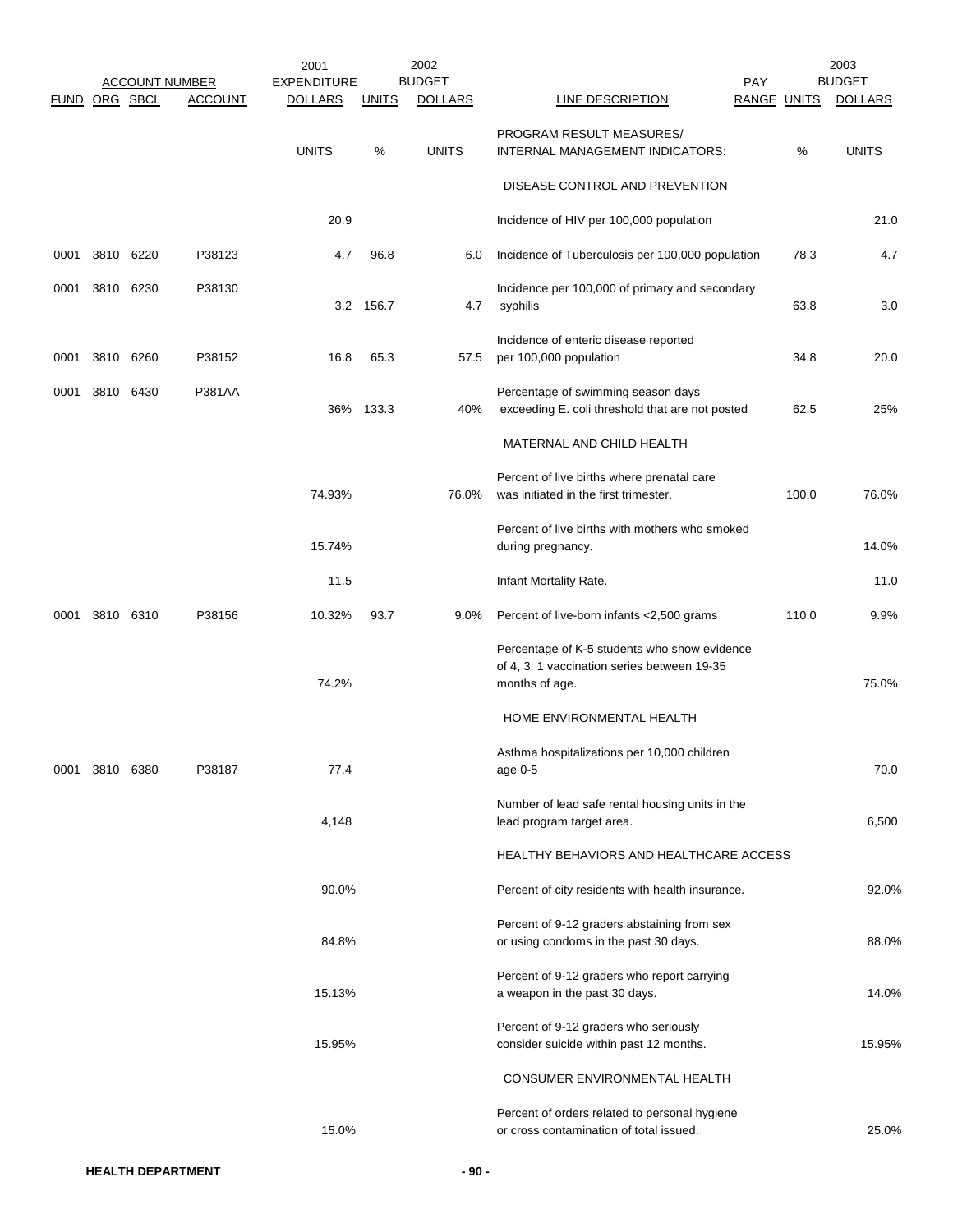| FUND | ORG | SBCL | ACCOUNT | 2001 EXPENDITURE DOLLARS | UNITS | 2002 BUDGET DOLLARS | LINE DESCRIPTION | PAY RANGE | UNITS | 2003 BUDGET DOLLARS |
|---|---|---|---|---|---|---|---|---|---|---|
| | | | | UNITS | % | UNITS | PROGRAM RESULT MEASURES/ INTERNAL MANAGEMENT INDICATORS: | | % | UNITS |
| | | | | | | | DISEASE CONTROL AND PREVENTION | | | |
| | | | | 20.9 | | | Incidence of HIV per 100,000 population | | | 21.0 |
| 0001 | 3810 | 6220 | P38123 | 4.7 | 96.8 | 6.0 | Incidence of Tuberculosis per 100,000 population | | 78.3 | 4.7 |
| 0001 | 3810 | 6230 | P38130 | 3.2 | 156.7 | 4.7 | Incidence per 100,000 of primary and secondary syphilis | | 63.8 | 3.0 |
| 0001 | 3810 | 6260 | P38152 | 16.8 | 65.3 | 57.5 | Incidence of enteric disease reported per 100,000 population | | 34.8 | 20.0 |
| 0001 | 3810 | 6430 | P381AA | 36% | 133.3 | 40% | Percentage of swimming season days exceeding E. coli threshold that are not posted | | 62.5 | 25% |
| | | | | | | | MATERNAL AND CHILD HEALTH | | | |
| | | | | 74.93% | | 76.0% | Percent of live births where prenatal care was initiated in the first trimester. | | 100.0 | 76.0% |
| | | | | 15.74% | | | Percent of live births with mothers who smoked during pregnancy. | | | 14.0% |
| | | | | 11.5 | | | Infant Mortality Rate. | | | 11.0 |
| 0001 | 3810 | 6310 | P38156 | 10.32% | 93.7 | 9.0% | Percent of live-born infants <2,500 grams | | 110.0 | 9.9% |
| | | | | 74.2% | | | Percentage of K-5 students who show evidence of 4, 3, 1 vaccination series between 19-35 months of age. | | | 75.0% |
| | | | | | | | HOME ENVIRONMENTAL HEALTH | | | |
| 0001 | 3810 | 6380 | P38187 | 77.4 | | | Asthma hospitalizations per 10,000 children age 0-5 | | | 70.0 |
| | | | | 4,148 | | | Number of lead safe rental housing units in the lead program target area. | | | 6,500 |
| | | | | | | | HEALTHY BEHAVIORS AND HEALTHCARE ACCESS | | | |
| | | | | 90.0% | | | Percent of city residents with health insurance. | | | 92.0% |
| | | | | 84.8% | | | Percent of 9-12 graders abstaining from sex or using condoms in the past 30 days. | | | 88.0% |
| | | | | 15.13% | | | Percent of 9-12 graders who report carrying a weapon in the past 30 days. | | | 14.0% |
| | | | | 15.95% | | | Percent of 9-12 graders who seriously consider suicide within past 12 months. | | | 15.95% |
| | | | | | | | CONSUMER ENVIRONMENTAL HEALTH | | | |
| | | | | 15.0% | | | Percent of orders related to personal hygiene or cross contamination of total issued. | | | 25.0% |

HEALTH DEPARTMENT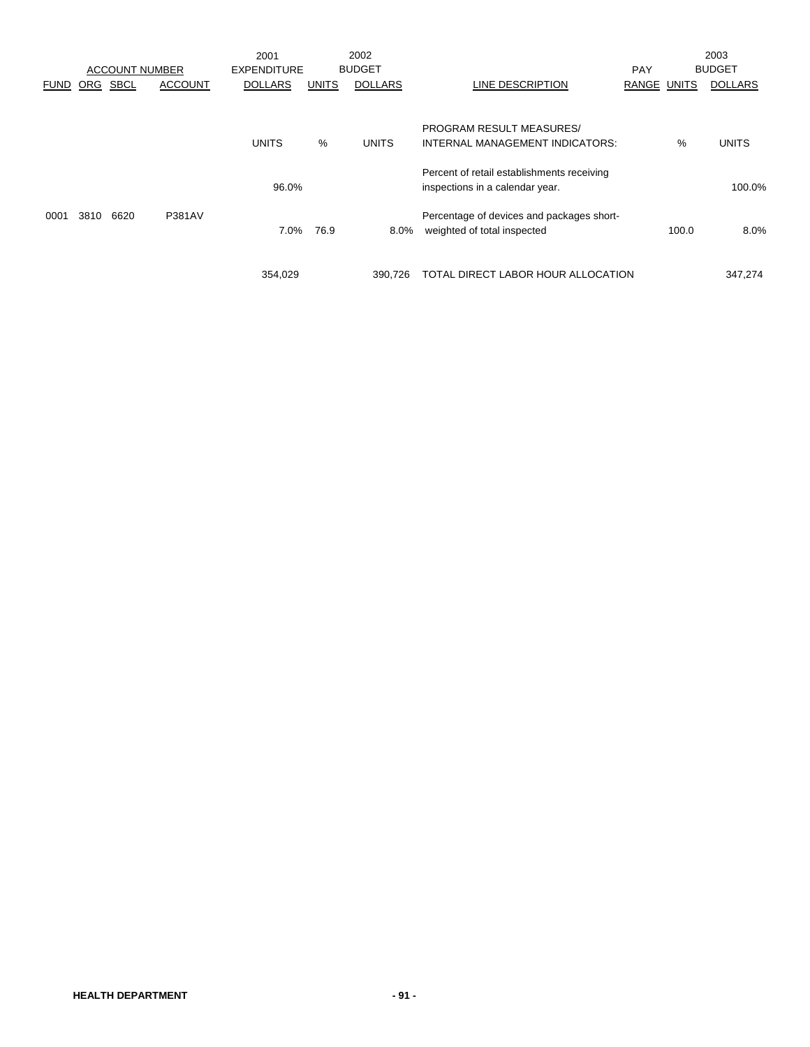| ACCOUNT NUMBER | | | | 2001 EXPENDITURE | 2002 BUDGET | | | | 2003 BUDGET | |
|---|---|---|---|---|---|---|---|---|---|---|
| FUND | ORG | SBCL | ACCOUNT | DOLLARS | UNITS | DOLLARS | LINE DESCRIPTION | PAY RANGE | UNITS | DOLLARS |
| | | | | UNITS | % | UNITS | PROGRAM RESULT MEASURES/ INTERNAL MANAGEMENT INDICATORS: | | % | UNITS |
| | | | | 96.0% | | | Percent of retail establishments receiving inspections in a calendar year. | | | 100.0% |
| 0001 | 3810 | 6620 | P381AV | 7.0% | 76.9 | 8.0% | Percentage of devices and packages short-weighted of total inspected | | 100.0 | 8.0% |
| | | | | 354,029 | | 390,726 | TOTAL DIRECT LABOR HOUR ALLOCATION | | | 347,274 |

**HEALTH DEPARTMENT**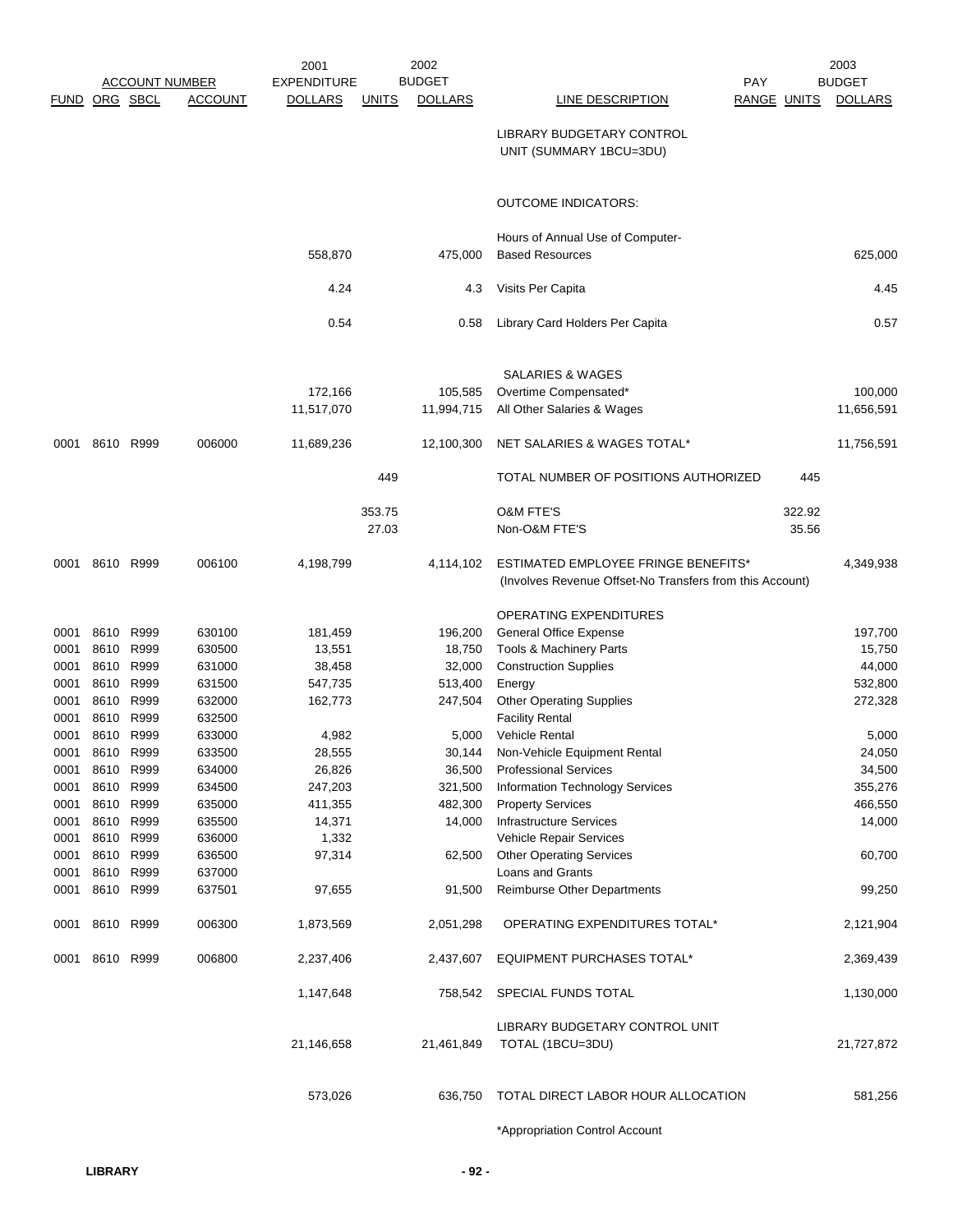| ACCOUNT NUMBER | | | | 2001 EXPENDITURE | 2002 | BUDGET | | PAY | | 2003 BUDGET |
|---|---|---|---|---|---|---|---|---|---|---|
| FUND | ORG | SBCL | ACCOUNT | DOLLARS | UNITS | DOLLARS | LINE DESCRIPTION | RANGE | UNITS | DOLLARS |
| | | | | | | | LIBRARY BUDGETARY CONTROL UNIT (SUMMARY 1BCU=3DU) | | | |
| | | | | | | | OUTCOME INDICATORS: | | | |
| | | | | 558,870 | | 475,000 | Hours of Annual Use of Computer-Based Resources | | | 625,000 |
| | | | | 4.24 | | 4.3 | Visits Per Capita | | | 4.45 |
| | | | | 0.54 | | 0.58 | Library Card Holders Per Capita | | | 0.57 |
| | | | | | | | SALARIES & WAGES | | | |
| | | | | 172,166 | | 105,585 | Overtime Compensated* | | | 100,000 |
| | | | | 11,517,070 | | 11,994,715 | All Other Salaries & Wages | | | 11,656,591 |
| 0001 | 8610 | R999 | 006000 | 11,689,236 | | 12,100,300 | NET SALARIES & WAGES TOTAL* | | | 11,756,591 |
| | | | | | 449 | | TOTAL NUMBER OF POSITIONS AUTHORIZED | | 445 | |
| | | | | | 353.75 | | O&M FTE'S | | 322.92 | |
| | | | | | 27.03 | | Non-O&M FTE'S | | 35.56 | |
| 0001 | 8610 | R999 | 006100 | 4,198,799 | | 4,114,102 | ESTIMATED EMPLOYEE FRINGE BENEFITS* (Involves Revenue Offset-No Transfers from this Account) | | | 4,349,938 |
| | | | | | | | OPERATING EXPENDITURES | | | |
| 0001 | 8610 | R999 | 630100 | 181,459 | | 196,200 | General Office Expense | | | 197,700 |
| 0001 | 8610 | R999 | 630500 | 13,551 | | 18,750 | Tools & Machinery Parts | | | 15,750 |
| 0001 | 8610 | R999 | 631000 | 38,458 | | 32,000 | Construction Supplies | | | 44,000 |
| 0001 | 8610 | R999 | 631500 | 547,735 | | 513,400 | Energy | | | 532,800 |
| 0001 | 8610 | R999 | 632000 | 162,773 | | 247,504 | Other Operating Supplies | | | 272,328 |
| 0001 | 8610 | R999 | 632500 | | | | Facility Rental | | | |
| 0001 | 8610 | R999 | 633000 | 4,982 | | 5,000 | Vehicle Rental | | | 5,000 |
| 0001 | 8610 | R999 | 633500 | 28,555 | | 30,144 | Non-Vehicle Equipment Rental | | | 24,050 |
| 0001 | 8610 | R999 | 634000 | 26,826 | | 36,500 | Professional Services | | | 34,500 |
| 0001 | 8610 | R999 | 634500 | 247,203 | | 321,500 | Information Technology Services | | | 355,276 |
| 0001 | 8610 | R999 | 635000 | 411,355 | | 482,300 | Property Services | | | 466,550 |
| 0001 | 8610 | R999 | 635500 | 14,371 | | 14,000 | Infrastructure Services | | | 14,000 |
| 0001 | 8610 | R999 | 636000 | 1,332 | | | Vehicle Repair Services | | | |
| 0001 | 8610 | R999 | 636500 | 97,314 | | 62,500 | Other Operating Services | | | 60,700 |
| 0001 | 8610 | R999 | 637000 | | | | Loans and Grants | | | |
| 0001 | 8610 | R999 | 637501 | 97,655 | | 91,500 | Reimburse Other Departments | | | 99,250 |
| 0001 | 8610 | R999 | 006300 | 1,873,569 | | 2,051,298 | OPERATING EXPENDITURES TOTAL* | | | 2,121,904 |
| 0001 | 8610 | R999 | 006800 | 2,237,406 | | 2,437,607 | EQUIPMENT PURCHASES TOTAL* | | | 2,369,439 |
| | | | | 1,147,648 | | 758,542 | SPECIAL FUNDS TOTAL | | | 1,130,000 |
| | | | | 21,146,658 | | 21,461,849 | LIBRARY BUDGETARY CONTROL UNIT TOTAL (1BCU=3DU) | | | 21,727,872 |
| | | | | 573,026 | | 636,750 | TOTAL DIRECT LABOR HOUR ALLOCATION | | | 581,256 |

*Appropriation Control Account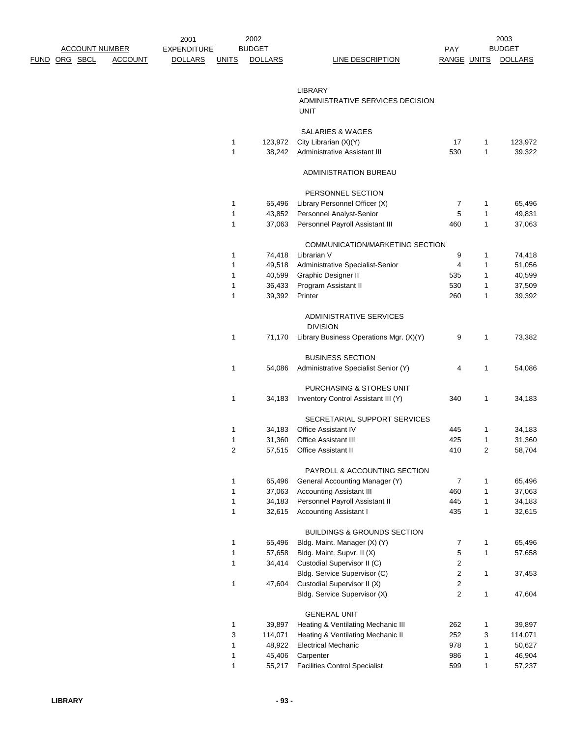| ACCOUNT NUMBER | | | | 2001 EXPENDITURE | 2002 BUDGET | | | PAY | 2003 BUDGET | |
|---|---|---|---|---|---|---|---|---|---|---|
| FUND | ORG | SBCL | ACCOUNT | DOLLARS | UNITS | DOLLARS | LINE DESCRIPTION | RANGE | UNITS | DOLLARS |
| | | | | | | | LIBRARY | | | |
| | | | | | | | ADMINISTRATIVE SERVICES DECISION UNIT | | | |
| | | | | | | | SALARIES & WAGES | | | |
| | | | | | 1 | 123,972 | City Librarian (X)(Y) | 17 | 1 | 123,972 |
| | | | | | 1 | 38,242 | Administrative Assistant III | 530 | 1 | 39,322 |
| | | | | | | | ADMINISTRATION BUREAU | | | |
| | | | | | | | PERSONNEL SECTION | | | |
| | | | | | 1 | 65,496 | Library Personnel Officer (X) | 7 | 1 | 65,496 |
| | | | | | 1 | 43,852 | Personnel Analyst-Senior | 5 | 1 | 49,831 |
| | | | | | 1 | 37,063 | Personnel Payroll Assistant III | 460 | 1 | 37,063 |
| | | | | | | | COMMUNICATION/MARKETING SECTION | | | |
| | | | | | 1 | 74,418 | Librarian V | 9 | 1 | 74,418 |
| | | | | | 1 | 49,518 | Administrative Specialist-Senior | 4 | 1 | 51,056 |
| | | | | | 1 | 40,599 | Graphic Designer II | 535 | 1 | 40,599 |
| | | | | | 1 | 36,433 | Program Assistant II | 530 | 1 | 37,509 |
| | | | | | 1 | 39,392 | Printer | 260 | 1 | 39,392 |
| | | | | | | | ADMINISTRATIVE SERVICES DIVISION | | | |
| | | | | | 1 | 71,170 | Library Business Operations Mgr. (X)(Y) | 9 | 1 | 73,382 |
| | | | | | | | BUSINESS SECTION | | | |
| | | | | | 1 | 54,086 | Administrative Specialist Senior (Y) | 4 | 1 | 54,086 |
| | | | | | | | PURCHASING & STORES UNIT | | | |
| | | | | | 1 | 34,183 | Inventory Control Assistant III (Y) | 340 | 1 | 34,183 |
| | | | | | | | SECRETARIAL SUPPORT SERVICES | | | |
| | | | | | 1 | 34,183 | Office Assistant IV | 445 | 1 | 34,183 |
| | | | | | 1 | 31,360 | Office Assistant III | 425 | 1 | 31,360 |
| | | | | | 2 | 57,515 | Office Assistant II | 410 | 2 | 58,704 |
| | | | | | | | PAYROLL & ACCOUNTING SECTION | | | |
| | | | | | 1 | 65,496 | General Accounting Manager (Y) | 7 | 1 | 65,496 |
| | | | | | 1 | 37,063 | Accounting Assistant III | 460 | 1 | 37,063 |
| | | | | | 1 | 34,183 | Personnel Payroll Assistant II | 445 | 1 | 34,183 |
| | | | | | 1 | 32,615 | Accounting Assistant I | 435 | 1 | 32,615 |
| | | | | | | | BUILDINGS & GROUNDS SECTION | | | |
| | | | | | 1 | 65,496 | Bldg. Maint. Manager (X) (Y) | 7 | 1 | 65,496 |
| | | | | | 1 | 57,658 | Bldg. Maint. Supvr. II (X) | 5 | 1 | 57,658 |
| | | | | | 1 | 34,414 | Custodial Supervisor II (C) | 2 | | |
| | | | | | | | Bldg. Service Supervisor (C) | 2 | 1 | 37,453 |
| | | | | | 1 | 47,604 | Custodial Supervisor II (X) | 2 | | |
| | | | | | | | Bldg. Service Supervisor (X) | 2 | 1 | 47,604 |
| | | | | | | | GENERAL UNIT | | | |
| | | | | | 1 | 39,897 | Heating & Ventilating Mechanic III | 262 | 1 | 39,897 |
| | | | | | 3 | 114,071 | Heating & Ventilating Mechanic II | 252 | 3 | 114,071 |
| | | | | | 1 | 48,922 | Electrical Mechanic | 978 | 1 | 50,627 |
| | | | | | 1 | 45,406 | Carpenter | 986 | 1 | 46,904 |
| | | | | | 1 | 55,217 | Facilities Control Specialist | 599 | 1 | 57,237 |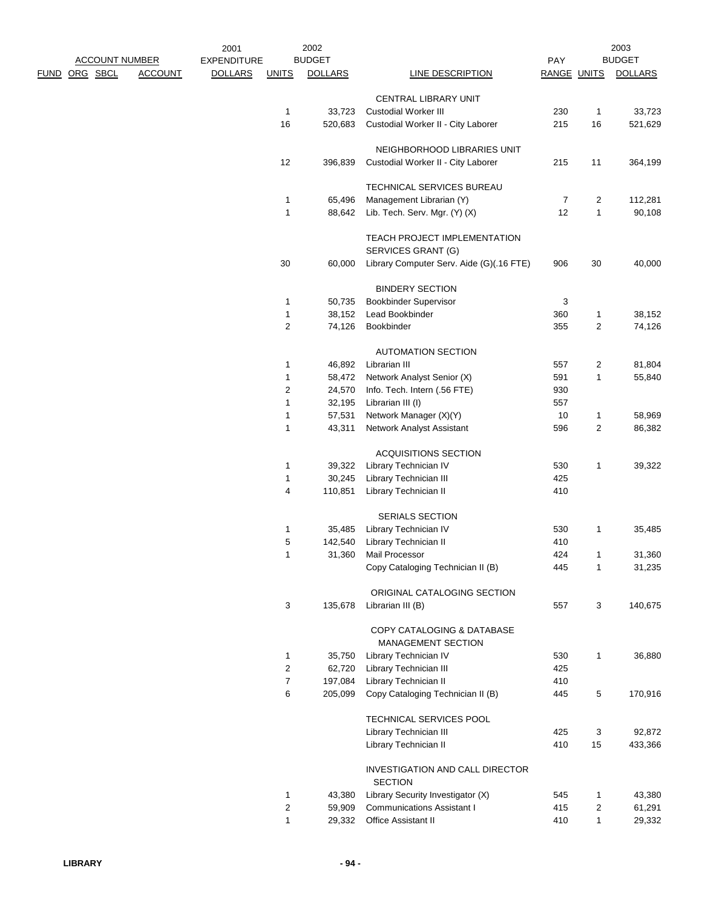| ACCOUNT NUMBER | | | | 2001 EXPENDITURE | 2002 BUDGET | | | PAY | 2003 BUDGET | |
|---|---|---|---|---|---|---|---|---|---|---|
| FUND | ORG | SBCL | ACCOUNT | DOLLARS | UNITS | DOLLARS | LINE DESCRIPTION | RANGE | UNITS | DOLLARS |
| | | | | | | | CENTRAL LIBRARY UNIT | | | |
| | | | | | 1 | 33,723 | Custodial Worker III | 230 | 1 | 33,723 |
| | | | | | 16 | 520,683 | Custodial Worker II - City Laborer | 215 | 16 | 521,629 |
| | | | | | | | NEIGHBORHOOD LIBRARIES UNIT | | | |
| | | | | | 12 | 396,839 | Custodial Worker II - City Laborer | 215 | 11 | 364,199 |
| | | | | | | | TECHNICAL SERVICES BUREAU | | | |
| | | | | | 1 | 65,496 | Management Librarian (Y) | 7 | 2 | 112,281 |
| | | | | | 1 | 88,642 | Lib. Tech. Serv. Mgr. (Y) (X) | 12 | 1 | 90,108 |
| | | | | | | | TEACH PROJECT IMPLEMENTATION SERVICES GRANT (G) | | | |
| | | | | | 30 | 60,000 | Library Computer Serv. Aide (G)(.16 FTE) | 906 | 30 | 40,000 |
| | | | | | | | BINDERY SECTION | | | |
| | | | | | 1 | 50,735 | Bookbinder Supervisor | 3 | | |
| | | | | | 1 | 38,152 | Lead Bookbinder | 360 | 1 | 38,152 |
| | | | | | 2 | 74,126 | Bookbinder | 355 | 2 | 74,126 |
| | | | | | | | AUTOMATION SECTION | | | |
| | | | | | 1 | 46,892 | Librarian III | 557 | 2 | 81,804 |
| | | | | | 1 | 58,472 | Network Analyst Senior (X) | 591 | 1 | 55,840 |
| | | | | | 2 | 24,570 | Info. Tech. Intern (.56 FTE) | 930 | | |
| | | | | | 1 | 32,195 | Librarian III (I) | 557 | | |
| | | | | | 1 | 57,531 | Network Manager (X)(Y) | 10 | 1 | 58,969 |
| | | | | | 1 | 43,311 | Network Analyst Assistant | 596 | 2 | 86,382 |
| | | | | | | | ACQUISITIONS SECTION | | | |
| | | | | | 1 | 39,322 | Library Technician IV | 530 | 1 | 39,322 |
| | | | | | 1 | 30,245 | Library Technician III | 425 | | |
| | | | | | 4 | 110,851 | Library Technician II | 410 | | |
| | | | | | | | SERIALS SECTION | | | |
| | | | | | 1 | 35,485 | Library Technician IV | 530 | 1 | 35,485 |
| | | | | | 5 | 142,540 | Library Technician II | 410 | | |
| | | | | | 1 | 31,360 | Mail Processor | 424 | 1 | 31,360 |
| | | | | | | | Copy Cataloging Technician II (B) | 445 | 1 | 31,235 |
| | | | | | | | ORIGINAL CATALOGING SECTION | | | |
| | | | | | 3 | 135,678 | Librarian III (B) | 557 | 3 | 140,675 |
| | | | | | | | COPY CATALOGING & DATABASE MANAGEMENT SECTION | | | |
| | | | | | 1 | 35,750 | Library Technician IV | 530 | 1 | 36,880 |
| | | | | | 2 | 62,720 | Library Technician III | 425 | | |
| | | | | | 7 | 197,084 | Library Technician II | 410 | | |
| | | | | | 6 | 205,099 | Copy Cataloging Technician II (B) | 445 | 5 | 170,916 |
| | | | | | | | TECHNICAL SERVICES POOL | | | |
| | | | | | | | Library Technician III | 425 | 3 | 92,872 |
| | | | | | | | Library Technician II | 410 | 15 | 433,366 |
| | | | | | | | INVESTIGATION AND CALL DIRECTOR SECTION | | | |
| | | | | | 1 | 43,380 | Library Security Investigator (X) | 545 | 1 | 43,380 |
| | | | | | 2 | 59,909 | Communications Assistant I | 415 | 2 | 61,291 |
| | | | | | 1 | 29,332 | Office Assistant II | 410 | 1 | 29,332 |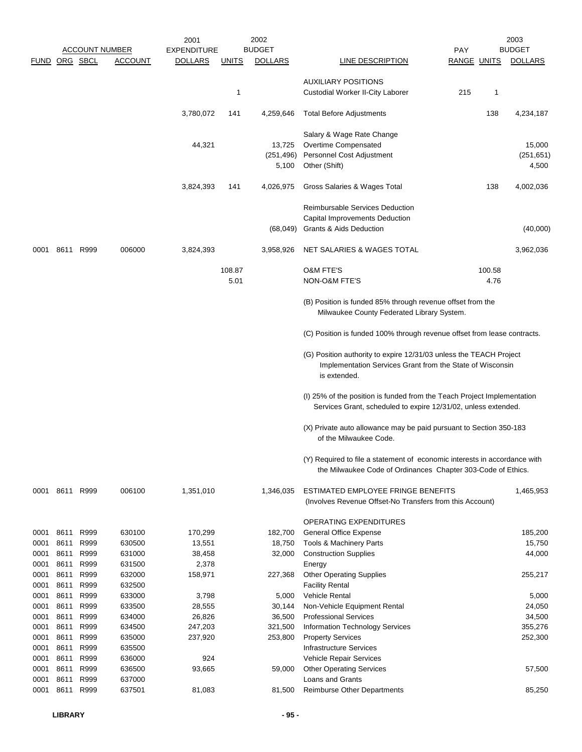| ACCOUNT NUMBER | | | | 2001 EXPENDITURE | | 2002 BUDGET | | PAY | | 2003 BUDGET |
|---|---|---|---|---|---|---|---|---|---|---|
| FUND | ORG | SBCL | ACCOUNT | DOLLARS | UNITS | DOLLARS | LINE DESCRIPTION | RANGE | UNITS | DOLLARS |
| | | | | | | | AUXILIARY POSITIONS | | | |
| | | | | | 1 | | Custodial Worker II-City Laborer | 215 | 1 | |
| | | | | 3,780,072 | 141 | 4,259,646 | Total Before Adjustments | | 138 | 4,234,187 |
| | | | | | | | Salary & Wage Rate Change | | | |
| | | | | 44,321 | | 13,725 | Overtime Compensated | | | 15,000 |
| | | | | | | (251,496) | Personnel Cost Adjustment | | | (251,651) |
| | | | | | | 5,100 | Other (Shift) | | | 4,500 |
| | | | | 3,824,393 | 141 | 4,026,975 | Gross Salaries & Wages Total | | 138 | 4,002,036 |
| | | | | | | | Reimbursable Services Deduction | | | |
| | | | | | | | Capital Improvements Deduction | | | |
| | | | | | | (68,049) | Grants & Aids Deduction | | | (40,000) |
| 0001 | 8611 | R999 | 006000 | 3,824,393 | | 3,958,926 | NET SALARIES & WAGES TOTAL | | | 3,962,036 |
| | | | | | 108.87 | | O&M FTE'S | | 100.58 | |
| | | | | | 5.01 | | NON-O&M FTE'S | | 4.76 | |

(B) Position is funded 85% through revenue offset from the Milwaukee County Federated Library System.

(C) Position is funded 100% through revenue offset from lease contracts.

(G) Position authority to expire 12/31/03 unless the TEACH Project Implementation Services Grant from the State of Wisconsin is extended.

(I) 25% of the position is funded from the Teach Project Implementation Services Grant, scheduled to expire 12/31/02, unless extended.

(X) Private auto allowance may be paid pursuant to Section 350-183 of the Milwaukee Code.

(Y) Required to file a statement of economic interests in accordance with the Milwaukee Code of Ordinances Chapter 303-Code of Ethics.

| FUND | ORG | SBCL | ACCOUNT | 2001 EXPENDITURE DOLLARS | UNITS | 2002 BUDGET DOLLARS | LINE DESCRIPTION | PAY RANGE | UNITS | 2003 BUDGET DOLLARS |
|---|---|---|---|---|---|---|---|---|---|---|
| 0001 | 8611 | R999 | 006100 | 1,351,010 | | 1,346,035 | ESTIMATED EMPLOYEE FRINGE BENEFITS (Involves Revenue Offset-No Transfers from this Account) | | | 1,465,953 |
| | | | | | | | OPERATING EXPENDITURES | | | |
| 0001 | 8611 | R999 | 630100 | 170,299 | | 182,700 | General Office Expense | | | 185,200 |
| 0001 | 8611 | R999 | 630500 | 13,551 | | 18,750 | Tools & Machinery Parts | | | 15,750 |
| 0001 | 8611 | R999 | 631000 | 38,458 | | 32,000 | Construction Supplies | | | 44,000 |
| 0001 | 8611 | R999 | 631500 | 2,378 | | | Energy | | | |
| 0001 | 8611 | R999 | 632000 | 158,971 | | 227,368 | Other Operating Supplies | | | 255,217 |
| 0001 | 8611 | R999 | 632500 | | | | Facility Rental | | | |
| 0001 | 8611 | R999 | 633000 | 3,798 | | 5,000 | Vehicle Rental | | | 5,000 |
| 0001 | 8611 | R999 | 633500 | 28,555 | | 30,144 | Non-Vehicle Equipment Rental | | | 24,050 |
| 0001 | 8611 | R999 | 634000 | 26,826 | | 36,500 | Professional Services | | | 34,500 |
| 0001 | 8611 | R999 | 634500 | 247,203 | | 321,500 | Information Technology Services | | | 355,276 |
| 0001 | 8611 | R999 | 635000 | 237,920 | | 253,800 | Property Services | | | 252,300 |
| 0001 | 8611 | R999 | 635500 | | | | Infrastructure Services | | | |
| 0001 | 8611 | R999 | 636000 | 924 | | | Vehicle Repair Services | | | |
| 0001 | 8611 | R999 | 636500 | 93,665 | | 59,000 | Other Operating Services | | | 57,500 |
| 0001 | 8611 | R999 | 637000 | | | | Loans and Grants | | | |
| 0001 | 8611 | R999 | 637501 | 81,083 | | 81,500 | Reimburse Other Departments | | | 85,250 |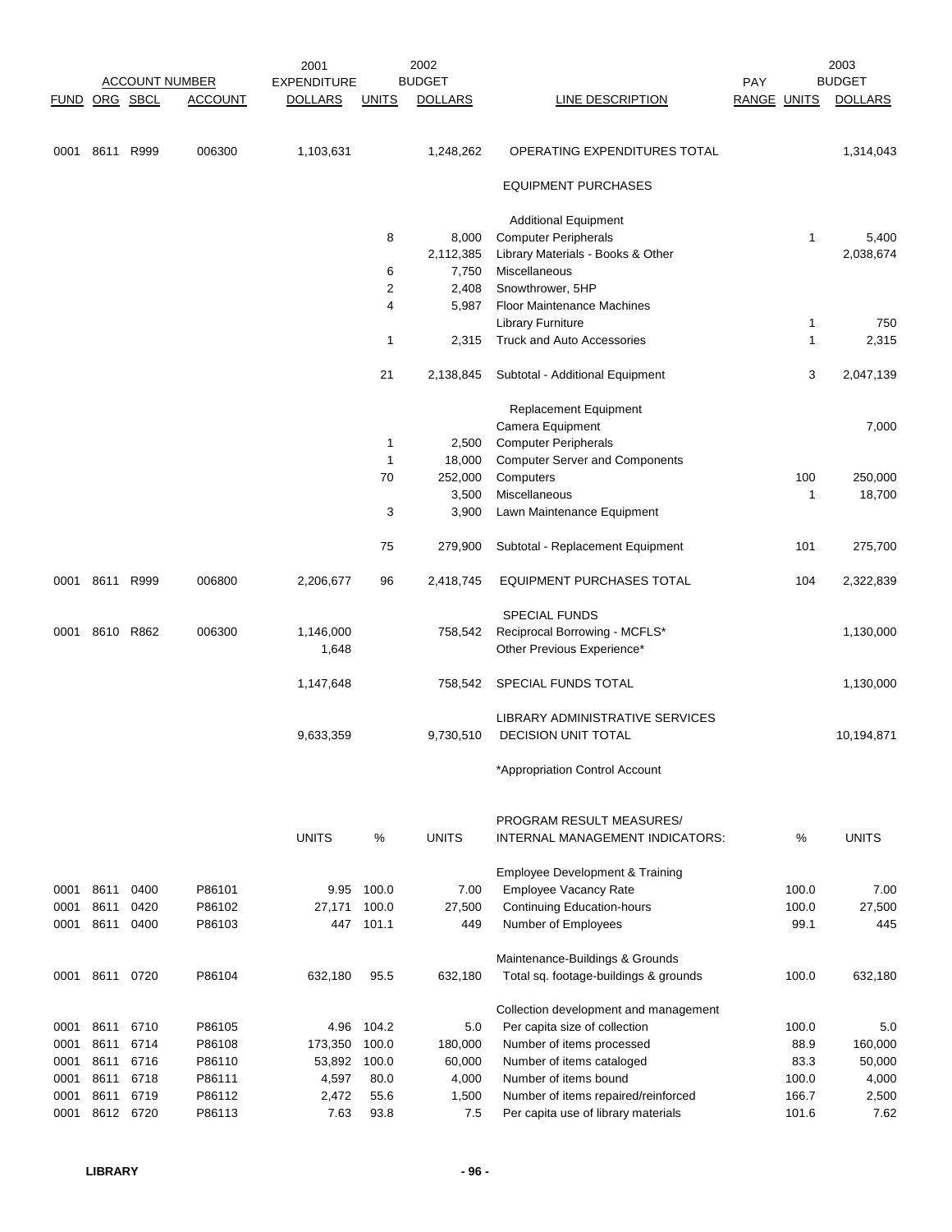| FUND | ORG | SBCL | ACCOUNT | 2001 EXPENDITURE DOLLARS | UNITS | 2002 BUDGET DOLLARS | LINE DESCRIPTION | PAY RANGE | UNITS | 2003 BUDGET DOLLARS |
|---|---|---|---|---|---|---|---|---|---|---|
| 0001 | 8611 | R999 | 006300 | 1,103,631 | | 1,248,262 | OPERATING EXPENDITURES TOTAL | | | 1,314,043 |
| | | | | | | | EQUIPMENT PURCHASES | | | |
| | | | | | | | Additional Equipment | | | |
| | | | | | 8 | 8,000 | Computer Peripherals | | 1 | 5,400 |
| | | | | | | 2,112,385 | Library Materials - Books & Other | | | 2,038,674 |
| | | | | | 6 | 7,750 | Miscellaneous | | | |
| | | | | | 2 | 2,408 | Snowthrower, 5HP | | | |
| | | | | | 4 | 5,987 | Floor Maintenance Machines | | | |
| | | | | | | | Library Furniture | | 1 | 750 |
| | | | | | 1 | 2,315 | Truck and Auto Accessories | | 1 | 2,315 |
| | | | | | 21 | 2,138,845 | Subtotal - Additional Equipment | | 3 | 2,047,139 |
| | | | | | | | Replacement Equipment | | | |
| | | | | | | | Camera Equipment | | | 7,000 |
| | | | | | 1 | 2,500 | Computer Peripherals | | | |
| | | | | | 1 | 18,000 | Computer Server and Components | | | |
| | | | | | 70 | 252,000 | Computers | | 100 | 250,000 |
| | | | | | | 3,500 | Miscellaneous | | 1 | 18,700 |
| | | | | | 3 | 3,900 | Lawn Maintenance Equipment | | | |
| | | | | | 75 | 279,900 | Subtotal - Replacement Equipment | | 101 | 275,700 |
| 0001 | 8611 | R999 | 006800 | 2,206,677 | 96 | 2,418,745 | EQUIPMENT PURCHASES TOTAL | | 104 | 2,322,839 |
| | | | | | | | SPECIAL FUNDS | | | |
| 0001 | 8610 | R862 | 006300 | 1,146,000 | | 758,542 | Reciprocal Borrowing - MCFLS* | | | 1,130,000 |
| | | | | 1,648 | | | Other Previous Experience* | | | |
| | | | | 1,147,648 | | 758,542 | SPECIAL FUNDS TOTAL | | | 1,130,000 |
| | | | | | | | LIBRARY ADMINISTRATIVE SERVICES | | | |
| | | | | 9,633,359 | | 9,730,510 | DECISION UNIT TOTAL | | | 10,194,871 |

*Appropriation Control Account

| FUND | ORG | SBCL | ACCOUNT | UNITS | % | UNITS | PROGRAM RESULT MEASURES/ INTERNAL MANAGEMENT INDICATORS: | % | UNITS |
|---|---|---|---|---|---|---|---|---|---|
| | | | | | | | Employee Development & Training | | |
| 0001 | 8611 | 0400 | P86101 | 9.95 | 100.0 | 7.00 | Employee Vacancy Rate | 100.0 | 7.00 |
| 0001 | 8611 | 0420 | P86102 | 27,171 | 100.0 | 27,500 | Continuing Education-hours | 100.0 | 27,500 |
| 0001 | 8611 | 0400 | P86103 | 447 | 101.1 | 449 | Number of Employees | 99.1 | 445 |
| | | | | | | | Maintenance-Buildings & Grounds | | |
| 0001 | 8611 | 0720 | P86104 | 632,180 | 95.5 | 632,180 | Total sq. footage-buildings & grounds | 100.0 | 632,180 |
| | | | | | | | Collection development and management | | |
| 0001 | 8611 | 6710 | P86105 | 4.96 | 104.2 | 5.0 | Per capita size of collection | 100.0 | 5.0 |
| 0001 | 8611 | 6714 | P86108 | 173,350 | 100.0 | 180,000 | Number of items processed | 88.9 | 160,000 |
| 0001 | 8611 | 6716 | P86110 | 53,892 | 100.0 | 60,000 | Number of items cataloged | 83.3 | 50,000 |
| 0001 | 8611 | 6718 | P86111 | 4,597 | 80.0 | 4,000 | Number of items bound | 100.0 | 4,000 |
| 0001 | 8611 | 6719 | P86112 | 2,472 | 55.6 | 1,500 | Number of items repaired/reinforced | 166.7 | 2,500 |
| 0001 | 8612 | 6720 | P86113 | 7.63 | 93.8 | 7.5 | Per capita use of library materials | 101.6 | 7.62 |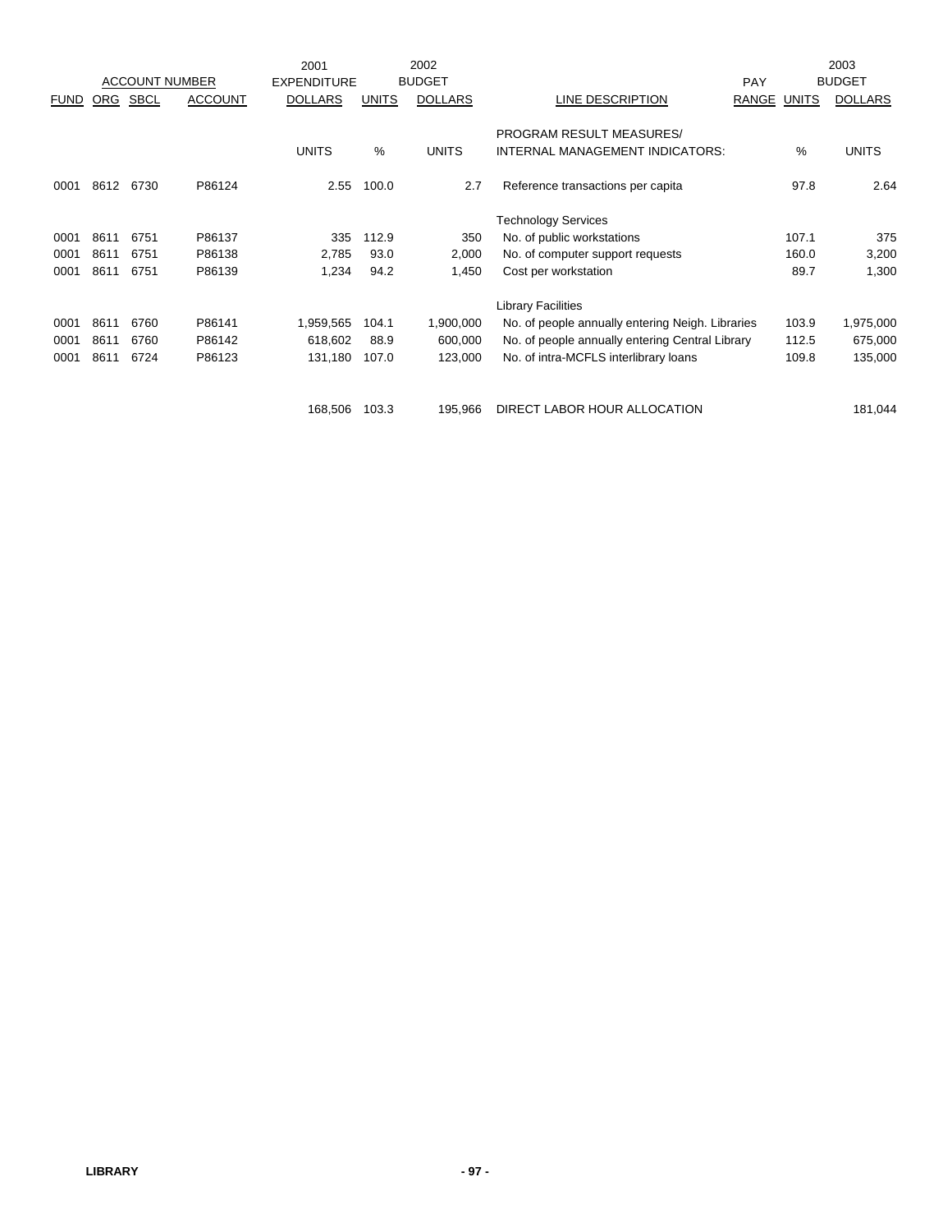| FUND | ACCOUNT NUMBER ORG | SBCL | ACCOUNT | 2001 EXPENDITURE DOLLARS | UNITS | 2002 BUDGET DOLLARS | LINE DESCRIPTION | PAY RANGE | UNITS | 2003 BUDGET DOLLARS |
|---|---|---|---|---|---|---|---|---|---|---|
| | | | | UNITS | % | UNITS | PROGRAM RESULT MEASURES/ INTERNAL MANAGEMENT INDICATORS: | | % | UNITS |
| 0001 | 8612 | 6730 | P86124 | 2.55 | 100.0 | 2.7 | Reference transactions per capita | | 97.8 | 2.64 |
| | | | | | | | Technology Services | | | |
| 0001 | 8611 | 6751 | P86137 | 335 | 112.9 | 350 | No. of public workstations | | 107.1 | 375 |
| 0001 | 8611 | 6751 | P86138 | 2,785 | 93.0 | 2,000 | No. of computer support requests | | 160.0 | 3,200 |
| 0001 | 8611 | 6751 | P86139 | 1,234 | 94.2 | 1,450 | Cost per workstation | | 89.7 | 1,300 |
| | | | | | | | Library Facilities | | | |
| 0001 | 8611 | 6760 | P86141 | 1,959,565 | 104.1 | 1,900,000 | No. of people annually entering Neigh. Libraries | | 103.9 | 1,975,000 |
| 0001 | 8611 | 6760 | P86142 | 618,602 | 88.9 | 600,000 | No. of people annually entering Central Library | | 112.5 | 675,000 |
| 0001 | 8611 | 6724 | P86123 | 131,180 | 107.0 | 123,000 | No. of intra-MCFLS interlibrary loans | | 109.8 | 135,000 |
| | | | | 168,506 | 103.3 | 195,966 | DIRECT LABOR HOUR ALLOCATION | | | 181,044 |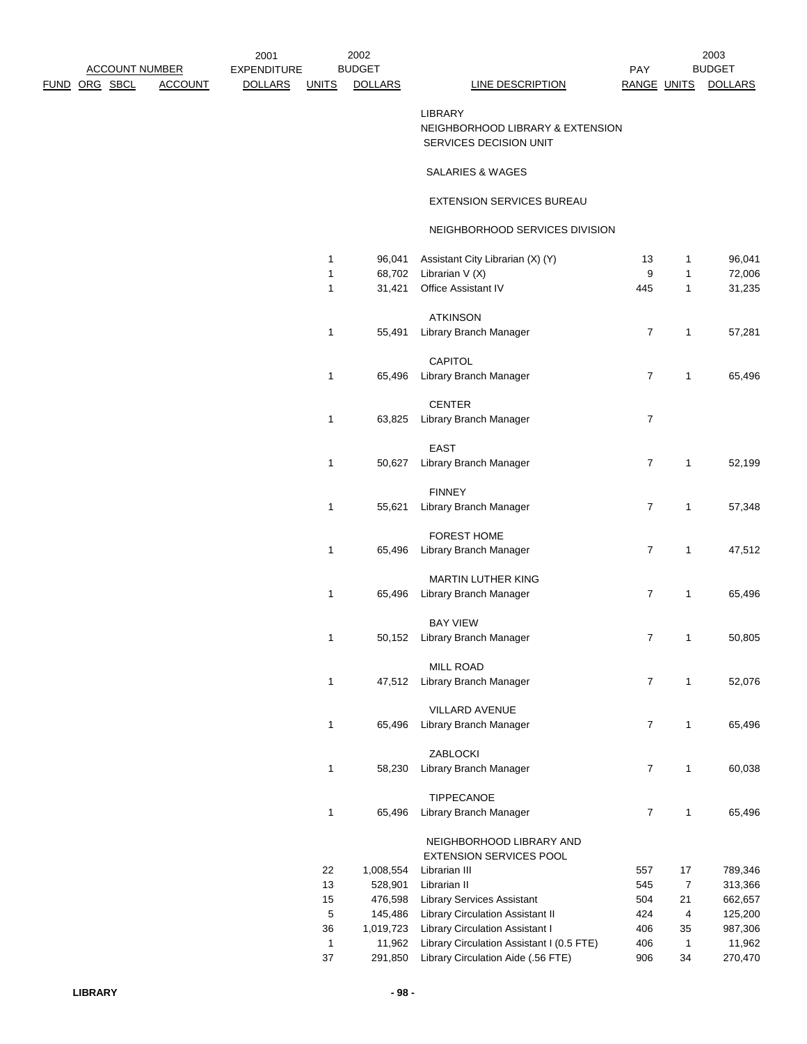| ACCOUNT NUMBER | | | | 2001 EXPENDITURE | 2002 BUDGET | | | PAY | 2003 BUDGET | |
|---|---|---|---|---|---|---|---|---|---|---|
| FUND | ORG | SBCL | ACCOUNT | DOLLARS | UNITS | DOLLARS | LINE DESCRIPTION | RANGE | UNITS | DOLLARS |
| | | | | | | | LIBRARY | | | |
| | | | | | | | NEIGHBORHOOD LIBRARY & EXTENSION SERVICES DECISION UNIT | | | |
| | | | | | | | SALARIES & WAGES | | | |
| | | | | | | | EXTENSION SERVICES BUREAU | | | |
| | | | | | | | NEIGHBORHOOD SERVICES DIVISION | | | |
| | | | | | 1 | 96,041 | Assistant City Librarian (X) (Y) | 13 | 1 | 96,041 |
| | | | | | 1 | 68,702 | Librarian V (X) | 9 | 1 | 72,006 |
| | | | | | 1 | 31,421 | Office Assistant IV | 445 | 1 | 31,235 |
| | | | | | | | ATKINSON | | | |
| | | | | | 1 | 55,491 | Library Branch Manager | 7 | 1 | 57,281 |
| | | | | | | | CAPITOL | | | |
| | | | | | 1 | 65,496 | Library Branch Manager | 7 | 1 | 65,496 |
| | | | | | | | CENTER | | | |
| | | | | | 1 | 63,825 | Library Branch Manager | 7 | | |
| | | | | | | | EAST | | | |
| | | | | | 1 | 50,627 | Library Branch Manager | 7 | 1 | 52,199 |
| | | | | | | | FINNEY | | | |
| | | | | | 1 | 55,621 | Library Branch Manager | 7 | 1 | 57,348 |
| | | | | | | | FOREST HOME | | | |
| | | | | | 1 | 65,496 | Library Branch Manager | 7 | 1 | 47,512 |
| | | | | | | | MARTIN LUTHER KING | | | |
| | | | | | 1 | 65,496 | Library Branch Manager | 7 | 1 | 65,496 |
| | | | | | | | BAY VIEW | | | |
| | | | | | 1 | 50,152 | Library Branch Manager | 7 | 1 | 50,805 |
| | | | | | | | MILL ROAD | | | |
| | | | | | 1 | 47,512 | Library Branch Manager | 7 | 1 | 52,076 |
| | | | | | | | VILLARD AVENUE | | | |
| | | | | | 1 | 65,496 | Library Branch Manager | 7 | 1 | 65,496 |
| | | | | | | | ZABLOCKI | | | |
| | | | | | 1 | 58,230 | Library Branch Manager | 7 | 1 | 60,038 |
| | | | | | | | TIPPECANOE | | | |
| | | | | | 1 | 65,496 | Library Branch Manager | 7 | 1 | 65,496 |
| | | | | | | | NEIGHBORHOOD LIBRARY AND EXTENSION SERVICES POOL | | | |
| | | | | | 22 | 1,008,554 | Librarian III | 557 | 17 | 789,346 |
| | | | | | 13 | 528,901 | Librarian II | 545 | 7 | 313,366 |
| | | | | | 15 | 476,598 | Library Services Assistant | 504 | 21 | 662,657 |
| | | | | | 5 | 145,486 | Library Circulation Assistant II | 424 | 4 | 125,200 |
| | | | | | 36 | 1,019,723 | Library Circulation Assistant I | 406 | 35 | 987,306 |
| | | | | | 1 | 11,962 | Library Circulation Assistant I (0.5 FTE) | 406 | 1 | 11,962 |
| | | | | | 37 | 291,850 | Library Circulation Aide (.56 FTE) | 906 | 34 | 270,470 |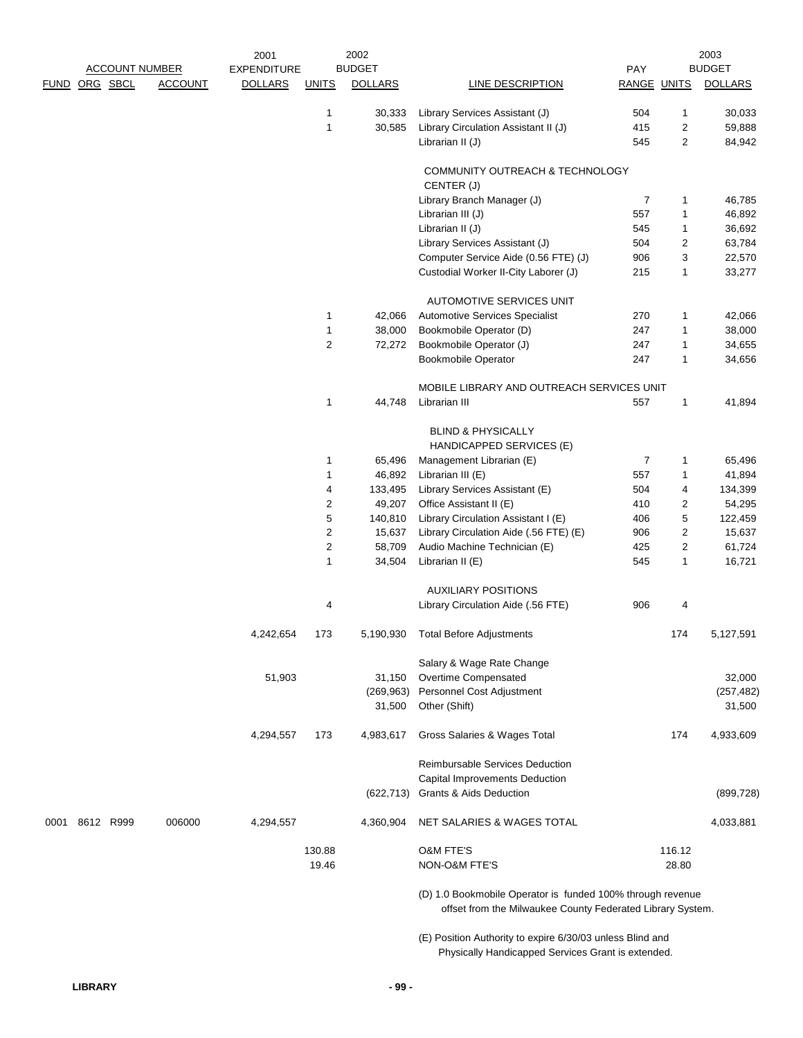| ACCOUNT NUMBER | | | | 2001 EXPENDITURE | 2002 BUDGET | | | PAY | 2003 BUDGET | |
|---|---|---|---|---|---|---|---|---|---|---|
| FUND | ORG | SBCL | ACCOUNT | DOLLARS | UNITS | DOLLARS | LINE DESCRIPTION | RANGE | UNITS | DOLLARS |
| | | | | | 1 | 30,333 | Library Services Assistant (J) | 504 | 1 | 30,033 |
| | | | | | 1 | 30,585 | Library Circulation Assistant II (J) | 415 | 2 | 59,888 |
| | | | | | | | Librarian II (J) | 545 | 2 | 84,942 |
| | | | | | | | COMMUNITY OUTREACH & TECHNOLOGY CENTER (J) | | | |
| | | | | | | | Library Branch Manager (J) | 7 | 1 | 46,785 |
| | | | | | | | Librarian III (J) | 557 | 1 | 46,892 |
| | | | | | | | Librarian II (J) | 545 | 1 | 36,692 |
| | | | | | | | Library Services Assistant (J) | 504 | 2 | 63,784 |
| | | | | | | | Computer Service Aide (0.56 FTE) (J) | 906 | 3 | 22,570 |
| | | | | | | | Custodial Worker II-City Laborer (J) | 215 | 1 | 33,277 |
| | | | | | | | AUTOMOTIVE SERVICES UNIT | | | |
| | | | | | 1 | 42,066 | Automotive Services Specialist | 270 | 1 | 42,066 |
| | | | | | 1 | 38,000 | Bookmobile Operator (D) | 247 | 1 | 38,000 |
| | | | | | 2 | 72,272 | Bookmobile Operator (J) | 247 | 1 | 34,655 |
| | | | | | | | Bookmobile Operator | 247 | 1 | 34,656 |
| | | | | | | | MOBILE LIBRARY AND OUTREACH SERVICES UNIT | | | |
| | | | | | 1 | 44,748 | Librarian III | 557 | 1 | 41,894 |
| | | | | | | | BLIND & PHYSICALLY HANDICAPPED SERVICES (E) | | | |
| | | | | | 1 | 65,496 | Management Librarian (E) | 7 | 1 | 65,496 |
| | | | | | 1 | 46,892 | Librarian III (E) | 557 | 1 | 41,894 |
| | | | | | 4 | 133,495 | Library Services Assistant (E) | 504 | 4 | 134,399 |
| | | | | | 2 | 49,207 | Office Assistant II (E) | 410 | 2 | 54,295 |
| | | | | | 5 | 140,810 | Library Circulation Assistant I (E) | 406 | 5 | 122,459 |
| | | | | | 2 | 15,637 | Library Circulation Aide (.56 FTE) (E) | 906 | 2 | 15,637 |
| | | | | | 2 | 58,709 | Audio Machine Technician (E) | 425 | 2 | 61,724 |
| | | | | | 1 | 34,504 | Librarian II (E) | 545 | 1 | 16,721 |
| | | | | | | | AUXILIARY POSITIONS | | | |
| | | | | | 4 | | Library Circulation Aide (.56 FTE) | 906 | 4 | |
| | | | | 4,242,654 | 173 | 5,190,930 | Total Before Adjustments | | 174 | 5,127,591 |
| | | | | | | | Salary & Wage Rate Change | | | |
| | | | | 51,903 | | 31,150 | Overtime Compensated | | | 32,000 |
| | | | | | | (269,963) | Personnel Cost Adjustment | | | (257,482) |
| | | | | | | 31,500 | Other (Shift) | | | 31,500 |
| | | | | 4,294,557 | 173 | 4,983,617 | Gross Salaries & Wages Total | | 174 | 4,933,609 |
| | | | | | | | Reimbursable Services Deduction | | | |
| | | | | | | | Capital Improvements Deduction | | | |
| | | | | | | (622,713) | Grants & Aids Deduction | | | (899,728) |
| 0001 | 8612 | R999 | 006000 | 4,294,557 | | 4,360,904 | NET SALARIES & WAGES TOTAL | | | 4,033,881 |
| | | | | | 130.88 | | O&M FTE'S | | 116.12 | |
| | | | | | 19.46 | | NON-O&M FTE'S | | 28.80 | |

(D) 1.0 Bookmobile Operator is funded 100% through revenue offset from the Milwaukee County Federated Library System.

(E) Position Authority to expire 6/30/03 unless Blind and Physically Handicapped Services Grant is extended.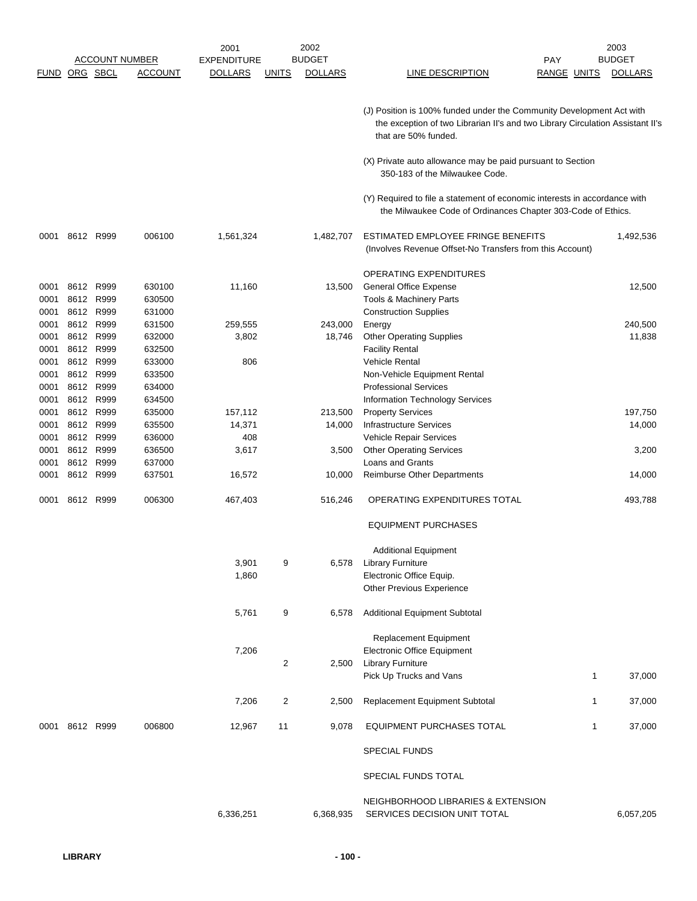| FUND | ORG | SBCL | ACCOUNT | 2001 EXPENDITURE DOLLARS | UNITS | 2002 BUDGET DOLLARS | LINE DESCRIPTION | PAY RANGE | UNITS | 2003 BUDGET DOLLARS |
|---|---|---|---|---|---|---|---|---|---|---|
| | | | | | | | (J) Position is 100% funded under the Community Development Act with the exception of two Librarian II's and two Library Circulation Assistant II's that are 50% funded. | | | |
| | | | | | | | (X) Private auto allowance may be paid pursuant to Section 350-183 of the Milwaukee Code. | | | |
| | | | | | | | (Y) Required to file a statement of economic interests in accordance with the Milwaukee Code of Ordinances Chapter 303-Code of Ethics. | | | |
| 0001 | 8612 | R999 | 006100 | 1,561,324 | | 1,482,707 | ESTIMATED EMPLOYEE FRINGE BENEFITS (Involves Revenue Offset-No Transfers from this Account) | | | 1,492,536 |
| | | | | | | | OPERATING EXPENDITURES | | | |
| 0001 | 8612 | R999 | 630100 | 11,160 | | 13,500 | General Office Expense | | | 12,500 |
| 0001 | 8612 | R999 | 630500 | | | | Tools & Machinery Parts | | | |
| 0001 | 8612 | R999 | 631000 | | | | Construction Supplies | | | |
| 0001 | 8612 | R999 | 631500 | 259,555 | | 243,000 | Energy | | | 240,500 |
| 0001 | 8612 | R999 | 632000 | 3,802 | | 18,746 | Other Operating Supplies | | | 11,838 |
| 0001 | 8612 | R999 | 632500 | | | | Facility Rental | | | |
| 0001 | 8612 | R999 | 633000 | 806 | | | Vehicle Rental | | | |
| 0001 | 8612 | R999 | 633500 | | | | Non-Vehicle Equipment Rental | | | |
| 0001 | 8612 | R999 | 634000 | | | | Professional Services | | | |
| 0001 | 8612 | R999 | 634500 | | | | Information Technology Services | | | |
| 0001 | 8612 | R999 | 635000 | 157,112 | | 213,500 | Property Services | | | 197,750 |
| 0001 | 8612 | R999 | 635500 | 14,371 | | 14,000 | Infrastructure Services | | | 14,000 |
| 0001 | 8612 | R999 | 636000 | 408 | | | Vehicle Repair Services | | | |
| 0001 | 8612 | R999 | 636500 | 3,617 | | 3,500 | Other Operating Services | | | 3,200 |
| 0001 | 8612 | R999 | 637000 | | | | Loans and Grants | | | |
| 0001 | 8612 | R999 | 637501 | 16,572 | | 10,000 | Reimburse Other Departments | | | 14,000 |
| 0001 | 8612 | R999 | 006300 | 467,403 | | 516,246 | OPERATING EXPENDITURES TOTAL | | | 493,788 |
| | | | | | | | EQUIPMENT PURCHASES | | | |
| | | | | | | | Additional Equipment | | | |
| | | | | 3,901 | 9 | 6,578 | Library Furniture | | | |
| | | | | 1,860 | | | Electronic Office Equip. | | | |
| | | | | | | | Other Previous Experience | | | |
| | | | | 5,761 | 9 | 6,578 | Additional Equipment Subtotal | | | |
| | | | | | | | Replacement Equipment | | | |
| | | | | 7,206 | | | Electronic Office Equipment | | | |
| | | | | | 2 | 2,500 | Library Furniture | | | |
| | | | | | | | Pick Up Trucks and Vans | | 1 | 37,000 |
| | | | | 7,206 | 2 | 2,500 | Replacement Equipment Subtotal | | 1 | 37,000 |
| 0001 | 8612 | R999 | 006800 | 12,967 | 11 | 9,078 | EQUIPMENT PURCHASES TOTAL | | 1 | 37,000 |
| | | | | | | | SPECIAL FUNDS | | | |
| | | | | | | | SPECIAL FUNDS TOTAL | | | |
| | | | | 6,336,251 | | 6,368,935 | NEIGHBORHOOD LIBRARIES & EXTENSION SERVICES DECISION UNIT TOTAL | | | 6,057,205 |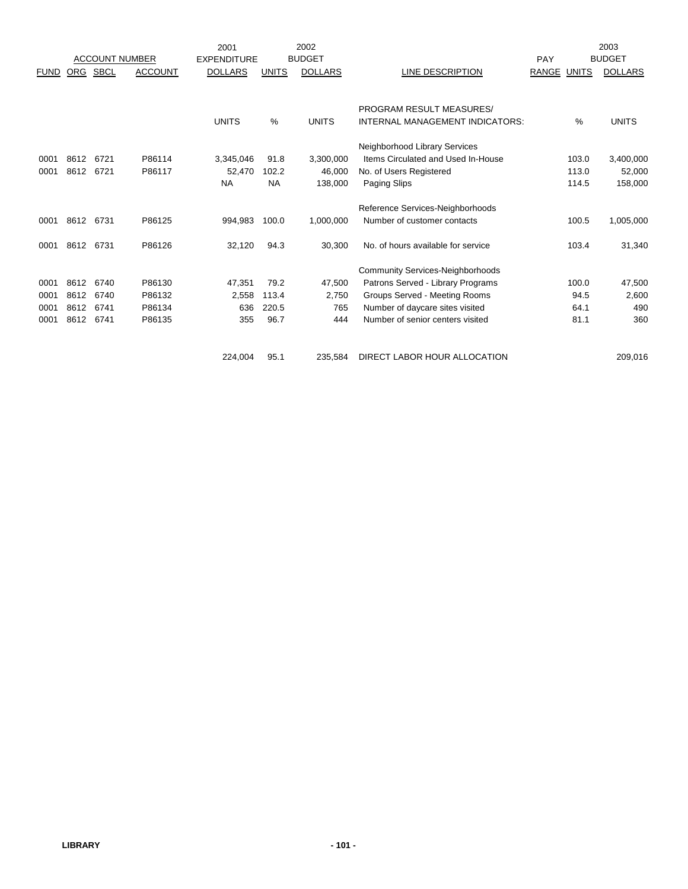| ACCOUNT NUMBER | | | | 2001 EXPENDITURE | 2002 BUDGET | | | PAY | 2003 BUDGET | |
|---|---|---|---|---|---|---|---|---|---|---|
| FUND | ORG | SBCL | ACCOUNT | DOLLARS | UNITS | DOLLARS | LINE DESCRIPTION | RANGE | UNITS | DOLLARS |
| | | | | | | | PROGRAM RESULT MEASURES/ | | | |
| | | | | UNITS | % | UNITS | INTERNAL MANAGEMENT INDICATORS: | | % | UNITS |
| | | | | | | | Neighborhood Library Services | | | |
| 0001 | 8612 | 6721 | P86114 | 3,345,046 | 91.8 | 3,300,000 | Items Circulated and Used In-House | | 103.0 | 3,400,000 |
| 0001 | 8612 | 6721 | P86117 | 52,470 | 102.2 | 46,000 | No. of Users Registered | | 113.0 | 52,000 |
| | | | | NA | NA | 138,000 | Paging Slips | | 114.5 | 158,000 |
| | | | | | | | Reference Services-Neighborhoods | | | |
| 0001 | 8612 | 6731 | P86125 | 994,983 | 100.0 | 1,000,000 | Number of customer contacts | | 100.5 | 1,005,000 |
| 0001 | 8612 | 6731 | P86126 | 32,120 | 94.3 | 30,300 | No. of hours available for service | | 103.4 | 31,340 |
| | | | | | | | Community Services-Neighborhoods | | | |
| 0001 | 8612 | 6740 | P86130 | 47,351 | 79.2 | 47,500 | Patrons Served - Library Programs | | 100.0 | 47,500 |
| 0001 | 8612 | 6740 | P86132 | 2,558 | 113.4 | 2,750 | Groups Served - Meeting Rooms | | 94.5 | 2,600 |
| 0001 | 8612 | 6741 | P86134 | 636 | 220.5 | 765 | Number of daycare sites visited | | 64.1 | 490 |
| 0001 | 8612 | 6741 | P86135 | 355 | 96.7 | 444 | Number of senior centers visited | | 81.1 | 360 |
| | | | | 224,004 | 95.1 | 235,584 | DIRECT LABOR HOUR ALLOCATION | | | 209,016 |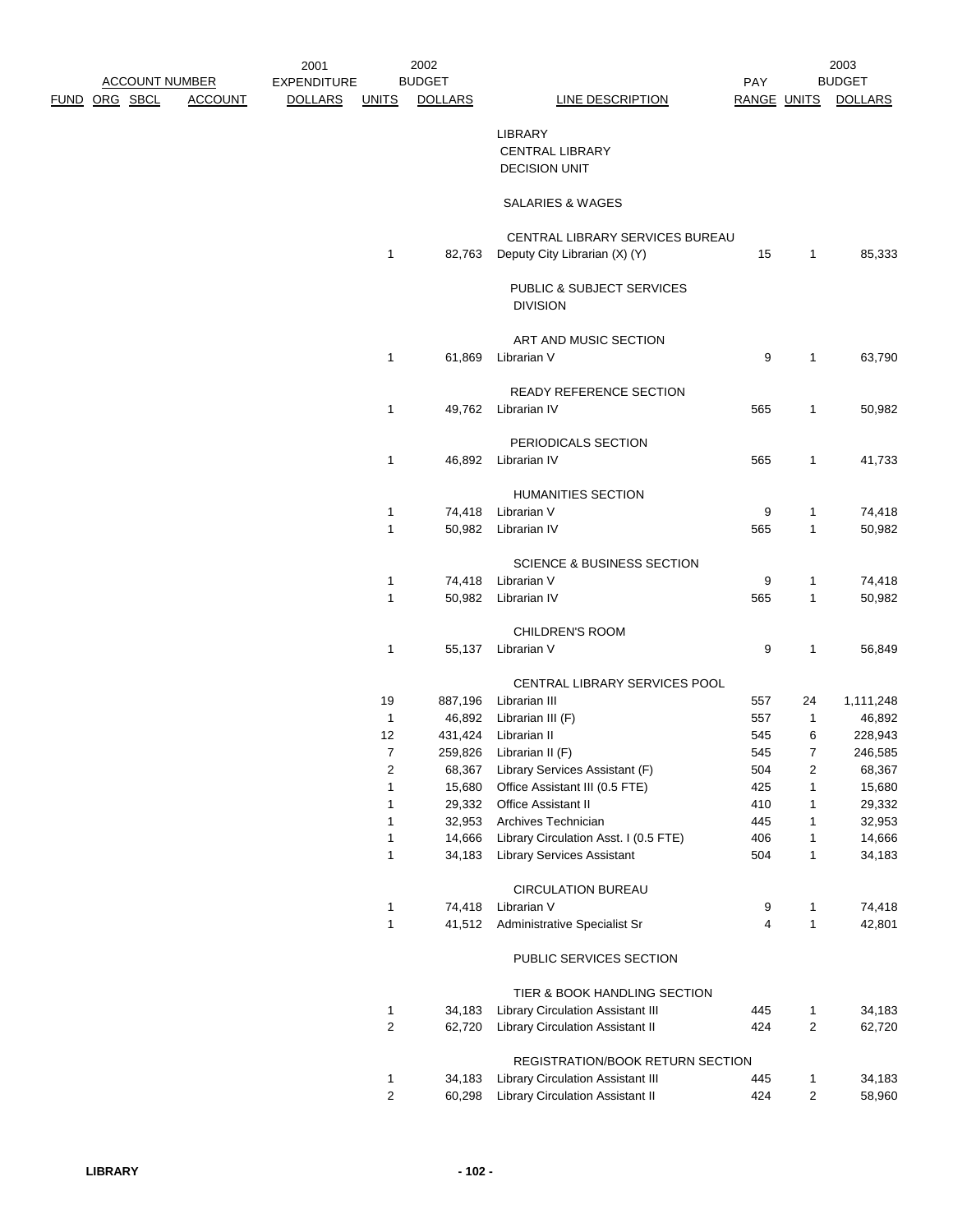| ACCOUNT NUMBER | | | | 2001 EXPENDITURE | 2002 BUDGET | | | PAY | 2003 BUDGET | |
|---|---|---|---|---|---|---|---|---|---|---|
| FUND | ORG | SBCL | ACCOUNT | DOLLARS | UNITS | DOLLARS | LINE DESCRIPTION | RANGE | UNITS | DOLLARS |
| | | | | | | | LIBRARY | | | |
| | | | | | | | CENTRAL LIBRARY | | | |
| | | | | | | | DECISION UNIT | | | |
| | | | | | | | SALARIES & WAGES | | | |
| | | | | | | | CENTRAL LIBRARY SERVICES BUREAU | | | |
| | | | | | 1 | 82,763 | Deputy City Librarian (X) (Y) | 15 | 1 | 85,333 |
| | | | | | | | PUBLIC & SUBJECT SERVICES DIVISION | | | |
| | | | | | | | ART AND MUSIC SECTION | | | |
| | | | | | 1 | 61,869 | Librarian V | 9 | 1 | 63,790 |
| | | | | | | | READY REFERENCE SECTION | | | |
| | | | | | 1 | 49,762 | Librarian IV | 565 | 1 | 50,982 |
| | | | | | | | PERIODICALS SECTION | | | |
| | | | | | 1 | 46,892 | Librarian IV | 565 | 1 | 41,733 |
| | | | | | | | HUMANITIES SECTION | | | |
| | | | | | 1 | 74,418 | Librarian V | 9 | 1 | 74,418 |
| | | | | | 1 | 50,982 | Librarian IV | 565 | 1 | 50,982 |
| | | | | | | | SCIENCE & BUSINESS SECTION | | | |
| | | | | | 1 | 74,418 | Librarian V | 9 | 1 | 74,418 |
| | | | | | 1 | 50,982 | Librarian IV | 565 | 1 | 50,982 |
| | | | | | | | CHILDREN'S ROOM | | | |
| | | | | | 1 | 55,137 | Librarian V | 9 | 1 | 56,849 |
| | | | | | | | CENTRAL LIBRARY SERVICES POOL | | | |
| | | | | | 19 | 887,196 | Librarian III | 557 | 24 | 1,111,248 |
| | | | | | 1 | 46,892 | Librarian III (F) | 557 | 1 | 46,892 |
| | | | | | 12 | 431,424 | Librarian II | 545 | 6 | 228,943 |
| | | | | | 7 | 259,826 | Librarian II (F) | 545 | 7 | 246,585 |
| | | | | | 2 | 68,367 | Library Services Assistant (F) | 504 | 2 | 68,367 |
| | | | | | 1 | 15,680 | Office Assistant III (0.5 FTE) | 425 | 1 | 15,680 |
| | | | | | 1 | 29,332 | Office Assistant II | 410 | 1 | 29,332 |
| | | | | | 1 | 32,953 | Archives Technician | 445 | 1 | 32,953 |
| | | | | | 1 | 14,666 | Library Circulation Asst. I (0.5 FTE) | 406 | 1 | 14,666 |
| | | | | | 1 | 34,183 | Library Services Assistant | 504 | 1 | 34,183 |
| | | | | | | | CIRCULATION BUREAU | | | |
| | | | | | 1 | 74,418 | Librarian V | 9 | 1 | 74,418 |
| | | | | | 1 | 41,512 | Administrative Specialist Sr | 4 | 1 | 42,801 |
| | | | | | | | PUBLIC SERVICES SECTION | | | |
| | | | | | | | TIER & BOOK HANDLING SECTION | | | |
| | | | | | 1 | 34,183 | Library Circulation Assistant III | 445 | 1 | 34,183 |
| | | | | | 2 | 62,720 | Library Circulation Assistant II | 424 | 2 | 62,720 |
| | | | | | | | REGISTRATION/BOOK RETURN SECTION | | | |
| | | | | | 1 | 34,183 | Library Circulation Assistant III | 445 | 1 | 34,183 |
| | | | | | 2 | 60,298 | Library Circulation Assistant II | 424 | 2 | 58,960 |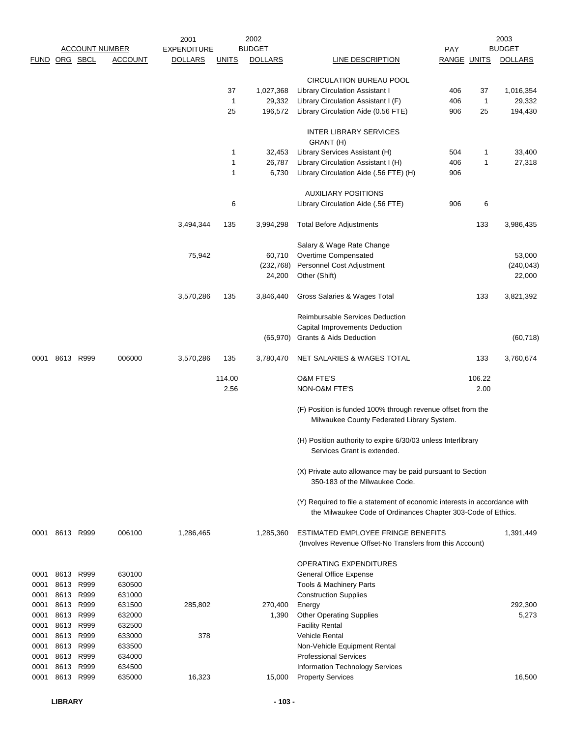| ACCOUNT NUMBER | | | | 2001 EXPENDITURE | 2002 BUDGET | | | | 2003 BUDGET | |
|---|---|---|---|---|---|---|---|---|---|---|
| FUND | ORG | SBCL | ACCOUNT | DOLLARS | UNITS | DOLLARS | LINE DESCRIPTION | PAY RANGE | UNITS | DOLLARS |
| | | | | | | | CIRCULATION BUREAU POOL | | | |
| | | | | | 37 | 1,027,368 | Library Circulation Assistant I | 406 | 37 | 1,016,354 |
| | | | | | 1 | 29,332 | Library Circulation Assistant I (F) | 406 | 1 | 29,332 |
| | | | | | 25 | 196,572 | Library Circulation Aide (0.56 FTE) | 906 | 25 | 194,430 |
| | | | | | | | INTER LIBRARY SERVICES GRANT (H) | | | |
| | | | | | 1 | 32,453 | Library Services Assistant (H) | 504 | 1 | 33,400 |
| | | | | | 1 | 26,787 | Library Circulation Assistant I (H) | 406 | 1 | 27,318 |
| | | | | | 1 | 6,730 | Library Circulation Aide (.56 FTE) (H) | 906 | | |
| | | | | | | | AUXILIARY POSITIONS | | | |
| | | | | | 6 | | Library Circulation Aide (.56 FTE) | 906 | 6 | |
| | | | | 3,494,344 | 135 | 3,994,298 | Total Before Adjustments | | 133 | 3,986,435 |
| | | | | | | | Salary & Wage Rate Change | | | |
| | | | | 75,942 | | 60,710 | Overtime Compensated | | | 53,000 |
| | | | | | | (232,768) | Personnel Cost Adjustment | | | (240,043) |
| | | | | | | 24,200 | Other (Shift) | | | 22,000 |
| | | | | 3,570,286 | 135 | 3,846,440 | Gross Salaries & Wages Total | | 133 | 3,821,392 |
| | | | | | | | Reimbursable Services Deduction | | | |
| | | | | | | | Capital Improvements Deduction | | | |
| | | | | | | (65,970) | Grants & Aids Deduction | | | (60,718) |
| 0001 | 8613 | R999 | 006000 | 3,570,286 | 135 | 3,780,470 | NET SALARIES & WAGES TOTAL | | 133 | 3,760,674 |
| | | | | | 114.00 | | O&M FTE'S | | 106.22 | |
| | | | | | 2.56 | | NON-O&M FTE'S | | 2.00 | |

(F) Position is funded 100% through revenue offset from the Milwaukee County Federated Library System.

(H) Position authority to expire 6/30/03 unless Interlibrary Services Grant is extended.

(X) Private auto allowance may be paid pursuant to Section 350-183 of the Milwaukee Code.

(Y) Required to file a statement of economic interests in accordance with the Milwaukee Code of Ordinances Chapter 303-Code of Ethics.

| FUND | ORG | SBCL | ACCOUNT | 2001 EXPENDITURE DOLLARS | 2002 UNITS | 2002 BUDGET DOLLARS | LINE DESCRIPTION | PAY RANGE | UNITS | 2003 BUDGET DOLLARS |
|---|---|---|---|---|---|---|---|---|---|---|
| 0001 | 8613 | R999 | 006100 | 1,286,465 | | 1,285,360 | ESTIMATED EMPLOYEE FRINGE BENEFITS (Involves Revenue Offset-No Transfers from this Account) | | | 1,391,449 |
| | | | | | | | OPERATING EXPENDITURES | | | |
| 0001 | 8613 | R999 | 630100 | | | | General Office Expense | | | |
| 0001 | 8613 | R999 | 630500 | | | | Tools & Machinery Parts | | | |
| 0001 | 8613 | R999 | 631000 | | | | Construction Supplies | | | |
| 0001 | 8613 | R999 | 631500 | 285,802 | | 270,400 | Energy | | | 292,300 |
| 0001 | 8613 | R999 | 632000 | | | 1,390 | Other Operating Supplies | | | 5,273 |
| 0001 | 8613 | R999 | 632500 | | | | Facility Rental | | | |
| 0001 | 8613 | R999 | 633000 | 378 | | | Vehicle Rental | | | |
| 0001 | 8613 | R999 | 633500 | | | | Non-Vehicle Equipment Rental | | | |
| 0001 | 8613 | R999 | 634000 | | | | Professional Services | | | |
| 0001 | 8613 | R999 | 634500 | | | | Information Technology Services | | | |
| 0001 | 8613 | R999 | 635000 | 16,323 | | 15,000 | Property Services | | | 16,500 |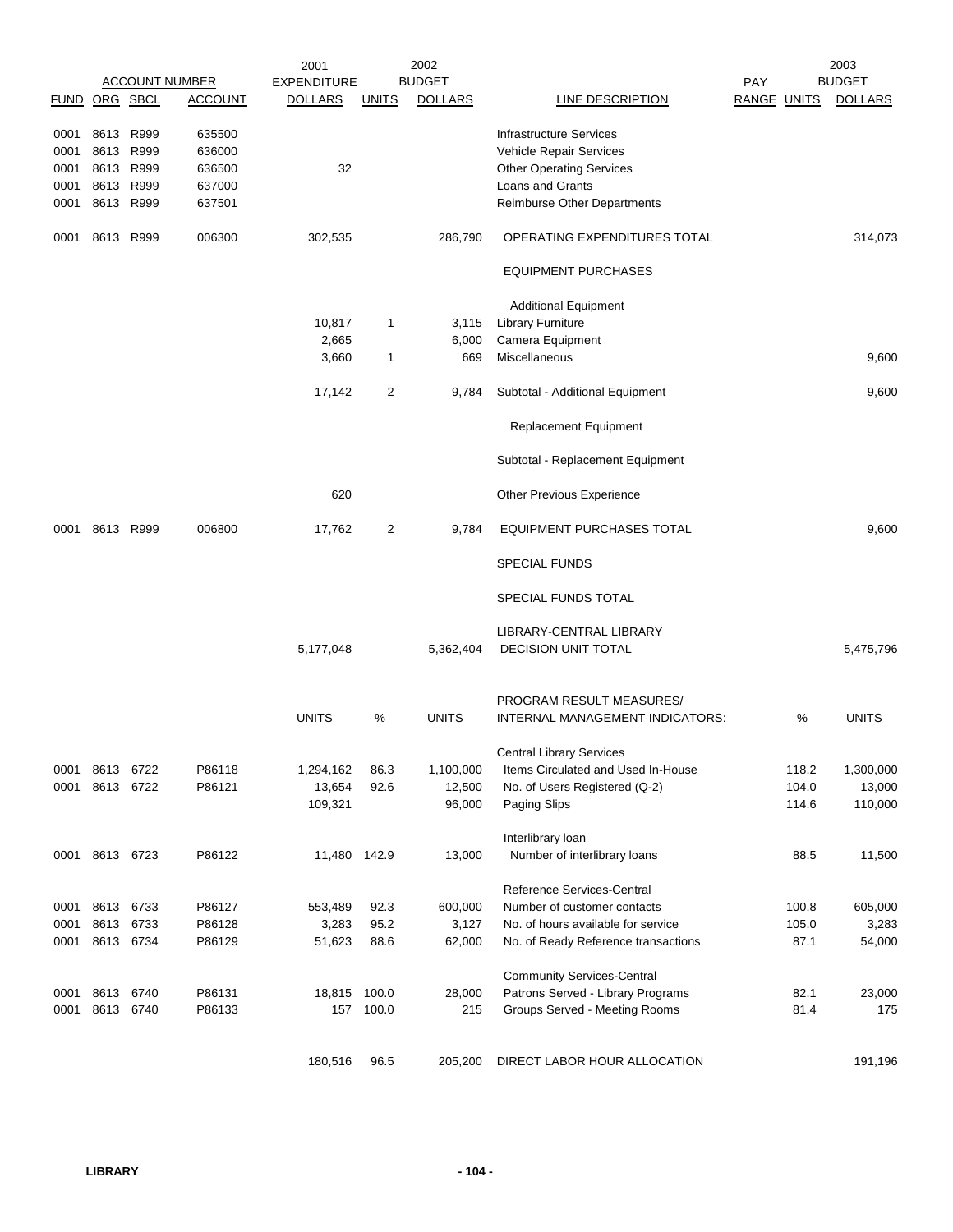| ACCOUNT NUMBER | | | | 2001 | | 2002 | | PAY | | 2003 |
|---|---|---|---|---|---|---|---|---|---|---|
| FUND | ORG | SBCL | ACCOUNT | EXPENDITURE DOLLARS | UNITS | BUDGET DOLLARS | LINE DESCRIPTION | RANGE | UNITS | BUDGET DOLLARS |
| 0001 | 8613 | R999 | 635500 | | | | Infrastructure Services | | | |
| 0001 | 8613 | R999 | 636000 | | | | Vehicle Repair Services | | | |
| 0001 | 8613 | R999 | 636500 | 32 | | | Other Operating Services | | | |
| 0001 | 8613 | R999 | 637000 | | | | Loans and Grants | | | |
| 0001 | 8613 | R999 | 637501 | | | | Reimburse Other Departments | | | |
| 0001 | 8613 | R999 | 006300 | 302,535 | | 286,790 | OPERATING EXPENDITURES TOTAL | | | 314,073 |
| | | | | | | | EQUIPMENT PURCHASES | | | |
| | | | | | | | Additional Equipment | | | |
| | | | | 10,817 | 1 | 3,115 | Library Furniture | | | |
| | | | | 2,665 | | 6,000 | Camera Equipment | | | |
| | | | | 3,660 | 1 | 669 | Miscellaneous | | | 9,600 |
| | | | | 17,142 | 2 | 9,784 | Subtotal - Additional Equipment | | | 9,600 |
| | | | | | | | Replacement Equipment | | | |
| | | | | | | | Subtotal - Replacement Equipment | | | |
| | | | | 620 | | | Other Previous Experience | | | |
| 0001 | 8613 | R999 | 006800 | 17,762 | 2 | 9,784 | EQUIPMENT PURCHASES TOTAL | | | 9,600 |
| | | | | | | | SPECIAL FUNDS | | | |
| | | | | | | | SPECIAL FUNDS TOTAL | | | |
| | | | | 5,177,048 | | 5,362,404 | LIBRARY-CENTRAL LIBRARY DECISION UNIT TOTAL | | | 5,475,796 |

| FUND | ORG | SBCL | ACCOUNT | UNITS | % | UNITS | PROGRAM RESULT MEASURES/ INTERNAL MANAGEMENT INDICATORS: | | % | UNITS |
|---|---|---|---|---|---|---|---|---|---|---|
| | | | | | | | Central Library Services | | | |
| 0001 | 8613 | 6722 | P86118 | 1,294,162 | 86.3 | 1,100,000 | Items Circulated and Used In-House | | 118.2 | 1,300,000 |
| 0001 | 8613 | 6722 | P86121 | 13,654 | 92.6 | 12,500 | No. of Users Registered (Q-2) | | 104.0 | 13,000 |
| | | | | 109,321 | | 96,000 | Paging Slips | | 114.6 | 110,000 |
| | | | | | | | Interlibrary loan | | | |
| 0001 | 8613 | 6723 | P86122 | 11,480 | 142.9 | 13,000 | Number of interlibrary loans | | 88.5 | 11,500 |
| | | | | | | | Reference Services-Central | | | |
| 0001 | 8613 | 6733 | P86127 | 553,489 | 92.3 | 600,000 | Number of customer contacts | | 100.8 | 605,000 |
| 0001 | 8613 | 6733 | P86128 | 3,283 | 95.2 | 3,127 | No. of hours available for service | | 105.0 | 3,283 |
| 0001 | 8613 | 6734 | P86129 | 51,623 | 88.6 | 62,000 | No. of Ready Reference transactions | | 87.1 | 54,000 |
| | | | | | | | Community Services-Central | | | |
| 0001 | 8613 | 6740 | P86131 | 18,815 | 100.0 | 28,000 | Patrons Served - Library Programs | | 82.1 | 23,000 |
| 0001 | 8613 | 6740 | P86133 | 157 | 100.0 | 215 | Groups Served - Meeting Rooms | | 81.4 | 175 |
| | | | | 180,516 | 96.5 | 205,200 | DIRECT LABOR HOUR ALLOCATION | | | 191,196 |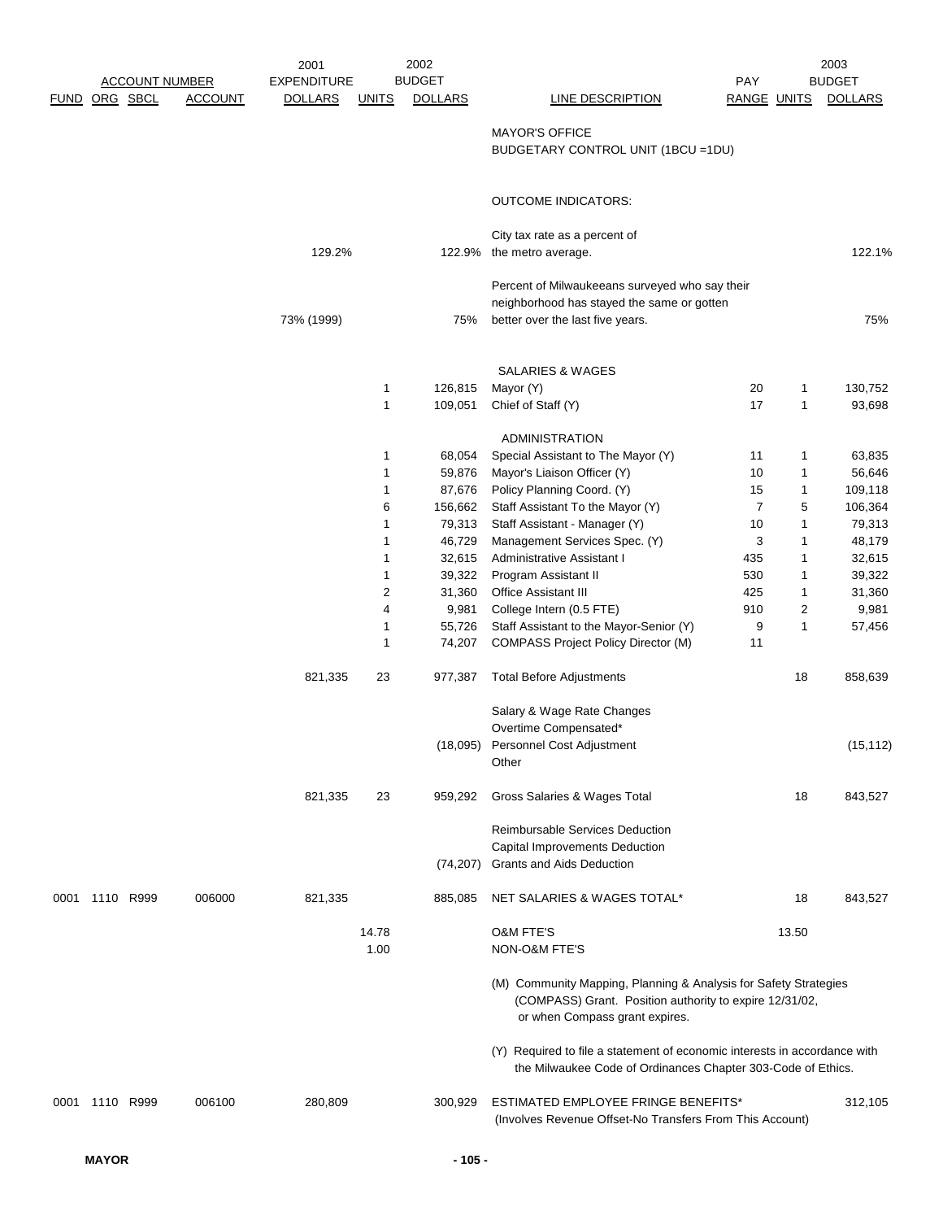| FUND | ORG | SBCL | ACCOUNT | 2001 EXPENDITURE DOLLARS | UNITS | 2002 BUDGET DOLLARS | LINE DESCRIPTION | PAY RANGE | UNITS | 2003 BUDGET DOLLARS |
|---|---|---|---|---|---|---|---|---|---|---|
| | | | | | | | MAYOR'S OFFICE | | | |
| | | | | | | | BUDGETARY CONTROL UNIT (1BCU =1DU) | | | |
| | | | | | | | OUTCOME INDICATORS: | | | |
| | | | | 129.2% | | 122.9% | City tax rate as a percent of the metro average. | | | 122.1% |
| | | | | 73% (1999) | | 75% | Percent of Milwaukeeans surveyed who say their neighborhood has stayed the same or gotten better over the last five years. | | | 75% |
| | | | | | | | SALARIES & WAGES | | | |
| | | | | | 1 | 126,815 | Mayor (Y) | 20 | 1 | 130,752 |
| | | | | | 1 | 109,051 | Chief of Staff (Y) | 17 | 1 | 93,698 |
| | | | | | | | ADMINISTRATION | | | |
| | | | | | 1 | 68,054 | Special Assistant to The Mayor (Y) | 11 | 1 | 63,835 |
| | | | | | 1 | 59,876 | Mayor's Liaison Officer (Y) | 10 | 1 | 56,646 |
| | | | | | 1 | 87,676 | Policy Planning Coord. (Y) | 15 | 1 | 109,118 |
| | | | | | 6 | 156,662 | Staff Assistant To the Mayor (Y) | 7 | 5 | 106,364 |
| | | | | | 1 | 79,313 | Staff Assistant - Manager (Y) | 10 | 1 | 79,313 |
| | | | | | 1 | 46,729 | Management Services Spec. (Y) | 3 | 1 | 48,179 |
| | | | | | 1 | 32,615 | Administrative Assistant I | 435 | 1 | 32,615 |
| | | | | | 1 | 39,322 | Program Assistant II | 530 | 1 | 39,322 |
| | | | | | 2 | 31,360 | Office Assistant III | 425 | 1 | 31,360 |
| | | | | | 4 | 9,981 | College Intern (0.5 FTE) | 910 | 2 | 9,981 |
| | | | | | 1 | 55,726 | Staff Assistant to the Mayor-Senior (Y) | 9 | 1 | 57,456 |
| | | | | | 1 | 74,207 | COMPASS Project Policy Director (M) | 11 | | |
| | | | | 821,335 | 23 | 977,387 | Total Before Adjustments | | 18 | 858,639 |
| | | | | | | | Salary & Wage Rate Changes | | | |
| | | | | | | | Overtime Compensated* | | | |
| | | | | | | (18,095) | Personnel Cost Adjustment | | | (15,112) |
| | | | | | | | Other | | | |
| | | | | 821,335 | 23 | 959,292 | Gross Salaries & Wages Total | | 18 | 843,527 |
| | | | | | | | Reimbursable Services Deduction | | | |
| | | | | | | | Capital Improvements Deduction | | | |
| | | | | | | (74,207) | Grants and Aids Deduction | | | |
| 0001 | 1110 | R999 | 006000 | 821,335 | | 885,085 | NET SALARIES & WAGES TOTAL* | | 18 | 843,527 |
| | | | | | 14.78 | | O&M FTE'S | | 13.50 | |
| | | | | | 1.00 | | NON-O&M FTE'S | | | |
| | | | | | | | (M) Community Mapping, Planning & Analysis for Safety Strategies (COMPASS) Grant. Position authority to expire 12/31/02, or when Compass grant expires. | | | |
| | | | | | | | (Y) Required to file a statement of economic interests in accordance with the Milwaukee Code of Ordinances Chapter 303-Code of Ethics. | | | |
| 0001 | 1110 | R999 | 006100 | 280,809 | | 300,929 | ESTIMATED EMPLOYEE FRINGE BENEFITS* (Involves Revenue Offset-No Transfers From This Account) | | | 312,105 |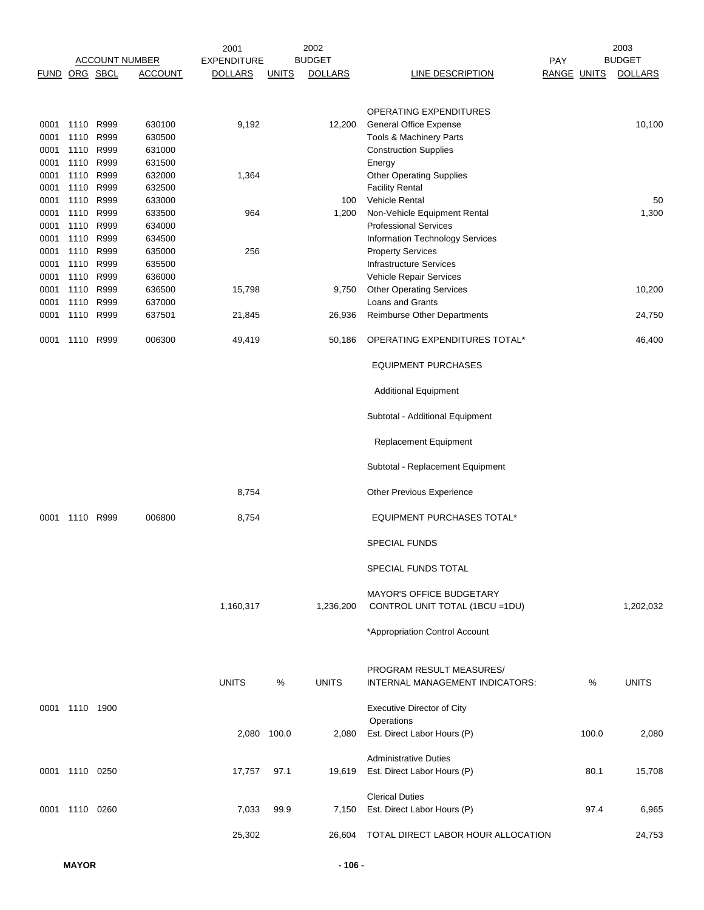| ACCOUNT NUMBER | | | | 2001 EXPENDITURE | | 2002 BUDGET | | PAY | | 2003 BUDGET |
|---|---|---|---|---|---|---|---|---|---|---|
| FUND | ORG | SBCL | ACCOUNT | DOLLARS | UNITS | DOLLARS | LINE DESCRIPTION | RANGE | UNITS | DOLLARS |
| | | | | | | | OPERATING EXPENDITURES | | | |
| 0001 | 1110 | R999 | 630100 | 9,192 | | 12,200 | General Office Expense | | | 10,100 |
| 0001 | 1110 | R999 | 630500 | | | | Tools & Machinery Parts | | | |
| 0001 | 1110 | R999 | 631000 | | | | Construction Supplies | | | |
| 0001 | 1110 | R999 | 631500 | | | | Energy | | | |
| 0001 | 1110 | R999 | 632000 | 1,364 | | | Other Operating Supplies | | | |
| 0001 | 1110 | R999 | 632500 | | | | Facility Rental | | | |
| 0001 | 1110 | R999 | 633000 | | | 100 | Vehicle Rental | | | 50 |
| 0001 | 1110 | R999 | 633500 | 964 | | 1,200 | Non-Vehicle Equipment Rental | | | 1,300 |
| 0001 | 1110 | R999 | 634000 | | | | Professional Services | | | |
| 0001 | 1110 | R999 | 634500 | | | | Information Technology Services | | | |
| 0001 | 1110 | R999 | 635000 | 256 | | | Property Services | | | |
| 0001 | 1110 | R999 | 635500 | | | | Infrastructure Services | | | |
| 0001 | 1110 | R999 | 636000 | | | | Vehicle Repair Services | | | |
| 0001 | 1110 | R999 | 636500 | 15,798 | | 9,750 | Other Operating Services | | | 10,200 |
| 0001 | 1110 | R999 | 637000 | | | | Loans and Grants | | | |
| 0001 | 1110 | R999 | 637501 | 21,845 | | 26,936 | Reimburse Other Departments | | | 24,750 |
| 0001 | 1110 | R999 | 006300 | 49,419 | | 50,186 | OPERATING EXPENDITURES TOTAL* | | | 46,400 |
| | | | | | | | EQUIPMENT PURCHASES | | | |
| | | | | | | | Additional Equipment | | | |
| | | | | | | | Subtotal - Additional Equipment | | | |
| | | | | | | | Replacement Equipment | | | |
| | | | | | | | Subtotal - Replacement Equipment | | | |
| | | | | 8,754 | | | Other Previous Experience | | | |
| 0001 | 1110 | R999 | 006800 | 8,754 | | | EQUIPMENT PURCHASES TOTAL* | | | |
| | | | | | | | SPECIAL FUNDS | | | |
| | | | | | | | SPECIAL FUNDS TOTAL | | | |
| | | | | 1,160,317 | | 1,236,200 | MAYOR'S OFFICE BUDGETARY CONTROL UNIT TOTAL (1BCU =1DU) | | | 1,202,032 |
| | | | | | | | *Appropriation Control Account | | | |

| FUND | ORG | SBCL | UNITS | % | UNITS | PROGRAM RESULT MEASURES/ INTERNAL MANAGEMENT INDICATORS: | % | UNITS |
|---|---|---|---|---|---|---|---|---|
| 0001 | 1110 | 1900 | | | | Executive Director of City Operations | | |
| | | | 2,080 | 100.0 | 2,080 | Est. Direct Labor Hours (P) | 100.0 | 2,080 |
| | | | | | | Administrative Duties | | |
| 0001 | 1110 | 0250 | 17,757 | 97.1 | 19,619 | Est. Direct Labor Hours (P) | 80.1 | 15,708 |
| | | | | | | Clerical Duties | | |
| 0001 | 1110 | 0260 | 7,033 | 99.9 | 7,150 | Est. Direct Labor Hours (P) | 97.4 | 6,965 |
| | | | 25,302 | | 26,604 | TOTAL DIRECT LABOR HOUR ALLOCATION | | 24,753 |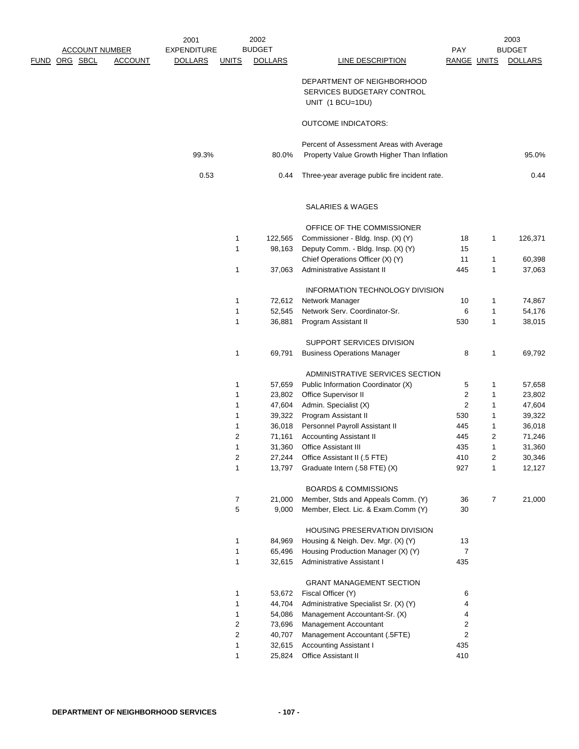| FUND | ORG | SBCL | ACCOUNT | 2001 EXPENDITURE DOLLARS | 2002 BUDGET UNITS | 2002 BUDGET DOLLARS | LINE DESCRIPTION | PAY RANGE | 2003 BUDGET UNITS | 2003 BUDGET DOLLARS |
|---|---|---|---|---|---|---|---|---|---|---|
| | | | | | | | DEPARTMENT OF NEIGHBORHOOD SERVICES BUDGETARY CONTROL UNIT (1 BCU=1DU) | | | |
| | | | | | | | OUTCOME INDICATORS: | | | |
| | | | | 99.3% | | 80.0% | Percent of Assessment Areas with Average Property Value Growth Higher Than Inflation | | | 95.0% |
| | | | | 0.53 | | 0.44 | Three-year average public fire incident rate. | | | 0.44 |
| | | | | | | | SALARIES & WAGES | | | |
| | | | | | | | OFFICE OF THE COMMISSIONER | | | |
| | | | | | 1 | 122,565 | Commissioner - Bldg. Insp. (X) (Y) | 18 | 1 | 126,371 |
| | | | | | 1 | 98,163 | Deputy Comm. - Bldg. Insp. (X) (Y) | 15 | | |
| | | | | | | | Chief Operations Officer (X) (Y) | 11 | 1 | 60,398 |
| | | | | | 1 | 37,063 | Administrative Assistant II | 445 | 1 | 37,063 |
| | | | | | | | INFORMATION TECHNOLOGY DIVISION | | | |
| | | | | | 1 | 72,612 | Network Manager | 10 | 1 | 74,867 |
| | | | | | 1 | 52,545 | Network Serv. Coordinator-Sr. | 6 | 1 | 54,176 |
| | | | | | 1 | 36,881 | Program Assistant II | 530 | 1 | 38,015 |
| | | | | | | | SUPPORT SERVICES DIVISION | | | |
| | | | | | 1 | 69,791 | Business Operations Manager | 8 | 1 | 69,792 |
| | | | | | | | ADMINISTRATIVE SERVICES SECTION | | | |
| | | | | | 1 | 57,659 | Public Information Coordinator (X) | 5 | 1 | 57,658 |
| | | | | | 1 | 23,802 | Office Supervisor II | 2 | 1 | 23,802 |
| | | | | | 1 | 47,604 | Admin. Specialist (X) | 2 | 1 | 47,604 |
| | | | | | 1 | 39,322 | Program Assistant II | 530 | 1 | 39,322 |
| | | | | | 1 | 36,018 | Personnel Payroll Assistant II | 445 | 1 | 36,018 |
| | | | | | 2 | 71,161 | Accounting Assistant II | 445 | 2 | 71,246 |
| | | | | | 1 | 31,360 | Office Assistant III | 435 | 1 | 31,360 |
| | | | | | 2 | 27,244 | Office Assistant II (.5 FTE) | 410 | 2 | 30,346 |
| | | | | | 1 | 13,797 | Graduate Intern (.58 FTE) (X) | 927 | 1 | 12,127 |
| | | | | | | | BOARDS & COMMISSIONS | | | |
| | | | | | 7 | 21,000 | Member, Stds and Appeals Comm. (Y) | 36 | 7 | 21,000 |
| | | | | | 5 | 9,000 | Member, Elect. Lic. & Exam.Comm (Y) | 30 | | |
| | | | | | | | HOUSING PRESERVATION DIVISION | | | |
| | | | | | 1 | 84,969 | Housing & Neigh. Dev. Mgr. (X) (Y) | 13 | | |
| | | | | | 1 | 65,496 | Housing Production Manager (X) (Y) | 7 | | |
| | | | | | 1 | 32,615 | Administrative Assistant I | 435 | | |
| | | | | | | | GRANT MANAGEMENT SECTION | | | |
| | | | | | 1 | 53,672 | Fiscal Officer (Y) | 6 | | |
| | | | | | 1 | 44,704 | Administrative Specialist Sr. (X) (Y) | 4 | | |
| | | | | | 1 | 54,086 | Management Accountant-Sr. (X) | 4 | | |
| | | | | | 2 | 73,696 | Management Accountant | 2 | | |
| | | | | | 2 | 40,707 | Management Accountant (.5FTE) | 2 | | |
| | | | | | 1 | 32,615 | Accounting Assistant I | 435 | | |
| | | | | | 1 | 25,824 | Office Assistant II | 410 | | |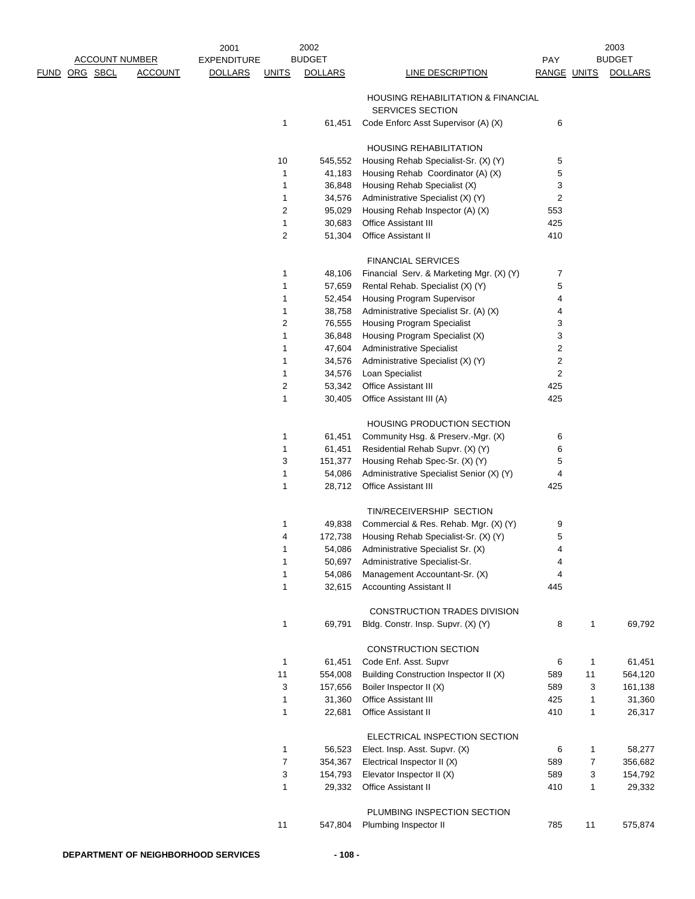| ACCOUNT NUMBER | | | | 2001 EXPENDITURE | 2002 BUDGET | | | PAY | 2003 BUDGET | |
|---|---|---|---|---|---|---|---|---|---|---|
| FUND | ORG | SBCL | ACCOUNT | DOLLARS | UNITS | DOLLARS | LINE DESCRIPTION | RANGE | UNITS | DOLLARS |
| | | | | | | | HOUSING REHABILITATION & FINANCIAL SERVICES SECTION | | | |
| | | | | | 1 | 61,451 | Code Enforc Asst Supervisor (A) (X) | 6 | | |
| | | | | | | | HOUSING REHABILITATION | | | |
| | | | | | 10 | 545,552 | Housing Rehab Specialist-Sr. (X) (Y) | 5 | | |
| | | | | | 1 | 41,183 | Housing Rehab Coordinator (A) (X) | 5 | | |
| | | | | | 1 | 36,848 | Housing Rehab Specialist (X) | 3 | | |
| | | | | | 1 | 34,576 | Administrative Specialist (X) (Y) | 2 | | |
| | | | | | 2 | 95,029 | Housing Rehab Inspector (A) (X) | 553 | | |
| | | | | | 1 | 30,683 | Office Assistant III | 425 | | |
| | | | | | 2 | 51,304 | Office Assistant II | 410 | | |
| | | | | | | | FINANCIAL SERVICES | | | |
| | | | | | 1 | 48,106 | Financial Serv. & Marketing Mgr. (X) (Y) | 7 | | |
| | | | | | 1 | 57,659 | Rental Rehab. Specialist (X) (Y) | 5 | | |
| | | | | | 1 | 52,454 | Housing Program Supervisor | 4 | | |
| | | | | | 1 | 38,758 | Administrative Specialist Sr. (A) (X) | 4 | | |
| | | | | | 2 | 76,555 | Housing Program Specialist | 3 | | |
| | | | | | 1 | 36,848 | Housing Program Specialist (X) | 3 | | |
| | | | | | 1 | 47,604 | Administrative Specialist | 2 | | |
| | | | | | 1 | 34,576 | Administrative Specialist (X) (Y) | 2 | | |
| | | | | | 1 | 34,576 | Loan Specialist | 2 | | |
| | | | | | 2 | 53,342 | Office Assistant III | 425 | | |
| | | | | | 1 | 30,405 | Office Assistant III (A) | 425 | | |
| | | | | | | | HOUSING PRODUCTION SECTION | | | |
| | | | | | 1 | 61,451 | Community Hsg. & Preserv.-Mgr. (X) | 6 | | |
| | | | | | 1 | 61,451 | Residential Rehab Supvr. (X) (Y) | 6 | | |
| | | | | | 3 | 151,377 | Housing Rehab Spec-Sr. (X) (Y) | 5 | | |
| | | | | | 1 | 54,086 | Administrative Specialist Senior (X) (Y) | 4 | | |
| | | | | | 1 | 28,712 | Office Assistant III | 425 | | |
| | | | | | | | TIN/RECEIVERSHIP SECTION | | | |
| | | | | | 1 | 49,838 | Commercial & Res. Rehab. Mgr. (X) (Y) | 9 | | |
| | | | | | 4 | 172,738 | Housing Rehab Specialist-Sr. (X) (Y) | 5 | | |
| | | | | | 1 | 54,086 | Administrative Specialist Sr. (X) | 4 | | |
| | | | | | 1 | 50,697 | Administrative Specialist-Sr. | 4 | | |
| | | | | | 1 | 54,086 | Management Accountant-Sr. (X) | 4 | | |
| | | | | | 1 | 32,615 | Accounting Assistant II | 445 | | |
| | | | | | | | CONSTRUCTION TRADES DIVISION | | | |
| | | | | | 1 | 69,791 | Bldg. Constr. Insp. Supvr. (X) (Y) | 8 | 1 | 69,792 |
| | | | | | | | CONSTRUCTION SECTION | | | |
| | | | | | 1 | 61,451 | Code Enf. Asst. Supvr | 6 | 1 | 61,451 |
| | | | | | 11 | 554,008 | Building Construction Inspector II (X) | 589 | 11 | 564,120 |
| | | | | | 3 | 157,656 | Boiler Inspector II (X) | 589 | 3 | 161,138 |
| | | | | | 1 | 31,360 | Office Assistant III | 425 | 1 | 31,360 |
| | | | | | 1 | 22,681 | Office Assistant II | 410 | 1 | 26,317 |
| | | | | | | | ELECTRICAL INSPECTION SECTION | | | |
| | | | | | 1 | 56,523 | Elect. Insp. Asst. Supvr. (X) | 6 | 1 | 58,277 |
| | | | | | 7 | 354,367 | Electrical Inspector II (X) | 589 | 7 | 356,682 |
| | | | | | 3 | 154,793 | Elevator Inspector II (X) | 589 | 3 | 154,792 |
| | | | | | 1 | 29,332 | Office Assistant II | 410 | 1 | 29,332 |
| | | | | | | | PLUMBING INSPECTION SECTION | | | |
| | | | | | 11 | 547,804 | Plumbing Inspector II | 785 | 11 | 575,874 |

DEPARTMENT OF NEIGHBORHOOD SERVICES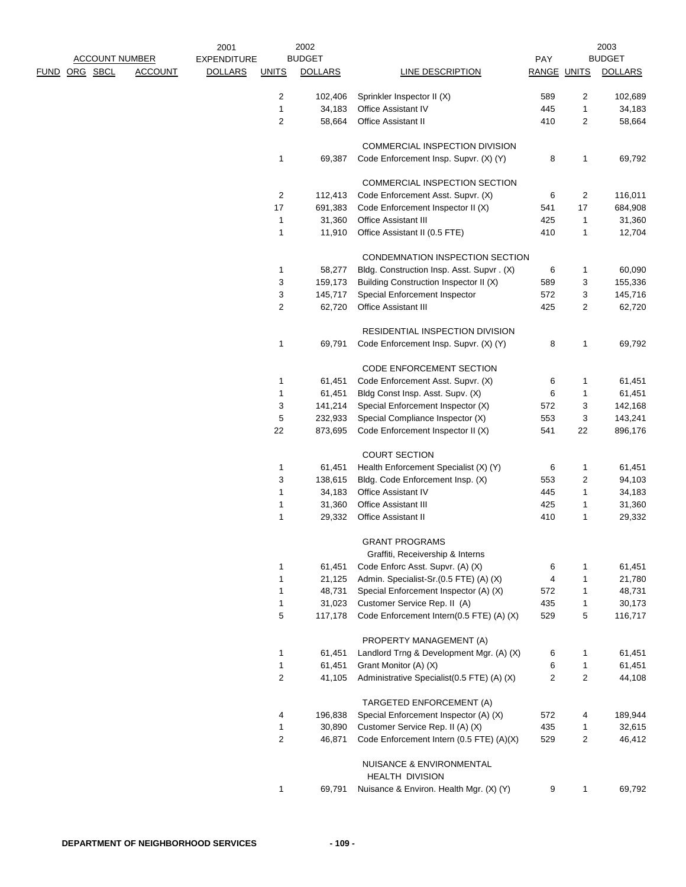| ACCOUNT NUMBER | | | | 2001 EXPENDITURE | 2002 BUDGET | | | PAY | 2003 BUDGET | |
|---|---|---|---|---|---|---|---|---|---|---|
| FUND | ORG | SBCL | ACCOUNT | DOLLARS | UNITS | DOLLARS | LINE DESCRIPTION | RANGE | UNITS | DOLLARS |
| | | | | | 2 | 102,406 | Sprinkler Inspector II (X) | 589 | 2 | 102,689 |
| | | | | | 1 | 34,183 | Office Assistant IV | 445 | 1 | 34,183 |
| | | | | | 2 | 58,664 | Office Assistant II | 410 | 2 | 58,664 |
| | | | | | | | COMMERCIAL INSPECTION DIVISION | | | |
| | | | | | 1 | 69,387 | Code Enforcement Insp. Supvr. (X) (Y) | 8 | 1 | 69,792 |
| | | | | | | | COMMERCIAL INSPECTION SECTION | | | |
| | | | | | 2 | 112,413 | Code Enforcement Asst. Supvr. (X) | 6 | 2 | 116,011 |
| | | | | | 17 | 691,383 | Code Enforcement Inspector II (X) | 541 | 17 | 684,908 |
| | | | | | 1 | 31,360 | Office Assistant III | 425 | 1 | 31,360 |
| | | | | | 1 | 11,910 | Office Assistant II (0.5 FTE) | 410 | 1 | 12,704 |
| | | | | | | | CONDEMNATION INSPECTION SECTION | | | |
| | | | | | 1 | 58,277 | Bldg. Construction Insp. Asst. Supvr . (X) | 6 | 1 | 60,090 |
| | | | | | 3 | 159,173 | Building Construction Inspector II (X) | 589 | 3 | 155,336 |
| | | | | | 3 | 145,717 | Special Enforcement Inspector | 572 | 3 | 145,716 |
| | | | | | 2 | 62,720 | Office Assistant III | 425 | 2 | 62,720 |
| | | | | | | | RESIDENTIAL INSPECTION DIVISION | | | |
| | | | | | 1 | 69,791 | Code Enforcement Insp. Supvr. (X) (Y) | 8 | 1 | 69,792 |
| | | | | | | | CODE ENFORCEMENT SECTION | | | |
| | | | | | 1 | 61,451 | Code Enforcement Asst. Supvr. (X) | 6 | 1 | 61,451 |
| | | | | | 1 | 61,451 | Bldg Const Insp. Asst. Supv. (X) | 6 | 1 | 61,451 |
| | | | | | 3 | 141,214 | Special Enforcement Inspector (X) | 572 | 3 | 142,168 |
| | | | | | 5 | 232,933 | Special Compliance Inspector (X) | 553 | 3 | 143,241 |
| | | | | | 22 | 873,695 | Code Enforcement Inspector II (X) | 541 | 22 | 896,176 |
| | | | | | | | COURT SECTION | | | |
| | | | | | 1 | 61,451 | Health Enforcement Specialist (X) (Y) | 6 | 1 | 61,451 |
| | | | | | 3 | 138,615 | Bldg. Code Enforcement Insp. (X) | 553 | 2 | 94,103 |
| | | | | | 1 | 34,183 | Office Assistant IV | 445 | 1 | 34,183 |
| | | | | | 1 | 31,360 | Office Assistant III | 425 | 1 | 31,360 |
| | | | | | 1 | 29,332 | Office Assistant II | 410 | 1 | 29,332 |
| | | | | | | | GRANT PROGRAMS | | | |
| | | | | | | | Graffiti, Receivership & Interns | | | |
| | | | | | 1 | 61,451 | Code Enforc Asst. Supvr. (A) (X) | 6 | 1 | 61,451 |
| | | | | | 1 | 21,125 | Admin. Specialist-Sr.(0.5 FTE) (A) (X) | 4 | 1 | 21,780 |
| | | | | | 1 | 48,731 | Special Enforcement Inspector (A) (X) | 572 | 1 | 48,731 |
| | | | | | 1 | 31,023 | Customer Service Rep. II (A) | 435 | 1 | 30,173 |
| | | | | | 5 | 117,178 | Code Enforcement Intern(0.5 FTE) (A) (X) | 529 | 5 | 116,717 |
| | | | | | | | PROPERTY MANAGEMENT (A) | | | |
| | | | | | 1 | 61,451 | Landlord Trng & Development Mgr. (A) (X) | 6 | 1 | 61,451 |
| | | | | | 1 | 61,451 | Grant Monitor (A) (X) | 6 | 1 | 61,451 |
| | | | | | 2 | 41,105 | Administrative Specialist(0.5 FTE) (A) (X) | 2 | 2 | 44,108 |
| | | | | | | | TARGETED ENFORCEMENT (A) | | | |
| | | | | | 4 | 196,838 | Special Enforcement Inspector (A) (X) | 572 | 4 | 189,944 |
| | | | | | 1 | 30,890 | Customer Service Rep. II (A) (X) | 435 | 1 | 32,615 |
| | | | | | 2 | 46,871 | Code Enforcement Intern (0.5 FTE) (A)(X) | 529 | 2 | 46,412 |
| | | | | | | | NUISANCE & ENVIRONMENTAL HEALTH DIVISION | | | |
| | | | | | 1 | 69,791 | Nuisance & Environ. Health Mgr. (X) (Y) | 9 | 1 | 69,792 |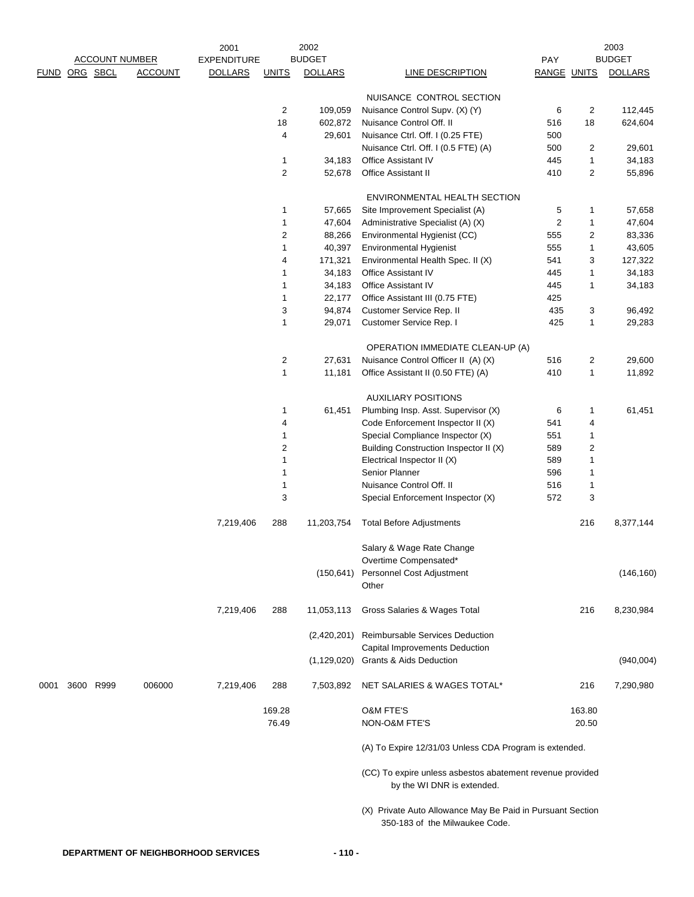| ACCOUNT NUMBER | | | | 2001 EXPENDITURE | 2002 BUDGET | | | PAY | 2003 BUDGET | |
|---|---|---|---|---|---|---|---|---|---|---|
| FUND | ORG | SBCL | ACCOUNT | DOLLARS | UNITS | DOLLARS | LINE DESCRIPTION | RANGE | UNITS | DOLLARS |
| | | | | | | | NUISANCE CONTROL SECTION | | | |
| | | | | | 2 | 109,059 | Nuisance Control Supv. (X) (Y) | 6 | 2 | 112,445 |
| | | | | | 18 | 602,872 | Nuisance Control Off. II | 516 | 18 | 624,604 |
| | | | | | 4 | 29,601 | Nuisance Ctrl. Off. I (0.25 FTE) | 500 | | |
| | | | | | | | Nuisance Ctrl. Off. I (0.5 FTE) (A) | 500 | 2 | 29,601 |
| | | | | | 1 | 34,183 | Office Assistant IV | 445 | 1 | 34,183 |
| | | | | | 2 | 52,678 | Office Assistant II | 410 | 2 | 55,896 |
| | | | | | | | ENVIRONMENTAL HEALTH SECTION | | | |
| | | | | | 1 | 57,665 | Site Improvement Specialist (A) | 5 | 1 | 57,658 |
| | | | | | 1 | 47,604 | Administrative Specialist (A) (X) | 2 | 1 | 47,604 |
| | | | | | 2 | 88,266 | Environmental Hygienist (CC) | 555 | 2 | 83,336 |
| | | | | | 1 | 40,397 | Environmental Hygienist | 555 | 1 | 43,605 |
| | | | | | 4 | 171,321 | Environmental Health Spec. II (X) | 541 | 3 | 127,322 |
| | | | | | 1 | 34,183 | Office Assistant IV | 445 | 1 | 34,183 |
| | | | | | 1 | 34,183 | Office Assistant IV | 445 | 1 | 34,183 |
| | | | | | 1 | 22,177 | Office Assistant III (0.75 FTE) | 425 | | |
| | | | | | 3 | 94,874 | Customer Service Rep. II | 435 | 3 | 96,492 |
| | | | | | 1 | 29,071 | Customer Service Rep. I | 425 | 1 | 29,283 |
| | | | | | | | OPERATION IMMEDIATE CLEAN-UP (A) | | | |
| | | | | | 2 | 27,631 | Nuisance Control Officer II (A) (X) | 516 | 2 | 29,600 |
| | | | | | 1 | 11,181 | Office Assistant II (0.50 FTE) (A) | 410 | 1 | 11,892 |
| | | | | | | | AUXILIARY POSITIONS | | | |
| | | | | | 1 | 61,451 | Plumbing Insp. Asst. Supervisor (X) | 6 | 1 | 61,451 |
| | | | | | 4 | | Code Enforcement Inspector II (X) | 541 | 4 | |
| | | | | | 1 | | Special Compliance Inspector (X) | 551 | 1 | |
| | | | | | 2 | | Building Construction Inspector II (X) | 589 | 2 | |
| | | | | | 1 | | Electrical Inspector II (X) | 589 | 1 | |
| | | | | | 1 | | Senior Planner | 596 | 1 | |
| | | | | | 1 | | Nuisance Control Off. II | 516 | 1 | |
| | | | | | 3 | | Special Enforcement Inspector (X) | 572 | 3 | |
| | | | | 7,219,406 | 288 | 11,203,754 | Total Before Adjustments | | 216 | 8,377,144 |
| | | | | | | | Salary & Wage Rate Change | | | |
| | | | | | | | Overtime Compensated* | | | |
| | | | | | | (150,641) | Personnel Cost Adjustment | | | (146,160) |
| | | | | | | | Other | | | |
| | | | | 7,219,406 | 288 | 11,053,113 | Gross Salaries & Wages Total | | 216 | 8,230,984 |
| | | | | | | (2,420,201) | Reimbursable Services Deduction | | | |
| | | | | | | | Capital Improvements Deduction | | | |
| | | | | | | (1,129,020) | Grants & Aids Deduction | | | (940,004) |
| 0001 | 3600 | R999 | 006000 | 7,219,406 | 288 | 7,503,892 | NET SALARIES & WAGES TOTAL* | | 216 | 7,290,980 |
| | | | | | 169.28 | | O&M FTE'S | | 163.80 | |
| | | | | | 76.49 | | NON-O&M FTE'S | | 20.50 | |

(A) To Expire 12/31/03 Unless CDA Program is extended.

(CC) To expire unless asbestos abatement revenue provided by the WI DNR is extended.

(X) Private Auto Allowance May Be Paid in Pursuant Section 350-183 of the Milwaukee Code.

DEPARTMENT OF NEIGHBORHOOD SERVICES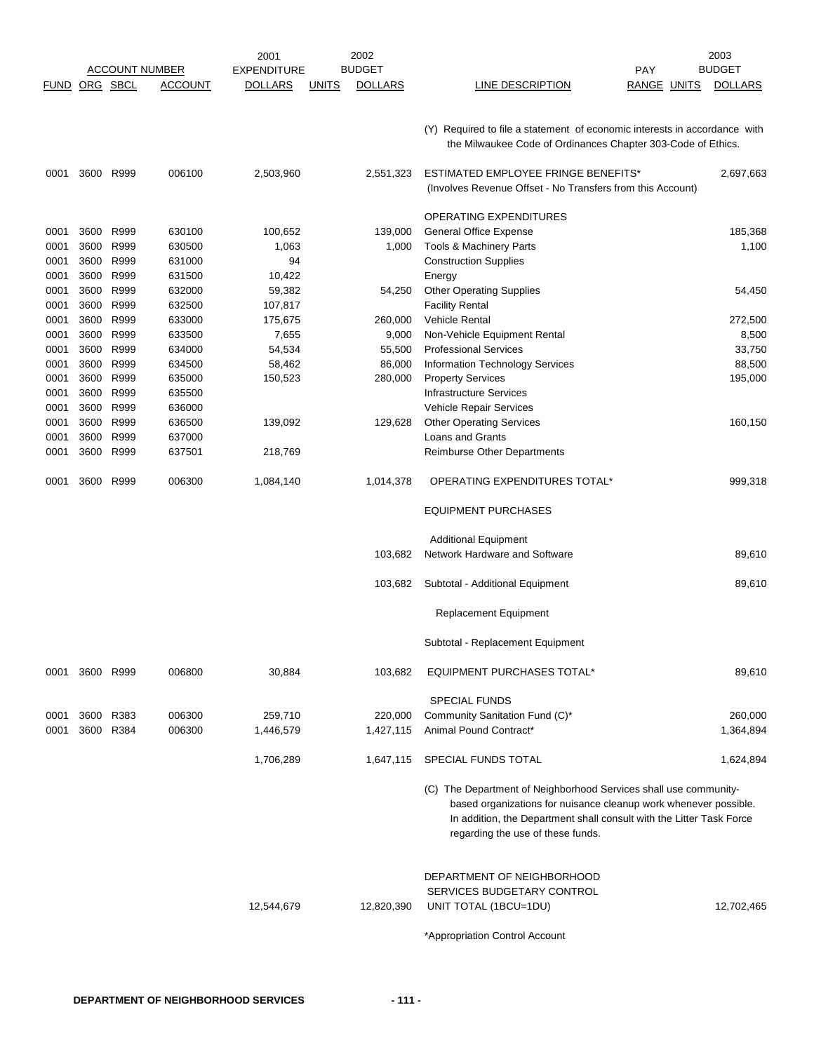| FUND | ORG | SBCL | ACCOUNT | 2001 EXPENDITURE DOLLARS | UNITS | 2002 BUDGET DOLLARS | LINE DESCRIPTION | PAY RANGE | UNITS | 2003 BUDGET DOLLARS |
|---|---|---|---|---|---|---|---|---|---|---|
| | | | | | | | (Y) Required to file a statement of economic interests in accordance with the Milwaukee Code of Ordinances Chapter 303-Code of Ethics. | | | |
| 0001 | 3600 | R999 | 006100 | 2,503,960 | | 2,551,323 | ESTIMATED EMPLOYEE FRINGE BENEFITS* (Involves Revenue Offset - No Transfers from this Account) | | | 2,697,663 |
| | | | | | | | OPERATING EXPENDITURES | | | |
| 0001 | 3600 | R999 | 630100 | 100,652 | | 139,000 | General Office Expense | | | 185,368 |
| 0001 | 3600 | R999 | 630500 | 1,063 | | 1,000 | Tools & Machinery Parts | | | 1,100 |
| 0001 | 3600 | R999 | 631000 | 94 | | | Construction Supplies | | | |
| 0001 | 3600 | R999 | 631500 | 10,422 | | | Energy | | | |
| 0001 | 3600 | R999 | 632000 | 59,382 | | 54,250 | Other Operating Supplies | | | 54,450 |
| 0001 | 3600 | R999 | 632500 | 107,817 | | | Facility Rental | | | |
| 0001 | 3600 | R999 | 633000 | 175,675 | | 260,000 | Vehicle Rental | | | 272,500 |
| 0001 | 3600 | R999 | 633500 | 7,655 | | 9,000 | Non-Vehicle Equipment Rental | | | 8,500 |
| 0001 | 3600 | R999 | 634000 | 54,534 | | 55,500 | Professional Services | | | 33,750 |
| 0001 | 3600 | R999 | 634500 | 58,462 | | 86,000 | Information Technology Services | | | 88,500 |
| 0001 | 3600 | R999 | 635000 | 150,523 | | 280,000 | Property Services | | | 195,000 |
| 0001 | 3600 | R999 | 635500 | | | | Infrastructure Services | | | |
| 0001 | 3600 | R999 | 636000 | | | | Vehicle Repair Services | | | |
| 0001 | 3600 | R999 | 636500 | 139,092 | | 129,628 | Other Operating Services | | | 160,150 |
| 0001 | 3600 | R999 | 637000 | | | | Loans and Grants | | | |
| 0001 | 3600 | R999 | 637501 | 218,769 | | | Reimburse Other Departments | | | |
| 0001 | 3600 | R999 | 006300 | 1,084,140 | | 1,014,378 | OPERATING EXPENDITURES TOTAL* | | | 999,318 |
| | | | | | | | EQUIPMENT PURCHASES | | | |
| | | | | | | | Additional Equipment | | | |
| | | | | | | 103,682 | Network Hardware and Software | | | 89,610 |
| | | | | | | 103,682 | Subtotal - Additional Equipment | | | 89,610 |
| | | | | | | | Replacement Equipment | | | |
| | | | | | | | Subtotal - Replacement Equipment | | | |
| 0001 | 3600 | R999 | 006800 | 30,884 | | 103,682 | EQUIPMENT PURCHASES TOTAL* | | | 89,610 |
| | | | | | | | SPECIAL FUNDS | | | |
| 0001 | 3600 | R383 | 006300 | 259,710 | | 220,000 | Community Sanitation Fund (C)* | | | 260,000 |
| 0001 | 3600 | R384 | 006300 | 1,446,579 | | 1,427,115 | Animal Pound Contract* | | | 1,364,894 |
| | | | | 1,706,289 | | 1,647,115 | SPECIAL FUNDS TOTAL | | | 1,624,894 |
| | | | | | | | (C) The Department of Neighborhood Services shall use community-based organizations for nuisance cleanup work whenever possible. In addition, the Department shall consult with the Litter Task Force regarding the use of these funds. | | | |
| | | | | 12,544,679 | | 12,820,390 | DEPARTMENT OF NEIGHBORHOOD SERVICES BUDGETARY CONTROL UNIT TOTAL (1BCU=1DU) | | | 12,702,465 |

*Appropriation Control Account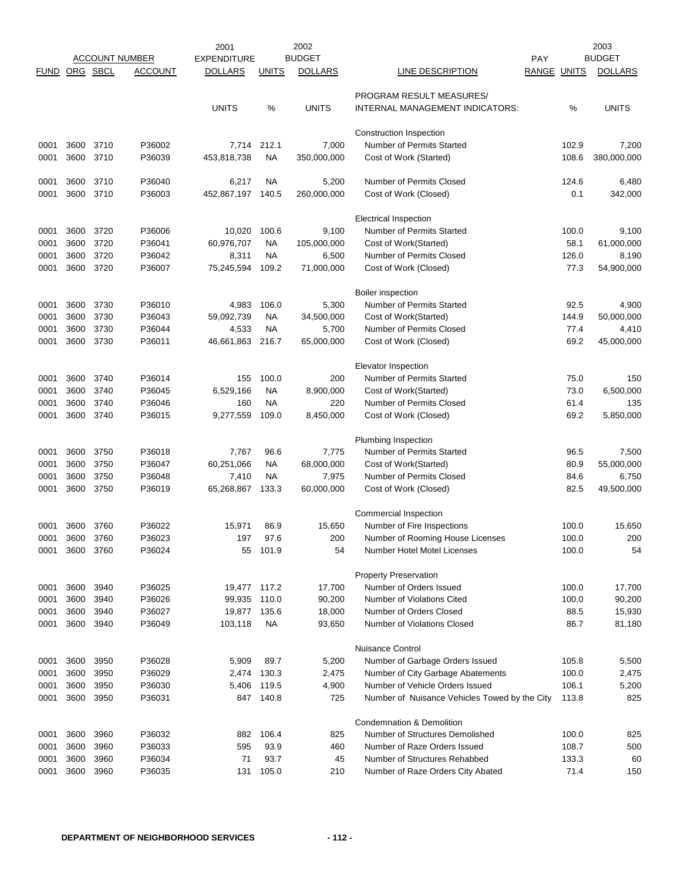| ACCOUNT NUMBER | | | | 2001 | | 2002 | | | | 2003 |
|---|---|---|---|---|---|---|---|---|---|---|
| FUND | ORG | SBCL | ACCOUNT | EXPENDITURE DOLLARS | UNITS | BUDGET DOLLARS | LINE DESCRIPTION | PAY RANGE | UNITS | BUDGET DOLLARS |
| | | | | | | | PROGRAM RESULT MEASURES/ | | | |
| | | | | UNITS | % | UNITS | INTERNAL MANAGEMENT INDICATORS: | | % | UNITS |
| | | | | | | | Construction Inspection | | | |
| 0001 | 3600 | 3710 | P36002 | 7,714 | 212.1 | 7,000 | Number of Permits Started | | 102.9 | 7,200 |
| 0001 | 3600 | 3710 | P36039 | 453,818,738 | NA | 350,000,000 | Cost of Work (Started) | | 108.6 | 380,000,000 |
| 0001 | 3600 | 3710 | P36040 | 6,217 | NA | 5,200 | Number of Permits Closed | | 124.6 | 6,480 |
| 0001 | 3600 | 3710 | P36003 | 452,867,197 | 140.5 | 260,000,000 | Cost of Work (Closed) | | 0.1 | 342,000 |
| | | | | | | | Electrical Inspection | | | |
| 0001 | 3600 | 3720 | P36006 | 10,020 | 100.6 | 9,100 | Number of Permits Started | | 100.0 | 9,100 |
| 0001 | 3600 | 3720 | P36041 | 60,976,707 | NA | 105,000,000 | Cost of Work(Started) | | 58.1 | 61,000,000 |
| 0001 | 3600 | 3720 | P36042 | 8,311 | NA | 6,500 | Number of Permits Closed | | 126.0 | 8,190 |
| 0001 | 3600 | 3720 | P36007 | 75,245,594 | 109.2 | 71,000,000 | Cost of Work (Closed) | | 77.3 | 54,900,000 |
| | | | | | | | Boiler inspection | | | |
| 0001 | 3600 | 3730 | P36010 | 4,983 | 106.0 | 5,300 | Number of Permits Started | | 92.5 | 4,900 |
| 0001 | 3600 | 3730 | P36043 | 59,092,739 | NA | 34,500,000 | Cost of Work(Started) | | 144.9 | 50,000,000 |
| 0001 | 3600 | 3730 | P36044 | 4,533 | NA | 5,700 | Number of Permits Closed | | 77.4 | 4,410 |
| 0001 | 3600 | 3730 | P36011 | 46,661,863 | 216.7 | 65,000,000 | Cost of Work (Closed) | | 69.2 | 45,000,000 |
| | | | | | | | Elevator Inspection | | | |
| 0001 | 3600 | 3740 | P36014 | 155 | 100.0 | 200 | Number of Permits Started | | 75.0 | 150 |
| 0001 | 3600 | 3740 | P36045 | 6,529,166 | NA | 8,900,000 | Cost of Work(Started) | | 73.0 | 6,500,000 |
| 0001 | 3600 | 3740 | P36046 | 160 | NA | 220 | Number of Permits Closed | | 61.4 | 135 |
| 0001 | 3600 | 3740 | P36015 | 9,277,559 | 109.0 | 8,450,000 | Cost of Work (Closed) | | 69.2 | 5,850,000 |
| | | | | | | | Plumbing Inspection | | | |
| 0001 | 3600 | 3750 | P36018 | 7,767 | 96.6 | 7,775 | Number of Permits Started | | 96.5 | 7,500 |
| 0001 | 3600 | 3750 | P36047 | 60,251,066 | NA | 68,000,000 | Cost of Work(Started) | | 80.9 | 55,000,000 |
| 0001 | 3600 | 3750 | P36048 | 7,410 | NA | 7,975 | Number of Permits Closed | | 84.6 | 6,750 |
| 0001 | 3600 | 3750 | P36019 | 65,268,867 | 133.3 | 60,000,000 | Cost of Work (Closed) | | 82.5 | 49,500,000 |
| | | | | | | | Commercial Inspection | | | |
| 0001 | 3600 | 3760 | P36022 | 15,971 | 86.9 | 15,650 | Number of Fire Inspections | | 100.0 | 15,650 |
| 0001 | 3600 | 3760 | P36023 | 197 | 97.6 | 200 | Number of Rooming House Licenses | | 100.0 | 200 |
| 0001 | 3600 | 3760 | P36024 | 55 | 101.9 | 54 | Number Hotel Motel Licenses | | 100.0 | 54 |
| | | | | | | | Property Preservation | | | |
| 0001 | 3600 | 3940 | P36025 | 19,477 | 117.2 | 17,700 | Number of Orders Issued | | 100.0 | 17,700 |
| 0001 | 3600 | 3940 | P36026 | 99,935 | 110.0 | 90,200 | Number of Violations Cited | | 100.0 | 90,200 |
| 0001 | 3600 | 3940 | P36027 | 19,877 | 135.6 | 18,000 | Number of Orders Closed | | 88.5 | 15,930 |
| 0001 | 3600 | 3940 | P36049 | 103,118 | NA | 93,650 | Number of Violations Closed | | 86.7 | 81,180 |
| | | | | | | | Nuisance Control | | | |
| 0001 | 3600 | 3950 | P36028 | 5,909 | 89.7 | 5,200 | Number of Garbage Orders Issued | | 105.8 | 5,500 |
| 0001 | 3600 | 3950 | P36029 | 2,474 | 130.3 | 2,475 | Number of City Garbage Abatements | | 100.0 | 2,475 |
| 0001 | 3600 | 3950 | P36030 | 5,406 | 119.5 | 4,900 | Number of Vehicle Orders Issued | | 106.1 | 5,200 |
| 0001 | 3600 | 3950 | P36031 | 847 | 140.8 | 725 | Number of Nuisance Vehicles Towed by the City | | 113.8 | 825 |
| | | | | | | | Condemnation & Demolition | | | |
| 0001 | 3600 | 3960 | P36032 | 882 | 106.4 | 825 | Number of Structures Demolished | | 100.0 | 825 |
| 0001 | 3600 | 3960 | P36033 | 595 | 93.9 | 460 | Number of Raze Orders Issued | | 108.7 | 500 |
| 0001 | 3600 | 3960 | P36034 | 71 | 93.7 | 45 | Number of Structures Rehabbed | | 133.3 | 60 |
| 0001 | 3600 | 3960 | P36035 | 131 | 105.0 | 210 | Number of Raze Orders City Abated | | 71.4 | 150 |

**DEPARTMENT OF NEIGHBORHOOD SERVICES**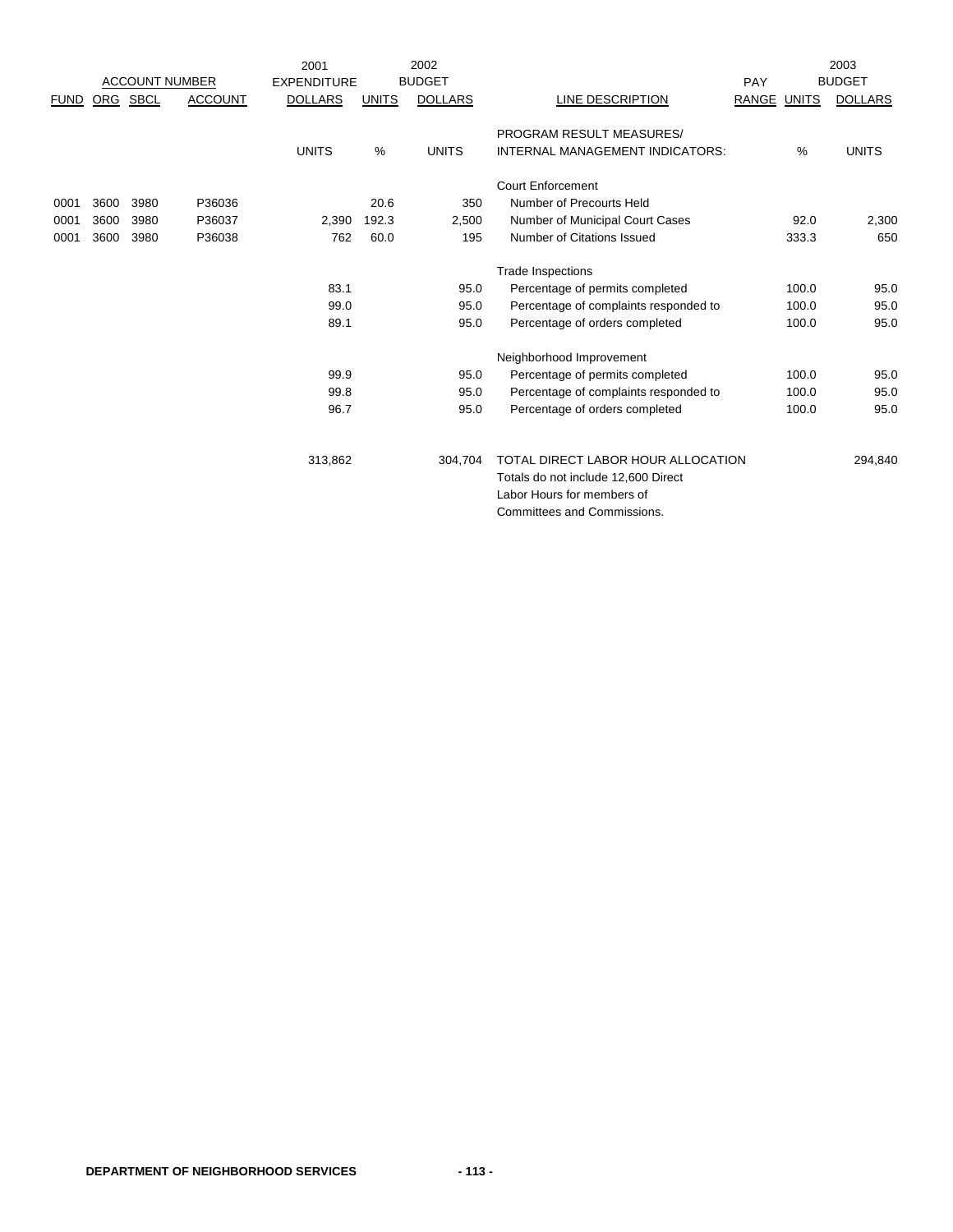| ACCOUNT NUMBER | | | | 2001 EXPENDITURE | 2002 BUDGET | | | PAY | 2003 BUDGET | |
|---|---|---|---|---|---|---|---|---|---|---|
| FUND | ORG | SBCL | ACCOUNT | DOLLARS | UNITS | DOLLARS | LINE DESCRIPTION | RANGE | UNITS | DOLLARS |
| | | | | | | | PROGRAM RESULT MEASURES/ | | | |
| | | | | UNITS | % | UNITS | INTERNAL MANAGEMENT INDICATORS: | | % | UNITS |
| | | | | | | | Court Enforcement | | | |
| 0001 | 3600 | 3980 | P36036 | | 20.6 | 350 | Number of Precourts Held | | | |
| 0001 | 3600 | 3980 | P36037 | 2,390 | 192.3 | 2,500 | Number of Municipal Court Cases | | 92.0 | 2,300 |
| 0001 | 3600 | 3980 | P36038 | 762 | 60.0 | 195 | Number of Citations Issued | | 333.3 | 650 |
| | | | | | | | Trade Inspections | | | |
| | | | | 83.1 | | 95.0 | Percentage of permits completed | | 100.0 | 95.0 |
| | | | | 99.0 | | 95.0 | Percentage of complaints responded to | | 100.0 | 95.0 |
| | | | | 89.1 | | 95.0 | Percentage of orders completed | | 100.0 | 95.0 |
| | | | | | | | Neighborhood Improvement | | | |
| | | | | 99.9 | | 95.0 | Percentage of permits completed | | 100.0 | 95.0 |
| | | | | 99.8 | | 95.0 | Percentage of complaints responded to | | 100.0 | 95.0 |
| | | | | 96.7 | | 95.0 | Percentage of orders completed | | 100.0 | 95.0 |
| | | | | 313,862 | | 304,704 | TOTAL DIRECT LABOR HOUR ALLOCATION | | | 294,840 |
| | | | | | | | Totals do not include 12,600 Direct Labor Hours for members of Committees and Commissions. | | | |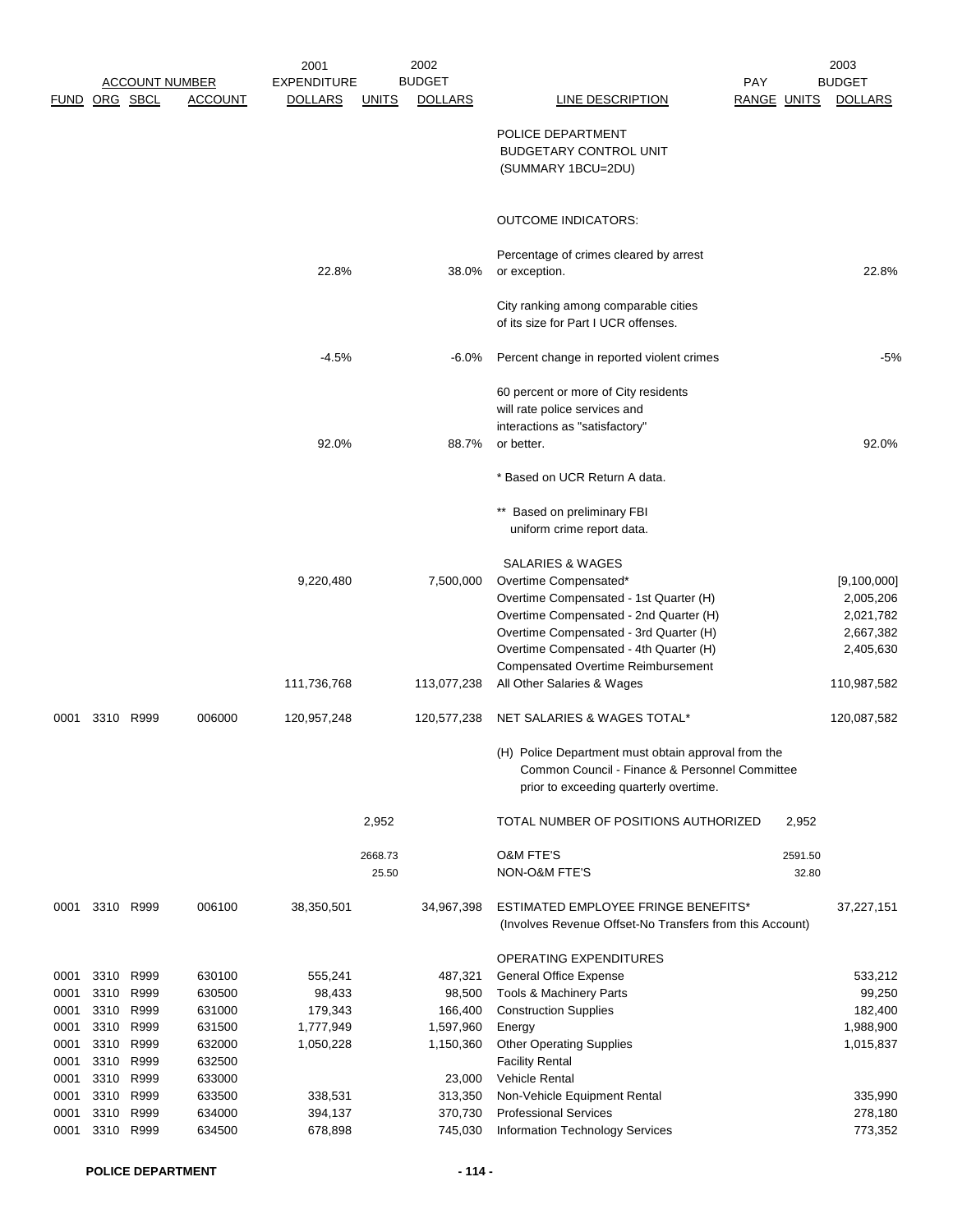| ACCOUNT NUMBER | | | | 2001 EXPENDITURE | 2002 BUDGET | | | PAY | | 2003 BUDGET |
|---|---|---|---|---|---|---|---|---|---|---|
| FUND | ORG | SBCL | ACCOUNT | DOLLARS | UNITS | DOLLARS | LINE DESCRIPTION | RANGE | UNITS | DOLLARS |
| | | | | | | | POLICE DEPARTMENT<br>BUDGETARY CONTROL UNIT<br>(SUMMARY 1BCU=2DU) | | | |
| | | | | | | | OUTCOME INDICATORS: | | | |
| | | | | 22.8% | | 38.0% | Percentage of crimes cleared by arrest or exception. | | | 22.8% |
| | | | | | | | City ranking among comparable cities of its size for Part I UCR offenses. | | | |
| | | | | -4.5% | | -6.0% | Percent change in reported violent crimes | | | -5% |
| | | | | 92.0% | | 88.7% | 60 percent or more of City residents will rate police services and interactions as "satisfactory" or better. | | | 92.0% |
| | | | | | | | * Based on UCR Return A data. | | | |
| | | | | | | | ** Based on preliminary FBI uniform crime report data. | | | |
| | | | | | | | SALARIES & WAGES | | | |
| | | | | 9,220,480 | | 7,500,000 | Overtime Compensated* | | | [9,100,000] |
| | | | | | | | Overtime Compensated - 1st Quarter (H) | | | 2,005,206 |
| | | | | | | | Overtime Compensated - 2nd Quarter (H) | | | 2,021,782 |
| | | | | | | | Overtime Compensated - 3rd Quarter (H) | | | 2,667,382 |
| | | | | | | | Overtime Compensated - 4th Quarter (H) | | | 2,405,630 |
| | | | | | | | Compensated Overtime Reimbursement | | | |
| | | | | 111,736,768 | | 113,077,238 | All Other Salaries & Wages | | | 110,987,582 |
| 0001 | 3310 | R999 | 006000 | 120,957,248 | | 120,577,238 | NET SALARIES & WAGES TOTAL* | | | 120,087,582 |
| | | | | | | | (H) Police Department must obtain approval from the Common Council - Finance & Personnel Committee prior to exceeding quarterly overtime. | | | |
| | | | | | 2,952 | | TOTAL NUMBER OF POSITIONS AUTHORIZED | | 2,952 | |
| | | | | | 2668.73 | | O&M FTE'S | | 2591.50 | |
| | | | | | 25.50 | | NON-O&M FTE'S | | 32.80 | |
| 0001 | 3310 | R999 | 006100 | 38,350,501 | | 34,967,398 | ESTIMATED EMPLOYEE FRINGE BENEFITS*<br>(Involves Revenue Offset-No Transfers from this Account) | | | 37,227,151 |
| | | | | | | | OPERATING EXPENDITURES | | | |
| 0001 | 3310 | R999 | 630100 | 555,241 | | 487,321 | General Office Expense | | | 533,212 |
| 0001 | 3310 | R999 | 630500 | 98,433 | | 98,500 | Tools & Machinery Parts | | | 99,250 |
| 0001 | 3310 | R999 | 631000 | 179,343 | | 166,400 | Construction Supplies | | | 182,400 |
| 0001 | 3310 | R999 | 631500 | 1,777,949 | | 1,597,960 | Energy | | | 1,988,900 |
| 0001 | 3310 | R999 | 632000 | 1,050,228 | | 1,150,360 | Other Operating Supplies | | | 1,015,837 |
| 0001 | 3310 | R999 | 632500 | | | | Facility Rental | | | |
| 0001 | 3310 | R999 | 633000 | | | 23,000 | Vehicle Rental | | | |
| 0001 | 3310 | R999 | 633500 | 338,531 | | 313,350 | Non-Vehicle Equipment Rental | | | 335,990 |
| 0001 | 3310 | R999 | 634000 | 394,137 | | 370,730 | Professional Services | | | 278,180 |
| 0001 | 3310 | R999 | 634500 | 678,898 | | 745,030 | Information Technology Services | | | 773,352 |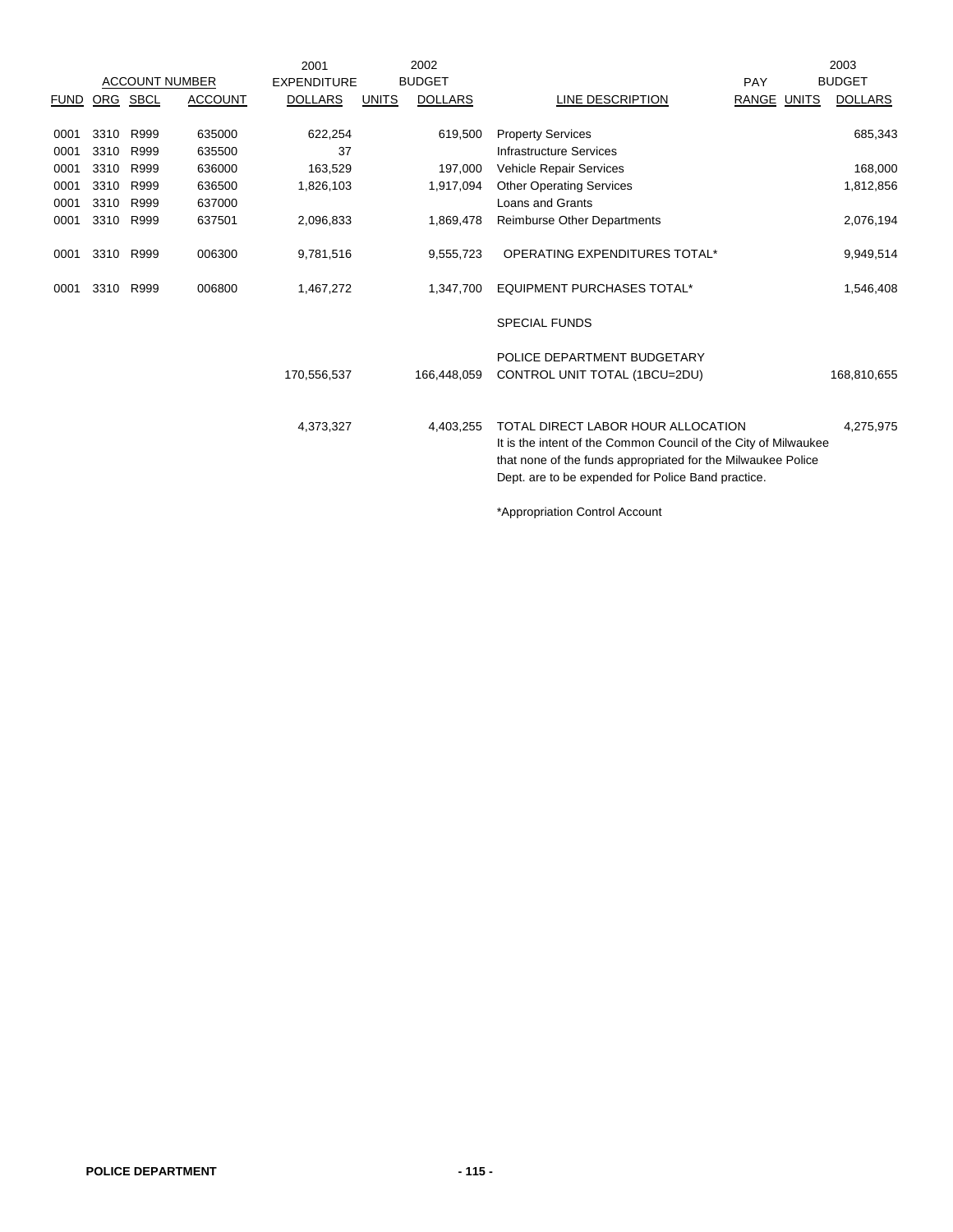| ACCOUNT NUMBER | | | | 2001 EXPENDITURE | 2002 BUDGET | | | | | 2003 BUDGET |
|---|---|---|---|---|---|---|---|---|---|---|
| FUND | ORG | SBCL | ACCOUNT | DOLLARS | UNITS | DOLLARS | LINE DESCRIPTION | PAY RANGE | UNITS | DOLLARS |
| 0001 | 3310 | R999 | 635000 | 622,254 | | 619,500 | Property Services | | | 685,343 |
| 0001 | 3310 | R999 | 635500 | 37 | | | Infrastructure Services | | | |
| 0001 | 3310 | R999 | 636000 | 163,529 | | 197,000 | Vehicle Repair Services | | | 168,000 |
| 0001 | 3310 | R999 | 636500 | 1,826,103 | | 1,917,094 | Other Operating Services | | | 1,812,856 |
| 0001 | 3310 | R999 | 637000 | | | | Loans and Grants | | | |
| 0001 | 3310 | R999 | 637501 | 2,096,833 | | 1,869,478 | Reimburse Other Departments | | | 2,076,194 |
| 0001 | 3310 | R999 | 006300 | 9,781,516 | | 9,555,723 | OPERATING EXPENDITURES TOTAL* | | | 9,949,514 |
| 0001 | 3310 | R999 | 006800 | 1,467,272 | | 1,347,700 | EQUIPMENT PURCHASES TOTAL* | | | 1,546,408 |
| | | | | | | | SPECIAL FUNDS | | | |
| | | | | 170,556,537 | | 166,448,059 | POLICE DEPARTMENT BUDGETARY CONTROL UNIT TOTAL (1BCU=2DU) | | | 168,810,655 |
| | | | | 4,373,327 | | 4,403,255 | TOTAL DIRECT LABOR HOUR ALLOCATION | | | 4,275,975 |

It is the intent of the Common Council of the City of Milwaukee that none of the funds appropriated for the Milwaukee Police Dept. are to be expended for Police Band practice.

*Appropriation Control Account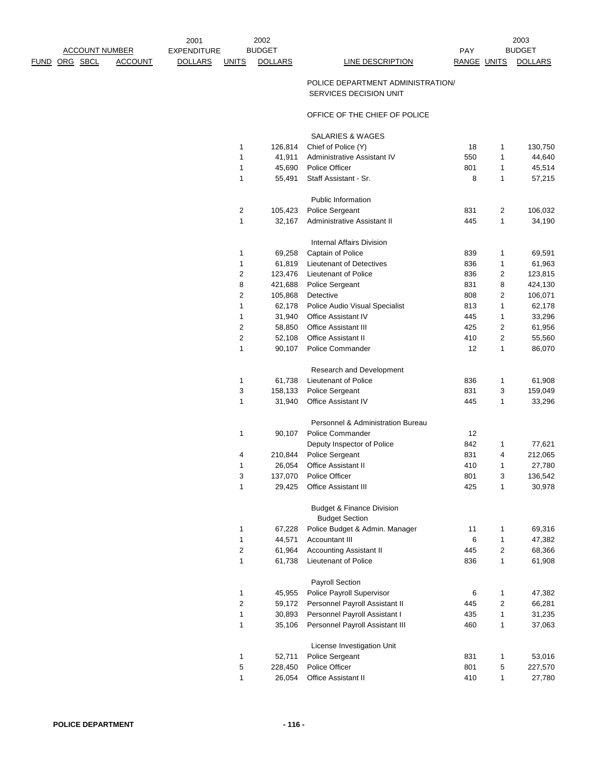| ACCOUNT NUMBER | | | | 2001 EXPENDITURE | 2002 BUDGET | | | PAY | | 2003 BUDGET |
|---|---|---|---|---|---|---|---|---|---|---|
| FUND | ORG | SBCL | ACCOUNT | DOLLARS | UNITS | DOLLARS | LINE DESCRIPTION | RANGE | UNITS | DOLLARS |
| | | | | | | | POLICE DEPARTMENT ADMINISTRATION/ SERVICES DECISION UNIT | | | |
| | | | | | | | OFFICE OF THE CHIEF OF POLICE | | | |
| | | | | | | | SALARIES & WAGES | | | |
| | | | | | 1 | 126,814 | Chief of Police (Y) | 18 | 1 | 130,750 |
| | | | | | 1 | 41,911 | Administrative Assistant IV | 550 | 1 | 44,640 |
| | | | | | 1 | 45,690 | Police Officer | 801 | 1 | 45,514 |
| | | | | | 1 | 55,491 | Staff Assistant - Sr. | 8 | 1 | 57,215 |
| | | | | | | | Public Information | | | |
| | | | | | 2 | 105,423 | Police Sergeant | 831 | 2 | 106,032 |
| | | | | | 1 | 32,167 | Administrative Assistant II | 445 | 1 | 34,190 |
| | | | | | | | Internal Affairs Division | | | |
| | | | | | 1 | 69,258 | Captain of Police | 839 | 1 | 69,591 |
| | | | | | 1 | 61,819 | Lieutenant of Detectives | 836 | 1 | 61,963 |
| | | | | | 2 | 123,476 | Lieutenant of Police | 836 | 2 | 123,815 |
| | | | | | 8 | 421,688 | Police Sergeant | 831 | 8 | 424,130 |
| | | | | | 2 | 105,868 | Detective | 808 | 2 | 106,071 |
| | | | | | 1 | 62,178 | Police Audio Visual Specialist | 813 | 1 | 62,178 |
| | | | | | 1 | 31,940 | Office Assistant IV | 445 | 1 | 33,296 |
| | | | | | 2 | 58,850 | Office Assistant III | 425 | 2 | 61,956 |
| | | | | | 2 | 52,108 | Office Assistant II | 410 | 2 | 55,560 |
| | | | | | 1 | 90,107 | Police Commander | 12 | 1 | 86,070 |
| | | | | | | | Research and Development | | | |
| | | | | | 1 | 61,738 | Lieutenant of Police | 836 | 1 | 61,908 |
| | | | | | 3 | 158,133 | Police Sergeant | 831 | 3 | 159,049 |
| | | | | | 1 | 31,940 | Office Assistant IV | 445 | 1 | 33,296 |
| | | | | | | | Personnel & Administration Bureau | | | |
| | | | | | 1 | 90,107 | Police Commander | 12 | | |
| | | | | | | | Deputy Inspector of Police | 842 | 1 | 77,621 |
| | | | | | 4 | 210,844 | Police Sergeant | 831 | 4 | 212,065 |
| | | | | | 1 | 26,054 | Office Assistant II | 410 | 1 | 27,780 |
| | | | | | 3 | 137,070 | Police Officer | 801 | 3 | 136,542 |
| | | | | | 1 | 29,425 | Office Assistant III | 425 | 1 | 30,978 |
| | | | | | | | Budget & Finance Division | | | |
| | | | | | | | Budget Section | | | |
| | | | | | 1 | 67,228 | Police Budget & Admin. Manager | 11 | 1 | 69,316 |
| | | | | | 1 | 44,571 | Accountant III | 6 | 1 | 47,382 |
| | | | | | 2 | 61,964 | Accounting Assistant II | 445 | 2 | 68,366 |
| | | | | | 1 | 61,738 | Lieutenant of Police | 836 | 1 | 61,908 |
| | | | | | | | Payroll Section | | | |
| | | | | | 1 | 45,955 | Police Payroll Supervisor | 6 | 1 | 47,382 |
| | | | | | 2 | 59,172 | Personnel Payroll Assistant II | 445 | 2 | 66,281 |
| | | | | | 1 | 30,893 | Personnel Payroll Assistant I | 435 | 1 | 31,235 |
| | | | | | 1 | 35,106 | Personnel Payroll Assistant III | 460 | 1 | 37,063 |
| | | | | | | | License Investigation Unit | | | |
| | | | | | 1 | 52,711 | Police Sergeant | 831 | 1 | 53,016 |
| | | | | | 5 | 228,450 | Police Officer | 801 | 5 | 227,570 |
| | | | | | 1 | 26,054 | Office Assistant II | 410 | 1 | 27,780 |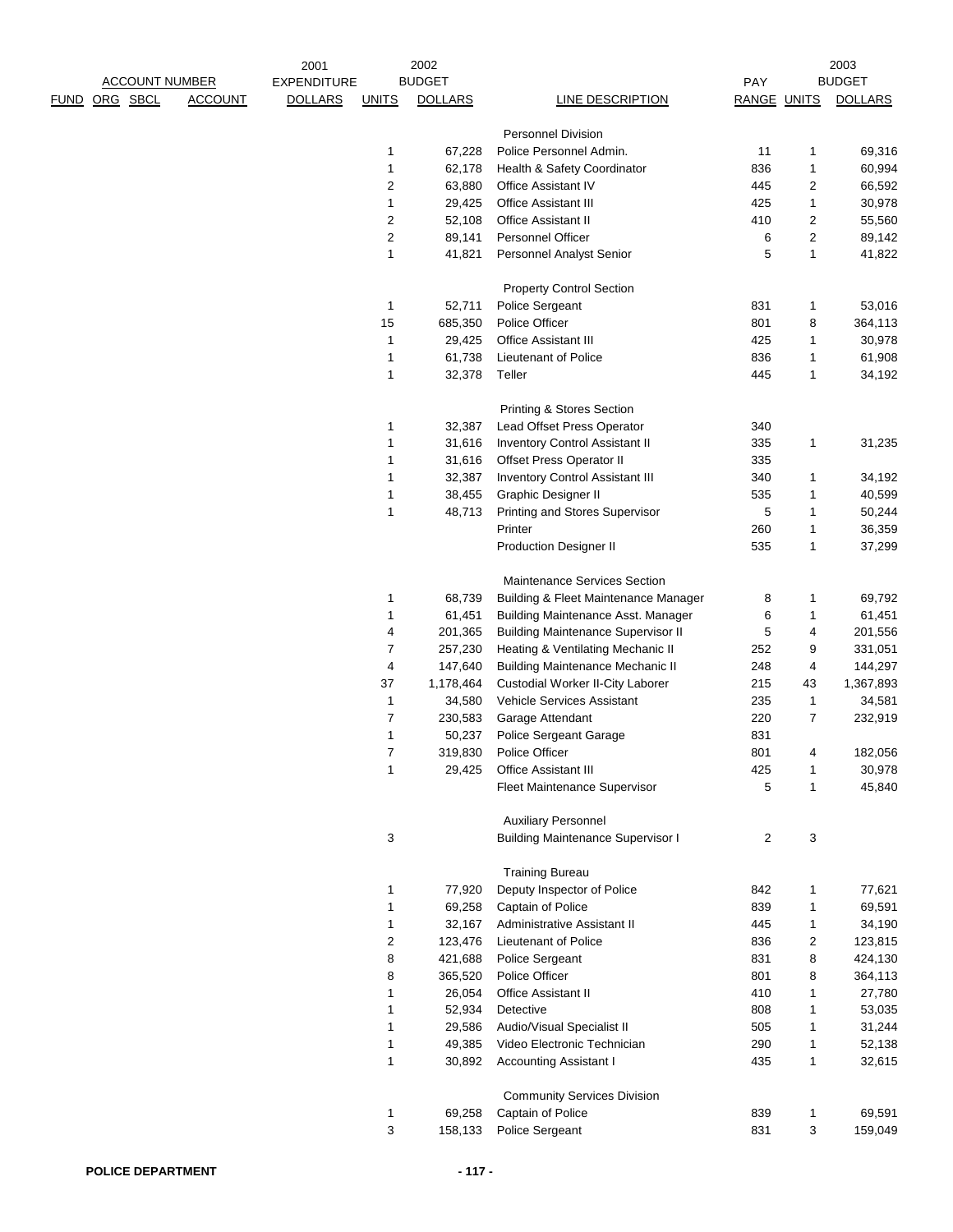| ACCOUNT NUMBER | | | | 2001 EXPENDITURE | 2002 BUDGET | | | PAY | 2003 BUDGET | |
|---|---|---|---|---|---|---|---|---|---|---|
| FUND | ORG | SBCL | ACCOUNT | DOLLARS | UNITS | DOLLARS | LINE DESCRIPTION | RANGE | UNITS | DOLLARS |
| | | | | | | | Personnel Division | | | |
| | | | | | 1 | 67,228 | Police Personnel Admin. | 11 | 1 | 69,316 |
| | | | | | 1 | 62,178 | Health & Safety Coordinator | 836 | 1 | 60,994 |
| | | | | | 2 | 63,880 | Office Assistant IV | 445 | 2 | 66,592 |
| | | | | | 1 | 29,425 | Office Assistant III | 425 | 1 | 30,978 |
| | | | | | 2 | 52,108 | Office Assistant II | 410 | 2 | 55,560 |
| | | | | | 2 | 89,141 | Personnel Officer | 6 | 2 | 89,142 |
| | | | | | 1 | 41,821 | Personnel Analyst Senior | 5 | 1 | 41,822 |
| | | | | | | | Property Control Section | | | |
| | | | | | 1 | 52,711 | Police Sergeant | 831 | 1 | 53,016 |
| | | | | | 15 | 685,350 | Police Officer | 801 | 8 | 364,113 |
| | | | | | 1 | 29,425 | Office Assistant III | 425 | 1 | 30,978 |
| | | | | | 1 | 61,738 | Lieutenant of Police | 836 | 1 | 61,908 |
| | | | | | 1 | 32,378 | Teller | 445 | 1 | 34,192 |
| | | | | | | | Printing & Stores Section | | | |
| | | | | | 1 | 32,387 | Lead Offset Press Operator | 340 | | |
| | | | | | 1 | 31,616 | Inventory Control Assistant II | 335 | 1 | 31,235 |
| | | | | | 1 | 31,616 | Offset Press Operator II | 335 | | |
| | | | | | 1 | 32,387 | Inventory Control Assistant III | 340 | 1 | 34,192 |
| | | | | | 1 | 38,455 | Graphic Designer II | 535 | 1 | 40,599 |
| | | | | | 1 | 48,713 | Printing and Stores Supervisor | 5 | 1 | 50,244 |
| | | | | | | | Printer | 260 | 1 | 36,359 |
| | | | | | | | Production Designer II | 535 | 1 | 37,299 |
| | | | | | | | Maintenance Services Section | | | |
| | | | | | 1 | 68,739 | Building & Fleet Maintenance Manager | 8 | 1 | 69,792 |
| | | | | | 1 | 61,451 | Building Maintenance Asst. Manager | 6 | 1 | 61,451 |
| | | | | | 4 | 201,365 | Building Maintenance Supervisor II | 5 | 4 | 201,556 |
| | | | | | 7 | 257,230 | Heating & Ventilating Mechanic II | 252 | 9 | 331,051 |
| | | | | | 4 | 147,640 | Building Maintenance Mechanic II | 248 | 4 | 144,297 |
| | | | | | 37 | 1,178,464 | Custodial Worker II-City Laborer | 215 | 43 | 1,367,893 |
| | | | | | 1 | 34,580 | Vehicle Services Assistant | 235 | 1 | 34,581 |
| | | | | | 7 | 230,583 | Garage Attendant | 220 | 7 | 232,919 |
| | | | | | 1 | 50,237 | Police Sergeant Garage | 831 | | |
| | | | | | 7 | 319,830 | Police Officer | 801 | 4 | 182,056 |
| | | | | | 1 | 29,425 | Office Assistant III | 425 | 1 | 30,978 |
| | | | | | | | Fleet Maintenance Supervisor | 5 | 1 | 45,840 |
| | | | | | | | Auxiliary Personnel | | | |
| | | | | | 3 | | Building Maintenance Supervisor I | 2 | 3 | |
| | | | | | | | Training Bureau | | | |
| | | | | | 1 | 77,920 | Deputy Inspector of Police | 842 | 1 | 77,621 |
| | | | | | 1 | 69,258 | Captain of Police | 839 | 1 | 69,591 |
| | | | | | 1 | 32,167 | Administrative Assistant II | 445 | 1 | 34,190 |
| | | | | | 2 | 123,476 | Lieutenant of Police | 836 | 2 | 123,815 |
| | | | | | 8 | 421,688 | Police Sergeant | 831 | 8 | 424,130 |
| | | | | | 8 | 365,520 | Police Officer | 801 | 8 | 364,113 |
| | | | | | 1 | 26,054 | Office Assistant II | 410 | 1 | 27,780 |
| | | | | | 1 | 52,934 | Detective | 808 | 1 | 53,035 |
| | | | | | 1 | 29,586 | Audio/Visual Specialist II | 505 | 1 | 31,244 |
| | | | | | 1 | 49,385 | Video Electronic Technician | 290 | 1 | 52,138 |
| | | | | | 1 | 30,892 | Accounting Assistant I | 435 | 1 | 32,615 |
| | | | | | | | Community Services Division | | | |
| | | | | | 1 | 69,258 | Captain of Police | 839 | 1 | 69,591 |
| | | | | | 3 | 158,133 | Police Sergeant | 831 | 3 | 159,049 |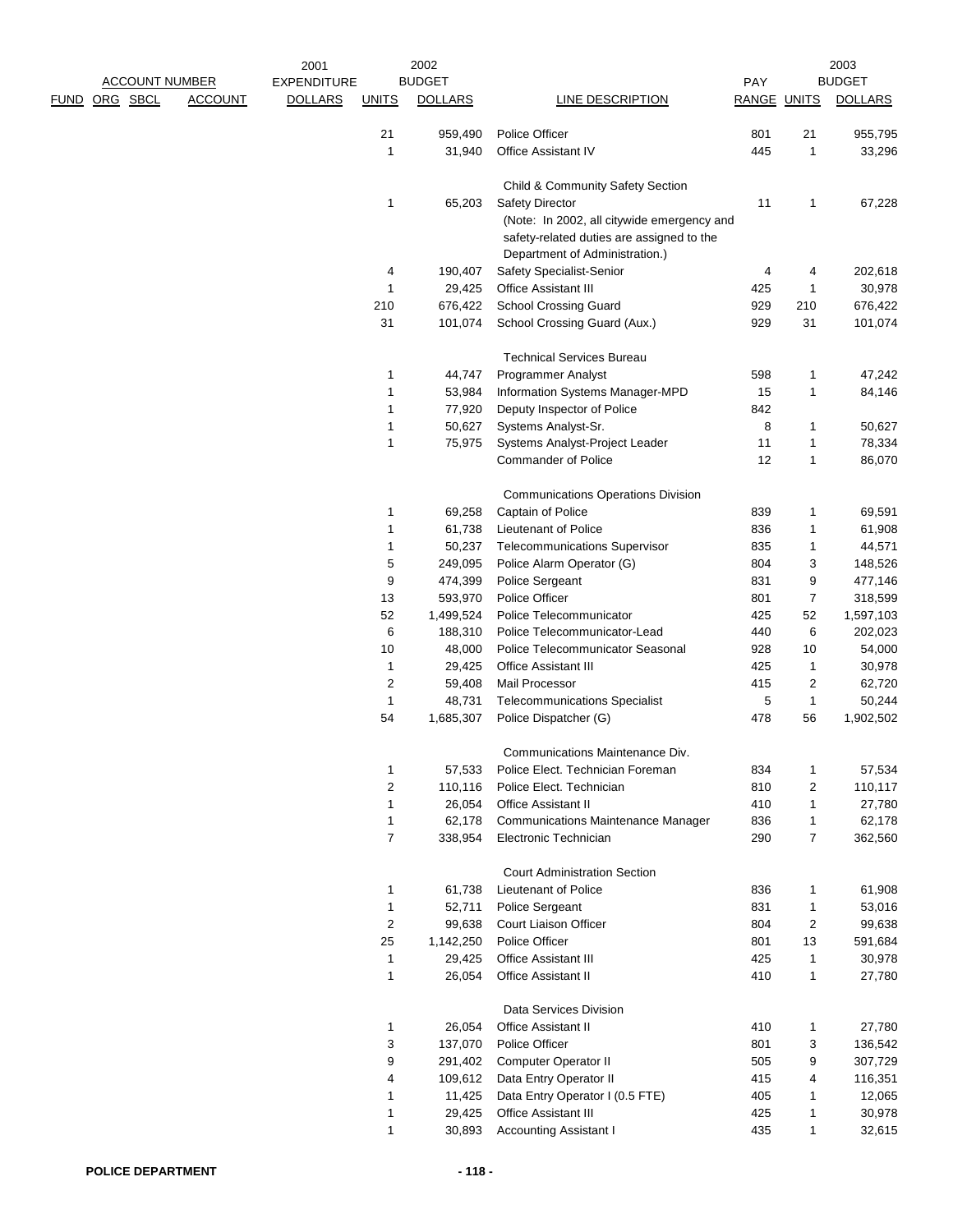| FUND | ORG | SBCL | ACCOUNT | 2001 EXPENDITURE DOLLARS | 2002 BUDGET UNITS | 2002 BUDGET DOLLARS | LINE DESCRIPTION | PAY RANGE | 2003 BUDGET UNITS | 2003 BUDGET DOLLARS |
|---|---|---|---|---|---|---|---|---|---|---|
| | | | | | 21 | 959,490 | Police Officer | 801 | 21 | 955,795 |
| | | | | | 1 | 31,940 | Office Assistant IV | 445 | 1 | 33,296 |
| | | | | | | | Child & Community Safety Section | | | |
| | | | | | 1 | 65,203 | Safety Director | 11 | 1 | 67,228 |
| | | | | | | | (Note: In 2002, all citywide emergency and safety-related duties are assigned to the Department of Administration.) | | | |
| | | | | | 4 | 190,407 | Safety Specialist-Senior | 4 | 4 | 202,618 |
| | | | | | 1 | 29,425 | Office Assistant III | 425 | 1 | 30,978 |
| | | | | | 210 | 676,422 | School Crossing Guard | 929 | 210 | 676,422 |
| | | | | | 31 | 101,074 | School Crossing Guard (Aux.) | 929 | 31 | 101,074 |
| | | | | | | | Technical Services Bureau | | | |
| | | | | | 1 | 44,747 | Programmer Analyst | 598 | 1 | 47,242 |
| | | | | | 1 | 53,984 | Information Systems Manager-MPD | 15 | 1 | 84,146 |
| | | | | | 1 | 77,920 | Deputy Inspector of Police | 842 | | |
| | | | | | 1 | 50,627 | Systems Analyst-Sr. | 8 | 1 | 50,627 |
| | | | | | 1 | 75,975 | Systems Analyst-Project Leader | 11 | 1 | 78,334 |
| | | | | | | | Commander of Police | 12 | 1 | 86,070 |
| | | | | | | | Communications Operations Division | | | |
| | | | | | 1 | 69,258 | Captain of Police | 839 | 1 | 69,591 |
| | | | | | 1 | 61,738 | Lieutenant of Police | 836 | 1 | 61,908 |
| | | | | | 1 | 50,237 | Telecommunications Supervisor | 835 | 1 | 44,571 |
| | | | | | 5 | 249,095 | Police Alarm Operator (G) | 804 | 3 | 148,526 |
| | | | | | 9 | 474,399 | Police Sergeant | 831 | 9 | 477,146 |
| | | | | | 13 | 593,970 | Police Officer | 801 | 7 | 318,599 |
| | | | | | 52 | 1,499,524 | Police Telecommunicator | 425 | 52 | 1,597,103 |
| | | | | | 6 | 188,310 | Police Telecommunicator-Lead | 440 | 6 | 202,023 |
| | | | | | 10 | 48,000 | Police Telecommunicator Seasonal | 928 | 10 | 54,000 |
| | | | | | 1 | 29,425 | Office Assistant III | 425 | 1 | 30,978 |
| | | | | | 2 | 59,408 | Mail Processor | 415 | 2 | 62,720 |
| | | | | | 1 | 48,731 | Telecommunications Specialist | 5 | 1 | 50,244 |
| | | | | | 54 | 1,685,307 | Police Dispatcher (G) | 478 | 56 | 1,902,502 |
| | | | | | | | Communications Maintenance Div. | | | |
| | | | | | 1 | 57,533 | Police Elect. Technician Foreman | 834 | 1 | 57,534 |
| | | | | | 2 | 110,116 | Police Elect. Technician | 810 | 2 | 110,117 |
| | | | | | 1 | 26,054 | Office Assistant II | 410 | 1 | 27,780 |
| | | | | | 1 | 62,178 | Communications Maintenance Manager | 836 | 1 | 62,178 |
| | | | | | 7 | 338,954 | Electronic Technician | 290 | 7 | 362,560 |
| | | | | | | | Court Administration Section | | | |
| | | | | | 1 | 61,738 | Lieutenant of Police | 836 | 1 | 61,908 |
| | | | | | 1 | 52,711 | Police Sergeant | 831 | 1 | 53,016 |
| | | | | | 2 | 99,638 | Court Liaison Officer | 804 | 2 | 99,638 |
| | | | | | 25 | 1,142,250 | Police Officer | 801 | 13 | 591,684 |
| | | | | | 1 | 29,425 | Office Assistant III | 425 | 1 | 30,978 |
| | | | | | 1 | 26,054 | Office Assistant II | 410 | 1 | 27,780 |
| | | | | | | | Data Services Division | | | |
| | | | | | 1 | 26,054 | Office Assistant II | 410 | 1 | 27,780 |
| | | | | | 3 | 137,070 | Police Officer | 801 | 3 | 136,542 |
| | | | | | 9 | 291,402 | Computer Operator II | 505 | 9 | 307,729 |
| | | | | | 4 | 109,612 | Data Entry Operator II | 415 | 4 | 116,351 |
| | | | | | 1 | 11,425 | Data Entry Operator I (0.5 FTE) | 405 | 1 | 12,065 |
| | | | | | 1 | 29,425 | Office Assistant III | 425 | 1 | 30,978 |
| | | | | | 1 | 30,893 | Accounting Assistant I | 435 | 1 | 32,615 |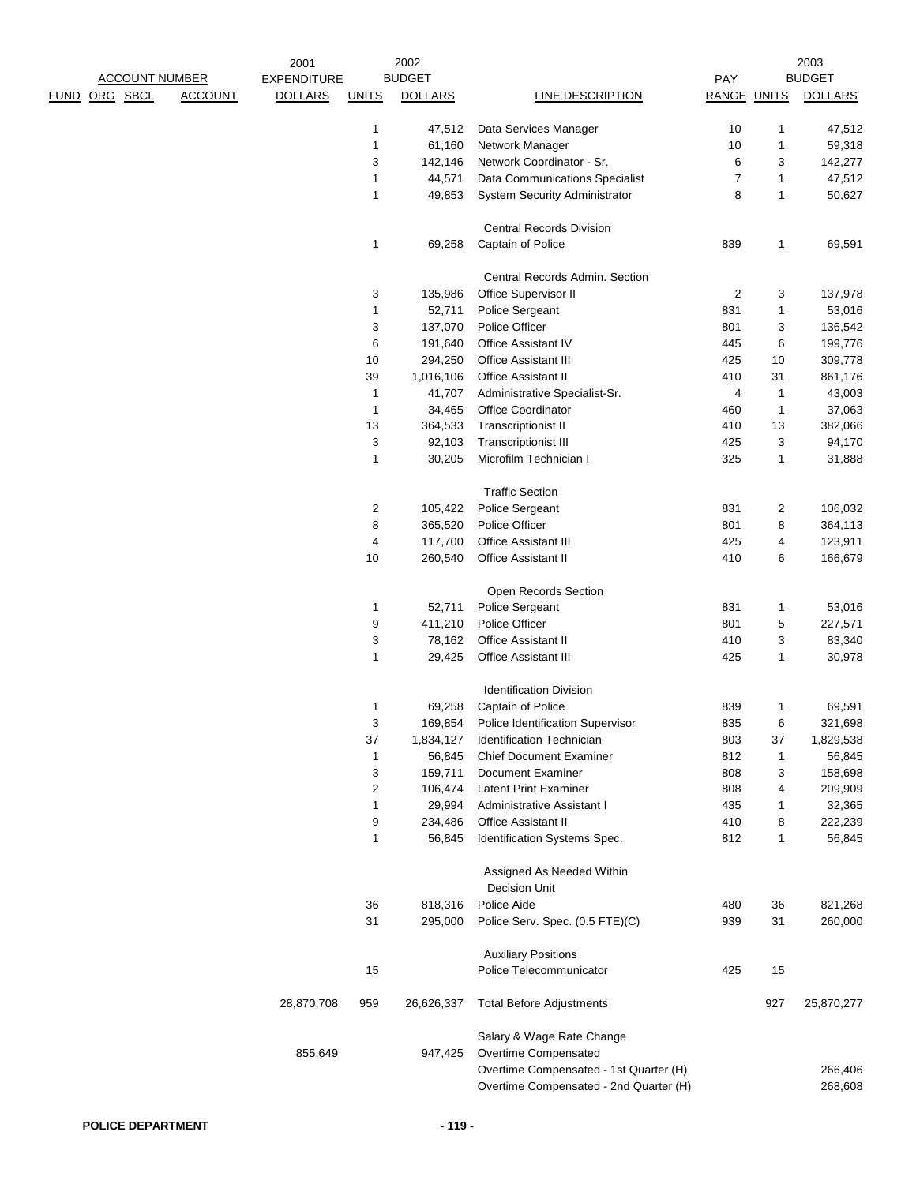| ACCOUNT NUMBER | | | | 2001 EXPENDITURE | 2002 BUDGET | | | PAY | 2003 BUDGET | |
|---|---|---|---|---|---|---|---|---|---|---|
| FUND | ORG | SBCL | ACCOUNT | DOLLARS | UNITS | DOLLARS | LINE DESCRIPTION | RANGE | UNITS | DOLLARS |
| | | | | | 1 | 47,512 | Data Services Manager | 10 | 1 | 47,512 |
| | | | | | 1 | 61,160 | Network Manager | 10 | 1 | 59,318 |
| | | | | | 3 | 142,146 | Network Coordinator - Sr. | 6 | 3 | 142,277 |
| | | | | | 1 | 44,571 | Data Communications Specialist | 7 | 1 | 47,512 |
| | | | | | 1 | 49,853 | System Security Administrator | 8 | 1 | 50,627 |
| | | | | | | | Central Records Division | | | |
| | | | | | 1 | 69,258 | Captain of Police | 839 | 1 | 69,591 |
| | | | | | | | Central Records Admin. Section | | | |
| | | | | | 3 | 135,986 | Office Supervisor II | 2 | 3 | 137,978 |
| | | | | | 1 | 52,711 | Police Sergeant | 831 | 1 | 53,016 |
| | | | | | 3 | 137,070 | Police Officer | 801 | 3 | 136,542 |
| | | | | | 6 | 191,640 | Office Assistant IV | 445 | 6 | 199,776 |
| | | | | | 10 | 294,250 | Office Assistant III | 425 | 10 | 309,778 |
| | | | | | 39 | 1,016,106 | Office Assistant II | 410 | 31 | 861,176 |
| | | | | | 1 | 41,707 | Administrative Specialist-Sr. | 4 | 1 | 43,003 |
| | | | | | 1 | 34,465 | Office Coordinator | 460 | 1 | 37,063 |
| | | | | | 13 | 364,533 | Transcriptionist II | 410 | 13 | 382,066 |
| | | | | | 3 | 92,103 | Transcriptionist III | 425 | 3 | 94,170 |
| | | | | | 1 | 30,205 | Microfilm Technician I | 325 | 1 | 31,888 |
| | | | | | | | Traffic Section | | | |
| | | | | | 2 | 105,422 | Police Sergeant | 831 | 2 | 106,032 |
| | | | | | 8 | 365,520 | Police Officer | 801 | 8 | 364,113 |
| | | | | | 4 | 117,700 | Office Assistant III | 425 | 4 | 123,911 |
| | | | | | 10 | 260,540 | Office Assistant II | 410 | 6 | 166,679 |
| | | | | | | | Open Records Section | | | |
| | | | | | 1 | 52,711 | Police Sergeant | 831 | 1 | 53,016 |
| | | | | | 9 | 411,210 | Police Officer | 801 | 5 | 227,571 |
| | | | | | 3 | 78,162 | Office Assistant II | 410 | 3 | 83,340 |
| | | | | | 1 | 29,425 | Office Assistant III | 425 | 1 | 30,978 |
| | | | | | | | Identification Division | | | |
| | | | | | 1 | 69,258 | Captain of Police | 839 | 1 | 69,591 |
| | | | | | 3 | 169,854 | Police Identification Supervisor | 835 | 6 | 321,698 |
| | | | | | 37 | 1,834,127 | Identification Technician | 803 | 37 | 1,829,538 |
| | | | | | 1 | 56,845 | Chief Document Examiner | 812 | 1 | 56,845 |
| | | | | | 3 | 159,711 | Document Examiner | 808 | 3 | 158,698 |
| | | | | | 2 | 106,474 | Latent Print Examiner | 808 | 4 | 209,909 |
| | | | | | 1 | 29,994 | Administrative Assistant I | 435 | 1 | 32,365 |
| | | | | | 9 | 234,486 | Office Assistant II | 410 | 8 | 222,239 |
| | | | | | 1 | 56,845 | Identification Systems Spec. | 812 | 1 | 56,845 |
| | | | | | | | Assigned As Needed Within Decision Unit | | | |
| | | | | | 36 | 818,316 | Police Aide | 480 | 36 | 821,268 |
| | | | | | 31 | 295,000 | Police Serv. Spec. (0.5 FTE)(C) | 939 | 31 | 260,000 |
| | | | | | | | Auxiliary Positions | | | |
| | | | | | 15 | | Police Telecommunicator | 425 | 15 | |
| | | | | 28,870,708 | 959 | 26,626,337 | Total Before Adjustments | | 927 | 25,870,277 |
| | | | | | | | Salary & Wage Rate Change | | | |
| | | | | 855,649 | | 947,425 | Overtime Compensated | | | |
| | | | | | | | Overtime Compensated - 1st Quarter (H) | | | 266,406 |
| | | | | | | | Overtime Compensated - 2nd Quarter (H) | | | 268,608 |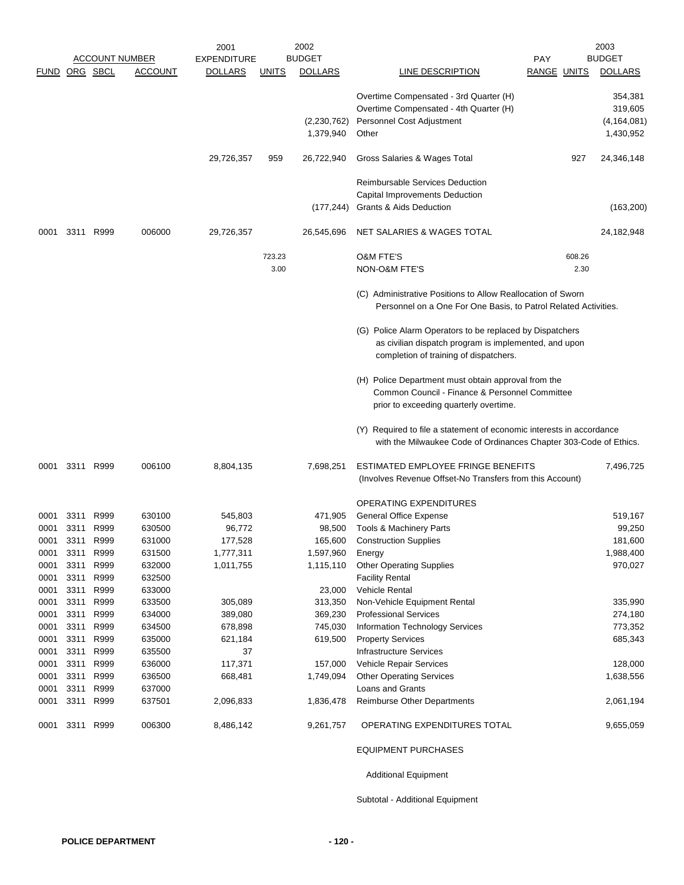| FUND | ORG | SBCL | ACCOUNT | 2001 EXPENDITURE DOLLARS | 2002 BUDGET UNITS | 2002 BUDGET DOLLARS | LINE DESCRIPTION | PAY RANGE | 2003 BUDGET UNITS | 2003 BUDGET DOLLARS |
|---|---|---|---|---|---|---|---|---|---|---|
| | | | | | | | Overtime Compensated - 3rd Quarter (H) | | | 354,381 |
| | | | | | | | Overtime Compensated - 4th Quarter (H) | | | 319,605 |
| | | | | | | (2,230,762) | Personnel Cost Adjustment | | | (4,164,081) |
| | | | | | | 1,379,940 | Other | | | 1,430,952 |
| | | | | 29,726,357 | 959 | 26,722,940 | Gross Salaries & Wages Total | | 927 | 24,346,148 |
| | | | | | | | Reimbursable Services Deduction | | | |
| | | | | | | | Capital Improvements Deduction | | | |
| | | | | | | (177,244) | Grants & Aids Deduction | | | (163,200) |
| 0001 | 3311 | R999 | 006000 | 29,726,357 | | 26,545,696 | NET SALARIES & WAGES TOTAL | | | 24,182,948 |
| | | | | | 723.23 | | O&M FTE'S | | 608.26 | |
| | | | | | 3.00 | | NON-O&M FTE'S | | 2.30 | |

(C) Administrative Positions to Allow Reallocation of Sworn Personnel on a One For One Basis, to Patrol Related Activities.

(G) Police Alarm Operators to be replaced by Dispatchers as civilian dispatch program is implemented, and upon completion of training of dispatchers.

(H) Police Department must obtain approval from the Common Council - Finance & Personnel Committee prior to exceeding quarterly overtime.

(Y) Required to file a statement of economic interests in accordance with the Milwaukee Code of Ordinances Chapter 303-Code of Ethics.

| FUND | ORG | SBCL | ACCOUNT | 2001 EXPENDITURE DOLLARS | 2002 BUDGET UNITS | 2002 BUDGET DOLLARS | LINE DESCRIPTION | PAY RANGE | 2003 BUDGET UNITS | 2003 BUDGET DOLLARS |
|---|---|---|---|---|---|---|---|---|---|---|
| 0001 | 3311 | R999 | 006100 | 8,804,135 | | 7,698,251 | ESTIMATED EMPLOYEE FRINGE BENEFITS (Involves Revenue Offset-No Transfers from this Account) | | | 7,496,725 |
| | | | | | | | OPERATING EXPENDITURES | | | |
| 0001 | 3311 | R999 | 630100 | 545,803 | | 471,905 | General Office Expense | | | 519,167 |
| 0001 | 3311 | R999 | 630500 | 96,772 | | 98,500 | Tools & Machinery Parts | | | 99,250 |
| 0001 | 3311 | R999 | 631000 | 177,528 | | 165,600 | Construction Supplies | | | 181,600 |
| 0001 | 3311 | R999 | 631500 | 1,777,311 | | 1,597,960 | Energy | | | 1,988,400 |
| 0001 | 3311 | R999 | 632000 | 1,011,755 | | 1,115,110 | Other Operating Supplies | | | 970,027 |
| 0001 | 3311 | R999 | 632500 | | | | Facility Rental | | | |
| 0001 | 3311 | R999 | 633000 | | | 23,000 | Vehicle Rental | | | |
| 0001 | 3311 | R999 | 633500 | 305,089 | | 313,350 | Non-Vehicle Equipment Rental | | | 335,990 |
| 0001 | 3311 | R999 | 634000 | 389,080 | | 369,230 | Professional Services | | | 274,180 |
| 0001 | 3311 | R999 | 634500 | 678,898 | | 745,030 | Information Technology Services | | | 773,352 |
| 0001 | 3311 | R999 | 635000 | 621,184 | | 619,500 | Property Services | | | 685,343 |
| 0001 | 3311 | R999 | 635500 | 37 | | | Infrastructure Services | | | |
| 0001 | 3311 | R999 | 636000 | 117,371 | | 157,000 | Vehicle Repair Services | | | 128,000 |
| 0001 | 3311 | R999 | 636500 | 668,481 | | 1,749,094 | Other Operating Services | | | 1,638,556 |
| 0001 | 3311 | R999 | 637000 | | | | Loans and Grants | | | |
| 0001 | 3311 | R999 | 637501 | 2,096,833 | | 1,836,478 | Reimburse Other Departments | | | 2,061,194 |
| 0001 | 3311 | R999 | 006300 | 8,486,142 | | 9,261,757 | OPERATING EXPENDITURES TOTAL | | | 9,655,059 |
| | | | | | | | EQUIPMENT PURCHASES | | | |
| | | | | | | | Additional Equipment | | | |
| | | | | | | | Subtotal - Additional Equipment | | | |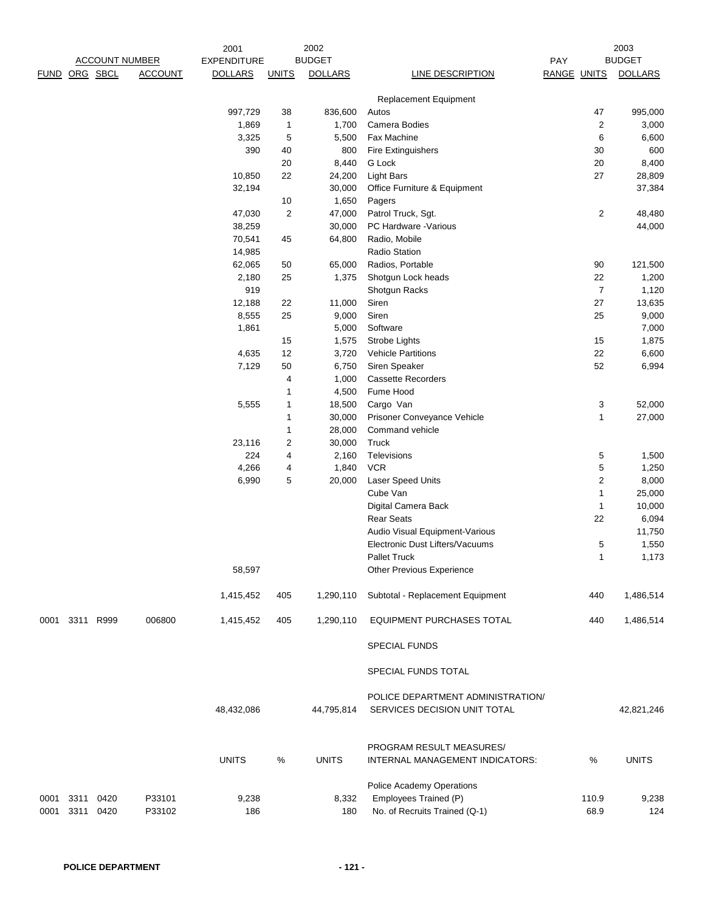| FUND | ORG | SBCL | ACCOUNT | 2001 EXPENDITURE DOLLARS | UNITS | 2002 BUDGET DOLLARS | LINE DESCRIPTION | PAY RANGE | UNITS | 2003 BUDGET DOLLARS |
|---|---|---|---|---|---|---|---|---|---|---|
| | | | | | | | Replacement Equipment | | | |
| | | | | 997,729 | 38 | 836,600 | Autos | | 47 | 995,000 |
| | | | | 1,869 | 1 | 1,700 | Camera Bodies | | 2 | 3,000 |
| | | | | 3,325 | 5 | 5,500 | Fax Machine | | 6 | 6,600 |
| | | | | 390 | 40 | 800 | Fire Extinguishers | | 30 | 600 |
| | | | | | 20 | 8,440 | G Lock | | 20 | 8,400 |
| | | | | 10,850 | 22 | 24,200 | Light Bars | | 27 | 28,809 |
| | | | | 32,194 | | 30,000 | Office Furniture & Equipment | | | 37,384 |
| | | | | | 10 | 1,650 | Pagers | | | |
| | | | | 47,030 | 2 | 47,000 | Patrol Truck, Sgt. | | 2 | 48,480 |
| | | | | 38,259 | | 30,000 | PC Hardware -Various | | | 44,000 |
| | | | | 70,541 | 45 | 64,800 | Radio, Mobile | | | |
| | | | | 14,985 | | | Radio Station | | | |
| | | | | 62,065 | 50 | 65,000 | Radios, Portable | | 90 | 121,500 |
| | | | | 2,180 | 25 | 1,375 | Shotgun Lock heads | | 22 | 1,200 |
| | | | | 919 | | | Shotgun Racks | | 7 | 1,120 |
| | | | | 12,188 | 22 | 11,000 | Siren | | 27 | 13,635 |
| | | | | 8,555 | 25 | 9,000 | Siren | | 25 | 9,000 |
| | | | | 1,861 | | 5,000 | Software | | | 7,000 |
| | | | | | 15 | 1,575 | Strobe Lights | | 15 | 1,875 |
| | | | | 4,635 | 12 | 3,720 | Vehicle Partitions | | 22 | 6,600 |
| | | | | 7,129 | 50 | 6,750 | Siren Speaker | | 52 | 6,994 |
| | | | | | 4 | 1,000 | Cassette Recorders | | | |
| | | | | | 1 | 4,500 | Fume Hood | | | |
| | | | | 5,555 | 1 | 18,500 | Cargo Van | | 3 | 52,000 |
| | | | | | 1 | 30,000 | Prisoner Conveyance Vehicle | | 1 | 27,000 |
| | | | | | 1 | 28,000 | Command vehicle | | | |
| | | | | 23,116 | 2 | 30,000 | Truck | | | |
| | | | | 224 | 4 | 2,160 | Televisions | | 5 | 1,500 |
| | | | | 4,266 | 4 | 1,840 | VCR | | 5 | 1,250 |
| | | | | 6,990 | 5 | 20,000 | Laser Speed Units | | 2 | 8,000 |
| | | | | | | | Cube Van | | 1 | 25,000 |
| | | | | | | | Digital Camera Back | | 1 | 10,000 |
| | | | | | | | Rear Seats | | 22 | 6,094 |
| | | | | | | | Audio Visual Equipment-Various | | | 11,750 |
| | | | | | | | Electronic Dust Lifters/Vacuums | | 5 | 1,550 |
| | | | | | | | Pallet Truck | | 1 | 1,173 |
| | | | | 58,597 | | | Other Previous Experience | | | |
| | | | | 1,415,452 | 405 | 1,290,110 | Subtotal - Replacement Equipment | | 440 | 1,486,514 |
| 0001 | 3311 | R999 | 006800 | 1,415,452 | 405 | 1,290,110 | EQUIPMENT PURCHASES TOTAL | | 440 | 1,486,514 |
| | | | | | | | SPECIAL FUNDS | | | |
| | | | | | | | SPECIAL FUNDS TOTAL | | | |
| | | | | 48,432,086 | | 44,795,814 | POLICE DEPARTMENT ADMINISTRATION/ SERVICES DECISION UNIT TOTAL | | | 42,821,246 |
| | | | | UNITS | % | UNITS | PROGRAM RESULT MEASURES/ INTERNAL MANAGEMENT INDICATORS: | | % | UNITS |
| | | | | | | | Police Academy Operations | | | |
| 0001 | 3311 | 0420 | P33101 | 9,238 | | 8,332 | Employees Trained (P) | | 110.9 | 9,238 |
| 0001 | 3311 | 0420 | P33102 | 186 | | 180 | No. of Recruits Trained (Q-1) | | 68.9 | 124 |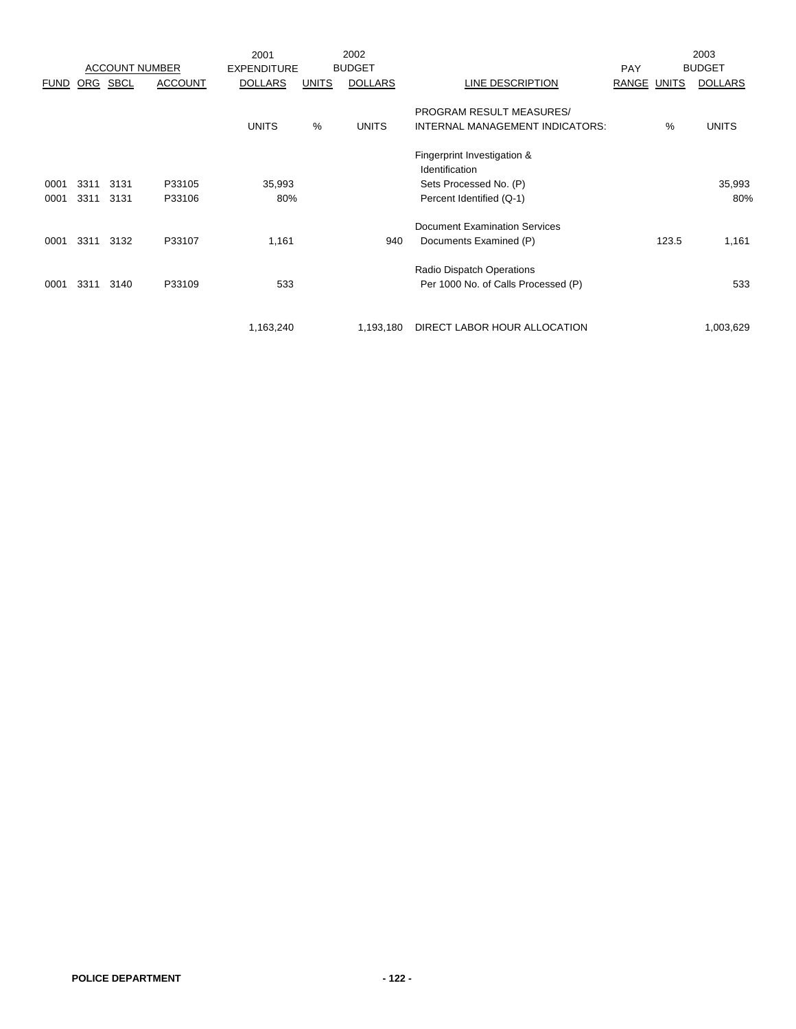| ACCOUNT NUMBER | | | | 2001 EXPENDITURE | 2002 BUDGET | | | PAY | 2003 BUDGET | |
|---|---|---|---|---|---|---|---|---|---|---|
| FUND | ORG | SBCL | ACCOUNT | DOLLARS | UNITS | DOLLARS | LINE DESCRIPTION | RANGE | UNITS | DOLLARS |
| | | | | | | | PROGRAM RESULT MEASURES/ | | | |
| | | | | UNITS | % | UNITS | INTERNAL MANAGEMENT INDICATORS: | | % | UNITS |
| | | | | | | | Fingerprint Investigation & Identification | | | |
| 0001 | 3311 | 3131 | P33105 | 35,993 | | | Sets Processed No. (P) | | | 35,993 |
| 0001 | 3311 | 3131 | P33106 | 80% | | | Percent Identified (Q-1) | | | 80% |
| | | | | | | | Document Examination Services | | | |
| 0001 | 3311 | 3132 | P33107 | 1,161 | | 940 | Documents Examined (P) | | 123.5 | 1,161 |
| | | | | | | | Radio Dispatch Operations | | | |
| 0001 | 3311 | 3140 | P33109 | 533 | | | Per 1000 No. of Calls Processed (P) | | | 533 |
| | | | | 1,163,240 | | 1,193,180 | DIRECT LABOR HOUR ALLOCATION | | | 1,003,629 |

POLICE DEPARTMENT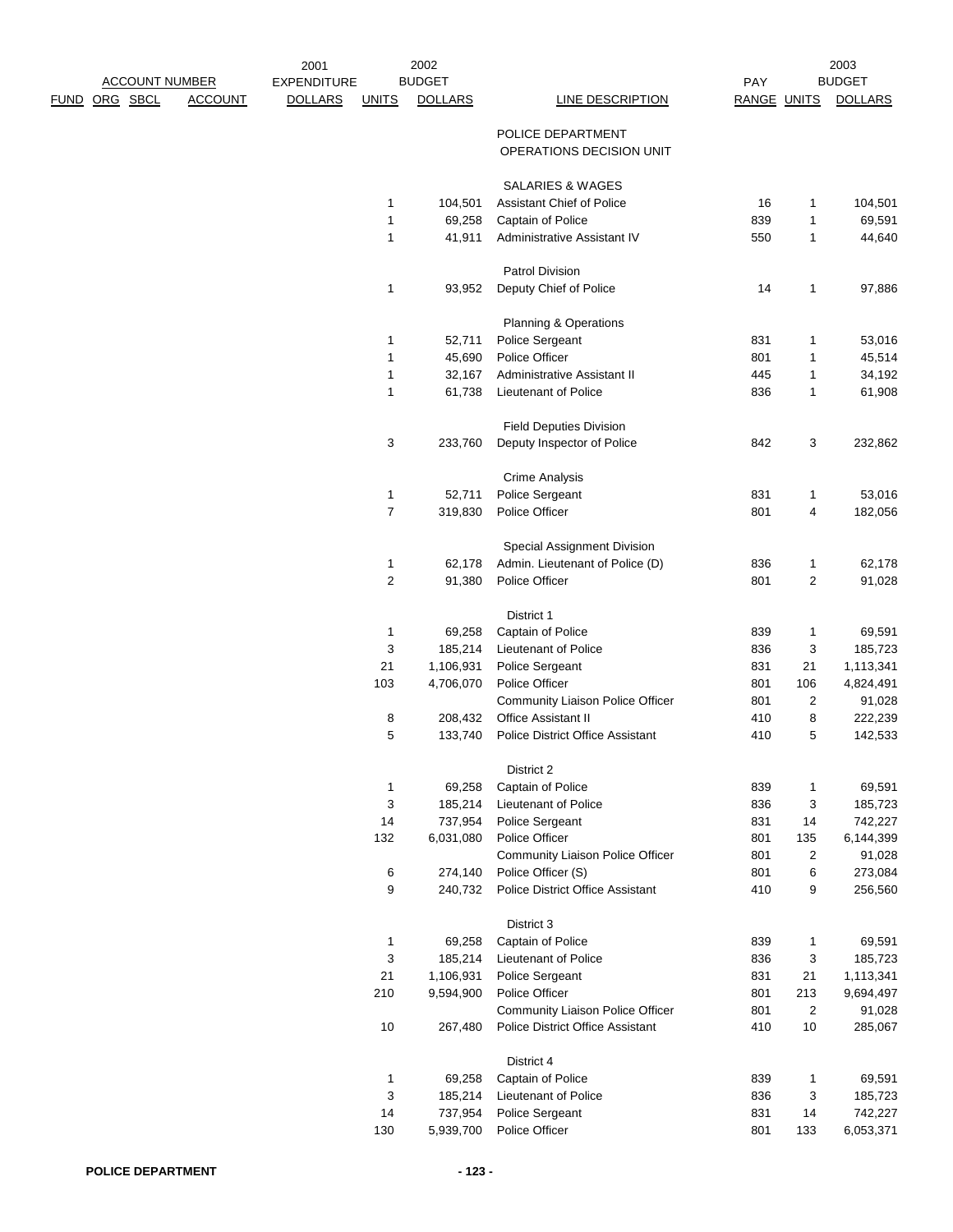| ACCOUNT NUMBER | | | | 2001 | 2002 | | | | 2003 | |
|---|---|---|---|---|---|---|---|---|---|---|
| FUND | ORG | SBCL | ACCOUNT | EXPENDITURE DOLLARS | UNITS | BUDGET DOLLARS | LINE DESCRIPTION | PAY RANGE | UNITS | BUDGET DOLLARS |
| | | | | | | | POLICE DEPARTMENT | | | |
| | | | | | | | OPERATIONS DECISION UNIT | | | |
| | | | | | | | SALARIES & WAGES | | | |
| | | | | | 1 | 104,501 | Assistant Chief of Police | 16 | 1 | 104,501 |
| | | | | | 1 | 69,258 | Captain of Police | 839 | 1 | 69,591 |
| | | | | | 1 | 41,911 | Administrative Assistant IV | 550 | 1 | 44,640 |
| | | | | | | | Patrol Division | | | |
| | | | | | 1 | 93,952 | Deputy Chief of Police | 14 | 1 | 97,886 |
| | | | | | | | Planning & Operations | | | |
| | | | | | 1 | 52,711 | Police Sergeant | 831 | 1 | 53,016 |
| | | | | | 1 | 45,690 | Police Officer | 801 | 1 | 45,514 |
| | | | | | 1 | 32,167 | Administrative Assistant II | 445 | 1 | 34,192 |
| | | | | | 1 | 61,738 | Lieutenant of Police | 836 | 1 | 61,908 |
| | | | | | | | Field Deputies Division | | | |
| | | | | | 3 | 233,760 | Deputy Inspector of Police | 842 | 3 | 232,862 |
| | | | | | | | Crime Analysis | | | |
| | | | | | 1 | 52,711 | Police Sergeant | 831 | 1 | 53,016 |
| | | | | | 7 | 319,830 | Police Officer | 801 | 4 | 182,056 |
| | | | | | | | Special Assignment Division | | | |
| | | | | | 1 | 62,178 | Admin. Lieutenant of Police (D) | 836 | 1 | 62,178 |
| | | | | | 2 | 91,380 | Police Officer | 801 | 2 | 91,028 |
| | | | | | | | District 1 | | | |
| | | | | | 1 | 69,258 | Captain of Police | 839 | 1 | 69,591 |
| | | | | | 3 | 185,214 | Lieutenant of Police | 836 | 3 | 185,723 |
| | | | | | 21 | 1,106,931 | Police Sergeant | 831 | 21 | 1,113,341 |
| | | | | | 103 | 4,706,070 | Police Officer | 801 | 106 | 4,824,491 |
| | | | | | | | Community Liaison Police Officer | 801 | 2 | 91,028 |
| | | | | | 8 | 208,432 | Office Assistant II | 410 | 8 | 222,239 |
| | | | | | 5 | 133,740 | Police District Office Assistant | 410 | 5 | 142,533 |
| | | | | | | | District 2 | | | |
| | | | | | 1 | 69,258 | Captain of Police | 839 | 1 | 69,591 |
| | | | | | 3 | 185,214 | Lieutenant of Police | 836 | 3 | 185,723 |
| | | | | | 14 | 737,954 | Police Sergeant | 831 | 14 | 742,227 |
| | | | | | 132 | 6,031,080 | Police Officer | 801 | 135 | 6,144,399 |
| | | | | | | | Community Liaison Police Officer | 801 | 2 | 91,028 |
| | | | | | 6 | 274,140 | Police Officer (S) | 801 | 6 | 273,084 |
| | | | | | 9 | 240,732 | Police District Office Assistant | 410 | 9 | 256,560 |
| | | | | | | | District 3 | | | |
| | | | | | 1 | 69,258 | Captain of Police | 839 | 1 | 69,591 |
| | | | | | 3 | 185,214 | Lieutenant of Police | 836 | 3 | 185,723 |
| | | | | | 21 | 1,106,931 | Police Sergeant | 831 | 21 | 1,113,341 |
| | | | | | 210 | 9,594,900 | Police Officer | 801 | 213 | 9,694,497 |
| | | | | | | | Community Liaison Police Officer | 801 | 2 | 91,028 |
| | | | | | 10 | 267,480 | Police District Office Assistant | 410 | 10 | 285,067 |
| | | | | | | | District 4 | | | |
| | | | | | 1 | 69,258 | Captain of Police | 839 | 1 | 69,591 |
| | | | | | 3 | 185,214 | Lieutenant of Police | 836 | 3 | 185,723 |
| | | | | | 14 | 737,954 | Police Sergeant | 831 | 14 | 742,227 |
| | | | | | 130 | 5,939,700 | Police Officer | 801 | 133 | 6,053,371 |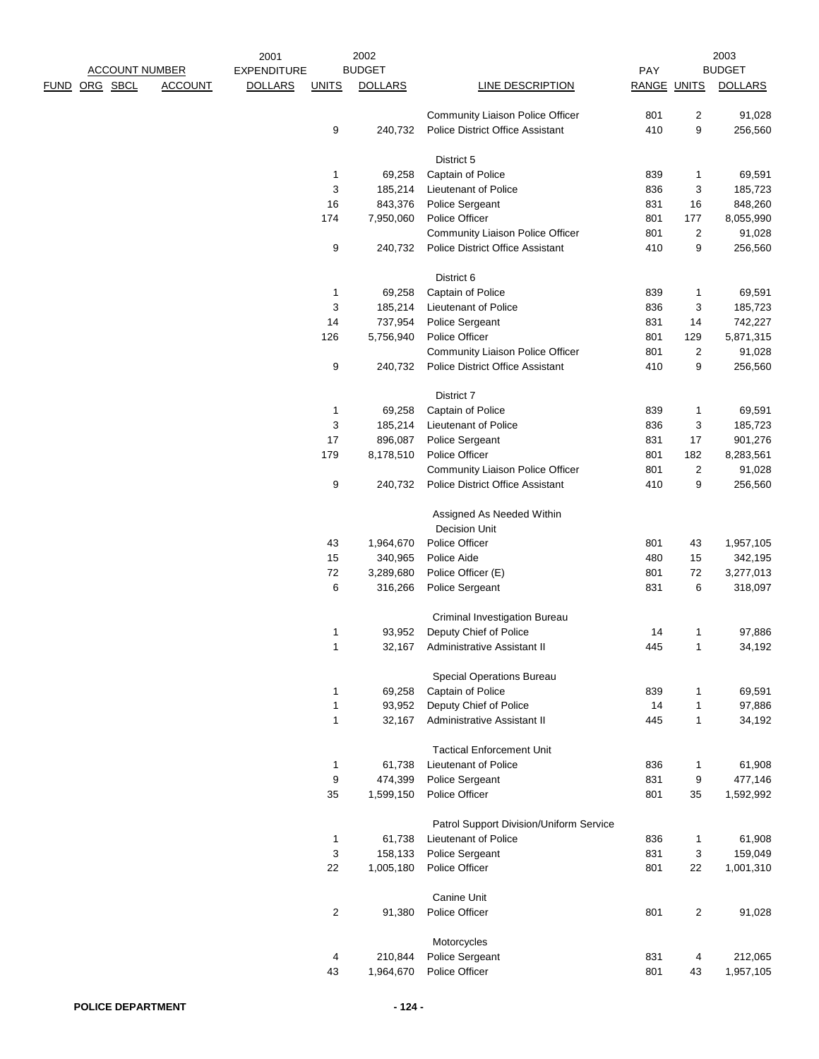| ACCOUNT NUMBER | | | | 2001 EXPENDITURE | 2002 BUDGET | | | PAY | 2003 BUDGET | |
|---|---|---|---|---|---|---|---|---|---|---|
| FUND | ORG | SBCL | ACCOUNT | DOLLARS | UNITS | DOLLARS | LINE DESCRIPTION | RANGE | UNITS | DOLLARS |
| | | | | | | | Community Liaison Police Officer | 801 | 2 | 91,028 |
| | | | | | 9 | 240,732 | Police District Office Assistant | 410 | 9 | 256,560 |
| | | | | | | | District 5 | | | |
| | | | | | 1 | 69,258 | Captain of Police | 839 | 1 | 69,591 |
| | | | | | 3 | 185,214 | Lieutenant of Police | 836 | 3 | 185,723 |
| | | | | | 16 | 843,376 | Police Sergeant | 831 | 16 | 848,260 |
| | | | | | 174 | 7,950,060 | Police Officer | 801 | 177 | 8,055,990 |
| | | | | | | | Community Liaison Police Officer | 801 | 2 | 91,028 |
| | | | | | 9 | 240,732 | Police District Office Assistant | 410 | 9 | 256,560 |
| | | | | | | | District 6 | | | |
| | | | | | 1 | 69,258 | Captain of Police | 839 | 1 | 69,591 |
| | | | | | 3 | 185,214 | Lieutenant of Police | 836 | 3 | 185,723 |
| | | | | | 14 | 737,954 | Police Sergeant | 831 | 14 | 742,227 |
| | | | | | 126 | 5,756,940 | Police Officer | 801 | 129 | 5,871,315 |
| | | | | | | | Community Liaison Police Officer | 801 | 2 | 91,028 |
| | | | | | 9 | 240,732 | Police District Office Assistant | 410 | 9 | 256,560 |
| | | | | | | | District 7 | | | |
| | | | | | 1 | 69,258 | Captain of Police | 839 | 1 | 69,591 |
| | | | | | 3 | 185,214 | Lieutenant of Police | 836 | 3 | 185,723 |
| | | | | | 17 | 896,087 | Police Sergeant | 831 | 17 | 901,276 |
| | | | | | 179 | 8,178,510 | Police Officer | 801 | 182 | 8,283,561 |
| | | | | | | | Community Liaison Police Officer | 801 | 2 | 91,028 |
| | | | | | 9 | 240,732 | Police District Office Assistant | 410 | 9 | 256,560 |
| | | | | | | | Assigned As Needed Within Decision Unit | | | |
| | | | | | 43 | 1,964,670 | Police Officer | 801 | 43 | 1,957,105 |
| | | | | | 15 | 340,965 | Police Aide | 480 | 15 | 342,195 |
| | | | | | 72 | 3,289,680 | Police Officer (E) | 801 | 72 | 3,277,013 |
| | | | | | 6 | 316,266 | Police Sergeant | 831 | 6 | 318,097 |
| | | | | | | | Criminal Investigation Bureau | | | |
| | | | | | 1 | 93,952 | Deputy Chief of Police | 14 | 1 | 97,886 |
| | | | | | 1 | 32,167 | Administrative Assistant II | 445 | 1 | 34,192 |
| | | | | | | | Special Operations Bureau | | | |
| | | | | | 1 | 69,258 | Captain of Police | 839 | 1 | 69,591 |
| | | | | | 1 | 93,952 | Deputy Chief of Police | 14 | 1 | 97,886 |
| | | | | | 1 | 32,167 | Administrative Assistant II | 445 | 1 | 34,192 |
| | | | | | | | Tactical Enforcement Unit | | | |
| | | | | | 1 | 61,738 | Lieutenant of Police | 836 | 1 | 61,908 |
| | | | | | 9 | 474,399 | Police Sergeant | 831 | 9 | 477,146 |
| | | | | | 35 | 1,599,150 | Police Officer | 801 | 35 | 1,592,992 |
| | | | | | | | Patrol Support Division/Uniform Service | | | |
| | | | | | 1 | 61,738 | Lieutenant of Police | 836 | 1 | 61,908 |
| | | | | | 3 | 158,133 | Police Sergeant | 831 | 3 | 159,049 |
| | | | | | 22 | 1,005,180 | Police Officer | 801 | 22 | 1,001,310 |
| | | | | | | | Canine Unit | | | |
| | | | | | 2 | 91,380 | Police Officer | 801 | 2 | 91,028 |
| | | | | | | | Motorcycles | | | |
| | | | | | 4 | 210,844 | Police Sergeant | 831 | 4 | 212,065 |
| | | | | | 43 | 1,964,670 | Police Officer | 801 | 43 | 1,957,105 |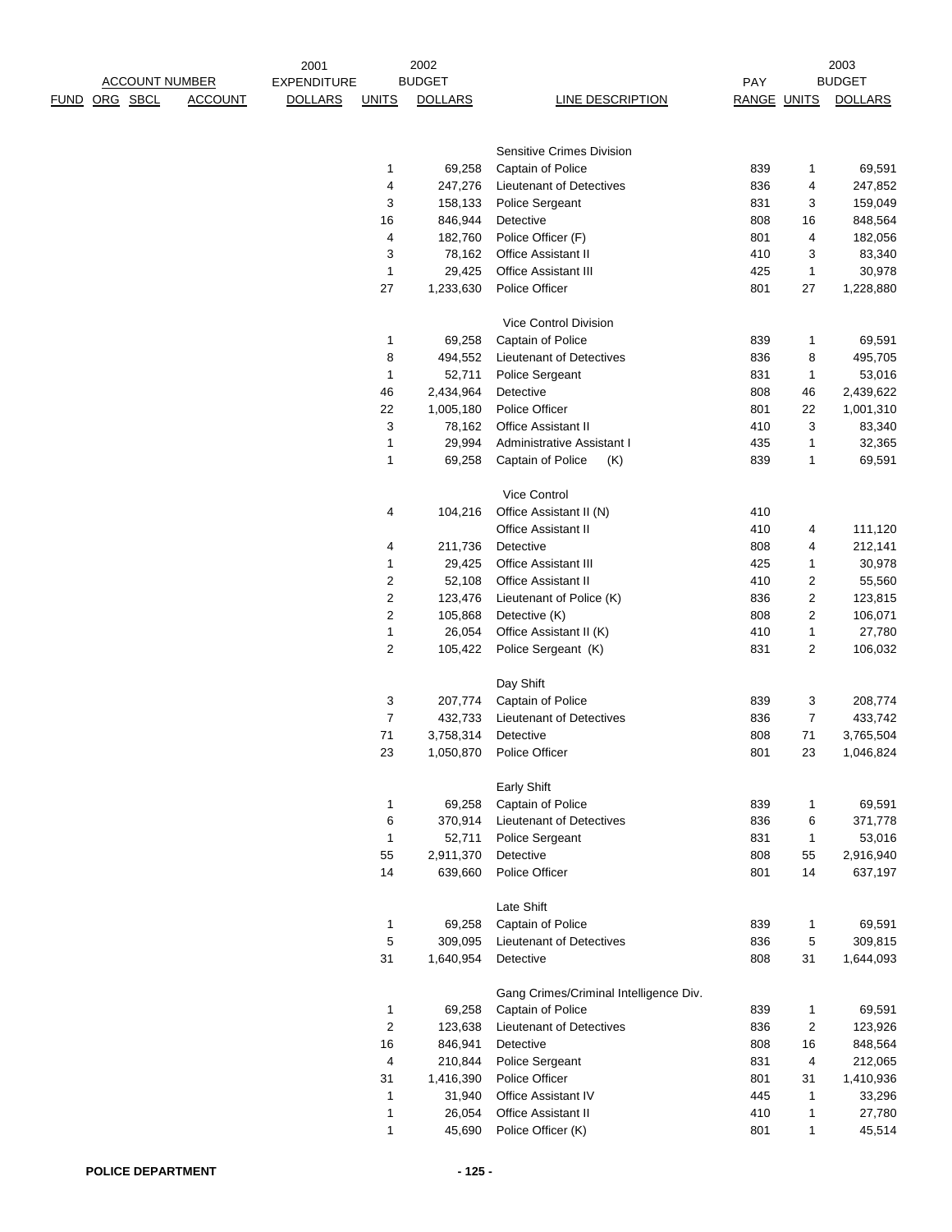| ACCOUNT NUMBER | | | | 2001 | 2002 | | | | 2003 | |
|---|---|---|---|---|---|---|---|---|---|---|
| FUND | ORG | SBCL | ACCOUNT | EXPENDITURE DOLLARS | UNITS | BUDGET DOLLARS | LINE DESCRIPTION | PAY RANGE | UNITS | BUDGET DOLLARS |
| | | | | | | | Sensitive Crimes Division | | | |
| | | | | | 1 | 69,258 | Captain of Police | 839 | 1 | 69,591 |
| | | | | | 4 | 247,276 | Lieutenant of Detectives | 836 | 4 | 247,852 |
| | | | | | 3 | 158,133 | Police Sergeant | 831 | 3 | 159,049 |
| | | | | | 16 | 846,944 | Detective | 808 | 16 | 848,564 |
| | | | | | 4 | 182,760 | Police Officer (F) | 801 | 4 | 182,056 |
| | | | | | 3 | 78,162 | Office Assistant II | 410 | 3 | 83,340 |
| | | | | | 1 | 29,425 | Office Assistant III | 425 | 1 | 30,978 |
| | | | | | 27 | 1,233,630 | Police Officer | 801 | 27 | 1,228,880 |
| | | | | | | | Vice Control Division | | | |
| | | | | | 1 | 69,258 | Captain of Police | 839 | 1 | 69,591 |
| | | | | | 8 | 494,552 | Lieutenant of Detectives | 836 | 8 | 495,705 |
| | | | | | 1 | 52,711 | Police Sergeant | 831 | 1 | 53,016 |
| | | | | | 46 | 2,434,964 | Detective | 808 | 46 | 2,439,622 |
| | | | | | 22 | 1,005,180 | Police Officer | 801 | 22 | 1,001,310 |
| | | | | | 3 | 78,162 | Office Assistant II | 410 | 3 | 83,340 |
| | | | | | 1 | 29,994 | Administrative Assistant I | 435 | 1 | 32,365 |
| | | | | | 1 | 69,258 | Captain of Police (K) | 839 | 1 | 69,591 |
| | | | | | | | Vice Control | | | |
| | | | | | 4 | 104,216 | Office Assistant II (N) | 410 | | |
| | | | | | | | Office Assistant II | 410 | 4 | 111,120 |
| | | | | | 4 | 211,736 | Detective | 808 | 4 | 212,141 |
| | | | | | 1 | 29,425 | Office Assistant III | 425 | 1 | 30,978 |
| | | | | | 2 | 52,108 | Office Assistant II | 410 | 2 | 55,560 |
| | | | | | 2 | 123,476 | Lieutenant of Police (K) | 836 | 2 | 123,815 |
| | | | | | 2 | 105,868 | Detective (K) | 808 | 2 | 106,071 |
| | | | | | 1 | 26,054 | Office Assistant II (K) | 410 | 1 | 27,780 |
| | | | | | 2 | 105,422 | Police Sergeant (K) | 831 | 2 | 106,032 |
| | | | | | | | Day Shift | | | |
| | | | | | 3 | 207,774 | Captain of Police | 839 | 3 | 208,774 |
| | | | | | 7 | 432,733 | Lieutenant of Detectives | 836 | 7 | 433,742 |
| | | | | | 71 | 3,758,314 | Detective | 808 | 71 | 3,765,504 |
| | | | | | 23 | 1,050,870 | Police Officer | 801 | 23 | 1,046,824 |
| | | | | | | | Early Shift | | | |
| | | | | | 1 | 69,258 | Captain of Police | 839 | 1 | 69,591 |
| | | | | | 6 | 370,914 | Lieutenant of Detectives | 836 | 6 | 371,778 |
| | | | | | 1 | 52,711 | Police Sergeant | 831 | 1 | 53,016 |
| | | | | | 55 | 2,911,370 | Detective | 808 | 55 | 2,916,940 |
| | | | | | 14 | 639,660 | Police Officer | 801 | 14 | 637,197 |
| | | | | | | | Late Shift | | | |
| | | | | | 1 | 69,258 | Captain of Police | 839 | 1 | 69,591 |
| | | | | | 5 | 309,095 | Lieutenant of Detectives | 836 | 5 | 309,815 |
| | | | | | 31 | 1,640,954 | Detective | 808 | 31 | 1,644,093 |
| | | | | | | | Gang Crimes/Criminal Intelligence Div. | | | |
| | | | | | 1 | 69,258 | Captain of Police | 839 | 1 | 69,591 |
| | | | | | 2 | 123,638 | Lieutenant of Detectives | 836 | 2 | 123,926 |
| | | | | | 16 | 846,941 | Detective | 808 | 16 | 848,564 |
| | | | | | 4 | 210,844 | Police Sergeant | 831 | 4 | 212,065 |
| | | | | | 31 | 1,416,390 | Police Officer | 801 | 31 | 1,410,936 |
| | | | | | 1 | 31,940 | Office Assistant IV | 445 | 1 | 33,296 |
| | | | | | 1 | 26,054 | Office Assistant II | 410 | 1 | 27,780 |
| | | | | | 1 | 45,690 | Police Officer (K) | 801 | 1 | 45,514 |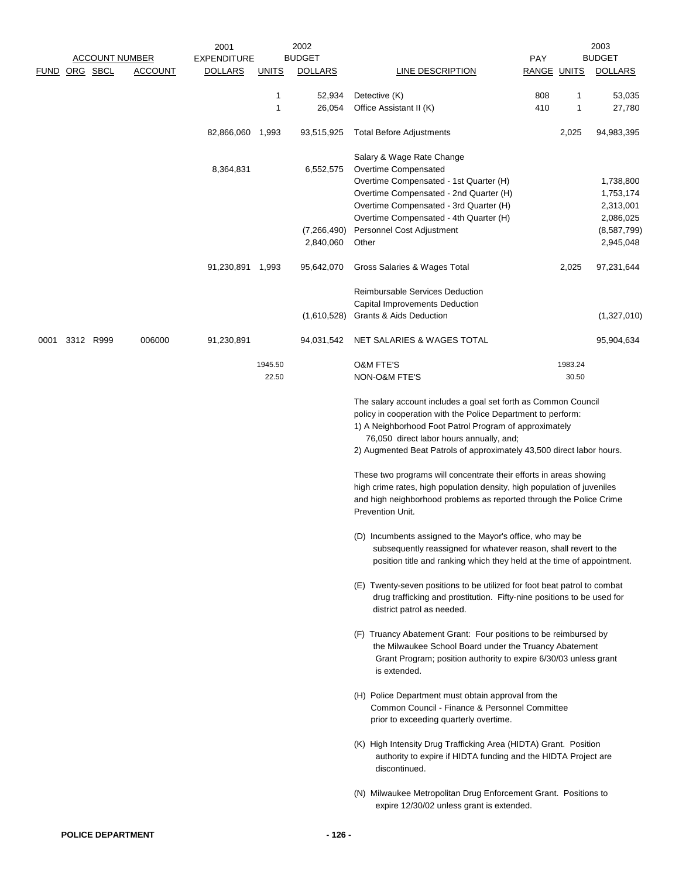| ACCOUNT NUMBER | | | | 2001 EXPENDITURE | | 2002 BUDGET | | PAY | | 2003 BUDGET |
|---|---|---|---|---|---|---|---|---|---|---|
| FUND | ORG | SBCL | ACCOUNT | DOLLARS | UNITS | DOLLARS | LINE DESCRIPTION | RANGE | UNITS | DOLLARS |
| | | | | | 1 | 52,934 | Detective (K) | 808 | 1 | 53,035 |
| | | | | | 1 | 26,054 | Office Assistant II (K) | 410 | 1 | 27,780 |
| | | | | 82,866,060 | 1,993 | 93,515,925 | Total Before Adjustments | | 2,025 | 94,983,395 |
| | | | | | | | Salary & Wage Rate Change | | | |
| | | | | 8,364,831 | | 6,552,575 | Overtime Compensated | | | |
| | | | | | | | Overtime Compensated - 1st Quarter (H) | | | 1,738,800 |
| | | | | | | | Overtime Compensated - 2nd Quarter (H) | | | 1,753,174 |
| | | | | | | | Overtime Compensated - 3rd Quarter (H) | | | 2,313,001 |
| | | | | | | | Overtime Compensated - 4th Quarter (H) | | | 2,086,025 |
| | | | | | | (7,266,490) | Personnel Cost Adjustment | | | (8,587,799) |
| | | | | | | 2,840,060 | Other | | | 2,945,048 |
| | | | | 91,230,891 | 1,993 | 95,642,070 | Gross Salaries & Wages Total | | 2,025 | 97,231,644 |
| | | | | | | | Reimbursable Services Deduction | | | |
| | | | | | | | Capital Improvements Deduction | | | |
| | | | | | | (1,610,528) | Grants & Aids Deduction | | | (1,327,010) |
| 0001 | 3312 | R999 | 006000 | 91,230,891 | | 94,031,542 | NET SALARIES & WAGES TOTAL | | | 95,904,634 |
| | | | | | 1945.50 | | O&M FTE'S | | 1983.24 | |
| | | | | | 22.50 | | NON-O&M FTE'S | | 30.50 | |

The salary account includes a goal set forth as Common Council policy in cooperation with the Police Department to perform:
1) A Neighborhood Foot Patrol Program of approximately 76,050 direct labor hours annually, and;
2) Augmented Beat Patrols of approximately 43,500 direct labor hours.

These two programs will concentrate their efforts in areas showing high crime rates, high population density, high population of juveniles and high neighborhood problems as reported through the Police Crime Prevention Unit.

(D) Incumbents assigned to the Mayor's office, who may be subsequently reassigned for whatever reason, shall revert to the position title and ranking which they held at the time of appointment.

(E) Twenty-seven positions to be utilized for foot beat patrol to combat drug trafficking and prostitution. Fifty-nine positions to be used for district patrol as needed.

(F) Truancy Abatement Grant: Four positions to be reimbursed by the Milwaukee School Board under the Truancy Abatement Grant Program; position authority to expire 6/30/03 unless grant is extended.

(H) Police Department must obtain approval from the Common Council - Finance & Personnel Committee prior to exceeding quarterly overtime.

(K) High Intensity Drug Trafficking Area (HIDTA) Grant. Position authority to expire if HIDTA funding and the HIDTA Project are discontinued.

(N) Milwaukee Metropolitan Drug Enforcement Grant. Positions to expire 12/30/02 unless grant is extended.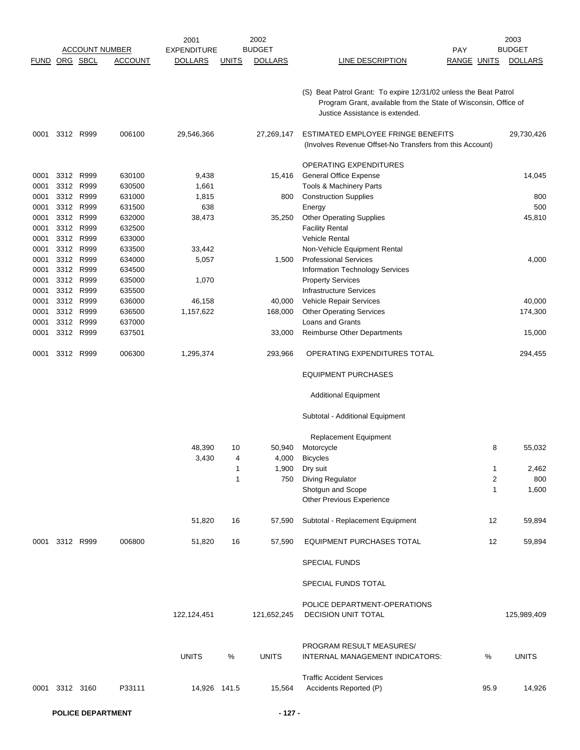| FUND | ORG | SBCL | ACCOUNT | 2001 EXPENDITURE DOLLARS | UNITS | 2002 BUDGET DOLLARS | LINE DESCRIPTION | PAY RANGE | UNITS | 2003 BUDGET DOLLARS |
|---|---|---|---|---|---|---|---|---|---|---|
| | | | | | | | (S) Beat Patrol Grant: To expire 12/31/02 unless the Beat Patrol Program Grant, available from the State of Wisconsin, Office of Justice Assistance is extended. | | | |
| 0001 | 3312 | R999 | 006100 | 29,546,366 | | 27,269,147 | ESTIMATED EMPLOYEE FRINGE BENEFITS (Involves Revenue Offset-No Transfers from this Account) | | | 29,730,426 |
| | | | | | | | OPERATING EXPENDITURES | | | |
| 0001 | 3312 | R999 | 630100 | 9,438 | | 15,416 | General Office Expense | | | 14,045 |
| 0001 | 3312 | R999 | 630500 | 1,661 | | | Tools & Machinery Parts | | | |
| 0001 | 3312 | R999 | 631000 | 1,815 | | 800 | Construction Supplies | | | 800 |
| 0001 | 3312 | R999 | 631500 | 638 | | | Energy | | | 500 |
| 0001 | 3312 | R999 | 632000 | 38,473 | | 35,250 | Other Operating Supplies | | | 45,810 |
| 0001 | 3312 | R999 | 632500 | | | | Facility Rental | | | |
| 0001 | 3312 | R999 | 633000 | | | | Vehicle Rental | | | |
| 0001 | 3312 | R999 | 633500 | 33,442 | | | Non-Vehicle Equipment Rental | | | |
| 0001 | 3312 | R999 | 634000 | 5,057 | | 1,500 | Professional Services | | | 4,000 |
| 0001 | 3312 | R999 | 634500 | | | | Information Technology Services | | | |
| 0001 | 3312 | R999 | 635000 | 1,070 | | | Property Services | | | |
| 0001 | 3312 | R999 | 635500 | | | | Infrastructure Services | | | |
| 0001 | 3312 | R999 | 636000 | 46,158 | | 40,000 | Vehicle Repair Services | | | 40,000 |
| 0001 | 3312 | R999 | 636500 | 1,157,622 | | 168,000 | Other Operating Services | | | 174,300 |
| 0001 | 3312 | R999 | 637000 | | | | Loans and Grants | | | |
| 0001 | 3312 | R999 | 637501 | | | 33,000 | Reimburse Other Departments | | | 15,000 |
| 0001 | 3312 | R999 | 006300 | 1,295,374 | | 293,966 | OPERATING EXPENDITURES TOTAL | | | 294,455 |
| | | | | | | | EQUIPMENT PURCHASES | | | |
| | | | | | | | Additional Equipment | | | |
| | | | | | | | Subtotal - Additional Equipment | | | |
| | | | | | | | Replacement Equipment | | | |
| | | | | 48,390 | 10 | 50,940 | Motorcycle | | 8 | 55,032 |
| | | | | 3,430 | 4 | 4,000 | Bicycles | | | |
| | | | | | 1 | 1,900 | Dry suit | | 1 | 2,462 |
| | | | | | 1 | 750 | Diving Regulator | | 2 | 800 |
| | | | | | | | Shotgun and Scope | | 1 | 1,600 |
| | | | | | | | Other Previous Experience | | | |
| | | | | 51,820 | 16 | 57,590 | Subtotal - Replacement Equipment | | 12 | 59,894 |
| 0001 | 3312 | R999 | 006800 | 51,820 | 16 | 57,590 | EQUIPMENT PURCHASES TOTAL | | 12 | 59,894 |
| | | | | | | | SPECIAL FUNDS | | | |
| | | | | | | | SPECIAL FUNDS TOTAL | | | |
| | | | | 122,124,451 | | 121,652,245 | POLICE DEPARTMENT-OPERATIONS DECISION UNIT TOTAL | | | 125,989,409 |
| | | | | UNITS | % | UNITS | PROGRAM RESULT MEASURES/ INTERNAL MANAGEMENT INDICATORS: | | % | UNITS |
| | | | | | | | Traffic Accident Services | | | |
| 0001 | 3312 | 3160 | P33111 | 14,926 | 141.5 | 15,564 | Accidents Reported (P) | | 95.9 | 14,926 |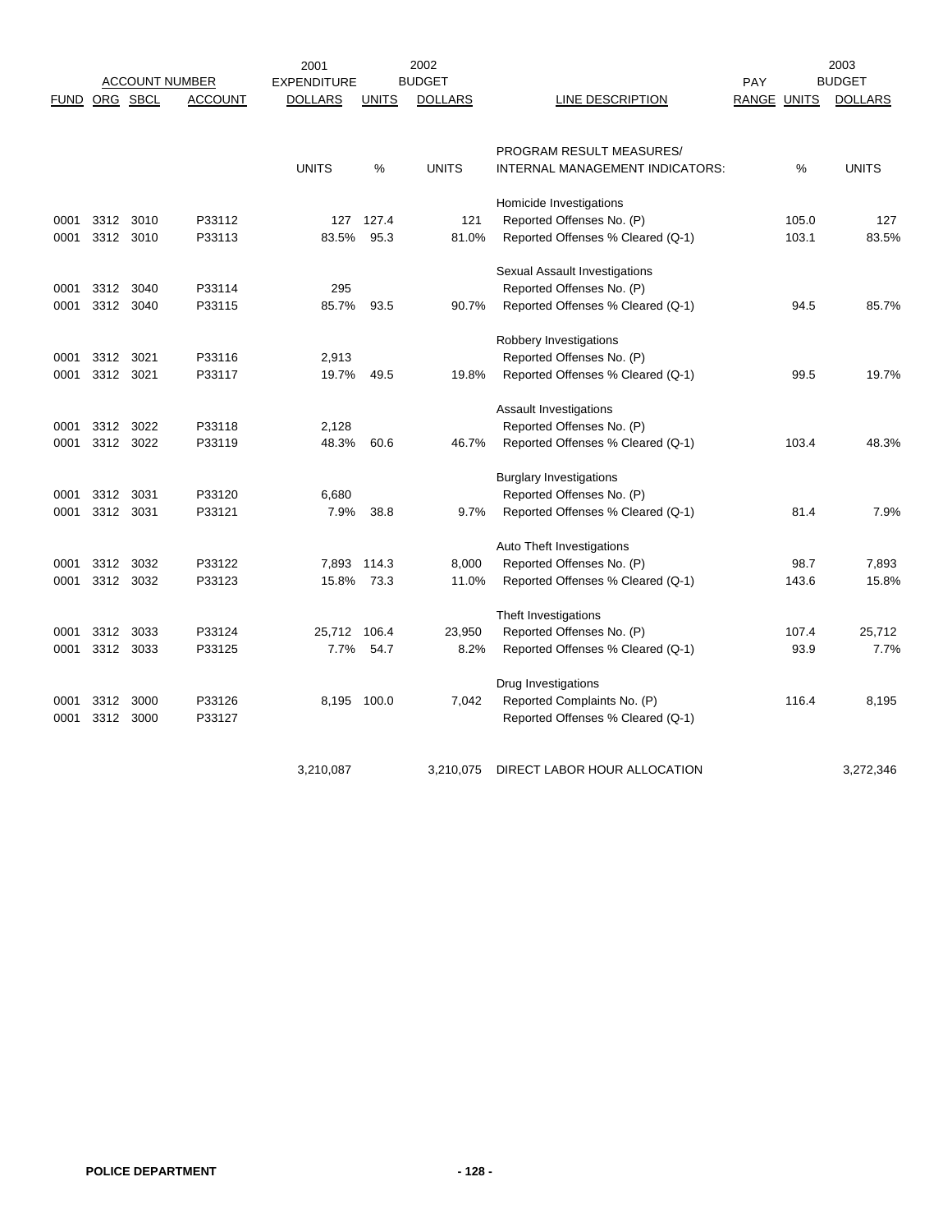| ACCOUNT NUMBER | | | | 2001 EXPENDITURE | | 2002 BUDGET | | PAY | | 2003 BUDGET |
|---|---|---|---|---|---|---|---|---|---|---|
| FUND | ORG | SBCL | ACCOUNT | DOLLARS | UNITS | DOLLARS | LINE DESCRIPTION | RANGE | UNITS | DOLLARS |
| | | | | UNITS | % | UNITS | PROGRAM RESULT MEASURES/ INTERNAL MANAGEMENT INDICATORS: | | % | UNITS |
| | | | | | | | Homicide Investigations | | | |
| 0001 | 3312 | 3010 | P33112 | 127 | 127.4 | 121 | Reported Offenses No. (P) | | 105.0 | 127 |
| 0001 | 3312 | 3010 | P33113 | 83.5% | 95.3 | 81.0% | Reported Offenses % Cleared (Q-1) | | 103.1 | 83.5% |
| | | | | | | | Sexual Assault Investigations | | | |
| 0001 | 3312 | 3040 | P33114 | 295 | | | Reported Offenses No. (P) | | | |
| 0001 | 3312 | 3040 | P33115 | 85.7% | 93.5 | 90.7% | Reported Offenses % Cleared (Q-1) | | 94.5 | 85.7% |
| | | | | | | | Robbery Investigations | | | |
| 0001 | 3312 | 3021 | P33116 | 2,913 | | | Reported Offenses No. (P) | | | |
| 0001 | 3312 | 3021 | P33117 | 19.7% | 49.5 | 19.8% | Reported Offenses % Cleared (Q-1) | | 99.5 | 19.7% |
| | | | | | | | Assault Investigations | | | |
| 0001 | 3312 | 3022 | P33118 | 2,128 | | | Reported Offenses No. (P) | | | |
| 0001 | 3312 | 3022 | P33119 | 48.3% | 60.6 | 46.7% | Reported Offenses % Cleared (Q-1) | | 103.4 | 48.3% |
| | | | | | | | Burglary Investigations | | | |
| 0001 | 3312 | 3031 | P33120 | 6,680 | | | Reported Offenses No. (P) | | | |
| 0001 | 3312 | 3031 | P33121 | 7.9% | 38.8 | 9.7% | Reported Offenses % Cleared (Q-1) | | 81.4 | 7.9% |
| | | | | | | | Auto Theft Investigations | | | |
| 0001 | 3312 | 3032 | P33122 | 7,893 | 114.3 | 8,000 | Reported Offenses No. (P) | | 98.7 | 7,893 |
| 0001 | 3312 | 3032 | P33123 | 15.8% | 73.3 | 11.0% | Reported Offenses % Cleared (Q-1) | | 143.6 | 15.8% |
| | | | | | | | Theft Investigations | | | |
| 0001 | 3312 | 3033 | P33124 | 25,712 | 106.4 | 23,950 | Reported Offenses No. (P) | | 107.4 | 25,712 |
| 0001 | 3312 | 3033 | P33125 | 7.7% | 54.7 | 8.2% | Reported Offenses % Cleared (Q-1) | | 93.9 | 7.7% |
| | | | | | | | Drug Investigations | | | |
| 0001 | 3312 | 3000 | P33126 | 8,195 | 100.0 | 7,042 | Reported Complaints No. (P) | | 116.4 | 8,195 |
| 0001 | 3312 | 3000 | P33127 | | | | Reported Offenses % Cleared (Q-1) | | | |
| | | | | 3,210,087 | | 3,210,075 | DIRECT LABOR HOUR ALLOCATION | | | 3,272,346 |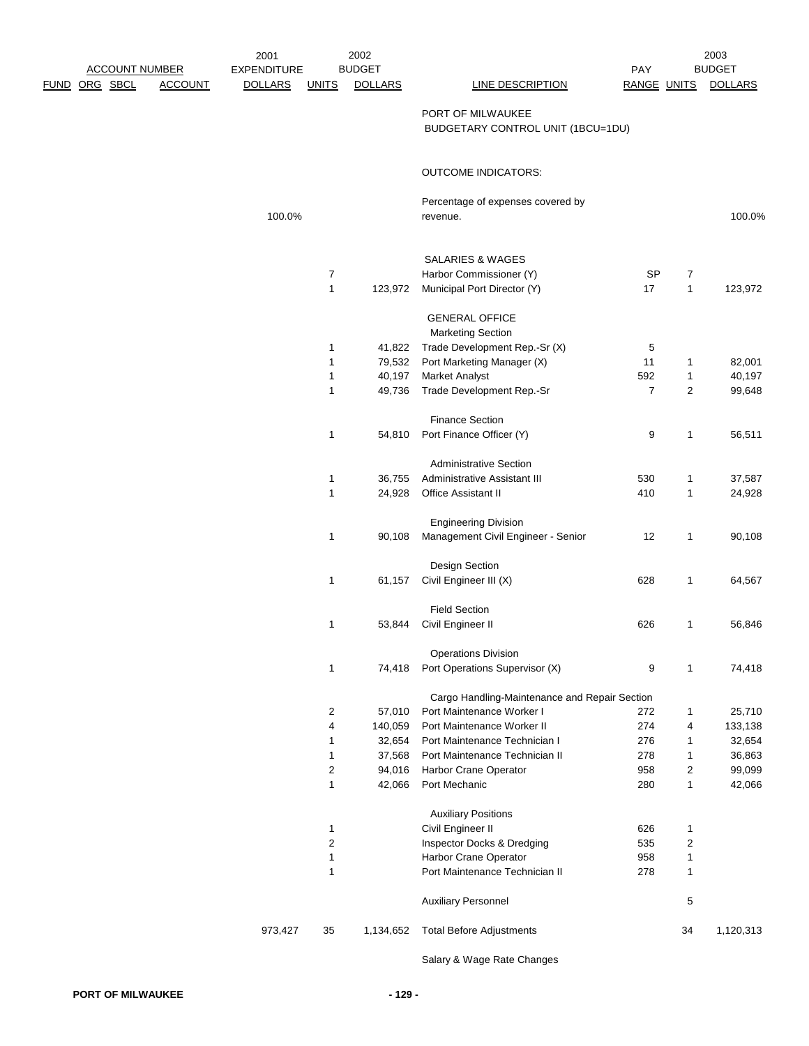| ACCOUNT NUMBER | | | | 2001 EXPENDITURE | 2002 BUDGET | | | PAY | 2003 BUDGET | |
|---|---|---|---|---|---|---|---|---|---|---|
| FUND | ORG | SBCL | ACCOUNT | DOLLARS | UNITS | DOLLARS | LINE DESCRIPTION | RANGE | UNITS | DOLLARS |
| | | | | | | | PORT OF MILWAUKEE | | | |
| | | | | | | | BUDGETARY CONTROL UNIT (1BCU=1DU) | | | |
| | | | | | | | OUTCOME INDICATORS: | | | |
| | | | | 100.0% | | | Percentage of expenses covered by revenue. | | | 100.0% |
| | | | | | | | SALARIES & WAGES | | | |
| | | | | | 7 | | Harbor Commissioner (Y) | SP | 7 | |
| | | | | | 1 | 123,972 | Municipal Port Director (Y) | 17 | 1 | 123,972 |
| | | | | | | | GENERAL OFFICE | | | |
| | | | | | | | Marketing Section | | | |
| | | | | | 1 | 41,822 | Trade Development Rep.-Sr (X) | 5 | | |
| | | | | | 1 | 79,532 | Port Marketing Manager (X) | 11 | 1 | 82,001 |
| | | | | | 1 | 40,197 | Market Analyst | 592 | 1 | 40,197 |
| | | | | | 1 | 49,736 | Trade Development Rep.-Sr | 7 | 2 | 99,648 |
| | | | | | | | Finance Section | | | |
| | | | | | 1 | 54,810 | Port Finance Officer (Y) | 9 | 1 | 56,511 |
| | | | | | | | Administrative Section | | | |
| | | | | | 1 | 36,755 | Administrative Assistant III | 530 | 1 | 37,587 |
| | | | | | 1 | 24,928 | Office Assistant II | 410 | 1 | 24,928 |
| | | | | | | | Engineering Division | | | |
| | | | | | 1 | 90,108 | Management Civil Engineer - Senior | 12 | 1 | 90,108 |
| | | | | | | | Design Section | | | |
| | | | | | 1 | 61,157 | Civil Engineer III (X) | 628 | 1 | 64,567 |
| | | | | | | | Field Section | | | |
| | | | | | 1 | 53,844 | Civil Engineer II | 626 | 1 | 56,846 |
| | | | | | | | Operations Division | | | |
| | | | | | 1 | 74,418 | Port Operations Supervisor (X) | 9 | 1 | 74,418 |
| | | | | | | | Cargo Handling-Maintenance and Repair Section | | | |
| | | | | | 2 | 57,010 | Port Maintenance Worker I | 272 | 1 | 25,710 |
| | | | | | 4 | 140,059 | Port Maintenance Worker II | 274 | 4 | 133,138 |
| | | | | | 1 | 32,654 | Port Maintenance Technician I | 276 | 1 | 32,654 |
| | | | | | 1 | 37,568 | Port Maintenance Technician II | 278 | 1 | 36,863 |
| | | | | | 2 | 94,016 | Harbor Crane Operator | 958 | 2 | 99,099 |
| | | | | | 1 | 42,066 | Port Mechanic | 280 | 1 | 42,066 |
| | | | | | | | Auxiliary Positions | | | |
| | | | | | 1 | | Civil Engineer II | 626 | 1 | |
| | | | | | 2 | | Inspector Docks & Dredging | 535 | 2 | |
| | | | | | 1 | | Harbor Crane Operator | 958 | 1 | |
| | | | | | 1 | | Port Maintenance Technician II | 278 | 1 | |
| | | | | | | | Auxiliary Personnel | | 5 | |
| | | | | 973,427 | 35 | 1,134,652 | Total Before Adjustments | | 34 | 1,120,313 |
| | | | | | | | Salary & Wage Rate Changes | | | |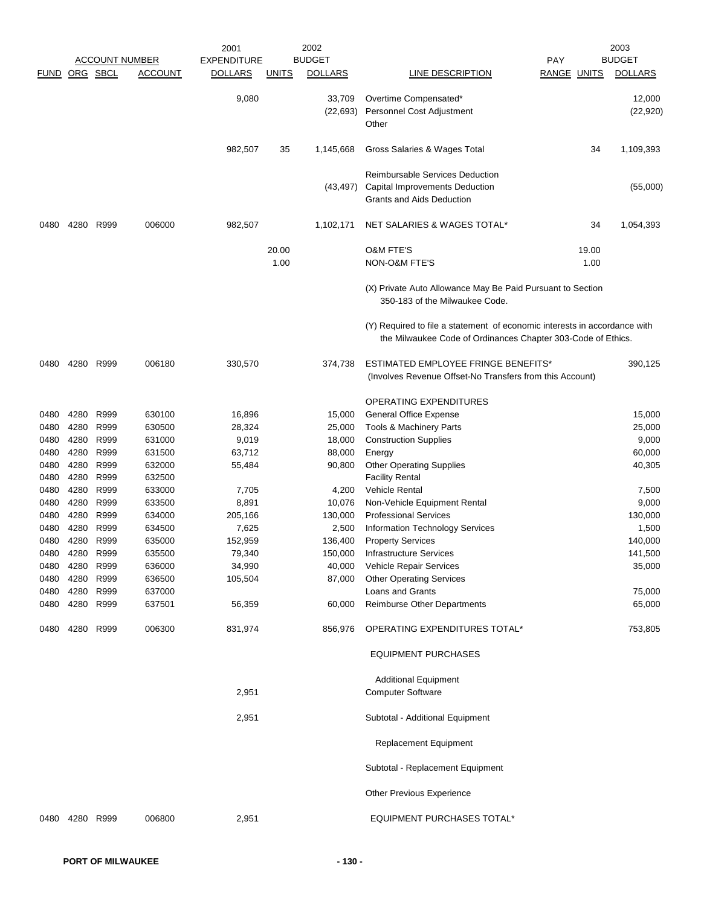| ACCOUNT NUMBER | | | | 2001 EXPENDITURE | | 2002 BUDGET | | PAY | | 2003 BUDGET |
|---|---|---|---|---|---|---|---|---|---|---|
| FUND | ORG | SBCL | ACCOUNT | DOLLARS | UNITS | DOLLARS | LINE DESCRIPTION | RANGE | UNITS | DOLLARS |
| | | | | 9,080 | | 33,709 | Overtime Compensated* | | | 12,000 |
| | | | | | | (22,693) | Personnel Cost Adjustment | | | (22,920) |
| | | | | | | | Other | | | |
| | | | | 982,507 | 35 | 1,145,668 | Gross Salaries & Wages Total | | 34 | 1,109,393 |
| | | | | | | | Reimbursable Services Deduction | | | |
| | | | | | | (43,497) | Capital Improvements Deduction | | | (55,000) |
| | | | | | | | Grants and Aids Deduction | | | |
| 0480 | 4280 | R999 | 006000 | 982,507 | | 1,102,171 | NET SALARIES & WAGES TOTAL* | | 34 | 1,054,393 |
| | | | | | 20.00 | | O&M FTE'S | | 19.00 | |
| | | | | | 1.00 | | NON-O&M FTE'S | | 1.00 | |
| | | | | | | | (X) Private Auto Allowance May Be Paid Pursuant to Section 350-183 of the Milwaukee Code. | | | |
| | | | | | | | (Y) Required to file a statement of economic interests in accordance with the Milwaukee Code of Ordinances Chapter 303-Code of Ethics. | | | |
| 0480 | 4280 | R999 | 006180 | 330,570 | | 374,738 | ESTIMATED EMPLOYEE FRINGE BENEFITS* (Involves Revenue Offset-No Transfers from this Account) | | | 390,125 |
| | | | | | | | OPERATING EXPENDITURES | | | |
| 0480 | 4280 | R999 | 630100 | 16,896 | | 15,000 | General Office Expense | | | 15,000 |
| 0480 | 4280 | R999 | 630500 | 28,324 | | 25,000 | Tools & Machinery Parts | | | 25,000 |
| 0480 | 4280 | R999 | 631000 | 9,019 | | 18,000 | Construction Supplies | | | 9,000 |
| 0480 | 4280 | R999 | 631500 | 63,712 | | 88,000 | Energy | | | 60,000 |
| 0480 | 4280 | R999 | 632000 | 55,484 | | 90,800 | Other Operating Supplies | | | 40,305 |
| 0480 | 4280 | R999 | 632500 | | | | Facility Rental | | | |
| 0480 | 4280 | R999 | 633000 | 7,705 | | 4,200 | Vehicle Rental | | | 7,500 |
| 0480 | 4280 | R999 | 633500 | 8,891 | | 10,076 | Non-Vehicle Equipment Rental | | | 9,000 |
| 0480 | 4280 | R999 | 634000 | 205,166 | | 130,000 | Professional Services | | | 130,000 |
| 0480 | 4280 | R999 | 634500 | 7,625 | | 2,500 | Information Technology Services | | | 1,500 |
| 0480 | 4280 | R999 | 635000 | 152,959 | | 136,400 | Property Services | | | 140,000 |
| 0480 | 4280 | R999 | 635500 | 79,340 | | 150,000 | Infrastructure Services | | | 141,500 |
| 0480 | 4280 | R999 | 636000 | 34,990 | | 40,000 | Vehicle Repair Services | | | 35,000 |
| 0480 | 4280 | R999 | 636500 | 105,504 | | 87,000 | Other Operating Services | | | |
| 0480 | 4280 | R999 | 637000 | | | | Loans and Grants | | | 75,000 |
| 0480 | 4280 | R999 | 637501 | 56,359 | | 60,000 | Reimburse Other Departments | | | 65,000 |
| 0480 | 4280 | R999 | 006300 | 831,974 | | 856,976 | OPERATING EXPENDITURES TOTAL* | | | 753,805 |
| | | | | | | | EQUIPMENT PURCHASES | | | |
| | | | | | | | Additional Equipment | | | |
| | | | | 2,951 | | | Computer Software | | | |
| | | | | 2,951 | | | Subtotal - Additional Equipment | | | |
| | | | | | | | Replacement Equipment | | | |
| | | | | | | | Subtotal - Replacement Equipment | | | |
| | | | | | | | Other Previous Experience | | | |
| 0480 | 4280 | R999 | 006800 | 2,951 | | | EQUIPMENT PURCHASES TOTAL* | | | |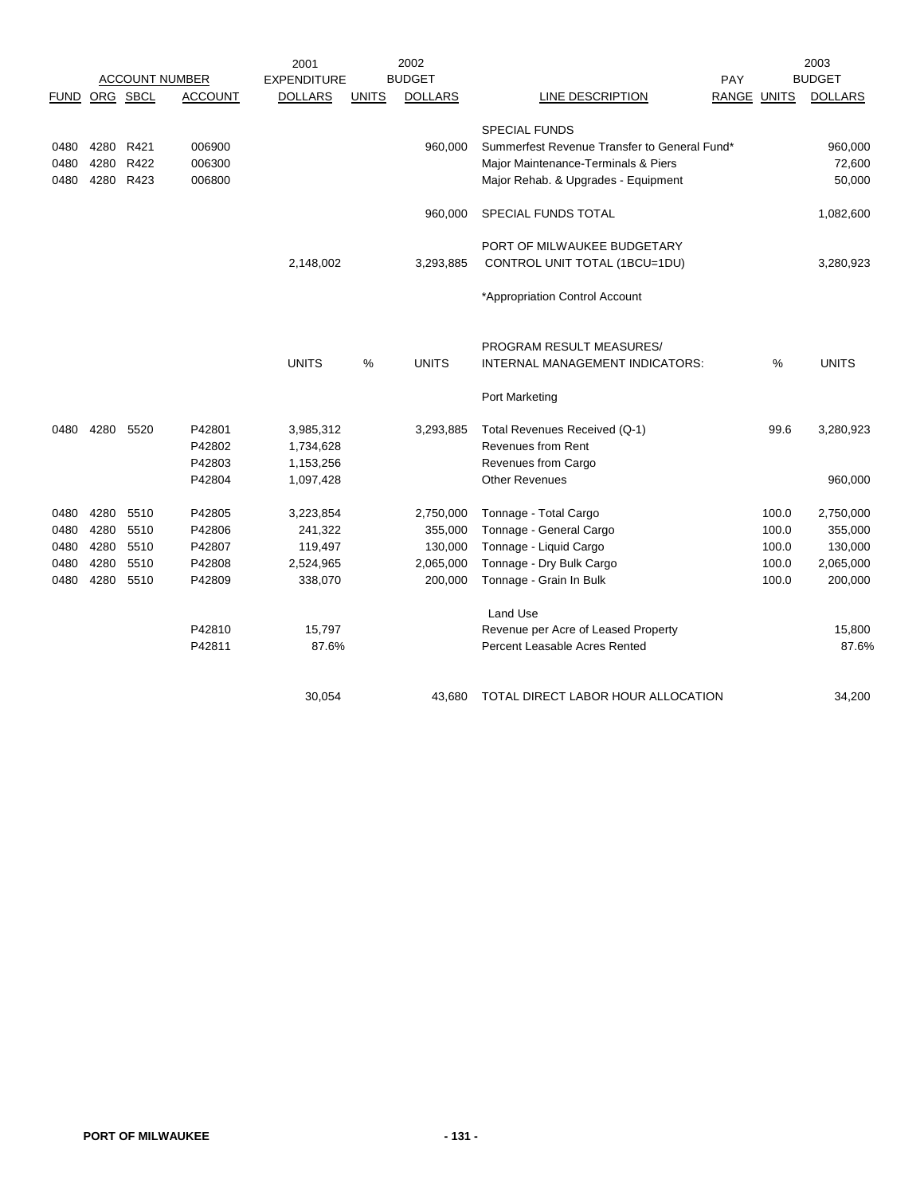| ACCOUNT NUMBER | | | | 2001 EXPENDITURE | | 2002 BUDGET | | PAY | | 2003 BUDGET |
|---|---|---|---|---|---|---|---|---|---|---|
| FUND | ORG | SBCL | ACCOUNT | DOLLARS | UNITS | DOLLARS | LINE DESCRIPTION | RANGE | UNITS | DOLLARS |
| | | | | | | | SPECIAL FUNDS | | | |
| 0480 | 4280 | R421 | 006900 | | | 960,000 | Summerfest Revenue Transfer to General Fund* | | | 960,000 |
| 0480 | 4280 | R422 | 006300 | | | | Major Maintenance-Terminals & Piers | | | 72,600 |
| 0480 | 4280 | R423 | 006800 | | | | Major Rehab. & Upgrades - Equipment | | | 50,000 |
| | | | | | | 960,000 | SPECIAL FUNDS TOTAL | | | 1,082,600 |
| | | | | 2,148,002 | | 3,293,885 | PORT OF MILWAUKEE BUDGETARY CONTROL UNIT TOTAL (1BCU=1DU) | | | 3,280,923 |
| | | | | | | | *Appropriation Control Account | | | |

| | | | | UNITS | % | UNITS | PROGRAM RESULT MEASURES/ INTERNAL MANAGEMENT INDICATORS: | | % | UNITS |
|---|---|---|---|---|---|---|---|---|---|---|
| | | | | | | | Port Marketing | | | |
| 0480 | 4280 | 5520 | P42801 | 3,985,312 | | 3,293,885 | Total Revenues Received (Q-1) | | 99.6 | 3,280,923 |
| | | | P42802 | 1,734,628 | | | Revenues from Rent | | | |
| | | | P42803 | 1,153,256 | | | Revenues from Cargo | | | |
| | | | P42804 | 1,097,428 | | | Other Revenues | | | 960,000 |
| 0480 | 4280 | 5510 | P42805 | 3,223,854 | | 2,750,000 | Tonnage - Total Cargo | | 100.0 | 2,750,000 |
| 0480 | 4280 | 5510 | P42806 | 241,322 | | 355,000 | Tonnage - General Cargo | | 100.0 | 355,000 |
| 0480 | 4280 | 5510 | P42807 | 119,497 | | 130,000 | Tonnage - Liquid Cargo | | 100.0 | 130,000 |
| 0480 | 4280 | 5510 | P42808 | 2,524,965 | | 2,065,000 | Tonnage - Dry Bulk Cargo | | 100.0 | 2,065,000 |
| 0480 | 4280 | 5510 | P42809 | 338,070 | | 200,000 | Tonnage - Grain In Bulk | | 100.0 | 200,000 |
| | | | | | | | Land Use | | | |
| | | | P42810 | 15,797 | | | Revenue per Acre of Leased Property | | | 15,800 |
| | | | P42811 | 87.6% | | | Percent Leasable Acres Rented | | | 87.6% |
| | | | | 30,054 | | 43,680 | TOTAL DIRECT LABOR HOUR ALLOCATION | | | 34,200 |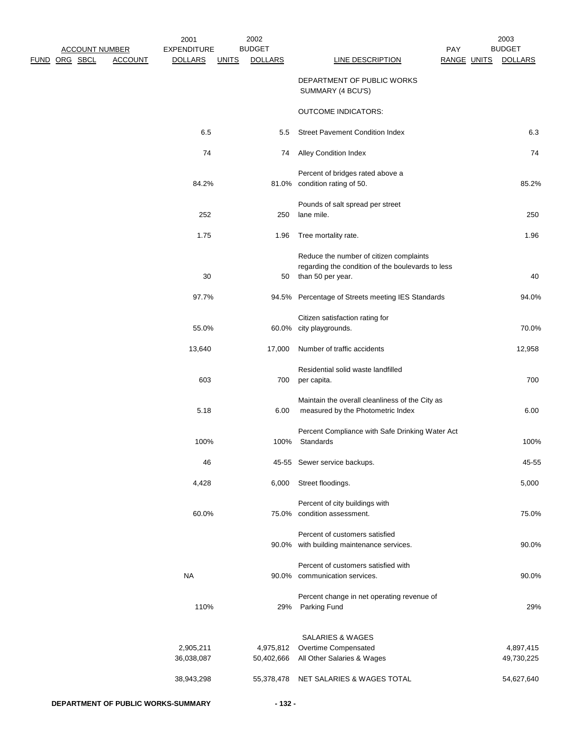| ACCOUNT NUMBER | | | | 2001 EXPENDITURE | | 2002 BUDGET | | PAY | | 2003 BUDGET |
|---|---|---|---|---|---|---|---|---|---|---|
| FUND | ORG | SBCL | ACCOUNT | DOLLARS | UNITS | DOLLARS | LINE DESCRIPTION | RANGE | UNITS | DOLLARS |
| | | | | | | | DEPARTMENT OF PUBLIC WORKS SUMMARY (4 BCU'S) | | | |
| | | | | | | | OUTCOME INDICATORS: | | | |
| | | | | 6.5 | | 5.5 | Street Pavement Condition Index | | | 6.3 |
| | | | | 74 | | 74 | Alley Condition Index | | | 74 |
| | | | | 84.2% | | 81.0% | Percent of bridges rated above a condition rating of 50. | | | 85.2% |
| | | | | 252 | | 250 | Pounds of salt spread per street lane mile. | | | 250 |
| | | | | 1.75 | | 1.96 | Tree mortality rate. | | | 1.96 |
| | | | | 30 | | 50 | Reduce the number of citizen complaints regarding the condition of the boulevards to less than 50 per year. | | | 40 |
| | | | | 97.7% | | 94.5% | Percentage of Streets meeting IES Standards | | | 94.0% |
| | | | | 55.0% | | 60.0% | Citizen satisfaction rating for city playgrounds. | | | 70.0% |
| | | | | 13,640 | | 17,000 | Number of traffic accidents | | | 12,958 |
| | | | | 603 | | 700 | Residential solid waste landfilled per capita. | | | 700 |
| | | | | 5.18 | | 6.00 | Maintain the overall cleanliness of the City as measured by the Photometric Index | | | 6.00 |
| | | | | 100% | | 100% | Percent Compliance with Safe Drinking Water Act Standards | | | 100% |
| | | | | 46 | | 45-55 | Sewer service backups. | | | 45-55 |
| | | | | 4,428 | | 6,000 | Street floodings. | | | 5,000 |
| | | | | 60.0% | | 75.0% | Percent of city buildings with condition assessment. | | | 75.0% |
| | | | | | | 90.0% | Percent of customers satisfied with building maintenance services. | | | 90.0% |
| | | | | NA | | 90.0% | Percent of customers satisfied with communication services. | | | 90.0% |
| | | | | 110% | | 29% | Percent change in net operating revenue of Parking Fund | | | 29% |
| | | | | | | | SALARIES & WAGES | | | |
| | | | | 2,905,211 | | 4,975,812 | Overtime Compensated | | | 4,897,415 |
| | | | | 36,038,087 | | 50,402,666 | All Other Salaries & Wages | | | 49,730,225 |
| | | | | 38,943,298 | | 55,378,478 | NET SALARIES & WAGES TOTAL | | | 54,627,640 |

**DEPARTMENT OF PUBLIC WORKS-SUMMARY**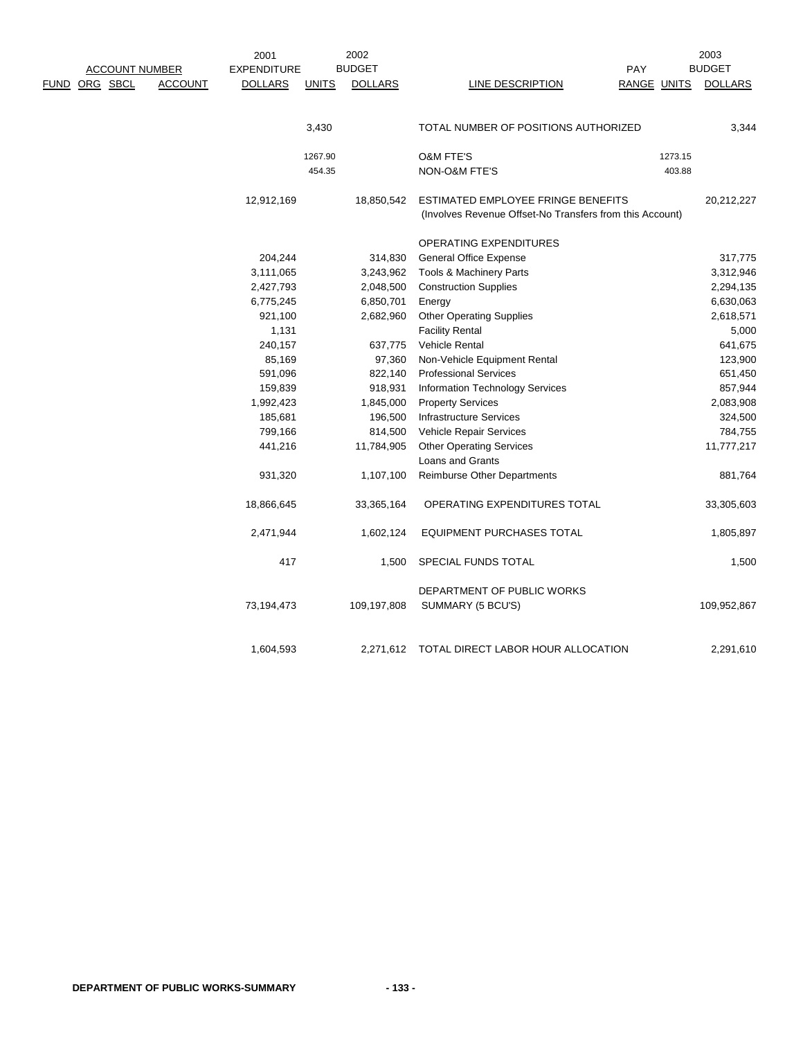| ACCOUNT NUMBER | | | | 2001 EXPENDITURE | 2002 BUDGET | | | PAY | | 2003 BUDGET |
|---|---|---|---|---|---|---|---|---|---|---|
| FUND | ORG | SBCL | ACCOUNT | DOLLARS | UNITS | DOLLARS | LINE DESCRIPTION | RANGE | UNITS | DOLLARS |
| | | | | | 3,430 | | TOTAL NUMBER OF POSITIONS AUTHORIZED | | | 3,344 |
| | | | | | 1267.90 | | O&M FTE'S | | 1273.15 | |
| | | | | | 454.35 | | NON-O&M FTE'S | | 403.88 | |
| | | | | 12,912,169 | | 18,850,542 | ESTIMATED EMPLOYEE FRINGE BENEFITS (Involves Revenue Offset-No Transfers from this Account) | | | 20,212,227 |
| | | | | | | | OPERATING EXPENDITURES | | | |
| | | | | 204,244 | | 314,830 | General Office Expense | | | 317,775 |
| | | | | 3,111,065 | | 3,243,962 | Tools & Machinery Parts | | | 3,312,946 |
| | | | | 2,427,793 | | 2,048,500 | Construction Supplies | | | 2,294,135 |
| | | | | 6,775,245 | | 6,850,701 | Energy | | | 6,630,063 |
| | | | | 921,100 | | 2,682,960 | Other Operating Supplies | | | 2,618,571 |
| | | | | 1,131 | | | Facility Rental | | | 5,000 |
| | | | | 240,157 | | 637,775 | Vehicle Rental | | | 641,675 |
| | | | | 85,169 | | 97,360 | Non-Vehicle Equipment Rental | | | 123,900 |
| | | | | 591,096 | | 822,140 | Professional Services | | | 651,450 |
| | | | | 159,839 | | 918,931 | Information Technology Services | | | 857,944 |
| | | | | 1,992,423 | | 1,845,000 | Property Services | | | 2,083,908 |
| | | | | 185,681 | | 196,500 | Infrastructure Services | | | 324,500 |
| | | | | 799,166 | | 814,500 | Vehicle Repair Services | | | 784,755 |
| | | | | 441,216 | | 11,784,905 | Other Operating Services | | | 11,777,217 |
| | | | | | | | Loans and Grants | | | |
| | | | | 931,320 | | 1,107,100 | Reimburse Other Departments | | | 881,764 |
| | | | | 18,866,645 | | 33,365,164 | OPERATING EXPENDITURES TOTAL | | | 33,305,603 |
| | | | | 2,471,944 | | 1,602,124 | EQUIPMENT PURCHASES TOTAL | | | 1,805,897 |
| | | | | 417 | | 1,500 | SPECIAL FUNDS TOTAL | | | 1,500 |
| | | | | 73,194,473 | | 109,197,808 | DEPARTMENT OF PUBLIC WORKS SUMMARY (5 BCU'S) | | | 109,952,867 |
| | | | | 1,604,593 | | 2,271,612 | TOTAL DIRECT LABOR HOUR ALLOCATION | | | 2,291,610 |

DEPARTMENT OF PUBLIC WORKS-SUMMARY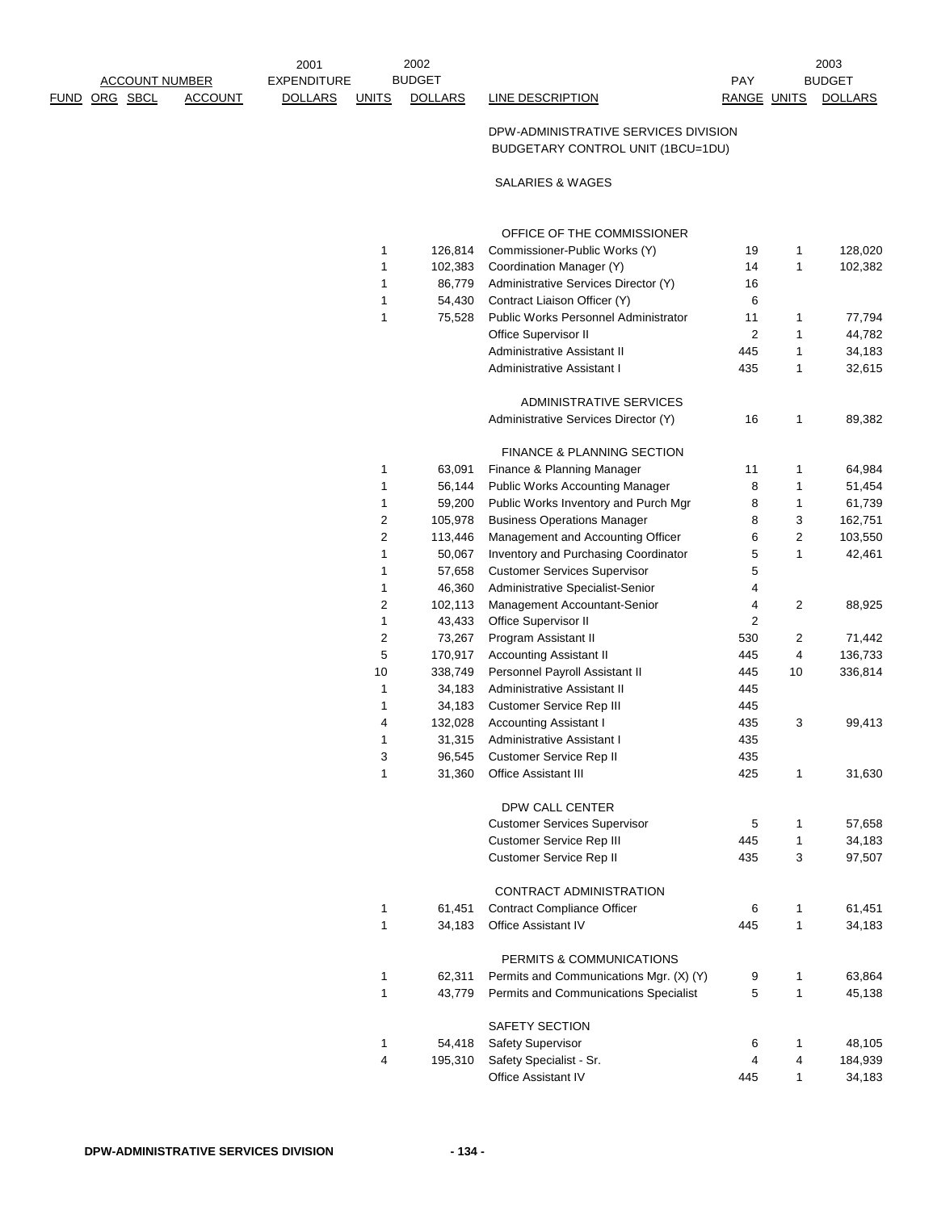| ACCOUNT NUMBER | | | | 2001 EXPENDITURE | 2002 BUDGET | | | PAY | 2003 BUDGET | |
|---|---|---|---|---|---|---|---|---|---|---|
| FUND | ORG | SBCL | ACCOUNT | DOLLARS | UNITS | DOLLARS | LINE DESCRIPTION | RANGE | UNITS | DOLLARS |
| | | | | | | | DPW-ADMINISTRATIVE SERVICES DIVISION | | | |
| | | | | | | | BUDGETARY CONTROL UNIT (1BCU=1DU) | | | |
| | | | | | | | SALARIES & WAGES | | | |
| | | | | | | | OFFICE OF THE COMMISSIONER | | | |
| | | | | | 1 | 126,814 | Commissioner-Public Works (Y) | 19 | 1 | 128,020 |
| | | | | | 1 | 102,383 | Coordination Manager (Y) | 14 | 1 | 102,382 |
| | | | | | 1 | 86,779 | Administrative Services Director (Y) | 16 | | |
| | | | | | 1 | 54,430 | Contract Liaison Officer (Y) | 6 | | |
| | | | | | 1 | 75,528 | Public Works Personnel Administrator | 11 | 1 | 77,794 |
| | | | | | | | Office Supervisor II | 2 | 1 | 44,782 |
| | | | | | | | Administrative Assistant II | 445 | 1 | 34,183 |
| | | | | | | | Administrative Assistant I | 435 | 1 | 32,615 |
| | | | | | | | ADMINISTRATIVE SERVICES | | | |
| | | | | | | | Administrative Services Director (Y) | 16 | 1 | 89,382 |
| | | | | | | | FINANCE & PLANNING SECTION | | | |
| | | | | | 1 | 63,091 | Finance & Planning Manager | 11 | 1 | 64,984 |
| | | | | | 1 | 56,144 | Public Works Accounting Manager | 8 | 1 | 51,454 |
| | | | | | 1 | 59,200 | Public Works Inventory and Purch Mgr | 8 | 1 | 61,739 |
| | | | | | 2 | 105,978 | Business Operations Manager | 8 | 3 | 162,751 |
| | | | | | 2 | 113,446 | Management and Accounting Officer | 6 | 2 | 103,550 |
| | | | | | 1 | 50,067 | Inventory and Purchasing Coordinator | 5 | 1 | 42,461 |
| | | | | | 1 | 57,658 | Customer Services Supervisor | 5 | | |
| | | | | | 1 | 46,360 | Administrative Specialist-Senior | 4 | | |
| | | | | | 2 | 102,113 | Management Accountant-Senior | 4 | 2 | 88,925 |
| | | | | | 1 | 43,433 | Office Supervisor II | 2 | | |
| | | | | | 2 | 73,267 | Program Assistant II | 530 | 2 | 71,442 |
| | | | | | 5 | 170,917 | Accounting Assistant II | 445 | 4 | 136,733 |
| | | | | | 10 | 338,749 | Personnel Payroll Assistant II | 445 | 10 | 336,814 |
| | | | | | 1 | 34,183 | Administrative Assistant II | 445 | | |
| | | | | | 1 | 34,183 | Customer Service Rep III | 445 | | |
| | | | | | 4 | 132,028 | Accounting Assistant I | 435 | 3 | 99,413 |
| | | | | | 1 | 31,315 | Administrative Assistant I | 435 | | |
| | | | | | 3 | 96,545 | Customer Service Rep II | 435 | | |
| | | | | | 1 | 31,360 | Office Assistant III | 425 | 1 | 31,630 |
| | | | | | | | DPW CALL CENTER | | | |
| | | | | | | | Customer Services Supervisor | 5 | 1 | 57,658 |
| | | | | | | | Customer Service Rep III | 445 | 1 | 34,183 |
| | | | | | | | Customer Service Rep II | 435 | 3 | 97,507 |
| | | | | | | | CONTRACT ADMINISTRATION | | | |
| | | | | | 1 | 61,451 | Contract Compliance Officer | 6 | 1 | 61,451 |
| | | | | | 1 | 34,183 | Office Assistant IV | 445 | 1 | 34,183 |
| | | | | | | | PERMITS & COMMUNICATIONS | | | |
| | | | | | 1 | 62,311 | Permits and Communications Mgr. (X) (Y) | 9 | 1 | 63,864 |
| | | | | | 1 | 43,779 | Permits and Communications Specialist | 5 | 1 | 45,138 |
| | | | | | | | SAFETY SECTION | | | |
| | | | | | 1 | 54,418 | Safety Supervisor | 6 | 1 | 48,105 |
| | | | | | 4 | 195,310 | Safety Specialist - Sr. | 4 | 4 | 184,939 |
| | | | | | | | Office Assistant IV | 445 | 1 | 34,183 |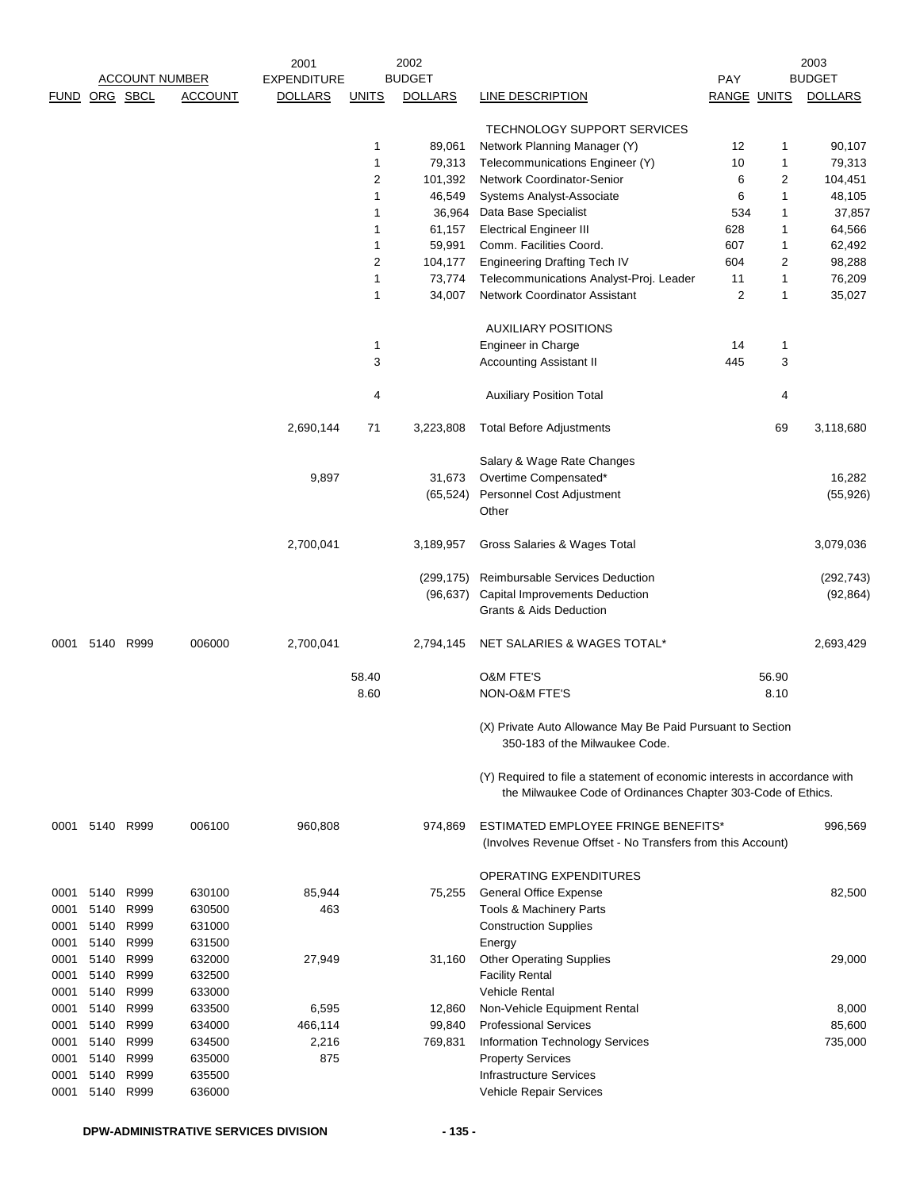| FUND | ORG | SBCL | ACCOUNT | 2001 EXPENDITURE DOLLARS | UNITS | 2002 BUDGET DOLLARS | LINE DESCRIPTION | PAY RANGE | UNITS | 2003 BUDGET DOLLARS |
|---|---|---|---|---|---|---|---|---|---|---|
| | | | | | | | TECHNOLOGY SUPPORT SERVICES | | | |
| | | | | | 1 | 89,061 | Network Planning Manager (Y) | 12 | 1 | 90,107 |
| | | | | | 1 | 79,313 | Telecommunications Engineer (Y) | 10 | 1 | 79,313 |
| | | | | | 2 | 101,392 | Network Coordinator-Senior | 6 | 2 | 104,451 |
| | | | | | 1 | 46,549 | Systems Analyst-Associate | 6 | 1 | 48,105 |
| | | | | | 1 | 36,964 | Data Base Specialist | 534 | 1 | 37,857 |
| | | | | | 1 | 61,157 | Electrical Engineer III | 628 | 1 | 64,566 |
| | | | | | 1 | 59,991 | Comm. Facilities Coord. | 607 | 1 | 62,492 |
| | | | | | 2 | 104,177 | Engineering Drafting Tech IV | 604 | 2 | 98,288 |
| | | | | | 1 | 73,774 | Telecommunications Analyst-Proj. Leader | 11 | 1 | 76,209 |
| | | | | | 1 | 34,007 | Network Coordinator Assistant | 2 | 1 | 35,027 |
| | | | | | | | AUXILIARY POSITIONS | | | |
| | | | | | 1 | | Engineer in Charge | 14 | 1 | |
| | | | | | 3 | | Accounting Assistant II | 445 | 3 | |
| | | | | | 4 | | Auxiliary Position Total | | 4 | |
| | | | | 2,690,144 | 71 | 3,223,808 | Total Before Adjustments | | 69 | 3,118,680 |
| | | | | | | | Salary & Wage Rate Changes | | | |
| | | | | 9,897 | | 31,673 | Overtime Compensated* | | | 16,282 |
| | | | | | | (65,524) | Personnel Cost Adjustment | | | (55,926) |
| | | | | | | | Other | | | |
| | | | | 2,700,041 | | 3,189,957 | Gross Salaries & Wages Total | | | 3,079,036 |
| | | | | | | (299,175) | Reimbursable Services Deduction | | | (292,743) |
| | | | | | | (96,637) | Capital Improvements Deduction | | | (92,864) |
| | | | | | | | Grants & Aids Deduction | | | |
| 0001 | 5140 | R999 | 006000 | 2,700,041 | | 2,794,145 | NET SALARIES & WAGES TOTAL* | | | 2,693,429 |
| | | | | | 58.40 | | O&M FTE'S | | 56.90 | |
| | | | | | 8.60 | | NON-O&M FTE'S | | 8.10 | |
| | | | | | | | (X) Private Auto Allowance May Be Paid Pursuant to Section 350-183 of the Milwaukee Code. | | | |
| | | | | | | | (Y) Required to file a statement of economic interests in accordance with the Milwaukee Code of Ordinances Chapter 303-Code of Ethics. | | | |
| 0001 | 5140 | R999 | 006100 | 960,808 | | 974,869 | ESTIMATED EMPLOYEE FRINGE BENEFITS* (Involves Revenue Offset - No Transfers from this Account) | | | 996,569 |
| | | | | | | | OPERATING EXPENDITURES | | | |
| 0001 | 5140 | R999 | 630100 | 85,944 | | 75,255 | General Office Expense | | | 82,500 |
| 0001 | 5140 | R999 | 630500 | 463 | | | Tools & Machinery Parts | | | |
| 0001 | 5140 | R999 | 631000 | | | | Construction Supplies | | | |
| 0001 | 5140 | R999 | 631500 | | | | Energy | | | |
| 0001 | 5140 | R999 | 632000 | 27,949 | | 31,160 | Other Operating Supplies | | | 29,000 |
| 0001 | 5140 | R999 | 632500 | | | | Facility Rental | | | |
| 0001 | 5140 | R999 | 633000 | | | | Vehicle Rental | | | |
| 0001 | 5140 | R999 | 633500 | 6,595 | | 12,860 | Non-Vehicle Equipment Rental | | | 8,000 |
| 0001 | 5140 | R999 | 634000 | 466,114 | | 99,840 | Professional Services | | | 85,600 |
| 0001 | 5140 | R999 | 634500 | 2,216 | | 769,831 | Information Technology Services | | | 735,000 |
| 0001 | 5140 | R999 | 635000 | 875 | | | Property Services | | | |
| 0001 | 5140 | R999 | 635500 | | | | Infrastructure Services | | | |
| 0001 | 5140 | R999 | 636000 | | | | Vehicle Repair Services | | | |

DPW-ADMINISTRATIVE SERVICES DIVISION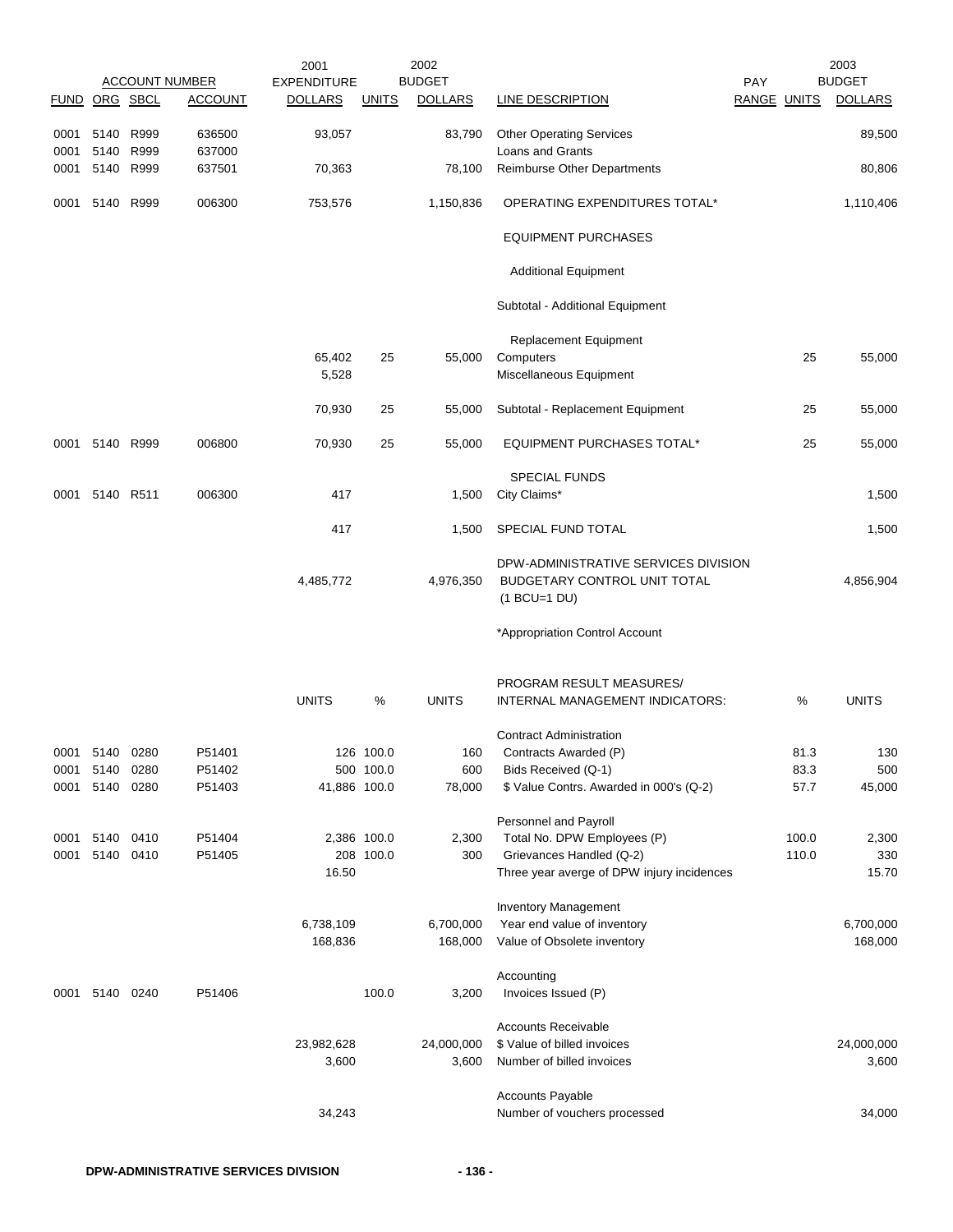| FUND | ORG | SBCL | ACCOUNT | 2001 EXPENDITURE DOLLARS | UNITS | 2002 BUDGET DOLLARS | LINE DESCRIPTION | PAY RANGE | UNITS | 2003 BUDGET DOLLARS |
|---|---|---|---|---|---|---|---|---|---|---|
| 0001 | 5140 | R999 | 636500 | 93,057 | | 83,790 | Other Operating Services | | | 89,500 |
| 0001 | 5140 | R999 | 637000 | | | | Loans and Grants | | | |
| 0001 | 5140 | R999 | 637501 | 70,363 | | 78,100 | Reimburse Other Departments | | | 80,806 |
| 0001 | 5140 | R999 | 006300 | 753,576 | | 1,150,836 | OPERATING EXPENDITURES TOTAL* | | | 1,110,406 |
| | | | | | | | EQUIPMENT PURCHASES | | | |
| | | | | | | | Additional Equipment | | | |
| | | | | | | | Subtotal - Additional Equipment | | | |
| | | | | | | | Replacement Equipment | | | |
| | | | | 65,402 | 25 | 55,000 | Computers | | 25 | 55,000 |
| | | | | 5,528 | | | Miscellaneous Equipment | | | |
| | | | | 70,930 | 25 | 55,000 | Subtotal - Replacement Equipment | | 25 | 55,000 |
| 0001 | 5140 | R999 | 006800 | 70,930 | 25 | 55,000 | EQUIPMENT PURCHASES TOTAL* | | 25 | 55,000 |
| | | | | | | | SPECIAL FUNDS | | | |
| 0001 | 5140 | R511 | 006300 | 417 | | 1,500 | City Claims* | | | 1,500 |
| | | | | 417 | | 1,500 | SPECIAL FUND TOTAL | | | 1,500 |
| | | | | 4,485,772 | | 4,976,350 | DPW-ADMINISTRATIVE SERVICES DIVISION BUDGETARY CONTROL UNIT TOTAL (1 BCU=1 DU) | | | 4,856,904 |

*Appropriation Control Account

| FUND | ORG | SBCL | ACCOUNT | UNITS | % | UNITS | PROGRAM RESULT MEASURES/ INTERNAL MANAGEMENT INDICATORS: | % | UNITS |
|---|---|---|---|---|---|---|---|---|---|
| | | | | | | | Contract Administration | | |
| 0001 | 5140 | 0280 | P51401 | 126 | 100.0 | 160 | Contracts Awarded (P) | 81.3 | 130 |
| 0001 | 5140 | 0280 | P51402 | 500 | 100.0 | 600 | Bids Received (Q-1) | 83.3 | 500 |
| 0001 | 5140 | 0280 | P51403 | 41,886 | 100.0 | 78,000 | $ Value Contrs. Awarded in 000's (Q-2) | 57.7 | 45,000 |
| | | | | | | | Personnel and Payroll | | |
| 0001 | 5140 | 0410 | P51404 | 2,386 | 100.0 | 2,300 | Total No. DPW Employees (P) | 100.0 | 2,300 |
| 0001 | 5140 | 0410 | P51405 | 208 | 100.0 | 300 | Grievances Handled (Q-2) | 110.0 | 330 |
| | | | | 16.50 | | | Three year averge of DPW injury incidences | | 15.70 |
| | | | | | | | Inventory Management | | |
| | | | | 6,738,109 | | 6,700,000 | Year end value of inventory | | 6,700,000 |
| | | | | 168,836 | | 168,000 | Value of Obsolete inventory | | 168,000 |
| | | | | | | | Accounting | | |
| 0001 | 5140 | 0240 | P51406 | | 100.0 | 3,200 | Invoices Issued (P) | | |
| | | | | | | | Accounts Receivable | | |
| | | | | 23,982,628 | | 24,000,000 | $ Value of billed invoices | | 24,000,000 |
| | | | | 3,600 | | 3,600 | Number of billed invoices | | 3,600 |
| | | | | | | | Accounts Payable | | |
| | | | | 34,243 | | | Number of vouchers processed | | 34,000 |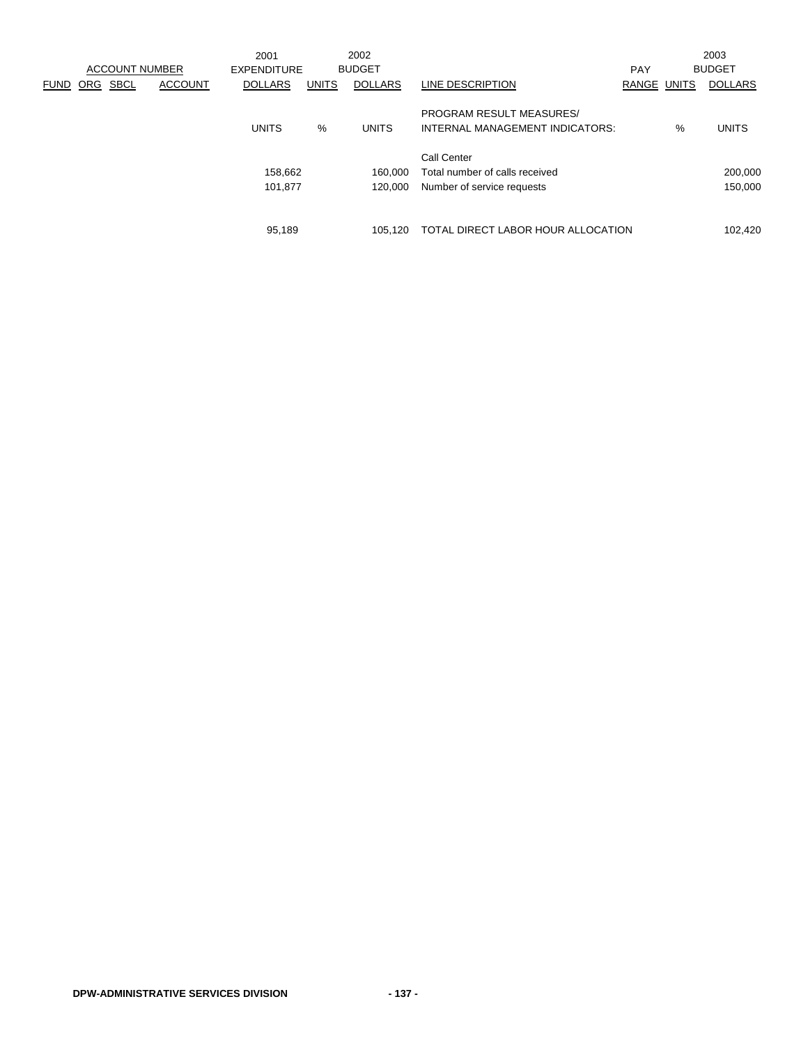| ACCOUNT NUMBER | | | | 2001 EXPENDITURE | 2002 BUDGET | | | PAY | 2003 BUDGET | |
|---|---|---|---|---|---|---|---|---|---|---|
| FUND | ORG | SBCL | ACCOUNT | DOLLARS | UNITS | DOLLARS | LINE DESCRIPTION | RANGE | UNITS | DOLLARS |
| | | | | UNITS | % | UNITS | PROGRAM RESULT MEASURES/ INTERNAL MANAGEMENT INDICATORS: | | % | UNITS |
| | | | | | | | Call Center | | | |
| | | | | 158,662 | | 160,000 | Total number of calls received | | | 200,000 |
| | | | | 101,877 | | 120,000 | Number of service requests | | | 150,000 |
| | | | | 95,189 | | 105,120 | TOTAL DIRECT LABOR HOUR ALLOCATION | | | 102,420 |

**DPW-ADMINISTRATIVE SERVICES DIVISION**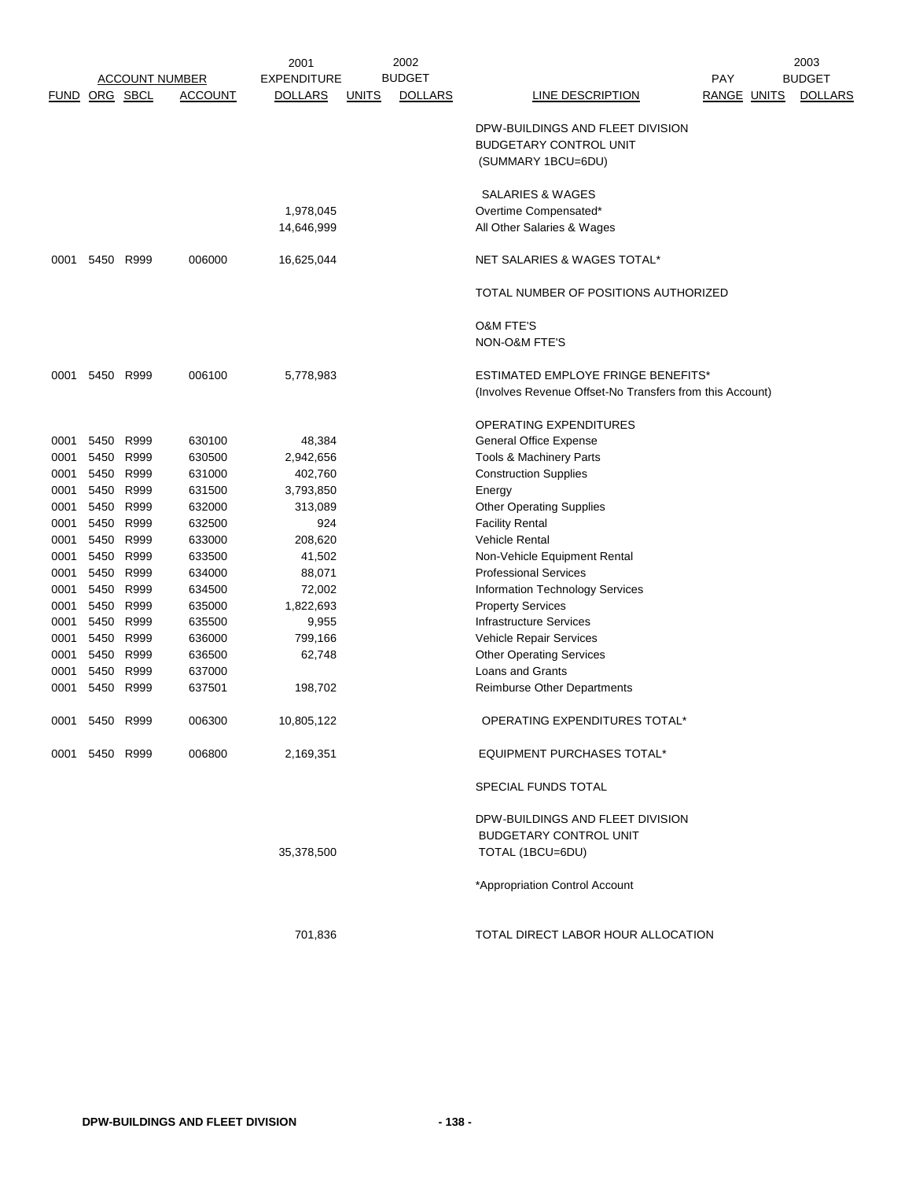| ACCOUNT NUMBER | | | | 2001 EXPENDITURE | 2002 BUDGET | | | PAY | 2003 BUDGET | |
|---|---|---|---|---|---|---|---|---|---|---|
| FUND | ORG | SBCL | ACCOUNT | DOLLARS | UNITS | DOLLARS | LINE DESCRIPTION | RANGE | UNITS | DOLLARS |
| | | | | | | | DPW-BUILDINGS AND FLEET DIVISION BUDGETARY CONTROL UNIT (SUMMARY 1BCU=6DU) | | | |
| | | | | | | | SALARIES & WAGES | | | |
| | | | | 1,978,045 | | | Overtime Compensated* | | | |
| | | | | 14,646,999 | | | All Other Salaries & Wages | | | |
| 0001 | 5450 | R999 | 006000 | 16,625,044 | | | NET SALARIES & WAGES TOTAL* | | | |
| | | | | | | | TOTAL NUMBER OF POSITIONS AUTHORIZED | | | |
| | | | | | | | O&M FTE'S | | | |
| | | | | | | | NON-O&M FTE'S | | | |
| 0001 | 5450 | R999 | 006100 | 5,778,983 | | | ESTIMATED EMPLOYE FRINGE BENEFITS* (Involves Revenue Offset-No Transfers from this Account) | | | |
| | | | | | | | OPERATING EXPENDITURES | | | |
| 0001 | 5450 | R999 | 630100 | 48,384 | | | General Office Expense | | | |
| 0001 | 5450 | R999 | 630500 | 2,942,656 | | | Tools & Machinery Parts | | | |
| 0001 | 5450 | R999 | 631000 | 402,760 | | | Construction Supplies | | | |
| 0001 | 5450 | R999 | 631500 | 3,793,850 | | | Energy | | | |
| 0001 | 5450 | R999 | 632000 | 313,089 | | | Other Operating Supplies | | | |
| 0001 | 5450 | R999 | 632500 | 924 | | | Facility Rental | | | |
| 0001 | 5450 | R999 | 633000 | 208,620 | | | Vehicle Rental | | | |
| 0001 | 5450 | R999 | 633500 | 41,502 | | | Non-Vehicle Equipment Rental | | | |
| 0001 | 5450 | R999 | 634000 | 88,071 | | | Professional Services | | | |
| 0001 | 5450 | R999 | 634500 | 72,002 | | | Information Technology Services | | | |
| 0001 | 5450 | R999 | 635000 | 1,822,693 | | | Property Services | | | |
| 0001 | 5450 | R999 | 635500 | 9,955 | | | Infrastructure Services | | | |
| 0001 | 5450 | R999 | 636000 | 799,166 | | | Vehicle Repair Services | | | |
| 0001 | 5450 | R999 | 636500 | 62,748 | | | Other Operating Services | | | |
| 0001 | 5450 | R999 | 637000 | | | | Loans and Grants | | | |
| 0001 | 5450 | R999 | 637501 | 198,702 | | | Reimburse Other Departments | | | |
| 0001 | 5450 | R999 | 006300 | 10,805,122 | | | OPERATING EXPENDITURES TOTAL* | | | |
| 0001 | 5450 | R999 | 006800 | 2,169,351 | | | EQUIPMENT PURCHASES TOTAL* | | | |
| | | | | | | | SPECIAL FUNDS TOTAL | | | |
| | | | | 35,378,500 | | | DPW-BUILDINGS AND FLEET DIVISION BUDGETARY CONTROL UNIT TOTAL (1BCU=6DU) | | | |
| | | | | | | | *Appropriation Control Account | | | |
| | | | | 701,836 | | | TOTAL DIRECT LABOR HOUR ALLOCATION | | | |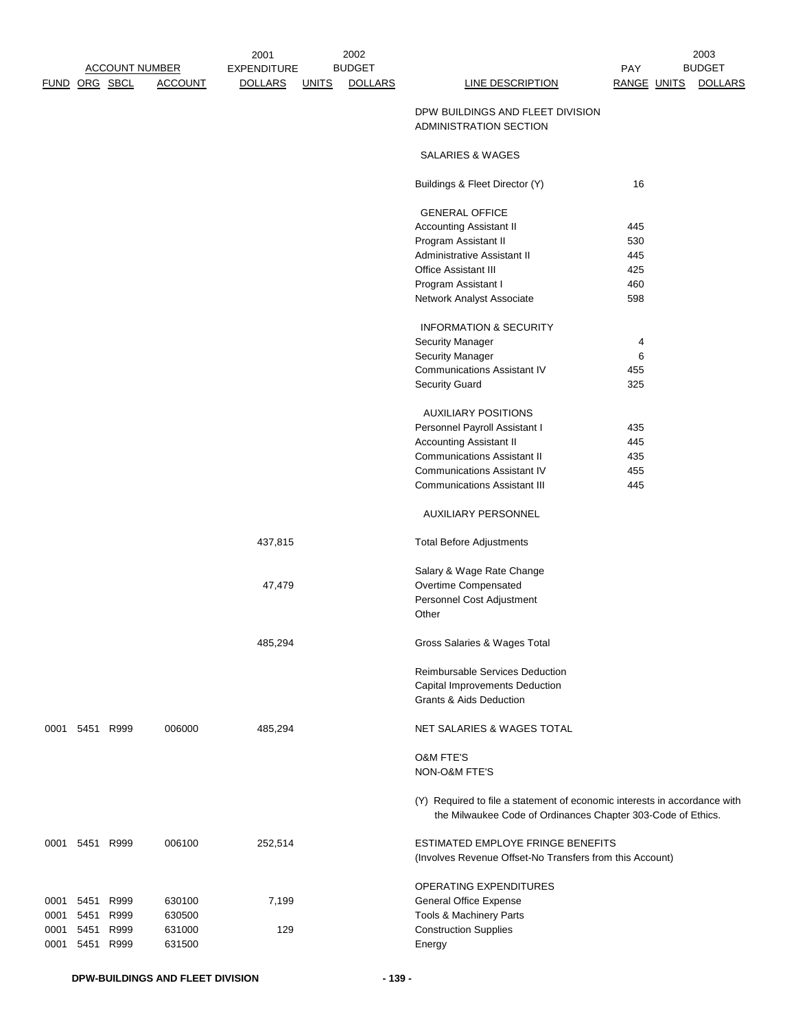| ACCOUNT NUMBER | | | | 2001 EXPENDITURE | 2002 BUDGET | | | PAY | | 2003 BUDGET |
|---|---|---|---|---|---|---|---|---|---|---|
| FUND | ORG | SBCL | ACCOUNT | DOLLARS | UNITS | DOLLARS | LINE DESCRIPTION | RANGE | UNITS | DOLLARS |
| | | | | | | | DPW BUILDINGS AND FLEET DIVISION ADMINISTRATION SECTION | | | |
| | | | | | | | SALARIES & WAGES | | | |
| | | | | | | | Buildings & Fleet Director (Y) | 16 | | |
| | | | | | | | GENERAL OFFICE | | | |
| | | | | | | | Accounting Assistant II | 445 | | |
| | | | | | | | Program Assistant II | 530 | | |
| | | | | | | | Administrative Assistant II | 445 | | |
| | | | | | | | Office Assistant III | 425 | | |
| | | | | | | | Program Assistant I | 460 | | |
| | | | | | | | Network Analyst Associate | 598 | | |
| | | | | | | | INFORMATION & SECURITY | | | |
| | | | | | | | Security Manager | 4 | | |
| | | | | | | | Security Manager | 6 | | |
| | | | | | | | Communications Assistant IV | 455 | | |
| | | | | | | | Security Guard | 325 | | |
| | | | | | | | AUXILIARY POSITIONS | | | |
| | | | | | | | Personnel Payroll Assistant I | 435 | | |
| | | | | | | | Accounting Assistant II | 445 | | |
| | | | | | | | Communications Assistant II | 435 | | |
| | | | | | | | Communications Assistant IV | 455 | | |
| | | | | | | | Communications Assistant III | 445 | | |
| | | | | | | | AUXILIARY PERSONNEL | | | |
| | | | | 437,815 | | | Total Before Adjustments | | | |
| | | | | | | | Salary & Wage Rate Change | | | |
| | | | | 47,479 | | | Overtime Compensated | | | |
| | | | | | | | Personnel Cost Adjustment | | | |
| | | | | | | | Other | | | |
| | | | | 485,294 | | | Gross Salaries & Wages Total | | | |
| | | | | | | | Reimbursable Services Deduction | | | |
| | | | | | | | Capital Improvements Deduction | | | |
| | | | | | | | Grants & Aids Deduction | | | |
| 0001 | 5451 | R999 | 006000 | 485,294 | | | NET SALARIES & WAGES TOTAL | | | |
| | | | | | | | O&M FTE'S | | | |
| | | | | | | | NON-O&M FTE'S | | | |
| | | | | | | | (Y) Required to file a statement of economic interests in accordance with the Milwaukee Code of Ordinances Chapter 303-Code of Ethics. | | | |
| 0001 | 5451 | R999 | 006100 | 252,514 | | | ESTIMATED EMPLOYE FRINGE BENEFITS (Involves Revenue Offset-No Transfers from this Account) | | | |
| | | | | | | | OPERATING EXPENDITURES | | | |
| 0001 | 5451 | R999 | 630100 | 7,199 | | | General Office Expense | | | |
| 0001 | 5451 | R999 | 630500 | | | | Tools & Machinery Parts | | | |
| 0001 | 5451 | R999 | 631000 | 129 | | | Construction Supplies | | | |
| 0001 | 5451 | R999 | 631500 | | | | Energy | | | |

DPW-BUILDINGS AND FLEET DIVISION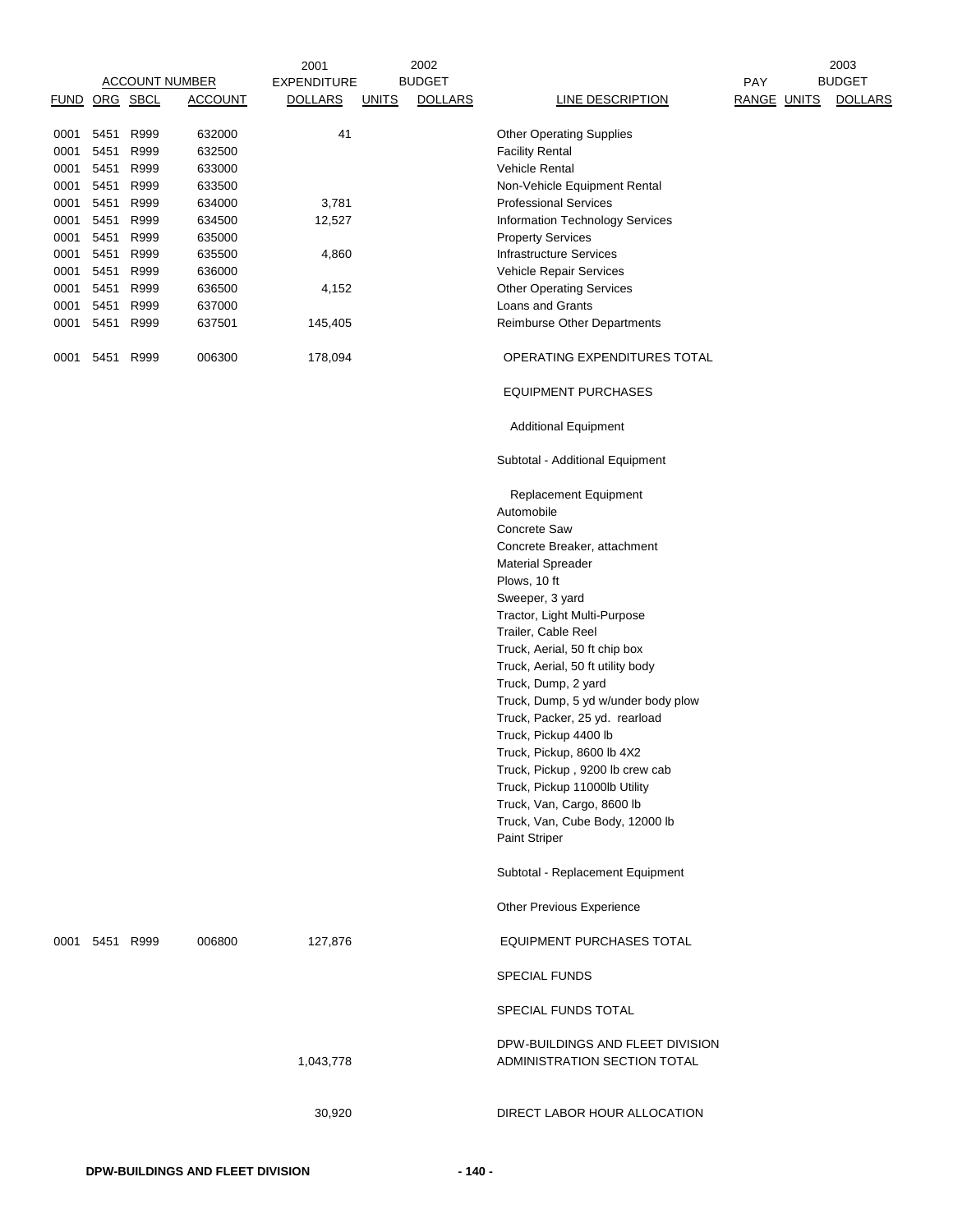| ACCOUNT NUMBER | | | | 2001 EXPENDITURE | 2002 BUDGET | | | | | 2003 BUDGET |
|---|---|---|---|---|---|---|---|---|---|---|
| FUND | ORG | SBCL | ACCOUNT | DOLLARS | UNITS | DOLLARS | LINE DESCRIPTION | PAY RANGE | UNITS | DOLLARS |
| 0001 | 5451 | R999 | 632000 | 41 | | | Other Operating Supplies | | | |
| 0001 | 5451 | R999 | 632500 | | | | Facility Rental | | | |
| 0001 | 5451 | R999 | 633000 | | | | Vehicle Rental | | | |
| 0001 | 5451 | R999 | 633500 | | | | Non-Vehicle Equipment Rental | | | |
| 0001 | 5451 | R999 | 634000 | 3,781 | | | Professional Services | | | |
| 0001 | 5451 | R999 | 634500 | 12,527 | | | Information Technology Services | | | |
| 0001 | 5451 | R999 | 635000 | | | | Property Services | | | |
| 0001 | 5451 | R999 | 635500 | 4,860 | | | Infrastructure Services | | | |
| 0001 | 5451 | R999 | 636000 | | | | Vehicle Repair Services | | | |
| 0001 | 5451 | R999 | 636500 | 4,152 | | | Other Operating Services | | | |
| 0001 | 5451 | R999 | 637000 | | | | Loans and Grants | | | |
| 0001 | 5451 | R999 | 637501 | 145,405 | | | Reimburse Other Departments | | | |
| 0001 | 5451 | R999 | 006300 | 178,094 | | | OPERATING EXPENDITURES TOTAL | | | |
| | | | | | | | EQUIPMENT PURCHASES | | | |
| | | | | | | | Additional Equipment | | | |
| | | | | | | | Subtotal - Additional Equipment | | | |
| | | | | | | | Replacement Equipment | | | |
| | | | | | | | Automobile | | | |
| | | | | | | | Concrete Saw | | | |
| | | | | | | | Concrete Breaker, attachment | | | |
| | | | | | | | Material Spreader | | | |
| | | | | | | | Plows, 10 ft | | | |
| | | | | | | | Sweeper, 3 yard | | | |
| | | | | | | | Tractor, Light Multi-Purpose | | | |
| | | | | | | | Trailer, Cable Reel | | | |
| | | | | | | | Truck, Aerial, 50 ft chip box | | | |
| | | | | | | | Truck, Aerial, 50 ft utility body | | | |
| | | | | | | | Truck, Dump, 2 yard | | | |
| | | | | | | | Truck, Dump, 5 yd w/under body plow | | | |
| | | | | | | | Truck, Packer, 25 yd. rearload | | | |
| | | | | | | | Truck, Pickup 4400 lb | | | |
| | | | | | | | Truck, Pickup, 8600 lb 4X2 | | | |
| | | | | | | | Truck, Pickup , 9200 lb crew cab | | | |
| | | | | | | | Truck, Pickup 11000lb Utility | | | |
| | | | | | | | Truck, Van, Cargo, 8600 lb | | | |
| | | | | | | | Truck, Van, Cube Body, 12000 lb | | | |
| | | | | | | | Paint Striper | | | |
| | | | | | | | Subtotal - Replacement Equipment | | | |
| | | | | | | | Other Previous Experience | | | |
| 0001 | 5451 | R999 | 006800 | 127,876 | | | EQUIPMENT PURCHASES TOTAL | | | |
| | | | | | | | SPECIAL FUNDS | | | |
| | | | | | | | SPECIAL FUNDS TOTAL | | | |
| | | | | 1,043,778 | | | DPW-BUILDINGS AND FLEET DIVISION ADMINISTRATION SECTION TOTAL | | | |
| | | | | 30,920 | | | DIRECT LABOR HOUR ALLOCATION | | | |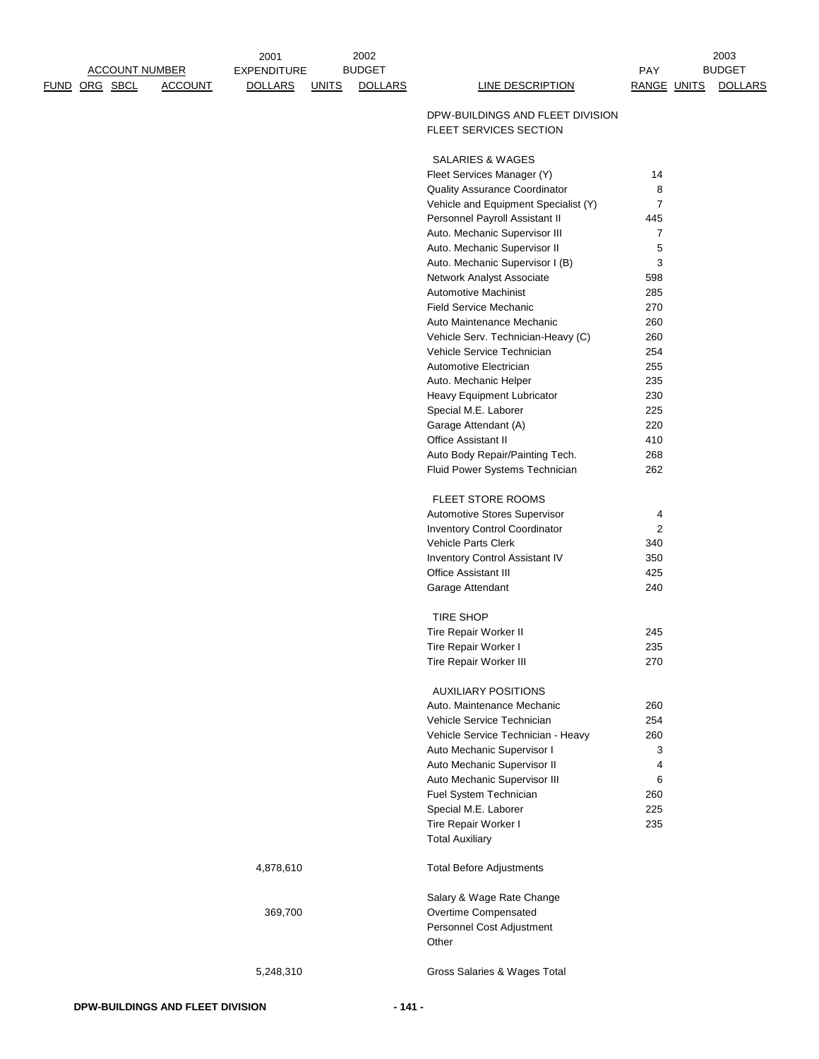| FUND | ORG | SBCL | ACCOUNT | 2001 EXPENDITURE DOLLARS | 2002 UNITS | 2002 BUDGET DOLLARS | LINE DESCRIPTION | PAY RANGE | 2003 UNITS | 2003 BUDGET DOLLARS |
|---|---|---|---|---|---|---|---|---|---|---|
| | | | | | | | DPW-BUILDINGS AND FLEET DIVISION | | | |
| | | | | | | | FLEET SERVICES SECTION | | | |
| | | | | | | | SALARIES & WAGES | | | |
| | | | | | | | Fleet Services Manager (Y) | 14 | | |
| | | | | | | | Quality Assurance Coordinator | 8 | | |
| | | | | | | | Vehicle and Equipment Specialist (Y) | 7 | | |
| | | | | | | | Personnel Payroll Assistant II | 445 | | |
| | | | | | | | Auto. Mechanic Supervisor III | 7 | | |
| | | | | | | | Auto. Mechanic Supervisor II | 5 | | |
| | | | | | | | Auto. Mechanic Supervisor I (B) | 3 | | |
| | | | | | | | Network Analyst Associate | 598 | | |
| | | | | | | | Automotive Machinist | 285 | | |
| | | | | | | | Field Service Mechanic | 270 | | |
| | | | | | | | Auto Maintenance Mechanic | 260 | | |
| | | | | | | | Vehicle Serv. Technician-Heavy (C) | 260 | | |
| | | | | | | | Vehicle Service Technician | 254 | | |
| | | | | | | | Automotive Electrician | 255 | | |
| | | | | | | | Auto. Mechanic Helper | 235 | | |
| | | | | | | | Heavy Equipment Lubricator | 230 | | |
| | | | | | | | Special M.E. Laborer | 225 | | |
| | | | | | | | Garage Attendant (A) | 220 | | |
| | | | | | | | Office Assistant II | 410 | | |
| | | | | | | | Auto Body Repair/Painting Tech. | 268 | | |
| | | | | | | | Fluid Power Systems Technician | 262 | | |
| | | | | | | | FLEET STORE ROOMS | | | |
| | | | | | | | Automotive Stores Supervisor | 4 | | |
| | | | | | | | Inventory Control Coordinator | 2 | | |
| | | | | | | | Vehicle Parts Clerk | 340 | | |
| | | | | | | | Inventory Control Assistant IV | 350 | | |
| | | | | | | | Office Assistant III | 425 | | |
| | | | | | | | Garage Attendant | 240 | | |
| | | | | | | | TIRE SHOP | | | |
| | | | | | | | Tire Repair Worker II | 245 | | |
| | | | | | | | Tire Repair Worker I | 235 | | |
| | | | | | | | Tire Repair Worker III | 270 | | |
| | | | | | | | AUXILIARY POSITIONS | | | |
| | | | | | | | Auto. Maintenance Mechanic | 260 | | |
| | | | | | | | Vehicle Service Technician | 254 | | |
| | | | | | | | Vehicle Service Technician - Heavy | 260 | | |
| | | | | | | | Auto Mechanic Supervisor I | 3 | | |
| | | | | | | | Auto Mechanic Supervisor II | 4 | | |
| | | | | | | | Auto Mechanic Supervisor III | 6 | | |
| | | | | | | | Fuel System Technician | 260 | | |
| | | | | | | | Special M.E. Laborer | 225 | | |
| | | | | | | | Tire Repair Worker I | 235 | | |
| | | | | | | | Total Auxiliary | | | |
| | | | | 4,878,610 | | | Total Before Adjustments | | | |
| | | | | | | | Salary & Wage Rate Change | | | |
| | | | | 369,700 | | | Overtime Compensated | | | |
| | | | | | | | Personnel Cost Adjustment | | | |
| | | | | | | | Other | | | |
| | | | | 5,248,310 | | | Gross Salaries & Wages Total | | | |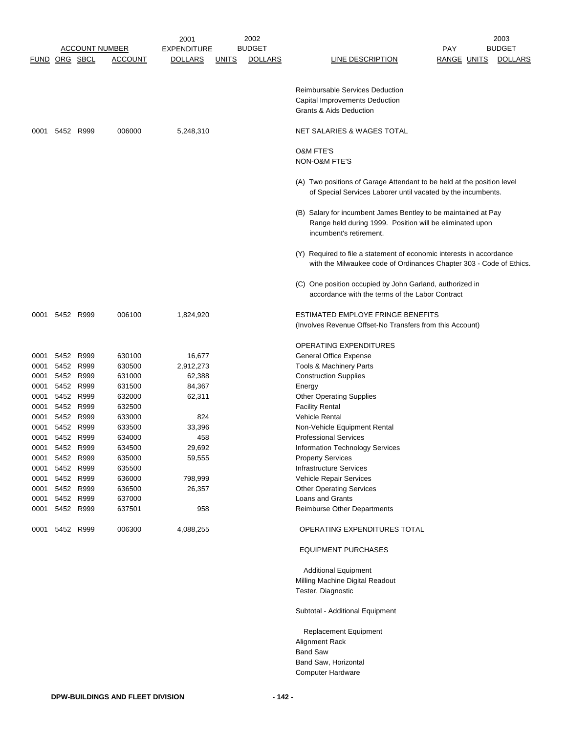| ACCOUNT NUMBER | | | | 2001 EXPENDITURE | 2002 BUDGET | | | PAY | 2003 BUDGET | |
|---|---|---|---|---|---|---|---|---|---|---|
| FUND | ORG | SBCL | ACCOUNT | DOLLARS | UNITS | DOLLARS | LINE DESCRIPTION | RANGE | UNITS | DOLLARS |
| | | | | | | | Reimbursable Services Deduction | | | |
| | | | | | | | Capital Improvements Deduction | | | |
| | | | | | | | Grants & Aids Deduction | | | |
| 0001 | 5452 | R999 | 006000 | 5,248,310 | | | NET SALARIES & WAGES TOTAL | | | |
| | | | | | | | O&M FTE'S | | | |
| | | | | | | | NON-O&M FTE'S | | | |
| | | | | | | | (A) Two positions of Garage Attendant to be held at the position level of Special Services Laborer until vacated by the incumbents. | | | |
| | | | | | | | (B) Salary for incumbent James Bentley to be maintained at Pay Range held during 1999. Position will be eliminated upon incumbent's retirement. | | | |
| | | | | | | | (Y) Required to file a statement of economic interests in accordance with the Milwaukee code of Ordinances Chapter 303 - Code of Ethics. | | | |
| | | | | | | | (C) One position occupied by John Garland, authorized in accordance with the terms of the Labor Contract | | | |
| 0001 | 5452 | R999 | 006100 | 1,824,920 | | | ESTIMATED EMPLOYE FRINGE BENEFITS (Involves Revenue Offset-No Transfers from this Account) | | | |
| | | | | | | | OPERATING EXPENDITURES | | | |
| 0001 | 5452 | R999 | 630100 | 16,677 | | | General Office Expense | | | |
| 0001 | 5452 | R999 | 630500 | 2,912,273 | | | Tools & Machinery Parts | | | |
| 0001 | 5452 | R999 | 631000 | 62,388 | | | Construction Supplies | | | |
| 0001 | 5452 | R999 | 631500 | 84,367 | | | Energy | | | |
| 0001 | 5452 | R999 | 632000 | 62,311 | | | Other Operating Supplies | | | |
| 0001 | 5452 | R999 | 632500 | | | | Facility Rental | | | |
| 0001 | 5452 | R999 | 633000 | 824 | | | Vehicle Rental | | | |
| 0001 | 5452 | R999 | 633500 | 33,396 | | | Non-Vehicle Equipment Rental | | | |
| 0001 | 5452 | R999 | 634000 | 458 | | | Professional Services | | | |
| 0001 | 5452 | R999 | 634500 | 29,692 | | | Information Technology Services | | | |
| 0001 | 5452 | R999 | 635000 | 59,555 | | | Property Services | | | |
| 0001 | 5452 | R999 | 635500 | | | | Infrastructure Services | | | |
| 0001 | 5452 | R999 | 636000 | 798,999 | | | Vehicle Repair Services | | | |
| 0001 | 5452 | R999 | 636500 | 26,357 | | | Other Operating Services | | | |
| 0001 | 5452 | R999 | 637000 | | | | Loans and Grants | | | |
| 0001 | 5452 | R999 | 637501 | 958 | | | Reimburse Other Departments | | | |
| 0001 | 5452 | R999 | 006300 | 4,088,255 | | | OPERATING EXPENDITURES TOTAL | | | |
| | | | | | | | EQUIPMENT PURCHASES | | | |
| | | | | | | | Additional Equipment | | | |
| | | | | | | | Milling Machine Digital Readout | | | |
| | | | | | | | Tester, Diagnostic | | | |
| | | | | | | | Subtotal - Additional Equipment | | | |
| | | | | | | | Replacement Equipment | | | |
| | | | | | | | Alignment Rack | | | |
| | | | | | | | Band Saw | | | |
| | | | | | | | Band Saw, Horizontal | | | |
| | | | | | | | Computer Hardware | | | |

DPW-BUILDINGS AND FLEET DIVISION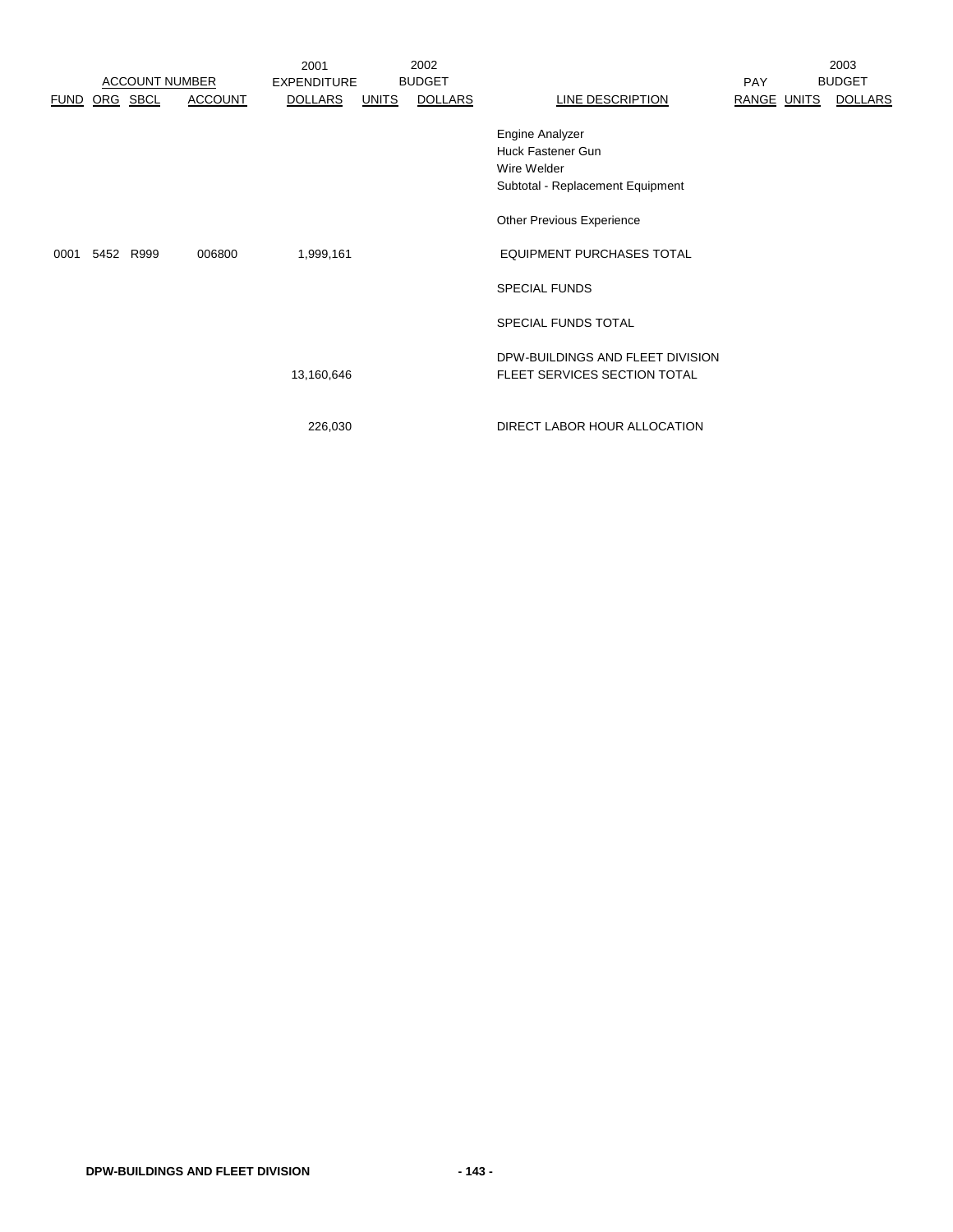| ACCOUNT NUMBER | | | | 2001 EXPENDITURE | 2002 BUDGET | | | PAY | 2003 BUDGET | |
|---|---|---|---|---|---|---|---|---|---|---|
| FUND | ORG | SBCL | ACCOUNT | DOLLARS | UNITS | DOLLARS | LINE DESCRIPTION | RANGE | UNITS | DOLLARS |
| | | | | | | | Engine Analyzer | | | |
| | | | | | | | Huck Fastener Gun | | | |
| | | | | | | | Wire Welder | | | |
| | | | | | | | Subtotal - Replacement Equipment | | | |
| | | | | | | | Other Previous Experience | | | |
| 0001 | 5452 | R999 | 006800 | 1,999,161 | | | EQUIPMENT PURCHASES TOTAL | | | |
| | | | | | | | SPECIAL FUNDS | | | |
| | | | | | | | SPECIAL FUNDS TOTAL | | | |
| | | | | 13,160,646 | | | DPW-BUILDINGS AND FLEET DIVISION FLEET SERVICES SECTION TOTAL | | | |
| | | | | 226,030 | | | DIRECT LABOR HOUR ALLOCATION | | | |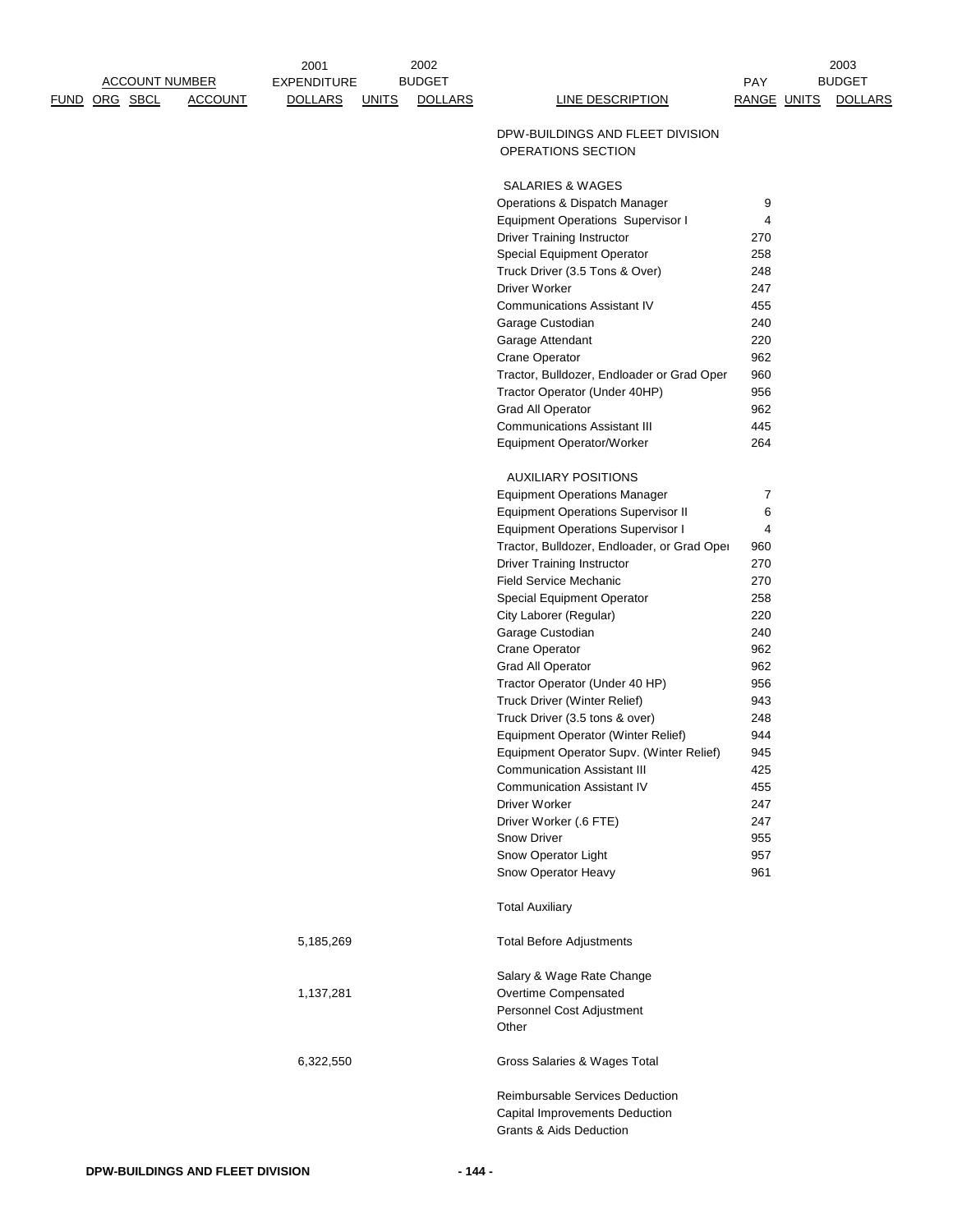| ACCOUNT NUMBER | | | | 2001 EXPENDITURE | 2002 BUDGET | | | PAY | 2003 BUDGET | |
|---|---|---|---|---|---|---|---|---|---|---|
| FUND | ORG | SBCL | ACCOUNT | DOLLARS | UNITS | DOLLARS | LINE DESCRIPTION | RANGE | UNITS | DOLLARS |
| | | | | | | | DPW-BUILDINGS AND FLEET DIVISION OPERATIONS SECTION | | | |
| | | | | | | | SALARIES & WAGES | | | |
| | | | | | | | Operations & Dispatch Manager | 9 | | |
| | | | | | | | Equipment Operations Supervisor I | 4 | | |
| | | | | | | | Driver Training Instructor | 270 | | |
| | | | | | | | Special Equipment Operator | 258 | | |
| | | | | | | | Truck Driver (3.5 Tons & Over) | 248 | | |
| | | | | | | | Driver Worker | 247 | | |
| | | | | | | | Communications Assistant IV | 455 | | |
| | | | | | | | Garage Custodian | 240 | | |
| | | | | | | | Garage Attendant | 220 | | |
| | | | | | | | Crane Operator | 962 | | |
| | | | | | | | Tractor, Bulldozer, Endloader or Grad Oper | 960 | | |
| | | | | | | | Tractor Operator (Under 40HP) | 956 | | |
| | | | | | | | Grad All Operator | 962 | | |
| | | | | | | | Communications Assistant III | 445 | | |
| | | | | | | | Equipment Operator/Worker | 264 | | |
| | | | | | | | AUXILIARY POSITIONS | | | |
| | | | | | | | Equipment Operations Manager | 7 | | |
| | | | | | | | Equipment Operations Supervisor II | 6 | | |
| | | | | | | | Equipment Operations Supervisor I | 4 | | |
| | | | | | | | Tractor, Bulldozer, Endloader, or Grad Oper | 960 | | |
| | | | | | | | Driver Training Instructor | 270 | | |
| | | | | | | | Field Service Mechanic | 270 | | |
| | | | | | | | Special Equipment Operator | 258 | | |
| | | | | | | | City Laborer (Regular) | 220 | | |
| | | | | | | | Garage Custodian | 240 | | |
| | | | | | | | Crane Operator | 962 | | |
| | | | | | | | Grad All Operator | 962 | | |
| | | | | | | | Tractor Operator (Under 40 HP) | 956 | | |
| | | | | | | | Truck Driver (Winter Relief) | 943 | | |
| | | | | | | | Truck Driver (3.5 tons & over) | 248 | | |
| | | | | | | | Equipment Operator (Winter Relief) | 944 | | |
| | | | | | | | Equipment Operator Supv. (Winter Relief) | 945 | | |
| | | | | | | | Communication Assistant III | 425 | | |
| | | | | | | | Communication Assistant IV | 455 | | |
| | | | | | | | Driver Worker | 247 | | |
| | | | | | | | Driver Worker (.6 FTE) | 247 | | |
| | | | | | | | Snow Driver | 955 | | |
| | | | | | | | Snow Operator Light | 957 | | |
| | | | | | | | Snow Operator Heavy | 961 | | |
| | | | | | | | Total Auxiliary | | | |
| | | | | 5,185,269 | | | Total Before Adjustments | | | |
| | | | | | | | Salary & Wage Rate Change | | | |
| | | | | 1,137,281 | | | Overtime Compensated | | | |
| | | | | | | | Personnel Cost Adjustment | | | |
| | | | | | | | Other | | | |
| | | | | 6,322,550 | | | Gross Salaries & Wages Total | | | |
| | | | | | | | Reimbursable Services Deduction | | | |
| | | | | | | | Capital Improvements Deduction | | | |
| | | | | | | | Grants & Aids Deduction | | | |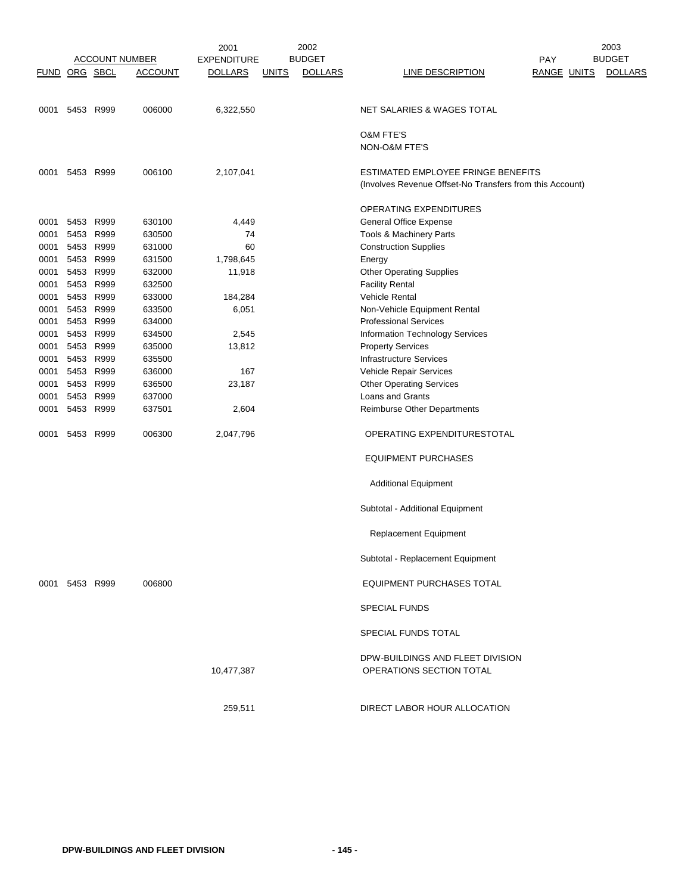| ACCOUNT NUMBER | | | | 2001 EXPENDITURE | 2002 BUDGET | | | PAY | | 2003 BUDGET |
|---|---|---|---|---|---|---|---|---|---|---|
| FUND | ORG | SBCL | ACCOUNT | DOLLARS | UNITS | DOLLARS | LINE DESCRIPTION | RANGE | UNITS | DOLLARS |
| 0001 | 5453 | R999 | 006000 | 6,322,550 | | | NET SALARIES & WAGES TOTAL | | | |
| | | | | | | | O&M FTE'S | | | |
| | | | | | | | NON-O&M FTE'S | | | |
| 0001 | 5453 | R999 | 006100 | 2,107,041 | | | ESTIMATED EMPLOYEE FRINGE BENEFITS (Involves Revenue Offset-No Transfers from this Account) | | | |
| | | | | | | | OPERATING EXPENDITURES | | | |
| 0001 | 5453 | R999 | 630100 | 4,449 | | | General Office Expense | | | |
| 0001 | 5453 | R999 | 630500 | 74 | | | Tools & Machinery Parts | | | |
| 0001 | 5453 | R999 | 631000 | 60 | | | Construction Supplies | | | |
| 0001 | 5453 | R999 | 631500 | 1,798,645 | | | Energy | | | |
| 0001 | 5453 | R999 | 632000 | 11,918 | | | Other Operating Supplies | | | |
| 0001 | 5453 | R999 | 632500 | | | | Facility Rental | | | |
| 0001 | 5453 | R999 | 633000 | 184,284 | | | Vehicle Rental | | | |
| 0001 | 5453 | R999 | 633500 | 6,051 | | | Non-Vehicle Equipment Rental | | | |
| 0001 | 5453 | R999 | 634000 | | | | Professional Services | | | |
| 0001 | 5453 | R999 | 634500 | 2,545 | | | Information Technology Services | | | |
| 0001 | 5453 | R999 | 635000 | 13,812 | | | Property Services | | | |
| 0001 | 5453 | R999 | 635500 | | | | Infrastructure Services | | | |
| 0001 | 5453 | R999 | 636000 | 167 | | | Vehicle Repair Services | | | |
| 0001 | 5453 | R999 | 636500 | 23,187 | | | Other Operating Services | | | |
| 0001 | 5453 | R999 | 637000 | | | | Loans and Grants | | | |
| 0001 | 5453 | R999 | 637501 | 2,604 | | | Reimburse Other Departments | | | |
| 0001 | 5453 | R999 | 006300 | 2,047,796 | | | OPERATING EXPENDITURESTOTAL | | | |
| | | | | | | | EQUIPMENT PURCHASES | | | |
| | | | | | | | Additional Equipment | | | |
| | | | | | | | Subtotal - Additional Equipment | | | |
| | | | | | | | Replacement Equipment | | | |
| | | | | | | | Subtotal - Replacement Equipment | | | |
| 0001 | 5453 | R999 | 006800 | | | | EQUIPMENT PURCHASES TOTAL | | | |
| | | | | | | | SPECIAL FUNDS | | | |
| | | | | | | | SPECIAL FUNDS TOTAL | | | |
| | | | | 10,477,387 | | | DPW-BUILDINGS AND FLEET DIVISION OPERATIONS SECTION TOTAL | | | |
| | | | | 259,511 | | | DIRECT LABOR HOUR ALLOCATION | | | |

DPW-BUILDINGS AND FLEET DIVISION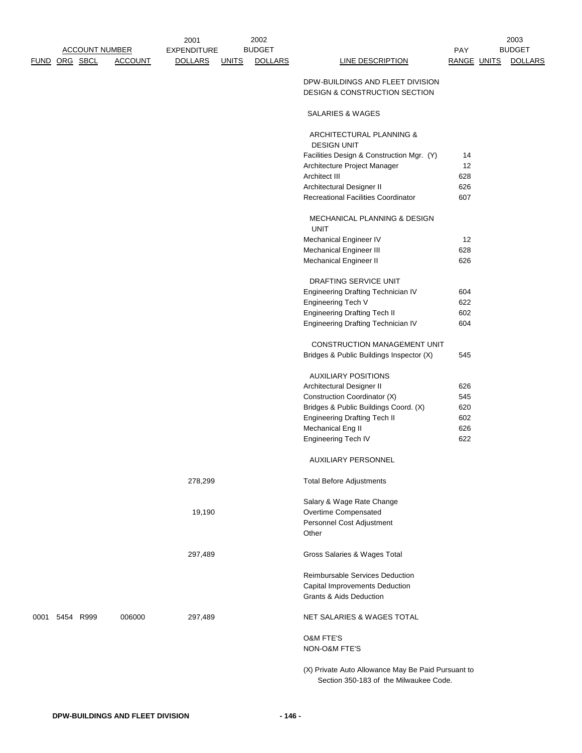| ACCOUNT NUMBER | | | | 2001 EXPENDITURE | 2002 BUDGET | | | PAY | 2003 BUDGET | |
|---|---|---|---|---|---|---|---|---|---|---|
| FUND | ORG | SBCL | ACCOUNT | DOLLARS | UNITS | DOLLARS | LINE DESCRIPTION | RANGE | UNITS | DOLLARS |
| | | | | | | | DPW-BUILDINGS AND FLEET DIVISION | | | |
| | | | | | | | DESIGN & CONSTRUCTION SECTION | | | |
| | | | | | | | SALARIES & WAGES | | | |
| | | | | | | | ARCHITECTURAL PLANNING & DESIGN UNIT | | | |
| | | | | | | | Facilities Design & Construction Mgr. (Y) | 14 | | |
| | | | | | | | Architecture Project Manager | 12 | | |
| | | | | | | | Architect III | 628 | | |
| | | | | | | | Architectural Designer II | 626 | | |
| | | | | | | | Recreational Facilities Coordinator | 607 | | |
| | | | | | | | MECHANICAL PLANNING & DESIGN UNIT | | | |
| | | | | | | | Mechanical Engineer IV | 12 | | |
| | | | | | | | Mechanical Engineer III | 628 | | |
| | | | | | | | Mechanical Engineer II | 626 | | |
| | | | | | | | DRAFTING SERVICE UNIT | | | |
| | | | | | | | Engineering Drafting Technician IV | 604 | | |
| | | | | | | | Engineering Tech V | 622 | | |
| | | | | | | | Engineering Drafting Tech II | 602 | | |
| | | | | | | | Engineering Drafting Technician IV | 604 | | |
| | | | | | | | CONSTRUCTION MANAGEMENT UNIT | | | |
| | | | | | | | Bridges & Public Buildings Inspector (X) | 545 | | |
| | | | | | | | AUXILIARY POSITIONS | | | |
| | | | | | | | Architectural Designer II | 626 | | |
| | | | | | | | Construction Coordinator (X) | 545 | | |
| | | | | | | | Bridges & Public Buildings Coord. (X) | 620 | | |
| | | | | | | | Engineering Drafting Tech II | 602 | | |
| | | | | | | | Mechanical Eng II | 626 | | |
| | | | | | | | Engineering Tech IV | 622 | | |
| | | | | | | | AUXILIARY PERSONNEL | | | |
| | | | | 278,299 | | | Total Before Adjustments | | | |
| | | | | | | | Salary & Wage Rate Change | | | |
| | | | | 19,190 | | | Overtime Compensated | | | |
| | | | | | | | Personnel Cost Adjustment | | | |
| | | | | | | | Other | | | |
| | | | | 297,489 | | | Gross Salaries & Wages Total | | | |
| | | | | | | | Reimbursable Services Deduction | | | |
| | | | | | | | Capital Improvements Deduction | | | |
| | | | | | | | Grants & Aids Deduction | | | |
| 0001 | 5454 | R999 | 006000 | 297,489 | | | NET SALARIES & WAGES TOTAL | | | |
| | | | | | | | O&M FTE'S | | | |
| | | | | | | | NON-O&M FTE'S | | | |

(X) Private Auto Allowance May Be Paid Pursuant to Section 350-183 of the Milwaukee Code.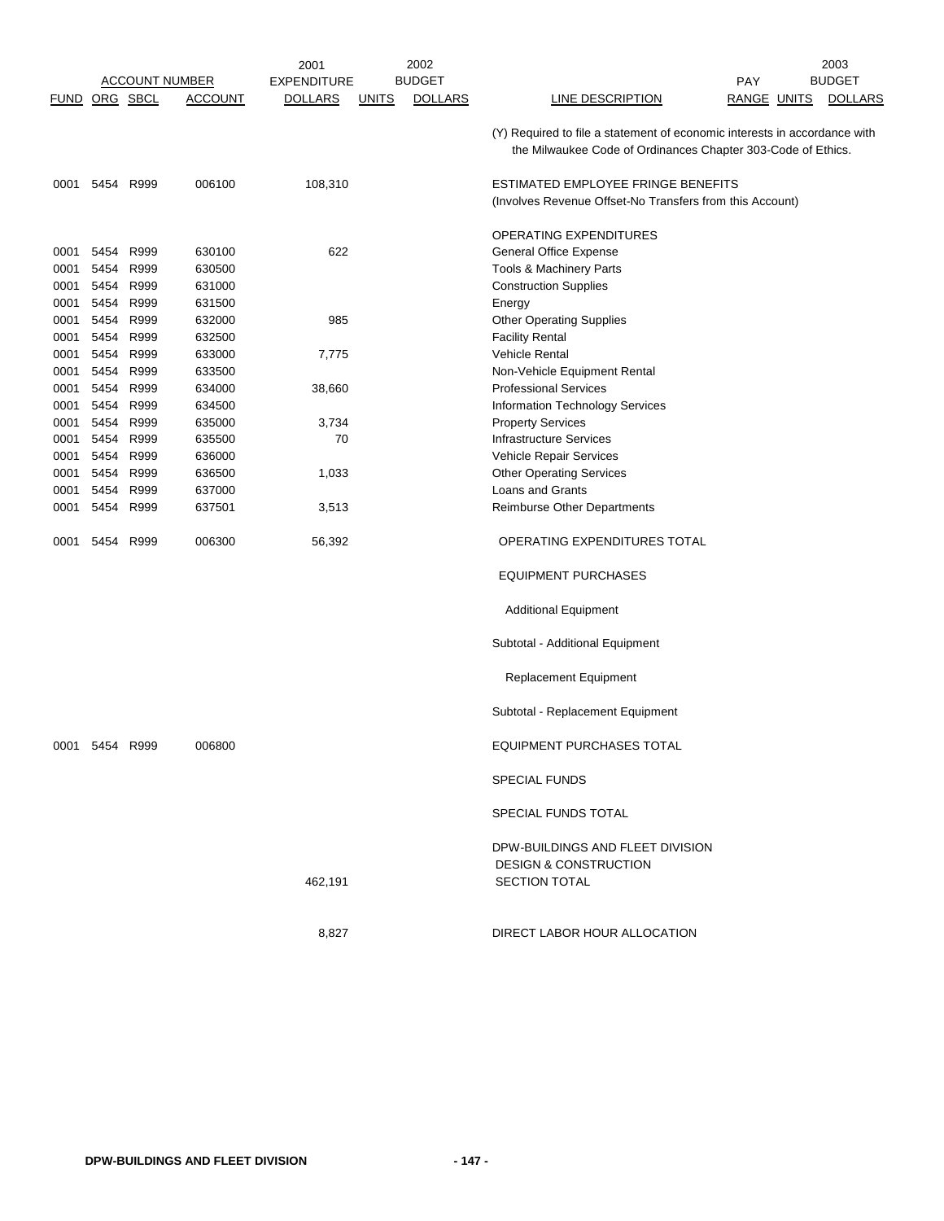| ACCOUNT NUMBER | | | | 2001 EXPENDITURE | 2002 BUDGET | | | PAY | 2003 BUDGET | |
|---|---|---|---|---|---|---|---|---|---|---|
| FUND | ORG | SBCL | ACCOUNT | DOLLARS | UNITS | DOLLARS | LINE DESCRIPTION | RANGE | UNITS | DOLLARS |
| | | | | | | | (Y) Required to file a statement of economic interests in accordance with the Milwaukee Code of Ordinances Chapter 303-Code of Ethics. | | | |
| 0001 | 5454 | R999 | 006100 | 108,310 | | | ESTIMATED EMPLOYEE FRINGE BENEFITS (Involves Revenue Offset-No Transfers from this Account) | | | |
| | | | | | | | OPERATING EXPENDITURES | | | |
| 0001 | 5454 | R999 | 630100 | 622 | | | General Office Expense | | | |
| 0001 | 5454 | R999 | 630500 | | | | Tools & Machinery Parts | | | |
| 0001 | 5454 | R999 | 631000 | | | | Construction Supplies | | | |
| 0001 | 5454 | R999 | 631500 | | | | Energy | | | |
| 0001 | 5454 | R999 | 632000 | 985 | | | Other Operating Supplies | | | |
| 0001 | 5454 | R999 | 632500 | | | | Facility Rental | | | |
| 0001 | 5454 | R999 | 633000 | 7,775 | | | Vehicle Rental | | | |
| 0001 | 5454 | R999 | 633500 | | | | Non-Vehicle Equipment Rental | | | |
| 0001 | 5454 | R999 | 634000 | 38,660 | | | Professional Services | | | |
| 0001 | 5454 | R999 | 634500 | | | | Information Technology Services | | | |
| 0001 | 5454 | R999 | 635000 | 3,734 | | | Property Services | | | |
| 0001 | 5454 | R999 | 635500 | 70 | | | Infrastructure Services | | | |
| 0001 | 5454 | R999 | 636000 | | | | Vehicle Repair Services | | | |
| 0001 | 5454 | R999 | 636500 | 1,033 | | | Other Operating Services | | | |
| 0001 | 5454 | R999 | 637000 | | | | Loans and Grants | | | |
| 0001 | 5454 | R999 | 637501 | 3,513 | | | Reimburse Other Departments | | | |
| 0001 | 5454 | R999 | 006300 | 56,392 | | | OPERATING EXPENDITURES TOTAL | | | |
| | | | | | | | EQUIPMENT PURCHASES | | | |
| | | | | | | | Additional Equipment | | | |
| | | | | | | | Subtotal - Additional Equipment | | | |
| | | | | | | | Replacement Equipment | | | |
| | | | | | | | Subtotal - Replacement Equipment | | | |
| 0001 | 5454 | R999 | 006800 | | | | EQUIPMENT PURCHASES TOTAL | | | |
| | | | | | | | SPECIAL FUNDS | | | |
| | | | | | | | SPECIAL FUNDS TOTAL | | | |
| | | | | 462,191 | | | DPW-BUILDINGS AND FLEET DIVISION DESIGN & CONSTRUCTION SECTION TOTAL | | | |
| | | | | 8,827 | | | DIRECT LABOR HOUR ALLOCATION | | | |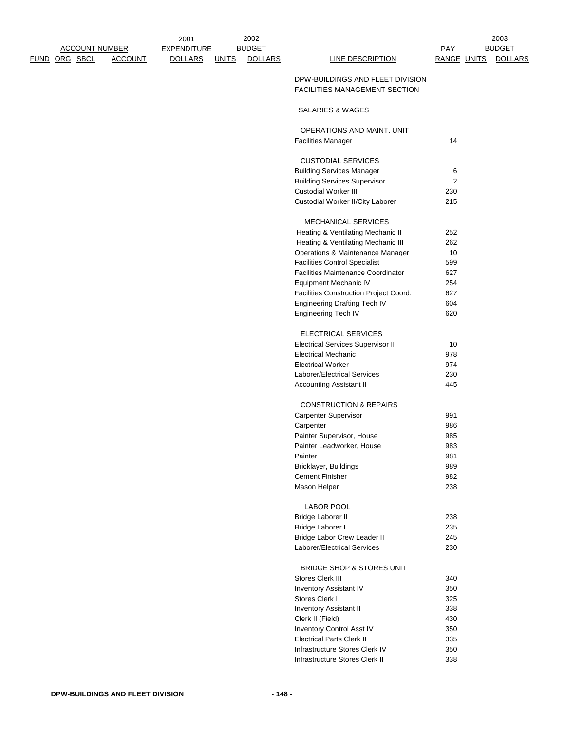| ACCOUNT NUMBER | | | | 2001 EXPENDITURE | 2002 BUDGET | | | PAY | 2003 BUDGET | |
|---|---|---|---|---|---|---|---|---|---|---|
| FUND | ORG | SBCL | ACCOUNT | DOLLARS | UNITS | DOLLARS | LINE DESCRIPTION | RANGE | UNITS | DOLLARS |
| | | | | | | | DPW-BUILDINGS AND FLEET DIVISION | | | |
| | | | | | | | FACILITIES MANAGEMENT SECTION | | | |
| | | | | | | | SALARIES & WAGES | | | |
| | | | | | | | OPERATIONS AND MAINT. UNIT | | | |
| | | | | | | | Facilities Manager | 14 | | |
| | | | | | | | CUSTODIAL SERVICES | | | |
| | | | | | | | Building Services Manager | 6 | | |
| | | | | | | | Building Services Supervisor | 2 | | |
| | | | | | | | Custodial Worker III | 230 | | |
| | | | | | | | Custodial Worker II/City Laborer | 215 | | |
| | | | | | | | MECHANICAL SERVICES | | | |
| | | | | | | | Heating & Ventilating Mechanic II | 252 | | |
| | | | | | | | Heating & Ventilating Mechanic III | 262 | | |
| | | | | | | | Operations & Maintenance Manager | 10 | | |
| | | | | | | | Facilities Control Specialist | 599 | | |
| | | | | | | | Facilities Maintenance Coordinator | 627 | | |
| | | | | | | | Equipment Mechanic IV | 254 | | |
| | | | | | | | Facilities Construction Project Coord. | 627 | | |
| | | | | | | | Engineering Drafting Tech IV | 604 | | |
| | | | | | | | Engineering Tech IV | 620 | | |
| | | | | | | | ELECTRICAL SERVICES | | | |
| | | | | | | | Electrical Services Supervisor II | 10 | | |
| | | | | | | | Electrical Mechanic | 978 | | |
| | | | | | | | Electrical Worker | 974 | | |
| | | | | | | | Laborer/Electrical Services | 230 | | |
| | | | | | | | Accounting Assistant II | 445 | | |
| | | | | | | | CONSTRUCTION & REPAIRS | | | |
| | | | | | | | Carpenter Supervisor | 991 | | |
| | | | | | | | Carpenter | 986 | | |
| | | | | | | | Painter Supervisor, House | 985 | | |
| | | | | | | | Painter Leadworker, House | 983 | | |
| | | | | | | | Painter | 981 | | |
| | | | | | | | Bricklayer, Buildings | 989 | | |
| | | | | | | | Cement Finisher | 982 | | |
| | | | | | | | Mason Helper | 238 | | |
| | | | | | | | LABOR POOL | | | |
| | | | | | | | Bridge Laborer II | 238 | | |
| | | | | | | | Bridge Laborer I | 235 | | |
| | | | | | | | Bridge Labor Crew Leader II | 245 | | |
| | | | | | | | Laborer/Electrical Services | 230 | | |
| | | | | | | | BRIDGE SHOP & STORES UNIT | | | |
| | | | | | | | Stores Clerk III | 340 | | |
| | | | | | | | Inventory Assistant IV | 350 | | |
| | | | | | | | Stores Clerk I | 325 | | |
| | | | | | | | Inventory Assistant II | 338 | | |
| | | | | | | | Clerk II (Field) | 430 | | |
| | | | | | | | Inventory Control Asst IV | 350 | | |
| | | | | | | | Electrical Parts Clerk II | 335 | | |
| | | | | | | | Infrastructure Stores Clerk IV | 350 | | |
| | | | | | | | Infrastructure Stores Clerk II | 338 | | |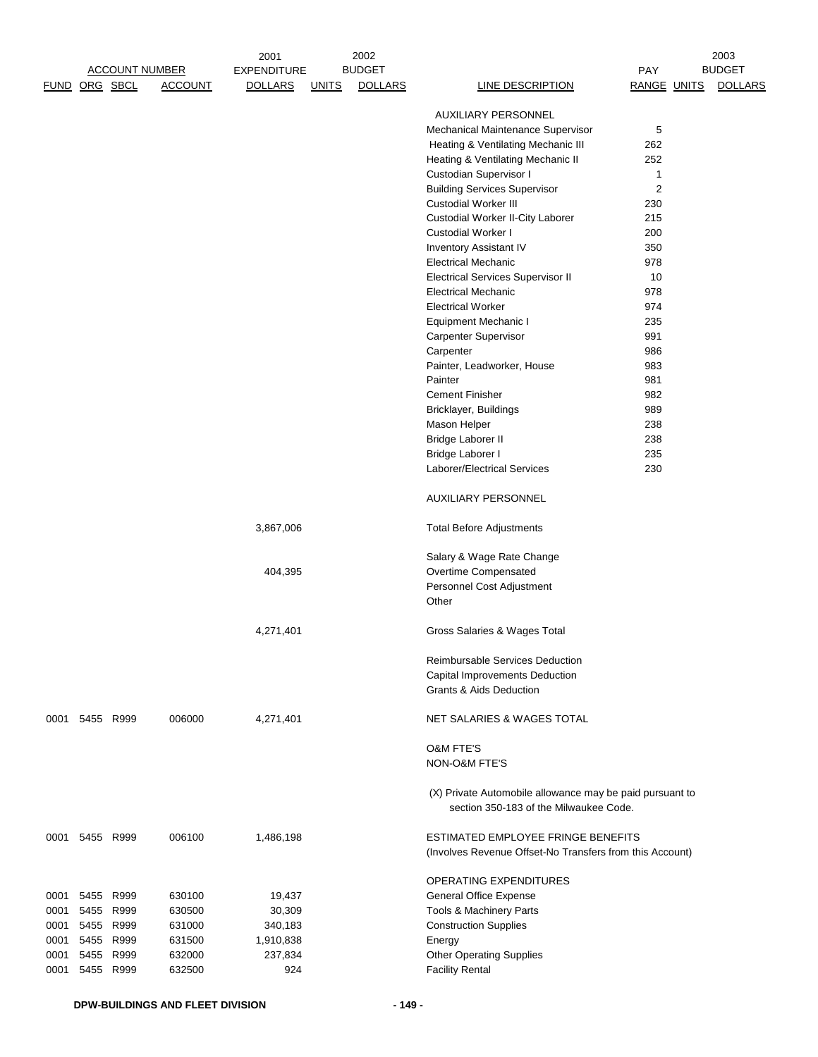| FUND | ORG | SBCL | ACCOUNT | 2001 EXPENDITURE DOLLARS | 2002 BUDGET UNITS | 2002 BUDGET DOLLARS | LINE DESCRIPTION | PAY RANGE | 2003 BUDGET UNITS | 2003 BUDGET DOLLARS |
|---|---|---|---|---|---|---|---|---|---|---|
| | | | | | | | AUXILIARY PERSONNEL | | | |
| | | | | | | | Mechanical Maintenance Supervisor | 5 | | |
| | | | | | | | Heating & Ventilating Mechanic III | 262 | | |
| | | | | | | | Heating & Ventilating Mechanic II | 252 | | |
| | | | | | | | Custodian Supervisor I | 1 | | |
| | | | | | | | Building Services Supervisor | 2 | | |
| | | | | | | | Custodial Worker III | 230 | | |
| | | | | | | | Custodial Worker II-City Laborer | 215 | | |
| | | | | | | | Custodial Worker I | 200 | | |
| | | | | | | | Inventory Assistant IV | 350 | | |
| | | | | | | | Electrical Mechanic | 978 | | |
| | | | | | | | Electrical Services Supervisor II | 10 | | |
| | | | | | | | Electrical Mechanic | 978 | | |
| | | | | | | | Electrical Worker | 974 | | |
| | | | | | | | Equipment Mechanic I | 235 | | |
| | | | | | | | Carpenter Supervisor | 991 | | |
| | | | | | | | Carpenter | 986 | | |
| | | | | | | | Painter, Leadworker, House | 983 | | |
| | | | | | | | Painter | 981 | | |
| | | | | | | | Cement Finisher | 982 | | |
| | | | | | | | Bricklayer, Buildings | 989 | | |
| | | | | | | | Mason Helper | 238 | | |
| | | | | | | | Bridge Laborer II | 238 | | |
| | | | | | | | Bridge Laborer I | 235 | | |
| | | | | | | | Laborer/Electrical Services | 230 | | |
| | | | | | | | AUXILIARY PERSONNEL | | | |
| | | | | 3,867,006 | | | Total Before Adjustments | | | |
| | | | | | | | Salary & Wage Rate Change | | | |
| | | | | 404,395 | | | Overtime Compensated | | | |
| | | | | | | | Personnel Cost Adjustment | | | |
| | | | | | | | Other | | | |
| | | | | 4,271,401 | | | Gross Salaries & Wages Total | | | |
| | | | | | | | Reimbursable Services Deduction | | | |
| | | | | | | | Capital Improvements Deduction | | | |
| | | | | | | | Grants & Aids Deduction | | | |
| 0001 | 5455 | R999 | 006000 | 4,271,401 | | | NET SALARIES & WAGES TOTAL | | | |
| | | | | | | | O&M FTE'S | | | |
| | | | | | | | NON-O&M FTE'S | | | |
| | | | | | | | (X) Private Automobile allowance may be paid pursuant to section 350-183 of the Milwaukee Code. | | | |
| 0001 | 5455 | R999 | 006100 | 1,486,198 | | | ESTIMATED EMPLOYEE FRINGE BENEFITS (Involves Revenue Offset-No Transfers from this Account) | | | |
| | | | | | | | OPERATING EXPENDITURES | | | |
| 0001 | 5455 | R999 | 630100 | 19,437 | | | General Office Expense | | | |
| 0001 | 5455 | R999 | 630500 | 30,309 | | | Tools & Machinery Parts | | | |
| 0001 | 5455 | R999 | 631000 | 340,183 | | | Construction Supplies | | | |
| 0001 | 5455 | R999 | 631500 | 1,910,838 | | | Energy | | | |
| 0001 | 5455 | R999 | 632000 | 237,834 | | | Other Operating Supplies | | | |
| 0001 | 5455 | R999 | 632500 | 924 | | | Facility Rental | | | |

**DPW-BUILDINGS AND FLEET DIVISION**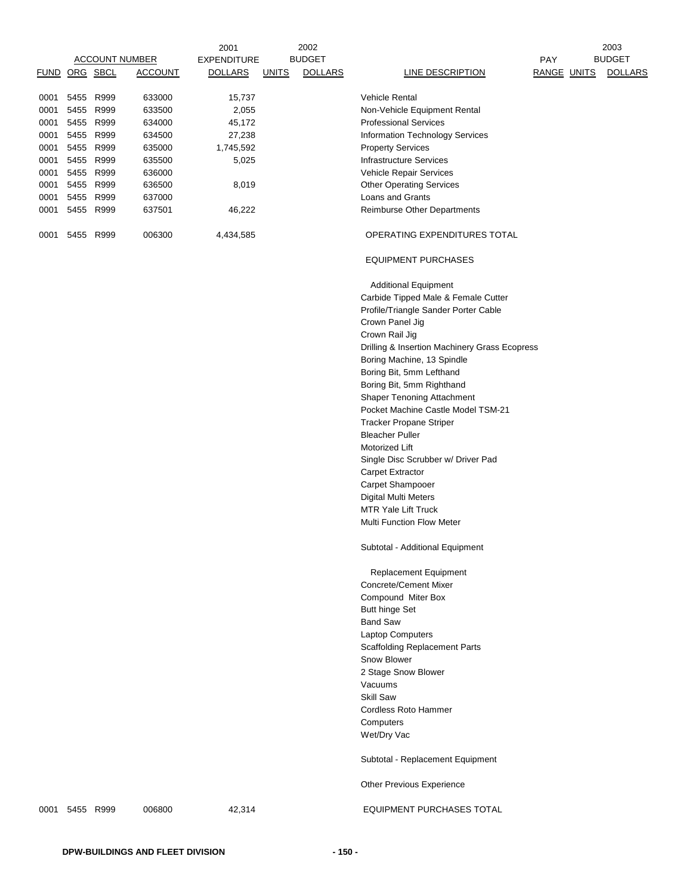| ACCOUNT NUMBER | | | | 2001 EXPENDITURE | 2002 BUDGET | | | PAY | 2003 BUDGET | |
|---|---|---|---|---|---|---|---|---|---|---|
| FUND | ORG | SBCL | ACCOUNT | DOLLARS | UNITS | DOLLARS | LINE DESCRIPTION | RANGE | UNITS | DOLLARS |
| 0001 | 5455 | R999 | 633000 | 15,737 | | | Vehicle Rental | | | |
| 0001 | 5455 | R999 | 633500 | 2,055 | | | Non-Vehicle Equipment Rental | | | |
| 0001 | 5455 | R999 | 634000 | 45,172 | | | Professional Services | | | |
| 0001 | 5455 | R999 | 634500 | 27,238 | | | Information Technology Services | | | |
| 0001 | 5455 | R999 | 635000 | 1,745,592 | | | Property Services | | | |
| 0001 | 5455 | R999 | 635500 | 5,025 | | | Infrastructure Services | | | |
| 0001 | 5455 | R999 | 636000 | | | | Vehicle Repair Services | | | |
| 0001 | 5455 | R999 | 636500 | 8,019 | | | Other Operating Services | | | |
| 0001 | 5455 | R999 | 637000 | | | | Loans and Grants | | | |
| 0001 | 5455 | R999 | 637501 | 46,222 | | | Reimburse Other Departments | | | |
| 0001 | 5455 | R999 | 006300 | 4,434,585 | | | OPERATING EXPENDITURES TOTAL | | | |
| | | | | | | | EQUIPMENT PURCHASES | | | |
| | | | | | | | Additional Equipment | | | |
| | | | | | | | Carbide Tipped Male & Female Cutter | | | |
| | | | | | | | Profile/Triangle Sander Porter Cable | | | |
| | | | | | | | Crown Panel Jig | | | |
| | | | | | | | Crown Rail Jig | | | |
| | | | | | | | Drilling & Insertion Machinery Grass Ecopress | | | |
| | | | | | | | Boring Machine, 13 Spindle | | | |
| | | | | | | | Boring Bit, 5mm Lefthand | | | |
| | | | | | | | Boring Bit, 5mm Righthand | | | |
| | | | | | | | Shaper Tenoning Attachment | | | |
| | | | | | | | Pocket Machine Castle Model TSM-21 | | | |
| | | | | | | | Tracker Propane Striper | | | |
| | | | | | | | Bleacher Puller | | | |
| | | | | | | | Motorized Lift | | | |
| | | | | | | | Single Disc Scrubber w/ Driver Pad | | | |
| | | | | | | | Carpet Extractor | | | |
| | | | | | | | Carpet Shampooer | | | |
| | | | | | | | Digital Multi Meters | | | |
| | | | | | | | MTR Yale Lift Truck | | | |
| | | | | | | | Multi Function Flow Meter | | | |
| | | | | | | | Subtotal - Additional Equipment | | | |
| | | | | | | | Replacement Equipment | | | |
| | | | | | | | Concrete/Cement Mixer | | | |
| | | | | | | | Compound Miter Box | | | |
| | | | | | | | Butt hinge Set | | | |
| | | | | | | | Band Saw | | | |
| | | | | | | | Laptop Computers | | | |
| | | | | | | | Scaffolding Replacement Parts | | | |
| | | | | | | | Snow Blower | | | |
| | | | | | | | 2 Stage Snow Blower | | | |
| | | | | | | | Vacuums | | | |
| | | | | | | | Skill Saw | | | |
| | | | | | | | Cordless Roto Hammer | | | |
| | | | | | | | Computers | | | |
| | | | | | | | Wet/Dry Vac | | | |
| | | | | | | | Subtotal - Replacement Equipment | | | |
| | | | | | | | Other Previous Experience | | | |
| 0001 | 5455 | R999 | 006800 | 42,314 | | | EQUIPMENT PURCHASES TOTAL | | | |

DPW-BUILDINGS AND FLEET DIVISION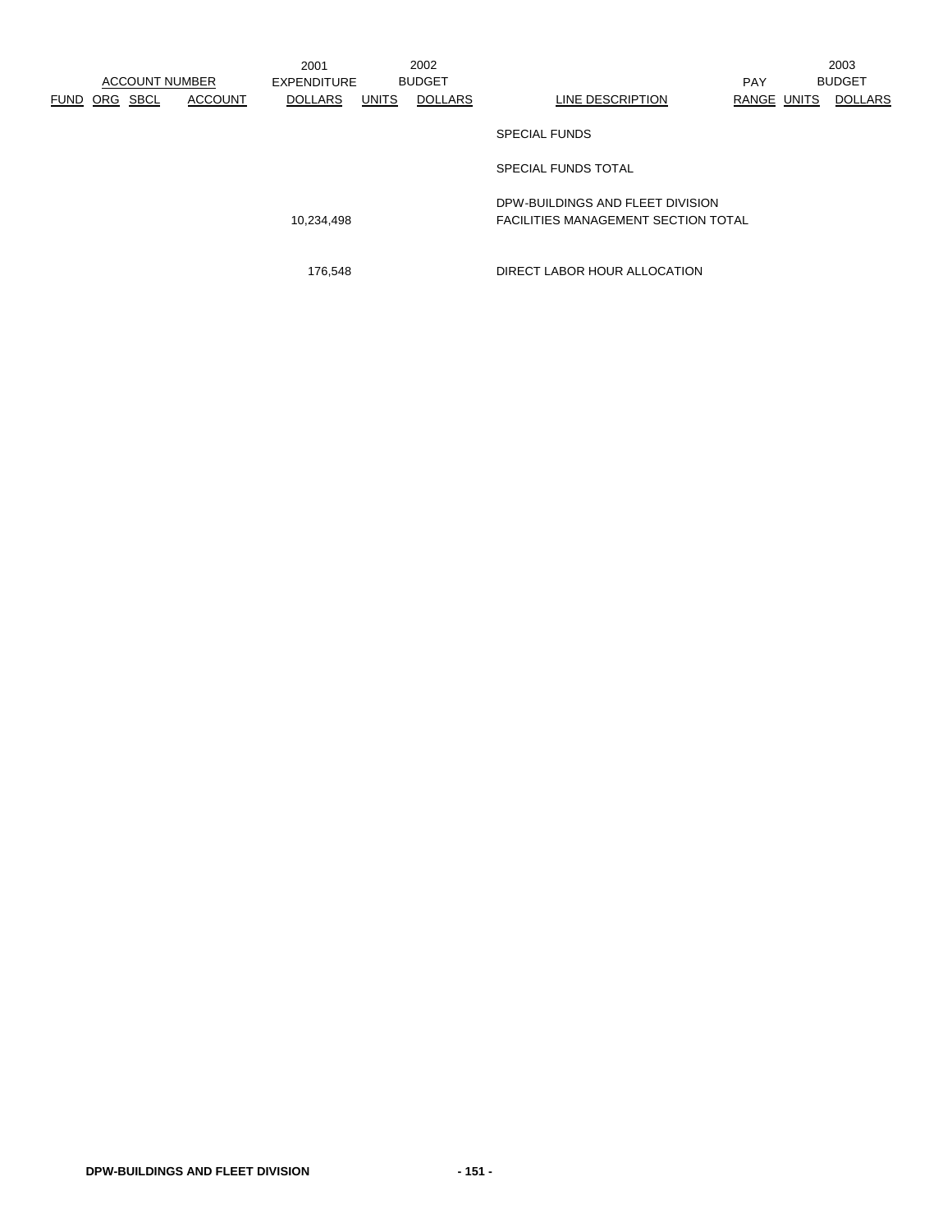| ACCOUNT NUMBER | | | | 2001 EXPENDITURE | 2002 BUDGET | | | | 2003 BUDGET | |
|---|---|---|---|---|---|---|---|---|---|---|
| FUND | ORG | SBCL | ACCOUNT | DOLLARS | UNITS | DOLLARS | LINE DESCRIPTION | PAY RANGE | UNITS | DOLLARS |
| | | | | | | | SPECIAL FUNDS | | | |
| | | | | | | | SPECIAL FUNDS TOTAL | | | |
| | | | | 10,234,498 | | | DPW-BUILDINGS AND FLEET DIVISION FACILITIES MANAGEMENT SECTION TOTAL | | | |
| | | | | 176,548 | | | DIRECT LABOR HOUR ALLOCATION | | | |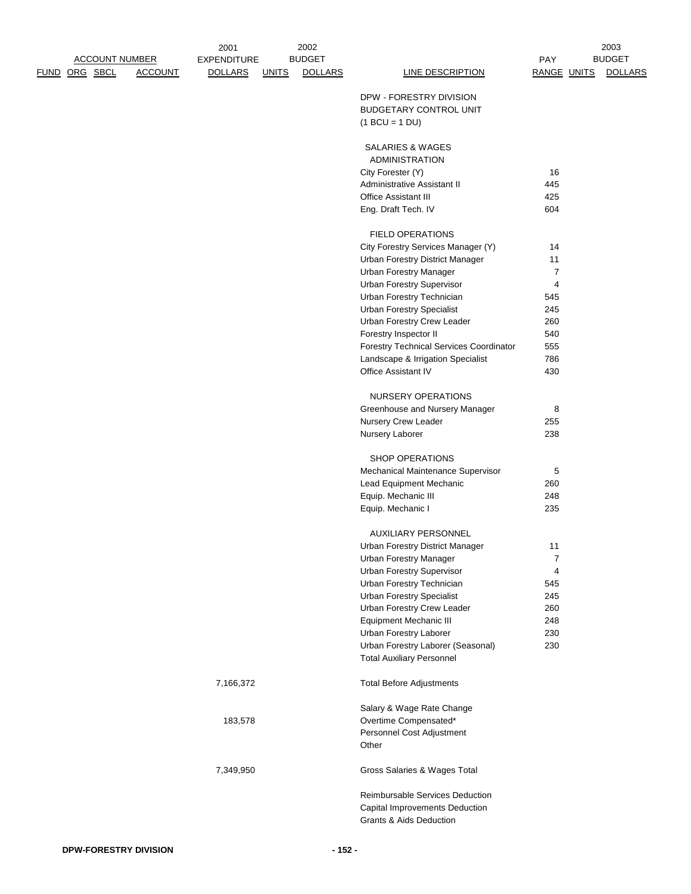| ACCOUNT NUMBER | | | | 2001 EXPENDITURE | 2002 BUDGET | | | PAY | 2003 BUDGET | |
|---|---|---|---|---|---|---|---|---|---|---|
| FUND | ORG | SBCL | ACCOUNT | DOLLARS | UNITS | DOLLARS | LINE DESCRIPTION | RANGE | UNITS | DOLLARS |
| | | | | | | | DPW - FORESTRY DIVISION | | | |
| | | | | | | | BUDGETARY CONTROL UNIT | | | |
| | | | | | | | (1 BCU = 1 DU) | | | |
| | | | | | | | SALARIES & WAGES | | | |
| | | | | | | | ADMINISTRATION | | | |
| | | | | | | | City Forester (Y) | 16 | | |
| | | | | | | | Administrative Assistant II | 445 | | |
| | | | | | | | Office Assistant III | 425 | | |
| | | | | | | | Eng. Draft Tech. IV | 604 | | |
| | | | | | | | FIELD OPERATIONS | | | |
| | | | | | | | City Forestry Services Manager (Y) | 14 | | |
| | | | | | | | Urban Forestry District Manager | 11 | | |
| | | | | | | | Urban Forestry Manager | 7 | | |
| | | | | | | | Urban Forestry Supervisor | 4 | | |
| | | | | | | | Urban Forestry Technician | 545 | | |
| | | | | | | | Urban Forestry Specialist | 245 | | |
| | | | | | | | Urban Forestry Crew Leader | 260 | | |
| | | | | | | | Forestry Inspector II | 540 | | |
| | | | | | | | Forestry Technical Services Coordinator | 555 | | |
| | | | | | | | Landscape & Irrigation Specialist | 786 | | |
| | | | | | | | Office Assistant IV | 430 | | |
| | | | | | | | NURSERY OPERATIONS | | | |
| | | | | | | | Greenhouse and Nursery Manager | 8 | | |
| | | | | | | | Nursery Crew Leader | 255 | | |
| | | | | | | | Nursery Laborer | 238 | | |
| | | | | | | | SHOP OPERATIONS | | | |
| | | | | | | | Mechanical Maintenance Supervisor | 5 | | |
| | | | | | | | Lead Equipment Mechanic | 260 | | |
| | | | | | | | Equip. Mechanic III | 248 | | |
| | | | | | | | Equip. Mechanic I | 235 | | |
| | | | | | | | AUXILIARY PERSONNEL | | | |
| | | | | | | | Urban Forestry District Manager | 11 | | |
| | | | | | | | Urban Forestry Manager | 7 | | |
| | | | | | | | Urban Forestry Supervisor | 4 | | |
| | | | | | | | Urban Forestry Technician | 545 | | |
| | | | | | | | Urban Forestry Specialist | 245 | | |
| | | | | | | | Urban Forestry Crew Leader | 260 | | |
| | | | | | | | Equipment Mechanic III | 248 | | |
| | | | | | | | Urban Forestry Laborer | 230 | | |
| | | | | | | | Urban Forestry Laborer (Seasonal) | 230 | | |
| | | | | | | | Total Auxiliary Personnel | | | |
| | | | | 7,166,372 | | | Total Before Adjustments | | | |
| | | | | | | | Salary & Wage Rate Change | | | |
| | | | | 183,578 | | | Overtime Compensated* | | | |
| | | | | | | | Personnel Cost Adjustment | | | |
| | | | | | | | Other | | | |
| | | | | 7,349,950 | | | Gross Salaries & Wages Total | | | |
| | | | | | | | Reimbursable Services Deduction | | | |
| | | | | | | | Capital Improvements Deduction | | | |
| | | | | | | | Grants & Aids Deduction | | | |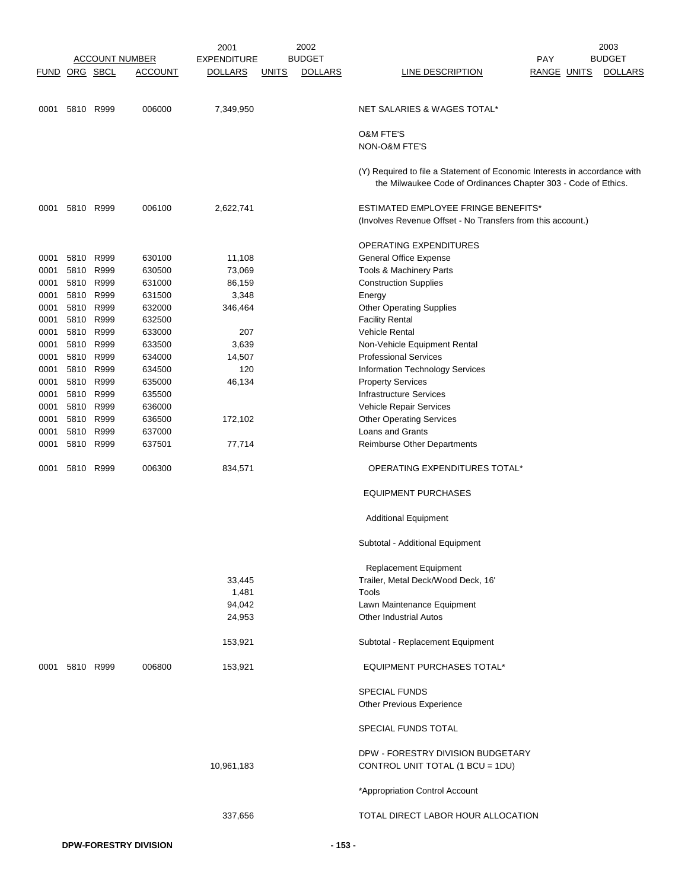| ACCOUNT NUMBER | | | | 2001 EXPENDITURE | 2002 BUDGET | | | PAY | 2003 BUDGET | |
|---|---|---|---|---|---|---|---|---|---|---|
| FUND | ORG | SBCL | ACCOUNT | DOLLARS | UNITS | DOLLARS | LINE DESCRIPTION | RANGE | UNITS | DOLLARS |
| 0001 | 5810 | R999 | 006000 | 7,349,950 | | | NET SALARIES & WAGES TOTAL* | | | |
| | | | | | | | O&M FTE'S | | | |
| | | | | | | | NON-O&M FTE'S | | | |
| | | | | | | | (Y) Required to file a Statement of Economic Interests in accordance with the Milwaukee Code of Ordinances Chapter 303 - Code of Ethics. | | | |
| 0001 | 5810 | R999 | 006100 | 2,622,741 | | | ESTIMATED EMPLOYEE FRINGE BENEFITS* (Involves Revenue Offset - No Transfers from this account.) | | | |
| | | | | | | | OPERATING EXPENDITURES | | | |
| 0001 | 5810 | R999 | 630100 | 11,108 | | | General Office Expense | | | |
| 0001 | 5810 | R999 | 630500 | 73,069 | | | Tools & Machinery Parts | | | |
| 0001 | 5810 | R999 | 631000 | 86,159 | | | Construction Supplies | | | |
| 0001 | 5810 | R999 | 631500 | 3,348 | | | Energy | | | |
| 0001 | 5810 | R999 | 632000 | 346,464 | | | Other Operating Supplies | | | |
| 0001 | 5810 | R999 | 632500 | | | | Facility Rental | | | |
| 0001 | 5810 | R999 | 633000 | 207 | | | Vehicle Rental | | | |
| 0001 | 5810 | R999 | 633500 | 3,639 | | | Non-Vehicle Equipment Rental | | | |
| 0001 | 5810 | R999 | 634000 | 14,507 | | | Professional Services | | | |
| 0001 | 5810 | R999 | 634500 | 120 | | | Information Technology Services | | | |
| 0001 | 5810 | R999 | 635000 | 46,134 | | | Property Services | | | |
| 0001 | 5810 | R999 | 635500 | | | | Infrastructure Services | | | |
| 0001 | 5810 | R999 | 636000 | | | | Vehicle Repair Services | | | |
| 0001 | 5810 | R999 | 636500 | 172,102 | | | Other Operating Services | | | |
| 0001 | 5810 | R999 | 637000 | | | | Loans and Grants | | | |
| 0001 | 5810 | R999 | 637501 | 77,714 | | | Reimburse Other Departments | | | |
| 0001 | 5810 | R999 | 006300 | 834,571 | | | OPERATING EXPENDITURES TOTAL* | | | |
| | | | | | | | EQUIPMENT PURCHASES | | | |
| | | | | | | | Additional Equipment | | | |
| | | | | | | | Subtotal - Additional Equipment | | | |
| | | | | | | | Replacement Equipment | | | |
| | | | | 33,445 | | | Trailer, Metal Deck/Wood Deck, 16' | | | |
| | | | | 1,481 | | | Tools | | | |
| | | | | 94,042 | | | Lawn Maintenance Equipment | | | |
| | | | | 24,953 | | | Other Industrial Autos | | | |
| | | | | 153,921 | | | Subtotal - Replacement Equipment | | | |
| 0001 | 5810 | R999 | 006800 | 153,921 | | | EQUIPMENT PURCHASES TOTAL* | | | |
| | | | | | | | SPECIAL FUNDS | | | |
| | | | | | | | Other Previous Experience | | | |
| | | | | | | | SPECIAL FUNDS TOTAL | | | |
| | | | | 10,961,183 | | | DPW - FORESTRY DIVISION BUDGETARY CONTROL UNIT TOTAL (1 BCU = 1DU) | | | |
| | | | | | | | *Appropriation Control Account | | | |
| | | | | 337,656 | | | TOTAL DIRECT LABOR HOUR ALLOCATION | | | |

DPW-FORESTRY DIVISION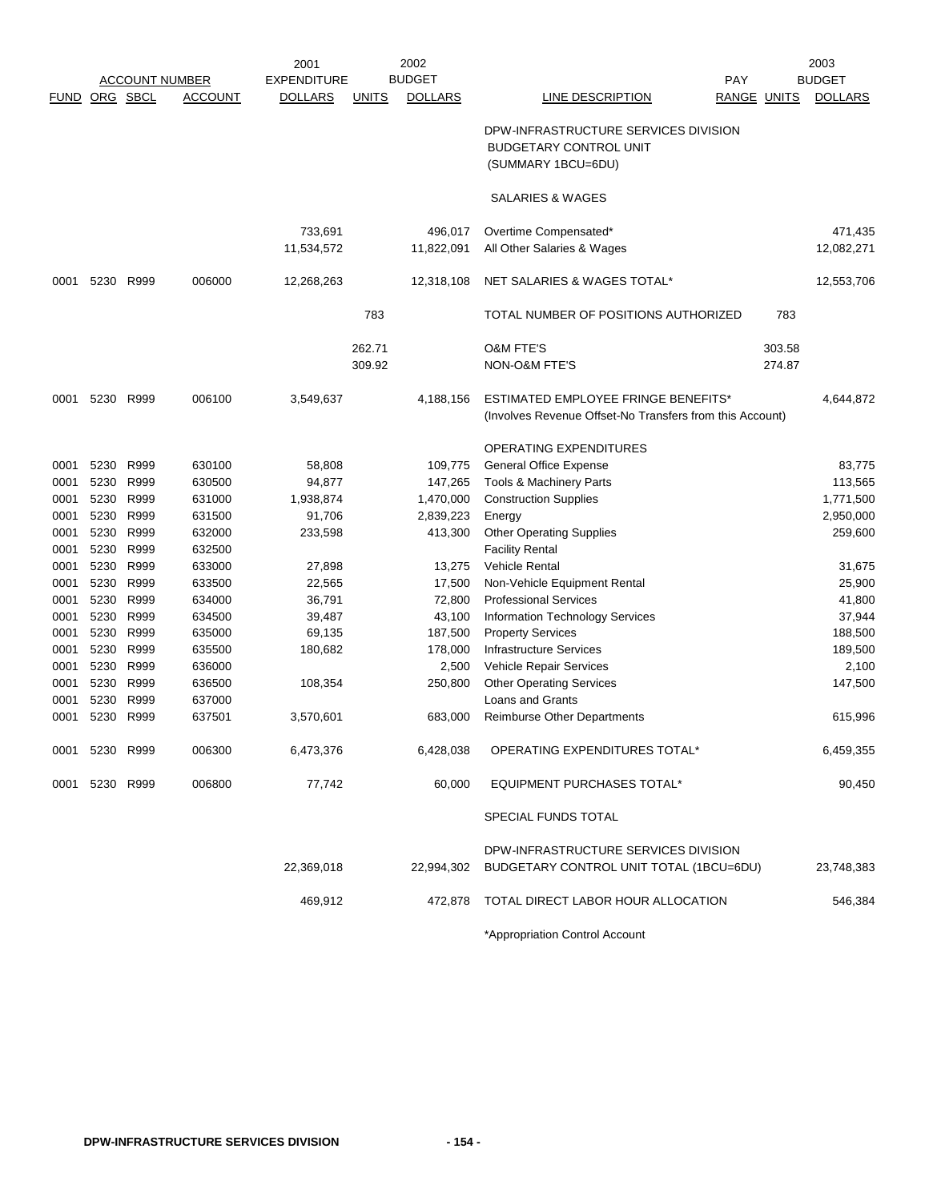| ACCOUNT NUMBER | | | | 2001 EXPENDITURE | 2002 BUDGET | | | PAY | | 2003 BUDGET |
|---|---|---|---|---|---|---|---|---|---|---|
| FUND | ORG | SBCL | ACCOUNT | DOLLARS | UNITS | DOLLARS | LINE DESCRIPTION | RANGE | UNITS | DOLLARS |
| | | | | | | | DPW-INFRASTRUCTURE SERVICES DIVISION BUDGETARY CONTROL UNIT (SUMMARY 1BCU=6DU) | | | |
| | | | | | | | SALARIES & WAGES | | | |
| | | | | 733,691 | | 496,017 | Overtime Compensated* | | | 471,435 |
| | | | | 11,534,572 | | 11,822,091 | All Other Salaries & Wages | | | 12,082,271 |
| 0001 | 5230 | R999 | 006000 | 12,268,263 | | 12,318,108 | NET SALARIES & WAGES TOTAL* | | | 12,553,706 |
| | | | | | 783 | | TOTAL NUMBER OF POSITIONS AUTHORIZED | | 783 | |
| | | | | | 262.71 | | O&M FTE'S | | 303.58 | |
| | | | | | 309.92 | | NON-O&M FTE'S | | 274.87 | |
| 0001 | 5230 | R999 | 006100 | 3,549,637 | | 4,188,156 | ESTIMATED EMPLOYEE FRINGE BENEFITS* (Involves Revenue Offset-No Transfers from this Account) | | | 4,644,872 |
| | | | | | | | OPERATING EXPENDITURES | | | |
| 0001 | 5230 | R999 | 630100 | 58,808 | | 109,775 | General Office Expense | | | 83,775 |
| 0001 | 5230 | R999 | 630500 | 94,877 | | 147,265 | Tools & Machinery Parts | | | 113,565 |
| 0001 | 5230 | R999 | 631000 | 1,938,874 | | 1,470,000 | Construction Supplies | | | 1,771,500 |
| 0001 | 5230 | R999 | 631500 | 91,706 | | 2,839,223 | Energy | | | 2,950,000 |
| 0001 | 5230 | R999 | 632000 | 233,598 | | 413,300 | Other Operating Supplies | | | 259,600 |
| 0001 | 5230 | R999 | 632500 | | | | Facility Rental | | | |
| 0001 | 5230 | R999 | 633000 | 27,898 | | 13,275 | Vehicle Rental | | | 31,675 |
| 0001 | 5230 | R999 | 633500 | 22,565 | | 17,500 | Non-Vehicle Equipment Rental | | | 25,900 |
| 0001 | 5230 | R999 | 634000 | 36,791 | | 72,800 | Professional Services | | | 41,800 |
| 0001 | 5230 | R999 | 634500 | 39,487 | | 43,100 | Information Technology Services | | | 37,944 |
| 0001 | 5230 | R999 | 635000 | 69,135 | | 187,500 | Property Services | | | 188,500 |
| 0001 | 5230 | R999 | 635500 | 180,682 | | 178,000 | Infrastructure Services | | | 189,500 |
| 0001 | 5230 | R999 | 636000 | | | 2,500 | Vehicle Repair Services | | | 2,100 |
| 0001 | 5230 | R999 | 636500 | 108,354 | | 250,800 | Other Operating Services | | | 147,500 |
| 0001 | 5230 | R999 | 637000 | | | | Loans and Grants | | | |
| 0001 | 5230 | R999 | 637501 | 3,570,601 | | 683,000 | Reimburse Other Departments | | | 615,996 |
| 0001 | 5230 | R999 | 006300 | 6,473,376 | | 6,428,038 | OPERATING EXPENDITURES TOTAL* | | | 6,459,355 |
| 0001 | 5230 | R999 | 006800 | 77,742 | | 60,000 | EQUIPMENT PURCHASES TOTAL* | | | 90,450 |
| | | | | | | | SPECIAL FUNDS TOTAL | | | |
| | | | | 22,369,018 | | 22,994,302 | DPW-INFRASTRUCTURE SERVICES DIVISION BUDGETARY CONTROL UNIT TOTAL (1BCU=6DU) | | | 23,748,383 |
| | | | | 469,912 | | 472,878 | TOTAL DIRECT LABOR HOUR ALLOCATION | | | 546,384 |

*Appropriation Control Account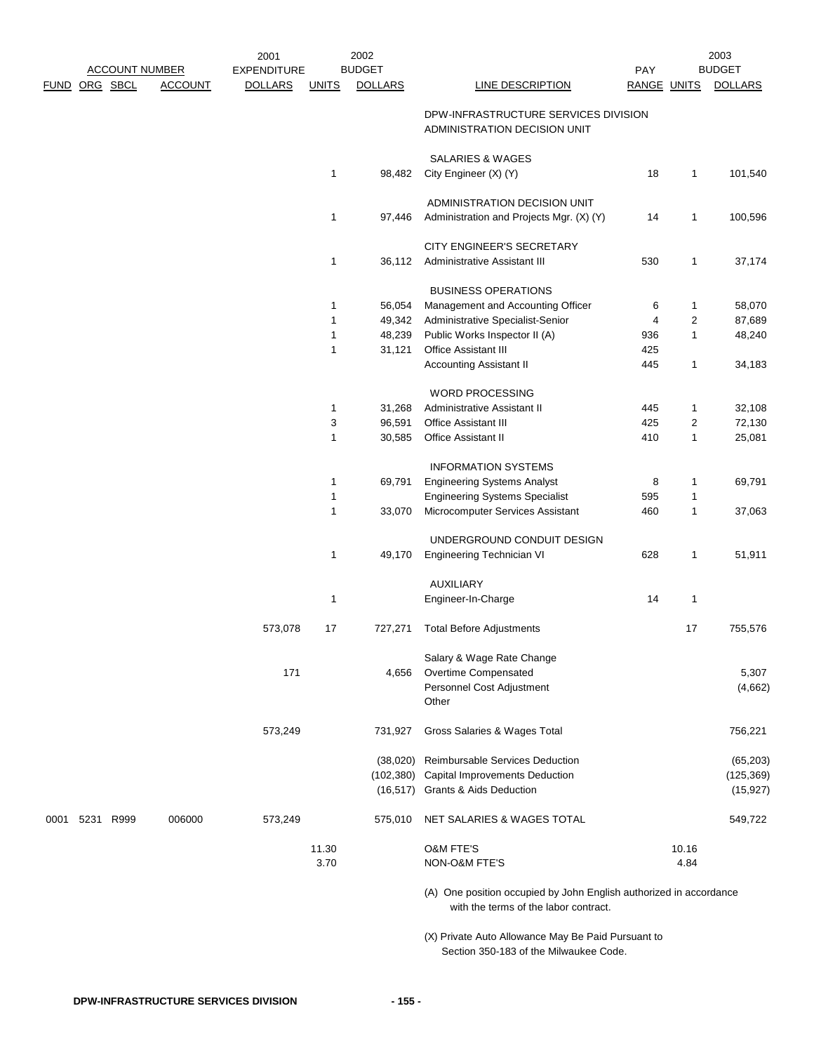| FUND | ORG | SBCL | ACCOUNT NUMBER ACCOUNT | 2001 EXPENDITURE DOLLARS | UNITS | 2002 BUDGET DOLLARS | LINE DESCRIPTION | PAY RANGE | UNITS | 2003 BUDGET DOLLARS |
|---|---|---|---|---|---|---|---|---|---|---|
| | | | | | | | DPW-INFRASTRUCTURE SERVICES DIVISION ADMINISTRATION DECISION UNIT | | | |
| | | | | | | | SALARIES & WAGES | | | |
| | | | | | 1 | 98,482 | City Engineer (X) (Y) | 18 | 1 | 101,540 |
| | | | | | | | ADMINISTRATION DECISION UNIT | | | |
| | | | | | 1 | 97,446 | Administration and Projects Mgr. (X) (Y) | 14 | 1 | 100,596 |
| | | | | | | | CITY ENGINEER'S SECRETARY | | | |
| | | | | | 1 | 36,112 | Administrative Assistant III | 530 | 1 | 37,174 |
| | | | | | | | BUSINESS OPERATIONS | | | |
| | | | | | 1 | 56,054 | Management and Accounting Officer | 6 | 1 | 58,070 |
| | | | | | 1 | 49,342 | Administrative Specialist-Senior | 4 | 2 | 87,689 |
| | | | | | 1 | 48,239 | Public Works Inspector II (A) | 936 | 1 | 48,240 |
| | | | | | 1 | 31,121 | Office Assistant III | 425 | | |
| | | | | | | | Accounting Assistant II | 445 | 1 | 34,183 |
| | | | | | | | WORD PROCESSING | | | |
| | | | | | 1 | 31,268 | Administrative Assistant II | 445 | 1 | 32,108 |
| | | | | | 3 | 96,591 | Office Assistant III | 425 | 2 | 72,130 |
| | | | | | 1 | 30,585 | Office Assistant II | 410 | 1 | 25,081 |
| | | | | | | | INFORMATION SYSTEMS | | | |
| | | | | | 1 | 69,791 | Engineering Systems Analyst | 8 | 1 | 69,791 |
| | | | | | 1 | | Engineering Systems Specialist | 595 | 1 | |
| | | | | | 1 | 33,070 | Microcomputer Services Assistant | 460 | 1 | 37,063 |
| | | | | | | | UNDERGROUND CONDUIT DESIGN | | | |
| | | | | | 1 | 49,170 | Engineering Technician VI | 628 | 1 | 51,911 |
| | | | | | | | AUXILIARY | | | |
| | | | | | 1 | | Engineer-In-Charge | 14 | 1 | |
| | | | | 573,078 | 17 | 727,271 | Total Before Adjustments | | 17 | 755,576 |
| | | | | | | | Salary & Wage Rate Change | | | |
| | | | | 171 | | 4,656 | Overtime Compensated | | | 5,307 |
| | | | | | | | Personnel Cost Adjustment | | | (4,662) |
| | | | | | | | Other | | | |
| | | | | 573,249 | | 731,927 | Gross Salaries & Wages Total | | | 756,221 |
| | | | | | | (38,020) | Reimbursable Services Deduction | | | (65,203) |
| | | | | | | (102,380) | Capital Improvements Deduction | | | (125,369) |
| | | | | | | (16,517) | Grants & Aids Deduction | | | (15,927) |
| 0001 | 5231 | R999 | 006000 | 573,249 | | 575,010 | NET SALARIES & WAGES TOTAL | | | 549,722 |
| | | | | | 11.30 | | O&M FTE'S | | 10.16 | |
| | | | | | 3.70 | | NON-O&M FTE'S | | 4.84 | |

(A) One position occupied by John English authorized in accordance with the terms of the labor contract.

(X) Private Auto Allowance May Be Paid Pursuant to Section 350-183 of the Milwaukee Code.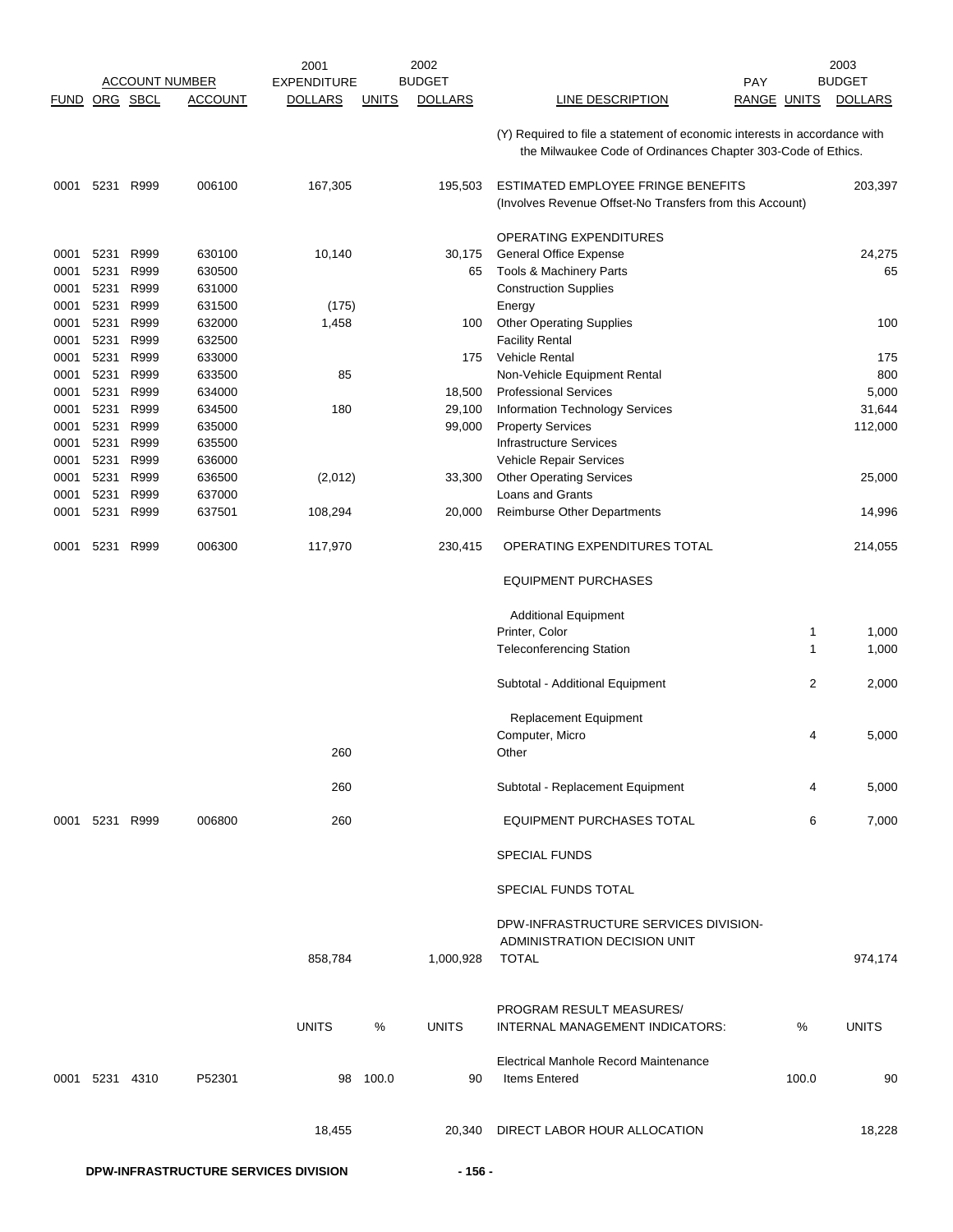| FUND | ORG | SBCL | ACCOUNT | 2001 EXPENDITURE DOLLARS | UNITS | 2002 BUDGET DOLLARS | LINE DESCRIPTION | PAY RANGE | UNITS | 2003 BUDGET DOLLARS |
|---|---|---|---|---|---|---|---|---|---|---|
| | | | | | | | (Y) Required to file a statement of economic interests in accordance with the Milwaukee Code of Ordinances Chapter 303-Code of Ethics. | | | |
| 0001 | 5231 | R999 | 006100 | 167,305 | | 195,503 | ESTIMATED EMPLOYEE FRINGE BENEFITS (Involves Revenue Offset-No Transfers from this Account) | | | 203,397 |
| | | | | | | | OPERATING EXPENDITURES | | | |
| 0001 | 5231 | R999 | 630100 | 10,140 | | 30,175 | General Office Expense | | | 24,275 |
| 0001 | 5231 | R999 | 630500 | | | 65 | Tools & Machinery Parts | | | 65 |
| 0001 | 5231 | R999 | 631000 | | | | Construction Supplies | | | |
| 0001 | 5231 | R999 | 631500 | (175) | | | Energy | | | |
| 0001 | 5231 | R999 | 632000 | 1,458 | | 100 | Other Operating Supplies | | | 100 |
| 0001 | 5231 | R999 | 632500 | | | | Facility Rental | | | |
| 0001 | 5231 | R999 | 633000 | | | 175 | Vehicle Rental | | | 175 |
| 0001 | 5231 | R999 | 633500 | 85 | | | Non-Vehicle Equipment Rental | | | 800 |
| 0001 | 5231 | R999 | 634000 | | | 18,500 | Professional Services | | | 5,000 |
| 0001 | 5231 | R999 | 634500 | 180 | | 29,100 | Information Technology Services | | | 31,644 |
| 0001 | 5231 | R999 | 635000 | | | 99,000 | Property Services | | | 112,000 |
| 0001 | 5231 | R999 | 635500 | | | | Infrastructure Services | | | |
| 0001 | 5231 | R999 | 636000 | | | | Vehicle Repair Services | | | |
| 0001 | 5231 | R999 | 636500 | (2,012) | | 33,300 | Other Operating Services | | | 25,000 |
| 0001 | 5231 | R999 | 637000 | | | | Loans and Grants | | | |
| 0001 | 5231 | R999 | 637501 | 108,294 | | 20,000 | Reimburse Other Departments | | | 14,996 |
| 0001 | 5231 | R999 | 006300 | 117,970 | | 230,415 | OPERATING EXPENDITURES TOTAL | | | 214,055 |
| | | | | | | | EQUIPMENT PURCHASES | | | |
| | | | | | | | Additional Equipment | | | |
| | | | | | | | Printer, Color | | 1 | 1,000 |
| | | | | | | | Teleconferencing Station | | 1 | 1,000 |
| | | | | | | | Subtotal - Additional Equipment | | 2 | 2,000 |
| | | | | | | | Replacement Equipment | | | |
| | | | | | | | Computer, Micro | | 4 | 5,000 |
| | | | | 260 | | | Other | | | |
| | | | | 260 | | | Subtotal - Replacement Equipment | | 4 | 5,000 |
| 0001 | 5231 | R999 | 006800 | 260 | | | EQUIPMENT PURCHASES TOTAL | | 6 | 7,000 |
| | | | | | | | SPECIAL FUNDS | | | |
| | | | | | | | SPECIAL FUNDS TOTAL | | | |
| | | | | 858,784 | | 1,000,928 | DPW-INFRASTRUCTURE SERVICES DIVISION-ADMINISTRATION DECISION UNIT TOTAL | | | 974,174 |
| | | | | UNITS | % | UNITS | PROGRAM RESULT MEASURES/ INTERNAL MANAGEMENT INDICATORS: | | % | UNITS |
| 0001 | 5231 | 4310 | P52301 | 98 | 100.0 | 90 | Electrical Manhole Record Maintenance Items Entered | | 100.0 | 90 |
| | | | | 18,455 | | 20,340 | DIRECT LABOR HOUR ALLOCATION | | | 18,228 |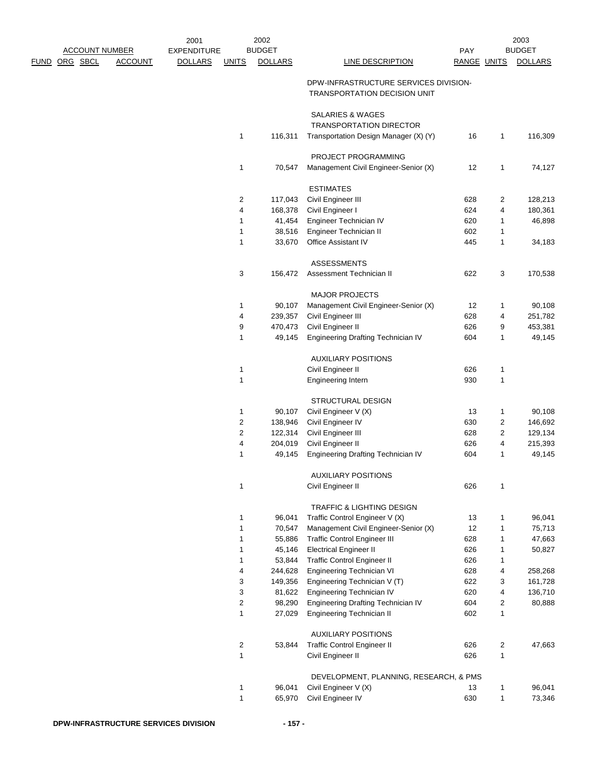| FUND | ORG | SBCL | ACCOUNT | 2001 EXPENDITURE DOLLARS | 2002 BUDGET UNITS | 2002 BUDGET DOLLARS | LINE DESCRIPTION | PAY RANGE | 2003 BUDGET UNITS | 2003 BUDGET DOLLARS |
|---|---|---|---|---|---|---|---|---|---|---|
| | | | | | | | DPW-INFRASTRUCTURE SERVICES DIVISION-TRANSPORTATION DECISION UNIT | | | |
| | | | | | | | SALARIES & WAGES | | | |
| | | | | | | | TRANSPORTATION DIRECTOR | | | |
| | | | | | 1 | 116,311 | Transportation Design Manager (X) (Y) | 16 | 1 | 116,309 |
| | | | | | | | PROJECT PROGRAMMING | | | |
| | | | | | 1 | 70,547 | Management Civil Engineer-Senior (X) | 12 | 1 | 74,127 |
| | | | | | | | ESTIMATES | | | |
| | | | | | 2 | 117,043 | Civil Engineer III | 628 | 2 | 128,213 |
| | | | | | 4 | 168,378 | Civil Engineer I | 624 | 4 | 180,361 |
| | | | | | 1 | 41,454 | Engineer Technician IV | 620 | 1 | 46,898 |
| | | | | | 1 | 38,516 | Engineer Technician II | 602 | 1 | |
| | | | | | 1 | 33,670 | Office Assistant IV | 445 | 1 | 34,183 |
| | | | | | | | ASSESSMENTS | | | |
| | | | | | 3 | 156,472 | Assessment Technician II | 622 | 3 | 170,538 |
| | | | | | | | MAJOR PROJECTS | | | |
| | | | | | 1 | 90,107 | Management Civil Engineer-Senior (X) | 12 | 1 | 90,108 |
| | | | | | 4 | 239,357 | Civil Engineer III | 628 | 4 | 251,782 |
| | | | | | 9 | 470,473 | Civil Engineer II | 626 | 9 | 453,381 |
| | | | | | 1 | 49,145 | Engineering Drafting Technician IV | 604 | 1 | 49,145 |
| | | | | | | | AUXILIARY POSITIONS | | | |
| | | | | | 1 | | Civil Engineer II | 626 | 1 | |
| | | | | | 1 | | Engineering Intern | 930 | 1 | |
| | | | | | | | STRUCTURAL DESIGN | | | |
| | | | | | 1 | 90,107 | Civil Engineer V (X) | 13 | 1 | 90,108 |
| | | | | | 2 | 138,946 | Civil Engineer IV | 630 | 2 | 146,692 |
| | | | | | 2 | 122,314 | Civil Engineer III | 628 | 2 | 129,134 |
| | | | | | 4 | 204,019 | Civil Engineer II | 626 | 4 | 215,393 |
| | | | | | 1 | 49,145 | Engineering Drafting Technician IV | 604 | 1 | 49,145 |
| | | | | | | | AUXILIARY POSITIONS | | | |
| | | | | | 1 | | Civil Engineer II | 626 | 1 | |
| | | | | | | | TRAFFIC & LIGHTING DESIGN | | | |
| | | | | | 1 | 96,041 | Traffic Control Engineer V (X) | 13 | 1 | 96,041 |
| | | | | | 1 | 70,547 | Management Civil Engineer-Senior (X) | 12 | 1 | 75,713 |
| | | | | | 1 | 55,886 | Traffic Control Engineer III | 628 | 1 | 47,663 |
| | | | | | 1 | 45,146 | Electrical Engineer II | 626 | 1 | 50,827 |
| | | | | | 1 | 53,844 | Traffic Control Engineer II | 626 | 1 | |
| | | | | | 4 | 244,628 | Engineering Technician VI | 628 | 4 | 258,268 |
| | | | | | 3 | 149,356 | Engineering Technician V (T) | 622 | 3 | 161,728 |
| | | | | | 3 | 81,622 | Engineering Technician IV | 620 | 4 | 136,710 |
| | | | | | 2 | 98,290 | Engineering Drafting Technician IV | 604 | 2 | 80,888 |
| | | | | | 1 | 27,029 | Engineering Technician II | 602 | 1 | |
| | | | | | | | AUXILIARY POSITIONS | | | |
| | | | | | 2 | 53,844 | Traffic Control Engineer II | 626 | 2 | 47,663 |
| | | | | | 1 | | Civil Engineer II | 626 | 1 | |
| | | | | | | | DEVELOPMENT, PLANNING, RESEARCH, & PMS | | | |
| | | | | | 1 | 96,041 | Civil Engineer V (X) | 13 | 1 | 96,041 |
| | | | | | 1 | 65,970 | Civil Engineer IV | 630 | 1 | 73,346 |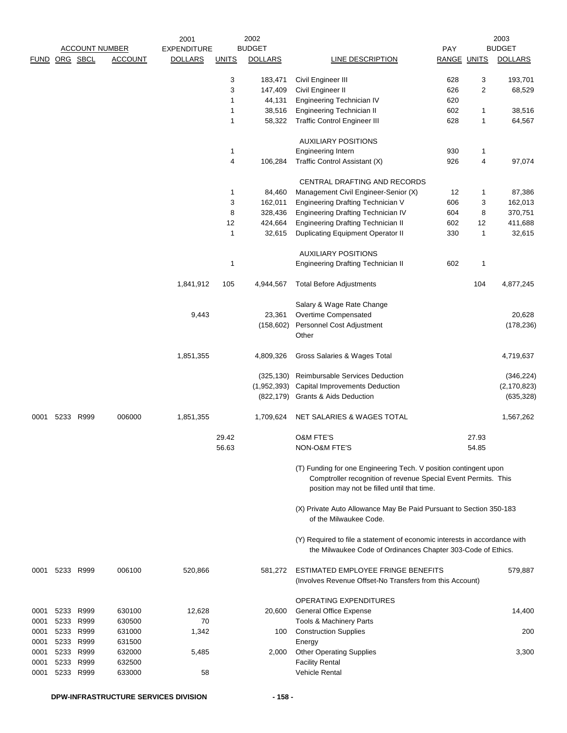| FUND | ORG | SBCL | ACCOUNT | 2001 EXPENDITURE DOLLARS | UNITS | 2002 BUDGET DOLLARS | LINE DESCRIPTION | PAY RANGE | UNITS | 2003 BUDGET DOLLARS |
|---|---|---|---|---|---|---|---|---|---|---|
| | | | | | 3 | 183,471 | Civil Engineer III | 628 | 3 | 193,701 |
| | | | | | 3 | 147,409 | Civil Engineer II | 626 | 2 | 68,529 |
| | | | | | 1 | 44,131 | Engineering Technician IV | 620 | | |
| | | | | | 1 | 38,516 | Engineering Technician II | 602 | 1 | 38,516 |
| | | | | | 1 | 58,322 | Traffic Control Engineer III | 628 | 1 | 64,567 |
| | | | | | | | AUXILIARY POSITIONS | | | |
| | | | | | 1 | | Engineering Intern | 930 | 1 | |
| | | | | | 4 | 106,284 | Traffic Control Assistant (X) | 926 | 4 | 97,074 |
| | | | | | | | CENTRAL DRAFTING AND RECORDS | | | |
| | | | | | 1 | 84,460 | Management Civil Engineer-Senior (X) | 12 | 1 | 87,386 |
| | | | | | 3 | 162,011 | Engineering Drafting Technician V | 606 | 3 | 162,013 |
| | | | | | 8 | 328,436 | Engineering Drafting Technician IV | 604 | 8 | 370,751 |
| | | | | | 12 | 424,664 | Engineering Drafting Technician II | 602 | 12 | 411,688 |
| | | | | | 1 | 32,615 | Duplicating Equipment Operator II | 330 | 1 | 32,615 |
| | | | | | | | AUXILIARY POSITIONS | | | |
| | | | | | 1 | | Engineering Drafting Technician II | 602 | 1 | |
| | | | | 1,841,912 | 105 | 4,944,567 | Total Before Adjustments | | 104 | 4,877,245 |
| | | | | | | | Salary & Wage Rate Change | | | |
| | | | | 9,443 | | 23,361 | Overtime Compensated | | | 20,628 |
| | | | | | | (158,602) | Personnel Cost Adjustment | | | (178,236) |
| | | | | | | | Other | | | |
| | | | | 1,851,355 | | 4,809,326 | Gross Salaries & Wages Total | | | 4,719,637 |
| | | | | | | (325,130) | Reimbursable Services Deduction | | | (346,224) |
| | | | | | | (1,952,393) | Capital Improvements Deduction | | | (2,170,823) |
| | | | | | | (822,179) | Grants & Aids Deduction | | | (635,328) |
| 0001 | 5233 | R999 | 006000 | 1,851,355 | | 1,709,624 | NET SALARIES & WAGES TOTAL | | | 1,567,262 |
| | | | | | 29.42 | | O&M FTE'S | | 27.93 | |
| | | | | | 56.63 | | NON-O&M FTE'S | | 54.85 | |

(T) Funding for one Engineering Tech. V position contingent upon Comptroller recognition of revenue Special Event Permits. This position may not be filled until that time.

(X) Private Auto Allowance May Be Paid Pursuant to Section 350-183 of the Milwaukee Code.

(Y) Required to file a statement of economic interests in accordance with the Milwaukee Code of Ordinances Chapter 303-Code of Ethics.

| FUND | ORG | SBCL | ACCOUNT | 2001 EXPENDITURE DOLLARS | UNITS | 2002 BUDGET DOLLARS | LINE DESCRIPTION | PAY RANGE | UNITS | 2003 BUDGET DOLLARS |
|---|---|---|---|---|---|---|---|---|---|---|
| 0001 | 5233 | R999 | 006100 | 520,866 | | 581,272 | ESTIMATED EMPLOYEE FRINGE BENEFITS (Involves Revenue Offset-No Transfers from this Account) | | | 579,887 |
| | | | | | | | OPERATING EXPENDITURES | | | |
| 0001 | 5233 | R999 | 630100 | 12,628 | | 20,600 | General Office Expense | | | 14,400 |
| 0001 | 5233 | R999 | 630500 | 70 | | | Tools & Machinery Parts | | | |
| 0001 | 5233 | R999 | 631000 | 1,342 | | 100 | Construction Supplies | | | 200 |
| 0001 | 5233 | R999 | 631500 | | | | Energy | | | |
| 0001 | 5233 | R999 | 632000 | 5,485 | | 2,000 | Other Operating Supplies | | | 3,300 |
| 0001 | 5233 | R999 | 632500 | | | | Facility Rental | | | |
| 0001 | 5233 | R999 | 633000 | 58 | | | Vehicle Rental | | | |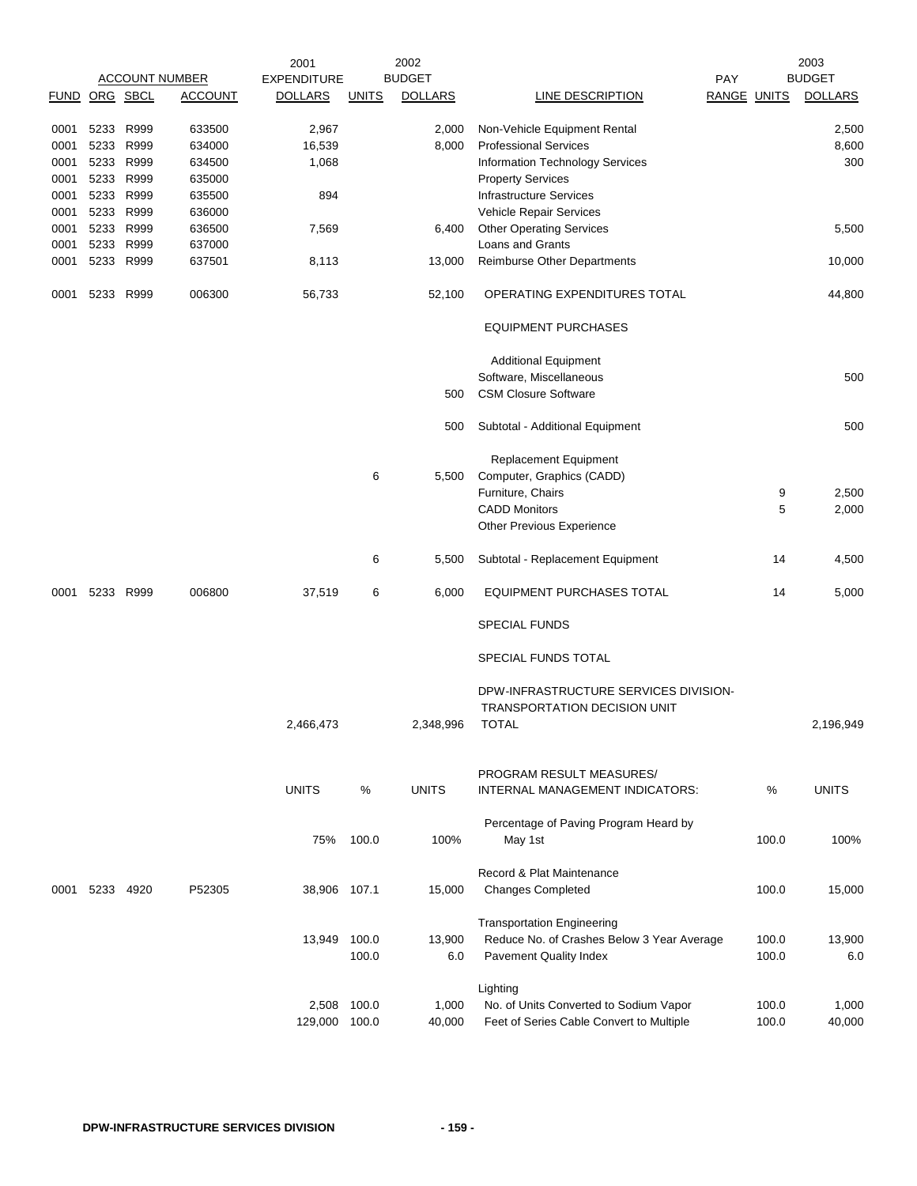| FUND | ORG | SBCL | ACCOUNT | 2001 EXPENDITURE DOLLARS | UNITS | 2002 BUDGET DOLLARS | LINE DESCRIPTION | PAY RANGE | UNITS | 2003 BUDGET DOLLARS |
|---|---|---|---|---|---|---|---|---|---|---|
| 0001 | 5233 | R999 | 633500 | 2,967 | | 2,000 | Non-Vehicle Equipment Rental | | | 2,500 |
| 0001 | 5233 | R999 | 634000 | 16,539 | | 8,000 | Professional Services | | | 8,600 |
| 0001 | 5233 | R999 | 634500 | 1,068 | | | Information Technology Services | | | 300 |
| 0001 | 5233 | R999 | 635000 | | | | Property Services | | | |
| 0001 | 5233 | R999 | 635500 | 894 | | | Infrastructure Services | | | |
| 0001 | 5233 | R999 | 636000 | | | | Vehicle Repair Services | | | |
| 0001 | 5233 | R999 | 636500 | 7,569 | | 6,400 | Other Operating Services | | | 5,500 |
| 0001 | 5233 | R999 | 637000 | | | | Loans and Grants | | | |
| 0001 | 5233 | R999 | 637501 | 8,113 | | 13,000 | Reimburse Other Departments | | | 10,000 |
| 0001 | 5233 | R999 | 006300 | 56,733 | | 52,100 | OPERATING EXPENDITURES TOTAL | | | 44,800 |
| | | | | | | | EQUIPMENT PURCHASES | | | |
| | | | | | | | Additional Equipment | | | |
| | | | | | | | Software, Miscellaneous | | | 500 |
| | | | | | | 500 | CSM Closure Software | | | |
| | | | | | | 500 | Subtotal - Additional Equipment | | | 500 |
| | | | | | | | Replacement Equipment | | | |
| | | | | | 6 | 5,500 | Computer, Graphics (CADD) | | | |
| | | | | | | | Furniture, Chairs | | 9 | 2,500 |
| | | | | | | | CADD Monitors | | 5 | 2,000 |
| | | | | | | | Other Previous Experience | | | |
| | | | | | 6 | 5,500 | Subtotal - Replacement Equipment | | 14 | 4,500 |
| 0001 | 5233 | R999 | 006800 | 37,519 | 6 | 6,000 | EQUIPMENT PURCHASES TOTAL | | 14 | 5,000 |
| | | | | | | | SPECIAL FUNDS | | | |
| | | | | | | | SPECIAL FUNDS TOTAL | | | |
| | | | | 2,466,473 | | 2,348,996 | DPW-INFRASTRUCTURE SERVICES DIVISION-TRANSPORTATION DECISION UNIT TOTAL | | | 2,196,949 |

| FUND | ORG | SBCL | ACCOUNT | UNITS | % | UNITS | PROGRAM RESULT MEASURES/ INTERNAL MANAGEMENT INDICATORS: | | % | UNITS |
|---|---|---|---|---|---|---|---|---|---|---|
| | | | | 75% | 100.0 | 100% | Percentage of Paving Program Heard by May 1st | | 100.0 | 100% |
| 0001 | 5233 | 4920 | P52305 | 38,906 | 107.1 | 15,000 | Record & Plat Maintenance Changes Completed | | 100.0 | 15,000 |
| | | | | | | | Transportation Engineering | | | |
| | | | | 13,949 | 100.0 | 13,900 | Reduce No. of Crashes Below 3 Year Average | | 100.0 | 13,900 |
| | | | | | 100.0 | 6.0 | Pavement Quality Index | | 100.0 | 6.0 |
| | | | | | | | Lighting | | | |
| | | | | 2,508 | 100.0 | 1,000 | No. of Units Converted to Sodium Vapor | | 100.0 | 1,000 |
| | | | | 129,000 | 100.0 | 40,000 | Feet of Series Cable Convert to Multiple | | 100.0 | 40,000 |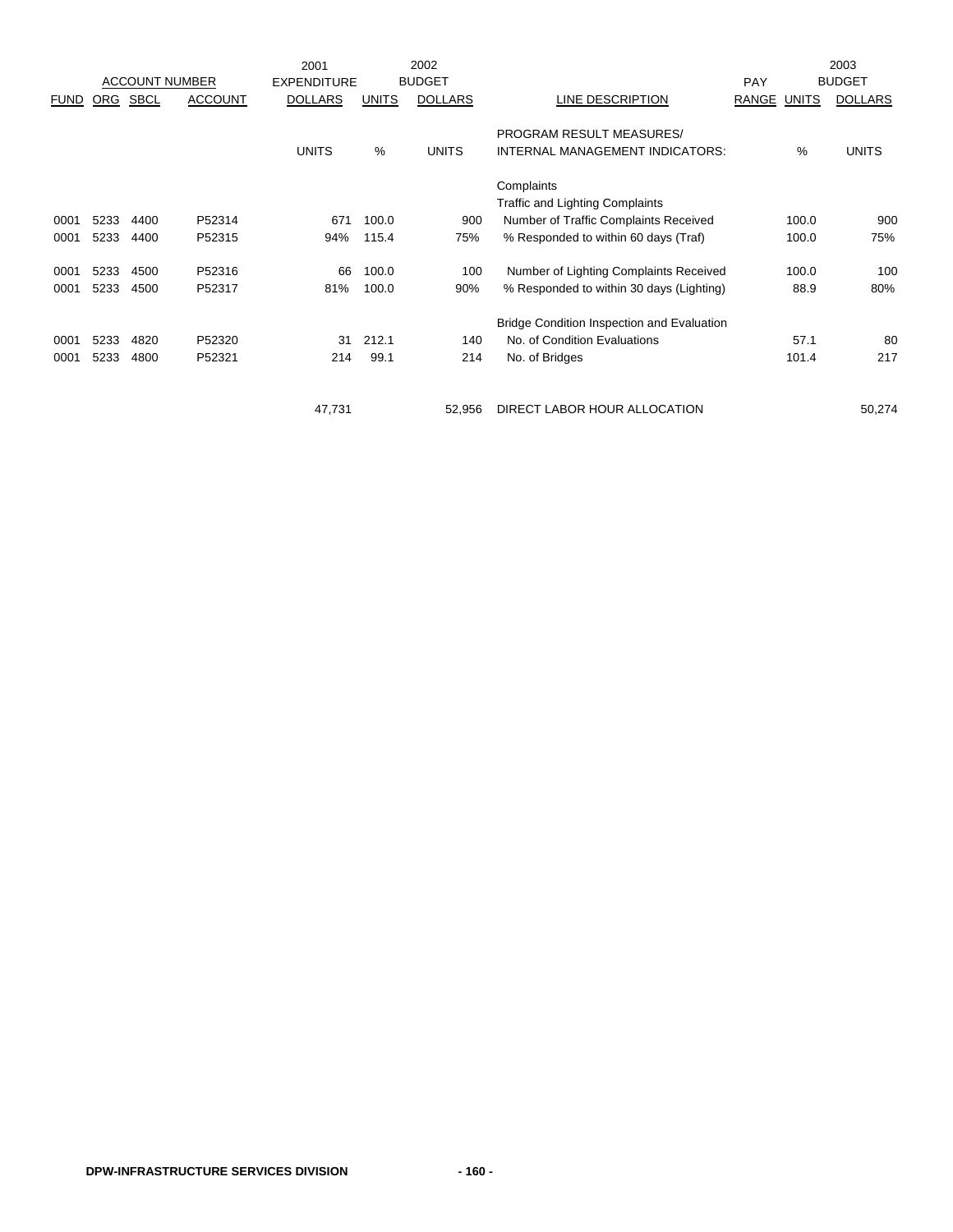| ACCOUNT NUMBER | | | | 2001 EXPENDITURE | | 2002 BUDGET | | PAY | | 2003 BUDGET |
|---|---|---|---|---|---|---|---|---|---|---|
| FUND | ORG | SBCL | ACCOUNT | DOLLARS | UNITS | DOLLARS | LINE DESCRIPTION | RANGE | UNITS | DOLLARS |
| | | | | UNITS | % | UNITS | PROGRAM RESULT MEASURES/ INTERNAL MANAGEMENT INDICATORS: | | % | UNITS |
| | | | | | | | Complaints | | | |
| | | | | | | | Traffic and Lighting Complaints | | | |
| 0001 | 5233 | 4400 | P52314 | 671 | 100.0 | 900 | Number of Traffic Complaints Received | | 100.0 | 900 |
| 0001 | 5233 | 4400 | P52315 | 94% | 115.4 | 75% | % Responded to within 60 days (Traf) | | 100.0 | 75% |
| 0001 | 5233 | 4500 | P52316 | 66 | 100.0 | 100 | Number of Lighting Complaints Received | | 100.0 | 100 |
| 0001 | 5233 | 4500 | P52317 | 81% | 100.0 | 90% | % Responded to within 30 days (Lighting) | | 88.9 | 80% |
| | | | | | | | Bridge Condition Inspection and Evaluation | | | |
| 0001 | 5233 | 4820 | P52320 | 31 | 212.1 | 140 | No. of Condition Evaluations | | 57.1 | 80 |
| 0001 | 5233 | 4800 | P52321 | 214 | 99.1 | 214 | No. of Bridges | | 101.4 | 217 |
| | | | | 47,731 | | 52,956 | DIRECT LABOR HOUR ALLOCATION | | | 50,274 |

**DPW-INFRASTRUCTURE SERVICES DIVISION**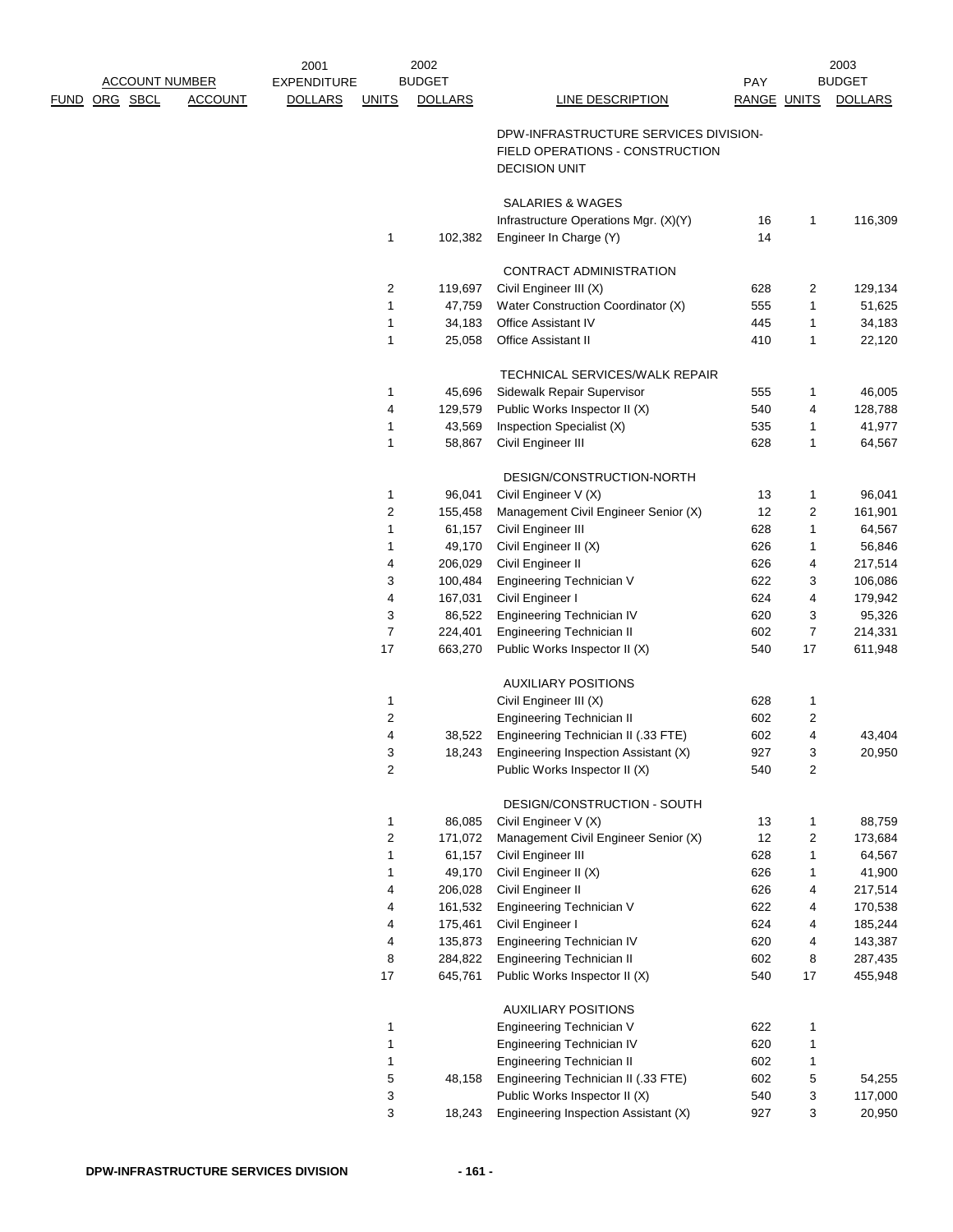| ACCOUNT NUMBER | | | | 2001 EXPENDITURE | 2002 BUDGET | | | PAY | | 2003 BUDGET |
|---|---|---|---|---|---|---|---|---|---|---|
| FUND | ORG | SBCL | ACCOUNT | DOLLARS | UNITS | DOLLARS | LINE DESCRIPTION | RANGE | UNITS | DOLLARS |
| | | | | | | | DPW-INFRASTRUCTURE SERVICES DIVISION- FIELD OPERATIONS - CONSTRUCTION DECISION UNIT | | | |
| | | | | | | | SALARIES & WAGES | | | |
| | | | | | | | Infrastructure Operations Mgr. (X)(Y) | 16 | 1 | 116,309 |
| | | | | | 1 | 102,382 | Engineer In Charge (Y) | 14 | | |
| | | | | | | | CONTRACT ADMINISTRATION | | | |
| | | | | | 2 | 119,697 | Civil Engineer III (X) | 628 | 2 | 129,134 |
| | | | | | 1 | 47,759 | Water Construction Coordinator (X) | 555 | 1 | 51,625 |
| | | | | | 1 | 34,183 | Office Assistant IV | 445 | 1 | 34,183 |
| | | | | | 1 | 25,058 | Office Assistant II | 410 | 1 | 22,120 |
| | | | | | | | TECHNICAL SERVICES/WALK REPAIR | | | |
| | | | | | 1 | 45,696 | Sidewalk Repair Supervisor | 555 | 1 | 46,005 |
| | | | | | 4 | 129,579 | Public Works Inspector II (X) | 540 | 4 | 128,788 |
| | | | | | 1 | 43,569 | Inspection Specialist (X) | 535 | 1 | 41,977 |
| | | | | | 1 | 58,867 | Civil Engineer III | 628 | 1 | 64,567 |
| | | | | | | | DESIGN/CONSTRUCTION-NORTH | | | |
| | | | | | 1 | 96,041 | Civil Engineer V (X) | 13 | 1 | 96,041 |
| | | | | | 2 | 155,458 | Management Civil Engineer Senior (X) | 12 | 2 | 161,901 |
| | | | | | 1 | 61,157 | Civil Engineer III | 628 | 1 | 64,567 |
| | | | | | 1 | 49,170 | Civil Engineer II (X) | 626 | 1 | 56,846 |
| | | | | | 4 | 206,029 | Civil Engineer II | 626 | 4 | 217,514 |
| | | | | | 3 | 100,484 | Engineering Technician V | 622 | 3 | 106,086 |
| | | | | | 4 | 167,031 | Civil Engineer I | 624 | 4 | 179,942 |
| | | | | | 3 | 86,522 | Engineering Technician IV | 620 | 3 | 95,326 |
| | | | | | 7 | 224,401 | Engineering Technician II | 602 | 7 | 214,331 |
| | | | | | 17 | 663,270 | Public Works Inspector II (X) | 540 | 17 | 611,948 |
| | | | | | | | AUXILIARY POSITIONS | | | |
| | | | | | 1 | | Civil Engineer III (X) | 628 | 1 | |
| | | | | | 2 | | Engineering Technician II | 602 | 2 | |
| | | | | | 4 | 38,522 | Engineering Technician II (.33 FTE) | 602 | 4 | 43,404 |
| | | | | | 3 | 18,243 | Engineering Inspection Assistant (X) | 927 | 3 | 20,950 |
| | | | | | 2 | | Public Works Inspector II (X) | 540 | 2 | |
| | | | | | | | DESIGN/CONSTRUCTION - SOUTH | | | |
| | | | | | 1 | 86,085 | Civil Engineer V (X) | 13 | 1 | 88,759 |
| | | | | | 2 | 171,072 | Management Civil Engineer Senior (X) | 12 | 2 | 173,684 |
| | | | | | 1 | 61,157 | Civil Engineer III | 628 | 1 | 64,567 |
| | | | | | 1 | 49,170 | Civil Engineer II (X) | 626 | 1 | 41,900 |
| | | | | | 4 | 206,028 | Civil Engineer II | 626 | 4 | 217,514 |
| | | | | | 4 | 161,532 | Engineering Technician V | 622 | 4 | 170,538 |
| | | | | | 4 | 175,461 | Civil Engineer I | 624 | 4 | 185,244 |
| | | | | | 4 | 135,873 | Engineering Technician IV | 620 | 4 | 143,387 |
| | | | | | 8 | 284,822 | Engineering Technician II | 602 | 8 | 287,435 |
| | | | | | 17 | 645,761 | Public Works Inspector II (X) | 540 | 17 | 455,948 |
| | | | | | | | AUXILIARY POSITIONS | | | |
| | | | | | 1 | | Engineering Technician V | 622 | 1 | |
| | | | | | 1 | | Engineering Technician IV | 620 | 1 | |
| | | | | | 1 | | Engineering Technician II | 602 | 1 | |
| | | | | | 5 | 48,158 | Engineering Technician II (.33 FTE) | 602 | 5 | 54,255 |
| | | | | | 3 | | Public Works Inspector II (X) | 540 | 3 | 117,000 |
| | | | | | 3 | 18,243 | Engineering Inspection Assistant (X) | 927 | 3 | 20,950 |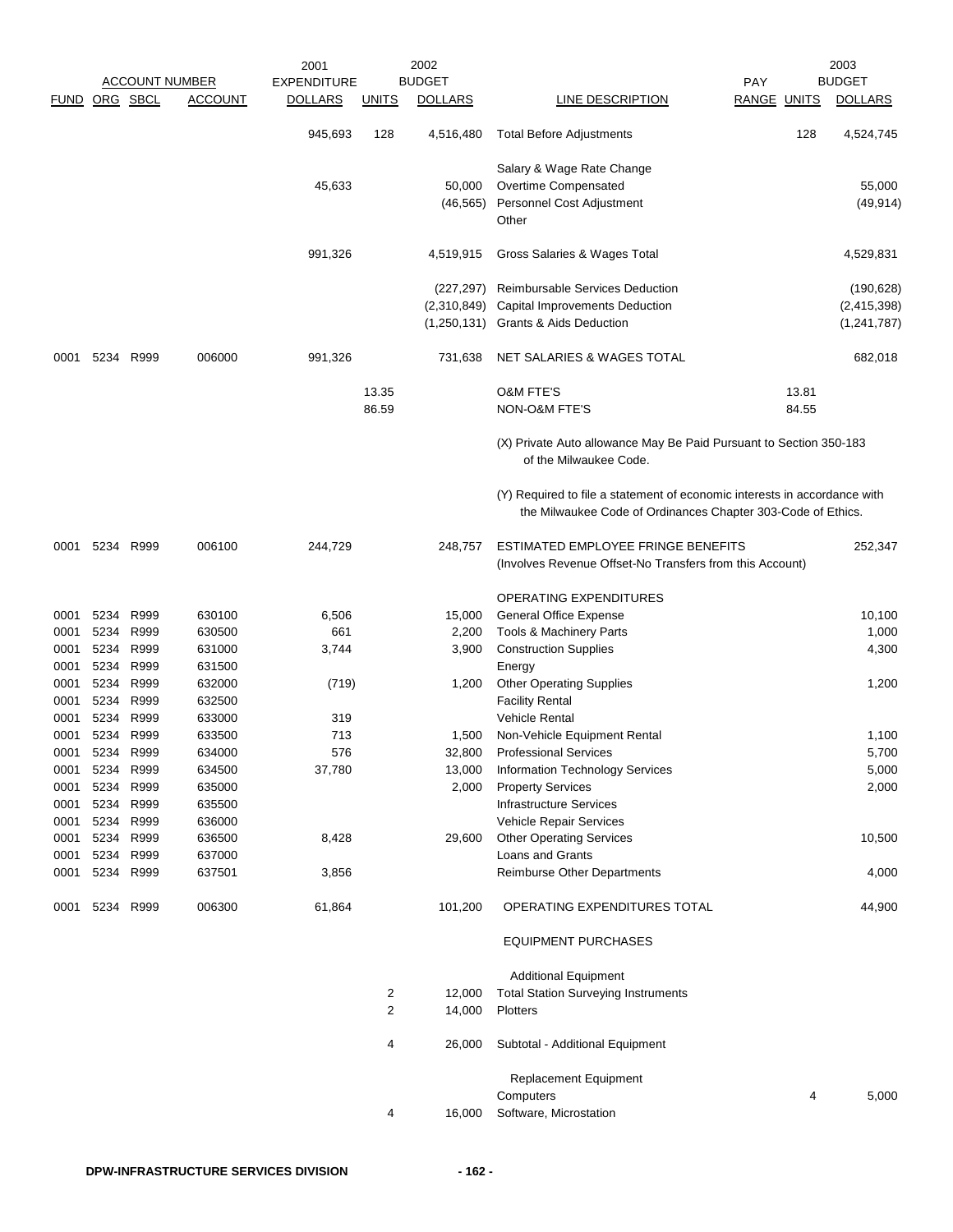| FUND | ORG | SBCL | ACCOUNT | 2001 EXPENDITURE DOLLARS | UNITS | 2002 BUDGET DOLLARS | LINE DESCRIPTION | PAY RANGE | UNITS | 2003 BUDGET DOLLARS |
|---|---|---|---|---|---|---|---|---|---|---|
| | | | | 945,693 | 128 | 4,516,480 | Total Before Adjustments | | 128 | 4,524,745 |
| | | | | | | | Salary & Wage Rate Change | | | |
| | | | | 45,633 | | 50,000 | Overtime Compensated | | | 55,000 |
| | | | | | | (46,565) | Personnel Cost Adjustment | | | (49,914) |
| | | | | | | | Other | | | |
| | | | | 991,326 | | 4,519,915 | Gross Salaries & Wages Total | | | 4,529,831 |
| | | | | | | (227,297) | Reimbursable Services Deduction | | | (190,628) |
| | | | | | | (2,310,849) | Capital Improvements Deduction | | | (2,415,398) |
| | | | | | | (1,250,131) | Grants & Aids Deduction | | | (1,241,787) |
| 0001 | 5234 | R999 | 006000 | 991,326 | | 731,638 | NET SALARIES & WAGES TOTAL | | | 682,018 |
| | | | | | 13.35 | | O&M FTE'S | | 13.81 | |
| | | | | | 86.59 | | NON-O&M FTE'S | | 84.55 | |
| | | | | | | | (X) Private Auto allowance May Be Paid Pursuant to Section 350-183 of the Milwaukee Code. | | | |
| | | | | | | | (Y) Required to file a statement of economic interests in accordance with the Milwaukee Code of Ordinances Chapter 303-Code of Ethics. | | | |
| 0001 | 5234 | R999 | 006100 | 244,729 | | 248,757 | ESTIMATED EMPLOYEE FRINGE BENEFITS (Involves Revenue Offset-No Transfers from this Account) | | | 252,347 |
| | | | | | | | OPERATING EXPENDITURES | | | |
| 0001 | 5234 | R999 | 630100 | 6,506 | | 15,000 | General Office Expense | | | 10,100 |
| 0001 | 5234 | R999 | 630500 | 661 | | 2,200 | Tools & Machinery Parts | | | 1,000 |
| 0001 | 5234 | R999 | 631000 | 3,744 | | 3,900 | Construction Supplies | | | 4,300 |
| 0001 | 5234 | R999 | 631500 | | | | Energy | | | |
| 0001 | 5234 | R999 | 632000 | (719) | | 1,200 | Other Operating Supplies | | | 1,200 |
| 0001 | 5234 | R999 | 632500 | | | | Facility Rental | | | |
| 0001 | 5234 | R999 | 633000 | 319 | | | Vehicle Rental | | | |
| 0001 | 5234 | R999 | 633500 | 713 | | 1,500 | Non-Vehicle Equipment Rental | | | 1,100 |
| 0001 | 5234 | R999 | 634000 | 576 | | 32,800 | Professional Services | | | 5,700 |
| 0001 | 5234 | R999 | 634500 | 37,780 | | 13,000 | Information Technology Services | | | 5,000 |
| 0001 | 5234 | R999 | 635000 | | | 2,000 | Property Services | | | 2,000 |
| 0001 | 5234 | R999 | 635500 | | | | Infrastructure Services | | | |
| 0001 | 5234 | R999 | 636000 | | | | Vehicle Repair Services | | | |
| 0001 | 5234 | R999 | 636500 | 8,428 | | 29,600 | Other Operating Services | | | 10,500 |
| 0001 | 5234 | R999 | 637000 | | | | Loans and Grants | | | |
| 0001 | 5234 | R999 | 637501 | 3,856 | | | Reimburse Other Departments | | | 4,000 |
| 0001 | 5234 | R999 | 006300 | 61,864 | | 101,200 | OPERATING EXPENDITURES TOTAL | | | 44,900 |
| | | | | | | | EQUIPMENT PURCHASES | | | |
| | | | | | | | Additional Equipment | | | |
| | | | | | 2 | 12,000 | Total Station Surveying Instruments | | | |
| | | | | | 2 | 14,000 | Plotters | | | |
| | | | | | 4 | 26,000 | Subtotal - Additional Equipment | | | |
| | | | | | | | Replacement Equipment | | | |
| | | | | | | | Computers | | 4 | 5,000 |
| | | | | | 4 | 16,000 | Software, Microstation | | | |

DPW-INFRASTRUCTURE SERVICES DIVISION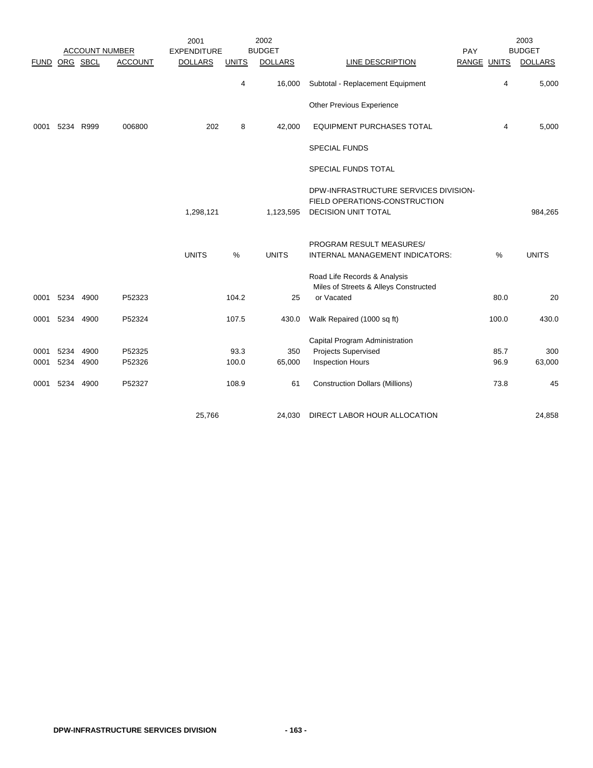| ACCOUNT NUMBER | | | | 2001 EXPENDITURE | 2002 BUDGET | | | PAY | 2003 BUDGET | |
|---|---|---|---|---|---|---|---|---|---|---|
| FUND | ORG | SBCL | ACCOUNT | DOLLARS | UNITS | DOLLARS | LINE DESCRIPTION | RANGE | UNITS | DOLLARS |
| | | | | | 4 | 16,000 | Subtotal - Replacement Equipment | | 4 | 5,000 |
| | | | | | | | Other Previous Experience | | | |
| 0001 | 5234 | R999 | 006800 | 202 | 8 | 42,000 | EQUIPMENT PURCHASES TOTAL | | 4 | 5,000 |
| | | | | | | | SPECIAL FUNDS | | | |
| | | | | | | | SPECIAL FUNDS TOTAL | | | |
| | | | | 1,298,121 | | 1,123,595 | DPW-INFRASTRUCTURE SERVICES DIVISION-FIELD OPERATIONS-CONSTRUCTION DECISION UNIT TOTAL | | | 984,265 |
| | | | | UNITS | % | UNITS | PROGRAM RESULT MEASURES/ INTERNAL MANAGEMENT INDICATORS: | | % | UNITS |
| | | | | | | | Road Life Records & Analysis | | | |
| 0001 | 5234 | 4900 | P52323 | | 104.2 | 25 | Miles of Streets & Alleys Constructed or Vacated | | 80.0 | 20 |
| 0001 | 5234 | 4900 | P52324 | | 107.5 | 430.0 | Walk Repaired (1000 sq ft) | | 100.0 | 430.0 |
| | | | | | | | Capital Program Administration | | | |
| 0001 | 5234 | 4900 | P52325 | | 93.3 | 350 | Projects Supervised | | 85.7 | 300 |
| 0001 | 5234 | 4900 | P52326 | | 100.0 | 65,000 | Inspection Hours | | 96.9 | 63,000 |
| 0001 | 5234 | 4900 | P52327 | | 108.9 | 61 | Construction Dollars (Millions) | | 73.8 | 45 |
| | | | | 25,766 | | 24,030 | DIRECT LABOR HOUR ALLOCATION | | | 24,858 |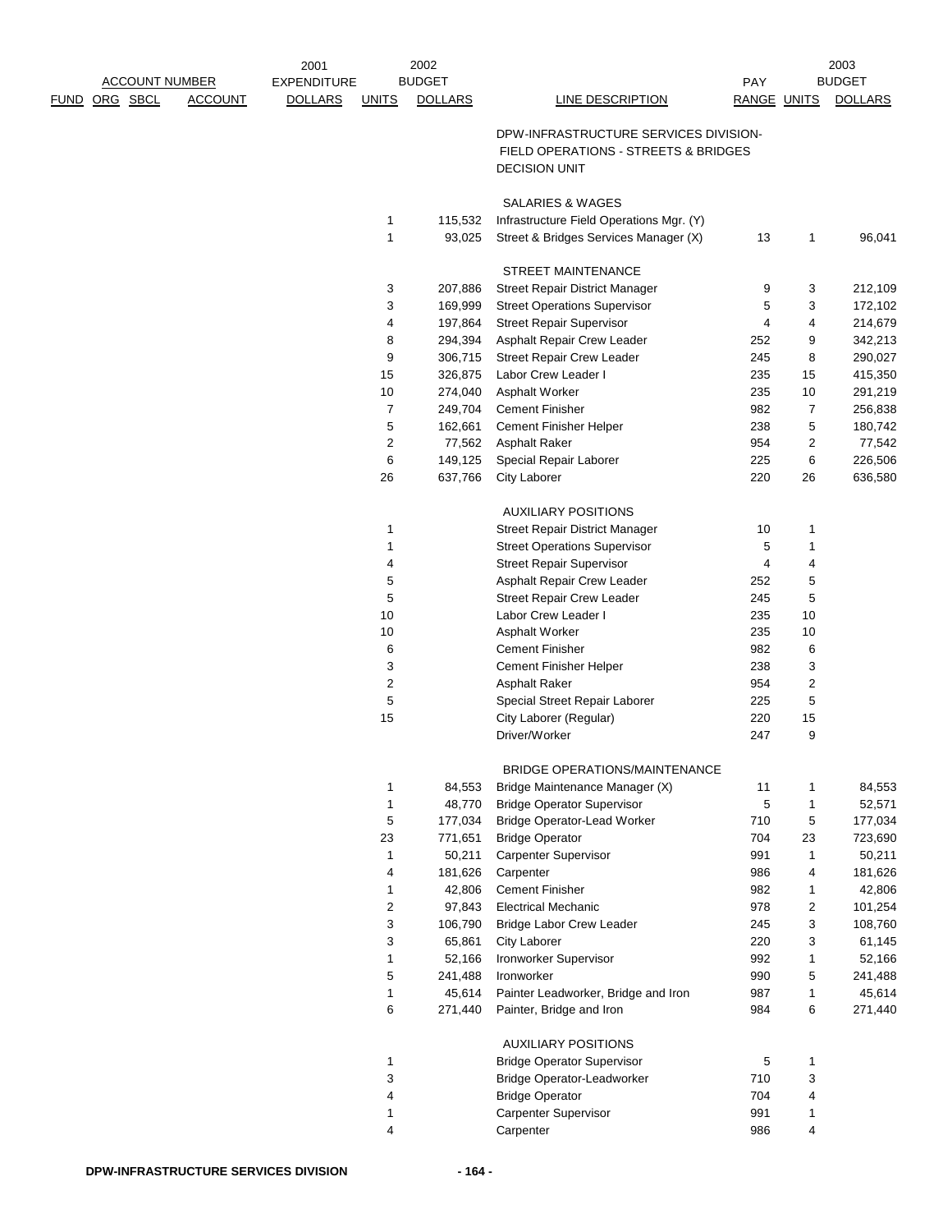| ACCOUNT NUMBER | | | | 2001 EXPENDITURE | 2002 BUDGET | | | PAY | | 2003 BUDGET |
|---|---|---|---|---|---|---|---|---|---|---|
| FUND | ORG | SBCL | ACCOUNT | DOLLARS | UNITS | DOLLARS | LINE DESCRIPTION | RANGE | UNITS | DOLLARS |
| | | | | | | | DPW-INFRASTRUCTURE SERVICES DIVISION- FIELD OPERATIONS - STREETS & BRIDGES DECISION UNIT | | | |
| | | | | | | | SALARIES & WAGES | | | |
| | | | | | 1 | 115,532 | Infrastructure Field Operations Mgr. (Y) | | | |
| | | | | | 1 | 93,025 | Street & Bridges Services Manager (X) | 13 | 1 | 96,041 |
| | | | | | | | STREET MAINTENANCE | | | |
| | | | | | 3 | 207,886 | Street Repair District Manager | 9 | 3 | 212,109 |
| | | | | | 3 | 169,999 | Street Operations Supervisor | 5 | 3 | 172,102 |
| | | | | | 4 | 197,864 | Street Repair Supervisor | 4 | 4 | 214,679 |
| | | | | | 8 | 294,394 | Asphalt Repair Crew Leader | 252 | 9 | 342,213 |
| | | | | | 9 | 306,715 | Street Repair Crew Leader | 245 | 8 | 290,027 |
| | | | | | 15 | 326,875 | Labor Crew Leader I | 235 | 15 | 415,350 |
| | | | | | 10 | 274,040 | Asphalt Worker | 235 | 10 | 291,219 |
| | | | | | 7 | 249,704 | Cement Finisher | 982 | 7 | 256,838 |
| | | | | | 5 | 162,661 | Cement Finisher Helper | 238 | 5 | 180,742 |
| | | | | | 2 | 77,562 | Asphalt Raker | 954 | 2 | 77,542 |
| | | | | | 6 | 149,125 | Special Repair Laborer | 225 | 6 | 226,506 |
| | | | | | 26 | 637,766 | City Laborer | 220 | 26 | 636,580 |
| | | | | | | | AUXILIARY POSITIONS | | | |
| | | | | | 1 | | Street Repair District Manager | 10 | 1 | |
| | | | | | 1 | | Street Operations Supervisor | 5 | 1 | |
| | | | | | 4 | | Street Repair Supervisor | 4 | 4 | |
| | | | | | 5 | | Asphalt Repair Crew Leader | 252 | 5 | |
| | | | | | 5 | | Street Repair Crew Leader | 245 | 5 | |
| | | | | | 10 | | Labor Crew Leader I | 235 | 10 | |
| | | | | | 10 | | Asphalt Worker | 235 | 10 | |
| | | | | | 6 | | Cement Finisher | 982 | 6 | |
| | | | | | 3 | | Cement Finisher Helper | 238 | 3 | |
| | | | | | 2 | | Asphalt Raker | 954 | 2 | |
| | | | | | 5 | | Special Street Repair Laborer | 225 | 5 | |
| | | | | | 15 | | City Laborer (Regular) | 220 | 15 | |
| | | | | | | | Driver/Worker | 247 | 9 | |
| | | | | | | | BRIDGE OPERATIONS/MAINTENANCE | | | |
| | | | | | 1 | 84,553 | Bridge Maintenance Manager (X) | 11 | 1 | 84,553 |
| | | | | | 1 | 48,770 | Bridge Operator Supervisor | 5 | 1 | 52,571 |
| | | | | | 5 | 177,034 | Bridge Operator-Lead Worker | 710 | 5 | 177,034 |
| | | | | | 23 | 771,651 | Bridge Operator | 704 | 23 | 723,690 |
| | | | | | 1 | 50,211 | Carpenter Supervisor | 991 | 1 | 50,211 |
| | | | | | 4 | 181,626 | Carpenter | 986 | 4 | 181,626 |
| | | | | | 1 | 42,806 | Cement Finisher | 982 | 1 | 42,806 |
| | | | | | 2 | 97,843 | Electrical Mechanic | 978 | 2 | 101,254 |
| | | | | | 3 | 106,790 | Bridge Labor Crew Leader | 245 | 3 | 108,760 |
| | | | | | 3 | 65,861 | City Laborer | 220 | 3 | 61,145 |
| | | | | | 1 | 52,166 | Ironworker Supervisor | 992 | 1 | 52,166 |
| | | | | | 5 | 241,488 | Ironworker | 990 | 5 | 241,488 |
| | | | | | 1 | 45,614 | Painter Leadworker, Bridge and Iron | 987 | 1 | 45,614 |
| | | | | | 6 | 271,440 | Painter, Bridge and Iron | 984 | 6 | 271,440 |
| | | | | | | | AUXILIARY POSITIONS | | | |
| | | | | | 1 | | Bridge Operator Supervisor | 5 | 1 | |
| | | | | | 3 | | Bridge Operator-Leadworker | 710 | 3 | |
| | | | | | 4 | | Bridge Operator | 704 | 4 | |
| | | | | | 1 | | Carpenter Supervisor | 991 | 1 | |
| | | | | | 4 | | Carpenter | 986 | 4 | |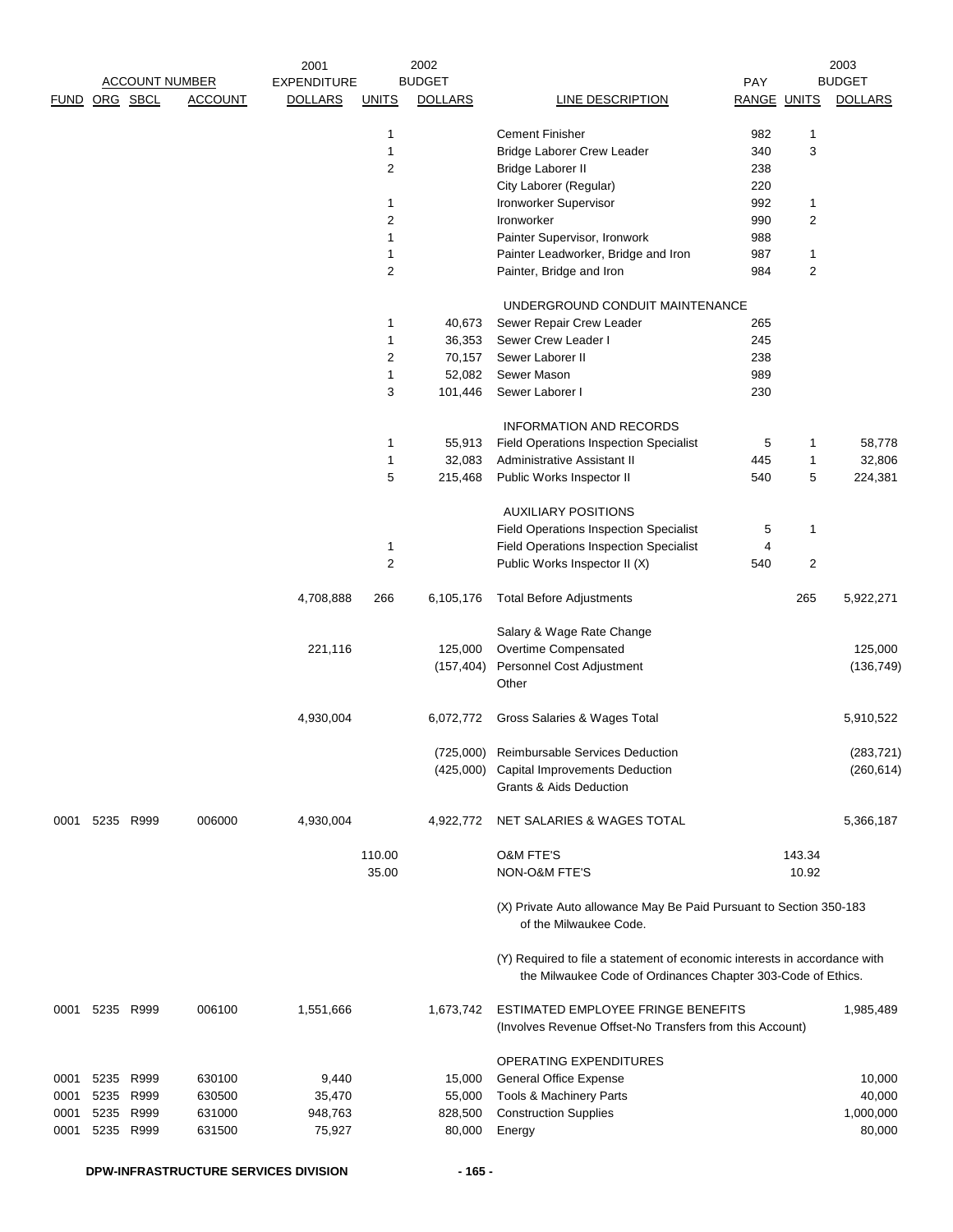| ACCOUNT NUMBER | | | | 2001 EXPENDITURE | 2002 BUDGET | | | PAY | 2003 BUDGET | |
|---|---|---|---|---|---|---|---|---|---|---|
| FUND | ORG | SBCL | ACCOUNT | DOLLARS | UNITS | DOLLARS | LINE DESCRIPTION | RANGE | UNITS | DOLLARS |
| | | | | | 1 | | Cement Finisher | 982 | 1 | |
| | | | | | 1 | | Bridge Laborer Crew Leader | 340 | 3 | |
| | | | | | 2 | | Bridge Laborer II | 238 | | |
| | | | | | | | City Laborer (Regular) | 220 | | |
| | | | | | 1 | | Ironworker Supervisor | 992 | 1 | |
| | | | | | 2 | | Ironworker | 990 | 2 | |
| | | | | | 1 | | Painter Supervisor, Ironwork | 988 | | |
| | | | | | 1 | | Painter Leadworker, Bridge and Iron | 987 | 1 | |
| | | | | | 2 | | Painter, Bridge and Iron | 984 | 2 | |
| | | | | | | | UNDERGROUND CONDUIT MAINTENANCE | | | |
| | | | | | 1 | 40,673 | Sewer Repair Crew Leader | 265 | | |
| | | | | | 1 | 36,353 | Sewer Crew Leader I | 245 | | |
| | | | | | 2 | 70,157 | Sewer Laborer II | 238 | | |
| | | | | | 1 | 52,082 | Sewer Mason | 989 | | |
| | | | | | 3 | 101,446 | Sewer Laborer I | 230 | | |
| | | | | | | | INFORMATION AND RECORDS | | | |
| | | | | | 1 | 55,913 | Field Operations Inspection Specialist | 5 | 1 | 58,778 |
| | | | | | 1 | 32,083 | Administrative Assistant II | 445 | 1 | 32,806 |
| | | | | | 5 | 215,468 | Public Works Inspector II | 540 | 5 | 224,381 |
| | | | | | | | AUXILIARY POSITIONS | | | |
| | | | | | | | Field Operations Inspection Specialist | 5 | 1 | |
| | | | | | 1 | | Field Operations Inspection Specialist | 4 | | |
| | | | | | 2 | | Public Works Inspector II (X) | 540 | 2 | |
| | | | | 4,708,888 | 266 | 6,105,176 | Total Before Adjustments | | 265 | 5,922,271 |
| | | | | | | | Salary & Wage Rate Change | | | |
| | | | | 221,116 | | 125,000 | Overtime Compensated | | | 125,000 |
| | | | | | | (157,404) | Personnel Cost Adjustment | | | (136,749) |
| | | | | | | | Other | | | |
| | | | | 4,930,004 | | 6,072,772 | Gross Salaries & Wages Total | | | 5,910,522 |
| | | | | | | (725,000) | Reimbursable Services Deduction | | | (283,721) |
| | | | | | | (425,000) | Capital Improvements Deduction | | | (260,614) |
| | | | | | | | Grants & Aids Deduction | | | |
| 0001 | 5235 | R999 | 006000 | 4,930,004 | | 4,922,772 | NET SALARIES & WAGES TOTAL | | | 5,366,187 |
| | | | | | 110.00 | | O&M FTE'S | | 143.34 | |
| | | | | | 35.00 | | NON-O&M FTE'S | | 10.92 | |
| | | | | | | | (X) Private Auto allowance May Be Paid Pursuant to Section 350-183 of the Milwaukee Code. | | | |
| | | | | | | | (Y) Required to file a statement of economic interests in accordance with the Milwaukee Code of Ordinances Chapter 303-Code of Ethics. | | | |
| 0001 | 5235 | R999 | 006100 | 1,551,666 | | 1,673,742 | ESTIMATED EMPLOYEE FRINGE BENEFITS (Involves Revenue Offset-No Transfers from this Account) | | | 1,985,489 |
| | | | | | | | OPERATING EXPENDITURES | | | |
| 0001 | 5235 | R999 | 630100 | 9,440 | | 15,000 | General Office Expense | | | 10,000 |
| 0001 | 5235 | R999 | 630500 | 35,470 | | 55,000 | Tools & Machinery Parts | | | 40,000 |
| 0001 | 5235 | R999 | 631000 | 948,763 | | 828,500 | Construction Supplies | | | 1,000,000 |
| 0001 | 5235 | R999 | 631500 | 75,927 | | 80,000 | Energy | | | 80,000 |

DPW-INFRASTRUCTURE SERVICES DIVISION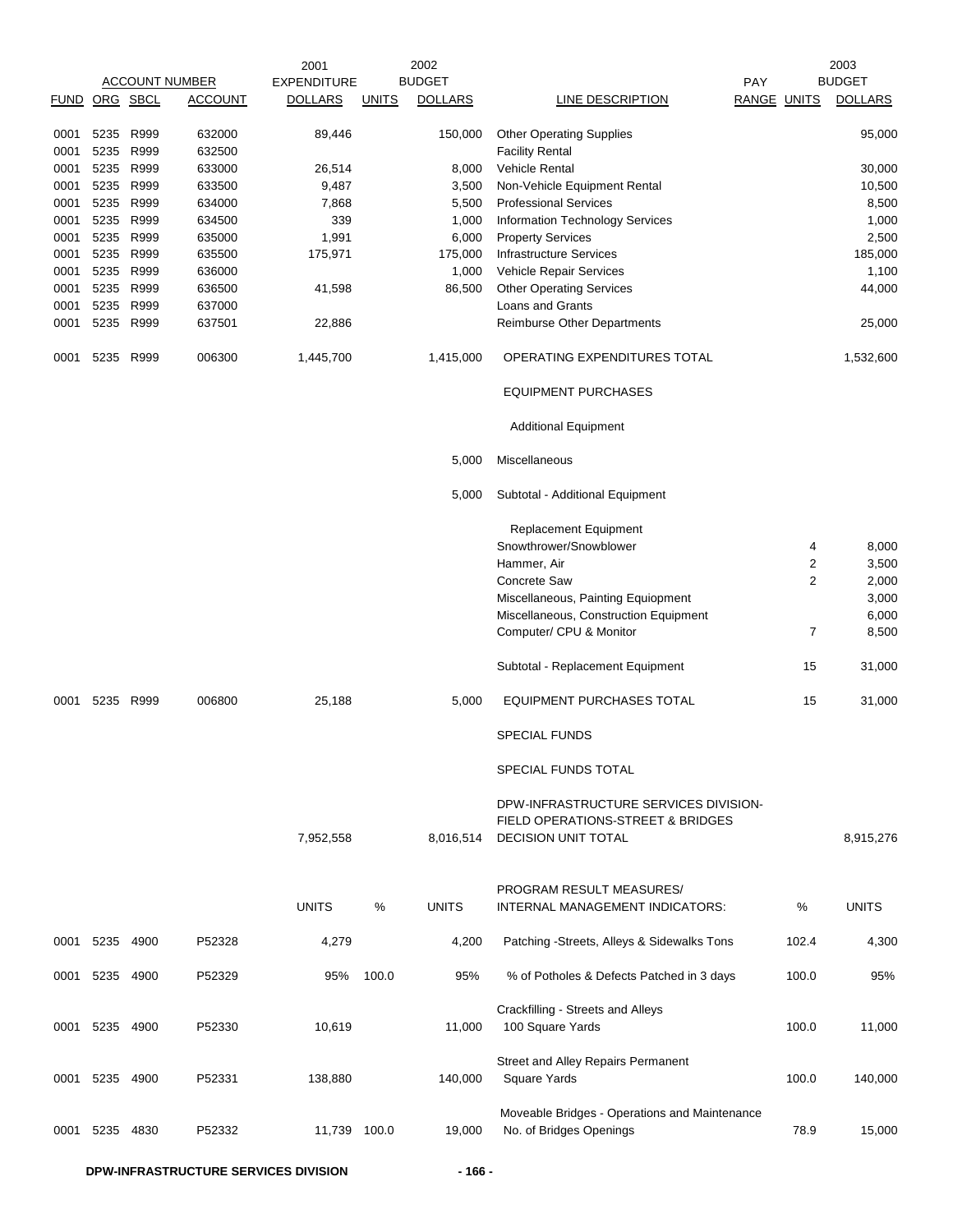| FUND | ORG | SBCL | ACCOUNT NUMBER ACCOUNT | 2001 EXPENDITURE DOLLARS | UNITS | 2002 BUDGET DOLLARS | LINE DESCRIPTION | PAY RANGE | UNITS | 2003 BUDGET DOLLARS |
|---|---|---|---|---|---|---|---|---|---|---|
| 0001 | 5235 | R999 | 632000 | 89,446 | | 150,000 | Other Operating Supplies | | | 95,000 |
| 0001 | 5235 | R999 | 632500 | | | | Facility Rental | | | |
| 0001 | 5235 | R999 | 633000 | 26,514 | | 8,000 | Vehicle Rental | | | 30,000 |
| 0001 | 5235 | R999 | 633500 | 9,487 | | 3,500 | Non-Vehicle Equipment Rental | | | 10,500 |
| 0001 | 5235 | R999 | 634000 | 7,868 | | 5,500 | Professional Services | | | 8,500 |
| 0001 | 5235 | R999 | 634500 | 339 | | 1,000 | Information Technology Services | | | 1,000 |
| 0001 | 5235 | R999 | 635000 | 1,991 | | 6,000 | Property Services | | | 2,500 |
| 0001 | 5235 | R999 | 635500 | 175,971 | | 175,000 | Infrastructure Services | | | 185,000 |
| 0001 | 5235 | R999 | 636000 | | | 1,000 | Vehicle Repair Services | | | 1,100 |
| 0001 | 5235 | R999 | 636500 | 41,598 | | 86,500 | Other Operating Services | | | 44,000 |
| 0001 | 5235 | R999 | 637000 | | | | Loans and Grants | | | |
| 0001 | 5235 | R999 | 637501 | 22,886 | | | Reimburse Other Departments | | | 25,000 |
| 0001 | 5235 | R999 | 006300 | 1,445,700 | | 1,415,000 | OPERATING EXPENDITURES TOTAL | | | 1,532,600 |
| | | | | | | | EQUIPMENT PURCHASES | | | |
| | | | | | | | Additional Equipment | | | |
| | | | | | | 5,000 | Miscellaneous | | | |
| | | | | | | 5,000 | Subtotal - Additional Equipment | | | |
| | | | | | | | Replacement Equipment | | | |
| | | | | | | | Snowthrower/Snowblower | | 4 | 8,000 |
| | | | | | | | Hammer, Air | | 2 | 3,500 |
| | | | | | | | Concrete Saw | | 2 | 2,000 |
| | | | | | | | Miscellaneous, Painting Equiopment | | | 3,000 |
| | | | | | | | Miscellaneous, Construction Equipment | | | 6,000 |
| | | | | | | | Computer/ CPU & Monitor | | 7 | 8,500 |
| | | | | | | | Subtotal - Replacement Equipment | | 15 | 31,000 |
| 0001 | 5235 | R999 | 006800 | 25,188 | | 5,000 | EQUIPMENT PURCHASES TOTAL | | 15 | 31,000 |
| | | | | | | | SPECIAL FUNDS | | | |
| | | | | | | | SPECIAL FUNDS TOTAL | | | |
| | | | | 7,952,558 | | 8,016,514 | DPW-INFRASTRUCTURE SERVICES DIVISION-FIELD OPERATIONS-STREET & BRIDGES DECISION UNIT TOTAL | | | 8,915,276 |

| FUND | ORG | SBCL | ACCOUNT | 2001 UNITS | % | 2002 UNITS | PROGRAM RESULT MEASURES/ INTERNAL MANAGEMENT INDICATORS: | % | 2003 UNITS |
|---|---|---|---|---|---|---|---|---|---|
| 0001 | 5235 | 4900 | P52328 | 4,279 | | 4,200 | Patching -Streets, Alleys & Sidewalks Tons | 102.4 | 4,300 |
| 0001 | 5235 | 4900 | P52329 | 95% | 100.0 | 95% | % of Potholes & Defects Patched in 3 days | 100.0 | 95% |
| 0001 | 5235 | 4900 | P52330 | 10,619 | | 11,000 | Crackfilling - Streets and Alleys 100 Square Yards | 100.0 | 11,000 |
| 0001 | 5235 | 4900 | P52331 | 138,880 | | 140,000 | Street and Alley Repairs Permanent Square Yards | 100.0 | 140,000 |
| 0001 | 5235 | 4830 | P52332 | 11,739 | 100.0 | 19,000 | Moveable Bridges - Operations and Maintenance No. of Bridges Openings | 78.9 | 15,000 |

DPW-INFRASTRUCTURE SERVICES DIVISION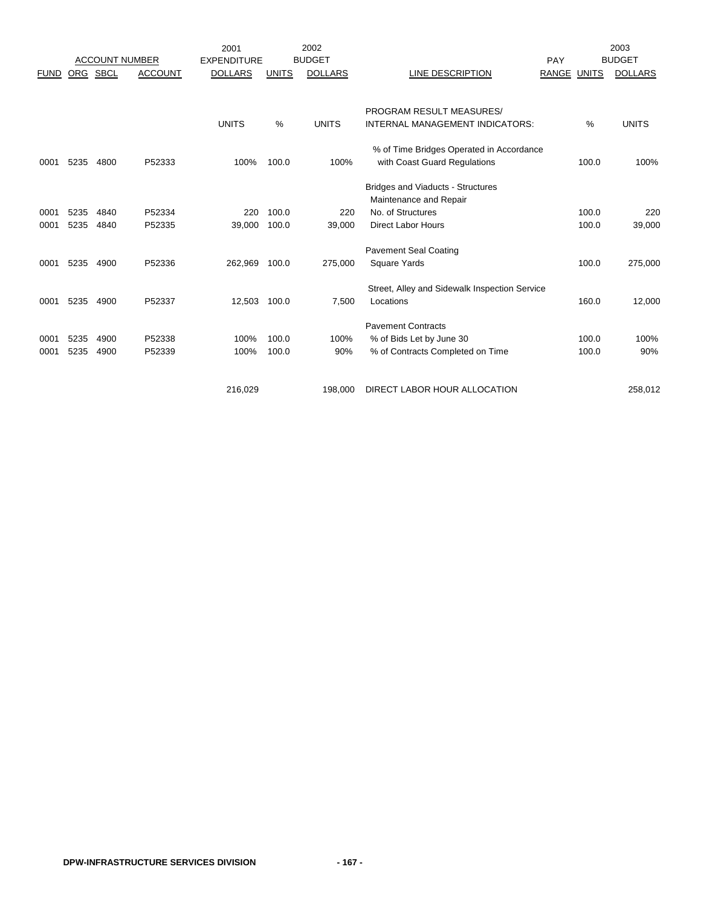| ACCOUNT NUMBER | | | | 2001 EXPENDITURE | 2002 BUDGET | | | PAY | 2003 BUDGET | |
|---|---|---|---|---|---|---|---|---|---|---|
| FUND | ORG | SBCL | ACCOUNT | DOLLARS | UNITS | DOLLARS | LINE DESCRIPTION | RANGE | UNITS | DOLLARS |
| | | | | | | | PROGRAM RESULT MEASURES/ | | | |
| | | | | UNITS | % | UNITS | INTERNAL MANAGEMENT INDICATORS: | | % | UNITS |
| | | | | | | | % of Time Bridges Operated in Accordance | | | |
| 0001 | 5235 | 4800 | P52333 | 100% | 100.0 | 100% | with Coast Guard Regulations | | 100.0 | 100% |
| | | | | | | | Bridges and Viaducts - Structures | | | |
| | | | | | | | Maintenance and Repair | | | |
| 0001 | 5235 | 4840 | P52334 | 220 | 100.0 | 220 | No. of Structures | | 100.0 | 220 |
| 0001 | 5235 | 4840 | P52335 | 39,000 | 100.0 | 39,000 | Direct Labor Hours | | 100.0 | 39,000 |
| | | | | | | | Pavement Seal Coating | | | |
| 0001 | 5235 | 4900 | P52336 | 262,969 | 100.0 | 275,000 | Square Yards | | 100.0 | 275,000 |
| | | | | | | | Street, Alley and Sidewalk Inspection Service | | | |
| 0001 | 5235 | 4900 | P52337 | 12,503 | 100.0 | 7,500 | Locations | | 160.0 | 12,000 |
| | | | | | | | Pavement Contracts | | | |
| 0001 | 5235 | 4900 | P52338 | 100% | 100.0 | 100% | % of Bids Let by June 30 | | 100.0 | 100% |
| 0001 | 5235 | 4900 | P52339 | 100% | 100.0 | 90% | % of Contracts Completed on Time | | 100.0 | 90% |
| | | | | 216,029 | | 198,000 | DIRECT LABOR HOUR ALLOCATION | | | 258,012 |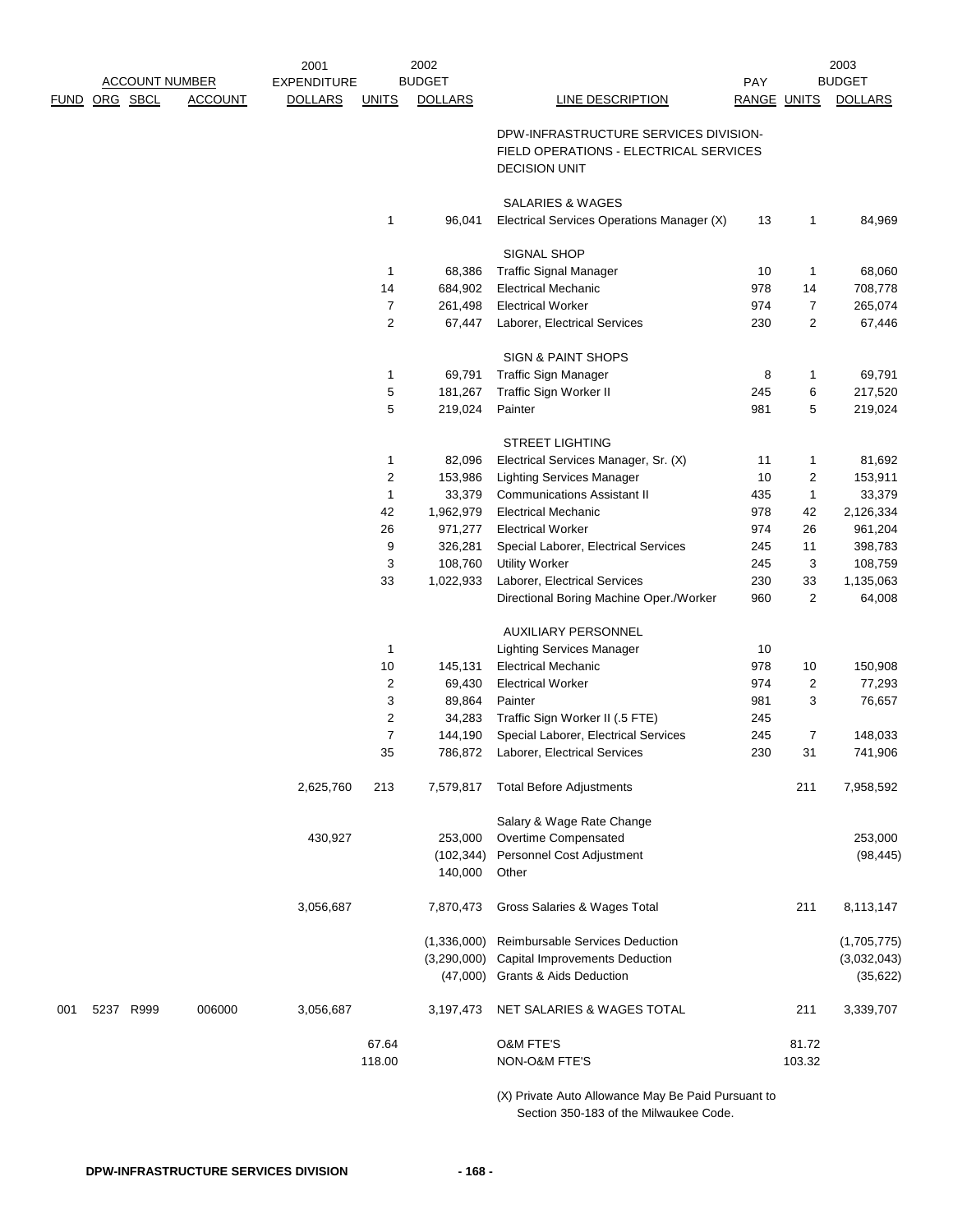| ACCOUNT NUMBER | | | | 2001 EXPENDITURE | 2002 BUDGET | | | PAY | 2003 BUDGET | |
|---|---|---|---|---|---|---|---|---|---|---|
| FUND | ORG | SBCL | ACCOUNT | DOLLARS | UNITS | DOLLARS | LINE DESCRIPTION | RANGE | UNITS | DOLLARS |
| | | | | | | | DPW-INFRASTRUCTURE SERVICES DIVISION-FIELD OPERATIONS - ELECTRICAL SERVICES DECISION UNIT | | | |
| | | | | | | | SALARIES & WAGES | | | |
| | | | | | 1 | 96,041 | Electrical Services Operations Manager (X) | 13 | 1 | 84,969 |
| | | | | | | | SIGNAL SHOP | | | |
| | | | | | 1 | 68,386 | Traffic Signal Manager | 10 | 1 | 68,060 |
| | | | | | 14 | 684,902 | Electrical Mechanic | 978 | 14 | 708,778 |
| | | | | | 7 | 261,498 | Electrical Worker | 974 | 7 | 265,074 |
| | | | | | 2 | 67,447 | Laborer, Electrical Services | 230 | 2 | 67,446 |
| | | | | | | | SIGN & PAINT SHOPS | | | |
| | | | | | 1 | 69,791 | Traffic Sign Manager | 8 | 1 | 69,791 |
| | | | | | 5 | 181,267 | Traffic Sign Worker II | 245 | 6 | 217,520 |
| | | | | | 5 | 219,024 | Painter | 981 | 5 | 219,024 |
| | | | | | | | STREET LIGHTING | | | |
| | | | | | 1 | 82,096 | Electrical Services Manager, Sr. (X) | 11 | 1 | 81,692 |
| | | | | | 2 | 153,986 | Lighting Services Manager | 10 | 2 | 153,911 |
| | | | | | 1 | 33,379 | Communications Assistant II | 435 | 1 | 33,379 |
| | | | | | 42 | 1,962,979 | Electrical Mechanic | 978 | 42 | 2,126,334 |
| | | | | | 26 | 971,277 | Electrical Worker | 974 | 26 | 961,204 |
| | | | | | 9 | 326,281 | Special Laborer, Electrical Services | 245 | 11 | 398,783 |
| | | | | | 3 | 108,760 | Utility Worker | 245 | 3 | 108,759 |
| | | | | | 33 | 1,022,933 | Laborer, Electrical Services | 230 | 33 | 1,135,063 |
| | | | | | | | Directional Boring Machine Oper./Worker | 960 | 2 | 64,008 |
| | | | | | | | AUXILIARY PERSONNEL | | | |
| | | | | | 1 | | Lighting Services Manager | 10 | | |
| | | | | | 10 | 145,131 | Electrical Mechanic | 978 | 10 | 150,908 |
| | | | | | 2 | 69,430 | Electrical Worker | 974 | 2 | 77,293 |
| | | | | | 3 | 89,864 | Painter | 981 | 3 | 76,657 |
| | | | | | 2 | 34,283 | Traffic Sign Worker II (.5 FTE) | 245 | | |
| | | | | | 7 | 144,190 | Special Laborer, Electrical Services | 245 | 7 | 148,033 |
| | | | | | 35 | 786,872 | Laborer, Electrical Services | 230 | 31 | 741,906 |
| | | | | 2,625,760 | 213 | 7,579,817 | Total Before Adjustments | | 211 | 7,958,592 |
| | | | | | | | Salary & Wage Rate Change | | | |
| | | | | 430,927 | | 253,000 | Overtime Compensated | | | 253,000 |
| | | | | | | (102,344) | Personnel Cost Adjustment | | | (98,445) |
| | | | | | | 140,000 | Other | | | |
| | | | | 3,056,687 | | 7,870,473 | Gross Salaries & Wages Total | | 211 | 8,113,147 |
| | | | | | | (1,336,000) | Reimbursable Services Deduction | | | (1,705,775) |
| | | | | | | (3,290,000) | Capital Improvements Deduction | | | (3,032,043) |
| | | | | | | (47,000) | Grants & Aids Deduction | | | (35,622) |
| 001 | 5237 | R999 | 006000 | 3,056,687 | | 3,197,473 | NET SALARIES & WAGES TOTAL | | 211 | 3,339,707 |
| | | | | | 67.64 | | O&M FTE'S | | 81.72 | |
| | | | | | 118.00 | | NON-O&M FTE'S | | 103.32 | |

(X) Private Auto Allowance May Be Paid Pursuant to Section 350-183 of the Milwaukee Code.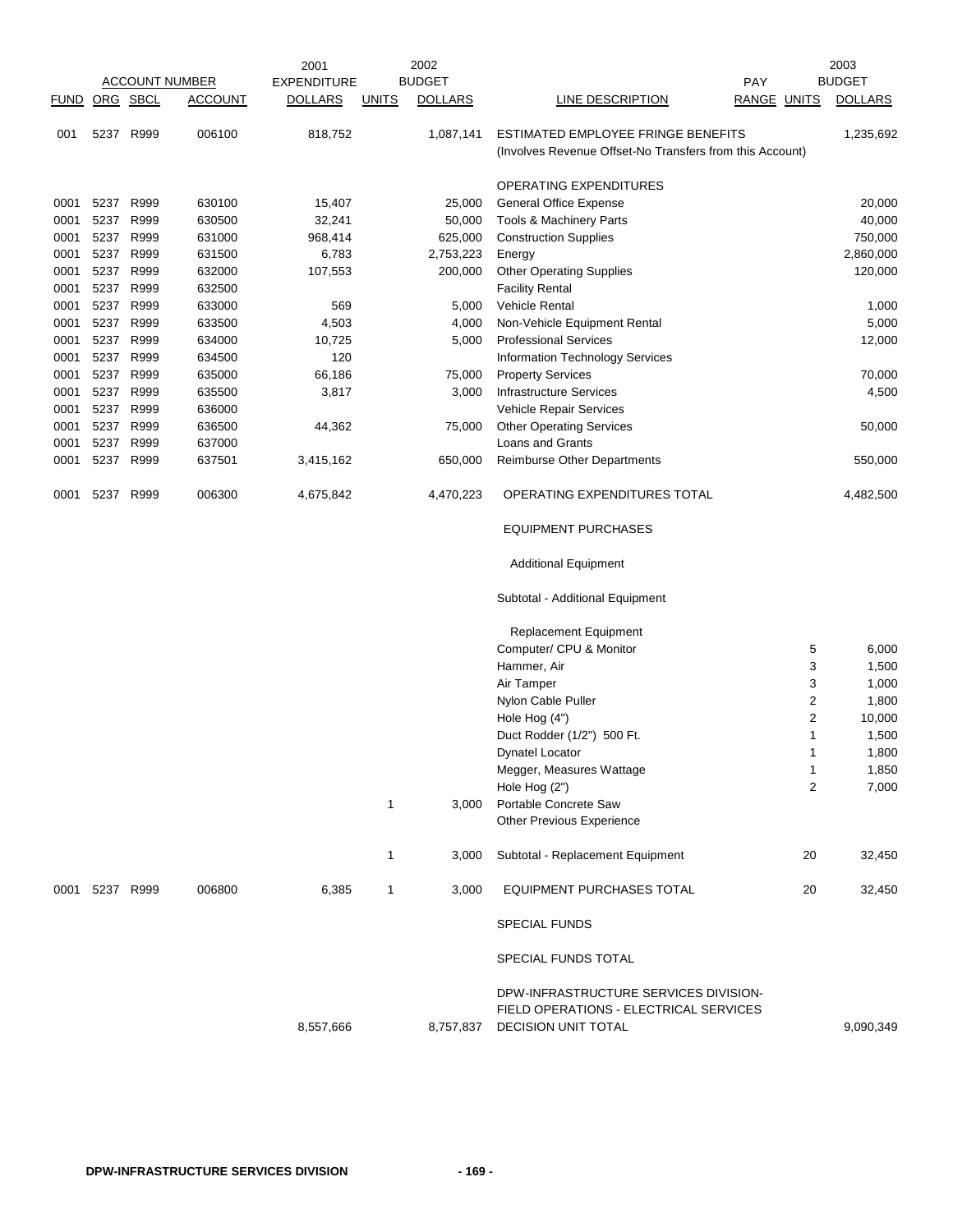| ACCOUNT NUMBER | | | | 2001 EXPENDITURE | | 2002 BUDGET | | PAY | | 2003 BUDGET |
|---|---|---|---|---|---|---|---|---|---|---|
| FUND | ORG | SBCL | ACCOUNT | DOLLARS | UNITS | DOLLARS | LINE DESCRIPTION | RANGE | UNITS | DOLLARS |
| 001 | 5237 | R999 | 006100 | 818,752 | | 1,087,141 | ESTIMATED EMPLOYEE FRINGE BENEFITS (Involves Revenue Offset-No Transfers from this Account) | | | 1,235,692 |
| | | | | | | | OPERATING EXPENDITURES | | | |
| 0001 | 5237 | R999 | 630100 | 15,407 | | 25,000 | General Office Expense | | | 20,000 |
| 0001 | 5237 | R999 | 630500 | 32,241 | | 50,000 | Tools & Machinery Parts | | | 40,000 |
| 0001 | 5237 | R999 | 631000 | 968,414 | | 625,000 | Construction Supplies | | | 750,000 |
| 0001 | 5237 | R999 | 631500 | 6,783 | | 2,753,223 | Energy | | | 2,860,000 |
| 0001 | 5237 | R999 | 632000 | 107,553 | | 200,000 | Other Operating Supplies | | | 120,000 |
| 0001 | 5237 | R999 | 632500 | | | | Facility Rental | | | |
| 0001 | 5237 | R999 | 633000 | 569 | | 5,000 | Vehicle Rental | | | 1,000 |
| 0001 | 5237 | R999 | 633500 | 4,503 | | 4,000 | Non-Vehicle Equipment Rental | | | 5,000 |
| 0001 | 5237 | R999 | 634000 | 10,725 | | 5,000 | Professional Services | | | 12,000 |
| 0001 | 5237 | R999 | 634500 | 120 | | | Information Technology Services | | | |
| 0001 | 5237 | R999 | 635000 | 66,186 | | 75,000 | Property Services | | | 70,000 |
| 0001 | 5237 | R999 | 635500 | 3,817 | | 3,000 | Infrastructure Services | | | 4,500 |
| 0001 | 5237 | R999 | 636000 | | | | Vehicle Repair Services | | | |
| 0001 | 5237 | R999 | 636500 | 44,362 | | 75,000 | Other Operating Services | | | 50,000 |
| 0001 | 5237 | R999 | 637000 | | | | Loans and Grants | | | |
| 0001 | 5237 | R999 | 637501 | 3,415,162 | | 650,000 | Reimburse Other Departments | | | 550,000 |
| 0001 | 5237 | R999 | 006300 | 4,675,842 | | 4,470,223 | OPERATING EXPENDITURES TOTAL | | | 4,482,500 |
| | | | | | | | EQUIPMENT PURCHASES | | | |
| | | | | | | | Additional Equipment | | | |
| | | | | | | | Subtotal - Additional Equipment | | | |
| | | | | | | | Replacement Equipment | | | |
| | | | | | | | Computer/ CPU & Monitor | | 5 | 6,000 |
| | | | | | | | Hammer, Air | | 3 | 1,500 |
| | | | | | | | Air Tamper | | 3 | 1,000 |
| | | | | | | | Nylon Cable Puller | | 2 | 1,800 |
| | | | | | | | Hole Hog (4") | | 2 | 10,000 |
| | | | | | | | Duct Rodder (1/2") 500 Ft. | | 1 | 1,500 |
| | | | | | | | Dynatel Locator | | 1 | 1,800 |
| | | | | | | | Megger, Measures Wattage | | 1 | 1,850 |
| | | | | | | | Hole Hog (2") | | 2 | 7,000 |
| | | | | | 1 | 3,000 | Portable Concrete Saw | | | |
| | | | | | | | Other Previous Experience | | | |
| | | | | | 1 | 3,000 | Subtotal - Replacement Equipment | | 20 | 32,450 |
| 0001 | 5237 | R999 | 006800 | 6,385 | 1 | 3,000 | EQUIPMENT PURCHASES TOTAL | | 20 | 32,450 |
| | | | | | | | SPECIAL FUNDS | | | |
| | | | | | | | SPECIAL FUNDS TOTAL | | | |
| | | | | 8,557,666 | | 8,757,837 | DPW-INFRASTRUCTURE SERVICES DIVISION-FIELD OPERATIONS - ELECTRICAL SERVICES DECISION UNIT TOTAL | | | 9,090,349 |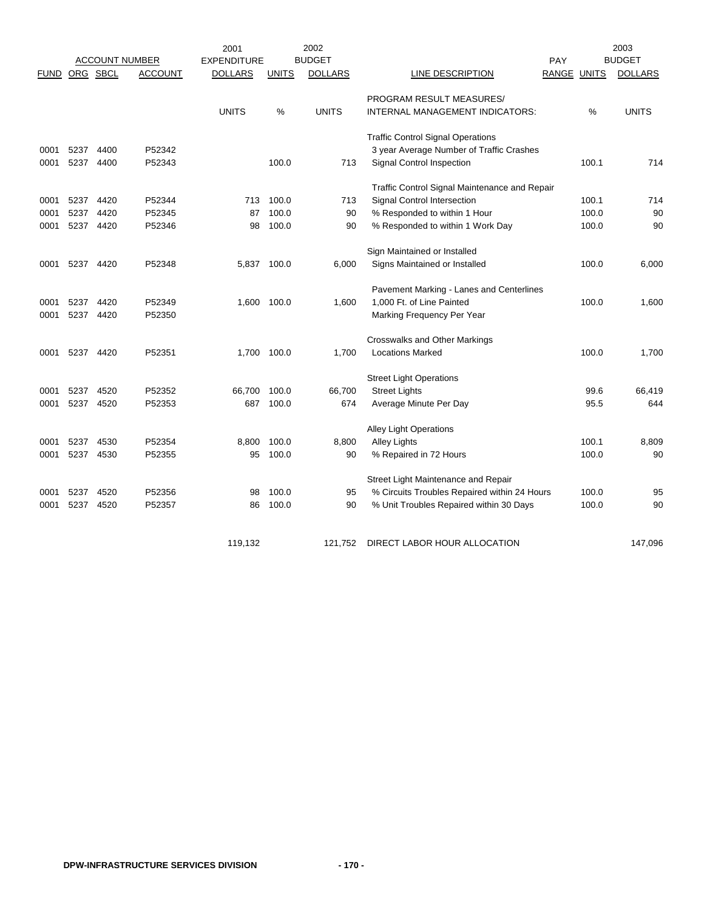| ACCOUNT NUMBER | | | | 2001 EXPENDITURE | 2002 BUDGET | | | PAY | 2003 BUDGET | |
|---|---|---|---|---|---|---|---|---|---|---|
| FUND | ORG | SBCL | ACCOUNT | DOLLARS | UNITS | DOLLARS | LINE DESCRIPTION | RANGE | UNITS | DOLLARS |
| | | | | | | | PROGRAM RESULT MEASURES/ | | | |
| | | | | UNITS | % | UNITS | INTERNAL MANAGEMENT INDICATORS: | | % | UNITS |
| | | | | | | | Traffic Control Signal Operations | | | |
| 0001 | 5237 | 4400 | P52342 | | | | 3 year Average Number of Traffic Crashes | | | |
| 0001 | 5237 | 4400 | P52343 | | 100.0 | 713 | Signal Control Inspection | | 100.1 | 714 |
| | | | | | | | Traffic Control Signal Maintenance and Repair | | | |
| 0001 | 5237 | 4420 | P52344 | 713 | 100.0 | 713 | Signal Control Intersection | | 100.1 | 714 |
| 0001 | 5237 | 4420 | P52345 | 87 | 100.0 | 90 | % Responded to within 1 Hour | | 100.0 | 90 |
| 0001 | 5237 | 4420 | P52346 | 98 | 100.0 | 90 | % Responded to within 1 Work Day | | 100.0 | 90 |
| | | | | | | | Sign Maintained or Installed | | | |
| 0001 | 5237 | 4420 | P52348 | 5,837 | 100.0 | 6,000 | Signs Maintained or Installed | | 100.0 | 6,000 |
| | | | | | | | Pavement Marking - Lanes and Centerlines | | | |
| 0001 | 5237 | 4420 | P52349 | 1,600 | 100.0 | 1,600 | 1,000 Ft. of Line Painted | | 100.0 | 1,600 |
| 0001 | 5237 | 4420 | P52350 | | | | Marking Frequency Per Year | | | |
| | | | | | | | Crosswalks and Other Markings | | | |
| 0001 | 5237 | 4420 | P52351 | 1,700 | 100.0 | 1,700 | Locations Marked | | 100.0 | 1,700 |
| | | | | | | | Street Light Operations | | | |
| 0001 | 5237 | 4520 | P52352 | 66,700 | 100.0 | 66,700 | Street Lights | | 99.6 | 66,419 |
| 0001 | 5237 | 4520 | P52353 | 687 | 100.0 | 674 | Average Minute Per Day | | 95.5 | 644 |
| | | | | | | | Alley Light Operations | | | |
| 0001 | 5237 | 4530 | P52354 | 8,800 | 100.0 | 8,800 | Alley Lights | | 100.1 | 8,809 |
| 0001 | 5237 | 4530 | P52355 | 95 | 100.0 | 90 | % Repaired in 72 Hours | | 100.0 | 90 |
| | | | | | | | Street Light Maintenance and Repair | | | |
| 0001 | 5237 | 4520 | P52356 | 98 | 100.0 | 95 | % Circuits Troubles Repaired within 24 Hours | | 100.0 | 95 |
| 0001 | 5237 | 4520 | P52357 | 86 | 100.0 | 90 | % Unit Troubles Repaired within 30 Days | | 100.0 | 90 |
| | | | | 119,132 | | 121,752 | DIRECT LABOR HOUR ALLOCATION | | | 147,096 |

DPW-INFRASTRUCTURE SERVICES DIVISION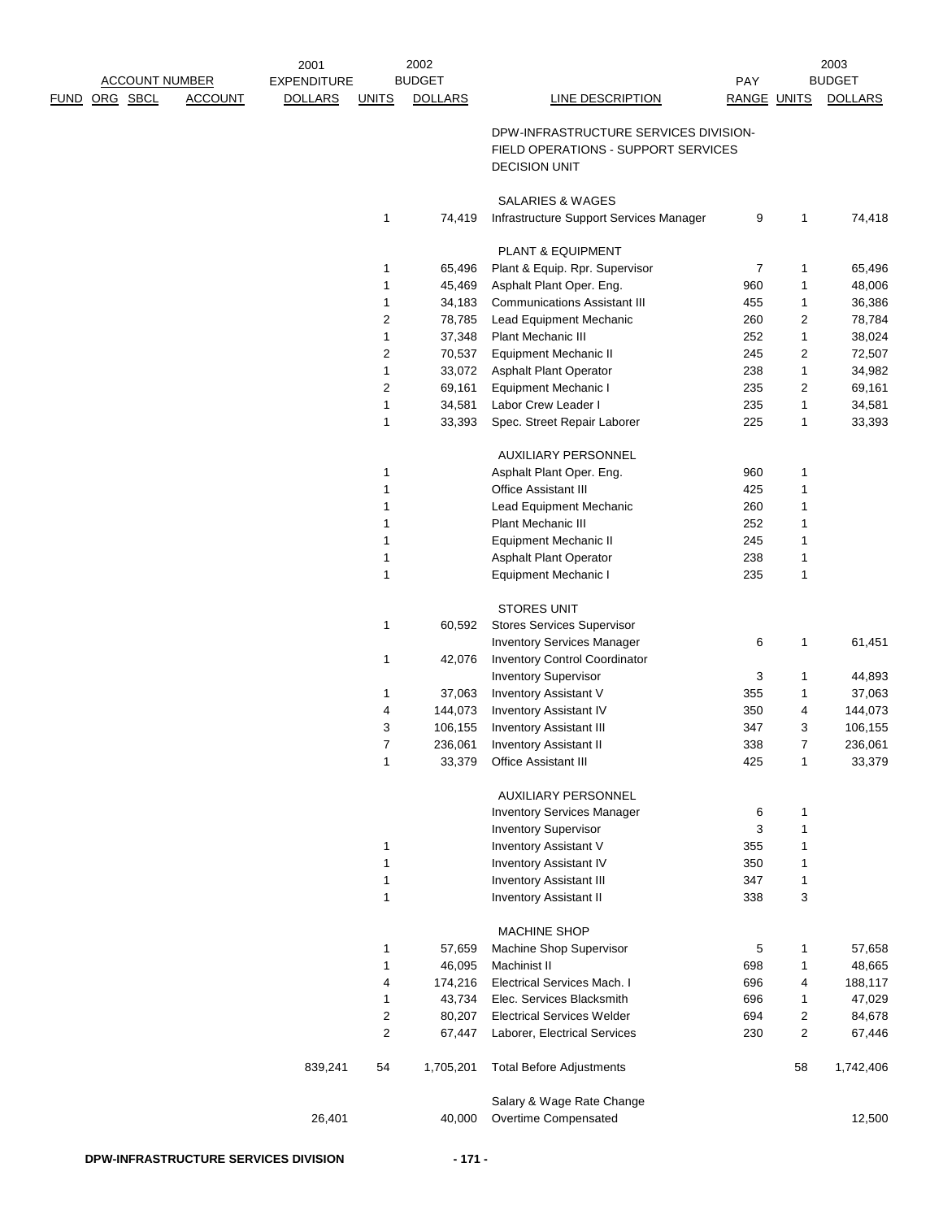| ACCOUNT NUMBER | | | | 2001 EXPENDITURE | 2002 BUDGET | | | PAY | 2003 BUDGET | |
|---|---|---|---|---|---|---|---|---|---|---|
| FUND | ORG | SBCL | ACCOUNT | DOLLARS | UNITS | DOLLARS | LINE DESCRIPTION | RANGE | UNITS | DOLLARS |
| | | | | | | | DPW-INFRASTRUCTURE SERVICES DIVISION-FIELD OPERATIONS - SUPPORT SERVICES DECISION UNIT | | | |
| | | | | | | | SALARIES & WAGES | | | |
| | | | | | 1 | 74,419 | Infrastructure Support Services Manager | 9 | 1 | 74,418 |
| | | | | | | | PLANT & EQUIPMENT | | | |
| | | | | | 1 | 65,496 | Plant & Equip. Rpr. Supervisor | 7 | 1 | 65,496 |
| | | | | | 1 | 45,469 | Asphalt Plant Oper. Eng. | 960 | 1 | 48,006 |
| | | | | | 1 | 34,183 | Communications Assistant III | 455 | 1 | 36,386 |
| | | | | | 2 | 78,785 | Lead Equipment Mechanic | 260 | 2 | 78,784 |
| | | | | | 1 | 37,348 | Plant Mechanic III | 252 | 1 | 38,024 |
| | | | | | 2 | 70,537 | Equipment Mechanic II | 245 | 2 | 72,507 |
| | | | | | 1 | 33,072 | Asphalt Plant Operator | 238 | 1 | 34,982 |
| | | | | | 2 | 69,161 | Equipment Mechanic I | 235 | 2 | 69,161 |
| | | | | | 1 | 34,581 | Labor Crew Leader I | 235 | 1 | 34,581 |
| | | | | | 1 | 33,393 | Spec. Street Repair Laborer | 225 | 1 | 33,393 |
| | | | | | | | AUXILIARY PERSONNEL | | | |
| | | | | | 1 | | Asphalt Plant Oper. Eng. | 960 | 1 | |
| | | | | | 1 | | Office Assistant III | 425 | 1 | |
| | | | | | 1 | | Lead Equipment Mechanic | 260 | 1 | |
| | | | | | 1 | | Plant Mechanic III | 252 | 1 | |
| | | | | | 1 | | Equipment Mechanic II | 245 | 1 | |
| | | | | | 1 | | Asphalt Plant Operator | 238 | 1 | |
| | | | | | 1 | | Equipment Mechanic I | 235 | 1 | |
| | | | | | | | STORES UNIT | | | |
| | | | | | 1 | 60,592 | Stores Services Supervisor | | | |
| | | | | | | | Inventory Services Manager | 6 | 1 | 61,451 |
| | | | | | 1 | 42,076 | Inventory Control Coordinator | | | |
| | | | | | | | Inventory Supervisor | 3 | 1 | 44,893 |
| | | | | | 1 | 37,063 | Inventory Assistant V | 355 | 1 | 37,063 |
| | | | | | 4 | 144,073 | Inventory Assistant IV | 350 | 4 | 144,073 |
| | | | | | 3 | 106,155 | Inventory Assistant III | 347 | 3 | 106,155 |
| | | | | | 7 | 236,061 | Inventory Assistant II | 338 | 7 | 236,061 |
| | | | | | 1 | 33,379 | Office Assistant III | 425 | 1 | 33,379 |
| | | | | | | | AUXILIARY PERSONNEL | | | |
| | | | | | | | Inventory Services Manager | 6 | 1 | |
| | | | | | | | Inventory Supervisor | 3 | 1 | |
| | | | | | 1 | | Inventory Assistant V | 355 | 1 | |
| | | | | | 1 | | Inventory Assistant IV | 350 | 1 | |
| | | | | | 1 | | Inventory Assistant III | 347 | 1 | |
| | | | | | 1 | | Inventory Assistant II | 338 | 3 | |
| | | | | | | | MACHINE SHOP | | | |
| | | | | | 1 | 57,659 | Machine Shop Supervisor | 5 | 1 | 57,658 |
| | | | | | 1 | 46,095 | Machinist II | 698 | 1 | 48,665 |
| | | | | | 4 | 174,216 | Electrical Services Mach. I | 696 | 4 | 188,117 |
| | | | | | 1 | 43,734 | Elec. Services Blacksmith | 696 | 1 | 47,029 |
| | | | | | 2 | 80,207 | Electrical Services Welder | 694 | 2 | 84,678 |
| | | | | | 2 | 67,447 | Laborer, Electrical Services | 230 | 2 | 67,446 |
| | | | | 839,241 | 54 | 1,705,201 | Total Before Adjustments | | 58 | 1,742,406 |
| | | | | | | | Salary & Wage Rate Change | | | |
| | | | | 26,401 | | 40,000 | Overtime Compensated | | | 12,500 |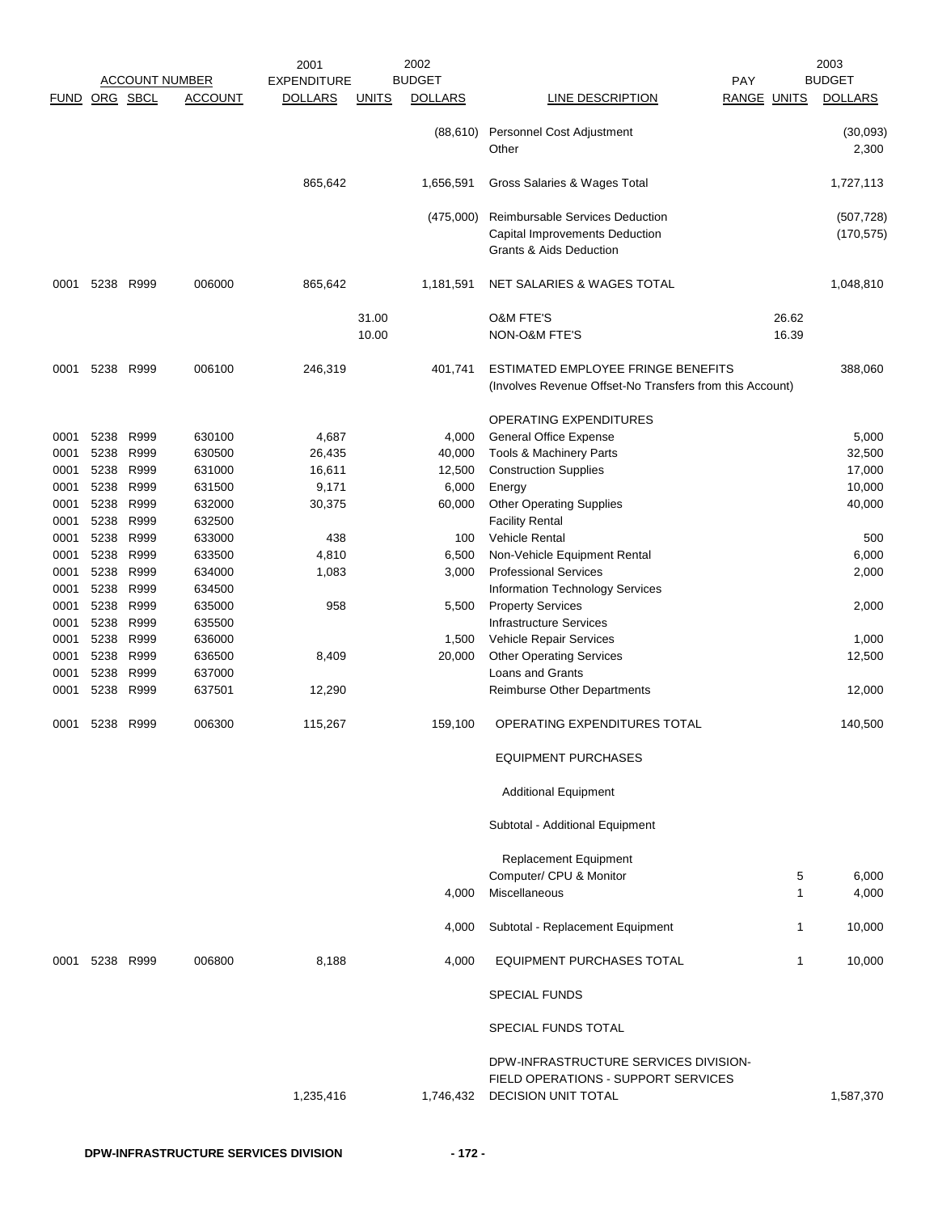| FUND | ORG | SBCL | ACCOUNT | 2001 EXPENDITURE DOLLARS | UNITS | 2002 BUDGET DOLLARS | LINE DESCRIPTION | PAY RANGE | UNITS | 2003 BUDGET DOLLARS |
|---|---|---|---|---|---|---|---|---|---|---|
| | | | | | | (88,610) | Personnel Cost Adjustment | | | (30,093) |
| | | | | | | | Other | | | 2,300 |
| | | | | 865,642 | | 1,656,591 | Gross Salaries & Wages Total | | | 1,727,113 |
| | | | | | | (475,000) | Reimbursable Services Deduction | | | (507,728) |
| | | | | | | | Capital Improvements Deduction | | | (170,575) |
| | | | | | | | Grants & Aids Deduction | | | |
| 0001 | 5238 | R999 | 006000 | 865,642 | | 1,181,591 | NET SALARIES & WAGES TOTAL | | | 1,048,810 |
| | | | | | 31.00 | | O&M FTE'S | | 26.62 | |
| | | | | | 10.00 | | NON-O&M FTE'S | | 16.39 | |
| 0001 | 5238 | R999 | 006100 | 246,319 | | 401,741 | ESTIMATED EMPLOYEE FRINGE BENEFITS (Involves Revenue Offset-No Transfers from this Account) | | | 388,060 |
| | | | | | | | OPERATING EXPENDITURES | | | |
| 0001 | 5238 | R999 | 630100 | 4,687 | | 4,000 | General Office Expense | | | 5,000 |
| 0001 | 5238 | R999 | 630500 | 26,435 | | 40,000 | Tools & Machinery Parts | | | 32,500 |
| 0001 | 5238 | R999 | 631000 | 16,611 | | 12,500 | Construction Supplies | | | 17,000 |
| 0001 | 5238 | R999 | 631500 | 9,171 | | 6,000 | Energy | | | 10,000 |
| 0001 | 5238 | R999 | 632000 | 30,375 | | 60,000 | Other Operating Supplies | | | 40,000 |
| 0001 | 5238 | R999 | 632500 | | | | Facility Rental | | | |
| 0001 | 5238 | R999 | 633000 | 438 | | 100 | Vehicle Rental | | | 500 |
| 0001 | 5238 | R999 | 633500 | 4,810 | | 6,500 | Non-Vehicle Equipment Rental | | | 6,000 |
| 0001 | 5238 | R999 | 634000 | 1,083 | | 3,000 | Professional Services | | | 2,000 |
| 0001 | 5238 | R999 | 634500 | | | | Information Technology Services | | | |
| 0001 | 5238 | R999 | 635000 | 958 | | 5,500 | Property Services | | | 2,000 |
| 0001 | 5238 | R999 | 635500 | | | | Infrastructure Services | | | |
| 0001 | 5238 | R999 | 636000 | | | 1,500 | Vehicle Repair Services | | | 1,000 |
| 0001 | 5238 | R999 | 636500 | 8,409 | | 20,000 | Other Operating Services | | | 12,500 |
| 0001 | 5238 | R999 | 637000 | | | | Loans and Grants | | | |
| 0001 | 5238 | R999 | 637501 | 12,290 | | | Reimburse Other Departments | | | 12,000 |
| 0001 | 5238 | R999 | 006300 | 115,267 | | 159,100 | OPERATING EXPENDITURES TOTAL | | | 140,500 |
| | | | | | | | EQUIPMENT PURCHASES | | | |
| | | | | | | | Additional Equipment | | | |
| | | | | | | | Subtotal - Additional Equipment | | | |
| | | | | | | | Replacement Equipment | | | |
| | | | | | | | Computer/ CPU & Monitor | | 5 | 6,000 |
| | | | | | | 4,000 | Miscellaneous | | 1 | 4,000 |
| | | | | | | 4,000 | Subtotal - Replacement Equipment | | 1 | 10,000 |
| 0001 | 5238 | R999 | 006800 | 8,188 | | 4,000 | EQUIPMENT PURCHASES TOTAL | | 1 | 10,000 |
| | | | | | | | SPECIAL FUNDS | | | |
| | | | | | | | SPECIAL FUNDS TOTAL | | | |
| | | | | 1,235,416 | | 1,746,432 | DPW-INFRASTRUCTURE SERVICES DIVISION-FIELD OPERATIONS - SUPPORT SERVICES DECISION UNIT TOTAL | | | 1,587,370 |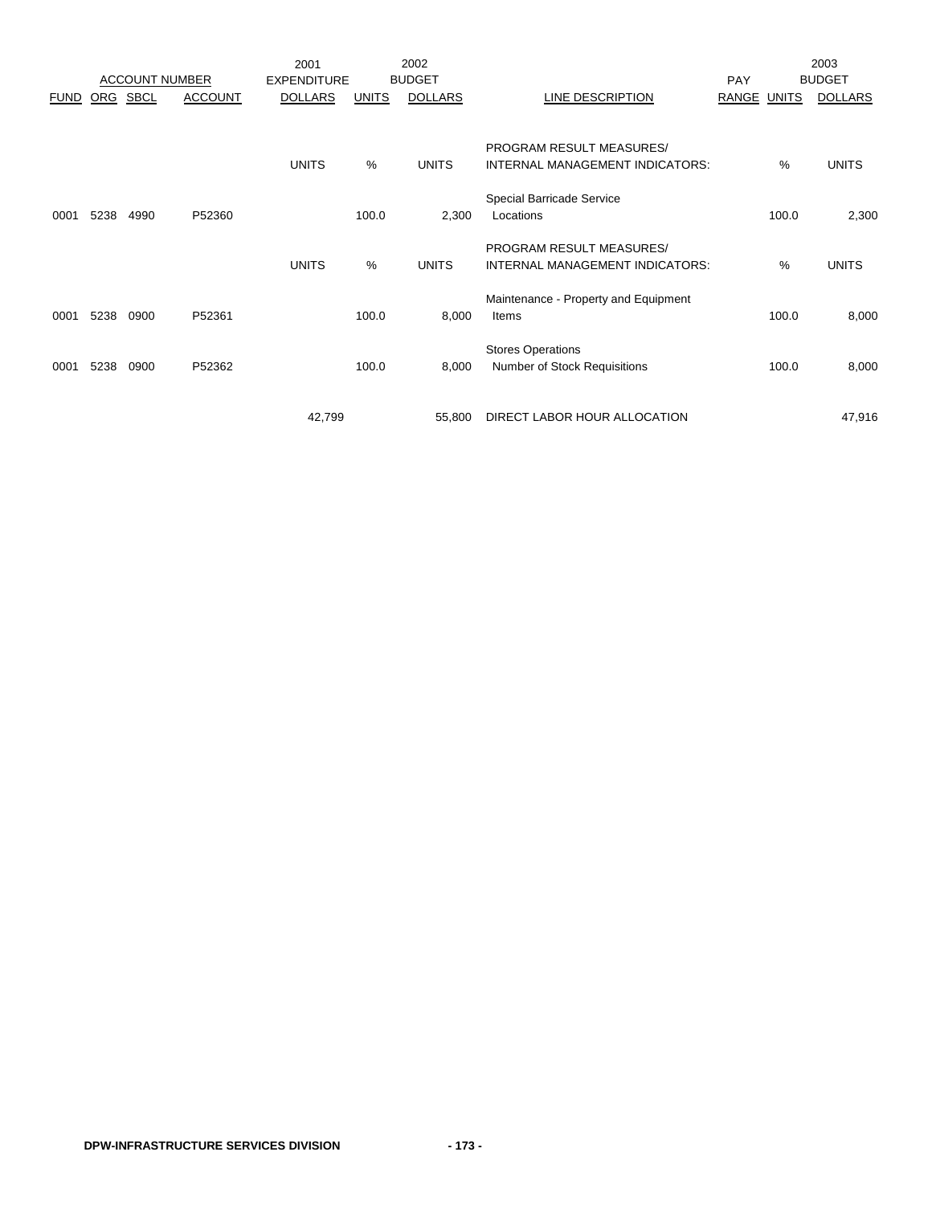| ACCOUNT NUMBER | | | | 2001 EXPENDITURE | 2002 BUDGET | | | | 2003 BUDGET | |
|---|---|---|---|---|---|---|---|---|---|---|
| FUND | ORG | SBCL | ACCOUNT | DOLLARS | UNITS | DOLLARS | LINE DESCRIPTION | PAY RANGE | UNITS | DOLLARS |
| | | | | UNITS | % | UNITS | PROGRAM RESULT MEASURES/ INTERNAL MANAGEMENT INDICATORS: | | % | UNITS |
| 0001 | 5238 | 4990 | P52360 | | 100.0 | 2,300 | Special Barricade Service Locations | | 100.0 | 2,300 |
| | | | | UNITS | % | UNITS | PROGRAM RESULT MEASURES/ INTERNAL MANAGEMENT INDICATORS: | | % | UNITS |
| 0001 | 5238 | 0900 | P52361 | | 100.0 | 8,000 | Maintenance - Property and Equipment Items | | 100.0 | 8,000 |
| 0001 | 5238 | 0900 | P52362 | | 100.0 | 8,000 | Stores Operations Number of Stock Requisitions | | 100.0 | 8,000 |
| | | | | 42,799 | | 55,800 | DIRECT LABOR HOUR ALLOCATION | | | 47,916 |

**DPW-INFRASTRUCTURE SERVICES DIVISION**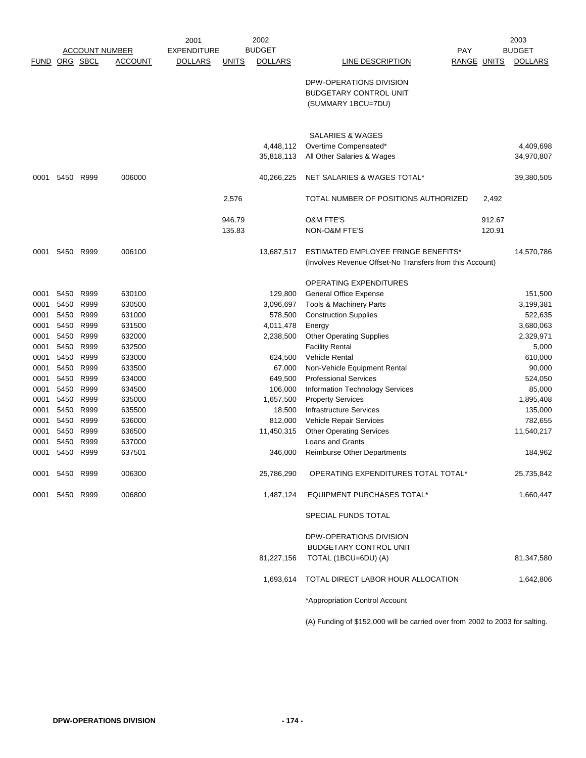| ACCOUNT NUMBER | | | | 2001 EXPENDITURE | 2002 | BUDGET | | PAY | | 2003 BUDGET |
|---|---|---|---|---|---|---|---|---|---|---|
| FUND | ORG | SBCL | ACCOUNT | DOLLARS | UNITS | DOLLARS | LINE DESCRIPTION | RANGE | UNITS | DOLLARS |
| | | | | | | | DPW-OPERATIONS DIVISION<br>BUDGETARY CONTROL UNIT<br>(SUMMARY 1BCU=7DU) | | | |
| | | | | | | | SALARIES & WAGES | | | |
| | | | | | | 4,448,112 | Overtime Compensated* | | | 4,409,698 |
| | | | | | | 35,818,113 | All Other Salaries & Wages | | | 34,970,807 |
| 0001 | 5450 | R999 | 006000 | | | 40,266,225 | NET SALARIES & WAGES TOTAL* | | | 39,380,505 |
| | | | | | 2,576 | | TOTAL NUMBER OF POSITIONS AUTHORIZED | | 2,492 | |
| | | | | | 946.79 | | O&M FTE'S | | 912.67 | |
| | | | | | 135.83 | | NON-O&M FTE'S | | 120.91 | |
| 0001 | 5450 | R999 | 006100 | | | 13,687,517 | ESTIMATED EMPLOYEE FRINGE BENEFITS*<br>(Involves Revenue Offset-No Transfers from this Account) | | | 14,570,786 |
| | | | | | | | OPERATING EXPENDITURES | | | |
| 0001 | 5450 | R999 | 630100 | | | 129,800 | General Office Expense | | | 151,500 |
| 0001 | 5450 | R999 | 630500 | | | 3,096,697 | Tools & Machinery Parts | | | 3,199,381 |
| 0001 | 5450 | R999 | 631000 | | | 578,500 | Construction Supplies | | | 522,635 |
| 0001 | 5450 | R999 | 631500 | | | 4,011,478 | Energy | | | 3,680,063 |
| 0001 | 5450 | R999 | 632000 | | | 2,238,500 | Other Operating Supplies | | | 2,329,971 |
| 0001 | 5450 | R999 | 632500 | | | | Facility Rental | | | 5,000 |
| 0001 | 5450 | R999 | 633000 | | | 624,500 | Vehicle Rental | | | 610,000 |
| 0001 | 5450 | R999 | 633500 | | | 67,000 | Non-Vehicle Equipment Rental | | | 90,000 |
| 0001 | 5450 | R999 | 634000 | | | 649,500 | Professional Services | | | 524,050 |
| 0001 | 5450 | R999 | 634500 | | | 106,000 | Information Technology Services | | | 85,000 |
| 0001 | 5450 | R999 | 635000 | | | 1,657,500 | Property Services | | | 1,895,408 |
| 0001 | 5450 | R999 | 635500 | | | 18,500 | Infrastructure Services | | | 135,000 |
| 0001 | 5450 | R999 | 636000 | | | 812,000 | Vehicle Repair Services | | | 782,655 |
| 0001 | 5450 | R999 | 636500 | | | 11,450,315 | Other Operating Services | | | 11,540,217 |
| 0001 | 5450 | R999 | 637000 | | | | Loans and Grants | | | |
| 0001 | 5450 | R999 | 637501 | | | 346,000 | Reimburse Other Departments | | | 184,962 |
| 0001 | 5450 | R999 | 006300 | | | 25,786,290 | OPERATING EXPENDITURES TOTAL TOTAL* | | | 25,735,842 |
| 0001 | 5450 | R999 | 006800 | | | 1,487,124 | EQUIPMENT PURCHASES TOTAL* | | | 1,660,447 |
| | | | | | | | SPECIAL FUNDS TOTAL | | | |
| | | | | | | 81,227,156 | DPW-OPERATIONS DIVISION<br>BUDGETARY CONTROL UNIT<br>TOTAL (1BCU=6DU) (A) | | | 81,347,580 |
| | | | | | | 1,693,614 | TOTAL DIRECT LABOR HOUR ALLOCATION | | | 1,642,806 |

*Appropriation Control Account

(A) Funding of $152,000 will be carried over from 2002 to 2003 for salting.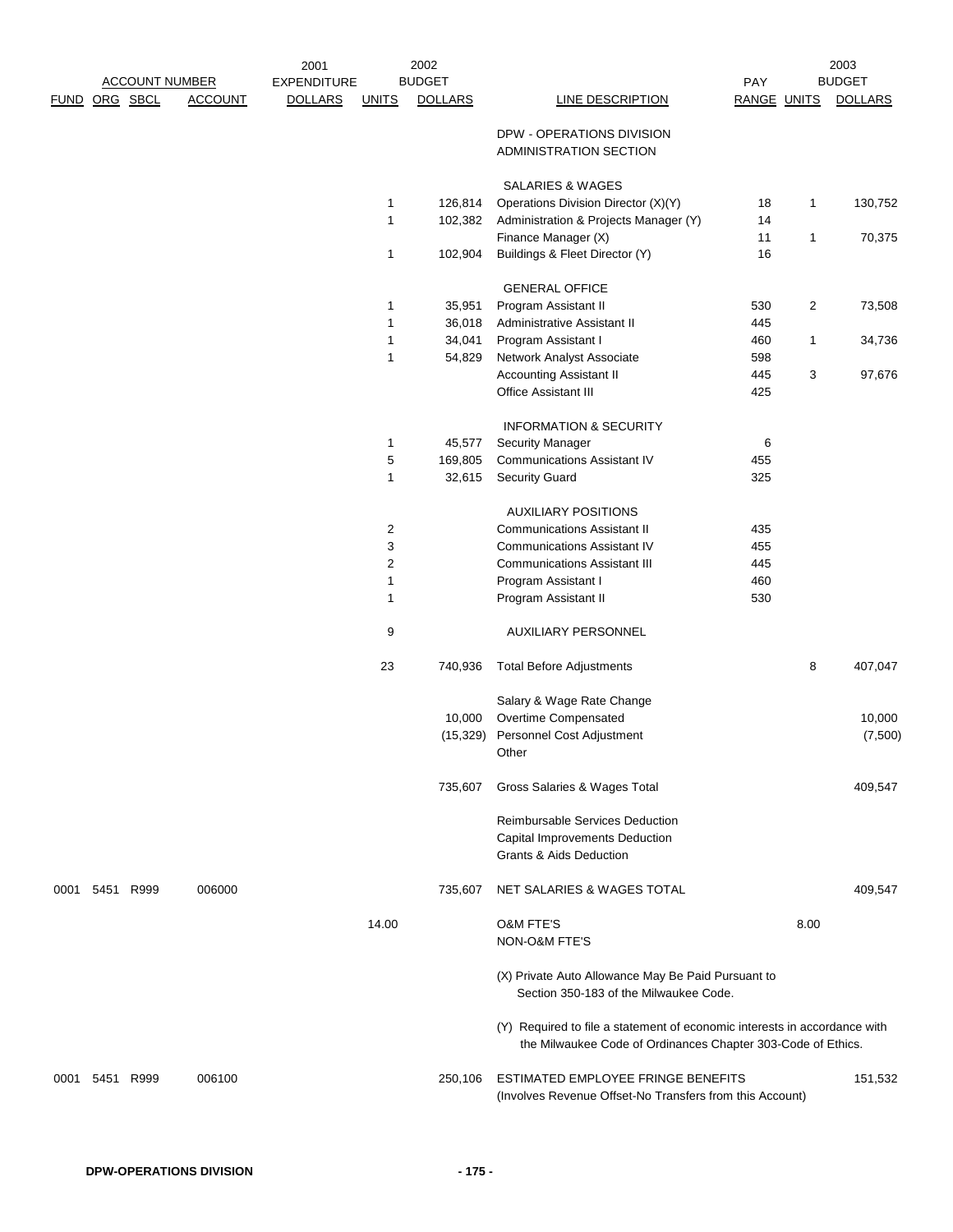| FUND | ORG | SBCL | ACCOUNT | 2001 EXPENDITURE DOLLARS | 2002 BUDGET UNITS | 2002 BUDGET DOLLARS | LINE DESCRIPTION | PAY RANGE | 2003 BUDGET UNITS | 2003 BUDGET DOLLARS |
|---|---|---|---|---|---|---|---|---|---|---|
| | | | | | | | DPW - OPERATIONS DIVISION | | | |
| | | | | | | | ADMINISTRATION SECTION | | | |
| | | | | | | | SALARIES & WAGES | | | |
| | | | | | 1 | 126,814 | Operations Division Director (X)(Y) | 18 | 1 | 130,752 |
| | | | | | 1 | 102,382 | Administration & Projects Manager (Y) | 14 | | |
| | | | | | | | Finance Manager (X) | 11 | 1 | 70,375 |
| | | | | | 1 | 102,904 | Buildings & Fleet Director (Y) | 16 | | |
| | | | | | | | GENERAL OFFICE | | | |
| | | | | | 1 | 35,951 | Program Assistant II | 530 | 2 | 73,508 |
| | | | | | 1 | 36,018 | Administrative Assistant II | 445 | | |
| | | | | | 1 | 34,041 | Program Assistant I | 460 | 1 | 34,736 |
| | | | | | 1 | 54,829 | Network Analyst Associate | 598 | | |
| | | | | | | | Accounting Assistant II | 445 | 3 | 97,676 |
| | | | | | | | Office Assistant III | 425 | | |
| | | | | | | | INFORMATION & SECURITY | | | |
| | | | | | 1 | 45,577 | Security Manager | 6 | | |
| | | | | | 5 | 169,805 | Communications Assistant IV | 455 | | |
| | | | | | 1 | 32,615 | Security Guard | 325 | | |
| | | | | | | | AUXILIARY POSITIONS | | | |
| | | | | | 2 | | Communications Assistant II | 435 | | |
| | | | | | 3 | | Communications Assistant IV | 455 | | |
| | | | | | 2 | | Communications Assistant III | 445 | | |
| | | | | | 1 | | Program Assistant I | 460 | | |
| | | | | | 1 | | Program Assistant II | 530 | | |
| | | | | | 9 | | AUXILIARY PERSONNEL | | | |
| | | | | | 23 | 740,936 | Total Before Adjustments | | 8 | 407,047 |
| | | | | | | | Salary & Wage Rate Change | | | |
| | | | | | | 10,000 | Overtime Compensated | | | 10,000 |
| | | | | | | (15,329) | Personnel Cost Adjustment | | | (7,500) |
| | | | | | | | Other | | | |
| | | | | | | 735,607 | Gross Salaries & Wages Total | | | 409,547 |
| | | | | | | | Reimbursable Services Deduction | | | |
| | | | | | | | Capital Improvements Deduction | | | |
| | | | | | | | Grants & Aids Deduction | | | |
| 0001 | 5451 | R999 | 006000 | | | 735,607 | NET SALARIES & WAGES TOTAL | | | 409,547 |
| | | | | | 14.00 | | O&M FTE'S | | 8.00 | |
| | | | | | | | NON-O&M FTE'S | | | |
| | | | | | | | (X) Private Auto Allowance May Be Paid Pursuant to Section 350-183 of the Milwaukee Code. | | | |
| | | | | | | | (Y) Required to file a statement of economic interests in accordance with the Milwaukee Code of Ordinances Chapter 303-Code of Ethics. | | | |
| 0001 | 5451 | R999 | 006100 | | | 250,106 | ESTIMATED EMPLOYEE FRINGE BENEFITS (Involves Revenue Offset-No Transfers from this Account) | | | 151,532 |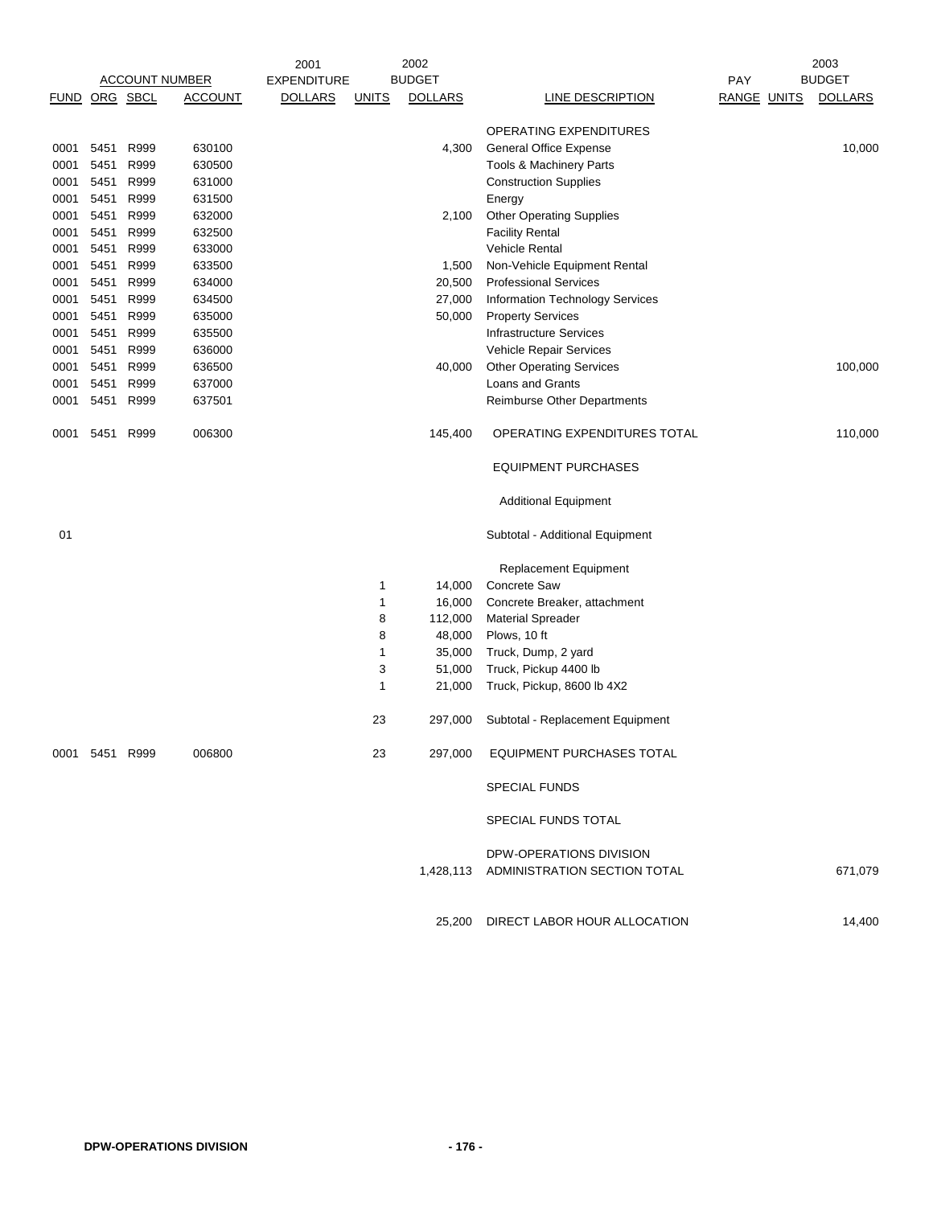| ACCOUNT NUMBER | | | | 2001 EXPENDITURE | 2002 BUDGET | | | PAY | | 2003 BUDGET |
|---|---|---|---|---|---|---|---|---|---|---|
| FUND | ORG | SBCL | ACCOUNT | DOLLARS | UNITS | DOLLARS | LINE DESCRIPTION | RANGE | UNITS | DOLLARS |
| | | | | | | | OPERATING EXPENDITURES | | | |
| 0001 | 5451 | R999 | 630100 | | | 4,300 | General Office Expense | | | 10,000 |
| 0001 | 5451 | R999 | 630500 | | | | Tools & Machinery Parts | | | |
| 0001 | 5451 | R999 | 631000 | | | | Construction Supplies | | | |
| 0001 | 5451 | R999 | 631500 | | | | Energy | | | |
| 0001 | 5451 | R999 | 632000 | | | 2,100 | Other Operating Supplies | | | |
| 0001 | 5451 | R999 | 632500 | | | | Facility Rental | | | |
| 0001 | 5451 | R999 | 633000 | | | | Vehicle Rental | | | |
| 0001 | 5451 | R999 | 633500 | | | 1,500 | Non-Vehicle Equipment Rental | | | |
| 0001 | 5451 | R999 | 634000 | | | 20,500 | Professional Services | | | |
| 0001 | 5451 | R999 | 634500 | | | 27,000 | Information Technology Services | | | |
| 0001 | 5451 | R999 | 635000 | | | 50,000 | Property Services | | | |
| 0001 | 5451 | R999 | 635500 | | | | Infrastructure Services | | | |
| 0001 | 5451 | R999 | 636000 | | | | Vehicle Repair Services | | | |
| 0001 | 5451 | R999 | 636500 | | | 40,000 | Other Operating Services | | | 100,000 |
| 0001 | 5451 | R999 | 637000 | | | | Loans and Grants | | | |
| 0001 | 5451 | R999 | 637501 | | | | Reimburse Other Departments | | | |
| 0001 | 5451 | R999 | 006300 | | | 145,400 | OPERATING EXPENDITURES TOTAL | | | 110,000 |
| | | | | | | | EQUIPMENT PURCHASES | | | |
| | | | | | | | Additional Equipment | | | |
| 01 | | | | | | | Subtotal - Additional Equipment | | | |
| | | | | | | | Replacement Equipment | | | |
| | | | | | 1 | 14,000 | Concrete Saw | | | |
| | | | | | 1 | 16,000 | Concrete Breaker, attachment | | | |
| | | | | | 8 | 112,000 | Material Spreader | | | |
| | | | | | 8 | 48,000 | Plows, 10 ft | | | |
| | | | | | 1 | 35,000 | Truck, Dump, 2 yard | | | |
| | | | | | 3 | 51,000 | Truck, Pickup 4400 lb | | | |
| | | | | | 1 | 21,000 | Truck, Pickup, 8600 lb 4X2 | | | |
| | | | | | 23 | 297,000 | Subtotal - Replacement Equipment | | | |
| 0001 | 5451 | R999 | 006800 | | 23 | 297,000 | EQUIPMENT PURCHASES TOTAL | | | |
| | | | | | | | SPECIAL FUNDS | | | |
| | | | | | | | SPECIAL FUNDS TOTAL | | | |
| | | | | | | 1,428,113 | DPW-OPERATIONS DIVISION ADMINISTRATION SECTION TOTAL | | | 671,079 |
| | | | | | | 25,200 | DIRECT LABOR HOUR ALLOCATION | | | 14,400 |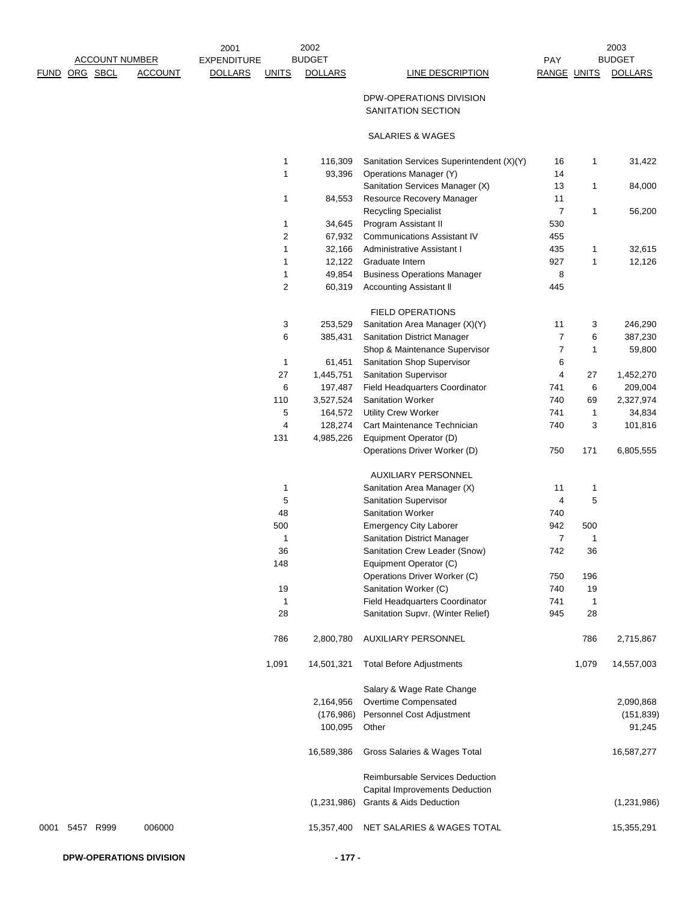| FUND | ORG | SBCL | ACCOUNT | 2001 EXPENDITURE DOLLARS | 2002 BUDGET UNITS | 2002 BUDGET DOLLARS | LINE DESCRIPTION | PAY RANGE | 2003 BUDGET UNITS | 2003 BUDGET DOLLARS |
|---|---|---|---|---|---|---|---|---|---|---|
| | | | | | | | DPW-OPERATIONS DIVISION SANITATION SECTION | | | |
| | | | | | | | SALARIES & WAGES | | | |
| | | | | | 1 | 116,309 | Sanitation Services Superintendent (X)(Y) | 16 | 1 | 31,422 |
| | | | | | 1 | 93,396 | Operations Manager (Y) | 14 | | |
| | | | | | | | Sanitation Services Manager (X) | 13 | 1 | 84,000 |
| | | | | | 1 | 84,553 | Resource Recovery Manager | 11 | | |
| | | | | | | | Recycling Specialist | 7 | 1 | 56,200 |
| | | | | | 1 | 34,645 | Program Assistant II | 530 | | |
| | | | | | 2 | 67,932 | Communications Assistant IV | 455 | | |
| | | | | | 1 | 32,166 | Administrative Assistant I | 435 | 1 | 32,615 |
| | | | | | 1 | 12,122 | Graduate Intern | 927 | 1 | 12,126 |
| | | | | | 1 | 49,854 | Business Operations Manager | 8 | | |
| | | | | | 2 | 60,319 | Accounting Assistant ll | 445 | | |
| | | | | | | | FIELD OPERATIONS | | | |
| | | | | | 3 | 253,529 | Sanitation Area Manager (X)(Y) | 11 | 3 | 246,290 |
| | | | | | 6 | 385,431 | Sanitation District Manager | 7 | 6 | 387,230 |
| | | | | | | | Shop & Maintenance Supervisor | 7 | 1 | 59,800 |
| | | | | | 1 | 61,451 | Sanitation Shop Supervisor | 6 | | |
| | | | | | 27 | 1,445,751 | Sanitation Supervisor | 4 | 27 | 1,452,270 |
| | | | | | 6 | 197,487 | Field Headquarters Coordinator | 741 | 6 | 209,004 |
| | | | | | 110 | 3,527,524 | Sanitation Worker | 740 | 69 | 2,327,974 |
| | | | | | 5 | 164,572 | Utility Crew Worker | 741 | 1 | 34,834 |
| | | | | | 4 | 128,274 | Cart Maintenance Technician | 740 | 3 | 101,816 |
| | | | | | 131 | 4,985,226 | Equipment Operator (D) | | | |
| | | | | | | | Operations Driver Worker (D) | 750 | 171 | 6,805,555 |
| | | | | | | | AUXILIARY PERSONNEL | | | |
| | | | | | 1 | | Sanitation Area Manager (X) | 11 | 1 | |
| | | | | | 5 | | Sanitation Supervisor | 4 | 5 | |
| | | | | | 48 | | Sanitation Worker | 740 | | |
| | | | | | 500 | | Emergency City Laborer | 942 | 500 | |
| | | | | | 1 | | Sanitation District Manager | 7 | 1 | |
| | | | | | 36 | | Sanitation Crew Leader (Snow) | 742 | 36 | |
| | | | | | 148 | | Equipment Operator (C) | | | |
| | | | | | | | Operations Driver Worker (C) | 750 | 196 | |
| | | | | | 19 | | Sanitation Worker (C) | 740 | 19 | |
| | | | | | 1 | | Field Headquarters Coordinator | 741 | 1 | |
| | | | | | 28 | | Sanitation Supvr. (Winter Relief) | 945 | 28 | |
| | | | | | 786 | 2,800,780 | AUXILIARY PERSONNEL | | 786 | 2,715,867 |
| | | | | | 1,091 | 14,501,321 | Total Before Adjustments | | 1,079 | 14,557,003 |
| | | | | | | | Salary & Wage Rate Change | | | |
| | | | | | | 2,164,956 | Overtime Compensated | | | 2,090,868 |
| | | | | | | (176,986) | Personnel Cost Adjustment | | | (151,839) |
| | | | | | | 100,095 | Other | | | 91,245 |
| | | | | | | 16,589,386 | Gross Salaries & Wages Total | | | 16,587,277 |
| | | | | | | | Reimbursable Services Deduction | | | |
| | | | | | | | Capital Improvements Deduction | | | |
| | | | | | | (1,231,986) | Grants & Aids Deduction | | | (1,231,986) |
| 0001 | 5457 | R999 | 006000 | | | 15,357,400 | NET SALARIES & WAGES TOTAL | | | 15,355,291 |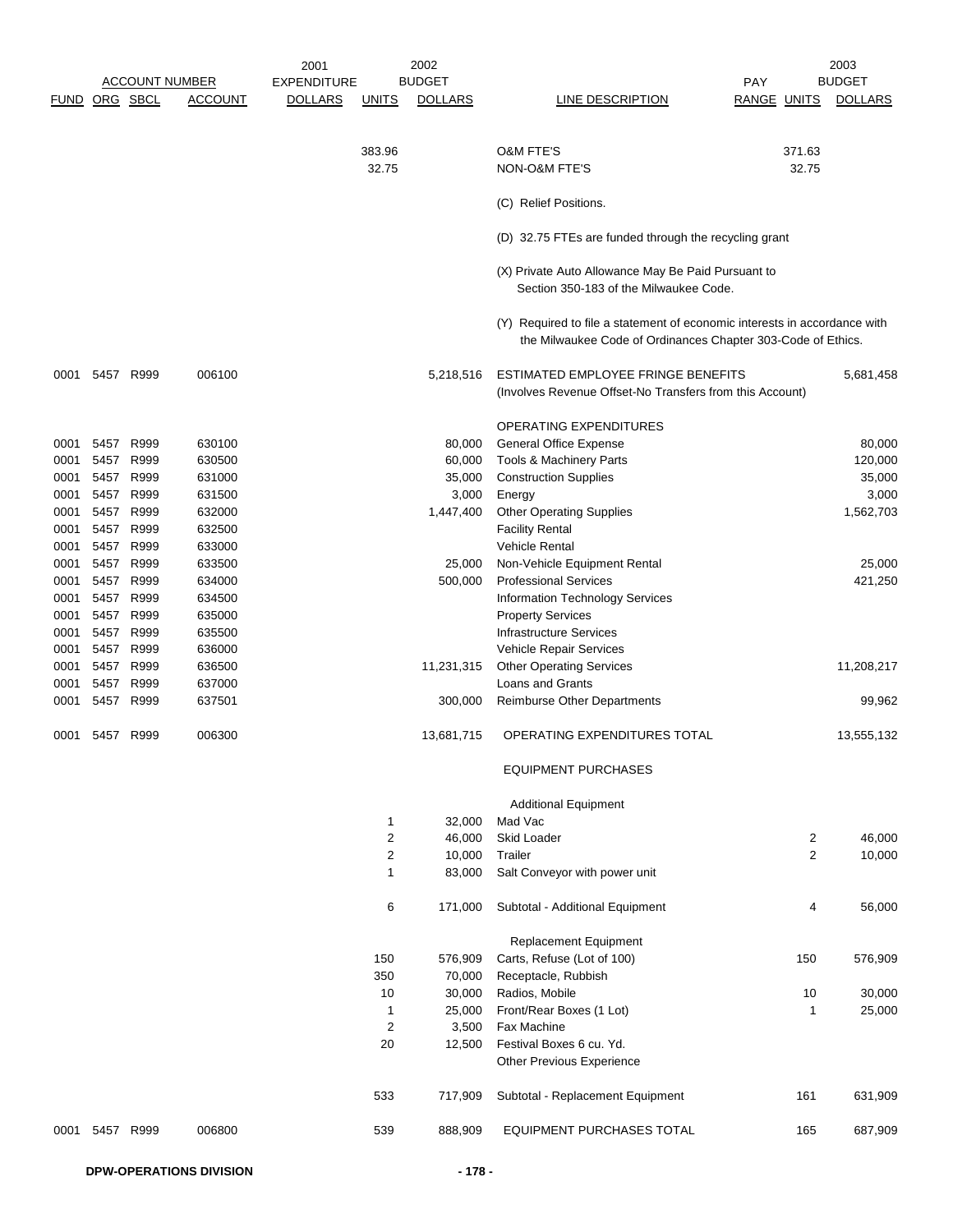| FUND | ORG | SBCL | ACCOUNT NUMBER ACCOUNT | 2001 EXPENDITURE DOLLARS | 2002 UNITS | 2002 BUDGET DOLLARS | LINE DESCRIPTION | PAY RANGE | 2003 UNITS | 2003 BUDGET DOLLARS |
|---|---|---|---|---|---|---|---|---|---|---|
| | | | | | 383.96 | | O&M FTE'S | | 371.63 | |
| | | | | | 32.75 | | NON-O&M FTE'S | | 32.75 | |
| | | | | | | | (C) Relief Positions. | | | |
| | | | | | | | (D) 32.75 FTEs are funded through the recycling grant | | | |
| | | | | | | | (X) Private Auto Allowance May Be Paid Pursuant to Section 350-183 of the Milwaukee Code. | | | |
| | | | | | | | (Y) Required to file a statement of economic interests in accordance with the Milwaukee Code of Ordinances Chapter 303-Code of Ethics. | | | |
| 0001 | 5457 | R999 | 006100 | | | 5,218,516 | ESTIMATED EMPLOYEE FRINGE BENEFITS (Involves Revenue Offset-No Transfers from this Account) | | | 5,681,458 |
| | | | | | | | OPERATING EXPENDITURES | | | |
| 0001 | 5457 | R999 | 630100 | | | 80,000 | General Office Expense | | | 80,000 |
| 0001 | 5457 | R999 | 630500 | | | 60,000 | Tools & Machinery Parts | | | 120,000 |
| 0001 | 5457 | R999 | 631000 | | | 35,000 | Construction Supplies | | | 35,000 |
| 0001 | 5457 | R999 | 631500 | | | 3,000 | Energy | | | 3,000 |
| 0001 | 5457 | R999 | 632000 | | | 1,447,400 | Other Operating Supplies | | | 1,562,703 |
| 0001 | 5457 | R999 | 632500 | | | | Facility Rental | | | |
| 0001 | 5457 | R999 | 633000 | | | | Vehicle Rental | | | |
| 0001 | 5457 | R999 | 633500 | | | 25,000 | Non-Vehicle Equipment Rental | | | 25,000 |
| 0001 | 5457 | R999 | 634000 | | | 500,000 | Professional Services | | | 421,250 |
| 0001 | 5457 | R999 | 634500 | | | | Information Technology Services | | | |
| 0001 | 5457 | R999 | 635000 | | | | Property Services | | | |
| 0001 | 5457 | R999 | 635500 | | | | Infrastructure Services | | | |
| 0001 | 5457 | R999 | 636000 | | | | Vehicle Repair Services | | | |
| 0001 | 5457 | R999 | 636500 | | | 11,231,315 | Other Operating Services | | | 11,208,217 |
| 0001 | 5457 | R999 | 637000 | | | | Loans and Grants | | | |
| 0001 | 5457 | R999 | 637501 | | | 300,000 | Reimburse Other Departments | | | 99,962 |
| 0001 | 5457 | R999 | 006300 | | | 13,681,715 | OPERATING EXPENDITURES TOTAL | | | 13,555,132 |
| | | | | | | | EQUIPMENT PURCHASES | | | |
| | | | | | | | Additional Equipment | | | |
| | | | | | 1 | 32,000 | Mad Vac | | | |
| | | | | | 2 | 46,000 | Skid Loader | | 2 | 46,000 |
| | | | | | 2 | 10,000 | Trailer | | 2 | 10,000 |
| | | | | | 1 | 83,000 | Salt Conveyor with power unit | | | |
| | | | | | 6 | 171,000 | Subtotal - Additional Equipment | | 4 | 56,000 |
| | | | | | | | Replacement Equipment | | | |
| | | | | | 150 | 576,909 | Carts, Refuse (Lot of 100) | | 150 | 576,909 |
| | | | | | 350 | 70,000 | Receptacle, Rubbish | | | |
| | | | | | 10 | 30,000 | Radios, Mobile | | 10 | 30,000 |
| | | | | | 1 | 25,000 | Front/Rear Boxes (1 Lot) | | 1 | 25,000 |
| | | | | | 2 | 3,500 | Fax Machine | | | |
| | | | | | 20 | 12,500 | Festival Boxes 6 cu. Yd. | | | |
| | | | | | | | Other Previous Experience | | | |
| | | | | | 533 | 717,909 | Subtotal - Replacement Equipment | | 161 | 631,909 |
| 0001 | 5457 | R999 | 006800 | | 539 | 888,909 | EQUIPMENT PURCHASES TOTAL | | 165 | 687,909 |

**DPW-OPERATIONS DIVISION**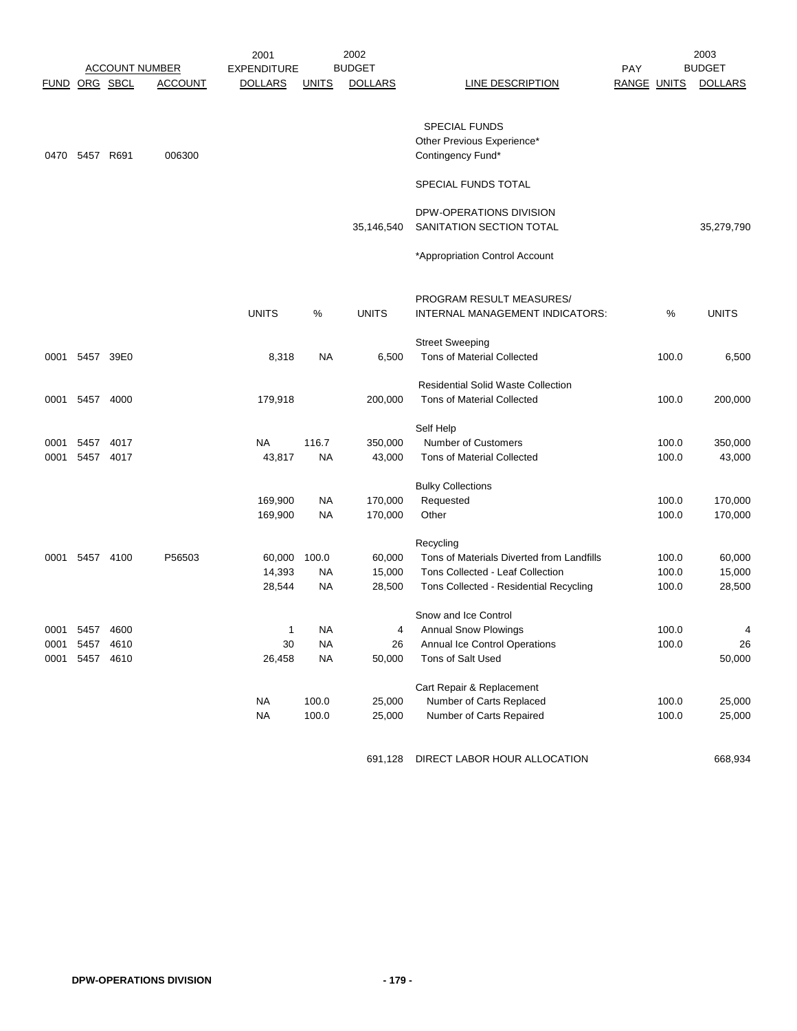| ACCOUNT NUMBER | | | | 2001 EXPENDITURE | 2002 BUDGET | | | PAY | 2003 BUDGET | |
|---|---|---|---|---|---|---|---|---|---|---|
| FUND | ORG | SBCL | ACCOUNT | DOLLARS | UNITS | DOLLARS | LINE DESCRIPTION | RANGE | UNITS | DOLLARS |
| | | | | | | | SPECIAL FUNDS | | | |
| | | | | | | | Other Previous Experience* | | | |
| 0470 | 5457 | R691 | 006300 | | | | Contingency Fund* | | | |
| | | | | | | | SPECIAL FUNDS TOTAL | | | |
| | | | | | | | DPW-OPERATIONS DIVISION | | | |
| | | | | | | 35,146,540 | SANITATION SECTION TOTAL | | | 35,279,790 |
| | | | | | | | *Appropriation Control Account | | | |
| | | | | UNITS | % | UNITS | PROGRAM RESULT MEASURES/ INTERNAL MANAGEMENT INDICATORS: | | % | UNITS |
| | | | | | | | Street Sweeping | | | |
| 0001 | 5457 | 39E0 | | 8,318 | NA | 6,500 | Tons of Material Collected | | 100.0 | 6,500 |
| | | | | | | | Residential Solid Waste Collection | | | |
| 0001 | 5457 | 4000 | | 179,918 | | 200,000 | Tons of Material Collected | | 100.0 | 200,000 |
| | | | | | | | Self Help | | | |
| 0001 | 5457 | 4017 | | NA | 116.7 | 350,000 | Number of Customers | | 100.0 | 350,000 |
| 0001 | 5457 | 4017 | | 43,817 | NA | 43,000 | Tons of Material Collected | | 100.0 | 43,000 |
| | | | | | | | Bulky Collections | | | |
| | | | | 169,900 | NA | 170,000 | Requested | | 100.0 | 170,000 |
| | | | | 169,900 | NA | 170,000 | Other | | 100.0 | 170,000 |
| | | | | | | | Recycling | | | |
| 0001 | 5457 | 4100 | P56503 | 60,000 | 100.0 | 60,000 | Tons of Materials Diverted from Landfills | | 100.0 | 60,000 |
| | | | | 14,393 | NA | 15,000 | Tons Collected - Leaf Collection | | 100.0 | 15,000 |
| | | | | 28,544 | NA | 28,500 | Tons Collected - Residential Recycling | | 100.0 | 28,500 |
| | | | | | | | Snow and Ice Control | | | |
| 0001 | 5457 | 4600 | | 1 | NA | 4 | Annual Snow Plowings | | 100.0 | 4 |
| 0001 | 5457 | 4610 | | 30 | NA | 26 | Annual Ice Control Operations | | 100.0 | 26 |
| 0001 | 5457 | 4610 | | 26,458 | NA | 50,000 | Tons of Salt Used | | | 50,000 |
| | | | | | | | Cart Repair & Replacement | | | |
| | | | | NA | 100.0 | 25,000 | Number of Carts Replaced | | 100.0 | 25,000 |
| | | | | NA | 100.0 | 25,000 | Number of Carts Repaired | | 100.0 | 25,000 |
| | | | | | | 691,128 | DIRECT LABOR HOUR ALLOCATION | | | 668,934 |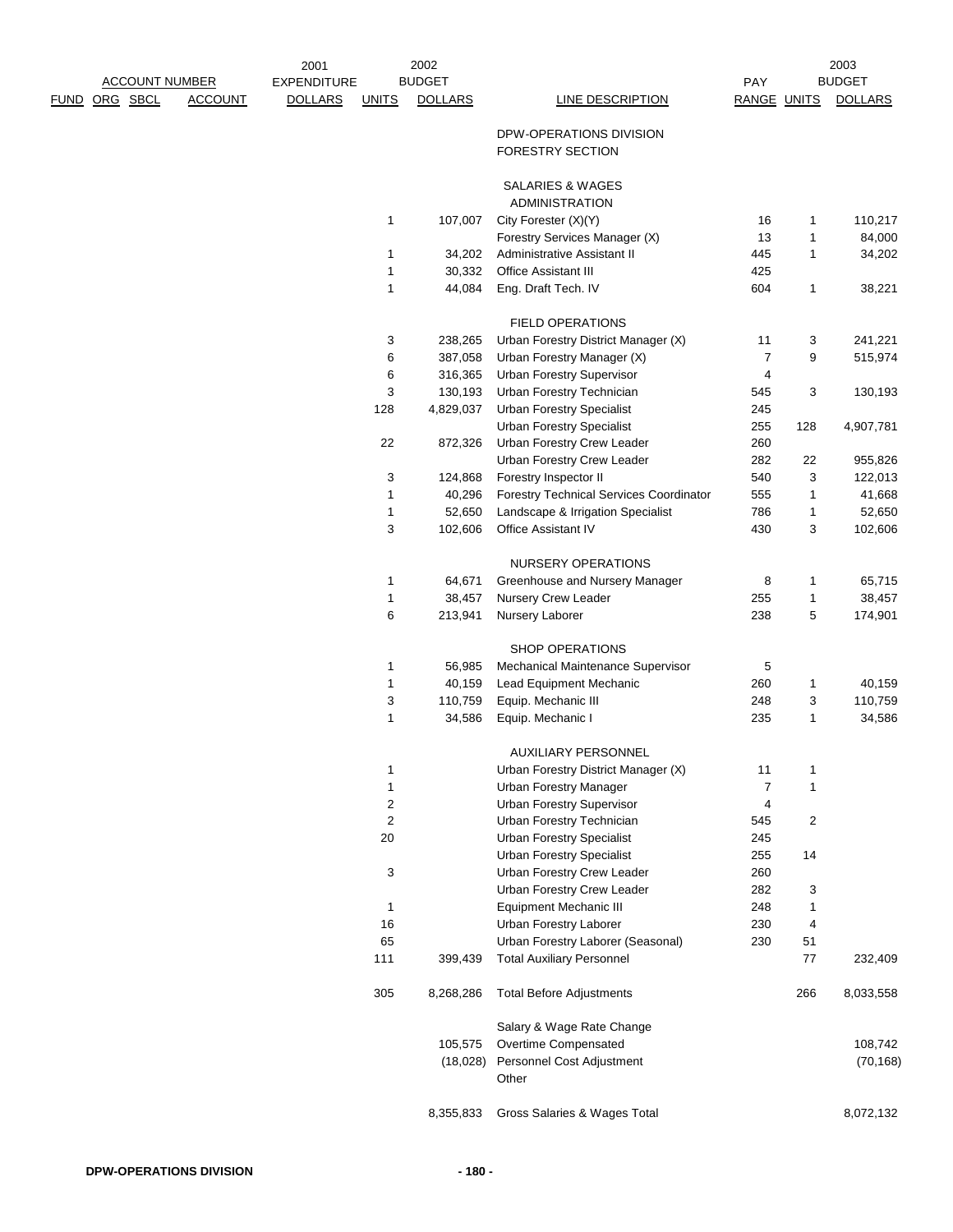| ACCOUNT NUMBER | | | | 2001 | 2002 | | | | 2003 | |
|---|---|---|---|---|---|---|---|---|---|---|
| FUND | ORG | SBCL | ACCOUNT | EXPENDITURE DOLLARS | UNITS | BUDGET DOLLARS | LINE DESCRIPTION | PAY RANGE | UNITS | BUDGET DOLLARS |
| | | | | | | | DPW-OPERATIONS DIVISION | | | |
| | | | | | | | FORESTRY SECTION | | | |
| | | | | | | | SALARIES & WAGES | | | |
| | | | | | | | ADMINISTRATION | | | |
| | | | | | 1 | 107,007 | City Forester (X)(Y) | 16 | 1 | 110,217 |
| | | | | | | | Forestry Services Manager (X) | 13 | 1 | 84,000 |
| | | | | | 1 | 34,202 | Administrative Assistant II | 445 | 1 | 34,202 |
| | | | | | 1 | 30,332 | Office Assistant III | 425 | | |
| | | | | | 1 | 44,084 | Eng. Draft Tech. IV | 604 | 1 | 38,221 |
| | | | | | | | FIELD OPERATIONS | | | |
| | | | | | 3 | 238,265 | Urban Forestry District Manager (X) | 11 | 3 | 241,221 |
| | | | | | 6 | 387,058 | Urban Forestry Manager (X) | 7 | 9 | 515,974 |
| | | | | | 6 | 316,365 | Urban Forestry Supervisor | 4 | | |
| | | | | | 3 | 130,193 | Urban Forestry Technician | 545 | 3 | 130,193 |
| | | | | | 128 | 4,829,037 | Urban Forestry Specialist | 245 | | |
| | | | | | | | Urban Forestry Specialist | 255 | 128 | 4,907,781 |
| | | | | | 22 | 872,326 | Urban Forestry Crew Leader | 260 | | |
| | | | | | | | Urban Forestry Crew Leader | 282 | 22 | 955,826 |
| | | | | | 3 | 124,868 | Forestry Inspector II | 540 | 3 | 122,013 |
| | | | | | 1 | 40,296 | Forestry Technical Services Coordinator | 555 | 1 | 41,668 |
| | | | | | 1 | 52,650 | Landscape & Irrigation Specialist | 786 | 1 | 52,650 |
| | | | | | 3 | 102,606 | Office Assistant IV | 430 | 3 | 102,606 |
| | | | | | | | NURSERY OPERATIONS | | | |
| | | | | | 1 | 64,671 | Greenhouse and Nursery Manager | 8 | 1 | 65,715 |
| | | | | | 1 | 38,457 | Nursery Crew Leader | 255 | 1 | 38,457 |
| | | | | | 6 | 213,941 | Nursery Laborer | 238 | 5 | 174,901 |
| | | | | | | | SHOP OPERATIONS | | | |
| | | | | | 1 | 56,985 | Mechanical Maintenance Supervisor | 5 | | |
| | | | | | 1 | 40,159 | Lead Equipment Mechanic | 260 | 1 | 40,159 |
| | | | | | 3 | 110,759 | Equip. Mechanic III | 248 | 3 | 110,759 |
| | | | | | 1 | 34,586 | Equip. Mechanic I | 235 | 1 | 34,586 |
| | | | | | | | AUXILIARY PERSONNEL | | | |
| | | | | | 1 | | Urban Forestry District Manager (X) | 11 | 1 | |
| | | | | | 1 | | Urban Forestry Manager | 7 | 1 | |
| | | | | | 2 | | Urban Forestry Supervisor | 4 | | |
| | | | | | 2 | | Urban Forestry Technician | 545 | 2 | |
| | | | | | 20 | | Urban Forestry Specialist | 245 | | |
| | | | | | | | Urban Forestry Specialist | 255 | 14 | |
| | | | | | 3 | | Urban Forestry Crew Leader | 260 | | |
| | | | | | | | Urban Forestry Crew Leader | 282 | 3 | |
| | | | | | 1 | | Equipment Mechanic III | 248 | 1 | |
| | | | | | 16 | | Urban Forestry Laborer | 230 | 4 | |
| | | | | | 65 | | Urban Forestry Laborer (Seasonal) | 230 | 51 | |
| | | | | | 111 | 399,439 | Total Auxiliary Personnel | | 77 | 232,409 |
| | | | | | 305 | 8,268,286 | Total Before Adjustments | | 266 | 8,033,558 |
| | | | | | | | Salary & Wage Rate Change | | | |
| | | | | | | 105,575 | Overtime Compensated | | | 108,742 |
| | | | | | | (18,028) | Personnel Cost Adjustment | | | (70,168) |
| | | | | | | | Other | | | |
| | | | | | | 8,355,833 | Gross Salaries & Wages Total | | | 8,072,132 |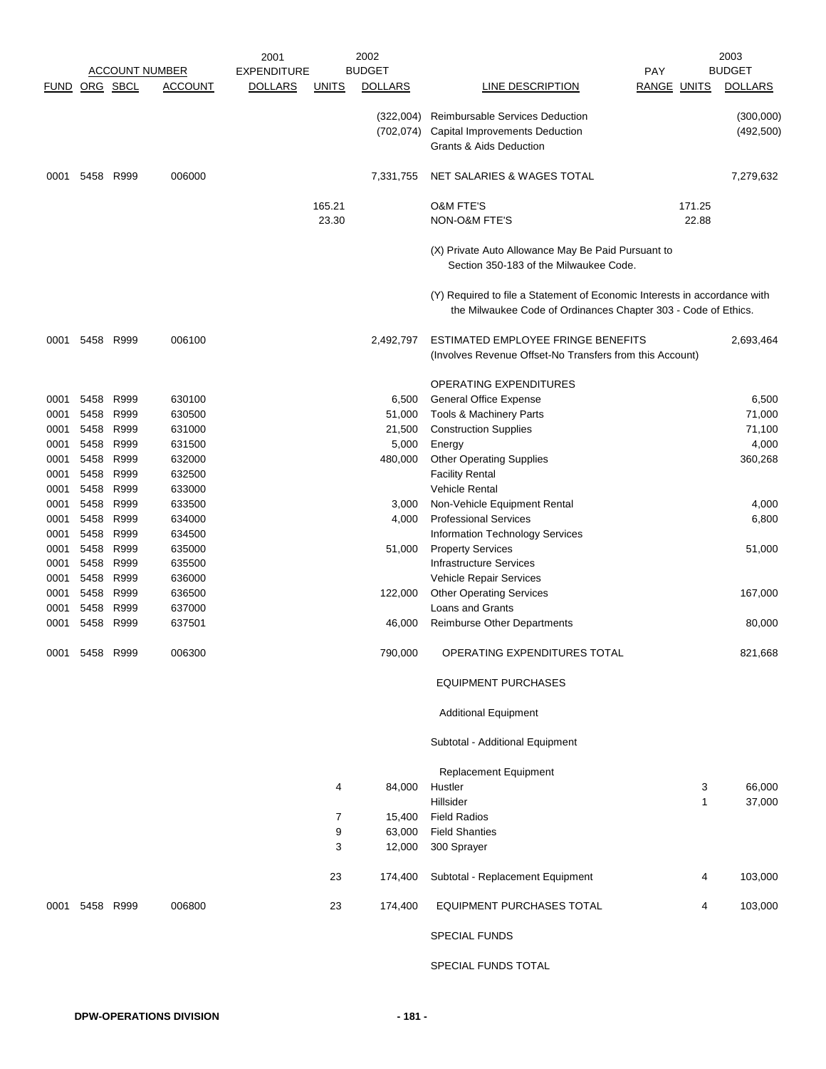| ACCOUNT NUMBER | | | | 2001 EXPENDITURE | 2002 BUDGET | | | PAY | | 2003 BUDGET |
|---|---|---|---|---|---|---|---|---|---|---|
| FUND | ORG | SBCL | ACCOUNT | DOLLARS | UNITS | DOLLARS | LINE DESCRIPTION | RANGE | UNITS | DOLLARS |
| | | | | | | (322,004) | Reimbursable Services Deduction | | | (300,000) |
| | | | | | | (702,074) | Capital Improvements Deduction | | | (492,500) |
| | | | | | | | Grants & Aids Deduction | | | |
| 0001 | 5458 | R999 | 006000 | | | 7,331,755 | NET SALARIES & WAGES TOTAL | | | 7,279,632 |
| | | | | | 165.21 | | O&M FTE'S | | 171.25 | |
| | | | | | 23.30 | | NON-O&M FTE'S | | 22.88 | |
| | | | | | | | (X) Private Auto Allowance May Be Paid Pursuant to Section 350-183 of the Milwaukee Code. | | | |
| | | | | | | | (Y) Required to file a Statement of Economic Interests in accordance with the Milwaukee Code of Ordinances Chapter 303 - Code of Ethics. | | | |
| 0001 | 5458 | R999 | 006100 | | | 2,492,797 | ESTIMATED EMPLOYEE FRINGE BENEFITS (Involves Revenue Offset-No Transfers from this Account) | | | 2,693,464 |
| | | | | | | | OPERATING EXPENDITURES | | | |
| 0001 | 5458 | R999 | 630100 | | | 6,500 | General Office Expense | | | 6,500 |
| 0001 | 5458 | R999 | 630500 | | | 51,000 | Tools & Machinery Parts | | | 71,000 |
| 0001 | 5458 | R999 | 631000 | | | 21,500 | Construction Supplies | | | 71,100 |
| 0001 | 5458 | R999 | 631500 | | | 5,000 | Energy | | | 4,000 |
| 0001 | 5458 | R999 | 632000 | | | 480,000 | Other Operating Supplies | | | 360,268 |
| 0001 | 5458 | R999 | 632500 | | | | Facility Rental | | | |
| 0001 | 5458 | R999 | 633000 | | | | Vehicle Rental | | | |
| 0001 | 5458 | R999 | 633500 | | | 3,000 | Non-Vehicle Equipment Rental | | | 4,000 |
| 0001 | 5458 | R999 | 634000 | | | 4,000 | Professional Services | | | 6,800 |
| 0001 | 5458 | R999 | 634500 | | | | Information Technology Services | | | |
| 0001 | 5458 | R999 | 635000 | | | 51,000 | Property Services | | | 51,000 |
| 0001 | 5458 | R999 | 635500 | | | | Infrastructure Services | | | |
| 0001 | 5458 | R999 | 636000 | | | | Vehicle Repair Services | | | |
| 0001 | 5458 | R999 | 636500 | | | 122,000 | Other Operating Services | | | 167,000 |
| 0001 | 5458 | R999 | 637000 | | | | Loans and Grants | | | |
| 0001 | 5458 | R999 | 637501 | | | 46,000 | Reimburse Other Departments | | | 80,000 |
| 0001 | 5458 | R999 | 006300 | | | 790,000 | OPERATING EXPENDITURES TOTAL | | | 821,668 |
| | | | | | | | EQUIPMENT PURCHASES | | | |
| | | | | | | | Additional Equipment | | | |
| | | | | | | | Subtotal - Additional Equipment | | | |
| | | | | | | | Replacement Equipment | | | |
| | | | | | 4 | 84,000 | Hustler | | 3 | 66,000 |
| | | | | | | | Hillsider | | 1 | 37,000 |
| | | | | | 7 | 15,400 | Field Radios | | | |
| | | | | | 9 | 63,000 | Field Shanties | | | |
| | | | | | 3 | 12,000 | 300 Sprayer | | | |
| | | | | | 23 | 174,400 | Subtotal - Replacement Equipment | | 4 | 103,000 |
| 0001 | 5458 | R999 | 006800 | | 23 | 174,400 | EQUIPMENT PURCHASES TOTAL | | 4 | 103,000 |
| | | | | | | | SPECIAL FUNDS | | | |
| | | | | | | | SPECIAL FUNDS TOTAL | | | |

DPW-OPERATIONS DIVISION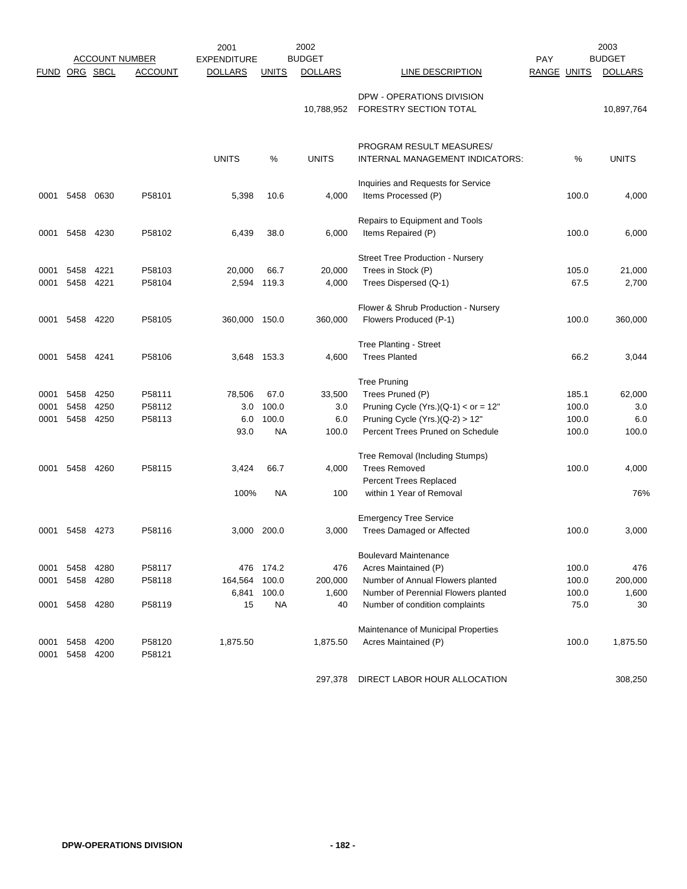| ACCOUNT NUMBER | | | | 2001 EXPENDITURE | | 2002 BUDGET | | PAY | | 2003 BUDGET |
|---|---|---|---|---|---|---|---|---|---|---|
| FUND | ORG | SBCL | ACCOUNT | DOLLARS | UNITS | DOLLARS | LINE DESCRIPTION | RANGE | UNITS | DOLLARS |
| | | | | | | | DPW - OPERATIONS DIVISION | | | |
| | | | | | | 10,788,952 | FORESTRY SECTION TOTAL | | | 10,897,764 |
| | | | | | | | PROGRAM RESULT MEASURES/ | | | |
| | | | | UNITS | % | UNITS | INTERNAL MANAGEMENT INDICATORS: | | % | UNITS |
| | | | | | | | Inquiries and Requests for Service | | | |
| 0001 | 5458 | 0630 | P58101 | 5,398 | 10.6 | 4,000 | Items Processed (P) | | 100.0 | 4,000 |
| | | | | | | | Repairs to Equipment and Tools | | | |
| 0001 | 5458 | 4230 | P58102 | 6,439 | 38.0 | 6,000 | Items Repaired (P) | | 100.0 | 6,000 |
| | | | | | | | Street Tree Production - Nursery | | | |
| 0001 | 5458 | 4221 | P58103 | 20,000 | 66.7 | 20,000 | Trees in Stock (P) | | 105.0 | 21,000 |
| 0001 | 5458 | 4221 | P58104 | 2,594 | 119.3 | 4,000 | Trees Dispersed (Q-1) | | 67.5 | 2,700 |
| | | | | | | | Flower & Shrub Production - Nursery | | | |
| 0001 | 5458 | 4220 | P58105 | 360,000 | 150.0 | 360,000 | Flowers Produced (P-1) | | 100.0 | 360,000 |
| | | | | | | | Tree Planting - Street | | | |
| 0001 | 5458 | 4241 | P58106 | 3,648 | 153.3 | 4,600 | Trees Planted | | 66.2 | 3,044 |
| | | | | | | | Tree Pruning | | | |
| 0001 | 5458 | 4250 | P58111 | 78,506 | 67.0 | 33,500 | Trees Pruned (P) | | 185.1 | 62,000 |
| 0001 | 5458 | 4250 | P58112 | 3.0 | 100.0 | 3.0 | Pruning Cycle (Yrs.)(Q-1) < or = 12" | | 100.0 | 3.0 |
| 0001 | 5458 | 4250 | P58113 | 6.0 | 100.0 | 6.0 | Pruning Cycle (Yrs.)(Q-2) > 12" | | 100.0 | 6.0 |
| | | | | 93.0 | NA | 100.0 | Percent Trees Pruned on Schedule | | 100.0 | 100.0 |
| | | | | | | | Tree Removal (Including Stumps) | | | |
| 0001 | 5458 | 4260 | P58115 | 3,424 | 66.7 | 4,000 | Trees Removed | | 100.0 | 4,000 |
| | | | | | | | Percent Trees Replaced | | | |
| | | | | 100% | NA | 100 | within 1 Year of Removal | | | 76% |
| | | | | | | | Emergency Tree Service | | | |
| 0001 | 5458 | 4273 | P58116 | 3,000 | 200.0 | 3,000 | Trees Damaged or Affected | | 100.0 | 3,000 |
| | | | | | | | Boulevard Maintenance | | | |
| 0001 | 5458 | 4280 | P58117 | 476 | 174.2 | 476 | Acres Maintained (P) | | 100.0 | 476 |
| 0001 | 5458 | 4280 | P58118 | 164,564 | 100.0 | 200,000 | Number of Annual Flowers planted | | 100.0 | 200,000 |
| | | | | 6,841 | 100.0 | 1,600 | Number of Perennial Flowers planted | | 100.0 | 1,600 |
| 0001 | 5458 | 4280 | P58119 | 15 | NA | 40 | Number of condition complaints | | 75.0 | 30 |
| | | | | | | | Maintenance of Municipal Properties | | | |
| 0001 | 5458 | 4200 | P58120 | 1,875.50 | | 1,875.50 | Acres Maintained (P) | | 100.0 | 1,875.50 |
| 0001 | 5458 | 4200 | P58121 | | | | | | | |
| | | | | | | 297,378 | DIRECT LABOR HOUR ALLOCATION | | | 308,250 |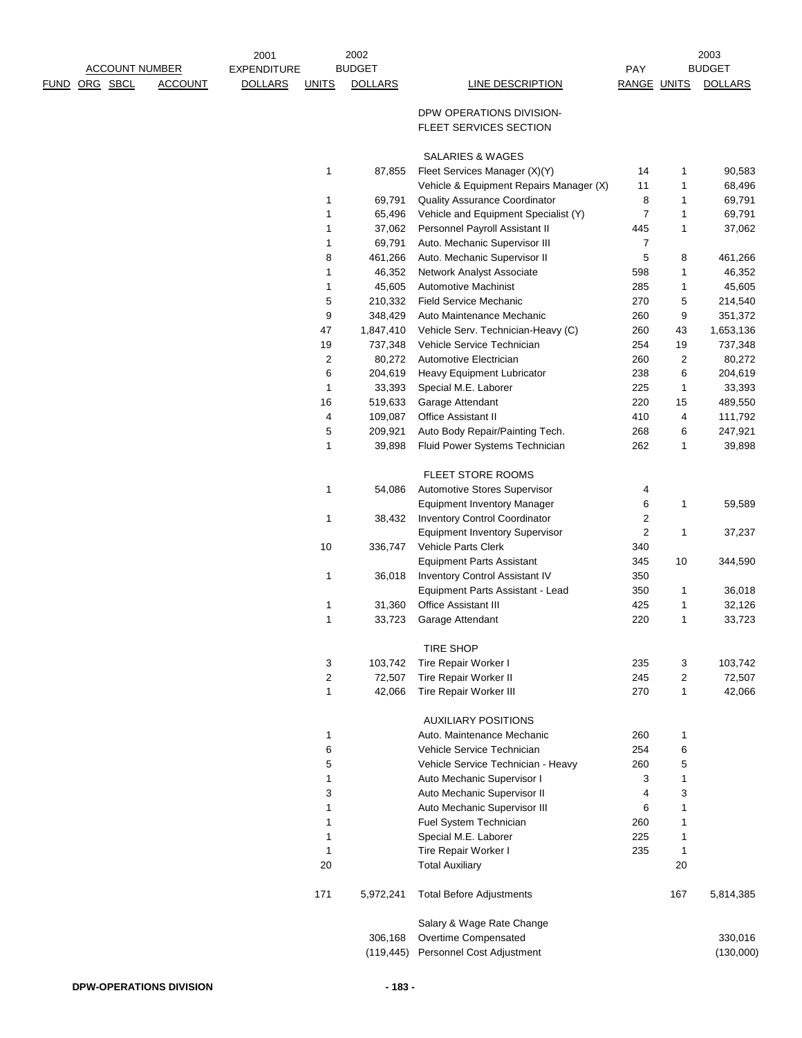| FUND | ORG | SBCL | ACCOUNT | 2001 EXPENDITURE DOLLARS | 2002 BUDGET UNITS | 2002 BUDGET DOLLARS | LINE DESCRIPTION | PAY RANGE | 2003 BUDGET UNITS | 2003 BUDGET DOLLARS |
|---|---|---|---|---|---|---|---|---|---|---|
| | | | | | | | DPW OPERATIONS DIVISION- FLEET SERVICES SECTION | | | |
| | | | | | | | SALARIES & WAGES | | | |
| | | | | | 1 | 87,855 | Fleet Services Manager (X)(Y) | 14 | 1 | 90,583 |
| | | | | | | | Vehicle & Equipment Repairs Manager (X) | 11 | 1 | 68,496 |
| | | | | | 1 | 69,791 | Quality Assurance Coordinator | 8 | 1 | 69,791 |
| | | | | | 1 | 65,496 | Vehicle and Equipment Specialist (Y) | 7 | 1 | 69,791 |
| | | | | | 1 | 37,062 | Personnel Payroll Assistant II | 445 | 1 | 37,062 |
| | | | | | 1 | 69,791 | Auto. Mechanic Supervisor III | 7 | | |
| | | | | | 8 | 461,266 | Auto. Mechanic Supervisor II | 5 | 8 | 461,266 |
| | | | | | 1 | 46,352 | Network Analyst Associate | 598 | 1 | 46,352 |
| | | | | | 1 | 45,605 | Automotive Machinist | 285 | 1 | 45,605 |
| | | | | | 5 | 210,332 | Field Service Mechanic | 270 | 5 | 214,540 |
| | | | | | 9 | 348,429 | Auto Maintenance Mechanic | 260 | 9 | 351,372 |
| | | | | | 47 | 1,847,410 | Vehicle Serv. Technician-Heavy (C) | 260 | 43 | 1,653,136 |
| | | | | | 19 | 737,348 | Vehicle Service Technician | 254 | 19 | 737,348 |
| | | | | | 2 | 80,272 | Automotive Electrician | 260 | 2 | 80,272 |
| | | | | | 6 | 204,619 | Heavy Equipment Lubricator | 238 | 6 | 204,619 |
| | | | | | 1 | 33,393 | Special M.E. Laborer | 225 | 1 | 33,393 |
| | | | | | 16 | 519,633 | Garage Attendant | 220 | 15 | 489,550 |
| | | | | | 4 | 109,087 | Office Assistant II | 410 | 4 | 111,792 |
| | | | | | 5 | 209,921 | Auto Body Repair/Painting Tech. | 268 | 6 | 247,921 |
| | | | | | 1 | 39,898 | Fluid Power Systems Technician | 262 | 1 | 39,898 |
| | | | | | | | FLEET STORE ROOMS | | | |
| | | | | | 1 | 54,086 | Automotive Stores Supervisor | 4 | | |
| | | | | | | | Equipment Inventory Manager | 6 | 1 | 59,589 |
| | | | | | 1 | 38,432 | Inventory Control Coordinator | 2 | | |
| | | | | | | | Equipment Inventory Supervisor | 2 | 1 | 37,237 |
| | | | | | 10 | 336,747 | Vehicle Parts Clerk | 340 | | |
| | | | | | | | Equipment Parts Assistant | 345 | 10 | 344,590 |
| | | | | | 1 | 36,018 | Inventory Control Assistant IV | 350 | | |
| | | | | | | | Equipment Parts Assistant - Lead | 350 | 1 | 36,018 |
| | | | | | 1 | 31,360 | Office Assistant III | 425 | 1 | 32,126 |
| | | | | | 1 | 33,723 | Garage Attendant | 220 | 1 | 33,723 |
| | | | | | | | TIRE SHOP | | | |
| | | | | | 3 | 103,742 | Tire Repair Worker I | 235 | 3 | 103,742 |
| | | | | | 2 | 72,507 | Tire Repair Worker II | 245 | 2 | 72,507 |
| | | | | | 1 | 42,066 | Tire Repair Worker III | 270 | 1 | 42,066 |
| | | | | | | | AUXILIARY POSITIONS | | | |
| | | | | | 1 | | Auto. Maintenance Mechanic | 260 | 1 | |
| | | | | | 6 | | Vehicle Service Technician | 254 | 6 | |
| | | | | | 5 | | Vehicle Service Technician - Heavy | 260 | 5 | |
| | | | | | 1 | | Auto Mechanic Supervisor I | 3 | 1 | |
| | | | | | 3 | | Auto Mechanic Supervisor II | 4 | 3 | |
| | | | | | 1 | | Auto Mechanic Supervisor III | 6 | 1 | |
| | | | | | 1 | | Fuel System Technician | 260 | 1 | |
| | | | | | 1 | | Special M.E. Laborer | 225 | 1 | |
| | | | | | 1 | | Tire Repair Worker I | 235 | 1 | |
| | | | | | 20 | | Total Auxiliary | | 20 | |
| | | | | | 171 | 5,972,241 | Total Before Adjustments | | 167 | 5,814,385 |
| | | | | | | | Salary & Wage Rate Change | | | |
| | | | | | | 306,168 | Overtime Compensated | | | 330,016 |
| | | | | | | (119,445) | Personnel Cost Adjustment | | | (130,000) |

**DPW-OPERATIONS DIVISION**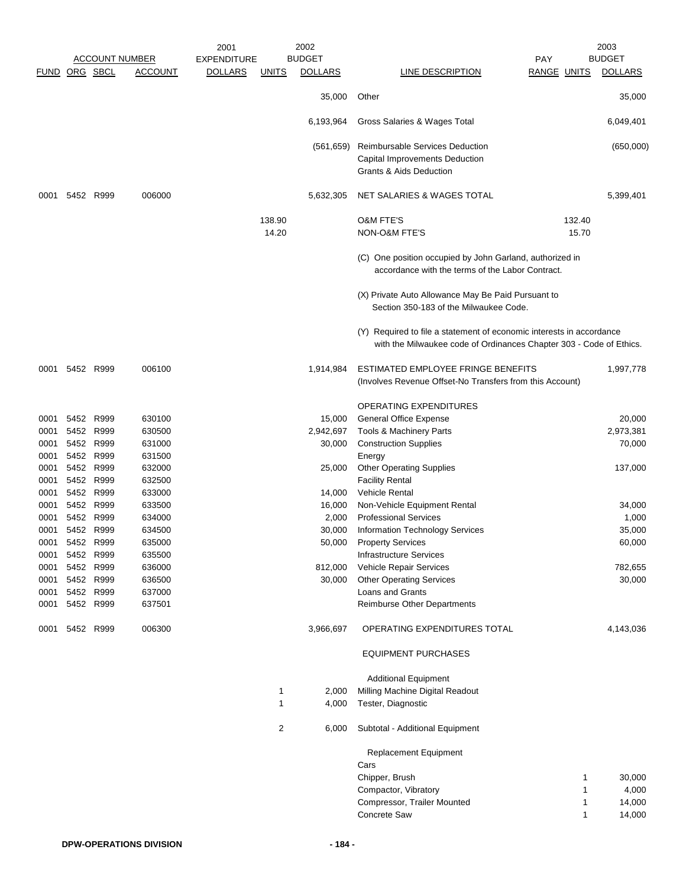| FUND | ORG | SBCL | ACCOUNT NUMBER ACCOUNT | 2001 EXPENDITURE DOLLARS | UNITS | 2002 BUDGET DOLLARS | LINE DESCRIPTION | PAY RANGE | UNITS | 2003 BUDGET DOLLARS |
|---|---|---|---|---|---|---|---|---|---|---|
| | | | | | | 35,000 | Other | | | 35,000 |
| | | | | | | 6,193,964 | Gross Salaries & Wages Total | | | 6,049,401 |
| | | | | | | (561,659) | Reimbursable Services Deduction | | | (650,000) |
| | | | | | | | Capital Improvements Deduction | | | |
| | | | | | | | Grants & Aids Deduction | | | |
| 0001 | 5452 | R999 | 006000 | | | 5,632,305 | NET SALARIES & WAGES TOTAL | | | 5,399,401 |
| | | | | | 138.90 | | O&M FTE'S | | 132.40 | |
| | | | | | 14.20 | | NON-O&M FTE'S | | 15.70 | |
| | | | | | | | (C) One position occupied by John Garland, authorized in accordance with the terms of the Labor Contract. | | | |
| | | | | | | | (X) Private Auto Allowance May Be Paid Pursuant to Section 350-183 of the Milwaukee Code. | | | |
| | | | | | | | (Y) Required to file a statement of economic interests in accordance with the Milwaukee code of Ordinances Chapter 303 - Code of Ethics. | | | |
| 0001 | 5452 | R999 | 006100 | | | 1,914,984 | ESTIMATED EMPLOYEE FRINGE BENEFITS (Involves Revenue Offset-No Transfers from this Account) | | | 1,997,778 |
| | | | | | | | OPERATING EXPENDITURES | | | |
| 0001 | 5452 | R999 | 630100 | | | 15,000 | General Office Expense | | | 20,000 |
| 0001 | 5452 | R999 | 630500 | | | 2,942,697 | Tools & Machinery Parts | | | 2,973,381 |
| 0001 | 5452 | R999 | 631000 | | | 30,000 | Construction Supplies | | | 70,000 |
| 0001 | 5452 | R999 | 631500 | | | | Energy | | | |
| 0001 | 5452 | R999 | 632000 | | | 25,000 | Other Operating Supplies | | | 137,000 |
| 0001 | 5452 | R999 | 632500 | | | | Facility Rental | | | |
| 0001 | 5452 | R999 | 633000 | | | 14,000 | Vehicle Rental | | | |
| 0001 | 5452 | R999 | 633500 | | | 16,000 | Non-Vehicle Equipment Rental | | | 34,000 |
| 0001 | 5452 | R999 | 634000 | | | 2,000 | Professional Services | | | 1,000 |
| 0001 | 5452 | R999 | 634500 | | | 30,000 | Information Technology Services | | | 35,000 |
| 0001 | 5452 | R999 | 635000 | | | 50,000 | Property Services | | | 60,000 |
| 0001 | 5452 | R999 | 635500 | | | | Infrastructure Services | | | |
| 0001 | 5452 | R999 | 636000 | | | 812,000 | Vehicle Repair Services | | | 782,655 |
| 0001 | 5452 | R999 | 636500 | | | 30,000 | Other Operating Services | | | 30,000 |
| 0001 | 5452 | R999 | 637000 | | | | Loans and Grants | | | |
| 0001 | 5452 | R999 | 637501 | | | | Reimburse Other Departments | | | |
| 0001 | 5452 | R999 | 006300 | | | 3,966,697 | OPERATING EXPENDITURES TOTAL | | | 4,143,036 |
| | | | | | | | EQUIPMENT PURCHASES | | | |
| | | | | | | | Additional Equipment | | | |
| | | | | | 1 | 2,000 | Milling Machine Digital Readout | | | |
| | | | | | 1 | 4,000 | Tester, Diagnostic | | | |
| | | | | | 2 | 6,000 | Subtotal - Additional Equipment | | | |
| | | | | | | | Replacement Equipment | | | |
| | | | | | | | Cars | | | |
| | | | | | | | Chipper, Brush | | 1 | 30,000 |
| | | | | | | | Compactor, Vibratory | | 1 | 4,000 |
| | | | | | | | Compressor, Trailer Mounted | | 1 | 14,000 |
| | | | | | | | Concrete Saw | | 1 | 14,000 |

DPW-OPERATIONS DIVISION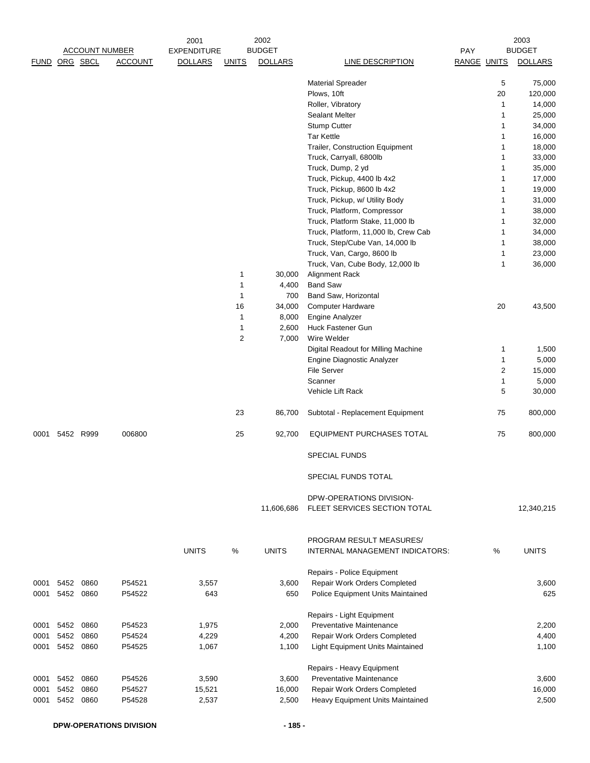| ACCOUNT NUMBER | | | | 2001 EXPENDITURE | 2002 BUDGET | | | PAY | 2003 BUDGET | |
|---|---|---|---|---|---|---|---|---|---|---|
| FUND | ORG | SBCL | ACCOUNT | DOLLARS | UNITS | DOLLARS | LINE DESCRIPTION | RANGE | UNITS | DOLLARS |
| | | | | | | | Material Spreader | | 5 | 75,000 |
| | | | | | | | Plows, 10ft | | 20 | 120,000 |
| | | | | | | | Roller, Vibratory | | 1 | 14,000 |
| | | | | | | | Sealant Melter | | 1 | 25,000 |
| | | | | | | | Stump Cutter | | 1 | 34,000 |
| | | | | | | | Tar Kettle | | 1 | 16,000 |
| | | | | | | | Trailer, Construction Equipment | | 1 | 18,000 |
| | | | | | | | Truck, Carryall, 6800lb | | 1 | 33,000 |
| | | | | | | | Truck, Dump, 2 yd | | 1 | 35,000 |
| | | | | | | | Truck, Pickup, 4400 lb 4x2 | | 1 | 17,000 |
| | | | | | | | Truck, Pickup, 8600 lb 4x2 | | 1 | 19,000 |
| | | | | | | | Truck, Pickup, w/ Utility Body | | 1 | 31,000 |
| | | | | | | | Truck, Platform, Compressor | | 1 | 38,000 |
| | | | | | | | Truck, Platform Stake, 11,000 lb | | 1 | 32,000 |
| | | | | | | | Truck, Platform, 11,000 lb, Crew Cab | | 1 | 34,000 |
| | | | | | | | Truck, Step/Cube Van, 14,000 lb | | 1 | 38,000 |
| | | | | | | | Truck, Van, Cargo, 8600 lb | | 1 | 23,000 |
| | | | | | | | Truck, Van, Cube Body, 12,000 lb | | 1 | 36,000 |
| | | | | | 1 | 30,000 | Alignment Rack | | | |
| | | | | | 1 | 4,400 | Band Saw | | | |
| | | | | | 1 | 700 | Band Saw, Horizontal | | | |
| | | | | | 16 | 34,000 | Computer Hardware | | 20 | 43,500 |
| | | | | | 1 | 8,000 | Engine Analyzer | | | |
| | | | | | 1 | 2,600 | Huck Fastener Gun | | | |
| | | | | | 2 | 7,000 | Wire Welder | | | |
| | | | | | | | Digital Readout for Milling Machine | | 1 | 1,500 |
| | | | | | | | Engine Diagnostic Analyzer | | 1 | 5,000 |
| | | | | | | | File Server | | 2 | 15,000 |
| | | | | | | | Scanner | | 1 | 5,000 |
| | | | | | | | Vehicle Lift Rack | | 5 | 30,000 |
| | | | | | 23 | 86,700 | Subtotal - Replacement Equipment | | 75 | 800,000 |
| 0001 | 5452 | R999 | 006800 | | 25 | 92,700 | EQUIPMENT PURCHASES TOTAL | | 75 | 800,000 |
| | | | | | | | SPECIAL FUNDS | | | |
| | | | | | | | SPECIAL FUNDS TOTAL | | | |
| | | | | | | 11,606,686 | DPW-OPERATIONS DIVISION- FLEET SERVICES SECTION TOTAL | | | 12,340,215 |

| | | | | UNITS | % | UNITS | PROGRAM RESULT MEASURES/ INTERNAL MANAGEMENT INDICATORS: | % | UNITS |
|---|---|---|---|---|---|---|---|---|---|
| | | | | | | | Repairs - Police Equipment | | |
| 0001 | 5452 | 0860 | P54521 | 3,557 | | 3,600 | Repair Work Orders Completed | | 3,600 |
| 0001 | 5452 | 0860 | P54522 | 643 | | 650 | Police Equipment Units Maintained | | 625 |
| | | | | | | | Repairs - Light Equipment | | |
| 0001 | 5452 | 0860 | P54523 | 1,975 | | 2,000 | Preventative Maintenance | | 2,200 |
| 0001 | 5452 | 0860 | P54524 | 4,229 | | 4,200 | Repair Work Orders Completed | | 4,400 |
| 0001 | 5452 | 0860 | P54525 | 1,067 | | 1,100 | Light Equipment Units Maintained | | 1,100 |
| | | | | | | | Repairs - Heavy Equipment | | |
| 0001 | 5452 | 0860 | P54526 | 3,590 | | 3,600 | Preventative Maintenance | | 3,600 |
| 0001 | 5452 | 0860 | P54527 | 15,521 | | 16,000 | Repair Work Orders Completed | | 16,000 |
| 0001 | 5452 | 0860 | P54528 | 2,537 | | 2,500 | Heavy Equipment Units Maintained | | 2,500 |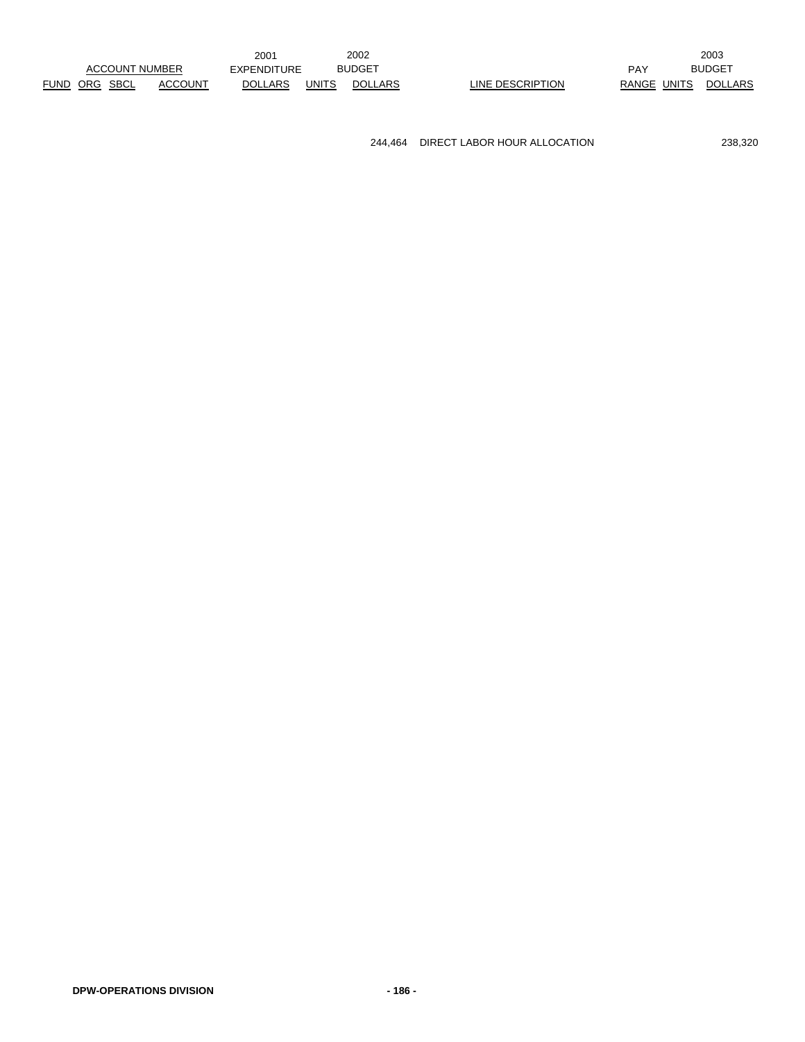| ACCOUNT NUMBER | | | | 2001 EXPENDITURE | 2002 BUDGET | | | | 2003 BUDGET | |
|---|---|---|---|---|---|---|---|---|---|---|
| FUND | ORG | SBCL | ACCOUNT | DOLLARS | UNITS | DOLLARS | LINE DESCRIPTION | PAY RANGE | UNITS | DOLLARS |
| | | | | | | 244,464 | DIRECT LABOR HOUR ALLOCATION | | | 238,320 |

**DPW-OPERATIONS DIVISION**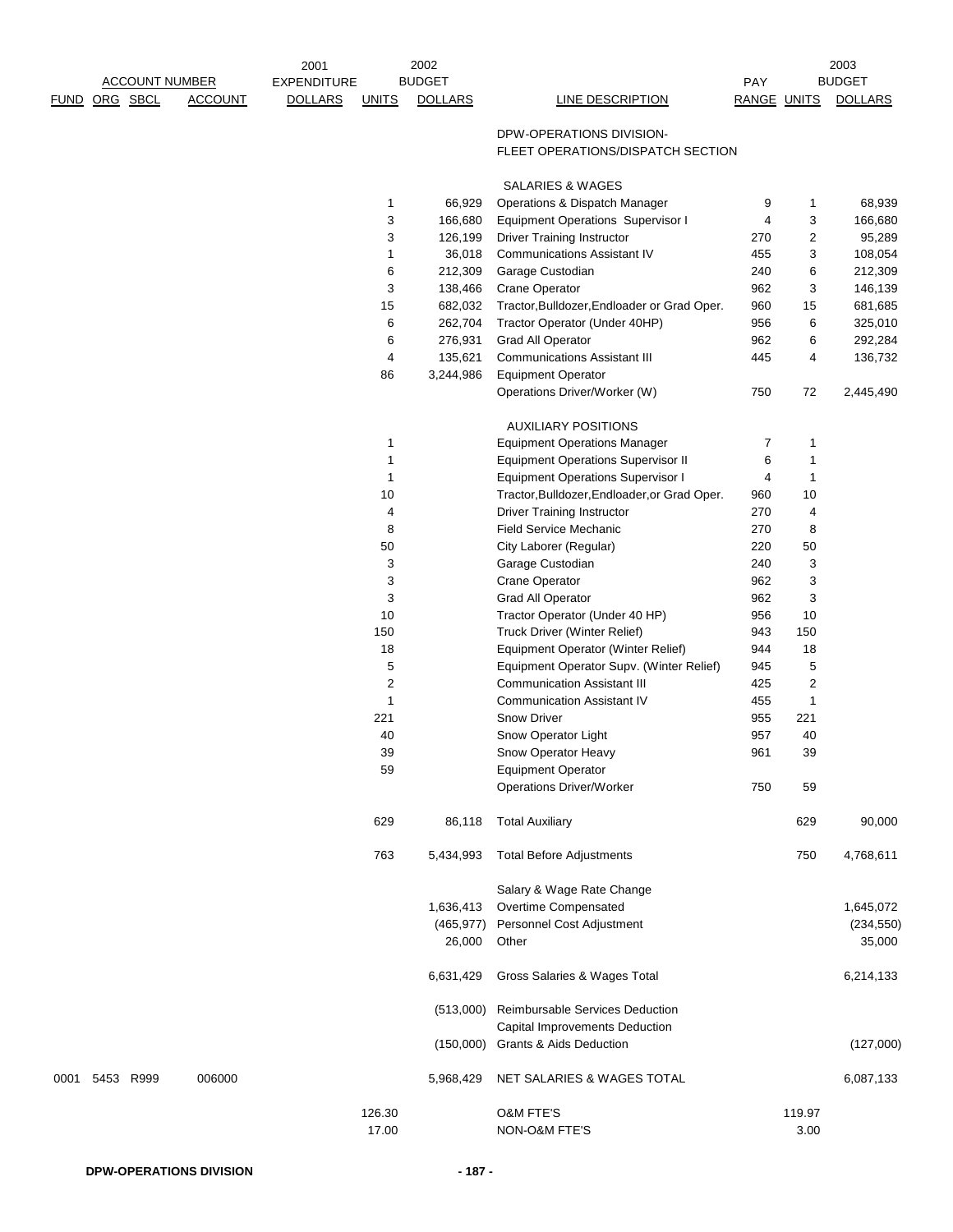| ACCOUNT NUMBER | | | | 2001 | 2002 | | | | | 2003 |
|---|---|---|---|---|---|---|---|---|---|---|
| FUND | ORG | SBCL | ACCOUNT | EXPENDITURE DOLLARS | UNITS | BUDGET DOLLARS | LINE DESCRIPTION | PAY RANGE | UNITS | BUDGET DOLLARS |
| | | | | | | | DPW-OPERATIONS DIVISION- FLEET OPERATIONS/DISPATCH SECTION | | | |
| | | | | | | | SALARIES & WAGES | | | |
| | | | | | 1 | 66,929 | Operations & Dispatch Manager | 9 | 1 | 68,939 |
| | | | | | 3 | 166,680 | Equipment Operations Supervisor I | 4 | 3 | 166,680 |
| | | | | | 3 | 126,199 | Driver Training Instructor | 270 | 2 | 95,289 |
| | | | | | 1 | 36,018 | Communications Assistant IV | 455 | 3 | 108,054 |
| | | | | | 6 | 212,309 | Garage Custodian | 240 | 6 | 212,309 |
| | | | | | 3 | 138,466 | Crane Operator | 962 | 3 | 146,139 |
| | | | | | 15 | 682,032 | Tractor,Bulldozer,Endloader or Grad Oper. | 960 | 15 | 681,685 |
| | | | | | 6 | 262,704 | Tractor Operator (Under 40HP) | 956 | 6 | 325,010 |
| | | | | | 6 | 276,931 | Grad All Operator | 962 | 6 | 292,284 |
| | | | | | 4 | 135,621 | Communications Assistant III | 445 | 4 | 136,732 |
| | | | | | 86 | 3,244,986 | Equipment Operator Operations Driver/Worker (W) | 750 | 72 | 2,445,490 |
| | | | | | | | AUXILIARY POSITIONS | | | |
| | | | | | 1 | | Equipment Operations Manager | 7 | 1 | |
| | | | | | 1 | | Equipment Operations Supervisor II | 6 | 1 | |
| | | | | | 1 | | Equipment Operations Supervisor I | 4 | 1 | |
| | | | | | 10 | | Tractor,Bulldozer,Endloader,or Grad Oper. | 960 | 10 | |
| | | | | | 4 | | Driver Training Instructor | 270 | 4 | |
| | | | | | 8 | | Field Service Mechanic | 270 | 8 | |
| | | | | | 50 | | City Laborer (Regular) | 220 | 50 | |
| | | | | | 3 | | Garage Custodian | 240 | 3 | |
| | | | | | 3 | | Crane Operator | 962 | 3 | |
| | | | | | 3 | | Grad All Operator | 962 | 3 | |
| | | | | | 10 | | Tractor Operator (Under 40 HP) | 956 | 10 | |
| | | | | | 150 | | Truck Driver (Winter Relief) | 943 | 150 | |
| | | | | | 18 | | Equipment Operator (Winter Relief) | 944 | 18 | |
| | | | | | 5 | | Equipment Operator Supv. (Winter Relief) | 945 | 5 | |
| | | | | | 2 | | Communication Assistant III | 425 | 2 | |
| | | | | | 1 | | Communication Assistant IV | 455 | 1 | |
| | | | | | 221 | | Snow Driver | 955 | 221 | |
| | | | | | 40 | | Snow Operator Light | 957 | 40 | |
| | | | | | 39 | | Snow Operator Heavy | 961 | 39 | |
| | | | | | 59 | | Equipment Operator Operations Driver/Worker | 750 | 59 | |
| | | | | | 629 | 86,118 | Total Auxiliary | | 629 | 90,000 |
| | | | | | 763 | 5,434,993 | Total Before Adjustments | | 750 | 4,768,611 |
| | | | | | | | Salary & Wage Rate Change | | | |
| | | | | | | 1,636,413 | Overtime Compensated | | | 1,645,072 |
| | | | | | | (465,977) | Personnel Cost Adjustment | | | (234,550) |
| | | | | | | 26,000 | Other | | | 35,000 |
| | | | | | | 6,631,429 | Gross Salaries & Wages Total | | | 6,214,133 |
| | | | | | | (513,000) | Reimbursable Services Deduction | | | |
| | | | | | | | Capital Improvements Deduction | | | |
| | | | | | | (150,000) | Grants & Aids Deduction | | | (127,000) |
| 0001 | 5453 | R999 | 006000 | | | 5,968,429 | NET SALARIES & WAGES TOTAL | | | 6,087,133 |
| | | | | | 126.30 | | O&M FTE'S | | 119.97 | |
| | | | | | 17.00 | | NON-O&M FTE'S | | 3.00 | |

**DPW-OPERATIONS DIVISION**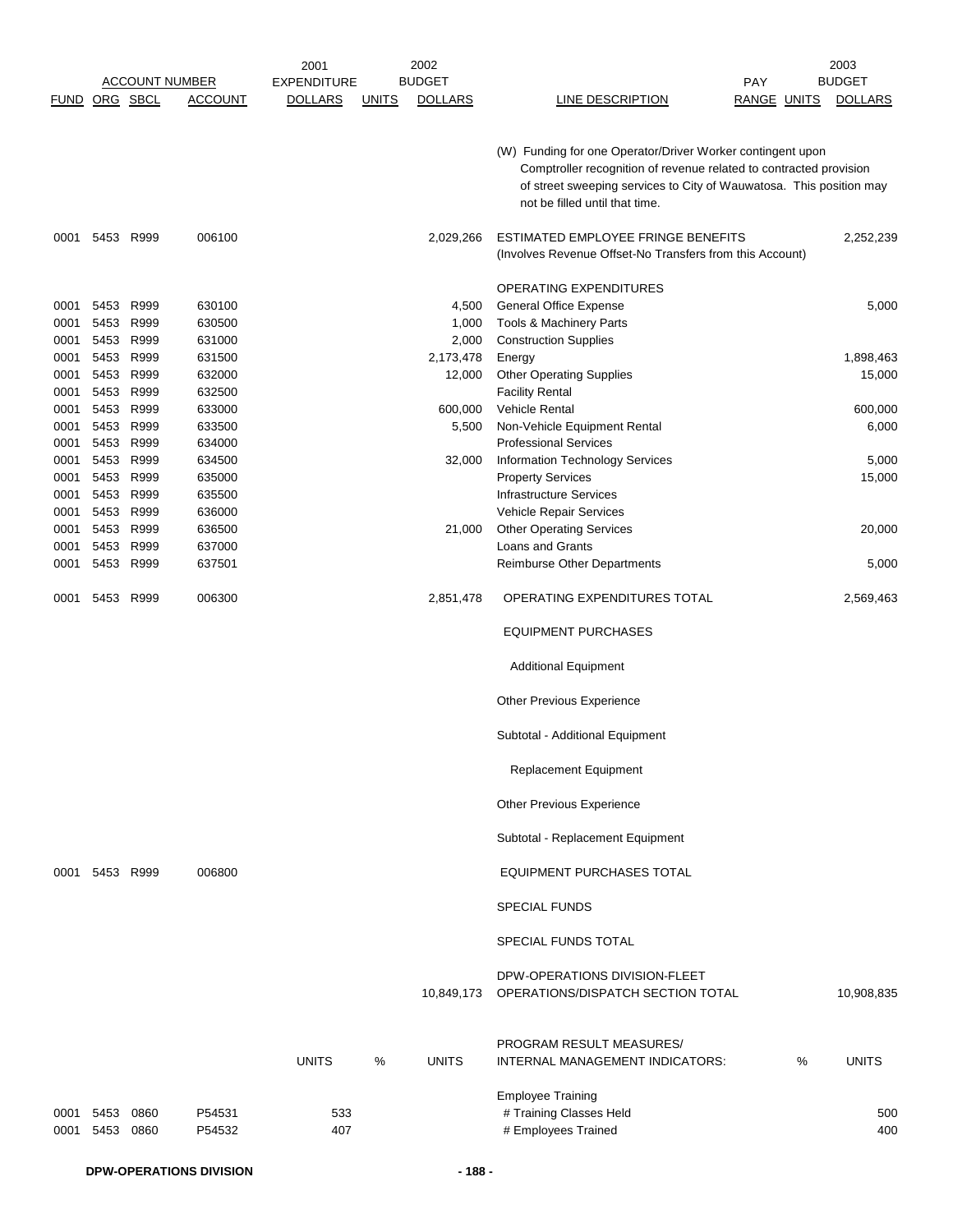| ACCOUNT NUMBER | | | | 2001 | | 2002 | | | | 2003 |
|---|---|---|---|---|---|---|---|---|---|---|
| FUND | ORG | SBCL | ACCOUNT | EXPENDITURE DOLLARS | UNITS | BUDGET DOLLARS | LINE DESCRIPTION | PAY RANGE | UNITS | BUDGET DOLLARS |
| | | | | | | | (W) Funding for one Operator/Driver Worker contingent upon Comptroller recognition of revenue related to contracted provision of street sweeping services to City of Wauwatosa. This position may not be filled until that time. | | | |
| 0001 | 5453 | R999 | 006100 | | | 2,029,266 | ESTIMATED EMPLOYEE FRINGE BENEFITS (Involves Revenue Offset-No Transfers from this Account) | | | 2,252,239 |
| | | | | | | | OPERATING EXPENDITURES | | | |
| 0001 | 5453 | R999 | 630100 | | | 4,500 | General Office Expense | | | 5,000 |
| 0001 | 5453 | R999 | 630500 | | | 1,000 | Tools & Machinery Parts | | | |
| 0001 | 5453 | R999 | 631000 | | | 2,000 | Construction Supplies | | | |
| 0001 | 5453 | R999 | 631500 | | | 2,173,478 | Energy | | | 1,898,463 |
| 0001 | 5453 | R999 | 632000 | | | 12,000 | Other Operating Supplies | | | 15,000 |
| 0001 | 5453 | R999 | 632500 | | | | Facility Rental | | | |
| 0001 | 5453 | R999 | 633000 | | | 600,000 | Vehicle Rental | | | 600,000 |
| 0001 | 5453 | R999 | 633500 | | | 5,500 | Non-Vehicle Equipment Rental | | | 6,000 |
| 0001 | 5453 | R999 | 634000 | | | | Professional Services | | | |
| 0001 | 5453 | R999 | 634500 | | | 32,000 | Information Technology Services | | | 5,000 |
| 0001 | 5453 | R999 | 635000 | | | | Property Services | | | 15,000 |
| 0001 | 5453 | R999 | 635500 | | | | Infrastructure Services | | | |
| 0001 | 5453 | R999 | 636000 | | | | Vehicle Repair Services | | | |
| 0001 | 5453 | R999 | 636500 | | | 21,000 | Other Operating Services | | | 20,000 |
| 0001 | 5453 | R999 | 637000 | | | | Loans and Grants | | | |
| 0001 | 5453 | R999 | 637501 | | | | Reimburse Other Departments | | | 5,000 |
| 0001 | 5453 | R999 | 006300 | | | 2,851,478 | OPERATING EXPENDITURES TOTAL | | | 2,569,463 |
| | | | | | | | EQUIPMENT PURCHASES | | | |
| | | | | | | | Additional Equipment | | | |
| | | | | | | | Other Previous Experience | | | |
| | | | | | | | Subtotal - Additional Equipment | | | |
| | | | | | | | Replacement Equipment | | | |
| | | | | | | | Other Previous Experience | | | |
| | | | | | | | Subtotal - Replacement Equipment | | | |
| 0001 | 5453 | R999 | 006800 | | | | EQUIPMENT PURCHASES TOTAL | | | |
| | | | | | | | SPECIAL FUNDS | | | |
| | | | | | | | SPECIAL FUNDS TOTAL | | | |
| | | | | | | 10,849,173 | DPW-OPERATIONS DIVISION-FLEET OPERATIONS/DISPATCH SECTION TOTAL | | | 10,908,835 |
| | | | | UNITS | % | UNITS | PROGRAM RESULT MEASURES/ INTERNAL MANAGEMENT INDICATORS: | | % | UNITS |
| | | | | | | | Employee Training | | | |
| 0001 | 5453 | 0860 | P54531 | 533 | | | # Training Classes Held | | | 500 |
| 0001 | 5453 | 0860 | P54532 | 407 | | | # Employees Trained | | | 400 |

**DPW-OPERATIONS DIVISION**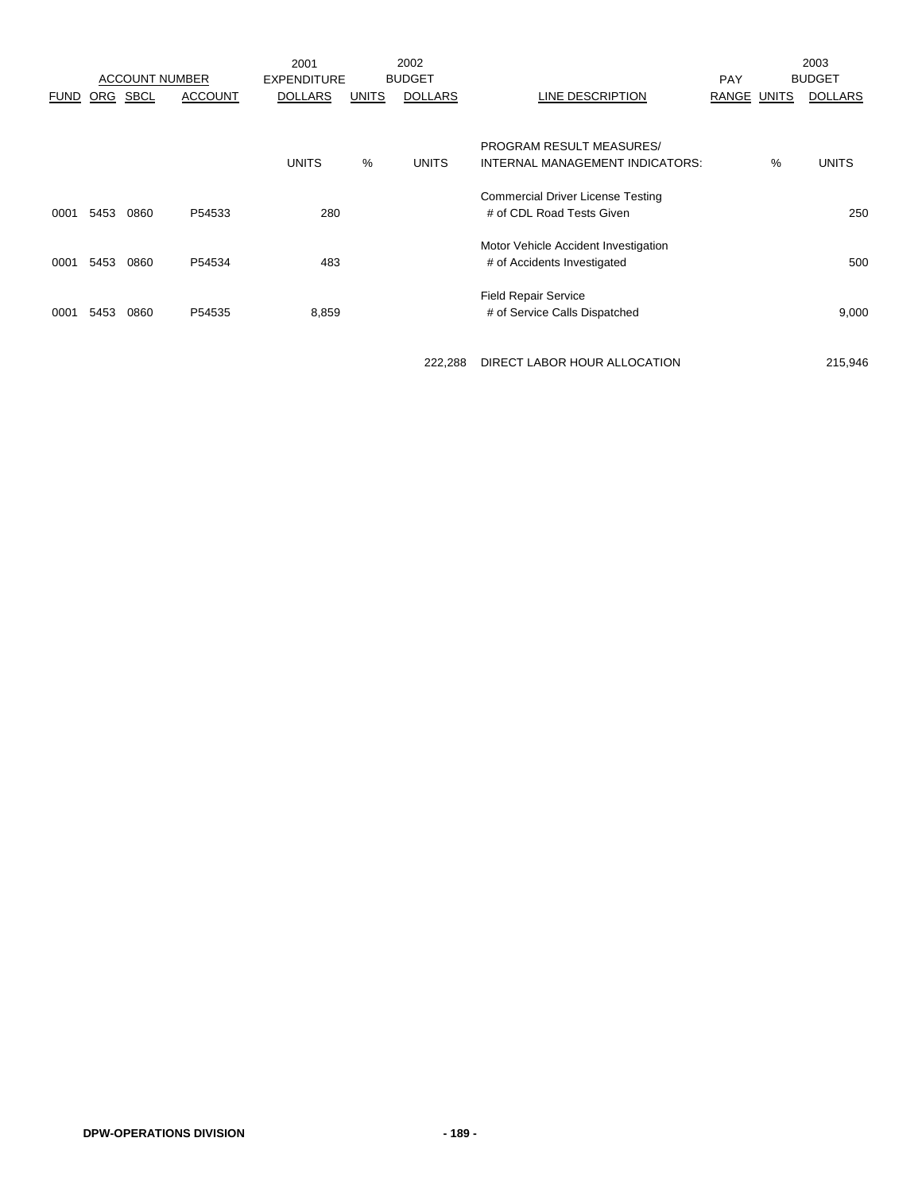| | ACCOUNT NUMBER | | | 2001 EXPENDITURE | | 2002 BUDGET | | PAY | | 2003 BUDGET |
|---|---|---|---|---|---|---|---|---|---|---|
| FUND | ORG | SBCL | ACCOUNT | DOLLARS | UNITS | DOLLARS | LINE DESCRIPTION | RANGE | UNITS | DOLLARS |
| | | | | UNITS | % | UNITS | PROGRAM RESULT MEASURES/ INTERNAL MANAGEMENT INDICATORS: | | % | UNITS |
| | | | | | | | Commercial Driver License Testing | | | |
| 0001 | 5453 | 0860 | P54533 | 280 | | | # of CDL Road Tests Given | | | 250 |
| | | | | | | | Motor Vehicle Accident Investigation | | | |
| 0001 | 5453 | 0860 | P54534 | 483 | | | # of Accidents Investigated | | | 500 |
| | | | | | | | Field Repair Service | | | |
| 0001 | 5453 | 0860 | P54535 | 8,859 | | | # of Service Calls Dispatched | | | 9,000 |
| | | | | | | 222,288 | DIRECT LABOR HOUR ALLOCATION | | | 215,946 |

**DPW-OPERATIONS DIVISION**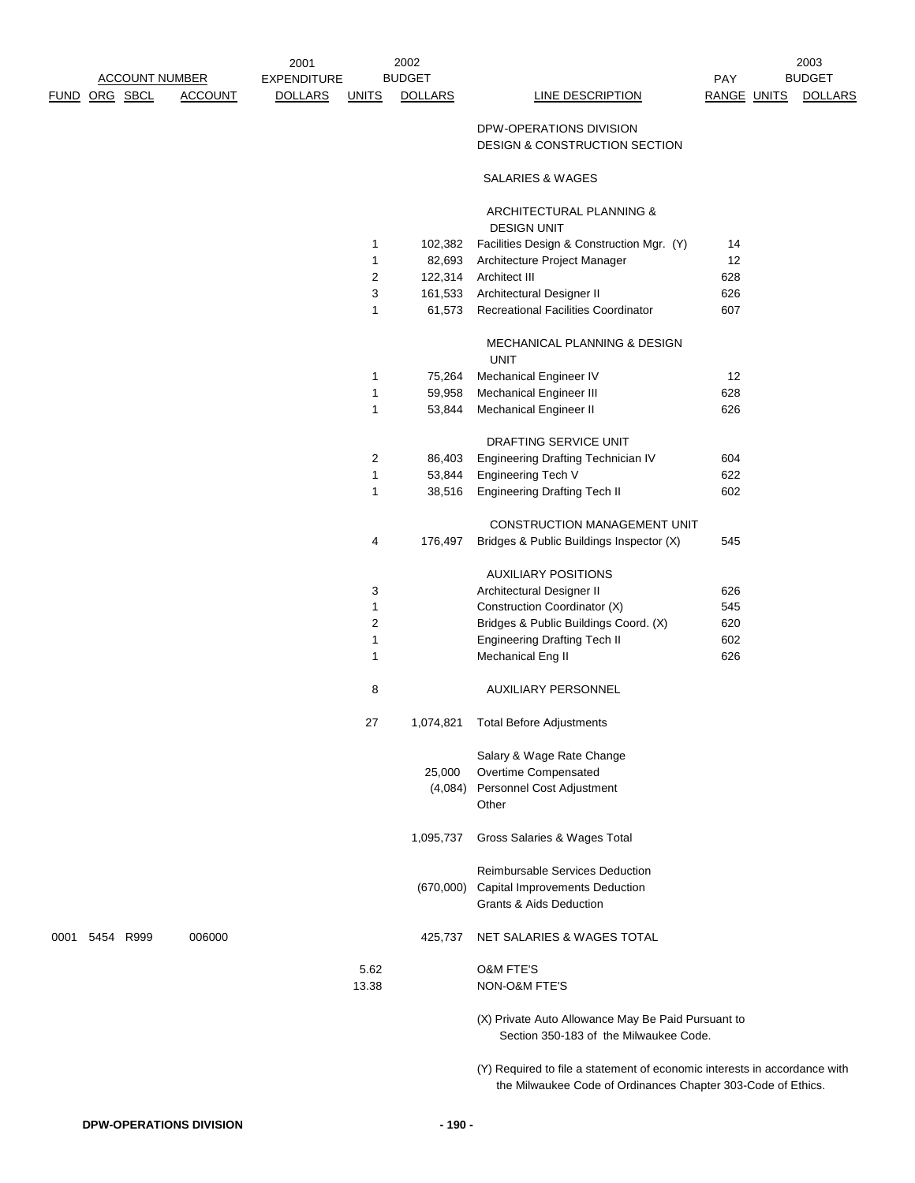| ACCOUNT NUMBER | | | | 2001 EXPENDITURE | 2002 BUDGET | | | | 2003 BUDGET | |
|---|---|---|---|---|---|---|---|---|---|---|
| FUND | ORG | SBCL | ACCOUNT | DOLLARS | UNITS | DOLLARS | LINE DESCRIPTION | PAY RANGE | UNITS | DOLLARS |
| | | | | | | | DPW-OPERATIONS DIVISION DESIGN & CONSTRUCTION SECTION | | | |
| | | | | | | | SALARIES & WAGES | | | |
| | | | | | | | ARCHITECTURAL PLANNING & DESIGN UNIT | | | |
| | | | | | 1 | 102,382 | Facilities Design & Construction Mgr. (Y) | 14 | | |
| | | | | | 1 | 82,693 | Architecture Project Manager | 12 | | |
| | | | | | 2 | 122,314 | Architect III | 628 | | |
| | | | | | 3 | 161,533 | Architectural Designer II | 626 | | |
| | | | | | 1 | 61,573 | Recreational Facilities Coordinator | 607 | | |
| | | | | | | | MECHANICAL PLANNING & DESIGN UNIT | | | |
| | | | | | 1 | 75,264 | Mechanical Engineer IV | 12 | | |
| | | | | | 1 | 59,958 | Mechanical Engineer III | 628 | | |
| | | | | | 1 | 53,844 | Mechanical Engineer II | 626 | | |
| | | | | | | | DRAFTING SERVICE UNIT | | | |
| | | | | | 2 | 86,403 | Engineering Drafting Technician IV | 604 | | |
| | | | | | 1 | 53,844 | Engineering Tech V | 622 | | |
| | | | | | 1 | 38,516 | Engineering Drafting Tech II | 602 | | |
| | | | | | | | CONSTRUCTION MANAGEMENT UNIT | | | |
| | | | | | 4 | 176,497 | Bridges & Public Buildings Inspector (X) | 545 | | |
| | | | | | | | AUXILIARY POSITIONS | | | |
| | | | | | 3 | | Architectural Designer II | 626 | | |
| | | | | | 1 | | Construction Coordinator (X) | 545 | | |
| | | | | | 2 | | Bridges & Public Buildings Coord. (X) | 620 | | |
| | | | | | 1 | | Engineering Drafting Tech II | 602 | | |
| | | | | | 1 | | Mechanical Eng II | 626 | | |
| | | | | | 8 | | AUXILIARY PERSONNEL | | | |
| | | | | | 27 | 1,074,821 | Total Before Adjustments | | | |
| | | | | | | | Salary & Wage Rate Change | | | |
| | | | | | | 25,000 | Overtime Compensated | | | |
| | | | | | | (4,084) | Personnel Cost Adjustment | | | |
| | | | | | | | Other | | | |
| | | | | | | 1,095,737 | Gross Salaries & Wages Total | | | |
| | | | | | | | Reimbursable Services Deduction | | | |
| | | | | | | (670,000) | Capital Improvements Deduction | | | |
| | | | | | | | Grants & Aids Deduction | | | |
| 0001 | 5454 | R999 | 006000 | | | 425,737 | NET SALARIES & WAGES TOTAL | | | |
| | | | | | 5.62 | | O&M FTE'S | | | |
| | | | | | 13.38 | | NON-O&M FTE'S | | | |

(X) Private Auto Allowance May Be Paid Pursuant to Section 350-183 of the Milwaukee Code.

(Y) Required to file a statement of economic interests in accordance with the Milwaukee Code of Ordinances Chapter 303-Code of Ethics.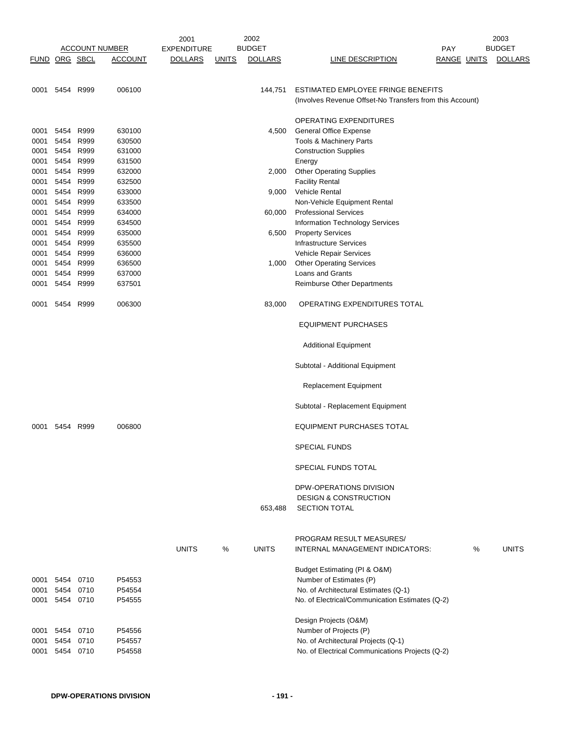| FUND | ORG | SBCL | ACCOUNT | 2001 EXPENDITURE DOLLARS | UNITS | 2002 BUDGET DOLLARS | LINE DESCRIPTION | PAY RANGE | UNITS | 2003 BUDGET DOLLARS |
|---|---|---|---|---|---|---|---|---|---|---|
| 0001 | 5454 | R999 | 006100 | | | 144,751 | ESTIMATED EMPLOYEE FRINGE BENEFITS (Involves Revenue Offset-No Transfers from this Account) | | | |
| | | | | | | | OPERATING EXPENDITURES | | | |
| 0001 | 5454 | R999 | 630100 | | | 4,500 | General Office Expense | | | |
| 0001 | 5454 | R999 | 630500 | | | | Tools & Machinery Parts | | | |
| 0001 | 5454 | R999 | 631000 | | | | Construction Supplies | | | |
| 0001 | 5454 | R999 | 631500 | | | | Energy | | | |
| 0001 | 5454 | R999 | 632000 | | | 2,000 | Other Operating Supplies | | | |
| 0001 | 5454 | R999 | 632500 | | | | Facility Rental | | | |
| 0001 | 5454 | R999 | 633000 | | | 9,000 | Vehicle Rental | | | |
| 0001 | 5454 | R999 | 633500 | | | | Non-Vehicle Equipment Rental | | | |
| 0001 | 5454 | R999 | 634000 | | | 60,000 | Professional Services | | | |
| 0001 | 5454 | R999 | 634500 | | | | Information Technology Services | | | |
| 0001 | 5454 | R999 | 635000 | | | 6,500 | Property Services | | | |
| 0001 | 5454 | R999 | 635500 | | | | Infrastructure Services | | | |
| 0001 | 5454 | R999 | 636000 | | | | Vehicle Repair Services | | | |
| 0001 | 5454 | R999 | 636500 | | | 1,000 | Other Operating Services | | | |
| 0001 | 5454 | R999 | 637000 | | | | Loans and Grants | | | |
| 0001 | 5454 | R999 | 637501 | | | | Reimburse Other Departments | | | |
| 0001 | 5454 | R999 | 006300 | | | 83,000 | OPERATING EXPENDITURES TOTAL | | | |
| | | | | | | | EQUIPMENT PURCHASES | | | |
| | | | | | | | Additional Equipment | | | |
| | | | | | | | Subtotal - Additional Equipment | | | |
| | | | | | | | Replacement Equipment | | | |
| | | | | | | | Subtotal - Replacement Equipment | | | |
| 0001 | 5454 | R999 | 006800 | | | | EQUIPMENT PURCHASES TOTAL | | | |
| | | | | | | | SPECIAL FUNDS | | | |
| | | | | | | | SPECIAL FUNDS TOTAL | | | |
| | | | | | | 653,488 | DPW-OPERATIONS DIVISION DESIGN & CONSTRUCTION SECTION TOTAL | | | |

| FUND | ORG | SBCL | ACCOUNT | UNITS | % | UNITS | PROGRAM RESULT MEASURES/ INTERNAL MANAGEMENT INDICATORS: | % | UNITS |
|---|---|---|---|---|---|---|---|---|---|
| | | | | | | | Budget Estimating (PI & O&M) | | |
| 0001 | 5454 | 0710 | P54553 | | | | Number of Estimates (P) | | |
| 0001 | 5454 | 0710 | P54554 | | | | No. of Architectural Estimates (Q-1) | | |
| 0001 | 5454 | 0710 | P54555 | | | | No. of Electrical/Communication Estimates (Q-2) | | |
| | | | | | | | Design Projects (O&M) | | |
| 0001 | 5454 | 0710 | P54556 | | | | Number of Projects (P) | | |
| 0001 | 5454 | 0710 | P54557 | | | | No. of Architectural Projects (Q-1) | | |
| 0001 | 5454 | 0710 | P54558 | | | | No. of Electrical Communications Projects (Q-2) | | |

DPW-OPERATIONS DIVISION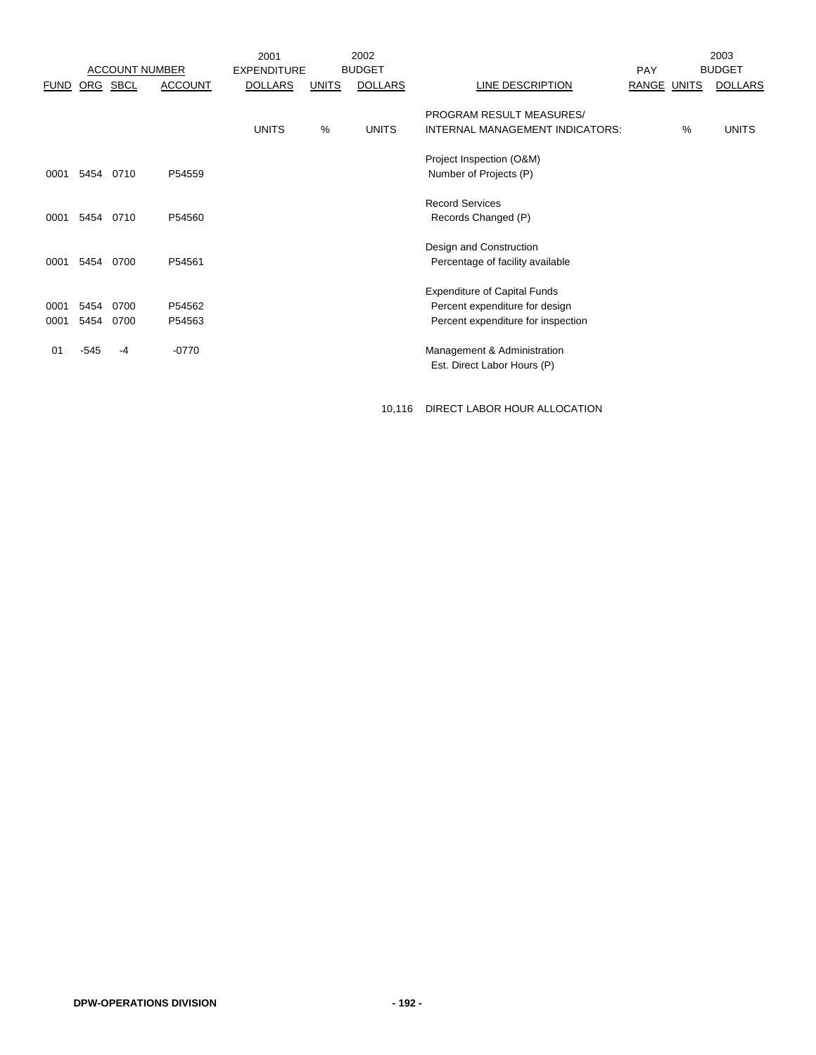| ACCOUNT NUMBER | | | | 2001 EXPENDITURE | 2002 BUDGET | | | PAY | 2003 BUDGET | |
|---|---|---|---|---|---|---|---|---|---|---|
| FUND | ORG | SBCL | ACCOUNT | DOLLARS | UNITS | DOLLARS | LINE DESCRIPTION | RANGE | UNITS | DOLLARS |
| | | | | UNITS | % | UNITS | PROGRAM RESULT MEASURES/ INTERNAL MANAGEMENT INDICATORS: | | % | UNITS |
| | | | | | | | Project Inspection (O&M) | | | |
| 0001 | 5454 | 0710 | P54559 | | | | Number of Projects (P) | | | |
| | | | | | | | Record Services | | | |
| 0001 | 5454 | 0710 | P54560 | | | | Records Changed (P) | | | |
| | | | | | | | Design and Construction | | | |
| 0001 | 5454 | 0700 | P54561 | | | | Percentage of facility available | | | |
| | | | | | | | Expenditure of Capital Funds | | | |
| 0001 | 5454 | 0700 | P54562 | | | | Percent expenditure for design | | | |
| 0001 | 5454 | 0700 | P54563 | | | | Percent expenditure for inspection | | | |
| 01 | -545 | -4 | -0770 | | | | Management & Administration | | | |
| | | | | | | | Est. Direct Labor Hours (P) | | | |
| | | | | | | 10,116 | DIRECT LABOR HOUR ALLOCATION | | | |

DPW-OPERATIONS DIVISION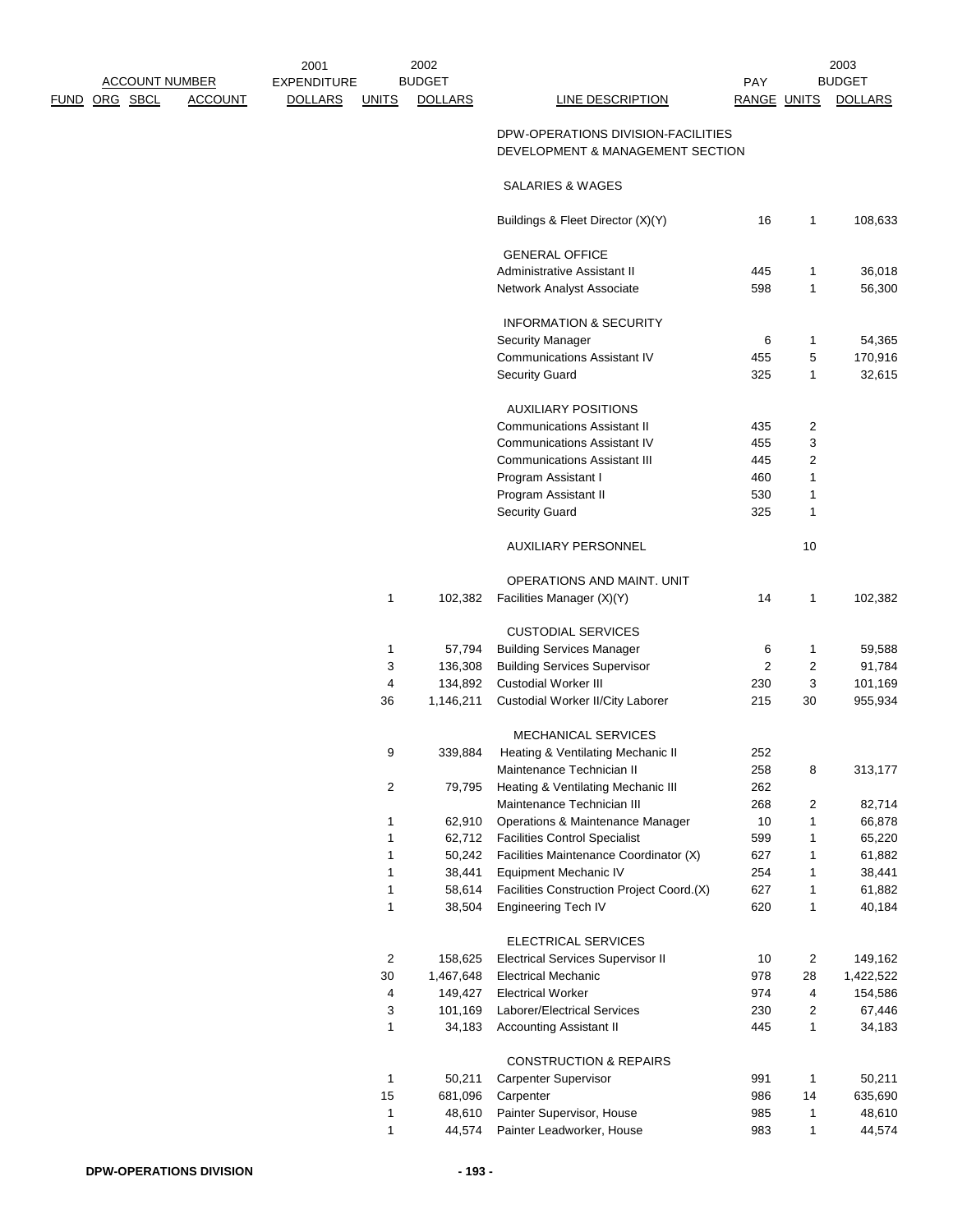| ACCOUNT NUMBER | | | | 2001 | 2002 | | | | | 2003 |
|---|---|---|---|---|---|---|---|---|---|---|
| FUND | ORG | SBCL | ACCOUNT | EXPENDITURE DOLLARS | UNITS | BUDGET DOLLARS | LINE DESCRIPTION | PAY RANGE | UNITS | BUDGET DOLLARS |
| | | | | | | | DPW-OPERATIONS DIVISION-FACILITIES DEVELOPMENT & MANAGEMENT SECTION | | | |
| | | | | | | | SALARIES & WAGES | | | |
| | | | | | | | Buildings & Fleet Director (X)(Y) | 16 | 1 | 108,633 |
| | | | | | | | GENERAL OFFICE | | | |
| | | | | | | | Administrative Assistant II | 445 | 1 | 36,018 |
| | | | | | | | Network Analyst Associate | 598 | 1 | 56,300 |
| | | | | | | | INFORMATION & SECURITY | | | |
| | | | | | | | Security Manager | 6 | 1 | 54,365 |
| | | | | | | | Communications Assistant IV | 455 | 5 | 170,916 |
| | | | | | | | Security Guard | 325 | 1 | 32,615 |
| | | | | | | | AUXILIARY POSITIONS | | | |
| | | | | | | | Communications Assistant II | 435 | 2 | |
| | | | | | | | Communications Assistant IV | 455 | 3 | |
| | | | | | | | Communications Assistant III | 445 | 2 | |
| | | | | | | | Program Assistant I | 460 | 1 | |
| | | | | | | | Program Assistant II | 530 | 1 | |
| | | | | | | | Security Guard | 325 | 1 | |
| | | | | | | | AUXILIARY PERSONNEL | | 10 | |
| | | | | | | | OPERATIONS AND MAINT. UNIT | | | |
| | | | | | 1 | 102,382 | Facilities Manager (X)(Y) | 14 | 1 | 102,382 |
| | | | | | | | CUSTODIAL SERVICES | | | |
| | | | | | 1 | 57,794 | Building Services Manager | 6 | 1 | 59,588 |
| | | | | | 3 | 136,308 | Building Services Supervisor | 2 | 2 | 91,784 |
| | | | | | 4 | 134,892 | Custodial Worker III | 230 | 3 | 101,169 |
| | | | | | 36 | 1,146,211 | Custodial Worker II/City Laborer | 215 | 30 | 955,934 |
| | | | | | | | MECHANICAL SERVICES | | | |
| | | | | | 9 | 339,884 | Heating & Ventilating Mechanic II | 252 | | |
| | | | | | | | Maintenance Technician II | 258 | 8 | 313,177 |
| | | | | | 2 | 79,795 | Heating & Ventilating Mechanic III | 262 | | |
| | | | | | | | Maintenance Technician III | 268 | 2 | 82,714 |
| | | | | | 1 | 62,910 | Operations & Maintenance Manager | 10 | 1 | 66,878 |
| | | | | | 1 | 62,712 | Facilities Control Specialist | 599 | 1 | 65,220 |
| | | | | | 1 | 50,242 | Facilities Maintenance Coordinator (X) | 627 | 1 | 61,882 |
| | | | | | 1 | 38,441 | Equipment Mechanic IV | 254 | 1 | 38,441 |
| | | | | | 1 | 58,614 | Facilities Construction Project Coord.(X) | 627 | 1 | 61,882 |
| | | | | | 1 | 38,504 | Engineering Tech IV | 620 | 1 | 40,184 |
| | | | | | | | ELECTRICAL SERVICES | | | |
| | | | | | 2 | 158,625 | Electrical Services Supervisor II | 10 | 2 | 149,162 |
| | | | | | 30 | 1,467,648 | Electrical Mechanic | 978 | 28 | 1,422,522 |
| | | | | | 4 | 149,427 | Electrical Worker | 974 | 4 | 154,586 |
| | | | | | 3 | 101,169 | Laborer/Electrical Services | 230 | 2 | 67,446 |
| | | | | | 1 | 34,183 | Accounting Assistant II | 445 | 1 | 34,183 |
| | | | | | | | CONSTRUCTION & REPAIRS | | | |
| | | | | | 1 | 50,211 | Carpenter Supervisor | 991 | 1 | 50,211 |
| | | | | | 15 | 681,096 | Carpenter | 986 | 14 | 635,690 |
| | | | | | 1 | 48,610 | Painter Supervisor, House | 985 | 1 | 48,610 |
| | | | | | 1 | 44,574 | Painter Leadworker, House | 983 | 1 | 44,574 |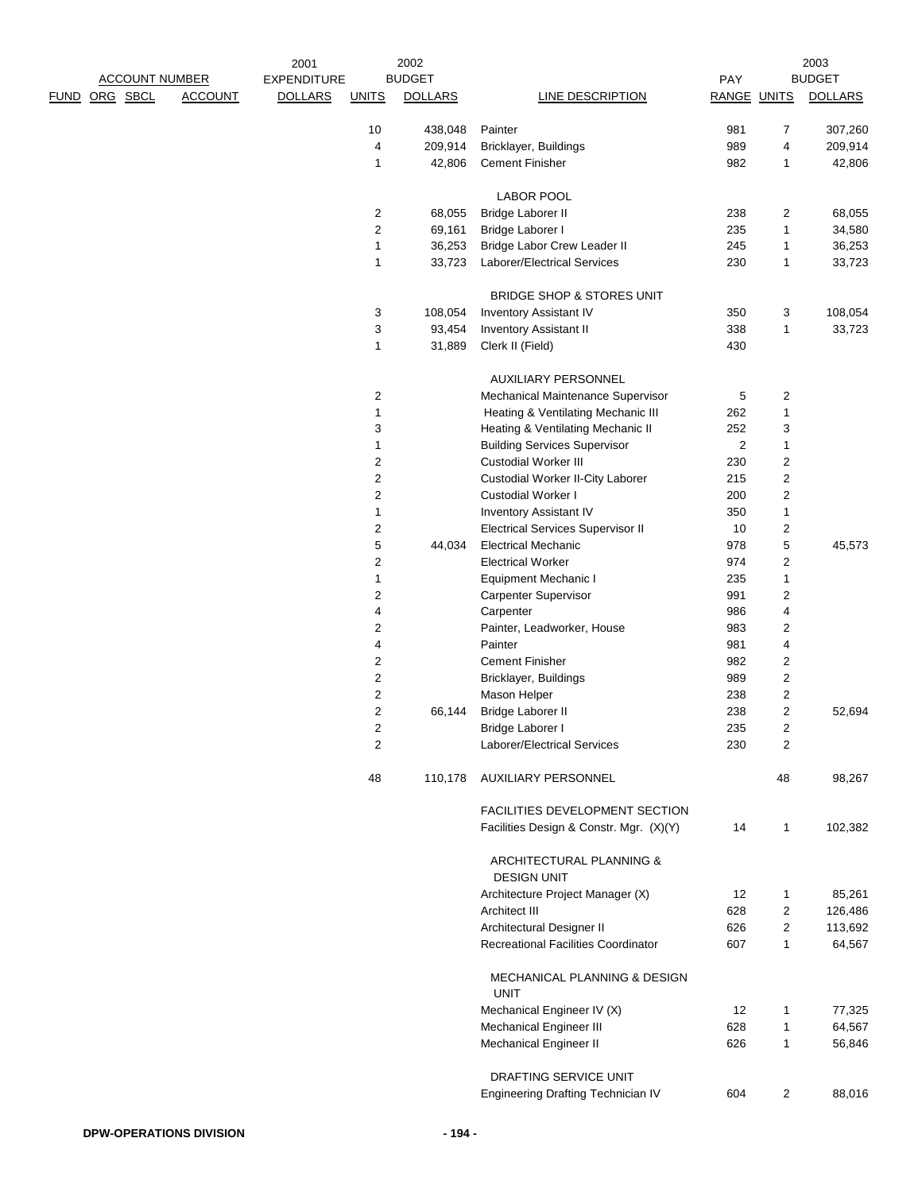| FUND | ORG | SBCL | ACCOUNT | 2001 EXPENDITURE DOLLARS | 2002 BUDGET UNITS | 2002 BUDGET DOLLARS | LINE DESCRIPTION | PAY RANGE | 2003 BUDGET UNITS | 2003 BUDGET DOLLARS |
|---|---|---|---|---|---|---|---|---|---|---|
| | | | | | 10 | 438,048 | Painter | 981 | 7 | 307,260 |
| | | | | | 4 | 209,914 | Bricklayer, Buildings | 989 | 4 | 209,914 |
| | | | | | 1 | 42,806 | Cement Finisher | 982 | 1 | 42,806 |
| | | | | | | | LABOR POOL | | | |
| | | | | | 2 | 68,055 | Bridge Laborer II | 238 | 2 | 68,055 |
| | | | | | 2 | 69,161 | Bridge Laborer I | 235 | 1 | 34,580 |
| | | | | | 1 | 36,253 | Bridge Labor Crew Leader II | 245 | 1 | 36,253 |
| | | | | | 1 | 33,723 | Laborer/Electrical Services | 230 | 1 | 33,723 |
| | | | | | | | BRIDGE SHOP & STORES UNIT | | | |
| | | | | | 3 | 108,054 | Inventory Assistant IV | 350 | 3 | 108,054 |
| | | | | | 3 | 93,454 | Inventory Assistant II | 338 | 1 | 33,723 |
| | | | | | 1 | 31,889 | Clerk II (Field) | 430 | | |
| | | | | | | | AUXILIARY PERSONNEL | | | |
| | | | | | 2 | | Mechanical Maintenance Supervisor | 5 | 2 | |
| | | | | | 1 | | Heating & Ventilating Mechanic III | 262 | 1 | |
| | | | | | 3 | | Heating & Ventilating Mechanic II | 252 | 3 | |
| | | | | | 1 | | Building Services Supervisor | 2 | 1 | |
| | | | | | 2 | | Custodial Worker III | 230 | 2 | |
| | | | | | 2 | | Custodial Worker II-City Laborer | 215 | 2 | |
| | | | | | 2 | | Custodial Worker I | 200 | 2 | |
| | | | | | 1 | | Inventory Assistant IV | 350 | 1 | |
| | | | | | 2 | | Electrical Services Supervisor II | 10 | 2 | |
| | | | | | 5 | 44,034 | Electrical Mechanic | 978 | 5 | 45,573 |
| | | | | | 2 | | Electrical Worker | 974 | 2 | |
| | | | | | 1 | | Equipment Mechanic I | 235 | 1 | |
| | | | | | 2 | | Carpenter Supervisor | 991 | 2 | |
| | | | | | 4 | | Carpenter | 986 | 4 | |
| | | | | | 2 | | Painter, Leadworker, House | 983 | 2 | |
| | | | | | 4 | | Painter | 981 | 4 | |
| | | | | | 2 | | Cement Finisher | 982 | 2 | |
| | | | | | 2 | | Bricklayer, Buildings | 989 | 2 | |
| | | | | | 2 | | Mason Helper | 238 | 2 | |
| | | | | | 2 | 66,144 | Bridge Laborer II | 238 | 2 | 52,694 |
| | | | | | 2 | | Bridge Laborer I | 235 | 2 | |
| | | | | | 2 | | Laborer/Electrical Services | 230 | 2 | |
| | | | | | 48 | 110,178 | AUXILIARY PERSONNEL | | 48 | 98,267 |
| | | | | | | | FACILITIES DEVELOPMENT SECTION | | | |
| | | | | | | | Facilities Design & Constr. Mgr. (X)(Y) | 14 | 1 | 102,382 |
| | | | | | | | ARCHITECTURAL PLANNING & DESIGN UNIT | | | |
| | | | | | | | Architecture Project Manager (X) | 12 | 1 | 85,261 |
| | | | | | | | Architect III | 628 | 2 | 126,486 |
| | | | | | | | Architectural Designer II | 626 | 2 | 113,692 |
| | | | | | | | Recreational Facilities Coordinator | 607 | 1 | 64,567 |
| | | | | | | | MECHANICAL PLANNING & DESIGN UNIT | | | |
| | | | | | | | Mechanical Engineer IV (X) | 12 | 1 | 77,325 |
| | | | | | | | Mechanical Engineer III | 628 | 1 | 64,567 |
| | | | | | | | Mechanical Engineer II | 626 | 1 | 56,846 |
| | | | | | | | DRAFTING SERVICE UNIT | | | |
| | | | | | | | Engineering Drafting Technician IV | 604 | 2 | 88,016 |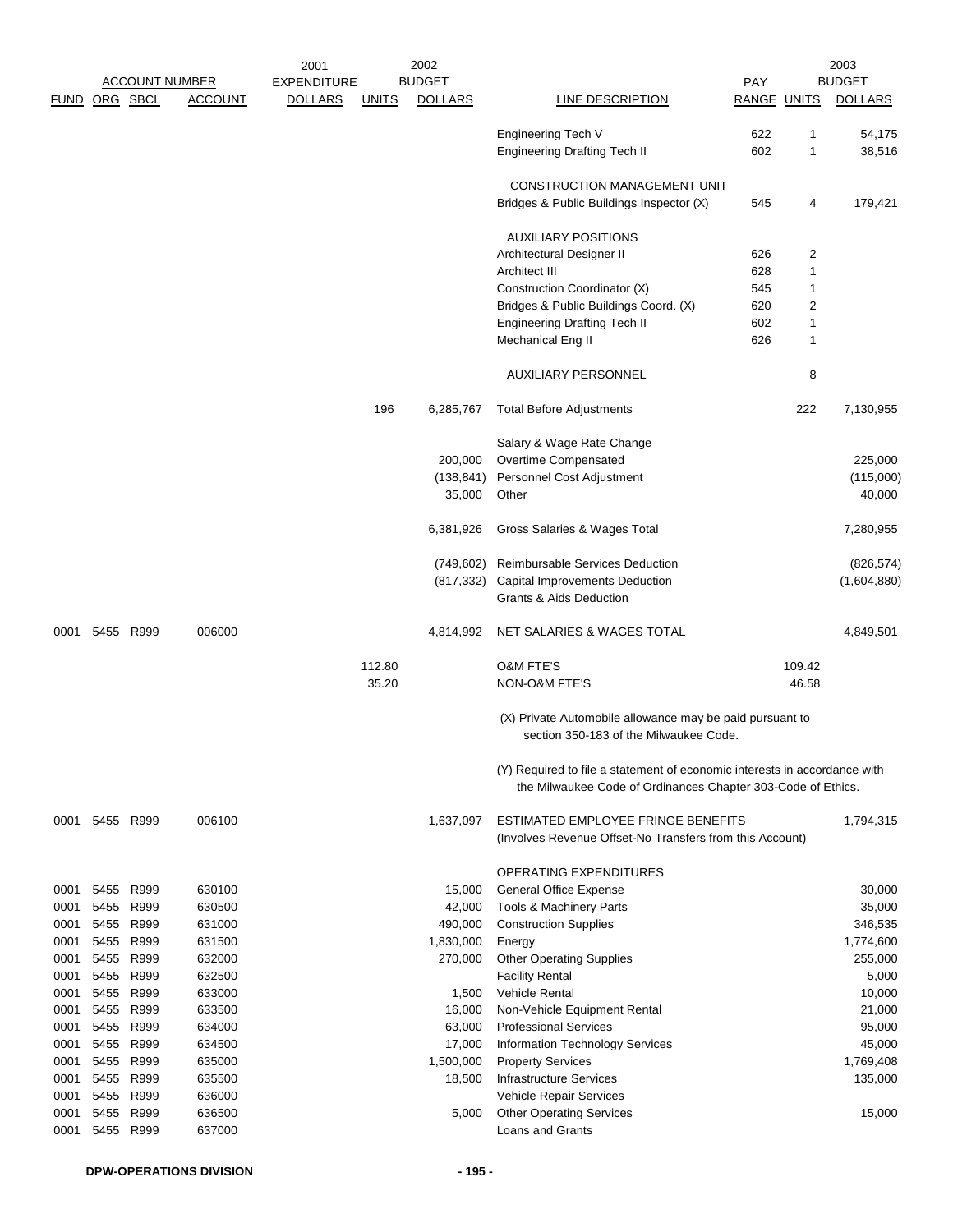| ACCOUNT NUMBER | | | | 2001 EXPENDITURE | 2002 BUDGET | | | PAY | 2003 BUDGET | |
|---|---|---|---|---|---|---|---|---|---|---|
| FUND | ORG | SBCL | ACCOUNT | DOLLARS | UNITS | DOLLARS | LINE DESCRIPTION | RANGE | UNITS | DOLLARS |
| | | | | | | | Engineering Tech V | 622 | 1 | 54,175 |
| | | | | | | | Engineering Drafting Tech II | 602 | 1 | 38,516 |
| | | | | | | | CONSTRUCTION MANAGEMENT UNIT | | | |
| | | | | | | | Bridges & Public Buildings Inspector (X) | 545 | 4 | 179,421 |
| | | | | | | | AUXILIARY POSITIONS | | | |
| | | | | | | | Architectural Designer II | 626 | 2 | |
| | | | | | | | Architect III | 628 | 1 | |
| | | | | | | | Construction Coordinator (X) | 545 | 1 | |
| | | | | | | | Bridges & Public Buildings Coord. (X) | 620 | 2 | |
| | | | | | | | Engineering Drafting Tech II | 602 | 1 | |
| | | | | | | | Mechanical Eng II | 626 | 1 | |
| | | | | | | | AUXILIARY PERSONNEL | | 8 | |
| | | | | | 196 | 6,285,767 | Total Before Adjustments | | 222 | 7,130,955 |
| | | | | | | | Salary & Wage Rate Change | | | |
| | | | | | | 200,000 | Overtime Compensated | | | 225,000 |
| | | | | | | (138,841) | Personnel Cost Adjustment | | | (115,000) |
| | | | | | | 35,000 | Other | | | 40,000 |
| | | | | | | 6,381,926 | Gross Salaries & Wages Total | | | 7,280,955 |
| | | | | | | (749,602) | Reimbursable Services Deduction | | | (826,574) |
| | | | | | | (817,332) | Capital Improvements Deduction | | | (1,604,880) |
| | | | | | | | Grants & Aids Deduction | | | |
| 0001 | 5455 | R999 | 006000 | | | 4,814,992 | NET SALARIES & WAGES TOTAL | | | 4,849,501 |
| | | | | | 112.80 | | O&M FTE'S | | 109.42 | |
| | | | | | 35.20 | | NON-O&M FTE'S | | 46.58 | |
| | | | | | | | (X) Private Automobile allowance may be paid pursuant to section 350-183 of the Milwaukee Code. | | | |
| | | | | | | | (Y) Required to file a statement of economic interests in accordance with the Milwaukee Code of Ordinances Chapter 303-Code of Ethics. | | | |
| 0001 | 5455 | R999 | 006100 | | | 1,637,097 | ESTIMATED EMPLOYEE FRINGE BENEFITS (Involves Revenue Offset-No Transfers from this Account) | | | 1,794,315 |
| | | | | | | | OPERATING EXPENDITURES | | | |
| 0001 | 5455 | R999 | 630100 | | | 15,000 | General Office Expense | | | 30,000 |
| 0001 | 5455 | R999 | 630500 | | | 42,000 | Tools & Machinery Parts | | | 35,000 |
| 0001 | 5455 | R999 | 631000 | | | 490,000 | Construction Supplies | | | 346,535 |
| 0001 | 5455 | R999 | 631500 | | | 1,830,000 | Energy | | | 1,774,600 |
| 0001 | 5455 | R999 | 632000 | | | 270,000 | Other Operating Supplies | | | 255,000 |
| 0001 | 5455 | R999 | 632500 | | | | Facility Rental | | | 5,000 |
| 0001 | 5455 | R999 | 633000 | | | 1,500 | Vehicle Rental | | | 10,000 |
| 0001 | 5455 | R999 | 633500 | | | 16,000 | Non-Vehicle Equipment Rental | | | 21,000 |
| 0001 | 5455 | R999 | 634000 | | | 63,000 | Professional Services | | | 95,000 |
| 0001 | 5455 | R999 | 634500 | | | 17,000 | Information Technology Services | | | 45,000 |
| 0001 | 5455 | R999 | 635000 | | | 1,500,000 | Property Services | | | 1,769,408 |
| 0001 | 5455 | R999 | 635500 | | | 18,500 | Infrastructure Services | | | 135,000 |
| 0001 | 5455 | R999 | 636000 | | | | Vehicle Repair Services | | | |
| 0001 | 5455 | R999 | 636500 | | | 5,000 | Other Operating Services | | | 15,000 |
| 0001 | 5455 | R999 | 637000 | | | | Loans and Grants | | | |

DPW-OPERATIONS DIVISION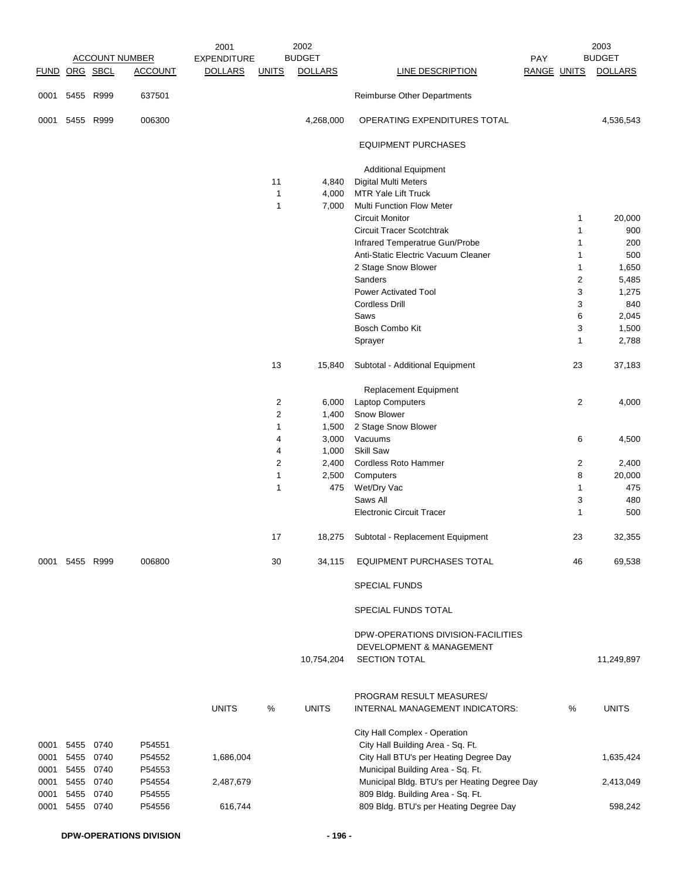| ACCOUNT NUMBER | | | | 2001 | | 2002 | | PAY | | 2003 |
|---|---|---|---|---|---|---|---|---|---|---|
| FUND | ORG | SBCL | ACCOUNT | EXPENDITURE DOLLARS | UNITS | BUDGET DOLLARS | LINE DESCRIPTION | RANGE | UNITS | BUDGET DOLLARS |
| 0001 | 5455 | R999 | 637501 | | | | Reimburse Other Departments | | | |
| 0001 | 5455 | R999 | 006300 | | | 4,268,000 | OPERATING EXPENDITURES TOTAL | | | 4,536,543 |
| | | | | | | | EQUIPMENT PURCHASES | | | |
| | | | | | | | Additional Equipment | | | |
| | | | | | 11 | 4,840 | Digital Multi Meters | | | |
| | | | | | 1 | 4,000 | MTR Yale Lift Truck | | | |
| | | | | | 1 | 7,000 | Multi Function Flow Meter | | | |
| | | | | | | | Circuit Monitor | | 1 | 20,000 |
| | | | | | | | Circuit Tracer Scotchtrak | | 1 | 900 |
| | | | | | | | Infrared Temperatrue Gun/Probe | | 1 | 200 |
| | | | | | | | Anti-Static Electric Vacuum Cleaner | | 1 | 500 |
| | | | | | | | 2 Stage Snow Blower | | 1 | 1,650 |
| | | | | | | | Sanders | | 2 | 5,485 |
| | | | | | | | Power Activated Tool | | 3 | 1,275 |
| | | | | | | | Cordless Drill | | 3 | 840 |
| | | | | | | | Saws | | 6 | 2,045 |
| | | | | | | | Bosch Combo Kit | | 3 | 1,500 |
| | | | | | | | Sprayer | | 1 | 2,788 |
| | | | | | 13 | 15,840 | Subtotal - Additional Equipment | | 23 | 37,183 |
| | | | | | | | Replacement Equipment | | | |
| | | | | | 2 | 6,000 | Laptop Computers | | 2 | 4,000 |
| | | | | | 2 | 1,400 | Snow Blower | | | |
| | | | | | 1 | 1,500 | 2 Stage Snow Blower | | | |
| | | | | | 4 | 3,000 | Vacuums | | 6 | 4,500 |
| | | | | | 4 | 1,000 | Skill Saw | | | |
| | | | | | 2 | 2,400 | Cordless Roto Hammer | | 2 | 2,400 |
| | | | | | 1 | 2,500 | Computers | | 8 | 20,000 |
| | | | | | 1 | 475 | Wet/Dry Vac | | 1 | 475 |
| | | | | | | | Saws All | | 3 | 480 |
| | | | | | | | Electronic Circuit Tracer | | 1 | 500 |
| | | | | | 17 | 18,275 | Subtotal - Replacement Equipment | | 23 | 32,355 |
| 0001 | 5455 | R999 | 006800 | | 30 | 34,115 | EQUIPMENT PURCHASES TOTAL | | 46 | 69,538 |
| | | | | | | | SPECIAL FUNDS | | | |
| | | | | | | | SPECIAL FUNDS TOTAL | | | |
| | | | | | | 10,754,204 | DPW-OPERATIONS DIVISION-FACILITIES DEVELOPMENT & MANAGEMENT SECTION TOTAL | | | 11,249,897 |
| | | | | UNITS | % | UNITS | PROGRAM RESULT MEASURES/ INTERNAL MANAGEMENT INDICATORS: | | % | UNITS |
| | | | | | | | City Hall Complex - Operation | | | |
| 0001 | 5455 | 0740 | P54551 | | | | City Hall Building Area - Sq. Ft. | | | |
| 0001 | 5455 | 0740 | P54552 | 1,686,004 | | | City Hall BTU's per Heating Degree Day | | | 1,635,424 |
| 0001 | 5455 | 0740 | P54553 | | | | Municipal Building Area - Sq. Ft. | | | |
| 0001 | 5455 | 0740 | P54554 | 2,487,679 | | | Municipal Bldg. BTU's per Heating Degree Day | | | 2,413,049 |
| 0001 | 5455 | 0740 | P54555 | | | | 809 Bldg. Building Area - Sq. Ft. | | | |
| 0001 | 5455 | 0740 | P54556 | 616,744 | | | 809 Bldg. BTU's per Heating Degree Day | | | 598,242 |

DPW-OPERATIONS DIVISION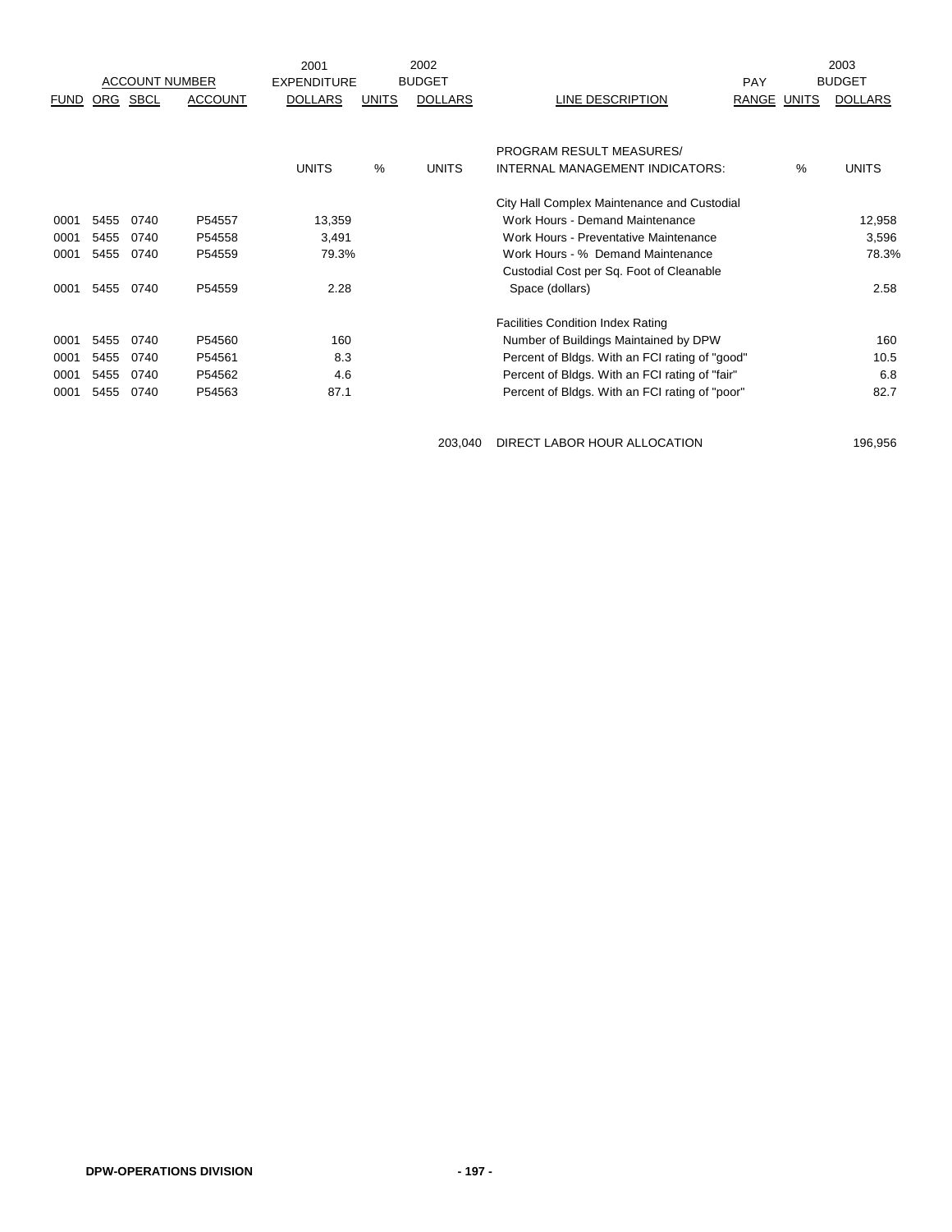| ACCOUNT NUMBER | | | | 2001 EXPENDITURE | | 2002 BUDGET | | PAY | | 2003 BUDGET |
|---|---|---|---|---|---|---|---|---|---|---|
| FUND | ORG | SBCL | ACCOUNT | DOLLARS | UNITS | DOLLARS | LINE DESCRIPTION | RANGE | UNITS | DOLLARS |
| | | | | | | | PROGRAM RESULT MEASURES/ | | | |
| | | | | UNITS | % | UNITS | INTERNAL MANAGEMENT INDICATORS: | | % | UNITS |
| | | | | | | | City Hall Complex Maintenance and Custodial | | | |
| 0001 | 5455 | 0740 | P54557 | 13,359 | | | Work Hours - Demand Maintenance | | | 12,958 |
| 0001 | 5455 | 0740 | P54558 | 3,491 | | | Work Hours - Preventative Maintenance | | | 3,596 |
| 0001 | 5455 | 0740 | P54559 | 79.3% | | | Work Hours - % Demand Maintenance | | | 78.3% |
| | | | | | | | Custodial Cost per Sq. Foot of Cleanable | | | |
| 0001 | 5455 | 0740 | P54559 | 2.28 | | | Space (dollars) | | | 2.58 |
| | | | | | | | Facilities Condition Index Rating | | | |
| 0001 | 5455 | 0740 | P54560 | 160 | | | Number of Buildings Maintained by DPW | | | 160 |
| 0001 | 5455 | 0740 | P54561 | 8.3 | | | Percent of Bldgs. With an FCI rating of "good" | | | 10.5 |
| 0001 | 5455 | 0740 | P54562 | 4.6 | | | Percent of Bldgs. With an FCI rating of "fair" | | | 6.8 |
| 0001 | 5455 | 0740 | P54563 | 87.1 | | | Percent of Bldgs. With an FCI rating of "poor" | | | 82.7 |
| | | | | | | 203,040 | DIRECT LABOR HOUR ALLOCATION | | | 196,956 |

DPW-OPERATIONS DIVISION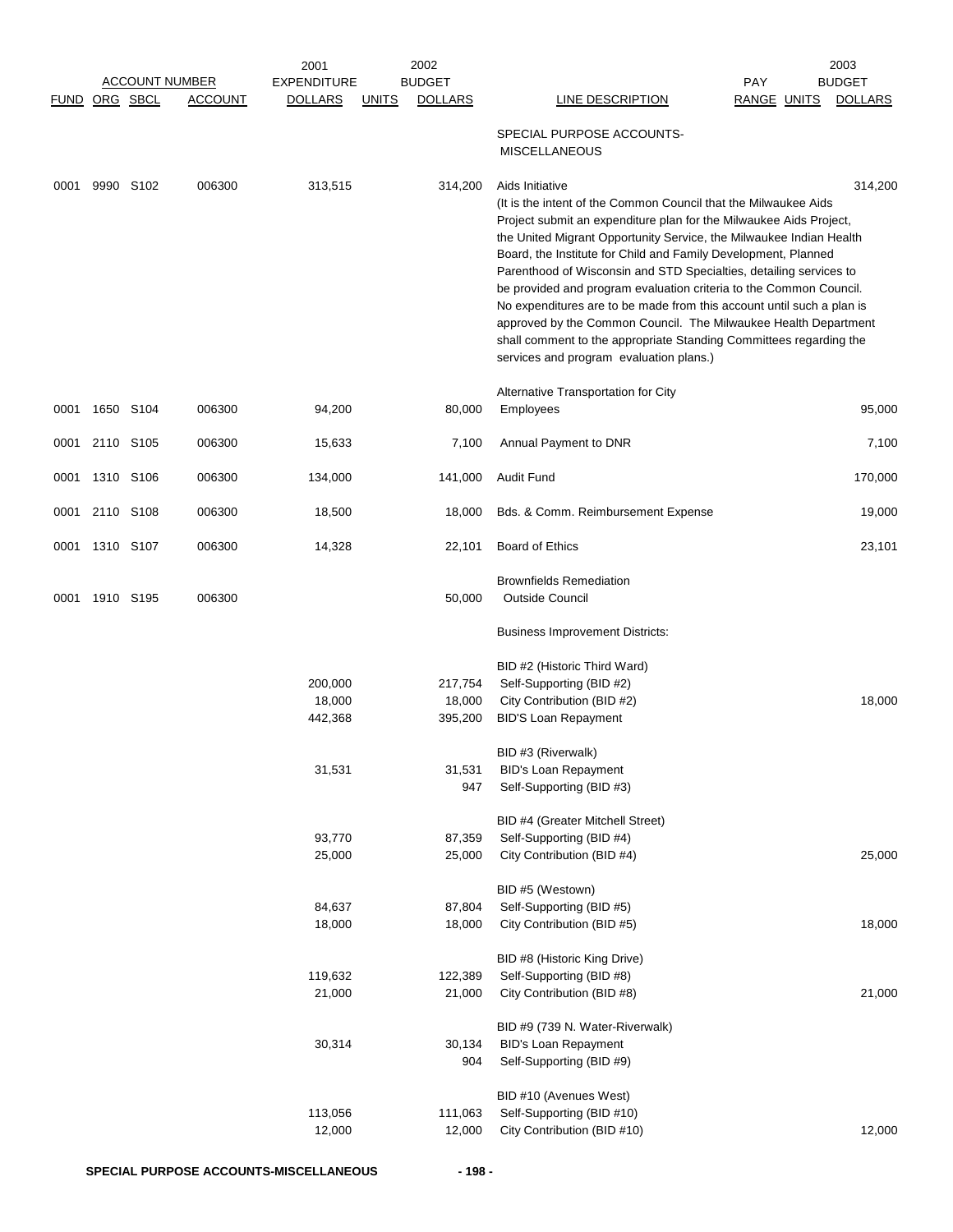| FUND | ORG | SBCL | ACCOUNT | 2001 EXPENDITURE DOLLARS | UNITS | 2002 BUDGET DOLLARS | LINE DESCRIPTION | PAY RANGE | UNITS | 2003 BUDGET DOLLARS |
|---|---|---|---|---|---|---|---|---|---|---|
| | | | | | | | SPECIAL PURPOSE ACCOUNTS- MISCELLANEOUS | | | |
| 0001 | 9990 | S102 | 006300 | 313,515 | | 314,200 | Aids Initiative (It is the intent of the Common Council that the Milwaukee Aids Project submit an expenditure plan for the Milwaukee Aids Project, the United Migrant Opportunity Service, the Milwaukee Indian Health Board, the Institute for Child and Family Development, Planned Parenthood of Wisconsin and STD Specialties, detailing services to be provided and program evaluation criteria to the Common Council. No expenditures are to be made from this account until such a plan is approved by the Common Council. The Milwaukee Health Department shall comment to the appropriate Standing Committees regarding the services and program evaluation plans.) | | | 314,200 |
| 0001 | 1650 | S104 | 006300 | 94,200 | | 80,000 | Alternative Transportation for City Employees | | | 95,000 |
| 0001 | 2110 | S105 | 006300 | 15,633 | | 7,100 | Annual Payment to DNR | | | 7,100 |
| 0001 | 1310 | S106 | 006300 | 134,000 | | 141,000 | Audit Fund | | | 170,000 |
| 0001 | 2110 | S108 | 006300 | 18,500 | | 18,000 | Bds. & Comm. Reimbursement Expense | | | 19,000 |
| 0001 | 1310 | S107 | 006300 | 14,328 | | 22,101 | Board of Ethics | | | 23,101 |
| 0001 | 1910 | S195 | 006300 | | | 50,000 | Brownfields Remediation Outside Council | | | |
| | | | | | | | Business Improvement Districts: | | | |
| | | | | | | | BID #2 (Historic Third Ward) | | | |
| | | | | 200,000 | | 217,754 | Self-Supporting (BID #2) | | | |
| | | | | 18,000 | | 18,000 | City Contribution (BID #2) | | | 18,000 |
| | | | | 442,368 | | 395,200 | BID'S Loan Repayment | | | |
| | | | | | | | BID #3 (Riverwalk) | | | |
| | | | | 31,531 | | 31,531 | BID's Loan Repayment | | | |
| | | | | | | 947 | Self-Supporting (BID #3) | | | |
| | | | | | | | BID #4 (Greater Mitchell Street) | | | |
| | | | | 93,770 | | 87,359 | Self-Supporting (BID #4) | | | |
| | | | | 25,000 | | 25,000 | City Contribution (BID #4) | | | 25,000 |
| | | | | | | | BID #5 (Westown) | | | |
| | | | | 84,637 | | 87,804 | Self-Supporting (BID #5) | | | |
| | | | | 18,000 | | 18,000 | City Contribution (BID #5) | | | 18,000 |
| | | | | | | | BID #8 (Historic King Drive) | | | |
| | | | | 119,632 | | 122,389 | Self-Supporting (BID #8) | | | |
| | | | | 21,000 | | 21,000 | City Contribution (BID #8) | | | 21,000 |
| | | | | | | | BID #9 (739 N. Water-Riverwalk) | | | |
| | | | | 30,314 | | 30,134 | BID's Loan Repayment | | | |
| | | | | | | 904 | Self-Supporting (BID #9) | | | |
| | | | | | | | BID #10 (Avenues West) | | | |
| | | | | 113,056 | | 111,063 | Self-Supporting (BID #10) | | | |
| | | | | 12,000 | | 12,000 | City Contribution (BID #10) | | | 12,000 |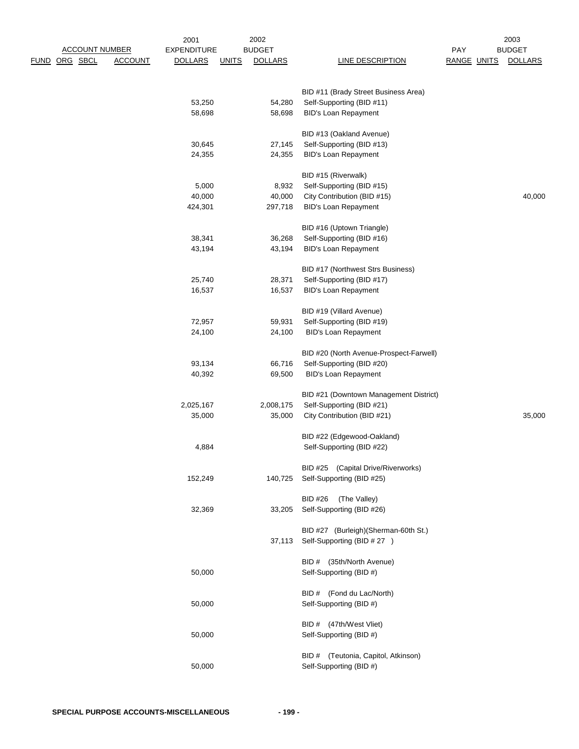| ACCOUNT NUMBER | | | | 2001 | 2002 | | | | | 2003 |
|---|---|---|---|---|---|---|---|---|---|---|
| FUND | ORG | SBCL | ACCOUNT | EXPENDITURE DOLLARS | UNITS | BUDGET DOLLARS | LINE DESCRIPTION | PAY RANGE | UNITS | BUDGET DOLLARS |
| | | | | | | | BID #11 (Brady Street Business Area) | | | |
| | | | | 53,250 | | 54,280 | Self-Supporting (BID #11) | | | |
| | | | | 58,698 | | 58,698 | BID's Loan Repayment | | | |
| | | | | | | | BID #13 (Oakland Avenue) | | | |
| | | | | 30,645 | | 27,145 | Self-Supporting (BID #13) | | | |
| | | | | 24,355 | | 24,355 | BID's Loan Repayment | | | |
| | | | | | | | BID #15 (Riverwalk) | | | |
| | | | | 5,000 | | 8,932 | Self-Supporting (BID #15) | | | |
| | | | | 40,000 | | 40,000 | City Contribution (BID #15) | | | 40,000 |
| | | | | 424,301 | | 297,718 | BID's Loan Repayment | | | |
| | | | | | | | BID #16 (Uptown Triangle) | | | |
| | | | | 38,341 | | 36,268 | Self-Supporting (BID #16) | | | |
| | | | | 43,194 | | 43,194 | BID's Loan Repayment | | | |
| | | | | | | | BID #17 (Northwest Strs Business) | | | |
| | | | | 25,740 | | 28,371 | Self-Supporting (BID #17) | | | |
| | | | | 16,537 | | 16,537 | BID's Loan Repayment | | | |
| | | | | | | | BID #19 (Villard Avenue) | | | |
| | | | | 72,957 | | 59,931 | Self-Supporting (BID #19) | | | |
| | | | | 24,100 | | 24,100 | BID's Loan Repayment | | | |
| | | | | | | | BID #20 (North Avenue-Prospect-Farwell) | | | |
| | | | | 93,134 | | 66,716 | Self-Supporting (BID #20) | | | |
| | | | | 40,392 | | 69,500 | BID's Loan Repayment | | | |
| | | | | | | | BID #21 (Downtown Management District) | | | |
| | | | | 2,025,167 | | 2,008,175 | Self-Supporting (BID #21) | | | |
| | | | | 35,000 | | 35,000 | City Contribution (BID #21) | | | 35,000 |
| | | | | | | | BID #22 (Edgewood-Oakland) | | | |
| | | | | 4,884 | | | Self-Supporting (BID #22) | | | |
| | | | | | | | BID #25 (Capital Drive/Riverworks) | | | |
| | | | | 152,249 | | 140,725 | Self-Supporting (BID #25) | | | |
| | | | | | | | BID #26 (The Valley) | | | |
| | | | | 32,369 | | 33,205 | Self-Supporting (BID #26) | | | |
| | | | | | | | BID #27 (Burleigh)(Sherman-60th St.) | | | |
| | | | | | | 37,113 | Self-Supporting (BID # 27 ) | | | |
| | | | | | | | BID # (35th/North Avenue) | | | |
| | | | | 50,000 | | | Self-Supporting (BID #) | | | |
| | | | | | | | BID # (Fond du Lac/North) | | | |
| | | | | 50,000 | | | Self-Supporting (BID #) | | | |
| | | | | | | | BID # (47th/West Vliet) | | | |
| | | | | 50,000 | | | Self-Supporting (BID #) | | | |
| | | | | | | | BID # (Teutonia, Capitol, Atkinson) | | | |
| | | | | 50,000 | | | Self-Supporting (BID #) | | | |

**SPECIAL PURPOSE ACCOUNTS-MISCELLANEOUS**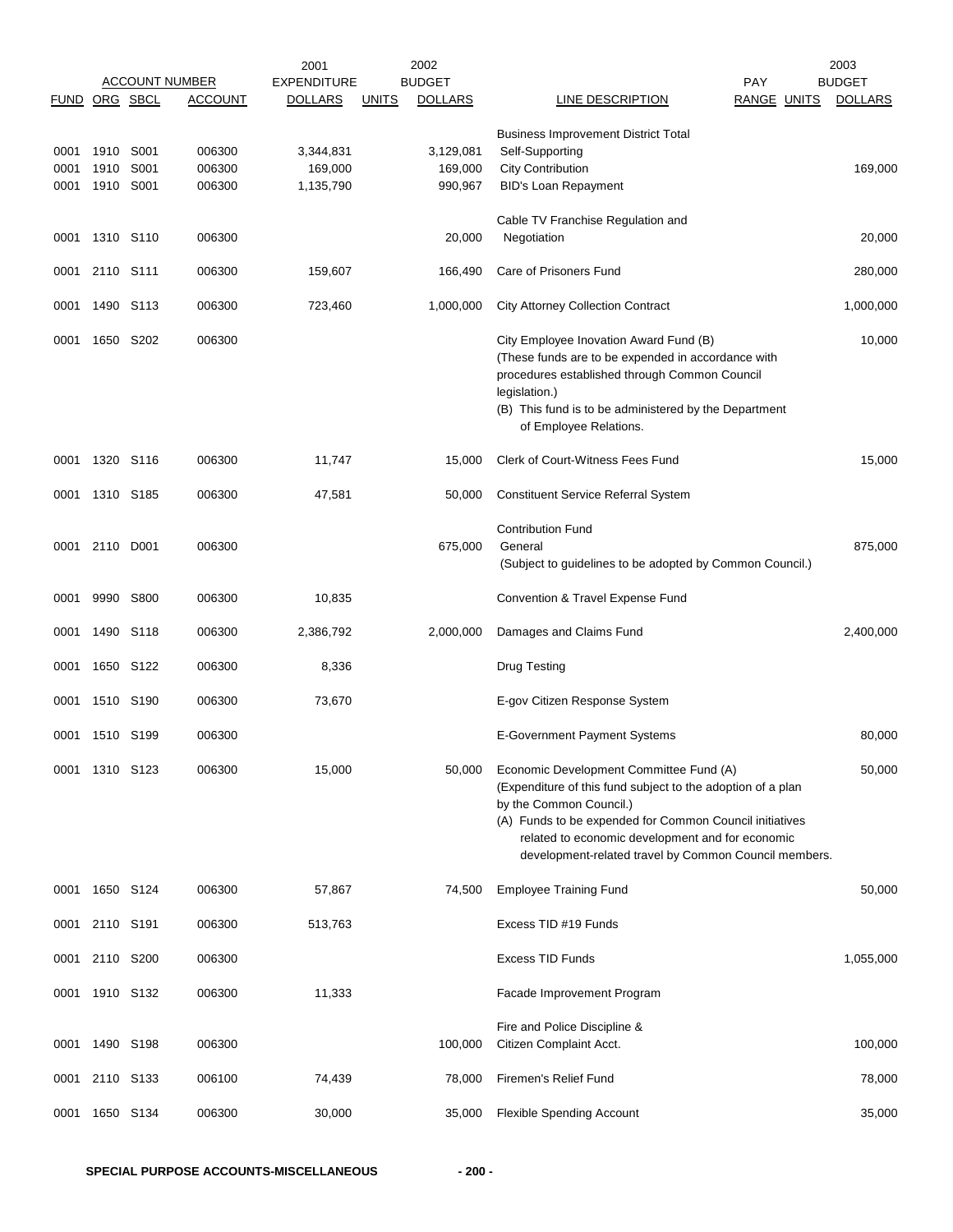| ACCOUNT NUMBER | | | | 2001 EXPENDITURE | | 2002 BUDGET | | PAY | | 2003 BUDGET |
|---|---|---|---|---|---|---|---|---|---|---|
| FUND | ORG | SBCL | ACCOUNT | DOLLARS | UNITS | DOLLARS | LINE DESCRIPTION | RANGE | UNITS | DOLLARS |
| | | | | | | | Business Improvement District Total | | | |
| 0001 | 1910 | S001 | 006300 | 3,344,831 | | 3,129,081 | Self-Supporting | | | |
| 0001 | 1910 | S001 | 006300 | 169,000 | | 169,000 | City Contribution | | | 169,000 |
| 0001 | 1910 | S001 | 006300 | 1,135,790 | | 990,967 | BID's Loan Repayment | | | |
| 0001 | 1310 | S110 | 006300 | | | 20,000 | Cable TV Franchise Regulation and Negotiation | | | 20,000 |
| 0001 | 2110 | S111 | 006300 | 159,607 | | 166,490 | Care of Prisoners Fund | | | 280,000 |
| 0001 | 1490 | S113 | 006300 | 723,460 | | 1,000,000 | City Attorney Collection Contract | | | 1,000,000 |
| 0001 | 1650 | S202 | 006300 | | | | City Employee Inovation Award Fund (B) (These funds are to be expended in accordance with procedures established through Common Council legislation.) (B) This fund is to be administered by the Department of Employee Relations. | | | 10,000 |
| 0001 | 1320 | S116 | 006300 | 11,747 | | 15,000 | Clerk of Court-Witness Fees Fund | | | 15,000 |
| 0001 | 1310 | S185 | 006300 | 47,581 | | 50,000 | Constituent Service Referral System | | | |
| | | | | | | | Contribution Fund | | | |
| 0001 | 2110 | D001 | 006300 | | | 675,000 | General (Subject to guidelines to be adopted by Common Council.) | | | 875,000 |
| 0001 | 9990 | S800 | 006300 | 10,835 | | | Convention & Travel Expense Fund | | | |
| 0001 | 1490 | S118 | 006300 | 2,386,792 | | 2,000,000 | Damages and Claims Fund | | | 2,400,000 |
| 0001 | 1650 | S122 | 006300 | 8,336 | | | Drug Testing | | | |
| 0001 | 1510 | S190 | 006300 | 73,670 | | | E-gov Citizen Response System | | | |
| 0001 | 1510 | S199 | 006300 | | | | E-Government Payment Systems | | | 80,000 |
| 0001 | 1310 | S123 | 006300 | 15,000 | | 50,000 | Economic Development Committee Fund (A) (Expenditure of this fund subject to the adoption of a plan by the Common Council.) (A) Funds to be expended for Common Council initiatives related to economic development and for economic development-related travel by Common Council members. | | | 50,000 |
| 0001 | 1650 | S124 | 006300 | 57,867 | | 74,500 | Employee Training Fund | | | 50,000 |
| 0001 | 2110 | S191 | 006300 | 513,763 | | | Excess TID #19 Funds | | | |
| 0001 | 2110 | S200 | 006300 | | | | Excess TID Funds | | | 1,055,000 |
| 0001 | 1910 | S132 | 006300 | 11,333 | | | Facade Improvement Program | | | |
| 0001 | 1490 | S198 | 006300 | | | 100,000 | Fire and Police Discipline & Citizen Complaint Acct. | | | 100,000 |
| 0001 | 2110 | S133 | 006100 | 74,439 | | 78,000 | Firemen's Relief Fund | | | 78,000 |
| 0001 | 1650 | S134 | 006300 | 30,000 | | 35,000 | Flexible Spending Account | | | 35,000 |

SPECIAL PURPOSE ACCOUNTS-MISCELLANEOUS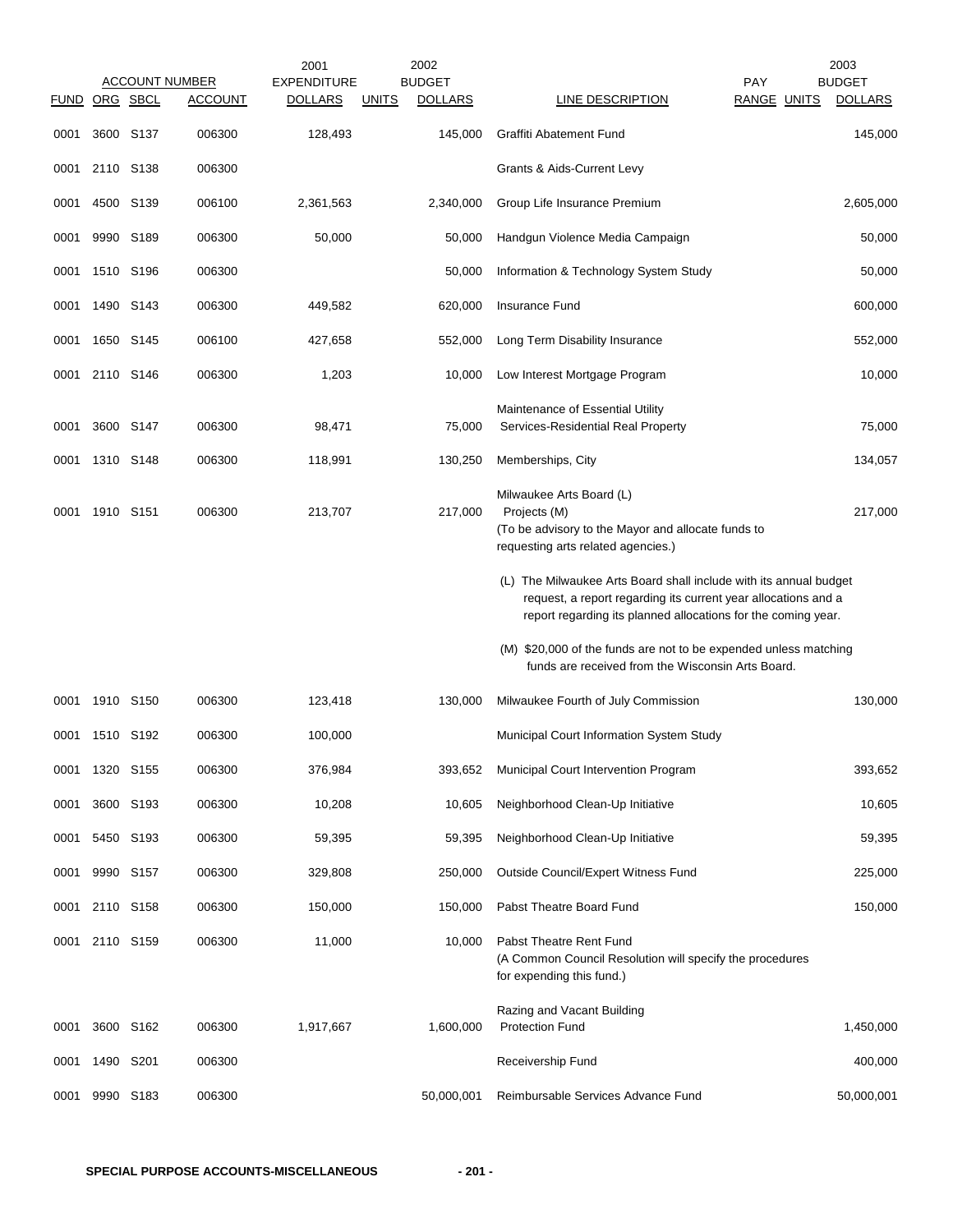| FUND | ORG | SBCL | ACCOUNT | 2001 EXPENDITURE DOLLARS | UNITS | 2002 BUDGET DOLLARS | LINE DESCRIPTION | PAY RANGE | UNITS | 2003 BUDGET DOLLARS |
|---|---|---|---|---|---|---|---|---|---|---|
| 0001 | 3600 | S137 | 006300 | 128,493 | | 145,000 | Graffiti Abatement Fund | | | 145,000 |
| 0001 | 2110 | S138 | 006300 | | | | Grants & Aids-Current Levy | | | |
| 0001 | 4500 | S139 | 006100 | 2,361,563 | | 2,340,000 | Group Life Insurance Premium | | | 2,605,000 |
| 0001 | 9990 | S189 | 006300 | 50,000 | | 50,000 | Handgun Violence Media Campaign | | | 50,000 |
| 0001 | 1510 | S196 | 006300 | | | 50,000 | Information & Technology System Study | | | 50,000 |
| 0001 | 1490 | S143 | 006300 | 449,582 | | 620,000 | Insurance Fund | | | 600,000 |
| 0001 | 1650 | S145 | 006100 | 427,658 | | 552,000 | Long Term Disability Insurance | | | 552,000 |
| 0001 | 2110 | S146 | 006300 | 1,203 | | 10,000 | Low Interest Mortgage Program | | | 10,000 |
| 0001 | 3600 | S147 | 006300 | 98,471 | | 75,000 | Maintenance of Essential Utility Services-Residential Real Property | | | 75,000 |
| 0001 | 1310 | S148 | 006300 | 118,991 | | 130,250 | Memberships, City | | | 134,057 |
| 0001 | 1910 | S151 | 006300 | 213,707 | | 217,000 | Milwaukee Arts Board (L) Projects (M) (To be advisory to the Mayor and allocate funds to requesting arts related agencies.) | | | 217,000 |
| | | | | | | | (L) The Milwaukee Arts Board shall include with its annual budget request, a report regarding its current year allocations and a report regarding its planned allocations for the coming year. | | | |
| | | | | | | | (M) $20,000 of the funds are not to be expended unless matching funds are received from the Wisconsin Arts Board. | | | |
| 0001 | 1910 | S150 | 006300 | 123,418 | | 130,000 | Milwaukee Fourth of July Commission | | | 130,000 |
| 0001 | 1510 | S192 | 006300 | 100,000 | | | Municipal Court Information System Study | | | |
| 0001 | 1320 | S155 | 006300 | 376,984 | | 393,652 | Municipal Court Intervention Program | | | 393,652 |
| 0001 | 3600 | S193 | 006300 | 10,208 | | 10,605 | Neighborhood Clean-Up Initiative | | | 10,605 |
| 0001 | 5450 | S193 | 006300 | 59,395 | | 59,395 | Neighborhood Clean-Up Initiative | | | 59,395 |
| 0001 | 9990 | S157 | 006300 | 329,808 | | 250,000 | Outside Council/Expert Witness Fund | | | 225,000 |
| 0001 | 2110 | S158 | 006300 | 150,000 | | 150,000 | Pabst Theatre Board Fund | | | 150,000 |
| 0001 | 2110 | S159 | 006300 | 11,000 | | 10,000 | Pabst Theatre Rent Fund (A Common Council Resolution will specify the procedures for expending this fund.) | | | |
| 0001 | 3600 | S162 | 006300 | 1,917,667 | | 1,600,000 | Razing and Vacant Building Protection Fund | | | 1,450,000 |
| 0001 | 1490 | S201 | 006300 | | | | Receivership Fund | | | 400,000 |
| 0001 | 9990 | S183 | 006300 | | | 50,000,001 | Reimbursable Services Advance Fund | | | 50,000,001 |

SPECIAL PURPOSE ACCOUNTS-MISCELLANEOUS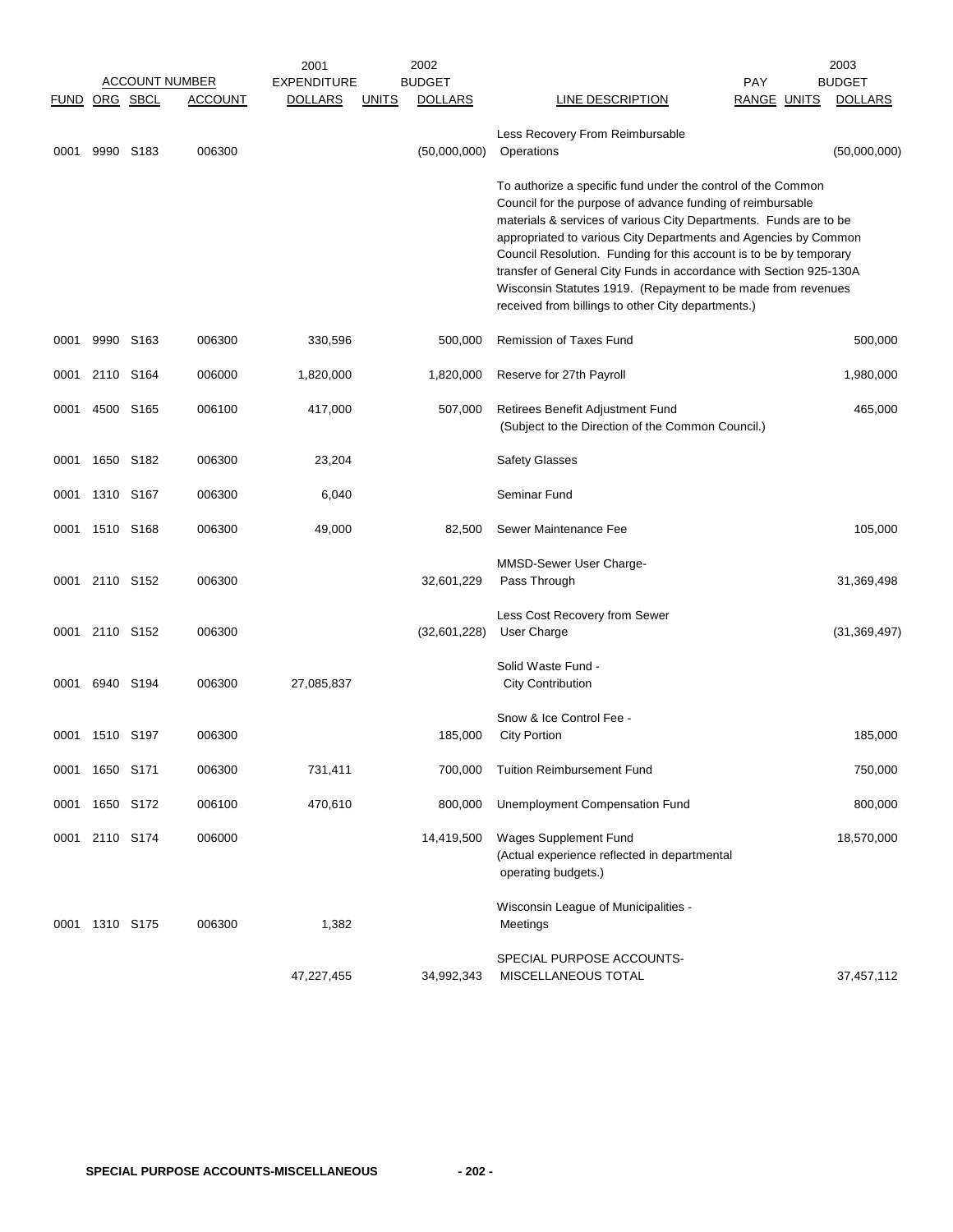| ACCOUNT NUMBER | | | | 2001 EXPENDITURE | | 2002 BUDGET | | PAY | | 2003 BUDGET |
|---|---|---|---|---|---|---|---|---|---|---|
| FUND | ORG | SBCL | ACCOUNT | DOLLARS | UNITS | DOLLARS | LINE DESCRIPTION | RANGE | UNITS | DOLLARS |
| 0001 | 9990 | S183 | 006300 | | | (50,000,000) | Less Recovery From Reimbursable Operations | | | (50,000,000) |
| | | | | | | | To authorize a specific fund under the control of the Common Council for the purpose of advance funding of reimbursable materials & services of various City Departments. Funds are to be appropriated to various City Departments and Agencies by Common Council Resolution. Funding for this account is to be by temporary transfer of General City Funds in accordance with Section 925-130A Wisconsin Statutes 1919. (Repayment to be made from revenues received from billings to other City departments.) | | | |
| 0001 | 9990 | S163 | 006300 | 330,596 | | 500,000 | Remission of Taxes Fund | | | 500,000 |
| 0001 | 2110 | S164 | 006000 | 1,820,000 | | 1,820,000 | Reserve for 27th Payroll | | | 1,980,000 |
| 0001 | 4500 | S165 | 006100 | 417,000 | | 507,000 | Retirees Benefit Adjustment Fund (Subject to the Direction of the Common Council.) | | | 465,000 |
| 0001 | 1650 | S182 | 006300 | 23,204 | | | Safety Glasses | | | |
| 0001 | 1310 | S167 | 006300 | 6,040 | | | Seminar Fund | | | |
| 0001 | 1510 | S168 | 006300 | 49,000 | | 82,500 | Sewer Maintenance Fee | | | 105,000 |
| 0001 | 2110 | S152 | 006300 | | | 32,601,229 | MMSD-Sewer User Charge- Pass Through | | | 31,369,498 |
| 0001 | 2110 | S152 | 006300 | | | (32,601,228) | Less Cost Recovery from Sewer User Charge | | | (31,369,497) |
| 0001 | 6940 | S194 | 006300 | 27,085,837 | | | Solid Waste Fund - City Contribution | | | |
| 0001 | 1510 | S197 | 006300 | | | 185,000 | Snow & Ice Control Fee - City Portion | | | 185,000 |
| 0001 | 1650 | S171 | 006300 | 731,411 | | 700,000 | Tuition Reimbursement Fund | | | 750,000 |
| 0001 | 1650 | S172 | 006100 | 470,610 | | 800,000 | Unemployment Compensation Fund | | | 800,000 |
| 0001 | 2110 | S174 | 006000 | | | 14,419,500 | Wages Supplement Fund (Actual experience reflected in departmental operating budgets.) | | | 18,570,000 |
| 0001 | 1310 | S175 | 006300 | 1,382 | | | Wisconsin League of Municipalities - Meetings | | | |
| | | | | 47,227,455 | | 34,992,343 | SPECIAL PURPOSE ACCOUNTS- MISCELLANEOUS TOTAL | | | 37,457,112 |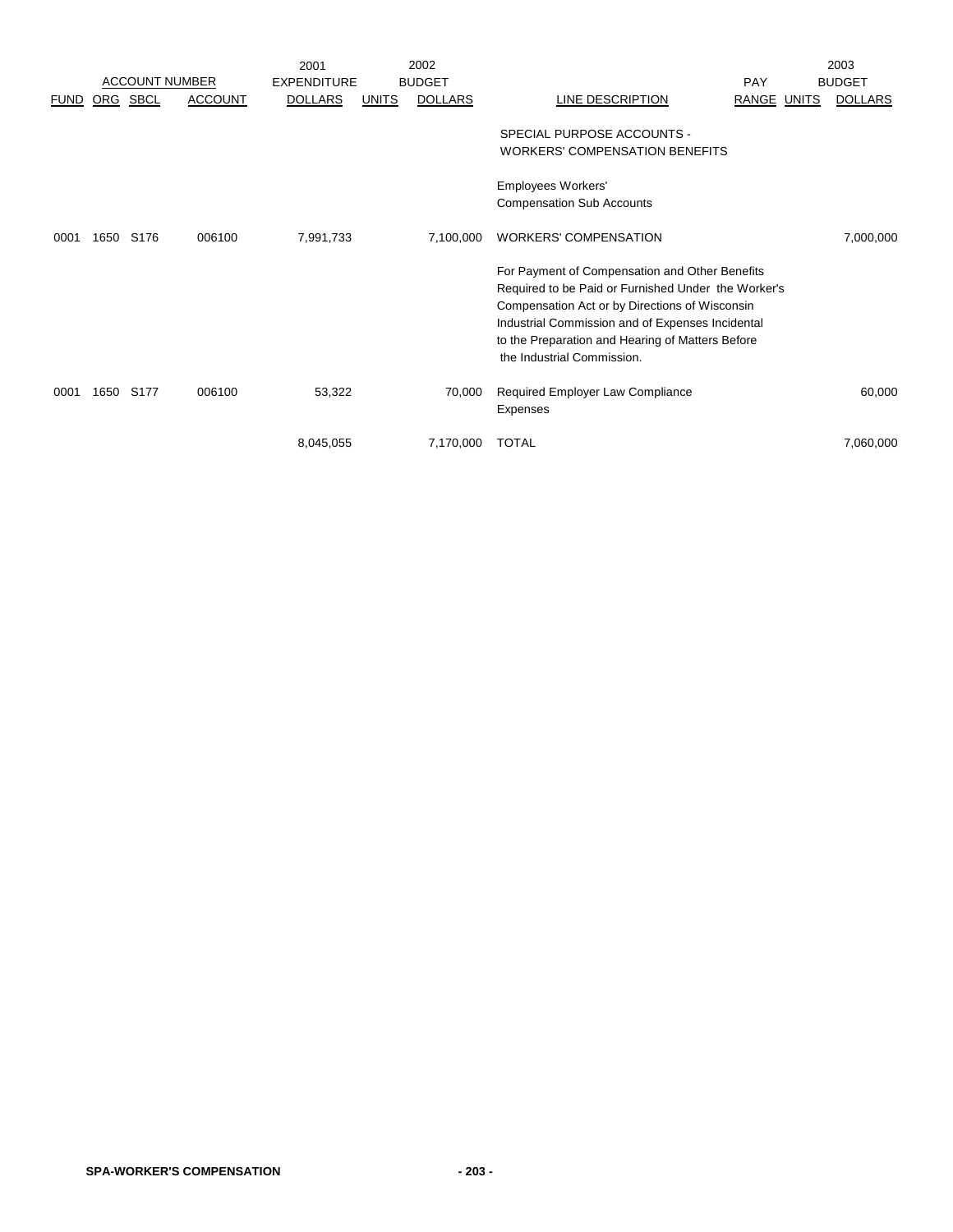| ACCOUNT NUMBER | | | | 2001 EXPENDITURE | 2002 BUDGET | | | PAY | | 2003 BUDGET |
|---|---|---|---|---|---|---|---|---|---|---|
| FUND | ORG | SBCL | ACCOUNT | DOLLARS | UNITS | DOLLARS | LINE DESCRIPTION | RANGE | UNITS | DOLLARS |
| | | | | | | | SPECIAL PURPOSE ACCOUNTS - WORKERS' COMPENSATION BENEFITS | | | |
| | | | | | | | Employees Workers' Compensation Sub Accounts | | | |
| 0001 | 1650 | S176 | 006100 | 7,991,733 | | 7,100,000 | WORKERS' COMPENSATION | | | 7,000,000 |
| | | | | | | | For Payment of Compensation and Other Benefits Required to be Paid or Furnished Under the Worker's Compensation Act or by Directions of Wisconsin Industrial Commission and of Expenses Incidental to the Preparation and Hearing of Matters Before the Industrial Commission. | | | |
| 0001 | 1650 | S177 | 006100 | 53,322 | | 70,000 | Required Employer Law Compliance Expenses | | | 60,000 |
| | | | | 8,045,055 | | 7,170,000 | TOTAL | | | 7,060,000 |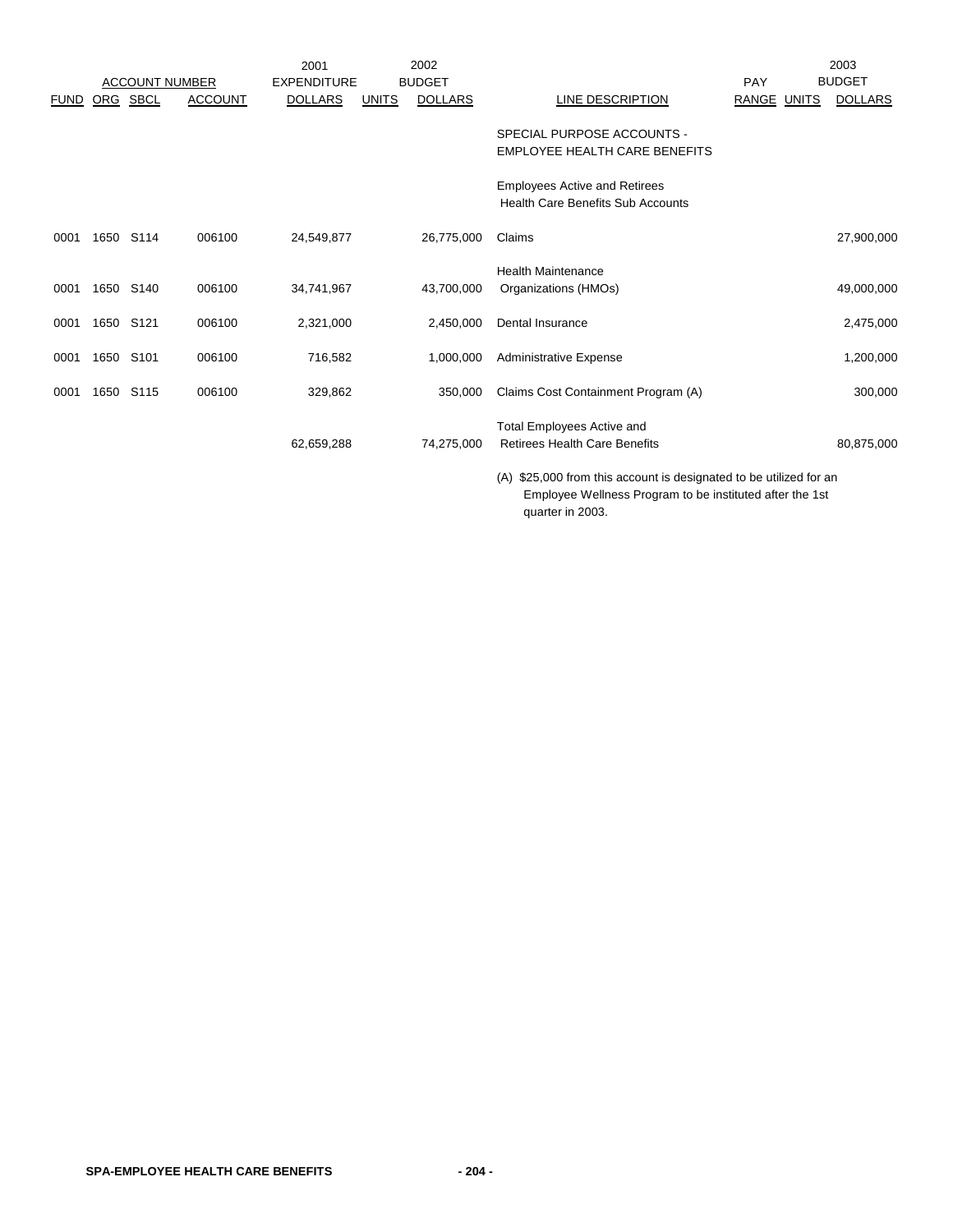| ACCOUNT NUMBER | | | | 2001 EXPENDITURE | 2002 BUDGET | | | PAY | 2003 BUDGET | |
|---|---|---|---|---|---|---|---|---|---|---|
| FUND | ORG | SBCL | ACCOUNT | DOLLARS | UNITS | DOLLARS | LINE DESCRIPTION | RANGE | UNITS | DOLLARS |
| | | | | | | | SPECIAL PURPOSE ACCOUNTS - EMPLOYEE HEALTH CARE BENEFITS | | | |
| | | | | | | | Employees Active and Retirees Health Care Benefits Sub Accounts | | | |
| 0001 | 1650 | S114 | 006100 | 24,549,877 | | 26,775,000 | Claims | | | 27,900,000 |
| 0001 | 1650 | S140 | 006100 | 34,741,967 | | 43,700,000 | Health Maintenance Organizations (HMOs) | | | 49,000,000 |
| 0001 | 1650 | S121 | 006100 | 2,321,000 | | 2,450,000 | Dental Insurance | | | 2,475,000 |
| 0001 | 1650 | S101 | 006100 | 716,582 | | 1,000,000 | Administrative Expense | | | 1,200,000 |
| 0001 | 1650 | S115 | 006100 | 329,862 | | 350,000 | Claims Cost Containment Program (A) | | | 300,000 |
| | | | | 62,659,288 | | 74,275,000 | Total Employees Active and Retirees Health Care Benefits | | | 80,875,000 |

(A) $25,000 from this account is designated to be utilized for an Employee Wellness Program to be instituted after the 1st quarter in 2003.

SPA-EMPLOYEE HEALTH CARE BENEFITS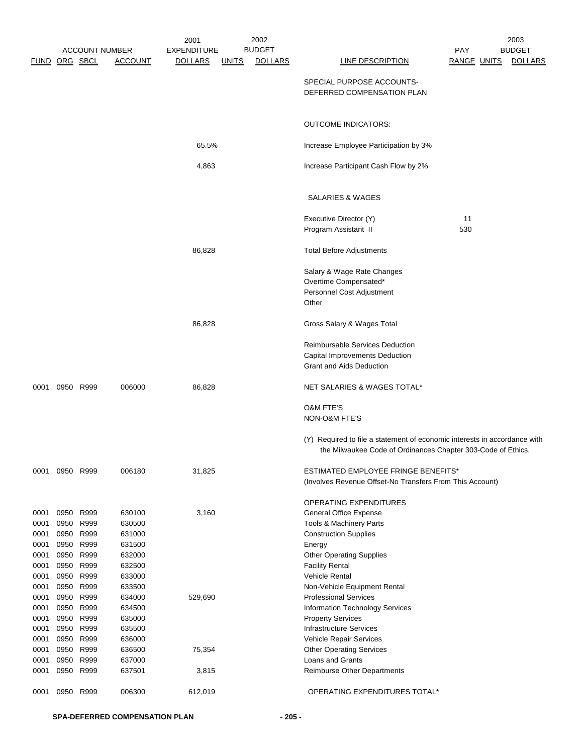| FUND | ORG | SBCL | ACCOUNT | 2001 EXPENDITURE DOLLARS | 2002 BUDGET UNITS | 2002 BUDGET DOLLARS | LINE DESCRIPTION | PAY RANGE | 2003 BUDGET UNITS | 2003 BUDGET DOLLARS |
|---|---|---|---|---|---|---|---|---|---|---|
| | | | | | | | SPECIAL PURPOSE ACCOUNTS- DEFERRED COMPENSATION PLAN | | | |
| | | | | | | | OUTCOME INDICATORS: | | | |
| | | | | 65.5% | | | Increase Employee Participation by 3% | | | |
| | | | | 4,863 | | | Increase Participant Cash Flow by 2% | | | |
| | | | | | | | SALARIES & WAGES | | | |
| | | | | | | | Executive Director (Y) | 11 | | |
| | | | | | | | Program Assistant II | 530 | | |
| | | | | 86,828 | | | Total Before Adjustments | | | |
| | | | | | | | Salary & Wage Rate Changes | | | |
| | | | | | | | Overtime Compensated* | | | |
| | | | | | | | Personnel Cost Adjustment | | | |
| | | | | | | | Other | | | |
| | | | | 86,828 | | | Gross Salary & Wages Total | | | |
| | | | | | | | Reimbursable Services Deduction | | | |
| | | | | | | | Capital Improvements Deduction | | | |
| | | | | | | | Grant and Aids Deduction | | | |
| 0001 | 0950 | R999 | 006000 | 86,828 | | | NET SALARIES & WAGES TOTAL* | | | |
| | | | | | | | O&M FTE'S | | | |
| | | | | | | | NON-O&M FTE'S | | | |
| | | | | | | | (Y) Required to file a statement of economic interests in accordance with the Milwaukee Code of Ordinances Chapter 303-Code of Ethics. | | | |
| 0001 | 0950 | R999 | 006180 | 31,825 | | | ESTIMATED EMPLOYEE FRINGE BENEFITS* (Involves Revenue Offset-No Transfers From This Account) | | | |
| | | | | | | | OPERATING EXPENDITURES | | | |
| 0001 | 0950 | R999 | 630100 | 3,160 | | | General Office Expense | | | |
| 0001 | 0950 | R999 | 630500 | | | | Tools & Machinery Parts | | | |
| 0001 | 0950 | R999 | 631000 | | | | Construction Supplies | | | |
| 0001 | 0950 | R999 | 631500 | | | | Energy | | | |
| 0001 | 0950 | R999 | 632000 | | | | Other Operating Supplies | | | |
| 0001 | 0950 | R999 | 632500 | | | | Facility Rental | | | |
| 0001 | 0950 | R999 | 633000 | | | | Vehicle Rental | | | |
| 0001 | 0950 | R999 | 633500 | | | | Non-Vehicle Equipment Rental | | | |
| 0001 | 0950 | R999 | 634000 | 529,690 | | | Professional Services | | | |
| 0001 | 0950 | R999 | 634500 | | | | Information Technology Services | | | |
| 0001 | 0950 | R999 | 635000 | | | | Property Services | | | |
| 0001 | 0950 | R999 | 635500 | | | | Infrastructure Services | | | |
| 0001 | 0950 | R999 | 636000 | | | | Vehicle Repair Services | | | |
| 0001 | 0950 | R999 | 636500 | 75,354 | | | Other Operating Services | | | |
| 0001 | 0950 | R999 | 637000 | | | | Loans and Grants | | | |
| 0001 | 0950 | R999 | 637501 | 3,815 | | | Reimburse Other Departments | | | |
| 0001 | 0950 | R999 | 006300 | 612,019 | | | OPERATING EXPENDITURES TOTAL* | | | |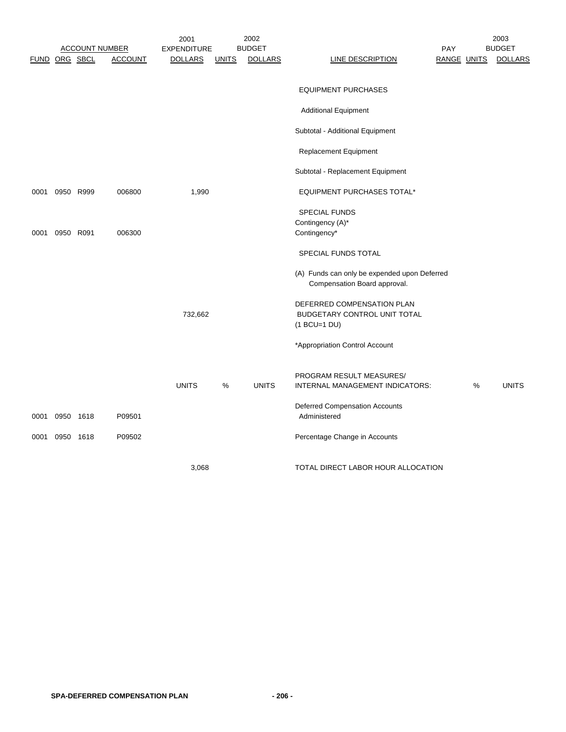| ACCOUNT NUMBER | | | | 2001 EXPENDITURE | 2002 BUDGET | | | | 2003 BUDGET | |
|---|---|---|---|---|---|---|---|---|---|---|
| FUND | ORG | SBCL | ACCOUNT | DOLLARS | UNITS | DOLLARS | LINE DESCRIPTION | PAY RANGE | UNITS | DOLLARS |
| | | | | | | | EQUIPMENT PURCHASES | | | |
| | | | | | | | Additional Equipment | | | |
| | | | | | | | Subtotal - Additional Equipment | | | |
| | | | | | | | Replacement Equipment | | | |
| | | | | | | | Subtotal - Replacement Equipment | | | |
| 0001 | 0950 | R999 | 006800 | 1,990 | | | EQUIPMENT PURCHASES TOTAL* | | | |
| | | | | | | | SPECIAL FUNDS | | | |
| | | | | | | | Contingency (A)* | | | |
| 0001 | 0950 | R091 | 006300 | | | | Contingency* | | | |
| | | | | | | | SPECIAL FUNDS TOTAL | | | |
| | | | | | | | (A) Funds can only be expended upon Deferred Compensation Board approval. | | | |
| | | | | 732,662 | | | DEFERRED COMPENSATION PLAN BUDGETARY CONTROL UNIT TOTAL (1 BCU=1 DU) | | | |
| | | | | | | | *Appropriation Control Account | | | |
| | | | | UNITS | % | UNITS | PROGRAM RESULT MEASURES/ INTERNAL MANAGEMENT INDICATORS: | | % | UNITS |
| 0001 | 0950 | 1618 | P09501 | | | | Deferred Compensation Accounts Administered | | | |
| 0001 | 0950 | 1618 | P09502 | | | | Percentage Change in Accounts | | | |
| | | | | 3,068 | | | TOTAL DIRECT LABOR HOUR ALLOCATION | | | |

**SPA-DEFERRED COMPENSATION PLAN**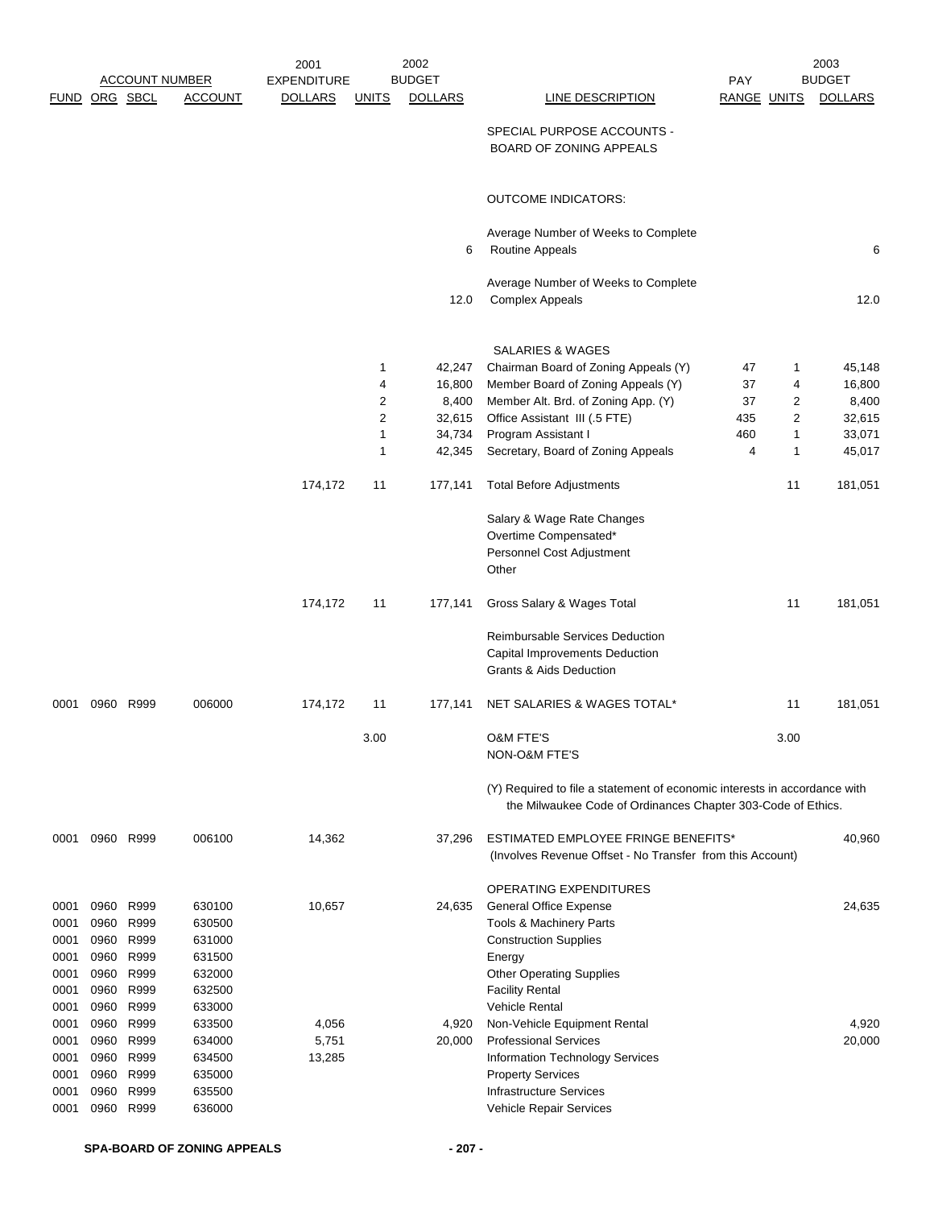| FUND | ORG | SBCL | ACCOUNT | 2001 EXPENDITURE DOLLARS | UNITS | 2002 BUDGET DOLLARS | LINE DESCRIPTION | PAY RANGE | UNITS | 2003 BUDGET DOLLARS |
|---|---|---|---|---|---|---|---|---|---|---|
| | | | | | | | SPECIAL PURPOSE ACCOUNTS - BOARD OF ZONING APPEALS | | | |
| | | | | | | | OUTCOME INDICATORS: | | | |
| | | | | | | 6 | Average Number of Weeks to Complete Routine Appeals | | | 6 |
| | | | | | | 12.0 | Average Number of Weeks to Complete Complex Appeals | | | 12.0 |
| | | | | | | | SALARIES & WAGES | | | |
| | | | | | 1 | 42,247 | Chairman Board of Zoning Appeals (Y) | 47 | 1 | 45,148 |
| | | | | | 4 | 16,800 | Member Board of Zoning Appeals (Y) | 37 | 4 | 16,800 |
| | | | | | 2 | 8,400 | Member Alt. Brd. of Zoning App. (Y) | 37 | 2 | 8,400 |
| | | | | | 2 | 32,615 | Office Assistant III (.5 FTE) | 435 | 2 | 32,615 |
| | | | | | 1 | 34,734 | Program Assistant I | 460 | 1 | 33,071 |
| | | | | | 1 | 42,345 | Secretary, Board of Zoning Appeals | 4 | 1 | 45,017 |
| | | | | 174,172 | 11 | 177,141 | Total Before Adjustments | | 11 | 181,051 |
| | | | | | | | Salary & Wage Rate Changes | | | |
| | | | | | | | Overtime Compensated* | | | |
| | | | | | | | Personnel Cost Adjustment | | | |
| | | | | | | | Other | | | |
| | | | | 174,172 | 11 | 177,141 | Gross Salary & Wages Total | | 11 | 181,051 |
| | | | | | | | Reimbursable Services Deduction | | | |
| | | | | | | | Capital Improvements Deduction | | | |
| | | | | | | | Grants & Aids Deduction | | | |
| 0001 | 0960 | R999 | 006000 | 174,172 | 11 | 177,141 | NET SALARIES & WAGES TOTAL* | | 11 | 181,051 |
| | | | | | 3.00 | | O&M FTE'S | | 3.00 | |
| | | | | | | | NON-O&M FTE'S | | | |
| | | | | | | | (Y) Required to file a statement of economic interests in accordance with the Milwaukee Code of Ordinances Chapter 303-Code of Ethics. | | | |
| 0001 | 0960 | R999 | 006100 | 14,362 | | 37,296 | ESTIMATED EMPLOYEE FRINGE BENEFITS* (Involves Revenue Offset - No Transfer from this Account) | | | 40,960 |
| | | | | | | | OPERATING EXPENDITURES | | | |
| 0001 | 0960 | R999 | 630100 | 10,657 | | 24,635 | General Office Expense | | | 24,635 |
| 0001 | 0960 | R999 | 630500 | | | | Tools & Machinery Parts | | | |
| 0001 | 0960 | R999 | 631000 | | | | Construction Supplies | | | |
| 0001 | 0960 | R999 | 631500 | | | | Energy | | | |
| 0001 | 0960 | R999 | 632000 | | | | Other Operating Supplies | | | |
| 0001 | 0960 | R999 | 632500 | | | | Facility Rental | | | |
| 0001 | 0960 | R999 | 633000 | | | | Vehicle Rental | | | |
| 0001 | 0960 | R999 | 633500 | 4,056 | | 4,920 | Non-Vehicle Equipment Rental | | | 4,920 |
| 0001 | 0960 | R999 | 634000 | 5,751 | | 20,000 | Professional Services | | | 20,000 |
| 0001 | 0960 | R999 | 634500 | 13,285 | | | Information Technology Services | | | |
| 0001 | 0960 | R999 | 635000 | | | | Property Services | | | |
| 0001 | 0960 | R999 | 635500 | | | | Infrastructure Services | | | |
| 0001 | 0960 | R999 | 636000 | | | | Vehicle Repair Services | | | |

SPA-BOARD OF ZONING APPEALS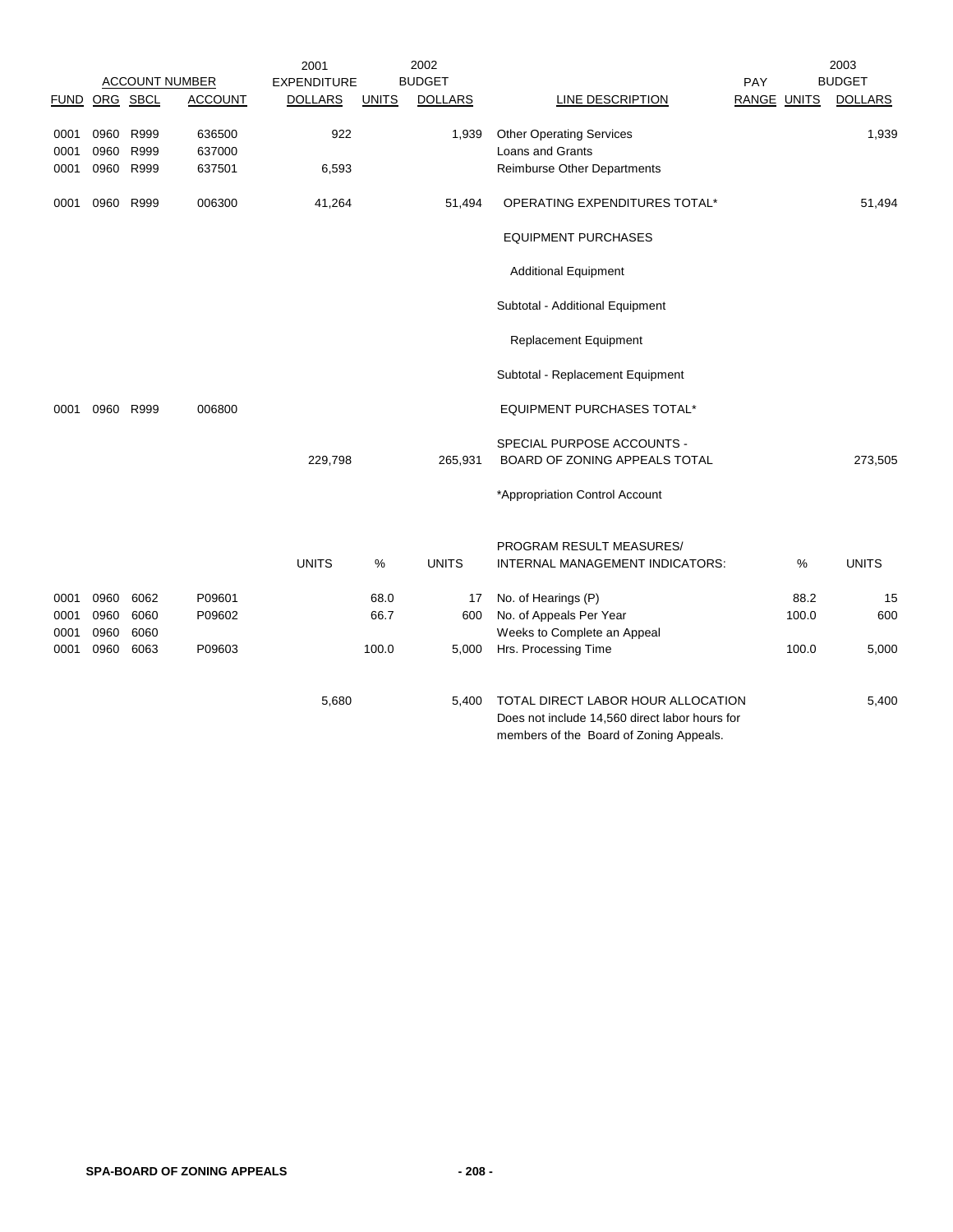| FUND | ORG | SBCL | ACCOUNT | 2001 EXPENDITURE DOLLARS | UNITS | 2002 BUDGET DOLLARS | LINE DESCRIPTION | PAY RANGE | UNITS | 2003 BUDGET DOLLARS |
|---|---|---|---|---|---|---|---|---|---|---|
| 0001 | 0960 | R999 | 636500 | 922 | | 1,939 | Other Operating Services | | | 1,939 |
| 0001 | 0960 | R999 | 637000 | | | | Loans and Grants | | | |
| 0001 | 0960 | R999 | 637501 | 6,593 | | | Reimburse Other Departments | | | |
| 0001 | 0960 | R999 | 006300 | 41,264 | | 51,494 | OPERATING EXPENDITURES TOTAL* | | | 51,494 |
| | | | | | | | EQUIPMENT PURCHASES | | | |
| | | | | | | | Additional Equipment | | | |
| | | | | | | | Subtotal - Additional Equipment | | | |
| | | | | | | | Replacement Equipment | | | |
| | | | | | | | Subtotal - Replacement Equipment | | | |
| 0001 | 0960 | R999 | 006800 | | | | EQUIPMENT PURCHASES TOTAL* | | | |
| | | | | 229,798 | | 265,931 | SPECIAL PURPOSE ACCOUNTS - BOARD OF ZONING APPEALS TOTAL | | | 273,505 |
| | | | | | | | *Appropriation Control Account | | | |

| FUND | ORG | SBCL | ACCOUNT | UNITS | % | UNITS | PROGRAM RESULT MEASURES/ INTERNAL MANAGEMENT INDICATORS: | | % | UNITS |
|---|---|---|---|---|---|---|---|---|---|---|
| 0001 | 0960 | 6062 | P09601 | | 68.0 | 17 | No. of Hearings (P) | | 88.2 | 15 |
| 0001 | 0960 | 6060 | P09602 | | 66.7 | 600 | No. of Appeals Per Year | | 100.0 | 600 |
| 0001 | 0960 | 6060 | | | | | Weeks to Complete an Appeal | | | |
| 0001 | 0960 | 6063 | P09603 | | 100.0 | 5,000 | Hrs. Processing Time | | 100.0 | 5,000 |
| | | | | 5,680 | | 5,400 | TOTAL DIRECT LABOR HOUR ALLOCATION Does not include 14,560 direct labor hours for members of the Board of Zoning Appeals. | | | 5,400 |

**SPA-BOARD OF ZONING APPEALS**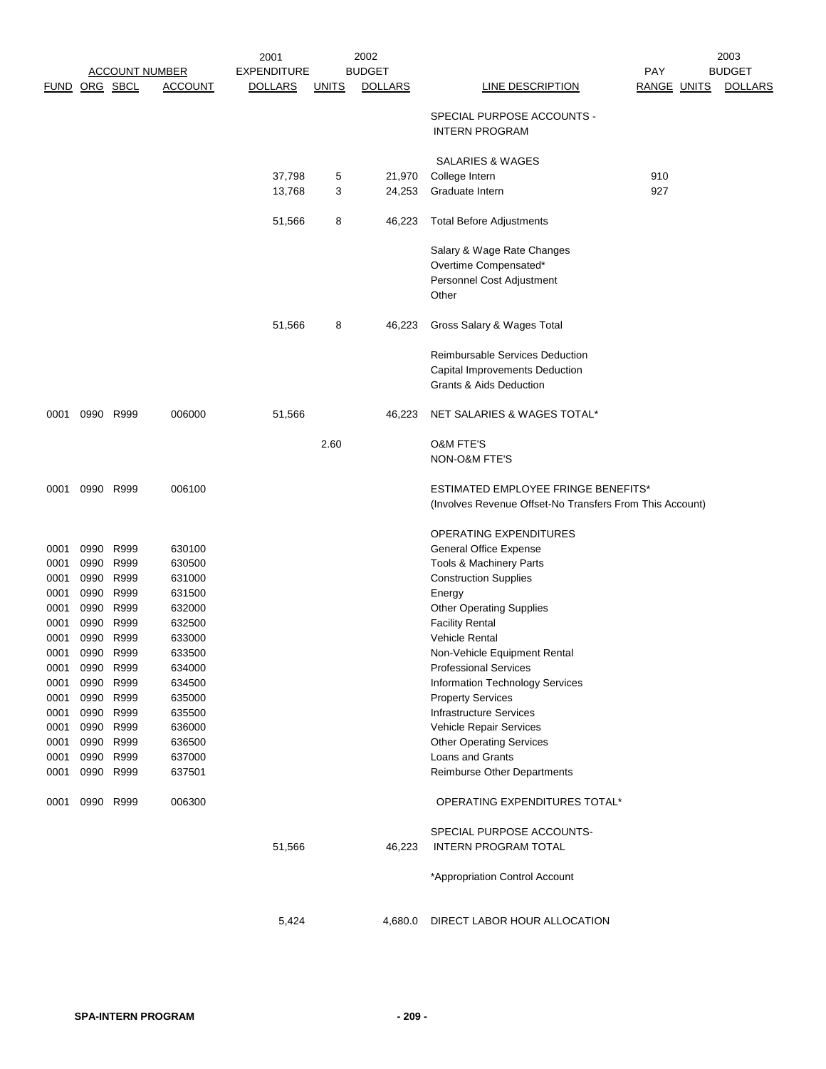| ACCOUNT NUMBER | | | | 2001 EXPENDITURE | 2002 BUDGET | | | PAY | 2003 BUDGET | |
|---|---|---|---|---|---|---|---|---|---|---|
| FUND | ORG | SBCL | ACCOUNT | DOLLARS | UNITS | DOLLARS | LINE DESCRIPTION | RANGE | UNITS | DOLLARS |
| | | | | | | | SPECIAL PURPOSE ACCOUNTS - INTERN PROGRAM | | | |
| | | | | | | | SALARIES & WAGES | | | |
| | | | | 37,798 | 5 | 21,970 | College Intern | 910 | | |
| | | | | 13,768 | 3 | 24,253 | Graduate Intern | 927 | | |
| | | | | 51,566 | 8 | 46,223 | Total Before Adjustments | | | |
| | | | | | | | Salary & Wage Rate Changes | | | |
| | | | | | | | Overtime Compensated* | | | |
| | | | | | | | Personnel Cost Adjustment | | | |
| | | | | | | | Other | | | |
| | | | | 51,566 | 8 | 46,223 | Gross Salary & Wages Total | | | |
| | | | | | | | Reimbursable Services Deduction | | | |
| | | | | | | | Capital Improvements Deduction | | | |
| | | | | | | | Grants & Aids Deduction | | | |
| 0001 | 0990 | R999 | 006000 | 51,566 | | 46,223 | NET SALARIES & WAGES TOTAL* | | | |
| | | | | | 2.60 | | O&M FTE'S | | | |
| | | | | | | | NON-O&M FTE'S | | | |
| 0001 | 0990 | R999 | 006100 | | | | ESTIMATED EMPLOYEE FRINGE BENEFITS* (Involves Revenue Offset-No Transfers From This Account) | | | |
| | | | | | | | OPERATING EXPENDITURES | | | |
| 0001 | 0990 | R999 | 630100 | | | | General Office Expense | | | |
| 0001 | 0990 | R999 | 630500 | | | | Tools & Machinery Parts | | | |
| 0001 | 0990 | R999 | 631000 | | | | Construction Supplies | | | |
| 0001 | 0990 | R999 | 631500 | | | | Energy | | | |
| 0001 | 0990 | R999 | 632000 | | | | Other Operating Supplies | | | |
| 0001 | 0990 | R999 | 632500 | | | | Facility Rental | | | |
| 0001 | 0990 | R999 | 633000 | | | | Vehicle Rental | | | |
| 0001 | 0990 | R999 | 633500 | | | | Non-Vehicle Equipment Rental | | | |
| 0001 | 0990 | R999 | 634000 | | | | Professional Services | | | |
| 0001 | 0990 | R999 | 634500 | | | | Information Technology Services | | | |
| 0001 | 0990 | R999 | 635000 | | | | Property Services | | | |
| 0001 | 0990 | R999 | 635500 | | | | Infrastructure Services | | | |
| 0001 | 0990 | R999 | 636000 | | | | Vehicle Repair Services | | | |
| 0001 | 0990 | R999 | 636500 | | | | Other Operating Services | | | |
| 0001 | 0990 | R999 | 637000 | | | | Loans and Grants | | | |
| 0001 | 0990 | R999 | 637501 | | | | Reimburse Other Departments | | | |
| 0001 | 0990 | R999 | 006300 | | | | OPERATING EXPENDITURES TOTAL* | | | |
| | | | | 51,566 | | 46,223 | SPECIAL PURPOSE ACCOUNTS- INTERN PROGRAM TOTAL | | | |
| | | | | | | | *Appropriation Control Account | | | |
| | | | | 5,424 | | 4,680.0 | DIRECT LABOR HOUR ALLOCATION | | | |

SPA-INTERN PROGRAM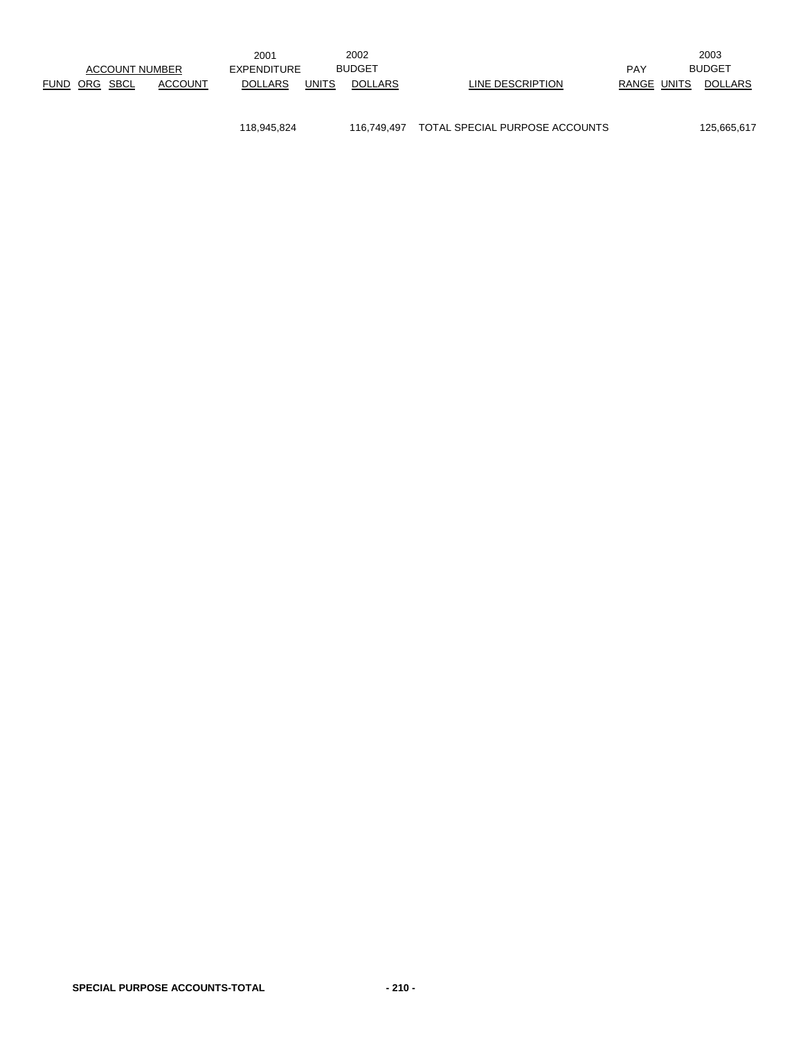| ACCOUNT NUMBER | | | | 2001 EXPENDITURE | 2002 BUDGET | | | | PAY | 2003 BUDGET | |
|---|---|---|---|---|---|---|---|---|---|---|---|
| FUND | ORG | SBCL | ACCOUNT | DOLLARS | UNITS | DOLLARS | LINE DESCRIPTION | RANGE | UNITS | DOLLARS |
| | | | | 118,945,824 | | 116,749,497 | TOTAL SPECIAL PURPOSE ACCOUNTS | | | 125,665,617 |

**SPECIAL PURPOSE ACCOUNTS-TOTAL**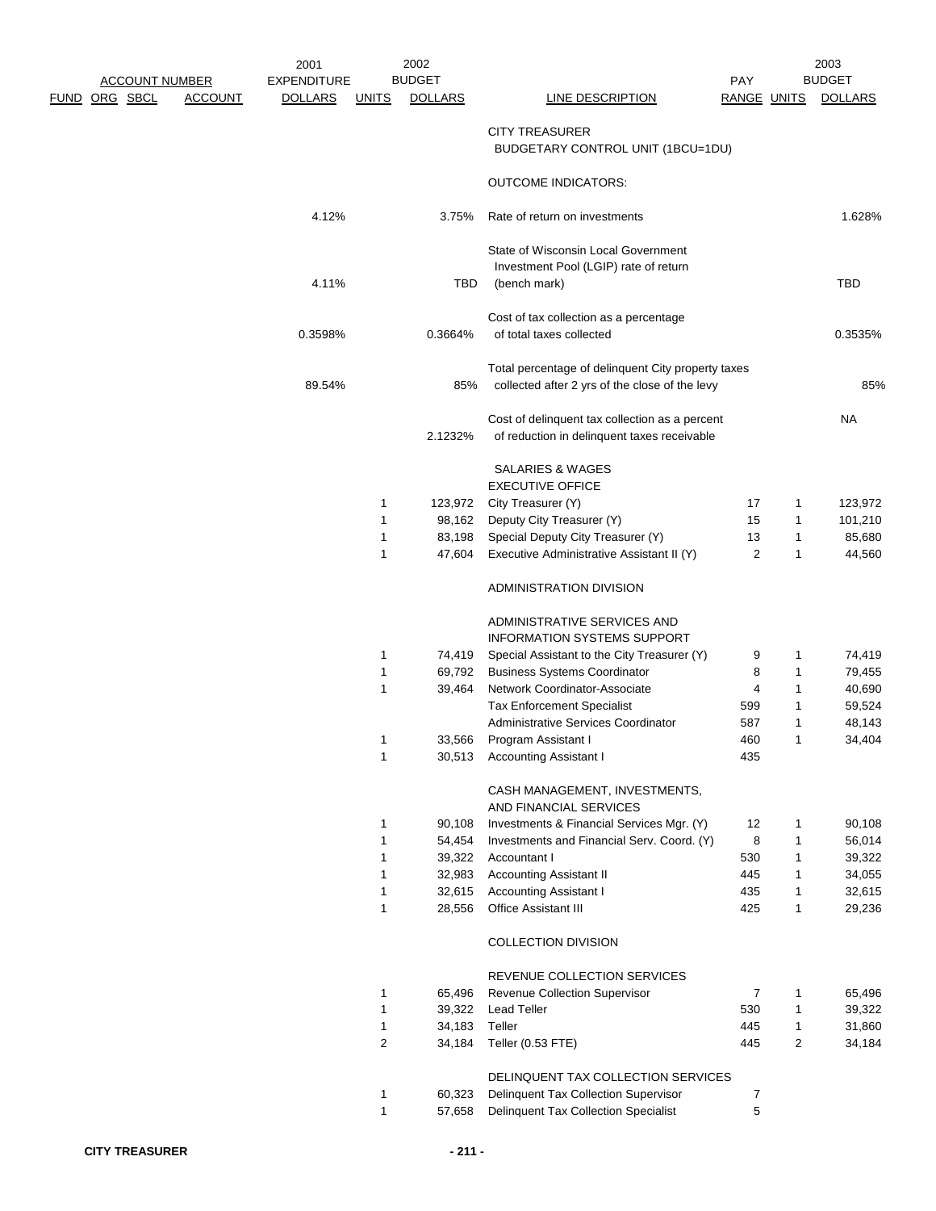| ACCOUNT NUMBER | | | | 2001 EXPENDITURE | 2002 BUDGET | | | PAY | | 2003 BUDGET |
|---|---|---|---|---|---|---|---|---|---|---|
| FUND | ORG | SBCL | ACCOUNT | DOLLARS | UNITS | DOLLARS | LINE DESCRIPTION | RANGE | UNITS | DOLLARS |
| | | | | | | | CITY TREASURER | | | |
| | | | | | | | BUDGETARY CONTROL UNIT (1BCU=1DU) | | | |
| | | | | | | | OUTCOME INDICATORS: | | | |
| | | | | 4.12% | | 3.75% | Rate of return on investments | | | 1.628% |
| | | | | 4.11% | | TBD | State of Wisconsin Local Government Investment Pool (LGIP) rate of return (bench mark) | | | TBD |
| | | | | 0.3598% | | 0.3664% | Cost of tax collection as a percentage of total taxes collected | | | 0.3535% |
| | | | | 89.54% | | 85% | Total percentage of delinquent City property taxes collected after 2 yrs of the close of the levy | | | 85% |
| | | | | | | 2.1232% | Cost of delinquent tax collection as a percent of reduction in delinquent taxes receivable | | | NA |
| | | | | | | | SALARIES & WAGES | | | |
| | | | | | | | EXECUTIVE OFFICE | | | |
| | | | | | 1 | 123,972 | City Treasurer (Y) | 17 | 1 | 123,972 |
| | | | | | 1 | 98,162 | Deputy City Treasurer (Y) | 15 | 1 | 101,210 |
| | | | | | 1 | 83,198 | Special Deputy City Treasurer (Y) | 13 | 1 | 85,680 |
| | | | | | 1 | 47,604 | Executive Administrative Assistant II (Y) | 2 | 1 | 44,560 |
| | | | | | | | ADMINISTRATION DIVISION | | | |
| | | | | | | | ADMINISTRATIVE SERVICES AND INFORMATION SYSTEMS SUPPORT | | | |
| | | | | | 1 | 74,419 | Special Assistant to the City Treasurer (Y) | 9 | 1 | 74,419 |
| | | | | | 1 | 69,792 | Business Systems Coordinator | 8 | 1 | 79,455 |
| | | | | | 1 | 39,464 | Network Coordinator-Associate | 4 | 1 | 40,690 |
| | | | | | | | Tax Enforcement Specialist | 599 | 1 | 59,524 |
| | | | | | | | Administrative Services Coordinator | 587 | 1 | 48,143 |
| | | | | | 1 | 33,566 | Program Assistant I | 460 | 1 | 34,404 |
| | | | | | 1 | 30,513 | Accounting Assistant I | 435 | | |
| | | | | | | | CASH MANAGEMENT, INVESTMENTS, AND FINANCIAL SERVICES | | | |
| | | | | | 1 | 90,108 | Investments & Financial Services Mgr. (Y) | 12 | 1 | 90,108 |
| | | | | | 1 | 54,454 | Investments and Financial Serv. Coord. (Y) | 8 | 1 | 56,014 |
| | | | | | 1 | 39,322 | Accountant I | 530 | 1 | 39,322 |
| | | | | | 1 | 32,983 | Accounting Assistant II | 445 | 1 | 34,055 |
| | | | | | 1 | 32,615 | Accounting Assistant I | 435 | 1 | 32,615 |
| | | | | | 1 | 28,556 | Office Assistant III | 425 | 1 | 29,236 |
| | | | | | | | COLLECTION DIVISION | | | |
| | | | | | | | REVENUE COLLECTION SERVICES | | | |
| | | | | | 1 | 65,496 | Revenue Collection Supervisor | 7 | 1 | 65,496 |
| | | | | | 1 | 39,322 | Lead Teller | 530 | 1 | 39,322 |
| | | | | | 1 | 34,183 | Teller | 445 | 1 | 31,860 |
| | | | | | 2 | 34,184 | Teller (0.53 FTE) | 445 | 2 | 34,184 |
| | | | | | | | DELINQUENT TAX COLLECTION SERVICES | | | |
| | | | | | 1 | 60,323 | Delinquent Tax Collection Supervisor | 7 | | |
| | | | | | 1 | 57,658 | Delinquent Tax Collection Specialist | 5 | | |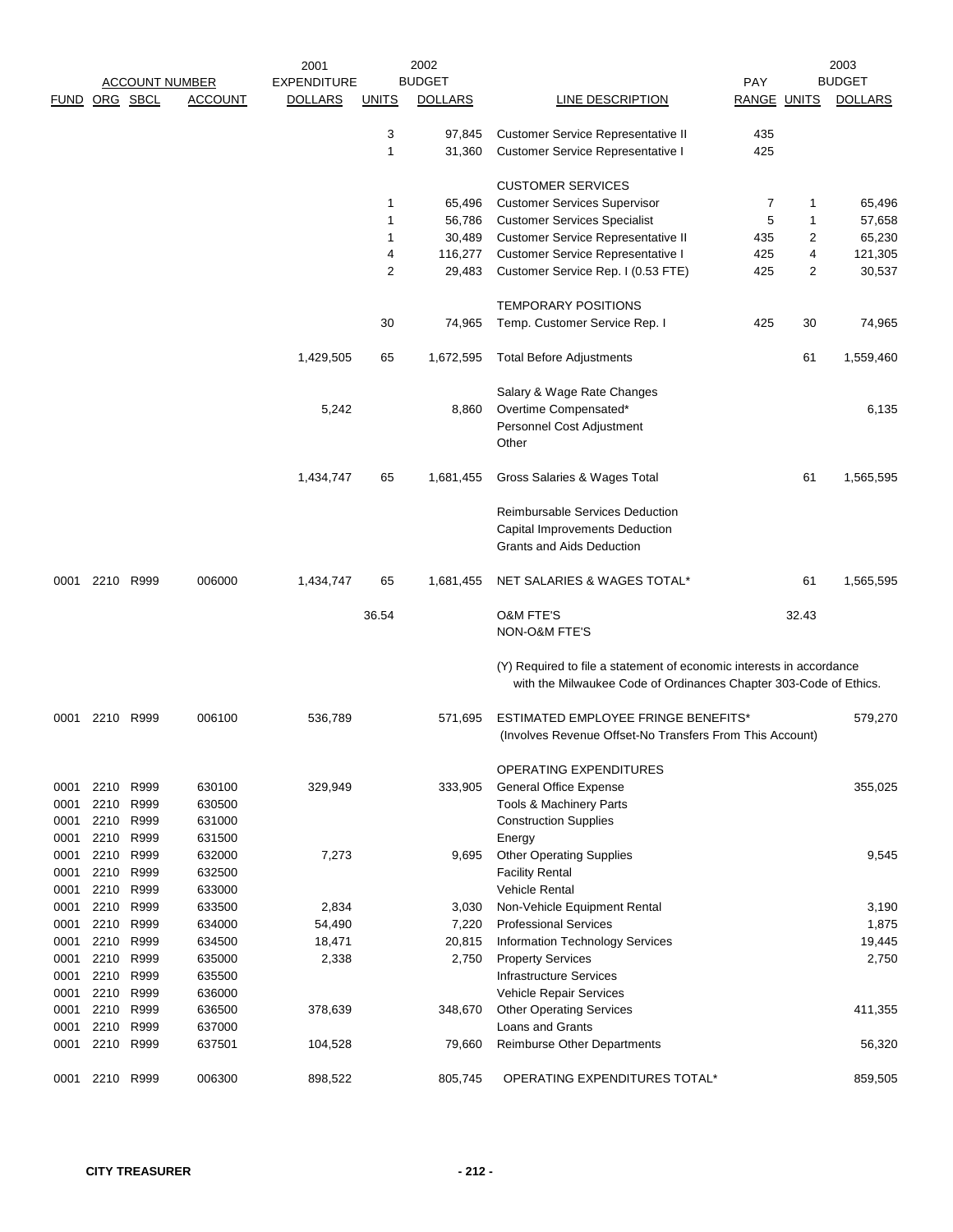| FUND | ORG | SBCL | ACCOUNT | 2001 EXPENDITURE DOLLARS | 2002 UNITS | 2002 BUDGET DOLLARS | LINE DESCRIPTION | PAY RANGE | 2003 UNITS | 2003 BUDGET DOLLARS |
|---|---|---|---|---|---|---|---|---|---|---|
| | | | | | 3 | 97,845 | Customer Service Representative II | 435 | | |
| | | | | | 1 | 31,360 | Customer Service Representative I | 425 | | |
| | | | | | | | CUSTOMER SERVICES | | | |
| | | | | | 1 | 65,496 | Customer Services Supervisor | 7 | 1 | 65,496 |
| | | | | | 1 | 56,786 | Customer Services Specialist | 5 | 1 | 57,658 |
| | | | | | 1 | 30,489 | Customer Service Representative II | 435 | 2 | 65,230 |
| | | | | | 4 | 116,277 | Customer Service Representative I | 425 | 4 | 121,305 |
| | | | | | 2 | 29,483 | Customer Service Rep. I (0.53 FTE) | 425 | 2 | 30,537 |
| | | | | | | | TEMPORARY POSITIONS | | | |
| | | | | | 30 | 74,965 | Temp. Customer Service Rep. I | 425 | 30 | 74,965 |
| | | | | 1,429,505 | 65 | 1,672,595 | Total Before Adjustments | | 61 | 1,559,460 |
| | | | | | | | Salary & Wage Rate Changes | | | |
| | | | | 5,242 | | 8,860 | Overtime Compensated* | | | 6,135 |
| | | | | | | | Personnel Cost Adjustment | | | |
| | | | | | | | Other | | | |
| | | | | 1,434,747 | 65 | 1,681,455 | Gross Salaries & Wages Total | | 61 | 1,565,595 |
| | | | | | | | Reimbursable Services Deduction | | | |
| | | | | | | | Capital Improvements Deduction | | | |
| | | | | | | | Grants and Aids Deduction | | | |
| 0001 | 2210 | R999 | 006000 | 1,434,747 | 65 | 1,681,455 | NET SALARIES & WAGES TOTAL* | | 61 | 1,565,595 |
| | | | | | 36.54 | | O&M FTE'S | | 32.43 | |
| | | | | | | | NON-O&M FTE'S | | | |
| | | | | | | | (Y) Required to file a statement of economic interests in accordance with the Milwaukee Code of Ordinances Chapter 303-Code of Ethics. | | | |
| 0001 | 2210 | R999 | 006100 | 536,789 | | 571,695 | ESTIMATED EMPLOYEE FRINGE BENEFITS* (Involves Revenue Offset-No Transfers From This Account) | | | 579,270 |
| | | | | | | | OPERATING EXPENDITURES | | | |
| 0001 | 2210 | R999 | 630100 | 329,949 | | 333,905 | General Office Expense | | | 355,025 |
| 0001 | 2210 | R999 | 630500 | | | | Tools & Machinery Parts | | | |
| 0001 | 2210 | R999 | 631000 | | | | Construction Supplies | | | |
| 0001 | 2210 | R999 | 631500 | | | | Energy | | | |
| 0001 | 2210 | R999 | 632000 | 7,273 | | 9,695 | Other Operating Supplies | | | 9,545 |
| 0001 | 2210 | R999 | 632500 | | | | Facility Rental | | | |
| 0001 | 2210 | R999 | 633000 | | | | Vehicle Rental | | | |
| 0001 | 2210 | R999 | 633500 | 2,834 | | 3,030 | Non-Vehicle Equipment Rental | | | 3,190 |
| 0001 | 2210 | R999 | 634000 | 54,490 | | 7,220 | Professional Services | | | 1,875 |
| 0001 | 2210 | R999 | 634500 | 18,471 | | 20,815 | Information Technology Services | | | 19,445 |
| 0001 | 2210 | R999 | 635000 | 2,338 | | 2,750 | Property Services | | | 2,750 |
| 0001 | 2210 | R999 | 635500 | | | | Infrastructure Services | | | |
| 0001 | 2210 | R999 | 636000 | | | | Vehicle Repair Services | | | |
| 0001 | 2210 | R999 | 636500 | 378,639 | | 348,670 | Other Operating Services | | | 411,355 |
| 0001 | 2210 | R999 | 637000 | | | | Loans and Grants | | | |
| 0001 | 2210 | R999 | 637501 | 104,528 | | 79,660 | Reimburse Other Departments | | | 56,320 |
| 0001 | 2210 | R999 | 006300 | 898,522 | | 805,745 | OPERATING EXPENDITURES TOTAL* | | | 859,505 |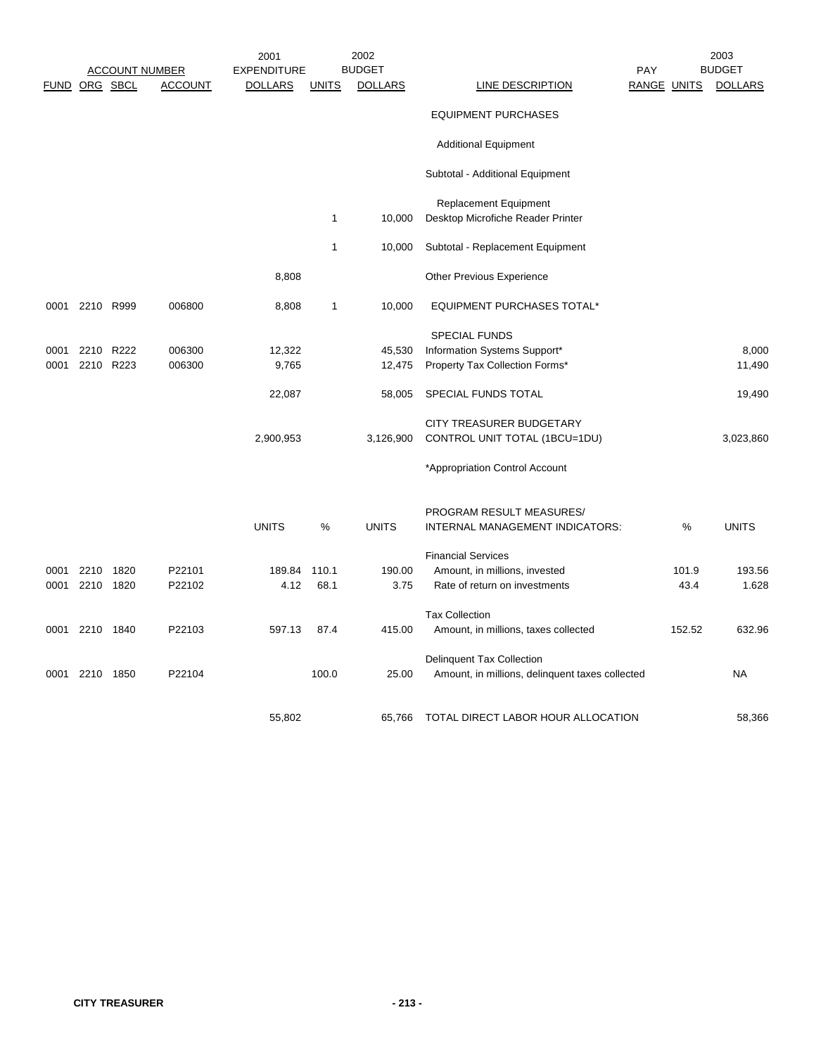| ACCOUNT NUMBER | | | | 2001 EXPENDITURE | 2002 BUDGET | | | PAY | 2003 BUDGET | |
|---|---|---|---|---|---|---|---|---|---|---|
| FUND | ORG | SBCL | ACCOUNT | DOLLARS | UNITS | DOLLARS | LINE DESCRIPTION | RANGE | UNITS | DOLLARS |
| | | | | | | | EQUIPMENT PURCHASES | | | |
| | | | | | | | Additional Equipment | | | |
| | | | | | | | Subtotal - Additional Equipment | | | |
| | | | | | | | Replacement Equipment | | | |
| | | | | | 1 | 10,000 | Desktop Microfiche Reader Printer | | | |
| | | | | | 1 | 10,000 | Subtotal - Replacement Equipment | | | |
| | | | | 8,808 | | | Other Previous Experience | | | |
| 0001 | 2210 | R999 | 006800 | 8,808 | 1 | 10,000 | EQUIPMENT PURCHASES TOTAL* | | | |
| | | | | | | | SPECIAL FUNDS | | | |
| 0001 | 2210 | R222 | 006300 | 12,322 | | 45,530 | Information Systems Support* | | | 8,000 |
| 0001 | 2210 | R223 | 006300 | 9,765 | | 12,475 | Property Tax Collection Forms* | | | 11,490 |
| | | | | 22,087 | | 58,005 | SPECIAL FUNDS TOTAL | | | 19,490 |
| | | | | 2,900,953 | | 3,126,900 | CITY TREASURER BUDGETARY CONTROL UNIT TOTAL (1BCU=1DU) | | | 3,023,860 |
| | | | | | | | *Appropriation Control Account | | | |

| FUND | ORG | SBCL | ACCOUNT | UNITS | % | UNITS | PROGRAM RESULT MEASURES/ INTERNAL MANAGEMENT INDICATORS: | % | UNITS |
|---|---|---|---|---|---|---|---|---|---|
| | | | | | | | Financial Services | | |
| 0001 | 2210 | 1820 | P22101 | 189.84 | 110.1 | 190.00 | Amount, in millions, invested | 101.9 | 193.56 |
| 0001 | 2210 | 1820 | P22102 | 4.12 | 68.1 | 3.75 | Rate of return on investments | 43.4 | 1.628 |
| | | | | | | | Tax Collection | | |
| 0001 | 2210 | 1840 | P22103 | 597.13 | 87.4 | 415.00 | Amount, in millions, taxes collected | 152.52 | 632.96 |
| | | | | | | | Delinquent Tax Collection | | |
| 0001 | 2210 | 1850 | P22104 | | 100.0 | 25.00 | Amount, in millions, delinquent taxes collected | | NA |
| | | | | 55,802 | | 65,766 | TOTAL DIRECT LABOR HOUR ALLOCATION | | 58,366 |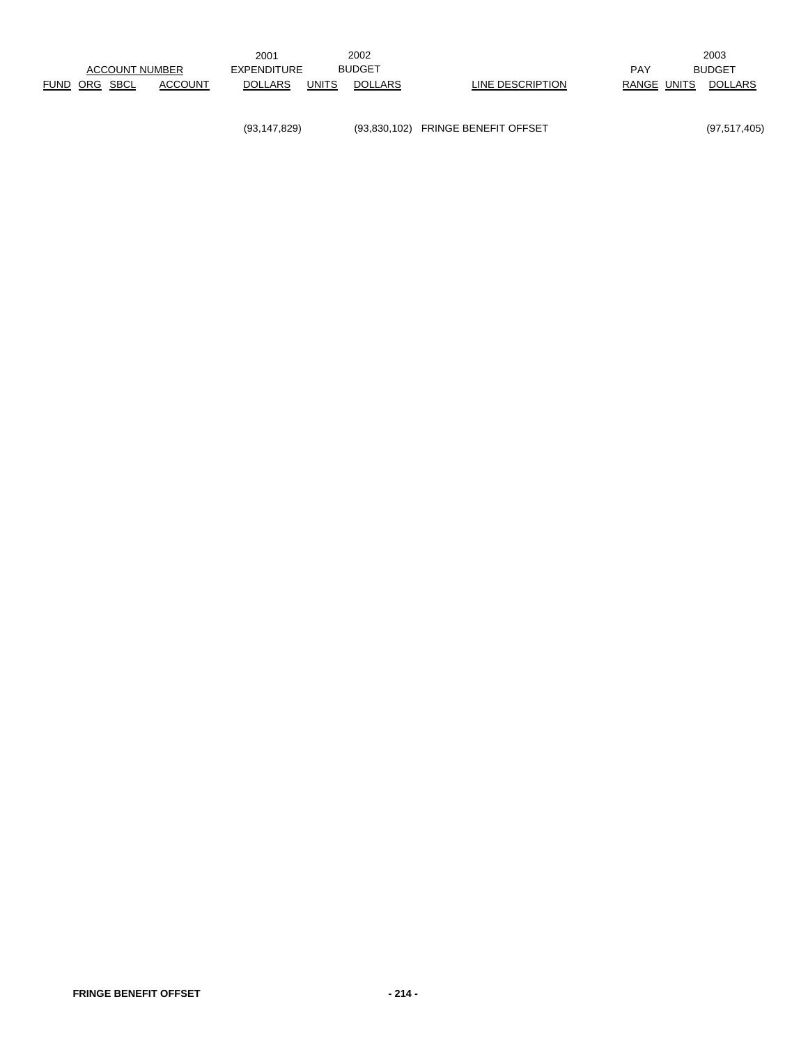| ACCOUNT NUMBER | | | | 2001 EXPENDITURE | 2002 BUDGET | | | PAY | 2003 BUDGET | |
|---|---|---|---|---|---|---|---|---|---|---|
| FUND | ORG | SBCL | ACCOUNT | DOLLARS | UNITS | DOLLARS | LINE DESCRIPTION | RANGE | UNITS | DOLLARS |
| | | | | (93,147,829) | | (93,830,102) | FRINGE BENEFIT OFFSET | | | (97,517,405) |

**FRINGE BENEFIT OFFSET**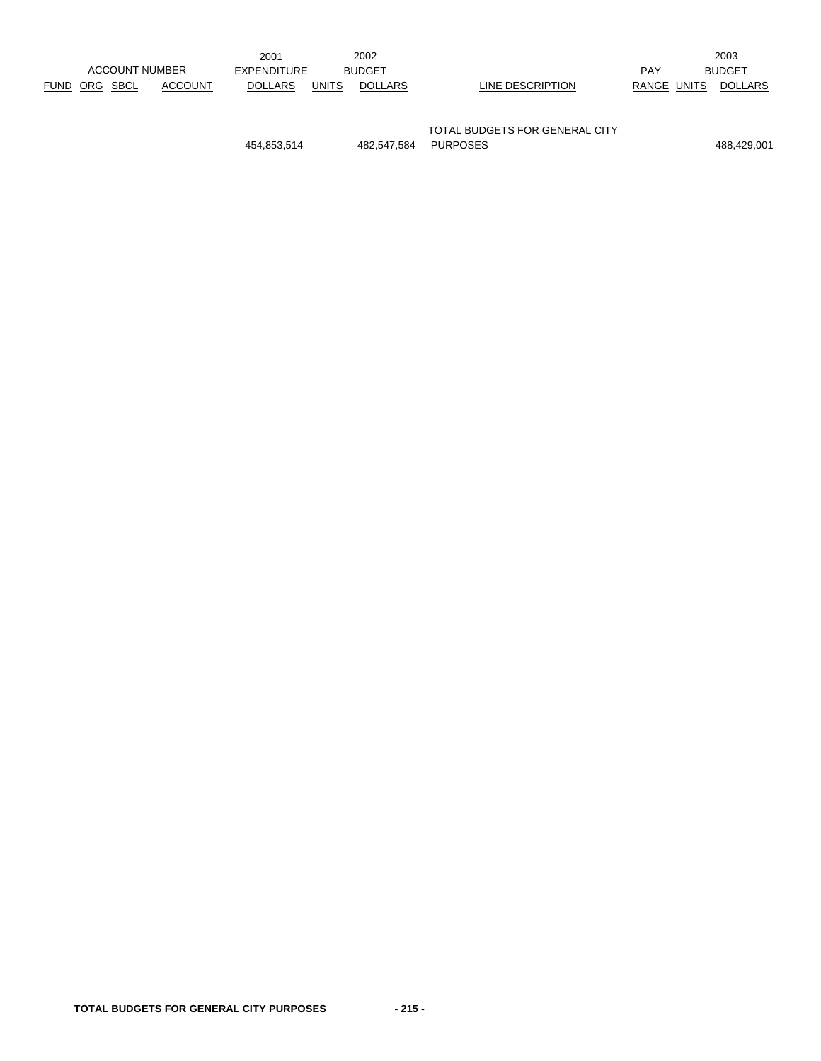| ACCOUNT NUMBER | | | | 2001 EXPENDITURE | 2002 BUDGET | | | PAY | 2003 BUDGET | |
|---|---|---|---|---|---|---|---|---|---|---|
| FUND | ORG | SBCL | ACCOUNT | DOLLARS | UNITS | DOLLARS | LINE DESCRIPTION | RANGE | UNITS | DOLLARS |
| | | | | 454,853,514 | | 482,547,584 | TOTAL BUDGETS FOR GENERAL CITY PURPOSES | | | 488,429,001 |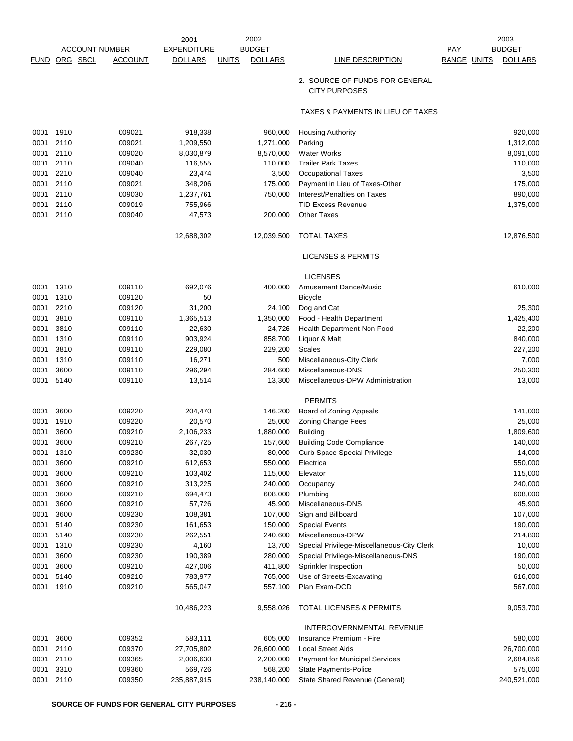| FUND | ORG | SBCL | ACCOUNT | 2001 EXPENDITURE DOLLARS | UNITS | 2002 BUDGET DOLLARS | LINE DESCRIPTION | PAY RANGE | UNITS | 2003 BUDGET DOLLARS |
|---|---|---|---|---|---|---|---|---|---|---|
| | | | | | | | 2. SOURCE OF FUNDS FOR GENERAL CITY PURPOSES | | | |
| | | | | | | | TAXES & PAYMENTS IN LIEU OF TAXES | | | |
| 0001 | 1910 | | 009021 | 918,338 | | 960,000 | Housing Authority | | | 920,000 |
| 0001 | 2110 | | 009021 | 1,209,550 | | 1,271,000 | Parking | | | 1,312,000 |
| 0001 | 2110 | | 009020 | 8,030,879 | | 8,570,000 | Water Works | | | 8,091,000 |
| 0001 | 2110 | | 009040 | 116,555 | | 110,000 | Trailer Park Taxes | | | 110,000 |
| 0001 | 2210 | | 009040 | 23,474 | | 3,500 | Occupational Taxes | | | 3,500 |
| 0001 | 2110 | | 009021 | 348,206 | | 175,000 | Payment in Lieu of Taxes-Other | | | 175,000 |
| 0001 | 2110 | | 009030 | 1,237,761 | | 750,000 | Interest/Penalties on Taxes | | | 890,000 |
| 0001 | 2110 | | 009019 | 755,966 | | | TID Excess Revenue | | | 1,375,000 |
| 0001 | 2110 | | 009040 | 47,573 | | 200,000 | Other Taxes | | | |
| | | | | 12,688,302 | | 12,039,500 | TOTAL TAXES | | | 12,876,500 |
| | | | | | | | LICENSES & PERMITS | | | |
| | | | | | | | LICENSES | | | |
| 0001 | 1310 | | 009110 | 692,076 | | 400,000 | Amusement Dance/Music | | | 610,000 |
| 0001 | 1310 | | 009120 | 50 | | | Bicycle | | | |
| 0001 | 2210 | | 009120 | 31,200 | | 24,100 | Dog and Cat | | | 25,300 |
| 0001 | 3810 | | 009110 | 1,365,513 | | 1,350,000 | Food - Health Department | | | 1,425,400 |
| 0001 | 3810 | | 009110 | 22,630 | | 24,726 | Health Department-Non Food | | | 22,200 |
| 0001 | 1310 | | 009110 | 903,924 | | 858,700 | Liquor & Malt | | | 840,000 |
| 0001 | 3810 | | 009110 | 229,080 | | 229,200 | Scales | | | 227,200 |
| 0001 | 1310 | | 009110 | 16,271 | | 500 | Miscellaneous-City Clerk | | | 7,000 |
| 0001 | 3600 | | 009110 | 296,294 | | 284,600 | Miscellaneous-DNS | | | 250,300 |
| 0001 | 5140 | | 009110 | 13,514 | | 13,300 | Miscellaneous-DPW Administration | | | 13,000 |
| | | | | | | | PERMITS | | | |
| 0001 | 3600 | | 009220 | 204,470 | | 146,200 | Board of Zoning Appeals | | | 141,000 |
| 0001 | 1910 | | 009220 | 20,570 | | 25,000 | Zoning Change Fees | | | 25,000 |
| 0001 | 3600 | | 009210 | 2,106,233 | | 1,880,000 | Building | | | 1,809,600 |
| 0001 | 3600 | | 009210 | 267,725 | | 157,600 | Building Code Compliance | | | 140,000 |
| 0001 | 1310 | | 009230 | 32,030 | | 80,000 | Curb Space Special Privilege | | | 14,000 |
| 0001 | 3600 | | 009210 | 612,653 | | 550,000 | Electrical | | | 550,000 |
| 0001 | 3600 | | 009210 | 103,402 | | 115,000 | Elevator | | | 115,000 |
| 0001 | 3600 | | 009210 | 313,225 | | 240,000 | Occupancy | | | 240,000 |
| 0001 | 3600 | | 009210 | 694,473 | | 608,000 | Plumbing | | | 608,000 |
| 0001 | 3600 | | 009210 | 57,726 | | 45,900 | Miscellaneous-DNS | | | 45,900 |
| 0001 | 3600 | | 009230 | 108,381 | | 107,000 | Sign and Billboard | | | 107,000 |
| 0001 | 5140 | | 009230 | 161,653 | | 150,000 | Special Events | | | 190,000 |
| 0001 | 5140 | | 009230 | 262,551 | | 240,600 | Miscellaneous-DPW | | | 214,800 |
| 0001 | 1310 | | 009230 | 4,160 | | 13,700 | Special Privilege-Miscellaneous-City Clerk | | | 10,000 |
| 0001 | 3600 | | 009230 | 190,389 | | 280,000 | Special Privilege-Miscellaneous-DNS | | | 190,000 |
| 0001 | 3600 | | 009210 | 427,006 | | 411,800 | Sprinkler Inspection | | | 50,000 |
| 0001 | 5140 | | 009210 | 783,977 | | 765,000 | Use of Streets-Excavating | | | 616,000 |
| 0001 | 1910 | | 009210 | 565,047 | | 557,100 | Plan Exam-DCD | | | 567,000 |
| | | | | 10,486,223 | | 9,558,026 | TOTAL LICENSES & PERMITS | | | 9,053,700 |
| | | | | | | | INTERGOVERNMENTAL REVENUE | | | |
| 0001 | 3600 | | 009352 | 583,111 | | 605,000 | Insurance Premium - Fire | | | 580,000 |
| 0001 | 2110 | | 009370 | 27,705,802 | | 26,600,000 | Local Street Aids | | | 26,700,000 |
| 0001 | 2110 | | 009365 | 2,006,630 | | 2,200,000 | Payment for Municipal Services | | | 2,684,856 |
| 0001 | 3310 | | 009360 | 569,726 | | 568,200 | State Payments-Police | | | 575,000 |
| 0001 | 2110 | | 009350 | 235,887,915 | | 238,140,000 | State Shared Revenue (General) | | | 240,521,000 |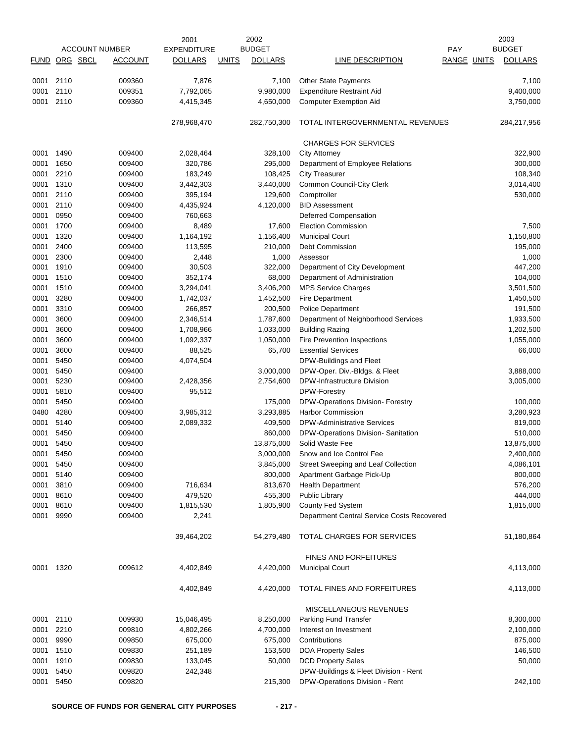| ACCOUNT NUMBER | | | | 2001 EXPENDITURE | | 2002 BUDGET | | PAY | | 2003 BUDGET |
|---|---|---|---|---|---|---|---|---|---|---|
| FUND | ORG | SBCL | ACCOUNT | DOLLARS | UNITS | DOLLARS | LINE DESCRIPTION | RANGE | UNITS | DOLLARS |
| 0001 | 2110 | | 009360 | 7,876 | | 7,100 | Other State Payments | | | 7,100 |
| 0001 | 2110 | | 009351 | 7,792,065 | | 9,980,000 | Expenditure Restraint Aid | | | 9,400,000 |
| 0001 | 2110 | | 009360 | 4,415,345 | | 4,650,000 | Computer Exemption Aid | | | 3,750,000 |
| | | | | 278,968,470 | | 282,750,300 | TOTAL INTERGOVERNMENTAL REVENUES | | | 284,217,956 |
| | | | | | | | CHARGES FOR SERVICES | | | |
| 0001 | 1490 | | 009400 | 2,028,464 | | 328,100 | City Attorney | | | 322,900 |
| 0001 | 1650 | | 009400 | 320,786 | | 295,000 | Department of Employee Relations | | | 300,000 |
| 0001 | 2210 | | 009400 | 183,249 | | 108,425 | City Treasurer | | | 108,340 |
| 0001 | 1310 | | 009400 | 3,442,303 | | 3,440,000 | Common Council-City Clerk | | | 3,014,400 |
| 0001 | 2110 | | 009400 | 395,194 | | 129,600 | Comptroller | | | 530,000 |
| 0001 | 2110 | | 009400 | 4,435,924 | | 4,120,000 | BID Assessment | | | |
| 0001 | 0950 | | 009400 | 760,663 | | | Deferred Compensation | | | |
| 0001 | 1700 | | 009400 | 8,489 | | 17,600 | Election Commission | | | 7,500 |
| 0001 | 1320 | | 009400 | 1,164,192 | | 1,156,400 | Municipal Court | | | 1,150,800 |
| 0001 | 2400 | | 009400 | 113,595 | | 210,000 | Debt Commission | | | 195,000 |
| 0001 | 2300 | | 009400 | 2,448 | | 1,000 | Assessor | | | 1,000 |
| 0001 | 1910 | | 009400 | 30,503 | | 322,000 | Department of City Development | | | 447,200 |
| 0001 | 1510 | | 009400 | 352,174 | | 68,000 | Department of Administration | | | 104,000 |
| 0001 | 1510 | | 009400 | 3,294,041 | | 3,406,200 | MPS Service Charges | | | 3,501,500 |
| 0001 | 3280 | | 009400 | 1,742,037 | | 1,452,500 | Fire Department | | | 1,450,500 |
| 0001 | 3310 | | 009400 | 266,857 | | 200,500 | Police Department | | | 191,500 |
| 0001 | 3600 | | 009400 | 2,346,514 | | 1,787,600 | Department of Neighborhood Services | | | 1,933,500 |
| 0001 | 3600 | | 009400 | 1,708,966 | | 1,033,000 | Building Razing | | | 1,202,500 |
| 0001 | 3600 | | 009400 | 1,092,337 | | 1,050,000 | Fire Prevention Inspections | | | 1,055,000 |
| 0001 | 3600 | | 009400 | 88,525 | | 65,700 | Essential Services | | | 66,000 |
| 0001 | 5450 | | 009400 | 4,074,504 | | | DPW-Buildings and Fleet | | | |
| 0001 | 5450 | | 009400 | | | 3,000,000 | DPW-Oper. Div.-Bldgs. & Fleet | | | 3,888,000 |
| 0001 | 5230 | | 009400 | 2,428,356 | | 2,754,600 | DPW-Infrastructure Division | | | 3,005,000 |
| 0001 | 5810 | | 009400 | 95,512 | | | DPW-Forestry | | | |
| 0001 | 5450 | | 009400 | | | 175,000 | DPW-Operations Division- Forestry | | | 100,000 |
| 0480 | 4280 | | 009400 | 3,985,312 | | 3,293,885 | Harbor Commission | | | 3,280,923 |
| 0001 | 5140 | | 009400 | 2,089,332 | | 409,500 | DPW-Administrative Services | | | 819,000 |
| 0001 | 5450 | | 009400 | | | 860,000 | DPW-Operations Division- Sanitation | | | 510,000 |
| 0001 | 5450 | | 009400 | | | 13,875,000 | Solid Waste Fee | | | 13,875,000 |
| 0001 | 5450 | | 009400 | | | 3,000,000 | Snow and Ice Control Fee | | | 2,400,000 |
| 0001 | 5450 | | 009400 | | | 3,845,000 | Street Sweeping and Leaf Collection | | | 4,086,101 |
| 0001 | 5140 | | 009400 | | | 800,000 | Apartment Garbage Pick-Up | | | 800,000 |
| 0001 | 3810 | | 009400 | 716,634 | | 813,670 | Health Department | | | 576,200 |
| 0001 | 8610 | | 009400 | 479,520 | | 455,300 | Public Library | | | 444,000 |
| 0001 | 8610 | | 009400 | 1,815,530 | | 1,805,900 | County Fed System | | | 1,815,000 |
| 0001 | 9990 | | 009400 | 2,241 | | | Department Central Service Costs Recovered | | | |
| | | | | 39,464,202 | | 54,279,480 | TOTAL CHARGES FOR SERVICES | | | 51,180,864 |
| | | | | | | | FINES AND FORFEITURES | | | |
| 0001 | 1320 | | 009612 | 4,402,849 | | 4,420,000 | Municipal Court | | | 4,113,000 |
| | | | | 4,402,849 | | 4,420,000 | TOTAL FINES AND FORFEITURES | | | 4,113,000 |
| | | | | | | | MISCELLANEOUS REVENUES | | | |
| 0001 | 2110 | | 009930 | 15,046,495 | | 8,250,000 | Parking Fund Transfer | | | 8,300,000 |
| 0001 | 2210 | | 009810 | 4,802,266 | | 4,700,000 | Interest on Investment | | | 2,100,000 |
| 0001 | 9990 | | 009850 | 675,000 | | 675,000 | Contributions | | | 875,000 |
| 0001 | 1510 | | 009830 | 251,189 | | 153,500 | DOA Property Sales | | | 146,500 |
| 0001 | 1910 | | 009830 | 133,045 | | 50,000 | DCD Property Sales | | | 50,000 |
| 0001 | 5450 | | 009820 | 242,348 | | | DPW-Buildings & Fleet Division - Rent | | | |
| 0001 | 5450 | | 009820 | | | 215,300 | DPW-Operations Division - Rent | | | 242,100 |

**SOURCE OF FUNDS FOR GENERAL CITY PURPOSES**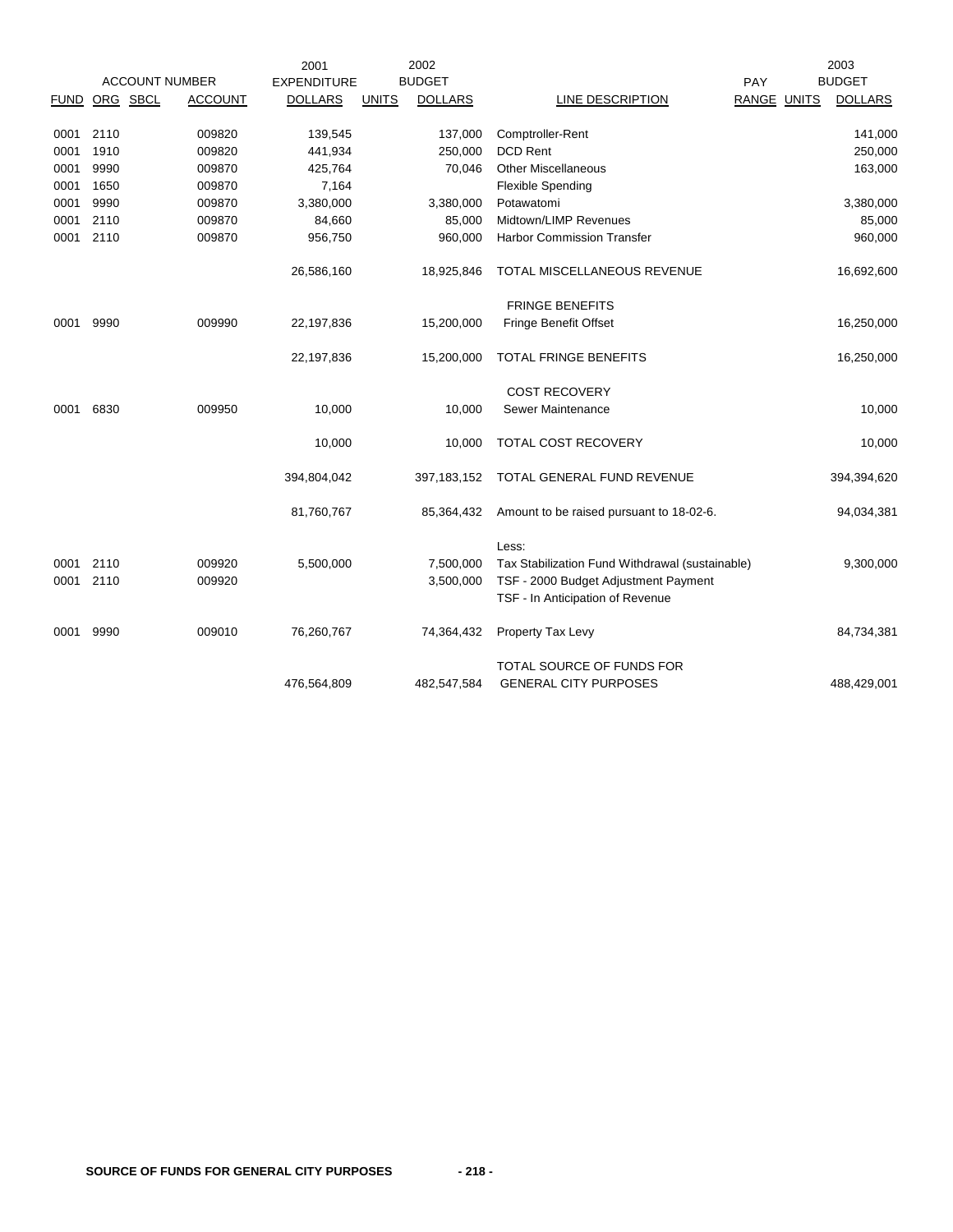| ACCOUNT NUMBER | | | | 2001 EXPENDITURE | 2002 BUDGET | | | PAY | | 2003 BUDGET |
|---|---|---|---|---|---|---|---|---|---|---|
| FUND | ORG | SBCL | ACCOUNT | DOLLARS | UNITS | DOLLARS | LINE DESCRIPTION | RANGE | UNITS | DOLLARS |
| 0001 | 2110 | | 009820 | 139,545 | | 137,000 | Comptroller-Rent | | | 141,000 |
| 0001 | 1910 | | 009820 | 441,934 | | 250,000 | DCD Rent | | | 250,000 |
| 0001 | 9990 | | 009870 | 425,764 | | 70,046 | Other Miscellaneous | | | 163,000 |
| 0001 | 1650 | | 009870 | 7,164 | | | Flexible Spending | | | |
| 0001 | 9990 | | 009870 | 3,380,000 | | 3,380,000 | Potawatomi | | | 3,380,000 |
| 0001 | 2110 | | 009870 | 84,660 | | 85,000 | Midtown/LIMP Revenues | | | 85,000 |
| 0001 | 2110 | | 009870 | 956,750 | | 960,000 | Harbor Commission Transfer | | | 960,000 |
| | | | | 26,586,160 | | 18,925,846 | TOTAL MISCELLANEOUS REVENUE | | | 16,692,600 |
| | | | | | | | FRINGE BENEFITS | | | |
| 0001 | 9990 | | 009990 | 22,197,836 | | 15,200,000 | Fringe Benefit Offset | | | 16,250,000 |
| | | | | 22,197,836 | | 15,200,000 | TOTAL FRINGE BENEFITS | | | 16,250,000 |
| | | | | | | | COST RECOVERY | | | |
| 0001 | 6830 | | 009950 | 10,000 | | 10,000 | Sewer Maintenance | | | 10,000 |
| | | | | 10,000 | | 10,000 | TOTAL COST RECOVERY | | | 10,000 |
| | | | | 394,804,042 | | 397,183,152 | TOTAL GENERAL FUND REVENUE | | | 394,394,620 |
| | | | | 81,760,767 | | 85,364,432 | Amount to be raised pursuant to 18-02-6. | | | 94,034,381 |
| | | | | | | | Less: | | | |
| 0001 | 2110 | | 009920 | 5,500,000 | | 7,500,000 | Tax Stabilization Fund Withdrawal (sustainable) | | | 9,300,000 |
| 0001 | 2110 | | 009920 | | | 3,500,000 | TSF - 2000 Budget Adjustment Payment | | | |
| | | | | | | | TSF - In Anticipation of Revenue | | | |
| 0001 | 9990 | | 009010 | 76,260,767 | | 74,364,432 | Property Tax Levy | | | 84,734,381 |
| | | | | 476,564,809 | | 482,547,584 | TOTAL SOURCE OF FUNDS FOR GENERAL CITY PURPOSES | | | 488,429,001 |

SOURCE OF FUNDS FOR GENERAL CITY PURPOSES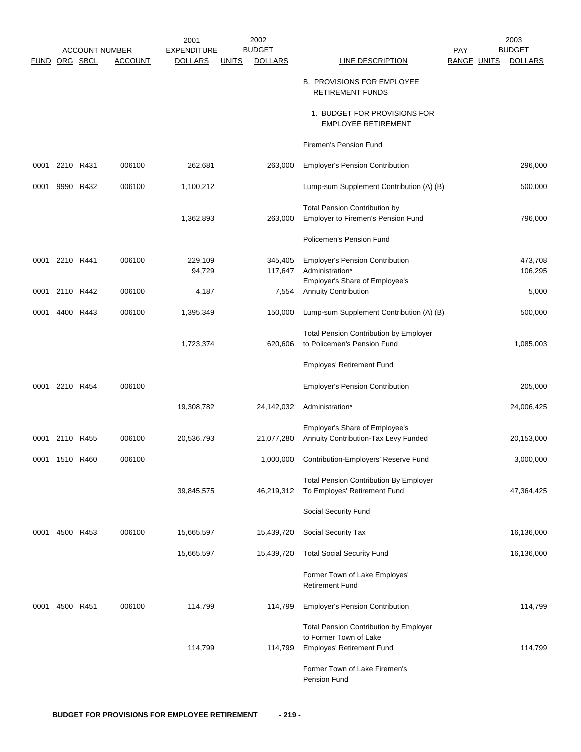| FUND | ORG | SBCL | ACCOUNT | 2001 EXPENDITURE DOLLARS | UNITS | 2002 BUDGET DOLLARS | LINE DESCRIPTION | PAY RANGE | UNITS | 2003 BUDGET DOLLARS |
|---|---|---|---|---|---|---|---|---|---|---|
| | | | | | | | B. PROVISIONS FOR EMPLOYEE RETIREMENT FUNDS | | | |
| | | | | | | | 1. BUDGET FOR PROVISIONS FOR EMPLOYEE RETIREMENT | | | |
| | | | | | | | Firemen's Pension Fund | | | |
| 0001 | 2210 | R431 | 006100 | 262,681 | | 263,000 | Employer's Pension Contribution | | | 296,000 |
| 0001 | 9990 | R432 | 006100 | 1,100,212 | | | Lump-sum Supplement Contribution (A) (B) | | | 500,000 |
| | | | | 1,362,893 | | 263,000 | Total Pension Contribution by Employer to Firemen's Pension Fund | | | 796,000 |
| | | | | | | | Policemen's Pension Fund | | | |
| 0001 | 2210 | R441 | 006100 | 229,109 | | 345,405 | Employer's Pension Contribution | | | 473,708 |
| | | | | 94,729 | | 117,647 | Administration* | | | 106,295 |
| 0001 | 2110 | R442 | 006100 | 4,187 | | 7,554 | Employer's Share of Employee's Annuity Contribution | | | 5,000 |
| 0001 | 4400 | R443 | 006100 | 1,395,349 | | 150,000 | Lump-sum Supplement Contribution (A) (B) | | | 500,000 |
| | | | | 1,723,374 | | 620,606 | Total Pension Contribution by Employer to Policemen's Pension Fund | | | 1,085,003 |
| | | | | | | | Employes' Retirement Fund | | | |
| 0001 | 2210 | R454 | 006100 | | | | Employer's Pension Contribution | | | 205,000 |
| | | | | 19,308,782 | | 24,142,032 | Administration* | | | 24,006,425 |
| 0001 | 2110 | R455 | 006100 | 20,536,793 | | 21,077,280 | Employer's Share of Employee's Annuity Contribution-Tax Levy Funded | | | 20,153,000 |
| 0001 | 1510 | R460 | 006100 | | | 1,000,000 | Contribution-Employers' Reserve Fund | | | 3,000,000 |
| | | | | 39,845,575 | | 46,219,312 | Total Pension Contribution By Employer To Employes' Retirement Fund | | | 47,364,425 |
| | | | | | | | Social Security Fund | | | |
| 0001 | 4500 | R453 | 006100 | 15,665,597 | | 15,439,720 | Social Security Tax | | | 16,136,000 |
| | | | | 15,665,597 | | 15,439,720 | Total Social Security Fund | | | 16,136,000 |
| | | | | | | | Former Town of Lake Employes' Retirement Fund | | | |
| 0001 | 4500 | R451 | 006100 | 114,799 | | 114,799 | Employer's Pension Contribution | | | 114,799 |
| | | | | 114,799 | | 114,799 | Total Pension Contribution by Employer to Former Town of Lake Employes' Retirement Fund | | | 114,799 |
| | | | | | | | Former Town of Lake Firemen's Pension Fund | | | |

BUDGET FOR PROVISIONS FOR EMPLOYEE RETIREMENT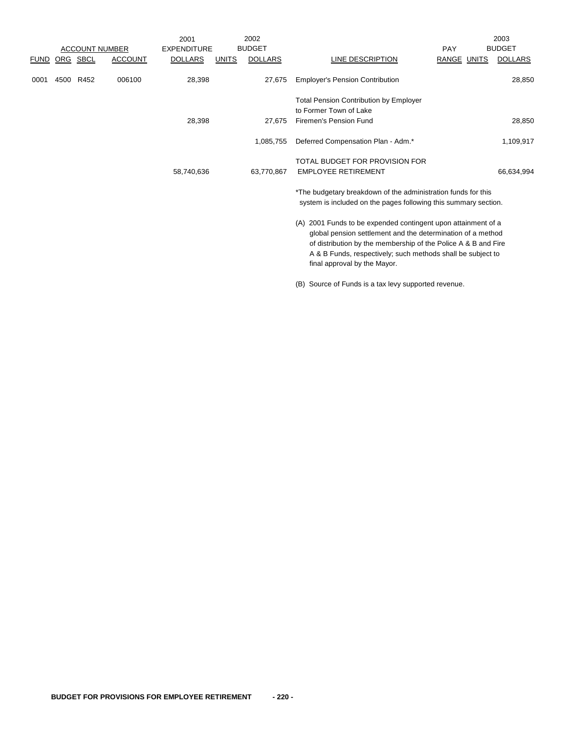| ACCOUNT NUMBER | | | | 2001 EXPENDITURE | 2002 BUDGET | | | | | 2003 BUDGET |
|---|---|---|---|---|---|---|---|---|---|---|
| FUND | ORG | SBCL | ACCOUNT | DOLLARS | UNITS | DOLLARS | LINE DESCRIPTION | PAY RANGE | UNITS | DOLLARS |
| 0001 | 4500 | R452 | 006100 | 28,398 | | 27,675 | Employer's Pension Contribution | | | 28,850 |
| | | | | 28,398 | | 27,675 | Total Pension Contribution by Employer to Former Town of Lake Firemen's Pension Fund | | | 28,850 |
| | | | | | | 1,085,755 | Deferred Compensation Plan - Adm.* | | | 1,109,917 |
| | | | | 58,740,636 | | 63,770,867 | TOTAL BUDGET FOR PROVISION FOR EMPLOYEE RETIREMENT | | | 66,634,994 |

*The budgetary breakdown of the administration funds for this system is included on the pages following this summary section.

(A) 2001 Funds to be expended contingent upon attainment of a global pension settlement and the determination of a method of distribution by the membership of the Police A & B and Fire A & B Funds, respectively; such methods shall be subject to final approval by the Mayor.

(B) Source of Funds is a tax levy supported revenue.

**BUDGET FOR PROVISIONS FOR EMPLOYEE RETIREMENT**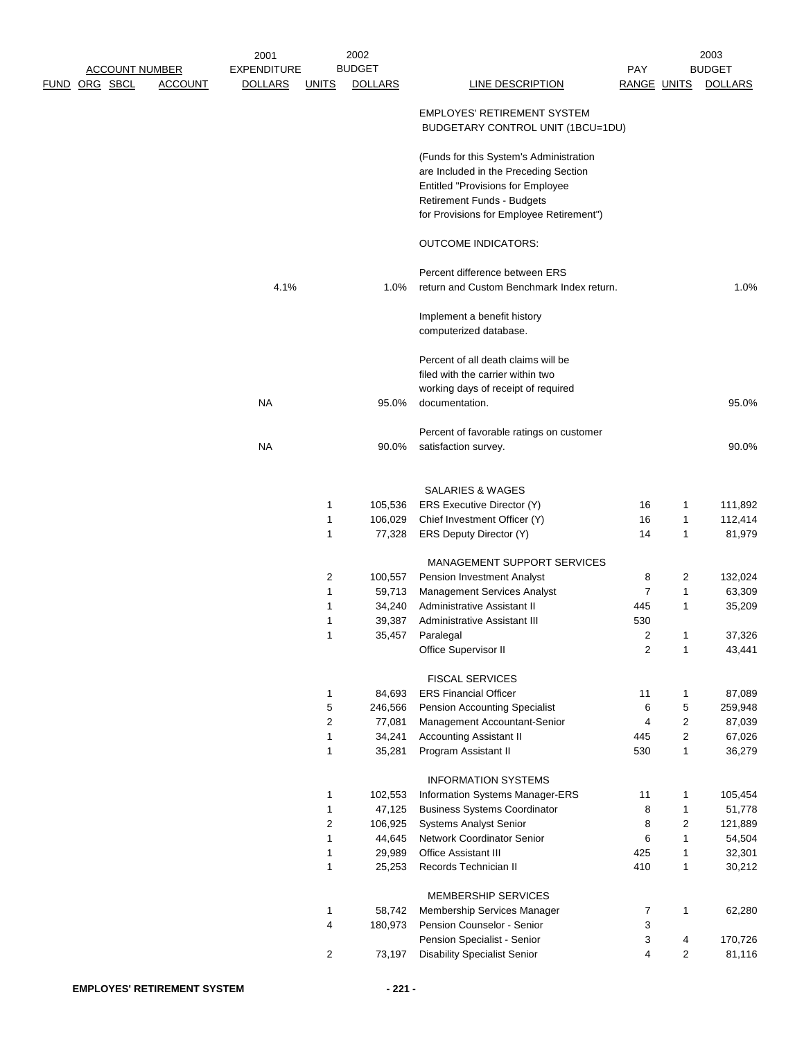| ACCOUNT NUMBER FUND | ORG | SBCL | ACCOUNT | 2001 EXPENDITURE DOLLARS | 2002 BUDGET UNITS | 2002 BUDGET DOLLARS | LINE DESCRIPTION | PAY RANGE | 2003 BUDGET UNITS | 2003 BUDGET DOLLARS |
|---|---|---|---|---|---|---|---|---|---|---|
| | | | | | | | EMPLOYES' RETIREMENT SYSTEM BUDGETARY CONTROL UNIT (1BCU=1DU) | | | |
| | | | | | | | (Funds for this System's Administration are Included in the Preceding Section Entitled "Provisions for Employee Retirement Funds - Budgets for Provisions for Employee Retirement") | | | |
| | | | | | | | OUTCOME INDICATORS: | | | |
| | | | | 4.1% | | 1.0% | Percent difference between ERS return and Custom Benchmark Index return. | | | 1.0% |
| | | | | | | | Implement a benefit history computerized database. | | | |
| | | | | NA | | 95.0% | Percent of all death claims will be filed with the carrier within two working days of receipt of required documentation. | | | 95.0% |
| | | | | NA | | 90.0% | Percent of favorable ratings on customer satisfaction survey. | | | 90.0% |
| | | | | | | | SALARIES & WAGES | | | |
| | | | | | 1 | 105,536 | ERS Executive Director (Y) | 16 | 1 | 111,892 |
| | | | | | 1 | 106,029 | Chief Investment Officer (Y) | 16 | 1 | 112,414 |
| | | | | | 1 | 77,328 | ERS Deputy Director (Y) | 14 | 1 | 81,979 |
| | | | | | | | MANAGEMENT SUPPORT SERVICES | | | |
| | | | | | 2 | 100,557 | Pension Investment Analyst | 8 | 2 | 132,024 |
| | | | | | 1 | 59,713 | Management Services Analyst | 7 | 1 | 63,309 |
| | | | | | 1 | 34,240 | Administrative Assistant II | 445 | 1 | 35,209 |
| | | | | | 1 | 39,387 | Administrative Assistant III | 530 | | |
| | | | | | 1 | 35,457 | Paralegal | 2 | 1 | 37,326 |
| | | | | | | | Office Supervisor II | 2 | 1 | 43,441 |
| | | | | | | | FISCAL SERVICES | | | |
| | | | | | 1 | 84,693 | ERS Financial Officer | 11 | 1 | 87,089 |
| | | | | | 5 | 246,566 | Pension Accounting Specialist | 6 | 5 | 259,948 |
| | | | | | 2 | 77,081 | Management Accountant-Senior | 4 | 2 | 87,039 |
| | | | | | 1 | 34,241 | Accounting Assistant II | 445 | 2 | 67,026 |
| | | | | | 1 | 35,281 | Program Assistant II | 530 | 1 | 36,279 |
| | | | | | | | INFORMATION SYSTEMS | | | |
| | | | | | 1 | 102,553 | Information Systems Manager-ERS | 11 | 1 | 105,454 |
| | | | | | 1 | 47,125 | Business Systems Coordinator | 8 | 1 | 51,778 |
| | | | | | 2 | 106,925 | Systems Analyst Senior | 8 | 2 | 121,889 |
| | | | | | 1 | 44,645 | Network Coordinator Senior | 6 | 1 | 54,504 |
| | | | | | 1 | 29,989 | Office Assistant III | 425 | 1 | 32,301 |
| | | | | | 1 | 25,253 | Records Technician II | 410 | 1 | 30,212 |
| | | | | | | | MEMBERSHIP SERVICES | | | |
| | | | | | 1 | 58,742 | Membership Services Manager | 7 | 1 | 62,280 |
| | | | | | 4 | 180,973 | Pension Counselor - Senior | 3 | | |
| | | | | | | | Pension Specialist - Senior | 3 | 4 | 170,726 |
| | | | | | 2 | 73,197 | Disability Specialist Senior | 4 | 2 | 81,116 |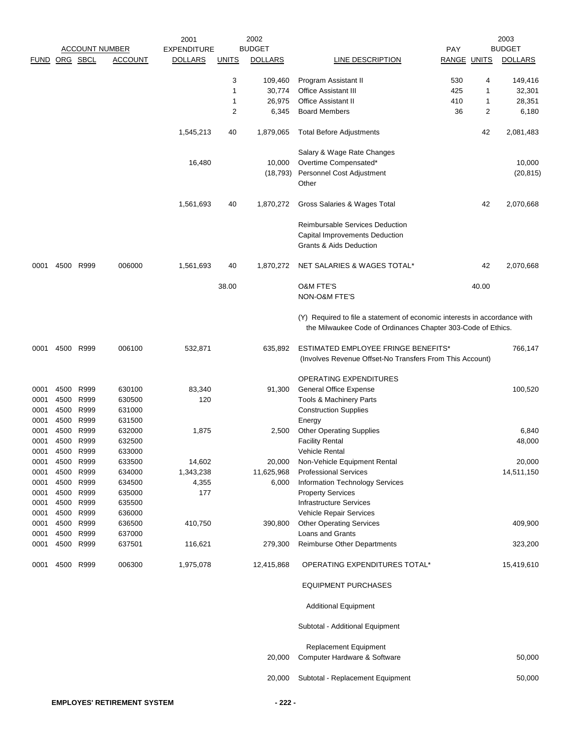| ACCOUNT NUMBER | | | | 2001 EXPENDITURE | | 2002 BUDGET | | PAY | | 2003 BUDGET |
|---|---|---|---|---|---|---|---|---|---|---|
| FUND | ORG | SBCL | ACCOUNT | DOLLARS | UNITS | DOLLARS | LINE DESCRIPTION | RANGE | UNITS | DOLLARS |
| | | | | | 3 | 109,460 | Program Assistant II | 530 | 4 | 149,416 |
| | | | | | 1 | 30,774 | Office Assistant III | 425 | 1 | 32,301 |
| | | | | | 1 | 26,975 | Office Assistant II | 410 | 1 | 28,351 |
| | | | | | 2 | 6,345 | Board Members | 36 | 2 | 6,180 |
| | | | | 1,545,213 | 40 | 1,879,065 | Total Before Adjustments | | 42 | 2,081,483 |
| | | | | | | | Salary & Wage Rate Changes | | | |
| | | | | 16,480 | | 10,000 | Overtime Compensated* | | | 10,000 |
| | | | | | | (18,793) | Personnel Cost Adjustment | | | (20,815) |
| | | | | | | | Other | | | |
| | | | | 1,561,693 | 40 | 1,870,272 | Gross Salaries & Wages Total | | 42 | 2,070,668 |
| | | | | | | | Reimbursable Services Deduction | | | |
| | | | | | | | Capital Improvements Deduction | | | |
| | | | | | | | Grants & Aids Deduction | | | |
| 0001 | 4500 | R999 | 006000 | 1,561,693 | 40 | 1,870,272 | NET SALARIES & WAGES TOTAL* | | 42 | 2,070,668 |
| | | | | | 38.00 | | O&M FTE'S | | 40.00 | |
| | | | | | | | NON-O&M FTE'S | | | |
| | | | | | | | (Y) Required to file a statement of economic interests in accordance with the Milwaukee Code of Ordinances Chapter 303-Code of Ethics. | | | |
| 0001 | 4500 | R999 | 006100 | 532,871 | | 635,892 | ESTIMATED EMPLOYEE FRINGE BENEFITS* (Involves Revenue Offset-No Transfers From This Account) | | | 766,147 |
| | | | | | | | OPERATING EXPENDITURES | | | |
| 0001 | 4500 | R999 | 630100 | 83,340 | | 91,300 | General Office Expense | | | 100,520 |
| 0001 | 4500 | R999 | 630500 | 120 | | | Tools & Machinery Parts | | | |
| 0001 | 4500 | R999 | 631000 | | | | Construction Supplies | | | |
| 0001 | 4500 | R999 | 631500 | | | | Energy | | | |
| 0001 | 4500 | R999 | 632000 | 1,875 | | 2,500 | Other Operating Supplies | | | 6,840 |
| 0001 | 4500 | R999 | 632500 | | | | Facility Rental | | | 48,000 |
| 0001 | 4500 | R999 | 633000 | | | | Vehicle Rental | | | |
| 0001 | 4500 | R999 | 633500 | 14,602 | | 20,000 | Non-Vehicle Equipment Rental | | | 20,000 |
| 0001 | 4500 | R999 | 634000 | 1,343,238 | | 11,625,968 | Professional Services | | | 14,511,150 |
| 0001 | 4500 | R999 | 634500 | 4,355 | | 6,000 | Information Technology Services | | | |
| 0001 | 4500 | R999 | 635000 | 177 | | | Property Services | | | |
| 0001 | 4500 | R999 | 635500 | | | | Infrastructure Services | | | |
| 0001 | 4500 | R999 | 636000 | | | | Vehicle Repair Services | | | |
| 0001 | 4500 | R999 | 636500 | 410,750 | | 390,800 | Other Operating Services | | | 409,900 |
| 0001 | 4500 | R999 | 637000 | | | | Loans and Grants | | | |
| 0001 | 4500 | R999 | 637501 | 116,621 | | 279,300 | Reimburse Other Departments | | | 323,200 |
| 0001 | 4500 | R999 | 006300 | 1,975,078 | | 12,415,868 | OPERATING EXPENDITURES TOTAL* | | | 15,419,610 |
| | | | | | | | EQUIPMENT PURCHASES | | | |
| | | | | | | | Additional Equipment | | | |
| | | | | | | | Subtotal - Additional Equipment | | | |
| | | | | | | | Replacement Equipment | | | |
| | | | | | | 20,000 | Computer Hardware & Software | | | 50,000 |
| | | | | | | 20,000 | Subtotal - Replacement Equipment | | | 50,000 |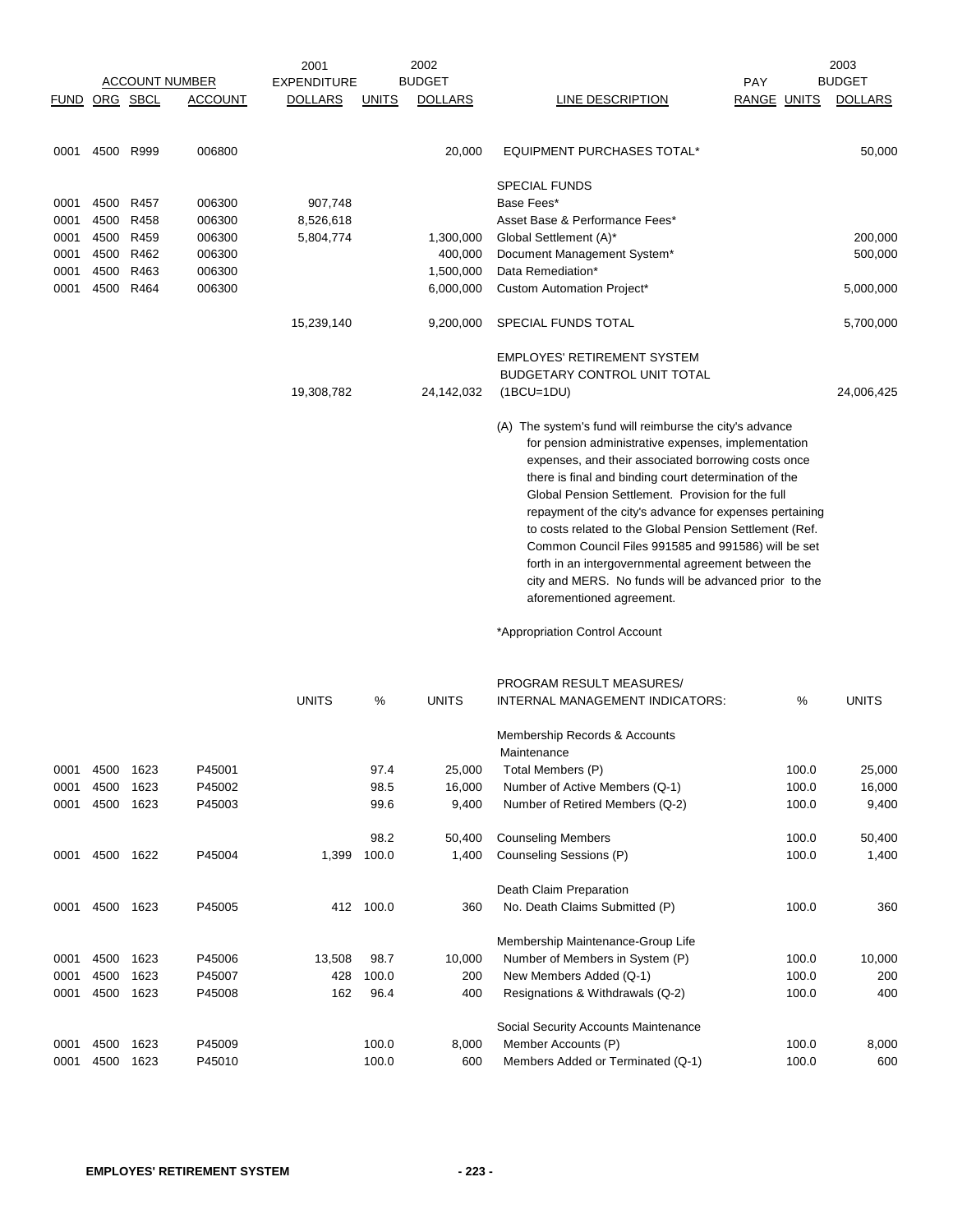| FUND | ORG | SBCL | ACCOUNT | 2001 EXPENDITURE DOLLARS | UNITS | 2002 BUDGET DOLLARS | LINE DESCRIPTION | PAY RANGE | UNITS | 2003 BUDGET DOLLARS |
|---|---|---|---|---|---|---|---|---|---|---|
| 0001 | 4500 | R999 | 006800 | | | 20,000 | EQUIPMENT PURCHASES TOTAL* | | | 50,000 |
| | | | | | | | SPECIAL FUNDS | | | |
| 0001 | 4500 | R457 | 006300 | 907,748 | | | Base Fees* | | | |
| 0001 | 4500 | R458 | 006300 | 8,526,618 | | | Asset Base & Performance Fees* | | | |
| 0001 | 4500 | R459 | 006300 | 5,804,774 | | 1,300,000 | Global Settlement (A)* | | | 200,000 |
| 0001 | 4500 | R462 | 006300 | | | 400,000 | Document Management System* | | | 500,000 |
| 0001 | 4500 | R463 | 006300 | | | 1,500,000 | Data Remediation* | | | |
| 0001 | 4500 | R464 | 006300 | | | 6,000,000 | Custom Automation Project* | | | 5,000,000 |
| | | | | 15,239,140 | | 9,200,000 | SPECIAL FUNDS TOTAL | | | 5,700,000 |
| | | | | 19,308,782 | | 24,142,032 | EMPLOYES' RETIREMENT SYSTEM BUDGETARY CONTROL UNIT TOTAL (1BCU=1DU) | | | 24,006,425 |

(A) The system's fund will reimburse the city's advance for pension administrative expenses, implementation expenses, and their associated borrowing costs once there is final and binding court determination of the Global Pension Settlement. Provision for the full repayment of the city's advance for expenses pertaining to costs related to the Global Pension Settlement (Ref. Common Council Files 991585 and 991586) will be set forth in an intergovernmental agreement between the city and MERS. No funds will be advanced prior to the aforementioned agreement.

*Appropriation Control Account

| FUND | ORG | SBCL | ACCOUNT | UNITS | % | UNITS | PROGRAM RESULT MEASURES/ INTERNAL MANAGEMENT INDICATORS: | % | UNITS |
|---|---|---|---|---|---|---|---|---|---|
| | | | | | | | Membership Records & Accounts Maintenance | | |
| 0001 | 4500 | 1623 | P45001 | | 97.4 | 25,000 | Total Members (P) | 100.0 | 25,000 |
| 0001 | 4500 | 1623 | P45002 | | 98.5 | 16,000 | Number of Active Members (Q-1) | 100.0 | 16,000 |
| 0001 | 4500 | 1623 | P45003 | | 99.6 | 9,400 | Number of Retired Members (Q-2) | 100.0 | 9,400 |
| | | | | | 98.2 | 50,400 | Counseling Members | 100.0 | 50,400 |
| 0001 | 4500 | 1622 | P45004 | 1,399 | 100.0 | 1,400 | Counseling Sessions (P) | 100.0 | 1,400 |
| | | | | | | | Death Claim Preparation | | |
| 0001 | 4500 | 1623 | P45005 | 412 | 100.0 | 360 | No. Death Claims Submitted (P) | 100.0 | 360 |
| | | | | | | | Membership Maintenance-Group Life | | |
| 0001 | 4500 | 1623 | P45006 | 13,508 | 98.7 | 10,000 | Number of Members in System (P) | 100.0 | 10,000 |
| 0001 | 4500 | 1623 | P45007 | 428 | 100.0 | 200 | New Members Added (Q-1) | 100.0 | 200 |
| 0001 | 4500 | 1623 | P45008 | 162 | 96.4 | 400 | Resignations & Withdrawals (Q-2) | 100.0 | 400 |
| | | | | | | | Social Security Accounts Maintenance | | |
| 0001 | 4500 | 1623 | P45009 | | 100.0 | 8,000 | Member Accounts (P) | 100.0 | 8,000 |
| 0001 | 4500 | 1623 | P45010 | | 100.0 | 600 | Members Added or Terminated (Q-1) | 100.0 | 600 |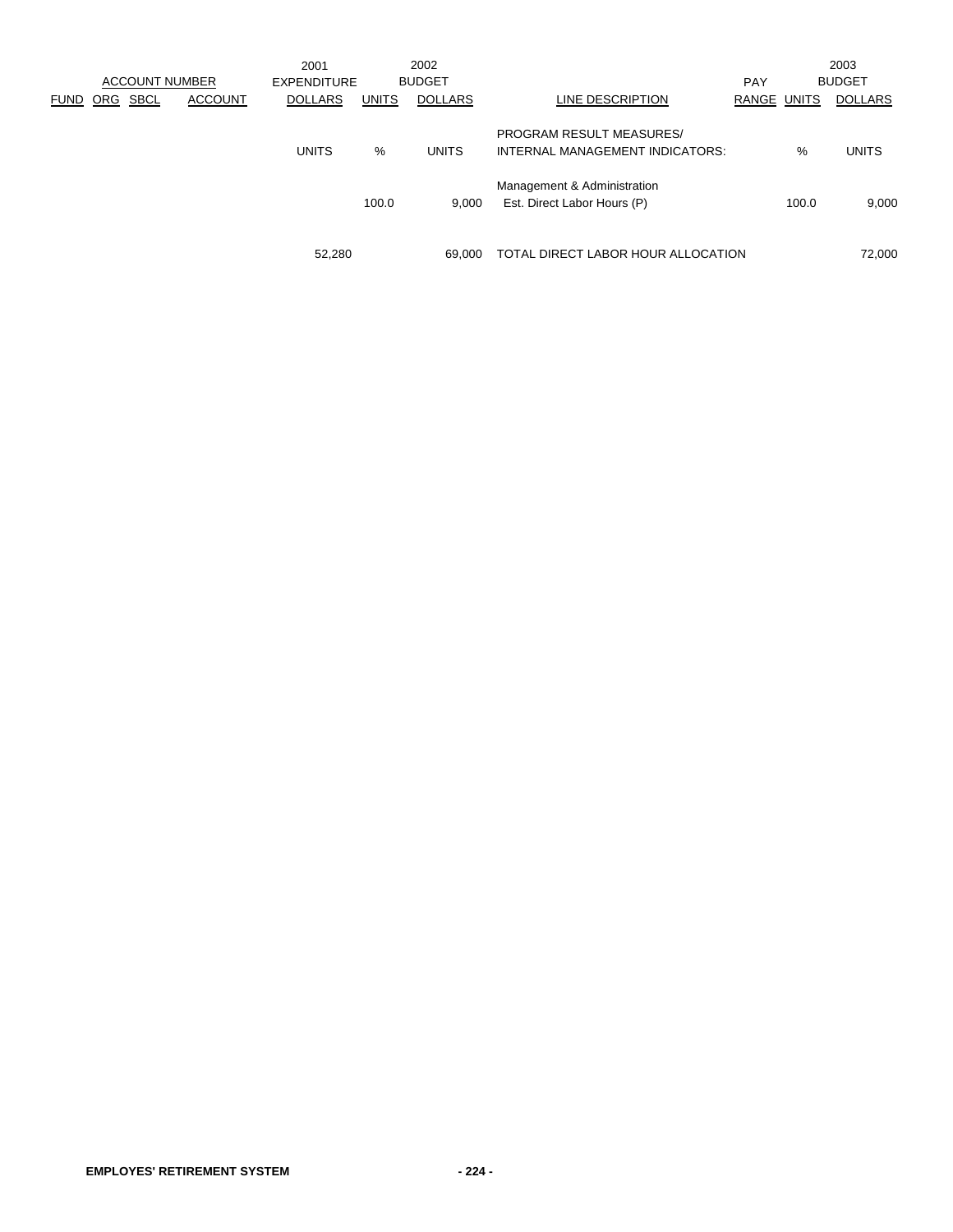| ACCOUNT NUMBER | | | | 2001 EXPENDITURE | 2002 BUDGET | | | PAY | 2003 BUDGET | |
|---|---|---|---|---|---|---|---|---|---|---|
| FUND | ORG | SBCL | ACCOUNT | DOLLARS | UNITS | DOLLARS | LINE DESCRIPTION | RANGE | UNITS | DOLLARS |
| | | | | UNITS | % | UNITS | PROGRAM RESULT MEASURES/ INTERNAL MANAGEMENT INDICATORS: | | % | UNITS |
| | | | | | | | Management & Administration | | | |
| | | | | | 100.0 | 9,000 | Est. Direct Labor Hours (P) | | 100.0 | 9,000 |
| | | | | 52,280 | | 69,000 | TOTAL DIRECT LABOR HOUR ALLOCATION | | | 72,000 |

**EMPLOYES' RETIREMENT SYSTEM**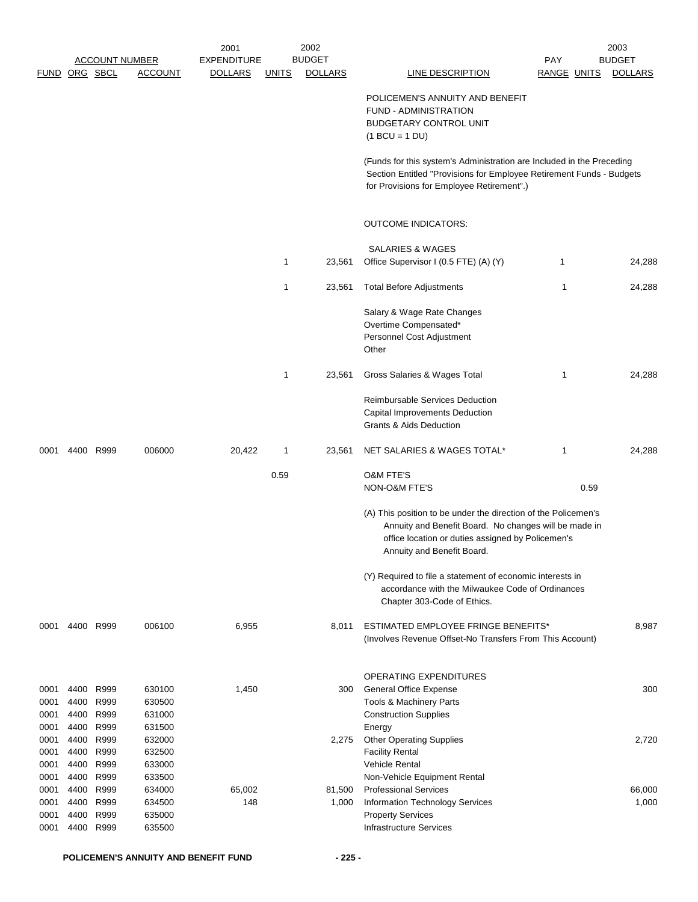| ACCOUNT NUMBER | | | | 2001 EXPENDITURE | 2002 BUDGET | | | PAY | 2003 BUDGET | |
|---|---|---|---|---|---|---|---|---|---|---|
| FUND | ORG | SBCL | ACCOUNT | DOLLARS | UNITS | DOLLARS | LINE DESCRIPTION | RANGE | UNITS | DOLLARS |
| | | | | | | | POLICEMEN'S ANNUITY AND BENEFIT FUND - ADMINISTRATION BUDGETARY CONTROL UNIT (1 BCU = 1 DU) | | | |
| | | | | | | | (Funds for this system's Administration are Included in the Preceding Section Entitled "Provisions for Employee Retirement Funds - Budgets for Provisions for Employee Retirement".) | | | |
| | | | | | | | OUTCOME INDICATORS: | | | |
| | | | | | | | SALARIES & WAGES | | | |
| | | | | | 1 | 23,561 | Office Supervisor I (0.5 FTE) (A) (Y) | | 1 | 24,288 |
| | | | | | 1 | 23,561 | Total Before Adjustments | | 1 | 24,288 |
| | | | | | | | Salary & Wage Rate Changes | | | |
| | | | | | | | Overtime Compensated* | | | |
| | | | | | | | Personnel Cost Adjustment | | | |
| | | | | | | | Other | | | |
| | | | | | 1 | 23,561 | Gross Salaries & Wages Total | | 1 | 24,288 |
| | | | | | | | Reimbursable Services Deduction | | | |
| | | | | | | | Capital Improvements Deduction | | | |
| | | | | | | | Grants & Aids Deduction | | | |
| 0001 | 4400 | R999 | 006000 | 20,422 | 1 | 23,561 | NET SALARIES & WAGES TOTAL* | | 1 | 24,288 |
| | | | | | 0.59 | | O&M FTE'S | | | |
| | | | | | | | NON-O&M FTE'S | | 0.59 | |
| | | | | | | | (A) This position to be under the direction of the Policemen's Annuity and Benefit Board. No changes will be made in office location or duties assigned by Policemen's Annuity and Benefit Board. | | | |
| | | | | | | | (Y) Required to file a statement of economic interests in accordance with the Milwaukee Code of Ordinances Chapter 303-Code of Ethics. | | | |
| 0001 | 4400 | R999 | 006100 | 6,955 | | 8,011 | ESTIMATED EMPLOYEE FRINGE BENEFITS* (Involves Revenue Offset-No Transfers From This Account) | | | 8,987 |
| | | | | | | | OPERATING EXPENDITURES | | | |
| 0001 | 4400 | R999 | 630100 | 1,450 | | 300 | General Office Expense | | | 300 |
| 0001 | 4400 | R999 | 630500 | | | | Tools & Machinery Parts | | | |
| 0001 | 4400 | R999 | 631000 | | | | Construction Supplies | | | |
| 0001 | 4400 | R999 | 631500 | | | | Energy | | | |
| 0001 | 4400 | R999 | 632000 | | | 2,275 | Other Operating Supplies | | | 2,720 |
| 0001 | 4400 | R999 | 632500 | | | | Facility Rental | | | |
| 0001 | 4400 | R999 | 633000 | | | | Vehicle Rental | | | |
| 0001 | 4400 | R999 | 633500 | | | | Non-Vehicle Equipment Rental | | | |
| 0001 | 4400 | R999 | 634000 | 65,002 | | 81,500 | Professional Services | | | 66,000 |
| 0001 | 4400 | R999 | 634500 | 148 | | 1,000 | Information Technology Services | | | 1,000 |
| 0001 | 4400 | R999 | 635000 | | | | Property Services | | | |
| 0001 | 4400 | R999 | 635500 | | | | Infrastructure Services | | | |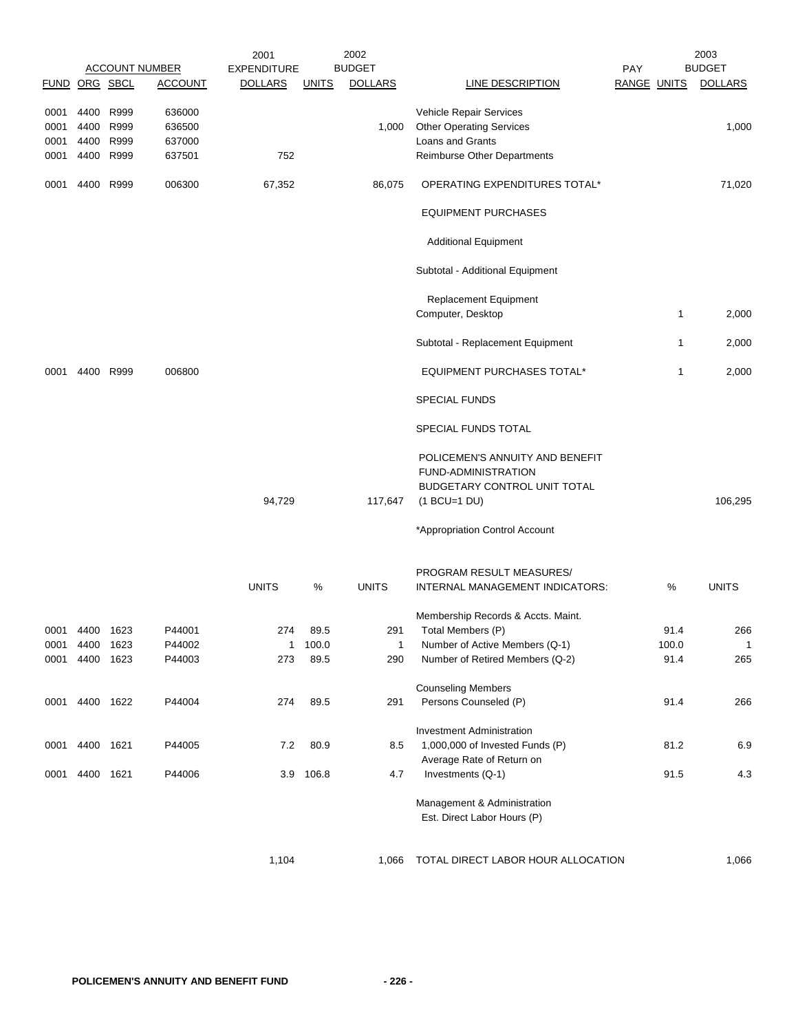| FUND | ORG | SBCL | ACCOUNT | 2001 EXPENDITURE DOLLARS | UNITS | 2002 BUDGET DOLLARS | LINE DESCRIPTION | PAY RANGE | UNITS | 2003 BUDGET DOLLARS |
|---|---|---|---|---|---|---|---|---|---|---|
| 0001 | 4400 | R999 | 636000 | | | | Vehicle Repair Services | | | |
| 0001 | 4400 | R999 | 636500 | | | 1,000 | Other Operating Services | | | 1,000 |
| 0001 | 4400 | R999 | 637000 | | | | Loans and Grants | | | |
| 0001 | 4400 | R999 | 637501 | 752 | | | Reimburse Other Departments | | | |
| 0001 | 4400 | R999 | 006300 | 67,352 | | 86,075 | OPERATING EXPENDITURES TOTAL* | | | 71,020 |
| | | | | | | | EQUIPMENT PURCHASES | | | |
| | | | | | | | Additional Equipment | | | |
| | | | | | | | Subtotal - Additional Equipment | | | |
| | | | | | | | Replacement Equipment | | | |
| | | | | | | | Computer, Desktop | | 1 | 2,000 |
| | | | | | | | Subtotal - Replacement Equipment | | 1 | 2,000 |
| 0001 | 4400 | R999 | 006800 | | | | EQUIPMENT PURCHASES TOTAL* | | 1 | 2,000 |
| | | | | | | | SPECIAL FUNDS | | | |
| | | | | | | | SPECIAL FUNDS TOTAL | | | |
| | | | | 94,729 | | 117,647 | POLICEMEN'S ANNUITY AND BENEFIT FUND-ADMINISTRATION BUDGETARY CONTROL UNIT TOTAL (1 BCU=1 DU) | | | 106,295 |

*Appropriation Control Account

| FUND | ORG | SBCL | ACCOUNT | UNITS | % | UNITS | PROGRAM RESULT MEASURES/ INTERNAL MANAGEMENT INDICATORS: | % | UNITS |
|---|---|---|---|---|---|---|---|---|---|
| | | | | | | | Membership Records & Accts. Maint. | | |
| 0001 | 4400 | 1623 | P44001 | 274 | 89.5 | 291 | Total Members (P) | 91.4 | 266 |
| 0001 | 4400 | 1623 | P44002 | 1 | 100.0 | 1 | Number of Active Members (Q-1) | 100.0 | 1 |
| 0001 | 4400 | 1623 | P44003 | 273 | 89.5 | 290 | Number of Retired Members (Q-2) | 91.4 | 265 |
| | | | | | | | Counseling Members | | |
| 0001 | 4400 | 1622 | P44004 | 274 | 89.5 | 291 | Persons Counseled (P) | 91.4 | 266 |
| | | | | | | | Investment Administration | | |
| 0001 | 4400 | 1621 | P44005 | 7.2 | 80.9 | 8.5 | 1,000,000 of Invested Funds (P) | 81.2 | 6.9 |
| 0001 | 4400 | 1621 | P44006 | 3.9 | 106.8 | 4.7 | Average Rate of Return on Investments (Q-1) | 91.5 | 4.3 |
| | | | | | | | Management & Administration | | |
| | | | | | | | Est. Direct Labor Hours (P) | | |
| | | | | 1,104 | | 1,066 | TOTAL DIRECT LABOR HOUR ALLOCATION | | 1,066 |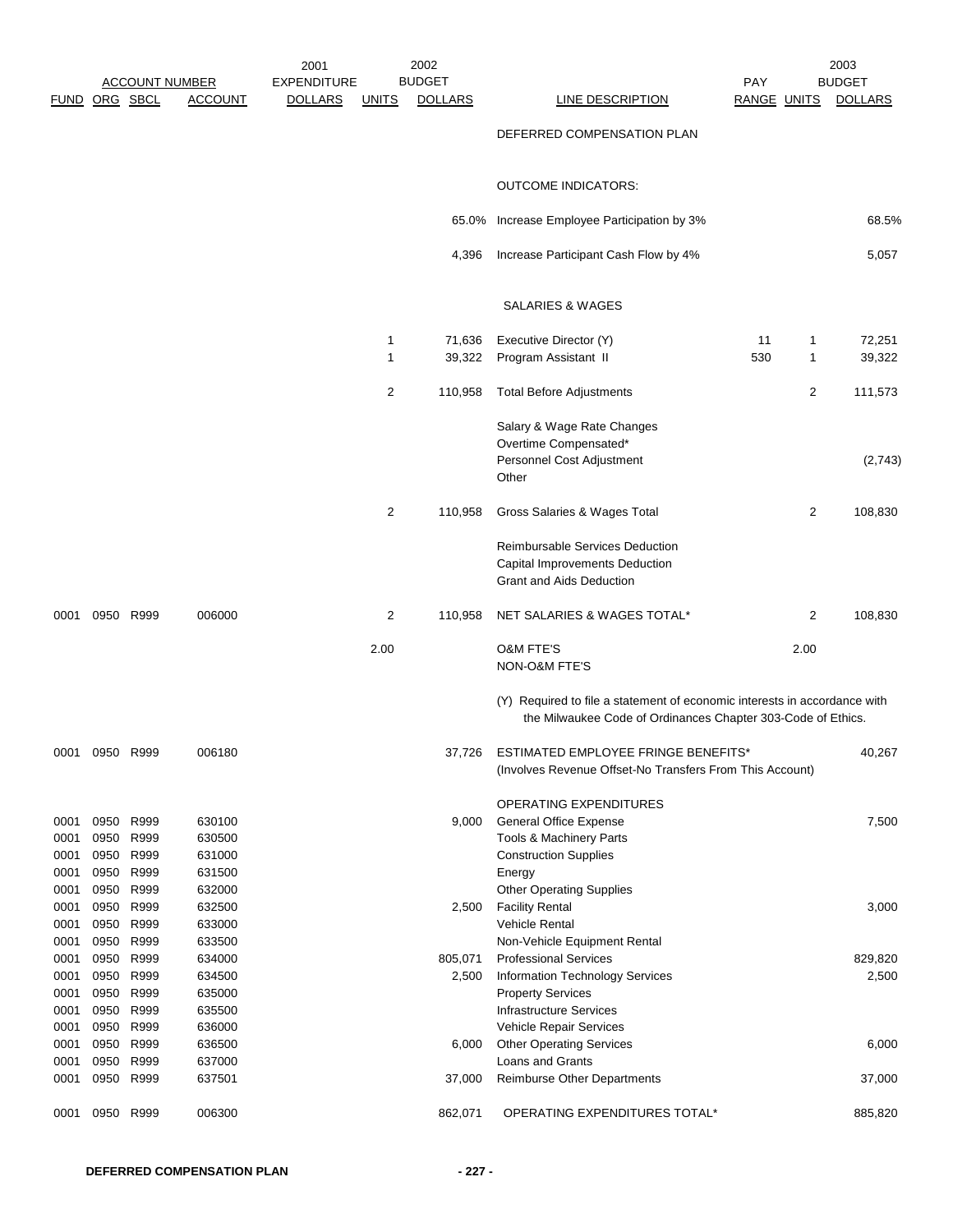| ACCOUNT NUMBER | | | | 2001 EXPENDITURE | 2002 | BUDGET | | PAY | | 2003 BUDGET |
|---|---|---|---|---|---|---|---|---|---|---|
| FUND | ORG | SBCL | ACCOUNT | DOLLARS | UNITS | DOLLARS | LINE DESCRIPTION | RANGE | UNITS | DOLLARS |
| | | | | | | | DEFERRED COMPENSATION PLAN | | | |
| | | | | | | | OUTCOME INDICATORS: | | | |
| | | | | | | 65.0% | Increase Employee Participation by 3% | | | 68.5% |
| | | | | | | 4,396 | Increase Participant Cash Flow by 4% | | | 5,057 |
| | | | | | | | SALARIES & WAGES | | | |
| | | | | | 1 | 71,636 | Executive Director (Y) | 11 | 1 | 72,251 |
| | | | | | 1 | 39,322 | Program Assistant II | 530 | 1 | 39,322 |
| | | | | | 2 | 110,958 | Total Before Adjustments | | 2 | 111,573 |
| | | | | | | | Salary & Wage Rate Changes | | | |
| | | | | | | | Overtime Compensated* | | | |
| | | | | | | | Personnel Cost Adjustment | | | (2,743) |
| | | | | | | | Other | | | |
| | | | | | 2 | 110,958 | Gross Salaries & Wages Total | | 2 | 108,830 |
| | | | | | | | Reimbursable Services Deduction | | | |
| | | | | | | | Capital Improvements Deduction | | | |
| | | | | | | | Grant and Aids Deduction | | | |
| 0001 | 0950 | R999 | 006000 | | 2 | 110,958 | NET SALARIES & WAGES TOTAL* | | 2 | 108,830 |
| | | | | | 2.00 | | O&M FTE'S | | 2.00 | |
| | | | | | | | NON-O&M FTE'S | | | |
| | | | | | | | (Y) Required to file a statement of economic interests in accordance with the Milwaukee Code of Ordinances Chapter 303-Code of Ethics. | | | |
| 0001 | 0950 | R999 | 006180 | | | 37,726 | ESTIMATED EMPLOYEE FRINGE BENEFITS* (Involves Revenue Offset-No Transfers From This Account) | | | 40,267 |
| | | | | | | | OPERATING EXPENDITURES | | | |
| 0001 | 0950 | R999 | 630100 | | | 9,000 | General Office Expense | | | 7,500 |
| 0001 | 0950 | R999 | 630500 | | | | Tools & Machinery Parts | | | |
| 0001 | 0950 | R999 | 631000 | | | | Construction Supplies | | | |
| 0001 | 0950 | R999 | 631500 | | | | Energy | | | |
| 0001 | 0950 | R999 | 632000 | | | | Other Operating Supplies | | | |
| 0001 | 0950 | R999 | 632500 | | | 2,500 | Facility Rental | | | 3,000 |
| 0001 | 0950 | R999 | 633000 | | | | Vehicle Rental | | | |
| 0001 | 0950 | R999 | 633500 | | | | Non-Vehicle Equipment Rental | | | |
| 0001 | 0950 | R999 | 634000 | | | 805,071 | Professional Services | | | 829,820 |
| 0001 | 0950 | R999 | 634500 | | | 2,500 | Information Technology Services | | | 2,500 |
| 0001 | 0950 | R999 | 635000 | | | | Property Services | | | |
| 0001 | 0950 | R999 | 635500 | | | | Infrastructure Services | | | |
| 0001 | 0950 | R999 | 636000 | | | | Vehicle Repair Services | | | |
| 0001 | 0950 | R999 | 636500 | | | 6,000 | Other Operating Services | | | 6,000 |
| 0001 | 0950 | R999 | 637000 | | | | Loans and Grants | | | |
| 0001 | 0950 | R999 | 637501 | | | 37,000 | Reimburse Other Departments | | | 37,000 |
| 0001 | 0950 | R999 | 006300 | | | 862,071 | OPERATING EXPENDITURES TOTAL* | | | 885,820 |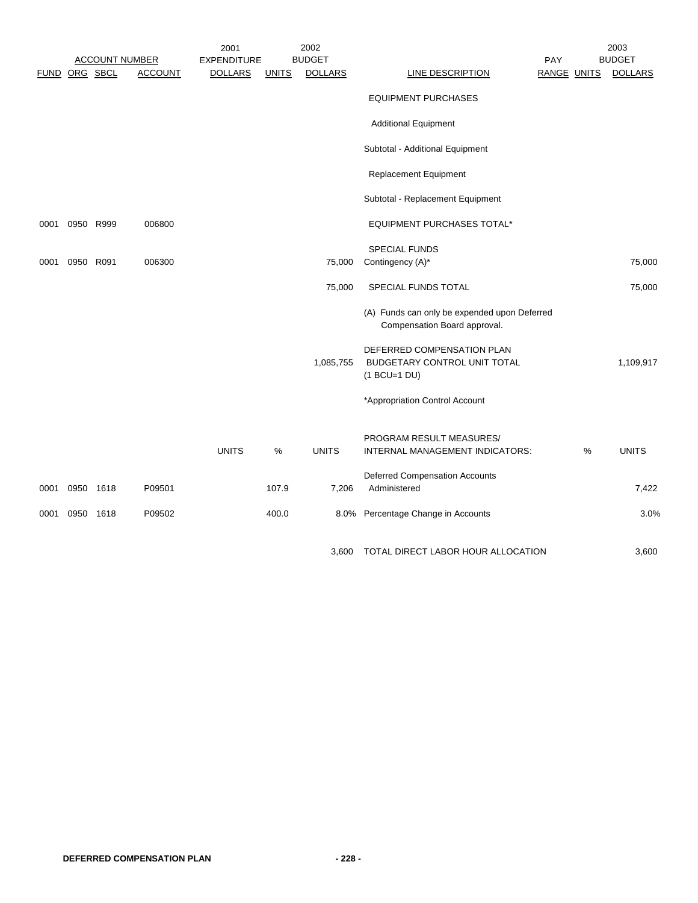| FUND | ORG | SBCL | ACCOUNT | 2001 EXPENDITURE DOLLARS | UNITS | 2002 BUDGET DOLLARS | LINE DESCRIPTION | PAY RANGE | UNITS | 2003 BUDGET DOLLARS |
|---|---|---|---|---|---|---|---|---|---|---|
| | | | | | | | EQUIPMENT PURCHASES | | | |
| | | | | | | | Additional Equipment | | | |
| | | | | | | | Subtotal - Additional Equipment | | | |
| | | | | | | | Replacement Equipment | | | |
| | | | | | | | Subtotal - Replacement Equipment | | | |
| 0001 | 0950 | R999 | 006800 | | | | EQUIPMENT PURCHASES TOTAL* | | | |
| | | | | | | | SPECIAL FUNDS | | | |
| 0001 | 0950 | R091 | 006300 | | | 75,000 | Contingency (A)* | | | 75,000 |
| | | | | | | 75,000 | SPECIAL FUNDS TOTAL | | | 75,000 |
| | | | | | | | (A) Funds can only be expended upon Deferred Compensation Board approval. | | | |
| | | | | | | 1,085,755 | DEFERRED COMPENSATION PLAN BUDGETARY CONTROL UNIT TOTAL (1 BCU=1 DU) | | | 1,109,917 |
| | | | | | | | *Appropriation Control Account | | | |

| FUND | ORG | SBCL | ACCOUNT | UNITS | % | UNITS | PROGRAM RESULT MEASURES/ INTERNAL MANAGEMENT INDICATORS: | | % | UNITS |
|---|---|---|---|---|---|---|---|---|---|---|
| 0001 | 0950 | 1618 | P09501 | | 107.9 | 7,206 | Deferred Compensation Accounts Administered | | | 7,422 |
| 0001 | 0950 | 1618 | P09502 | | 400.0 | 8.0% | Percentage Change in Accounts | | | 3.0% |
| | | | | | | 3,600 | TOTAL DIRECT LABOR HOUR ALLOCATION | | | 3,600 |

**DEFERRED COMPENSATION PLAN**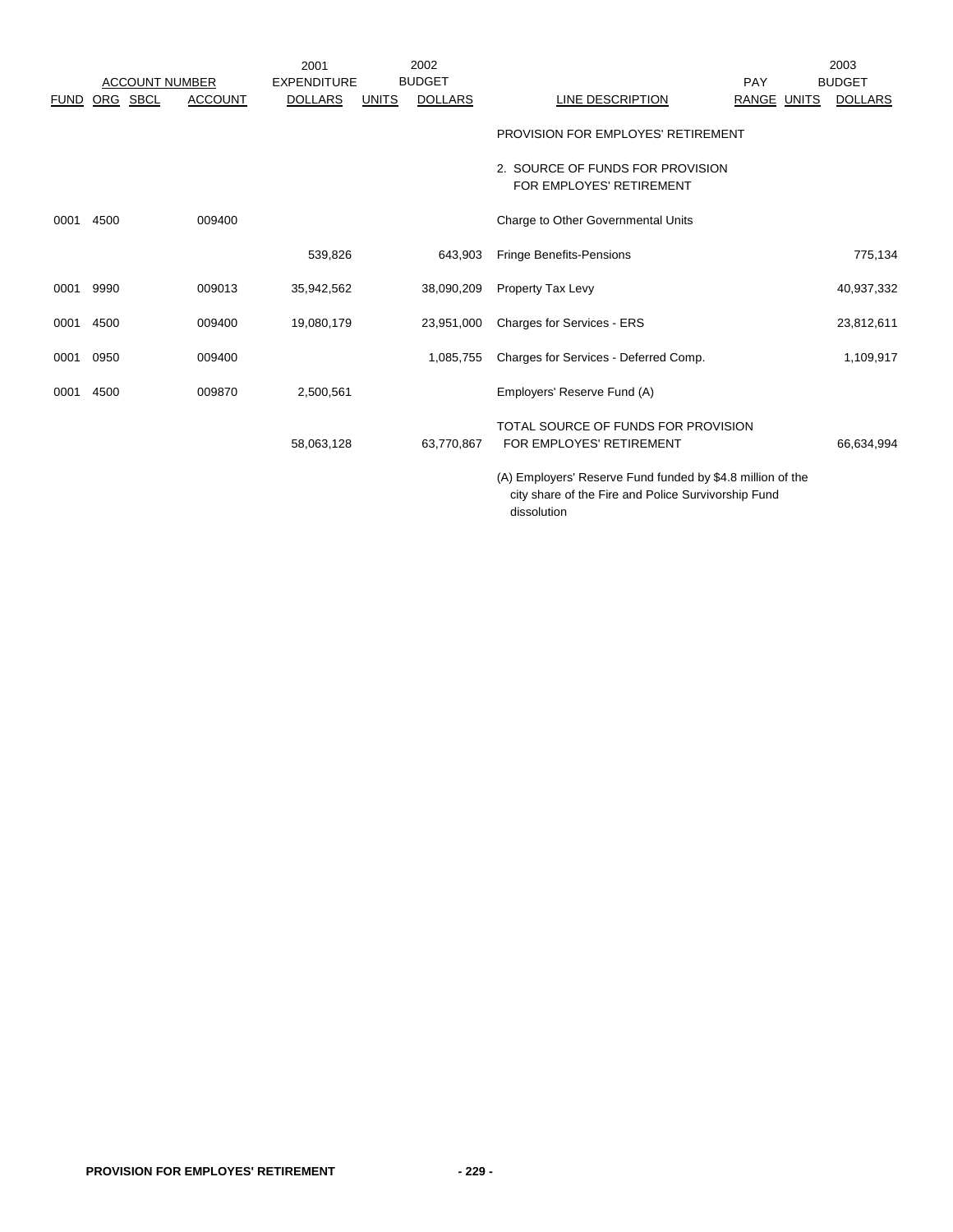| ACCOUNT NUMBER | | | | 2001 EXPENDITURE | 2002 BUDGET | | | PAY | | 2003 BUDGET |
|---|---|---|---|---|---|---|---|---|---|---|
| FUND | ORG | SBCL | ACCOUNT | DOLLARS | UNITS | DOLLARS | LINE DESCRIPTION | RANGE | UNITS | DOLLARS |
| | | | | | | | PROVISION FOR EMPLOYES' RETIREMENT | | | |
| | | | | | | | 2. SOURCE OF FUNDS FOR PROVISION FOR EMPLOYES' RETIREMENT | | | |
| 0001 | 4500 | | 009400 | | | | Charge to Other Governmental Units | | | |
| | | | | 539,826 | | 643,903 | Fringe Benefits-Pensions | | | 775,134 |
| 0001 | 9990 | | 009013 | 35,942,562 | | 38,090,209 | Property Tax Levy | | | 40,937,332 |
| 0001 | 4500 | | 009400 | 19,080,179 | | 23,951,000 | Charges for Services - ERS | | | 23,812,611 |
| 0001 | 0950 | | 009400 | | | 1,085,755 | Charges for Services - Deferred Comp. | | | 1,109,917 |
| 0001 | 4500 | | 009870 | 2,500,561 | | | Employers' Reserve Fund (A) | | | |
| | | | | 58,063,128 | | 63,770,867 | TOTAL SOURCE OF FUNDS FOR PROVISION FOR EMPLOYES' RETIREMENT | | | 66,634,994 |

(A) Employers' Reserve Fund funded by $4.8 million of the city share of the Fire and Police Survivorship Fund dissolution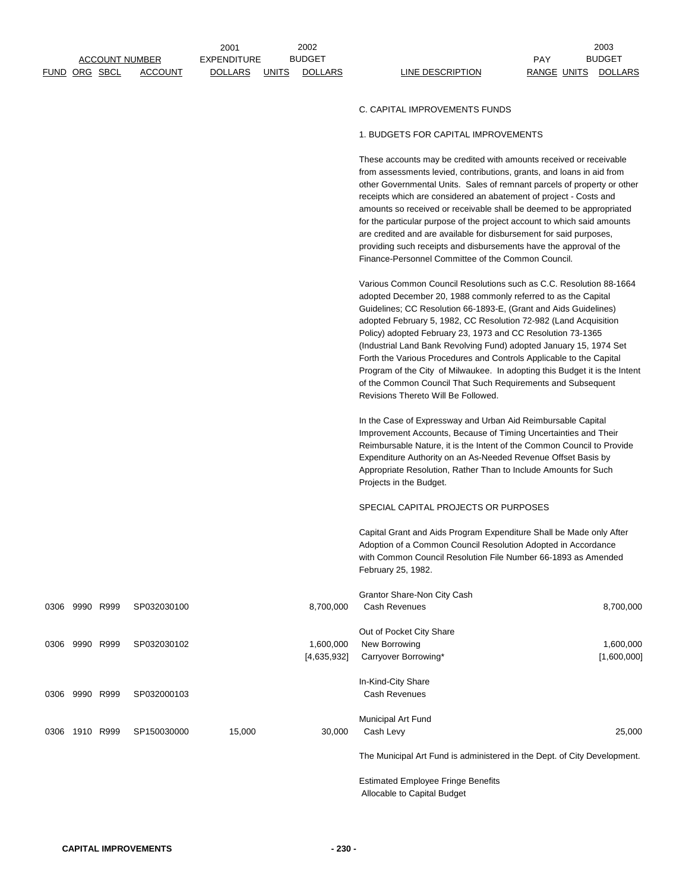| ACCOUNT NUMBER | | | | 2001 EXPENDITURE | 2002 BUDGET | | | PAY | 2003 BUDGET |
|---|---|---|---|---|---|---|---|---|---|
| FUND | ORG | SBCL | ACCOUNT | DOLLARS | UNITS | DOLLARS | LINE DESCRIPTION | RANGE UNITS | DOLLARS |

## C. CAPITAL IMPROVEMENTS FUNDS

### 1. BUDGETS FOR CAPITAL IMPROVEMENTS

These accounts may be credited with amounts received or receivable from assessments levied, contributions, grants, and loans in aid from other Governmental Units. Sales of remnant parcels of property or other receipts which are considered an abatement of project - Costs and amounts so received or receivable shall be deemed to be appropriated for the particular purpose of the project account to which said amounts are credited and are available for disbursement for said purposes, providing such receipts and disbursements have the approval of the Finance-Personnel Committee of the Common Council.

Various Common Council Resolutions such as C.C. Resolution 88-1664 adopted December 20, 1988 commonly referred to as the Capital Guidelines; CC Resolution 66-1893-E, (Grant and Aids Guidelines) adopted February 5, 1982, CC Resolution 72-982 (Land Acquisition Policy) adopted February 23, 1973 and CC Resolution 73-1365 (Industrial Land Bank Revolving Fund) adopted January 15, 1974 Set Forth the Various Procedures and Controls Applicable to the Capital Program of the City of Milwaukee. In adopting this Budget it is the Intent of the Common Council That Such Requirements and Subsequent Revisions Thereto Will Be Followed.

In the Case of Expressway and Urban Aid Reimbursable Capital Improvement Accounts, Because of Timing Uncertainties and Their Reimbursable Nature, it is the Intent of the Common Council to Provide Expenditure Authority on an As-Needed Revenue Offset Basis by Appropriate Resolution, Rather Than to Include Amounts for Such Projects in the Budget.

SPECIAL CAPITAL PROJECTS OR PURPOSES

Capital Grant and Aids Program Expenditure Shall be Made only After Adoption of a Common Council Resolution Adopted in Accordance with Common Council Resolution File Number 66-1893 as Amended February 25, 1982.

| FUND | ORG | SBCL | ACCOUNT | 2001 EXPENDITURE DOLLARS | UNITS | 2002 BUDGET DOLLARS | LINE DESCRIPTION | PAY RANGE UNITS | 2003 BUDGET DOLLARS |
|---|---|---|---|---|---|---|---|---|---|
| | | | | | | | Grantor Share-Non City Cash | | |
| 0306 | 9990 | R999 | SP032030100 | | | 8,700,000 | Cash Revenues | | 8,700,000 |
| | | | | | | | Out of Pocket City Share | | |
| 0306 | 9990 | R999 | SP032030102 | | | 1,600,000 | New Borrowing | | 1,600,000 |
| | | | | | | [4,635,932] | Carryover Borrowing* | | [1,600,000] |
| | | | | | | | In-Kind-City Share | | |
| 0306 | 9990 | R999 | SP032000103 | | | | Cash Revenues | | |
| | | | | | | | Municipal Art Fund | | |
| 0306 | 1910 | R999 | SP150030000 | 15,000 | | 30,000 | Cash Levy | | 25,000 |

The Municipal Art Fund is administered in the Dept. of City Development.

Estimated Employee Fringe Benefits
Allocable to Capital Budget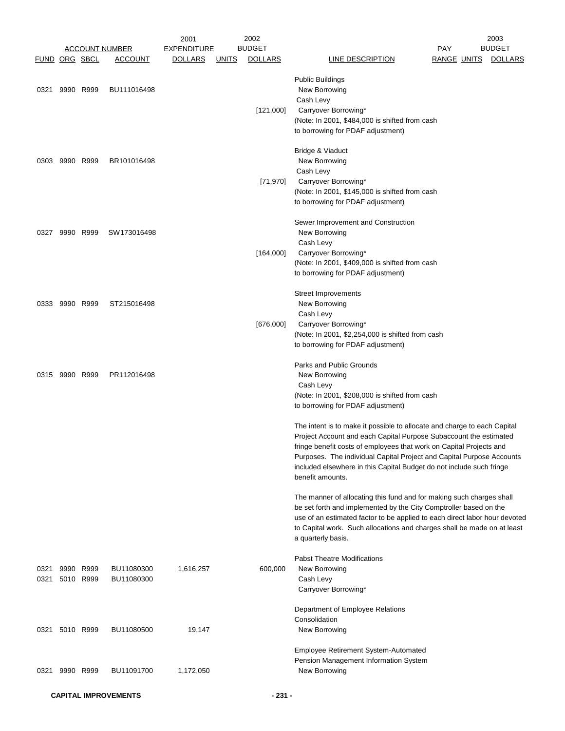| FUND | ORG | SBCL | ACCOUNT | 2001 EXPENDITURE DOLLARS | UNITS | 2002 BUDGET DOLLARS | LINE DESCRIPTION | PAY RANGE | UNITS | 2003 BUDGET DOLLARS |
|---|---|---|---|---|---|---|---|---|---|---|
| | | | | | | | Public Buildings | | | |
| 0321 | 9990 | R999 | BU111016498 | | | | New Borrowing | | | |
| | | | | | | | Cash Levy | | | |
| | | | | | | [121,000] | Carryover Borrowing* | | | |
| | | | | | | | (Note: In 2001, $484,000 is shifted from cash to borrowing for PDAF adjustment) | | | |
| | | | | | | | Bridge & Viaduct | | | |
| 0303 | 9990 | R999 | BR101016498 | | | | New Borrowing | | | |
| | | | | | | | Cash Levy | | | |
| | | | | | | [71,970] | Carryover Borrowing* | | | |
| | | | | | | | (Note: In 2001, $145,000 is shifted from cash to borrowing for PDAF adjustment) | | | |
| | | | | | | | Sewer Improvement and Construction | | | |
| 0327 | 9990 | R999 | SW173016498 | | | | New Borrowing | | | |
| | | | | | | | Cash Levy | | | |
| | | | | | | [164,000] | Carryover Borrowing* | | | |
| | | | | | | | (Note: In 2001, $409,000 is shifted from cash to borrowing for PDAF adjustment) | | | |
| | | | | | | | Street Improvements | | | |
| 0333 | 9990 | R999 | ST215016498 | | | | New Borrowing | | | |
| | | | | | | | Cash Levy | | | |
| | | | | | | [676,000] | Carryover Borrowing* | | | |
| | | | | | | | (Note: In 2001, $2,254,000 is shifted from cash to borrowing for PDAF adjustment) | | | |
| | | | | | | | Parks and Public Grounds | | | |
| 0315 | 9990 | R999 | PR112016498 | | | | New Borrowing | | | |
| | | | | | | | Cash Levy | | | |
| | | | | | | | (Note: In 2001, $208,000 is shifted from cash to borrowing for PDAF adjustment) | | | |

The intent is to make it possible to allocate and charge to each Capital Project Account and each Capital Purpose Subaccount the estimated fringe benefit costs of employees that work on Capital Projects and Purposes. The individual Capital Project and Capital Purpose Accounts included elsewhere in this Capital Budget do not include such fringe benefit amounts.

The manner of allocating this fund and for making such charges shall be set forth and implemented by the City Comptroller based on the use of an estimated factor to be applied to each direct labor hour devoted to Capital work. Such allocations and charges shall be made on at least a quarterly basis.

| FUND | ORG | SBCL | ACCOUNT | 2001 EXPENDITURE DOLLARS | UNITS | 2002 BUDGET DOLLARS | LINE DESCRIPTION | PAY RANGE | UNITS | 2003 BUDGET DOLLARS |
|---|---|---|---|---|---|---|---|---|---|---|
| | | | | | | | Pabst Theatre Modifications | | | |
| 0321 | 9990 | R999 | BU11080300 | 1,616,257 | | 600,000 | New Borrowing | | | |
| 0321 | 5010 | R999 | BU11080300 | | | | Cash Levy | | | |
| | | | | | | | Carryover Borrowing* | | | |
| | | | | | | | Department of Employee Relations Consolidation | | | |
| 0321 | 5010 | R999 | BU11080500 | 19,147 | | | New Borrowing | | | |
| | | | | | | | Employee Retirement System-Automated Pension Management Information System | | | |
| 0321 | 9990 | R999 | BU11091700 | 1,172,050 | | | New Borrowing | | | |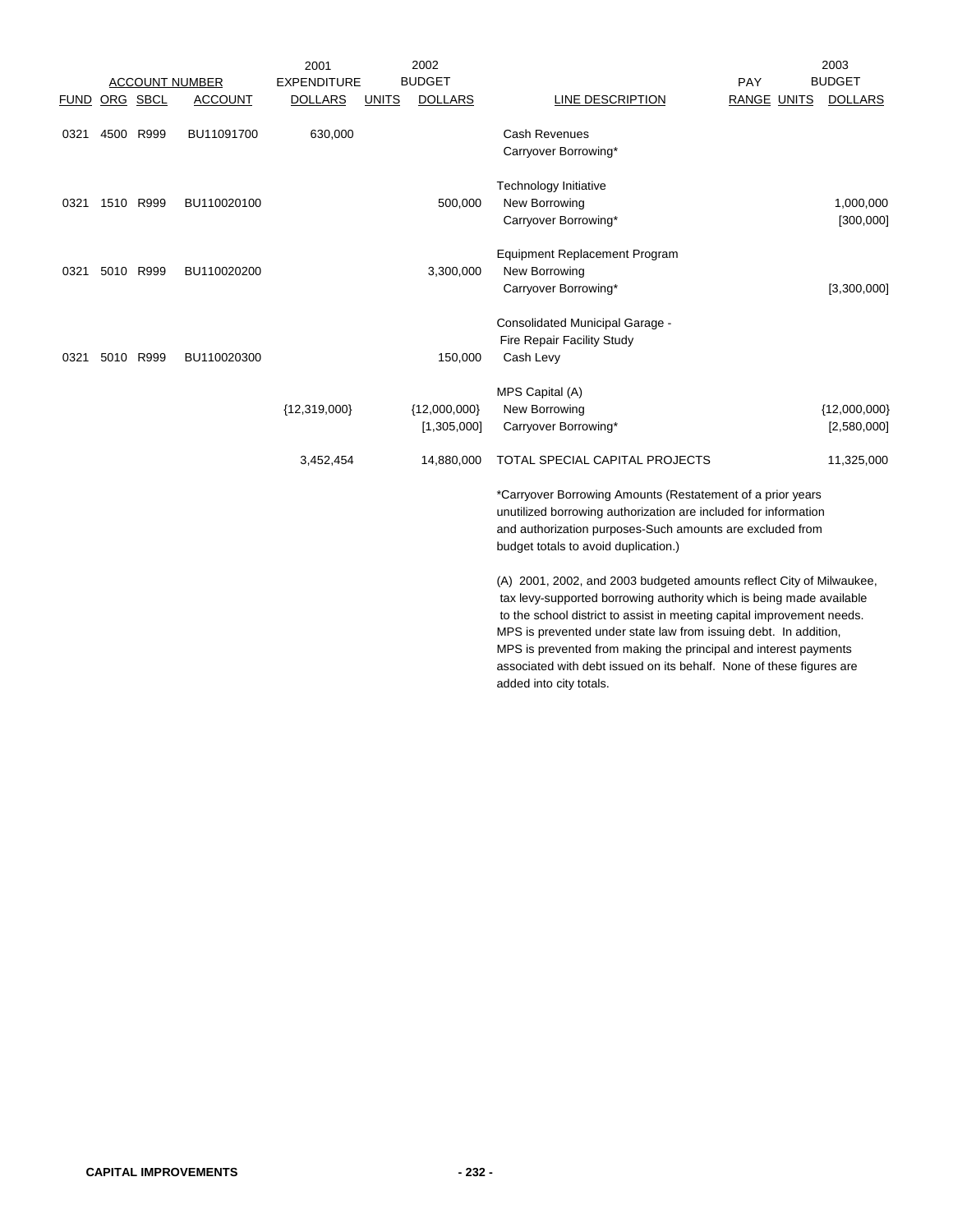| ACCOUNT NUMBER | | | | 2001 EXPENDITURE | 2002 BUDGET | | | PAY | | 2003 BUDGET |
|---|---|---|---|---|---|---|---|---|---|---|
| FUND | ORG | SBCL | ACCOUNT | DOLLARS | UNITS | DOLLARS | LINE DESCRIPTION | RANGE | UNITS | DOLLARS |
| 0321 | 4500 | R999 | BU11091700 | 630,000 | | | Cash Revenues | | | |
| | | | | | | | Carryover Borrowing* | | | |
| | | | | | | | Technology Initiative | | | |
| 0321 | 1510 | R999 | BU110020100 | | | 500,000 | New Borrowing | | | 1,000,000 |
| | | | | | | | Carryover Borrowing* | | | [300,000] |
| | | | | | | | Equipment Replacement Program | | | |
| 0321 | 5010 | R999 | BU110020200 | | | 3,300,000 | New Borrowing | | | |
| | | | | | | | Carryover Borrowing* | | | [3,300,000] |
| | | | | | | | Consolidated Municipal Garage - Fire Repair Facility Study | | | |
| 0321 | 5010 | R999 | BU110020300 | | | 150,000 | Cash Levy | | | |
| | | | | | | | MPS Capital (A) | | | |
| | | | | {12,319,000} | | {12,000,000} | New Borrowing | | | {12,000,000} |
| | | | | | | [1,305,000] | Carryover Borrowing* | | | [2,580,000] |
| | | | | 3,452,454 | | 14,880,000 | TOTAL SPECIAL CAPITAL PROJECTS | | | 11,325,000 |

*Carryover Borrowing Amounts (Restatement of a prior years unutilized borrowing authorization are included for information and authorization purposes-Such amounts are excluded from budget totals to avoid duplication.)

(A) 2001, 2002, and 2003 budgeted amounts reflect City of Milwaukee, tax levy-supported borrowing authority which is being made available to the school district to assist in meeting capital improvement needs. MPS is prevented under state law from issuing debt. In addition, MPS is prevented from making the principal and interest payments associated with debt issued on its behalf. None of these figures are added into city totals.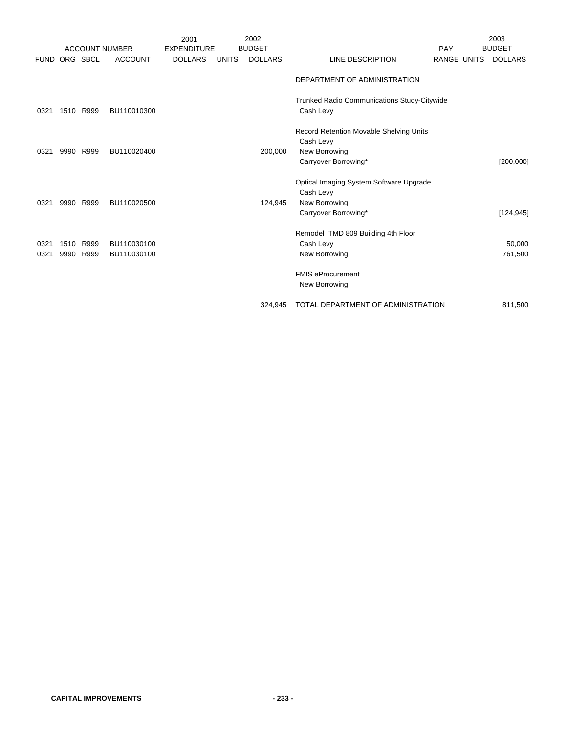| FUND | ORG | SBCL | ACCOUNT | 2001 EXPENDITURE DOLLARS | 2002 BUDGET UNITS | 2002 BUDGET DOLLARS | LINE DESCRIPTION | PAY RANGE | UNITS | 2003 BUDGET DOLLARS |
|---|---|---|---|---|---|---|---|---|---|---|
| | | | | | | | DEPARTMENT OF ADMINISTRATION | | | |
| | | | | | | | Trunked Radio Communications Study-Citywide | | | |
| 0321 | 1510 | R999 | BU110010300 | | | | Cash Levy | | | |
| | | | | | | | Record Retention Movable Shelving Units | | | |
| | | | | | | | Cash Levy | | | |
| 0321 | 9990 | R999 | BU110020400 | | | 200,000 | New Borrowing | | | |
| | | | | | | | Carryover Borrowing* | | | [200,000] |
| | | | | | | | Optical Imaging System Software Upgrade | | | |
| | | | | | | | Cash Levy | | | |
| 0321 | 9990 | R999 | BU110020500 | | | 124,945 | New Borrowing | | | |
| | | | | | | | Carryover Borrowing* | | | [124,945] |
| | | | | | | | Remodel ITMD 809 Building 4th Floor | | | |
| 0321 | 1510 | R999 | BU110030100 | | | | Cash Levy | | | 50,000 |
| 0321 | 9990 | R999 | BU110030100 | | | | New Borrowing | | | 761,500 |
| | | | | | | | FMIS eProcurement | | | |
| | | | | | | | New Borrowing | | | |
| | | | | | | 324,945 | TOTAL DEPARTMENT OF ADMINISTRATION | | | 811,500 |

**CAPITAL IMPROVEMENTS**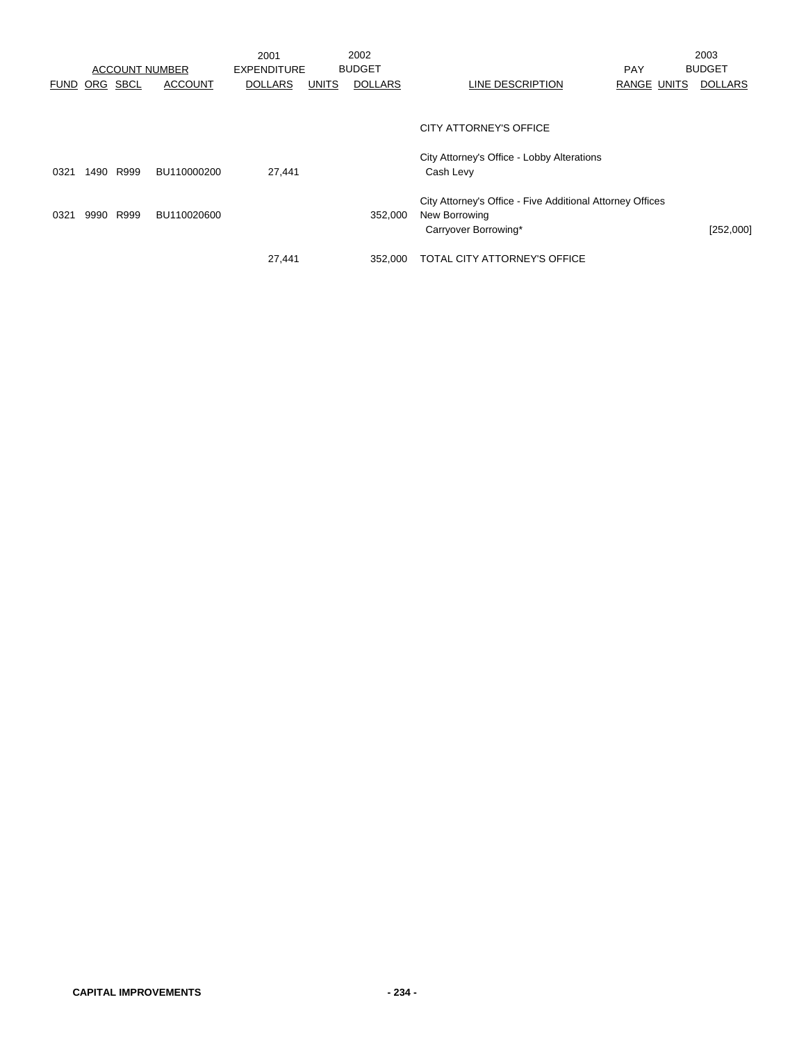| FUND | ORG | SBCL | ACCOUNT | 2001 EXPENDITURE DOLLARS | UNITS | 2002 BUDGET DOLLARS | LINE DESCRIPTION | PAY RANGE | UNITS | 2003 BUDGET DOLLARS |
|---|---|---|---|---|---|---|---|---|---|---|
| | | | | | | | CITY ATTORNEY'S OFFICE | | | |
| | | | | | | | City Attorney's Office - Lobby Alterations | | | |
| 0321 | 1490 | R999 | BU110000200 | 27,441 | | | Cash Levy | | | |
| | | | | | | | City Attorney's Office - Five Additional Attorney Offices | | | |
| 0321 | 9990 | R999 | BU110020600 | | | 352,000 | New Borrowing | | | |
| | | | | | | | Carryover Borrowing* | | | [252,000] |
| | | | | 27,441 | | 352,000 | TOTAL CITY ATTORNEY'S OFFICE | | | |

**CAPITAL IMPROVEMENTS**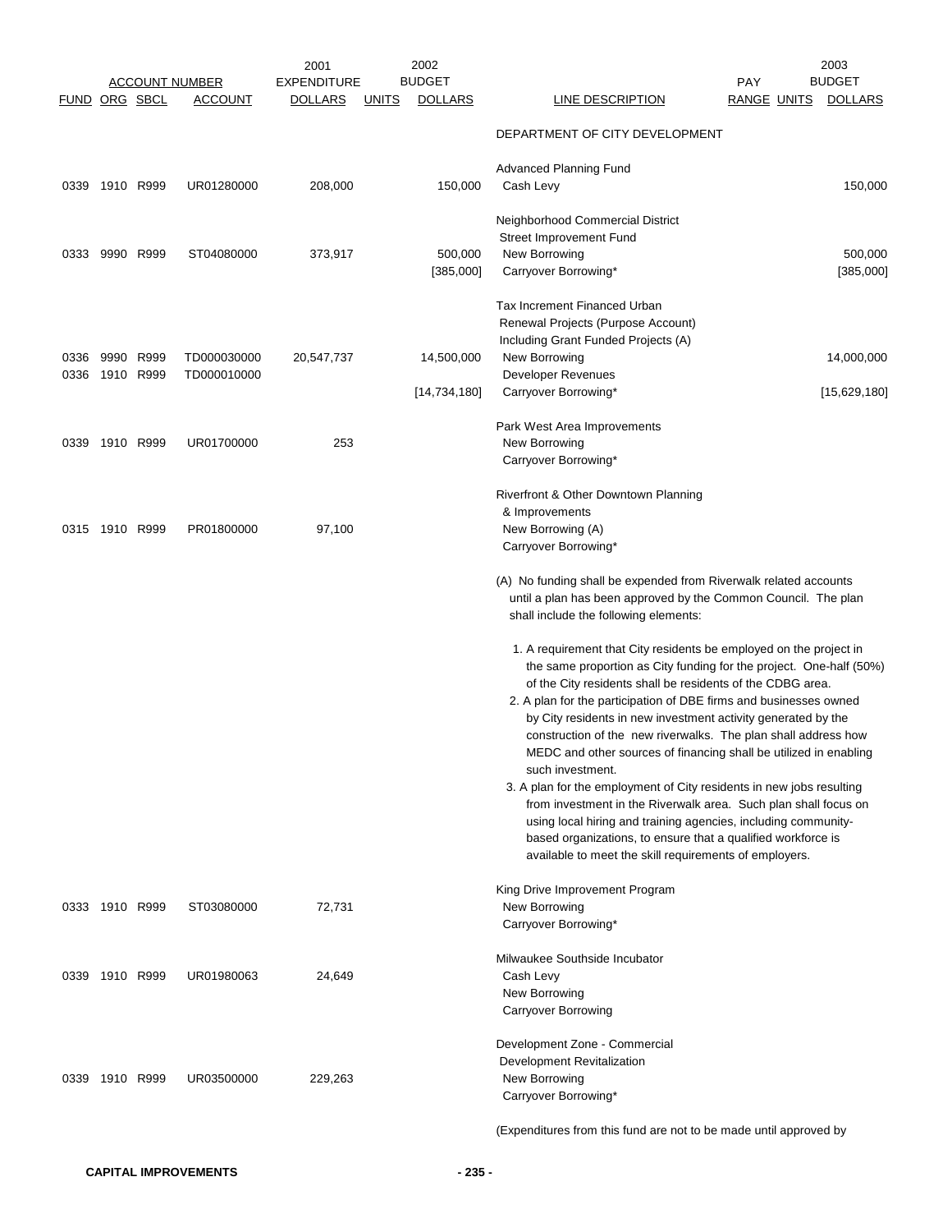| ACCOUNT NUMBER | | | | 2001 EXPENDITURE | | 2002 BUDGET | | PAY | | 2003 BUDGET |
|---|---|---|---|---|---|---|---|---|---|---|
| FUND | ORG | SBCL | ACCOUNT | DOLLARS | UNITS | DOLLARS | LINE DESCRIPTION | RANGE | UNITS | DOLLARS |
| | | | | | | | DEPARTMENT OF CITY DEVELOPMENT | | | |
| | | | | | | | Advanced Planning Fund | | | |
| 0339 | 1910 | R999 | UR01280000 | 208,000 | | 150,000 | Cash Levy | | | 150,000 |
| | | | | | | | Neighborhood Commercial District Street Improvement Fund | | | |
| 0333 | 9990 | R999 | ST04080000 | 373,917 | | 500,000 | New Borrowing | | | 500,000 |
| | | | | | | [385,000] | Carryover Borrowing* | | | [385,000] |
| | | | | | | | Tax Increment Financed Urban Renewal Projects (Purpose Account) Including Grant Funded Projects (A) | | | |
| 0336 | 9990 | R999 | TD000030000 | 20,547,737 | | 14,500,000 | New Borrowing | | | 14,000,000 |
| 0336 | 1910 | R999 | TD000010000 | | | | Developer Revenues | | | |
| | | | | | | [14,734,180] | Carryover Borrowing* | | | [15,629,180] |
| | | | | | | | Park West Area Improvements | | | |
| 0339 | 1910 | R999 | UR01700000 | 253 | | | New Borrowing | | | |
| | | | | | | | Carryover Borrowing* | | | |
| | | | | | | | Riverfront & Other Downtown Planning & Improvements | | | |
| 0315 | 1910 | R999 | PR01800000 | 97,100 | | | New Borrowing (A) | | | |
| | | | | | | | Carryover Borrowing* | | | |

(A) No funding shall be expended from Riverwalk related accounts until a plan has been approved by the Common Council. The plan shall include the following elements:

1. A requirement that City residents be employed on the project in the same proportion as City funding for the project. One-half (50%) of the City residents shall be residents of the CDBG area.
2. A plan for the participation of DBE firms and businesses owned by City residents in new investment activity generated by the construction of the new riverwalks. The plan shall address how MEDC and other sources of financing shall be utilized in enabling such investment.
3. A plan for the employment of City residents in new jobs resulting from investment in the Riverwalk area. Such plan shall focus on using local hiring and training agencies, including community-based organizations, to ensure that a qualified workforce is available to meet the skill requirements of employers.

| FUND | ORG | SBCL | ACCOUNT | 2001 EXPENDITURE DOLLARS | UNITS | 2002 BUDGET DOLLARS | LINE DESCRIPTION | RANGE | UNITS | 2003 BUDGET DOLLARS |
|---|---|---|---|---|---|---|---|---|---|---|
| | | | | | | | King Drive Improvement Program | | | |
| 0333 | 1910 | R999 | ST03080000 | 72,731 | | | New Borrowing | | | |
| | | | | | | | Carryover Borrowing* | | | |
| | | | | | | | Milwaukee Southside Incubator | | | |
| 0339 | 1910 | R999 | UR01980063 | 24,649 | | | Cash Levy | | | |
| | | | | | | | New Borrowing | | | |
| | | | | | | | Carryover Borrowing | | | |
| | | | | | | | Development Zone - Commercial Development Revitalization | | | |
| 0339 | 1910 | R999 | UR03500000 | 229,263 | | | New Borrowing | | | |
| | | | | | | | Carryover Borrowing* | | | |

(Expenditures from this fund are not to be made until approved by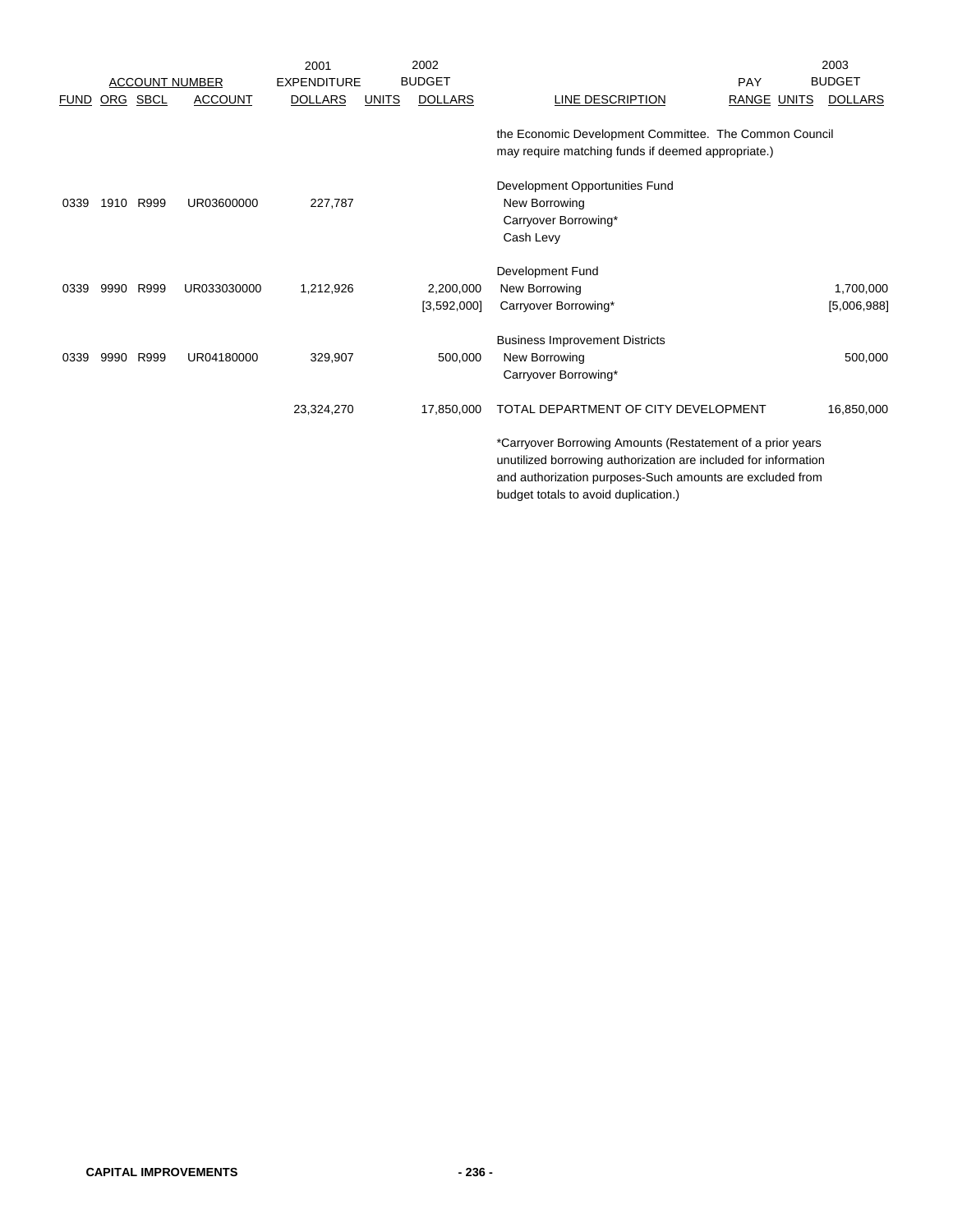| FUND | ORG | SBCL | ACCOUNT | 2001 EXPENDITURE DOLLARS | 2002 BUDGET UNITS | 2002 BUDGET DOLLARS | LINE DESCRIPTION | PAY RANGE | 2003 BUDGET UNITS | 2003 BUDGET DOLLARS |
|---|---|---|---|---|---|---|---|---|---|---|
| | | | | | | | the Economic Development Committee. The Common Council may require matching funds if deemed appropriate.) | | | |
| | | | | | | | Development Opportunities Fund | | | |
| 0339 | 1910 | R999 | UR03600000 | 227,787 | | | New Borrowing | | | |
| | | | | | | | Carryover Borrowing* | | | |
| | | | | | | | Cash Levy | | | |
| | | | | | | | Development Fund | | | |
| 0339 | 9990 | R999 | UR033030000 | 1,212,926 | | 2,200,000 | New Borrowing | | | 1,700,000 |
| | | | | | | [3,592,000] | Carryover Borrowing* | | | [5,006,988] |
| | | | | | | | Business Improvement Districts | | | |
| 0339 | 9990 | R999 | UR04180000 | 329,907 | | 500,000 | New Borrowing | | | 500,000 |
| | | | | | | | Carryover Borrowing* | | | |
| | | | | 23,324,270 | | 17,850,000 | TOTAL DEPARTMENT OF CITY DEVELOPMENT | | | 16,850,000 |

*Carryover Borrowing Amounts (Restatement of a prior years unutilized borrowing authorization are included for information and authorization purposes-Such amounts are excluded from budget totals to avoid duplication.)

**CAPITAL IMPROVEMENTS**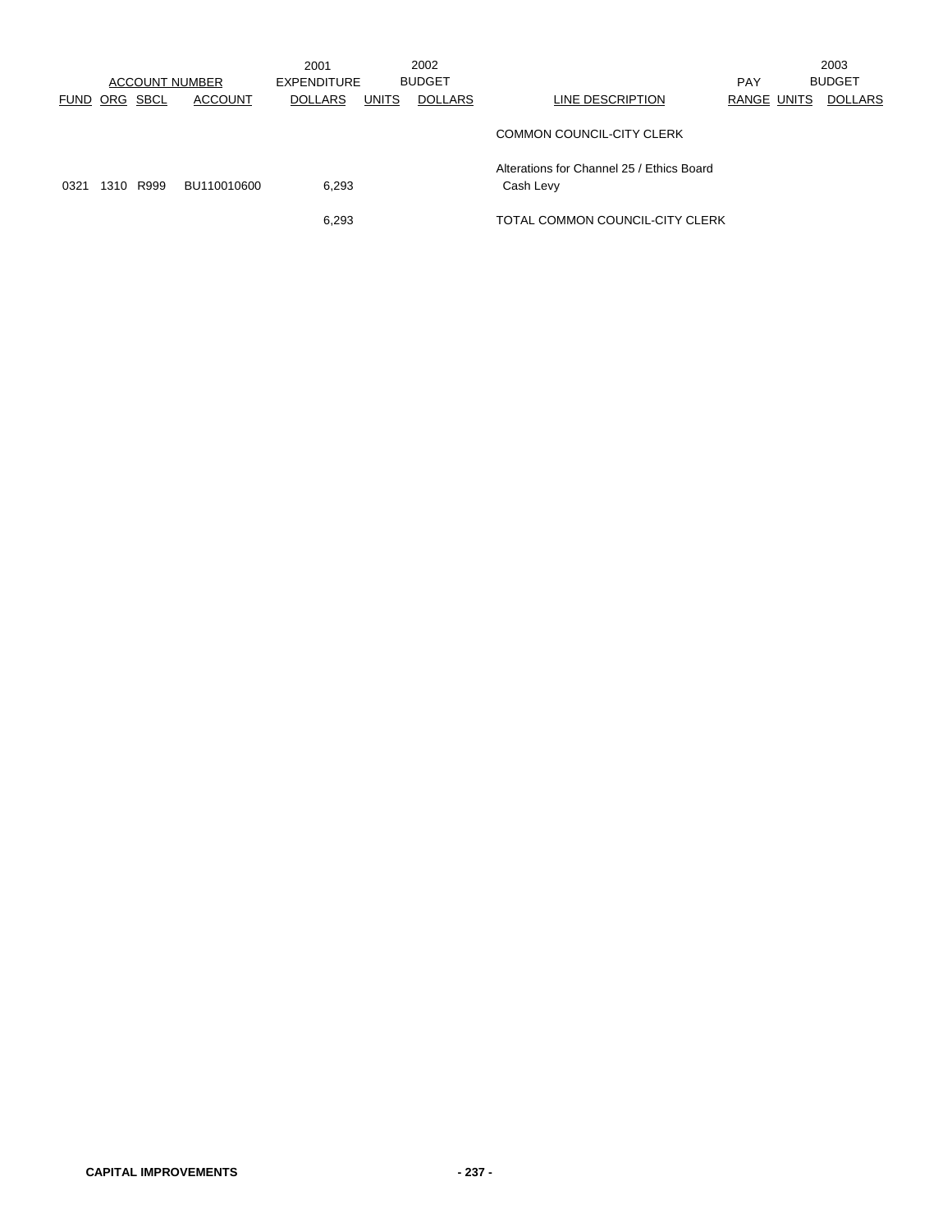| ACCOUNT NUMBER | | | | 2001 EXPENDITURE | 2002 BUDGET | | | PAY | 2003 BUDGET | |
|---|---|---|---|---|---|---|---|---|---|---|
| FUND | ORG | SBCL | ACCOUNT | DOLLARS | UNITS | DOLLARS | LINE DESCRIPTION | RANGE | UNITS | DOLLARS |
| | | | | | | | COMMON COUNCIL-CITY CLERK | | | |
| | | | | | | | Alterations for Channel 25 / Ethics Board | | | |
| 0321 | 1310 | R999 | BU110010600 | 6,293 | | | Cash Levy | | | |
| | | | | 6,293 | | | TOTAL COMMON COUNCIL-CITY CLERK | | | |

**CAPITAL IMPROVEMENTS**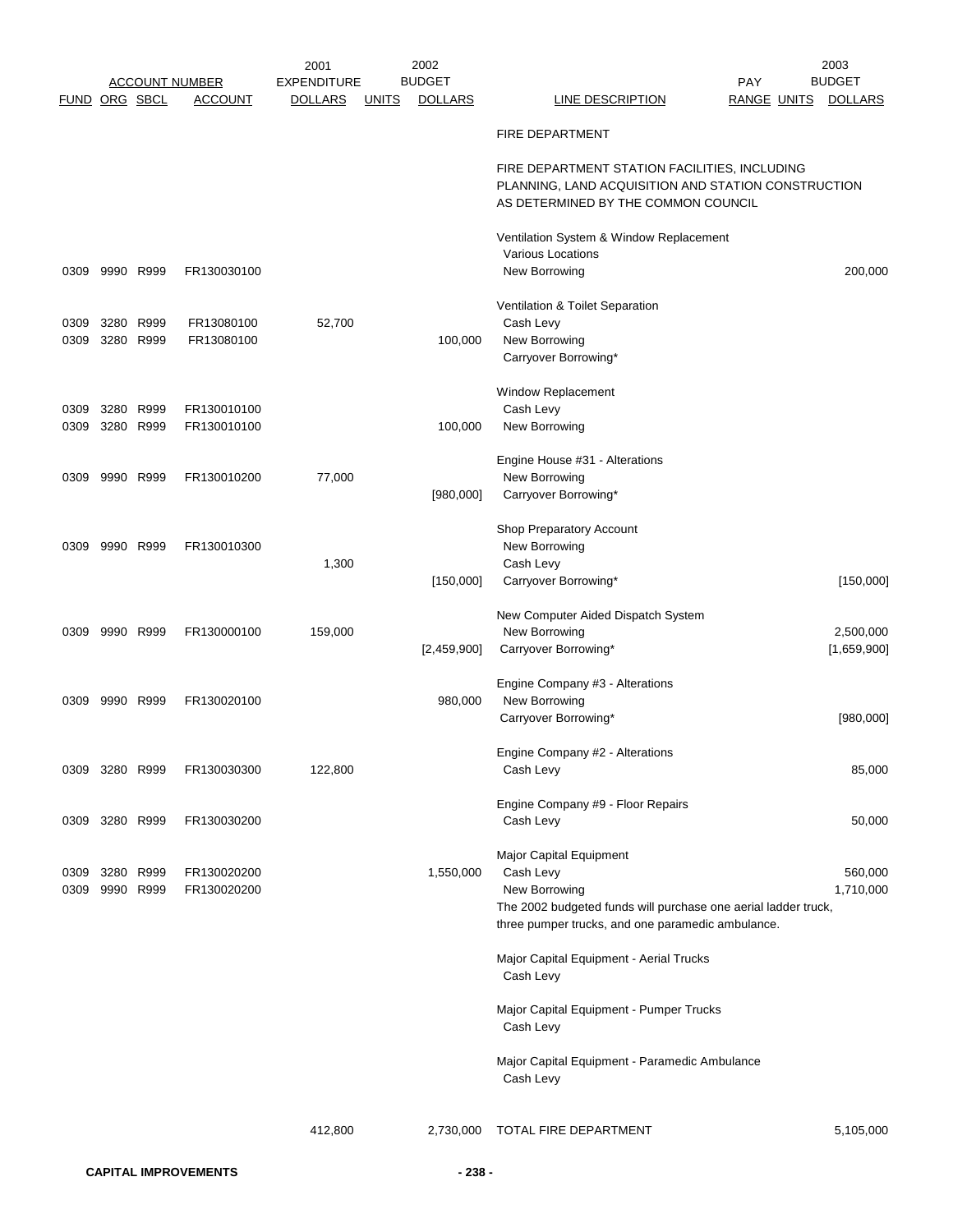| FUND | ORG | SBCL | ACCOUNT NUMBER ACCOUNT | 2001 EXPENDITURE DOLLARS | UNITS | 2002 BUDGET DOLLARS | LINE DESCRIPTION | PAY RANGE | UNITS | 2003 BUDGET DOLLARS |
|---|---|---|---|---|---|---|---|---|---|---|
| | | | | | | | FIRE DEPARTMENT | | | |
| | | | | | | | FIRE DEPARTMENT STATION FACILITIES, INCLUDING PLANNING, LAND ACQUISITION AND STATION CONSTRUCTION AS DETERMINED BY THE COMMON COUNCIL | | | |
| | | | | | | | Ventilation System & Window Replacement | | | |
| | | | | | | | Various Locations | | | |
| 0309 | 9990 | R999 | FR130030100 | | | | New Borrowing | | | 200,000 |
| | | | | | | | Ventilation & Toilet Separation | | | |
| 0309 | 3280 | R999 | FR13080100 | 52,700 | | | Cash Levy | | | |
| 0309 | 3280 | R999 | FR13080100 | | | 100,000 | New Borrowing | | | |
| | | | | | | | Carryover Borrowing* | | | |
| | | | | | | | Window Replacement | | | |
| 0309 | 3280 | R999 | FR130010100 | | | | Cash Levy | | | |
| 0309 | 3280 | R999 | FR130010100 | | | 100,000 | New Borrowing | | | |
| | | | | | | | Engine House #31 - Alterations | | | |
| 0309 | 9990 | R999 | FR130010200 | 77,000 | | | New Borrowing | | | |
| | | | | | | [980,000] | Carryover Borrowing* | | | |
| | | | | | | | Shop Preparatory Account | | | |
| 0309 | 9990 | R999 | FR130010300 | | | | New Borrowing | | | |
| | | | | 1,300 | | | Cash Levy | | | |
| | | | | | | [150,000] | Carryover Borrowing* | | | [150,000] |
| | | | | | | | New Computer Aided Dispatch System | | | |
| 0309 | 9990 | R999 | FR130000100 | 159,000 | | | New Borrowing | | | 2,500,000 |
| | | | | | | [2,459,900] | Carryover Borrowing* | | | [1,659,900] |
| | | | | | | | Engine Company #3 - Alterations | | | |
| 0309 | 9990 | R999 | FR130020100 | | | 980,000 | New Borrowing | | | |
| | | | | | | | Carryover Borrowing* | | | [980,000] |
| | | | | | | | Engine Company #2 - Alterations | | | |
| 0309 | 3280 | R999 | FR130030300 | 122,800 | | | Cash Levy | | | 85,000 |
| | | | | | | | Engine Company #9 - Floor Repairs | | | |
| 0309 | 3280 | R999 | FR130030200 | | | | Cash Levy | | | 50,000 |
| | | | | | | | Major Capital Equipment | | | |
| 0309 | 3280 | R999 | FR130020200 | | | 1,550,000 | Cash Levy | | | 560,000 |
| 0309 | 9990 | R999 | FR130020200 | | | | New Borrowing | | | 1,710,000 |
| | | | | | | | The 2002 budgeted funds will purchase one aerial ladder truck, three pumper trucks, and one paramedic ambulance. | | | |
| | | | | | | | Major Capital Equipment - Aerial Trucks | | | |
| | | | | | | | Cash Levy | | | |
| | | | | | | | Major Capital Equipment - Pumper Trucks | | | |
| | | | | | | | Cash Levy | | | |
| | | | | | | | Major Capital Equipment - Paramedic Ambulance | | | |
| | | | | | | | Cash Levy | | | |
| | | | | 412,800 | | 2,730,000 | TOTAL FIRE DEPARTMENT | | | 5,105,000 |

CAPITAL IMPROVEMENTS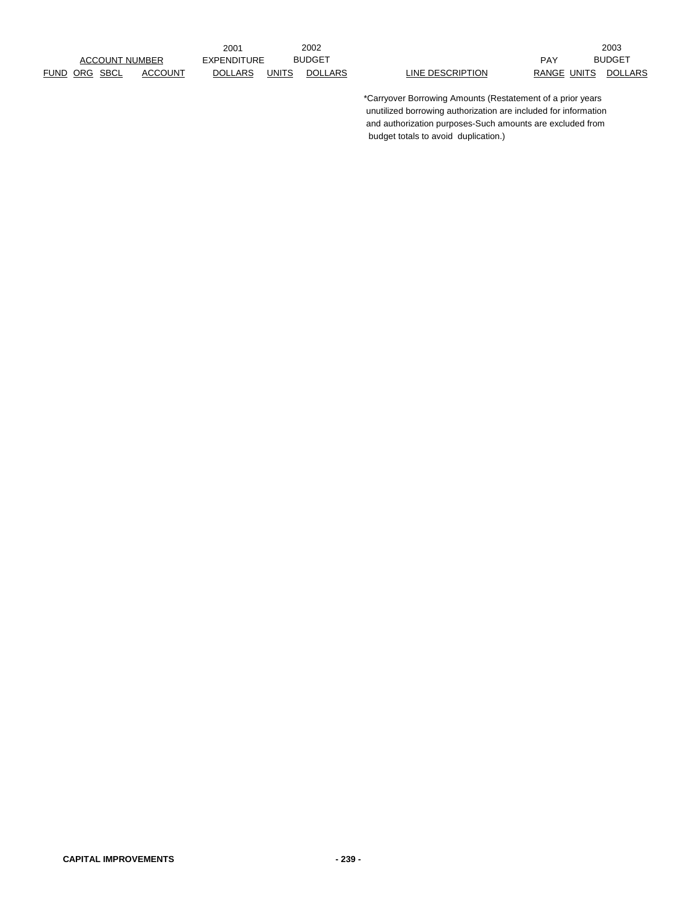| ACCOUNT NUMBER | | | | 2001 EXPENDITURE | 2002 BUDGET | | | PAY | | 2003 BUDGET |
|---|---|---|---|---|---|---|---|---|---|---|
| FUND | ORG | SBCL | ACCOUNT | DOLLARS | UNITS | DOLLARS | LINE DESCRIPTION | RANGE | UNITS | DOLLARS |

*Carryover Borrowing Amounts (Restatement of a prior years unutilized borrowing authorization are included for information and authorization purposes-Such amounts are excluded from budget totals to avoid duplication.)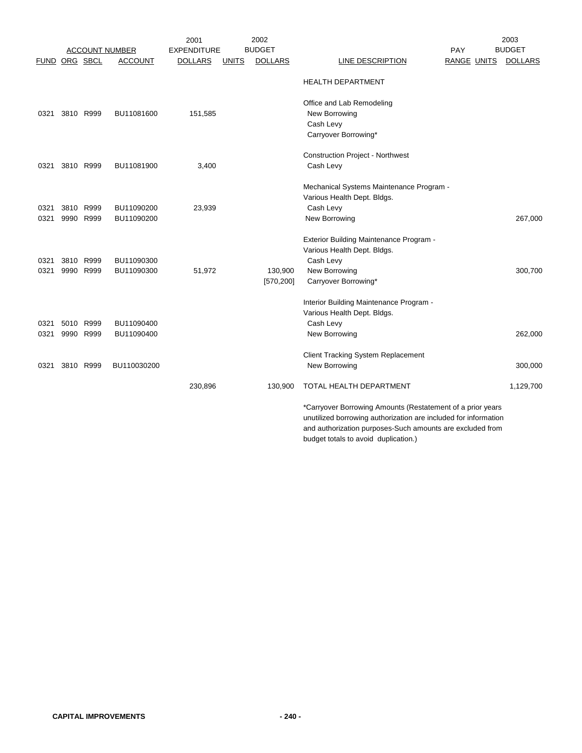| ACCOUNT NUMBER | | | | 2001 EXPENDITURE | 2002 BUDGET | | | | | 2003 BUDGET |
|---|---|---|---|---|---|---|---|---|---|---|
| FUND | ORG | SBCL | ACCOUNT | DOLLARS | UNITS | DOLLARS | LINE DESCRIPTION | PAY RANGE | UNITS | DOLLARS |
| | | | | | | | HEALTH DEPARTMENT | | | |
| | | | | | | | Office and Lab Remodeling | | | |
| 0321 | 3810 | R999 | BU11081600 | 151,585 | | | New Borrowing | | | |
| | | | | | | | Cash Levy | | | |
| | | | | | | | Carryover Borrowing* | | | |
| | | | | | | | Construction Project - Northwest | | | |
| 0321 | 3810 | R999 | BU11081900 | 3,400 | | | Cash Levy | | | |
| | | | | | | | Mechanical Systems Maintenance Program - Various Health Dept. Bldgs. | | | |
| 0321 | 3810 | R999 | BU11090200 | 23,939 | | | Cash Levy | | | |
| 0321 | 9990 | R999 | BU11090200 | | | | New Borrowing | | | 267,000 |
| | | | | | | | Exterior Building Maintenance Program - Various Health Dept. Bldgs. | | | |
| 0321 | 3810 | R999 | BU11090300 | | | | Cash Levy | | | |
| 0321 | 9990 | R999 | BU11090300 | 51,972 | | 130,900 | New Borrowing | | | 300,700 |
| | | | | | | [570,200] | Carryover Borrowing* | | | |
| | | | | | | | Interior Building Maintenance Program - Various Health Dept. Bldgs. | | | |
| 0321 | 5010 | R999 | BU11090400 | | | | Cash Levy | | | |
| 0321 | 9990 | R999 | BU11090400 | | | | New Borrowing | | | 262,000 |
| | | | | | | | Client Tracking System Replacement | | | |
| 0321 | 3810 | R999 | BU110030200 | | | | New Borrowing | | | 300,000 |
| | | | | 230,896 | | 130,900 | TOTAL HEALTH DEPARTMENT | | | 1,129,700 |

*Carryover Borrowing Amounts (Restatement of a prior years unutilized borrowing authorization are included for information and authorization purposes-Such amounts are excluded from budget totals to avoid duplication.)

CAPITAL IMPROVEMENTS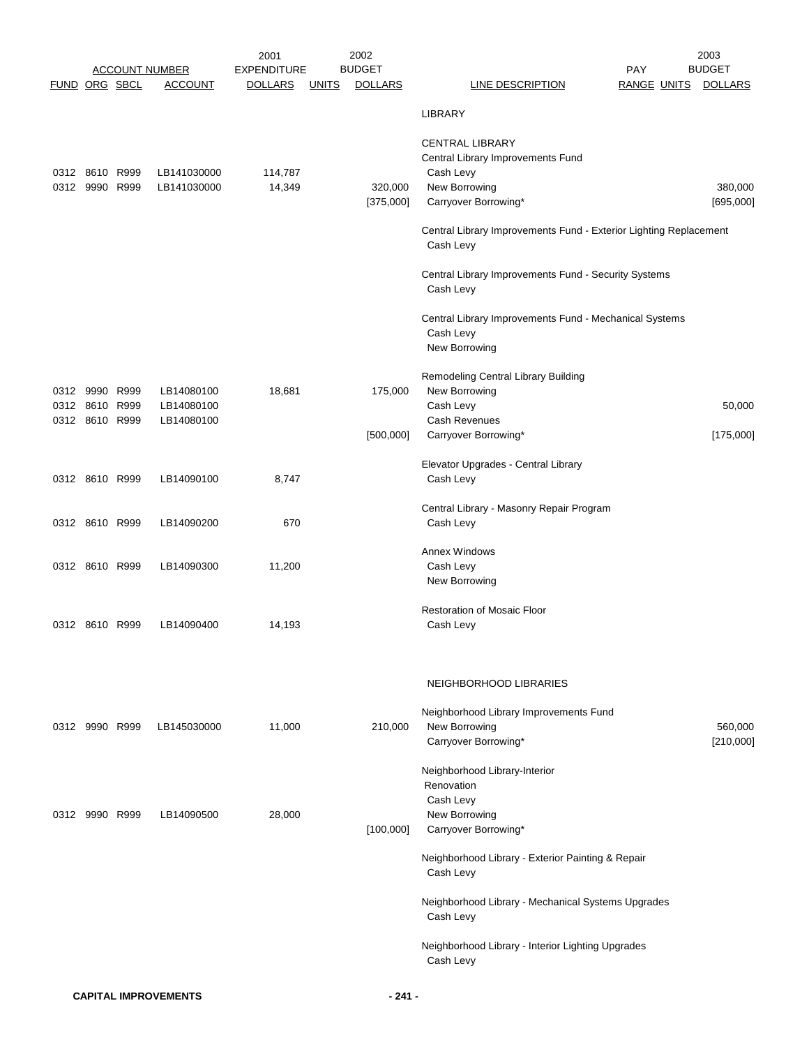| ACCOUNT NUMBER | | | | 2001 EXPENDITURE | 2002 BUDGET | | | PAY | | 2003 BUDGET |
|---|---|---|---|---|---|---|---|---|---|---|
| FUND | ORG | SBCL | ACCOUNT | DOLLARS | UNITS | DOLLARS | LINE DESCRIPTION | RANGE | UNITS | DOLLARS |
| | | | | | | | LIBRARY | | | |
| | | | | | | | CENTRAL LIBRARY | | | |
| | | | | | | | Central Library Improvements Fund | | | |
| 0312 | 8610 | R999 | LB141030000 | 114,787 | | | Cash Levy | | | |
| 0312 | 9990 | R999 | LB141030000 | 14,349 | | 320,000 | New Borrowing | | | 380,000 |
| | | | | | | [375,000] | Carryover Borrowing* | | | [695,000] |
| | | | | | | | Central Library Improvements Fund - Exterior Lighting Replacement | | | |
| | | | | | | | Cash Levy | | | |
| | | | | | | | Central Library Improvements Fund - Security Systems | | | |
| | | | | | | | Cash Levy | | | |
| | | | | | | | Central Library Improvements Fund - Mechanical Systems | | | |
| | | | | | | | Cash Levy | | | |
| | | | | | | | New Borrowing | | | |
| | | | | | | | Remodeling Central Library Building | | | |
| 0312 | 9990 | R999 | LB14080100 | 18,681 | | 175,000 | New Borrowing | | | |
| 0312 | 8610 | R999 | LB14080100 | | | | Cash Levy | | | 50,000 |
| 0312 | 8610 | R999 | LB14080100 | | | | Cash Revenues | | | |
| | | | | | | [500,000] | Carryover Borrowing* | | | [175,000] |
| | | | | | | | Elevator Upgrades - Central Library | | | |
| 0312 | 8610 | R999 | LB14090100 | 8,747 | | | Cash Levy | | | |
| | | | | | | | Central Library - Masonry Repair Program | | | |
| 0312 | 8610 | R999 | LB14090200 | 670 | | | Cash Levy | | | |
| | | | | | | | Annex Windows | | | |
| 0312 | 8610 | R999 | LB14090300 | 11,200 | | | Cash Levy | | | |
| | | | | | | | New Borrowing | | | |
| | | | | | | | Restoration of Mosaic Floor | | | |
| 0312 | 8610 | R999 | LB14090400 | 14,193 | | | Cash Levy | | | |
| | | | | | | | NEIGHBORHOOD LIBRARIES | | | |
| | | | | | | | Neighborhood Library Improvements Fund | | | |
| 0312 | 9990 | R999 | LB145030000 | 11,000 | | 210,000 | New Borrowing | | | 560,000 |
| | | | | | | | Carryover Borrowing* | | | [210,000] |
| | | | | | | | Neighborhood Library-Interior Renovation | | | |
| | | | | | | | Cash Levy | | | |
| 0312 | 9990 | R999 | LB14090500 | 28,000 | | | New Borrowing | | | |
| | | | | | | [100,000] | Carryover Borrowing* | | | |
| | | | | | | | Neighborhood Library - Exterior Painting & Repair | | | |
| | | | | | | | Cash Levy | | | |
| | | | | | | | Neighborhood Library - Mechanical Systems Upgrades | | | |
| | | | | | | | Cash Levy | | | |
| | | | | | | | Neighborhood Library - Interior Lighting Upgrades | | | |
| | | | | | | | Cash Levy | | | |

**CAPITAL IMPROVEMENTS**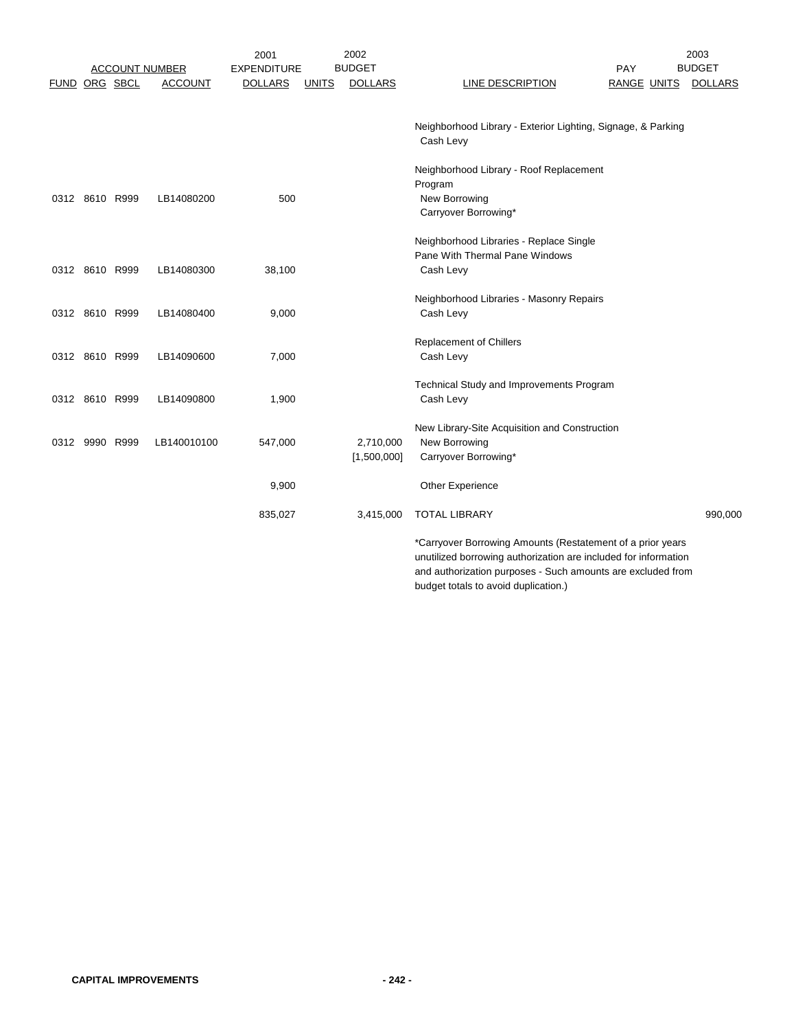| ACCOUNT NUMBER | | | | 2001 EXPENDITURE | 2002 BUDGET | | | PAY | | 2003 BUDGET |
|---|---|---|---|---|---|---|---|---|---|---|
| FUND | ORG | SBCL | ACCOUNT | DOLLARS | UNITS | DOLLARS | LINE DESCRIPTION | RANGE | UNITS | DOLLARS |
| | | | | | | | Neighborhood Library - Exterior Lighting, Signage, & Parking | | | |
| | | | | | | | Cash Levy | | | |
| | | | | | | | Neighborhood Library - Roof Replacement Program | | | |
| 0312 | 8610 | R999 | LB14080200 | 500 | | | New Borrowing | | | |
| | | | | | | | Carryover Borrowing* | | | |
| | | | | | | | Neighborhood Libraries - Replace Single Pane With Thermal Pane Windows | | | |
| 0312 | 8610 | R999 | LB14080300 | 38,100 | | | Cash Levy | | | |
| | | | | | | | Neighborhood Libraries - Masonry Repairs | | | |
| 0312 | 8610 | R999 | LB14080400 | 9,000 | | | Cash Levy | | | |
| | | | | | | | Replacement of Chillers | | | |
| 0312 | 8610 | R999 | LB14090600 | 7,000 | | | Cash Levy | | | |
| | | | | | | | Technical Study and Improvements Program | | | |
| 0312 | 8610 | R999 | LB14090800 | 1,900 | | | Cash Levy | | | |
| | | | | | | | New Library-Site Acquisition and Construction | | | |
| 0312 | 9990 | R999 | LB140010100 | 547,000 | | 2,710,000 | New Borrowing | | | |
| | | | | | | [1,500,000] | Carryover Borrowing* | | | |
| | | | | 9,900 | | | Other Experience | | | |
| | | | | 835,027 | | 3,415,000 | TOTAL LIBRARY | | | 990,000 |

*Carryover Borrowing Amounts (Restatement of a prior years unutilized borrowing authorization are included for information and authorization purposes - Such amounts are excluded from budget totals to avoid duplication.)

**CAPITAL IMPROVEMENTS**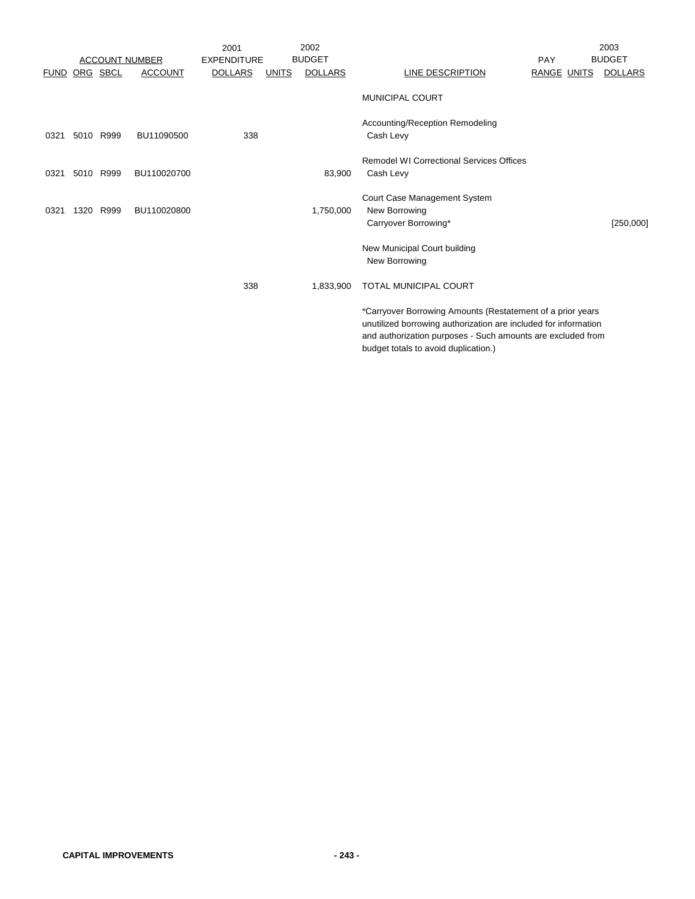| ACCOUNT NUMBER | | | | 2001 EXPENDITURE | 2002 BUDGET | | | PAY | | 2003 BUDGET |
|---|---|---|---|---|---|---|---|---|---|---|
| FUND | ORG | SBCL | ACCOUNT | DOLLARS | UNITS | DOLLARS | LINE DESCRIPTION | RANGE | UNITS | DOLLARS |
| | | | | | | | MUNICIPAL COURT | | | |
| | | | | | | | Accounting/Reception Remodeling | | | |
| 0321 | 5010 | R999 | BU11090500 | 338 | | | Cash Levy | | | |
| | | | | | | | Remodel WI Correctional Services Offices | | | |
| 0321 | 5010 | R999 | BU110020700 | | | 83,900 | Cash Levy | | | |
| | | | | | | | Court Case Management System | | | |
| 0321 | 1320 | R999 | BU110020800 | | | 1,750,000 | New Borrowing | | | |
| | | | | | | | Carryover Borrowing* | | | [250,000] |
| | | | | | | | New Municipal Court building | | | |
| | | | | | | | New Borrowing | | | |
| | | | | 338 | | 1,833,900 | TOTAL MUNICIPAL COURT | | | |

*Carryover Borrowing Amounts (Restatement of a prior years unutilized borrowing authorization are included for information and authorization purposes - Such amounts are excluded from budget totals to avoid duplication.)

CAPITAL IMPROVEMENTS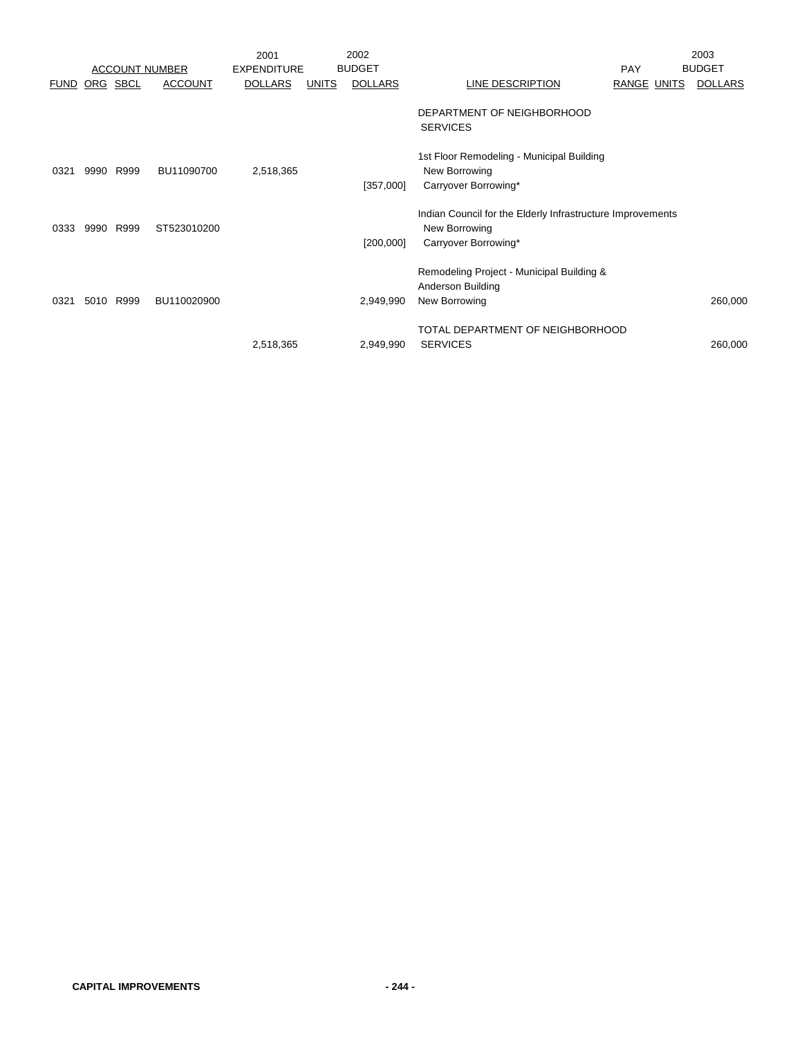| ACCOUNT NUMBER | | | | 2001 EXPENDITURE | 2002 BUDGET | | | PAY | | 2003 BUDGET |
|---|---|---|---|---|---|---|---|---|---|---|
| FUND | ORG | SBCL | ACCOUNT | DOLLARS | UNITS | DOLLARS | LINE DESCRIPTION | RANGE | UNITS | DOLLARS |
| | | | | | | | DEPARTMENT OF NEIGHBORHOOD SERVICES | | | |
| | | | | | | | 1st Floor Remodeling - Municipal Building | | | |
| 0321 | 9990 | R999 | BU11090700 | 2,518,365 | | | New Borrowing | | | |
| | | | | | | [357,000] | Carryover Borrowing* | | | |
| | | | | | | | Indian Council for the Elderly Infrastructure Improvements | | | |
| 0333 | 9990 | R999 | ST523010200 | | | | New Borrowing | | | |
| | | | | | | [200,000] | Carryover Borrowing* | | | |
| | | | | | | | Remodeling Project - Municipal Building & Anderson Building | | | |
| 0321 | 5010 | R999 | BU110020900 | | | 2,949,990 | New Borrowing | | | 260,000 |
| | | | | 2,518,365 | | 2,949,990 | TOTAL DEPARTMENT OF NEIGHBORHOOD SERVICES | | | 260,000 |

**CAPITAL IMPROVEMENTS**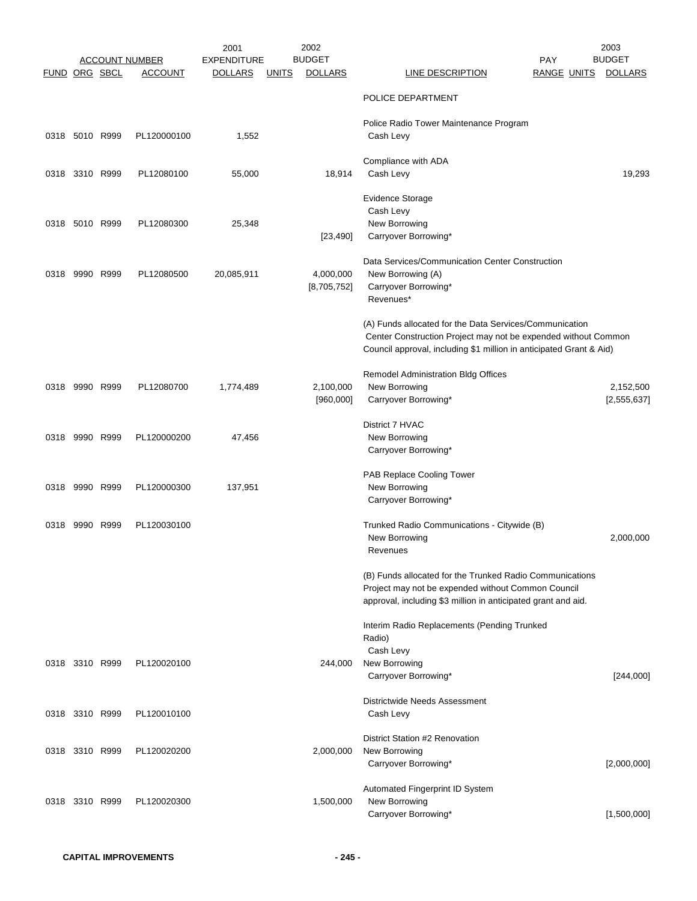| FUND | ORG | SBCL | ACCOUNT | 2001 EXPENDITURE DOLLARS | UNITS | 2002 BUDGET DOLLARS | LINE DESCRIPTION | PAY RANGE | UNITS | 2003 BUDGET DOLLARS |
|---|---|---|---|---|---|---|---|---|---|---|
| | | | | | | | POLICE DEPARTMENT | | | |
| | | | | | | | Police Radio Tower Maintenance Program | | | |
| 0318 | 5010 | R999 | PL120000100 | 1,552 | | | Cash Levy | | | |
| | | | | | | | Compliance with ADA | | | |
| 0318 | 3310 | R999 | PL12080100 | 55,000 | | 18,914 | Cash Levy | | | 19,293 |
| | | | | | | | Evidence Storage | | | |
| | | | | | | | Cash Levy | | | |
| 0318 | 5010 | R999 | PL12080300 | 25,348 | | | New Borrowing | | | |
| | | | | | | [23,490] | Carryover Borrowing* | | | |
| | | | | | | | Data Services/Communication Center Construction | | | |
| 0318 | 9990 | R999 | PL12080500 | 20,085,911 | | 4,000,000 | New Borrowing (A) | | | |
| | | | | | | [8,705,752] | Carryover Borrowing* | | | |
| | | | | | | | Revenues* | | | |
| | | | | | | | (A) Funds allocated for the Data Services/Communication Center Construction Project may not be expended without Common Council approval, including $1 million in anticipated Grant & Aid) | | | |
| | | | | | | | Remodel Administration Bldg Offices | | | |
| 0318 | 9990 | R999 | PL12080700 | 1,774,489 | | 2,100,000 | New Borrowing | | | 2,152,500 |
| | | | | | | [960,000] | Carryover Borrowing* | | | [2,555,637] |
| | | | | | | | District 7 HVAC | | | |
| 0318 | 9990 | R999 | PL120000200 | 47,456 | | | New Borrowing | | | |
| | | | | | | | Carryover Borrowing* | | | |
| | | | | | | | PAB Replace Cooling Tower | | | |
| 0318 | 9990 | R999 | PL120000300 | 137,951 | | | New Borrowing | | | |
| | | | | | | | Carryover Borrowing* | | | |
| 0318 | 9990 | R999 | PL120030100 | | | | Trunked Radio Communications - Citywide (B) | | | |
| | | | | | | | New Borrowing | | | 2,000,000 |
| | | | | | | | Revenues | | | |
| | | | | | | | (B) Funds allocated for the Trunked Radio Communications Project may not be expended without Common Council approval, including $3 million in anticipated grant and aid. | | | |
| | | | | | | | Interim Radio Replacements (Pending Trunked Radio) | | | |
| | | | | | | | Cash Levy | | | |
| 0318 | 3310 | R999 | PL120020100 | | | 244,000 | New Borrowing | | | |
| | | | | | | | Carryover Borrowing* | | | [244,000] |
| | | | | | | | Districtwide Needs Assessment | | | |
| 0318 | 3310 | R999 | PL120010100 | | | | Cash Levy | | | |
| | | | | | | | District Station #2 Renovation | | | |
| 0318 | 3310 | R999 | PL120020200 | | | 2,000,000 | New Borrowing | | | |
| | | | | | | | Carryover Borrowing* | | | [2,000,000] |
| | | | | | | | Automated Fingerprint ID System | | | |
| 0318 | 3310 | R999 | PL120020300 | | | 1,500,000 | New Borrowing | | | |
| | | | | | | | Carryover Borrowing* | | | [1,500,000] |

**CAPITAL IMPROVEMENTS**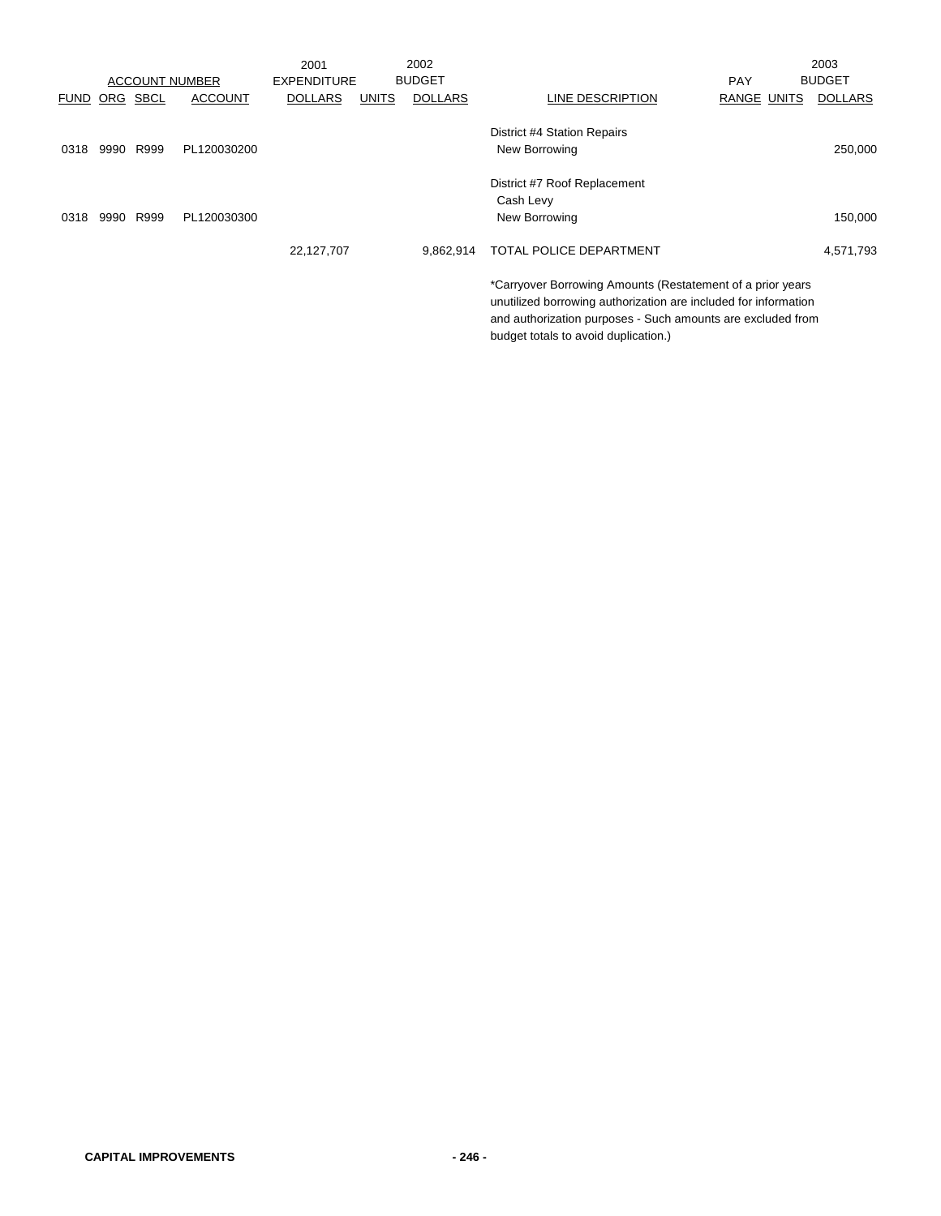| ACCOUNT NUMBER | | | | 2001 EXPENDITURE | 2002 BUDGET | | | PAY | | 2003 BUDGET |
|---|---|---|---|---|---|---|---|---|---|---|
| FUND | ORG | SBCL | ACCOUNT | DOLLARS | UNITS | DOLLARS | LINE DESCRIPTION | RANGE | UNITS | DOLLARS |
| | | | | | | | District #4 Station Repairs | | | |
| 0318 | 9990 | R999 | PL120030200 | | | | New Borrowing | | | 250,000 |
| | | | | | | | District #7 Roof Replacement | | | |
| | | | | | | | Cash Levy | | | |
| 0318 | 9990 | R999 | PL120030300 | | | | New Borrowing | | | 150,000 |
| | | | | 22,127,707 | | 9,862,914 | TOTAL POLICE DEPARTMENT | | | 4,571,793 |

*Carryover Borrowing Amounts (Restatement of a prior years unutilized borrowing authorization are included for information and authorization purposes - Such amounts are excluded from budget totals to avoid duplication.)

CAPITAL IMPROVEMENTS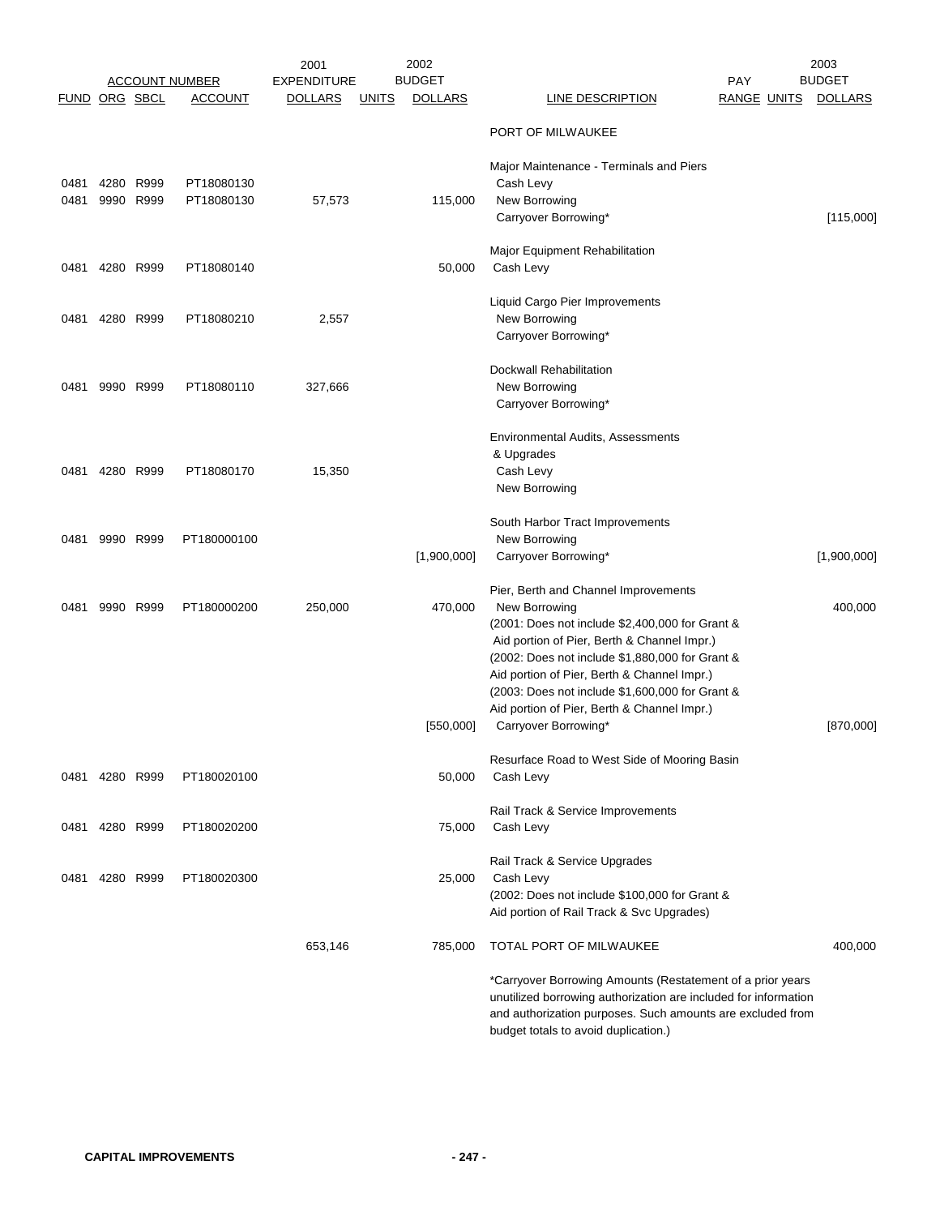| ACCOUNT NUMBER | | | | 2001 EXPENDITURE | 2002 | BUDGET | | PAY | | 2003 BUDGET |
|---|---|---|---|---|---|---|---|---|---|---|
| FUND | ORG | SBCL | ACCOUNT | DOLLARS | UNITS | DOLLARS | LINE DESCRIPTION | RANGE | UNITS | DOLLARS |
| | | | | | | | PORT OF MILWAUKEE | | | |
| | | | | | | | Major Maintenance - Terminals and Piers | | | |
| 0481 | 4280 | R999 | PT18080130 | | | | Cash Levy | | | |
| 0481 | 9990 | R999 | PT18080130 | 57,573 | | 115,000 | New Borrowing | | | |
| | | | | | | | Carryover Borrowing* | | | [115,000] |
| | | | | | | | Major Equipment Rehabilitation | | | |
| 0481 | 4280 | R999 | PT18080140 | | | 50,000 | Cash Levy | | | |
| | | | | | | | Liquid Cargo Pier Improvements | | | |
| 0481 | 4280 | R999 | PT18080210 | 2,557 | | | New Borrowing | | | |
| | | | | | | | Carryover Borrowing* | | | |
| | | | | | | | Dockwall Rehabilitation | | | |
| 0481 | 9990 | R999 | PT18080110 | 327,666 | | | New Borrowing | | | |
| | | | | | | | Carryover Borrowing* | | | |
| | | | | | | | Environmental Audits, Assessments & Upgrades | | | |
| 0481 | 4280 | R999 | PT18080170 | 15,350 | | | Cash Levy | | | |
| | | | | | | | New Borrowing | | | |
| | | | | | | | South Harbor Tract Improvements | | | |
| 0481 | 9990 | R999 | PT180000100 | | | | New Borrowing | | | |
| | | | | | | [1,900,000] | Carryover Borrowing* | | | [1,900,000] |
| | | | | | | | Pier, Berth and Channel Improvements | | | |
| 0481 | 9990 | R999 | PT180000200 | 250,000 | | 470,000 | New Borrowing | | | 400,000 |
| | | | | | | | (2001: Does not include $2,400,000 for Grant & Aid portion of Pier, Berth & Channel Impr.) (2002: Does not include $1,880,000 for Grant & Aid portion of Pier, Berth & Channel Impr.) (2003: Does not include $1,600,000 for Grant & Aid portion of Pier, Berth & Channel Impr.) | | | |
| | | | | | | [550,000] | Carryover Borrowing* | | | [870,000] |
| | | | | | | | Resurface Road to West Side of Mooring Basin | | | |
| 0481 | 4280 | R999 | PT180020100 | | | 50,000 | Cash Levy | | | |
| | | | | | | | Rail Track & Service Improvements | | | |
| 0481 | 4280 | R999 | PT180020200 | | | 75,000 | Cash Levy | | | |
| | | | | | | | Rail Track & Service Upgrades | | | |
| 0481 | 4280 | R999 | PT180020300 | | | 25,000 | Cash Levy | | | |
| | | | | | | | (2002: Does not include $100,000 for Grant & Aid portion of Rail Track & Svc Upgrades) | | | |
| | | | | 653,146 | | 785,000 | TOTAL PORT OF MILWAUKEE | | | 400,000 |

*Carryover Borrowing Amounts (Restatement of a prior years unutilized borrowing authorization are included for information and authorization purposes. Such amounts are excluded from budget totals to avoid duplication.)

**CAPITAL IMPROVEMENTS**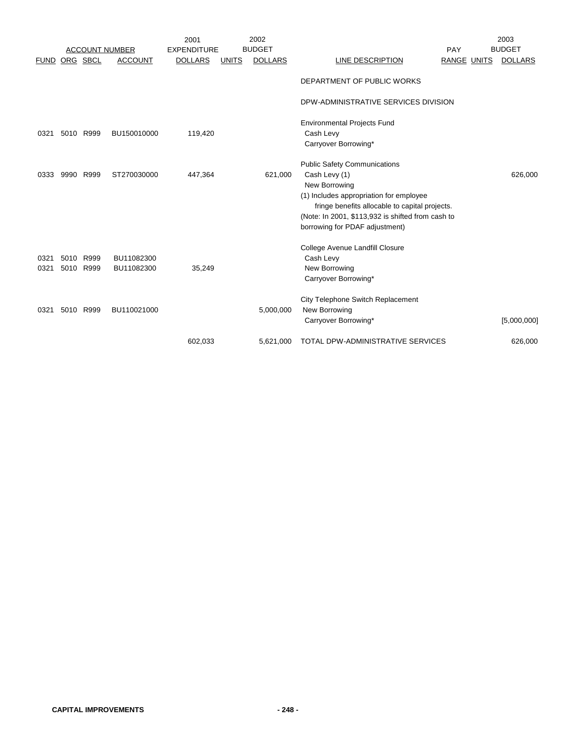| ACCOUNT NUMBER | | | | 2001 EXPENDITURE | 2002 BUDGET | | | PAY | | 2003 BUDGET |
|---|---|---|---|---|---|---|---|---|---|---|
| FUND | ORG | SBCL | ACCOUNT | DOLLARS | UNITS | DOLLARS | LINE DESCRIPTION | RANGE | UNITS | DOLLARS |
| | | | | | | | DEPARTMENT OF PUBLIC WORKS | | | |
| | | | | | | | DPW-ADMINISTRATIVE SERVICES DIVISION | | | |
| | | | | | | | Environmental Projects Fund | | | |
| 0321 | 5010 | R999 | BU150010000 | 119,420 | | | Cash Levy | | | |
| | | | | | | | Carryover Borrowing* | | | |
| | | | | | | | Public Safety Communications | | | |
| 0333 | 9990 | R999 | ST270030000 | 447,364 | | 621,000 | Cash Levy (1) | | | 626,000 |
| | | | | | | | New Borrowing | | | |
| | | | | | | | (1) Includes appropriation for employee fringe benefits allocable to capital projects. | | | |
| | | | | | | | (Note: In 2001, $113,932 is shifted from cash to borrowing for PDAF adjustment) | | | |
| | | | | | | | College Avenue Landfill Closure | | | |
| 0321 | 5010 | R999 | BU11082300 | | | | Cash Levy | | | |
| 0321 | 5010 | R999 | BU11082300 | 35,249 | | | New Borrowing | | | |
| | | | | | | | Carryover Borrowing* | | | |
| | | | | | | | City Telephone Switch Replacement | | | |
| 0321 | 5010 | R999 | BU110021000 | | | 5,000,000 | New Borrowing | | | |
| | | | | | | | Carryover Borrowing* | | | [5,000,000] |
| | | | | 602,033 | | 5,621,000 | TOTAL DPW-ADMINISTRATIVE SERVICES | | | 626,000 |

**CAPITAL IMPROVEMENTS**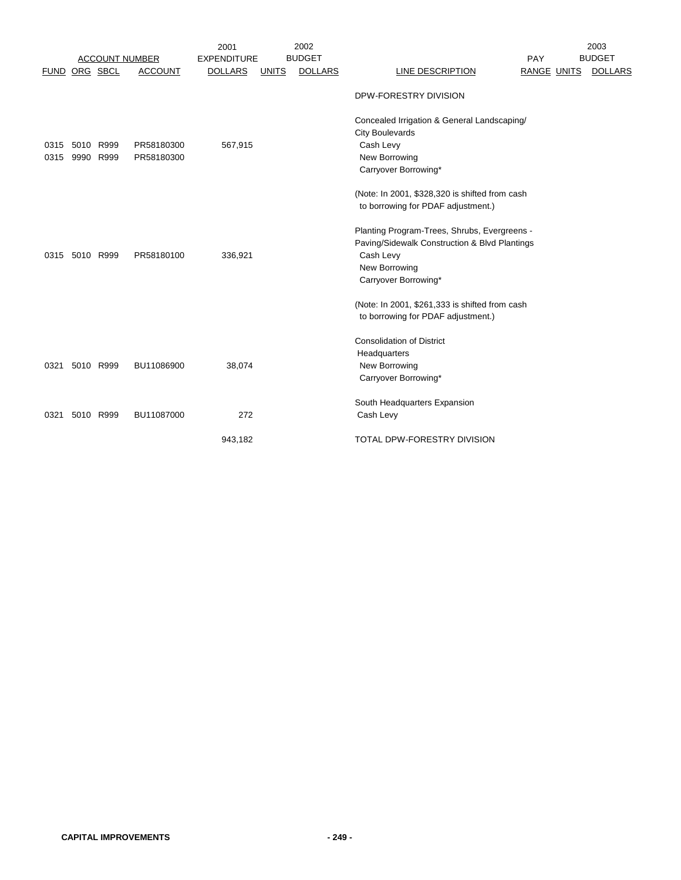| ACCOUNT NUMBER | | | | 2001 EXPENDITURE | 2002 BUDGET | | | PAY | 2003 BUDGET | |
|---|---|---|---|---|---|---|---|---|---|---|
| FUND | ORG | SBCL | ACCOUNT | DOLLARS | UNITS | DOLLARS | LINE DESCRIPTION | RANGE | UNITS | DOLLARS |
| | | | | | | | DPW-FORESTRY DIVISION | | | |
| | | | | | | | Concealed Irrigation & General Landscaping/ City Boulevards | | | |
| 0315 | 5010 | R999 | PR58180300 | 567,915 | | | Cash Levy | | | |
| 0315 | 9990 | R999 | PR58180300 | | | | New Borrowing | | | |
| | | | | | | | Carryover Borrowing* | | | |
| | | | | | | | (Note: In 2001, $328,320 is shifted from cash to borrowing for PDAF adjustment.) | | | |
| | | | | | | | Planting Program-Trees, Shrubs, Evergreens - Paving/Sidewalk Construction & Blvd Plantings | | | |
| 0315 | 5010 | R999 | PR58180100 | 336,921 | | | Cash Levy | | | |
| | | | | | | | New Borrowing | | | |
| | | | | | | | Carryover Borrowing* | | | |
| | | | | | | | (Note: In 2001, $261,333 is shifted from cash to borrowing for PDAF adjustment.) | | | |
| | | | | | | | Consolidation of District Headquarters | | | |
| 0321 | 5010 | R999 | BU11086900 | 38,074 | | | New Borrowing | | | |
| | | | | | | | Carryover Borrowing* | | | |
| | | | | | | | South Headquarters Expansion | | | |
| 0321 | 5010 | R999 | BU11087000 | 272 | | | Cash Levy | | | |
| | | | | 943,182 | | | TOTAL DPW-FORESTRY DIVISION | | | |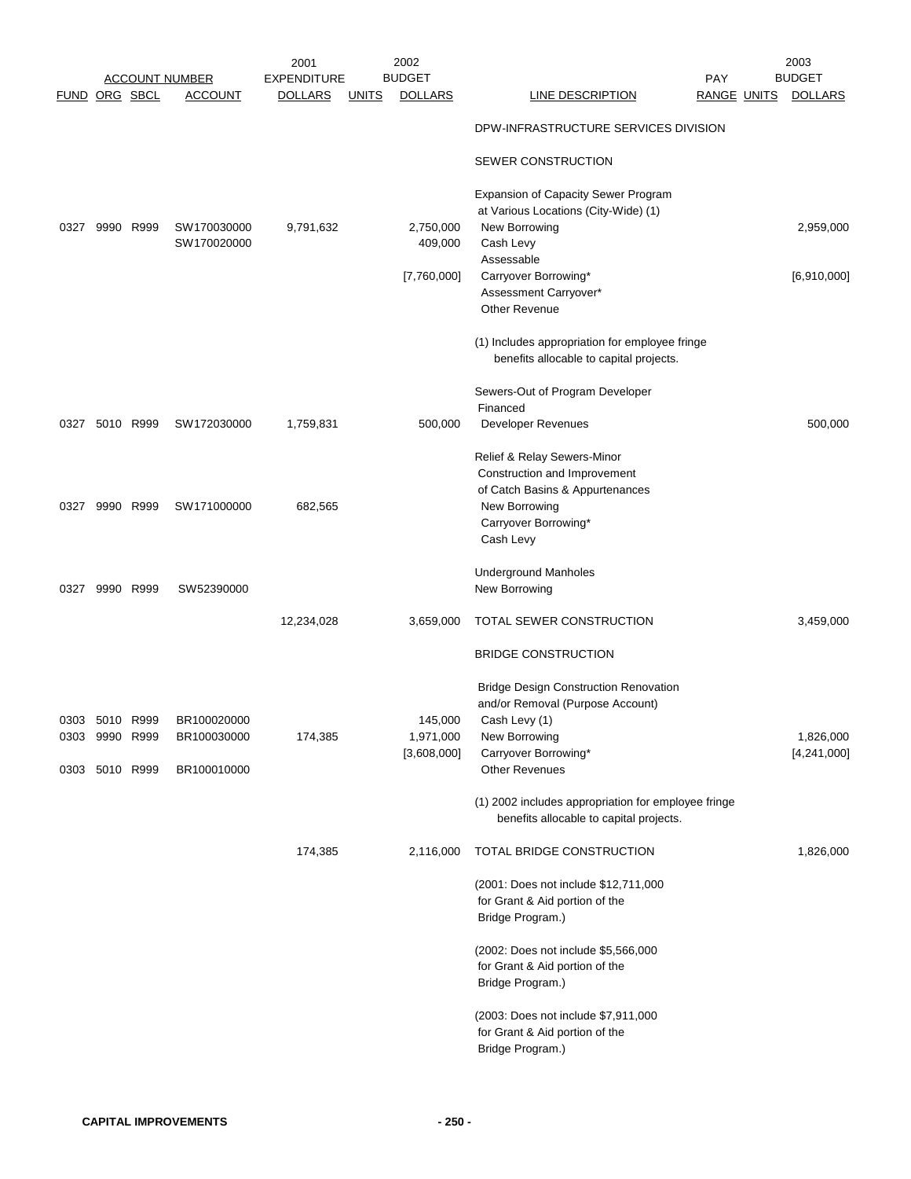| FUND | ORG | SBCL | ACCOUNT | 2001 EXPENDITURE DOLLARS | UNITS | 2002 BUDGET DOLLARS | LINE DESCRIPTION | PAY RANGE | UNITS | 2003 BUDGET DOLLARS |
|---|---|---|---|---|---|---|---|---|---|---|
| | | | | | | | DPW-INFRASTRUCTURE SERVICES DIVISION | | | |
| | | | | | | | SEWER CONSTRUCTION | | | |
| | | | | | | | Expansion of Capacity Sewer Program at Various Locations (City-Wide) (1) | | | |
| 0327 | 9990 | R999 | SW170030000 | 9,791,632 | | 2,750,000 | New Borrowing | | | 2,959,000 |
| | | | SW170020000 | | | 409,000 | Cash Levy | | | |
| | | | | | | | Assessable | | | |
| | | | | | | [7,760,000] | Carryover Borrowing* | | | [6,910,000] |
| | | | | | | | Assessment Carryover* | | | |
| | | | | | | | Other Revenue | | | |
| | | | | | | | (1) Includes appropriation for employee fringe benefits allocable to capital projects. | | | |
| | | | | | | | Sewers-Out of Program Developer Financed | | | |
| 0327 | 5010 | R999 | SW172030000 | 1,759,831 | | 500,000 | Developer Revenues | | | 500,000 |
| | | | | | | | Relief & Relay Sewers-Minor Construction and Improvement of Catch Basins & Appurtenances | | | |
| 0327 | 9990 | R999 | SW171000000 | 682,565 | | | New Borrowing | | | |
| | | | | | | | Carryover Borrowing* | | | |
| | | | | | | | Cash Levy | | | |
| | | | | | | | Underground Manholes | | | |
| 0327 | 9990 | R999 | SW52390000 | | | | New Borrowing | | | |
| | | | | 12,234,028 | | 3,659,000 | TOTAL SEWER CONSTRUCTION | | | 3,459,000 |
| | | | | | | | BRIDGE CONSTRUCTION | | | |
| | | | | | | | Bridge Design Construction Renovation and/or Removal (Purpose Account) | | | |
| 0303 | 5010 | R999 | BR100020000 | | | 145,000 | Cash Levy (1) | | | |
| 0303 | 9990 | R999 | BR100030000 | 174,385 | | 1,971,000 | New Borrowing | | | 1,826,000 |
| | | | | | | [3,608,000] | Carryover Borrowing* | | | [4,241,000] |
| 0303 | 5010 | R999 | BR100010000 | | | | Other Revenues | | | |
| | | | | | | | (1) 2002 includes appropriation for employee fringe benefits allocable to capital projects. | | | |
| | | | | 174,385 | | 2,116,000 | TOTAL BRIDGE CONSTRUCTION | | | 1,826,000 |
| | | | | | | | (2001: Does not include $12,711,000 for Grant & Aid portion of the Bridge Program.) | | | |
| | | | | | | | (2002: Does not include $5,566,000 for Grant & Aid portion of the Bridge Program.) | | | |
| | | | | | | | (2003: Does not include $7,911,000 for Grant & Aid portion of the Bridge Program.) | | | |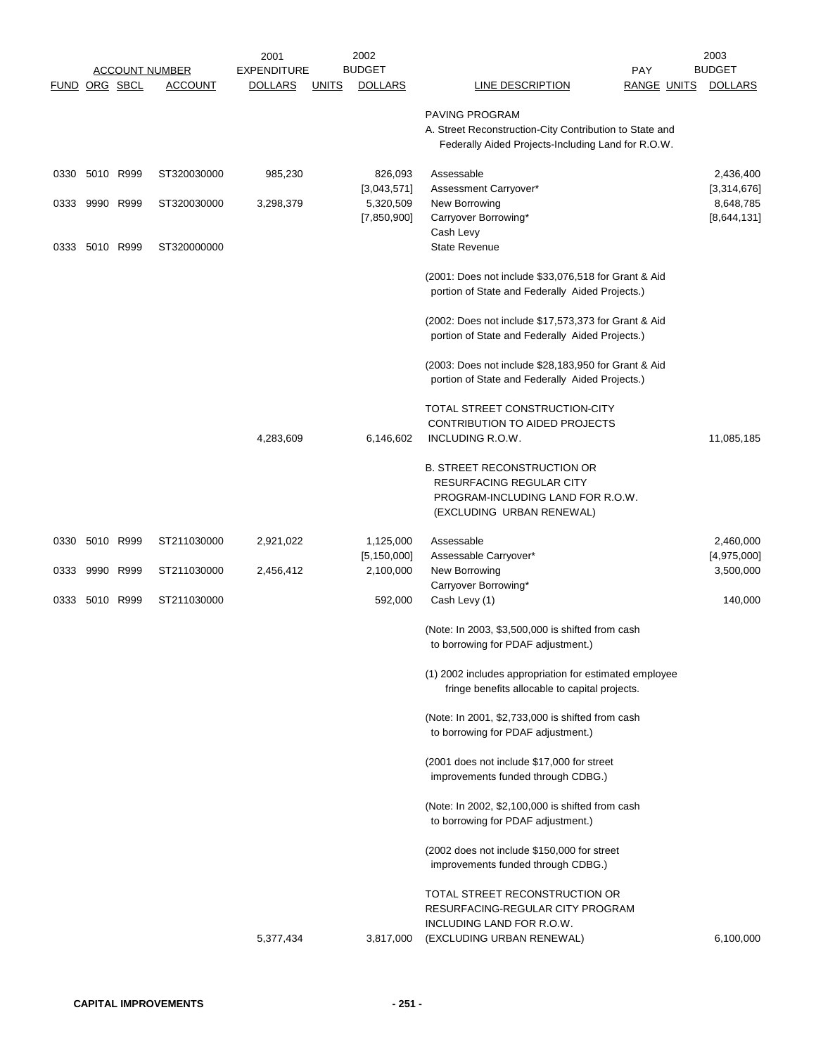| ACCOUNT NUMBER | | | | 2001 EXPENDITURE | | 2002 BUDGET | | PAY | | 2003 BUDGET |
|---|---|---|---|---|---|---|---|---|---|---|
| FUND | ORG | SBCL | ACCOUNT | DOLLARS | UNITS | DOLLARS | LINE DESCRIPTION | RANGE | UNITS | DOLLARS |
| | | | | | | | PAVING PROGRAM | | | |
| | | | | | | | A. Street Reconstruction-City Contribution to State and Federally Aided Projects-Including Land for R.O.W. | | | |
| 0330 | 5010 | R999 | ST320030000 | 985,230 | | 826,093 | Assessable | | | 2,436,400 |
| | | | | | | [3,043,571] | Assessment Carryover* | | | [3,314,676] |
| 0333 | 9990 | R999 | ST320030000 | 3,298,379 | | 5,320,509 | New Borrowing | | | 8,648,785 |
| | | | | | | [7,850,900] | Carryover Borrowing* | | | [8,644,131] |
| | | | | | | | Cash Levy | | | |
| 0333 | 5010 | R999 | ST320000000 | | | | State Revenue | | | |
| | | | | | | | (2001: Does not include $33,076,518 for Grant & Aid portion of State and Federally Aided Projects.) | | | |
| | | | | | | | (2002: Does not include $17,573,373 for Grant & Aid portion of State and Federally Aided Projects.) | | | |
| | | | | | | | (2003: Does not include $28,183,950 for Grant & Aid portion of State and Federally Aided Projects.) | | | |
| | | | | 4,283,609 | | 6,146,602 | TOTAL STREET CONSTRUCTION-CITY CONTRIBUTION TO AIDED PROJECTS INCLUDING R.O.W. | | | 11,085,185 |
| | | | | | | | B. STREET RECONSTRUCTION OR RESURFACING REGULAR CITY PROGRAM-INCLUDING LAND FOR R.O.W. (EXCLUDING URBAN RENEWAL) | | | |
| 0330 | 5010 | R999 | ST211030000 | 2,921,022 | | 1,125,000 | Assessable | | | 2,460,000 |
| | | | | | | [5,150,000] | Assessable Carryover* | | | [4,975,000] |
| 0333 | 9990 | R999 | ST211030000 | 2,456,412 | | 2,100,000 | New Borrowing | | | 3,500,000 |
| | | | | | | | Carryover Borrowing* | | | |
| 0333 | 5010 | R999 | ST211030000 | | | 592,000 | Cash Levy (1) | | | 140,000 |
| | | | | | | | (Note: In 2003, $3,500,000 is shifted from cash to borrowing for PDAF adjustment.) | | | |
| | | | | | | | (1) 2002 includes appropriation for estimated employee fringe benefits allocable to capital projects. | | | |
| | | | | | | | (Note: In 2001, $2,733,000 is shifted from cash to borrowing for PDAF adjustment.) | | | |
| | | | | | | | (2001 does not include $17,000 for street improvements funded through CDBG.) | | | |
| | | | | | | | (Note: In 2002, $2,100,000 is shifted from cash to borrowing for PDAF adjustment.) | | | |
| | | | | | | | (2002 does not include $150,000 for street improvements funded through CDBG.) | | | |
| | | | | 5,377,434 | | 3,817,000 | TOTAL STREET RECONSTRUCTION OR RESURFACING-REGULAR CITY PROGRAM INCLUDING LAND FOR R.O.W. (EXCLUDING URBAN RENEWAL) | | | 6,100,000 |

**CAPITAL IMPROVEMENTS**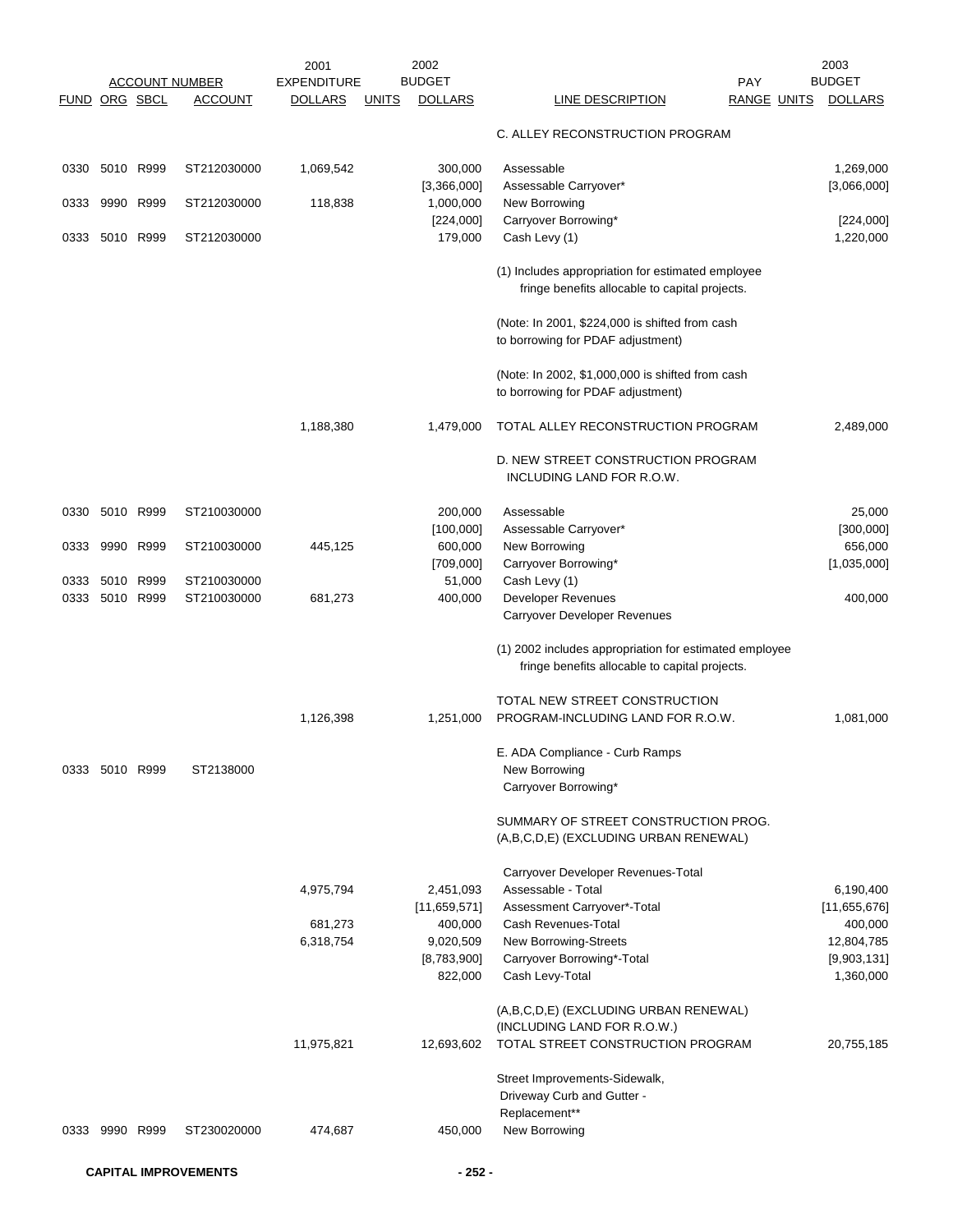| ACCOUNT NUMBER | | | | 2001 EXPENDITURE | 2002 BUDGET | | | PAY | | 2003 BUDGET |
|---|---|---|---|---|---|---|---|---|---|---|
| FUND | ORG | SBCL | ACCOUNT | DOLLARS | UNITS | DOLLARS | LINE DESCRIPTION | RANGE | UNITS | DOLLARS |
| | | | | | | | C. ALLEY RECONSTRUCTION PROGRAM | | | |
| 0330 | 5010 | R999 | ST212030000 | 1,069,542 | | 300,000 | Assessable | | | 1,269,000 |
| | | | | | | [3,366,000] | Assessable Carryover* | | | [3,066,000] |
| 0333 | 9990 | R999 | ST212030000 | 118,838 | | 1,000,000 | New Borrowing | | | |
| | | | | | | [224,000] | Carryover Borrowing* | | | [224,000] |
| 0333 | 5010 | R999 | ST212030000 | | | 179,000 | Cash Levy (1) | | | 1,220,000 |
| | | | | | | | (1) Includes appropriation for estimated employee fringe benefits allocable to capital projects. | | | |
| | | | | | | | (Note: In 2001, $224,000 is shifted from cash to borrowing for PDAF adjustment) | | | |
| | | | | | | | (Note: In 2002, $1,000,000 is shifted from cash to borrowing for PDAF adjustment) | | | |
| | | | | 1,188,380 | | 1,479,000 | TOTAL ALLEY RECONSTRUCTION PROGRAM | | | 2,489,000 |
| | | | | | | | D. NEW STREET CONSTRUCTION PROGRAM INCLUDING LAND FOR R.O.W. | | | |
| 0330 | 5010 | R999 | ST210030000 | | | 200,000 | Assessable | | | 25,000 |
| | | | | | | [100,000] | Assessable Carryover* | | | [300,000] |
| 0333 | 9990 | R999 | ST210030000 | 445,125 | | 600,000 | New Borrowing | | | 656,000 |
| | | | | | | [709,000] | Carryover Borrowing* | | | [1,035,000] |
| 0333 | 5010 | R999 | ST210030000 | | | 51,000 | Cash Levy (1) | | | |
| 0333 | 5010 | R999 | ST210030000 | 681,273 | | 400,000 | Developer Revenues | | | 400,000 |
| | | | | | | | Carryover Developer Revenues | | | |
| | | | | | | | (1) 2002 includes appropriation for estimated employee fringe benefits allocable to capital projects. | | | |
| | | | | 1,126,398 | | 1,251,000 | TOTAL NEW STREET CONSTRUCTION PROGRAM-INCLUDING LAND FOR R.O.W. | | | 1,081,000 |
| | | | | | | | E. ADA Compliance - Curb Ramps | | | |
| 0333 | 5010 | R999 | ST2138000 | | | | New Borrowing | | | |
| | | | | | | | Carryover Borrowing* | | | |
| | | | | | | | SUMMARY OF STREET CONSTRUCTION PROG. (A,B,C,D,E) (EXCLUDING URBAN RENEWAL) | | | |
| | | | | | | | Carryover Developer Revenues-Total | | | |
| | | | | 4,975,794 | | 2,451,093 | Assessable - Total | | | 6,190,400 |
| | | | | | | [11,659,571] | Assessment Carryover*-Total | | | [11,655,676] |
| | | | | 681,273 | | 400,000 | Cash Revenues-Total | | | 400,000 |
| | | | | 6,318,754 | | 9,020,509 | New Borrowing-Streets | | | 12,804,785 |
| | | | | | | [8,783,900] | Carryover Borrowing*-Total | | | [9,903,131] |
| | | | | | | 822,000 | Cash Levy-Total | | | 1,360,000 |
| | | | | 11,975,821 | | 12,693,602 | (A,B,C,D,E) (EXCLUDING URBAN RENEWAL) (INCLUDING LAND FOR R.O.W.) TOTAL STREET CONSTRUCTION PROGRAM | | | 20,755,185 |
| | | | | | | | Street Improvements-Sidewalk, Driveway Curb and Gutter - Replacement** | | | |
| 0333 | 9990 | R999 | ST230020000 | 474,687 | | 450,000 | New Borrowing | | | |

**CAPITAL IMPROVEMENTS**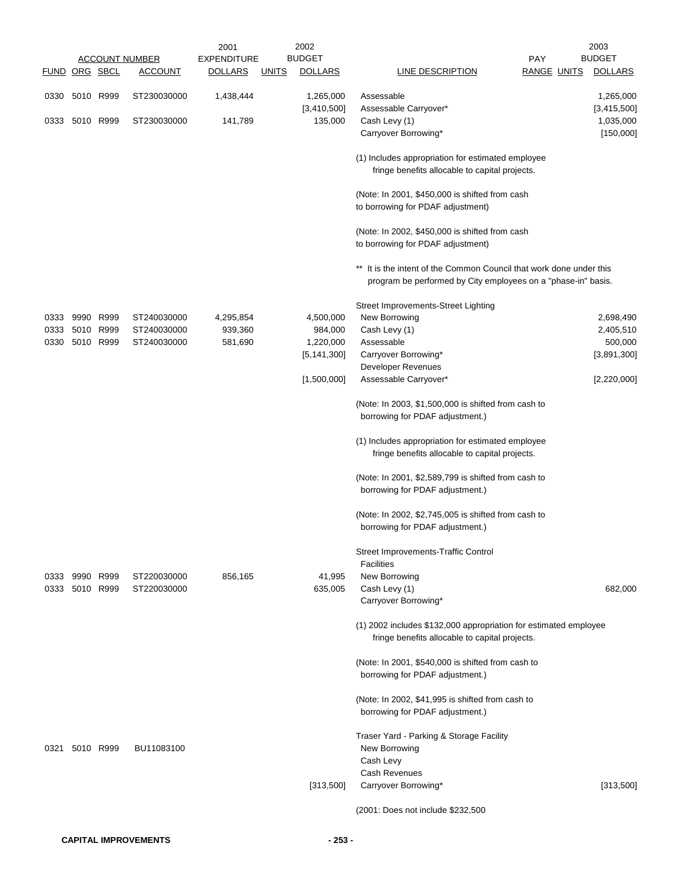| ACCOUNT NUMBER | | | | 2001 EXPENDITURE | | 2002 BUDGET | | PAY | | 2003 BUDGET |
|---|---|---|---|---|---|---|---|---|---|---|
| FUND | ORG | SBCL | ACCOUNT | DOLLARS | UNITS | DOLLARS | LINE DESCRIPTION | RANGE | UNITS | DOLLARS |
| 0330 | 5010 | R999 | ST230030000 | 1,438,444 | | 1,265,000 | Assessable | | | 1,265,000 |
| | | | | | | [3,410,500] | Assessable Carryover* | | | [3,415,500] |
| 0333 | 5010 | R999 | ST230030000 | 141,789 | | 135,000 | Cash Levy (1) | | | 1,035,000 |
| | | | | | | | Carryover Borrowing* | | | [150,000] |
| | | | | | | | (1) Includes appropriation for estimated employee fringe benefits allocable to capital projects. | | | |
| | | | | | | | (Note: In 2001, \$450,000 is shifted from cash to borrowing for PDAF adjustment) | | | |
| | | | | | | | (Note: In 2002, \$450,000 is shifted from cash to borrowing for PDAF adjustment) | | | |
| | | | | | | | ** It is the intent of the Common Council that work done under this program be performed by City employees on a "phase-in" basis. | | | |
| | | | | | | | Street Improvements-Street Lighting | | | |
| 0333 | 9990 | R999 | ST240030000 | 4,295,854 | | 4,500,000 | New Borrowing | | | 2,698,490 |
| 0333 | 5010 | R999 | ST240030000 | 939,360 | | 984,000 | Cash Levy (1) | | | 2,405,510 |
| 0330 | 5010 | R999 | ST240030000 | 581,690 | | 1,220,000 | Assessable | | | 500,000 |
| | | | | | | [5,141,300] | Carryover Borrowing* | | | [3,891,300] |
| | | | | | | | Developer Revenues | | | |
| | | | | | | [1,500,000] | Assessable Carryover* | | | [2,220,000] |
| | | | | | | | (Note: In 2003, \$1,500,000 is shifted from cash to borrowing for PDAF adjustment.) | | | |
| | | | | | | | (1) Includes appropriation for estimated employee fringe benefits allocable to capital projects. | | | |
| | | | | | | | (Note: In 2001, \$2,589,799 is shifted from cash to borrowing for PDAF adjustment.) | | | |
| | | | | | | | (Note: In 2002, \$2,745,005 is shifted from cash to borrowing for PDAF adjustment.) | | | |
| | | | | | | | Street Improvements-Traffic Control Facilities | | | |
| 0333 | 9990 | R999 | ST220030000 | 856,165 | | 41,995 | New Borrowing | | | |
| 0333 | 5010 | R999 | ST220030000 | | | 635,005 | Cash Levy (1) | | | 682,000 |
| | | | | | | | Carryover Borrowing* | | | |
| | | | | | | | (1) 2002 includes \$132,000 appropriation for estimated employee fringe benefits allocable to capital projects. | | | |
| | | | | | | | (Note: In 2001, \$540,000 is shifted from cash to borrowing for PDAF adjustment.) | | | |
| | | | | | | | (Note: In 2002, \$41,995 is shifted from cash to borrowing for PDAF adjustment.) | | | |
| | | | | | | | Traser Yard - Parking & Storage Facility | | | |
| 0321 | 5010 | R999 | BU11083100 | | | | New Borrowing | | | |
| | | | | | | | Cash Levy | | | |
| | | | | | | | Cash Revenues | | | |
| | | | | | | [313,500] | Carryover Borrowing* | | | [313,500] |
| | | | | | | | (2001: Does not include \$232,500 | | | |

**CAPITAL IMPROVEMENTS**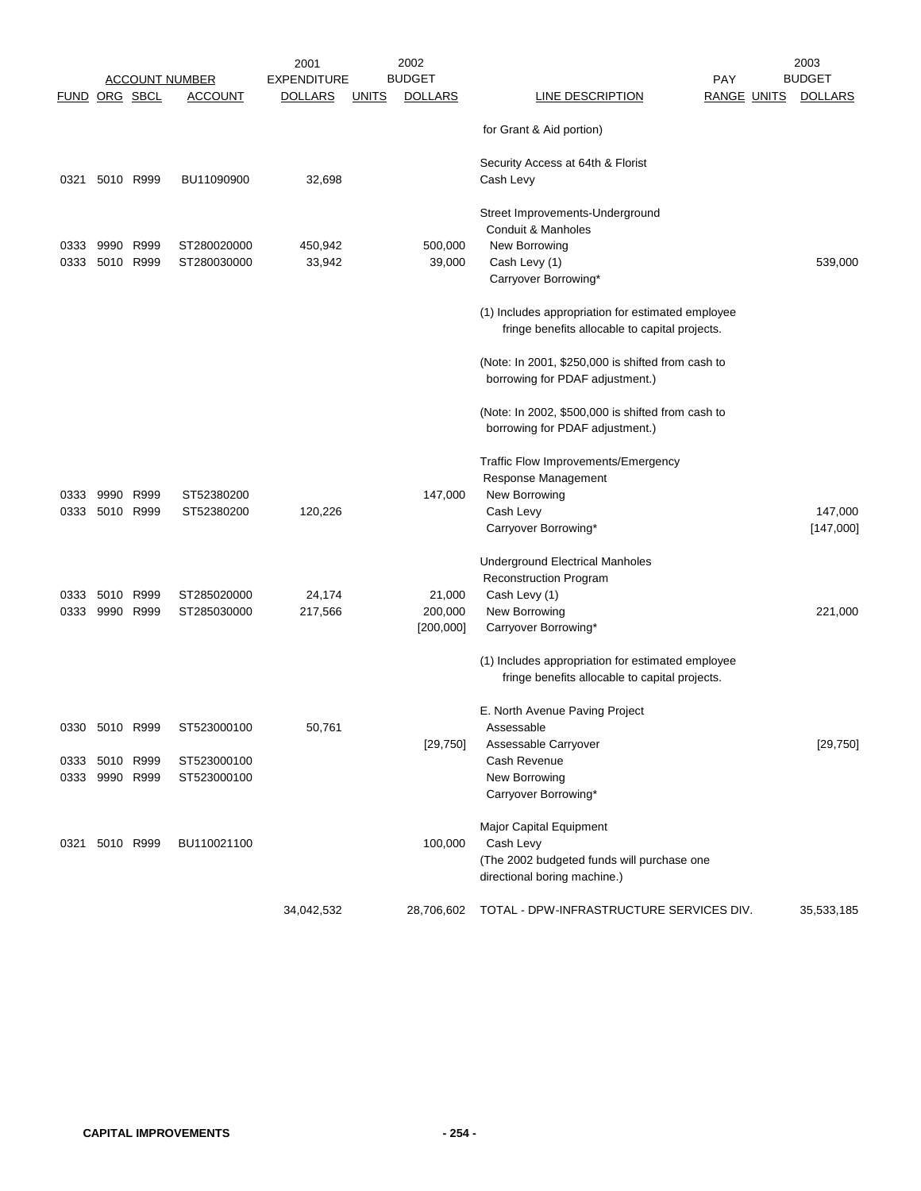| ACCOUNT NUMBER | | | | 2001 EXPENDITURE | | 2002 BUDGET | | PAY | | 2003 BUDGET |
|---|---|---|---|---|---|---|---|---|---|---|
| FUND | ORG | SBCL | ACCOUNT | DOLLARS | UNITS | DOLLARS | LINE DESCRIPTION | RANGE | UNITS | DOLLARS |
| | | | | | | | for Grant & Aid portion) | | | |
| | | | | | | | Security Access at 64th & Florist | | | |
| 0321 | 5010 | R999 | BU11090900 | 32,698 | | | Cash Levy | | | |
| | | | | | | | Street Improvements-Underground Conduit & Manholes | | | |
| 0333 | 9990 | R999 | ST280020000 | 450,942 | | 500,000 | New Borrowing | | | |
| 0333 | 5010 | R999 | ST280030000 | 33,942 | | 39,000 | Cash Levy (1) | | | 539,000 |
| | | | | | | | Carryover Borrowing* | | | |
| | | | | | | | (1) Includes appropriation for estimated employee fringe benefits allocable to capital projects. | | | |
| | | | | | | | (Note: In 2001, $250,000 is shifted from cash to borrowing for PDAF adjustment.) | | | |
| | | | | | | | (Note: In 2002, $500,000 is shifted from cash to borrowing for PDAF adjustment.) | | | |
| | | | | | | | Traffic Flow Improvements/Emergency Response Management | | | |
| 0333 | 9990 | R999 | ST52380200 | | | 147,000 | New Borrowing | | | |
| 0333 | 5010 | R999 | ST52380200 | 120,226 | | | Cash Levy | | | 147,000 |
| | | | | | | | Carryover Borrowing* | | | [147,000] |
| | | | | | | | Underground Electrical Manholes Reconstruction Program | | | |
| 0333 | 5010 | R999 | ST285020000 | 24,174 | | 21,000 | Cash Levy (1) | | | |
| 0333 | 9990 | R999 | ST285030000 | 217,566 | | 200,000 | New Borrowing | | | 221,000 |
| | | | | | | [200,000] | Carryover Borrowing* | | | |
| | | | | | | | (1) Includes appropriation for estimated employee fringe benefits allocable to capital projects. | | | |
| | | | | | | | E. North Avenue Paving Project | | | |
| 0330 | 5010 | R999 | ST523000100 | 50,761 | | | Assessable | | | |
| | | | | | | [29,750] | Assessable Carryover | | | [29,750] |
| 0333 | 5010 | R999 | ST523000100 | | | | Cash Revenue | | | |
| 0333 | 9990 | R999 | ST523000100 | | | | New Borrowing | | | |
| | | | | | | | Carryover Borrowing* | | | |
| | | | | | | | Major Capital Equipment | | | |
| 0321 | 5010 | R999 | BU110021100 | | | 100,000 | Cash Levy | | | |
| | | | | | | | (The 2002 budgeted funds will purchase one directional boring machine.) | | | |
| | | | | 34,042,532 | | 28,706,602 | TOTAL - DPW-INFRASTRUCTURE SERVICES DIV. | | | 35,533,185 |

**CAPITAL IMPROVEMENTS**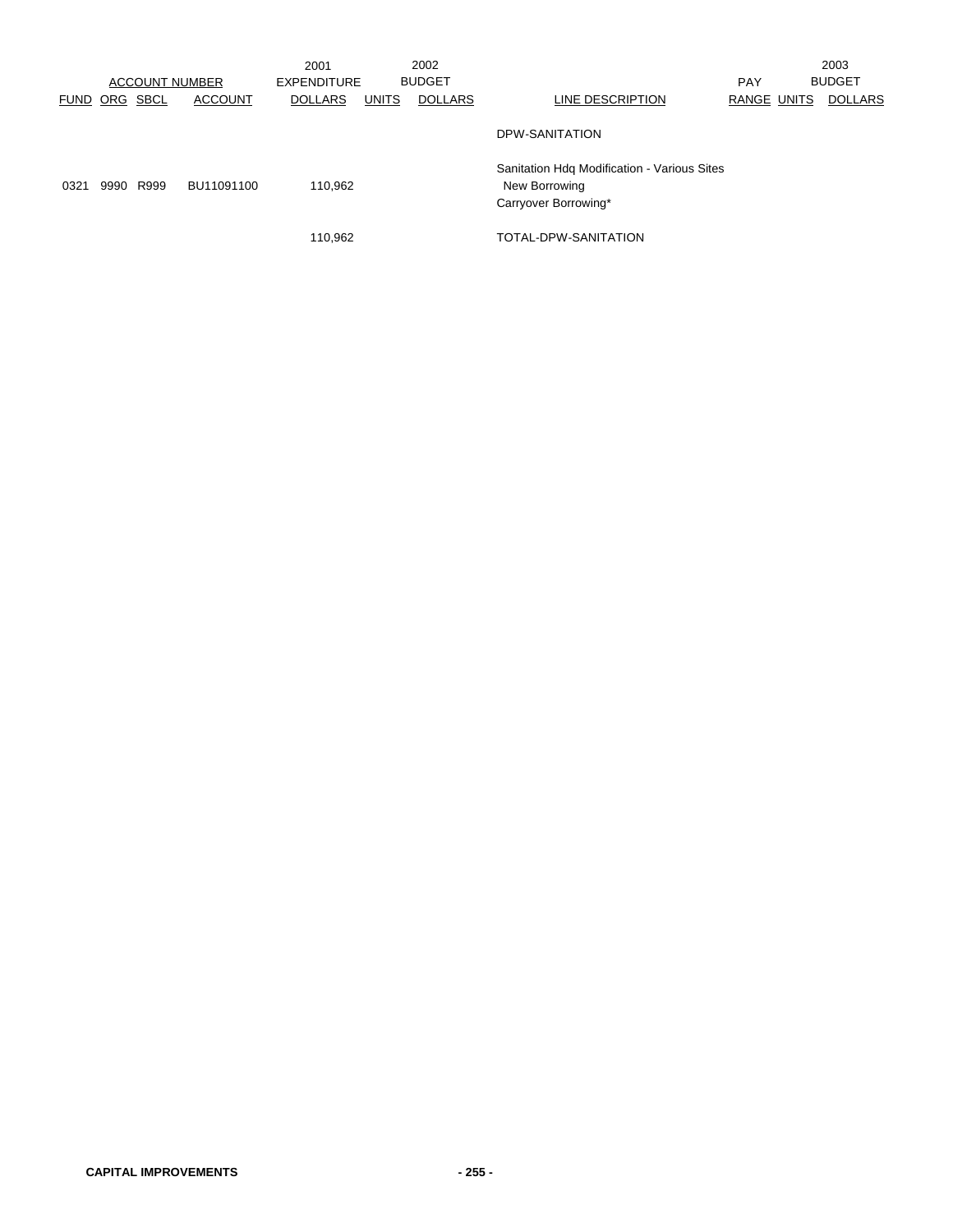| ACCOUNT NUMBER | | | | 2001 EXPENDITURE | 2002 BUDGET | | | PAY | 2003 BUDGET | |
|---|---|---|---|---|---|---|---|---|---|---|
| FUND | ORG | SBCL | ACCOUNT | DOLLARS | UNITS | DOLLARS | LINE DESCRIPTION | RANGE | UNITS | DOLLARS |
| | | | | | | | DPW-SANITATION | | | |
| | | | | | | | Sanitation Hdq Modification - Various Sites | | | |
| 0321 | 9990 | R999 | BU11091100 | 110,962 | | | New Borrowing | | | |
| | | | | | | | Carryover Borrowing* | | | |
| | | | | 110,962 | | | TOTAL-DPW-SANITATION | | | |

**CAPITAL IMPROVEMENTS**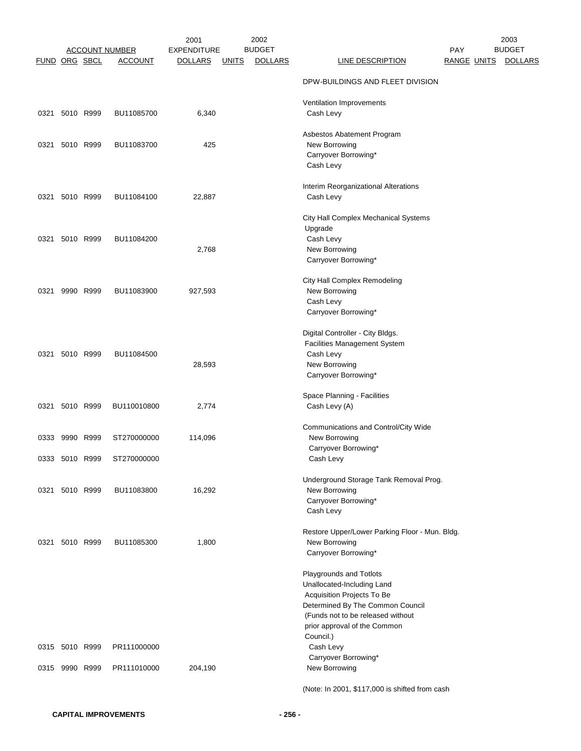| FUND | ORG | SBCL | ACCOUNT | 2001 EXPENDITURE DOLLARS | 2002 BUDGET UNITS | 2002 BUDGET DOLLARS | LINE DESCRIPTION | PAY RANGE | 2003 BUDGET UNITS | 2003 BUDGET DOLLARS |
|---|---|---|---|---|---|---|---|---|---|---|
| | | | | | | | DPW-BUILDINGS AND FLEET DIVISION | | | |
| | | | | | | | Ventilation Improvements | | | |
| 0321 | 5010 | R999 | BU11085700 | 6,340 | | | Cash Levy | | | |
| | | | | | | | Asbestos Abatement Program | | | |
| 0321 | 5010 | R999 | BU11083700 | 425 | | | New Borrowing | | | |
| | | | | | | | Carryover Borrowing* | | | |
| | | | | | | | Cash Levy | | | |
| | | | | | | | Interim Reorganizational Alterations | | | |
| 0321 | 5010 | R999 | BU11084100 | 22,887 | | | Cash Levy | | | |
| | | | | | | | City Hall Complex Mechanical Systems Upgrade | | | |
| 0321 | 5010 | R999 | BU11084200 | | | | Cash Levy | | | |
| | | | | 2,768 | | | New Borrowing | | | |
| | | | | | | | Carryover Borrowing* | | | |
| | | | | | | | City Hall Complex Remodeling | | | |
| 0321 | 9990 | R999 | BU11083900 | 927,593 | | | New Borrowing | | | |
| | | | | | | | Cash Levy | | | |
| | | | | | | | Carryover Borrowing* | | | |
| | | | | | | | Digital Controller - City Bldgs. Facilities Management System | | | |
| 0321 | 5010 | R999 | BU11084500 | | | | Cash Levy | | | |
| | | | | 28,593 | | | New Borrowing | | | |
| | | | | | | | Carryover Borrowing* | | | |
| | | | | | | | Space Planning - Facilities | | | |
| 0321 | 5010 | R999 | BU110010800 | 2,774 | | | Cash Levy (A) | | | |
| | | | | | | | Communications and Control/City Wide | | | |
| 0333 | 9990 | R999 | ST270000000 | 114,096 | | | New Borrowing | | | |
| | | | | | | | Carryover Borrowing* | | | |
| 0333 | 5010 | R999 | ST270000000 | | | | Cash Levy | | | |
| | | | | | | | Underground Storage Tank Removal Prog. | | | |
| 0321 | 5010 | R999 | BU11083800 | 16,292 | | | New Borrowing | | | |
| | | | | | | | Carryover Borrowing* | | | |
| | | | | | | | Cash Levy | | | |
| | | | | | | | Restore Upper/Lower Parking Floor - Mun. Bldg. | | | |
| 0321 | 5010 | R999 | BU11085300 | 1,800 | | | New Borrowing | | | |
| | | | | | | | Carryover Borrowing* | | | |
| | | | | | | | Playgrounds and Totlots Unallocated-Including Land Acquisition Projects To Be Determined By The Common Council (Funds not to be released without prior approval of the Common Council.) | | | |
| 0315 | 5010 | R999 | PR111000000 | | | | Cash Levy | | | |
| | | | | | | | Carryover Borrowing* | | | |
| 0315 | 9990 | R999 | PR111010000 | 204,190 | | | New Borrowing | | | |

(Note: In 2001, $117,000 is shifted from cash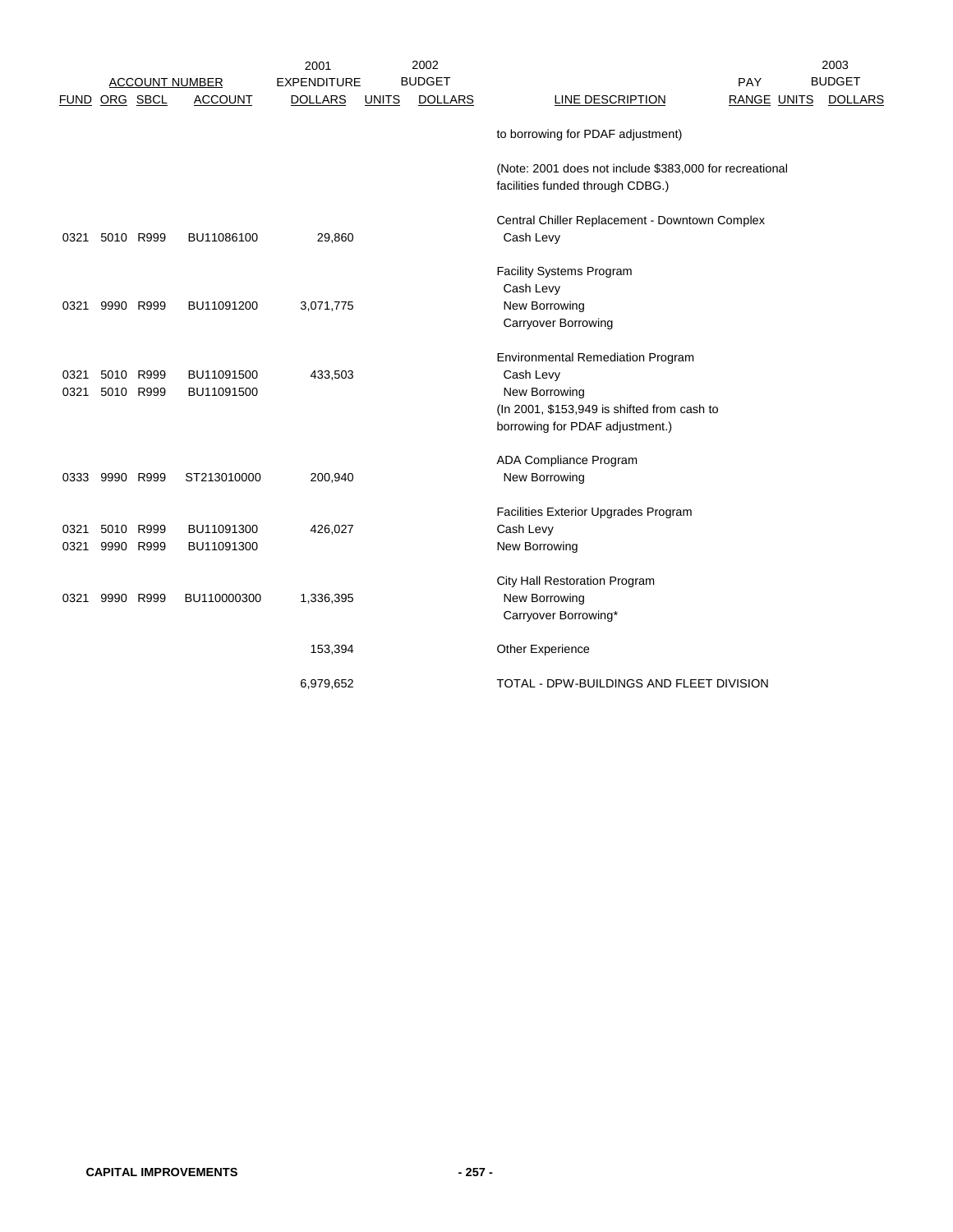| FUND | ORG | SBCL | ACCOUNT NUMBER ACCOUNT | 2001 EXPENDITURE DOLLARS | 2002 BUDGET UNITS | 2002 BUDGET DOLLARS | LINE DESCRIPTION | PAY RANGE | 2003 BUDGET UNITS | 2003 BUDGET DOLLARS |
|---|---|---|---|---|---|---|---|---|---|---|
| | | | | | | | to borrowing for PDAF adjustment) | | | |
| | | | | | | | (Note: 2001 does not include $383,000 for recreational facilities funded through CDBG.) | | | |
| | | | | | | | Central Chiller Replacement - Downtown Complex | | | |
| 0321 | 5010 | R999 | BU11086100 | 29,860 | | | Cash Levy | | | |
| | | | | | | | Facility Systems Program | | | |
| | | | | | | | Cash Levy | | | |
| 0321 | 9990 | R999 | BU11091200 | 3,071,775 | | | New Borrowing | | | |
| | | | | | | | Carryover Borrowing | | | |
| | | | | | | | Environmental Remediation Program | | | |
| 0321 | 5010 | R999 | BU11091500 | 433,503 | | | Cash Levy | | | |
| 0321 | 5010 | R999 | BU11091500 | | | | New Borrowing | | | |
| | | | | | | | (In 2001, $153,949 is shifted from cash to borrowing for PDAF adjustment.) | | | |
| | | | | | | | ADA Compliance Program | | | |
| 0333 | 9990 | R999 | ST213010000 | 200,940 | | | New Borrowing | | | |
| | | | | | | | Facilities Exterior Upgrades Program | | | |
| 0321 | 5010 | R999 | BU11091300 | 426,027 | | | Cash Levy | | | |
| 0321 | 9990 | R999 | BU11091300 | | | | New Borrowing | | | |
| | | | | | | | City Hall Restoration Program | | | |
| 0321 | 9990 | R999 | BU110000300 | 1,336,395 | | | New Borrowing | | | |
| | | | | | | | Carryover Borrowing* | | | |
| | | | | 153,394 | | | Other Experience | | | |
| | | | | 6,979,652 | | | TOTAL - DPW-BUILDINGS AND FLEET DIVISION | | | |

**CAPITAL IMPROVEMENTS**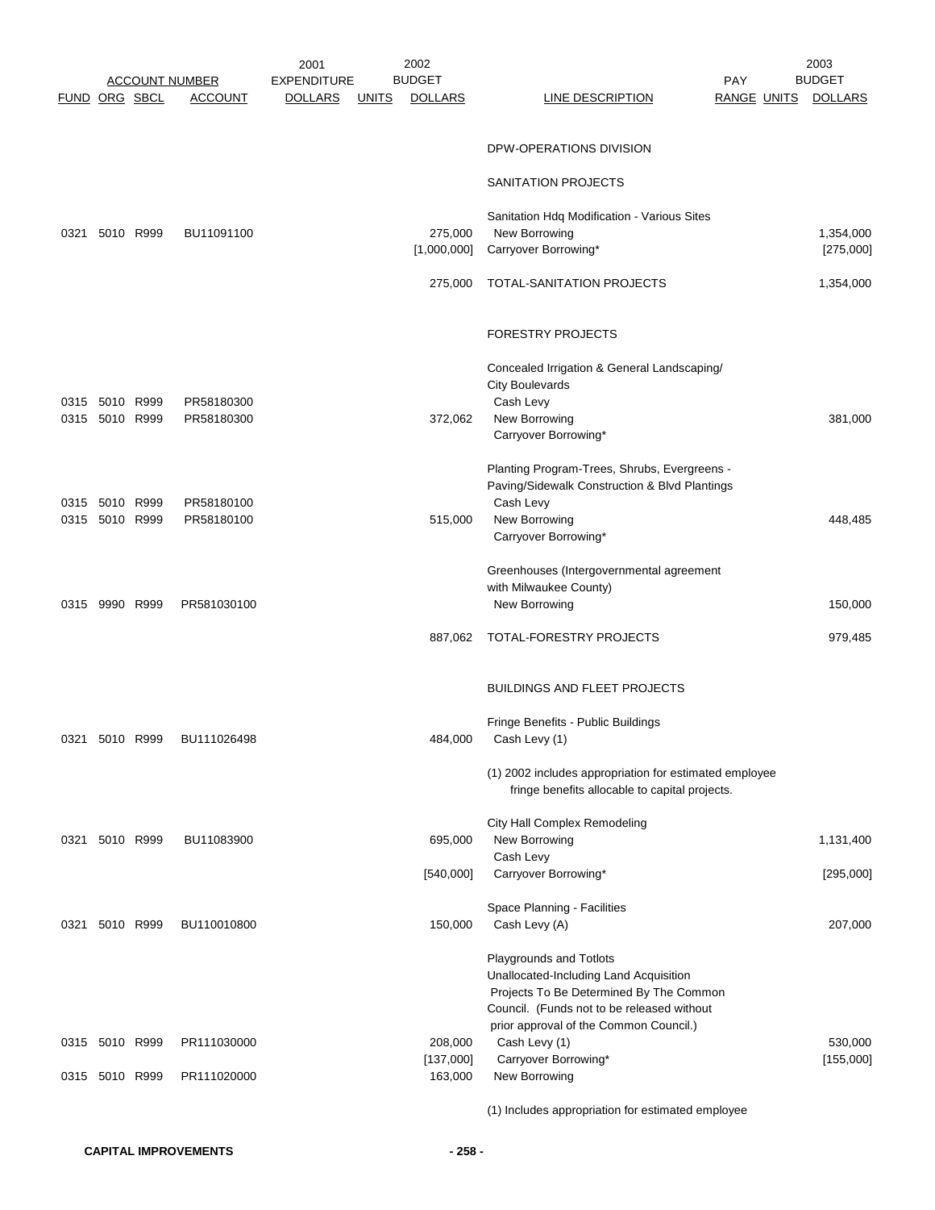| FUND | ORG | SBCL | ACCOUNT | 2001 EXPENDITURE DOLLARS | UNITS | 2002 BUDGET DOLLARS | LINE DESCRIPTION | PAY RANGE | UNITS | 2003 BUDGET DOLLARS |
|---|---|---|---|---|---|---|---|---|---|---|
| | | | | | | | DPW-OPERATIONS DIVISION | | | |
| | | | | | | | SANITATION PROJECTS | | | |
| | | | | | | | Sanitation Hdq Modification - Various Sites | | | |
| 0321 | 5010 | R999 | BU11091100 | | | 275,000 | New Borrowing | | | 1,354,000 |
| | | | | | | [1,000,000] | Carryover Borrowing* | | | [275,000] |
| | | | | | | 275,000 | TOTAL-SANITATION PROJECTS | | | 1,354,000 |
| | | | | | | | FORESTRY PROJECTS | | | |
| | | | | | | | Concealed Irrigation & General Landscaping/ City Boulevards | | | |
| 0315 | 5010 | R999 | PR58180300 | | | | Cash Levy | | | |
| 0315 | 5010 | R999 | PR58180300 | | | 372,062 | New Borrowing | | | 381,000 |
| | | | | | | | Carryover Borrowing* | | | |
| | | | | | | | Planting Program-Trees, Shrubs, Evergreens - Paving/Sidewalk Construction & Blvd Plantings | | | |
| 0315 | 5010 | R999 | PR58180100 | | | | Cash Levy | | | |
| 0315 | 5010 | R999 | PR58180100 | | | 515,000 | New Borrowing | | | 448,485 |
| | | | | | | | Carryover Borrowing* | | | |
| | | | | | | | Greenhouses (Intergovernmental agreement with Milwaukee County) | | | |
| 0315 | 9990 | R999 | PR581030100 | | | | New Borrowing | | | 150,000 |
| | | | | | | 887,062 | TOTAL-FORESTRY PROJECTS | | | 979,485 |
| | | | | | | | BUILDINGS AND FLEET PROJECTS | | | |
| | | | | | | | Fringe Benefits - Public Buildings | | | |
| 0321 | 5010 | R999 | BU111026498 | | | 484,000 | Cash Levy (1) | | | |
| | | | | | | | (1) 2002 includes appropriation for estimated employee fringe benefits allocable to capital projects. | | | |
| | | | | | | | City Hall Complex Remodeling | | | |
| 0321 | 5010 | R999 | BU11083900 | | | 695,000 | New Borrowing | | | 1,131,400 |
| | | | | | | | Cash Levy | | | |
| | | | | | | [540,000] | Carryover Borrowing* | | | [295,000] |
| | | | | | | | Space Planning - Facilities | | | |
| 0321 | 5010 | R999 | BU110010800 | | | 150,000 | Cash Levy (A) | | | 207,000 |
| | | | | | | | Playgrounds and Totlots Unallocated-Including Land Acquisition Projects To Be Determined By The Common Council. (Funds not to be released without prior approval of the Common Council.) | | | |
| 0315 | 5010 | R999 | PR111030000 | | | 208,000 | Cash Levy (1) | | | 530,000 |
| | | | | | | [137,000] | Carryover Borrowing* | | | [155,000] |
| 0315 | 5010 | R999 | PR111020000 | | | 163,000 | New Borrowing | | | |
| | | | | | | | (1) Includes appropriation for estimated employee | | | |

**CAPITAL IMPROVEMENTS**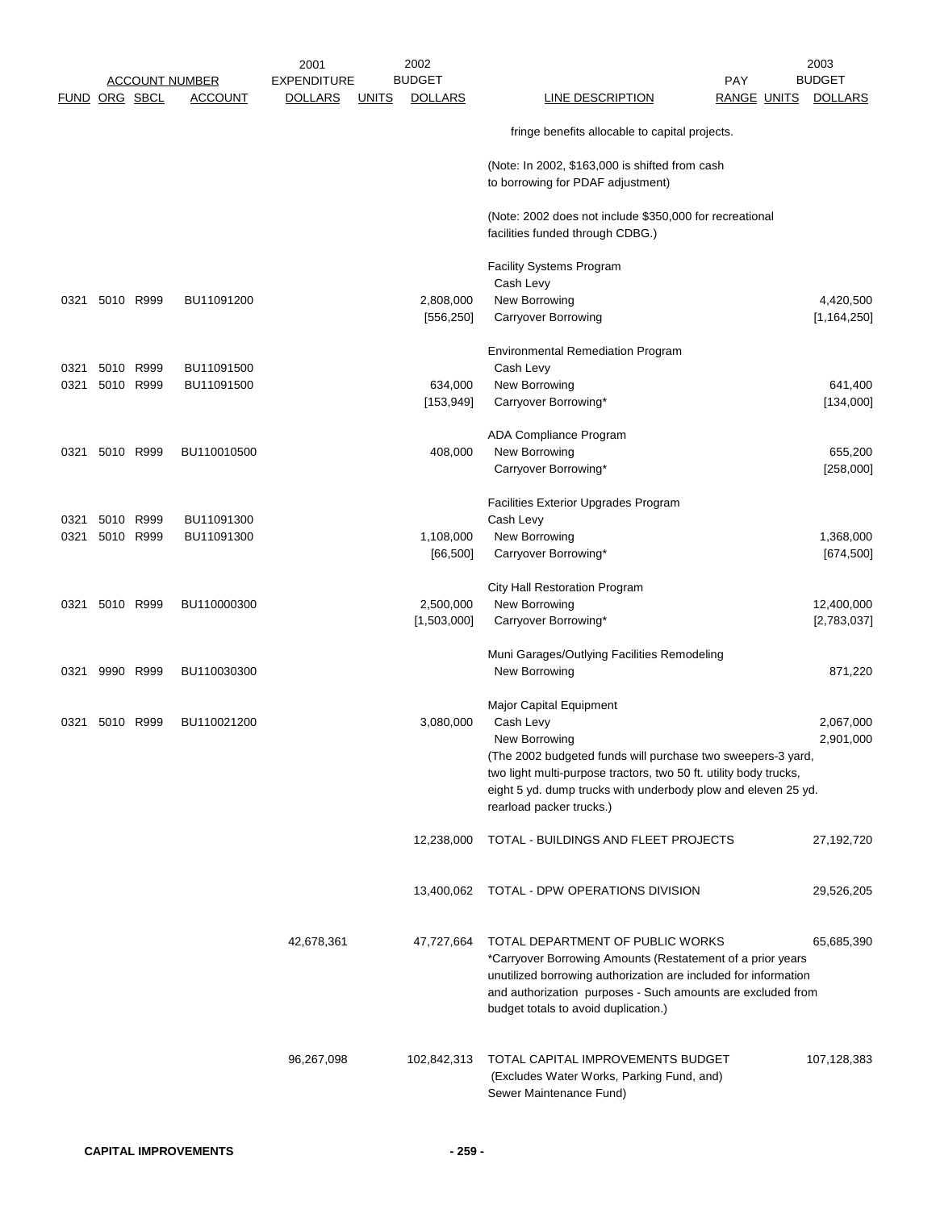| ACCOUNT NUMBER | | | | 2001 EXPENDITURE | 2002 BUDGET | | | PAY | | 2003 BUDGET |
|---|---|---|---|---|---|---|---|---|---|---|
| FUND | ORG | SBCL | ACCOUNT | DOLLARS | UNITS | DOLLARS | LINE DESCRIPTION | RANGE | UNITS | DOLLARS |
| | | | | | | | fringe benefits allocable to capital projects. | | | |
| | | | | | | | (Note: In 2002, $163,000 is shifted from cash to borrowing for PDAF adjustment) | | | |
| | | | | | | | (Note: 2002 does not include $350,000 for recreational facilities funded through CDBG.) | | | |
| | | | | | | | Facility Systems Program | | | |
| | | | | | | | Cash Levy | | | |
| 0321 | 5010 | R999 | BU11091200 | | | 2,808,000 | New Borrowing | | | 4,420,500 |
| | | | | | | [556,250] | Carryover Borrowing | | | [1,164,250] |
| | | | | | | | Environmental Remediation Program | | | |
| 0321 | 5010 | R999 | BU11091500 | | | | Cash Levy | | | |
| 0321 | 5010 | R999 | BU11091500 | | | 634,000 | New Borrowing | | | 641,400 |
| | | | | | | [153,949] | Carryover Borrowing* | | | [134,000] |
| | | | | | | | ADA Compliance Program | | | |
| 0321 | 5010 | R999 | BU110010500 | | | 408,000 | New Borrowing | | | 655,200 |
| | | | | | | | Carryover Borrowing* | | | [258,000] |
| | | | | | | | Facilities Exterior Upgrades Program | | | |
| 0321 | 5010 | R999 | BU11091300 | | | | Cash Levy | | | |
| 0321 | 5010 | R999 | BU11091300 | | | 1,108,000 | New Borrowing | | | 1,368,000 |
| | | | | | | [66,500] | Carryover Borrowing* | | | [674,500] |
| | | | | | | | City Hall Restoration Program | | | |
| 0321 | 5010 | R999 | BU110000300 | | | 2,500,000 | New Borrowing | | | 12,400,000 |
| | | | | | | [1,503,000] | Carryover Borrowing* | | | [2,783,037] |
| | | | | | | | Muni Garages/Outlying Facilities Remodeling | | | |
| 0321 | 9990 | R999 | BU110030300 | | | | New Borrowing | | | 871,220 |
| | | | | | | | Major Capital Equipment | | | |
| 0321 | 5010 | R999 | BU110021200 | | | 3,080,000 | Cash Levy | | | 2,067,000 |
| | | | | | | | New Borrowing | | | 2,901,000 |
| | | | | | | | (The 2002 budgeted funds will purchase two sweepers-3 yard, two light multi-purpose tractors, two 50 ft. utility body trucks, eight 5 yd. dump trucks with underbody plow and eleven 25 yd. rearload packer trucks.) | | | |
| | | | | | | 12,238,000 | TOTAL - BUILDINGS AND FLEET PROJECTS | | | 27,192,720 |
| | | | | | | 13,400,062 | TOTAL - DPW OPERATIONS DIVISION | | | 29,526,205 |
| | | | | 42,678,361 | | 47,727,664 | TOTAL DEPARTMENT OF PUBLIC WORKS | | | 65,685,390 |
| | | | | | | | *Carryover Borrowing Amounts (Restatement of a prior years unutilized borrowing authorization are included for information and authorization purposes - Such amounts are excluded from budget totals to avoid duplication.) | | | |
| | | | | 96,267,098 | | 102,842,313 | TOTAL CAPITAL IMPROVEMENTS BUDGET (Excludes Water Works, Parking Fund, and) Sewer Maintenance Fund) | | | 107,128,383 |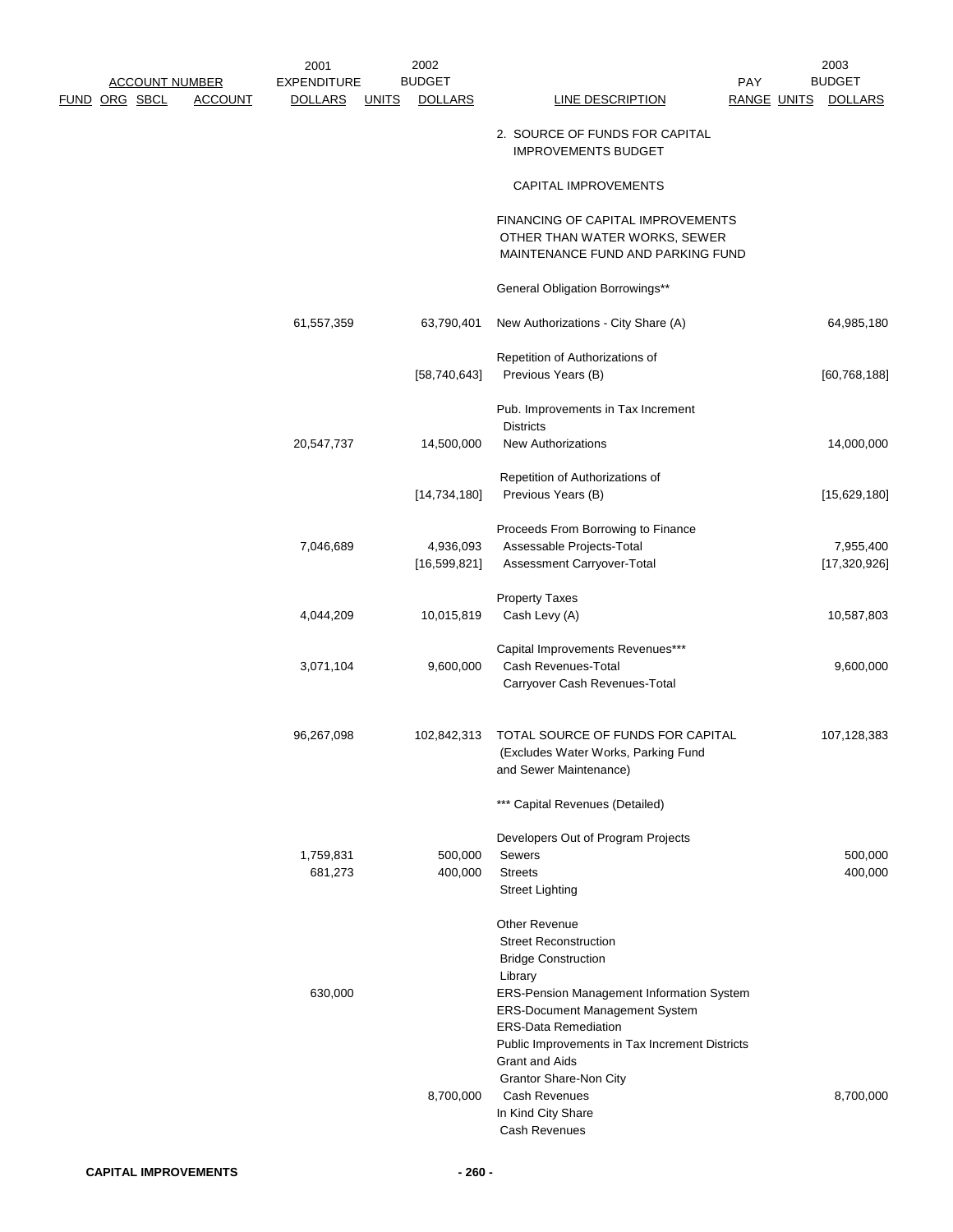| FUND | ORG | SBCL | ACCOUNT | 2001 EXPENDITURE DOLLARS | UNITS | 2002 BUDGET DOLLARS | LINE DESCRIPTION | PAY RANGE | UNITS | 2003 BUDGET DOLLARS |
|---|---|---|---|---|---|---|---|---|---|---|
| | | | | | | | 2. SOURCE OF FUNDS FOR CAPITAL IMPROVEMENTS BUDGET | | | |
| | | | | | | | CAPITAL IMPROVEMENTS | | | |
| | | | | | | | FINANCING OF CAPITAL IMPROVEMENTS OTHER THAN WATER WORKS, SEWER MAINTENANCE FUND AND PARKING FUND | | | |
| | | | | | | | General Obligation Borrowings** | | | |
| | | | | 61,557,359 | | 63,790,401 | New Authorizations - City Share (A) | | | 64,985,180 |
| | | | | | | [58,740,643] | Repetition of Authorizations of Previous Years (B) | | | [60,768,188] |
| | | | | | | | Pub. Improvements in Tax Increment Districts | | | |
| | | | | 20,547,737 | | 14,500,000 | New Authorizations | | | 14,000,000 |
| | | | | | | [14,734,180] | Repetition of Authorizations of Previous Years (B) | | | [15,629,180] |
| | | | | | | | Proceeds From Borrowing to Finance | | | |
| | | | | 7,046,689 | | 4,936,093 | Assessable Projects-Total | | | 7,955,400 |
| | | | | | | [16,599,821] | Assessment Carryover-Total | | | [17,320,926] |
| | | | | | | | Property Taxes | | | |
| | | | | 4,044,209 | | 10,015,819 | Cash Levy (A) | | | 10,587,803 |
| | | | | | | | Capital Improvements Revenues*** | | | |
| | | | | 3,071,104 | | 9,600,000 | Cash Revenues-Total | | | 9,600,000 |
| | | | | | | | Carryover Cash Revenues-Total | | | |
| | | | | 96,267,098 | | 102,842,313 | TOTAL SOURCE OF FUNDS FOR CAPITAL (Excludes Water Works, Parking Fund and Sewer Maintenance) | | | 107,128,383 |
| | | | | | | | *** Capital Revenues (Detailed) | | | |
| | | | | | | | Developers Out of Program Projects | | | |
| | | | | 1,759,831 | | 500,000 | Sewers | | | 500,000 |
| | | | | 681,273 | | 400,000 | Streets | | | 400,000 |
| | | | | | | | Street Lighting | | | |
| | | | | | | | Other Revenue | | | |
| | | | | | | | Street Reconstruction | | | |
| | | | | | | | Bridge Construction | | | |
| | | | | | | | Library | | | |
| | | | | 630,000 | | | ERS-Pension Management Information System | | | |
| | | | | | | | ERS-Document Management System | | | |
| | | | | | | | ERS-Data Remediation | | | |
| | | | | | | | Public Improvements in Tax Increment Districts | | | |
| | | | | | | | Grant and Aids | | | |
| | | | | | | | Grantor Share-Non City | | | |
| | | | | | | 8,700,000 | Cash Revenues | | | 8,700,000 |
| | | | | | | | In Kind City Share | | | |
| | | | | | | | Cash Revenues | | | |

**CAPITAL IMPROVEMENTS**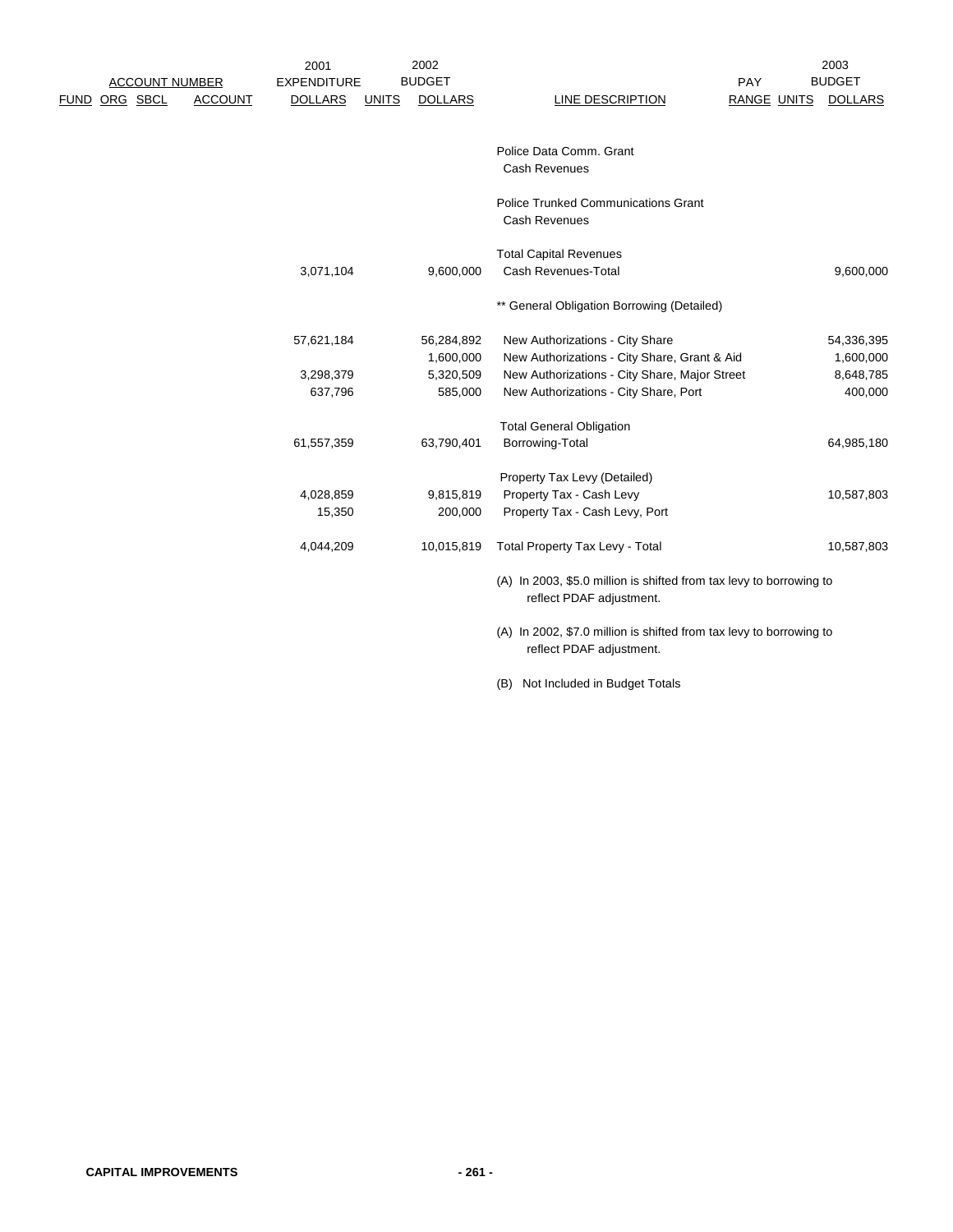| ACCOUNT NUMBER FUND | ORG | SBCL | ACCOUNT | 2001 EXPENDITURE DOLLARS | 2002 BUDGET UNITS | 2002 BUDGET DOLLARS | LINE DESCRIPTION | PAY RANGE | UNITS | 2003 BUDGET DOLLARS |
|---|---|---|---|---|---|---|---|---|---|---|
| | | | | | | | Police Data Comm. Grant | | | |
| | | | | | | | Cash Revenues | | | |
| | | | | | | | Police Trunked Communications Grant | | | |
| | | | | | | | Cash Revenues | | | |
| | | | | | | | Total Capital Revenues | | | |
| | | | | 3,071,104 | | 9,600,000 | Cash Revenues-Total | | | 9,600,000 |
| | | | | | | | ** General Obligation Borrowing (Detailed) | | | |
| | | | | 57,621,184 | | 56,284,892 | New Authorizations - City Share | | | 54,336,395 |
| | | | | | | 1,600,000 | New Authorizations - City Share, Grant & Aid | | | 1,600,000 |
| | | | | 3,298,379 | | 5,320,509 | New Authorizations - City Share, Major Street | | | 8,648,785 |
| | | | | 637,796 | | 585,000 | New Authorizations - City Share, Port | | | 400,000 |
| | | | | | | | Total General Obligation | | | |
| | | | | 61,557,359 | | 63,790,401 | Borrowing-Total | | | 64,985,180 |
| | | | | | | | Property Tax Levy (Detailed) | | | |
| | | | | 4,028,859 | | 9,815,819 | Property Tax - Cash Levy | | | 10,587,803 |
| | | | | 15,350 | | 200,000 | Property Tax - Cash Levy, Port | | | |
| | | | | 4,044,209 | | 10,015,819 | Total Property Tax Levy - Total | | | 10,587,803 |

(A) In 2003, $5.0 million is shifted from tax levy to borrowing to reflect PDAF adjustment.

(A) In 2002, $7.0 million is shifted from tax levy to borrowing to reflect PDAF adjustment.

(B) Not Included in Budget Totals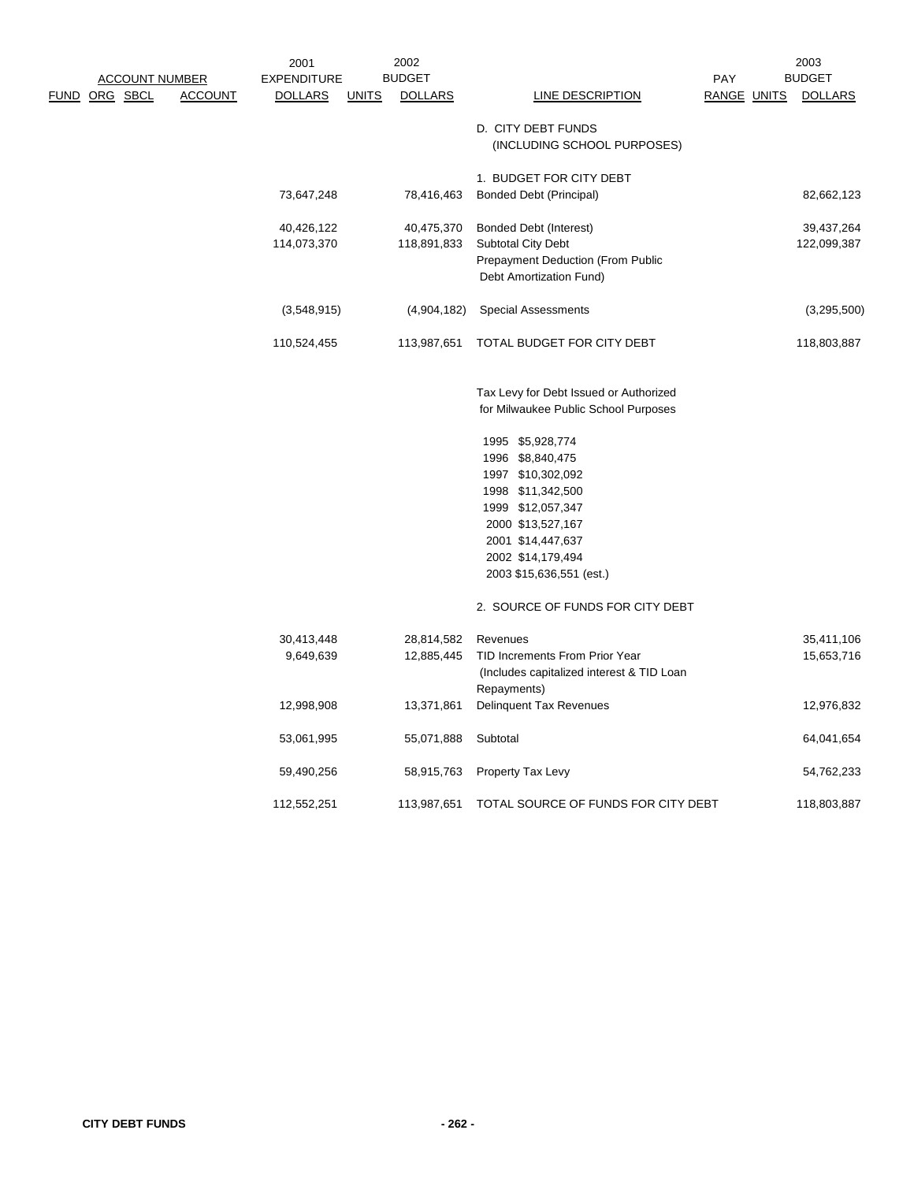| ACCOUNT NUMBER FUND | ORG | SBCL | ACCOUNT | 2001 EXPENDITURE DOLLARS | UNITS | 2002 BUDGET DOLLARS | LINE DESCRIPTION | PAY RANGE | UNITS | 2003 BUDGET DOLLARS |
|---|---|---|---|---|---|---|---|---|---|---|
| | | | | | | | D. CITY DEBT FUNDS (INCLUDING SCHOOL PURPOSES) | | | |
| | | | | | | | 1. BUDGET FOR CITY DEBT | | | |
| | | | | 73,647,248 | | 78,416,463 | Bonded Debt (Principal) | | | 82,662,123 |
| | | | | 40,426,122 | | 40,475,370 | Bonded Debt (Interest) | | | 39,437,264 |
| | | | | 114,073,370 | | 118,891,833 | Subtotal City Debt | | | 122,099,387 |
| | | | | | | | Prepayment Deduction (From Public Debt Amortization Fund) | | | |
| | | | | (3,548,915) | | (4,904,182) | Special Assessments | | | (3,295,500) |
| | | | | 110,524,455 | | 113,987,651 | TOTAL BUDGET FOR CITY DEBT | | | 118,803,887 |
| | | | | | | | Tax Levy for Debt Issued or Authorized for Milwaukee Public School Purposes | | | |
| | | | | | | | 1995 $5,928,774 | | | |
| | | | | | | | 1996 $8,840,475 | | | |
| | | | | | | | 1997 $10,302,092 | | | |
| | | | | | | | 1998 $11,342,500 | | | |
| | | | | | | | 1999 $12,057,347 | | | |
| | | | | | | | 2000 $13,527,167 | | | |
| | | | | | | | 2001 $14,447,637 | | | |
| | | | | | | | 2002 $14,179,494 | | | |
| | | | | | | | 2003 $15,636,551 (est.) | | | |
| | | | | | | | 2. SOURCE OF FUNDS FOR CITY DEBT | | | |
| | | | | 30,413,448 | | 28,814,582 | Revenues | | | 35,411,106 |
| | | | | 9,649,639 | | 12,885,445 | TID Increments From Prior Year (Includes capitalized interest & TID Loan Repayments) | | | 15,653,716 |
| | | | | 12,998,908 | | 13,371,861 | Delinquent Tax Revenues | | | 12,976,832 |
| | | | | 53,061,995 | | 55,071,888 | Subtotal | | | 64,041,654 |
| | | | | 59,490,256 | | 58,915,763 | Property Tax Levy | | | 54,762,233 |
| | | | | 112,552,251 | | 113,987,651 | TOTAL SOURCE OF FUNDS FOR CITY DEBT | | | 118,803,887 |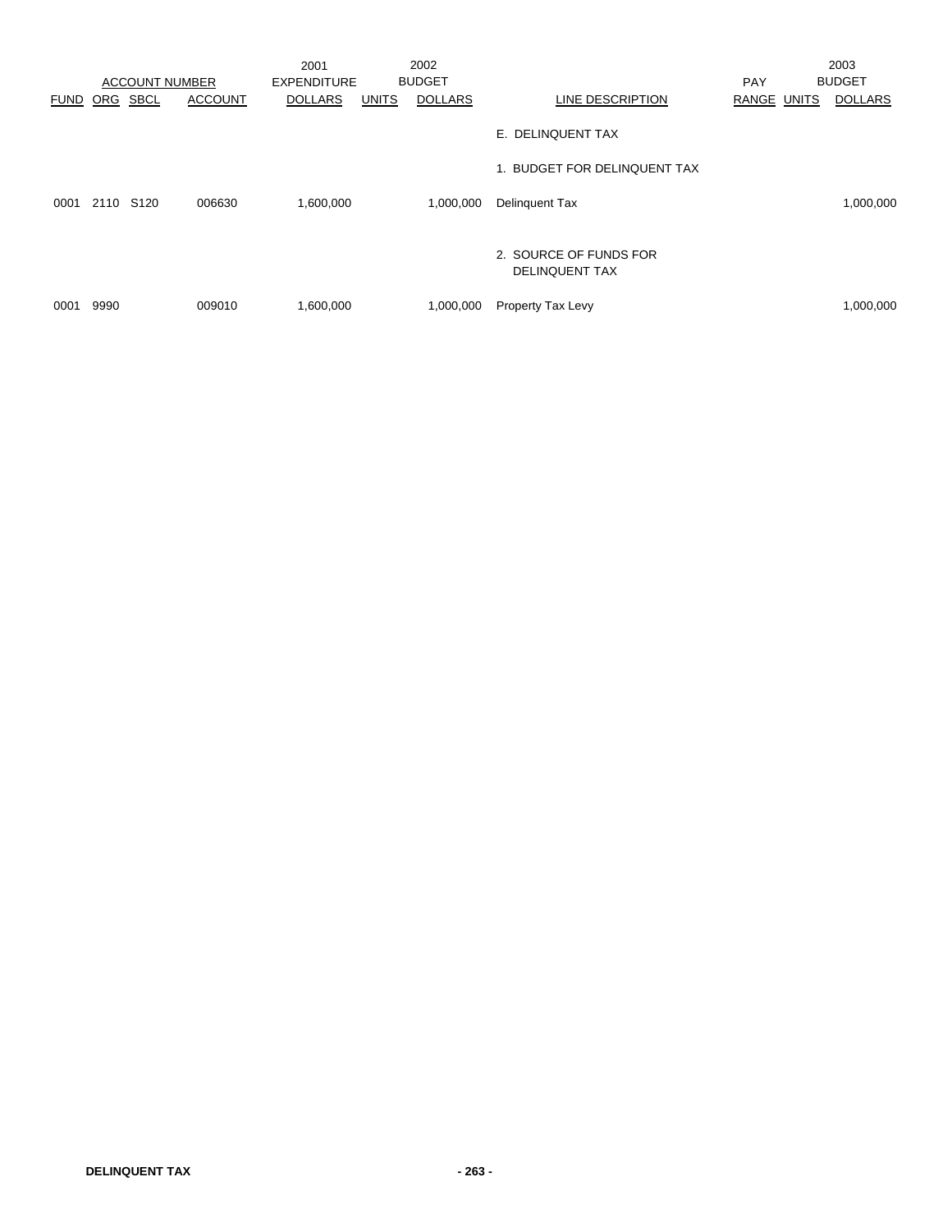| ACCOUNT NUMBER | | | | 2001 EXPENDITURE | 2002 BUDGET | | | PAY | 2003 BUDGET | |
|---|---|---|---|---|---|---|---|---|---|---|
| FUND | ORG | SBCL | ACCOUNT | DOLLARS | UNITS | DOLLARS | LINE DESCRIPTION | RANGE | UNITS | DOLLARS |
| | | | | | | | E. DELINQUENT TAX | | | |
| | | | | | | | 1. BUDGET FOR DELINQUENT TAX | | | |
| 0001 | 2110 | S120 | 006630 | 1,600,000 | | 1,000,000 | Delinquent Tax | | | 1,000,000 |
| | | | | | | | 2. SOURCE OF FUNDS FOR DELINQUENT TAX | | | |
| 0001 | 9990 | | 009010 | 1,600,000 | | 1,000,000 | Property Tax Levy | | | 1,000,000 |

**DELINQUENT TAX**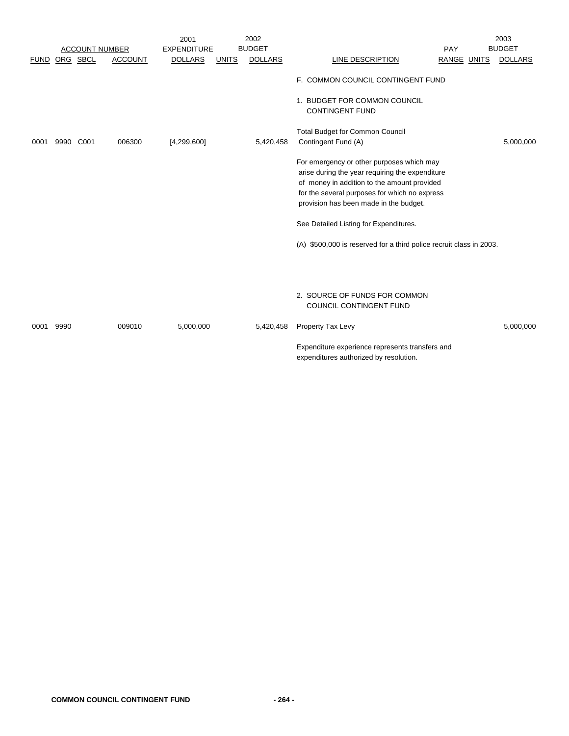| ACCOUNT NUMBER | | | | 2001 EXPENDITURE | 2002 BUDGET | | | PAY | | 2003 BUDGET |
|---|---|---|---|---|---|---|---|---|---|---|
| FUND | ORG | SBCL | ACCOUNT | DOLLARS | UNITS | DOLLARS | LINE DESCRIPTION | RANGE | UNITS | DOLLARS |
| | | | | | | | F. COMMON COUNCIL CONTINGENT FUND | | | |
| | | | | | | | 1. BUDGET FOR COMMON COUNCIL CONTINGENT FUND | | | |
| 0001 | 9990 | C001 | 006300 | [4,299,600] | | 5,420,458 | Total Budget for Common Council Contingent Fund (A) | | | 5,000,000 |
| | | | | | | | For emergency or other purposes which may arise during the year requiring the expenditure of money in addition to the amount provided for the several purposes for which no express provision has been made in the budget. | | | |
| | | | | | | | See Detailed Listing for Expenditures. | | | |
| | | | | | | | (A) $500,000 is reserved for a third police recruit class in 2003. | | | |
| | | | | | | | 2. SOURCE OF FUNDS FOR COMMON COUNCIL CONTINGENT FUND | | | |
| 0001 | 9990 | | 009010 | 5,000,000 | | 5,420,458 | Property Tax Levy | | | 5,000,000 |
| | | | | | | | Expenditure experience represents transfers and expenditures authorized by resolution. | | | |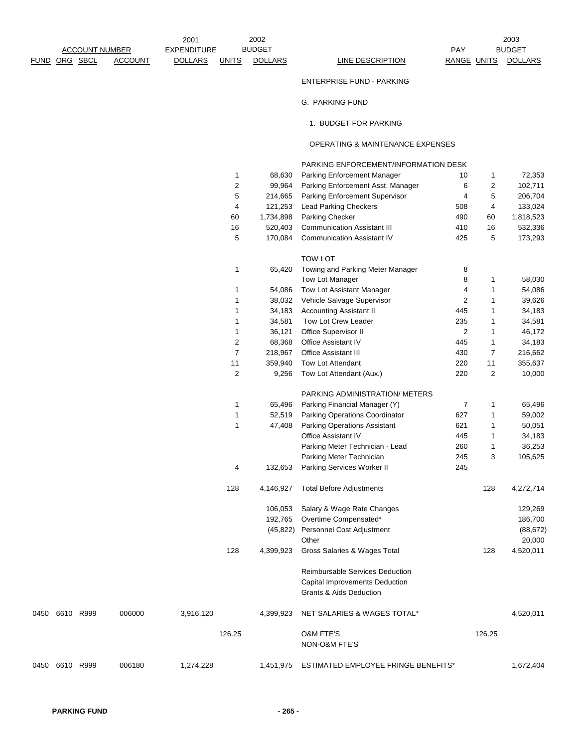| ACCOUNT NUMBER | | | | 2001 | 2002 | | | | | 2003 |
|---|---|---|---|---|---|---|---|---|---|---|
| FUND | ORG | SBCL | ACCOUNT | EXPENDITURE DOLLARS | UNITS | BUDGET DOLLARS | LINE DESCRIPTION | PAY RANGE | UNITS | BUDGET DOLLARS |
| | | | | | | | ENTERPRISE FUND - PARKING | | | |
| | | | | | | | G. PARKING FUND | | | |
| | | | | | | | 1. BUDGET FOR PARKING | | | |
| | | | | | | | OPERATING & MAINTENANCE EXPENSES | | | |
| | | | | | | | PARKING ENFORCEMENT/INFORMATION DESK | | | |
| | | | | | 1 | 68,630 | Parking Enforcement Manager | 10 | 1 | 72,353 |
| | | | | | 2 | 99,964 | Parking Enforcement Asst. Manager | 6 | 2 | 102,711 |
| | | | | | 5 | 214,665 | Parking Enforcement Supervisor | 4 | 5 | 206,704 |
| | | | | | 4 | 121,253 | Lead Parking Checkers | 508 | 4 | 133,024 |
| | | | | | 60 | 1,734,898 | Parking Checker | 490 | 60 | 1,818,523 |
| | | | | | 16 | 520,403 | Communication Assistant III | 410 | 16 | 532,336 |
| | | | | | 5 | 170,084 | Communication Assistant IV | 425 | 5 | 173,293 |
| | | | | | | | TOW LOT | | | |
| | | | | | 1 | 65,420 | Towing and Parking Meter Manager | 8 | | |
| | | | | | | | Tow Lot Manager | 8 | 1 | 58,030 |
| | | | | | 1 | 54,086 | Tow Lot Assistant Manager | 4 | 1 | 54,086 |
| | | | | | 1 | 38,032 | Vehicle Salvage Supervisor | 2 | 1 | 39,626 |
| | | | | | 1 | 34,183 | Accounting Assistant II | 445 | 1 | 34,183 |
| | | | | | 1 | 34,581 | Tow Lot Crew Leader | 235 | 1 | 34,581 |
| | | | | | 1 | 36,121 | Office Supervisor II | 2 | 1 | 46,172 |
| | | | | | 2 | 68,368 | Office Assistant IV | 445 | 1 | 34,183 |
| | | | | | 7 | 218,967 | Office Assistant III | 430 | 7 | 216,662 |
| | | | | | 11 | 359,940 | Tow Lot Attendant | 220 | 11 | 355,637 |
| | | | | | 2 | 9,256 | Tow Lot Attendant (Aux.) | 220 | 2 | 10,000 |
| | | | | | | | PARKING ADMINISTRATION/ METERS | | | |
| | | | | | 1 | 65,496 | Parking Financial Manager (Y) | 7 | 1 | 65,496 |
| | | | | | 1 | 52,519 | Parking Operations Coordinator | 627 | 1 | 59,002 |
| | | | | | 1 | 47,408 | Parking Operations Assistant | 621 | 1 | 50,051 |
| | | | | | | | Office Assistant IV | 445 | 1 | 34,183 |
| | | | | | | | Parking Meter Technician - Lead | 260 | 1 | 36,253 |
| | | | | | | | Parking Meter Technician | 245 | 3 | 105,625 |
| | | | | | 4 | 132,653 | Parking Services Worker II | 245 | | |
| | | | | | 128 | 4,146,927 | Total Before Adjustments | | 128 | 4,272,714 |
| | | | | | | 106,053 | Salary & Wage Rate Changes | | | 129,269 |
| | | | | | | 192,765 | Overtime Compensated* | | | 186,700 |
| | | | | | | (45,822) | Personnel Cost Adjustment | | | (88,672) |
| | | | | | | | Other | | | 20,000 |
| | | | | | 128 | 4,399,923 | Gross Salaries & Wages Total | | 128 | 4,520,011 |
| | | | | | | | Reimbursable Services Deduction | | | |
| | | | | | | | Capital Improvements Deduction | | | |
| | | | | | | | Grants & Aids Deduction | | | |
| 0450 | 6610 | R999 | 006000 | 3,916,120 | | 4,399,923 | NET SALARIES & WAGES TOTAL* | | | 4,520,011 |
| | | | | | 126.25 | | O&M FTE'S | | 126.25 | |
| | | | | | | | NON-O&M FTE'S | | | |
| 0450 | 6610 | R999 | 006180 | 1,274,228 | | 1,451,975 | ESTIMATED EMPLOYEE FRINGE BENEFITS* | | | 1,672,404 |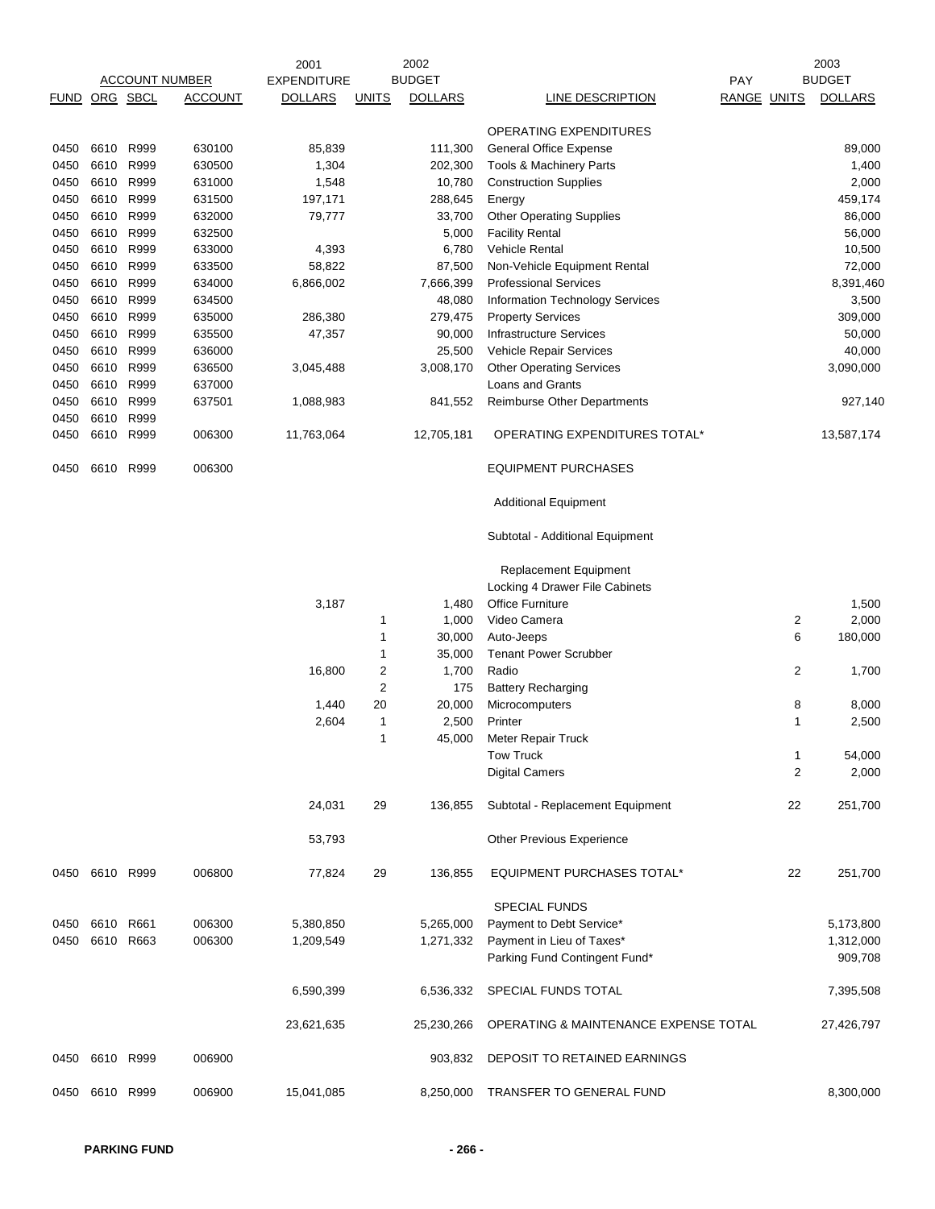| ACCOUNT NUMBER | | | | 2001 EXPENDITURE | 2002 BUDGET | | | PAY | | 2003 BUDGET |
|---|---|---|---|---|---|---|---|---|---|---|
| FUND | ORG | SBCL | ACCOUNT | DOLLARS | UNITS | DOLLARS | LINE DESCRIPTION | RANGE | UNITS | DOLLARS |
| | | | | | | | OPERATING EXPENDITURES | | | |
| 0450 | 6610 | R999 | 630100 | 85,839 | | 111,300 | General Office Expense | | | 89,000 |
| 0450 | 6610 | R999 | 630500 | 1,304 | | 202,300 | Tools & Machinery Parts | | | 1,400 |
| 0450 | 6610 | R999 | 631000 | 1,548 | | 10,780 | Construction Supplies | | | 2,000 |
| 0450 | 6610 | R999 | 631500 | 197,171 | | 288,645 | Energy | | | 459,174 |
| 0450 | 6610 | R999 | 632000 | 79,777 | | 33,700 | Other Operating Supplies | | | 86,000 |
| 0450 | 6610 | R999 | 632500 | | | 5,000 | Facility Rental | | | 56,000 |
| 0450 | 6610 | R999 | 633000 | 4,393 | | 6,780 | Vehicle Rental | | | 10,500 |
| 0450 | 6610 | R999 | 633500 | 58,822 | | 87,500 | Non-Vehicle Equipment Rental | | | 72,000 |
| 0450 | 6610 | R999 | 634000 | 6,866,002 | | 7,666,399 | Professional Services | | | 8,391,460 |
| 0450 | 6610 | R999 | 634500 | | | 48,080 | Information Technology Services | | | 3,500 |
| 0450 | 6610 | R999 | 635000 | 286,380 | | 279,475 | Property Services | | | 309,000 |
| 0450 | 6610 | R999 | 635500 | 47,357 | | 90,000 | Infrastructure Services | | | 50,000 |
| 0450 | 6610 | R999 | 636000 | | | 25,500 | Vehicle Repair Services | | | 40,000 |
| 0450 | 6610 | R999 | 636500 | 3,045,488 | | 3,008,170 | Other Operating Services | | | 3,090,000 |
| 0450 | 6610 | R999 | 637000 | | | | Loans and Grants | | | |
| 0450 | 6610 | R999 | 637501 | 1,088,983 | | 841,552 | Reimburse Other Departments | | | 927,140 |
| 0450 | 6610 | R999 | | | | | | | | |
| 0450 | 6610 | R999 | 006300 | 11,763,064 | | 12,705,181 | OPERATING EXPENDITURES TOTAL* | | | 13,587,174 |
| 0450 | 6610 | R999 | 006300 | | | | EQUIPMENT PURCHASES | | | |
| | | | | | | | Additional Equipment | | | |
| | | | | | | | Subtotal - Additional Equipment | | | |
| | | | | | | | Replacement Equipment | | | |
| | | | | | | | Locking 4 Drawer File Cabinets | | | |
| | | | | 3,187 | | 1,480 | Office Furniture | | | 1,500 |
| | | | | | 1 | 1,000 | Video Camera | | 2 | 2,000 |
| | | | | | 1 | 30,000 | Auto-Jeeps | | 6 | 180,000 |
| | | | | | 1 | 35,000 | Tenant Power Scrubber | | | |
| | | | | 16,800 | 2 | 1,700 | Radio | | 2 | 1,700 |
| | | | | | 2 | 175 | Battery Recharging | | | |
| | | | | 1,440 | 20 | 20,000 | Microcomputers | | 8 | 8,000 |
| | | | | 2,604 | 1 | 2,500 | Printer | | 1 | 2,500 |
| | | | | | 1 | 45,000 | Meter Repair Truck | | | |
| | | | | | | | Tow Truck | | 1 | 54,000 |
| | | | | | | | Digital Camers | | 2 | 2,000 |
| | | | | 24,031 | 29 | 136,855 | Subtotal - Replacement Equipment | | 22 | 251,700 |
| | | | | 53,793 | | | Other Previous Experience | | | |
| 0450 | 6610 | R999 | 006800 | 77,824 | 29 | 136,855 | EQUIPMENT PURCHASES TOTAL* | | 22 | 251,700 |
| | | | | | | | SPECIAL FUNDS | | | |
| 0450 | 6610 | R661 | 006300 | 5,380,850 | | 5,265,000 | Payment to Debt Service* | | | 5,173,800 |
| 0450 | 6610 | R663 | 006300 | 1,209,549 | | 1,271,332 | Payment in Lieu of Taxes* | | | 1,312,000 |
| | | | | | | | Parking Fund Contingent Fund* | | | 909,708 |
| | | | | 6,590,399 | | 6,536,332 | SPECIAL FUNDS TOTAL | | | 7,395,508 |
| | | | | 23,621,635 | | 25,230,266 | OPERATING & MAINTENANCE EXPENSE TOTAL | | | 27,426,797 |
| 0450 | 6610 | R999 | 006900 | | | 903,832 | DEPOSIT TO RETAINED EARNINGS | | | |
| 0450 | 6610 | R999 | 006900 | 15,041,085 | | 8,250,000 | TRANSFER TO GENERAL FUND | | | 8,300,000 |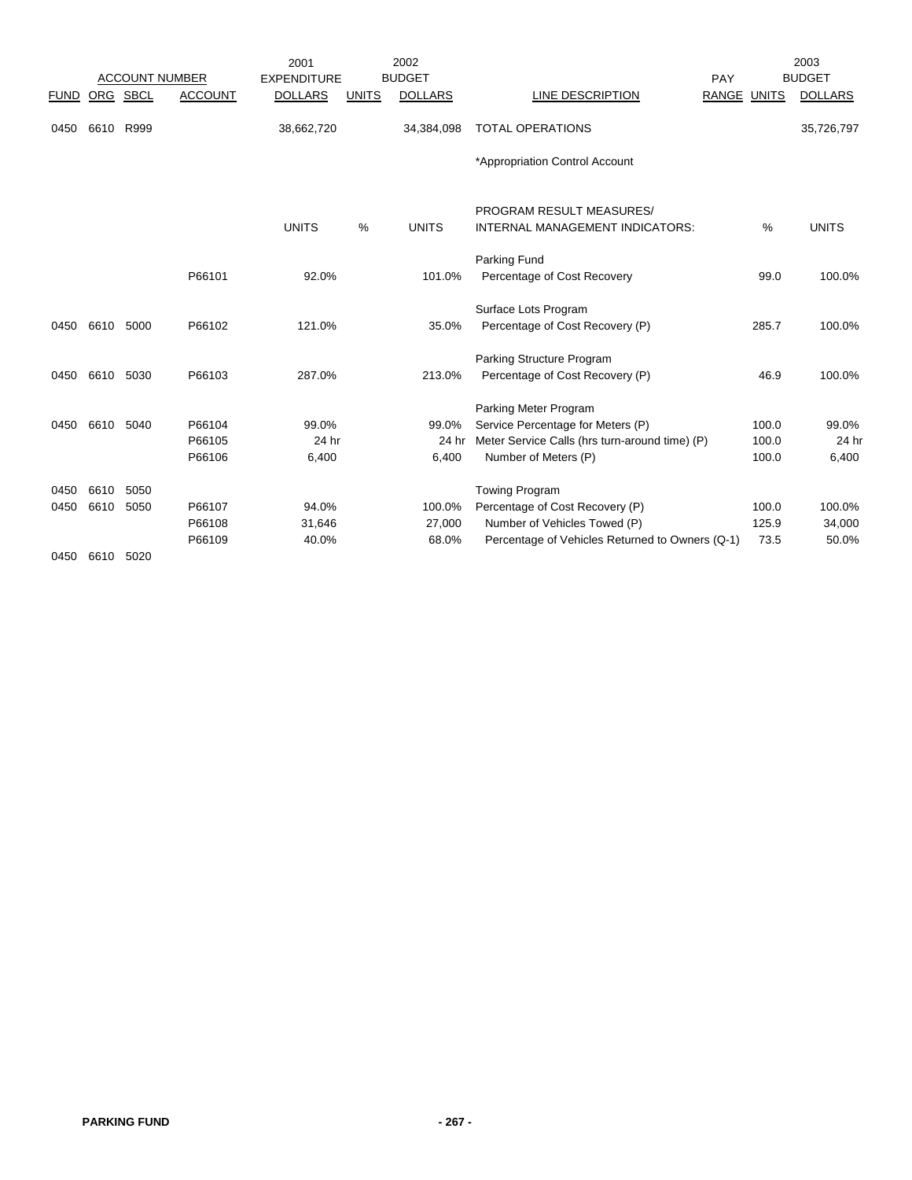| FUND | ORG | SBCL | ACCOUNT | 2001 EXPENDITURE DOLLARS | UNITS | 2002 BUDGET DOLLARS | LINE DESCRIPTION | PAY RANGE | UNITS | 2003 BUDGET DOLLARS |
|---|---|---|---|---|---|---|---|---|---|---|
| 0450 | 6610 | R999 | | 38,662,720 | | 34,384,098 | TOTAL OPERATIONS | | | 35,726,797 |
| | | | | | | | *Appropriation Control Account | | | |
| | | | | UNITS | % | UNITS | PROGRAM RESULT MEASURES/ INTERNAL MANAGEMENT INDICATORS: | | % | UNITS |
| | | | | | | | Parking Fund | | | |
| | | | P66101 | 92.0% | | 101.0% | Percentage of Cost Recovery | | 99.0 | 100.0% |
| | | | | | | | Surface Lots Program | | | |
| 0450 | 6610 | 5000 | P66102 | 121.0% | | 35.0% | Percentage of Cost Recovery (P) | | 285.7 | 100.0% |
| | | | | | | | Parking Structure Program | | | |
| 0450 | 6610 | 5030 | P66103 | 287.0% | | 213.0% | Percentage of Cost Recovery (P) | | 46.9 | 100.0% |
| | | | | | | | Parking Meter Program | | | |
| 0450 | 6610 | 5040 | P66104 | 99.0% | | 99.0% | Service Percentage for Meters (P) | | 100.0 | 99.0% |
| | | | P66105 | 24 hr | | 24 hr | Meter Service Calls (hrs turn-around time) (P) | | 100.0 | 24 hr |
| | | | P66106 | 6,400 | | 6,400 | Number of Meters (P) | | 100.0 | 6,400 |
| 0450 | 6610 | 5050 | | | | | Towing Program | | | |
| 0450 | 6610 | 5050 | P66107 | 94.0% | | 100.0% | Percentage of Cost Recovery (P) | | 100.0 | 100.0% |
| | | | P66108 | 31,646 | | 27,000 | Number of Vehicles Towed (P) | | 125.9 | 34,000 |
| | | | P66109 | 40.0% | | 68.0% | Percentage of Vehicles Returned to Owners (Q-1) | | 73.5 | 50.0% |
| 0450 | 6610 | 5020 | | | | | | | | |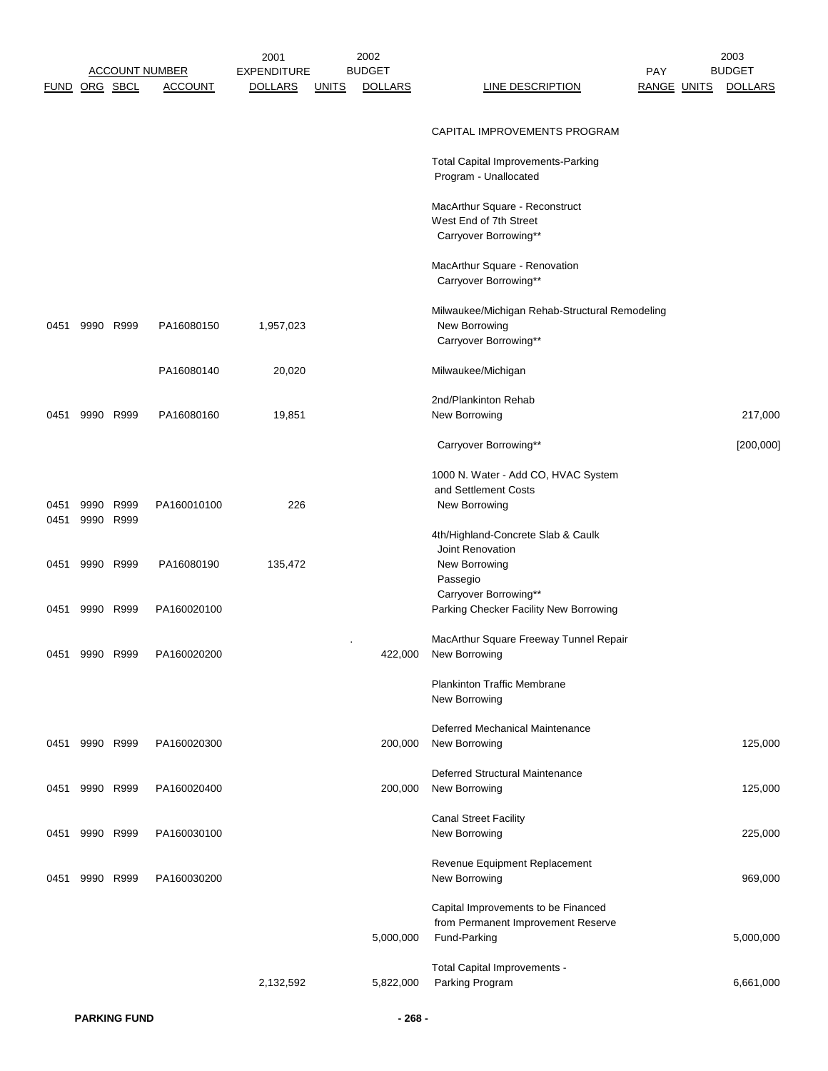| ACCOUNT NUMBER | | | | 2001 EXPENDITURE | | 2002 BUDGET | | PAY | | 2003 BUDGET |
|---|---|---|---|---|---|---|---|---|---|---|
| FUND | ORG | SBCL | ACCOUNT | DOLLARS | UNITS | DOLLARS | LINE DESCRIPTION | RANGE | UNITS | DOLLARS |
| | | | | | | | CAPITAL IMPROVEMENTS PROGRAM | | | |
| | | | | | | | Total Capital Improvements-Parking Program - Unallocated | | | |
| | | | | | | | MacArthur Square - Reconstruct West End of 7th Street | | | |
| | | | | | | | Carryover Borrowing** | | | |
| | | | | | | | MacArthur Square - Renovation | | | |
| | | | | | | | Carryover Borrowing** | | | |
| | | | | | | | Milwaukee/Michigan Rehab-Structural Remodeling | | | |
| 0451 | 9990 | R999 | PA16080150 | 1,957,023 | | | New Borrowing | | | |
| | | | | | | | Carryover Borrowing** | | | |
| | | | PA16080140 | 20,020 | | | Milwaukee/Michigan | | | |
| | | | | | | | 2nd/Plankinton Rehab | | | |
| 0451 | 9990 | R999 | PA16080160 | 19,851 | | | New Borrowing | | | 217,000 |
| | | | | | | | Carryover Borrowing** | | | [200,000] |
| | | | | | | | 1000 N. Water - Add CO, HVAC System and Settlement Costs | | | |
| 0451 | 9990 | R999 | PA160010100 | 226 | | | New Borrowing | | | |
| 0451 | 9990 | R999 | | | | | | | | |
| | | | | | | | 4th/Highland-Concrete Slab & Caulk Joint Renovation | | | |
| 0451 | 9990 | R999 | PA16080190 | 135,472 | | | New Borrowing | | | |
| | | | | | | | Passegio | | | |
| | | | | | | | Carryover Borrowing** | | | |
| 0451 | 9990 | R999 | PA160020100 | | | | Parking Checker Facility New Borrowing | | | |
| | | | | | | | MacArthur Square Freeway Tunnel Repair | | | |
| 0451 | 9990 | R999 | PA160020200 | | | 422,000 | New Borrowing | | | |
| | | | | | | | Plankinton Traffic Membrane | | | |
| | | | | | | | New Borrowing | | | |
| | | | | | | | Deferred Mechanical Maintenance | | | |
| 0451 | 9990 | R999 | PA160020300 | | | 200,000 | New Borrowing | | | 125,000 |
| | | | | | | | Deferred Structural Maintenance | | | |
| 0451 | 9990 | R999 | PA160020400 | | | 200,000 | New Borrowing | | | 125,000 |
| | | | | | | | Canal Street Facility | | | |
| 0451 | 9990 | R999 | PA160030100 | | | | New Borrowing | | | 225,000 |
| | | | | | | | Revenue Equipment Replacement | | | |
| 0451 | 9990 | R999 | PA160030200 | | | | New Borrowing | | | 969,000 |
| | | | | | | | Capital Improvements to be Financed from Permanent Improvement Reserve | | | |
| | | | | | | 5,000,000 | Fund-Parking | | | 5,000,000 |
| | | | | | | | Total Capital Improvements - | | | |
| | | | | 2,132,592 | | 5,822,000 | Parking Program | | | 6,661,000 |

PARKING FUND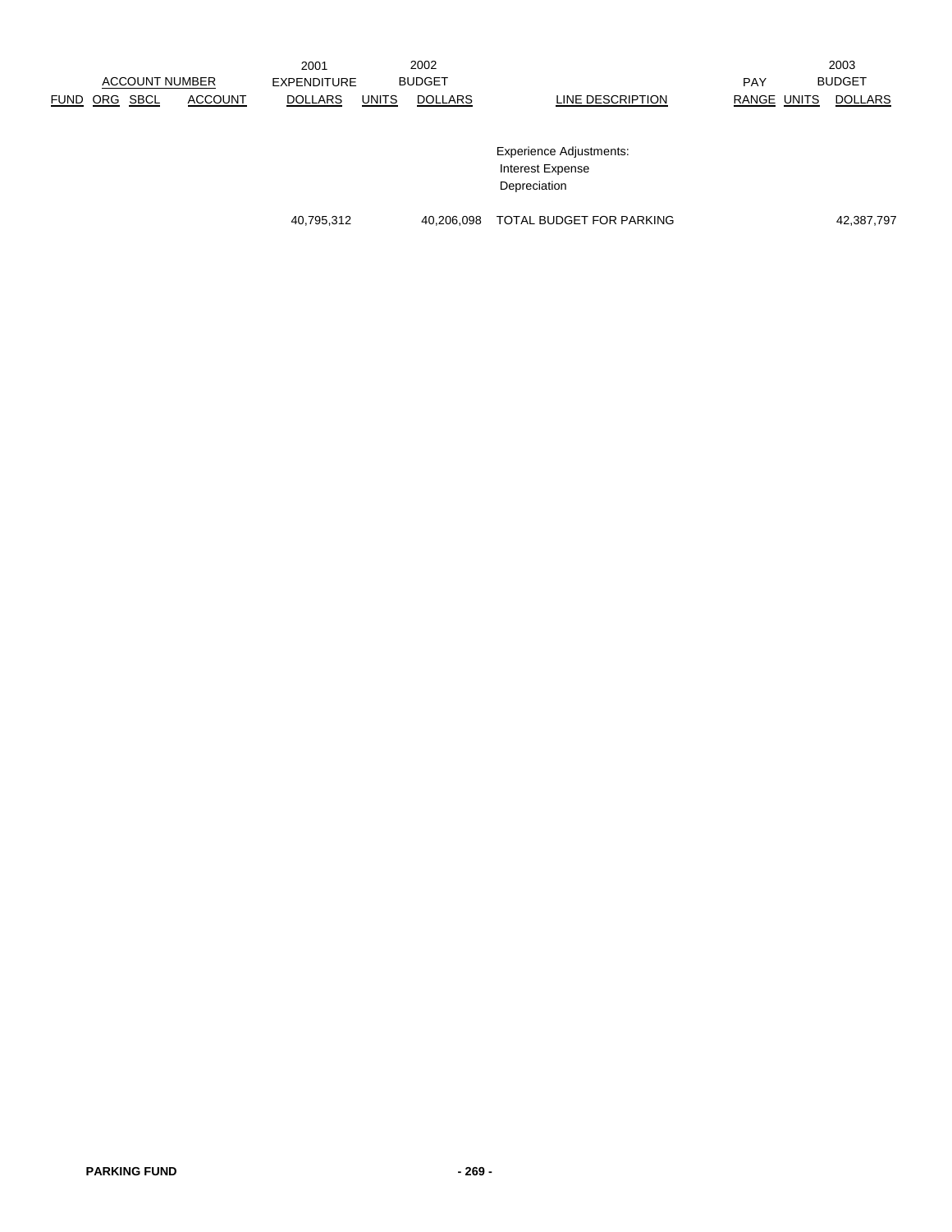| ACCOUNT NUMBER | | | | 2001 EXPENDITURE | 2002 BUDGET | | | PAY | 2003 BUDGET | |
|---|---|---|---|---|---|---|---|---|---|---|
| FUND | ORG | SBCL | ACCOUNT | DOLLARS | UNITS | DOLLARS | LINE DESCRIPTION | RANGE | UNITS | DOLLARS |
| | | | | | | | Experience Adjustments: | | | |
| | | | | | | | Interest Expense | | | |
| | | | | | | | Depreciation | | | |
| | | | | 40,795,312 | | 40,206,098 | TOTAL BUDGET FOR PARKING | | | 42,387,797 |

**PARKING FUND**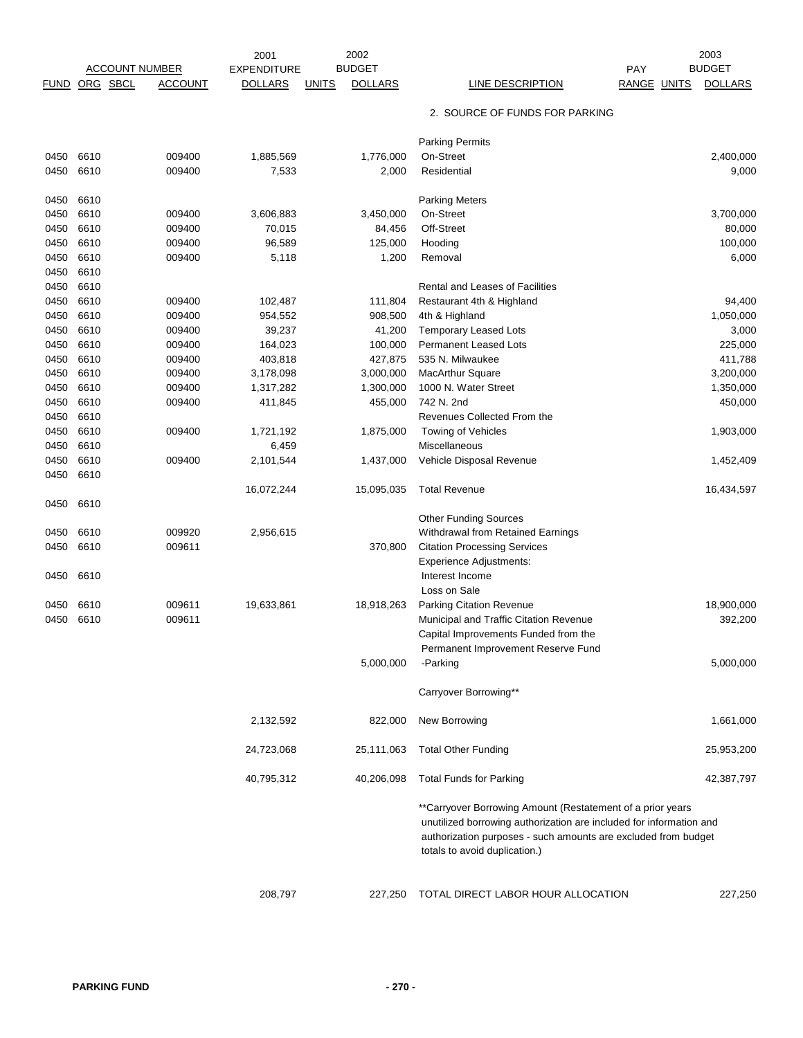| ACCOUNT NUMBER | | | | 2001 EXPENDITURE | | 2002 BUDGET | | PAY | | 2003 BUDGET |
|---|---|---|---|---|---|---|---|---|---|---|
| FUND | ORG | SBCL | ACCOUNT | DOLLARS | UNITS | DOLLARS | LINE DESCRIPTION | RANGE | UNITS | DOLLARS |
| | | | | | | | 2. SOURCE OF FUNDS FOR PARKING | | | |
| | | | | | | | Parking Permits | | | |
| 0450 | 6610 | | 009400 | 1,885,569 | | 1,776,000 | On-Street | | | 2,400,000 |
| 0450 | 6610 | | 009400 | 7,533 | | 2,000 | Residential | | | 9,000 |
| 0450 | 6610 | | | | | | Parking Meters | | | |
| 0450 | 6610 | | 009400 | 3,606,883 | | 3,450,000 | On-Street | | | 3,700,000 |
| 0450 | 6610 | | 009400 | 70,015 | | 84,456 | Off-Street | | | 80,000 |
| 0450 | 6610 | | 009400 | 96,589 | | 125,000 | Hooding | | | 100,000 |
| 0450 | 6610 | | 009400 | 5,118 | | 1,200 | Removal | | | 6,000 |
| 0450 | 6610 | | | | | | | | | |
| 0450 | 6610 | | | | | | Rental and Leases of Facilities | | | |
| 0450 | 6610 | | 009400 | 102,487 | | 111,804 | Restaurant 4th & Highland | | | 94,400 |
| 0450 | 6610 | | 009400 | 954,552 | | 908,500 | 4th & Highland | | | 1,050,000 |
| 0450 | 6610 | | 009400 | 39,237 | | 41,200 | Temporary Leased Lots | | | 3,000 |
| 0450 | 6610 | | 009400 | 164,023 | | 100,000 | Permanent Leased Lots | | | 225,000 |
| 0450 | 6610 | | 009400 | 403,818 | | 427,875 | 535 N. Milwaukee | | | 411,788 |
| 0450 | 6610 | | 009400 | 3,178,098 | | 3,000,000 | MacArthur Square | | | 3,200,000 |
| 0450 | 6610 | | 009400 | 1,317,282 | | 1,300,000 | 1000 N. Water Street | | | 1,350,000 |
| 0450 | 6610 | | 009400 | 411,845 | | 455,000 | 742 N. 2nd | | | 450,000 |
| 0450 | 6610 | | | | | | Revenues Collected From the | | | |
| 0450 | 6610 | | 009400 | 1,721,192 | | 1,875,000 | Towing of Vehicles | | | 1,903,000 |
| 0450 | 6610 | | | 6,459 | | | Miscellaneous | | | |
| 0450 | 6610 | | 009400 | 2,101,544 | | 1,437,000 | Vehicle Disposal Revenue | | | 1,452,409 |
| 0450 | 6610 | | | | | | | | | |
| | | | | 16,072,244 | | 15,095,035 | Total Revenue | | | 16,434,597 |
| 0450 | 6610 | | | | | | | | | |
| | | | | | | | Other Funding Sources | | | |
| 0450 | 6610 | | 009920 | 2,956,615 | | | Withdrawal from Retained Earnings | | | |
| 0450 | 6610 | | 009611 | | | 370,800 | Citation Processing Services | | | |
| | | | | | | | Experience Adjustments: | | | |
| 0450 | 6610 | | | | | | Interest Income | | | |
| | | | | | | | Loss on Sale | | | |
| 0450 | 6610 | | 009611 | 19,633,861 | | 18,918,263 | Parking Citation Revenue | | | 18,900,000 |
| 0450 | 6610 | | 009611 | | | | Municipal and Traffic Citation Revenue | | | 392,200 |
| | | | | | | | Capital Improvements Funded from the | | | |
| | | | | | | | Permanent Improvement Reserve Fund | | | |
| | | | | | | 5,000,000 | -Parking | | | 5,000,000 |
| | | | | | | | Carryover Borrowing** | | | |
| | | | | 2,132,592 | | 822,000 | New Borrowing | | | 1,661,000 |
| | | | | 24,723,068 | | 25,111,063 | Total Other Funding | | | 25,953,200 |
| | | | | 40,795,312 | | 40,206,098 | Total Funds for Parking | | | 42,387,797 |

**Carryover Borrowing Amount (Restatement of a prior years unutilized borrowing authorization are included for information and authorization purposes - such amounts are excluded from budget totals to avoid duplication.)

| | | | |
|---|---|---|---|
| 208,797 | 227,250 | TOTAL DIRECT LABOR HOUR ALLOCATION | 227,250 |

PARKING FUND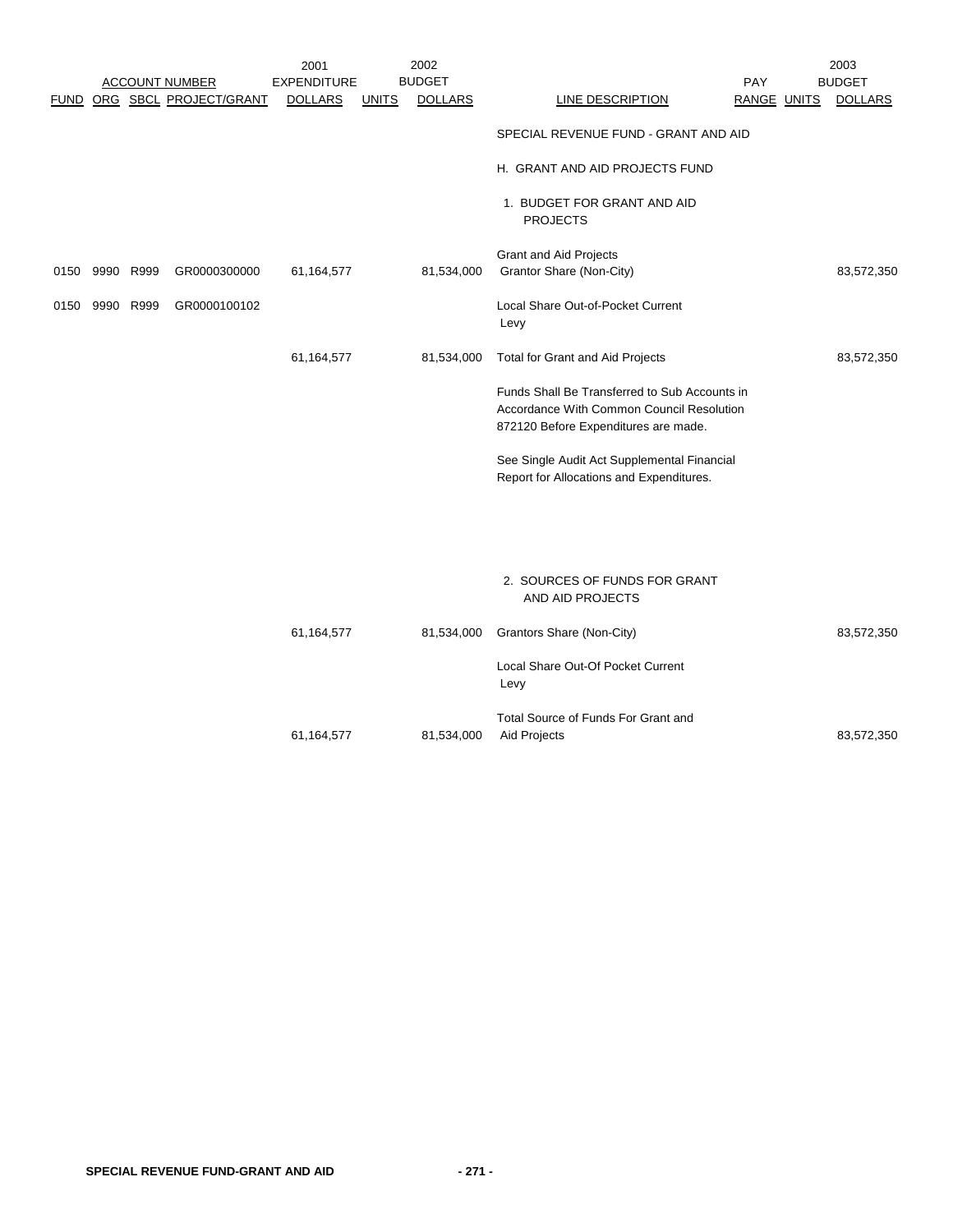| ACCOUNT NUMBER | | | | 2001 EXPENDITURE | 2002 BUDGET | | | PAY | 2003 BUDGET | |
|---|---|---|---|---|---|---|---|---|---|---|
| FUND | ORG | SBCL | PROJECT/GRANT | DOLLARS | UNITS | DOLLARS | LINE DESCRIPTION | RANGE | UNITS | DOLLARS |
| | | | | | | | SPECIAL REVENUE FUND - GRANT AND AID | | | |
| | | | | | | | H. GRANT AND AID PROJECTS FUND | | | |
| | | | | | | | 1. BUDGET FOR GRANT AND AID PROJECTS | | | |
| | | | | | | | Grant and Aid Projects | | | |
| 0150 | 9990 | R999 | GR0000300000 | 61,164,577 | | 81,534,000 | Grantor Share (Non-City) | | | 83,572,350 |
| 0150 | 9990 | R999 | GR0000100102 | | | | Local Share Out-of-Pocket Current Levy | | | |
| | | | | 61,164,577 | | 81,534,000 | Total for Grant and Aid Projects | | | 83,572,350 |
| | | | | | | | Funds Shall Be Transferred to Sub Accounts in Accordance With Common Council Resolution 872120 Before Expenditures are made. | | | |
| | | | | | | | See Single Audit Act Supplemental Financial Report for Allocations and Expenditures. | | | |
| | | | | | | | 2. SOURCES OF FUNDS FOR GRANT AND AID PROJECTS | | | |
| | | | | 61,164,577 | | 81,534,000 | Grantors Share (Non-City) | | | 83,572,350 |
| | | | | | | | Local Share Out-Of Pocket Current Levy | | | |
| | | | | 61,164,577 | | 81,534,000 | Total Source of Funds For Grant and Aid Projects | | | 83,572,350 |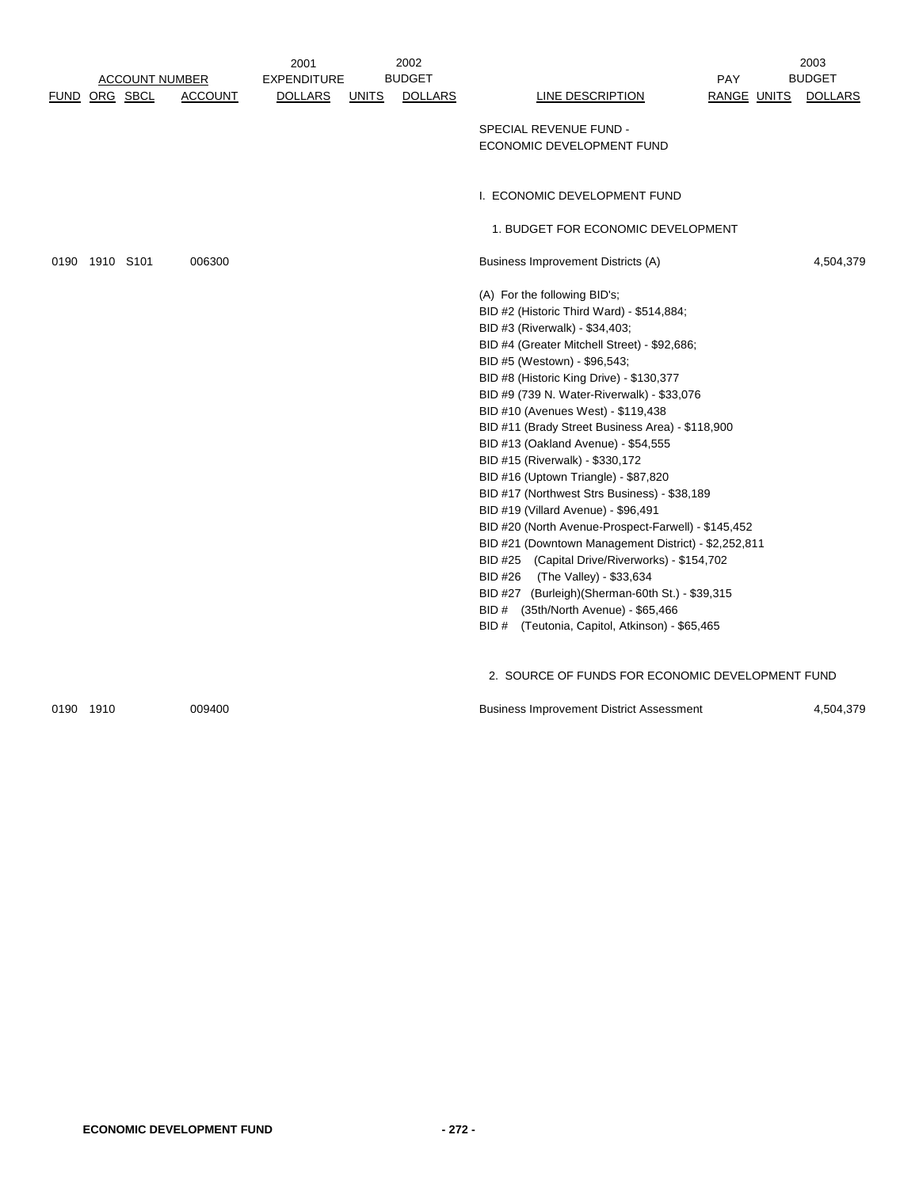| ACCOUNT NUMBER | | | | 2001 EXPENDITURE | 2002 BUDGET | | | PAY | | 2003 BUDGET |
|---|---|---|---|---|---|---|---|---|---|---|
| FUND | ORG | SBCL | ACCOUNT | DOLLARS | UNITS | DOLLARS | LINE DESCRIPTION | RANGE | UNITS | DOLLARS |
| | | | | | | | SPECIAL REVENUE FUND - ECONOMIC DEVELOPMENT FUND | | | |
| | | | | | | | I. ECONOMIC DEVELOPMENT FUND | | | |
| | | | | | | | 1. BUDGET FOR ECONOMIC DEVELOPMENT | | | |
| 0190 | 1910 | S101 | 006300 | | | | Business Improvement Districts (A) | | | 4,504,379 |
| | | | | | | | 2. SOURCE OF FUNDS FOR ECONOMIC DEVELOPMENT FUND | | | |
| 0190 | 1910 | | 009400 | | | | Business Improvement District Assessment | | | 4,504,379 |

(A) For the following BID's;
BID #2 (Historic Third Ward) - $514,884;
BID #3 (Riverwalk) - $34,403;
BID #4 (Greater Mitchell Street) - $92,686;
BID #5 (Westown) - $96,543;
BID #8 (Historic King Drive) - $130,377
BID #9 (739 N. Water-Riverwalk) - $33,076
BID #10 (Avenues West) - $119,438
BID #11 (Brady Street Business Area) - $118,900
BID #13 (Oakland Avenue) - $54,555
BID #15 (Riverwalk) - $330,172
BID #16 (Uptown Triangle) - $87,820
BID #17 (Northwest Strs Business) - $38,189
BID #19 (Villard Avenue) - $96,491
BID #20 (North Avenue-Prospect-Farwell) - $145,452
BID #21 (Downtown Management District) - $2,252,811
BID #25 (Capital Drive/Riverworks) - $154,702
BID #26 (The Valley) - $33,634
BID #27 (Burleigh)(Sherman-60th St.) - $39,315
BID # (35th/North Avenue) - $65,466
BID # (Teutonia, Capitol, Atkinson) - $65,465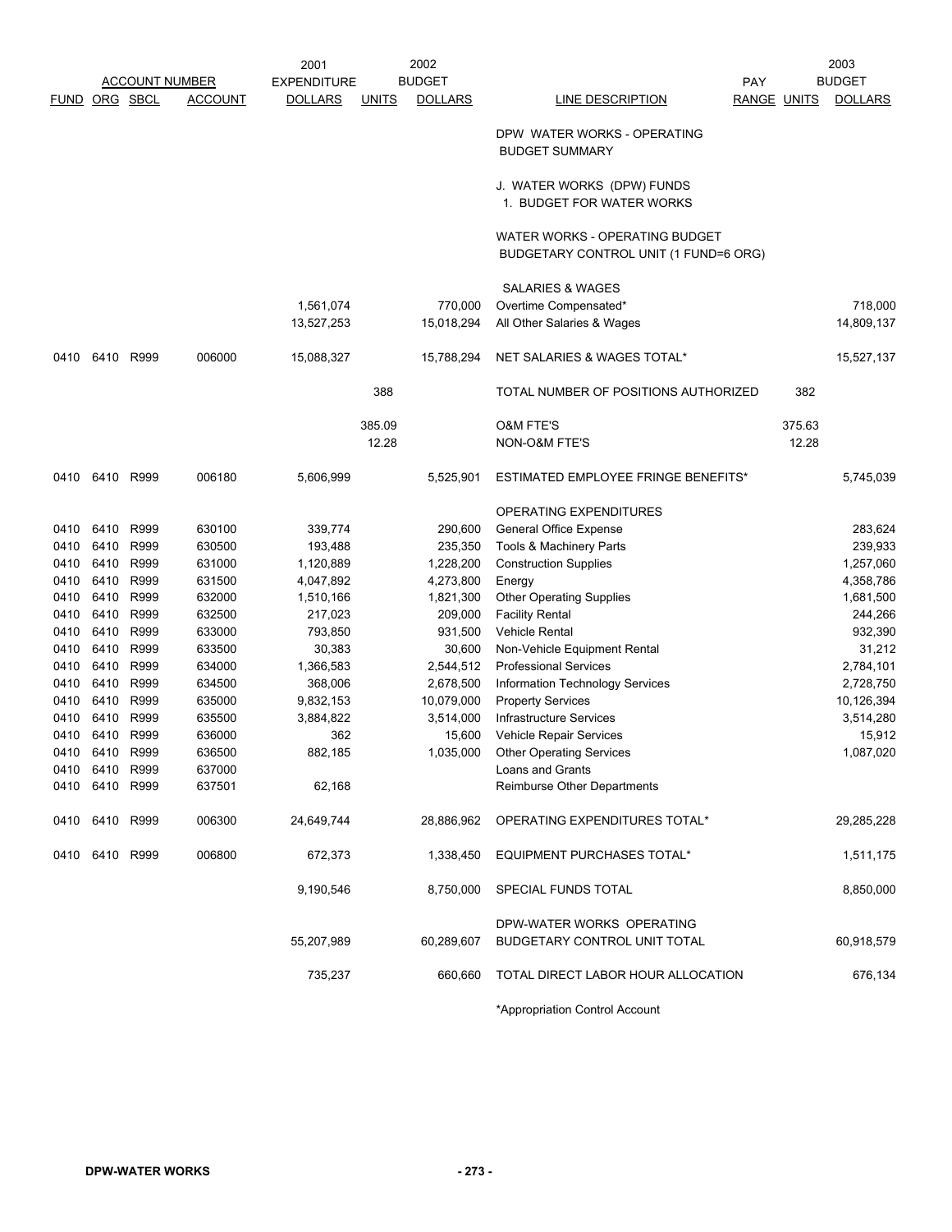| FUND | ORG | SBCL | ACCOUNT NUMBER ACCOUNT | 2001 EXPENDITURE DOLLARS | UNITS | 2002 BUDGET DOLLARS | LINE DESCRIPTION | PAY RANGE | UNITS | 2003 BUDGET DOLLARS |
|---|---|---|---|---|---|---|---|---|---|---|
| | | | | | | | DPW WATER WORKS - OPERATING BUDGET SUMMARY | | | |
| | | | | | | | J. WATER WORKS (DPW) FUNDS 1. BUDGET FOR WATER WORKS | | | |
| | | | | | | | WATER WORKS - OPERATING BUDGET BUDGETARY CONTROL UNIT (1 FUND=6 ORG) | | | |
| | | | | | | | SALARIES & WAGES | | | |
| | | | | 1,561,074 | | 770,000 | Overtime Compensated* | | | 718,000 |
| | | | | 13,527,253 | | 15,018,294 | All Other Salaries & Wages | | | 14,809,137 |
| 0410 | 6410 | R999 | 006000 | 15,088,327 | | 15,788,294 | NET SALARIES & WAGES TOTAL* | | | 15,527,137 |
| | | | | | 388 | | TOTAL NUMBER OF POSITIONS AUTHORIZED | | 382 | |
| | | | | | 385.09 | | O&M FTE'S | | 375.63 | |
| | | | | | 12.28 | | NON-O&M FTE'S | | 12.28 | |
| 0410 | 6410 | R999 | 006180 | 5,606,999 | | 5,525,901 | ESTIMATED EMPLOYEE FRINGE BENEFITS* | | | 5,745,039 |
| | | | | | | | OPERATING EXPENDITURES | | | |
| 0410 | 6410 | R999 | 630100 | 339,774 | | 290,600 | General Office Expense | | | 283,624 |
| 0410 | 6410 | R999 | 630500 | 193,488 | | 235,350 | Tools & Machinery Parts | | | 239,933 |
| 0410 | 6410 | R999 | 631000 | 1,120,889 | | 1,228,200 | Construction Supplies | | | 1,257,060 |
| 0410 | 6410 | R999 | 631500 | 4,047,892 | | 4,273,800 | Energy | | | 4,358,786 |
| 0410 | 6410 | R999 | 632000 | 1,510,166 | | 1,821,300 | Other Operating Supplies | | | 1,681,500 |
| 0410 | 6410 | R999 | 632500 | 217,023 | | 209,000 | Facility Rental | | | 244,266 |
| 0410 | 6410 | R999 | 633000 | 793,850 | | 931,500 | Vehicle Rental | | | 932,390 |
| 0410 | 6410 | R999 | 633500 | 30,383 | | 30,600 | Non-Vehicle Equipment Rental | | | 31,212 |
| 0410 | 6410 | R999 | 634000 | 1,366,583 | | 2,544,512 | Professional Services | | | 2,784,101 |
| 0410 | 6410 | R999 | 634500 | 368,006 | | 2,678,500 | Information Technology Services | | | 2,728,750 |
| 0410 | 6410 | R999 | 635000 | 9,832,153 | | 10,079,000 | Property Services | | | 10,126,394 |
| 0410 | 6410 | R999 | 635500 | 3,884,822 | | 3,514,000 | Infrastructure Services | | | 3,514,280 |
| 0410 | 6410 | R999 | 636000 | 362 | | 15,600 | Vehicle Repair Services | | | 15,912 |
| 0410 | 6410 | R999 | 636500 | 882,185 | | 1,035,000 | Other Operating Services | | | 1,087,020 |
| 0410 | 6410 | R999 | 637000 | | | | Loans and Grants | | | |
| 0410 | 6410 | R999 | 637501 | 62,168 | | | Reimburse Other Departments | | | |
| 0410 | 6410 | R999 | 006300 | 24,649,744 | | 28,886,962 | OPERATING EXPENDITURES TOTAL* | | | 29,285,228 |
| 0410 | 6410 | R999 | 006800 | 672,373 | | 1,338,450 | EQUIPMENT PURCHASES TOTAL* | | | 1,511,175 |
| | | | | 9,190,546 | | 8,750,000 | SPECIAL FUNDS TOTAL | | | 8,850,000 |
| | | | | 55,207,989 | | 60,289,607 | DPW-WATER WORKS OPERATING BUDGETARY CONTROL UNIT TOTAL | | | 60,918,579 |
| | | | | 735,237 | | 660,660 | TOTAL DIRECT LABOR HOUR ALLOCATION | | | 676,134 |

*Appropriation Control Account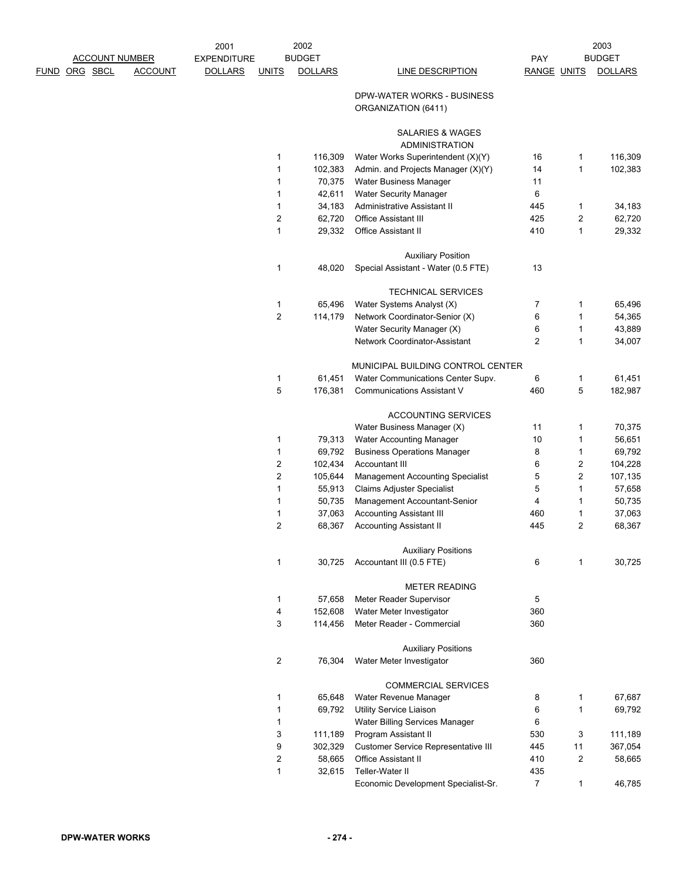| FUND | ORG | SBCL | ACCOUNT | 2001 EXPENDITURE DOLLARS | 2002 BUDGET UNITS | 2002 BUDGET DOLLARS | LINE DESCRIPTION | PAY RANGE | 2003 BUDGET UNITS | 2003 BUDGET DOLLARS |
|---|---|---|---|---|---|---|---|---|---|---|
| | | | | | | | DPW-WATER WORKS - BUSINESS ORGANIZATION (6411) | | | |
| | | | | | | | SALARIES & WAGES | | | |
| | | | | | | | ADMINISTRATION | | | |
| | | | | | 1 | 116,309 | Water Works Superintendent (X)(Y) | 16 | 1 | 116,309 |
| | | | | | 1 | 102,383 | Admin. and Projects Manager (X)(Y) | 14 | 1 | 102,383 |
| | | | | | 1 | 70,375 | Water Business Manager | 11 | | |
| | | | | | 1 | 42,611 | Water Security Manager | 6 | | |
| | | | | | 1 | 34,183 | Administrative Assistant II | 445 | 1 | 34,183 |
| | | | | | 2 | 62,720 | Office Assistant III | 425 | 2 | 62,720 |
| | | | | | 1 | 29,332 | Office Assistant II | 410 | 1 | 29,332 |
| | | | | | | | Auxiliary Position | | | |
| | | | | | 1 | 48,020 | Special Assistant - Water (0.5 FTE) | 13 | | |
| | | | | | | | TECHNICAL SERVICES | | | |
| | | | | | 1 | 65,496 | Water Systems Analyst (X) | 7 | 1 | 65,496 |
| | | | | | 2 | 114,179 | Network Coordinator-Senior (X) | 6 | 1 | 54,365 |
| | | | | | | | Water Security Manager (X) | 6 | 1 | 43,889 |
| | | | | | | | Network Coordinator-Assistant | 2 | 1 | 34,007 |
| | | | | | | | MUNICIPAL BUILDING CONTROL CENTER | | | |
| | | | | | 1 | 61,451 | Water Communications Center Supv. | 6 | 1 | 61,451 |
| | | | | | 5 | 176,381 | Communications Assistant V | 460 | 5 | 182,987 |
| | | | | | | | ACCOUNTING SERVICES | | | |
| | | | | | | | Water Business Manager (X) | 11 | 1 | 70,375 |
| | | | | | 1 | 79,313 | Water Accounting Manager | 10 | 1 | 56,651 |
| | | | | | 1 | 69,792 | Business Operations Manager | 8 | 1 | 69,792 |
| | | | | | 2 | 102,434 | Accountant III | 6 | 2 | 104,228 |
| | | | | | 2 | 105,644 | Management Accounting Specialist | 5 | 2 | 107,135 |
| | | | | | 1 | 55,913 | Claims Adjuster Specialist | 5 | 1 | 57,658 |
| | | | | | 1 | 50,735 | Management Accountant-Senior | 4 | 1 | 50,735 |
| | | | | | 1 | 37,063 | Accounting Assistant III | 460 | 1 | 37,063 |
| | | | | | 2 | 68,367 | Accounting Assistant II | 445 | 2 | 68,367 |
| | | | | | | | Auxiliary Positions | | | |
| | | | | | 1 | 30,725 | Accountant III (0.5 FTE) | 6 | 1 | 30,725 |
| | | | | | | | METER READING | | | |
| | | | | | 1 | 57,658 | Meter Reader Supervisor | 5 | | |
| | | | | | 4 | 152,608 | Water Meter Investigator | 360 | | |
| | | | | | 3 | 114,456 | Meter Reader - Commercial | 360 | | |
| | | | | | | | Auxiliary Positions | | | |
| | | | | | 2 | 76,304 | Water Meter Investigator | 360 | | |
| | | | | | | | COMMERCIAL SERVICES | | | |
| | | | | | 1 | 65,648 | Water Revenue Manager | 8 | 1 | 67,687 |
| | | | | | 1 | 69,792 | Utility Service Liaison | 6 | 1 | 69,792 |
| | | | | | 1 | | Water Billing Services Manager | 6 | | |
| | | | | | 3 | 111,189 | Program Assistant II | 530 | 3 | 111,189 |
| | | | | | 9 | 302,329 | Customer Service Representative III | 445 | 11 | 367,054 |
| | | | | | 2 | 58,665 | Office Assistant II | 410 | 2 | 58,665 |
| | | | | | 1 | 32,615 | Teller-Water II | 435 | | |
| | | | | | | | Economic Development Specialist-Sr. | 7 | 1 | 46,785 |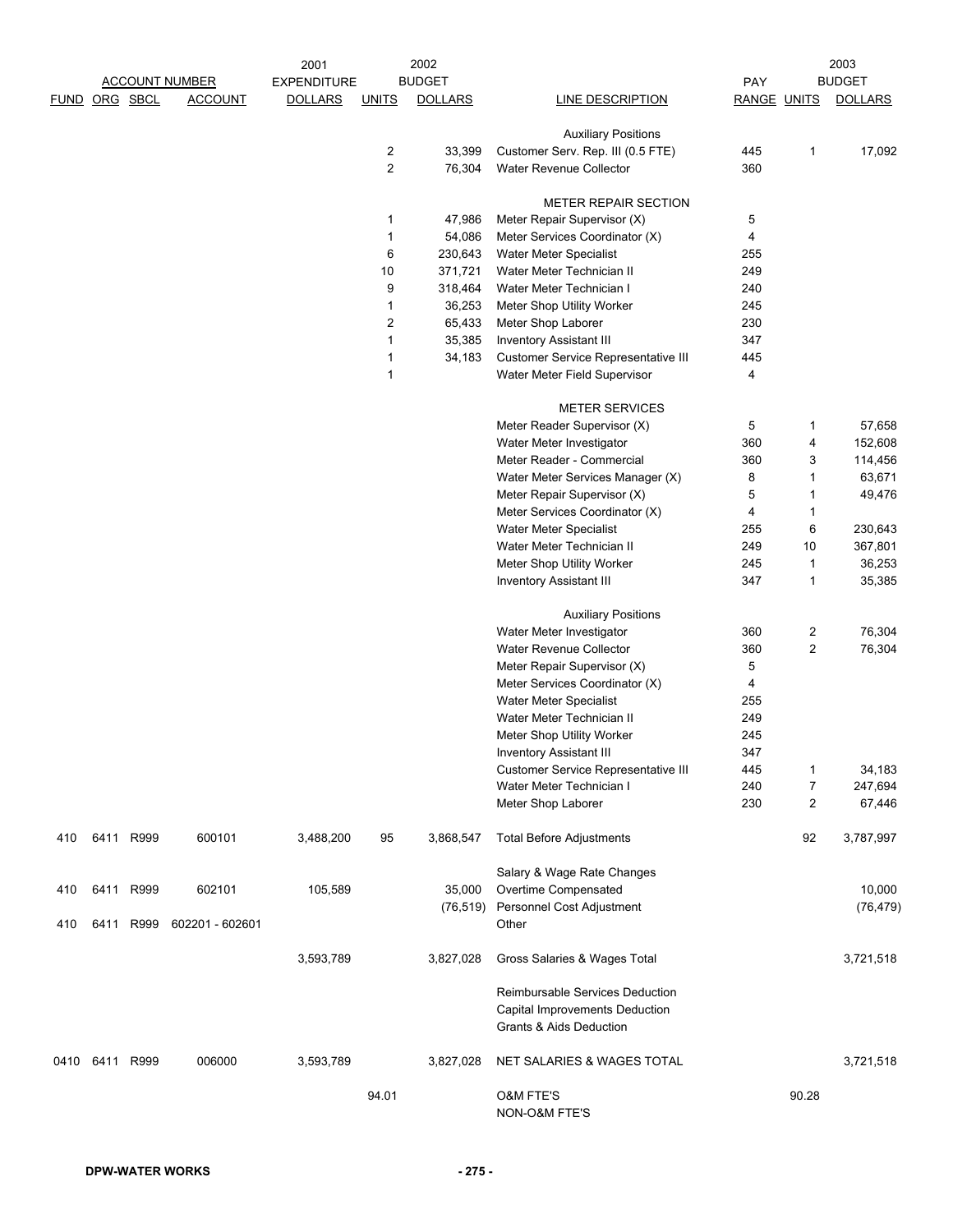| ACCOUNT NUMBER | | | | 2001 | 2002 | | | | 2003 | |
|---|---|---|---|---|---|---|---|---|---|---|
| FUND | ORG | SBCL | ACCOUNT | EXPENDITURE DOLLARS | UNITS | BUDGET DOLLARS | LINE DESCRIPTION | PAY RANGE | UNITS | BUDGET DOLLARS |
| | | | | | | | Auxiliary Positions | | | |
| | | | | | 2 | 33,399 | Customer Serv. Rep. III (0.5 FTE) | 445 | 1 | 17,092 |
| | | | | | 2 | 76,304 | Water Revenue Collector | 360 | | |
| | | | | | | | METER REPAIR SECTION | | | |
| | | | | | 1 | 47,986 | Meter Repair Supervisor (X) | 5 | | |
| | | | | | 1 | 54,086 | Meter Services Coordinator (X) | 4 | | |
| | | | | | 6 | 230,643 | Water Meter Specialist | 255 | | |
| | | | | | 10 | 371,721 | Water Meter Technician II | 249 | | |
| | | | | | 9 | 318,464 | Water Meter Technician I | 240 | | |
| | | | | | 1 | 36,253 | Meter Shop Utility Worker | 245 | | |
| | | | | | 2 | 65,433 | Meter Shop Laborer | 230 | | |
| | | | | | 1 | 35,385 | Inventory Assistant III | 347 | | |
| | | | | | 1 | 34,183 | Customer Service Representative III | 445 | | |
| | | | | | 1 | | Water Meter Field Supervisor | 4 | | |
| | | | | | | | METER SERVICES | | | |
| | | | | | | | Meter Reader Supervisor (X) | 5 | 1 | 57,658 |
| | | | | | | | Water Meter Investigator | 360 | 4 | 152,608 |
| | | | | | | | Meter Reader - Commercial | 360 | 3 | 114,456 |
| | | | | | | | Water Meter Services Manager (X) | 8 | 1 | 63,671 |
| | | | | | | | Meter Repair Supervisor (X) | 5 | 1 | 49,476 |
| | | | | | | | Meter Services Coordinator (X) | 4 | 1 | |
| | | | | | | | Water Meter Specialist | 255 | 6 | 230,643 |
| | | | | | | | Water Meter Technician II | 249 | 10 | 367,801 |
| | | | | | | | Meter Shop Utility Worker | 245 | 1 | 36,253 |
| | | | | | | | Inventory Assistant III | 347 | 1 | 35,385 |
| | | | | | | | Auxiliary Positions | | | |
| | | | | | | | Water Meter Investigator | 360 | 2 | 76,304 |
| | | | | | | | Water Revenue Collector | 360 | 2 | 76,304 |
| | | | | | | | Meter Repair Supervisor (X) | 5 | | |
| | | | | | | | Meter Services Coordinator (X) | 4 | | |
| | | | | | | | Water Meter Specialist | 255 | | |
| | | | | | | | Water Meter Technician II | 249 | | |
| | | | | | | | Meter Shop Utility Worker | 245 | | |
| | | | | | | | Inventory Assistant III | 347 | | |
| | | | | | | | Customer Service Representative III | 445 | 1 | 34,183 |
| | | | | | | | Water Meter Technician I | 240 | 7 | 247,694 |
| | | | | | | | Meter Shop Laborer | 230 | 2 | 67,446 |
| 410 | 6411 | R999 | 600101 | 3,488,200 | 95 | 3,868,547 | Total Before Adjustments | | 92 | 3,787,997 |
| | | | | | | | Salary & Wage Rate Changes | | | |
| 410 | 6411 | R999 | 602101 | 105,589 | | 35,000 | Overtime Compensated | | | 10,000 |
| | | | | | | (76,519) | Personnel Cost Adjustment | | | (76,479) |
| 410 | 6411 | R999 | 602201 - 602601 | | | | Other | | | |
| | | | | 3,593,789 | | 3,827,028 | Gross Salaries & Wages Total | | | 3,721,518 |
| | | | | | | | Reimbursable Services Deduction | | | |
| | | | | | | | Capital Improvements Deduction | | | |
| | | | | | | | Grants & Aids Deduction | | | |
| 0410 | 6411 | R999 | 006000 | 3,593,789 | | 3,827,028 | NET SALARIES & WAGES TOTAL | | | 3,721,518 |
| | | | | | 94.01 | | O&M FTE'S | | 90.28 | |
| | | | | | | | NON-O&M FTE'S | | | |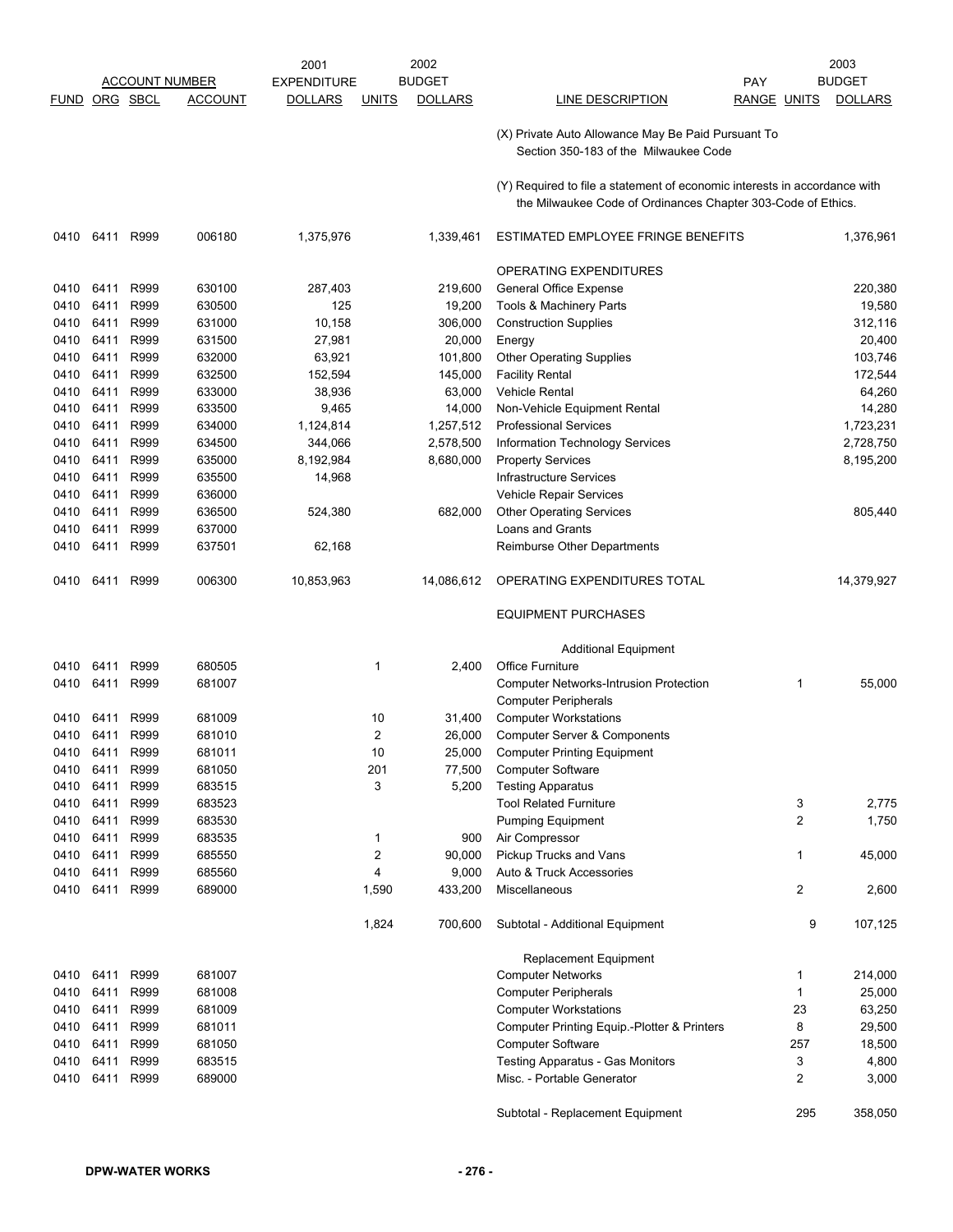| ACCOUNT NUMBER | | | | 2001 EXPENDITURE | 2002 BUDGET | | | PAY | 2003 BUDGET | |
|---|---|---|---|---|---|---|---|---|---|---|
| FUND | ORG | SBCL | ACCOUNT | DOLLARS | UNITS | DOLLARS | LINE DESCRIPTION | RANGE | UNITS | DOLLARS |
| | | | | | | | (X) Private Auto Allowance May Be Paid Pursuant To Section 350-183 of the Milwaukee Code | | | |
| | | | | | | | (Y) Required to file a statement of economic interests in accordance with the Milwaukee Code of Ordinances Chapter 303-Code of Ethics. | | | |
| 0410 | 6411 | R999 | 006180 | 1,375,976 | | 1,339,461 | ESTIMATED EMPLOYEE FRINGE BENEFITS | | | 1,376,961 |
| | | | | | | | OPERATING EXPENDITURES | | | |
| 0410 | 6411 | R999 | 630100 | 287,403 | | 219,600 | General Office Expense | | | 220,380 |
| 0410 | 6411 | R999 | 630500 | 125 | | 19,200 | Tools & Machinery Parts | | | 19,580 |
| 0410 | 6411 | R999 | 631000 | 10,158 | | 306,000 | Construction Supplies | | | 312,116 |
| 0410 | 6411 | R999 | 631500 | 27,981 | | 20,000 | Energy | | | 20,400 |
| 0410 | 6411 | R999 | 632000 | 63,921 | | 101,800 | Other Operating Supplies | | | 103,746 |
| 0410 | 6411 | R999 | 632500 | 152,594 | | 145,000 | Facility Rental | | | 172,544 |
| 0410 | 6411 | R999 | 633000 | 38,936 | | 63,000 | Vehicle Rental | | | 64,260 |
| 0410 | 6411 | R999 | 633500 | 9,465 | | 14,000 | Non-Vehicle Equipment Rental | | | 14,280 |
| 0410 | 6411 | R999 | 634000 | 1,124,814 | | 1,257,512 | Professional Services | | | 1,723,231 |
| 0410 | 6411 | R999 | 634500 | 344,066 | | 2,578,500 | Information Technology Services | | | 2,728,750 |
| 0410 | 6411 | R999 | 635000 | 8,192,984 | | 8,680,000 | Property Services | | | 8,195,200 |
| 0410 | 6411 | R999 | 635500 | 14,968 | | | Infrastructure Services | | | |
| 0410 | 6411 | R999 | 636000 | | | | Vehicle Repair Services | | | |
| 0410 | 6411 | R999 | 636500 | 524,380 | | 682,000 | Other Operating Services | | | 805,440 |
| 0410 | 6411 | R999 | 637000 | | | | Loans and Grants | | | |
| 0410 | 6411 | R999 | 637501 | 62,168 | | | Reimburse Other Departments | | | |
| 0410 | 6411 | R999 | 006300 | 10,853,963 | | 14,086,612 | OPERATING EXPENDITURES TOTAL | | | 14,379,927 |
| | | | | | | | EQUIPMENT PURCHASES | | | |
| | | | | | | | Additional Equipment | | | |
| 0410 | 6411 | R999 | 680505 | | 1 | 2,400 | Office Furniture | | | |
| 0410 | 6411 | R999 | 681007 | | | | Computer Networks-Intrusion Protection | | 1 | 55,000 |
| | | | | | | | Computer Peripherals | | | |
| 0410 | 6411 | R999 | 681009 | | 10 | 31,400 | Computer Workstations | | | |
| 0410 | 6411 | R999 | 681010 | | 2 | 26,000 | Computer Server & Components | | | |
| 0410 | 6411 | R999 | 681011 | | 10 | 25,000 | Computer Printing Equipment | | | |
| 0410 | 6411 | R999 | 681050 | | 201 | 77,500 | Computer Software | | | |
| 0410 | 6411 | R999 | 683515 | | 3 | 5,200 | Testing Apparatus | | | |
| 0410 | 6411 | R999 | 683523 | | | | Tool Related Furniture | | 3 | 2,775 |
| 0410 | 6411 | R999 | 683530 | | | | Pumping Equipment | | 2 | 1,750 |
| 0410 | 6411 | R999 | 683535 | | 1 | 900 | Air Compressor | | | |
| 0410 | 6411 | R999 | 685550 | | 2 | 90,000 | Pickup Trucks and Vans | | 1 | 45,000 |
| 0410 | 6411 | R999 | 685560 | | 4 | 9,000 | Auto & Truck Accessories | | | |
| 0410 | 6411 | R999 | 689000 | | 1,590 | 433,200 | Miscellaneous | | 2 | 2,600 |
| | | | | | 1,824 | 700,600 | Subtotal - Additional Equipment | | 9 | 107,125 |
| | | | | | | | Replacement Equipment | | | |
| 0410 | 6411 | R999 | 681007 | | | | Computer Networks | | 1 | 214,000 |
| 0410 | 6411 | R999 | 681008 | | | | Computer Peripherals | | 1 | 25,000 |
| 0410 | 6411 | R999 | 681009 | | | | Computer Workstations | | 23 | 63,250 |
| 0410 | 6411 | R999 | 681011 | | | | Computer Printing Equip.-Plotter & Printers | | 8 | 29,500 |
| 0410 | 6411 | R999 | 681050 | | | | Computer Software | | 257 | 18,500 |
| 0410 | 6411 | R999 | 683515 | | | | Testing Apparatus - Gas Monitors | | 3 | 4,800 |
| 0410 | 6411 | R999 | 689000 | | | | Misc. - Portable Generator | | 2 | 3,000 |
| | | | | | | | Subtotal - Replacement Equipment | | 295 | 358,050 |

DPW-WATER WORKS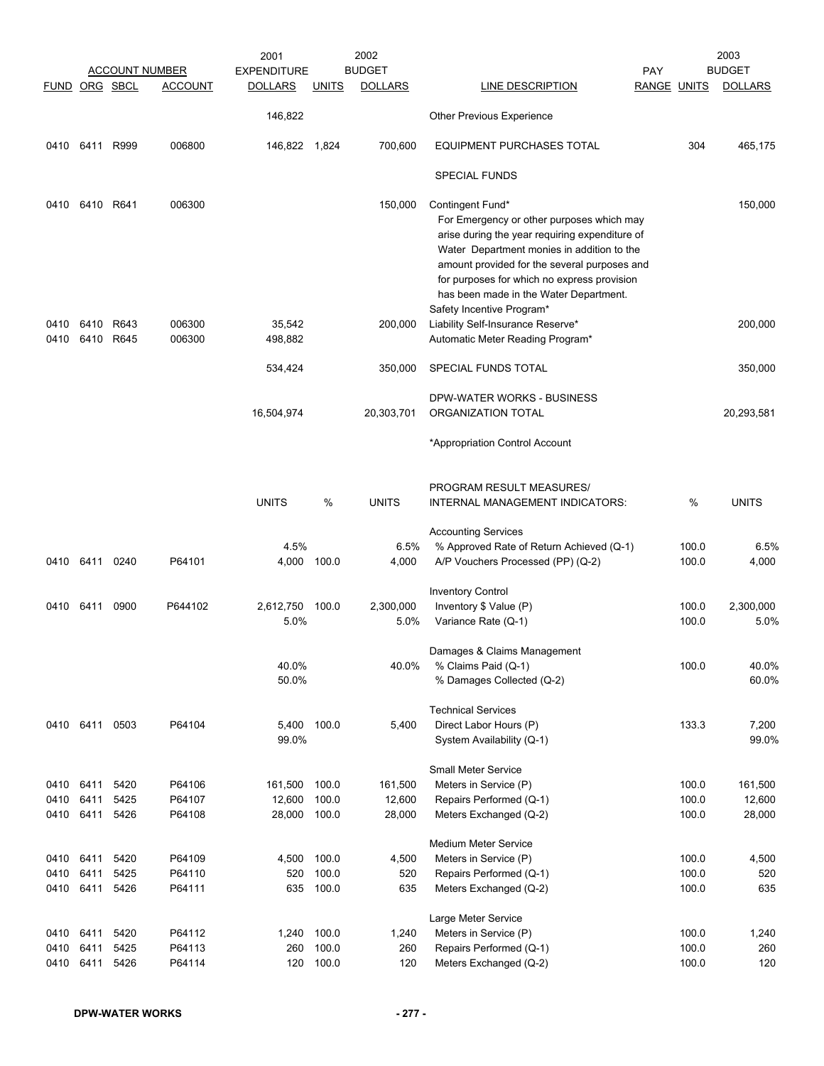| FUND | ORG | SBCL | ACCOUNT | 2001 EXPENDITURE DOLLARS | UNITS | 2002 BUDGET DOLLARS | LINE DESCRIPTION | PAY RANGE | UNITS | 2003 BUDGET DOLLARS |
|---|---|---|---|---|---|---|---|---|---|---|
| | | | | 146,822 | | | Other Previous Experience | | | |
| 0410 | 6411 | R999 | 006800 | 146,822 | 1,824 | 700,600 | EQUIPMENT PURCHASES TOTAL | | 304 | 465,175 |
| | | | | | | | SPECIAL FUNDS | | | |
| 0410 | 6410 | R641 | 006300 | | | 150,000 | Contingent Fund* For Emergency or other purposes which may arise during the year requiring expenditure of Water Department monies in addition to the amount provided for the several purposes and for purposes for which no express provision has been made in the Water Department. | | | 150,000 |
| | | | | | | | Safety Incentive Program* | | | |
| 0410 | 6410 | R643 | 006300 | 35,542 | | 200,000 | Liability Self-Insurance Reserve* | | | 200,000 |
| 0410 | 6410 | R645 | 006300 | 498,882 | | | Automatic Meter Reading Program* | | | |
| | | | | 534,424 | | 350,000 | SPECIAL FUNDS TOTAL | | | 350,000 |
| | | | | 16,504,974 | | 20,303,701 | DPW-WATER WORKS - BUSINESS ORGANIZATION TOTAL | | | 20,293,581 |
| | | | | | | | *Appropriation Control Account | | | |

| FUND | ORG | SBCL | ACCOUNT | UNITS | % | UNITS | PROGRAM RESULT MEASURES/ INTERNAL MANAGEMENT INDICATORS: | % | UNITS |
|---|---|---|---|---|---|---|---|---|---|
| | | | | | | | Accounting Services | | |
| | | | | 4.5% | | 6.5% | % Approved Rate of Return Achieved (Q-1) | 100.0 | 6.5% |
| 0410 | 6411 | 0240 | P64101 | 4,000 | 100.0 | 4,000 | A/P Vouchers Processed (PP) (Q-2) | 100.0 | 4,000 |
| | | | | | | | Inventory Control | | |
| 0410 | 6411 | 0900 | P644102 | 2,612,750 | 100.0 | 2,300,000 | Inventory $ Value (P) | 100.0 | 2,300,000 |
| | | | | 5.0% | | 5.0% | Variance Rate (Q-1) | 100.0 | 5.0% |
| | | | | | | | Damages & Claims Management | | |
| | | | | 40.0% | | 40.0% | % Claims Paid (Q-1) | 100.0 | 40.0% |
| | | | | 50.0% | | | % Damages Collected (Q-2) | | 60.0% |
| | | | | | | | Technical Services | | |
| 0410 | 6411 | 0503 | P64104 | 5,400 | 100.0 | 5,400 | Direct Labor Hours (P) | 133.3 | 7,200 |
| | | | | 99.0% | | | System Availability (Q-1) | | 99.0% |
| | | | | | | | Small Meter Service | | |
| 0410 | 6411 | 5420 | P64106 | 161,500 | 100.0 | 161,500 | Meters in Service (P) | 100.0 | 161,500 |
| 0410 | 6411 | 5425 | P64107 | 12,600 | 100.0 | 12,600 | Repairs Performed (Q-1) | 100.0 | 12,600 |
| 0410 | 6411 | 5426 | P64108 | 28,000 | 100.0 | 28,000 | Meters Exchanged (Q-2) | 100.0 | 28,000 |
| | | | | | | | Medium Meter Service | | |
| 0410 | 6411 | 5420 | P64109 | 4,500 | 100.0 | 4,500 | Meters in Service (P) | 100.0 | 4,500 |
| 0410 | 6411 | 5425 | P64110 | 520 | 100.0 | 520 | Repairs Performed (Q-1) | 100.0 | 520 |
| 0410 | 6411 | 5426 | P64111 | 635 | 100.0 | 635 | Meters Exchanged (Q-2) | 100.0 | 635 |
| | | | | | | | Large Meter Service | | |
| 0410 | 6411 | 5420 | P64112 | 1,240 | 100.0 | 1,240 | Meters in Service (P) | 100.0 | 1,240 |
| 0410 | 6411 | 5425 | P64113 | 260 | 100.0 | 260 | Repairs Performed (Q-1) | 100.0 | 260 |
| 0410 | 6411 | 5426 | P64114 | 120 | 100.0 | 120 | Meters Exchanged (Q-2) | 100.0 | 120 |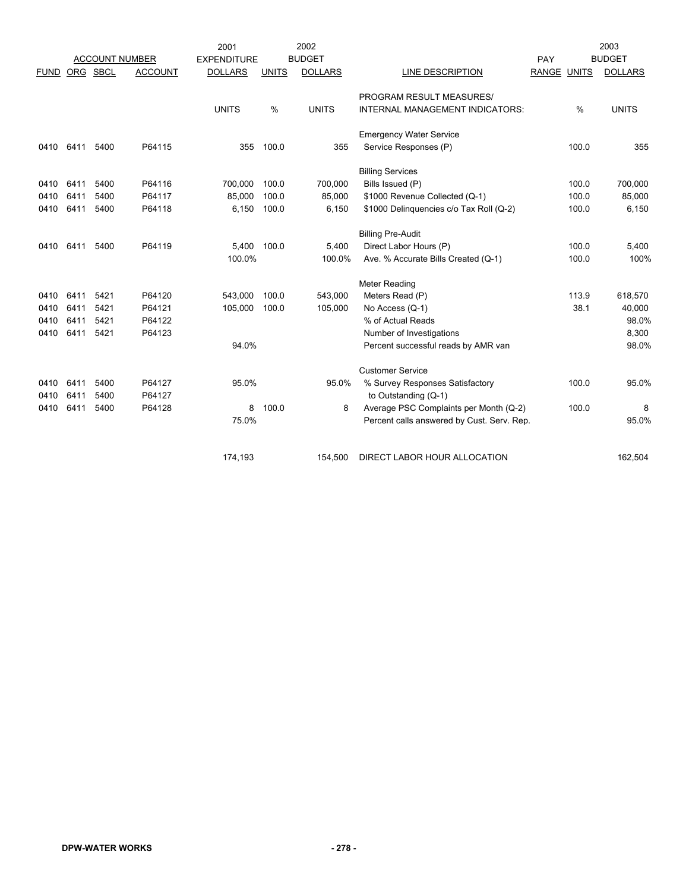| ACCOUNT NUMBER | | | | 2001 EXPENDITURE | | 2002 BUDGET | | PAY | | 2003 BUDGET |
|---|---|---|---|---|---|---|---|---|---|---|
| FUND | ORG | SBCL | ACCOUNT | DOLLARS | UNITS | DOLLARS | LINE DESCRIPTION | RANGE | UNITS | DOLLARS |
| | | | | UNITS | % | UNITS | PROGRAM RESULT MEASURES/ INTERNAL MANAGEMENT INDICATORS: | | % | UNITS |
| | | | | | | | Emergency Water Service | | | |
| 0410 | 6411 | 5400 | P64115 | 355 | 100.0 | 355 | Service Responses (P) | | 100.0 | 355 |
| | | | | | | | Billing Services | | | |
| 0410 | 6411 | 5400 | P64116 | 700,000 | 100.0 | 700,000 | Bills Issued (P) | | 100.0 | 700,000 |
| 0410 | 6411 | 5400 | P64117 | 85,000 | 100.0 | 85,000 | $1000 Revenue Collected (Q-1) | | 100.0 | 85,000 |
| 0410 | 6411 | 5400 | P64118 | 6,150 | 100.0 | 6,150 | $1000 Delinquencies c/o Tax Roll (Q-2) | | 100.0 | 6,150 |
| | | | | | | | Billing Pre-Audit | | | |
| 0410 | 6411 | 5400 | P64119 | 5,400 | 100.0 | 5,400 | Direct Labor Hours (P) | | 100.0 | 5,400 |
| | | | | 100.0% | | 100.0% | Ave. % Accurate Bills Created (Q-1) | | 100.0 | 100% |
| | | | | | | | Meter Reading | | | |
| 0410 | 6411 | 5421 | P64120 | 543,000 | 100.0 | 543,000 | Meters Read (P) | | 113.9 | 618,570 |
| 0410 | 6411 | 5421 | P64121 | 105,000 | 100.0 | 105,000 | No Access (Q-1) | | 38.1 | 40,000 |
| 0410 | 6411 | 5421 | P64122 | | | | % of Actual Reads | | | 98.0% |
| 0410 | 6411 | 5421 | P64123 | | | | Number of Investigations | | | 8,300 |
| | | | | 94.0% | | | Percent successful reads by AMR van | | | 98.0% |
| | | | | | | | Customer Service | | | |
| 0410 | 6411 | 5400 | P64127 | 95.0% | | 95.0% | % Survey Responses Satisfactory | | 100.0 | 95.0% |
| 0410 | 6411 | 5400 | P64127 | | | | to Outstanding (Q-1) | | | |
| 0410 | 6411 | 5400 | P64128 | 8 | 100.0 | 8 | Average PSC Complaints per Month (Q-2) | | 100.0 | 8 |
| | | | | 75.0% | | | Percent calls answered by Cust. Serv. Rep. | | | 95.0% |
| | | | | 174,193 | | 154,500 | DIRECT LABOR HOUR ALLOCATION | | | 162,504 |

DPW-WATER WORKS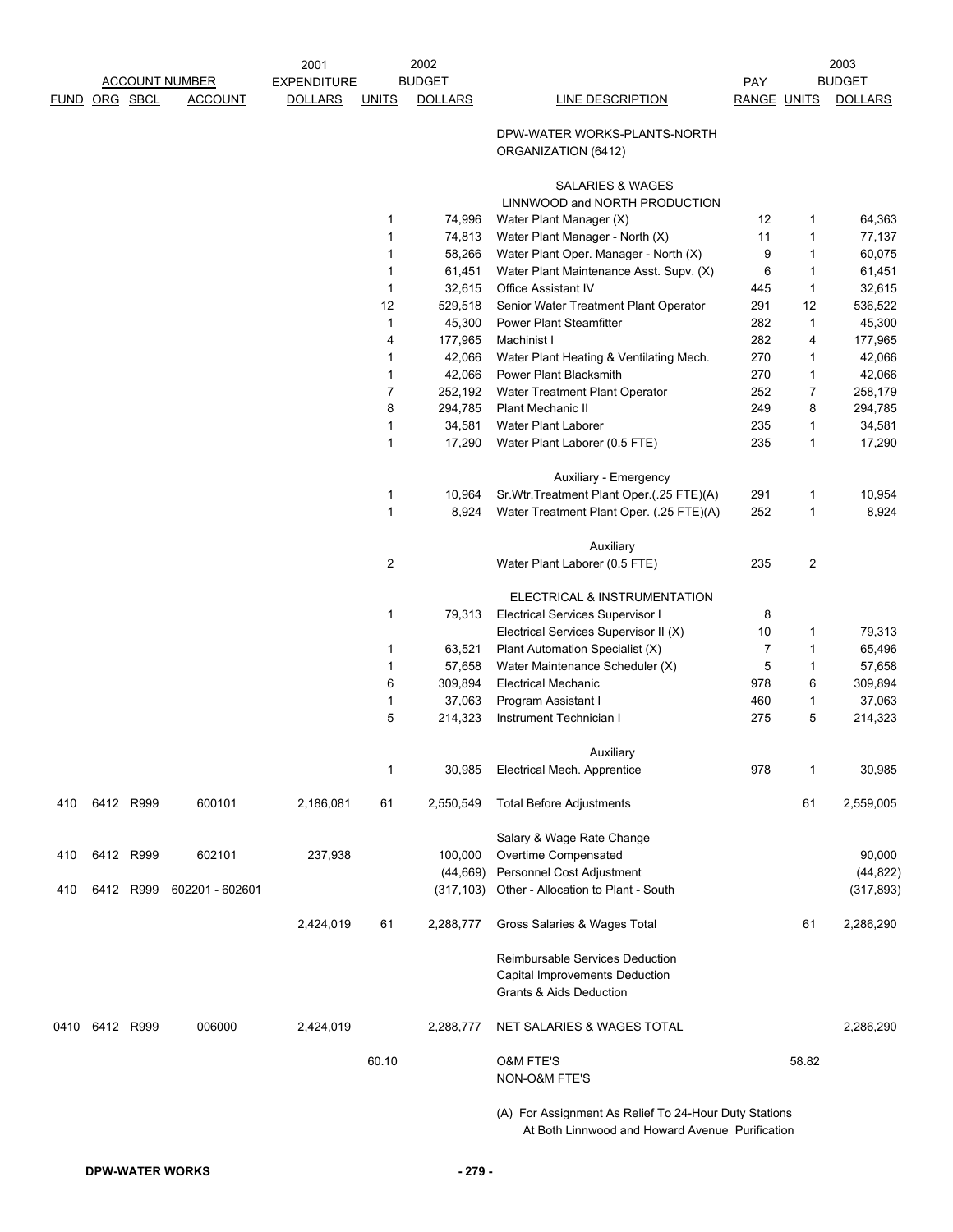| FUND | ORG | SBCL | ACCOUNT | 2001 EXPENDITURE DOLLARS | 2002 UNITS | 2002 BUDGET DOLLARS | LINE DESCRIPTION | PAY RANGE | 2003 UNITS | 2003 BUDGET DOLLARS |
|---|---|---|---|---|---|---|---|---|---|---|
| | | | | | | | DPW-WATER WORKS-PLANTS-NORTH ORGANIZATION (6412) | | | |
| | | | | | | | SALARIES & WAGES | | | |
| | | | | | | | LINNWOOD and NORTH PRODUCTION | | | |
| | | | | | 1 | 74,996 | Water Plant Manager (X) | 12 | 1 | 64,363 |
| | | | | | 1 | 74,813 | Water Plant Manager - North (X) | 11 | 1 | 77,137 |
| | | | | | 1 | 58,266 | Water Plant Oper. Manager - North (X) | 9 | 1 | 60,075 |
| | | | | | 1 | 61,451 | Water Plant Maintenance Asst. Supv. (X) | 6 | 1 | 61,451 |
| | | | | | 1 | 32,615 | Office Assistant IV | 445 | 1 | 32,615 |
| | | | | | 12 | 529,518 | Senior Water Treatment Plant Operator | 291 | 12 | 536,522 |
| | | | | | 1 | 45,300 | Power Plant Steamfitter | 282 | 1 | 45,300 |
| | | | | | 4 | 177,965 | Machinist I | 282 | 4 | 177,965 |
| | | | | | 1 | 42,066 | Water Plant Heating & Ventilating Mech. | 270 | 1 | 42,066 |
| | | | | | 1 | 42,066 | Power Plant Blacksmith | 270 | 1 | 42,066 |
| | | | | | 7 | 252,192 | Water Treatment Plant Operator | 252 | 7 | 258,179 |
| | | | | | 8 | 294,785 | Plant Mechanic II | 249 | 8 | 294,785 |
| | | | | | 1 | 34,581 | Water Plant Laborer | 235 | 1 | 34,581 |
| | | | | | 1 | 17,290 | Water Plant Laborer (0.5 FTE) | 235 | 1 | 17,290 |
| | | | | | | | Auxiliary - Emergency | | | |
| | | | | | 1 | 10,964 | Sr.Wtr.Treatment Plant Oper.(.25 FTE)(A) | 291 | 1 | 10,954 |
| | | | | | 1 | 8,924 | Water Treatment Plant Oper. (.25 FTE)(A) | 252 | 1 | 8,924 |
| | | | | | | | Auxiliary | | | |
| | | | | | 2 | | Water Plant Laborer (0.5 FTE) | 235 | 2 | |
| | | | | | | | ELECTRICAL & INSTRUMENTATION | | | |
| | | | | | 1 | 79,313 | Electrical Services Supervisor I | 8 | | |
| | | | | | | | Electrical Services Supervisor II (X) | 10 | 1 | 79,313 |
| | | | | | 1 | 63,521 | Plant Automation Specialist (X) | 7 | 1 | 65,496 |
| | | | | | 1 | 57,658 | Water Maintenance Scheduler (X) | 5 | 1 | 57,658 |
| | | | | | 6 | 309,894 | Electrical Mechanic | 978 | 6 | 309,894 |
| | | | | | 1 | 37,063 | Program Assistant I | 460 | 1 | 37,063 |
| | | | | | 5 | 214,323 | Instrument Technician I | 275 | 5 | 214,323 |
| | | | | | | | Auxiliary | | | |
| | | | | | 1 | 30,985 | Electrical Mech. Apprentice | 978 | 1 | 30,985 |
| 410 | 6412 | R999 | 600101 | 2,186,081 | 61 | 2,550,549 | Total Before Adjustments | | 61 | 2,559,005 |
| | | | | | | | Salary & Wage Rate Change | | | |
| 410 | 6412 | R999 | 602101 | 237,938 | | 100,000 | Overtime Compensated | | | 90,000 |
| | | | | | | (44,669) | Personnel Cost Adjustment | | | (44,822) |
| 410 | 6412 | R999 | 602201 - 602601 | | | (317,103) | Other - Allocation to Plant - South | | | (317,893) |
| | | | | 2,424,019 | 61 | 2,288,777 | Gross Salaries & Wages Total | | 61 | 2,286,290 |
| | | | | | | | Reimbursable Services Deduction | | | |
| | | | | | | | Capital Improvements Deduction | | | |
| | | | | | | | Grants & Aids Deduction | | | |
| 0410 | 6412 | R999 | 006000 | 2,424,019 | | 2,288,777 | NET SALARIES & WAGES TOTAL | | | 2,286,290 |
| | | | | | 60.10 | | O&M FTE'S | | 58.82 | |
| | | | | | | | NON-O&M FTE'S | | | |

(A) For Assignment As Relief To 24-Hour Duty Stations At Both Linnwood and Howard Avenue Purification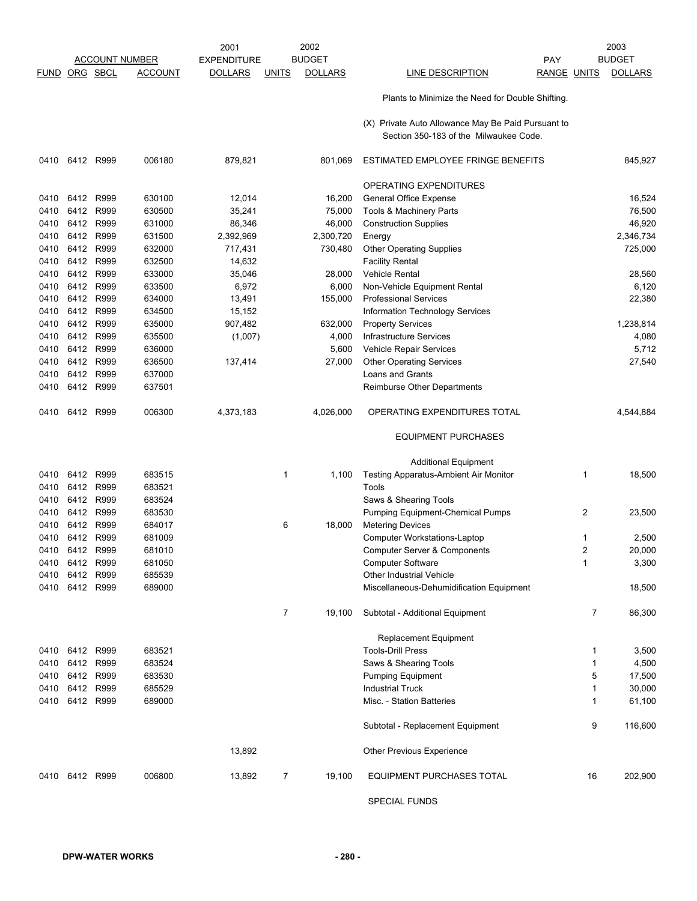| ACCOUNT NUMBER | | | | 2001 EXPENDITURE | 2002 BUDGET | | | PAY | | 2003 BUDGET |
|---|---|---|---|---|---|---|---|---|---|---|
| FUND | ORG | SBCL | ACCOUNT | DOLLARS | UNITS | DOLLARS | LINE DESCRIPTION | RANGE | UNITS | DOLLARS |
| | | | | | | | Plants to Minimize the Need for Double Shifting. | | | |
| | | | | | | | (X) Private Auto Allowance May Be Paid Pursuant to Section 350-183 of the Milwaukee Code. | | | |
| 0410 | 6412 | R999 | 006180 | 879,821 | | 801,069 | ESTIMATED EMPLOYEE FRINGE BENEFITS | | | 845,927 |
| | | | | | | | OPERATING EXPENDITURES | | | |
| 0410 | 6412 | R999 | 630100 | 12,014 | | 16,200 | General Office Expense | | | 16,524 |
| 0410 | 6412 | R999 | 630500 | 35,241 | | 75,000 | Tools & Machinery Parts | | | 76,500 |
| 0410 | 6412 | R999 | 631000 | 86,346 | | 46,000 | Construction Supplies | | | 46,920 |
| 0410 | 6412 | R999 | 631500 | 2,392,969 | | 2,300,720 | Energy | | | 2,346,734 |
| 0410 | 6412 | R999 | 632000 | 717,431 | | 730,480 | Other Operating Supplies | | | 725,000 |
| 0410 | 6412 | R999 | 632500 | 14,632 | | | Facility Rental | | | |
| 0410 | 6412 | R999 | 633000 | 35,046 | | 28,000 | Vehicle Rental | | | 28,560 |
| 0410 | 6412 | R999 | 633500 | 6,972 | | 6,000 | Non-Vehicle Equipment Rental | | | 6,120 |
| 0410 | 6412 | R999 | 634000 | 13,491 | | 155,000 | Professional Services | | | 22,380 |
| 0410 | 6412 | R999 | 634500 | 15,152 | | | Information Technology Services | | | |
| 0410 | 6412 | R999 | 635000 | 907,482 | | 632,000 | Property Services | | | 1,238,814 |
| 0410 | 6412 | R999 | 635500 | (1,007) | | 4,000 | Infrastructure Services | | | 4,080 |
| 0410 | 6412 | R999 | 636000 | | | 5,600 | Vehicle Repair Services | | | 5,712 |
| 0410 | 6412 | R999 | 636500 | 137,414 | | 27,000 | Other Operating Services | | | 27,540 |
| 0410 | 6412 | R999 | 637000 | | | | Loans and Grants | | | |
| 0410 | 6412 | R999 | 637501 | | | | Reimburse Other Departments | | | |
| 0410 | 6412 | R999 | 006300 | 4,373,183 | | 4,026,000 | OPERATING EXPENDITURES TOTAL | | | 4,544,884 |
| | | | | | | | EQUIPMENT PURCHASES | | | |
| | | | | | | | Additional Equipment | | | |
| 0410 | 6412 | R999 | 683515 | | 1 | 1,100 | Testing Apparatus-Ambient Air Monitor | | 1 | 18,500 |
| 0410 | 6412 | R999 | 683521 | | | | Tools | | | |
| 0410 | 6412 | R999 | 683524 | | | | Saws & Shearing Tools | | | |
| 0410 | 6412 | R999 | 683530 | | | | Pumping Equipment-Chemical Pumps | | 2 | 23,500 |
| 0410 | 6412 | R999 | 684017 | | 6 | 18,000 | Metering Devices | | | |
| 0410 | 6412 | R999 | 681009 | | | | Computer Workstations-Laptop | | 1 | 2,500 |
| 0410 | 6412 | R999 | 681010 | | | | Computer Server & Components | | 2 | 20,000 |
| 0410 | 6412 | R999 | 681050 | | | | Computer Software | | 1 | 3,300 |
| 0410 | 6412 | R999 | 685539 | | | | Other Industrial Vehicle | | | |
| 0410 | 6412 | R999 | 689000 | | | | Miscellaneous-Dehumidification Equipment | | | 18,500 |
| | | | | | 7 | 19,100 | Subtotal - Additional Equipment | | 7 | 86,300 |
| | | | | | | | Replacement Equipment | | | |
| 0410 | 6412 | R999 | 683521 | | | | Tools-Drill Press | | 1 | 3,500 |
| 0410 | 6412 | R999 | 683524 | | | | Saws & Shearing Tools | | 1 | 4,500 |
| 0410 | 6412 | R999 | 683530 | | | | Pumping Equipment | | 5 | 17,500 |
| 0410 | 6412 | R999 | 685529 | | | | Industrial Truck | | 1 | 30,000 |
| 0410 | 6412 | R999 | 689000 | | | | Misc. - Station Batteries | | 1 | 61,100 |
| | | | | | | | Subtotal - Replacement Equipment | | 9 | 116,600 |
| | | | | 13,892 | | | Other Previous Experience | | | |
| 0410 | 6412 | R999 | 006800 | 13,892 | 7 | 19,100 | EQUIPMENT PURCHASES TOTAL | | 16 | 202,900 |
| | | | | | | | SPECIAL FUNDS | | | |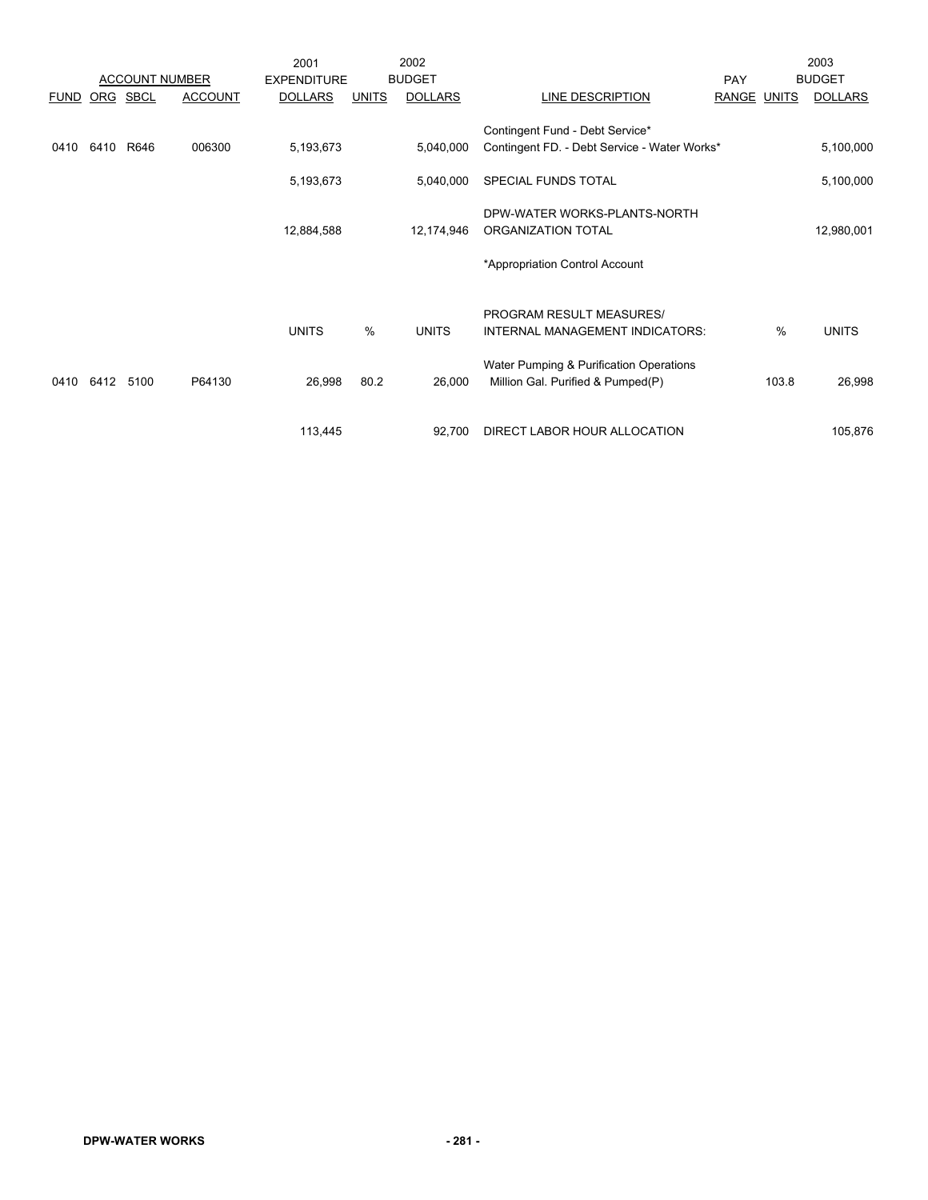| ACCOUNT NUMBER | | | | 2001 EXPENDITURE | 2002 BUDGET | | | PAY | 2003 BUDGET | |
|---|---|---|---|---|---|---|---|---|---|---|
| FUND | ORG | SBCL | ACCOUNT | DOLLARS | UNITS | DOLLARS | LINE DESCRIPTION | RANGE | UNITS | DOLLARS |
| | | | | | | | Contingent Fund - Debt Service* | | | |
| 0410 | 6410 | R646 | 006300 | 5,193,673 | | 5,040,000 | Contingent FD. - Debt Service - Water Works* | | | 5,100,000 |
| | | | | 5,193,673 | | 5,040,000 | SPECIAL FUNDS TOTAL | | | 5,100,000 |
| | | | | 12,884,588 | | 12,174,946 | DPW-WATER WORKS-PLANTS-NORTH ORGANIZATION TOTAL | | | 12,980,001 |
| | | | | | | | *Appropriation Control Account | | | |
| | | | | UNITS | % | UNITS | PROGRAM RESULT MEASURES/ INTERNAL MANAGEMENT INDICATORS: | | % | UNITS |
| | | | | | | | Water Pumping & Purification Operations | | | |
| 0410 | 6412 | 5100 | P64130 | 26,998 | 80.2 | 26,000 | Million Gal. Purified & Pumped(P) | | 103.8 | 26,998 |
| | | | | 113,445 | | 92,700 | DIRECT LABOR HOUR ALLOCATION | | | 105,876 |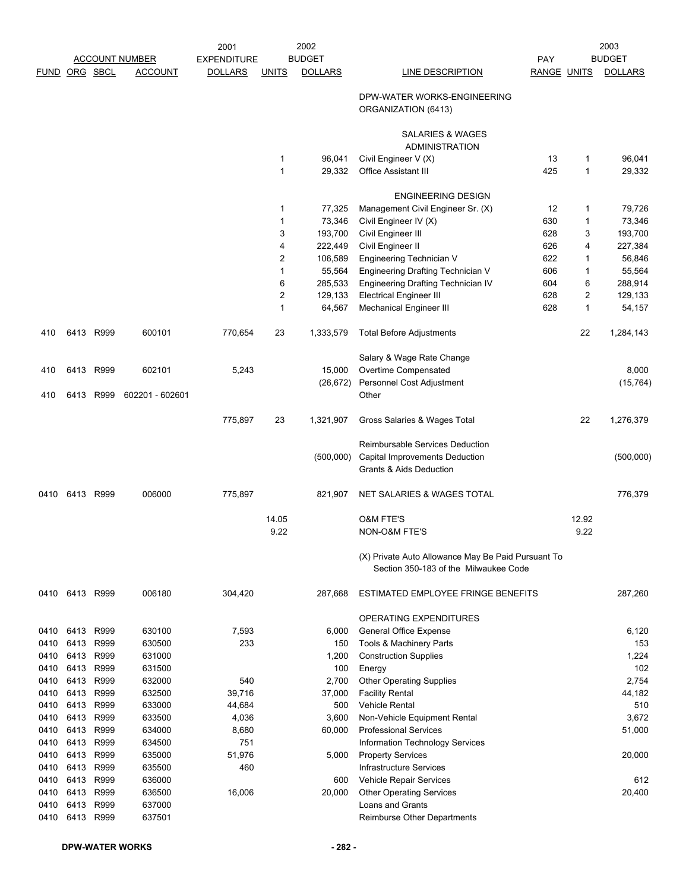| ACCOUNT NUMBER | | | | 2001 EXPENDITURE | 2002 BUDGET | | | PAY | | 2003 BUDGET |
|---|---|---|---|---|---|---|---|---|---|---|
| FUND | ORG | SBCL | ACCOUNT | DOLLARS | UNITS | DOLLARS | LINE DESCRIPTION | RANGE | UNITS | DOLLARS |
| | | | | | | | DPW-WATER WORKS-ENGINEERING ORGANIZATION (6413) | | | |
| | | | | | | | SALARIES & WAGES | | | |
| | | | | | | | ADMINISTRATION | | | |
| | | | | | 1 | 96,041 | Civil Engineer V (X) | 13 | 1 | 96,041 |
| | | | | | 1 | 29,332 | Office Assistant III | 425 | 1 | 29,332 |
| | | | | | | | ENGINEERING DESIGN | | | |
| | | | | | 1 | 77,325 | Management Civil Engineer Sr. (X) | 12 | 1 | 79,726 |
| | | | | | 1 | 73,346 | Civil Engineer IV (X) | 630 | 1 | 73,346 |
| | | | | | 3 | 193,700 | Civil Engineer III | 628 | 3 | 193,700 |
| | | | | | 4 | 222,449 | Civil Engineer II | 626 | 4 | 227,384 |
| | | | | | 2 | 106,589 | Engineering Technician V | 622 | 1 | 56,846 |
| | | | | | 1 | 55,564 | Engineering Drafting Technician V | 606 | 1 | 55,564 |
| | | | | | 6 | 285,533 | Engineering Drafting Technician IV | 604 | 6 | 288,914 |
| | | | | | 2 | 129,133 | Electrical Engineer III | 628 | 2 | 129,133 |
| | | | | | 1 | 64,567 | Mechanical Engineer III | 628 | 1 | 54,157 |
| 410 | 6413 | R999 | 600101 | 770,654 | 23 | 1,333,579 | Total Before Adjustments | | 22 | 1,284,143 |
| | | | | | | | Salary & Wage Rate Change | | | |
| 410 | 6413 | R999 | 602101 | 5,243 | | 15,000 | Overtime Compensated | | | 8,000 |
| | | | | | | (26,672) | Personnel Cost Adjustment | | | (15,764) |
| 410 | 6413 | R999 | 602201 - 602601 | | | | Other | | | |
| | | | | 775,897 | 23 | 1,321,907 | Gross Salaries & Wages Total | | 22 | 1,276,379 |
| | | | | | | | Reimbursable Services Deduction | | | |
| | | | | | | (500,000) | Capital Improvements Deduction | | | (500,000) |
| | | | | | | | Grants & Aids Deduction | | | |
| 0410 | 6413 | R999 | 006000 | 775,897 | | 821,907 | NET SALARIES & WAGES TOTAL | | | 776,379 |
| | | | | | 14.05 | | O&M FTE'S | | 12.92 | |
| | | | | | 9.22 | | NON-O&M FTE'S | | 9.22 | |
| | | | | | | | (X) Private Auto Allowance May Be Paid Pursuant To Section 350-183 of the Milwaukee Code | | | |
| 0410 | 6413 | R999 | 006180 | 304,420 | | 287,668 | ESTIMATED EMPLOYEE FRINGE BENEFITS | | | 287,260 |
| | | | | | | | OPERATING EXPENDITURES | | | |
| 0410 | 6413 | R999 | 630100 | 7,593 | | 6,000 | General Office Expense | | | 6,120 |
| 0410 | 6413 | R999 | 630500 | 233 | | 150 | Tools & Machinery Parts | | | 153 |
| 0410 | 6413 | R999 | 631000 | | | 1,200 | Construction Supplies | | | 1,224 |
| 0410 | 6413 | R999 | 631500 | | | 100 | Energy | | | 102 |
| 0410 | 6413 | R999 | 632000 | 540 | | 2,700 | Other Operating Supplies | | | 2,754 |
| 0410 | 6413 | R999 | 632500 | 39,716 | | 37,000 | Facility Rental | | | 44,182 |
| 0410 | 6413 | R999 | 633000 | 44,684 | | 500 | Vehicle Rental | | | 510 |
| 0410 | 6413 | R999 | 633500 | 4,036 | | 3,600 | Non-Vehicle Equipment Rental | | | 3,672 |
| 0410 | 6413 | R999 | 634000 | 8,680 | | 60,000 | Professional Services | | | 51,000 |
| 0410 | 6413 | R999 | 634500 | 751 | | | Information Technology Services | | | |
| 0410 | 6413 | R999 | 635000 | 51,976 | | 5,000 | Property Services | | | 20,000 |
| 0410 | 6413 | R999 | 635500 | 460 | | | Infrastructure Services | | | |
| 0410 | 6413 | R999 | 636000 | | | 600 | Vehicle Repair Services | | | 612 |
| 0410 | 6413 | R999 | 636500 | 16,006 | | 20,000 | Other Operating Services | | | 20,400 |
| 0410 | 6413 | R999 | 637000 | | | | Loans and Grants | | | |
| 0410 | 6413 | R999 | 637501 | | | | Reimburse Other Departments | | | |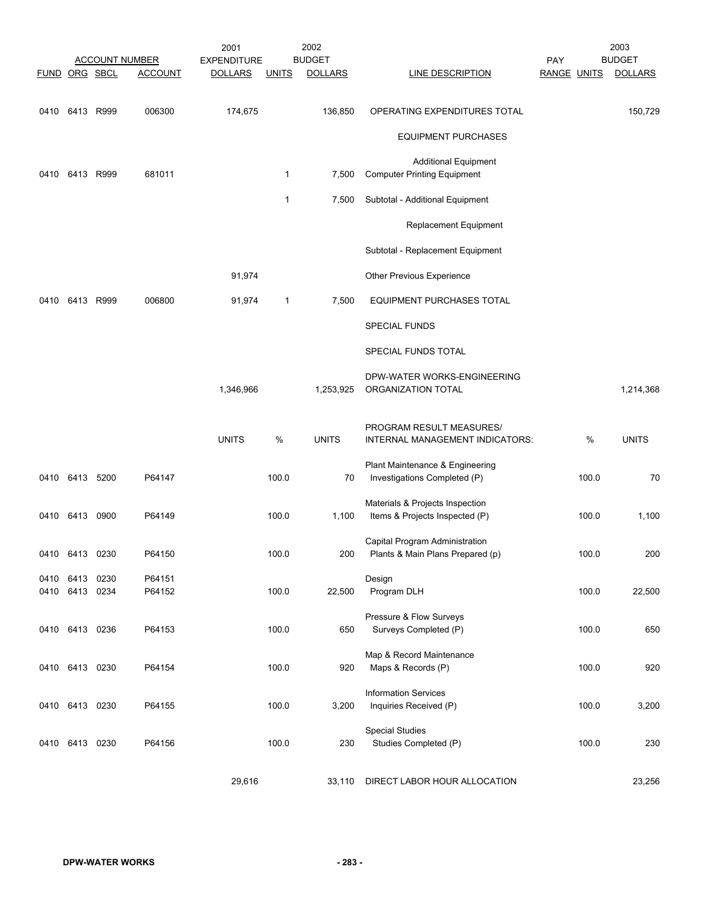| FUND | ORG | SBCL | ACCOUNT | 2001 EXPENDITURE DOLLARS | UNITS | 2002 BUDGET DOLLARS | LINE DESCRIPTION | PAY RANGE | UNITS | 2003 BUDGET DOLLARS |
|---|---|---|---|---|---|---|---|---|---|---|
| 0410 | 6413 | R999 | 006300 | 174,675 | | 136,850 | OPERATING EXPENDITURES TOTAL | | | 150,729 |
| | | | | | | | EQUIPMENT PURCHASES | | | |
| | | | | | | | Additional Equipment | | | |
| 0410 | 6413 | R999 | 681011 | | 1 | 7,500 | Computer Printing Equipment | | | |
| | | | | | 1 | 7,500 | Subtotal - Additional Equipment | | | |
| | | | | | | | Replacement Equipment | | | |
| | | | | | | | Subtotal - Replacement Equipment | | | |
| | | | | 91,974 | | | Other Previous Experience | | | |
| 0410 | 6413 | R999 | 006800 | 91,974 | 1 | 7,500 | EQUIPMENT PURCHASES TOTAL | | | |
| | | | | | | | SPECIAL FUNDS | | | |
| | | | | | | | SPECIAL FUNDS TOTAL | | | |
| | | | | 1,346,966 | | 1,253,925 | DPW-WATER WORKS-ENGINEERING ORGANIZATION TOTAL | | | 1,214,368 |
| | | | | UNITS | % | UNITS | PROGRAM RESULT MEASURES/ INTERNAL MANAGEMENT INDICATORS: | | % | UNITS |
| 0410 | 6413 | 5200 | P64147 | | 100.0 | 70 | Plant Maintenance & Engineering Investigations Completed (P) | | 100.0 | 70 |
| 0410 | 6413 | 0900 | P64149 | | 100.0 | 1,100 | Materials & Projects Inspection Items & Projects Inspected (P) | | 100.0 | 1,100 |
| 0410 | 6413 | 0230 | P64150 | | 100.0 | 200 | Capital Program Administration Plants & Main Plans Prepared (p) | | 100.0 | 200 |
| 0410 | 6413 | 0230 | P64151 | | | | Design | | | |
| 0410 | 6413 | 0234 | P64152 | | 100.0 | 22,500 | Program DLH | | 100.0 | 22,500 |
| 0410 | 6413 | 0236 | P64153 | | 100.0 | 650 | Pressure & Flow Surveys Surveys Completed (P) | | 100.0 | 650 |
| 0410 | 6413 | 0230 | P64154 | | 100.0 | 920 | Map & Record Maintenance Maps & Records (P) | | 100.0 | 920 |
| 0410 | 6413 | 0230 | P64155 | | 100.0 | 3,200 | Information Services Inquiries Received (P) | | 100.0 | 3,200 |
| 0410 | 6413 | 0230 | P64156 | | 100.0 | 230 | Special Studies Studies Completed (P) | | 100.0 | 230 |
| | | | | 29,616 | | 33,110 | DIRECT LABOR HOUR ALLOCATION | | | 23,256 |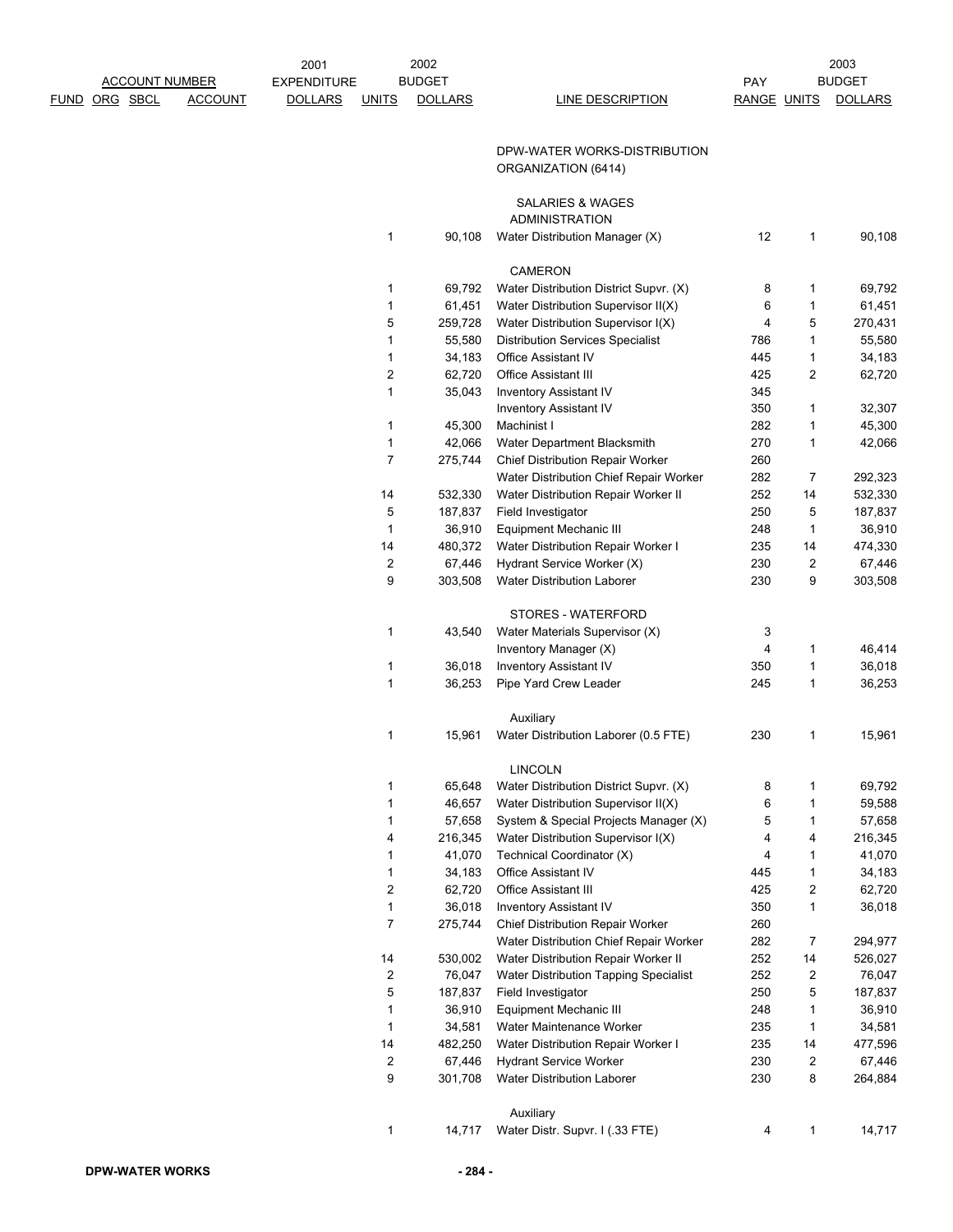| ACCOUNT NUMBER FUND | ORG | SBCL | ACCOUNT | 2001 EXPENDITURE DOLLARS | 2002 BUDGET UNITS | 2002 BUDGET DOLLARS | LINE DESCRIPTION | PAY RANGE | 2003 BUDGET UNITS | 2003 BUDGET DOLLARS |
|---|---|---|---|---|---|---|---|---|---|---|
| | | | | | | | DPW-WATER WORKS-DISTRIBUTION ORGANIZATION (6414) | | | |
| | | | | | | | SALARIES & WAGES | | | |
| | | | | | | | ADMINISTRATION | | | |
| | | | | | 1 | 90,108 | Water Distribution Manager (X) | 12 | 1 | 90,108 |
| | | | | | | | CAMERON | | | |
| | | | | | 1 | 69,792 | Water Distribution District Supvr. (X) | 8 | 1 | 69,792 |
| | | | | | 1 | 61,451 | Water Distribution Supervisor II(X) | 6 | 1 | 61,451 |
| | | | | | 5 | 259,728 | Water Distribution Supervisor I(X) | 4 | 5 | 270,431 |
| | | | | | 1 | 55,580 | Distribution Services Specialist | 786 | 1 | 55,580 |
| | | | | | 1 | 34,183 | Office Assistant IV | 445 | 1 | 34,183 |
| | | | | | 2 | 62,720 | Office Assistant III | 425 | 2 | 62,720 |
| | | | | | 1 | 35,043 | Inventory Assistant IV | 345 | | |
| | | | | | | | Inventory Assistant IV | 350 | 1 | 32,307 |
| | | | | | 1 | 45,300 | Machinist I | 282 | 1 | 45,300 |
| | | | | | 1 | 42,066 | Water Department Blacksmith | 270 | 1 | 42,066 |
| | | | | | 7 | 275,744 | Chief Distribution Repair Worker | 260 | | |
| | | | | | | | Water Distribution Chief Repair Worker | 282 | 7 | 292,323 |
| | | | | | 14 | 532,330 | Water Distribution Repair Worker II | 252 | 14 | 532,330 |
| | | | | | 5 | 187,837 | Field Investigator | 250 | 5 | 187,837 |
| | | | | | 1 | 36,910 | Equipment Mechanic III | 248 | 1 | 36,910 |
| | | | | | 14 | 480,372 | Water Distribution Repair Worker I | 235 | 14 | 474,330 |
| | | | | | 2 | 67,446 | Hydrant Service Worker (X) | 230 | 2 | 67,446 |
| | | | | | 9 | 303,508 | Water Distribution Laborer | 230 | 9 | 303,508 |
| | | | | | | | STORES - WATERFORD | | | |
| | | | | | 1 | 43,540 | Water Materials Supervisor (X) | 3 | | |
| | | | | | | | Inventory Manager (X) | 4 | 1 | 46,414 |
| | | | | | 1 | 36,018 | Inventory Assistant IV | 350 | 1 | 36,018 |
| | | | | | 1 | 36,253 | Pipe Yard Crew Leader | 245 | 1 | 36,253 |
| | | | | | | | Auxiliary | | | |
| | | | | | 1 | 15,961 | Water Distribution Laborer (0.5 FTE) | 230 | 1 | 15,961 |
| | | | | | | | LINCOLN | | | |
| | | | | | 1 | 65,648 | Water Distribution District Supvr. (X) | 8 | 1 | 69,792 |
| | | | | | 1 | 46,657 | Water Distribution Supervisor II(X) | 6 | 1 | 59,588 |
| | | | | | 1 | 57,658 | System & Special Projects Manager (X) | 5 | 1 | 57,658 |
| | | | | | 4 | 216,345 | Water Distribution Supervisor I(X) | 4 | 4 | 216,345 |
| | | | | | 1 | 41,070 | Technical Coordinator (X) | 4 | 1 | 41,070 |
| | | | | | 1 | 34,183 | Office Assistant IV | 445 | 1 | 34,183 |
| | | | | | 2 | 62,720 | Office Assistant III | 425 | 2 | 62,720 |
| | | | | | 1 | 36,018 | Inventory Assistant IV | 350 | 1 | 36,018 |
| | | | | | 7 | 275,744 | Chief Distribution Repair Worker | 260 | | |
| | | | | | | | Water Distribution Chief Repair Worker | 282 | 7 | 294,977 |
| | | | | | 14 | 530,002 | Water Distribution Repair Worker II | 252 | 14 | 526,027 |
| | | | | | 2 | 76,047 | Water Distribution Tapping Specialist | 252 | 2 | 76,047 |
| | | | | | 5 | 187,837 | Field Investigator | 250 | 5 | 187,837 |
| | | | | | 1 | 36,910 | Equipment Mechanic III | 248 | 1 | 36,910 |
| | | | | | 1 | 34,581 | Water Maintenance Worker | 235 | 1 | 34,581 |
| | | | | | 14 | 482,250 | Water Distribution Repair Worker I | 235 | 14 | 477,596 |
| | | | | | 2 | 67,446 | Hydrant Service Worker | 230 | 2 | 67,446 |
| | | | | | 9 | 301,708 | Water Distribution Laborer | 230 | 8 | 264,884 |
| | | | | | | | Auxiliary | | | |
| | | | | | 1 | 14,717 | Water Distr. Supvr. I (.33 FTE) | 4 | 1 | 14,717 |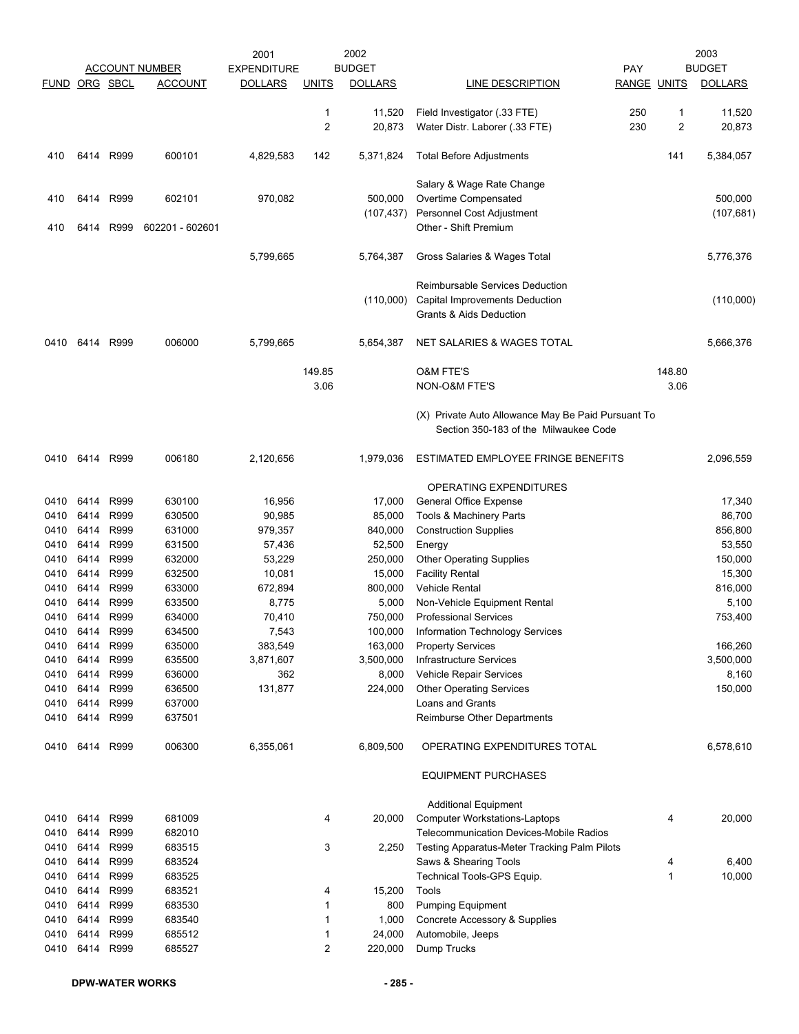| ACCOUNT NUMBER | | | | 2001 | | 2002 | | | | 2003 |
|---|---|---|---|---|---|---|---|---|---|---|
| FUND | ORG | SBCL | ACCOUNT | EXPENDITURE DOLLARS | UNITS | BUDGET DOLLARS | LINE DESCRIPTION | PAY RANGE | UNITS | BUDGET DOLLARS |
| | | | | | 1 | 11,520 | Field Investigator (.33 FTE) | 250 | 1 | 11,520 |
| | | | | | 2 | 20,873 | Water Distr. Laborer (.33 FTE) | 230 | 2 | 20,873 |
| 410 | 6414 | R999 | 600101 | 4,829,583 | 142 | 5,371,824 | Total Before Adjustments | | 141 | 5,384,057 |
| | | | | | | | Salary & Wage Rate Change | | | |
| 410 | 6414 | R999 | 602101 | 970,082 | | 500,000 | Overtime Compensated | | | 500,000 |
| | | | | | | (107,437) | Personnel Cost Adjustment | | | (107,681) |
| 410 | 6414 | R999 | 602201 - 602601 | | | | Other - Shift Premium | | | |
| | | | | 5,799,665 | | 5,764,387 | Gross Salaries & Wages Total | | | 5,776,376 |
| | | | | | | | Reimbursable Services Deduction | | | |
| | | | | | | (110,000) | Capital Improvements Deduction | | | (110,000) |
| | | | | | | | Grants & Aids Deduction | | | |
| 0410 | 6414 | R999 | 006000 | 5,799,665 | | 5,654,387 | NET SALARIES & WAGES TOTAL | | | 5,666,376 |
| | | | | | 149.85 | | O&M FTE'S | | 148.80 | |
| | | | | | 3.06 | | NON-O&M FTE'S | | 3.06 | |
| | | | | | | | (X) Private Auto Allowance May Be Paid Pursuant To Section 350-183 of the Milwaukee Code | | | |
| 0410 | 6414 | R999 | 006180 | 2,120,656 | | 1,979,036 | ESTIMATED EMPLOYEE FRINGE BENEFITS | | | 2,096,559 |
| | | | | | | | OPERATING EXPENDITURES | | | |
| 0410 | 6414 | R999 | 630100 | 16,956 | | 17,000 | General Office Expense | | | 17,340 |
| 0410 | 6414 | R999 | 630500 | 90,985 | | 85,000 | Tools & Machinery Parts | | | 86,700 |
| 0410 | 6414 | R999 | 631000 | 979,357 | | 840,000 | Construction Supplies | | | 856,800 |
| 0410 | 6414 | R999 | 631500 | 57,436 | | 52,500 | Energy | | | 53,550 |
| 0410 | 6414 | R999 | 632000 | 53,229 | | 250,000 | Other Operating Supplies | | | 150,000 |
| 0410 | 6414 | R999 | 632500 | 10,081 | | 15,000 | Facility Rental | | | 15,300 |
| 0410 | 6414 | R999 | 633000 | 672,894 | | 800,000 | Vehicle Rental | | | 816,000 |
| 0410 | 6414 | R999 | 633500 | 8,775 | | 5,000 | Non-Vehicle Equipment Rental | | | 5,100 |
| 0410 | 6414 | R999 | 634000 | 70,410 | | 750,000 | Professional Services | | | 753,400 |
| 0410 | 6414 | R999 | 634500 | 7,543 | | 100,000 | Information Technology Services | | | |
| 0410 | 6414 | R999 | 635000 | 383,549 | | 163,000 | Property Services | | | 166,260 |
| 0410 | 6414 | R999 | 635500 | 3,871,607 | | 3,500,000 | Infrastructure Services | | | 3,500,000 |
| 0410 | 6414 | R999 | 636000 | 362 | | 8,000 | Vehicle Repair Services | | | 8,160 |
| 0410 | 6414 | R999 | 636500 | 131,877 | | 224,000 | Other Operating Services | | | 150,000 |
| 0410 | 6414 | R999 | 637000 | | | | Loans and Grants | | | |
| 0410 | 6414 | R999 | 637501 | | | | Reimburse Other Departments | | | |
| 0410 | 6414 | R999 | 006300 | 6,355,061 | | 6,809,500 | OPERATING EXPENDITURES TOTAL | | | 6,578,610 |
| | | | | | | | EQUIPMENT PURCHASES | | | |
| | | | | | | | Additional Equipment | | | |
| 0410 | 6414 | R999 | 681009 | | 4 | 20,000 | Computer Workstations-Laptops | | 4 | 20,000 |
| 0410 | 6414 | R999 | 682010 | | | | Telecommunication Devices-Mobile Radios | | | |
| 0410 | 6414 | R999 | 683515 | | 3 | 2,250 | Testing Apparatus-Meter Tracking Palm Pilots | | | |
| 0410 | 6414 | R999 | 683524 | | | | Saws & Shearing Tools | | 4 | 6,400 |
| 0410 | 6414 | R999 | 683525 | | | | Technical Tools-GPS Equip. | | 1 | 10,000 |
| 0410 | 6414 | R999 | 683521 | | 4 | 15,200 | Tools | | | |
| 0410 | 6414 | R999 | 683530 | | 1 | 800 | Pumping Equipment | | | |
| 0410 | 6414 | R999 | 683540 | | 1 | 1,000 | Concrete Accessory & Supplies | | | |
| 0410 | 6414 | R999 | 685512 | | 1 | 24,000 | Automobile, Jeeps | | | |
| 0410 | 6414 | R999 | 685527 | | 2 | 220,000 | Dump Trucks | | | |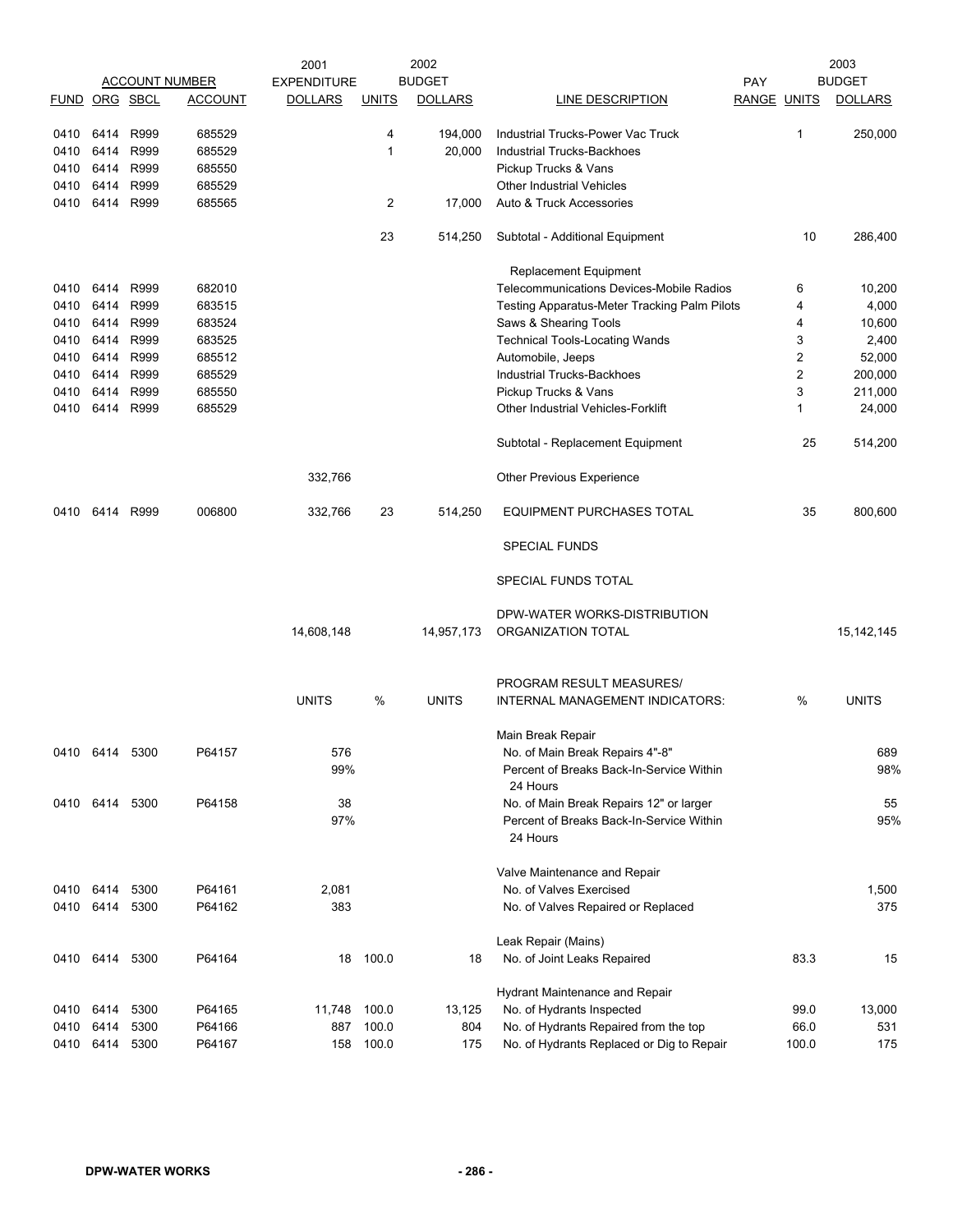| ACCOUNT NUMBER | | | | 2001 EXPENDITURE | | 2002 BUDGET | | PAY | | 2003 BUDGET |
|---|---|---|---|---|---|---|---|---|---|---|
| FUND | ORG | SBCL | ACCOUNT | DOLLARS | UNITS | DOLLARS | LINE DESCRIPTION | RANGE | UNITS | DOLLARS |
| 0410 | 6414 | R999 | 685529 | | 4 | 194,000 | Industrial Trucks-Power Vac Truck | | 1 | 250,000 |
| 0410 | 6414 | R999 | 685529 | | 1 | 20,000 | Industrial Trucks-Backhoes | | | |
| 0410 | 6414 | R999 | 685550 | | | | Pickup Trucks & Vans | | | |
| 0410 | 6414 | R999 | 685529 | | | | Other Industrial Vehicles | | | |
| 0410 | 6414 | R999 | 685565 | | 2 | 17,000 | Auto & Truck Accessories | | | |
| | | | | | 23 | 514,250 | Subtotal - Additional Equipment | | 10 | 286,400 |
| | | | | | | | Replacement Equipment | | | |
| 0410 | 6414 | R999 | 682010 | | | | Telecommunications Devices-Mobile Radios | | 6 | 10,200 |
| 0410 | 6414 | R999 | 683515 | | | | Testing Apparatus-Meter Tracking Palm Pilots | | 4 | 4,000 |
| 0410 | 6414 | R999 | 683524 | | | | Saws & Shearing Tools | | 4 | 10,600 |
| 0410 | 6414 | R999 | 683525 | | | | Technical Tools-Locating Wands | | 3 | 2,400 |
| 0410 | 6414 | R999 | 685512 | | | | Automobile, Jeeps | | 2 | 52,000 |
| 0410 | 6414 | R999 | 685529 | | | | Industrial Trucks-Backhoes | | 2 | 200,000 |
| 0410 | 6414 | R999 | 685550 | | | | Pickup Trucks & Vans | | 3 | 211,000 |
| 0410 | 6414 | R999 | 685529 | | | | Other Industrial Vehicles-Forklift | | 1 | 24,000 |
| | | | | | | | Subtotal - Replacement Equipment | | 25 | 514,200 |
| | | | | 332,766 | | | Other Previous Experience | | | |
| 0410 | 6414 | R999 | 006800 | 332,766 | 23 | 514,250 | EQUIPMENT PURCHASES TOTAL | | 35 | 800,600 |
| | | | | | | | SPECIAL FUNDS | | | |
| | | | | | | | SPECIAL FUNDS TOTAL | | | |
| | | | | 14,608,148 | | 14,957,173 | DPW-WATER WORKS-DISTRIBUTION ORGANIZATION TOTAL | | | 15,142,145 |

| FUND | ORG | SBCL | ACCOUNT | UNITS | % | UNITS | PROGRAM RESULT MEASURES/ INTERNAL MANAGEMENT INDICATORS: | % | UNITS |
|---|---|---|---|---|---|---|---|---|---|
| | | | | | | | Main Break Repair | | |
| 0410 | 6414 | 5300 | P64157 | 576 | | | No. of Main Break Repairs 4"-8" | | 689 |
| | | | | 99% | | | Percent of Breaks Back-In-Service Within 24 Hours | | 98% |
| 0410 | 6414 | 5300 | P64158 | 38 | | | No. of Main Break Repairs 12" or larger | | 55 |
| | | | | 97% | | | Percent of Breaks Back-In-Service Within 24 Hours | | 95% |
| | | | | | | | Valve Maintenance and Repair | | |
| 0410 | 6414 | 5300 | P64161 | 2,081 | | | No. of Valves Exercised | | 1,500 |
| 0410 | 6414 | 5300 | P64162 | 383 | | | No. of Valves Repaired or Replaced | | 375 |
| | | | | | | | Leak Repair (Mains) | | |
| 0410 | 6414 | 5300 | P64164 | 18 | 100.0 | 18 | No. of Joint Leaks Repaired | 83.3 | 15 |
| | | | | | | | Hydrant Maintenance and Repair | | |
| 0410 | 6414 | 5300 | P64165 | 11,748 | 100.0 | 13,125 | No. of Hydrants Inspected | 99.0 | 13,000 |
| 0410 | 6414 | 5300 | P64166 | 887 | 100.0 | 804 | No. of Hydrants Repaired from the top | 66.0 | 531 |
| 0410 | 6414 | 5300 | P64167 | 158 | 100.0 | 175 | No. of Hydrants Replaced or Dig to Repair | 100.0 | 175 |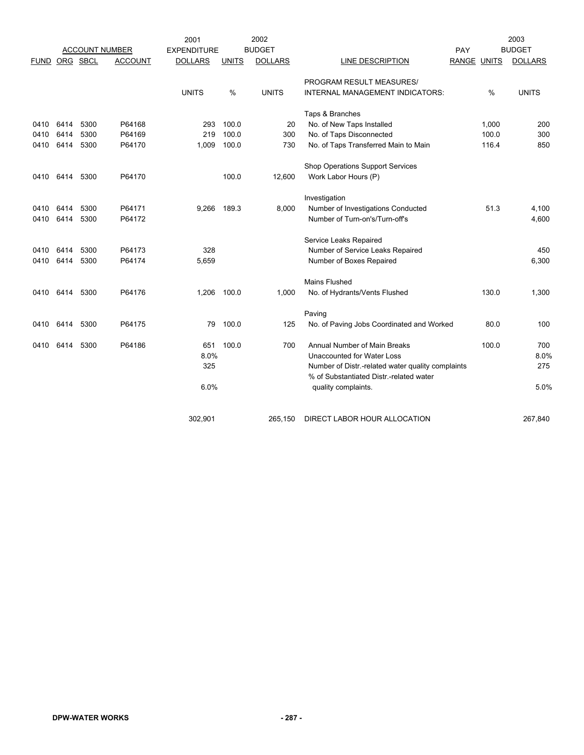| FUND | ORG | SBCL | ACCOUNT | 2001 EXPENDITURE DOLLARS | UNITS | 2002 BUDGET DOLLARS | LINE DESCRIPTION | PAY RANGE | UNITS | 2003 BUDGET DOLLARS |
|---|---|---|---|---|---|---|---|---|---|---|
| | | | | UNITS | % | UNITS | PROGRAM RESULT MEASURES/ INTERNAL MANAGEMENT INDICATORS: | | % | UNITS |
| | | | | | | | Taps & Branches | | | |
| 0410 | 6414 | 5300 | P64168 | 293 | 100.0 | 20 | No. of New Taps Installed | | 1,000 | 200 |
| 0410 | 6414 | 5300 | P64169 | 219 | 100.0 | 300 | No. of Taps Disconnected | | 100.0 | 300 |
| 0410 | 6414 | 5300 | P64170 | 1,009 | 100.0 | 730 | No. of Taps Transferred Main to Main | | 116.4 | 850 |
| | | | | | | | Shop Operations Support Services | | | |
| 0410 | 6414 | 5300 | P64170 | | 100.0 | 12,600 | Work Labor Hours (P) | | | |
| | | | | | | | Investigation | | | |
| 0410 | 6414 | 5300 | P64171 | 9,266 | 189.3 | 8,000 | Number of Investigations Conducted | | 51.3 | 4,100 |
| 0410 | 6414 | 5300 | P64172 | | | | Number of Turn-on's/Turn-off's | | | 4,600 |
| | | | | | | | Service Leaks Repaired | | | |
| 0410 | 6414 | 5300 | P64173 | 328 | | | Number of Service Leaks Repaired | | | 450 |
| 0410 | 6414 | 5300 | P64174 | 5,659 | | | Number of Boxes Repaired | | | 6,300 |
| | | | | | | | Mains Flushed | | | |
| 0410 | 6414 | 5300 | P64176 | 1,206 | 100.0 | 1,000 | No. of Hydrants/Vents Flushed | | 130.0 | 1,300 |
| | | | | | | | Paving | | | |
| 0410 | 6414 | 5300 | P64175 | 79 | 100.0 | 125 | No. of Paving Jobs Coordinated and Worked | | 80.0 | 100 |
| 0410 | 6414 | 5300 | P64186 | 651 | 100.0 | 700 | Annual Number of Main Breaks | | 100.0 | 700 |
| | | | | 8.0% | | | Unaccounted for Water Loss | | | 8.0% |
| | | | | 325 | | | Number of Distr.-related water quality complaints | | | 275 |
| | | | | 6.0% | | | % of Substantiated Distr.-related water quality complaints. | | | 5.0% |
| | | | | 302,901 | | 265,150 | DIRECT LABOR HOUR ALLOCATION | | | 267,840 |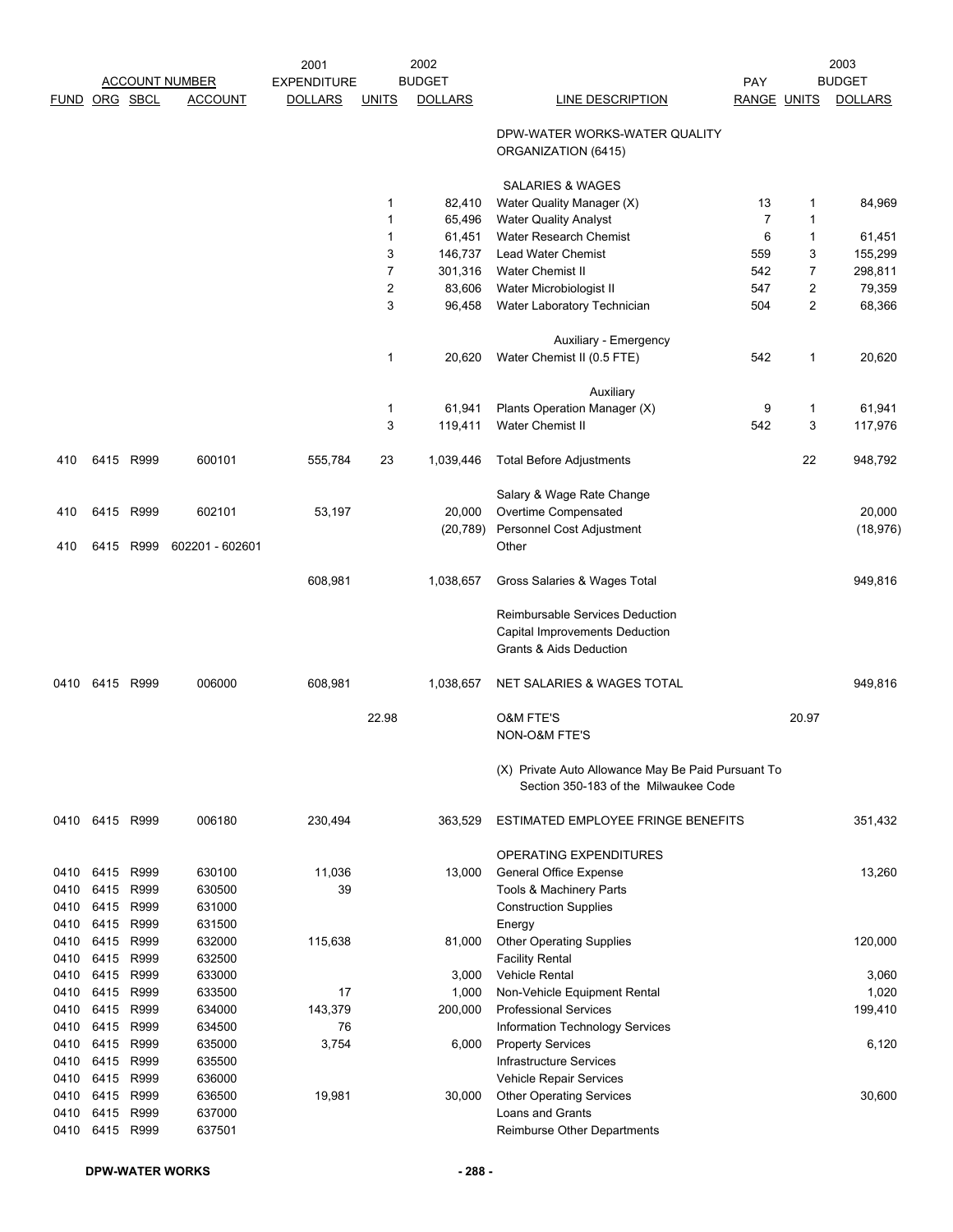| ACCOUNT NUMBER | | | | 2001 EXPENDITURE | 2002 BUDGET | | | PAY | | 2003 BUDGET |
|---|---|---|---|---|---|---|---|---|---|---|
| FUND | ORG | SBCL | ACCOUNT | DOLLARS | UNITS | DOLLARS | LINE DESCRIPTION | RANGE | UNITS | DOLLARS |
| | | | | | | | DPW-WATER WORKS-WATER QUALITY ORGANIZATION (6415) | | | |
| | | | | | | | SALARIES & WAGES | | | |
| | | | | | 1 | 82,410 | Water Quality Manager (X) | 13 | 1 | 84,969 |
| | | | | | 1 | 65,496 | Water Quality Analyst | 7 | 1 | |
| | | | | | 1 | 61,451 | Water Research Chemist | 6 | 1 | 61,451 |
| | | | | | 3 | 146,737 | Lead Water Chemist | 559 | 3 | 155,299 |
| | | | | | 7 | 301,316 | Water Chemist II | 542 | 7 | 298,811 |
| | | | | | 2 | 83,606 | Water Microbiologist II | 547 | 2 | 79,359 |
| | | | | | 3 | 96,458 | Water Laboratory Technician | 504 | 2 | 68,366 |
| | | | | | | | Auxiliary - Emergency | | | |
| | | | | | 1 | 20,620 | Water Chemist II (0.5 FTE) | 542 | 1 | 20,620 |
| | | | | | | | Auxiliary | | | |
| | | | | | 1 | 61,941 | Plants Operation Manager (X) | 9 | 1 | 61,941 |
| | | | | | 3 | 119,411 | Water Chemist II | 542 | 3 | 117,976 |
| 410 | 6415 | R999 | 600101 | 555,784 | 23 | 1,039,446 | Total Before Adjustments | | 22 | 948,792 |
| | | | | | | | Salary & Wage Rate Change | | | |
| 410 | 6415 | R999 | 602101 | 53,197 | | 20,000 | Overtime Compensated | | | 20,000 |
| | | | | | | (20,789) | Personnel Cost Adjustment | | | (18,976) |
| 410 | 6415 | R999 | 602201 - 602601 | | | | Other | | | |
| | | | | 608,981 | | 1,038,657 | Gross Salaries & Wages Total | | | 949,816 |
| | | | | | | | Reimbursable Services Deduction | | | |
| | | | | | | | Capital Improvements Deduction | | | |
| | | | | | | | Grants & Aids Deduction | | | |
| 0410 | 6415 | R999 | 006000 | 608,981 | | 1,038,657 | NET SALARIES & WAGES TOTAL | | | 949,816 |
| | | | | | 22.98 | | O&M FTE'S | | 20.97 | |
| | | | | | | | NON-O&M FTE'S | | | |
| | | | | | | | (X) Private Auto Allowance May Be Paid Pursuant To Section 350-183 of the Milwaukee Code | | | |
| 0410 | 6415 | R999 | 006180 | 230,494 | | 363,529 | ESTIMATED EMPLOYEE FRINGE BENEFITS | | | 351,432 |
| | | | | | | | OPERATING EXPENDITURES | | | |
| 0410 | 6415 | R999 | 630100 | 11,036 | | 13,000 | General Office Expense | | | 13,260 |
| 0410 | 6415 | R999 | 630500 | 39 | | | Tools & Machinery Parts | | | |
| 0410 | 6415 | R999 | 631000 | | | | Construction Supplies | | | |
| 0410 | 6415 | R999 | 631500 | | | | Energy | | | |
| 0410 | 6415 | R999 | 632000 | 115,638 | | 81,000 | Other Operating Supplies | | | 120,000 |
| 0410 | 6415 | R999 | 632500 | | | | Facility Rental | | | |
| 0410 | 6415 | R999 | 633000 | | | 3,000 | Vehicle Rental | | | 3,060 |
| 0410 | 6415 | R999 | 633500 | 17 | | 1,000 | Non-Vehicle Equipment Rental | | | 1,020 |
| 0410 | 6415 | R999 | 634000 | 143,379 | | 200,000 | Professional Services | | | 199,410 |
| 0410 | 6415 | R999 | 634500 | 76 | | | Information Technology Services | | | |
| 0410 | 6415 | R999 | 635000 | 3,754 | | 6,000 | Property Services | | | 6,120 |
| 0410 | 6415 | R999 | 635500 | | | | Infrastructure Services | | | |
| 0410 | 6415 | R999 | 636000 | | | | Vehicle Repair Services | | | |
| 0410 | 6415 | R999 | 636500 | 19,981 | | 30,000 | Other Operating Services | | | 30,600 |
| 0410 | 6415 | R999 | 637000 | | | | Loans and Grants | | | |
| 0410 | 6415 | R999 | 637501 | | | | Reimburse Other Departments | | | |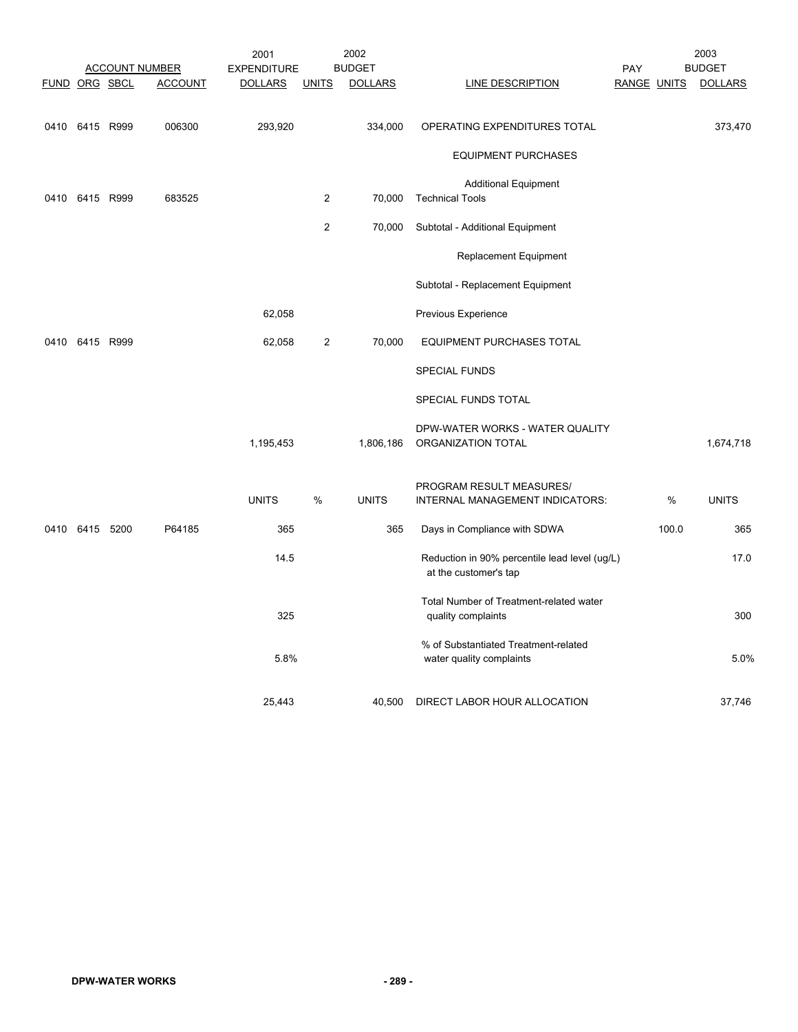| ACCOUNT NUMBER | | | | 2001 EXPENDITURE | 2002 BUDGET | | | PAY | | 2003 BUDGET |
|---|---|---|---|---|---|---|---|---|---|---|
| FUND | ORG | SBCL | ACCOUNT | DOLLARS | UNITS | DOLLARS | LINE DESCRIPTION | RANGE | UNITS | DOLLARS |
| 0410 | 6415 | R999 | 006300 | 293,920 | | 334,000 | OPERATING EXPENDITURES TOTAL | | | 373,470 |
| | | | | | | | EQUIPMENT PURCHASES | | | |
| | | | | | | | Additional Equipment | | | |
| 0410 | 6415 | R999 | 683525 | | 2 | 70,000 | Technical Tools | | | |
| | | | | | 2 | 70,000 | Subtotal - Additional Equipment | | | |
| | | | | | | | Replacement Equipment | | | |
| | | | | | | | Subtotal - Replacement Equipment | | | |
| | | | | 62,058 | | | Previous Experience | | | |
| 0410 | 6415 | R999 | | 62,058 | 2 | 70,000 | EQUIPMENT PURCHASES TOTAL | | | |
| | | | | | | | SPECIAL FUNDS | | | |
| | | | | | | | SPECIAL FUNDS TOTAL | | | |
| | | | | 1,195,453 | | 1,806,186 | DPW-WATER WORKS - WATER QUALITY ORGANIZATION TOTAL | | | 1,674,718 |
| | | | | UNITS | % | UNITS | PROGRAM RESULT MEASURES/ INTERNAL MANAGEMENT INDICATORS: | | % | UNITS |
| 0410 | 6415 | 5200 | P64185 | 365 | | 365 | Days in Compliance with SDWA | | 100.0 | 365 |
| | | | | 14.5 | | | Reduction in 90% percentile lead level (ug/L) at the customer's tap | | | 17.0 |
| | | | | 325 | | | Total Number of Treatment-related water quality complaints | | | 300 |
| | | | | 5.8% | | | % of Substantiated Treatment-related water quality complaints | | | 5.0% |
| | | | | 25,443 | | 40,500 | DIRECT LABOR HOUR ALLOCATION | | | 37,746 |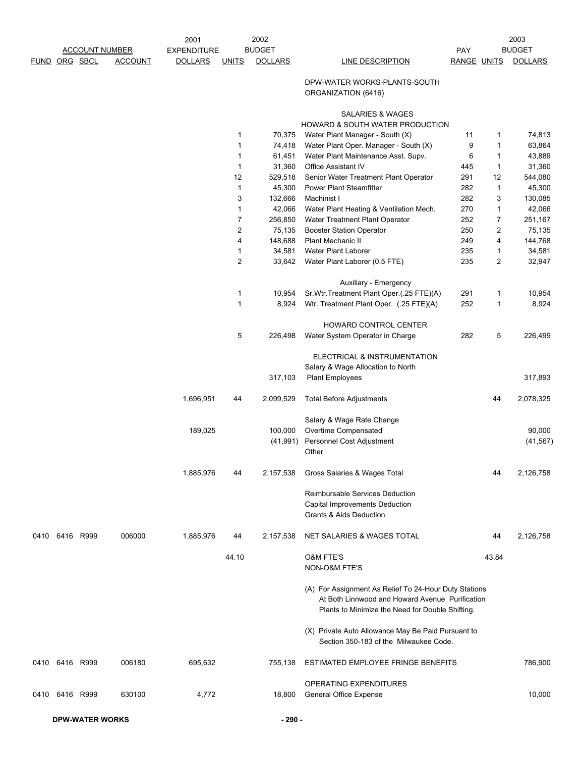| FUND | ORG | SBCL | ACCOUNT | 2001 EXPENDITURE DOLLARS | 2002 UNITS | 2002 BUDGET DOLLARS | LINE DESCRIPTION | PAY RANGE | 2003 UNITS | 2003 BUDGET DOLLARS |
|---|---|---|---|---|---|---|---|---|---|---|
| | | | | | | | DPW-WATER WORKS-PLANTS-SOUTH ORGANIZATION (6416) | | | |
| | | | | | | | SALARIES & WAGES | | | |
| | | | | | | | HOWARD & SOUTH WATER PRODUCTION | | | |
| | | | | | 1 | 70,375 | Water Plant Manager - South (X) | 11 | 1 | 74,813 |
| | | | | | 1 | 74,418 | Water Plant Oper. Manager - South (X) | 9 | 1 | 63,864 |
| | | | | | 1 | 61,451 | Water Plant Maintenance Asst. Supv. | 6 | 1 | 43,889 |
| | | | | | 1 | 31,360 | Office Assistant IV | 445 | 1 | 31,360 |
| | | | | | 12 | 529,518 | Senior Water Treatment Plant Operator | 291 | 12 | 544,080 |
| | | | | | 1 | 45,300 | Power Plant Steamfitter | 282 | 1 | 45,300 |
| | | | | | 3 | 132,666 | Machinist I | 282 | 3 | 130,085 |
| | | | | | 1 | 42,066 | Water Plant Heating & Ventilation Mech. | 270 | 1 | 42,066 |
| | | | | | 7 | 256,850 | Water Treatment Plant Operator | 252 | 7 | 251,167 |
| | | | | | 2 | 75,135 | Booster Station Operator | 250 | 2 | 75,135 |
| | | | | | 4 | 148,688 | Plant Mechanic II | 249 | 4 | 144,768 |
| | | | | | 1 | 34,581 | Water Plant Laborer | 235 | 1 | 34,581 |
| | | | | | 2 | 33,642 | Water Plant Laborer (0.5 FTE) | 235 | 2 | 32,947 |
| | | | | | | | Auxiliary - Emergency | | | |
| | | | | | 1 | 10,954 | Sr.Wtr.Treatment Plant Oper.(.25 FTE)(A) | 291 | 1 | 10,954 |
| | | | | | 1 | 8,924 | Wtr. Treatment Plant Oper. (.25 FTE)(A) | 252 | 1 | 8,924 |
| | | | | | | | HOWARD CONTROL CENTER | | | |
| | | | | | 5 | 226,498 | Water System Operator in Charge | 282 | 5 | 226,499 |
| | | | | | | | ELECTRICAL & INSTRUMENTATION | | | |
| | | | | | | 317,103 | Salary & Wage Allocation to North Plant Employees | | | 317,893 |
| | | | | 1,696,951 | 44 | 2,099,529 | Total Before Adjustments | | 44 | 2,078,325 |
| | | | | | | | Salary & Wage Rate Change | | | |
| | | | | 189,025 | | 100,000 | Overtime Compensated | | | 90,000 |
| | | | | | | (41,991) | Personnel Cost Adjustment | | | (41,567) |
| | | | | | | | Other | | | |
| | | | | 1,885,976 | 44 | 2,157,538 | Gross Salaries & Wages Total | | 44 | 2,126,758 |
| | | | | | | | Reimbursable Services Deduction | | | |
| | | | | | | | Capital Improvements Deduction | | | |
| | | | | | | | Grants & Aids Deduction | | | |
| 0410 | 6416 | R999 | 006000 | 1,885,976 | 44 | 2,157,538 | NET SALARIES & WAGES TOTAL | | 44 | 2,126,758 |
| | | | | | 44.10 | | O&M FTE'S | | 43.84 | |
| | | | | | | | NON-O&M FTE'S | | | |
| | | | | | | | (A) For Assignment As Relief To 24-Hour Duty Stations At Both Linnwood and Howard Avenue Purification Plants to Minimize the Need for Double Shifting. | | | |
| | | | | | | | (X) Private Auto Allowance May Be Paid Pursuant to Section 350-183 of the Milwaukee Code. | | | |
| 0410 | 6416 | R999 | 006180 | 695,632 | | 755,138 | ESTIMATED EMPLOYEE FRINGE BENEFITS | | | 786,900 |
| | | | | | | | OPERATING EXPENDITURES | | | |
| 0410 | 6416 | R999 | 630100 | 4,772 | | 18,800 | General Office Expense | | | 10,000 |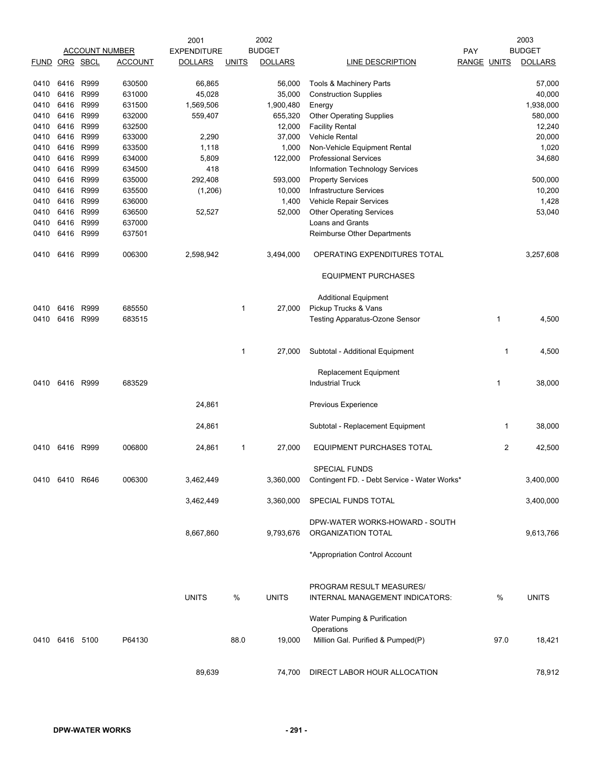| FUND | ORG | SBCL | ACCOUNT | 2001 EXPENDITURE DOLLARS | 2002 BUDGET UNITS | 2002 BUDGET DOLLARS | LINE DESCRIPTION | PAY RANGE | 2003 BUDGET UNITS | 2003 BUDGET DOLLARS |
|---|---|---|---|---|---|---|---|---|---|---|
| 0410 | 6416 | R999 | 630500 | 66,865 | | 56,000 | Tools & Machinery Parts | | | 57,000 |
| 0410 | 6416 | R999 | 631000 | 45,028 | | 35,000 | Construction Supplies | | | 40,000 |
| 0410 | 6416 | R999 | 631500 | 1,569,506 | | 1,900,480 | Energy | | | 1,938,000 |
| 0410 | 6416 | R999 | 632000 | 559,407 | | 655,320 | Other Operating Supplies | | | 580,000 |
| 0410 | 6416 | R999 | 632500 | | | 12,000 | Facility Rental | | | 12,240 |
| 0410 | 6416 | R999 | 633000 | 2,290 | | 37,000 | Vehicle Rental | | | 20,000 |
| 0410 | 6416 | R999 | 633500 | 1,118 | | 1,000 | Non-Vehicle Equipment Rental | | | 1,020 |
| 0410 | 6416 | R999 | 634000 | 5,809 | | 122,000 | Professional Services | | | 34,680 |
| 0410 | 6416 | R999 | 634500 | 418 | | | Information Technology Services | | | |
| 0410 | 6416 | R999 | 635000 | 292,408 | | 593,000 | Property Services | | | 500,000 |
| 0410 | 6416 | R999 | 635500 | (1,206) | | 10,000 | Infrastructure Services | | | 10,200 |
| 0410 | 6416 | R999 | 636000 | | | 1,400 | Vehicle Repair Services | | | 1,428 |
| 0410 | 6416 | R999 | 636500 | 52,527 | | 52,000 | Other Operating Services | | | 53,040 |
| 0410 | 6416 | R999 | 637000 | | | | Loans and Grants | | | |
| 0410 | 6416 | R999 | 637501 | | | | Reimburse Other Departments | | | |
| 0410 | 6416 | R999 | 006300 | 2,598,942 | | 3,494,000 | OPERATING EXPENDITURES TOTAL | | | 3,257,608 |
| | | | | | | | EQUIPMENT PURCHASES | | | |
| | | | | | | | Additional Equipment | | | |
| 0410 | 6416 | R999 | 685550 | | 1 | 27,000 | Pickup Trucks & Vans | | | |
| 0410 | 6416 | R999 | 683515 | | | | Testing Apparatus-Ozone Sensor | | 1 | 4,500 |
| | | | | | 1 | 27,000 | Subtotal - Additional Equipment | | 1 | 4,500 |
| | | | | | | | Replacement Equipment | | | |
| 0410 | 6416 | R999 | 683529 | | | | Industrial Truck | | 1 | 38,000 |
| | | | | 24,861 | | | Previous Experience | | | |
| | | | | 24,861 | | | Subtotal - Replacement Equipment | | 1 | 38,000 |
| 0410 | 6416 | R999 | 006800 | 24,861 | 1 | 27,000 | EQUIPMENT PURCHASES TOTAL | | 2 | 42,500 |
| | | | | | | | SPECIAL FUNDS | | | |
| 0410 | 6410 | R646 | 006300 | 3,462,449 | | 3,360,000 | Contingent FD. - Debt Service - Water Works* | | | 3,400,000 |
| | | | | 3,462,449 | | 3,360,000 | SPECIAL FUNDS TOTAL | | | 3,400,000 |
| | | | | 8,667,860 | | 9,793,676 | DPW-WATER WORKS-HOWARD - SOUTH ORGANIZATION TOTAL | | | 9,613,766 |
| | | | | | | | *Appropriation Control Account | | | |
| | | | | UNITS | % | UNITS | PROGRAM RESULT MEASURES/ INTERNAL MANAGEMENT INDICATORS: | | % | UNITS |
| | | | | | | | Water Pumping & Purification Operations | | | |
| 0410 | 6416 | 5100 | P64130 | | 88.0 | 19,000 | Million Gal. Purified & Pumped(P) | | 97.0 | 18,421 |
| | | | | 89,639 | | 74,700 | DIRECT LABOR HOUR ALLOCATION | | | 78,912 |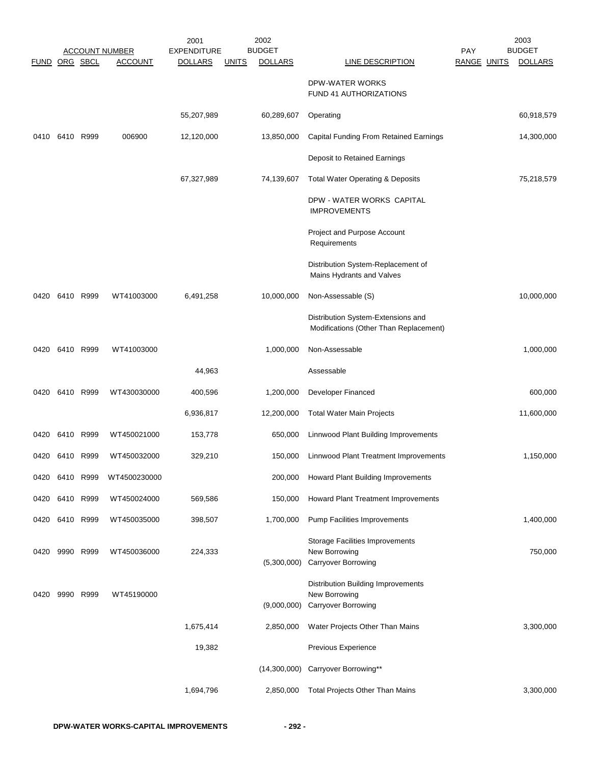| FUND | ORG | SBCL | ACCOUNT NUMBER ACCOUNT | 2001 EXPENDITURE DOLLARS | UNITS | 2002 BUDGET DOLLARS | LINE DESCRIPTION | PAY RANGE | UNITS | 2003 BUDGET DOLLARS |
|---|---|---|---|---|---|---|---|---|---|---|
| | | | | | | | DPW-WATER WORKS FUND 41 AUTHORIZATIONS | | | |
| | | | | 55,207,989 | | 60,289,607 | Operating | | | 60,918,579 |
| 0410 | 6410 | R999 | 006900 | 12,120,000 | | 13,850,000 | Capital Funding From Retained Earnings | | | 14,300,000 |
| | | | | | | | Deposit to Retained Earnings | | | |
| | | | | 67,327,989 | | 74,139,607 | Total Water Operating & Deposits | | | 75,218,579 |
| | | | | | | | DPW - WATER WORKS CAPITAL IMPROVEMENTS | | | |
| | | | | | | | Project and Purpose Account Requirements | | | |
| | | | | | | | Distribution System-Replacement of Mains Hydrants and Valves | | | |
| 0420 | 6410 | R999 | WT41003000 | 6,491,258 | | 10,000,000 | Non-Assessable (S) | | | 10,000,000 |
| | | | | | | | Distribution System-Extensions and Modifications (Other Than Replacement) | | | |
| 0420 | 6410 | R999 | WT41003000 | | | 1,000,000 | Non-Assessable | | | 1,000,000 |
| | | | | 44,963 | | | Assessable | | | |
| 0420 | 6410 | R999 | WT430030000 | 400,596 | | 1,200,000 | Developer Financed | | | 600,000 |
| | | | | 6,936,817 | | 12,200,000 | Total Water Main Projects | | | 11,600,000 |
| 0420 | 6410 | R999 | WT450021000 | 153,778 | | 650,000 | Linnwood Plant Building Improvements | | | |
| 0420 | 6410 | R999 | WT450032000 | 329,210 | | 150,000 | Linnwood Plant Treatment Improvements | | | 1,150,000 |
| 0420 | 6410 | R999 | WT4500230000 | | | 200,000 | Howard Plant Building Improvements | | | |
| 0420 | 6410 | R999 | WT450024000 | 569,586 | | 150,000 | Howard Plant Treatment Improvements | | | |
| 0420 | 6410 | R999 | WT450035000 | 398,507 | | 1,700,000 | Pump Facilities Improvements | | | 1,400,000 |
| 0420 | 9990 | R999 | WT450036000 | 224,333 | | | Storage Facilities Improvements New Borrowing | | | 750,000 |
| | | | | | | (5,300,000) | Carryover Borrowing | | | |
| 0420 | 9990 | R999 | WT45190000 | | | | Distribution Building Improvements New Borrowing | | | |
| | | | | | | (9,000,000) | Carryover Borrowing | | | |
| | | | | 1,675,414 | | 2,850,000 | Water Projects Other Than Mains | | | 3,300,000 |
| | | | | 19,382 | | | Previous Experience | | | |
| | | | | | | (14,300,000) | Carryover Borrowing** | | | |
| | | | | 1,694,796 | | 2,850,000 | Total Projects Other Than Mains | | | 3,300,000 |

**DPW-WATER WORKS-CAPITAL IMPROVEMENTS**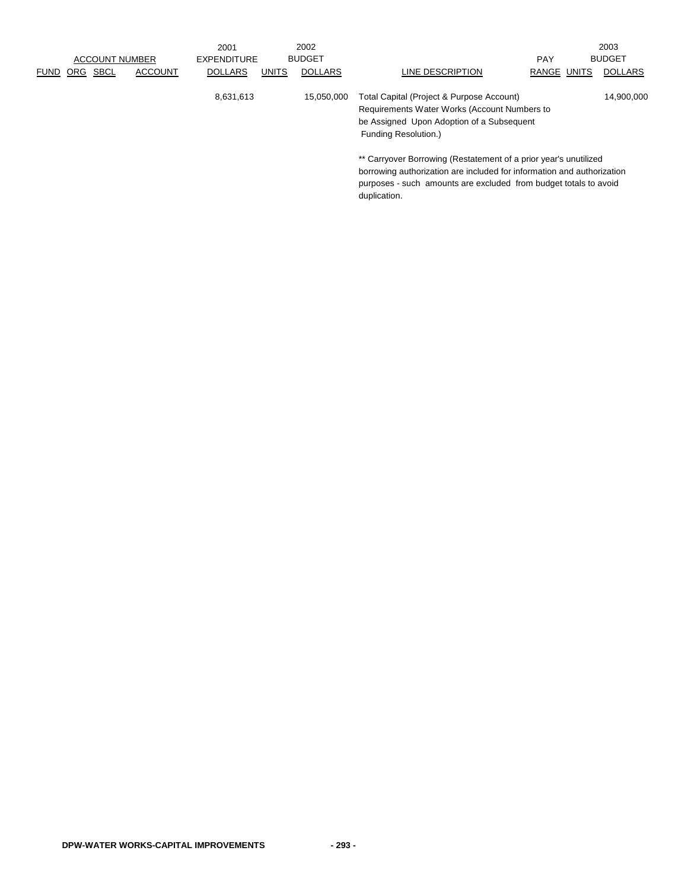| ACCOUNT NUMBER | | | | 2001 EXPENDITURE | 2002 BUDGET | | | PAY | | 2003 BUDGET |
|---|---|---|---|---|---|---|---|---|---|---|
| FUND | ORG | SBCL | ACCOUNT | DOLLARS | UNITS | DOLLARS | LINE DESCRIPTION | RANGE | UNITS | DOLLARS |
| | | | | 8,631,613 | | 15,050,000 | Total Capital (Project & Purpose Account) Requirements Water Works (Account Numbers to be Assigned Upon Adoption of a Subsequent Funding Resolution.) | | | 14,900,000 |

** Carryover Borrowing (Restatement of a prior year's unutilized borrowing authorization are included for information and authorization purposes - such amounts are excluded from budget totals to avoid duplication.

DPW-WATER WORKS-CAPITAL IMPROVEMENTS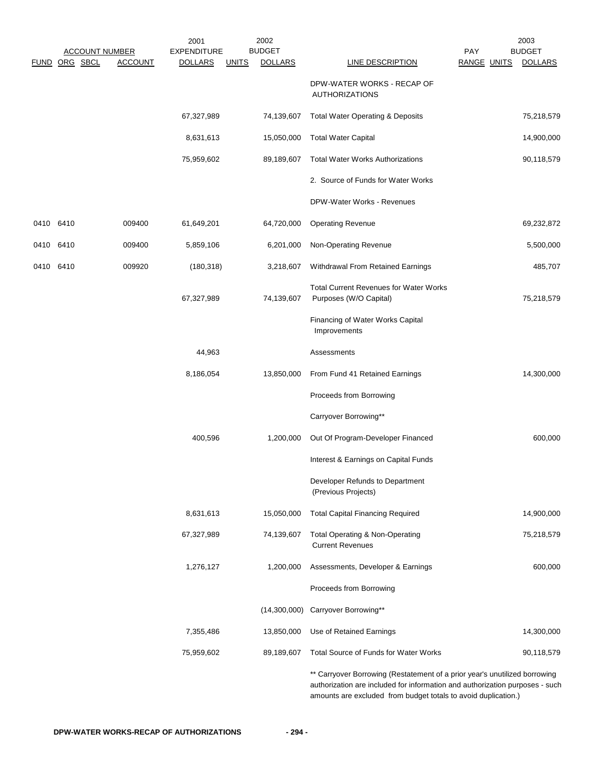| FUND | ORG | SBCL | ACCOUNT | 2001 EXPENDITURE DOLLARS | UNITS | 2002 BUDGET DOLLARS | LINE DESCRIPTION | PAY RANGE | UNITS | 2003 BUDGET DOLLARS |
|---|---|---|---|---|---|---|---|---|---|---|
| | | | | | | | DPW-WATER WORKS - RECAP OF AUTHORIZATIONS | | | |
| | | | | 67,327,989 | | 74,139,607 | Total Water Operating & Deposits | | | 75,218,579 |
| | | | | 8,631,613 | | 15,050,000 | Total Water Capital | | | 14,900,000 |
| | | | | 75,959,602 | | 89,189,607 | Total Water Works Authorizations | | | 90,118,579 |
| | | | | | | | 2. Source of Funds for Water Works | | | |
| | | | | | | | DPW-Water Works - Revenues | | | |
| 0410 | 6410 | | 009400 | 61,649,201 | | 64,720,000 | Operating Revenue | | | 69,232,872 |
| 0410 | 6410 | | 009400 | 5,859,106 | | 6,201,000 | Non-Operating Revenue | | | 5,500,000 |
| 0410 | 6410 | | 009920 | (180,318) | | 3,218,607 | Withdrawal From Retained Earnings | | | 485,707 |
| | | | | 67,327,989 | | 74,139,607 | Total Current Revenues for Water Works Purposes (W/O Capital) | | | 75,218,579 |
| | | | | | | | Financing of Water Works Capital Improvements | | | |
| | | | | 44,963 | | | Assessments | | | |
| | | | | 8,186,054 | | 13,850,000 | From Fund 41 Retained Earnings | | | 14,300,000 |
| | | | | | | | Proceeds from Borrowing | | | |
| | | | | | | | Carryover Borrowing** | | | |
| | | | | 400,596 | | 1,200,000 | Out Of Program-Developer Financed | | | 600,000 |
| | | | | | | | Interest & Earnings on Capital Funds | | | |
| | | | | | | | Developer Refunds to Department (Previous Projects) | | | |
| | | | | 8,631,613 | | 15,050,000 | Total Capital Financing Required | | | 14,900,000 |
| | | | | 67,327,989 | | 74,139,607 | Total Operating & Non-Operating Current Revenues | | | 75,218,579 |
| | | | | 1,276,127 | | 1,200,000 | Assessments, Developer & Earnings | | | 600,000 |
| | | | | | | | Proceeds from Borrowing | | | |
| | | | | | | (14,300,000) | Carryover Borrowing** | | | |
| | | | | 7,355,486 | | 13,850,000 | Use of Retained Earnings | | | 14,300,000 |
| | | | | 75,959,602 | | 89,189,607 | Total Source of Funds for Water Works | | | 90,118,579 |

** Carryover Borrowing (Restatement of a prior year's unutilized borrowing authorization are included for information and authorization purposes - such amounts are excluded from budget totals to avoid duplication.)

**DPW-WATER WORKS-RECAP OF AUTHORIZATIONS**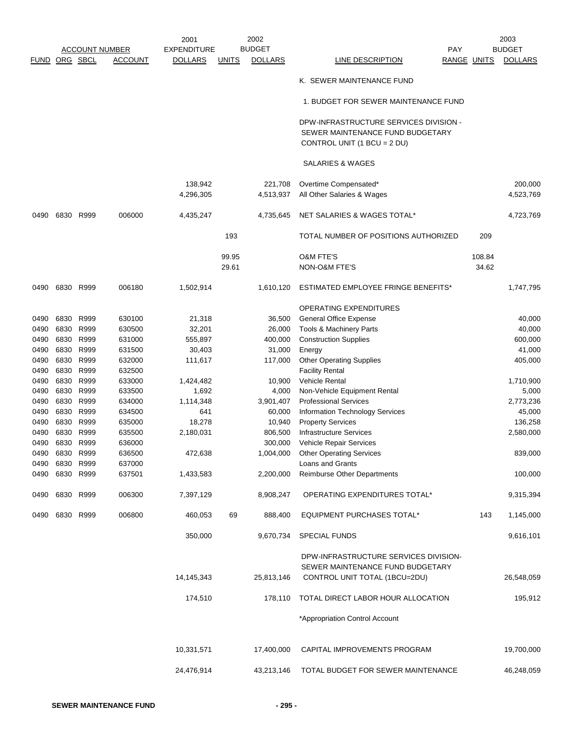| FUND | ORG | SBCL | ACCOUNT | 2001 EXPENDITURE DOLLARS | 2002 BUDGET UNITS | 2002 BUDGET DOLLARS | LINE DESCRIPTION | PAY RANGE | 2003 UNITS | 2003 BUDGET DOLLARS |
|---|---|---|---|---|---|---|---|---|---|---|
| | | | | | | | K. SEWER MAINTENANCE FUND | | | |
| | | | | | | | 1. BUDGET FOR SEWER MAINTENANCE FUND | | | |
| | | | | | | | DPW-INFRASTRUCTURE SERVICES DIVISION - SEWER MAINTENANCE FUND BUDGETARY CONTROL UNIT (1 BCU = 2 DU) | | | |
| | | | | | | | SALARIES & WAGES | | | |
| | | | | 138,942 | | 221,708 | Overtime Compensated* | | | 200,000 |
| | | | | 4,296,305 | | 4,513,937 | All Other Salaries & Wages | | | 4,523,769 |
| 0490 | 6830 | R999 | 006000 | 4,435,247 | | 4,735,645 | NET SALARIES & WAGES TOTAL* | | | 4,723,769 |
| | | | | | 193 | | TOTAL NUMBER OF POSITIONS AUTHORIZED | | 209 | |
| | | | | | 99.95 | | O&M FTE'S | | 108.84 | |
| | | | | | 29.61 | | NON-O&M FTE'S | | 34.62 | |
| 0490 | 6830 | R999 | 006180 | 1,502,914 | | 1,610,120 | ESTIMATED EMPLOYEE FRINGE BENEFITS* | | | 1,747,795 |
| | | | | | | | OPERATING EXPENDITURES | | | |
| 0490 | 6830 | R999 | 630100 | 21,318 | | 36,500 | General Office Expense | | | 40,000 |
| 0490 | 6830 | R999 | 630500 | 32,201 | | 26,000 | Tools & Machinery Parts | | | 40,000 |
| 0490 | 6830 | R999 | 631000 | 555,897 | | 400,000 | Construction Supplies | | | 600,000 |
| 0490 | 6830 | R999 | 631500 | 30,403 | | 31,000 | Energy | | | 41,000 |
| 0490 | 6830 | R999 | 632000 | 111,617 | | 117,000 | Other Operating Supplies | | | 405,000 |
| 0490 | 6830 | R999 | 632500 | | | | Facility Rental | | | |
| 0490 | 6830 | R999 | 633000 | 1,424,482 | | 10,900 | Vehicle Rental | | | 1,710,900 |
| 0490 | 6830 | R999 | 633500 | 1,692 | | 4,000 | Non-Vehicle Equipment Rental | | | 5,000 |
| 0490 | 6830 | R999 | 634000 | 1,114,348 | | 3,901,407 | Professional Services | | | 2,773,236 |
| 0490 | 6830 | R999 | 634500 | 641 | | 60,000 | Information Technology Services | | | 45,000 |
| 0490 | 6830 | R999 | 635000 | 18,278 | | 10,940 | Property Services | | | 136,258 |
| 0490 | 6830 | R999 | 635500 | 2,180,031 | | 806,500 | Infrastructure Services | | | 2,580,000 |
| 0490 | 6830 | R999 | 636000 | | | 300,000 | Vehicle Repair Services | | | |
| 0490 | 6830 | R999 | 636500 | 472,638 | | 1,004,000 | Other Operating Services | | | 839,000 |
| 0490 | 6830 | R999 | 637000 | | | | Loans and Grants | | | |
| 0490 | 6830 | R999 | 637501 | 1,433,583 | | 2,200,000 | Reimburse Other Departments | | | 100,000 |
| 0490 | 6830 | R999 | 006300 | 7,397,129 | | 8,908,247 | OPERATING EXPENDITURES TOTAL* | | | 9,315,394 |
| 0490 | 6830 | R999 | 006800 | 460,053 | 69 | 888,400 | EQUIPMENT PURCHASES TOTAL* | | 143 | 1,145,000 |
| | | | | 350,000 | | 9,670,734 | SPECIAL FUNDS | | | 9,616,101 |
| | | | | 14,145,343 | | 25,813,146 | DPW-INFRASTRUCTURE SERVICES DIVISION- SEWER MAINTENANCE FUND BUDGETARY CONTROL UNIT TOTAL (1BCU=2DU) | | | 26,548,059 |
| | | | | 174,510 | | 178,110 | TOTAL DIRECT LABOR HOUR ALLOCATION | | | 195,912 |
| | | | | | | | *Appropriation Control Account | | | |
| | | | | 10,331,571 | | 17,400,000 | CAPITAL IMPROVEMENTS PROGRAM | | | 19,700,000 |
| | | | | 24,476,914 | | 43,213,146 | TOTAL BUDGET FOR SEWER MAINTENANCE | | | 46,248,059 |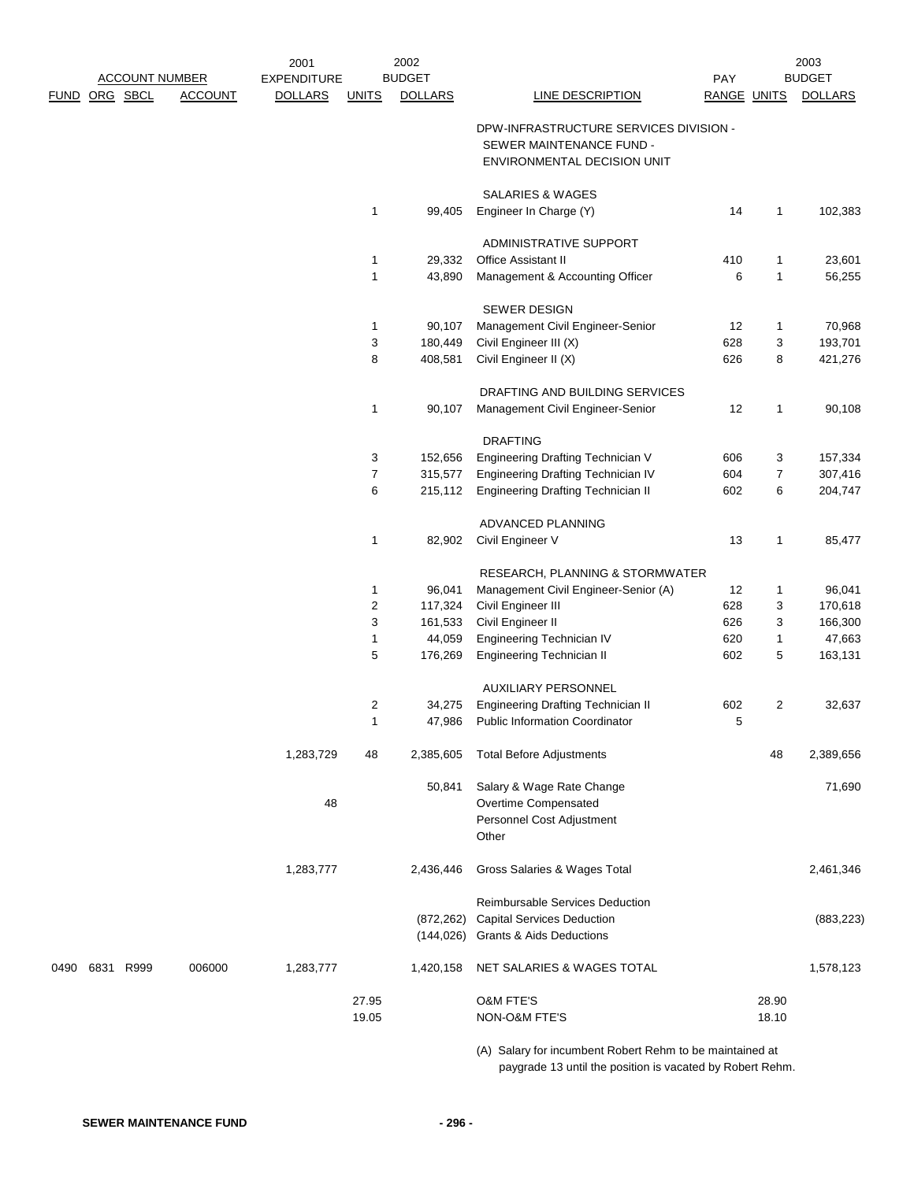| ACCOUNT NUMBER | | | | 2001 EXPENDITURE | | 2002 BUDGET | | PAY | | 2003 BUDGET |
|---|---|---|---|---|---|---|---|---|---|---|
| FUND | ORG | SBCL | ACCOUNT | DOLLARS | UNITS | DOLLARS | LINE DESCRIPTION | RANGE | UNITS | DOLLARS |
| | | | | | | | DPW-INFRASTRUCTURE SERVICES DIVISION - SEWER MAINTENANCE FUND - ENVIRONMENTAL DECISION UNIT | | | |
| | | | | | | | SALARIES & WAGES | | | |
| | | | | | 1 | 99,405 | Engineer In Charge (Y) | 14 | 1 | 102,383 |
| | | | | | | | ADMINISTRATIVE SUPPORT | | | |
| | | | | | 1 | 29,332 | Office Assistant II | 410 | 1 | 23,601 |
| | | | | | 1 | 43,890 | Management & Accounting Officer | 6 | 1 | 56,255 |
| | | | | | | | SEWER DESIGN | | | |
| | | | | | 1 | 90,107 | Management Civil Engineer-Senior | 12 | 1 | 70,968 |
| | | | | | 3 | 180,449 | Civil Engineer III (X) | 628 | 3 | 193,701 |
| | | | | | 8 | 408,581 | Civil Engineer II (X) | 626 | 8 | 421,276 |
| | | | | | | | DRAFTING AND BUILDING SERVICES | | | |
| | | | | | 1 | 90,107 | Management Civil Engineer-Senior | 12 | 1 | 90,108 |
| | | | | | | | DRAFTING | | | |
| | | | | | 3 | 152,656 | Engineering Drafting Technician V | 606 | 3 | 157,334 |
| | | | | | 7 | 315,577 | Engineering Drafting Technician IV | 604 | 7 | 307,416 |
| | | | | | 6 | 215,112 | Engineering Drafting Technician II | 602 | 6 | 204,747 |
| | | | | | | | ADVANCED PLANNING | | | |
| | | | | | 1 | 82,902 | Civil Engineer V | 13 | 1 | 85,477 |
| | | | | | | | RESEARCH, PLANNING & STORMWATER | | | |
| | | | | | 1 | 96,041 | Management Civil Engineer-Senior (A) | 12 | 1 | 96,041 |
| | | | | | 2 | 117,324 | Civil Engineer III | 628 | 3 | 170,618 |
| | | | | | 3 | 161,533 | Civil Engineer II | 626 | 3 | 166,300 |
| | | | | | 1 | 44,059 | Engineering Technician IV | 620 | 1 | 47,663 |
| | | | | | 5 | 176,269 | Engineering Technician II | 602 | 5 | 163,131 |
| | | | | | | | AUXILIARY PERSONNEL | | | |
| | | | | | 2 | 34,275 | Engineering Drafting Technician II | 602 | 2 | 32,637 |
| | | | | | 1 | 47,986 | Public Information Coordinator | 5 | | |
| | | | | 1,283,729 | 48 | 2,385,605 | Total Before Adjustments | | 48 | 2,389,656 |
| | | | | | | 50,841 | Salary & Wage Rate Change | | | 71,690 |
| | | | | 48 | | | Overtime Compensated | | | |
| | | | | | | | Personnel Cost Adjustment | | | |
| | | | | | | | Other | | | |
| | | | | 1,283,777 | | 2,436,446 | Gross Salaries & Wages Total | | | 2,461,346 |
| | | | | | | | Reimbursable Services Deduction | | | |
| | | | | | | (872,262) | Capital Services Deduction | | | (883,223) |
| | | | | | | (144,026) | Grants & Aids Deductions | | | |
| 0490 | 6831 | R999 | 006000 | 1,283,777 | | 1,420,158 | NET SALARIES & WAGES TOTAL | | | 1,578,123 |
| | | | | | 27.95 | | O&M FTE'S | | 28.90 | |
| | | | | | 19.05 | | NON-O&M FTE'S | | 18.10 | |

(A) Salary for incumbent Robert Rehm to be maintained at paygrade 13 until the position is vacated by Robert Rehm.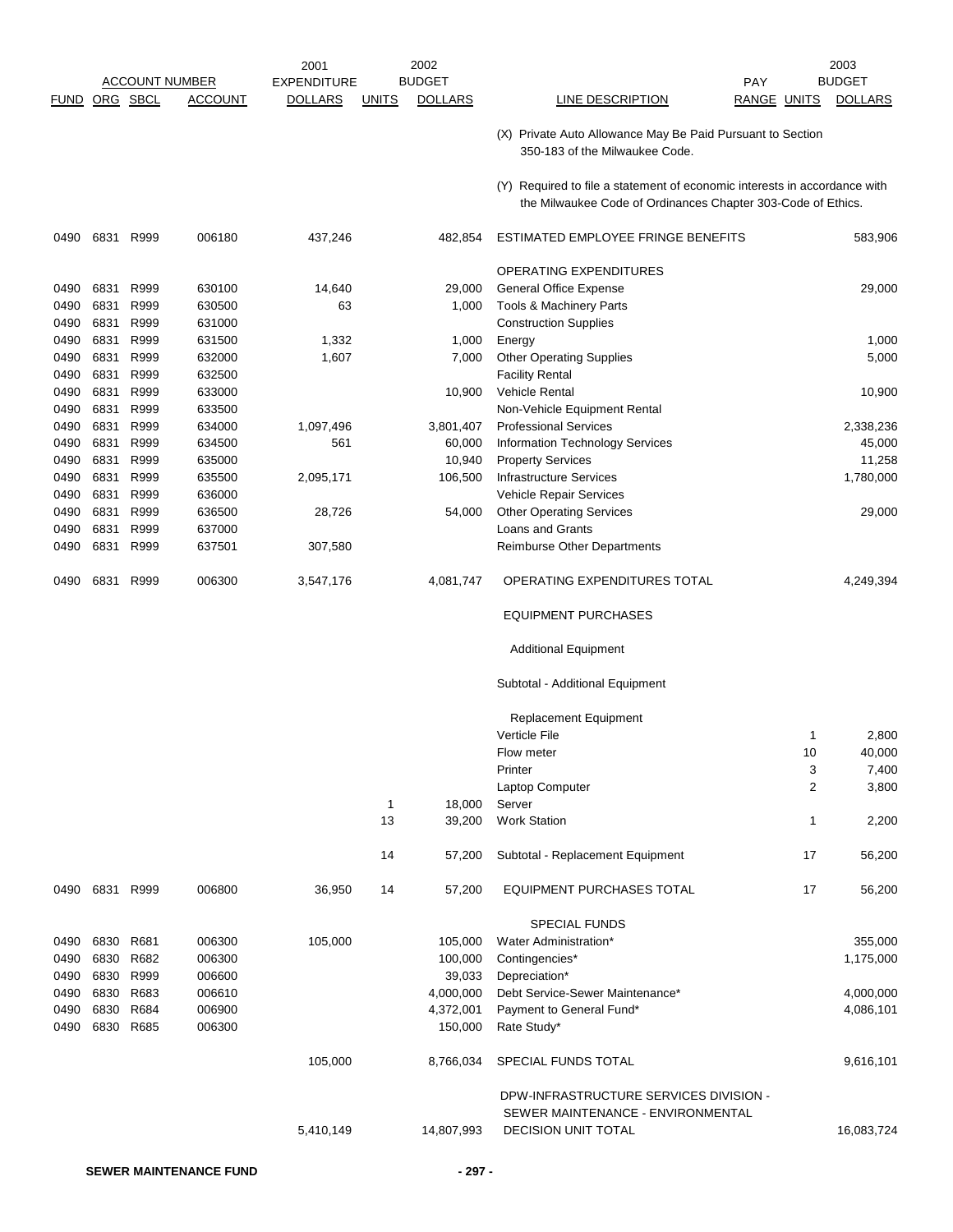| ACCOUNT NUMBER | | | | 2001 EXPENDITURE | 2002 BUDGET | | | PAY | | 2003 BUDGET |
|---|---|---|---|---|---|---|---|---|---|---|
| FUND | ORG | SBCL | ACCOUNT | DOLLARS | UNITS | DOLLARS | LINE DESCRIPTION | RANGE | UNITS | DOLLARS |
| | | | | | | | (X) Private Auto Allowance May Be Paid Pursuant to Section 350-183 of the Milwaukee Code. | | | |
| | | | | | | | (Y) Required to file a statement of economic interests in accordance with the Milwaukee Code of Ordinances Chapter 303-Code of Ethics. | | | |
| 0490 | 6831 | R999 | 006180 | 437,246 | | 482,854 | ESTIMATED EMPLOYEE FRINGE BENEFITS | | | 583,906 |
| | | | | | | | OPERATING EXPENDITURES | | | |
| 0490 | 6831 | R999 | 630100 | 14,640 | | 29,000 | General Office Expense | | | 29,000 |
| 0490 | 6831 | R999 | 630500 | 63 | | 1,000 | Tools & Machinery Parts | | | |
| 0490 | 6831 | R999 | 631000 | | | | Construction Supplies | | | |
| 0490 | 6831 | R999 | 631500 | 1,332 | | 1,000 | Energy | | | 1,000 |
| 0490 | 6831 | R999 | 632000 | 1,607 | | 7,000 | Other Operating Supplies | | | 5,000 |
| 0490 | 6831 | R999 | 632500 | | | | Facility Rental | | | |
| 0490 | 6831 | R999 | 633000 | | | 10,900 | Vehicle Rental | | | 10,900 |
| 0490 | 6831 | R999 | 633500 | | | | Non-Vehicle Equipment Rental | | | |
| 0490 | 6831 | R999 | 634000 | 1,097,496 | | 3,801,407 | Professional Services | | | 2,338,236 |
| 0490 | 6831 | R999 | 634500 | 561 | | 60,000 | Information Technology Services | | | 45,000 |
| 0490 | 6831 | R999 | 635000 | | | 10,940 | Property Services | | | 11,258 |
| 0490 | 6831 | R999 | 635500 | 2,095,171 | | 106,500 | Infrastructure Services | | | 1,780,000 |
| 0490 | 6831 | R999 | 636000 | | | | Vehicle Repair Services | | | |
| 0490 | 6831 | R999 | 636500 | 28,726 | | 54,000 | Other Operating Services | | | 29,000 |
| 0490 | 6831 | R999 | 637000 | | | | Loans and Grants | | | |
| 0490 | 6831 | R999 | 637501 | 307,580 | | | Reimburse Other Departments | | | |
| 0490 | 6831 | R999 | 006300 | 3,547,176 | | 4,081,747 | OPERATING EXPENDITURES TOTAL | | | 4,249,394 |
| | | | | | | | EQUIPMENT PURCHASES | | | |
| | | | | | | | Additional Equipment | | | |
| | | | | | | | Subtotal - Additional Equipment | | | |
| | | | | | | | Replacement Equipment | | | |
| | | | | | | | Verticle File | | 1 | 2,800 |
| | | | | | | | Flow meter | | 10 | 40,000 |
| | | | | | | | Printer | | 3 | 7,400 |
| | | | | | | | Laptop Computer | | 2 | 3,800 |
| | | | | | 1 | 18,000 | Server | | | |
| | | | | | 13 | 39,200 | Work Station | | 1 | 2,200 |
| | | | | | 14 | 57,200 | Subtotal - Replacement Equipment | | 17 | 56,200 |
| 0490 | 6831 | R999 | 006800 | 36,950 | 14 | 57,200 | EQUIPMENT PURCHASES TOTAL | | 17 | 56,200 |
| | | | | | | | SPECIAL FUNDS | | | |
| 0490 | 6830 | R681 | 006300 | 105,000 | | 105,000 | Water Administration* | | | 355,000 |
| 0490 | 6830 | R682 | 006300 | | | 100,000 | Contingencies* | | | 1,175,000 |
| 0490 | 6830 | R999 | 006600 | | | 39,033 | Depreciation* | | | |
| 0490 | 6830 | R683 | 006610 | | | 4,000,000 | Debt Service-Sewer Maintenance* | | | 4,000,000 |
| 0490 | 6830 | R684 | 006900 | | | 4,372,001 | Payment to General Fund* | | | 4,086,101 |
| 0490 | 6830 | R685 | 006300 | | | 150,000 | Rate Study* | | | |
| | | | | 105,000 | | 8,766,034 | SPECIAL FUNDS TOTAL | | | 9,616,101 |
| | | | | 5,410,149 | | 14,807,993 | DPW-INFRASTRUCTURE SERVICES DIVISION - SEWER MAINTENANCE - ENVIRONMENTAL DECISION UNIT TOTAL | | | 16,083,724 |

SEWER MAINTENANCE FUND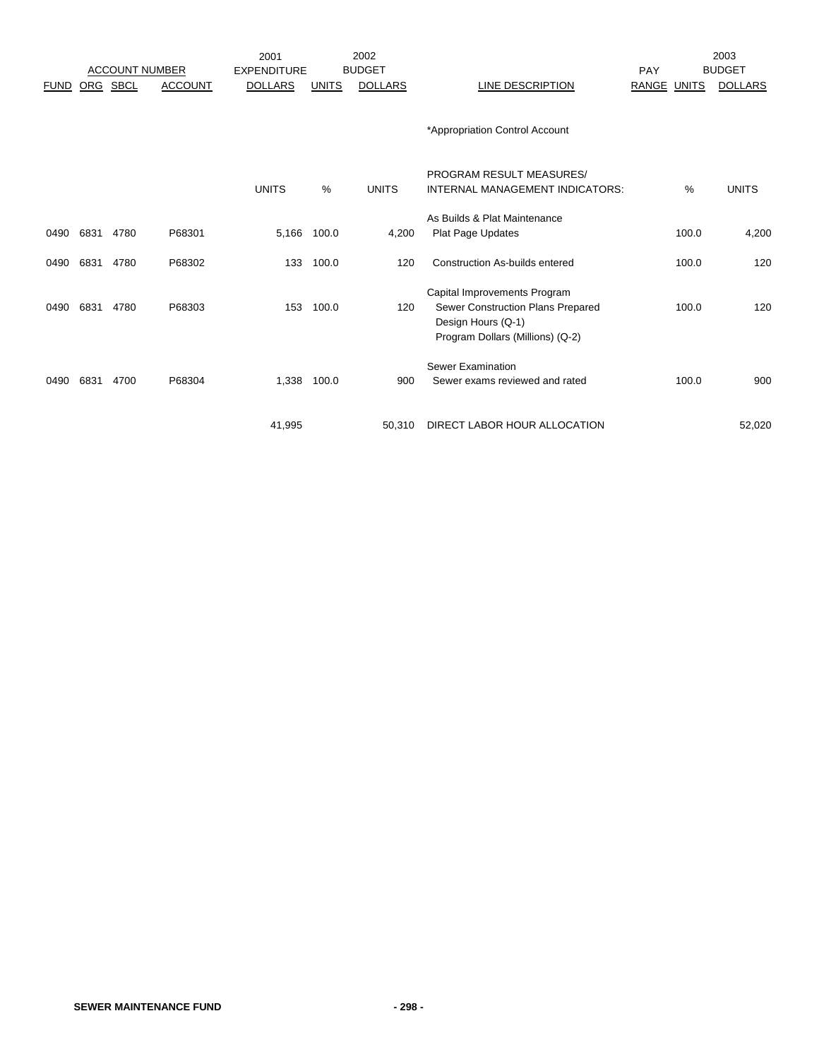| ACCOUNT NUMBER | | | | 2001 EXPENDITURE | 2002 BUDGET | | | PAY | 2003 BUDGET | |
|---|---|---|---|---|---|---|---|---|---|---|
| FUND | ORG | SBCL | ACCOUNT | DOLLARS | UNITS | DOLLARS | LINE DESCRIPTION | RANGE | UNITS | DOLLARS |
| | | | | | | | *Appropriation Control Account | | | |
| | | | | UNITS | % | UNITS | PROGRAM RESULT MEASURES/ INTERNAL MANAGEMENT INDICATORS: | | % | UNITS |
| | | | | | | | As Builds & Plat Maintenance | | | |
| 0490 | 6831 | 4780 | P68301 | 5,166 | 100.0 | 4,200 | Plat Page Updates | | 100.0 | 4,200 |
| 0490 | 6831 | 4780 | P68302 | 133 | 100.0 | 120 | Construction As-builds entered | | 100.0 | 120 |
| | | | | | | | Capital Improvements Program | | | |
| 0490 | 6831 | 4780 | P68303 | 153 | 100.0 | 120 | Sewer Construction Plans Prepared | | 100.0 | 120 |
| | | | | | | | Design Hours (Q-1) | | | |
| | | | | | | | Program Dollars (Millions) (Q-2) | | | |
| | | | | | | | Sewer Examination | | | |
| 0490 | 6831 | 4700 | P68304 | 1,338 | 100.0 | 900 | Sewer exams reviewed and rated | | 100.0 | 900 |
| | | | | 41,995 | | 50,310 | DIRECT LABOR HOUR ALLOCATION | | | 52,020 |

**SEWER MAINTENANCE FUND**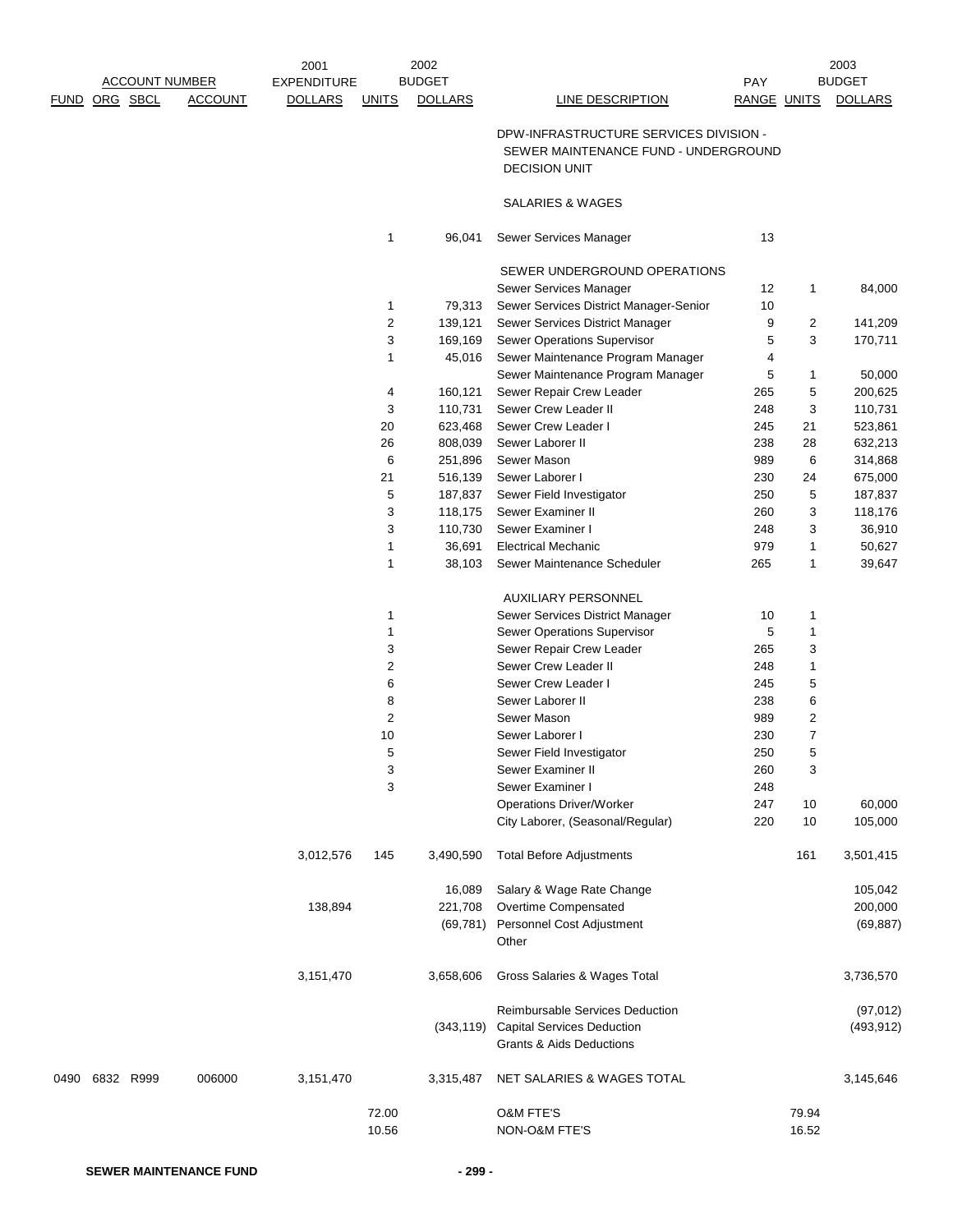| ACCOUNT NUMBER | | | | 2001 EXPENDITURE | 2002 | BUDGET | | PAY | | 2003 BUDGET |
|---|---|---|---|---|---|---|---|---|---|---|
| FUND | ORG | SBCL | ACCOUNT | DOLLARS | UNITS | DOLLARS | LINE DESCRIPTION | RANGE | UNITS | DOLLARS |
| | | | | | | | DPW-INFRASTRUCTURE SERVICES DIVISION - SEWER MAINTENANCE FUND - UNDERGROUND DECISION UNIT | | | |
| | | | | | | | SALARIES & WAGES | | | |
| | | | | | 1 | 96,041 | Sewer Services Manager | 13 | | |
| | | | | | | | SEWER UNDERGROUND OPERATIONS | | | |
| | | | | | | | Sewer Services Manager | 12 | 1 | 84,000 |
| | | | | | 1 | 79,313 | Sewer Services District Manager-Senior | 10 | | |
| | | | | | 2 | 139,121 | Sewer Services District Manager | 9 | 2 | 141,209 |
| | | | | | 3 | 169,169 | Sewer Operations Supervisor | 5 | 3 | 170,711 |
| | | | | | 1 | 45,016 | Sewer Maintenance Program Manager | 4 | | |
| | | | | | | | Sewer Maintenance Program Manager | 5 | 1 | 50,000 |
| | | | | | 4 | 160,121 | Sewer Repair Crew Leader | 265 | 5 | 200,625 |
| | | | | | 3 | 110,731 | Sewer Crew Leader II | 248 | 3 | 110,731 |
| | | | | | 20 | 623,468 | Sewer Crew Leader I | 245 | 21 | 523,861 |
| | | | | | 26 | 808,039 | Sewer Laborer II | 238 | 28 | 632,213 |
| | | | | | 6 | 251,896 | Sewer Mason | 989 | 6 | 314,868 |
| | | | | | 21 | 516,139 | Sewer Laborer I | 230 | 24 | 675,000 |
| | | | | | 5 | 187,837 | Sewer Field Investigator | 250 | 5 | 187,837 |
| | | | | | 3 | 118,175 | Sewer Examiner II | 260 | 3 | 118,176 |
| | | | | | 3 | 110,730 | Sewer Examiner I | 248 | 3 | 36,910 |
| | | | | | 1 | 36,691 | Electrical Mechanic | 979 | 1 | 50,627 |
| | | | | | 1 | 38,103 | Sewer Maintenance Scheduler | 265 | 1 | 39,647 |
| | | | | | | | AUXILIARY PERSONNEL | | | |
| | | | | | 1 | | Sewer Services District Manager | 10 | 1 | |
| | | | | | 1 | | Sewer Operations Supervisor | 5 | 1 | |
| | | | | | 3 | | Sewer Repair Crew Leader | 265 | 3 | |
| | | | | | 2 | | Sewer Crew Leader II | 248 | 1 | |
| | | | | | 6 | | Sewer Crew Leader I | 245 | 5 | |
| | | | | | 8 | | Sewer Laborer II | 238 | 6 | |
| | | | | | 2 | | Sewer Mason | 989 | 2 | |
| | | | | | 10 | | Sewer Laborer I | 230 | 7 | |
| | | | | | 5 | | Sewer Field Investigator | 250 | 5 | |
| | | | | | 3 | | Sewer Examiner II | 260 | 3 | |
| | | | | | 3 | | Sewer Examiner I | 248 | | |
| | | | | | | | Operations Driver/Worker | 247 | 10 | 60,000 |
| | | | | | | | City Laborer, (Seasonal/Regular) | 220 | 10 | 105,000 |
| | | | | 3,012,576 | 145 | 3,490,590 | Total Before Adjustments | | 161 | 3,501,415 |
| | | | | | | 16,089 | Salary & Wage Rate Change | | | 105,042 |
| | | | | 138,894 | | 221,708 | Overtime Compensated | | | 200,000 |
| | | | | | | (69,781) | Personnel Cost Adjustment | | | (69,887) |
| | | | | | | | Other | | | |
| | | | | 3,151,470 | | 3,658,606 | Gross Salaries & Wages Total | | | 3,736,570 |
| | | | | | | | Reimbursable Services Deduction | | | (97,012) |
| | | | | | | (343,119) | Capital Services Deduction | | | (493,912) |
| | | | | | | | Grants & Aids Deductions | | | |
| 0490 | 6832 | R999 | 006000 | 3,151,470 | | 3,315,487 | NET SALARIES & WAGES TOTAL | | | 3,145,646 |
| | | | | | 72.00 | | O&M FTE'S | | 79.94 | |
| | | | | | 10.56 | | NON-O&M FTE'S | | 16.52 | |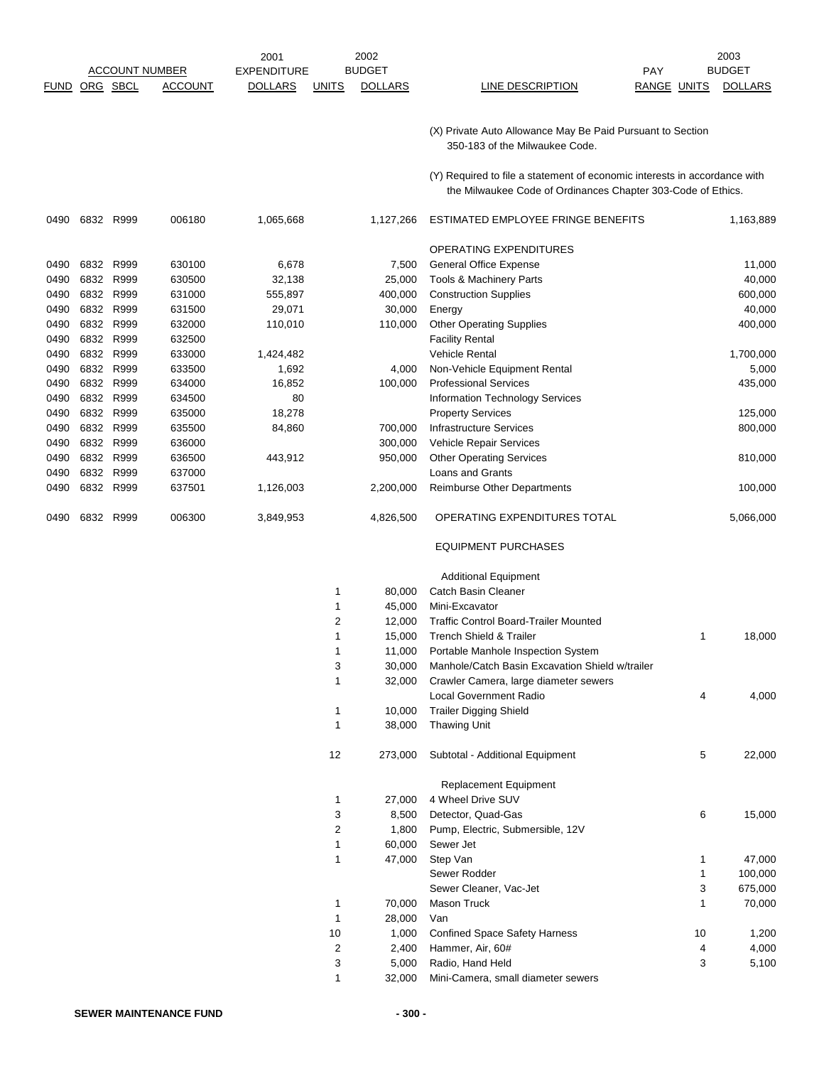| FUND | ORG | SBCL | ACCOUNT | 2001 EXPENDITURE DOLLARS | 2002 BUDGET UNITS | 2002 BUDGET DOLLARS | LINE DESCRIPTION | PAY RANGE | 2003 BUDGET UNITS | 2003 BUDGET DOLLARS |
|---|---|---|---|---|---|---|---|---|---|---|
| | | | | | | | (X) Private Auto Allowance May Be Paid Pursuant to Section 350-183 of the Milwaukee Code. | | | |
| | | | | | | | (Y) Required to file a statement of economic interests in accordance with the Milwaukee Code of Ordinances Chapter 303-Code of Ethics. | | | |
| 0490 | 6832 | R999 | 006180 | 1,065,668 | | 1,127,266 | ESTIMATED EMPLOYEE FRINGE BENEFITS | | | 1,163,889 |
| | | | | | | | OPERATING EXPENDITURES | | | |
| 0490 | 6832 | R999 | 630100 | 6,678 | | 7,500 | General Office Expense | | | 11,000 |
| 0490 | 6832 | R999 | 630500 | 32,138 | | 25,000 | Tools & Machinery Parts | | | 40,000 |
| 0490 | 6832 | R999 | 631000 | 555,897 | | 400,000 | Construction Supplies | | | 600,000 |
| 0490 | 6832 | R999 | 631500 | 29,071 | | 30,000 | Energy | | | 40,000 |
| 0490 | 6832 | R999 | 632000 | 110,010 | | 110,000 | Other Operating Supplies | | | 400,000 |
| 0490 | 6832 | R999 | 632500 | | | | Facility Rental | | | |
| 0490 | 6832 | R999 | 633000 | 1,424,482 | | | Vehicle Rental | | | 1,700,000 |
| 0490 | 6832 | R999 | 633500 | 1,692 | | 4,000 | Non-Vehicle Equipment Rental | | | 5,000 |
| 0490 | 6832 | R999 | 634000 | 16,852 | | 100,000 | Professional Services | | | 435,000 |
| 0490 | 6832 | R999 | 634500 | 80 | | | Information Technology Services | | | |
| 0490 | 6832 | R999 | 635000 | 18,278 | | | Property Services | | | 125,000 |
| 0490 | 6832 | R999 | 635500 | 84,860 | | 700,000 | Infrastructure Services | | | 800,000 |
| 0490 | 6832 | R999 | 636000 | | | 300,000 | Vehicle Repair Services | | | |
| 0490 | 6832 | R999 | 636500 | 443,912 | | 950,000 | Other Operating Services | | | 810,000 |
| 0490 | 6832 | R999 | 637000 | | | | Loans and Grants | | | |
| 0490 | 6832 | R999 | 637501 | 1,126,003 | | 2,200,000 | Reimburse Other Departments | | | 100,000 |
| 0490 | 6832 | R999 | 006300 | 3,849,953 | | 4,826,500 | OPERATING EXPENDITURES TOTAL | | | 5,066,000 |
| | | | | | | | EQUIPMENT PURCHASES | | | |
| | | | | | | | Additional Equipment | | | |
| | | | | | 1 | 80,000 | Catch Basin Cleaner | | | |
| | | | | | 1 | 45,000 | Mini-Excavator | | | |
| | | | | | 2 | 12,000 | Traffic Control Board-Trailer Mounted | | | |
| | | | | | 1 | 15,000 | Trench Shield & Trailer | | 1 | 18,000 |
| | | | | | 1 | 11,000 | Portable Manhole Inspection System | | | |
| | | | | | 3 | 30,000 | Manhole/Catch Basin Excavation Shield w/trailer | | | |
| | | | | | 1 | 32,000 | Crawler Camera, large diameter sewers | | | |
| | | | | | | | Local Government Radio | | 4 | 4,000 |
| | | | | | 1 | 10,000 | Trailer Digging Shield | | | |
| | | | | | 1 | 38,000 | Thawing Unit | | | |
| | | | | | 12 | 273,000 | Subtotal - Additional Equipment | | 5 | 22,000 |
| | | | | | | | Replacement Equipment | | | |
| | | | | | 1 | 27,000 | 4 Wheel Drive SUV | | | |
| | | | | | 3 | 8,500 | Detector, Quad-Gas | | 6 | 15,000 |
| | | | | | 2 | 1,800 | Pump, Electric, Submersible, 12V | | | |
| | | | | | 1 | 60,000 | Sewer Jet | | | |
| | | | | | 1 | 47,000 | Step Van | | 1 | 47,000 |
| | | | | | | | Sewer Rodder | | 1 | 100,000 |
| | | | | | | | Sewer Cleaner, Vac-Jet | | 3 | 675,000 |
| | | | | | 1 | 70,000 | Mason Truck | | 1 | 70,000 |
| | | | | | 1 | 28,000 | Van | | | |
| | | | | | 10 | 1,000 | Confined Space Safety Harness | | 10 | 1,200 |
| | | | | | 2 | 2,400 | Hammer, Air, 60# | | 4 | 4,000 |
| | | | | | 3 | 5,000 | Radio, Hand Held | | 3 | 5,100 |
| | | | | | 1 | 32,000 | Mini-Camera, small diameter sewers | | | |

SEWER MAINTENANCE FUND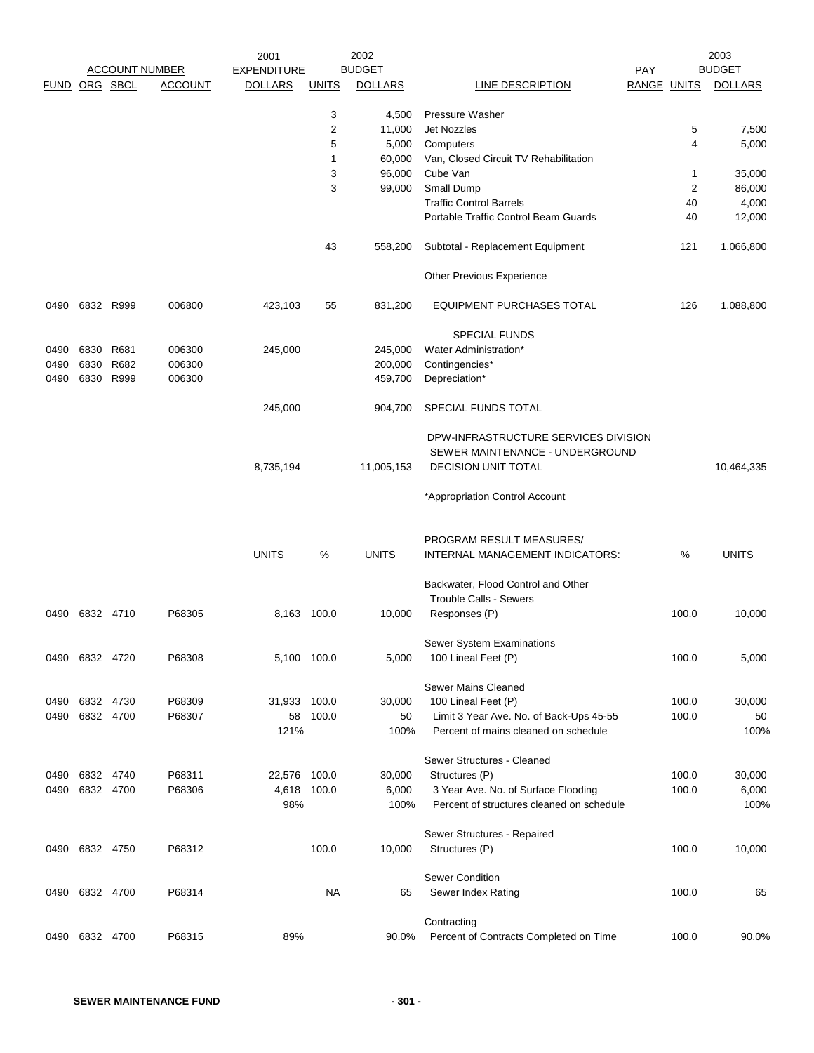| FUND | ORG | SBCL | ACCOUNT | 2001 EXPENDITURE DOLLARS | UNITS | 2002 BUDGET DOLLARS | LINE DESCRIPTION | PAY RANGE | UNITS | 2003 BUDGET DOLLARS |
|---|---|---|---|---|---|---|---|---|---|---|
| | | | | | 3 | 4,500 | Pressure Washer | | | |
| | | | | | 2 | 11,000 | Jet Nozzles | | 5 | 7,500 |
| | | | | | 5 | 5,000 | Computers | | 4 | 5,000 |
| | | | | | 1 | 60,000 | Van, Closed Circuit TV Rehabilitation | | | |
| | | | | | 3 | 96,000 | Cube Van | | 1 | 35,000 |
| | | | | | 3 | 99,000 | Small Dump | | 2 | 86,000 |
| | | | | | | | Traffic Control Barrels | | 40 | 4,000 |
| | | | | | | | Portable Traffic Control Beam Guards | | 40 | 12,000 |
| | | | | | 43 | 558,200 | Subtotal - Replacement Equipment | | 121 | 1,066,800 |
| | | | | | | | Other Previous Experience | | | |
| 0490 | 6832 | R999 | 006800 | 423,103 | 55 | 831,200 | EQUIPMENT PURCHASES TOTAL | | 126 | 1,088,800 |
| | | | | | | | SPECIAL FUNDS | | | |
| 0490 | 6830 | R681 | 006300 | 245,000 | | 245,000 | Water Administration* | | | |
| 0490 | 6830 | R682 | 006300 | | | 200,000 | Contingencies* | | | |
| 0490 | 6830 | R999 | 006300 | | | 459,700 | Depreciation* | | | |
| | | | | 245,000 | | 904,700 | SPECIAL FUNDS TOTAL | | | |
| | | | | 8,735,194 | | 11,005,153 | DPW-INFRASTRUCTURE SERVICES DIVISION SEWER MAINTENANCE - UNDERGROUND DECISION UNIT TOTAL | | | 10,464,335 |
| | | | | | | | *Appropriation Control Account | | | |

| FUND | ORG | SBCL | ACCOUNT | UNITS | % | UNITS | PROGRAM RESULT MEASURES/ INTERNAL MANAGEMENT INDICATORS: | % | UNITS |
|---|---|---|---|---|---|---|---|---|---|
| | | | | | | | Backwater, Flood Control and Other Trouble Calls - Sewers | | |
| 0490 | 6832 | 4710 | P68305 | 8,163 | 100.0 | 10,000 | Responses (P) | 100.0 | 10,000 |
| | | | | | | | Sewer System Examinations | | |
| 0490 | 6832 | 4720 | P68308 | 5,100 | 100.0 | 5,000 | 100 Lineal Feet (P) | 100.0 | 5,000 |
| | | | | | | | Sewer Mains Cleaned | | |
| 0490 | 6832 | 4730 | P68309 | 31,933 | 100.0 | 30,000 | 100 Lineal Feet (P) | 100.0 | 30,000 |
| 0490 | 6832 | 4700 | P68307 | 58 | 100.0 | 50 | Limit 3 Year Ave. No. of Back-Ups 45-55 | 100.0 | 50 |
| | | | | 121% | | 100% | Percent of mains cleaned on schedule | | 100% |
| | | | | | | | Sewer Structures - Cleaned | | |
| 0490 | 6832 | 4740 | P68311 | 22,576 | 100.0 | 30,000 | Structures (P) | 100.0 | 30,000 |
| 0490 | 6832 | 4700 | P68306 | 4,618 | 100.0 | 6,000 | 3 Year Ave. No. of Surface Flooding | 100.0 | 6,000 |
| | | | | 98% | | 100% | Percent of structures cleaned on schedule | | 100% |
| | | | | | | | Sewer Structures - Repaired | | |
| 0490 | 6832 | 4750 | P68312 | | 100.0 | 10,000 | Structures (P) | 100.0 | 10,000 |
| | | | | | | | Sewer Condition | | |
| 0490 | 6832 | 4700 | P68314 | | NA | 65 | Sewer Index Rating | 100.0 | 65 |
| | | | | | | | Contracting | | |
| 0490 | 6832 | 4700 | P68315 | 89% | | 90.0% | Percent of Contracts Completed on Time | 100.0 | 90.0% |

**SEWER MAINTENANCE FUND**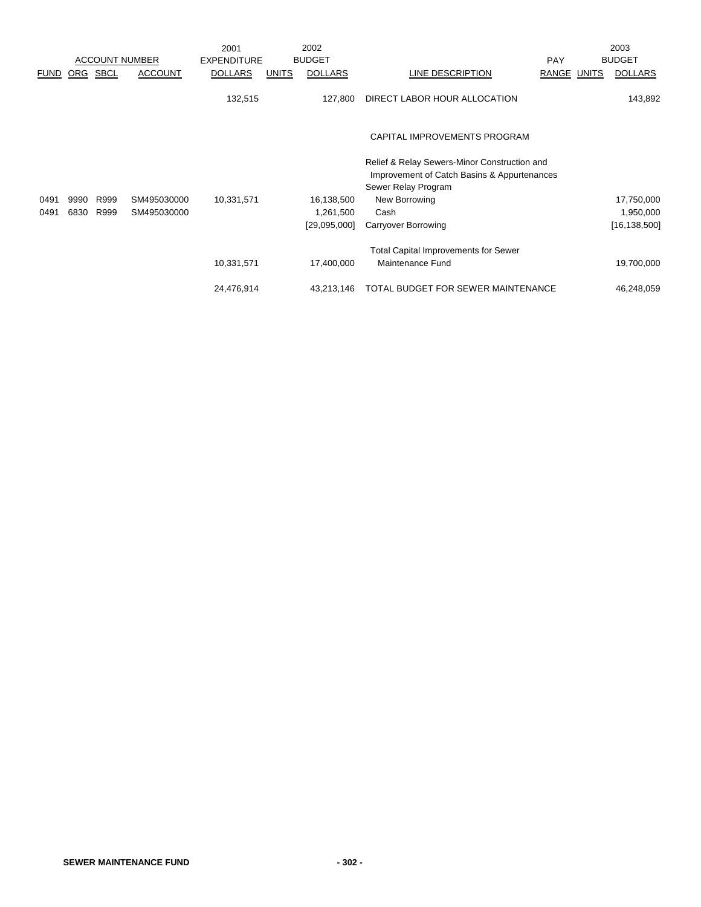| ACCOUNT NUMBER | | | | 2001 EXPENDITURE | 2002 BUDGET | | | PAY | 2003 BUDGET | |
|---|---|---|---|---|---|---|---|---|---|---|
| FUND | ORG | SBCL | ACCOUNT | DOLLARS | UNITS | DOLLARS | LINE DESCRIPTION | RANGE | UNITS | DOLLARS |
| | | | | 132,515 | | 127,800 | DIRECT LABOR HOUR ALLOCATION | | | 143,892 |
| | | | | | | | CAPITAL IMPROVEMENTS PROGRAM | | | |
| | | | | | | | Relief & Relay Sewers-Minor Construction and Improvement of Catch Basins & Appurtenances Sewer Relay Program | | | |
| 0491 | 9990 | R999 | SM495030000 | 10,331,571 | | 16,138,500 | New Borrowing | | | 17,750,000 |
| 0491 | 6830 | R999 | SM495030000 | | | 1,261,500 | Cash | | | 1,950,000 |
| | | | | | | [29,095,000] | Carryover Borrowing | | | [16,138,500] |
| | | | | 10,331,571 | | 17,400,000 | Total Capital Improvements for Sewer Maintenance Fund | | | 19,700,000 |
| | | | | 24,476,914 | | 43,213,146 | TOTAL BUDGET FOR SEWER MAINTENANCE | | | 46,248,059 |

**SEWER MAINTENANCE FUND**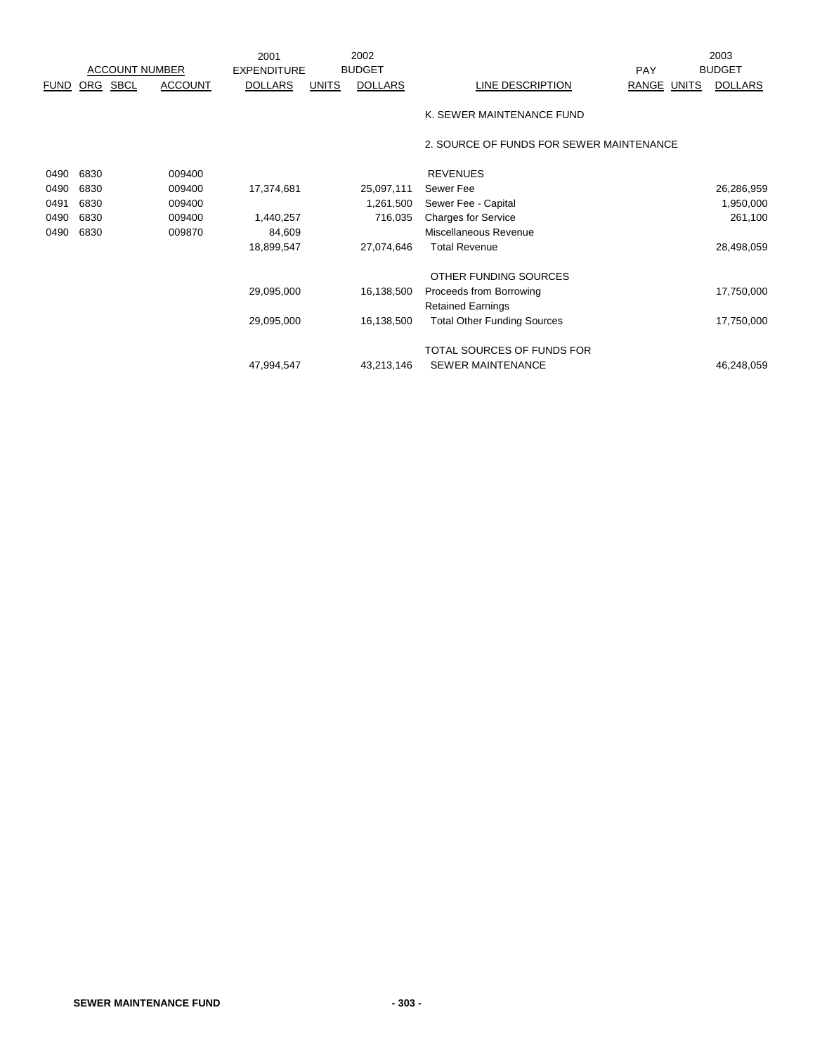| ACCOUNT NUMBER | | | | 2001 EXPENDITURE | 2002 BUDGET | | | PAY | 2003 BUDGET | |
|---|---|---|---|---|---|---|---|---|---|---|
| FUND | ORG | SBCL | ACCOUNT | DOLLARS | UNITS | DOLLARS | LINE DESCRIPTION | RANGE | UNITS | DOLLARS |
| | | | | | | | K. SEWER MAINTENANCE FUND | | | |
| | | | | | | | 2. SOURCE OF FUNDS FOR SEWER MAINTENANCE | | | |
| 0490 | 6830 | | 009400 | | | | REVENUES | | | |
| 0490 | 6830 | | 009400 | 17,374,681 | | 25,097,111 | Sewer Fee | | | 26,286,959 |
| 0491 | 6830 | | 009400 | | | 1,261,500 | Sewer Fee - Capital | | | 1,950,000 |
| 0490 | 6830 | | 009400 | 1,440,257 | | 716,035 | Charges for Service | | | 261,100 |
| 0490 | 6830 | | 009870 | 84,609 | | | Miscellaneous Revenue | | | |
| | | | | 18,899,547 | | 27,074,646 | Total Revenue | | | 28,498,059 |
| | | | | | | | OTHER FUNDING SOURCES | | | |
| | | | | 29,095,000 | | 16,138,500 | Proceeds from Borrowing | | | 17,750,000 |
| | | | | | | | Retained Earnings | | | |
| | | | | 29,095,000 | | 16,138,500 | Total Other Funding Sources | | | 17,750,000 |
| | | | | | | | TOTAL SOURCES OF FUNDS FOR | | | |
| | | | | 47,994,547 | | 43,213,146 | SEWER MAINTENANCE | | | 46,248,059 |

**SEWER MAINTENANCE FUND**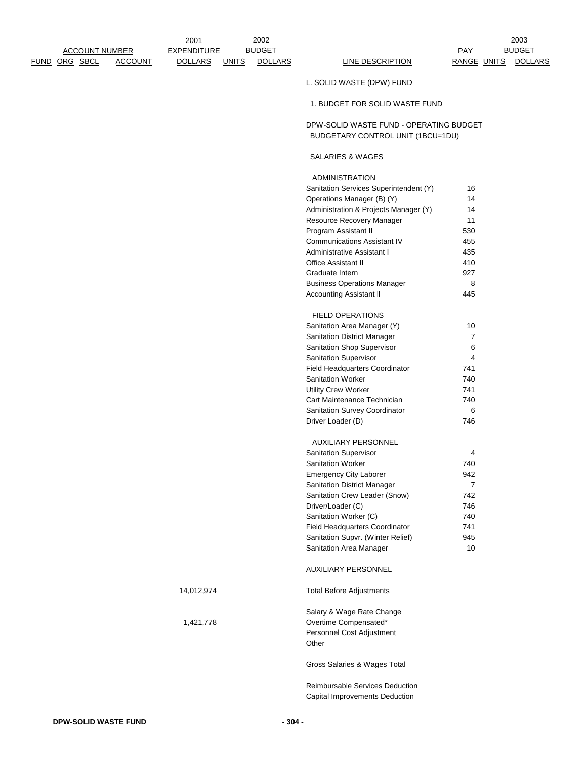| FUND | ORG | SBCL | ACCOUNT | 2001 EXPENDITURE DOLLARS | 2002 BUDGET UNITS | 2002 BUDGET DOLLARS | LINE DESCRIPTION | PAY RANGE | 2003 BUDGET UNITS | 2003 BUDGET DOLLARS |
|---|---|---|---|---|---|---|---|---|---|---|
| | | | | | | | L. SOLID WASTE (DPW) FUND | | | |
| | | | | | | | 1. BUDGET FOR SOLID WASTE FUND | | | |
| | | | | | | | DPW-SOLID WASTE FUND - OPERATING BUDGET BUDGETARY CONTROL UNIT (1BCU=1DU) | | | |
| | | | | | | | SALARIES & WAGES | | | |
| | | | | | | | ADMINISTRATION | | | |
| | | | | | | | Sanitation Services Superintendent (Y) | 16 | | |
| | | | | | | | Operations Manager (B) (Y) | 14 | | |
| | | | | | | | Administration & Projects Manager (Y) | 14 | | |
| | | | | | | | Resource Recovery Manager | 11 | | |
| | | | | | | | Program Assistant II | 530 | | |
| | | | | | | | Communications Assistant IV | 455 | | |
| | | | | | | | Administrative Assistant I | 435 | | |
| | | | | | | | Office Assistant II | 410 | | |
| | | | | | | | Graduate Intern | 927 | | |
| | | | | | | | Business Operations Manager | 8 | | |
| | | | | | | | Accounting Assistant II | 445 | | |
| | | | | | | | FIELD OPERATIONS | | | |
| | | | | | | | Sanitation Area Manager (Y) | 10 | | |
| | | | | | | | Sanitation District Manager | 7 | | |
| | | | | | | | Sanitation Shop Supervisor | 6 | | |
| | | | | | | | Sanitation Supervisor | 4 | | |
| | | | | | | | Field Headquarters Coordinator | 741 | | |
| | | | | | | | Sanitation Worker | 740 | | |
| | | | | | | | Utility Crew Worker | 741 | | |
| | | | | | | | Cart Maintenance Technician | 740 | | |
| | | | | | | | Sanitation Survey Coordinator | 6 | | |
| | | | | | | | Driver Loader (D) | 746 | | |
| | | | | | | | AUXILIARY PERSONNEL | | | |
| | | | | | | | Sanitation Supervisor | 4 | | |
| | | | | | | | Sanitation Worker | 740 | | |
| | | | | | | | Emergency City Laborer | 942 | | |
| | | | | | | | Sanitation District Manager | 7 | | |
| | | | | | | | Sanitation Crew Leader (Snow) | 742 | | |
| | | | | | | | Driver/Loader (C) | 746 | | |
| | | | | | | | Sanitation Worker (C) | 740 | | |
| | | | | | | | Field Headquarters Coordinator | 741 | | |
| | | | | | | | Sanitation Supvr. (Winter Relief) | 945 | | |
| | | | | | | | Sanitation Area Manager | 10 | | |
| | | | | | | | AUXILIARY PERSONNEL | | | |
| | | | | 14,012,974 | | | Total Before Adjustments | | | |
| | | | | | | | Salary & Wage Rate Change | | | |
| | | | | 1,421,778 | | | Overtime Compensated* | | | |
| | | | | | | | Personnel Cost Adjustment | | | |
| | | | | | | | Other | | | |
| | | | | | | | Gross Salaries & Wages Total | | | |
| | | | | | | | Reimbursable Services Deduction | | | |
| | | | | | | | Capital Improvements Deduction | | | |

DPW-SOLID WASTE FUND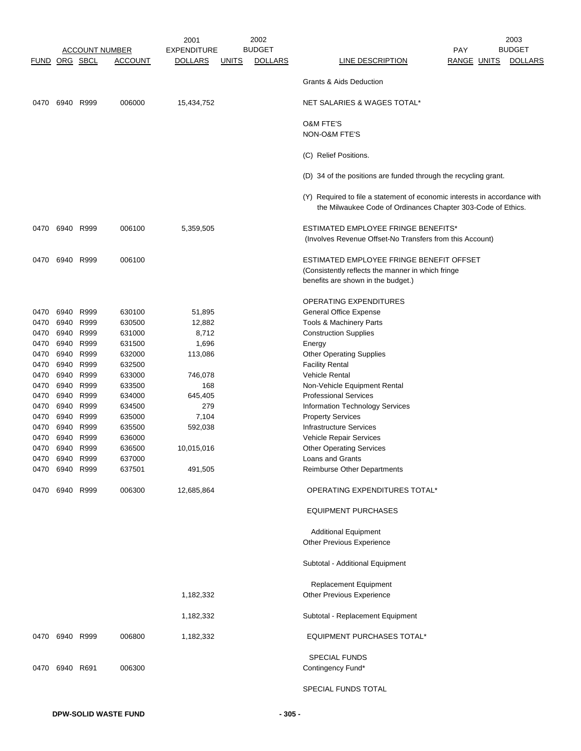| ACCOUNT NUMBER | | | | 2001 EXPENDITURE | 2002 BUDGET | | | PAY | | 2003 BUDGET |
|---|---|---|---|---|---|---|---|---|---|---|
| FUND | ORG | SBCL | ACCOUNT | DOLLARS | UNITS | DOLLARS | LINE DESCRIPTION | RANGE | UNITS | DOLLARS |
| | | | | | | | Grants & Aids Deduction | | | |
| 0470 | 6940 | R999 | 006000 | 15,434,752 | | | NET SALARIES & WAGES TOTAL* | | | |
| | | | | | | | O&M FTE'S | | | |
| | | | | | | | NON-O&M FTE'S | | | |
| | | | | | | | (C) Relief Positions. | | | |
| | | | | | | | (D) 34 of the positions are funded through the recycling grant. | | | |
| | | | | | | | (Y) Required to file a statement of economic interests in accordance with the Milwaukee Code of Ordinances Chapter 303-Code of Ethics. | | | |
| 0470 | 6940 | R999 | 006100 | 5,359,505 | | | ESTIMATED EMPLOYEE FRINGE BENEFITS* (Involves Revenue Offset-No Transfers from this Account) | | | |
| 0470 | 6940 | R999 | 006100 | | | | ESTIMATED EMPLOYEE FRINGE BENEFIT OFFSET (Consistently reflects the manner in which fringe benefits are shown in the budget.) | | | |
| | | | | | | | OPERATING EXPENDITURES | | | |
| 0470 | 6940 | R999 | 630100 | 51,895 | | | General Office Expense | | | |
| 0470 | 6940 | R999 | 630500 | 12,882 | | | Tools & Machinery Parts | | | |
| 0470 | 6940 | R999 | 631000 | 8,712 | | | Construction Supplies | | | |
| 0470 | 6940 | R999 | 631500 | 1,696 | | | Energy | | | |
| 0470 | 6940 | R999 | 632000 | 113,086 | | | Other Operating Supplies | | | |
| 0470 | 6940 | R999 | 632500 | | | | Facility Rental | | | |
| 0470 | 6940 | R999 | 633000 | 746,078 | | | Vehicle Rental | | | |
| 0470 | 6940 | R999 | 633500 | 168 | | | Non-Vehicle Equipment Rental | | | |
| 0470 | 6940 | R999 | 634000 | 645,405 | | | Professional Services | | | |
| 0470 | 6940 | R999 | 634500 | 279 | | | Information Technology Services | | | |
| 0470 | 6940 | R999 | 635000 | 7,104 | | | Property Services | | | |
| 0470 | 6940 | R999 | 635500 | 592,038 | | | Infrastructure Services | | | |
| 0470 | 6940 | R999 | 636000 | | | | Vehicle Repair Services | | | |
| 0470 | 6940 | R999 | 636500 | 10,015,016 | | | Other Operating Services | | | |
| 0470 | 6940 | R999 | 637000 | | | | Loans and Grants | | | |
| 0470 | 6940 | R999 | 637501 | 491,505 | | | Reimburse Other Departments | | | |
| 0470 | 6940 | R999 | 006300 | 12,685,864 | | | OPERATING EXPENDITURES TOTAL* | | | |
| | | | | | | | EQUIPMENT PURCHASES | | | |
| | | | | | | | Additional Equipment | | | |
| | | | | | | | Other Previous Experience | | | |
| | | | | | | | Subtotal - Additional Equipment | | | |
| | | | | | | | Replacement Equipment | | | |
| | | | | 1,182,332 | | | Other Previous Experience | | | |
| | | | | 1,182,332 | | | Subtotal - Replacement Equipment | | | |
| 0470 | 6940 | R999 | 006800 | 1,182,332 | | | EQUIPMENT PURCHASES TOTAL* | | | |
| | | | | | | | SPECIAL FUNDS | | | |
| 0470 | 6940 | R691 | 006300 | | | | Contingency Fund* | | | |
| | | | | | | | SPECIAL FUNDS TOTAL | | | |

DPW-SOLID WASTE FUND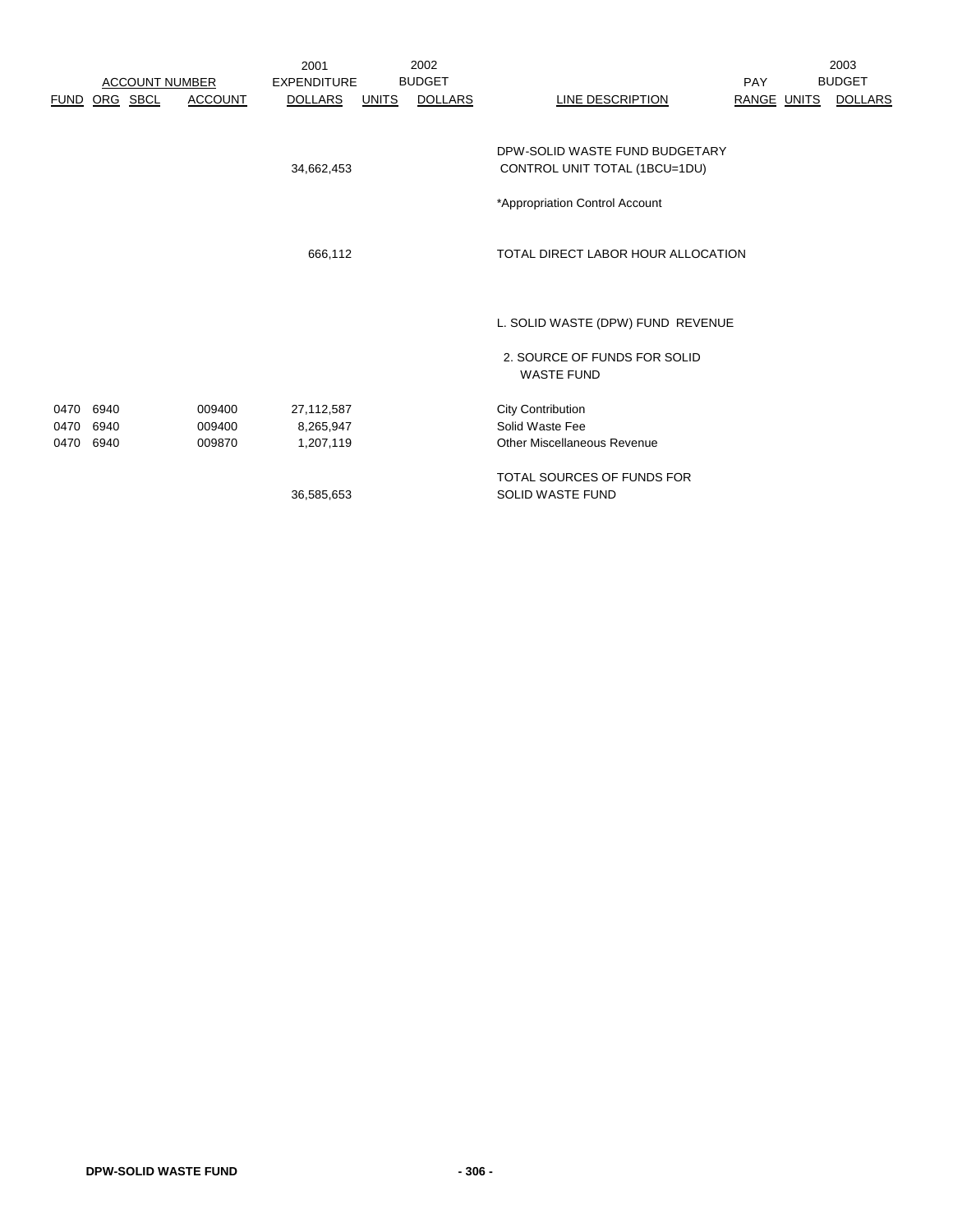| ACCOUNT NUMBER | | | | 2001 EXPENDITURE | 2002 BUDGET | | | | | 2003 BUDGET |
|---|---|---|---|---|---|---|---|---|---|---|
| FUND | ORG | SBCL | ACCOUNT | DOLLARS | UNITS | DOLLARS | LINE DESCRIPTION | PAY RANGE | UNITS | DOLLARS |
| | | | | 34,662,453 | | | DPW-SOLID WASTE FUND BUDGETARY CONTROL UNIT TOTAL (1BCU=1DU) | | | |
| | | | | | | | *Appropriation Control Account | | | |
| | | | | 666,112 | | | TOTAL DIRECT LABOR HOUR ALLOCATION | | | |
| | | | | | | | L. SOLID WASTE (DPW) FUND REVENUE | | | |
| | | | | | | | 2. SOURCE OF FUNDS FOR SOLID WASTE FUND | | | |
| 0470 | 6940 | | 009400 | 27,112,587 | | | City Contribution | | | |
| 0470 | 6940 | | 009400 | 8,265,947 | | | Solid Waste Fee | | | |
| 0470 | 6940 | | 009870 | 1,207,119 | | | Other Miscellaneous Revenue | | | |
| | | | | 36,585,653 | | | TOTAL SOURCES OF FUNDS FOR SOLID WASTE FUND | | | |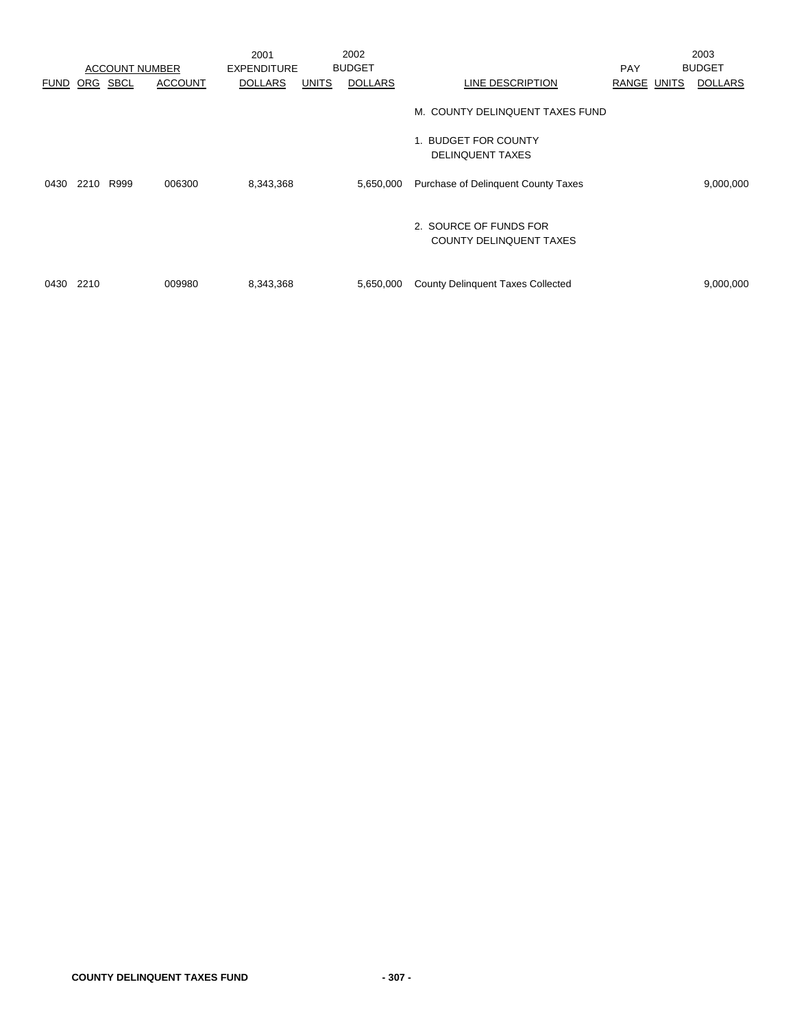| ACCOUNT NUMBER | | | | 2001 EXPENDITURE | 2002 BUDGET | | | PAY | 2003 BUDGET | |
|---|---|---|---|---|---|---|---|---|---|---|
| FUND | ORG | SBCL | ACCOUNT | DOLLARS | UNITS | DOLLARS | LINE DESCRIPTION | RANGE | UNITS | DOLLARS |
| | | | | | | | M. COUNTY DELINQUENT TAXES FUND | | | |
| | | | | | | | 1. BUDGET FOR COUNTY DELINQUENT TAXES | | | |
| 0430 | 2210 | R999 | 006300 | 8,343,368 | | 5,650,000 | Purchase of Delinquent County Taxes | | | 9,000,000 |
| | | | | | | | 2. SOURCE OF FUNDS FOR COUNTY DELINQUENT TAXES | | | |
| 0430 | 2210 | | 009980 | 8,343,368 | | 5,650,000 | County Delinquent Taxes Collected | | | 9,000,000 |

**COUNTY DELINQUENT TAXES FUND**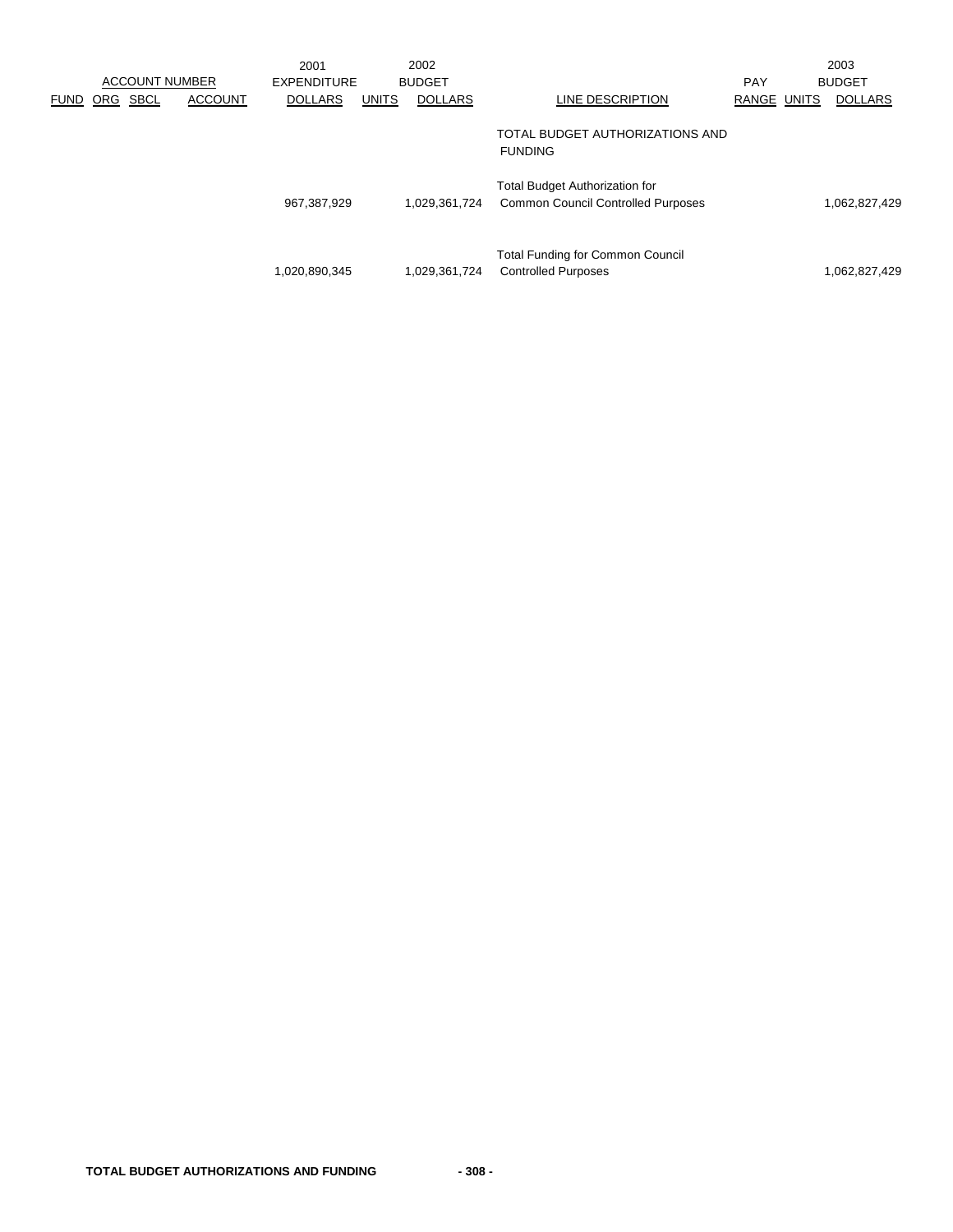| ACCOUNT NUMBER | | | | 2001 EXPENDITURE | 2002 BUDGET | | | PAY | 2003 BUDGET | |
|---|---|---|---|---|---|---|---|---|---|---|
| FUND | ORG | SBCL | ACCOUNT | DOLLARS | UNITS | DOLLARS | LINE DESCRIPTION | RANGE | UNITS | DOLLARS |
| | | | | | | | TOTAL BUDGET AUTHORIZATIONS AND FUNDING | | | |
| | | | | 967,387,929 | | 1,029,361,724 | Total Budget Authorization for Common Council Controlled Purposes | | | 1,062,827,429 |
| | | | | 1,020,890,345 | | 1,029,361,724 | Total Funding for Common Council Controlled Purposes | | | 1,062,827,429 |

TOTAL BUDGET AUTHORIZATIONS AND FUNDING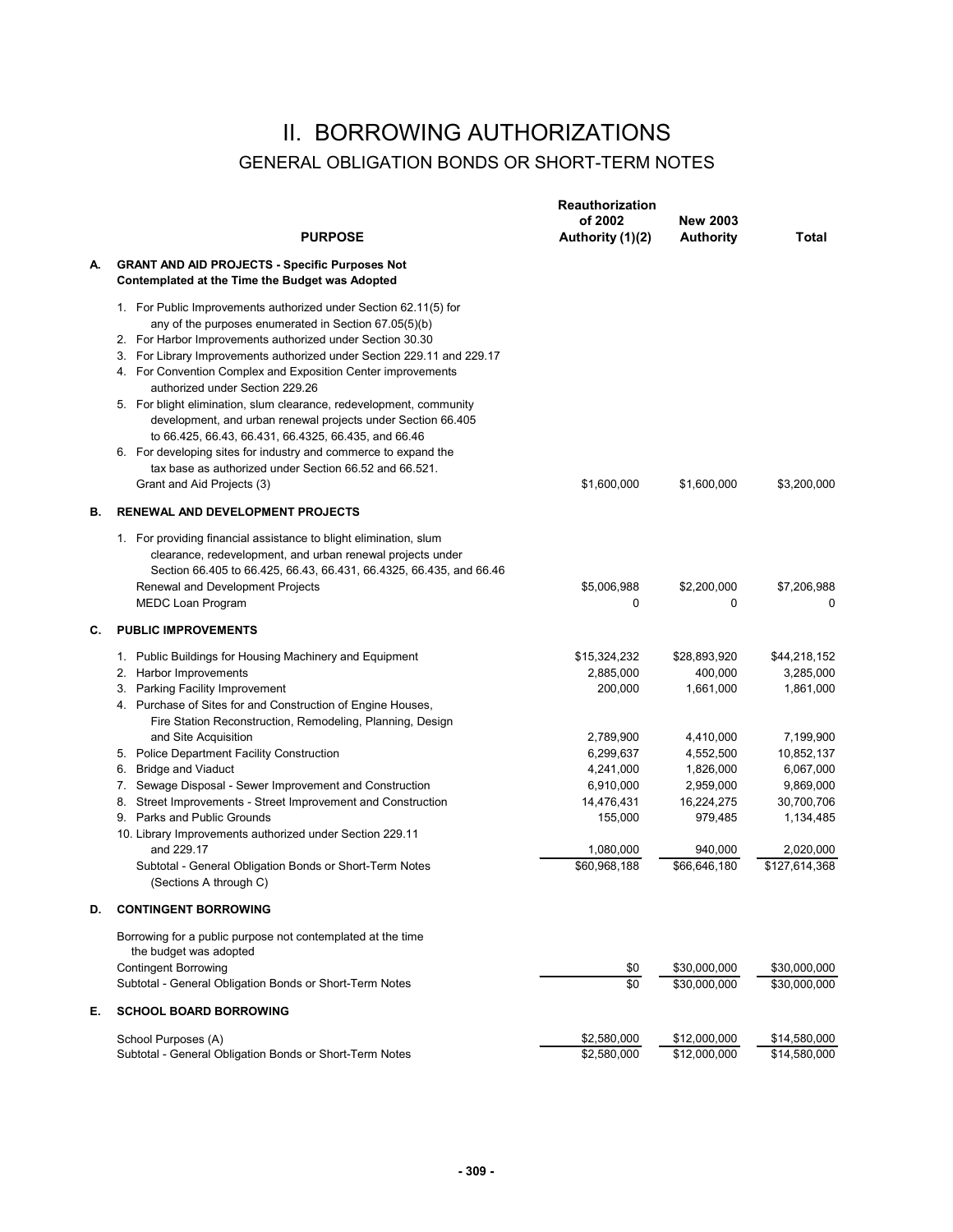# II. BORROWING AUTHORIZATIONS

## GENERAL OBLIGATION BONDS OR SHORT-TERM NOTES

| | PURPOSE | Reauthorization of 2002 Authority (1)(2) | New 2003 Authority | Total |
|---|---|---|---|---|
| **A.** | **GRANT AND AID PROJECTS - Specific Purposes Not Contemplated at the Time the Budget was Adopted** | | | |
| | 1. For Public Improvements authorized under Section 62.11(5) for any of the purposes enumerated in Section 67.05(5)(b) | | | |
| | 2. For Harbor Improvements authorized under Section 30.30 | | | |
| | 3. For Library Improvements authorized under Section 229.11 and 229.17 | | | |
| | 4. For Convention Complex and Exposition Center improvements authorized under Section 229.26 | | | |
| | 5. For blight elimination, slum clearance, redevelopment, community development, and urban renewal projects under Section 66.405 to 66.425, 66.43, 66.431, 66.4325, 66.435, and 66.46 | | | |
| | 6. For developing sites for industry and commerce to expand the tax base as authorized under Section 66.52 and 66.521. | | | |
| | Grant and Aid Projects (3) | $1,600,000 | $1,600,000 | $3,200,000 |
| **B.** | **RENEWAL AND DEVELOPMENT PROJECTS** | | | |
| | 1. For providing financial assistance to blight elimination, slum clearance, redevelopment, and urban renewal projects under Section 66.405 to 66.425, 66.43, 66.431, 66.4325, 66.435, and 66.46 | | | |
| | Renewal and Development Projects | $5,006,988 | $2,200,000 | $7,206,988 |
| | MEDC Loan Program | 0 | 0 | 0 |
| **C.** | **PUBLIC IMPROVEMENTS** | | | |
| | 1. Public Buildings for Housing Machinery and Equipment | $15,324,232 | $28,893,920 | $44,218,152 |
| | 2. Harbor Improvements | 2,885,000 | 400,000 | 3,285,000 |
| | 3. Parking Facility Improvement | 200,000 | 1,661,000 | 1,861,000 |
| | 4. Purchase of Sites for and Construction of Engine Houses, Fire Station Reconstruction, Remodeling, Planning, Design and Site Acquisition | 2,789,900 | 4,410,000 | 7,199,900 |
| | 5. Police Department Facility Construction | 6,299,637 | 4,552,500 | 10,852,137 |
| | 6. Bridge and Viaduct | 4,241,000 | 1,826,000 | 6,067,000 |
| | 7. Sewage Disposal - Sewer Improvement and Construction | 6,910,000 | 2,959,000 | 9,869,000 |
| | 8. Street Improvements - Street Improvement and Construction | 14,476,431 | 16,224,275 | 30,700,706 |
| | 9. Parks and Public Grounds | 155,000 | 979,485 | 1,134,485 |
| | 10. Library Improvements authorized under Section 229.11 and 229.17 | 1,080,000 | 940,000 | 2,020,000 |
| | Subtotal - General Obligation Bonds or Short-Term Notes (Sections A through C) | $60,968,188 | $66,646,180 | $127,614,368 |
| **D.** | **CONTINGENT BORROWING** | | | |
| | Borrowing for a public purpose not contemplated at the time the budget was adopted | | | |
| | Contingent Borrowing | $0 | $30,000,000 | $30,000,000 |
| | Subtotal - General Obligation Bonds or Short-Term Notes | $0 | $30,000,000 | $30,000,000 |
| **E.** | **SCHOOL BOARD BORROWING** | | | |
| | School Purposes (A) | $2,580,000 | $12,000,000 | $14,580,000 |
| | Subtotal - General Obligation Bonds or Short-Term Notes | $2,580,000 | $12,000,000 | $14,580,000 |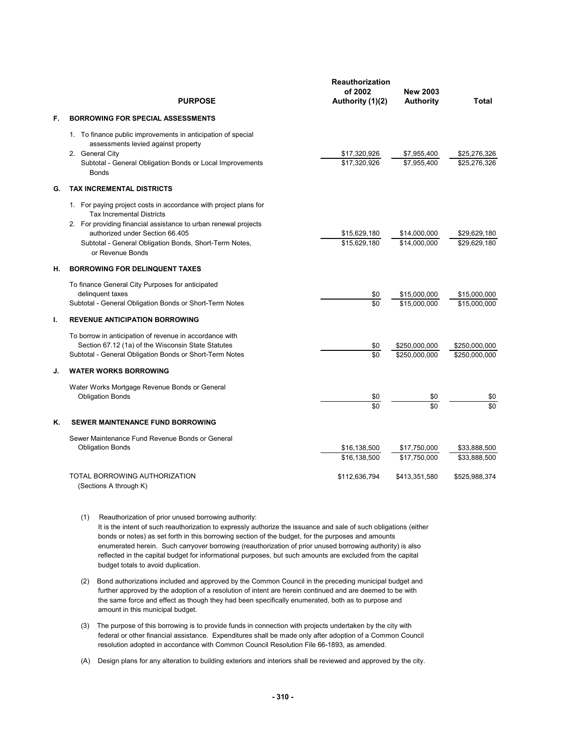| | PURPOSE | Reauthorization of 2002 Authority (1)(2) | New 2003 Authority | Total |
|---|---|---|---|---|
| F. | **BORROWING FOR SPECIAL ASSESSMENTS** | | | |
| | 1. To finance public improvements in anticipation of special assessments levied against property | | | |
| | 2. General City | $17,320,926 | $7,955,400 | $25,276,326 |
| | Subtotal - General Obligation Bonds or Local Improvements Bonds | $17,320,926 | $7,955,400 | $25,276,326 |
| G. | **TAX INCREMENTAL DISTRICTS** | | | |
| | 1. For paying project costs in accordance with project plans for Tax Incremental Districts | | | |
| | 2. For providing financial assistance to urban renewal projects authorized under Section 66.405 | $15,629,180 | $14,000,000 | $29,629,180 |
| | Subtotal - General Obligation Bonds, Short-Term Notes, or Revenue Bonds | $15,629,180 | $14,000,000 | $29,629,180 |
| H. | **BORROWING FOR DELINQUENT TAXES** | | | |
| | To finance General City Purposes for anticipated delinquent taxes | $0 | $15,000,000 | $15,000,000 |
| | Subtotal - General Obligation Bonds or Short-Term Notes | $0 | $15,000,000 | $15,000,000 |
| I. | **REVENUE ANTICIPATION BORROWING** | | | |
| | To borrow in anticipation of revenue in accordance with Section 67.12 (1a) of the Wisconsin State Statutes | $0 | $250,000,000 | $250,000,000 |
| | Subtotal - General Obligation Bonds or Short-Term Notes | $0 | $250,000,000 | $250,000,000 |
| J. | **WATER WORKS BORROWING** | | | |
| | Water Works Mortgage Revenue Bonds or General Obligation Bonds | $0 | $0 | $0 |
| | | $0 | $0 | $0 |
| K. | **SEWER MAINTENANCE FUND BORROWING** | | | |
| | Sewer Maintenance Fund Revenue Bonds or General Obligation Bonds | $16,138,500 | $17,750,000 | $33,888,500 |
| | | $16,138,500 | $17,750,000 | $33,888,500 |
| | TOTAL BORROWING AUTHORIZATION (Sections A through K) | $112,636,794 | $413,351,580 | $525,988,374 |

(1) Reauthorization of prior unused borrowing authority:
It is the intent of such reauthorization to expressly authorize the issuance and sale of such obligations (either bonds or notes) as set forth in this borrowing section of the budget, for the purposes and amounts enumerated herein. Such carryover borrowing (reauthorization of prior unused borrowing authority) is also reflected in the capital budget for informational purposes, but such amounts are excluded from the capital budget totals to avoid duplication.

(2) Bond authorizations included and approved by the Common Council in the preceding municipal budget and further approved by the adoption of a resolution of intent are herein continued and are deemed to be with the same force and effect as though they had been specifically enumerated, both as to purpose and amount in this municipal budget.

(3) The purpose of this borrowing is to provide funds in connection with projects undertaken by the city with federal or other financial assistance. Expenditures shall be made only after adoption of a Common Council resolution adopted in accordance with Common Council Resolution File 66-1893, as amended.

(A) Design plans for any alteration to building exteriors and interiors shall be reviewed and approved by the city.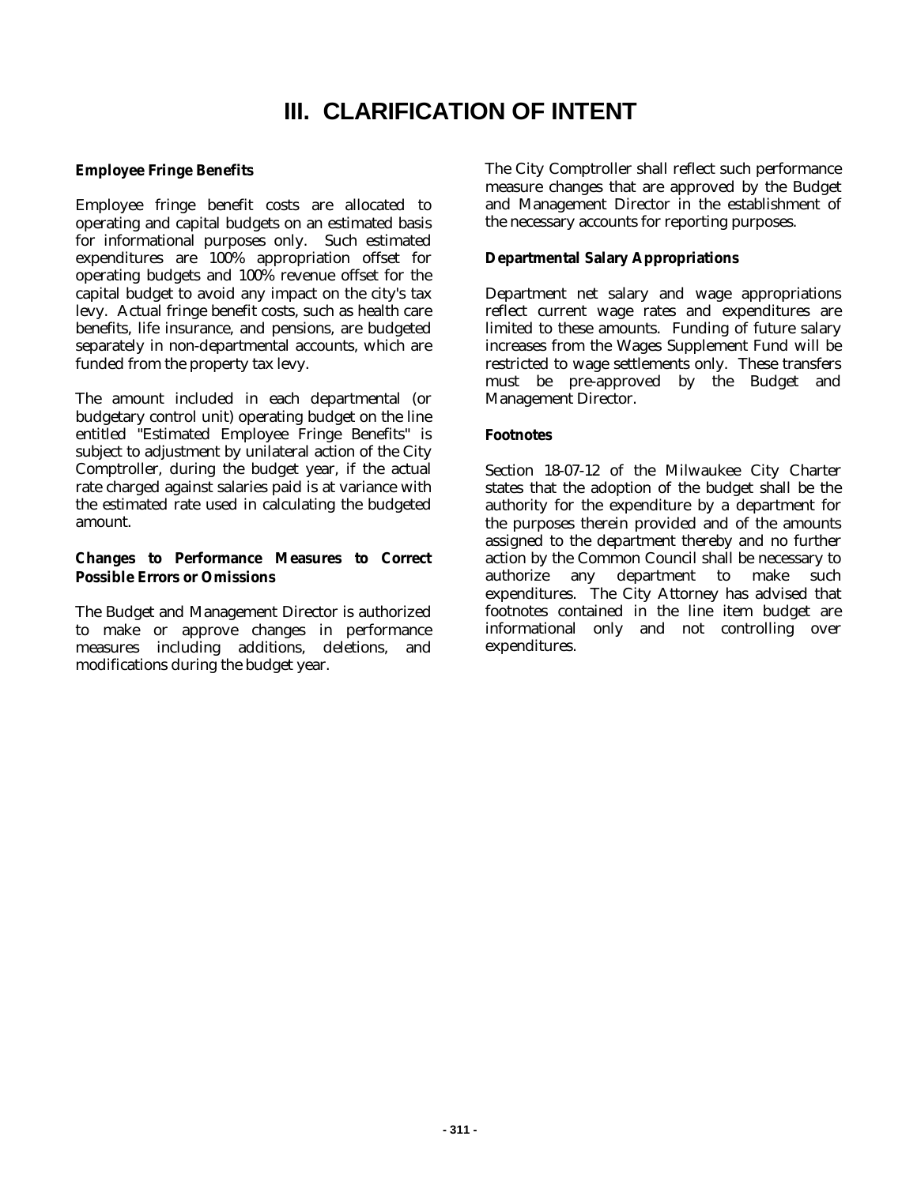# III. CLARIFICATION OF INTENT

**Employee Fringe Benefits**

Employee fringe benefit costs are allocated to operating and capital budgets on an estimated basis for informational purposes only. Such estimated expenditures are 100% appropriation offset for operating budgets and 100% revenue offset for the capital budget to avoid any impact on the city's tax levy. Actual fringe benefit costs, such as health care benefits, life insurance, and pensions, are budgeted separately in non-departmental accounts, which are funded from the property tax levy.

The amount included in each departmental (or budgetary control unit) operating budget on the line entitled "Estimated Employee Fringe Benefits" is subject to adjustment by unilateral action of the City Comptroller, during the budget year, if the actual rate charged against salaries paid is at variance with the estimated rate used in calculating the budgeted amount.

**Changes to Performance Measures to Correct Possible Errors or Omissions**

The Budget and Management Director is authorized to make or approve changes in performance measures including additions, deletions, and modifications during the budget year.

The City Comptroller shall reflect such performance measure changes that are approved by the Budget and Management Director in the establishment of the necessary accounts for reporting purposes.

**Departmental Salary Appropriations**

Department net salary and wage appropriations reflect current wage rates and expenditures are limited to these amounts. Funding of future salary increases from the Wages Supplement Fund will be restricted to wage settlements only. These transfers must be pre-approved by the Budget and Management Director.

**Footnotes**

Section 18-07-12 of the Milwaukee City Charter states that the adoption of the budget shall be the authority for the expenditure by a department for the purposes therein provided and of the amounts assigned to the department thereby and no further action by the Common Council shall be necessary to authorize any department to make such expenditures. The City Attorney has advised that footnotes contained in the line item budget are informational only and not controlling over expenditures.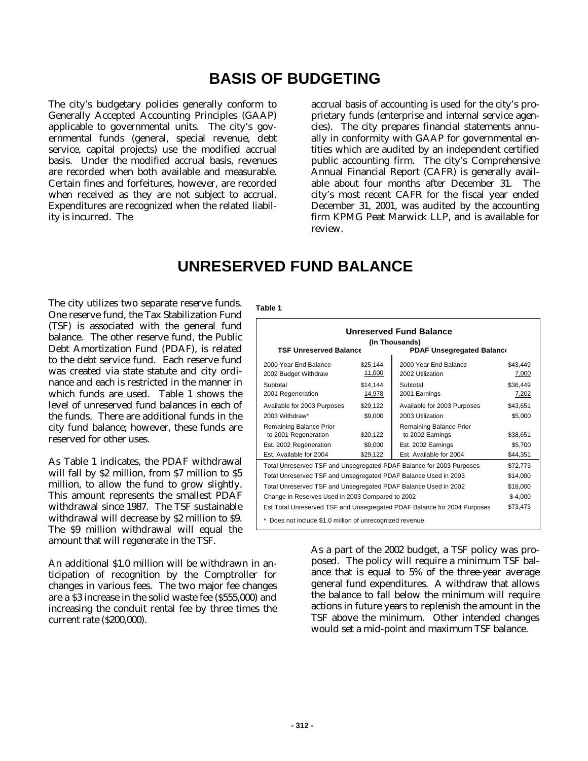# BASIS OF BUDGETING

The city's budgetary policies generally conform to Generally Accepted Accounting Principles (GAAP) applicable to governmental units. The city's governmental funds (general, special revenue, debt service, capital projects) use the modified accrual basis. Under the modified accrual basis, revenues are recorded when both available and measurable. Certain fines and forfeitures, however, are recorded when received as they are not subject to accrual. Expenditures are recognized when the related liability is incurred. The accrual basis of accounting is used for the city's proprietary funds (enterprise and internal service agencies). The city prepares financial statements annually in conformity with GAAP for governmental entities which are audited by an independent certified public accounting firm. The city's Comprehensive Annual Financial Report (CAFR) is generally available about four months after December 31. The city's most recent CAFR for the fiscal year ended December 31, 2001, was audited by the accounting firm KPMG Peat Marwick LLP, and is available for review.

# UNRESERVED FUND BALANCE

The city utilizes two separate reserve funds. One reserve fund, the Tax Stabilization Fund (TSF) is associated with the general fund balance. The other reserve fund, the Public Debt Amortization Fund (PDAF), is related to the debt service fund. Each reserve fund was created via state statute and city ordinance and each is restricted in the manner in which funds are used. Table 1 shows the level of unreserved fund balances in each of the funds. There are additional funds in the city fund balance; however, these funds are reserved for other uses.

As Table 1 indicates, the PDAF withdrawal will fall by $2 million, from $7 million to $5 million, to allow the fund to grow slightly. This amount represents the smallest PDAF withdrawal since 1987. The TSF sustainable withdrawal will decrease by $2 million to $9. The $9 million withdrawal will equal the amount that will regenerate in the TSF.

An additional $1.0 million will be withdrawn in anticipation of recognition by the Comptroller for changes in various fees. The two major fee changes are a $3 increase in the solid waste fee ($555,000) and increasing the conduit rental fee by three times the current rate ($200,000).

**Table 1**

**Unreserved Fund Balance**
**(In Thousands)**

| TSF Unreserved Balance | | PDAF Unsegregated Balance | |
|---|---|---|---|
| 2000 Year End Balance | $25,144 | 2000 Year End Balance | $43,449 |
| 2002 Budget Withdraw | 11,000 | 2002 Utilization | 7,000 |
| Subtotal | $14,144 | Subtotal | $36,449 |
| 2001 Regeneration | 14,978 | 2001 Earnings | 7,202 |
| Available for 2003 Purposes | $29,122 | Available for 2003 Purposes | $43,651 |
| 2003 Withdraw* | $9,000 | 2003 Utilization | $5,000 |
| Remaining Balance Prior to 2001 Regeneration | $20,122 | Remaining Balance Prior to 2002 Earnings | $38,651 |
| Est. 2002 Regeneration | $9,000 | Est. 2002 Earnings | $5,700 |
| Est. Available for 2004 | $29,122 | Est. Available for 2004 | $44,351 |
| Total Unreserved TSF and Unsegregated PDAF Balance for 2003 Purposes | | | $72,773 |
| Total Unreserved TSF and Unsegregated PDAF Balance Used in 2003 | | | $14,000 |
| Total Unreserved TSF and Unsegregated PDAF Balance Used in 2002 | | | $18,000 |
| Change in Reserves Used in 2003 Compared to 2002 | | | $-4,000 |
| Est Total Unreserved TSF and Unsegregated PDAF Balance for 2004 Purposes | | | $73,473 |

\* Does not include $1.0 million of unrecognized revenue.

As a part of the 2002 budget, a TSF policy was proposed. The policy will require a minimum TSF balance that is equal to 5% of the three-year average general fund expenditures. A withdraw that allows the balance to fall below the minimum will require actions in future years to replenish the amount in the TSF above the minimum. Other intended changes would set a mid-point and maximum TSF balance.